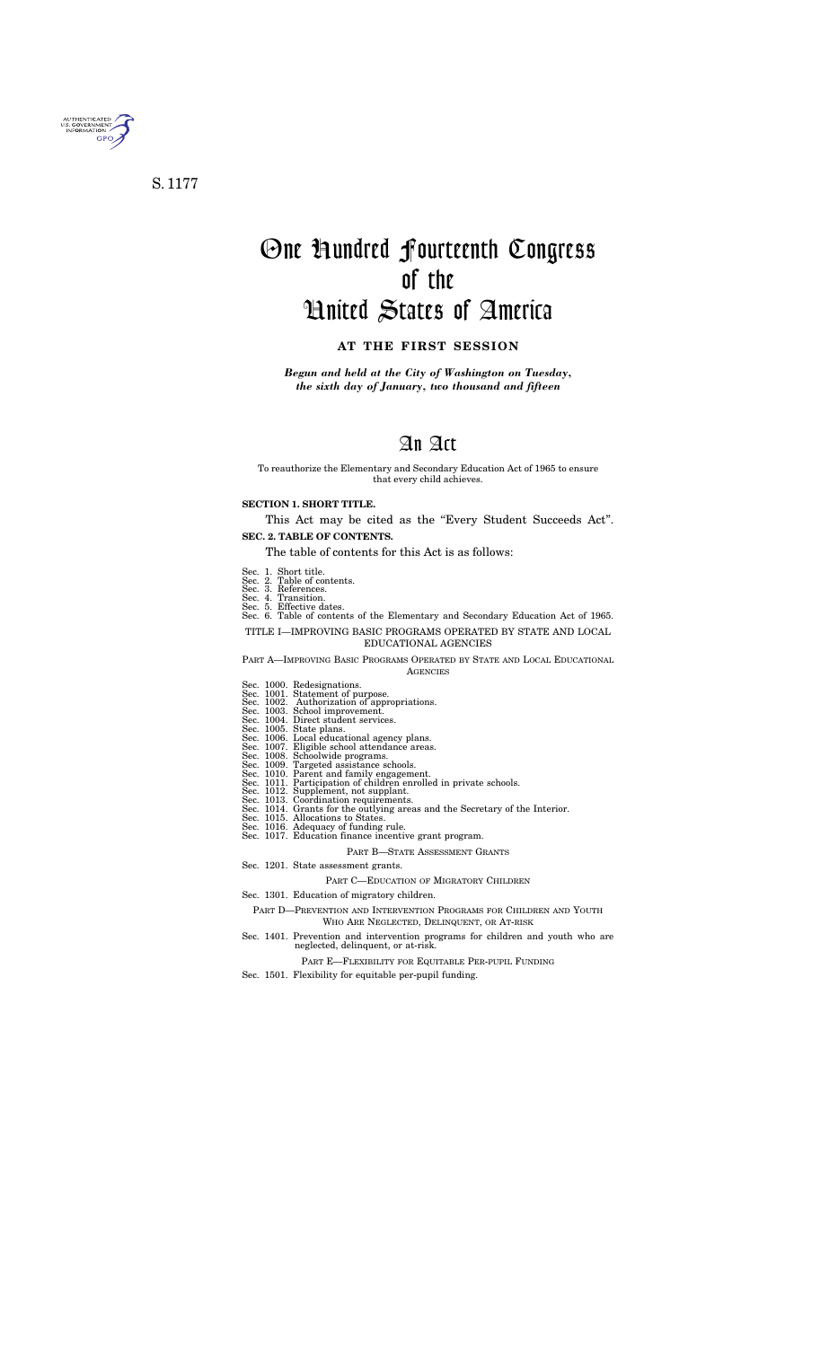S. 1177

# One Hundred Fourteenth Congress of the United States of America

## AT THE FIRST SESSION

*Begun and held at the City of Washington on Tuesday, the sixth day of January, two thousand and fifteen*

# An Act

To reauthorize the Elementary and Secondary Education Act of 1965 to ensure that every child achieves.

**SECTION 1. SHORT TITLE.**

This Act may be cited as the "Every Student Succeeds Act".

**SEC. 2. TABLE OF CONTENTS.**

The table of contents for this Act is as follows:

Sec. 1. Short title.
Sec. 2. Table of contents.
Sec. 3. References.
Sec. 4. Transition.
Sec. 5. Effective dates.
Sec. 6. Table of contents of the Elementary and Secondary Education Act of 1965.

TITLE I—IMPROVING BASIC PROGRAMS OPERATED BY STATE AND LOCAL EDUCATIONAL AGENCIES

PART A—IMPROVING BASIC PROGRAMS OPERATED BY STATE AND LOCAL EDUCATIONAL AGENCIES

Sec. 1000. Redesignations.
Sec. 1001. Statement of purpose.
Sec. 1002. Authorization of appropriations.
Sec. 1003. School improvement.
Sec. 1004. Direct student services.
Sec. 1005. State plans.
Sec. 1006. Local educational agency plans.
Sec. 1007. Eligible school attendance areas.
Sec. 1008. Schoolwide programs.
Sec. 1009. Targeted assistance schools.
Sec. 1010. Parent and family engagement.
Sec. 1011. Participation of children enrolled in private schools.
Sec. 1012. Supplement, not supplant.
Sec. 1013. Coordination requirements.
Sec. 1014. Grants for the outlying areas and the Secretary of the Interior.
Sec. 1015. Allocations to States.
Sec. 1016. Adequacy of funding rule.
Sec. 1017. Education finance incentive grant program.

PART B—STATE ASSESSMENT GRANTS

Sec. 1201. State assessment grants.

PART C—EDUCATION OF MIGRATORY CHILDREN

Sec. 1301. Education of migratory children.

PART D—PREVENTION AND INTERVENTION PROGRAMS FOR CHILDREN AND YOUTH WHO ARE NEGLECTED, DELINQUENT, OR AT-RISK

Sec. 1401. Prevention and intervention programs for children and youth who are neglected, delinquent, or at-risk.

PART E—FLEXIBILITY FOR EQUITABLE PER-PUPIL FUNDING

Sec. 1501. Flexibility for equitable per-pupil funding.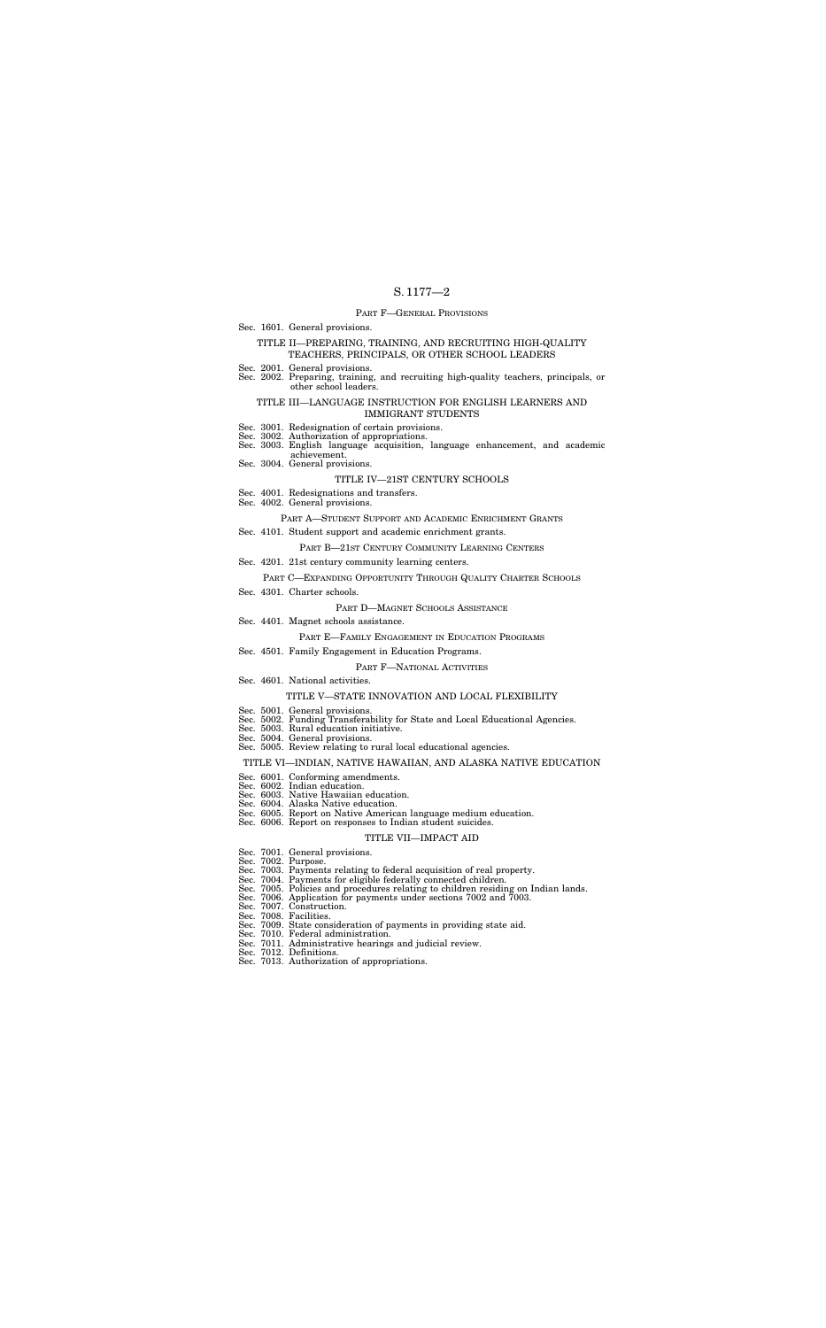PART F—GENERAL PROVISIONS

Sec. 1601. General provisions.

TITLE II—PREPARING, TRAINING, AND RECRUITING HIGH-QUALITY TEACHERS, PRINCIPALS, OR OTHER SCHOOL LEADERS

Sec. 2001. General provisions.
Sec. 2002. Preparing, training, and recruiting high-quality teachers, principals, or other school leaders.

TITLE III—LANGUAGE INSTRUCTION FOR ENGLISH LEARNERS AND IMMIGRANT STUDENTS

Sec. 3001. Redesignation of certain provisions.
Sec. 3002. Authorization of appropriations.
Sec. 3003. English language acquisition, language enhancement, and academic achievement.
Sec. 3004. General provisions.

TITLE IV—21ST CENTURY SCHOOLS

Sec. 4001. Redesignations and transfers.
Sec. 4002. General provisions.

PART A—STUDENT SUPPORT AND ACADEMIC ENRICHMENT GRANTS

Sec. 4101. Student support and academic enrichment grants.

PART B—21ST CENTURY COMMUNITY LEARNING CENTERS

Sec. 4201. 21st century community learning centers.

PART C—EXPANDING OPPORTUNITY THROUGH QUALITY CHARTER SCHOOLS

Sec. 4301. Charter schools.

PART D—MAGNET SCHOOLS ASSISTANCE

Sec. 4401. Magnet schools assistance.

PART E—FAMILY ENGAGEMENT IN EDUCATION PROGRAMS

Sec. 4501. Family Engagement in Education Programs.

PART F—NATIONAL ACTIVITIES

Sec. 4601. National activities.

TITLE V—STATE INNOVATION AND LOCAL FLEXIBILITY

Sec. 5001. General provisions.
Sec. 5002. Funding Transferability for State and Local Educational Agencies.
Sec. 5003. Rural education initiative.
Sec. 5004. General provisions.
Sec. 5005. Review relating to rural local educational agencies.

TITLE VI—INDIAN, NATIVE HAWAIIAN, AND ALASKA NATIVE EDUCATION

Sec. 6001. Conforming amendments.
Sec. 6002. Indian education.
Sec. 6003. Native Hawaiian education.
Sec. 6004. Alaska Native education.
Sec. 6005. Report on Native American language medium education.
Sec. 6006. Report on responses to Indian student suicides.

TITLE VII—IMPACT AID

Sec. 7001. General provisions.
Sec. 7002. Purpose.
Sec. 7003. Payments relating to federal acquisition of real property.
Sec. 7004. Payments for eligible federally connected children.
Sec. 7005. Policies and procedures relating to children residing on Indian lands.
Sec. 7006. Application for payments under sections 7002 and 7003.
Sec. 7007. Construction.
Sec. 7008. Facilities.
Sec. 7009. State consideration of payments in providing state aid.
Sec. 7010. Federal administration.
Sec. 7011. Administrative hearings and judicial review.
Sec. 7012. Definitions.
Sec. 7013. Authorization of appropriations.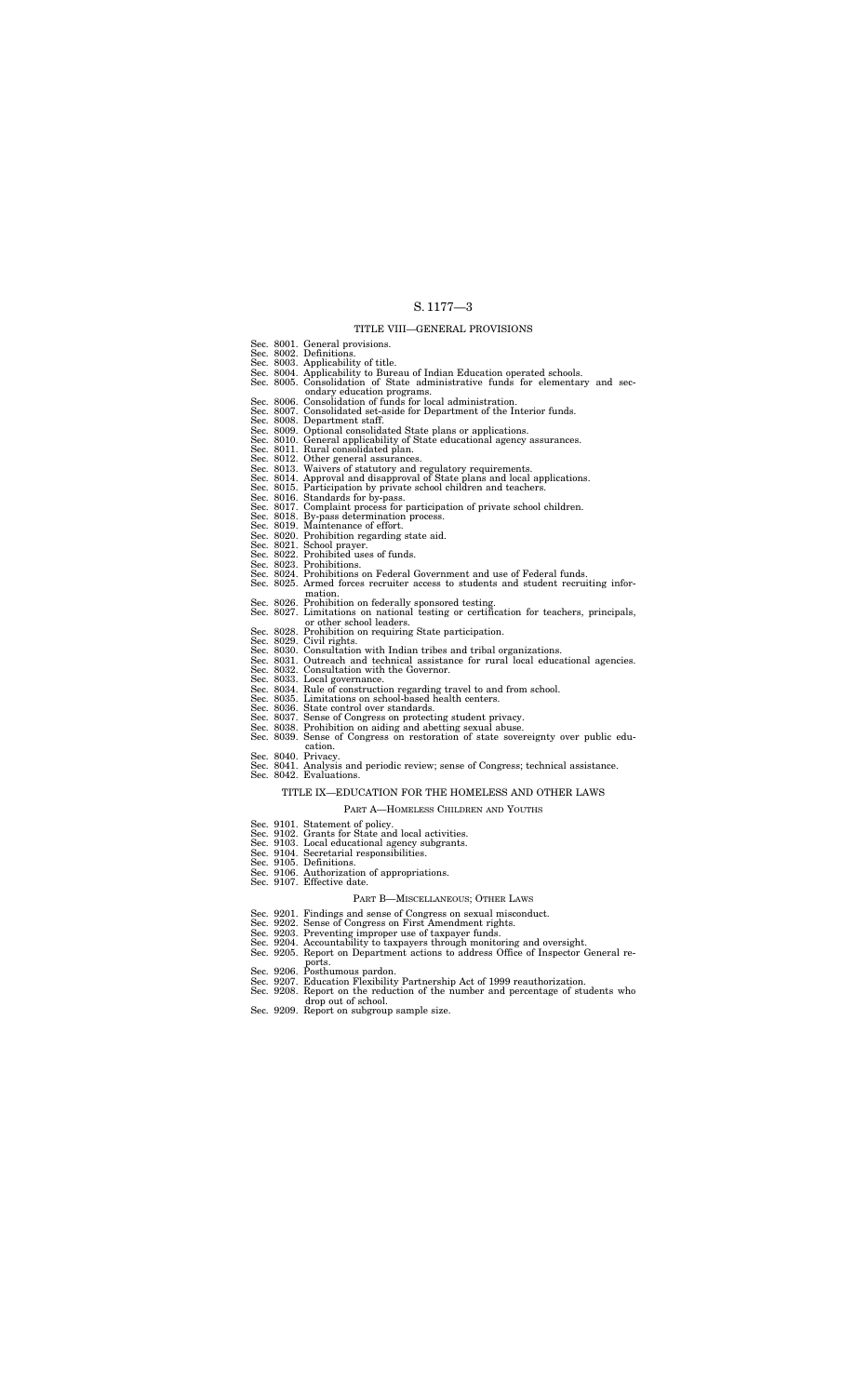## TITLE VIII—GENERAL PROVISIONS

Sec. 8001. General provisions.
Sec. 8002. Definitions.
Sec. 8003. Applicability of title.
Sec. 8004. Applicability to Bureau of Indian Education operated schools.
Sec. 8005. Consolidation of State administrative funds for elementary and secondary education programs.
Sec. 8006. Consolidation of funds for local administration.
Sec. 8007. Consolidated set-aside for Department of the Interior funds.
Sec. 8008. Department staff.
Sec. 8009. Optional consolidated State plans or applications.
Sec. 8010. General applicability of State educational agency assurances.
Sec. 8011. Rural consolidated plan.
Sec. 8012. Other general assurances.
Sec. 8013. Waivers of statutory and regulatory requirements.
Sec. 8014. Approval and disapproval of State plans and local applications.
Sec. 8015. Participation by private school children and teachers.
Sec. 8016. Standards for by-pass.
Sec. 8017. Complaint process for participation of private school children.
Sec. 8018. By-pass determination process.
Sec. 8019. Maintenance of effort.
Sec. 8020. Prohibition regarding state aid.
Sec. 8021. School prayer.
Sec. 8022. Prohibited uses of funds.
Sec. 8023. Prohibitions.
Sec. 8024. Prohibitions on Federal Government and use of Federal funds.
Sec. 8025. Armed forces recruiter access to students and student recruiting information.
Sec. 8026. Prohibition on federally sponsored testing.
Sec. 8027. Limitations on national testing or certification for teachers, principals, or other school leaders.
Sec. 8028. Prohibition on requiring State participation.
Sec. 8029. Civil rights.
Sec. 8030. Consultation with Indian tribes and tribal organizations.
Sec. 8031. Outreach and technical assistance for rural local educational agencies.
Sec. 8032. Consultation with the Governor.
Sec. 8033. Local governance.
Sec. 8034. Rule of construction regarding travel to and from school.
Sec. 8035. Limitations on school-based health centers.
Sec. 8036. State control over standards.
Sec. 8037. Sense of Congress on protecting student privacy.
Sec. 8038. Prohibition on aiding and abetting sexual abuse.
Sec. 8039. Sense of Congress on restoration of state sovereignty over public education.
Sec. 8040. Privacy.
Sec. 8041. Analysis and periodic review; sense of Congress; technical assistance.
Sec. 8042. Evaluations.

## TITLE IX—EDUCATION FOR THE HOMELESS AND OTHER LAWS

### PART A—HOMELESS CHILDREN AND YOUTHS

Sec. 9101. Statement of policy.
Sec. 9102. Grants for State and local activities.
Sec. 9103. Local educational agency subgrants.
Sec. 9104. Secretarial responsibilities.
Sec. 9105. Definitions.
Sec. 9106. Authorization of appropriations.
Sec. 9107. Effective date.

### PART B—MISCELLANEOUS; OTHER LAWS

Sec. 9201. Findings and sense of Congress on sexual misconduct.
Sec. 9202. Sense of Congress on First Amendment rights.
Sec. 9203. Preventing improper use of taxpayer funds.
Sec. 9204. Accountability to taxpayers through monitoring and oversight.
Sec. 9205. Report on Department actions to address Office of Inspector General reports.
Sec. 9206. Posthumous pardon.
Sec. 9207. Education Flexibility Partnership Act of 1999 reauthorization.
Sec. 9208. Report on the reduction of the number and percentage of students who drop out of school.
Sec. 9209. Report on subgroup sample size.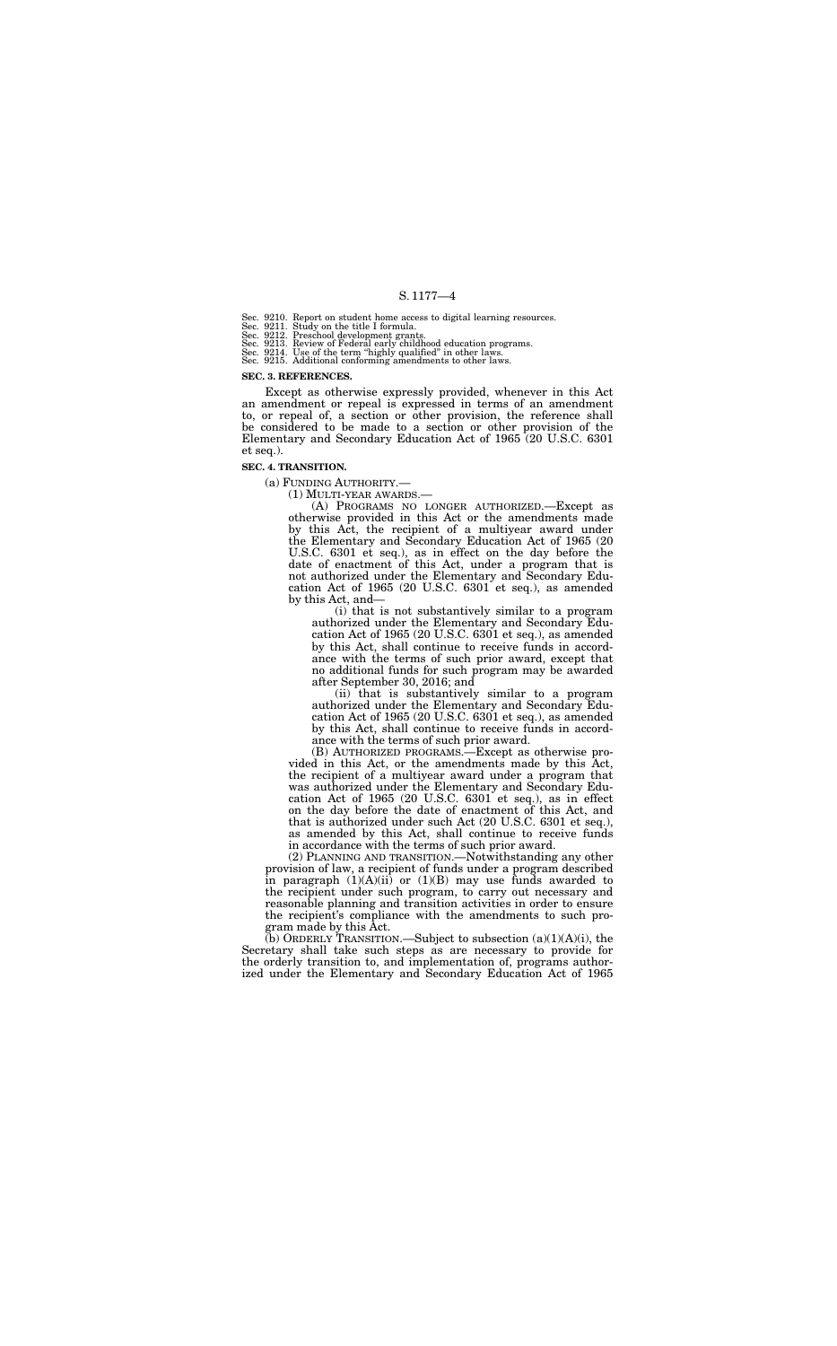Sec. 9210. Report on student home access to digital learning resources.
Sec. 9211. Study on the title I formula.
Sec. 9212. Preschool development grants.
Sec. 9213. Review of Federal early childhood education programs.
Sec. 9214. Use of the term "highly qualified" in other laws.
Sec. 9215. Additional conforming amendments to other laws.

**SEC. 3. REFERENCES.**

Except as otherwise expressly provided, whenever in this Act an amendment or repeal is expressed in terms of an amendment to, or repeal of, a section or other provision, the reference shall be considered to be made to a section or other provision of the Elementary and Secondary Education Act of 1965 (20 U.S.C. 6301 et seq.).

**SEC. 4. TRANSITION.**

(a) FUNDING AUTHORITY.—

(1) MULTI-YEAR AWARDS.—

(A) PROGRAMS NO LONGER AUTHORIZED.—Except as otherwise provided in this Act or the amendments made by this Act, the recipient of a multiyear award under the Elementary and Secondary Education Act of 1965 (20 U.S.C. 6301 et seq.), as in effect on the day before the date of enactment of this Act, under a program that is not authorized under the Elementary and Secondary Education Act of 1965 (20 U.S.C. 6301 et seq.), as amended by this Act, and—

(i) that is not substantively similar to a program authorized under the Elementary and Secondary Education Act of 1965 (20 U.S.C. 6301 et seq.), as amended by this Act, shall continue to receive funds in accordance with the terms of such prior award, except that no additional funds for such program may be awarded after September 30, 2016; and

(ii) that is substantively similar to a program authorized under the Elementary and Secondary Education Act of 1965 (20 U.S.C. 6301 et seq.), as amended by this Act, shall continue to receive funds in accordance with the terms of such prior award.

(B) AUTHORIZED PROGRAMS.—Except as otherwise provided in this Act, or the amendments made by this Act, the recipient of a multiyear award under a program that was authorized under the Elementary and Secondary Education Act of 1965 (20 U.S.C. 6301 et seq.), as in effect on the day before the date of enactment of this Act, and that is authorized under such Act (20 U.S.C. 6301 et seq.), as amended by this Act, shall continue to receive funds in accordance with the terms of such prior award.

(2) PLANNING AND TRANSITION.—Notwithstanding any other provision of law, a recipient of funds under a program described in paragraph (1)(A)(ii) or (1)(B) may use funds awarded to the recipient under such program, to carry out necessary and reasonable planning and transition activities in order to ensure the recipient's compliance with the amendments to such program made by this Act.

(b) ORDERLY TRANSITION.—Subject to subsection (a)(1)(A)(i), the Secretary shall take such steps as are necessary to provide for the orderly transition to, and implementation of, programs authorized under the Elementary and Secondary Education Act of 1965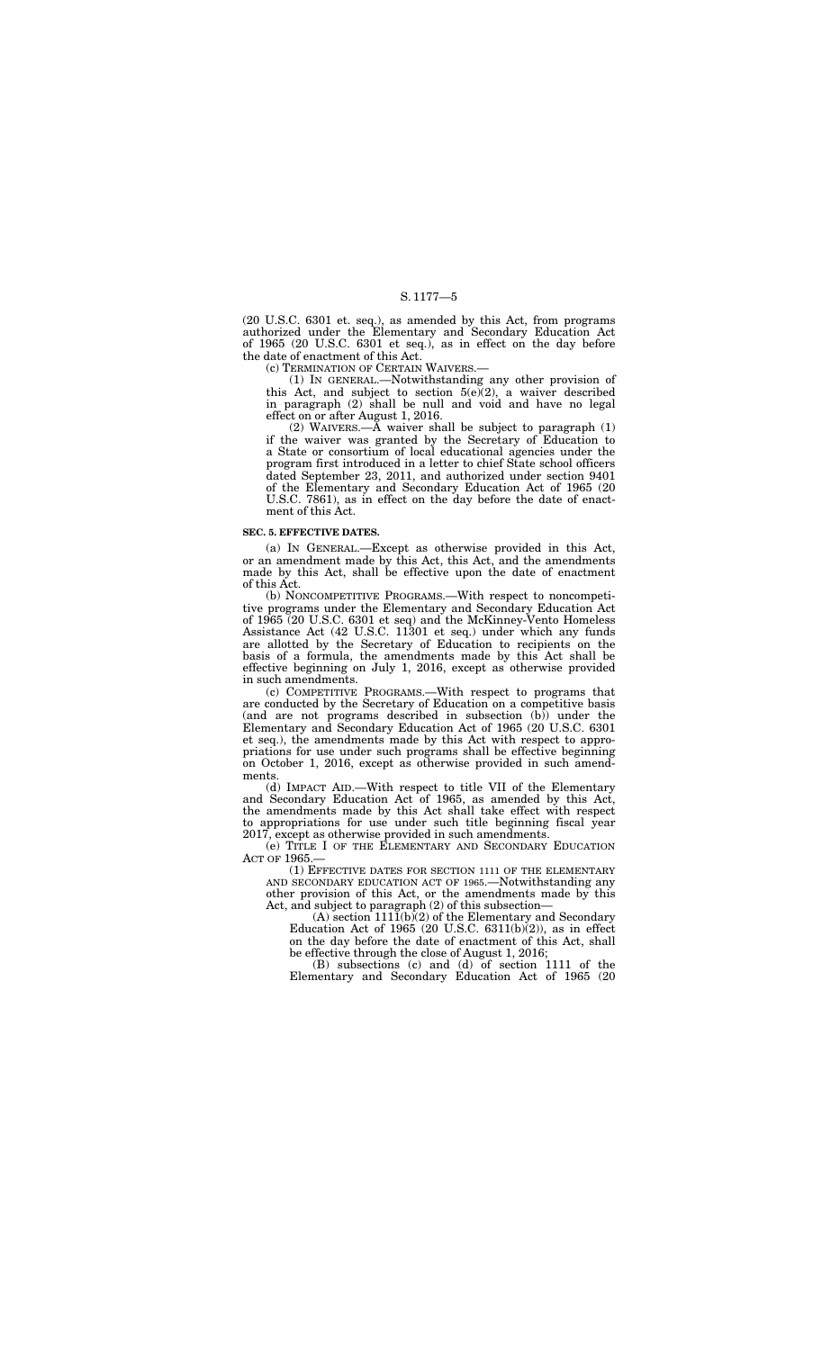(20 U.S.C. 6301 et. seq.), as amended by this Act, from programs authorized under the Elementary and Secondary Education Act of 1965 (20 U.S.C. 6301 et seq.), as in effect on the day before the date of enactment of this Act.

(c) TERMINATION OF CERTAIN WAIVERS.—

(1) IN GENERAL.—Notwithstanding any other provision of this Act, and subject to section 5(e)(2), a waiver described in paragraph (2) shall be null and void and have no legal effect on or after August 1, 2016.

(2) WAIVERS.—A waiver shall be subject to paragraph (1) if the waiver was granted by the Secretary of Education to a State or consortium of local educational agencies under the program first introduced in a letter to chief State school officers dated September 23, 2011, and authorized under section 9401 of the Elementary and Secondary Education Act of 1965 (20 U.S.C. 7861), as in effect on the day before the date of enactment of this Act.

**SEC. 5. EFFECTIVE DATES.**

(a) IN GENERAL.—Except as otherwise provided in this Act, or an amendment made by this Act, this Act, and the amendments made by this Act, shall be effective upon the date of enactment of this Act.

(b) NONCOMPETITIVE PROGRAMS.—With respect to noncompetitive programs under the Elementary and Secondary Education Act of 1965 (20 U.S.C. 6301 et seq) and the McKinney-Vento Homeless Assistance Act (42 U.S.C. 11301 et seq.) under which any funds are allotted by the Secretary of Education to recipients on the basis of a formula, the amendments made by this Act shall be effective beginning on July 1, 2016, except as otherwise provided in such amendments.

(c) COMPETITIVE PROGRAMS.—With respect to programs that are conducted by the Secretary of Education on a competitive basis (and are not programs described in subsection (b)) under the Elementary and Secondary Education Act of 1965 (20 U.S.C. 6301 et seq.), the amendments made by this Act with respect to appropriations for use under such programs shall be effective beginning on October 1, 2016, except as otherwise provided in such amendments.

(d) IMPACT AID.—With respect to title VII of the Elementary and Secondary Education Act of 1965, as amended by this Act, the amendments made by this Act shall take effect with respect to appropriations for use under such title beginning fiscal year 2017, except as otherwise provided in such amendments.

(e) TITLE I OF THE ELEMENTARY AND SECONDARY EDUCATION ACT OF 1965.—

(1) EFFECTIVE DATES FOR SECTION 1111 OF THE ELEMENTARY AND SECONDARY EDUCATION ACT OF 1965.—Notwithstanding any other provision of this Act, or the amendments made by this Act, and subject to paragraph (2) of this subsection—

(A) section 1111(b)(2) of the Elementary and Secondary Education Act of 1965 (20 U.S.C. 6311(b)(2)), as in effect on the day before the date of enactment of this Act, shall be effective through the close of August 1, 2016;

(B) subsections (c) and (d) of section 1111 of the Elementary and Secondary Education Act of 1965 (20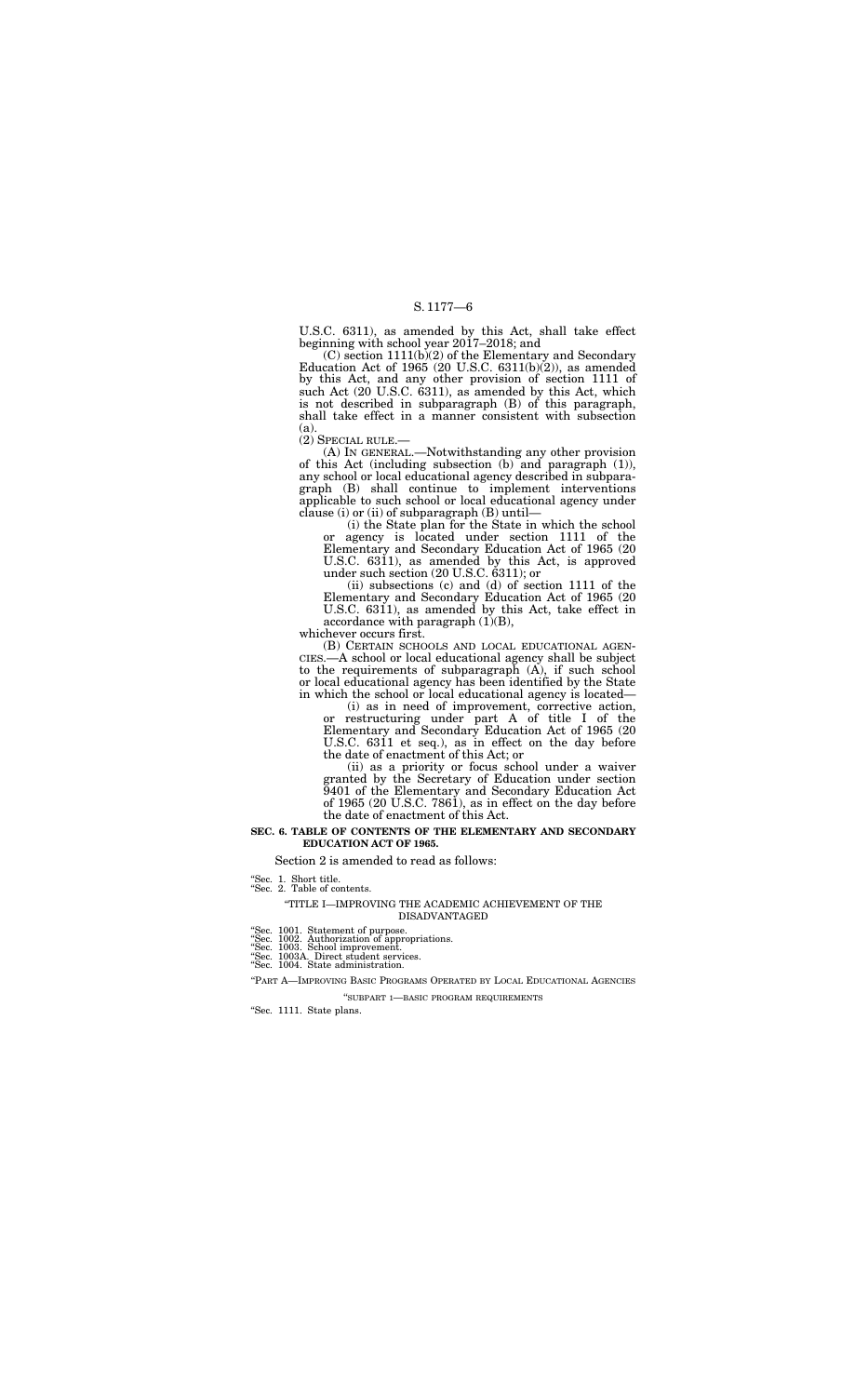U.S.C. 6311), as amended by this Act, shall take effect beginning with school year 2017–2018; and

(C) section 1111(b)(2) of the Elementary and Secondary Education Act of 1965 (20 U.S.C. 6311(b)(2)), as amended by this Act, and any other provision of section 1111 of such Act (20 U.S.C. 6311), as amended by this Act, which is not described in subparagraph (B) of this paragraph, shall take effect in a manner consistent with subsection (a).

(2) SPECIAL RULE.—

(A) IN GENERAL.—Notwithstanding any other provision of this Act (including subsection (b) and paragraph (1)), any school or local educational agency described in subparagraph (B) shall continue to implement interventions applicable to such school or local educational agency under clause (i) or (ii) of subparagraph (B) until—

(i) the State plan for the State in which the school or agency is located under section 1111 of the Elementary and Secondary Education Act of 1965 (20 U.S.C. 6311), as amended by this Act, is approved under such section (20 U.S.C. 6311); or

(ii) subsections (c) and (d) of section 1111 of the Elementary and Secondary Education Act of 1965 (20 U.S.C. 6311), as amended by this Act, take effect in accordance with paragraph (1)(B),

whichever occurs first.

(B) CERTAIN SCHOOLS AND LOCAL EDUCATIONAL AGENCIES.—A school or local educational agency shall be subject to the requirements of subparagraph (A), if such school or local educational agency has been identified by the State in which the school or local educational agency is located—

(i) as in need of improvement, corrective action, or restructuring under part A of title I of the Elementary and Secondary Education Act of 1965 (20 U.S.C. 6311 et seq.), as in effect on the day before the date of enactment of this Act; or

(ii) as a priority or focus school under a waiver granted by the Secretary of Education under section 9401 of the Elementary and Secondary Education Act of 1965 (20 U.S.C. 7861), as in effect on the day before the date of enactment of this Act.

**SEC. 6. TABLE OF CONTENTS OF THE ELEMENTARY AND SECONDARY EDUCATION ACT OF 1965.**

Section 2 is amended to read as follows:

"Sec. 1. Short title.
"Sec. 2. Table of contents.

"TITLE I—IMPROVING THE ACADEMIC ACHIEVEMENT OF THE DISADVANTAGED

"Sec. 1001. Statement of purpose.
"Sec. 1002. Authorization of appropriations.
"Sec. 1003. School improvement.
"Sec. 1003A. Direct student services.
"Sec. 1004. State administration.

"PART A—IMPROVING BASIC PROGRAMS OPERATED BY LOCAL EDUCATIONAL AGENCIES

"SUBPART 1—BASIC PROGRAM REQUIREMENTS

"Sec. 1111. State plans.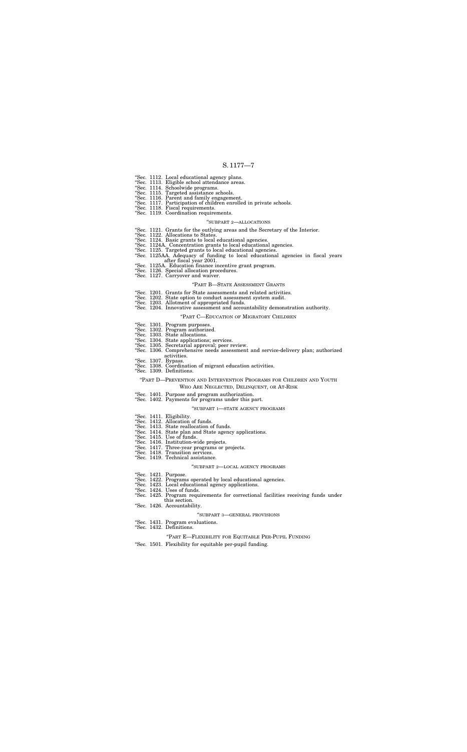"Sec. 1112. Local educational agency plans.
"Sec. 1113. Eligible school attendance areas.
"Sec. 1114. Schoolwide programs.
"Sec. 1115. Targeted assistance schools.
"Sec. 1116. Parent and family engagement.
"Sec. 1117. Participation of children enrolled in private schools.
"Sec. 1118. Fiscal requirements.
"Sec. 1119. Coordination requirements.

"SUBPART 2—ALLOCATIONS

"Sec. 1121. Grants for the outlying areas and the Secretary of the Interior.
"Sec. 1122. Allocations to States.
"Sec. 1124. Basic grants to local educational agencies.
"Sec. 1124A. Concentration grants to local educational agencies.
"Sec. 1125. Targeted grants to local educational agencies.
"Sec. 1125AA. Adequacy of funding to local educational agencies in fiscal years after fiscal year 2001.
"Sec. 1125A. Education finance incentive grant program.
"Sec. 1126. Special allocation procedures.
"Sec. 1127. Carryover and waiver.

"PART B—STATE ASSESSMENT GRANTS

"Sec. 1201. Grants for State assessments and related activities.
"Sec. 1202. State option to conduct assessment system audit.
"Sec. 1203. Allotment of appropriated funds.
"Sec. 1204. Innovative assessment and accountability demonstration authority.

"PART C—EDUCATION OF MIGRATORY CHILDREN

"Sec. 1301. Program purposes.
"Sec. 1302. Program authorized.
"Sec. 1303. State allocations.
"Sec. 1304. State applications; services.
"Sec. 1305. Secretarial approval; peer review.
"Sec. 1306. Comprehensive needs assessment and service-delivery plan; authorized activities.
"Sec. 1307. Bypass.
"Sec. 1308. Coordination of migrant education activities.
"Sec. 1309. Definitions.

"PART D—PREVENTION AND INTERVENTION PROGRAMS FOR CHILDREN AND YOUTH WHO ARE NEGLECTED, DELINQUENT, OR AT-RISK

"Sec. 1401. Purpose and program authorization.
"Sec. 1402. Payments for programs under this part.

"SUBPART 1—STATE AGENCY PROGRAMS

"Sec. 1411. Eligibility.
"Sec. 1412. Allocation of funds.
"Sec. 1413. State reallocation of funds.
"Sec. 1414. State plan and State agency applications.
"Sec. 1415. Use of funds.
"Sec. 1416. Institution-wide projects.
"Sec. 1417. Three-year programs or projects.
"Sec. 1418. Transition services.
"Sec. 1419. Technical assistance.

"SUBPART 2—LOCAL AGENCY PROGRAMS

"Sec. 1421. Purpose.
"Sec. 1422. Programs operated by local educational agencies.
"Sec. 1423. Local educational agency applications.
"Sec. 1424. Uses of funds.
"Sec. 1425. Program requirements for correctional facilities receiving funds under this section.
"Sec. 1426. Accountability.

"SUBPART 3—GENERAL PROVISIONS

"Sec. 1431. Program evaluations.
"Sec. 1432. Definitions.

"PART E—FLEXIBILITY FOR EQUITABLE PER-PUPIL FUNDING

"Sec. 1501. Flexibility for equitable per-pupil funding.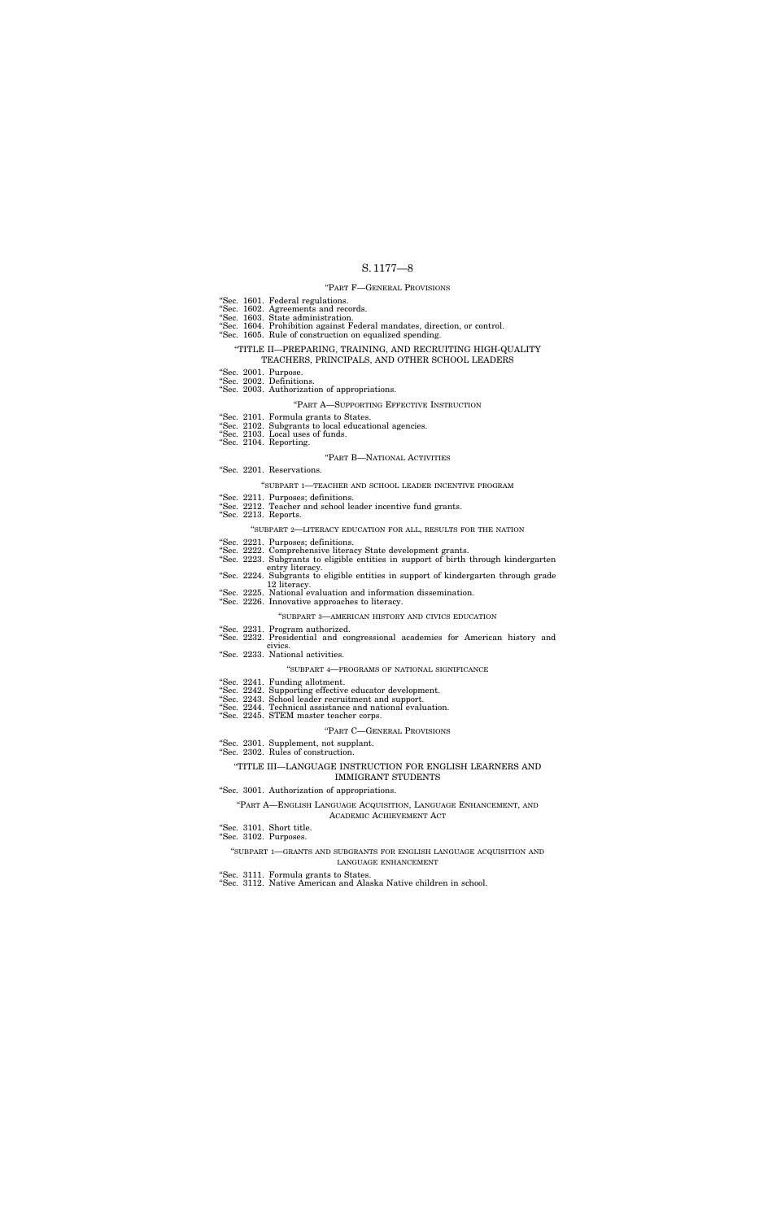"PART F—GENERAL PROVISIONS

"Sec. 1601. Federal regulations.
"Sec. 1602. Agreements and records.
"Sec. 1603. State administration.
"Sec. 1604. Prohibition against Federal mandates, direction, or control.
"Sec. 1605. Rule of construction on equalized spending.

"TITLE II—PREPARING, TRAINING, AND RECRUITING HIGH-QUALITY TEACHERS, PRINCIPALS, AND OTHER SCHOOL LEADERS

"Sec. 2001. Purpose.
"Sec. 2002. Definitions.
"Sec. 2003. Authorization of appropriations.

"PART A—SUPPORTING EFFECTIVE INSTRUCTION

"Sec. 2101. Formula grants to States.
"Sec. 2102. Subgrants to local educational agencies.
"Sec. 2103. Local uses of funds.
"Sec. 2104. Reporting.

"PART B—NATIONAL ACTIVITIES

"Sec. 2201. Reservations.

"SUBPART 1—TEACHER AND SCHOOL LEADER INCENTIVE PROGRAM

"Sec. 2211. Purposes; definitions.
"Sec. 2212. Teacher and school leader incentive fund grants.
"Sec. 2213. Reports.

"SUBPART 2—LITERACY EDUCATION FOR ALL, RESULTS FOR THE NATION

"Sec. 2221. Purposes; definitions.
"Sec. 2222. Comprehensive literacy State development grants.
"Sec. 2223. Subgrants to eligible entities in support of birth through kindergarten entry literacy.
"Sec. 2224. Subgrants to eligible entities in support of kindergarten through grade 12 literacy.
"Sec. 2225. National evaluation and information dissemination.
"Sec. 2226. Innovative approaches to literacy.

"SUBPART 3—AMERICAN HISTORY AND CIVICS EDUCATION

"Sec. 2231. Program authorized.
"Sec. 2232. Presidential and congressional academies for American history and civics.
"Sec. 2233. National activities.

"SUBPART 4—PROGRAMS OF NATIONAL SIGNIFICANCE

"Sec. 2241. Funding allotment.
"Sec. 2242. Supporting effective educator development.
"Sec. 2243. School leader recruitment and support.
"Sec. 2244. Technical assistance and national evaluation.
"Sec. 2245. STEM master teacher corps.

"PART C—GENERAL PROVISIONS

"Sec. 2301. Supplement, not supplant.
"Sec. 2302. Rules of construction.

"TITLE III—LANGUAGE INSTRUCTION FOR ENGLISH LEARNERS AND IMMIGRANT STUDENTS

"Sec. 3001. Authorization of appropriations.

"PART A—ENGLISH LANGUAGE ACQUISITION, LANGUAGE ENHANCEMENT, AND ACADEMIC ACHIEVEMENT ACT

"Sec. 3101. Short title.
"Sec. 3102. Purposes.

"SUBPART 1—GRANTS AND SUBGRANTS FOR ENGLISH LANGUAGE ACQUISITION AND LANGUAGE ENHANCEMENT

"Sec. 3111. Formula grants to States.
"Sec. 3112. Native American and Alaska Native children in school.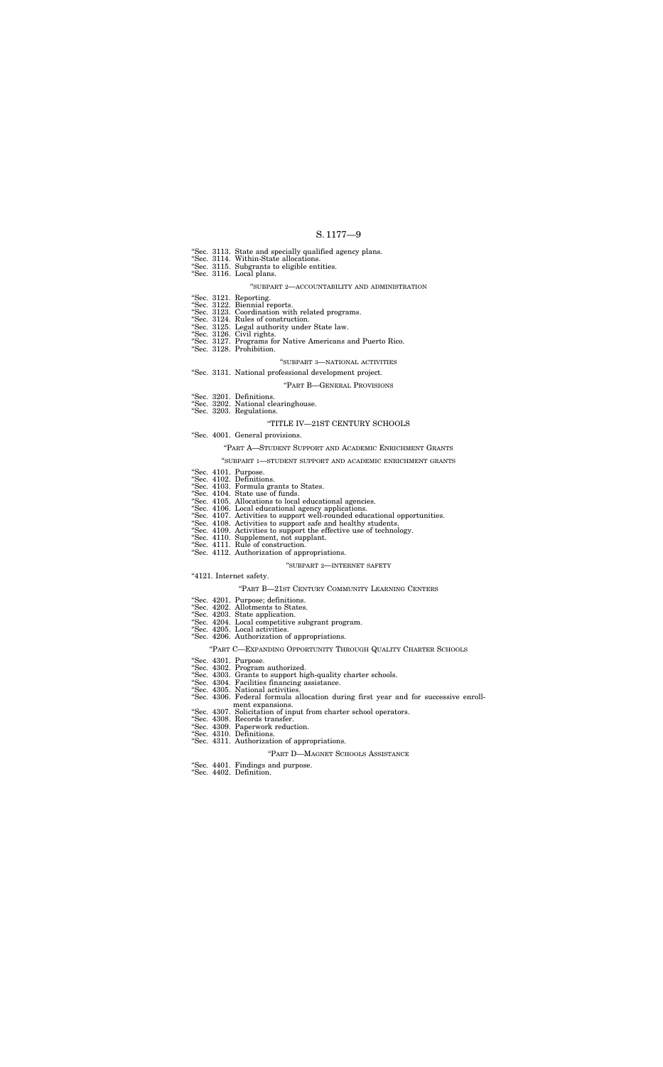"Sec. 3113. State and specially qualified agency plans.
"Sec. 3114. Within-State allocations.
"Sec. 3115. Subgrants to eligible entities.
"Sec. 3116. Local plans.

"SUBPART 2—ACCOUNTABILITY AND ADMINISTRATION

"Sec. 3121. Reporting.
"Sec. 3122. Biennial reports.
"Sec. 3123. Coordination with related programs.
"Sec. 3124. Rules of construction.
"Sec. 3125. Legal authority under State law.
"Sec. 3126. Civil rights.
"Sec. 3127. Programs for Native Americans and Puerto Rico.
"Sec. 3128. Prohibition.

"SUBPART 3—NATIONAL ACTIVITIES

"Sec. 3131. National professional development project.

"PART B—GENERAL PROVISIONS

"Sec. 3201. Definitions.
"Sec. 3202. National clearinghouse.
"Sec. 3203. Regulations.

"TITLE IV—21ST CENTURY SCHOOLS

"Sec. 4001. General provisions.

"PART A—STUDENT SUPPORT AND ACADEMIC ENRICHMENT GRANTS

"SUBPART 1—STUDENT SUPPORT AND ACADEMIC ENRICHMENT GRANTS

"Sec. 4101. Purpose.
"Sec. 4102. Definitions.
"Sec. 4103. Formula grants to States.
"Sec. 4104. State use of funds.
"Sec. 4105. Allocations to local educational agencies.
"Sec. 4106. Local educational agency applications.
"Sec. 4107. Activities to support well-rounded educational opportunities.
"Sec. 4108. Activities to support safe and healthy students.
"Sec. 4109. Activities to support the effective use of technology.
"Sec. 4110. Supplement, not supplant.
"Sec. 4111. Rule of construction.
"Sec. 4112. Authorization of appropriations.

"SUBPART 2—INTERNET SAFETY

"4121. Internet safety.

"PART B—21ST CENTURY COMMUNITY LEARNING CENTERS

"Sec. 4201. Purpose; definitions.
"Sec. 4202. Allotments to States.
"Sec. 4203. State application.
"Sec. 4204. Local competitive subgrant program.
"Sec. 4205. Local activities.
"Sec. 4206. Authorization of appropriations.

"PART C—EXPANDING OPPORTUNITY THROUGH QUALITY CHARTER SCHOOLS

"Sec. 4301. Purpose.
"Sec. 4302. Program authorized.
"Sec. 4303. Grants to support high-quality charter schools.
"Sec. 4304. Facilities financing assistance.
"Sec. 4305. National activities.
"Sec. 4306. Federal formula allocation during first year and for successive enrollment expansions.
"Sec. 4307. Solicitation of input from charter school operators.
"Sec. 4308. Records transfer.
"Sec. 4309. Paperwork reduction.
"Sec. 4310. Definitions.
"Sec. 4311. Authorization of appropriations.

"PART D—MAGNET SCHOOLS ASSISTANCE

"Sec. 4401. Findings and purpose.
"Sec. 4402. Definition.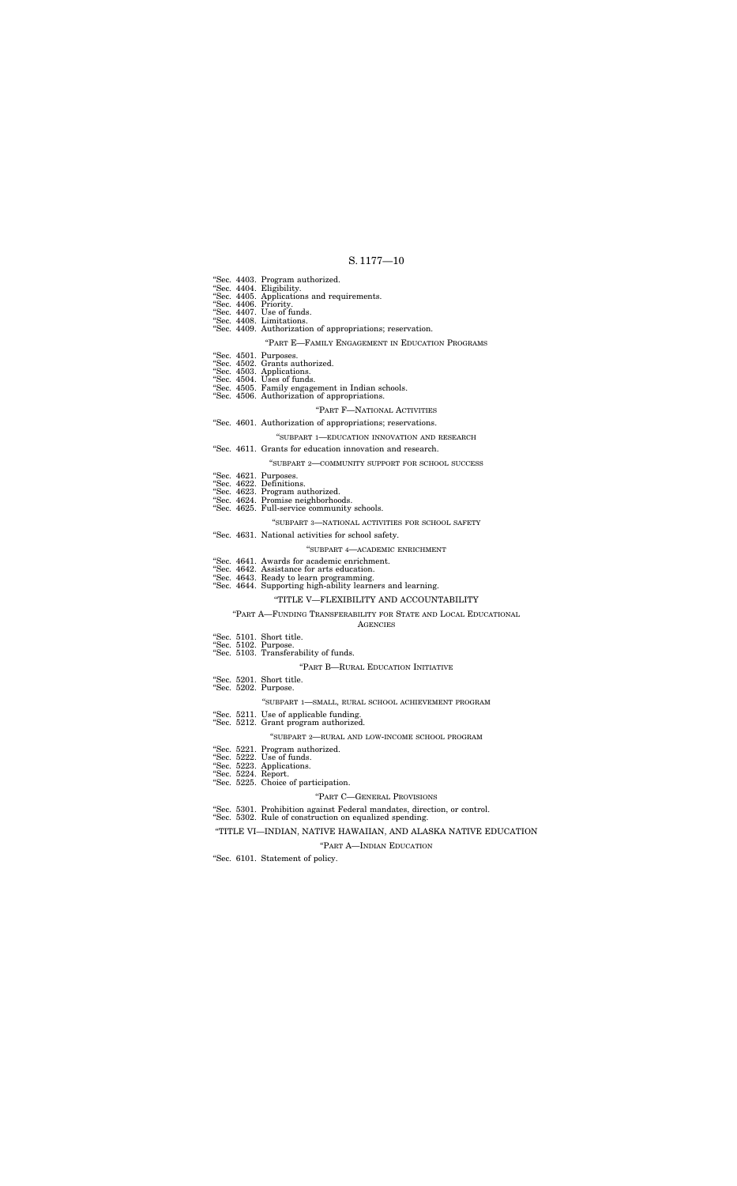"Sec. 4403. Program authorized.
"Sec. 4404. Eligibility.
"Sec. 4405. Applications and requirements.
"Sec. 4406. Priority.
"Sec. 4407. Use of funds.
"Sec. 4408. Limitations.
"Sec. 4409. Authorization of appropriations; reservation.

"PART E—FAMILY ENGAGEMENT IN EDUCATION PROGRAMS

"Sec. 4501. Purposes.
"Sec. 4502. Grants authorized.
"Sec. 4503. Applications.
"Sec. 4504. Uses of funds.
"Sec. 4505. Family engagement in Indian schools.
"Sec. 4506. Authorization of appropriations.

"PART F—NATIONAL ACTIVITIES

"Sec. 4601. Authorization of appropriations; reservations.

"SUBPART 1—EDUCATION INNOVATION AND RESEARCH

"Sec. 4611. Grants for education innovation and research.

"SUBPART 2—COMMUNITY SUPPORT FOR SCHOOL SUCCESS

"Sec. 4621. Purposes.
"Sec. 4622. Definitions.
"Sec. 4623. Program authorized.
"Sec. 4624. Promise neighborhoods.
"Sec. 4625. Full-service community schools.

"SUBPART 3—NATIONAL ACTIVITIES FOR SCHOOL SAFETY

"Sec. 4631. National activities for school safety.

"SUBPART 4—ACADEMIC ENRICHMENT

"Sec. 4641. Awards for academic enrichment.
"Sec. 4642. Assistance for arts education.
"Sec. 4643. Ready to learn programming.
"Sec. 4644. Supporting high-ability learners and learning.

"TITLE V—FLEXIBILITY AND ACCOUNTABILITY

"PART A—FUNDING TRANSFERABILITY FOR STATE AND LOCAL EDUCATIONAL AGENCIES

"Sec. 5101. Short title.
"Sec. 5102. Purpose.
"Sec. 5103. Transferability of funds.

"PART B—RURAL EDUCATION INITIATIVE

"Sec. 5201. Short title.
"Sec. 5202. Purpose.

"SUBPART 1—SMALL, RURAL SCHOOL ACHIEVEMENT PROGRAM

"Sec. 5211. Use of applicable funding.
"Sec. 5212. Grant program authorized.

"SUBPART 2—RURAL AND LOW-INCOME SCHOOL PROGRAM

"Sec. 5221. Program authorized.
"Sec. 5222. Use of funds.
"Sec. 5223. Applications.
"Sec. 5224. Report.
"Sec. 5225. Choice of participation.

"PART C—GENERAL PROVISIONS

"Sec. 5301. Prohibition against Federal mandates, direction, or control.
"Sec. 5302. Rule of construction on equalized spending.

"TITLE VI—INDIAN, NATIVE HAWAIIAN, AND ALASKA NATIVE EDUCATION

"PART A—INDIAN EDUCATION

"Sec. 6101. Statement of policy.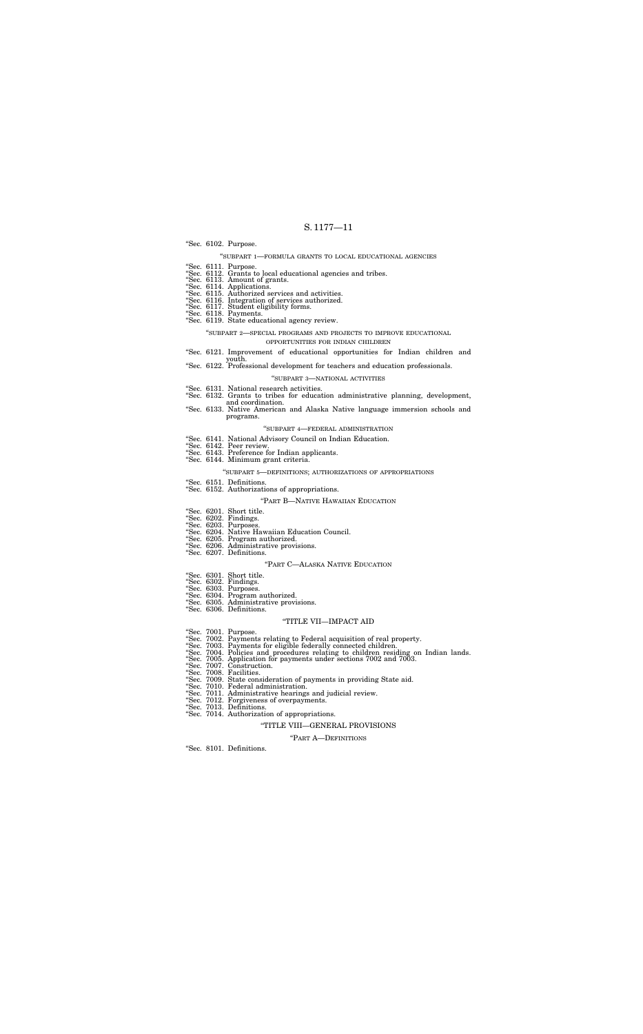"Sec. 6102. Purpose.

"SUBPART 1—FORMULA GRANTS TO LOCAL EDUCATIONAL AGENCIES

"Sec. 6111. Purpose.
"Sec. 6112. Grants to local educational agencies and tribes.
"Sec. 6113. Amount of grants.
"Sec. 6114. Applications.
"Sec. 6115. Authorized services and activities.
"Sec. 6116. Integration of services authorized.
"Sec. 6117. Student eligibility forms.
"Sec. 6118. Payments.
"Sec. 6119. State educational agency review.

"SUBPART 2—SPECIAL PROGRAMS AND PROJECTS TO IMPROVE EDUCATIONAL OPPORTUNITIES FOR INDIAN CHILDREN

"Sec. 6121. Improvement of educational opportunities for Indian children and youth.
"Sec. 6122. Professional development for teachers and education professionals.

"SUBPART 3—NATIONAL ACTIVITIES

"Sec. 6131. National research activities.
"Sec. 6132. Grants to tribes for education administrative planning, development, and coordination.
"Sec. 6133. Native American and Alaska Native language immersion schools and programs.

"SUBPART 4—FEDERAL ADMINISTRATION

"Sec. 6141. National Advisory Council on Indian Education.
"Sec. 6142. Peer review.
"Sec. 6143. Preference for Indian applicants.
"Sec. 6144. Minimum grant criteria.

"SUBPART 5—DEFINITIONS; AUTHORIZATIONS OF APPROPRIATIONS

"Sec. 6151. Definitions.
"Sec. 6152. Authorizations of appropriations.

"PART B—NATIVE HAWAIIAN EDUCATION

"Sec. 6201. Short title.
"Sec. 6202. Findings.
"Sec. 6203. Purposes.
"Sec. 6204. Native Hawaiian Education Council.
"Sec. 6205. Program authorized.
"Sec. 6206. Administrative provisions.
"Sec. 6207. Definitions.

"PART C—ALASKA NATIVE EDUCATION

"Sec. 6301. Short title.
"Sec. 6302. Findings.
"Sec. 6303. Purposes.
"Sec. 6304. Program authorized.
"Sec. 6305. Administrative provisions.
"Sec. 6306. Definitions.

"TITLE VII—IMPACT AID

"Sec. 7001. Purpose.
"Sec. 7002. Payments relating to Federal acquisition of real property.
"Sec. 7003. Payments for eligible federally connected children.
"Sec. 7004. Policies and procedures relating to children residing on Indian lands.
"Sec. 7005. Application for payments under sections 7002 and 7003.
"Sec. 7007. Construction.
"Sec. 7008. Facilities.
"Sec. 7009. State consideration of payments in providing State aid.
"Sec. 7010. Federal administration.
"Sec. 7011. Administrative hearings and judicial review.
"Sec. 7012. Forgiveness of overpayments.
"Sec. 7013. Definitions.
"Sec. 7014. Authorization of appropriations.

"TITLE VIII—GENERAL PROVISIONS

"PART A—DEFINITIONS

"Sec. 8101. Definitions.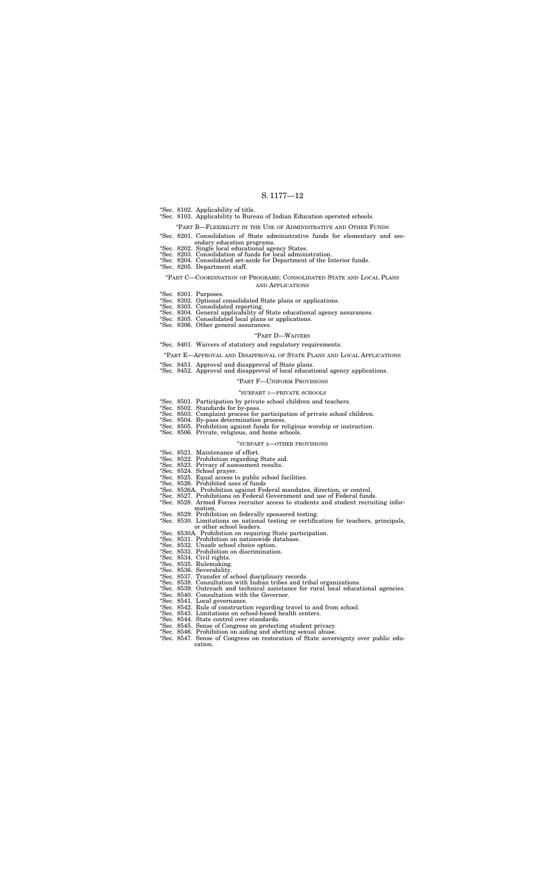"Sec. 8102. Applicability of title.
"Sec. 8103. Applicability to Bureau of Indian Education operated schools.

"PART B—FLEXIBILITY IN THE USE OF ADMINISTRATIVE AND OTHER FUNDS

"Sec. 8201. Consolidation of State administrative funds for elementary and secondary education programs.
"Sec. 8202. Single local educational agency States.
"Sec. 8203. Consolidation of funds for local administration.
"Sec. 8204. Consolidated set-aside for Department of the Interior funds.
"Sec. 8205. Department staff.

"PART C—COORDINATION OF PROGRAMS; CONSOLIDATED STATE AND LOCAL PLANS AND APPLICATIONS

"Sec. 8301. Purposes.
"Sec. 8302. Optional consolidated State plans or applications.
"Sec. 8303. Consolidated reporting.
"Sec. 8304. General applicability of State educational agency assurances.
"Sec. 8305. Consolidated local plans or applications.
"Sec. 8306. Other general assurances.

"PART D—WAIVERS

"Sec. 8401. Waivers of statutory and regulatory requirements.

"PART E—APPROVAL AND DISAPPROVAL OF STATE PLANS AND LOCAL APPLICATIONS

"Sec. 8451. Approval and disapproval of State plans.
"Sec. 8452. Approval and disapproval of local educational agency applications.

"PART F—UNIFORM PROVISIONS

"SUBPART 1—PRIVATE SCHOOLS

"Sec. 8501. Participation by private school children and teachers.
"Sec. 8502. Standards for by-pass.
"Sec. 8503. Complaint process for participation of private school children.
"Sec. 8504. By-pass determination process.
"Sec. 8505. Prohibition against funds for religious worship or instruction.
"Sec. 8506. Private, religious, and home schools.

"SUBPART 2—OTHER PROVISIONS

"Sec. 8521. Maintenance of effort.
"Sec. 8522. Prohibition regarding State aid.
"Sec. 8523. Privacy of assessment results.
"Sec. 8524. School prayer.
"Sec. 8525. Equal access to public school facilities.
"Sec. 8526. Prohibited uses of funds
"Sec. 8526A. Prohibition against Federal mandates, direction, or control.
"Sec. 8527. Prohibitions on Federal Government and use of Federal funds.
"Sec. 8528. Armed Forces recruiter access to students and student recruiting information.
"Sec. 8529. Prohibition on federally sponsored testing.
"Sec. 8530. Limitations on national testing or certification for teachers, principals, or other school leaders.
"Sec. 8530A. Prohibition on requiring State participation.
"Sec. 8531. Prohibition on nationwide database.
"Sec. 8532. Unsafe school choice option.
"Sec. 8533. Prohibition on discrimination.
"Sec. 8534. Civil rights.
"Sec. 8535. Rulemaking.
"Sec. 8536. Severability.
"Sec. 8537. Transfer of school disciplinary records.
"Sec. 8538. Consultation with Indian tribes and tribal organizations.
"Sec. 8539. Outreach and technical assistance for rural local educational agencies.
"Sec. 8540. Consultation with the Governor.
"Sec. 8541. Local governance.
"Sec. 8542. Rule of construction regarding travel to and from school.
"Sec. 8543. Limitations on school-based health centers.
"Sec. 8544. State control over standards.
"Sec. 8545. Sense of Congress on protecting student privacy.
"Sec. 8546. Prohibition on aiding and abetting sexual abuse.
"Sec. 8547. Sense of Congress on restoration of State sovereignty over public education.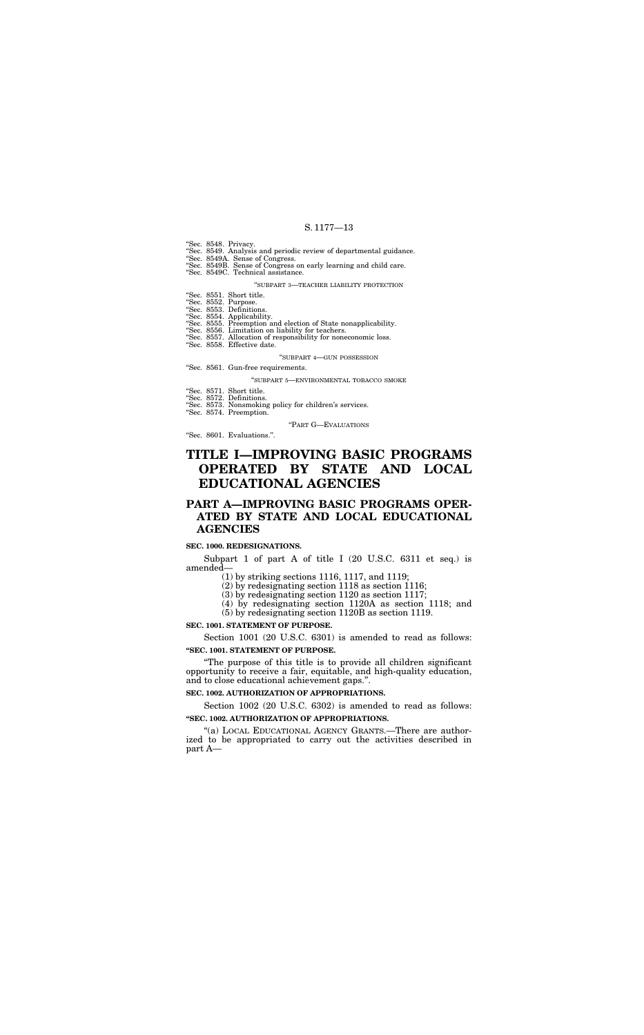"Sec. 8548. Privacy.
"Sec. 8549. Analysis and periodic review of departmental guidance.
"Sec. 8549A. Sense of Congress.
"Sec. 8549B. Sense of Congress on early learning and child care.
"Sec. 8549C. Technical assistance.

"SUBPART 3—TEACHER LIABILITY PROTECTION

"Sec. 8551. Short title.
"Sec. 8552. Purpose.
"Sec. 8553. Definitions.
"Sec. 8554. Applicability.
"Sec. 8555. Preemption and election of State nonapplicability.
"Sec. 8556. Limitation on liability for teachers.
"Sec. 8557. Allocation of responsibility for noneconomic loss.
"Sec. 8558. Effective date.

"SUBPART 4—GUN POSSESSION

"Sec. 8561. Gun-free requirements.

"SUBPART 5—ENVIRONMENTAL TOBACCO SMOKE

"Sec. 8571. Short title.
"Sec. 8572. Definitions.
"Sec. 8573. Nonsmoking policy for children's services.
"Sec. 8574. Preemption.

"PART G—EVALUATIONS

"Sec. 8601. Evaluations.".

# TITLE I—IMPROVING BASIC PROGRAMS OPERATED BY STATE AND LOCAL EDUCATIONAL AGENCIES

## PART A—IMPROVING BASIC PROGRAMS OPERATED BY STATE AND LOCAL EDUCATIONAL AGENCIES

**SEC. 1000. REDESIGNATIONS.**

Subpart 1 of part A of title I (20 U.S.C. 6311 et seq.) is amended—

(1) by striking sections 1116, 1117, and 1119;

(2) by redesignating section 1118 as section 1116;

(3) by redesignating section 1120 as section 1117;

(4) by redesignating section 1120A as section 1118; and

(5) by redesignating section 1120B as section 1119.

**SEC. 1001. STATEMENT OF PURPOSE.**

Section 1001 (20 U.S.C. 6301) is amended to read as follows:

**"SEC. 1001. STATEMENT OF PURPOSE.**

"The purpose of this title is to provide all children significant opportunity to receive a fair, equitable, and high-quality education, and to close educational achievement gaps.".

**SEC. 1002. AUTHORIZATION OF APPROPRIATIONS.**

Section 1002 (20 U.S.C. 6302) is amended to read as follows:

**"SEC. 1002. AUTHORIZATION OF APPROPRIATIONS.**

"(a) LOCAL EDUCATIONAL AGENCY GRANTS.—There are authorized to be appropriated to carry out the activities described in part A—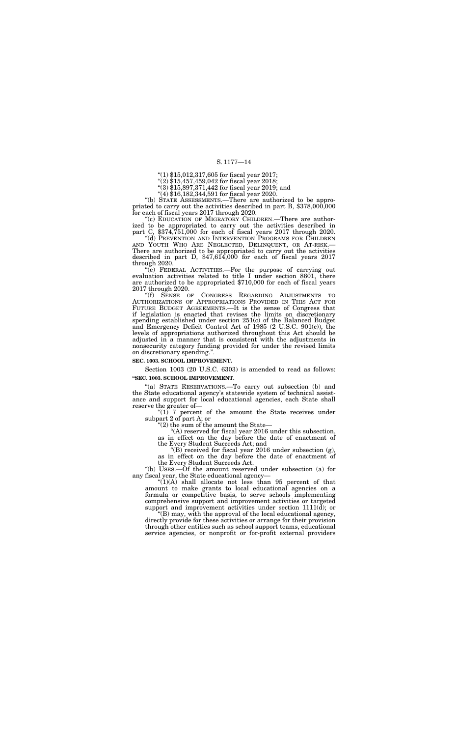"(1) $15,012,317,605 for fiscal year 2017;

"(2) $15,457,459,042 for fiscal year 2018;

"(3) $15,897,371,442 for fiscal year 2019; and

"(4) $16,182,344,591 for fiscal year 2020.

"(b) STATE ASSESSMENTS.—There are authorized to be appropriated to carry out the activities described in part B, $378,000,000 for each of fiscal years 2017 through 2020.

"(c) EDUCATION OF MIGRATORY CHILDREN.—There are authorized to be appropriated to carry out the activities described in part C, $374,751,000 for each of fiscal years 2017 through 2020.

"(d) PREVENTION AND INTERVENTION PROGRAMS FOR CHILDREN AND YOUTH WHO ARE NEGLECTED, DELINQUENT, OR AT-RISK.—There are authorized to be appropriated to carry out the activities described in part D, $47,614,000 for each of fiscal years 2017 through 2020.

"(e) FEDERAL ACTIVITIES.—For the purpose of carrying out evaluation activities related to title I under section 8601, there are authorized to be appropriated $710,000 for each of fiscal years 2017 through 2020.

"(f) SENSE OF CONGRESS REGARDING ADJUSTMENTS TO AUTHORIZATIONS OF APPROPRIATIONS PROVIDED IN THIS ACT FOR FUTURE BUDGET AGREEMENTS.—It is the sense of Congress that if legislation is enacted that revises the limits on discretionary spending established under section 251(c) of the Balanced Budget and Emergency Deficit Control Act of 1985 (2 U.S.C. 901(c)), the levels of appropriations authorized throughout this Act should be adjusted in a manner that is consistent with the adjustments in nonsecurity category funding provided for under the revised limits on discretionary spending.".

**SEC. 1003. SCHOOL IMPROVEMENT.**

Section 1003 (20 U.S.C. 6303) is amended to read as follows:

**"SEC. 1003. SCHOOL IMPROVEMENT.**

"(a) STATE RESERVATIONS.—To carry out subsection (b) and the State educational agency's statewide system of technical assistance and support for local educational agencies, each State shall reserve the greater of—

"(1) 7 percent of the amount the State receives under subpart 2 of part A; or

"(2) the sum of the amount the State—

"(A) reserved for fiscal year 2016 under this subsection, as in effect on the day before the date of enactment of the Every Student Succeeds Act; and

"(B) received for fiscal year 2016 under subsection (g), as in effect on the day before the date of enactment of the Every Student Succeeds Act.

"(b) USES.—Of the amount reserved under subsection (a) for any fiscal year, the State educational agency—

"(1)(A) shall allocate not less than 95 percent of that amount to make grants to local educational agencies on a formula or competitive basis, to serve schools implementing comprehensive support and improvement activities or targeted support and improvement activities under section 1111(d); or

"(B) may, with the approval of the local educational agency, directly provide for these activities or arrange for their provision through other entities such as school support teams, educational service agencies, or nonprofit or for-profit external providers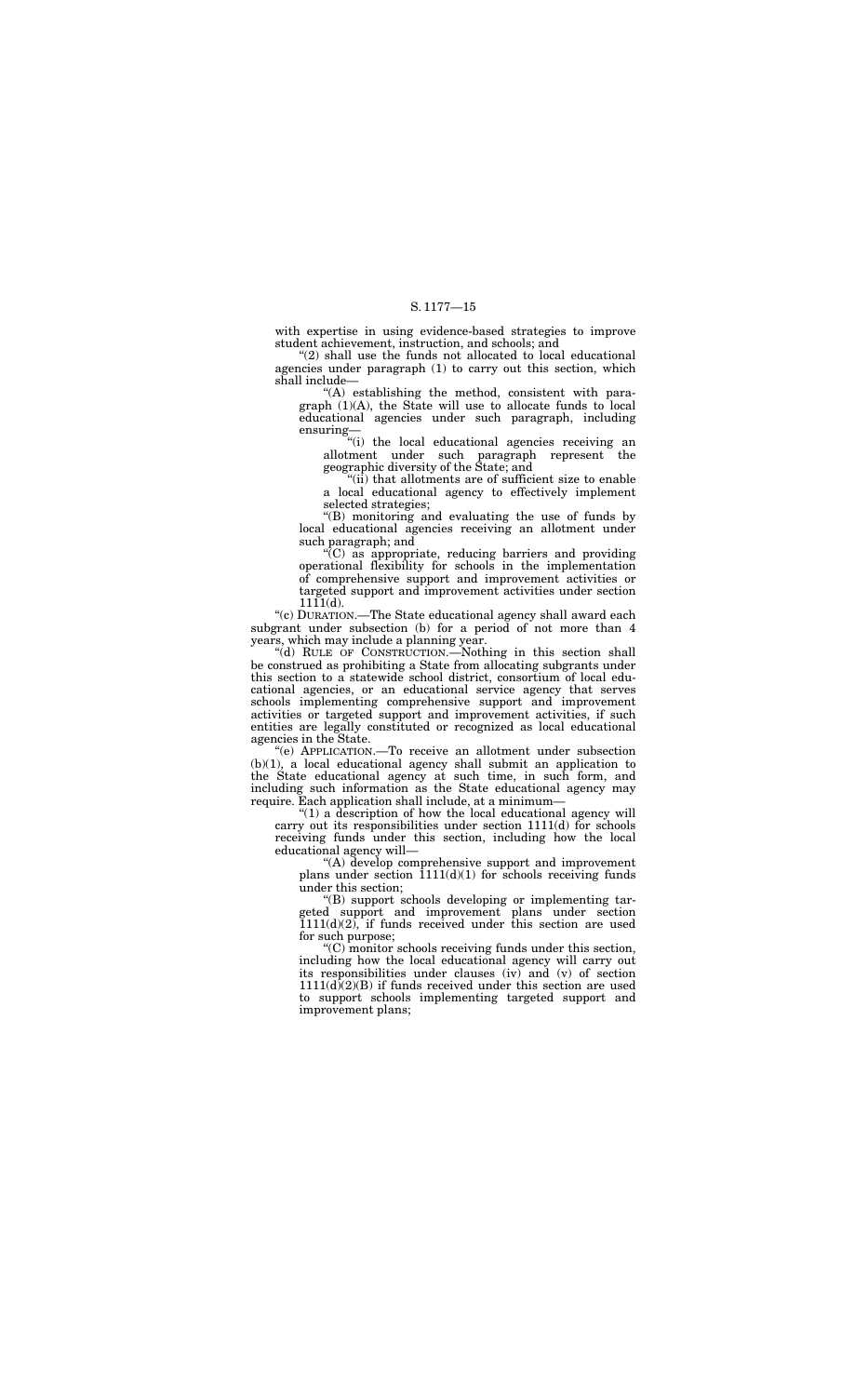with expertise in using evidence-based strategies to improve student achievement, instruction, and schools; and

"(2) shall use the funds not allocated to local educational agencies under paragraph (1) to carry out this section, which shall include—

"(A) establishing the method, consistent with paragraph (1)(A), the State will use to allocate funds to local educational agencies under such paragraph, including ensuring—

"(i) the local educational agencies receiving an allotment under such paragraph represent the geographic diversity of the State; and

"(ii) that allotments are of sufficient size to enable a local educational agency to effectively implement selected strategies;

"(B) monitoring and evaluating the use of funds by local educational agencies receiving an allotment under such paragraph; and

"(C) as appropriate, reducing barriers and providing operational flexibility for schools in the implementation of comprehensive support and improvement activities or targeted support and improvement activities under section 1111(d).

"(c) DURATION.—The State educational agency shall award each subgrant under subsection (b) for a period of not more than 4 years, which may include a planning year.

"(d) RULE OF CONSTRUCTION.—Nothing in this section shall be construed as prohibiting a State from allocating subgrants under this section to a statewide school district, consortium of local educational agencies, or an educational service agency that serves schools implementing comprehensive support and improvement activities or targeted support and improvement activities, if such entities are legally constituted or recognized as local educational agencies in the State.

"(e) APPLICATION.—To receive an allotment under subsection (b)(1), a local educational agency shall submit an application to the State educational agency at such time, in such form, and including such information as the State educational agency may require. Each application shall include, at a minimum—

"(1) a description of how the local educational agency will carry out its responsibilities under section 1111(d) for schools receiving funds under this section, including how the local educational agency will—

"(A) develop comprehensive support and improvement plans under section 1111(d)(1) for schools receiving funds under this section;

"(B) support schools developing or implementing targeted support and improvement plans under section 1111(d)(2), if funds received under this section are used for such purpose;

"(C) monitor schools receiving funds under this section, including how the local educational agency will carry out its responsibilities under clauses (iv) and (v) of section 1111(d)(2)(B) if funds received under this section are used to support schools implementing targeted support and improvement plans;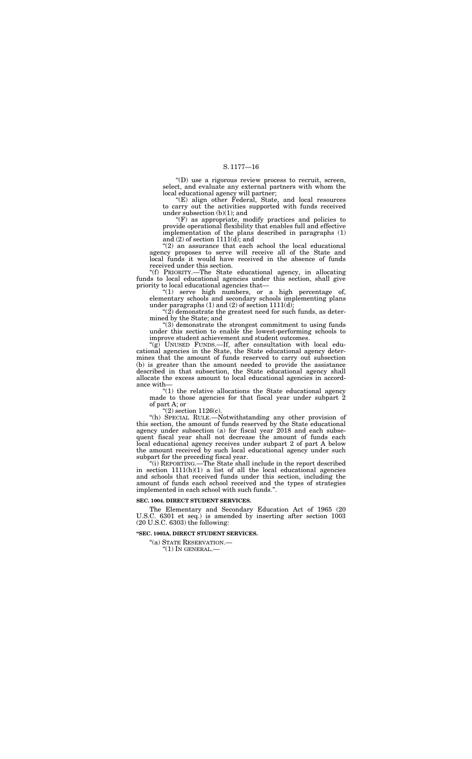"(D) use a rigorous review process to recruit, screen, select, and evaluate any external partners with whom the local educational agency will partner;

"(E) align other Federal, State, and local resources to carry out the activities supported with funds received under subsection (b)(1); and

"(F) as appropriate, modify practices and policies to provide operational flexibility that enables full and effective implementation of the plans described in paragraphs (1) and (2) of section 1111(d); and

"(2) an assurance that each school the local educational agency proposes to serve will receive all of the State and local funds it would have received in the absence of funds received under this section.

"(f) PRIORITY.—The State educational agency, in allocating funds to local educational agencies under this section, shall give priority to local educational agencies that—

"(1) serve high numbers, or a high percentage of, elementary schools and secondary schools implementing plans under paragraphs (1) and (2) of section 1111(d);

"(2) demonstrate the greatest need for such funds, as determined by the State; and

"(3) demonstrate the strongest commitment to using funds under this section to enable the lowest-performing schools to improve student achievement and student outcomes.

"(g) UNUSED FUNDS.—If, after consultation with local educational agencies in the State, the State educational agency determines that the amount of funds reserved to carry out subsection (b) is greater than the amount needed to provide the assistance described in that subsection, the State educational agency shall allocate the excess amount to local educational agencies in accordance with—

"(1) the relative allocations the State educational agency made to those agencies for that fiscal year under subpart 2 of part A; or

"(2) section 1126(c).

"(h) SPECIAL RULE.—Notwithstanding any other provision of this section, the amount of funds reserved by the State educational agency under subsection (a) for fiscal year 2018 and each subsequent fiscal year shall not decrease the amount of funds each local educational agency receives under subpart 2 of part A below the amount received by such local educational agency under such subpart for the preceding fiscal year.

"(i) REPORTING.—The State shall include in the report described in section 1111(h)(1) a list of all the local educational agencies and schools that received funds under this section, including the amount of funds each school received and the types of strategies implemented in each school with such funds.".

**SEC. 1004. DIRECT STUDENT SERVICES.**

The Elementary and Secondary Education Act of 1965 (20 U.S.C. 6301 et seq.) is amended by inserting after section 1003 (20 U.S.C. 6303) the following:

**"SEC. 1003A. DIRECT STUDENT SERVICES.**

"(a) STATE RESERVATION.—

"(1) IN GENERAL.—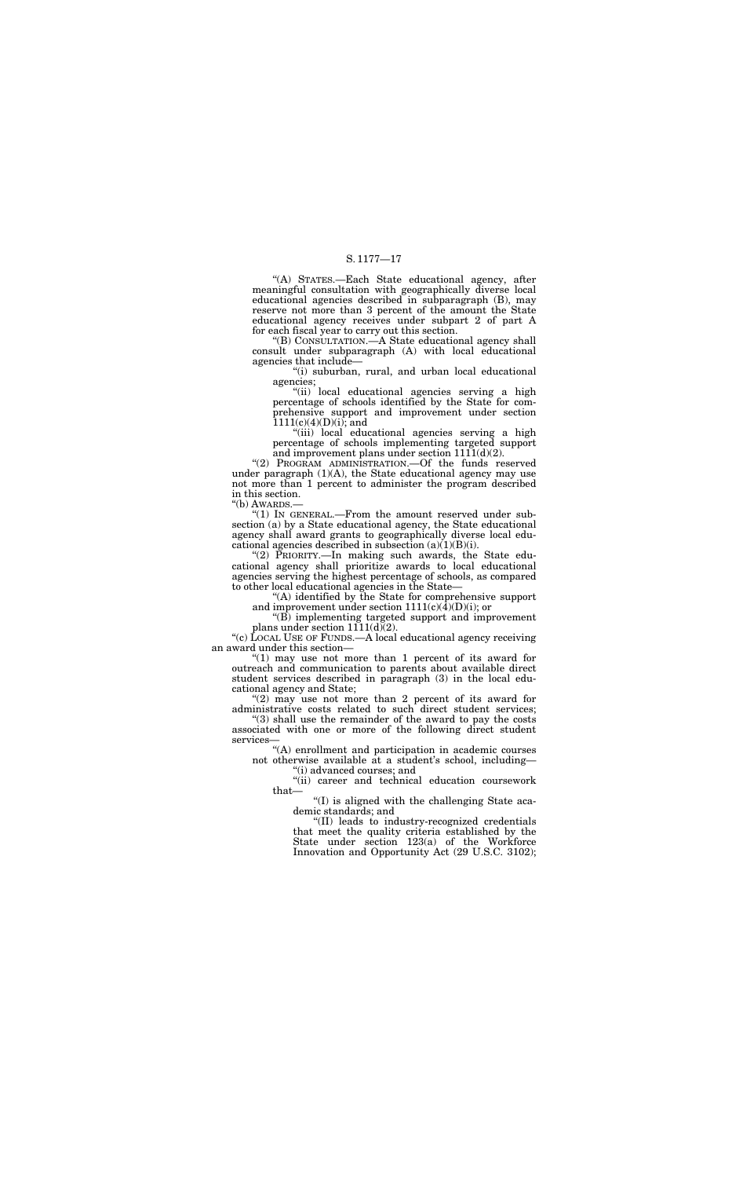"(A) STATES.—Each State educational agency, after meaningful consultation with geographically diverse local educational agencies described in subparagraph (B), may reserve not more than 3 percent of the amount the State educational agency receives under subpart 2 of part A for each fiscal year to carry out this section.

"(B) CONSULTATION.—A State educational agency shall consult under subparagraph (A) with local educational agencies that include—

"(i) suburban, rural, and urban local educational agencies;

"(ii) local educational agencies serving a high percentage of schools identified by the State for comprehensive support and improvement under section 1111(c)(4)(D)(i); and

"(iii) local educational agencies serving a high percentage of schools implementing targeted support and improvement plans under section 1111(d)(2).

"(2) PROGRAM ADMINISTRATION.—Of the funds reserved under paragraph (1)(A), the State educational agency may use not more than 1 percent to administer the program described in this section.

"(b) AWARDS.—

"(1) IN GENERAL.—From the amount reserved under subsection (a) by a State educational agency, the State educational agency shall award grants to geographically diverse local educational agencies described in subsection (a)(1)(B)(i).

"(2) PRIORITY.—In making such awards, the State educational agency shall prioritize awards to local educational agencies serving the highest percentage of schools, as compared to other local educational agencies in the State—

"(A) identified by the State for comprehensive support and improvement under section 1111(c)(4)(D)(i); or

"(B) implementing targeted support and improvement plans under section 1111(d)(2).

"(c) LOCAL USE OF FUNDS.—A local educational agency receiving an award under this section—

"(1) may use not more than 1 percent of its award for outreach and communication to parents about available direct student services described in paragraph (3) in the local educational agency and State;

"(2) may use not more than 2 percent of its award for administrative costs related to such direct student services;

"(3) shall use the remainder of the award to pay the costs associated with one or more of the following direct student services—

"(A) enrollment and participation in academic courses not otherwise available at a student's school, including—

"(i) advanced courses; and

"(ii) career and technical education coursework that—

"(I) is aligned with the challenging State academic standards; and

"(II) leads to industry-recognized credentials that meet the quality criteria established by the State under section 123(a) of the Workforce Innovation and Opportunity Act (29 U.S.C. 3102);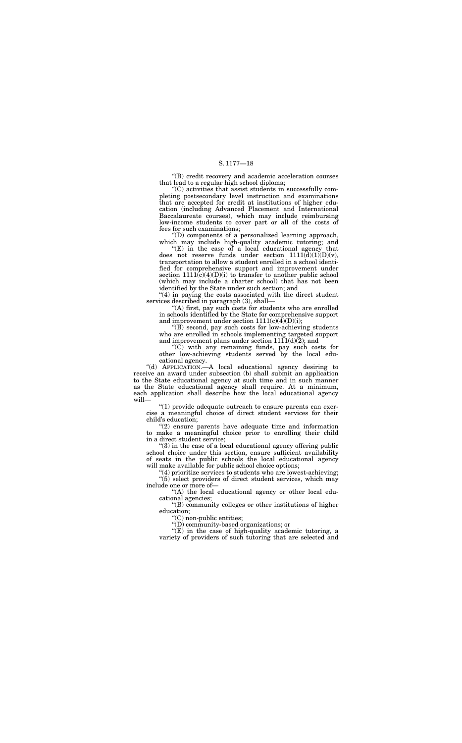"(B) credit recovery and academic acceleration courses that lead to a regular high school diploma;

"(C) activities that assist students in successfully completing postsecondary level instruction and examinations that are accepted for credit at institutions of higher education (including Advanced Placement and International Baccalaureate courses), which may include reimbursing low-income students to cover part or all of the costs of fees for such examinations;

"(D) components of a personalized learning approach, which may include high-quality academic tutoring; and

"(E) in the case of a local educational agency that does not reserve funds under section 1111(d)(1)(D)(v), transportation to allow a student enrolled in a school identified for comprehensive support and improvement under section 1111(c)(4)(D)(i) to transfer to another public school (which may include a charter school) that has not been identified by the State under such section; and

"(4) in paying the costs associated with the direct student services described in paragraph (3), shall—

"(A) first, pay such costs for students who are enrolled in schools identified by the State for comprehensive support and improvement under section 1111(c)(4)(D)(i);

"(B) second, pay such costs for low-achieving students who are enrolled in schools implementing targeted support and improvement plans under section 1111(d)(2); and

"(C) with any remaining funds, pay such costs for other low-achieving students served by the local educational agency.

"(d) APPLICATION.—A local educational agency desiring to receive an award under subsection (b) shall submit an application to the State educational agency at such time and in such manner as the State educational agency shall require. At a minimum, each application shall describe how the local educational agency will—

"(1) provide adequate outreach to ensure parents can exercise a meaningful choice of direct student services for their child's education;

"(2) ensure parents have adequate time and information to make a meaningful choice prior to enrolling their child in a direct student service;

"(3) in the case of a local educational agency offering public school choice under this section, ensure sufficient availability of seats in the public schools the local educational agency will make available for public school choice options;

"(4) prioritize services to students who are lowest-achieving;

"(5) select providers of direct student services, which may include one or more of—

"(A) the local educational agency or other local educational agencies;

"(B) community colleges or other institutions of higher education;

"(C) non-public entities;

"(D) community-based organizations; or

"(E) in the case of high-quality academic tutoring, a variety of providers of such tutoring that are selected and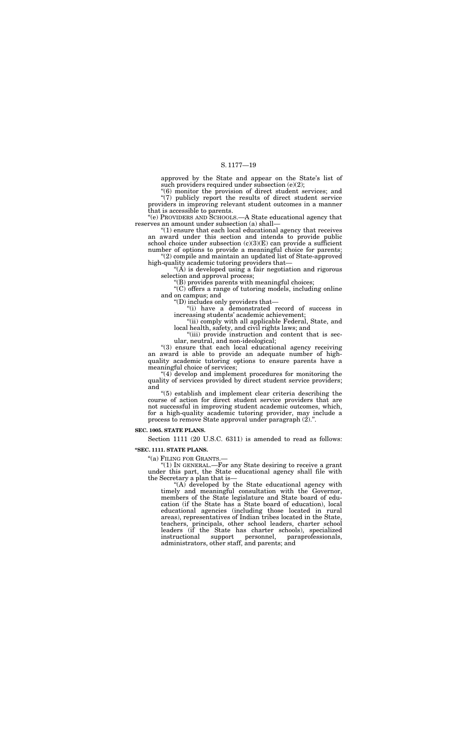approved by the State and appear on the State's list of such providers required under subsection (e)(2);

"(6) monitor the provision of direct student services; and

"(7) publicly report the results of direct student service providers in improving relevant student outcomes in a manner that is accessible to parents.

"(e) PROVIDERS AND SCHOOLS.—A State educational agency that reserves an amount under subsection (a) shall—

"(1) ensure that each local educational agency that receives an award under this section and intends to provide public school choice under subsection (c)(3)(E) can provide a sufficient number of options to provide a meaningful choice for parents;

"(2) compile and maintain an updated list of State-approved high-quality academic tutoring providers that—

"(A) is developed using a fair negotiation and rigorous selection and approval process;

"(B) provides parents with meaningful choices;

"(C) offers a range of tutoring models, including online and on campus; and

"(D) includes only providers that—

"(i) have a demonstrated record of success in increasing students' academic achievement;

"(ii) comply with all applicable Federal, State, and local health, safety, and civil rights laws; and

"(iii) provide instruction and content that is secular, neutral, and non-ideological;

"(3) ensure that each local educational agency receiving an award is able to provide an adequate number of high-quality academic tutoring options to ensure parents have a meaningful choice of services;

"(4) develop and implement procedures for monitoring the quality of services provided by direct student service providers; and

"(5) establish and implement clear criteria describing the course of action for direct student service providers that are not successful in improving student academic outcomes, which, for a high-quality academic tutoring provider, may include a process to remove State approval under paragraph (2).".

**SEC. 1005. STATE PLANS.**

Section 1111 (20 U.S.C. 6311) is amended to read as follows:

**"SEC. 1111. STATE PLANS.**

"(a) FILING FOR GRANTS.—

"(1) IN GENERAL.—For any State desiring to receive a grant under this part, the State educational agency shall file with the Secretary a plan that is—

"(A) developed by the State educational agency with timely and meaningful consultation with the Governor, members of the State legislature and State board of education (if the State has a State board of education), local educational agencies (including those located in rural areas), representatives of Indian tribes located in the State, teachers, principals, other school leaders, charter school leaders (if the State has charter schools), specialized instructional support personnel, paraprofessionals, administrators, other staff, and parents; and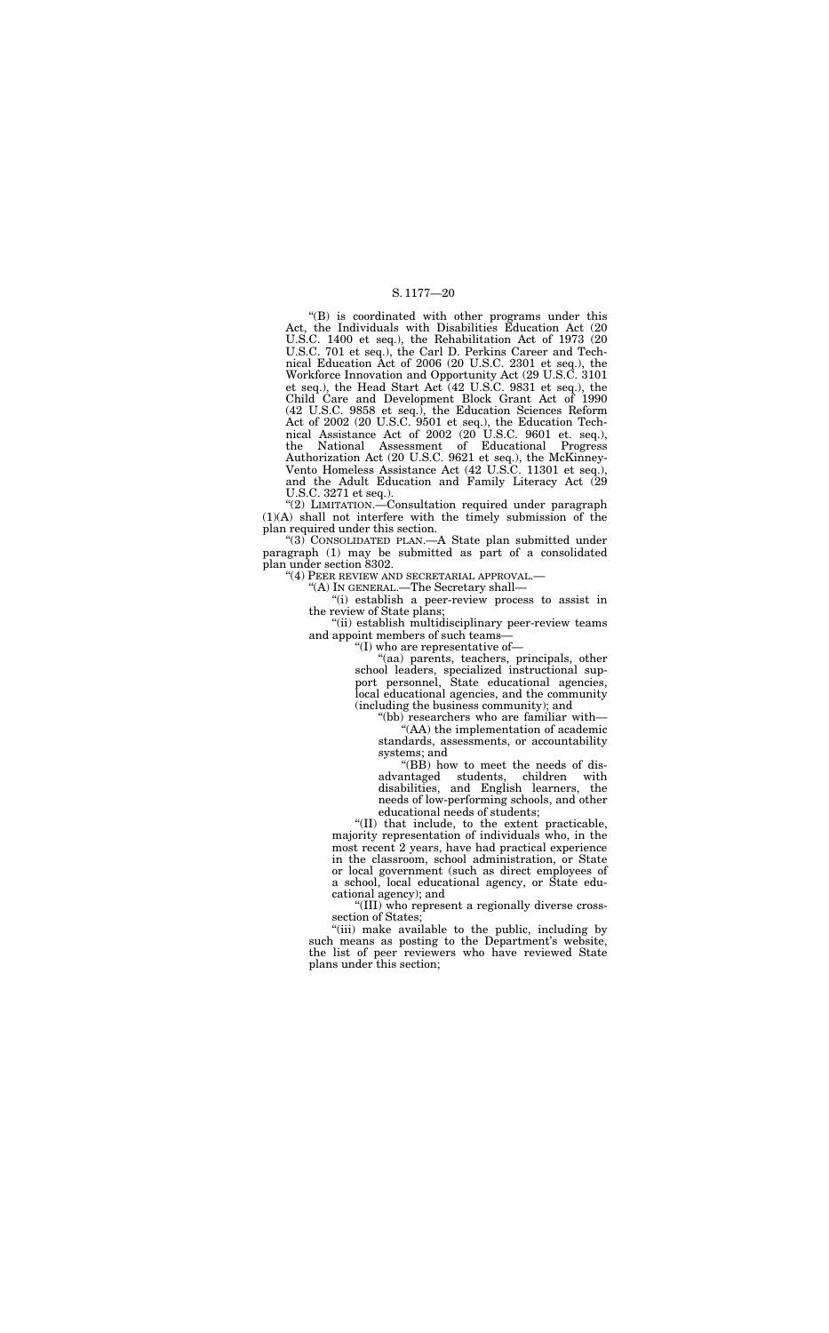"(B) is coordinated with other programs under this Act, the Individuals with Disabilities Education Act (20 U.S.C. 1400 et seq.), the Rehabilitation Act of 1973 (20 U.S.C. 701 et seq.), the Carl D. Perkins Career and Technical Education Act of 2006 (20 U.S.C. 2301 et seq.), the Workforce Innovation and Opportunity Act (29 U.S.C. 3101 et seq.), the Head Start Act (42 U.S.C. 9831 et seq.), the Child Care and Development Block Grant Act of 1990 (42 U.S.C. 9858 et seq.), the Education Sciences Reform Act of 2002 (20 U.S.C. 9501 et seq.), the Education Technical Assistance Act of 2002 (20 U.S.C. 9601 et. seq.), the National Assessment of Educational Progress Authorization Act (20 U.S.C. 9621 et seq.), the McKinney-Vento Homeless Assistance Act (42 U.S.C. 11301 et seq.), and the Adult Education and Family Literacy Act (29 U.S.C. 3271 et seq.).

"(2) LIMITATION.—Consultation required under paragraph (1)(A) shall not interfere with the timely submission of the plan required under this section.

"(3) CONSOLIDATED PLAN.—A State plan submitted under paragraph (1) may be submitted as part of a consolidated plan under section 8302.

"(4) PEER REVIEW AND SECRETARIAL APPROVAL.—

"(A) IN GENERAL.—The Secretary shall—

"(i) establish a peer-review process to assist in the review of State plans;

"(ii) establish multidisciplinary peer-review teams and appoint members of such teams—

"(I) who are representative of—

"(aa) parents, teachers, principals, other school leaders, specialized instructional support personnel, State educational agencies, local educational agencies, and the community (including the business community); and

"(bb) researchers who are familiar with—

"(AA) the implementation of academic standards, assessments, or accountability systems; and

"(BB) how to meet the needs of disadvantaged students, children with disabilities, and English learners, the needs of low-performing schools, and other educational needs of students;

"(II) that include, to the extent practicable, majority representation of individuals who, in the most recent 2 years, have had practical experience in the classroom, school administration, or State or local government (such as direct employees of a school, local educational agency, or State educational agency); and

"(III) who represent a regionally diverse cross-section of States;

"(iii) make available to the public, including by such means as posting to the Department's website, the list of peer reviewers who have reviewed State plans under this section;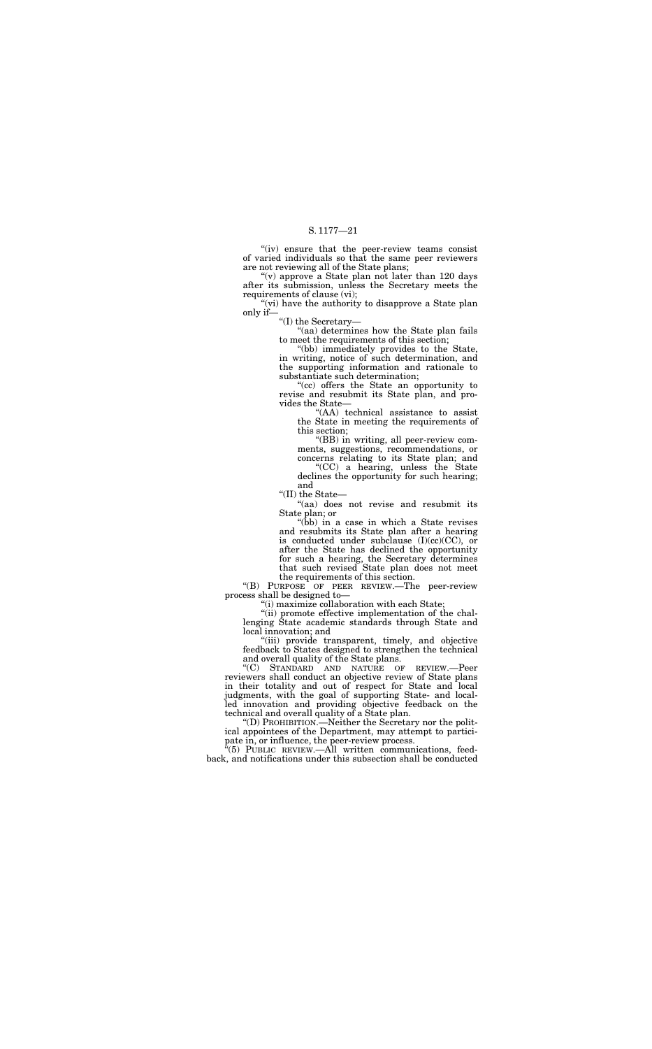"(iv) ensure that the peer-review teams consist of varied individuals so that the same peer reviewers are not reviewing all of the State plans;

"(v) approve a State plan not later than 120 days after its submission, unless the Secretary meets the requirements of clause (vi);

"(vi) have the authority to disapprove a State plan only if—

"(I) the Secretary—

"(aa) determines how the State plan fails to meet the requirements of this section;

"(bb) immediately provides to the State, in writing, notice of such determination, and the supporting information and rationale to substantiate such determination;

"(cc) offers the State an opportunity to revise and resubmit its State plan, and provides the State—

"(AA) technical assistance to assist the State in meeting the requirements of this section;

"(BB) in writing, all peer-review comments, suggestions, recommendations, or concerns relating to its State plan; and

"(CC) a hearing, unless the State declines the opportunity for such hearing; and

"(II) the State—

"(aa) does not revise and resubmit its State plan; or

"(bb) in a case in which a State revises and resubmits its State plan after a hearing is conducted under subclause (I)(cc)(CC), or after the State has declined the opportunity for such a hearing, the Secretary determines that such revised State plan does not meet the requirements of this section.

"(B) PURPOSE OF PEER REVIEW.—The peer-review process shall be designed to—

"(i) maximize collaboration with each State;

"(ii) promote effective implementation of the challenging State academic standards through State and local innovation; and

"(iii) provide transparent, timely, and objective feedback to States designed to strengthen the technical and overall quality of the State plans.

"(C) STANDARD AND NATURE OF REVIEW.—Peer reviewers shall conduct an objective review of State plans in their totality and out of respect for State and local judgments, with the goal of supporting State- and local-led innovation and providing objective feedback on the technical and overall quality of a State plan.

"(D) PROHIBITION.—Neither the Secretary nor the political appointees of the Department, may attempt to participate in, or influence, the peer-review process.

"(5) PUBLIC REVIEW.—All written communications, feedback, and notifications under this subsection shall be conducted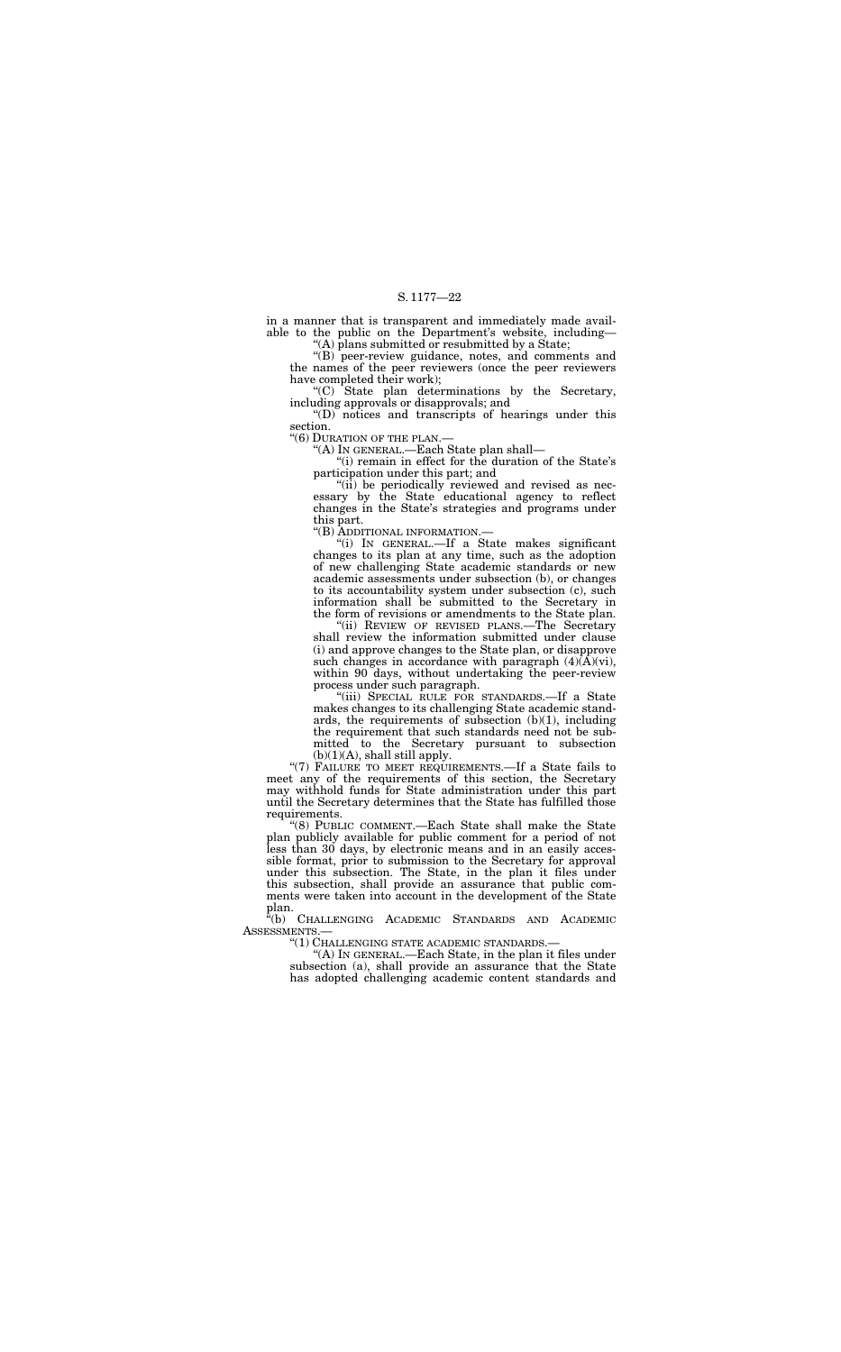in a manner that is transparent and immediately made available to the public on the Department's website, including—

"(A) plans submitted or resubmitted by a State;

"(B) peer-review guidance, notes, and comments and the names of the peer reviewers (once the peer reviewers have completed their work);

"(C) State plan determinations by the Secretary, including approvals or disapprovals; and

"(D) notices and transcripts of hearings under this section.

"(6) DURATION OF THE PLAN.—

"(A) IN GENERAL.—Each State plan shall—

"(i) remain in effect for the duration of the State's participation under this part; and

"(ii) be periodically reviewed and revised as necessary by the State educational agency to reflect changes in the State's strategies and programs under this part.

"(B) ADDITIONAL INFORMATION.—

"(i) IN GENERAL.—If a State makes significant changes to its plan at any time, such as the adoption of new challenging State academic standards or new academic assessments under subsection (b), or changes to its accountability system under subsection (c), such information shall be submitted to the Secretary in the form of revisions or amendments to the State plan.

"(ii) REVIEW OF REVISED PLANS.—The Secretary shall review the information submitted under clause (i) and approve changes to the State plan, or disapprove such changes in accordance with paragraph (4)(A)(vi), within 90 days, without undertaking the peer-review process under such paragraph.

"(iii) SPECIAL RULE FOR STANDARDS.—If a State makes changes to its challenging State academic standards, the requirements of subsection (b)(1), including the requirement that such standards need not be submitted to the Secretary pursuant to subsection (b)(1)(A), shall still apply.

"(7) FAILURE TO MEET REQUIREMENTS.—If a State fails to meet any of the requirements of this section, the Secretary may withhold funds for State administration under this part until the Secretary determines that the State has fulfilled those requirements.

"(8) PUBLIC COMMENT.—Each State shall make the State plan publicly available for public comment for a period of not less than 30 days, by electronic means and in an easily accessible format, prior to submission to the Secretary for approval under this subsection. The State, in the plan it files under this subsection, shall provide an assurance that public comments were taken into account in the development of the State plan.

"(b) CHALLENGING ACADEMIC STANDARDS AND ACADEMIC ASSESSMENTS.—

"(1) CHALLENGING STATE ACADEMIC STANDARDS.—

"(A) IN GENERAL.—Each State, in the plan it files under subsection (a), shall provide an assurance that the State has adopted challenging academic content standards and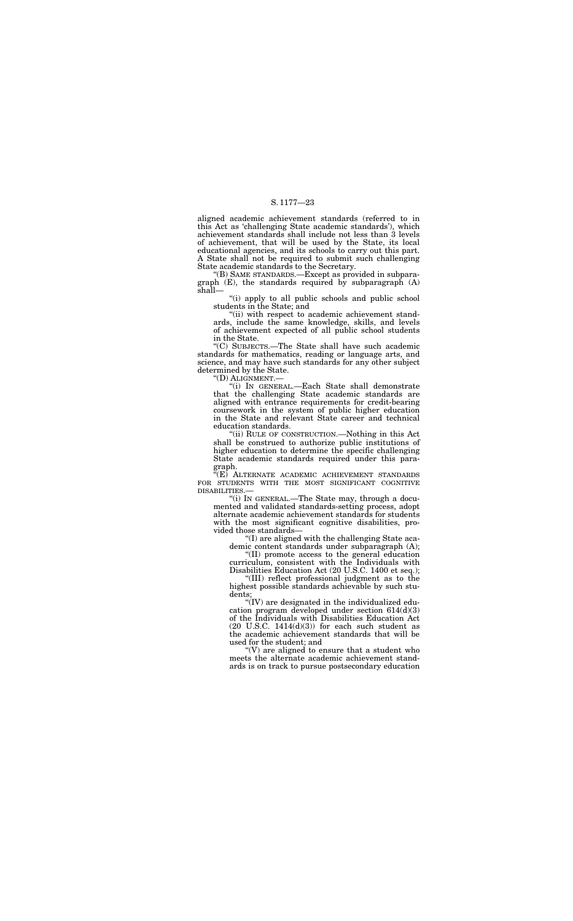aligned academic achievement standards (referred to in this Act as 'challenging State academic standards'), which achievement standards shall include not less than 3 levels of achievement, that will be used by the State, its local educational agencies, and its schools to carry out this part. A State shall not be required to submit such challenging State academic standards to the Secretary.

"(B) SAME STANDARDS.—Except as provided in subparagraph (E), the standards required by subparagraph (A) shall—

"(i) apply to all public schools and public school students in the State; and

"(ii) with respect to academic achievement standards, include the same knowledge, skills, and levels of achievement expected of all public school students in the State.

"(C) SUBJECTS.—The State shall have such academic standards for mathematics, reading or language arts, and science, and may have such standards for any other subject determined by the State.

"(D) ALIGNMENT.—

"(i) IN GENERAL.—Each State shall demonstrate that the challenging State academic standards are aligned with entrance requirements for credit-bearing coursework in the system of public higher education in the State and relevant State career and technical education standards.

"(ii) RULE OF CONSTRUCTION.—Nothing in this Act shall be construed to authorize public institutions of higher education to determine the specific challenging State academic standards required under this paragraph.

"(E) ALTERNATE ACADEMIC ACHIEVEMENT STANDARDS FOR STUDENTS WITH THE MOST SIGNIFICANT COGNITIVE DISABILITIES.—

"(i) IN GENERAL.—The State may, through a documented and validated standards-setting process, adopt alternate academic achievement standards for students with the most significant cognitive disabilities, provided those standards—

"(I) are aligned with the challenging State academic content standards under subparagraph (A);

"(II) promote access to the general education curriculum, consistent with the Individuals with Disabilities Education Act (20 U.S.C. 1400 et seq.);

"(III) reflect professional judgment as to the highest possible standards achievable by such students;

"(IV) are designated in the individualized education program developed under section 614(d)(3) of the Individuals with Disabilities Education Act (20 U.S.C. 1414(d)(3)) for each such student as the academic achievement standards that will be used for the student; and

"(V) are aligned to ensure that a student who meets the alternate academic achievement standards is on track to pursue postsecondary education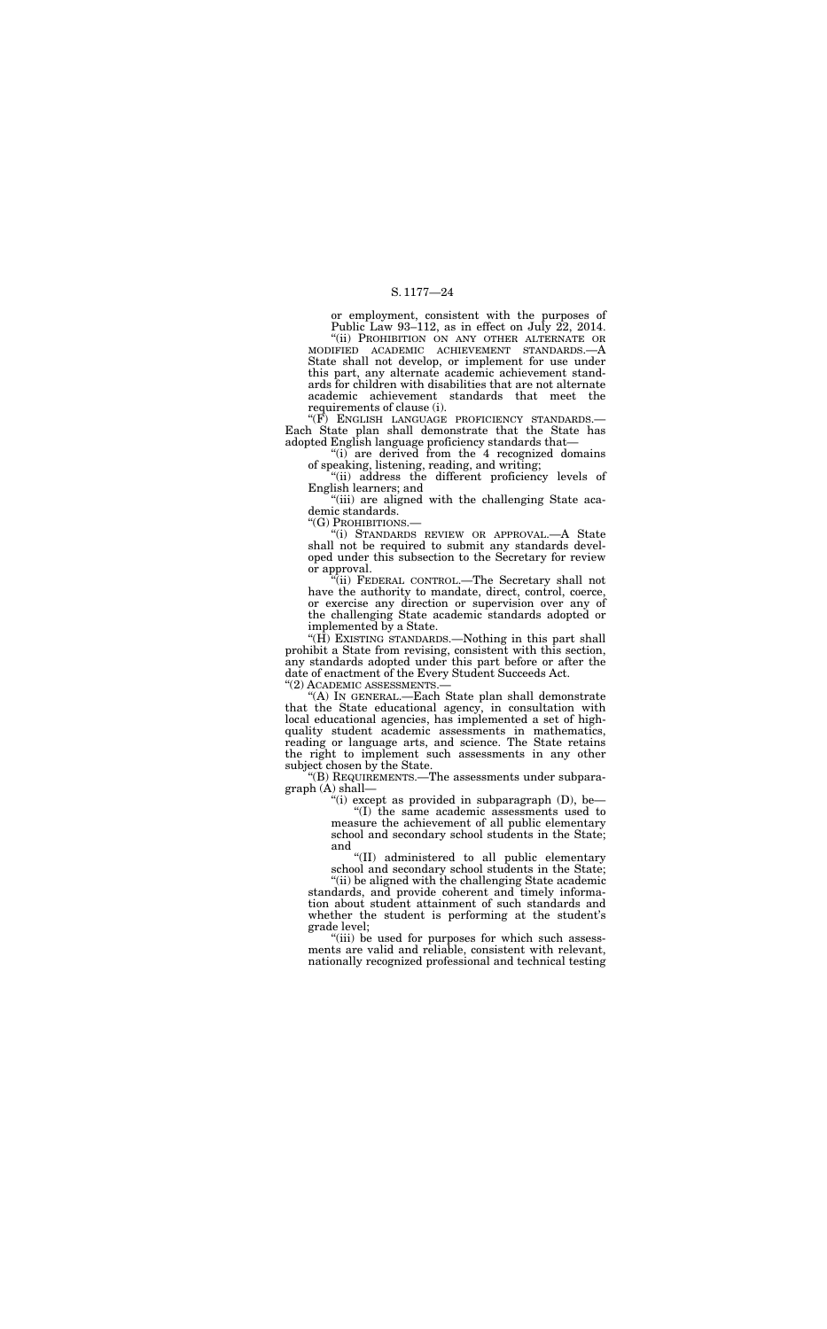or employment, consistent with the purposes of Public Law 93–112, as in effect on July 22, 2014.

"(ii) PROHIBITION ON ANY OTHER ALTERNATE OR MODIFIED ACADEMIC ACHIEVEMENT STANDARDS.—A State shall not develop, or implement for use under this part, any alternate academic achievement standards for children with disabilities that are not alternate academic achievement standards that meet the requirements of clause (i).

"(F) ENGLISH LANGUAGE PROFICIENCY STANDARDS.—Each State plan shall demonstrate that the State has adopted English language proficiency standards that—

"(i) are derived from the 4 recognized domains of speaking, listening, reading, and writing;

"(ii) address the different proficiency levels of English learners; and

"(iii) are aligned with the challenging State academic standards.

"(G) PROHIBITIONS.—

"(i) STANDARDS REVIEW OR APPROVAL.—A State shall not be required to submit any standards developed under this subsection to the Secretary for review or approval.

"(ii) FEDERAL CONTROL.—The Secretary shall not have the authority to mandate, direct, control, coerce, or exercise any direction or supervision over any of the challenging State academic standards adopted or implemented by a State.

"(H) EXISTING STANDARDS.—Nothing in this part shall prohibit a State from revising, consistent with this section, any standards adopted under this part before or after the date of enactment of the Every Student Succeeds Act.

"(2) ACADEMIC ASSESSMENTS.—

"(A) IN GENERAL.—Each State plan shall demonstrate that the State educational agency, in consultation with local educational agencies, has implemented a set of high-quality student academic assessments in mathematics, reading or language arts, and science. The State retains the right to implement such assessments in any other subject chosen by the State.

"(B) REQUIREMENTS.—The assessments under subparagraph (A) shall—

"(i) except as provided in subparagraph (D), be—

"(I) the same academic assessments used to measure the achievement of all public elementary school and secondary school students in the State; and

"(II) administered to all public elementary school and secondary school students in the State;

"(ii) be aligned with the challenging State academic standards, and provide coherent and timely information about student attainment of such standards and whether the student is performing at the student's grade level;

"(iii) be used for purposes for which such assessments are valid and reliable, consistent with relevant, nationally recognized professional and technical testing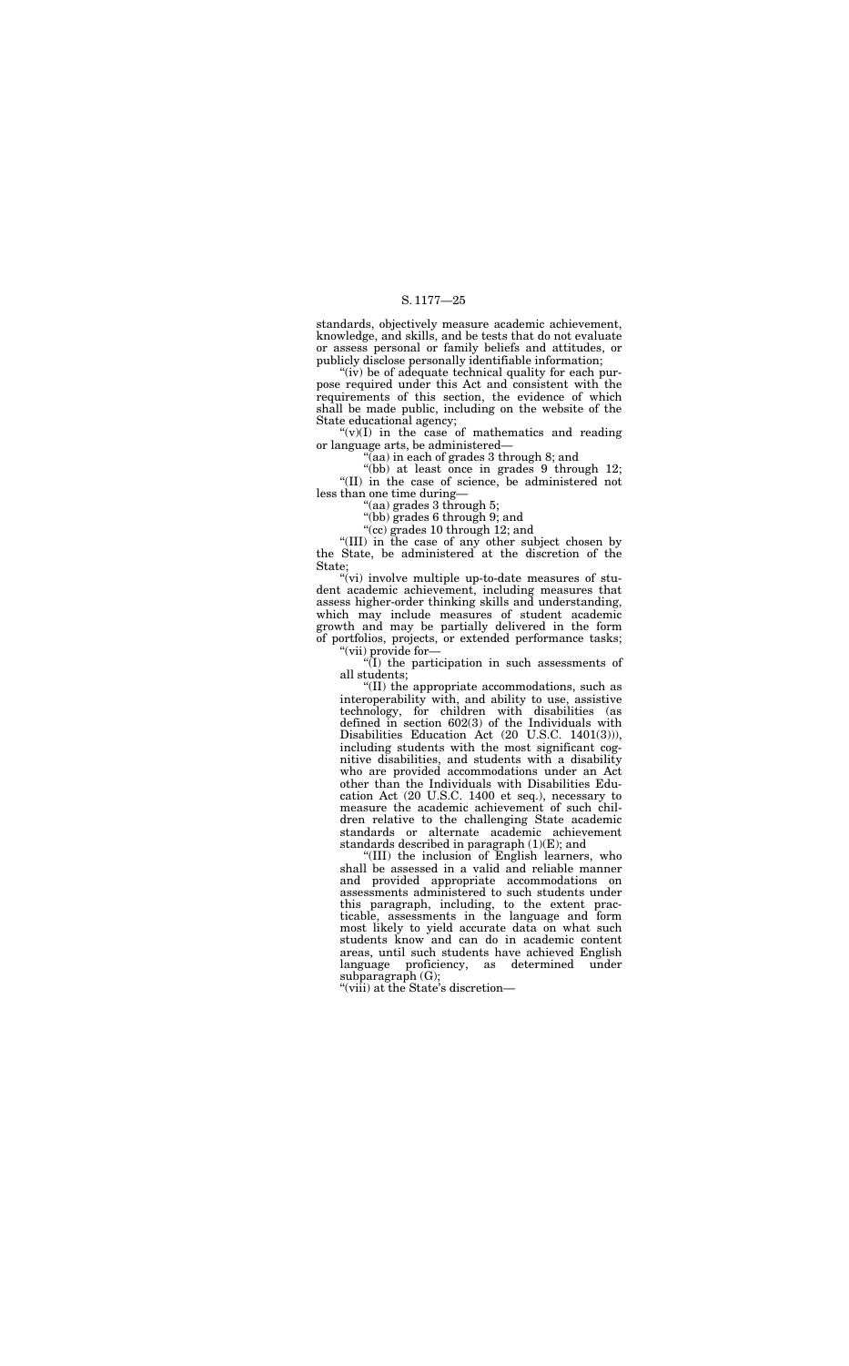standards, objectively measure academic achievement, knowledge, and skills, and be tests that do not evaluate or assess personal or family beliefs and attitudes, or publicly disclose personally identifiable information;

"(iv) be of adequate technical quality for each purpose required under this Act and consistent with the requirements of this section, the evidence of which shall be made public, including on the website of the State educational agency;

"(v)(I) in the case of mathematics and reading or language arts, be administered—

"(aa) in each of grades 3 through 8; and

"(bb) at least once in grades 9 through 12;

"(II) in the case of science, be administered not less than one time during—

"(aa) grades 3 through 5;

"(bb) grades 6 through 9; and

"(cc) grades 10 through 12; and

"(III) in the case of any other subject chosen by the State, be administered at the discretion of the State;

"(vi) involve multiple up-to-date measures of student academic achievement, including measures that assess higher-order thinking skills and understanding, which may include measures of student academic growth and may be partially delivered in the form of portfolios, projects, or extended performance tasks;

"(vii) provide for—

"(I) the participation in such assessments of all students;

"(II) the appropriate accommodations, such as interoperability with, and ability to use, assistive technology, for children with disabilities (as defined in section 602(3) of the Individuals with Disabilities Education Act (20 U.S.C. 1401(3))), including students with the most significant cognitive disabilities, and students with a disability who are provided accommodations under an Act other than the Individuals with Disabilities Education Act (20 U.S.C. 1400 et seq.), necessary to measure the academic achievement of such children relative to the challenging State academic standards or alternate academic achievement standards described in paragraph (1)(E); and

"(III) the inclusion of English learners, who shall be assessed in a valid and reliable manner and provided appropriate accommodations on assessments administered to such students under this paragraph, including, to the extent practicable, assessments in the language and form most likely to yield accurate data on what such students know and can do in academic content areas, until such students have achieved English language proficiency, as determined under subparagraph (G);

"(viii) at the State's discretion—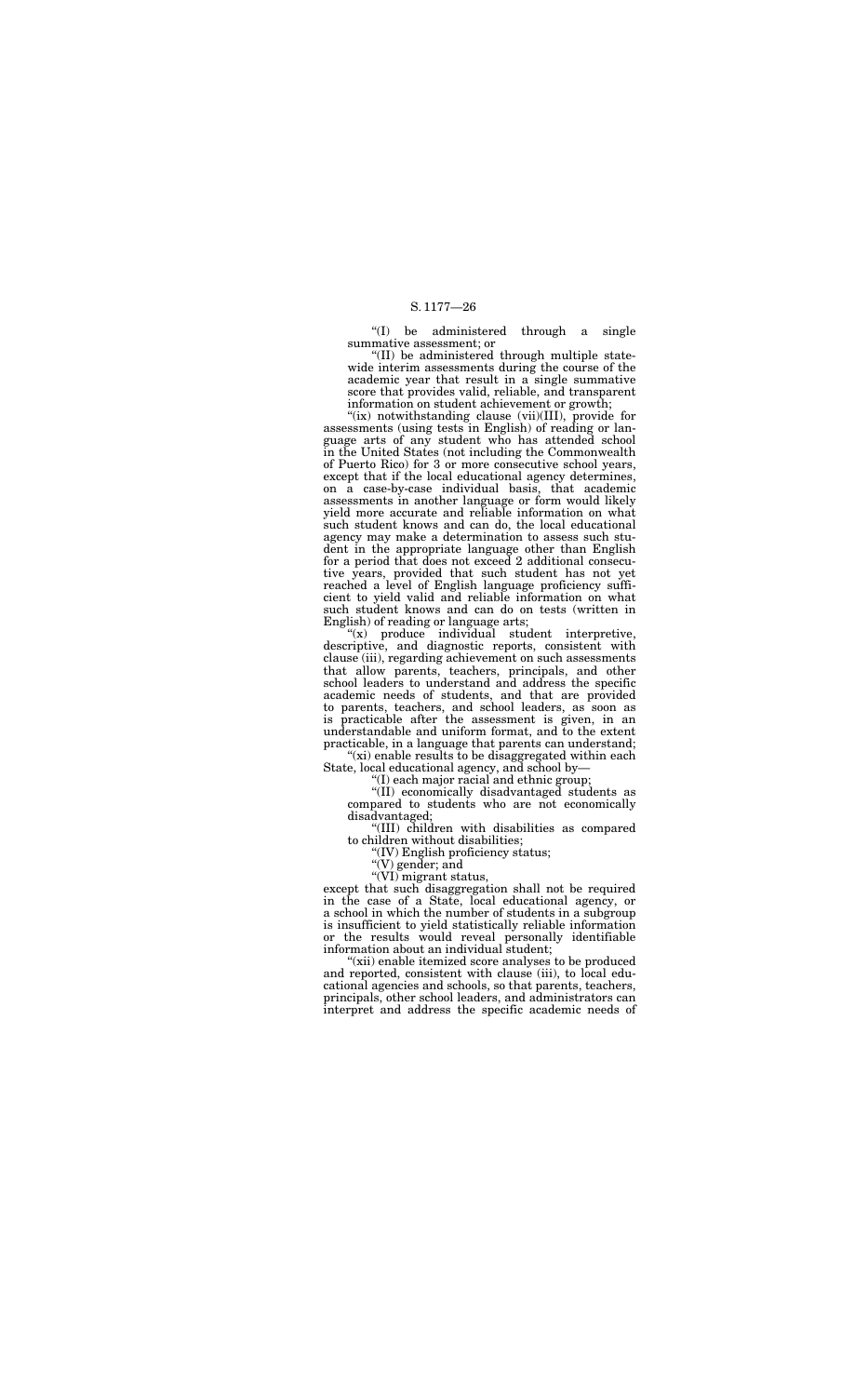"(I) be administered through a single summative assessment; or

"(II) be administered through multiple statewide interim assessments during the course of the academic year that result in a single summative score that provides valid, reliable, and transparent information on student achievement or growth;

"(ix) notwithstanding clause (vii)(III), provide for assessments (using tests in English) of reading or language arts of any student who has attended school in the United States (not including the Commonwealth of Puerto Rico) for 3 or more consecutive school years, except that if the local educational agency determines, on a case-by-case individual basis, that academic assessments in another language or form would likely yield more accurate and reliable information on what such student knows and can do, the local educational agency may make a determination to assess such student in the appropriate language other than English for a period that does not exceed 2 additional consecutive years, provided that such student has not yet reached a level of English language proficiency sufficient to yield valid and reliable information on what such student knows and can do on tests (written in English) of reading or language arts;

"(x) produce individual student interpretive, descriptive, and diagnostic reports, consistent with clause (iii), regarding achievement on such assessments that allow parents, teachers, principals, and other school leaders to understand and address the specific academic needs of students, and that are provided to parents, teachers, and school leaders, as soon as is practicable after the assessment is given, in an understandable and uniform format, and to the extent practicable, in a language that parents can understand;

"(xi) enable results to be disaggregated within each State, local educational agency, and school by—

"(I) each major racial and ethnic group;

"(II) economically disadvantaged students as compared to students who are not economically disadvantaged;

"(III) children with disabilities as compared to children without disabilities;

"(IV) English proficiency status;

"(V) gender; and

"(VI) migrant status,

except that such disaggregation shall not be required in the case of a State, local educational agency, or a school in which the number of students in a subgroup is insufficient to yield statistically reliable information or the results would reveal personally identifiable information about an individual student;

"(xii) enable itemized score analyses to be produced and reported, consistent with clause (iii), to local educational agencies and schools, so that parents, teachers, principals, other school leaders, and administrators can interpret and address the specific academic needs of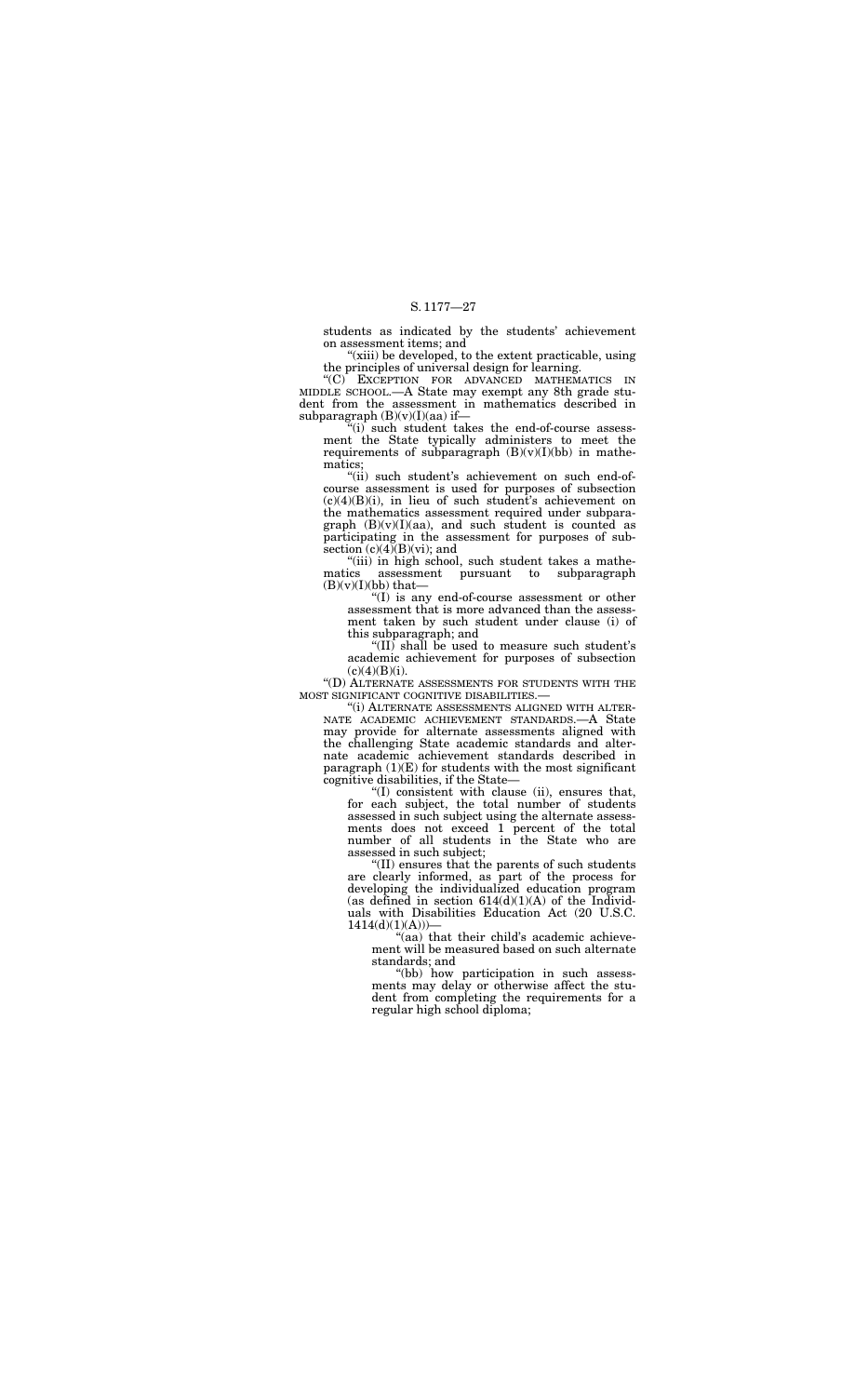students as indicated by the students' achievement on assessment items; and

"(xiii) be developed, to the extent practicable, using the principles of universal design for learning.

"(C) EXCEPTION FOR ADVANCED MATHEMATICS IN MIDDLE SCHOOL.—A State may exempt any 8th grade student from the assessment in mathematics described in subparagraph (B)(v)(I)(aa) if—

"(i) such student takes the end-of-course assessment the State typically administers to meet the requirements of subparagraph (B)(v)(I)(bb) in mathematics;

"(ii) such student's achievement on such end-of-course assessment is used for purposes of subsection (c)(4)(B)(i), in lieu of such student's achievement on the mathematics assessment required under subparagraph (B)(v)(I)(aa), and such student is counted as participating in the assessment for purposes of subsection (c)(4)(B)(vi); and

"(iii) in high school, such student takes a mathematics assessment pursuant to subparagraph (B)(v)(I)(bb) that—

"(I) is any end-of-course assessment or other assessment that is more advanced than the assessment taken by such student under clause (i) of this subparagraph; and

"(II) shall be used to measure such student's academic achievement for purposes of subsection (c)(4)(B)(i).

"(D) ALTERNATE ASSESSMENTS FOR STUDENTS WITH THE MOST SIGNIFICANT COGNITIVE DISABILITIES.—

"(i) ALTERNATE ASSESSMENTS ALIGNED WITH ALTERNATE ACADEMIC ACHIEVEMENT STANDARDS.—A State may provide for alternate assessments aligned with the challenging State academic standards and alternate academic achievement standards described in paragraph (1)(E) for students with the most significant cognitive disabilities, if the State—

"(I) consistent with clause (ii), ensures that, for each subject, the total number of students assessed in such subject using the alternate assessments does not exceed 1 percent of the total number of all students in the State who are assessed in such subject;

"(II) ensures that the parents of such students are clearly informed, as part of the process for developing the individualized education program (as defined in section 614(d)(1)(A) of the Individuals with Disabilities Education Act (20 U.S.C. 1414(d)(1)(A)))—

"(aa) that their child's academic achievement will be measured based on such alternate standards; and

"(bb) how participation in such assessments may delay or otherwise affect the student from completing the requirements for a regular high school diploma;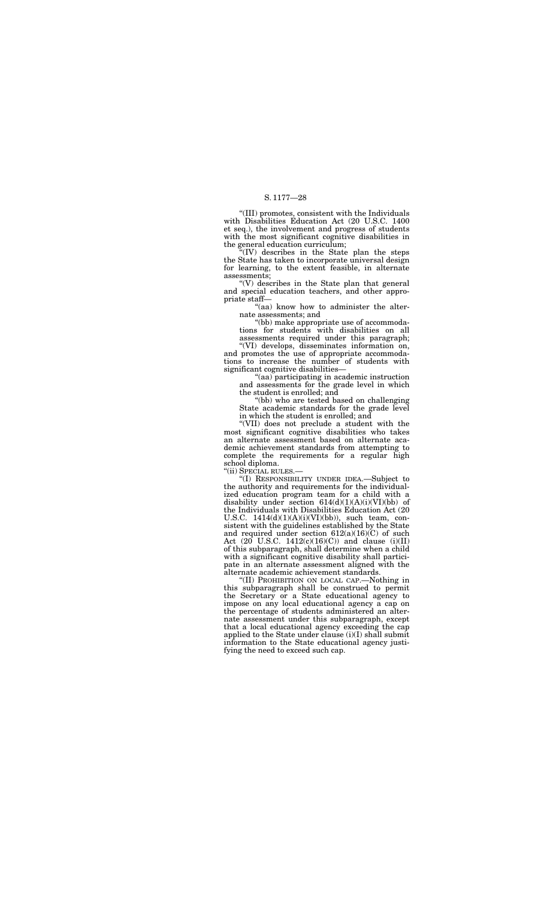"(III) promotes, consistent with the Individuals with Disabilities Education Act (20 U.S.C. 1400 et seq.), the involvement and progress of students with the most significant cognitive disabilities in the general education curriculum;

"(IV) describes in the State plan the steps the State has taken to incorporate universal design for learning, to the extent feasible, in alternate assessments;

"(V) describes in the State plan that general and special education teachers, and other appropriate staff—

"(aa) know how to administer the alternate assessments; and

"(bb) make appropriate use of accommodations for students with disabilities on all assessments required under this paragraph;

"(VI) develops, disseminates information on, and promotes the use of appropriate accommodations to increase the number of students with significant cognitive disabilities—

"(aa) participating in academic instruction and assessments for the grade level in which the student is enrolled; and

"(bb) who are tested based on challenging State academic standards for the grade level in which the student is enrolled; and

"(VII) does not preclude a student with the most significant cognitive disabilities who takes an alternate assessment based on alternate academic achievement standards from attempting to complete the requirements for a regular high school diploma.

"(ii) SPECIAL RULES.—

"(I) RESPONSIBILITY UNDER IDEA.—Subject to the authority and requirements for the individualized education program team for a child with a disability under section 614(d)(1)(A)(i)(VI)(bb) of the Individuals with Disabilities Education Act (20 U.S.C. 1414(d)(1)(A)(i)(VI)(bb)), such team, consistent with the guidelines established by the State and required under section 612(a)(16)(C) of such Act (20 U.S.C. 1412(c)(16)(C)) and clause (i)(II) of this subparagraph, shall determine when a child with a significant cognitive disability shall participate in an alternate assessment aligned with the alternate academic achievement standards.

"(II) PROHIBITION ON LOCAL CAP.—Nothing in this subparagraph shall be construed to permit the Secretary or a State educational agency to impose on any local educational agency a cap on the percentage of students administered an alternate assessment under this subparagraph, except that a local educational agency exceeding the cap applied to the State under clause (i)(I) shall submit information to the State educational agency justifying the need to exceed such cap.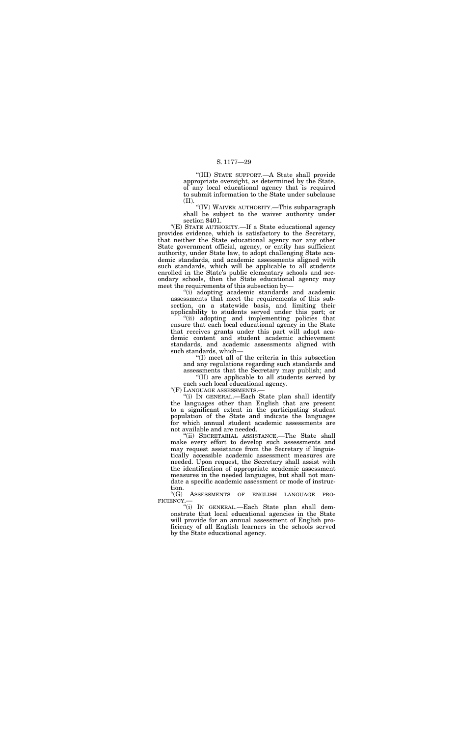"(III) STATE SUPPORT.—A State shall provide appropriate oversight, as determined by the State, of any local educational agency that is required to submit information to the State under subclause (II).

"(IV) WAIVER AUTHORITY.—This subparagraph shall be subject to the waiver authority under section 8401.

"(E) STATE AUTHORITY.—If a State educational agency provides evidence, which is satisfactory to the Secretary, that neither the State educational agency nor any other State government official, agency, or entity has sufficient authority, under State law, to adopt challenging State academic standards, and academic assessments aligned with such standards, which will be applicable to all students enrolled in the State's public elementary schools and secondary schools, then the State educational agency may meet the requirements of this subsection by—

"(i) adopting academic standards and academic assessments that meet the requirements of this subsection, on a statewide basis, and limiting their applicability to students served under this part; or

"(ii) adopting and implementing policies that ensure that each local educational agency in the State that receives grants under this part will adopt academic content and student academic achievement standards, and academic assessments aligned with such standards, which—

"(I) meet all of the criteria in this subsection and any regulations regarding such standards and assessments that the Secretary may publish; and

"(II) are applicable to all students served by each such local educational agency.

"(F) LANGUAGE ASSESSMENTS.—

"(i) IN GENERAL.—Each State plan shall identify the languages other than English that are present to a significant extent in the participating student population of the State and indicate the languages for which annual student academic assessments are not available and are needed.

"(ii) SECRETARIAL ASSISTANCE.—The State shall make every effort to develop such assessments and may request assistance from the Secretary if linguistically accessible academic assessment measures are needed. Upon request, the Secretary shall assist with the identification of appropriate academic assessment measures in the needed languages, but shall not mandate a specific academic assessment or mode of instruction.

"(G) ASSESSMENTS OF ENGLISH LANGUAGE PROFICIENCY.—

"(i) IN GENERAL.—Each State plan shall demonstrate that local educational agencies in the State will provide for an annual assessment of English proficiency of all English learners in the schools served by the State educational agency.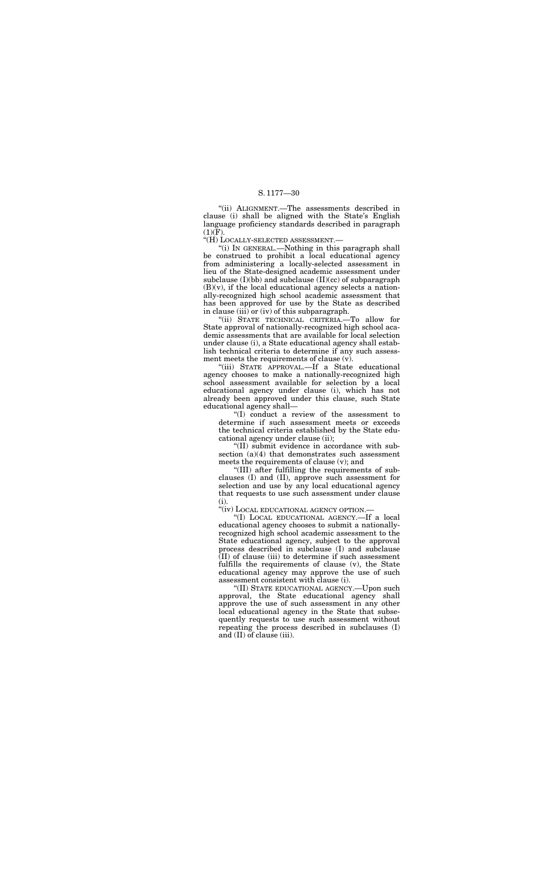"(ii) ALIGNMENT.—The assessments described in clause (i) shall be aligned with the State's English language proficiency standards described in paragraph (1)(F).

"(H) LOCALLY-SELECTED ASSESSMENT.—

"(i) IN GENERAL.—Nothing in this paragraph shall be construed to prohibit a local educational agency from administering a locally-selected assessment in lieu of the State-designed academic assessment under subclause (I)(bb) and subclause (II)(cc) of subparagraph (B)(v), if the local educational agency selects a nationally-recognized high school academic assessment that has been approved for use by the State as described in clause (iii) or (iv) of this subparagraph.

"(ii) STATE TECHNICAL CRITERIA.—To allow for State approval of nationally-recognized high school academic assessments that are available for local selection under clause (i), a State educational agency shall establish technical criteria to determine if any such assessment meets the requirements of clause (v).

"(iii) STATE APPROVAL.—If a State educational agency chooses to make a nationally-recognized high school assessment available for selection by a local educational agency under clause (i), which has not already been approved under this clause, such State educational agency shall—

"(I) conduct a review of the assessment to determine if such assessment meets or exceeds the technical criteria established by the State educational agency under clause (ii);

"(II) submit evidence in accordance with subsection (a)(4) that demonstrates such assessment meets the requirements of clause (v); and

"(III) after fulfilling the requirements of subclauses (I) and (II), approve such assessment for selection and use by any local educational agency that requests to use such assessment under clause (i).

"(iv) LOCAL EDUCATIONAL AGENCY OPTION.—

"(I) LOCAL EDUCATIONAL AGENCY.—If a local educational agency chooses to submit a nationally-recognized high school academic assessment to the State educational agency, subject to the approval process described in subclause (I) and subclause (II) of clause (iii) to determine if such assessment fulfills the requirements of clause (v), the State educational agency may approve the use of such assessment consistent with clause (i).

"(II) STATE EDUCATIONAL AGENCY.—Upon such approval, the State educational agency shall approve the use of such assessment in any other local educational agency in the State that subsequently requests to use such assessment without repeating the process described in subclauses (I) and (II) of clause (iii).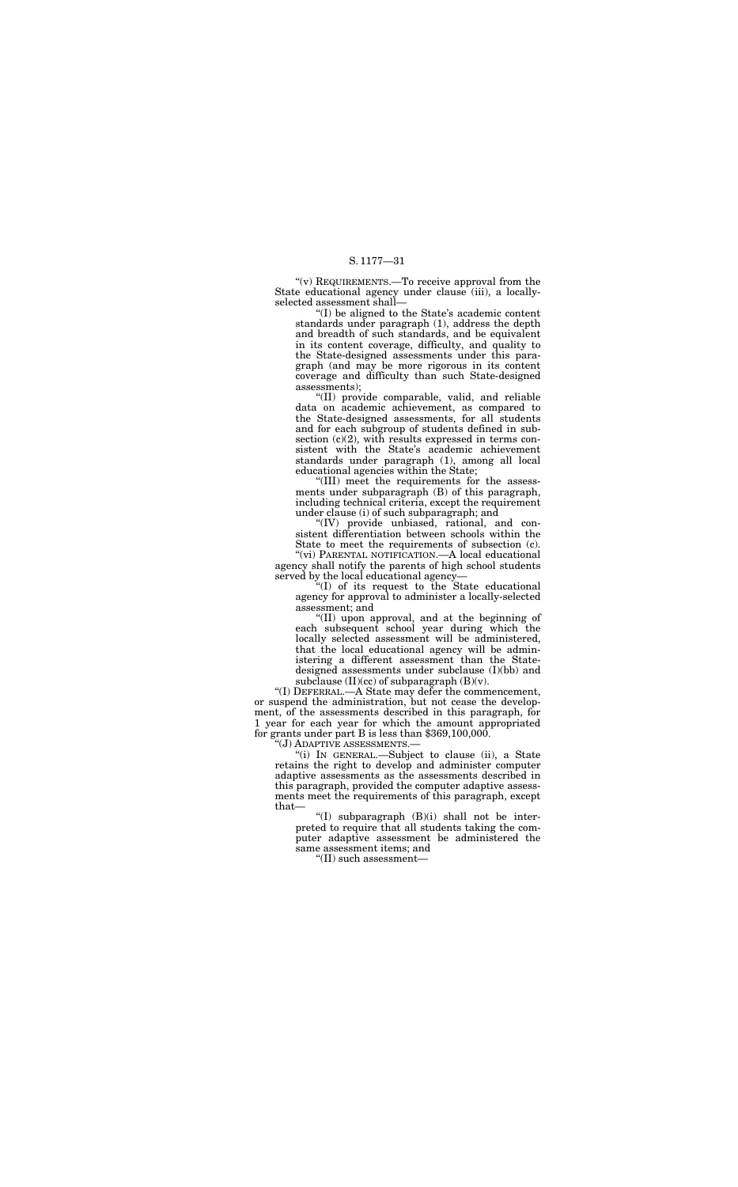"(v) REQUIREMENTS.—To receive approval from the State educational agency under clause (iii), a locally-selected assessment shall—

"(I) be aligned to the State's academic content standards under paragraph (1), address the depth and breadth of such standards, and be equivalent in its content coverage, difficulty, and quality to the State-designed assessments under this paragraph (and may be more rigorous in its content coverage and difficulty than such State-designed assessments);

"(II) provide comparable, valid, and reliable data on academic achievement, as compared to the State-designed assessments, for all students and for each subgroup of students defined in subsection (c)(2), with results expressed in terms consistent with the State's academic achievement standards under paragraph (1), among all local educational agencies within the State;

"(III) meet the requirements for the assessments under subparagraph (B) of this paragraph, including technical criteria, except the requirement under clause (i) of such subparagraph; and

"(IV) provide unbiased, rational, and consistent differentiation between schools within the State to meet the requirements of subsection (c).

"(vi) PARENTAL NOTIFICATION.—A local educational agency shall notify the parents of high school students served by the local educational agency—

"(I) of its request to the State educational agency for approval to administer a locally-selected assessment; and

"(II) upon approval, and at the beginning of each subsequent school year during which the locally selected assessment will be administered, that the local educational agency will be administering a different assessment than the State-designed assessments under subclause (I)(bb) and subclause (II)(cc) of subparagraph (B)(v).

"(I) DEFERRAL.—A State may defer the commencement, or suspend the administration, but not cease the development, of the assessments described in this paragraph, for 1 year for each year for which the amount appropriated for grants under part B is less than $369,100,000.

"(J) ADAPTIVE ASSESSMENTS.—

"(i) IN GENERAL.—Subject to clause (ii), a State retains the right to develop and administer computer adaptive assessments as the assessments described in this paragraph, provided the computer adaptive assessments meet the requirements of this paragraph, except that—

"(I) subparagraph (B)(i) shall not be interpreted to require that all students taking the computer adaptive assessment be administered the same assessment items; and

"(II) such assessment—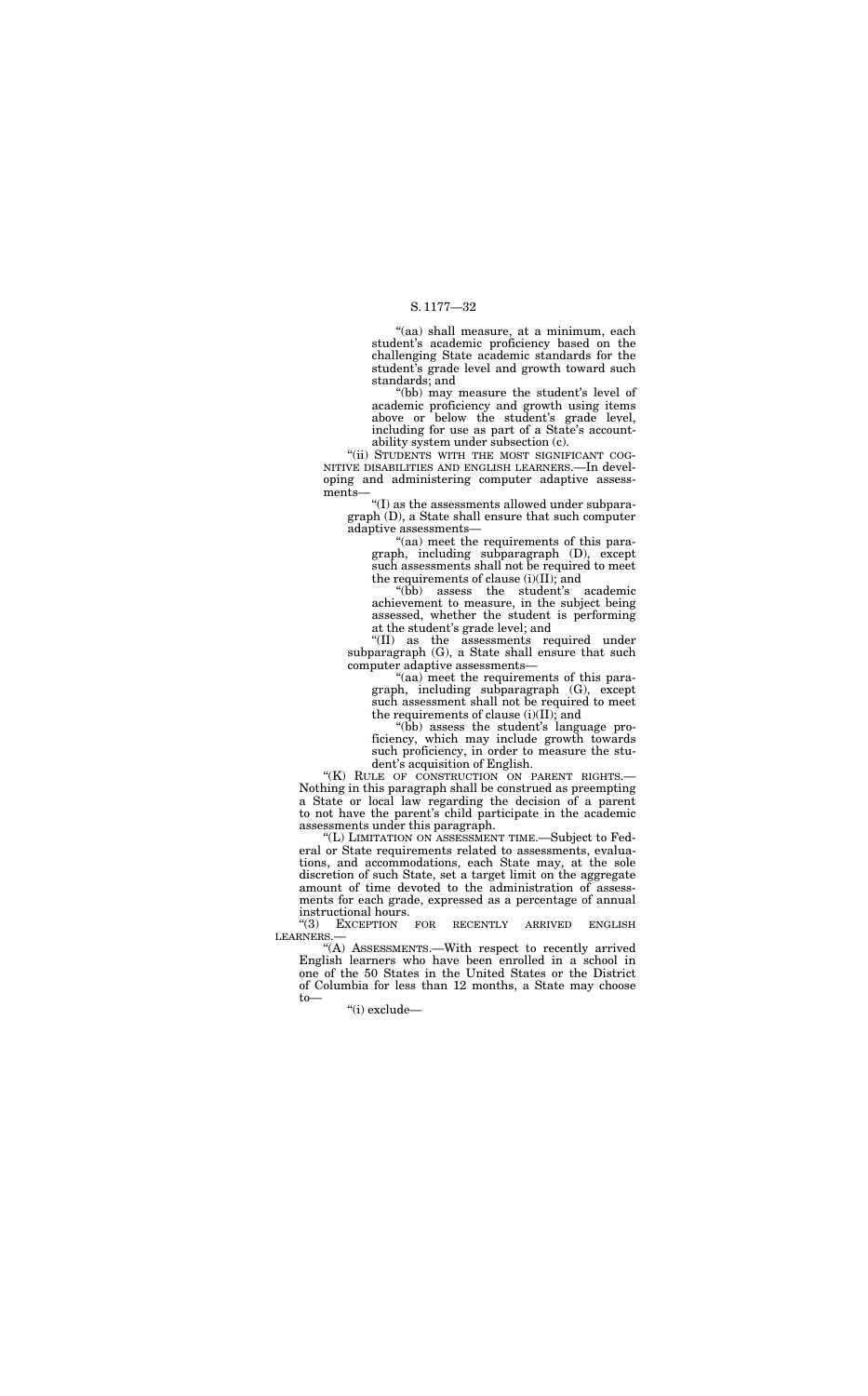"(aa) shall measure, at a minimum, each student's academic proficiency based on the challenging State academic standards for the student's grade level and growth toward such standards; and

"(bb) may measure the student's level of academic proficiency and growth using items above or below the student's grade level, including for use as part of a State's accountability system under subsection (c).

"(ii) STUDENTS WITH THE MOST SIGNIFICANT COGNITIVE DISABILITIES AND ENGLISH LEARNERS.—In developing and administering computer adaptive assessments—

"(I) as the assessments allowed under subparagraph (D), a State shall ensure that such computer adaptive assessments—

"(aa) meet the requirements of this paragraph, including subparagraph (D), except such assessments shall not be required to meet the requirements of clause (i)(II); and

"(bb) assess the student's academic achievement to measure, in the subject being assessed, whether the student is performing at the student's grade level; and

"(II) as the assessments required under subparagraph (G), a State shall ensure that such computer adaptive assessments—

"(aa) meet the requirements of this paragraph, including subparagraph (G), except such assessment shall not be required to meet the requirements of clause (i)(II); and

"(bb) assess the student's language proficiency, which may include growth towards such proficiency, in order to measure the student's acquisition of English.

"(K) RULE OF CONSTRUCTION ON PARENT RIGHTS.—Nothing in this paragraph shall be construed as preempting a State or local law regarding the decision of a parent to not have the parent's child participate in the academic assessments under this paragraph.

"(L) LIMITATION ON ASSESSMENT TIME.—Subject to Federal or State requirements related to assessments, evaluations, and accommodations, each State may, at the sole discretion of such State, set a target limit on the aggregate amount of time devoted to the administration of assessments for each grade, expressed as a percentage of annual instructional hours.

"(3) EXCEPTION FOR RECENTLY ARRIVED ENGLISH LEARNERS.—

"(A) ASSESSMENTS.—With respect to recently arrived English learners who have been enrolled in a school in one of the 50 States in the United States or the District of Columbia for less than 12 months, a State may choose to—

"(i) exclude—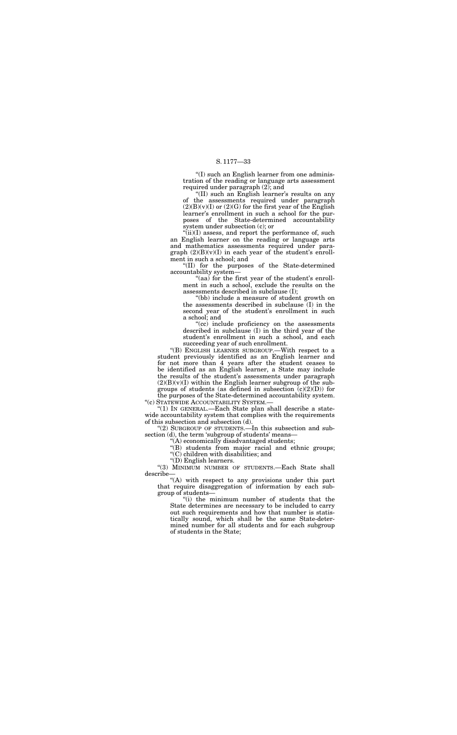"(I) such an English learner from one administration of the reading or language arts assessment required under paragraph (2); and

"(II) such an English learner's results on any of the assessments required under paragraph (2)(B)(v)(I) or (2)(G) for the first year of the English learner's enrollment in such a school for the purposes of the State-determined accountability system under subsection (c); or

"(ii)(I) assess, and report the performance of, such an English learner on the reading or language arts and mathematics assessments required under paragraph (2)(B)(v)(I) in each year of the student's enrollment in such a school; and

"(II) for the purposes of the State-determined accountability system—

"(aa) for the first year of the student's enrollment in such a school, exclude the results on the assessments described in subclause (I);

"(bb) include a measure of student growth on the assessments described in subclause (I) in the second year of the student's enrollment in such a school; and

"(cc) include proficiency on the assessments described in subclause (I) in the third year of the student's enrollment in such a school, and each succeeding year of such enrollment.

"(B) ENGLISH LEARNER SUBGROUP.—With respect to a student previously identified as an English learner and for not more than 4 years after the student ceases to be identified as an English learner, a State may include the results of the student's assessments under paragraph (2)(B)(v)(I) within the English learner subgroup of the subgroups of students (as defined in subsection (c)(2)(D)) for the purposes of the State-determined accountability system.

"(c) STATEWIDE ACCOUNTABILITY SYSTEM.—

"(1) IN GENERAL.—Each State plan shall describe a statewide accountability system that complies with the requirements of this subsection and subsection (d).

"(2) SUBGROUP OF STUDENTS.—In this subsection and subsection (d), the term 'subgroup of students' means—

"(A) economically disadvantaged students;

"(B) students from major racial and ethnic groups;

"(C) children with disabilities; and

"(D) English learners.

"(3) MINIMUM NUMBER OF STUDENTS.—Each State shall describe—

"(A) with respect to any provisions under this part that require disaggregation of information by each subgroup of students—

"(i) the minimum number of students that the State determines are necessary to be included to carry out such requirements and how that number is statistically sound, which shall be the same State-determined number for all students and for each subgroup of students in the State;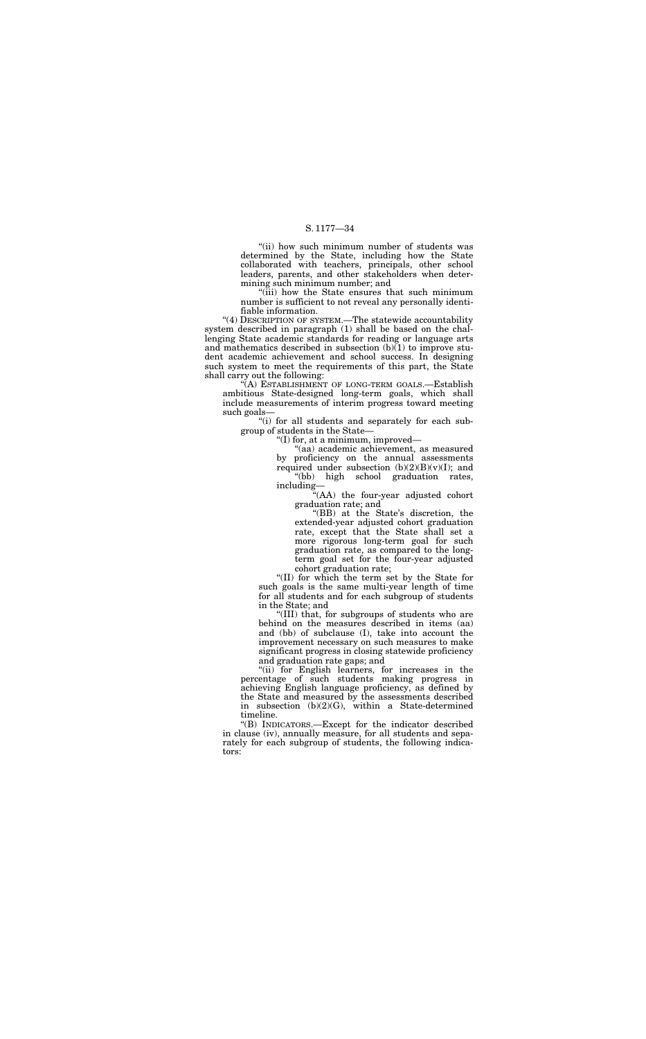"(ii) how such minimum number of students was determined by the State, including how the State collaborated with teachers, principals, other school leaders, parents, and other stakeholders when determining such minimum number; and

"(iii) how the State ensures that such minimum number is sufficient to not reveal any personally identifiable information.

"(4) DESCRIPTION OF SYSTEM.—The statewide accountability system described in paragraph (1) shall be based on the challenging State academic standards for reading or language arts and mathematics described in subsection (b)(1) to improve student academic achievement and school success. In designing such system to meet the requirements of this part, the State shall carry out the following:

"(A) ESTABLISHMENT OF LONG-TERM GOALS.—Establish ambitious State-designed long-term goals, which shall include measurements of interim progress toward meeting such goals—

"(i) for all students and separately for each subgroup of students in the State—

"(I) for, at a minimum, improved—

"(aa) academic achievement, as measured by proficiency on the annual assessments required under subsection (b)(2)(B)(v)(I); and

"(bb) high school graduation rates, including—

"(AA) the four-year adjusted cohort graduation rate; and

"(BB) at the State's discretion, the extended-year adjusted cohort graduation rate, except that the State shall set a more rigorous long-term goal for such graduation rate, as compared to the long-term goal set for the four-year adjusted cohort graduation rate;

"(II) for which the term set by the State for such goals is the same multi-year length of time for all students and for each subgroup of students in the State; and

"(III) that, for subgroups of students who are behind on the measures described in items (aa) and (bb) of subclause (I), take into account the improvement necessary on such measures to make significant progress in closing statewide proficiency and graduation rate gaps; and

"(ii) for English learners, for increases in the percentage of such students making progress in achieving English language proficiency, as defined by the State and measured by the assessments described in subsection (b)(2)(G), within a State-determined timeline.

"(B) INDICATORS.—Except for the indicator described in clause (iv), annually measure, for all students and separately for each subgroup of students, the following indicators: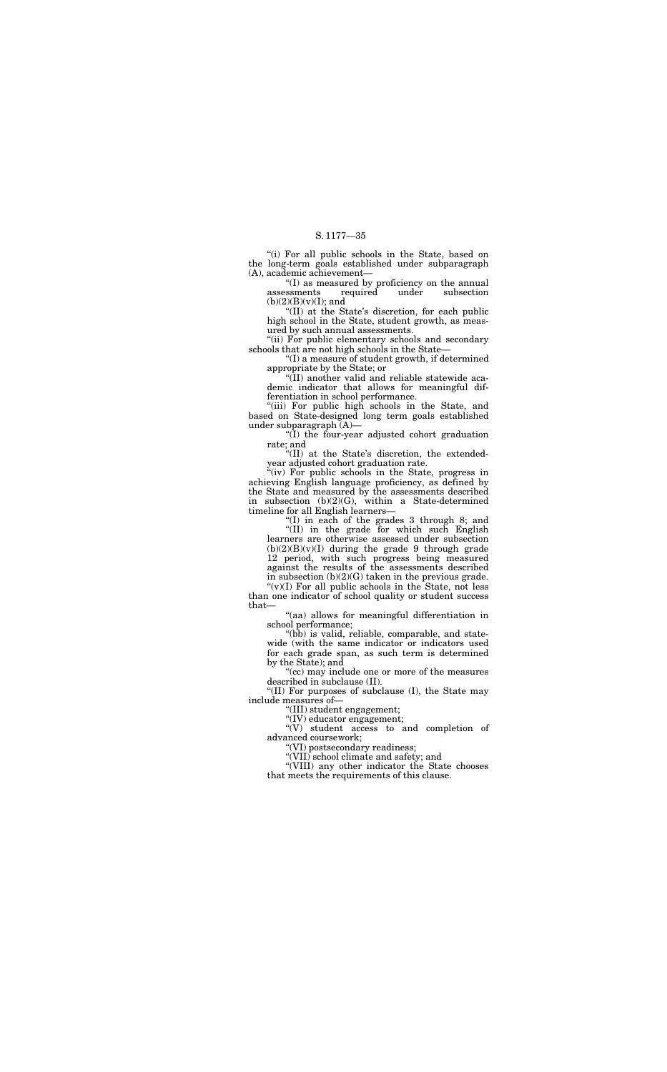"(i) For all public schools in the State, based on the long-term goals established under subparagraph (A), academic achievement—

"(I) as measured by proficiency on the annual assessments required under subsection (b)(2)(B)(v)(I); and

"(II) at the State's discretion, for each public high school in the State, student growth, as measured by such annual assessments.

"(ii) For public elementary schools and secondary schools that are not high schools in the State—

"(I) a measure of student growth, if determined appropriate by the State; or

"(II) another valid and reliable statewide academic indicator that allows for meaningful differentiation in school performance.

"(iii) For public high schools in the State, and based on State-designed long term goals established under subparagraph (A)—

"(I) the four-year adjusted cohort graduation rate; and

"(II) at the State's discretion, the extended-year adjusted cohort graduation rate.

"(iv) For public schools in the State, progress in achieving English language proficiency, as defined by the State and measured by the assessments described in subsection (b)(2)(G), within a State-determined timeline for all English learners—

"(I) in each of the grades 3 through 8; and

"(II) in the grade for which such English learners are otherwise assessed under subsection (b)(2)(B)(v)(I) during the grade 9 through grade 12 period, with such progress being measured against the results of the assessments described in subsection (b)(2)(G) taken in the previous grade.

"(v)(I) For all public schools in the State, not less than one indicator of school quality or student success that—

"(aa) allows for meaningful differentiation in school performance;

"(bb) is valid, reliable, comparable, and statewide (with the same indicator or indicators used for each grade span, as such term is determined by the State); and

"(cc) may include one or more of the measures described in subclause (II).

"(II) For purposes of subclause (I), the State may include measures of—

"(III) student engagement;

"(IV) educator engagement;

"(V) student access to and completion of advanced coursework;

"(VI) postsecondary readiness;

"(VII) school climate and safety; and

"(VIII) any other indicator the State chooses that meets the requirements of this clause.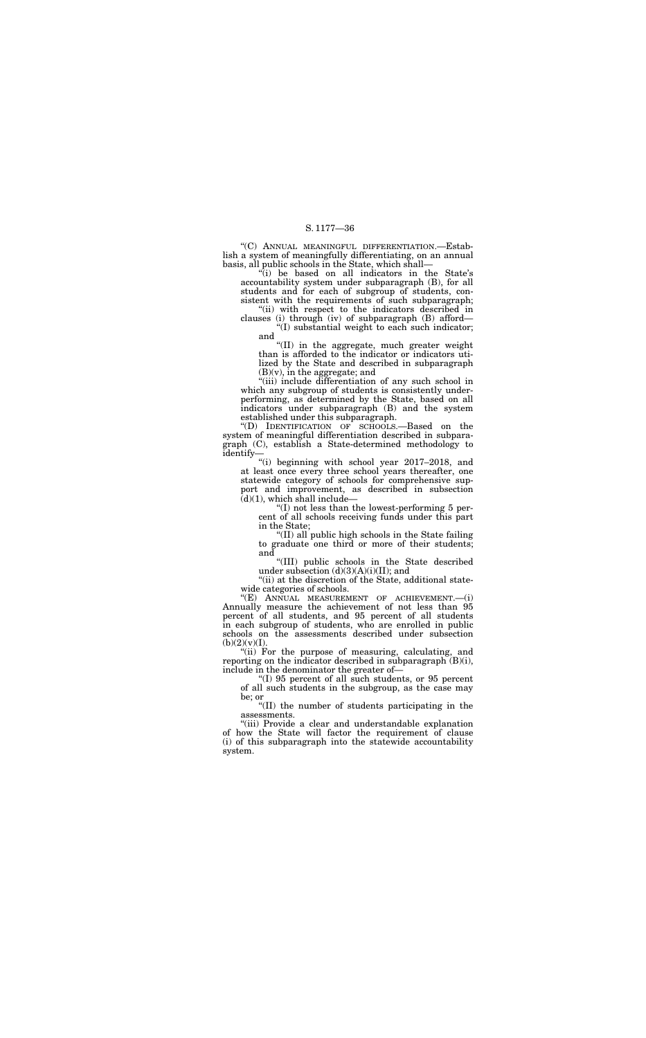"(C) ANNUAL MEANINGFUL DIFFERENTIATION.—Establish a system of meaningfully differentiating, on an annual basis, all public schools in the State, which shall—

"(i) be based on all indicators in the State's accountability system under subparagraph (B), for all students and for each of subgroup of students, consistent with the requirements of such subparagraph;

"(ii) with respect to the indicators described in clauses (i) through (iv) of subparagraph (B) afford—

"(I) substantial weight to each such indicator; and

"(II) in the aggregate, much greater weight than is afforded to the indicator or indicators utilized by the State and described in subparagraph (B)(v), in the aggregate; and

"(iii) include differentiation of any such school in which any subgroup of students is consistently underperforming, as determined by the State, based on all indicators under subparagraph (B) and the system established under this subparagraph.

"(D) IDENTIFICATION OF SCHOOLS.—Based on the system of meaningful differentiation described in subparagraph (C), establish a State-determined methodology to identify—

"(i) beginning with school year 2017–2018, and at least once every three school years thereafter, one statewide category of schools for comprehensive support and improvement, as described in subsection (d)(1), which shall include—

"(I) not less than the lowest-performing 5 percent of all schools receiving funds under this part in the State;

"(II) all public high schools in the State failing to graduate one third or more of their students; and

"(III) public schools in the State described under subsection (d)(3)(A)(i)(II); and

"(ii) at the discretion of the State, additional statewide categories of schools.

"(E) ANNUAL MEASUREMENT OF ACHIEVEMENT.—(i) Annually measure the achievement of not less than 95 percent of all students, and 95 percent of all students in each subgroup of students, who are enrolled in public schools on the assessments described under subsection (b)(2)(v)(I).

"(ii) For the purpose of measuring, calculating, and reporting on the indicator described in subparagraph (B)(i), include in the denominator the greater of—

"(I) 95 percent of all such students, or 95 percent of all such students in the subgroup, as the case may be; or

"(II) the number of students participating in the assessments.

"(iii) Provide a clear and understandable explanation of how the State will factor the requirement of clause (i) of this subparagraph into the statewide accountability system.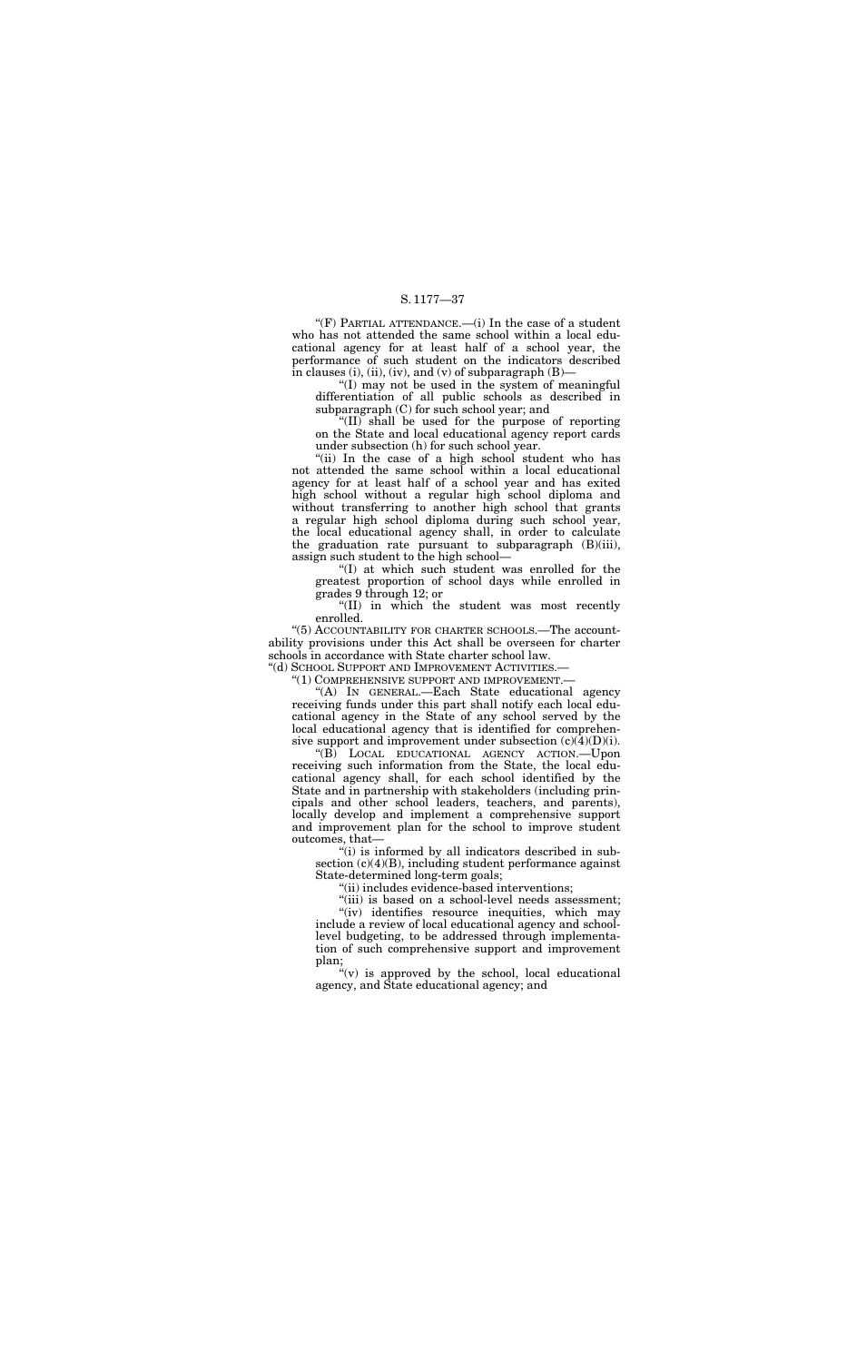"(F) PARTIAL ATTENDANCE.—(i) In the case of a student who has not attended the same school within a local educational agency for at least half of a school year, the performance of such student on the indicators described in clauses (i), (ii), (iv), and (v) of subparagraph (B)—

"(I) may not be used in the system of meaningful differentiation of all public schools as described in subparagraph (C) for such school year; and

"(II) shall be used for the purpose of reporting on the State and local educational agency report cards under subsection (h) for such school year.

"(ii) In the case of a high school student who has not attended the same school within a local educational agency for at least half of a school year and has exited high school without a regular high school diploma and without transferring to another high school that grants a regular high school diploma during such school year, the local educational agency shall, in order to calculate the graduation rate pursuant to subparagraph (B)(iii), assign such student to the high school—

"(I) at which such student was enrolled for the greatest proportion of school days while enrolled in grades 9 through 12; or

"(II) in which the student was most recently enrolled.

"(5) ACCOUNTABILITY FOR CHARTER SCHOOLS.—The accountability provisions under this Act shall be overseen for charter schools in accordance with State charter school law.

"(d) SCHOOL SUPPORT AND IMPROVEMENT ACTIVITIES.—

"(1) COMPREHENSIVE SUPPORT AND IMPROVEMENT.—

"(A) IN GENERAL.—Each State educational agency receiving funds under this part shall notify each local educational agency in the State of any school served by the local educational agency that is identified for comprehensive support and improvement under subsection (c)(4)(D)(i).

"(B) LOCAL EDUCATIONAL AGENCY ACTION.—Upon receiving such information from the State, the local educational agency shall, for each school identified by the State and in partnership with stakeholders (including principals and other school leaders, teachers, and parents), locally develop and implement a comprehensive support and improvement plan for the school to improve student outcomes, that—

"(i) is informed by all indicators described in subsection (c)(4)(B), including student performance against State-determined long-term goals;

"(ii) includes evidence-based interventions;

"(iii) is based on a school-level needs assessment;

"(iv) identifies resource inequities, which may include a review of local educational agency and school-level budgeting, to be addressed through implementation of such comprehensive support and improvement plan;

"(v) is approved by the school, local educational agency, and State educational agency; and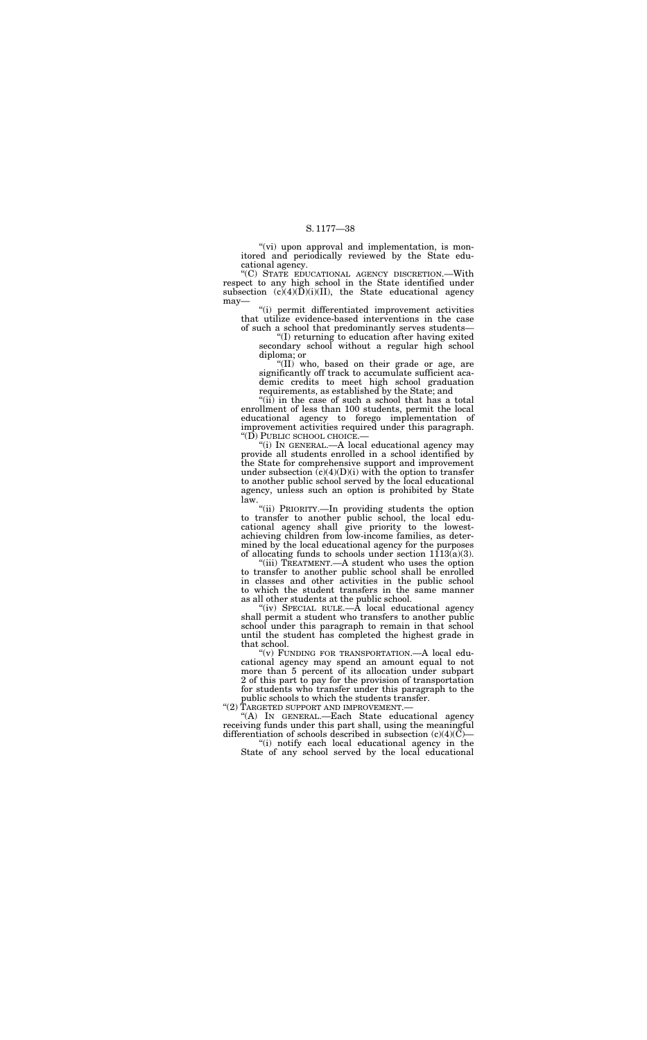"(vi) upon approval and implementation, is monitored and periodically reviewed by the State educational agency.

"(C) STATE EDUCATIONAL AGENCY DISCRETION.—With respect to any high school in the State identified under subsection (c)(4)(D)(i)(II), the State educational agency may—

"(i) permit differentiated improvement activities that utilize evidence-based interventions in the case of such a school that predominantly serves students—

"(I) returning to education after having exited secondary school without a regular high school diploma; or

"(II) who, based on their grade or age, are significantly off track to accumulate sufficient academic credits to meet high school graduation requirements, as established by the State; and

"(ii) in the case of such a school that has a total enrollment of less than 100 students, permit the local educational agency to forego implementation of improvement activities required under this paragraph.

"(D) PUBLIC SCHOOL CHOICE.—

"(i) IN GENERAL.—A local educational agency may provide all students enrolled in a school identified by the State for comprehensive support and improvement under subsection (c)(4)(D)(i) with the option to transfer to another public school served by the local educational agency, unless such an option is prohibited by State law.

"(ii) PRIORITY.—In providing students the option to transfer to another public school, the local educational agency shall give priority to the lowest-achieving children from low-income families, as determined by the local educational agency for the purposes of allocating funds to schools under section 1113(a)(3).

"(iii) TREATMENT.—A student who uses the option to transfer to another public school shall be enrolled in classes and other activities in the public school to which the student transfers in the same manner as all other students at the public school.

"(iv) SPECIAL RULE.—A local educational agency shall permit a student who transfers to another public school under this paragraph to remain in that school until the student has completed the highest grade in that school.

"(v) FUNDING FOR TRANSPORTATION.—A local educational agency may spend an amount equal to not more than 5 percent of its allocation under subpart 2 of this part to pay for the provision of transportation for students who transfer under this paragraph to the public schools to which the students transfer.

"(2) TARGETED SUPPORT AND IMPROVEMENT.—

"(A) IN GENERAL.—Each State educational agency receiving funds under this part shall, using the meaningful differentiation of schools described in subsection (c)(4)(C)—

"(i) notify each local educational agency in the State of any school served by the local educational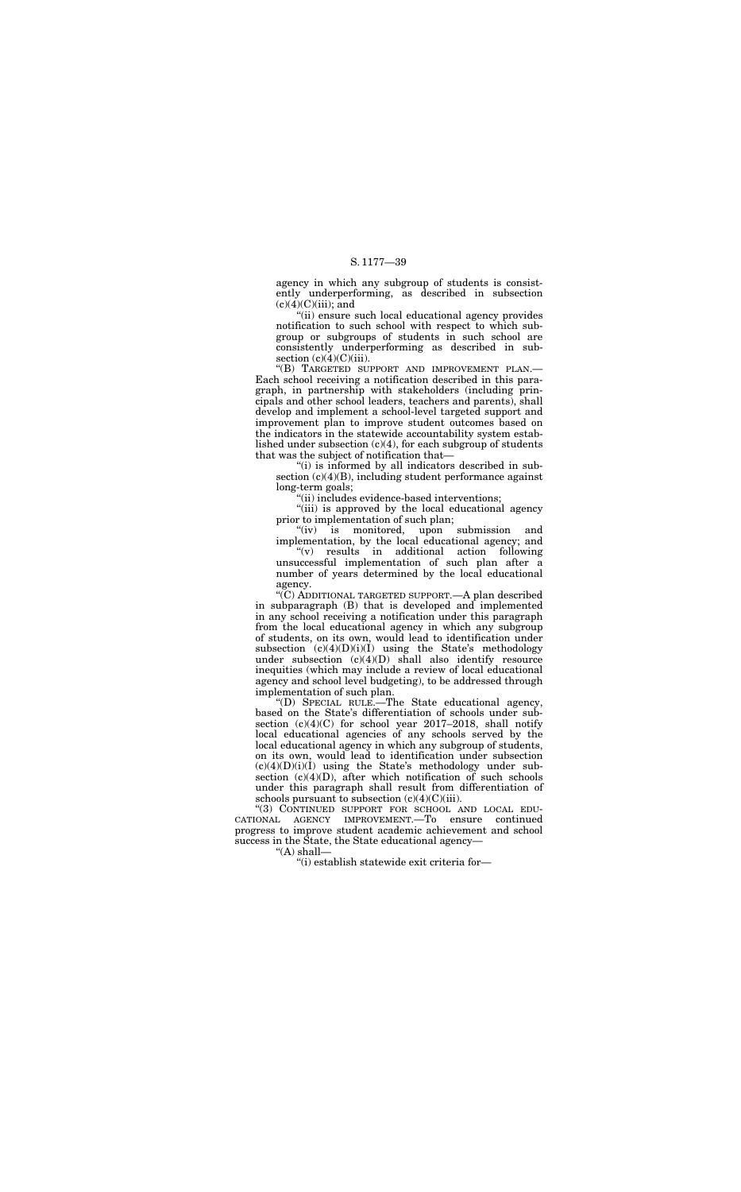agency in which any subgroup of students is consistently underperforming, as described in subsection (c)(4)(C)(iii); and

"(ii) ensure such local educational agency provides notification to such school with respect to which subgroup or subgroups of students in such school are consistently underperforming as described in subsection (c)(4)(C)(iii).

"(B) TARGETED SUPPORT AND IMPROVEMENT PLAN.—Each school receiving a notification described in this paragraph, in partnership with stakeholders (including principals and other school leaders, teachers and parents), shall develop and implement a school-level targeted support and improvement plan to improve student outcomes based on the indicators in the statewide accountability system established under subsection (c)(4), for each subgroup of students that was the subject of notification that—

"(i) is informed by all indicators described in subsection (c)(4)(B), including student performance against long-term goals;

"(ii) includes evidence-based interventions;

"(iii) is approved by the local educational agency prior to implementation of such plan;

"(iv) is monitored, upon submission and implementation, by the local educational agency; and

"(v) results in additional action following unsuccessful implementation of such plan after a number of years determined by the local educational agency.

"(C) ADDITIONAL TARGETED SUPPORT.—A plan described in subparagraph (B) that is developed and implemented in any school receiving a notification under this paragraph from the local educational agency in which any subgroup of students, on its own, would lead to identification under subsection (c)(4)(D)(i)(I) using the State's methodology under subsection (c)(4)(D) shall also identify resource inequities (which may include a review of local educational agency and school level budgeting), to be addressed through implementation of such plan.

"(D) SPECIAL RULE.—The State educational agency, based on the State's differentiation of schools under subsection (c)(4)(C) for school year 2017–2018, shall notify local educational agencies of any schools served by the local educational agency in which any subgroup of students, on its own, would lead to identification under subsection (c)(4)(D)(i)(I) using the State's methodology under subsection (c)(4)(D), after which notification of such schools under this paragraph shall result from differentiation of schools pursuant to subsection (c)(4)(C)(iii).

"(3) CONTINUED SUPPORT FOR SCHOOL AND LOCAL EDUCATIONAL AGENCY IMPROVEMENT.—To ensure continued progress to improve student academic achievement and school success in the State, the State educational agency—

"(A) shall—

"(i) establish statewide exit criteria for—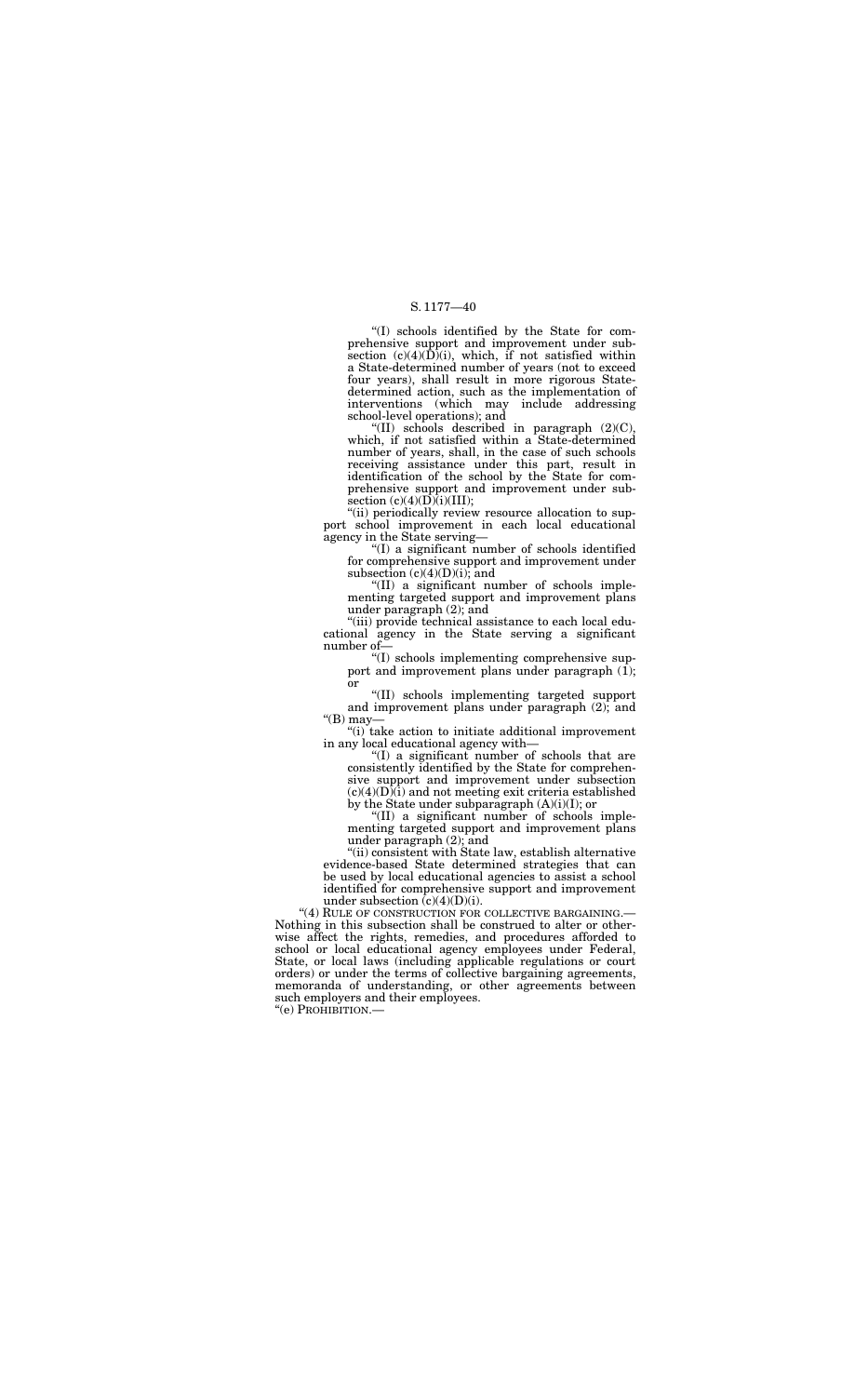"(I) schools identified by the State for comprehensive support and improvement under subsection (c)(4)(D)(i), which, if not satisfied within a State-determined number of years (not to exceed four years), shall result in more rigorous State-determined action, such as the implementation of interventions (which may include addressing school-level operations); and

"(II) schools described in paragraph (2)(C), which, if not satisfied within a State-determined number of years, shall, in the case of such schools receiving assistance under this part, result in identification of the school by the State for comprehensive support and improvement under subsection (c)(4)(D)(i)(III);

"(ii) periodically review resource allocation to support school improvement in each local educational agency in the State serving—

"(I) a significant number of schools identified for comprehensive support and improvement under subsection (c)(4)(D)(i); and

"(II) a significant number of schools implementing targeted support and improvement plans under paragraph (2); and

"(iii) provide technical assistance to each local educational agency in the State serving a significant number of—

"(I) schools implementing comprehensive support and improvement plans under paragraph (1); or

"(II) schools implementing targeted support and improvement plans under paragraph (2); and

"(B) may—

"(i) take action to initiate additional improvement in any local educational agency with—

"(I) a significant number of schools that are consistently identified by the State for comprehensive support and improvement under subsection (c)(4)(D)(i) and not meeting exit criteria established by the State under subparagraph (A)(i)(I); or

"(II) a significant number of schools implementing targeted support and improvement plans under paragraph (2); and

"(ii) consistent with State law, establish alternative evidence-based State determined strategies that can be used by local educational agencies to assist a school identified for comprehensive support and improvement under subsection (c)(4)(D)(i).

"(4) RULE OF CONSTRUCTION FOR COLLECTIVE BARGAINING.—Nothing in this subsection shall be construed to alter or otherwise affect the rights, remedies, and procedures afforded to school or local educational agency employees under Federal, State, or local laws (including applicable regulations or court orders) or under the terms of collective bargaining agreements, memoranda of understanding, or other agreements between such employers and their employees.

"(e) PROHIBITION.—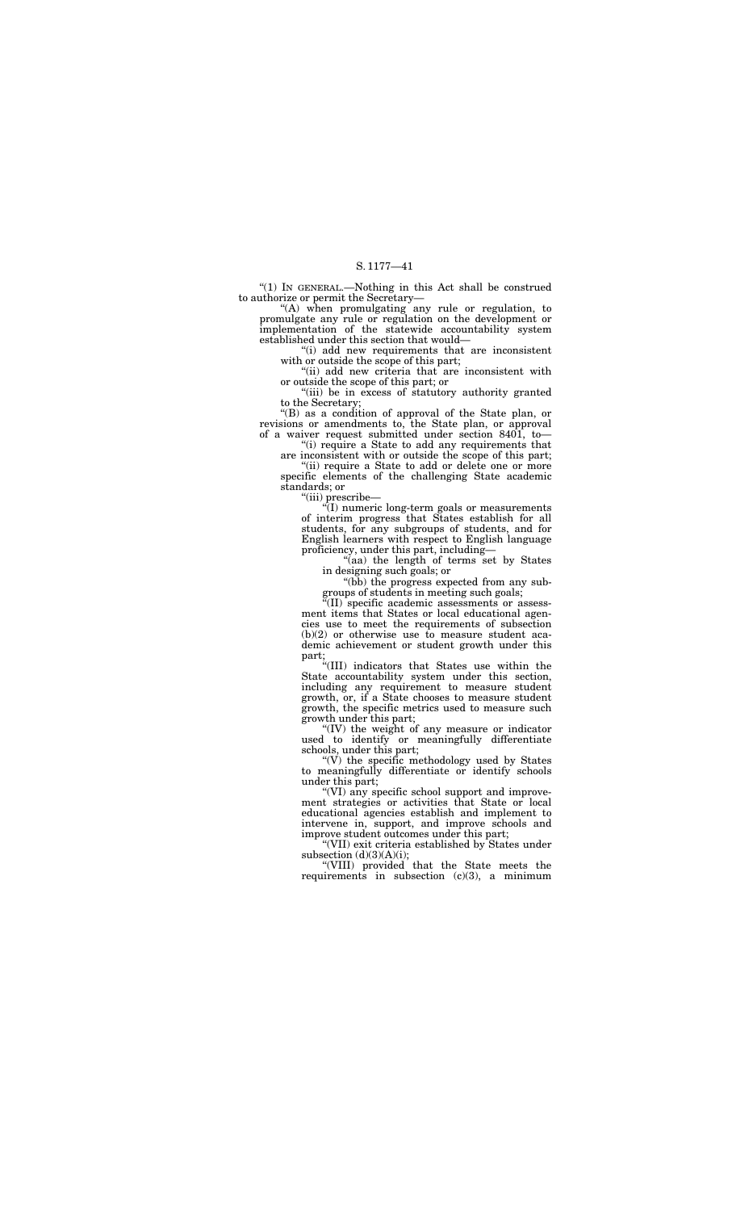"(1) IN GENERAL.—Nothing in this Act shall be construed to authorize or permit the Secretary—

"(A) when promulgating any rule or regulation, to promulgate any rule or regulation on the development or implementation of the statewide accountability system established under this section that would—

"(i) add new requirements that are inconsistent with or outside the scope of this part;

"(ii) add new criteria that are inconsistent with or outside the scope of this part; or

"(iii) be in excess of statutory authority granted to the Secretary;

"(B) as a condition of approval of the State plan, or revisions or amendments to, the State plan, or approval of a waiver request submitted under section 8401, to—

"(i) require a State to add any requirements that are inconsistent with or outside the scope of this part;

"(ii) require a State to add or delete one or more specific elements of the challenging State academic standards; or

"(iii) prescribe—

"(I) numeric long-term goals or measurements of interim progress that States establish for all students, for any subgroups of students, and for English learners with respect to English language proficiency, under this part, including—

"(aa) the length of terms set by States in designing such goals; or

"(bb) the progress expected from any subgroups of students in meeting such goals;

"(II) specific academic assessments or assessment items that States or local educational agencies use to meet the requirements of subsection (b)(2) or otherwise use to measure student academic achievement or student growth under this part;

"(III) indicators that States use within the State accountability system under this section, including any requirement to measure student growth, or, if a State chooses to measure student growth, the specific metrics used to measure such growth under this part;

"(IV) the weight of any measure or indicator used to identify or meaningfully differentiate schools, under this part;

"(V) the specific methodology used by States to meaningfully differentiate or identify schools under this part;

"(VI) any specific school support and improvement strategies or activities that State or local educational agencies establish and implement to intervene in, support, and improve schools and improve student outcomes under this part;

"(VII) exit criteria established by States under subsection (d)(3)(A)(i);

"(VIII) provided that the State meets the requirements in subsection (c)(3), a minimum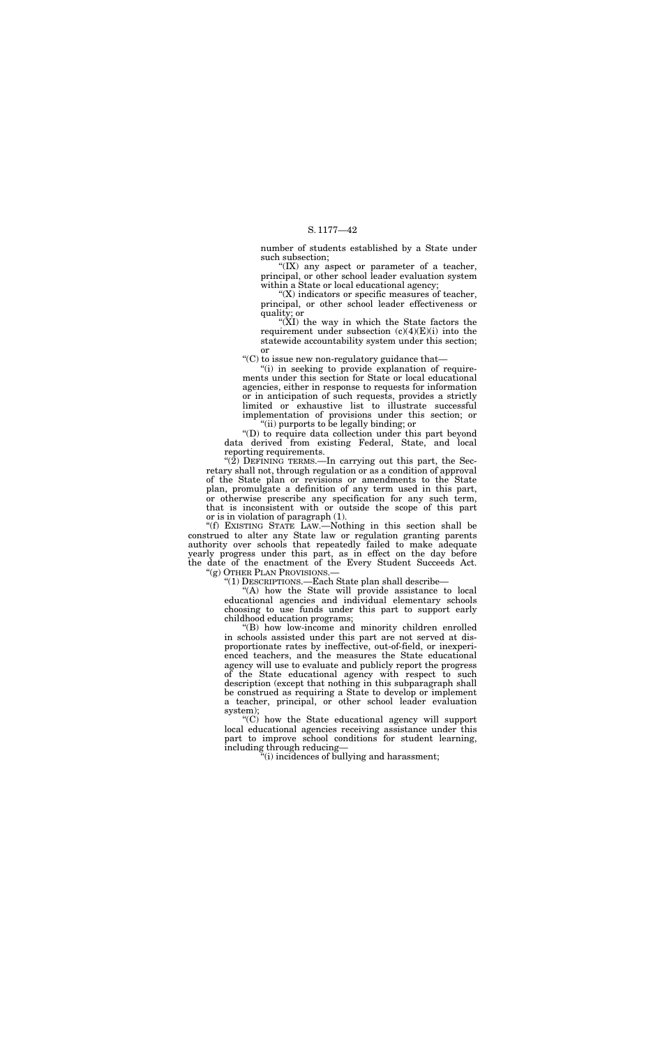number of students established by a State under such subsection;

"(IX) any aspect or parameter of a teacher, principal, or other school leader evaluation system within a State or local educational agency;

"(X) indicators or specific measures of teacher, principal, or other school leader effectiveness or quality; or

"(XI) the way in which the State factors the requirement under subsection (c)(4)(E)(i) into the statewide accountability system under this section; or

"(C) to issue new non-regulatory guidance that—

"(i) in seeking to provide explanation of requirements under this section for State or local educational agencies, either in response to requests for information or in anticipation of such requests, provides a strictly limited or exhaustive list to illustrate successful implementation of provisions under this section; or

"(ii) purports to be legally binding; or

"(D) to require data collection under this part beyond data derived from existing Federal, State, and local reporting requirements.

"(2) DEFINING TERMS.—In carrying out this part, the Secretary shall not, through regulation or as a condition of approval of the State plan or revisions or amendments to the State plan, promulgate a definition of any term used in this part, or otherwise prescribe any specification for any such term, that is inconsistent with or outside the scope of this part or is in violation of paragraph (1).

"(f) EXISTING STATE LAW.—Nothing in this section shall be construed to alter any State law or regulation granting parents authority over schools that repeatedly failed to make adequate yearly progress under this part, as in effect on the day before the date of the enactment of the Every Student Succeeds Act.

"(g) OTHER PLAN PROVISIONS.—

"(1) DESCRIPTIONS.—Each State plan shall describe—

"(A) how the State will provide assistance to local educational agencies and individual elementary schools choosing to use funds under this part to support early childhood education programs;

"(B) how low-income and minority children enrolled in schools assisted under this part are not served at disproportionate rates by ineffective, out-of-field, or inexperienced teachers, and the measures the State educational agency will use to evaluate and publicly report the progress of the State educational agency with respect to such description (except that nothing in this subparagraph shall be construed as requiring a State to develop or implement a teacher, principal, or other school leader evaluation system);

"(C) how the State educational agency will support local educational agencies receiving assistance under this part to improve school conditions for student learning, including through reducing—

"(i) incidences of bullying and harassment;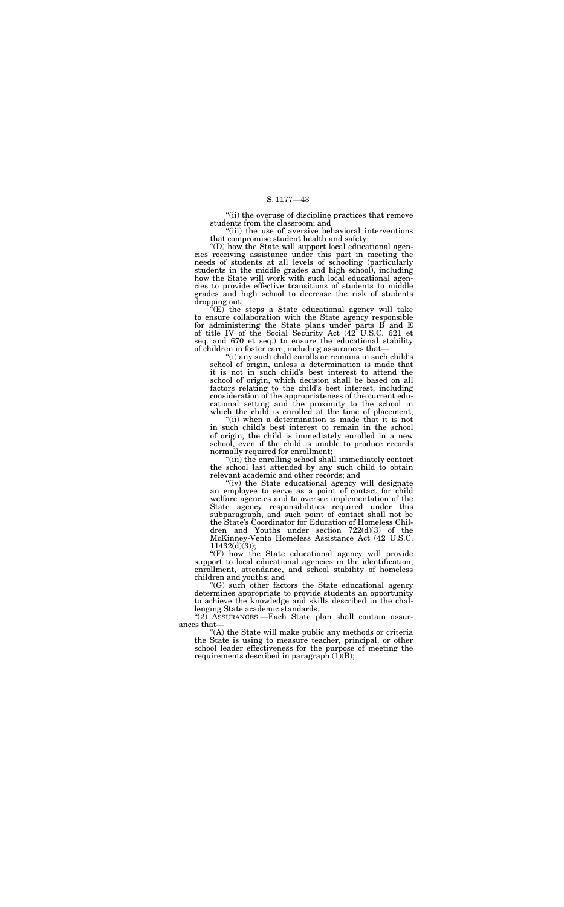"(ii) the overuse of discipline practices that remove students from the classroom; and

"(iii) the use of aversive behavioral interventions that compromise student health and safety;

"(D) how the State will support local educational agencies receiving assistance under this part in meeting the needs of students at all levels of schooling (particularly students in the middle grades and high school), including how the State will work with such local educational agencies to provide effective transitions of students to middle grades and high school to decrease the risk of students dropping out;

"(E) the steps a State educational agency will take to ensure collaboration with the State agency responsible for administering the State plans under parts B and E of title IV of the Social Security Act (42 U.S.C. 621 et seq. and 670 et seq.) to ensure the educational stability of children in foster care, including assurances that—

"(i) any such child enrolls or remains in such child's school of origin, unless a determination is made that it is not in such child's best interest to attend the school of origin, which decision shall be based on all factors relating to the child's best interest, including consideration of the appropriateness of the current educational setting and the proximity to the school in which the child is enrolled at the time of placement;

"(ii) when a determination is made that it is not in such child's best interest to remain in the school of origin, the child is immediately enrolled in a new school, even if the child is unable to produce records normally required for enrollment;

"(iii) the enrolling school shall immediately contact the school last attended by any such child to obtain relevant academic and other records; and

"(iv) the State educational agency will designate an employee to serve as a point of contact for child welfare agencies and to oversee implementation of the State agency responsibilities required under this subparagraph, and such point of contact shall not be the State's Coordinator for Education of Homeless Children and Youths under section 722(d)(3) of the McKinney-Vento Homeless Assistance Act (42 U.S.C. 11432(d)(3));

"(F) how the State educational agency will provide support to local educational agencies in the identification, enrollment, attendance, and school stability of homeless children and youths; and

"(G) such other factors the State educational agency determines appropriate to provide students an opportunity to achieve the knowledge and skills described in the challenging State academic standards.

"(2) ASSURANCES.—Each State plan shall contain assurances that—

"(A) the State will make public any methods or criteria the State is using to measure teacher, principal, or other school leader effectiveness for the purpose of meeting the requirements described in paragraph (1)(B);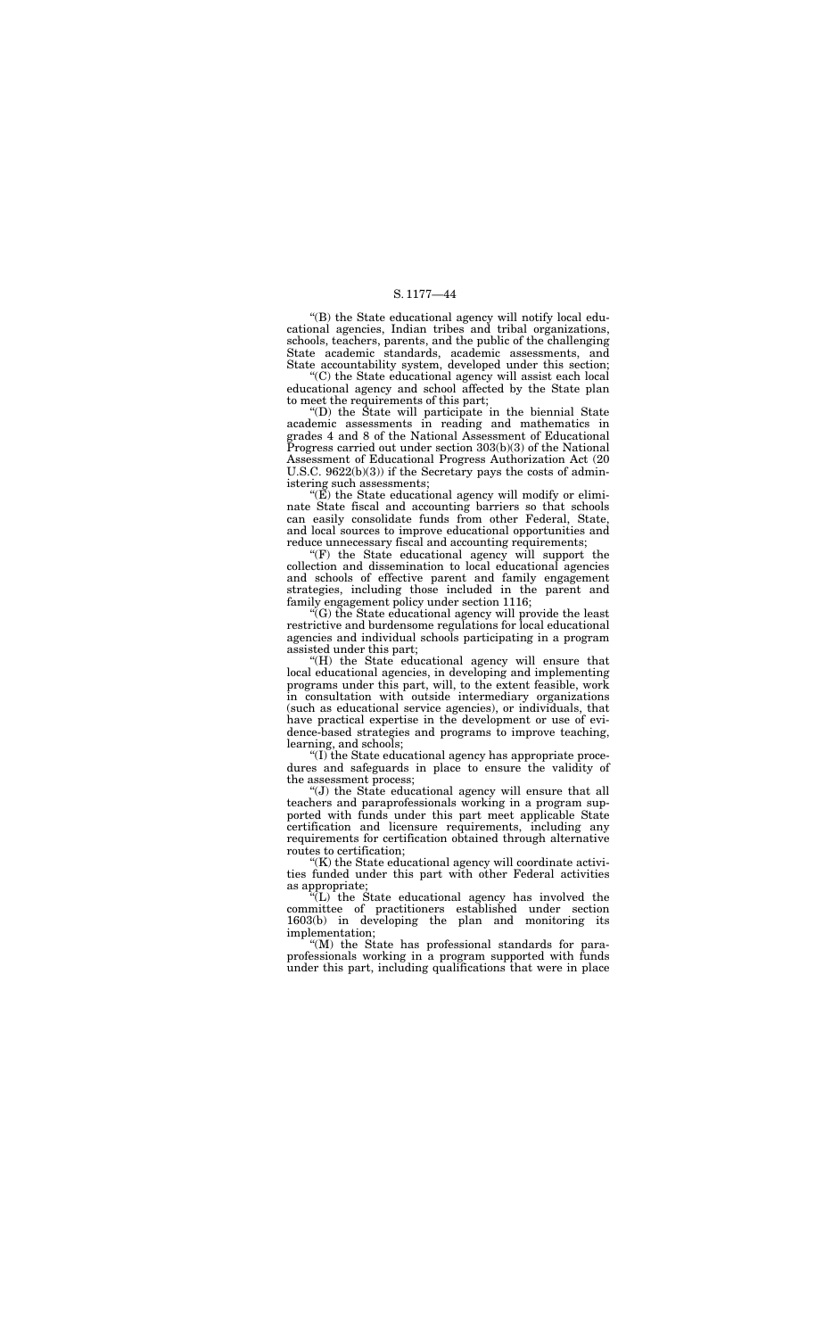"(B) the State educational agency will notify local educational agencies, Indian tribes and tribal organizations, schools, teachers, parents, and the public of the challenging State academic standards, academic assessments, and State accountability system, developed under this section;

"(C) the State educational agency will assist each local educational agency and school affected by the State plan to meet the requirements of this part;

"(D) the State will participate in the biennial State academic assessments in reading and mathematics in grades 4 and 8 of the National Assessment of Educational Progress carried out under section 303(b)(3) of the National Assessment of Educational Progress Authorization Act (20 U.S.C. 9622(b)(3)) if the Secretary pays the costs of administering such assessments;

"(E) the State educational agency will modify or eliminate State fiscal and accounting barriers so that schools can easily consolidate funds from other Federal, State, and local sources to improve educational opportunities and reduce unnecessary fiscal and accounting requirements;

"(F) the State educational agency will support the collection and dissemination to local educational agencies and schools of effective parent and family engagement strategies, including those included in the parent and family engagement policy under section 1116;

"(G) the State educational agency will provide the least restrictive and burdensome regulations for local educational agencies and individual schools participating in a program assisted under this part;

"(H) the State educational agency will ensure that local educational agencies, in developing and implementing programs under this part, will, to the extent feasible, work in consultation with outside intermediary organizations (such as educational service agencies), or individuals, that have practical expertise in the development or use of evidence-based strategies and programs to improve teaching, learning, and schools;

"(I) the State educational agency has appropriate procedures and safeguards in place to ensure the validity of the assessment process;

"(J) the State educational agency will ensure that all teachers and paraprofessionals working in a program supported with funds under this part meet applicable State certification and licensure requirements, including any requirements for certification obtained through alternative routes to certification;

"(K) the State educational agency will coordinate activities funded under this part with other Federal activities as appropriate;

"(L) the State educational agency has involved the committee of practitioners established under section 1603(b) in developing the plan and monitoring its implementation;

"(M) the State has professional standards for paraprofessionals working in a program supported with funds under this part, including qualifications that were in place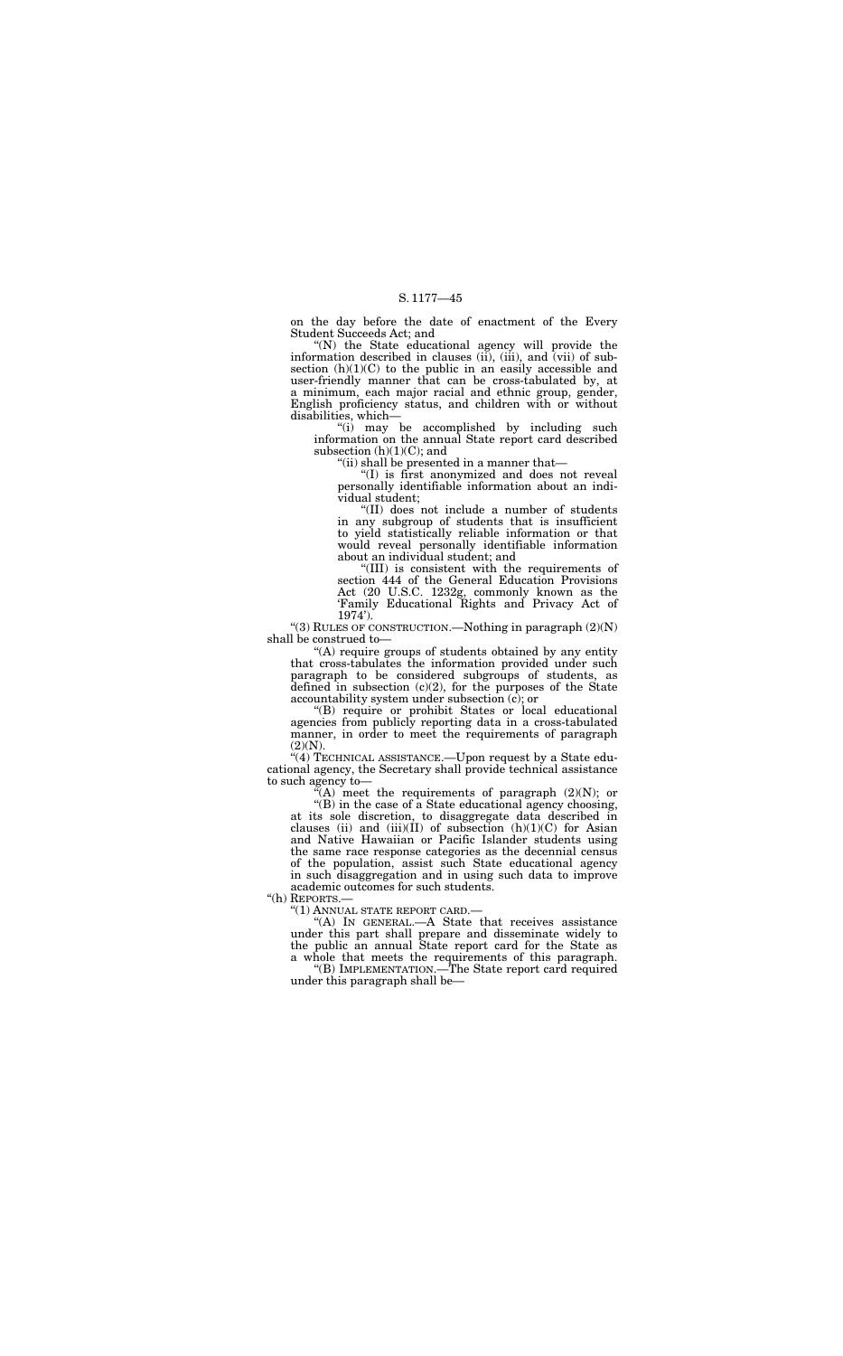on the day before the date of enactment of the Every Student Succeeds Act; and

"(N) the State educational agency will provide the information described in clauses (ii), (iii), and (vii) of subsection (h)(1)(C) to the public in an easily accessible and user-friendly manner that can be cross-tabulated by, at a minimum, each major racial and ethnic group, gender, English proficiency status, and children with or without disabilities, which—

"(i) may be accomplished by including such information on the annual State report card described subsection (h)(1)(C); and

"(ii) shall be presented in a manner that—

"(I) is first anonymized and does not reveal personally identifiable information about an individual student;

"(II) does not include a number of students in any subgroup of students that is insufficient to yield statistically reliable information or that would reveal personally identifiable information about an individual student; and

"(III) is consistent with the requirements of section 444 of the General Education Provisions Act (20 U.S.C. 1232g, commonly known as the 'Family Educational Rights and Privacy Act of 1974').

"(3) RULES OF CONSTRUCTION.—Nothing in paragraph (2)(N) shall be construed to—

"(A) require groups of students obtained by any entity that cross-tabulates the information provided under such paragraph to be considered subgroups of students, as defined in subsection (c)(2), for the purposes of the State accountability system under subsection (c); or

"(B) require or prohibit States or local educational agencies from publicly reporting data in a cross-tabulated manner, in order to meet the requirements of paragraph (2)(N).

"(4) TECHNICAL ASSISTANCE.—Upon request by a State educational agency, the Secretary shall provide technical assistance to such agency to—

"(A) meet the requirements of paragraph (2)(N); or

"(B) in the case of a State educational agency choosing, at its sole discretion, to disaggregate data described in clauses (ii) and (iii)(II) of subsection (h)(1)(C) for Asian and Native Hawaiian or Pacific Islander students using the same race response categories as the decennial census of the population, assist such State educational agency in such disaggregation and in using such data to improve academic outcomes for such students.

"(h) REPORTS.—

"(1) ANNUAL STATE REPORT CARD.—

"(A) IN GENERAL.—A State that receives assistance under this part shall prepare and disseminate widely to the public an annual State report card for the State as a whole that meets the requirements of this paragraph.

"(B) IMPLEMENTATION.—The State report card required under this paragraph shall be—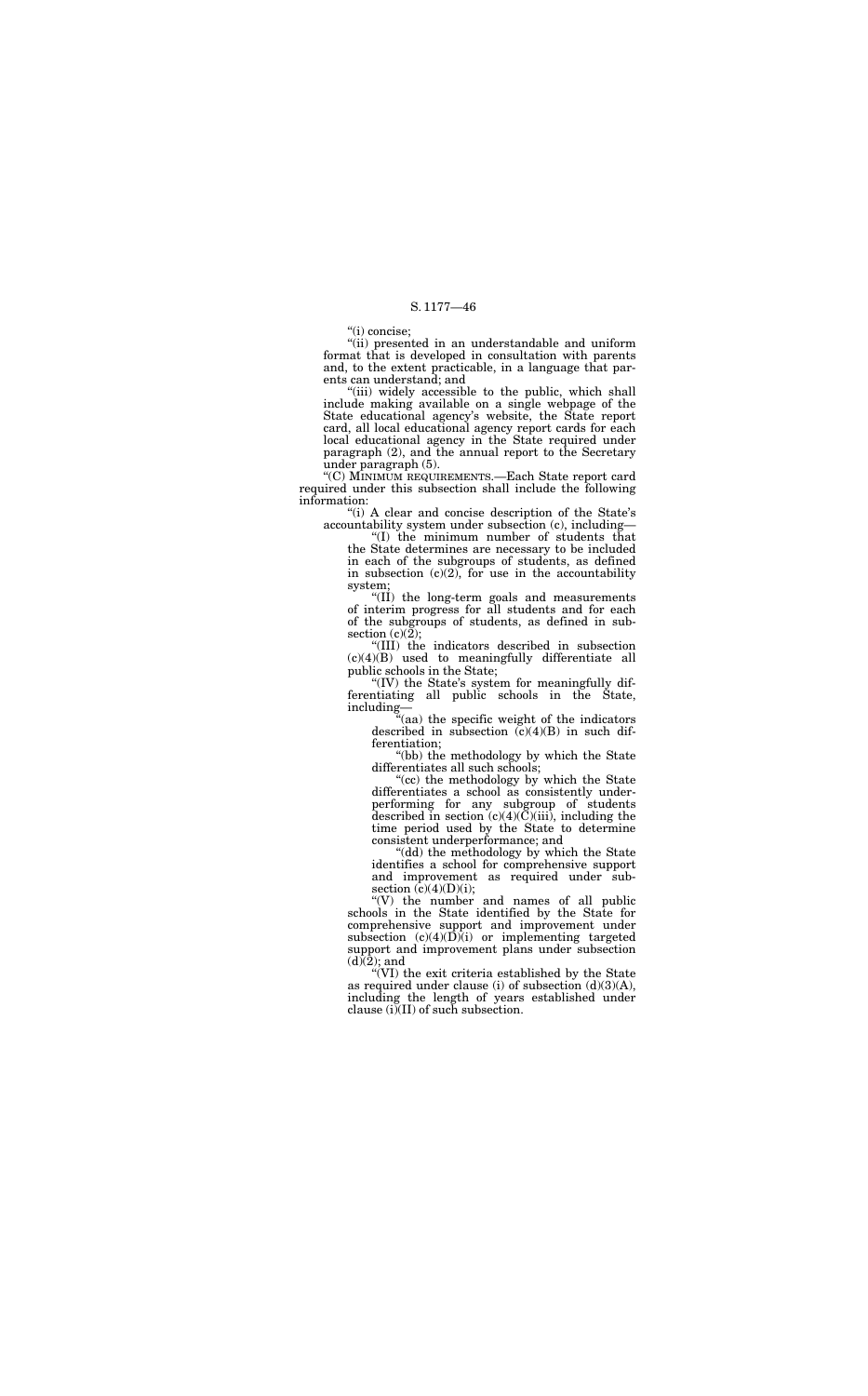"(i) concise;

"(ii) presented in an understandable and uniform format that is developed in consultation with parents and, to the extent practicable, in a language that parents can understand; and

"(iii) widely accessible to the public, which shall include making available on a single webpage of the State educational agency's website, the State report card, all local educational agency report cards for each local educational agency in the State required under paragraph (2), and the annual report to the Secretary under paragraph (5).

"(C) MINIMUM REQUIREMENTS.—Each State report card required under this subsection shall include the following information:

"(i) A clear and concise description of the State's accountability system under subsection (c), including—

"(I) the minimum number of students that the State determines are necessary to be included in each of the subgroups of students, as defined in subsection (c)(2), for use in the accountability system;

"(II) the long-term goals and measurements of interim progress for all students and for each of the subgroups of students, as defined in subsection (c)(2);

"(III) the indicators described in subsection (c)(4)(B) used to meaningfully differentiate all public schools in the State;

"(IV) the State's system for meaningfully differentiating all public schools in the State, including—

"(aa) the specific weight of the indicators described in subsection (c)(4)(B) in such differentiation;

"(bb) the methodology by which the State differentiates all such schools;

"(cc) the methodology by which the State differentiates a school as consistently underperforming for any subgroup of students described in section (c)(4)(C)(iii), including the time period used by the State to determine consistent underperformance; and

"(dd) the methodology by which the State identifies a school for comprehensive support and improvement as required under subsection (c)(4)(D)(i);

"(V) the number and names of all public schools in the State identified by the State for comprehensive support and improvement under subsection (c)(4)(D)(i) or implementing targeted support and improvement plans under subsection (d)(2); and

"(VI) the exit criteria established by the State as required under clause (i) of subsection (d)(3)(A), including the length of years established under clause (i)(II) of such subsection.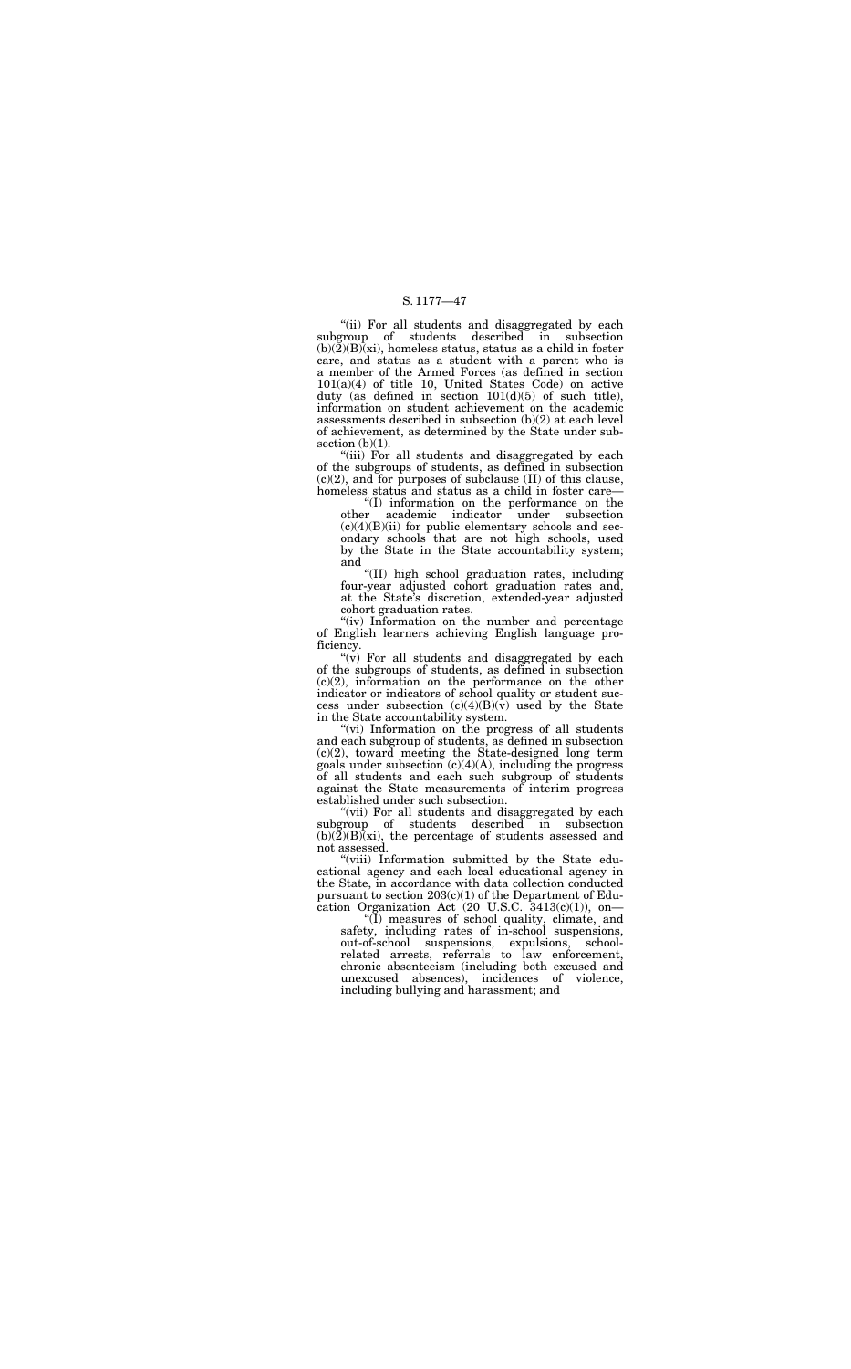"(ii) For all students and disaggregated by each subgroup of students described in subsection (b)(2)(B)(xi), homeless status, status as a child in foster care, and status as a student with a parent who is a member of the Armed Forces (as defined in section 101(a)(4) of title 10, United States Code) on active duty (as defined in section 101(d)(5) of such title), information on student achievement on the academic assessments described in subsection (b)(2) at each level of achievement, as determined by the State under subsection (b)(1).

"(iii) For all students and disaggregated by each of the subgroups of students, as defined in subsection (c)(2), and for purposes of subclause (II) of this clause, homeless status and status as a child in foster care—

"(I) information on the performance on the other academic indicator under subsection (c)(4)(B)(ii) for public elementary schools and secondary schools that are not high schools, used by the State in the State accountability system; and

"(II) high school graduation rates, including four-year adjusted cohort graduation rates and, at the State's discretion, extended-year adjusted cohort graduation rates.

"(iv) Information on the number and percentage of English learners achieving English language proficiency.

"(v) For all students and disaggregated by each of the subgroups of students, as defined in subsection (c)(2), information on the performance on the other indicator or indicators of school quality or student success under subsection (c)(4)(B)(v) used by the State in the State accountability system.

"(vi) Information on the progress of all students and each subgroup of students, as defined in subsection (c)(2), toward meeting the State-designed long term goals under subsection (c)(4)(A), including the progress of all students and each such subgroup of students against the State measurements of interim progress established under such subsection.

"(vii) For all students and disaggregated by each subgroup of students described in subsection (b)(2)(B)(xi), the percentage of students assessed and not assessed.

"(viii) Information submitted by the State educational agency and each local educational agency in the State, in accordance with data collection conducted pursuant to section 203(c)(1) of the Department of Education Organization Act (20 U.S.C. 3413(c)(1)), on—

"(I) measures of school quality, climate, and safety, including rates of in-school suspensions, out-of-school suspensions, expulsions, school-related arrests, referrals to law enforcement, chronic absenteeism (including both excused and unexcused absences), incidences of violence, including bullying and harassment; and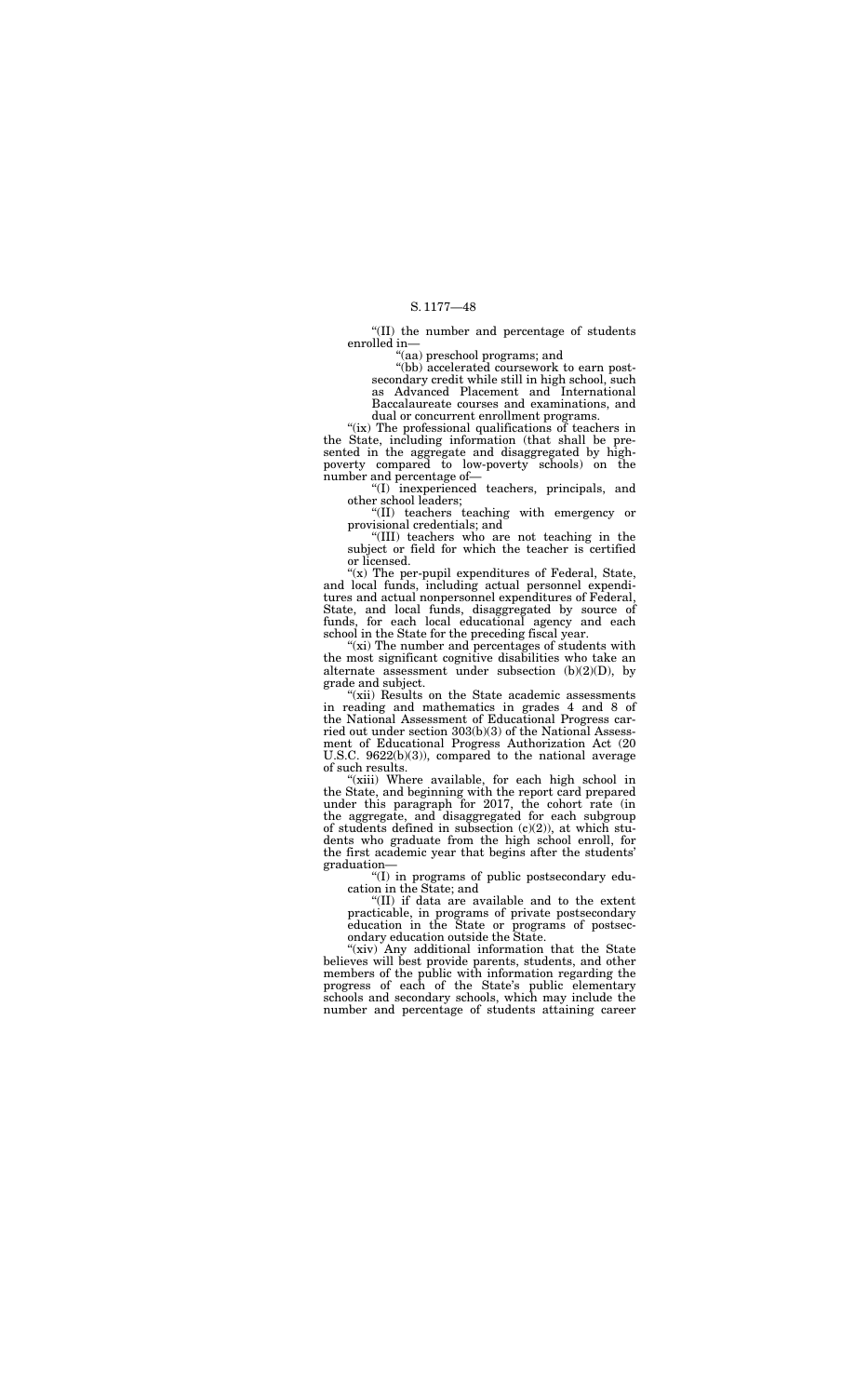"(II) the number and percentage of students enrolled in—

"(aa) preschool programs; and

"(bb) accelerated coursework to earn postsecondary credit while still in high school, such as Advanced Placement and International Baccalaureate courses and examinations, and dual or concurrent enrollment programs.

"(ix) The professional qualifications of teachers in the State, including information (that shall be presented in the aggregate and disaggregated by high-poverty compared to low-poverty schools) on the number and percentage of—

"(I) inexperienced teachers, principals, and other school leaders;

"(II) teachers teaching with emergency or provisional credentials; and

"(III) teachers who are not teaching in the subject or field for which the teacher is certified or licensed.

"(x) The per-pupil expenditures of Federal, State, and local funds, including actual personnel expenditures and actual nonpersonnel expenditures of Federal, State, and local funds, disaggregated by source of funds, for each local educational agency and each school in the State for the preceding fiscal year.

"(xi) The number and percentages of students with the most significant cognitive disabilities who take an alternate assessment under subsection (b)(2)(D), by grade and subject.

"(xii) Results on the State academic assessments in reading and mathematics in grades 4 and 8 of the National Assessment of Educational Progress carried out under section 303(b)(3) of the National Assessment of Educational Progress Authorization Act (20 U.S.C. 9622(b)(3)), compared to the national average of such results.

"(xiii) Where available, for each high school in the State, and beginning with the report card prepared under this paragraph for 2017, the cohort rate (in the aggregate, and disaggregated for each subgroup of students defined in subsection (c)(2)), at which students who graduate from the high school enroll, for the first academic year that begins after the students' graduation—

"(I) in programs of public postsecondary education in the State; and

"(II) if data are available and to the extent practicable, in programs of private postsecondary education in the State or programs of postsecondary education outside the State.

"(xiv) Any additional information that the State believes will best provide parents, students, and other members of the public with information regarding the progress of each of the State's public elementary schools and secondary schools, which may include the number and percentage of students attaining career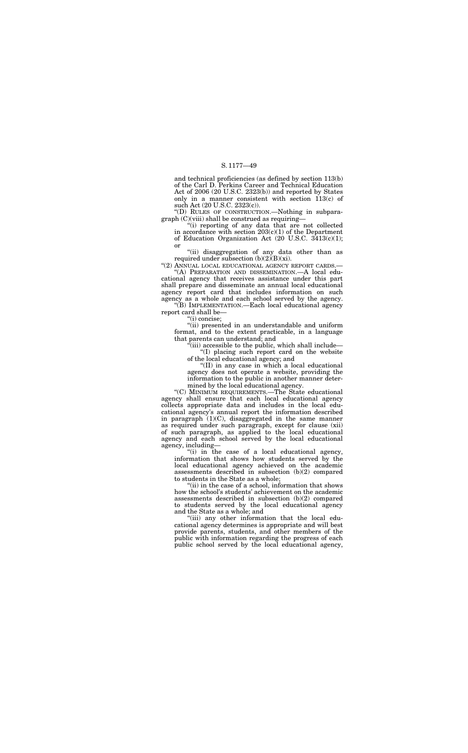and technical proficiencies (as defined by section 113(b) of the Carl D. Perkins Career and Technical Education Act of 2006 (20 U.S.C. 2323(b)) and reported by States only in a manner consistent with section 113(c) of such Act (20 U.S.C. 2323(c)).

"(D) RULES OF CONSTRUCTION.—Nothing in subparagraph (C)(viii) shall be construed as requiring—

"(i) reporting of any data that are not collected in accordance with section 203(c)(1) of the Department of Education Organization Act (20 U.S.C. 3413(c)(1); or

"(ii) disaggregation of any data other than as required under subsection (b)(2)(B)(xi).

"(2) ANNUAL LOCAL EDUCATIONAL AGENCY REPORT CARDS.—

"(A) PREPARATION AND DISSEMINATION.—A local educational agency that receives assistance under this part shall prepare and disseminate an annual local educational agency report card that includes information on such agency as a whole and each school served by the agency.

"(B) IMPLEMENTATION.—Each local educational agency report card shall be—

"(i) concise;

"(ii) presented in an understandable and uniform format, and to the extent practicable, in a language that parents can understand; and

"(iii) accessible to the public, which shall include—

"(I) placing such report card on the website of the local educational agency; and

"(II) in any case in which a local educational agency does not operate a website, providing the information to the public in another manner determined by the local educational agency.

"(C) MINIMUM REQUIREMENTS.—The State educational agency shall ensure that each local educational agency collects appropriate data and includes in the local educational agency's annual report the information described in paragraph (1)(C), disaggregated in the same manner as required under such paragraph, except for clause (xii) of such paragraph, as applied to the local educational agency and each school served by the local educational agency, including—

"(i) in the case of a local educational agency, information that shows how students served by the local educational agency achieved on the academic assessments described in subsection (b)(2) compared to students in the State as a whole;

"(ii) in the case of a school, information that shows how the school's students' achievement on the academic assessments described in subsection (b)(2) compared to students served by the local educational agency and the State as a whole; and

"(iii) any other information that the local educational agency determines is appropriate and will best provide parents, students, and other members of the public with information regarding the progress of each public school served by the local educational agency,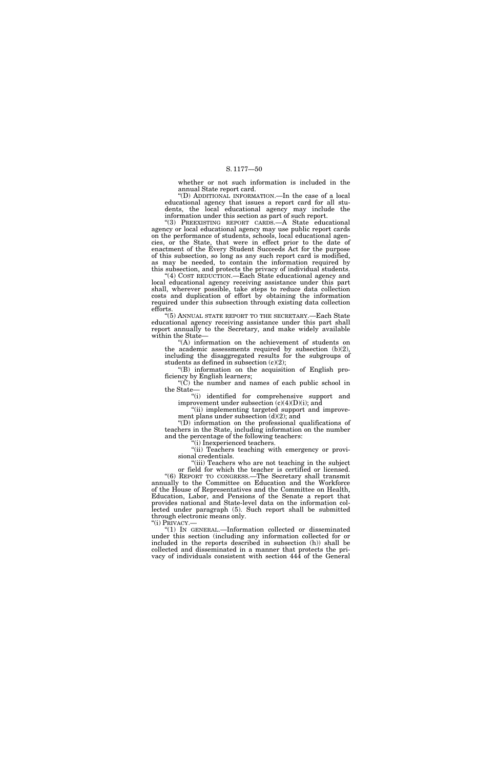whether or not such information is included in the annual State report card.

"(D) ADDITIONAL INFORMATION.—In the case of a local educational agency that issues a report card for all students, the local educational agency may include the information under this section as part of such report.

"(3) PREEXISTING REPORT CARDS.—A State educational agency or local educational agency may use public report cards on the performance of students, schools, local educational agencies, or the State, that were in effect prior to the date of enactment of the Every Student Succeeds Act for the purpose of this subsection, so long as any such report card is modified, as may be needed, to contain the information required by this subsection, and protects the privacy of individual students.

"(4) COST REDUCTION.—Each State educational agency and local educational agency receiving assistance under this part shall, wherever possible, take steps to reduce data collection costs and duplication of effort by obtaining the information required under this subsection through existing data collection efforts.

"(5) ANNUAL STATE REPORT TO THE SECRETARY.—Each State educational agency receiving assistance under this part shall report annually to the Secretary, and make widely available within the State—

"(A) information on the achievement of students on the academic assessments required by subsection (b)(2), including the disaggregated results for the subgroups of students as defined in subsection (c)(2);

"(B) information on the acquisition of English proficiency by English learners;

"(C) the number and names of each public school in the State—

"(i) identified for comprehensive support and improvement under subsection (c)(4)(D)(i); and

"(ii) implementing targeted support and improvement plans under subsection (d)(2); and

"(D) information on the professional qualifications of teachers in the State, including information on the number and the percentage of the following teachers:

"(i) Inexperienced teachers.

"(ii) Teachers teaching with emergency or provisional credentials.

"(iii) Teachers who are not teaching in the subject or field for which the teacher is certified or licensed.

"(6) REPORT TO CONGRESS.—The Secretary shall transmit annually to the Committee on Education and the Workforce of the House of Representatives and the Committee on Health, Education, Labor, and Pensions of the Senate a report that provides national and State-level data on the information collected under paragraph (5). Such report shall be submitted through electronic means only.

"(i) PRIVACY.—

"(1) IN GENERAL.—Information collected or disseminated under this section (including any information collected for or included in the reports described in subsection (h)) shall be collected and disseminated in a manner that protects the privacy of individuals consistent with section 444 of the General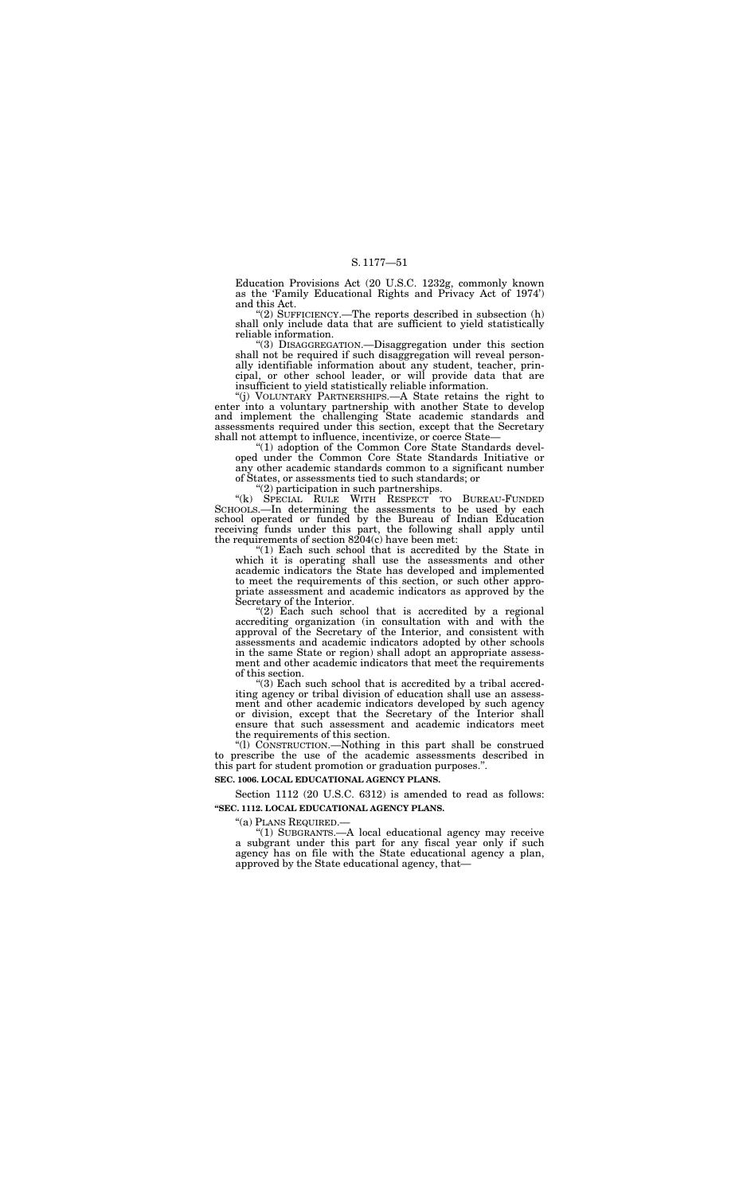Education Provisions Act (20 U.S.C. 1232g, commonly known as the 'Family Educational Rights and Privacy Act of 1974') and this Act.

"(2) SUFFICIENCY.—The reports described in subsection (h) shall only include data that are sufficient to yield statistically reliable information.

"(3) DISAGGREGATION.—Disaggregation under this section shall not be required if such disaggregation will reveal personally identifiable information about any student, teacher, principal, or other school leader, or will provide data that are insufficient to yield statistically reliable information.

"(j) VOLUNTARY PARTNERSHIPS.—A State retains the right to enter into a voluntary partnership with another State to develop and implement the challenging State academic standards and assessments required under this section, except that the Secretary shall not attempt to influence, incentivize, or coerce State—

"(1) adoption of the Common Core State Standards developed under the Common Core State Standards Initiative or any other academic standards common to a significant number of States, or assessments tied to such standards; or

"(2) participation in such partnerships.

"(k) SPECIAL RULE WITH RESPECT TO BUREAU-FUNDED SCHOOLS.—In determining the assessments to be used by each school operated or funded by the Bureau of Indian Education receiving funds under this part, the following shall apply until the requirements of section 8204(c) have been met:

"(1) Each such school that is accredited by the State in which it is operating shall use the assessments and other academic indicators the State has developed and implemented to meet the requirements of this section, or such other appropriate assessment and academic indicators as approved by the Secretary of the Interior.

"(2) Each such school that is accredited by a regional accrediting organization (in consultation with and with the approval of the Secretary of the Interior, and consistent with assessments and academic indicators adopted by other schools in the same State or region) shall adopt an appropriate assessment and other academic indicators that meet the requirements of this section.

"(3) Each such school that is accredited by a tribal accrediting agency or tribal division of education shall use an assessment and other academic indicators developed by such agency or division, except that the Secretary of the Interior shall ensure that such assessment and academic indicators meet the requirements of this section.

"(l) CONSTRUCTION.—Nothing in this part shall be construed to prescribe the use of the academic assessments described in this part for student promotion or graduation purposes.".

**SEC. 1006. LOCAL EDUCATIONAL AGENCY PLANS.**

Section 1112 (20 U.S.C. 6312) is amended to read as follows:

**"SEC. 1112. LOCAL EDUCATIONAL AGENCY PLANS.**

"(a) PLANS REQUIRED.—

"(1) SUBGRANTS.—A local educational agency may receive a subgrant under this part for any fiscal year only if such agency has on file with the State educational agency a plan, approved by the State educational agency, that—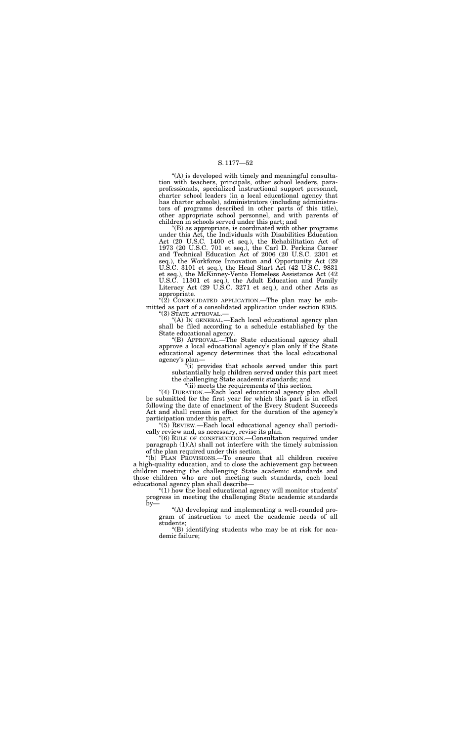"(A) is developed with timely and meaningful consultation with teachers, principals, other school leaders, paraprofessionals, specialized instructional support personnel, charter school leaders (in a local educational agency that has charter schools), administrators (including administrators of programs described in other parts of this title), other appropriate school personnel, and with parents of children in schools served under this part; and

"(B) as appropriate, is coordinated with other programs under this Act, the Individuals with Disabilities Education Act (20 U.S.C. 1400 et seq.), the Rehabilitation Act of 1973 (20 U.S.C. 701 et seq.), the Carl D. Perkins Career and Technical Education Act of 2006 (20 U.S.C. 2301 et seq.), the Workforce Innovation and Opportunity Act (29 U.S.C. 3101 et seq.), the Head Start Act (42 U.S.C. 9831 et seq.), the McKinney-Vento Homeless Assistance Act (42 U.S.C. 11301 et seq.), the Adult Education and Family Literacy Act (29 U.S.C. 3271 et seq.), and other Acts as appropriate.

"(2) CONSOLIDATED APPLICATION.—The plan may be submitted as part of a consolidated application under section 8305.

"(3) STATE APPROVAL.—

"(A) IN GENERAL.—Each local educational agency plan shall be filed according to a schedule established by the State educational agency.

"(B) APPROVAL.—The State educational agency shall approve a local educational agency's plan only if the State educational agency determines that the local educational agency's plan—

"(i) provides that schools served under this part substantially help children served under this part meet the challenging State academic standards; and

"(ii) meets the requirements of this section.

"(4) DURATION.—Each local educational agency plan shall be submitted for the first year for which this part is in effect following the date of enactment of the Every Student Succeeds Act and shall remain in effect for the duration of the agency's participation under this part.

"(5) REVIEW.—Each local educational agency shall periodically review and, as necessary, revise its plan.

"(6) RULE OF CONSTRUCTION.—Consultation required under paragraph (1)(A) shall not interfere with the timely submission of the plan required under this section.

"(b) PLAN PROVISIONS.—To ensure that all children receive a high-quality education, and to close the achievement gap between children meeting the challenging State academic standards and those children who are not meeting such standards, each local educational agency plan shall describe—

"(1) how the local educational agency will monitor students' progress in meeting the challenging State academic standards by—

"(A) developing and implementing a well-rounded program of instruction to meet the academic needs of all students;

"(B) identifying students who may be at risk for academic failure;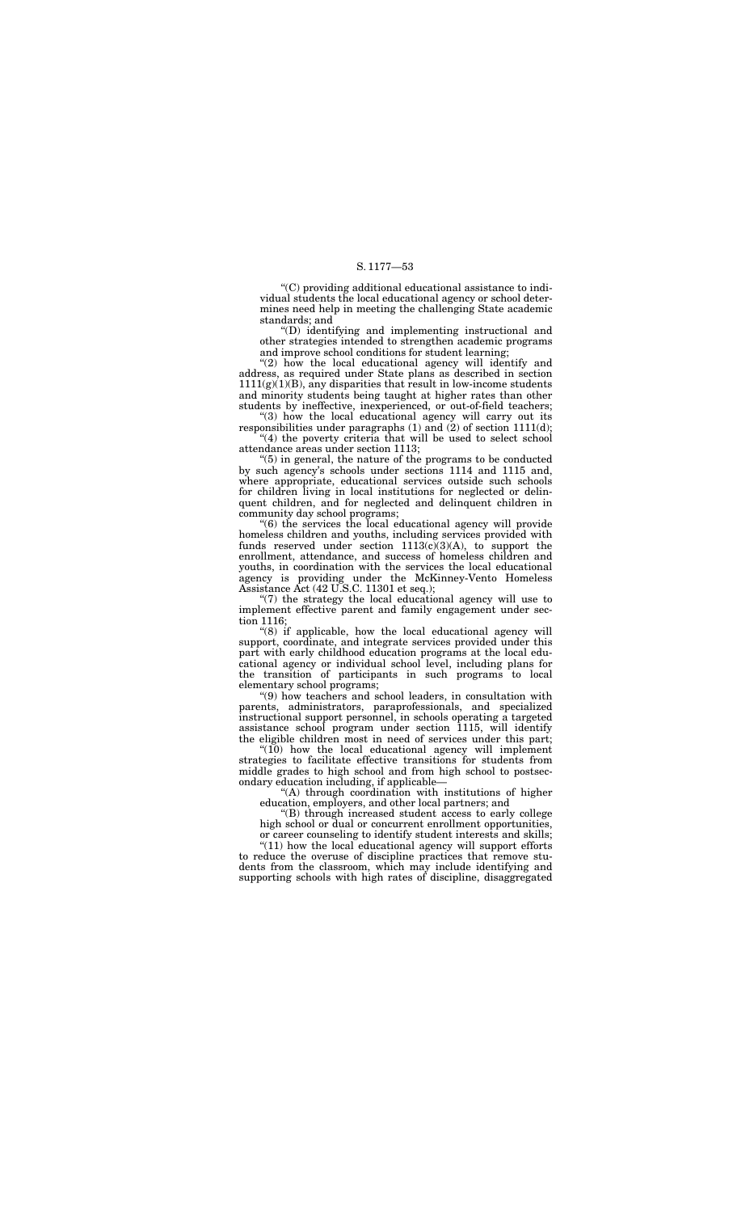"(C) providing additional educational assistance to individual students the local educational agency or school determines need help in meeting the challenging State academic standards; and

"(D) identifying and implementing instructional and other strategies intended to strengthen academic programs and improve school conditions for student learning;

"(2) how the local educational agency will identify and address, as required under State plans as described in section 1111(g)(1)(B), any disparities that result in low-income students and minority students being taught at higher rates than other students by ineffective, inexperienced, or out-of-field teachers;

"(3) how the local educational agency will carry out its responsibilities under paragraphs (1) and (2) of section 1111(d);

"(4) the poverty criteria that will be used to select school attendance areas under section 1113;

"(5) in general, the nature of the programs to be conducted by such agency's schools under sections 1114 and 1115 and, where appropriate, educational services outside such schools for children living in local institutions for neglected or delinquent children, and for neglected and delinquent children in community day school programs;

"(6) the services the local educational agency will provide homeless children and youths, including services provided with funds reserved under section 1113(c)(3)(A), to support the enrollment, attendance, and success of homeless children and youths, in coordination with the services the local educational agency is providing under the McKinney-Vento Homeless Assistance Act (42 U.S.C. 11301 et seq.);

"(7) the strategy the local educational agency will use to implement effective parent and family engagement under section 1116;

"(8) if applicable, how the local educational agency will support, coordinate, and integrate services provided under this part with early childhood education programs at the local educational agency or individual school level, including plans for the transition of participants in such programs to local elementary school programs;

"(9) how teachers and school leaders, in consultation with parents, administrators, paraprofessionals, and specialized instructional support personnel, in schools operating a targeted assistance school program under section 1115, will identify the eligible children most in need of services under this part;

"(10) how the local educational agency will implement strategies to facilitate effective transitions for students from middle grades to high school and from high school to postsecondary education including, if applicable—

"(A) through coordination with institutions of higher education, employers, and other local partners; and

"(B) through increased student access to early college high school or dual or concurrent enrollment opportunities, or career counseling to identify student interests and skills;

"(11) how the local educational agency will support efforts to reduce the overuse of discipline practices that remove students from the classroom, which may include identifying and supporting schools with high rates of discipline, disaggregated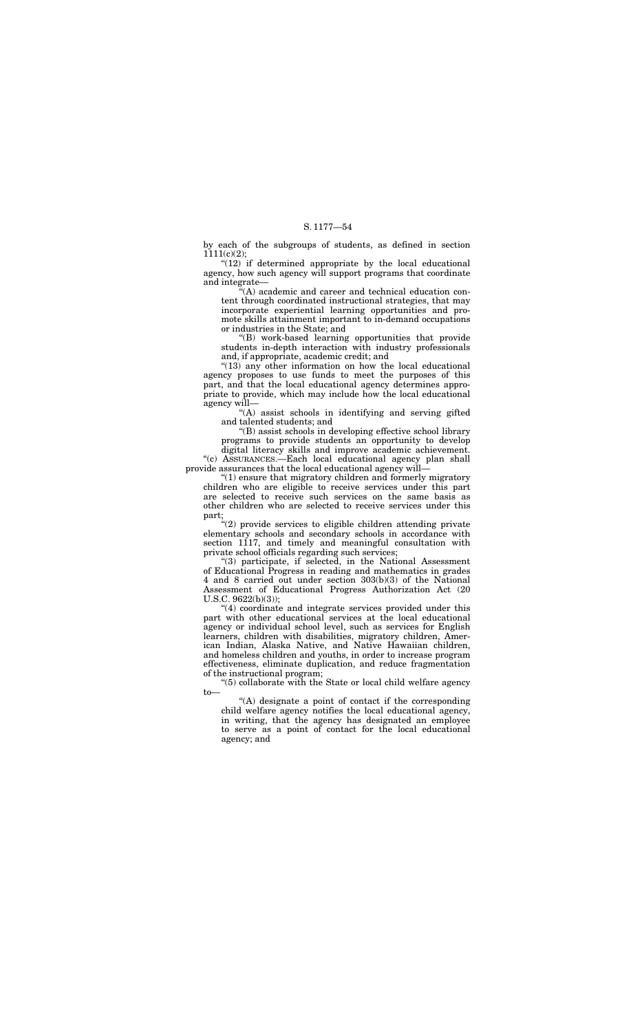by each of the subgroups of students, as defined in section 1111(c)(2);

"(12) if determined appropriate by the local educational agency, how such agency will support programs that coordinate and integrate—

"(A) academic and career and technical education content through coordinated instructional strategies, that may incorporate experiential learning opportunities and promote skills attainment important to in-demand occupations or industries in the State; and

"(B) work-based learning opportunities that provide students in-depth interaction with industry professionals and, if appropriate, academic credit; and

"(13) any other information on how the local educational agency proposes to use funds to meet the purposes of this part, and that the local educational agency determines appropriate to provide, which may include how the local educational agency will—

"(A) assist schools in identifying and serving gifted and talented students; and

"(B) assist schools in developing effective school library programs to provide students an opportunity to develop digital literacy skills and improve academic achievement.

"(c) ASSURANCES.—Each local educational agency plan shall provide assurances that the local educational agency will—

"(1) ensure that migratory children and formerly migratory children who are eligible to receive services under this part are selected to receive such services on the same basis as other children who are selected to receive services under this part;

"(2) provide services to eligible children attending private elementary schools and secondary schools in accordance with section 1117, and timely and meaningful consultation with private school officials regarding such services;

"(3) participate, if selected, in the National Assessment of Educational Progress in reading and mathematics in grades 4 and 8 carried out under section 303(b)(3) of the National Assessment of Educational Progress Authorization Act (20 U.S.C. 9622(b)(3));

"(4) coordinate and integrate services provided under this part with other educational services at the local educational agency or individual school level, such as services for English learners, children with disabilities, migratory children, American Indian, Alaska Native, and Native Hawaiian children, and homeless children and youths, in order to increase program effectiveness, eliminate duplication, and reduce fragmentation of the instructional program;

"(5) collaborate with the State or local child welfare agency to—

"(A) designate a point of contact if the corresponding child welfare agency notifies the local educational agency, in writing, that the agency has designated an employee to serve as a point of contact for the local educational agency; and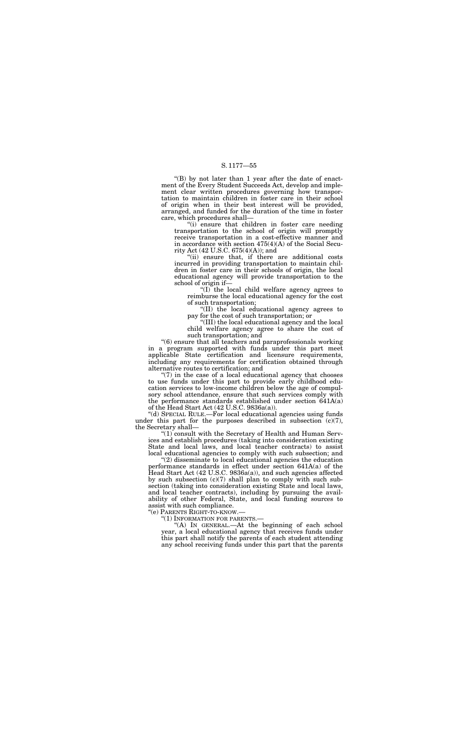"(B) by not later than 1 year after the date of enactment of the Every Student Succeeds Act, develop and implement clear written procedures governing how transportation to maintain children in foster care in their school of origin when in their best interest will be provided, arranged, and funded for the duration of the time in foster care, which procedures shall—

"(i) ensure that children in foster care needing transportation to the school of origin will promptly receive transportation in a cost-effective manner and in accordance with section 475(4)(A) of the Social Security Act (42 U.S.C. 675(4)(A)); and

"(ii) ensure that, if there are additional costs incurred in providing transportation to maintain children in foster care in their schools of origin, the local educational agency will provide transportation to the school of origin if—

"(I) the local child welfare agency agrees to reimburse the local educational agency for the cost of such transportation;

"(II) the local educational agency agrees to pay for the cost of such transportation; or

"(III) the local educational agency and the local child welfare agency agree to share the cost of such transportation; and

"(6) ensure that all teachers and paraprofessionals working in a program supported with funds under this part meet applicable State certification and licensure requirements, including any requirements for certification obtained through alternative routes to certification; and

"(7) in the case of a local educational agency that chooses to use funds under this part to provide early childhood education services to low-income children below the age of compulsory school attendance, ensure that such services comply with the performance standards established under section 641A(a) of the Head Start Act (42 U.S.C. 9836a(a)).

"(d) SPECIAL RULE.—For local educational agencies using funds under this part for the purposes described in subsection (c)(7), the Secretary shall—

"(1) consult with the Secretary of Health and Human Services and establish procedures (taking into consideration existing State and local laws, and local teacher contracts) to assist local educational agencies to comply with such subsection; and

"(2) disseminate to local educational agencies the education performance standards in effect under section 641A(a) of the Head Start Act (42 U.S.C. 9836a(a)), and such agencies affected by such subsection (c)(7) shall plan to comply with such subsection (taking into consideration existing State and local laws, and local teacher contracts), including by pursuing the availability of other Federal, State, and local funding sources to assist with such compliance.

"(e) PARENTS RIGHT-TO-KNOW.—

"(1) INFORMATION FOR PARENTS.—

"(A) IN GENERAL.—At the beginning of each school year, a local educational agency that receives funds under this part shall notify the parents of each student attending any school receiving funds under this part that the parents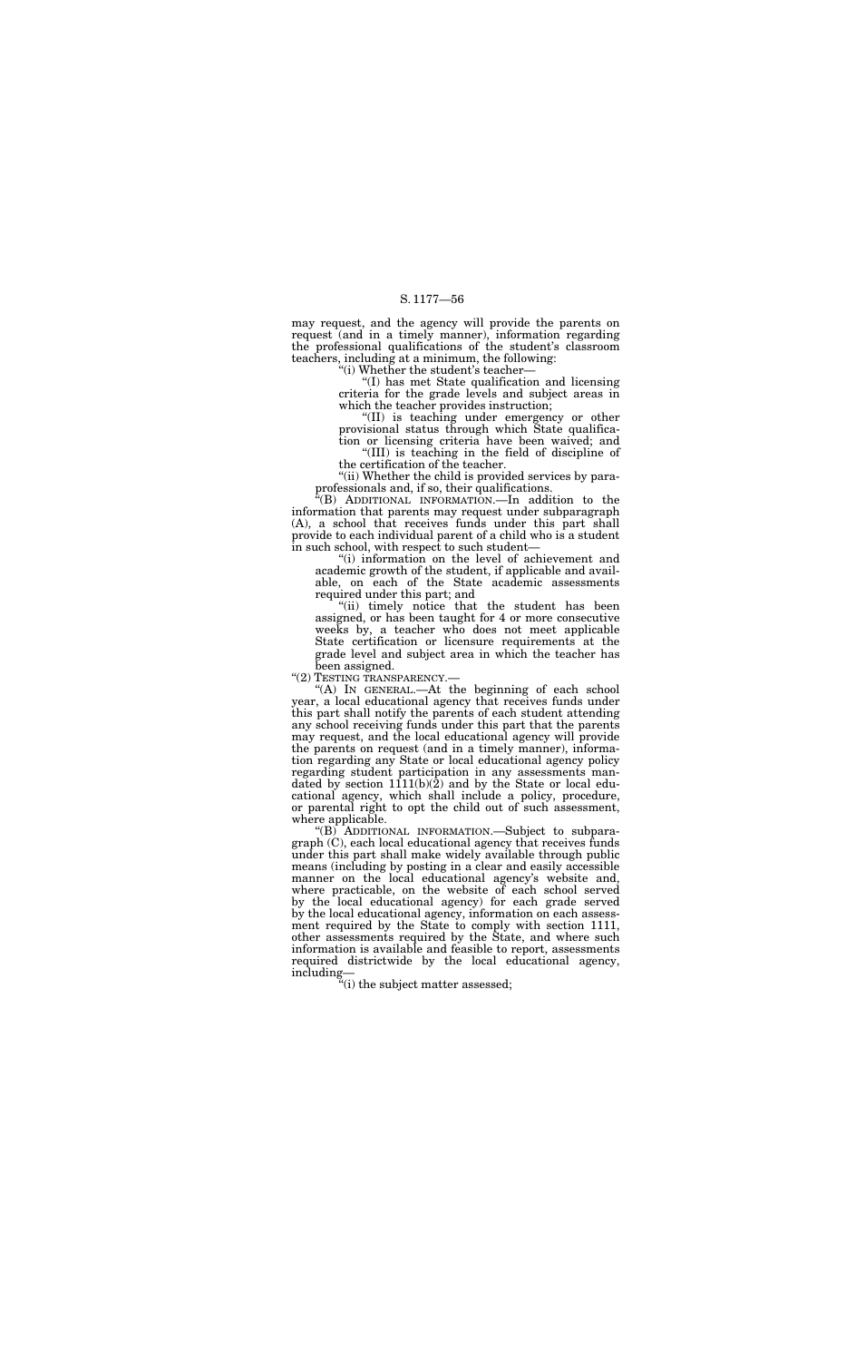may request, and the agency will provide the parents on request (and in a timely manner), information regarding the professional qualifications of the student's classroom teachers, including at a minimum, the following:

"(i) Whether the student's teacher—

"(I) has met State qualification and licensing criteria for the grade levels and subject areas in which the teacher provides instruction;

"(II) is teaching under emergency or other provisional status through which State qualification or licensing criteria have been waived; and

"(III) is teaching in the field of discipline of the certification of the teacher.

"(ii) Whether the child is provided services by paraprofessionals and, if so, their qualifications.

"(B) ADDITIONAL INFORMATION.—In addition to the information that parents may request under subparagraph (A), a school that receives funds under this part shall provide to each individual parent of a child who is a student in such school, with respect to such student—

"(i) information on the level of achievement and academic growth of the student, if applicable and available, on each of the State academic assessments required under this part; and

"(ii) timely notice that the student has been assigned, or has been taught for 4 or more consecutive weeks by, a teacher who does not meet applicable State certification or licensure requirements at the grade level and subject area in which the teacher has been assigned.

"(2) TESTING TRANSPARENCY.—

"(A) IN GENERAL.—At the beginning of each school year, a local educational agency that receives funds under this part shall notify the parents of each student attending any school receiving funds under this part that the parents may request, and the local educational agency will provide the parents on request (and in a timely manner), information regarding any State or local educational agency policy regarding student participation in any assessments mandated by section 1111(b)(2) and by the State or local educational agency, which shall include a policy, procedure, or parental right to opt the child out of such assessment, where applicable.

"(B) ADDITIONAL INFORMATION.—Subject to subparagraph (C), each local educational agency that receives funds under this part shall make widely available through public means (including by posting in a clear and easily accessible manner on the local educational agency's website and, where practicable, on the website of each school served by the local educational agency) for each grade served by the local educational agency, information on each assessment required by the State to comply with section 1111, other assessments required by the State, and where such information is available and feasible to report, assessments required districtwide by the local educational agency, including—

"(i) the subject matter assessed;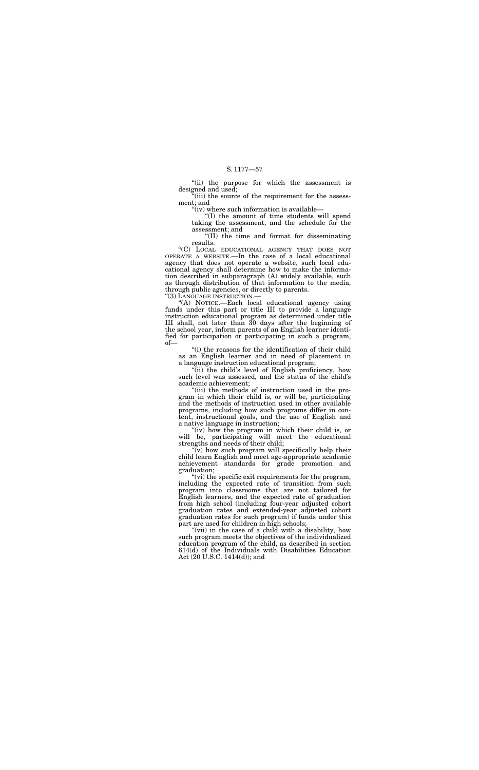"(ii) the purpose for which the assessment is designed and used;

"(iii) the source of the requirement for the assessment; and

"(iv) where such information is available—

"(I) the amount of time students will spend taking the assessment, and the schedule for the assessment; and

"(II) the time and format for disseminating results.

"(C) LOCAL EDUCATIONAL AGENCY THAT DOES NOT OPERATE A WEBSITE.—In the case of a local educational agency that does not operate a website, such local educational agency shall determine how to make the information described in subparagraph (A) widely available, such as through distribution of that information to the media, through public agencies, or directly to parents.

"(3) LANGUAGE INSTRUCTION.—

"(A) NOTICE.—Each local educational agency using funds under this part or title III to provide a language instruction educational program as determined under title III shall, not later than 30 days after the beginning of the school year, inform parents of an English learner identified for participation or participating in such a program, of—

"(i) the reasons for the identification of their child as an English learner and in need of placement in a language instruction educational program;

"(ii) the child's level of English proficiency, how such level was assessed, and the status of the child's academic achievement;

"(iii) the methods of instruction used in the program in which their child is, or will be, participating and the methods of instruction used in other available programs, including how such programs differ in content, instructional goals, and the use of English and a native language in instruction;

"(iv) how the program in which their child is, or will be, participating will meet the educational strengths and needs of their child;

"(v) how such program will specifically help their child learn English and meet age-appropriate academic achievement standards for grade promotion and graduation;

"(vi) the specific exit requirements for the program, including the expected rate of transition from such program into classrooms that are not tailored for English learners, and the expected rate of graduation from high school (including four-year adjusted cohort graduation rates and extended-year adjusted cohort graduation rates for such program) if funds under this part are used for children in high schools;

"(vii) in the case of a child with a disability, how such program meets the objectives of the individualized education program of the child, as described in section 614(d) of the Individuals with Disabilities Education Act (20 U.S.C. 1414(d)); and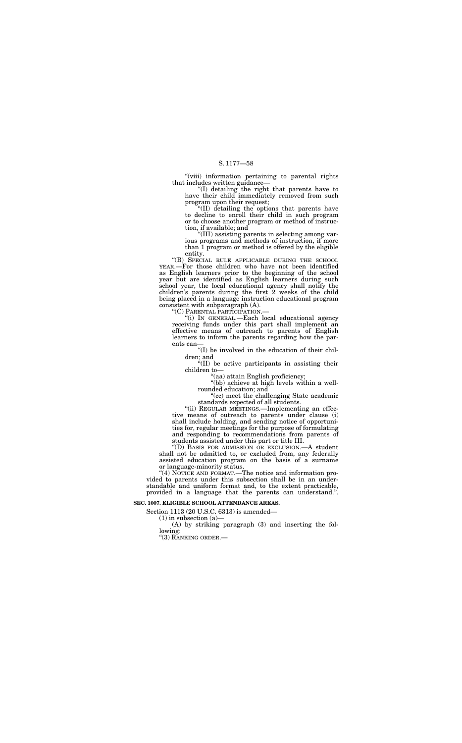"(viii) information pertaining to parental rights that includes written guidance—

"(I) detailing the right that parents have to have their child immediately removed from such program upon their request;

"(II) detailing the options that parents have to decline to enroll their child in such program or to choose another program or method of instruction, if available; and

"(III) assisting parents in selecting among various programs and methods of instruction, if more than 1 program or method is offered by the eligible entity.

"(B) SPECIAL RULE APPLICABLE DURING THE SCHOOL YEAR.—For those children who have not been identified as English learners prior to the beginning of the school year but are identified as English learners during such school year, the local educational agency shall notify the children's parents during the first 2 weeks of the child being placed in a language instruction educational program consistent with subparagraph (A).

"(C) PARENTAL PARTICIPATION.—

"(i) IN GENERAL.—Each local educational agency receiving funds under this part shall implement an effective means of outreach to parents of English learners to inform the parents regarding how the parents can—

"(I) be involved in the education of their children; and

"(II) be active participants in assisting their children to—

"(aa) attain English proficiency;

"(bb) achieve at high levels within a well-rounded education; and

"(cc) meet the challenging State academic standards expected of all students.

"(ii) REGULAR MEETINGS.—Implementing an effective means of outreach to parents under clause (i) shall include holding, and sending notice of opportunities for, regular meetings for the purpose of formulating and responding to recommendations from parents of students assisted under this part or title III.

"(D) BASIS FOR ADMISSION OR EXCLUSION.—A student shall not be admitted to, or excluded from, any federally assisted education program on the basis of a surname or language-minority status.

"(4) NOTICE AND FORMAT.—The notice and information provided to parents under this subsection shall be in an understandable and uniform format and, to the extent practicable, provided in a language that the parents can understand.".

**SEC. 1007. ELIGIBLE SCHOOL ATTENDANCE AREAS.**

Section 1113 (20 U.S.C. 6313) is amended—

(1) in subsection (a)—

(A) by striking paragraph (3) and inserting the following:

"(3) RANKING ORDER.—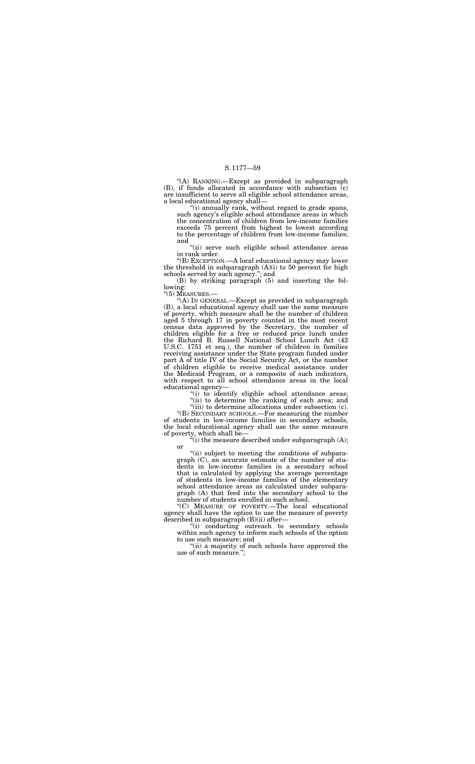"(A) RANKING.—Except as provided in subparagraph (B), if funds allocated in accordance with subsection (c) are insufficient to serve all eligible school attendance areas, a local educational agency shall—

"(i) annually rank, without regard to grade spans, such agency's eligible school attendance areas in which the concentration of children from low-income families exceeds 75 percent from highest to lowest according to the percentage of children from low-income families; and

"(ii) serve such eligible school attendance areas in rank order.

"(B) EXCEPTION.—A local educational agency may lower the threshold in subparagraph (A)(i) to 50 percent for high schools served by such agency."; and

(B) by striking paragraph (5) and inserting the following:

"(5) MEASURES.—

"(A) IN GENERAL.—Except as provided in subparagraph (B), a local educational agency shall use the same measure of poverty, which measure shall be the number of children aged 5 through 17 in poverty counted in the most recent census data approved by the Secretary, the number of children eligible for a free or reduced price lunch under the Richard B. Russell National School Lunch Act (42 U.S.C. 1751 et seq.), the number of children in families receiving assistance under the State program funded under part A of title IV of the Social Security Act, or the number of children eligible to receive medical assistance under the Medicaid Program, or a composite of such indicators, with respect to all school attendance areas in the local educational agency—

"(i) to identify eligible school attendance areas;

"(ii) to determine the ranking of each area; and

"(iii) to determine allocations under subsection (c).

"(B) SECONDARY SCHOOLS.—For measuring the number of students in low-income families in secondary schools, the local educational agency shall use the same measure of poverty, which shall be—

"(i) the measure described under subparagraph (A); or

"(ii) subject to meeting the conditions of subparagraph (C), an accurate estimate of the number of students in low-income families in a secondary school that is calculated by applying the average percentage of students in low-income families of the elementary school attendance areas as calculated under subparagraph (A) that feed into the secondary school to the number of students enrolled in such school.

"(C) MEASURE OF POVERTY.—The local educational agency shall have the option to use the measure of poverty described in subparagraph (B)(ii) after—

"(i) conducting outreach to secondary schools within such agency to inform such schools of the option to use such measure; and

"(ii) a majority of such schools have approved the use of such measure.";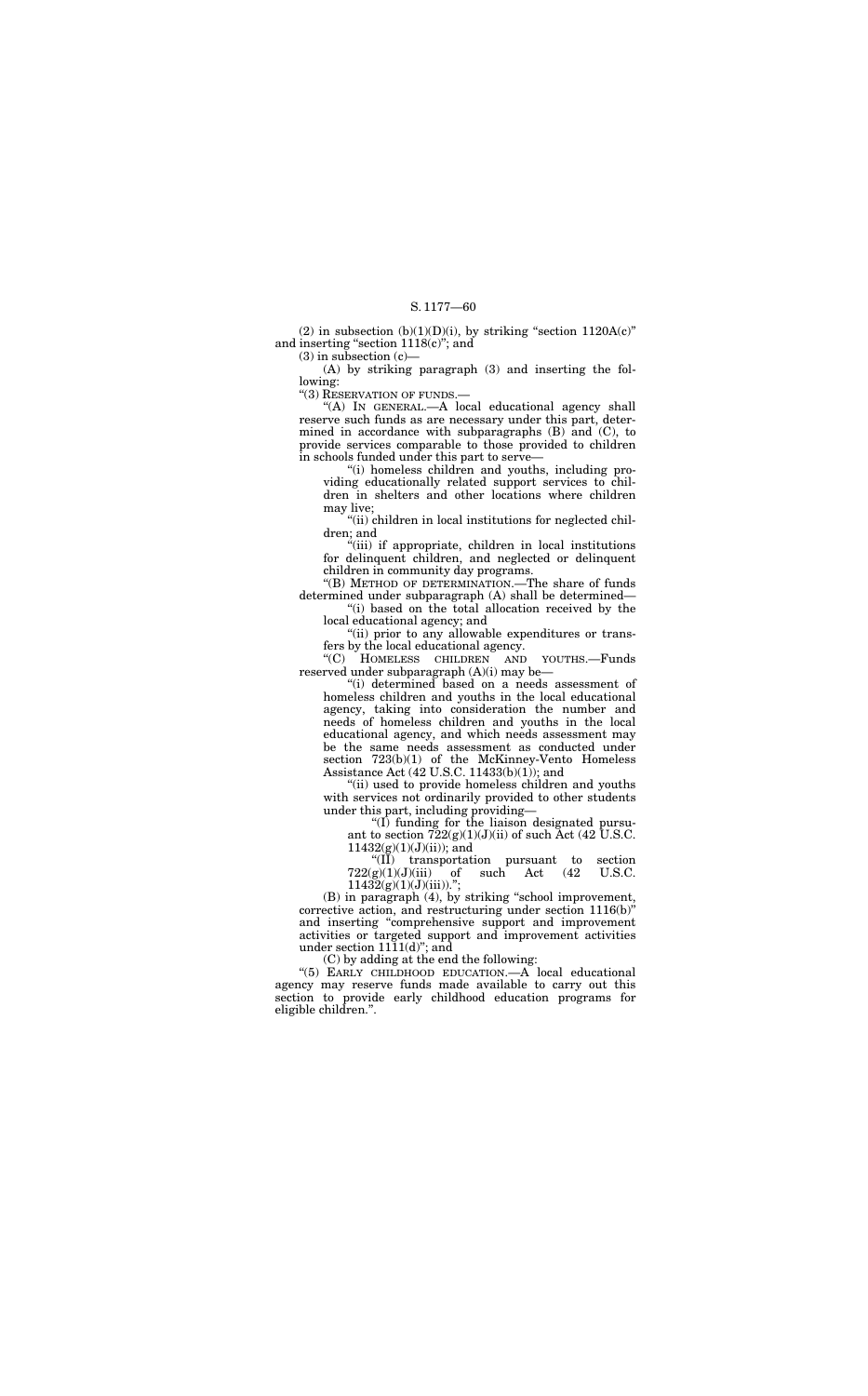(2) in subsection (b)(1)(D)(i), by striking "section 1120A(c)" and inserting "section 1118(c)"; and

(3) in subsection (c)—

(A) by striking paragraph (3) and inserting the following:

"(3) RESERVATION OF FUNDS.—

"(A) IN GENERAL.—A local educational agency shall reserve such funds as are necessary under this part, determined in accordance with subparagraphs (B) and (C), to provide services comparable to those provided to children in schools funded under this part to serve—

"(i) homeless children and youths, including providing educationally related support services to children in shelters and other locations where children may live;

"(ii) children in local institutions for neglected children; and

"(iii) if appropriate, children in local institutions for delinquent children, and neglected or delinquent children in community day programs.

"(B) METHOD OF DETERMINATION.—The share of funds determined under subparagraph (A) shall be determined—

"(i) based on the total allocation received by the local educational agency; and

"(ii) prior to any allowable expenditures or transfers by the local educational agency.

"(C) HOMELESS CHILDREN AND YOUTHS.—Funds reserved under subparagraph (A)(i) may be—

"(i) determined based on a needs assessment of homeless children and youths in the local educational agency, taking into consideration the number and needs of homeless children and youths in the local educational agency, and which needs assessment may be the same needs assessment as conducted under section 723(b)(1) of the McKinney-Vento Homeless Assistance Act (42 U.S.C. 11433(b)(1)); and

"(ii) used to provide homeless children and youths with services not ordinarily provided to other students under this part, including providing—

"(I) funding for the liaison designated pursuant to section 722(g)(1)(J)(ii) of such Act (42 U.S.C. 11432(g)(1)(J)(ii)); and

"(II) transportation pursuant to section 722(g)(1)(J)(iii) of such Act (42 U.S.C. 11432(g)(1)(J)(iii)).";

(B) in paragraph (4), by striking "school improvement, corrective action, and restructuring under section 1116(b)" and inserting "comprehensive support and improvement activities or targeted support and improvement activities under section 1111(d)"; and

(C) by adding at the end the following:

"(5) EARLY CHILDHOOD EDUCATION.—A local educational agency may reserve funds made available to carry out this section to provide early childhood education programs for eligible children.".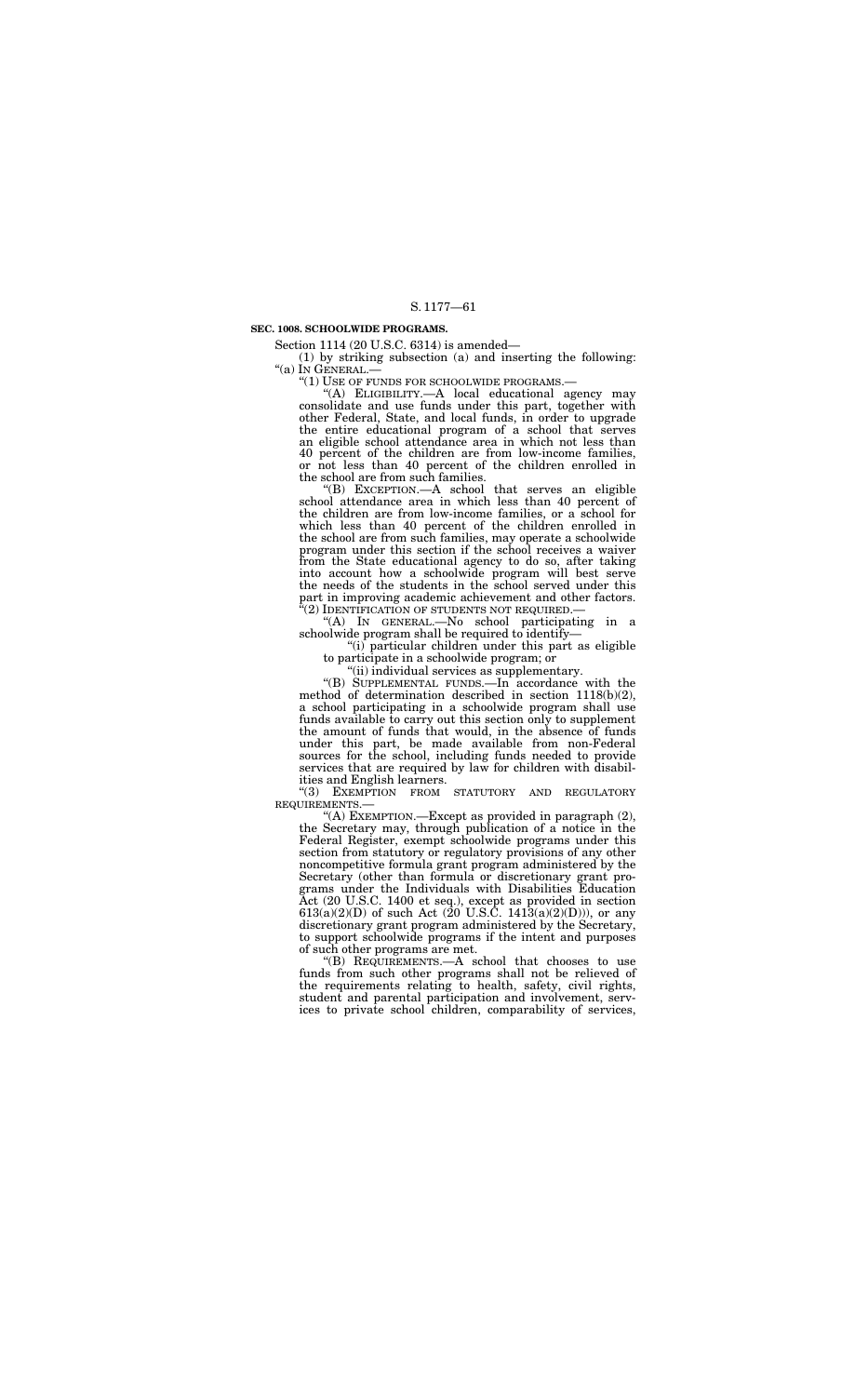**SEC. 1008. SCHOOLWIDE PROGRAMS.**

Section 1114 (20 U.S.C. 6314) is amended—

(1) by striking subsection (a) and inserting the following:

"(a) IN GENERAL.—

"(1) USE OF FUNDS FOR SCHOOLWIDE PROGRAMS.—

"(A) ELIGIBILITY.—A local educational agency may consolidate and use funds under this part, together with other Federal, State, and local funds, in order to upgrade the entire educational program of a school that serves an eligible school attendance area in which not less than 40 percent of the children are from low-income families, or not less than 40 percent of the children enrolled in the school are from such families.

"(B) EXCEPTION.—A school that serves an eligible school attendance area in which less than 40 percent of the children are from low-income families, or a school for which less than 40 percent of the children enrolled in the school are from such families, may operate a schoolwide program under this section if the school receives a waiver from the State educational agency to do so, after taking into account how a schoolwide program will best serve the needs of the students in the school served under this part in improving academic achievement and other factors.

"(2) IDENTIFICATION OF STUDENTS NOT REQUIRED.—

"(A) IN GENERAL.—No school participating in a schoolwide program shall be required to identify—

"(i) particular children under this part as eligible to participate in a schoolwide program; or

"(ii) individual services as supplementary.

"(B) SUPPLEMENTAL FUNDS.—In accordance with the method of determination described in section 1118(b)(2), a school participating in a schoolwide program shall use funds available to carry out this section only to supplement the amount of funds that would, in the absence of funds under this part, be made available from non-Federal sources for the school, including funds needed to provide services that are required by law for children with disabilities and English learners.

"(3) EXEMPTION FROM STATUTORY AND REGULATORY REQUIREMENTS.—

"(A) EXEMPTION.—Except as provided in paragraph (2), the Secretary may, through publication of a notice in the Federal Register, exempt schoolwide programs under this section from statutory or regulatory provisions of any other noncompetitive formula grant program administered by the Secretary (other than formula or discretionary grant programs under the Individuals with Disabilities Education Act (20 U.S.C. 1400 et seq.), except as provided in section 613(a)(2)(D) of such Act (20 U.S.C. 1413(a)(2)(D))), or any discretionary grant program administered by the Secretary, to support schoolwide programs if the intent and purposes of such other programs are met.

"(B) REQUIREMENTS.—A school that chooses to use funds from such other programs shall not be relieved of the requirements relating to health, safety, civil rights, student and parental participation and involvement, services to private school children, comparability of services,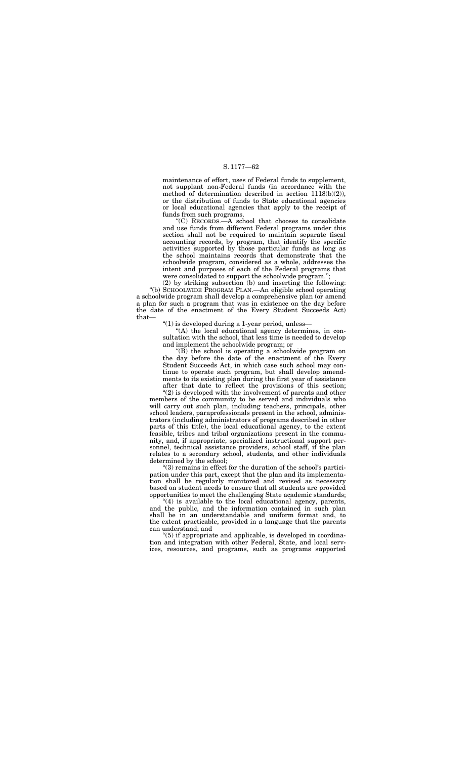maintenance of effort, uses of Federal funds to supplement, not supplant non-Federal funds (in accordance with the method of determination described in section 1118(b)(2)), or the distribution of funds to State educational agencies or local educational agencies that apply to the receipt of funds from such programs.

"(C) RECORDS.—A school that chooses to consolidate and use funds from different Federal programs under this section shall not be required to maintain separate fiscal accounting records, by program, that identify the specific activities supported by those particular funds as long as the school maintains records that demonstrate that the schoolwide program, considered as a whole, addresses the intent and purposes of each of the Federal programs that were consolidated to support the schoolwide program.";

(2) by striking subsection (b) and inserting the following:

"(b) SCHOOLWIDE PROGRAM PLAN.—An eligible school operating a schoolwide program shall develop a comprehensive plan (or amend a plan for such a program that was in existence on the day before the date of the enactment of the Every Student Succeeds Act) that—

"(1) is developed during a 1-year period, unless—

"(A) the local educational agency determines, in consultation with the school, that less time is needed to develop and implement the schoolwide program; or

"(B) the school is operating a schoolwide program on the day before the date of the enactment of the Every Student Succeeds Act, in which case such school may continue to operate such program, but shall develop amendments to its existing plan during the first year of assistance after that date to reflect the provisions of this section;

"(2) is developed with the involvement of parents and other members of the community to be served and individuals who will carry out such plan, including teachers, principals, other school leaders, paraprofessionals present in the school, administrators (including administrators of programs described in other parts of this title), the local educational agency, to the extent feasible, tribes and tribal organizations present in the community, and, if appropriate, specialized instructional support personnel, technical assistance providers, school staff, if the plan relates to a secondary school, students, and other individuals determined by the school;

"(3) remains in effect for the duration of the school's participation under this part, except that the plan and its implementation shall be regularly monitored and revised as necessary based on student needs to ensure that all students are provided opportunities to meet the challenging State academic standards;

"(4) is available to the local educational agency, parents, and the public, and the information contained in such plan shall be in an understandable and uniform format and, to the extent practicable, provided in a language that the parents can understand; and

"(5) if appropriate and applicable, is developed in coordination and integration with other Federal, State, and local services, resources, and programs, such as programs supported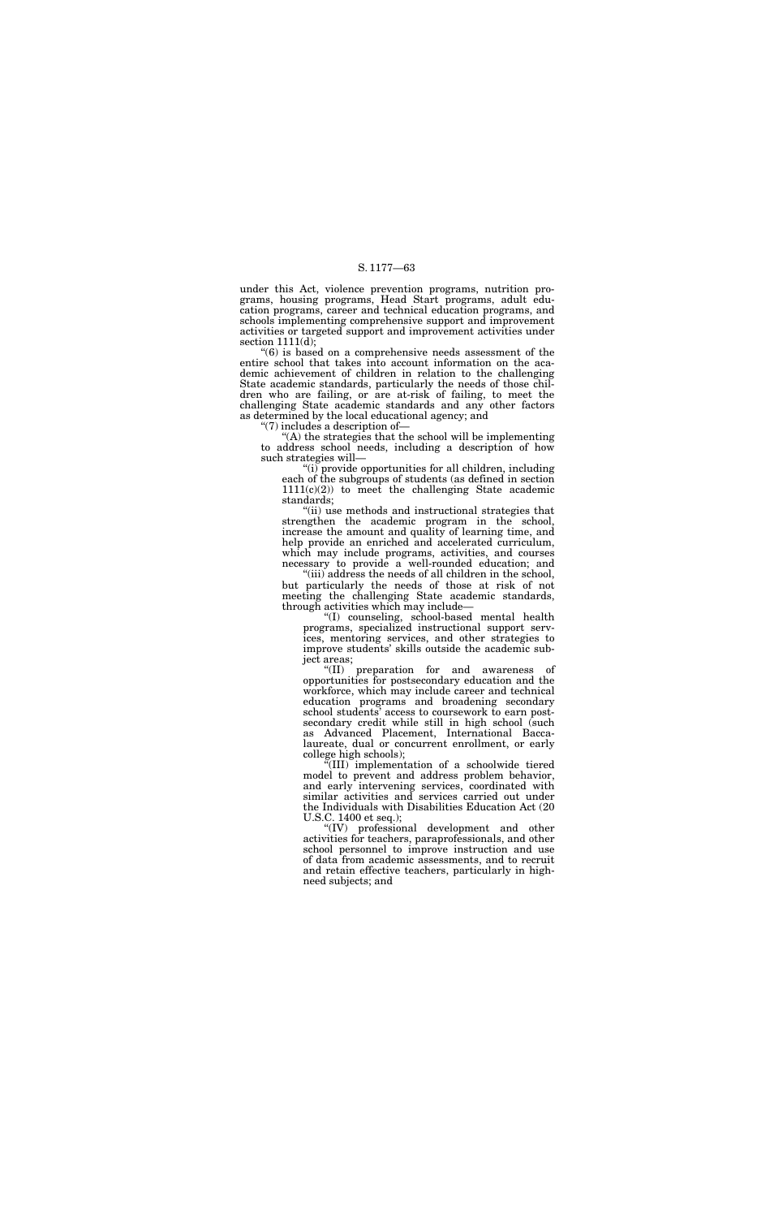under this Act, violence prevention programs, nutrition programs, housing programs, Head Start programs, adult education programs, career and technical education programs, and schools implementing comprehensive support and improvement activities or targeted support and improvement activities under section 1111(d);

"(6) is based on a comprehensive needs assessment of the entire school that takes into account information on the academic achievement of children in relation to the challenging State academic standards, particularly the needs of those children who are failing, or are at-risk of failing, to meet the challenging State academic standards and any other factors as determined by the local educational agency; and

"(7) includes a description of—

"(A) the strategies that the school will be implementing to address school needs, including a description of how such strategies will—

"(i) provide opportunities for all children, including each of the subgroups of students (as defined in section 1111(c)(2)) to meet the challenging State academic standards;

"(ii) use methods and instructional strategies that strengthen the academic program in the school, increase the amount and quality of learning time, and help provide an enriched and accelerated curriculum, which may include programs, activities, and courses necessary to provide a well-rounded education; and

"(iii) address the needs of all children in the school, but particularly the needs of those at risk of not meeting the challenging State academic standards, through activities which may include—

"(I) counseling, school-based mental health programs, specialized instructional support services, mentoring services, and other strategies to improve students' skills outside the academic subject areas;

"(II) preparation for and awareness of opportunities for postsecondary education and the workforce, which may include career and technical education programs and broadening secondary school students' access to coursework to earn postsecondary credit while still in high school (such as Advanced Placement, International Baccalaureate, dual or concurrent enrollment, or early college high schools);

"(III) implementation of a schoolwide tiered model to prevent and address problem behavior, and early intervening services, coordinated with similar activities and services carried out under the Individuals with Disabilities Education Act (20 U.S.C. 1400 et seq.);

"(IV) professional development and other activities for teachers, paraprofessionals, and other school personnel to improve instruction and use of data from academic assessments, and to recruit and retain effective teachers, particularly in high-need subjects; and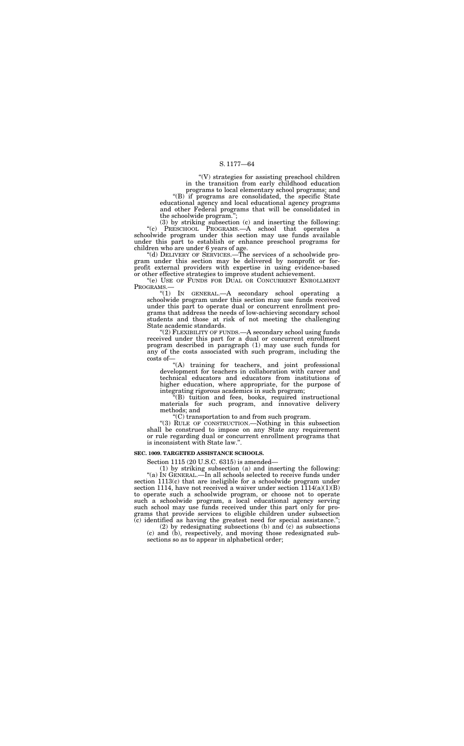"(V) strategies for assisting preschool children in the transition from early childhood education programs to local elementary school programs; and

"(B) if programs are consolidated, the specific State educational agency and local educational agency programs and other Federal programs that will be consolidated in the schoolwide program.";

(3) by striking subsection (c) and inserting the following:

"(c) PRESCHOOL PROGRAMS.—A school that operates a schoolwide program under this section may use funds available under this part to establish or enhance preschool programs for children who are under 6 years of age.

"(d) DELIVERY OF SERVICES.—The services of a schoolwide program under this section may be delivered by nonprofit or for-profit external providers with expertise in using evidence-based or other effective strategies to improve student achievement.

"(e) USE OF FUNDS FOR DUAL OR CONCURRENT ENROLLMENT PROGRAMS.—

"(1) IN GENERAL.—A secondary school operating a schoolwide program under this section may use funds received under this part to operate dual or concurrent enrollment programs that address the needs of low-achieving secondary school students and those at risk of not meeting the challenging State academic standards.

"(2) FLEXIBILITY OF FUNDS.—A secondary school using funds received under this part for a dual or concurrent enrollment program described in paragraph (1) may use such funds for any of the costs associated with such program, including the costs of—

"(A) training for teachers, and joint professional development for teachers in collaboration with career and technical educators and educators from institutions of higher education, where appropriate, for the purpose of integrating rigorous academics in such program;

"(B) tuition and fees, books, required instructional materials for such program, and innovative delivery methods; and

"(C) transportation to and from such program.

"(3) RULE OF CONSTRUCTION.—Nothing in this subsection shall be construed to impose on any State any requirement or rule regarding dual or concurrent enrollment programs that is inconsistent with State law.".

**SEC. 1009. TARGETED ASSISTANCE SCHOOLS.**

Section 1115 (20 U.S.C. 6315) is amended—

(1) by striking subsection (a) and inserting the following:

"(a) IN GENERAL.—In all schools selected to receive funds under section 1113(c) that are ineligible for a schoolwide program under section 1114, have not received a waiver under section 1114(a)(1)(B) to operate such a schoolwide program, or choose not to operate such a schoolwide program, a local educational agency serving such school may use funds received under this part only for programs that provide services to eligible children under subsection (c) identified as having the greatest need for special assistance.";

(2) by redesignating subsections (b) and (c) as subsections (c) and (b), respectively, and moving those redesignated subsections so as to appear in alphabetical order;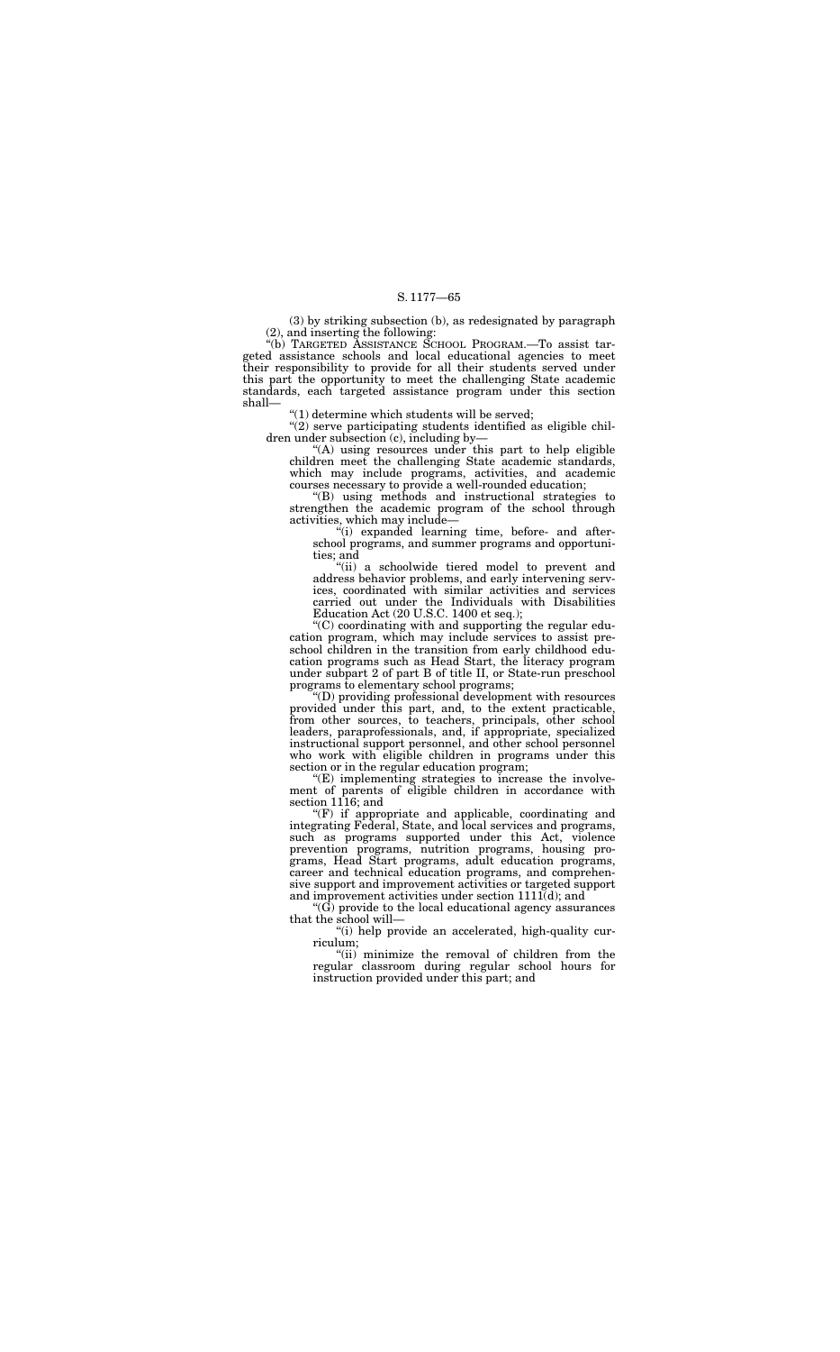(3) by striking subsection (b), as redesignated by paragraph (2), and inserting the following:

"(b) TARGETED ASSISTANCE SCHOOL PROGRAM.—To assist targeted assistance schools and local educational agencies to meet their responsibility to provide for all their students served under this part the opportunity to meet the challenging State academic standards, each targeted assistance program under this section shall—

"(1) determine which students will be served;

"(2) serve participating students identified as eligible children under subsection (c), including by—

"(A) using resources under this part to help eligible children meet the challenging State academic standards, which may include programs, activities, and academic courses necessary to provide a well-rounded education;

"(B) using methods and instructional strategies to strengthen the academic program of the school through activities, which may include—

"(i) expanded learning time, before- and after-school programs, and summer programs and opportunities; and

"(ii) a schoolwide tiered model to prevent and address behavior problems, and early intervening services, coordinated with similar activities and services carried out under the Individuals with Disabilities Education Act (20 U.S.C. 1400 et seq.);

"(C) coordinating with and supporting the regular education program, which may include services to assist preschool children in the transition from early childhood education programs such as Head Start, the literacy program under subpart 2 of part B of title II, or State-run preschool programs to elementary school programs;

"(D) providing professional development with resources provided under this part, and, to the extent practicable, from other sources, to teachers, principals, other school leaders, paraprofessionals, and, if appropriate, specialized instructional support personnel, and other school personnel who work with eligible children in programs under this section or in the regular education program;

"(E) implementing strategies to increase the involvement of parents of eligible children in accordance with section 1116; and

"(F) if appropriate and applicable, coordinating and integrating Federal, State, and local services and programs, such as programs supported under this Act, violence prevention programs, nutrition programs, housing programs, Head Start programs, adult education programs, career and technical education programs, and comprehensive support and improvement activities or targeted support and improvement activities under section 1111(d); and

"(G) provide to the local educational agency assurances that the school will—

"(i) help provide an accelerated, high-quality curriculum;

"(ii) minimize the removal of children from the regular classroom during regular school hours for instruction provided under this part; and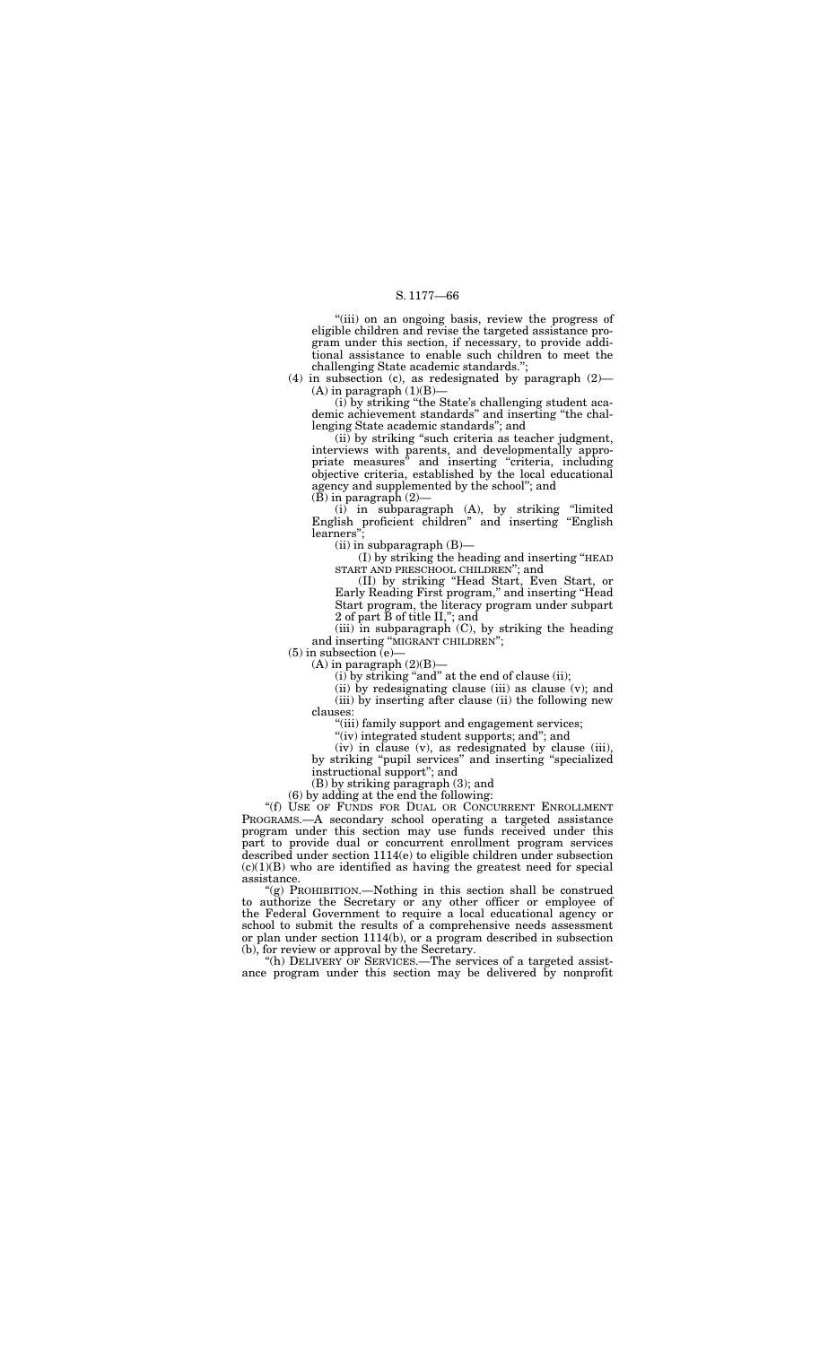"(iii) on an ongoing basis, review the progress of eligible children and revise the targeted assistance program under this section, if necessary, to provide additional assistance to enable such children to meet the challenging State academic standards.";

(4) in subsection (c), as redesignated by paragraph (2)—

(A) in paragraph (1)(B)—

(i) by striking "the State's challenging student academic achievement standards" and inserting "the challenging State academic standards"; and

(ii) by striking "such criteria as teacher judgment, interviews with parents, and developmentally appropriate measures" and inserting "criteria, including objective criteria, established by the local educational agency and supplemented by the school"; and

(B) in paragraph (2)—

(i) in subparagraph (A), by striking "limited English proficient children" and inserting "English learners";

(ii) in subparagraph (B)—

(I) by striking the heading and inserting "HEAD START AND PRESCHOOL CHILDREN"; and

(II) by striking "Head Start, Even Start, or Early Reading First program," and inserting "Head Start program, the literacy program under subpart 2 of part B of title II,"; and

(iii) in subparagraph (C), by striking the heading and inserting "MIGRANT CHILDREN";

(5) in subsection (e)—

(A) in paragraph (2)(B)—

(i) by striking "and" at the end of clause (ii);

(ii) by redesignating clause (iii) as clause (v); and

(iii) by inserting after clause (ii) the following new clauses:

"(iii) family support and engagement services;

"(iv) integrated student supports; and"; and

(iv) in clause (v), as redesignated by clause (iii), by striking "pupil services" and inserting "specialized instructional support"; and

(B) by striking paragraph (3); and

(6) by adding at the end the following:

"(f) USE OF FUNDS FOR DUAL OR CONCURRENT ENROLLMENT PROGRAMS.—A secondary school operating a targeted assistance program under this section may use funds received under this part to provide dual or concurrent enrollment program services described under section 1114(e) to eligible children under subsection (c)(1)(B) who are identified as having the greatest need for special assistance.

"(g) PROHIBITION.—Nothing in this section shall be construed to authorize the Secretary or any other officer or employee of the Federal Government to require a local educational agency or school to submit the results of a comprehensive needs assessment or plan under section 1114(b), or a program described in subsection (b), for review or approval by the Secretary.

"(h) DELIVERY OF SERVICES.—The services of a targeted assistance program under this section may be delivered by nonprofit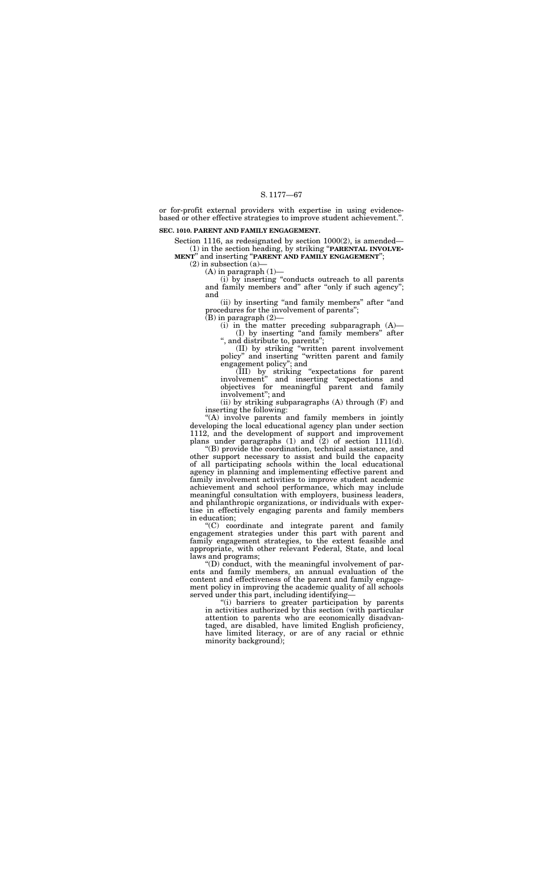or for-profit external providers with expertise in using evidence-based or other effective strategies to improve student achievement.''.

**SEC. 1010. PARENT AND FAMILY ENGAGEMENT.**

Section 1116, as redesignated by section 1000(2), is amended—

(1) in the section heading, by striking "**PARENTAL INVOLVEMENT**" and inserting "**PARENT AND FAMILY ENGAGEMENT**";

(2) in subsection (a)—

(A) in paragraph (1)—

(i) by inserting "conducts outreach to all parents and family members and" after "only if such agency"; and

(ii) by inserting "and family members" after "and procedures for the involvement of parents";

(B) in paragraph (2)—

(i) in the matter preceding subparagraph (A)—

(I) by inserting "and family members" after ", and distribute to, parents";

(II) by striking "written parent involvement policy" and inserting "written parent and family engagement policy"; and

(III) by striking "expectations for parent involvement" and inserting "expectations and objectives for meaningful parent and family involvement"; and

(ii) by striking subparagraphs (A) through (F) and inserting the following:

"(A) involve parents and family members in jointly developing the local educational agency plan under section 1112, and the development of support and improvement plans under paragraphs (1) and (2) of section 1111(d).

"(B) provide the coordination, technical assistance, and other support necessary to assist and build the capacity of all participating schools within the local educational agency in planning and implementing effective parent and family involvement activities to improve student academic achievement and school performance, which may include meaningful consultation with employers, business leaders, and philanthropic organizations, or individuals with expertise in effectively engaging parents and family members in education;

"(C) coordinate and integrate parent and family engagement strategies under this part with parent and family engagement strategies, to the extent feasible and appropriate, with other relevant Federal, State, and local laws and programs;

"(D) conduct, with the meaningful involvement of parents and family members, an annual evaluation of the content and effectiveness of the parent and family engagement policy in improving the academic quality of all schools served under this part, including identifying—

"(i) barriers to greater participation by parents in activities authorized by this section (with particular attention to parents who are economically disadvantaged, are disabled, have limited English proficiency, have limited literacy, or are of any racial or ethnic minority background);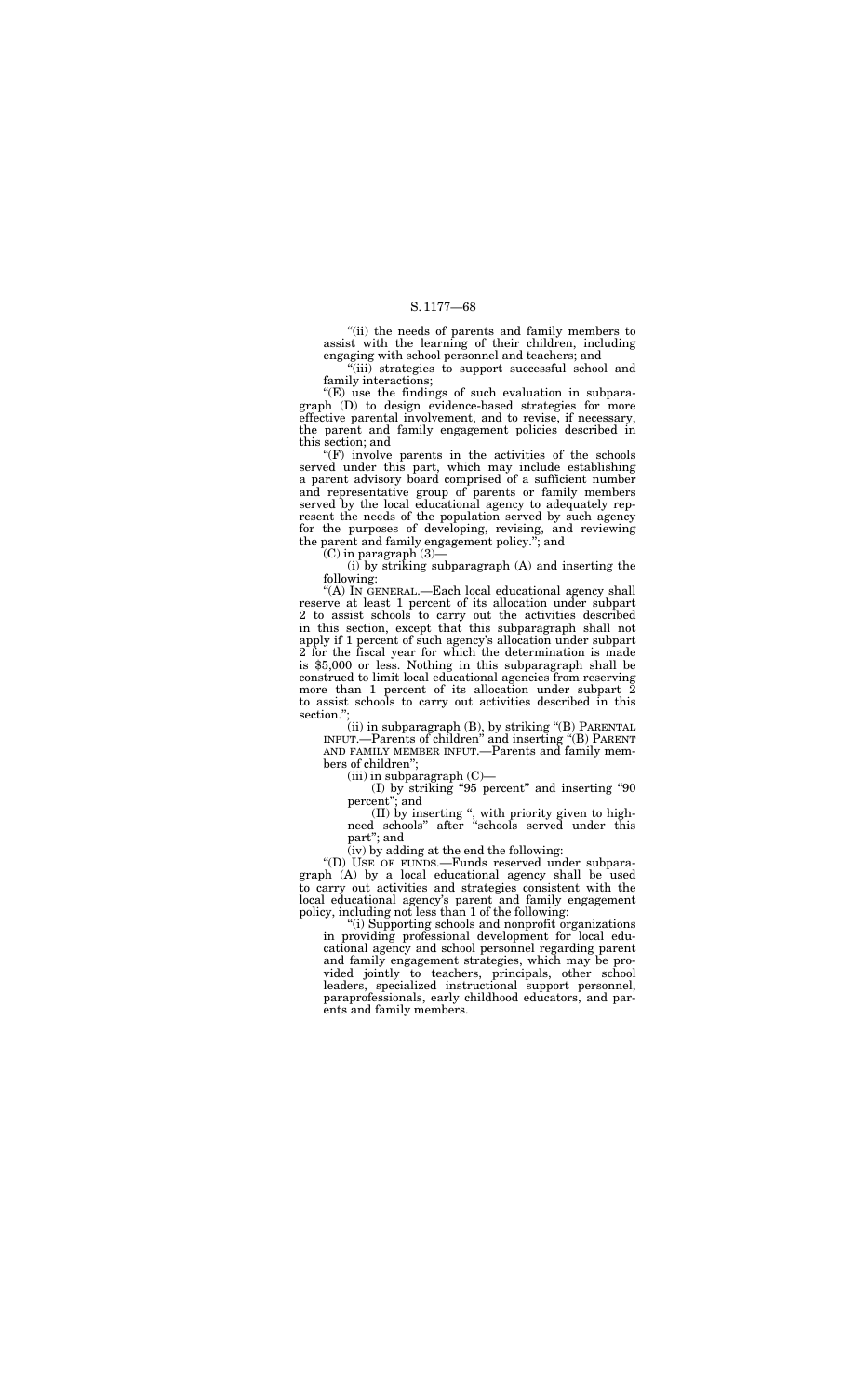"(ii) the needs of parents and family members to assist with the learning of their children, including engaging with school personnel and teachers; and

"(iii) strategies to support successful school and family interactions;

"(E) use the findings of such evaluation in subparagraph (D) to design evidence-based strategies for more effective parental involvement, and to revise, if necessary, the parent and family engagement policies described in this section; and

"(F) involve parents in the activities of the schools served under this part, which may include establishing a parent advisory board comprised of a sufficient number and representative group of parents or family members served by the local educational agency to adequately represent the needs of the population served by such agency for the purposes of developing, revising, and reviewing the parent and family engagement policy."; and

(C) in paragraph (3)—

(i) by striking subparagraph (A) and inserting the following:

"(A) IN GENERAL.—Each local educational agency shall reserve at least 1 percent of its allocation under subpart 2 to assist schools to carry out the activities described in this section, except that this subparagraph shall not apply if 1 percent of such agency's allocation under subpart 2 for the fiscal year for which the determination is made is $5,000 or less. Nothing in this subparagraph shall be construed to limit local educational agencies from reserving more than 1 percent of its allocation under subpart 2 to assist schools to carry out activities described in this section.";

(ii) in subparagraph (B), by striking "(B) PARENTAL INPUT.—Parents of children" and inserting "(B) PARENT AND FAMILY MEMBER INPUT.—Parents and family members of children";

(iii) in subparagraph (C)—

(I) by striking "95 percent" and inserting "90 percent"; and

(II) by inserting ", with priority given to high-need schools" after "schools served under this part"; and

(iv) by adding at the end the following:

"(D) USE OF FUNDS.—Funds reserved under subparagraph (A) by a local educational agency shall be used to carry out activities and strategies consistent with the local educational agency's parent and family engagement policy, including not less than 1 of the following:

"(i) Supporting schools and nonprofit organizations in providing professional development for local educational agency and school personnel regarding parent and family engagement strategies, which may be provided jointly to teachers, principals, other school leaders, specialized instructional support personnel, paraprofessionals, early childhood educators, and parents and family members.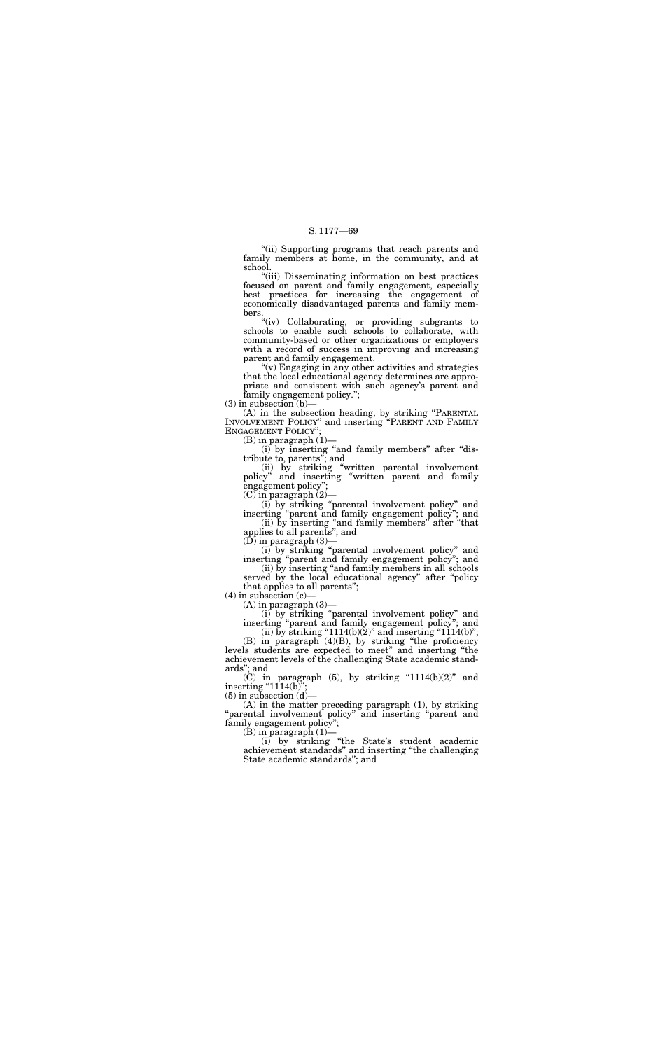"(ii) Supporting programs that reach parents and family members at home, in the community, and at school.

"(iii) Disseminating information on best practices focused on parent and family engagement, especially best practices for increasing the engagement of economically disadvantaged parents and family members.

"(iv) Collaborating, or providing subgrants to schools to enable such schools to collaborate, with community-based or other organizations or employers with a record of success in improving and increasing parent and family engagement.

"(v) Engaging in any other activities and strategies that the local educational agency determines are appropriate and consistent with such agency's parent and family engagement policy.";

(3) in subsection (b)—

(A) in the subsection heading, by striking "PARENTAL INVOLVEMENT POLICY" and inserting "PARENT AND FAMILY ENGAGEMENT POLICY";

(B) in paragraph (1)—

(i) by inserting "and family members" after "distribute to, parents"; and

(ii) by striking "written parental involvement policy" and inserting "written parent and family engagement policy";

(C) in paragraph (2)—

(i) by striking "parental involvement policy" and inserting "parent and family engagement policy"; and

(ii) by inserting "and family members" after "that applies to all parents"; and

(D) in paragraph (3)—

(i) by striking "parental involvement policy" and inserting "parent and family engagement policy"; and

(ii) by inserting "and family members in all schools served by the local educational agency" after "policy that applies to all parents";

(4) in subsection (c)—

(A) in paragraph (3)—

(i) by striking "parental involvement policy" and inserting "parent and family engagement policy"; and

(ii) by striking "1114(b)(2)" and inserting "1114(b)";

(B) in paragraph (4)(B), by striking "the proficiency levels students are expected to meet" and inserting "the achievement levels of the challenging State academic standards"; and

(C) in paragraph (5), by striking "1114(b)(2)" and inserting "1114(b)";

(5) in subsection (d)—

(A) in the matter preceding paragraph (1), by striking "parental involvement policy" and inserting "parent and family engagement policy";

(B) in paragraph (1)—

(i) by striking "the State's student academic achievement standards" and inserting "the challenging State academic standards"; and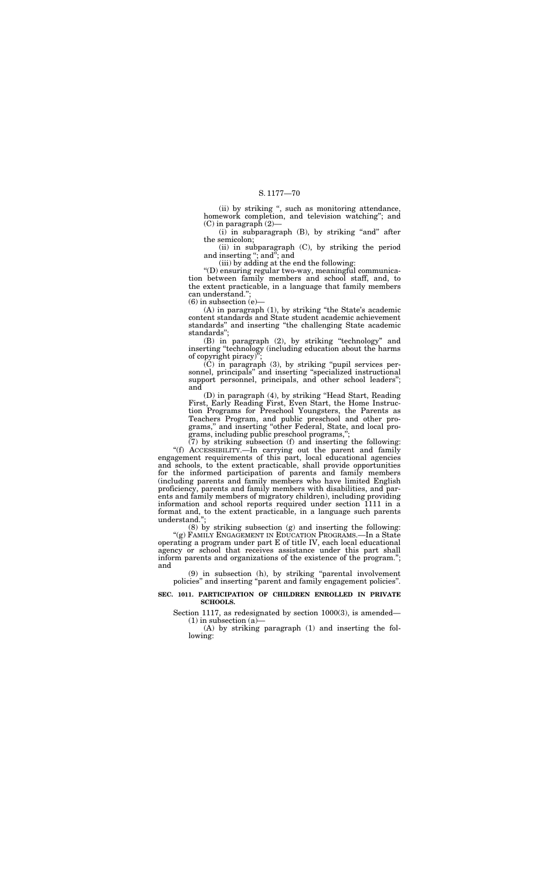(ii) by striking ", such as monitoring attendance, homework completion, and television watching"; and

(C) in paragraph (2)—

(i) in subparagraph (B), by striking "and" after the semicolon;

(ii) in subparagraph (C), by striking the period and inserting "; and"; and

(iii) by adding at the end the following:

"(D) ensuring regular two-way, meaningful communication between family members and school staff, and, to the extent practicable, in a language that family members can understand.";

(6) in subsection (e)—

(A) in paragraph (1), by striking "the State's academic content standards and State student academic achievement standards" and inserting "the challenging State academic standards";

(B) in paragraph (2), by striking "technology" and inserting "technology (including education about the harms of copyright piracy)";

(C) in paragraph (3), by striking "pupil services personnel, principals" and inserting "specialized instructional support personnel, principals, and other school leaders"; and

(D) in paragraph (4), by striking "Head Start, Reading First, Early Reading First, Even Start, the Home Instruction Programs for Preschool Youngsters, the Parents as Teachers Program, and public preschool and other programs," and inserting "other Federal, State, and local programs, including public preschool programs,";

(7) by striking subsection (f) and inserting the following:

"(f) ACCESSIBILITY.—In carrying out the parent and family engagement requirements of this part, local educational agencies and schools, to the extent practicable, shall provide opportunities for the informed participation of parents and family members (including parents and family members who have limited English proficiency, parents and family members with disabilities, and parents and family members of migratory children), including providing information and school reports required under section 1111 in a format and, to the extent practicable, in a language such parents understand.";

(8) by striking subsection (g) and inserting the following:

"(g) FAMILY ENGAGEMENT IN EDUCATION PROGRAMS.—In a State operating a program under part E of title IV, each local educational agency or school that receives assistance under this part shall inform parents and organizations of the existence of the program."; and

(9) in subsection (h), by striking "parental involvement policies" and inserting "parent and family engagement policies".

**SEC. 1011. PARTICIPATION OF CHILDREN ENROLLED IN PRIVATE SCHOOLS.**

Section 1117, as redesignated by section 1000(3), is amended—

(1) in subsection (a)—

(A) by striking paragraph (1) and inserting the following: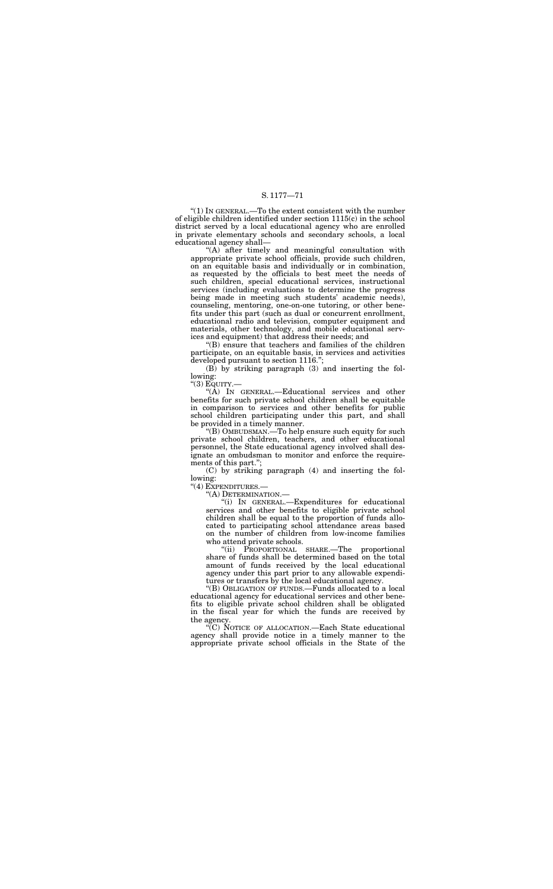"(1) IN GENERAL.—To the extent consistent with the number of eligible children identified under section 1115(c) in the school district served by a local educational agency who are enrolled in private elementary schools and secondary schools, a local educational agency shall—

"(A) after timely and meaningful consultation with appropriate private school officials, provide such children, on an equitable basis and individually or in combination, as requested by the officials to best meet the needs of such children, special educational services, instructional services (including evaluations to determine the progress being made in meeting such students' academic needs), counseling, mentoring, one-on-one tutoring, or other benefits under this part (such as dual or concurrent enrollment, educational radio and television, computer equipment and materials, other technology, and mobile educational services and equipment) that address their needs; and

"(B) ensure that teachers and families of the children participate, on an equitable basis, in services and activities developed pursuant to section 1116.";

(B) by striking paragraph (3) and inserting the following:

"(3) EQUITY.—

"(A) IN GENERAL.—Educational services and other benefits for such private school children shall be equitable in comparison to services and other benefits for public school children participating under this part, and shall be provided in a timely manner.

"(B) OMBUDSMAN.—To help ensure such equity for such private school children, teachers, and other educational personnel, the State educational agency involved shall designate an ombudsman to monitor and enforce the requirements of this part.";

(C) by striking paragraph (4) and inserting the following:

"(4) EXPENDITURES.—

"(A) DETERMINATION.—

"(i) IN GENERAL.—Expenditures for educational services and other benefits to eligible private school children shall be equal to the proportion of funds allocated to participating school attendance areas based on the number of children from low-income families who attend private schools.

"(ii) PROPORTIONAL SHARE.—The proportional share of funds shall be determined based on the total amount of funds received by the local educational agency under this part prior to any allowable expenditures or transfers by the local educational agency.

"(B) OBLIGATION OF FUNDS.—Funds allocated to a local educational agency for educational services and other benefits to eligible private school children shall be obligated in the fiscal year for which the funds are received by the agency.

"(C) NOTICE OF ALLOCATION.—Each State educational agency shall provide notice in a timely manner to the appropriate private school officials in the State of the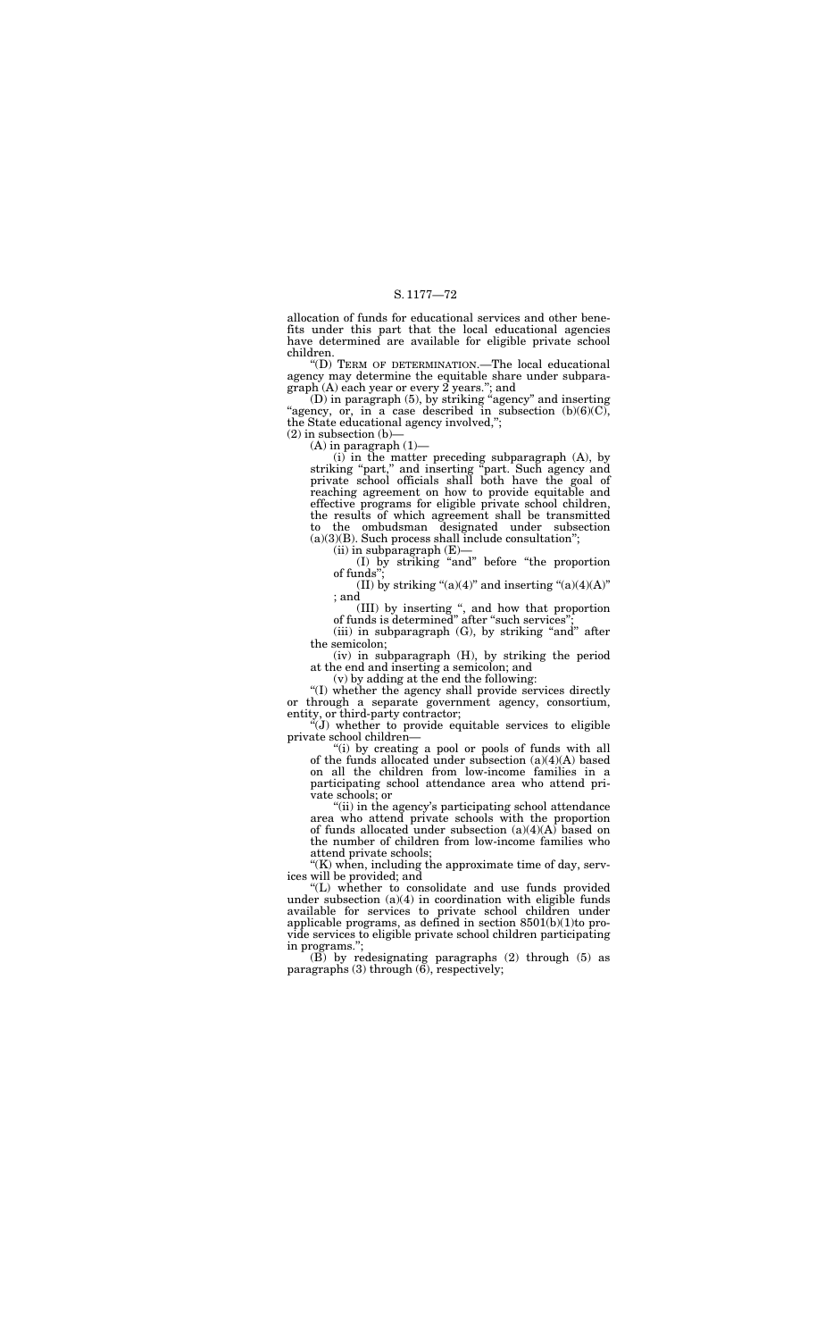allocation of funds for educational services and other benefits under this part that the local educational agencies have determined are available for eligible private school children.

"(D) TERM OF DETERMINATION.—The local educational agency may determine the equitable share under subparagraph (A) each year or every 2 years."; and

(D) in paragraph (5), by striking "agency" and inserting "agency, or, in a case described in subsection (b)(6)(C), the State educational agency involved,";

(2) in subsection (b)—

(A) in paragraph (1)—

(i) in the matter preceding subparagraph (A), by striking "part," and inserting "part. Such agency and private school officials shall both have the goal of reaching agreement on how to provide equitable and effective programs for eligible private school children, the results of which agreement shall be transmitted to the ombudsman designated under subsection (a)(3)(B). Such process shall include consultation";

(ii) in subparagraph (E)—

(I) by striking "and" before "the proportion of funds";

(II) by striking "(a)(4)" and inserting "(a)(4)(A)" ; and

(III) by inserting ", and how that proportion of funds is determined" after "such services";

(iii) in subparagraph (G), by striking "and" after the semicolon;

(iv) in subparagraph (H), by striking the period at the end and inserting a semicolon; and

(v) by adding at the end the following:

"(I) whether the agency shall provide services directly or through a separate government agency, consortium, entity, or third-party contractor;

"(J) whether to provide equitable services to eligible private school children—

"(i) by creating a pool or pools of funds with all of the funds allocated under subsection (a)(4)(A) based on all the children from low-income families in a participating school attendance area who attend private schools; or

"(ii) in the agency's participating school attendance area who attend private schools with the proportion of funds allocated under subsection (a)(4)(A) based on the number of children from low-income families who attend private schools;

"(K) when, including the approximate time of day, services will be provided; and

"(L) whether to consolidate and use funds provided under subsection (a)(4) in coordination with eligible funds available for services to private school children under applicable programs, as defined in section 8501(b)(1)to provide services to eligible private school children participating in programs.";

(B) by redesignating paragraphs (2) through (5) as paragraphs (3) through (6), respectively;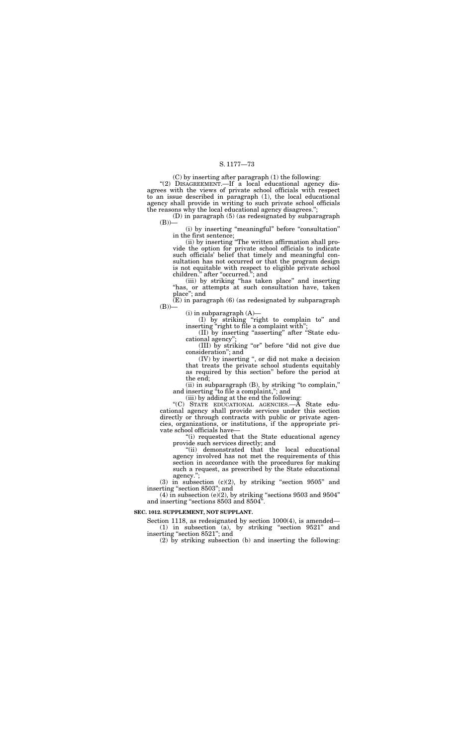(C) by inserting after paragraph (1) the following:

"(2) DISAGREEMENT.—If a local educational agency disagrees with the views of private school officials with respect to an issue described in paragraph (1), the local educational agency shall provide in writing to such private school officials the reasons why the local educational agency disagrees.";

(D) in paragraph (5) (as redesignated by subparagraph (B))—

(i) by inserting "meaningful" before "consultation" in the first sentence;

(ii) by inserting "The written affirmation shall provide the option for private school officials to indicate such officials' belief that timely and meaningful consultation has not occurred or that the program design is not equitable with respect to eligible private school children." after "occurred."; and

(iii) by striking "has taken place" and inserting "has, or attempts at such consultation have, taken place"; and

(E) in paragraph (6) (as redesignated by subparagraph (B))—

(i) in subparagraph (A)—

(I) by striking "right to complain to" and inserting "right to file a complaint with";

(II) by inserting "asserting" after "State educational agency";

(III) by striking "or" before "did not give due consideration"; and

(IV) by inserting ", or did not make a decision that treats the private school students equitably as required by this section" before the period at the end;

(ii) in subparagraph (B), by striking "to complain," and inserting "to file a complaint,"; and

(iii) by adding at the end the following:

"(C) STATE EDUCATIONAL AGENCIES.—A State educational agency shall provide services under this section directly or through contracts with public or private agencies, organizations, or institutions, if the appropriate private school officials have—

"(i) requested that the State educational agency provide such services directly; and

"(ii) demonstrated that the local educational agency involved has not met the requirements of this section in accordance with the procedures for making such a request, as prescribed by the State educational agency.";

(3) in subsection (c)(2), by striking "section 9505" and inserting "section 8503"; and

(4) in subsection (e)(2), by striking "sections 9503 and 9504" and inserting "sections 8503 and 8504".

**SEC. 1012. SUPPLEMENT, NOT SUPPLANT.**

Section 1118, as redesignated by section 1000(4), is amended—

(1) in subsection (a), by striking "section 9521" and inserting "section 8521"; and

(2) by striking subsection (b) and inserting the following: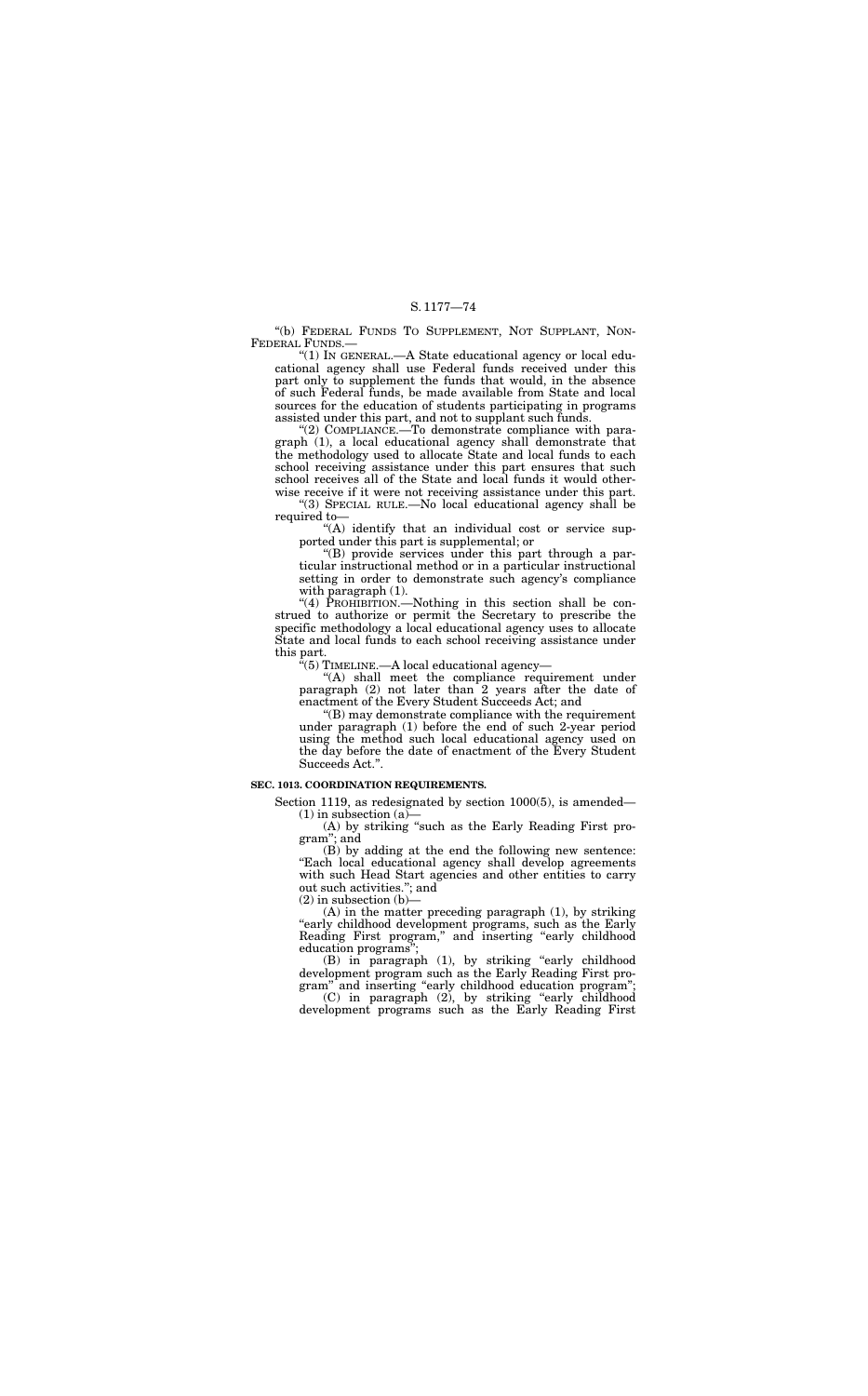"(b) FEDERAL FUNDS TO SUPPLEMENT, NOT SUPPLANT, NON-FEDERAL FUNDS.—

"(1) IN GENERAL.—A State educational agency or local educational agency shall use Federal funds received under this part only to supplement the funds that would, in the absence of such Federal funds, be made available from State and local sources for the education of students participating in programs assisted under this part, and not to supplant such funds.

"(2) COMPLIANCE.—To demonstrate compliance with paragraph (1), a local educational agency shall demonstrate that the methodology used to allocate State and local funds to each school receiving assistance under this part ensures that such school receives all of the State and local funds it would otherwise receive if it were not receiving assistance under this part.

"(3) SPECIAL RULE.—No local educational agency shall be required to—

"(A) identify that an individual cost or service supported under this part is supplemental; or

"(B) provide services under this part through a particular instructional method or in a particular instructional setting in order to demonstrate such agency's compliance with paragraph (1).

"(4) PROHIBITION.—Nothing in this section shall be construed to authorize or permit the Secretary to prescribe the specific methodology a local educational agency uses to allocate State and local funds to each school receiving assistance under this part.

"(5) TIMELINE.—A local educational agency—

"(A) shall meet the compliance requirement under paragraph (2) not later than 2 years after the date of enactment of the Every Student Succeeds Act; and

"(B) may demonstrate compliance with the requirement under paragraph (1) before the end of such 2-year period using the method such local educational agency used on the day before the date of enactment of the Every Student Succeeds Act.".

**SEC. 1013. COORDINATION REQUIREMENTS.**

Section 1119, as redesignated by section 1000(5), is amended—

(1) in subsection (a)—

(A) by striking "such as the Early Reading First program"; and

(B) by adding at the end the following new sentence: "Each local educational agency shall develop agreements with such Head Start agencies and other entities to carry out such activities."; and

(2) in subsection (b)—

(A) in the matter preceding paragraph (1), by striking "early childhood development programs, such as the Early Reading First program," and inserting "early childhood education programs";

(B) in paragraph (1), by striking "early childhood development program such as the Early Reading First program" and inserting "early childhood education program";

(C) in paragraph (2), by striking "early childhood development programs such as the Early Reading First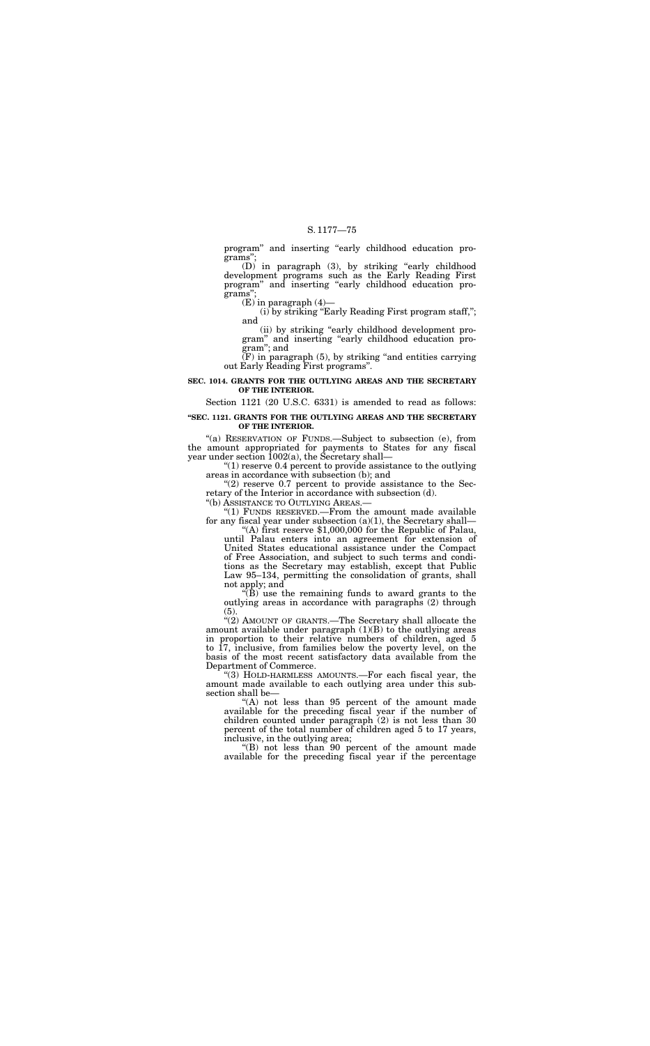program" and inserting "early childhood education programs";

(D) in paragraph (3), by striking "early childhood development programs such as the Early Reading First program" and inserting "early childhood education programs";

(E) in paragraph (4)—

(i) by striking "Early Reading First program staff,"; and

(ii) by striking "early childhood development program" and inserting "early childhood education program"; and

(F) in paragraph (5), by striking "and entities carrying out Early Reading First programs".

**SEC. 1014. GRANTS FOR THE OUTLYING AREAS AND THE SECRETARY OF THE INTERIOR.**

Section 1121 (20 U.S.C. 6331) is amended to read as follows:

**"SEC. 1121. GRANTS FOR THE OUTLYING AREAS AND THE SECRETARY OF THE INTERIOR.**

"(a) RESERVATION OF FUNDS.—Subject to subsection (e), from the amount appropriated for payments to States for any fiscal year under section 1002(a), the Secretary shall—

"(1) reserve 0.4 percent to provide assistance to the outlying areas in accordance with subsection (b); and

"(2) reserve 0.7 percent to provide assistance to the Secretary of the Interior in accordance with subsection (d).

"(b) ASSISTANCE TO OUTLYING AREAS.—

"(1) FUNDS RESERVED.—From the amount made available for any fiscal year under subsection (a)(1), the Secretary shall—

"(A) first reserve $1,000,000 for the Republic of Palau, until Palau enters into an agreement for extension of United States educational assistance under the Compact of Free Association, and subject to such terms and conditions as the Secretary may establish, except that Public Law 95–134, permitting the consolidation of grants, shall not apply; and

"(B) use the remaining funds to award grants to the outlying areas in accordance with paragraphs (2) through (5).

"(2) AMOUNT OF GRANTS.—The Secretary shall allocate the amount available under paragraph (1)(B) to the outlying areas in proportion to their relative numbers of children, aged 5 to 17, inclusive, from families below the poverty level, on the basis of the most recent satisfactory data available from the Department of Commerce.

"(3) HOLD-HARMLESS AMOUNTS.—For each fiscal year, the amount made available to each outlying area under this subsection shall be—

"(A) not less than 95 percent of the amount made available for the preceding fiscal year if the number of children counted under paragraph (2) is not less than 30 percent of the total number of children aged 5 to 17 years, inclusive, in the outlying area;

"(B) not less than 90 percent of the amount made available for the preceding fiscal year if the percentage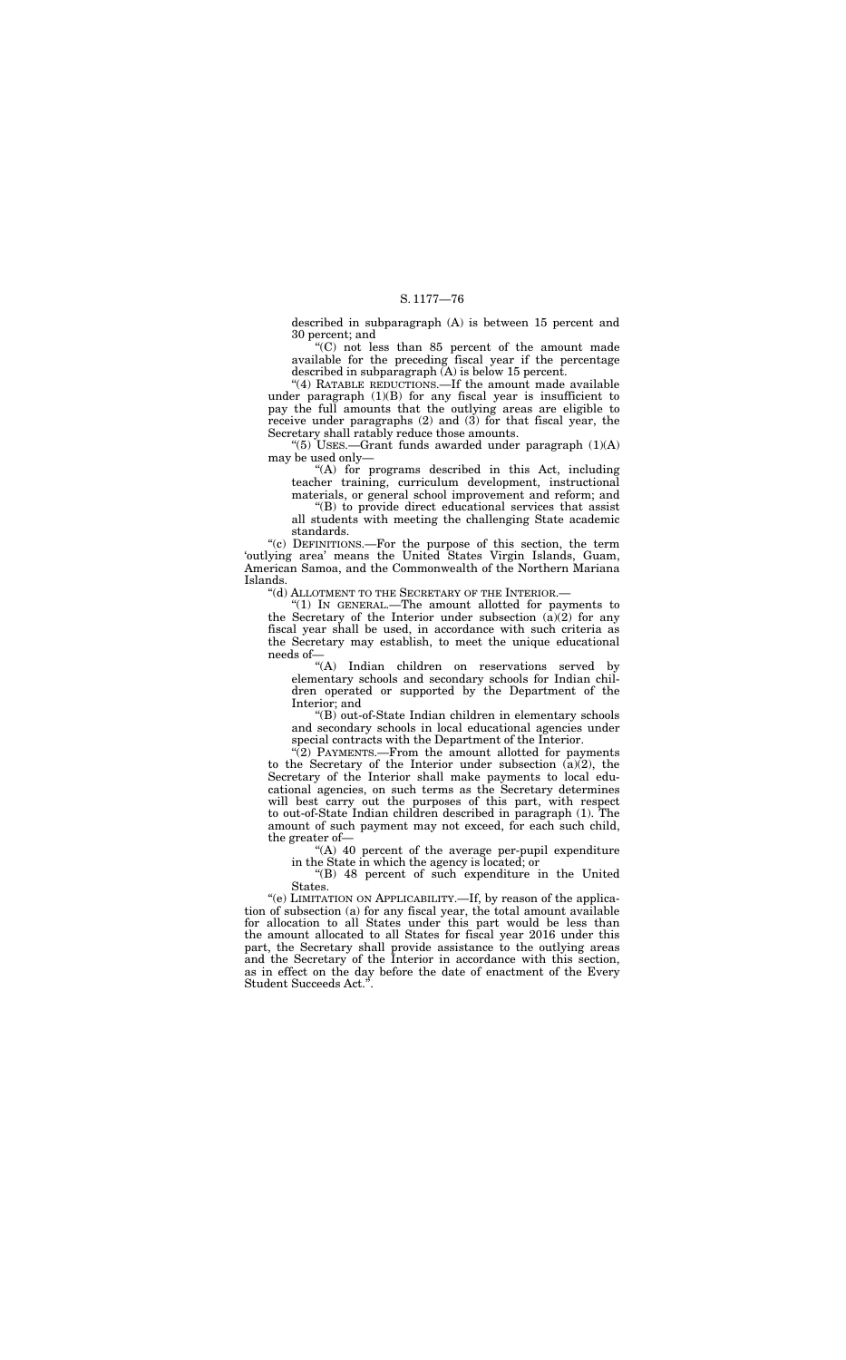described in subparagraph (A) is between 15 percent and 30 percent; and

"(C) not less than 85 percent of the amount made available for the preceding fiscal year if the percentage described in subparagraph (A) is below 15 percent.

"(4) RATABLE REDUCTIONS.—If the amount made available under paragraph (1)(B) for any fiscal year is insufficient to pay the full amounts that the outlying areas are eligible to receive under paragraphs (2) and (3) for that fiscal year, the Secretary shall ratably reduce those amounts.

"(5) USES.—Grant funds awarded under paragraph (1)(A) may be used only—

"(A) for programs described in this Act, including teacher training, curriculum development, instructional materials, or general school improvement and reform; and

"(B) to provide direct educational services that assist all students with meeting the challenging State academic standards.

"(c) DEFINITIONS.—For the purpose of this section, the term 'outlying area' means the United States Virgin Islands, Guam, American Samoa, and the Commonwealth of the Northern Mariana Islands.

"(d) ALLOTMENT TO THE SECRETARY OF THE INTERIOR.—

"(1) IN GENERAL.—The amount allotted for payments to the Secretary of the Interior under subsection (a)(2) for any fiscal year shall be used, in accordance with such criteria as the Secretary may establish, to meet the unique educational needs of—

"(A) Indian children on reservations served by elementary schools and secondary schools for Indian children operated or supported by the Department of the Interior; and

"(B) out-of-State Indian children in elementary schools and secondary schools in local educational agencies under special contracts with the Department of the Interior.

"(2) PAYMENTS.—From the amount allotted for payments to the Secretary of the Interior under subsection (a)(2), the Secretary of the Interior shall make payments to local educational agencies, on such terms as the Secretary determines will best carry out the purposes of this part, with respect to out-of-State Indian children described in paragraph (1). The amount of such payment may not exceed, for each such child, the greater of—

"(A) 40 percent of the average per-pupil expenditure in the State in which the agency is located; or

"(B) 48 percent of such expenditure in the United States.

"(e) LIMITATION ON APPLICABILITY.—If, by reason of the application of subsection (a) for any fiscal year, the total amount available for allocation to all States under this part would be less than the amount allocated to all States for fiscal year 2016 under this part, the Secretary shall provide assistance to the outlying areas and the Secretary of the Interior in accordance with this section, as in effect on the day before the date of enactment of the Every Student Succeeds Act.".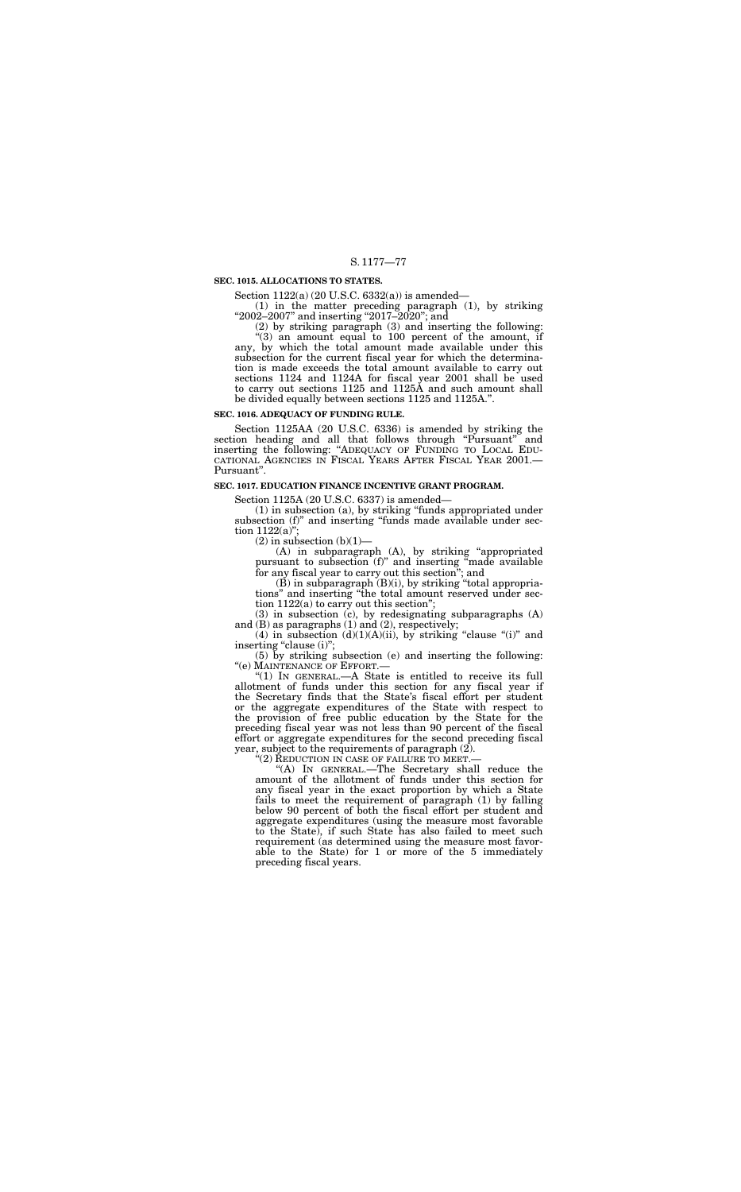**SEC. 1015. ALLOCATIONS TO STATES.**

Section 1122(a) (20 U.S.C. 6332(a)) is amended—

(1) in the matter preceding paragraph (1), by striking "2002–2007" and inserting "2017–2020"; and

(2) by striking paragraph (3) and inserting the following:

"(3) an amount equal to 100 percent of the amount, if any, by which the total amount made available under this subsection for the current fiscal year for which the determination is made exceeds the total amount available to carry out sections 1124 and 1124A for fiscal year 2001 shall be used to carry out sections 1125 and 1125A and such amount shall be divided equally between sections 1125 and 1125A.".

**SEC. 1016. ADEQUACY OF FUNDING RULE.**

Section 1125AA (20 U.S.C. 6336) is amended by striking the section heading and all that follows through "Pursuant" and inserting the following: "ADEQUACY OF FUNDING TO LOCAL EDUCATIONAL AGENCIES IN FISCAL YEARS AFTER FISCAL YEAR 2001.—Pursuant".

**SEC. 1017. EDUCATION FINANCE INCENTIVE GRANT PROGRAM.**

Section 1125A (20 U.S.C. 6337) is amended—

(1) in subsection (a), by striking "funds appropriated under subsection (f)" and inserting "funds made available under section 1122(a)";

(2) in subsection (b)(1)—

(A) in subparagraph (A), by striking "appropriated pursuant to subsection (f)" and inserting "made available for any fiscal year to carry out this section"; and

(B) in subparagraph (B)(i), by striking "total appropriations" and inserting "the total amount reserved under section 1122(a) to carry out this section";

(3) in subsection (c), by redesignating subparagraphs (A) and (B) as paragraphs (1) and (2), respectively;

(4) in subsection (d)(1)(A)(ii), by striking "clause "(i)" and inserting "clause (i)";

(5) by striking subsection (e) and inserting the following:

"(e) MAINTENANCE OF EFFORT.—

"(1) IN GENERAL.—A State is entitled to receive its full allotment of funds under this section for any fiscal year if the Secretary finds that the State's fiscal effort per student or the aggregate expenditures of the State with respect to the provision of free public education by the State for the preceding fiscal year was not less than 90 percent of the fiscal effort or aggregate expenditures for the second preceding fiscal year, subject to the requirements of paragraph (2).

"(2) REDUCTION IN CASE OF FAILURE TO MEET.—

"(A) IN GENERAL.—The Secretary shall reduce the amount of the allotment of funds under this section for any fiscal year in the exact proportion by which a State fails to meet the requirement of paragraph (1) by falling below 90 percent of both the fiscal effort per student and aggregate expenditures (using the measure most favorable to the State), if such State has also failed to meet such requirement (as determined using the measure most favorable to the State) for 1 or more of the 5 immediately preceding fiscal years.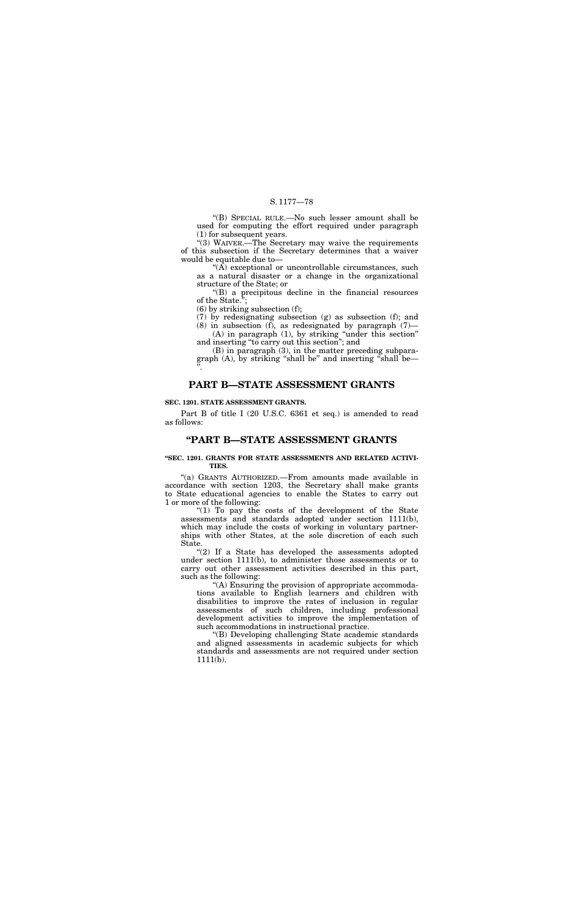"(B) SPECIAL RULE.—No such lesser amount shall be used for computing the effort required under paragraph (1) for subsequent years.

"(3) WAIVER.—The Secretary may waive the requirements of this subsection if the Secretary determines that a waiver would be equitable due to—

"(A) exceptional or uncontrollable circumstances, such as a natural disaster or a change in the organizational structure of the State; or

"(B) a precipitous decline in the financial resources of the State.";

(6) by striking subsection (f);

(7) by redesignating subsection (g) as subsection (f); and

(8) in subsection (f), as redesignated by paragraph (7)—

(A) in paragraph (1), by striking "under this section" and inserting "to carry out this section"; and

(B) in paragraph (3), in the matter preceding subparagraph (A), by striking "shall be" and inserting "shall be— ".

## PART B—STATE ASSESSMENT GRANTS

**SEC. 1201. STATE ASSESSMENT GRANTS.**

Part B of title I (20 U.S.C. 6361 et seq.) is amended to read as follows:

## "PART B—STATE ASSESSMENT GRANTS

**"SEC. 1201. GRANTS FOR STATE ASSESSMENTS AND RELATED ACTIVITIES.**

"(a) GRANTS AUTHORIZED.—From amounts made available in accordance with section 1203, the Secretary shall make grants to State educational agencies to enable the States to carry out 1 or more of the following:

"(1) To pay the costs of the development of the State assessments and standards adopted under section 1111(b), which may include the costs of working in voluntary partnerships with other States, at the sole discretion of each such State.

"(2) If a State has developed the assessments adopted under section 1111(b), to administer those assessments or to carry out other assessment activities described in this part, such as the following:

"(A) Ensuring the provision of appropriate accommodations available to English learners and children with disabilities to improve the rates of inclusion in regular assessments of such children, including professional development activities to improve the implementation of such accommodations in instructional practice.

"(B) Developing challenging State academic standards and aligned assessments in academic subjects for which standards and assessments are not required under section 1111(b).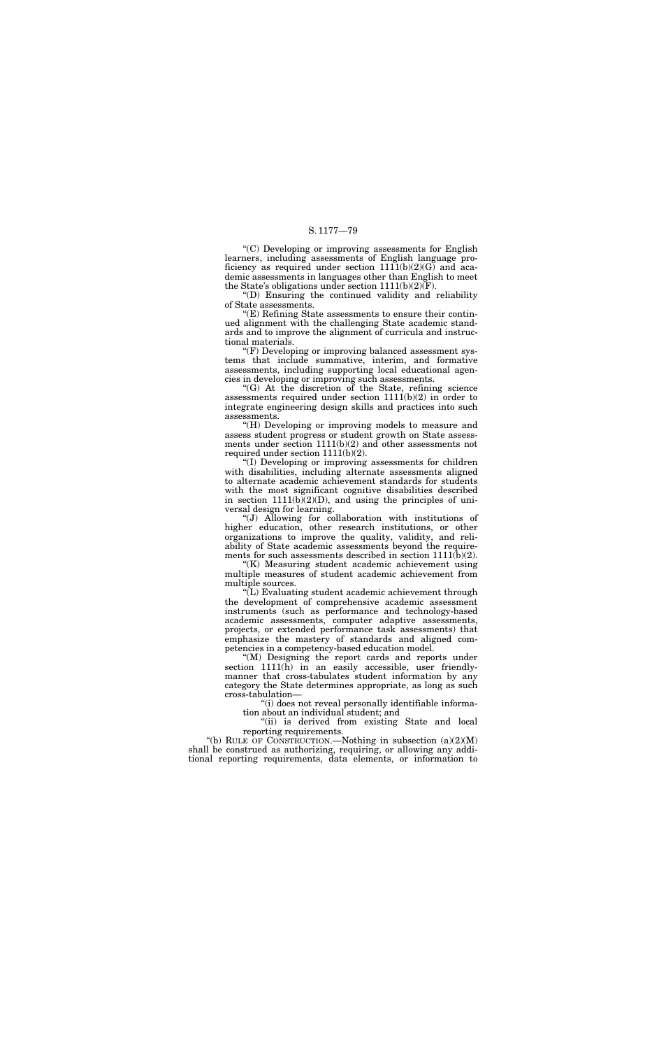"(C) Developing or improving assessments for English learners, including assessments of English language proficiency as required under section 1111(b)(2)(G) and academic assessments in languages other than English to meet the State's obligations under section 1111(b)(2)(F).

"(D) Ensuring the continued validity and reliability of State assessments.

"(E) Refining State assessments to ensure their continued alignment with the challenging State academic standards and to improve the alignment of curricula and instructional materials.

"(F) Developing or improving balanced assessment systems that include summative, interim, and formative assessments, including supporting local educational agencies in developing or improving such assessments.

"(G) At the discretion of the State, refining science assessments required under section 1111(b)(2) in order to integrate engineering design skills and practices into such assessments.

"(H) Developing or improving models to measure and assess student progress or student growth on State assessments under section 1111(b)(2) and other assessments not required under section 1111(b)(2).

"(I) Developing or improving assessments for children with disabilities, including alternate assessments aligned to alternate academic achievement standards for students with the most significant cognitive disabilities described in section 1111(b)(2)(D), and using the principles of universal design for learning.

"(J) Allowing for collaboration with institutions of higher education, other research institutions, or other organizations to improve the quality, validity, and reliability of State academic assessments beyond the requirements for such assessments described in section 1111(b)(2).

"(K) Measuring student academic achievement using multiple measures of student academic achievement from multiple sources.

"(L) Evaluating student academic achievement through the development of comprehensive academic assessment instruments (such as performance and technology-based academic assessments, computer adaptive assessments, projects, or extended performance task assessments) that emphasize the mastery of standards and aligned competencies in a competency-based education model.

"(M) Designing the report cards and reports under section 1111(h) in an easily accessible, user friendly-manner that cross-tabulates student information by any category the State determines appropriate, as long as such cross-tabulation—

"(i) does not reveal personally identifiable information about an individual student; and

"(ii) is derived from existing State and local reporting requirements.

"(b) RULE OF CONSTRUCTION.—Nothing in subsection (a)(2)(M) shall be construed as authorizing, requiring, or allowing any additional reporting requirements, data elements, or information to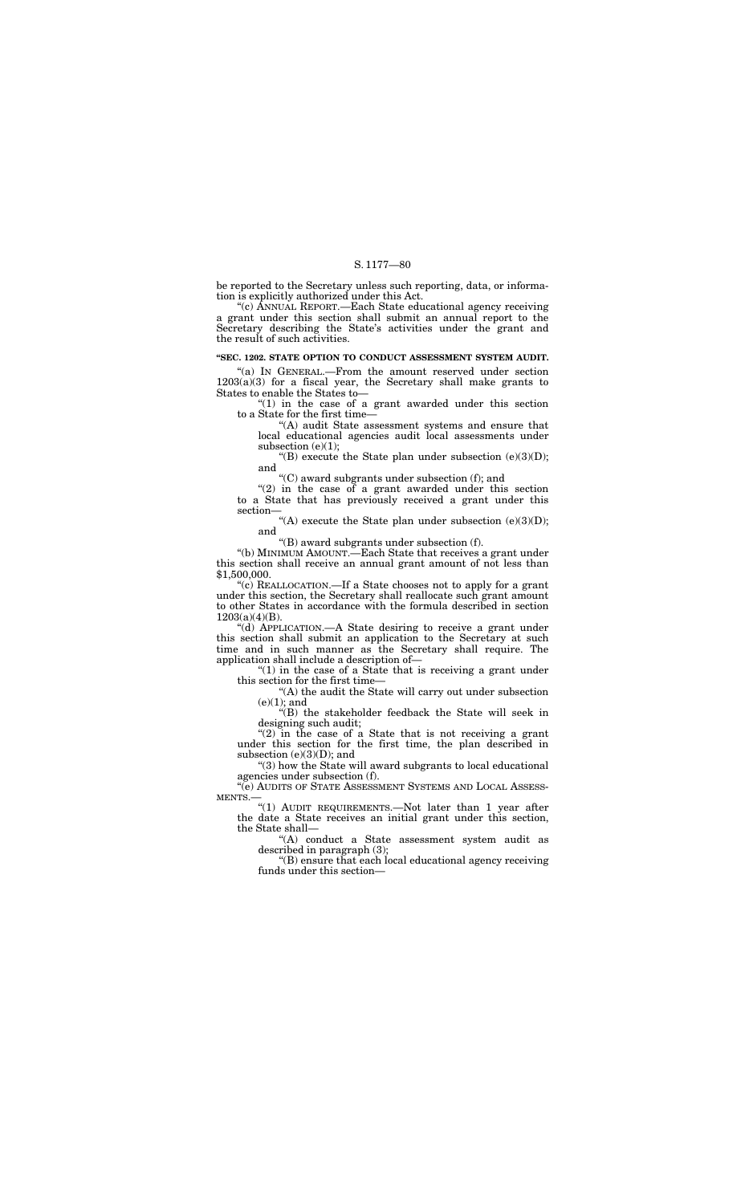be reported to the Secretary unless such reporting, data, or information is explicitly authorized under this Act.

"(c) ANNUAL REPORT.—Each State educational agency receiving a grant under this section shall submit an annual report to the Secretary describing the State's activities under the grant and the result of such activities.

**"SEC. 1202. STATE OPTION TO CONDUCT ASSESSMENT SYSTEM AUDIT.**

"(a) IN GENERAL.—From the amount reserved under section 1203(a)(3) for a fiscal year, the Secretary shall make grants to States to enable the States to—

"(1) in the case of a grant awarded under this section to a State for the first time—

"(A) audit State assessment systems and ensure that local educational agencies audit local assessments under subsection (e)(1);

"(B) execute the State plan under subsection (e)(3)(D); and

"(C) award subgrants under subsection (f); and

"(2) in the case of a grant awarded under this section to a State that has previously received a grant under this section—

"(A) execute the State plan under subsection (e)(3)(D); and

"(B) award subgrants under subsection (f).

"(b) MINIMUM AMOUNT.—Each State that receives a grant under this section shall receive an annual grant amount of not less than $1,500,000.

"(c) REALLOCATION.—If a State chooses not to apply for a grant under this section, the Secretary shall reallocate such grant amount to other States in accordance with the formula described in section 1203(a)(4)(B).

"(d) APPLICATION.—A State desiring to receive a grant under this section shall submit an application to the Secretary at such time and in such manner as the Secretary shall require. The application shall include a description of—

"(1) in the case of a State that is receiving a grant under this section for the first time—

"(A) the audit the State will carry out under subsection (e)(1); and

"(B) the stakeholder feedback the State will seek in designing such audit;

"(2) in the case of a State that is not receiving a grant under this section for the first time, the plan described in subsection (e)(3)(D); and

"(3) how the State will award subgrants to local educational agencies under subsection (f).

"(e) AUDITS OF STATE ASSESSMENT SYSTEMS AND LOCAL ASSESSMENTS.—

"(1) AUDIT REQUIREMENTS.—Not later than 1 year after the date a State receives an initial grant under this section, the State shall—

"(A) conduct a State assessment system audit as described in paragraph (3);

"(B) ensure that each local educational agency receiving funds under this section—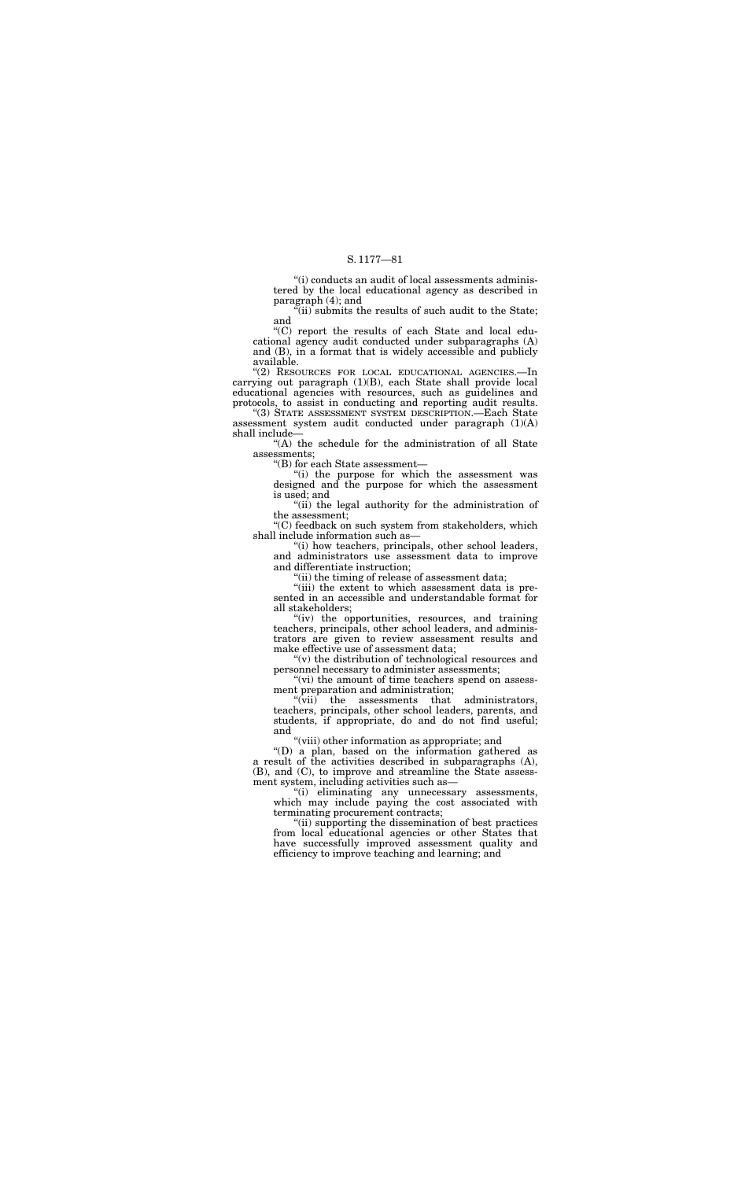"(i) conducts an audit of local assessments administered by the local educational agency as described in paragraph (4); and

"(ii) submits the results of such audit to the State; and

"(C) report the results of each State and local educational agency audit conducted under subparagraphs (A) and (B), in a format that is widely accessible and publicly available.

"(2) RESOURCES FOR LOCAL EDUCATIONAL AGENCIES.—In carrying out paragraph (1)(B), each State shall provide local educational agencies with resources, such as guidelines and protocols, to assist in conducting and reporting audit results.

"(3) STATE ASSESSMENT SYSTEM DESCRIPTION.—Each State assessment system audit conducted under paragraph (1)(A) shall include—

"(A) the schedule for the administration of all State assessments;

"(B) for each State assessment—

"(i) the purpose for which the assessment was designed and the purpose for which the assessment is used; and

"(ii) the legal authority for the administration of the assessment;

"(C) feedback on such system from stakeholders, which shall include information such as—

"(i) how teachers, principals, other school leaders, and administrators use assessment data to improve and differentiate instruction;

"(ii) the timing of release of assessment data;

"(iii) the extent to which assessment data is presented in an accessible and understandable format for all stakeholders;

"(iv) the opportunities, resources, and training teachers, principals, other school leaders, and administrators are given to review assessment results and make effective use of assessment data;

"(v) the distribution of technological resources and personnel necessary to administer assessments;

"(vi) the amount of time teachers spend on assessment preparation and administration;

"(vii) the assessments that administrators, teachers, principals, other school leaders, parents, and students, if appropriate, do and do not find useful; and

"(viii) other information as appropriate; and

"(D) a plan, based on the information gathered as a result of the activities described in subparagraphs (A), (B), and (C), to improve and streamline the State assessment system, including activities such as—

"(i) eliminating any unnecessary assessments, which may include paying the cost associated with terminating procurement contracts;

"(ii) supporting the dissemination of best practices from local educational agencies or other States that have successfully improved assessment quality and efficiency to improve teaching and learning; and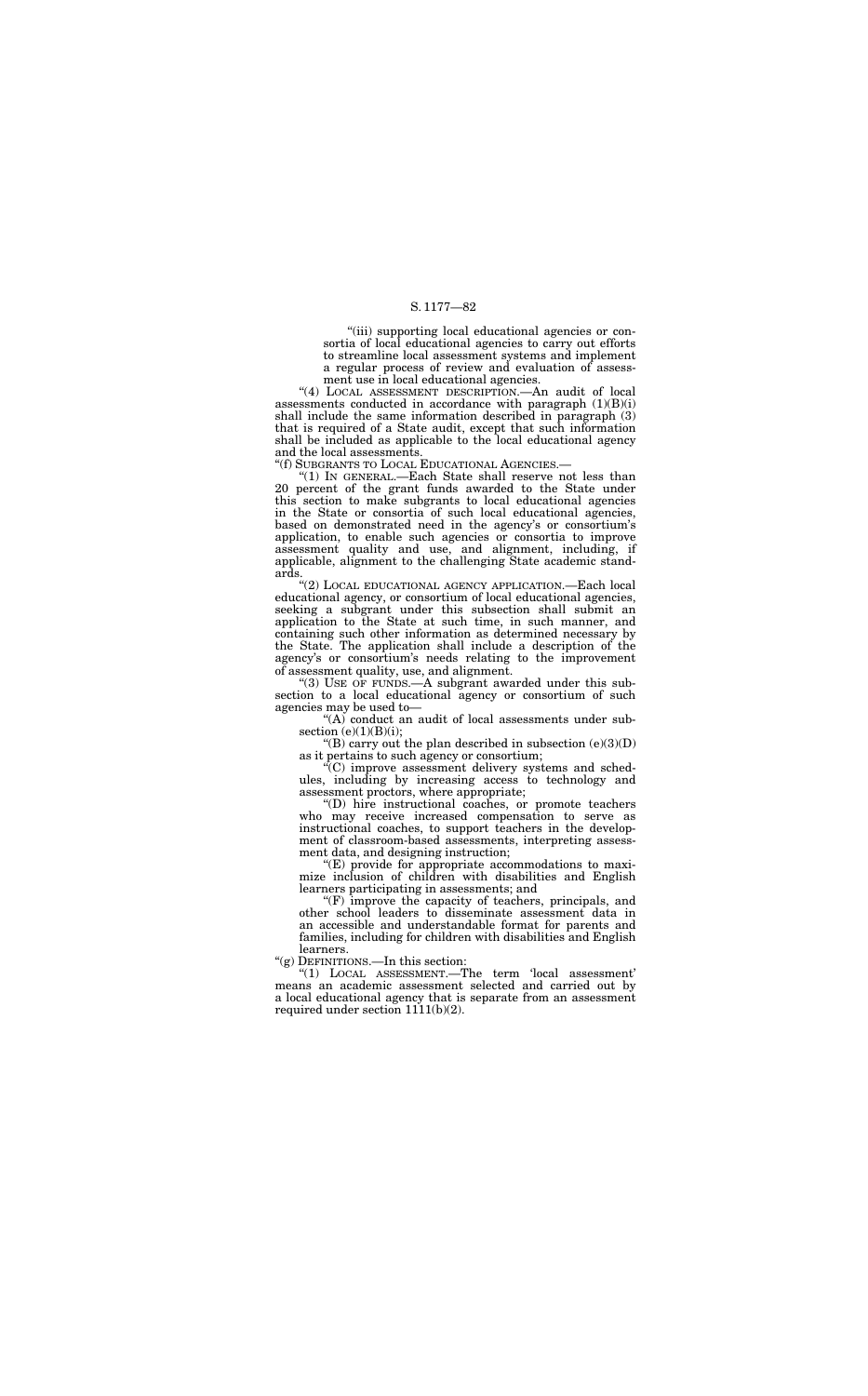"(iii) supporting local educational agencies or consortia of local educational agencies to carry out efforts to streamline local assessment systems and implement a regular process of review and evaluation of assessment use in local educational agencies.

"(4) LOCAL ASSESSMENT DESCRIPTION.—An audit of local assessments conducted in accordance with paragraph (1)(B)(i) shall include the same information described in paragraph (3) that is required of a State audit, except that such information shall be included as applicable to the local educational agency and the local assessments.

"(f) SUBGRANTS TO LOCAL EDUCATIONAL AGENCIES.—

"(1) IN GENERAL.—Each State shall reserve not less than 20 percent of the grant funds awarded to the State under this section to make subgrants to local educational agencies in the State or consortia of such local educational agencies, based on demonstrated need in the agency's or consortium's application, to enable such agencies or consortia to improve assessment quality and use, and alignment, including, if applicable, alignment to the challenging State academic standards.

"(2) LOCAL EDUCATIONAL AGENCY APPLICATION.—Each local educational agency, or consortium of local educational agencies, seeking a subgrant under this subsection shall submit an application to the State at such time, in such manner, and containing such other information as determined necessary by the State. The application shall include a description of the agency's or consortium's needs relating to the improvement of assessment quality, use, and alignment.

"(3) USE OF FUNDS.—A subgrant awarded under this subsection to a local educational agency or consortium of such agencies may be used to—

"(A) conduct an audit of local assessments under subsection (e)(1)(B)(i);

"(B) carry out the plan described in subsection (e)(3)(D) as it pertains to such agency or consortium;

"(C) improve assessment delivery systems and schedules, including by increasing access to technology and assessment proctors, where appropriate;

"(D) hire instructional coaches, or promote teachers who may receive increased compensation to serve as instructional coaches, to support teachers in the development of classroom-based assessments, interpreting assessment data, and designing instruction;

"(E) provide for appropriate accommodations to maximize inclusion of children with disabilities and English learners participating in assessments; and

"(F) improve the capacity of teachers, principals, and other school leaders to disseminate assessment data in an accessible and understandable format for parents and families, including for children with disabilities and English learners.

"(g) DEFINITIONS.—In this section:

"(1) LOCAL ASSESSMENT.—The term 'local assessment' means an academic assessment selected and carried out by a local educational agency that is separate from an assessment required under section 1111(b)(2).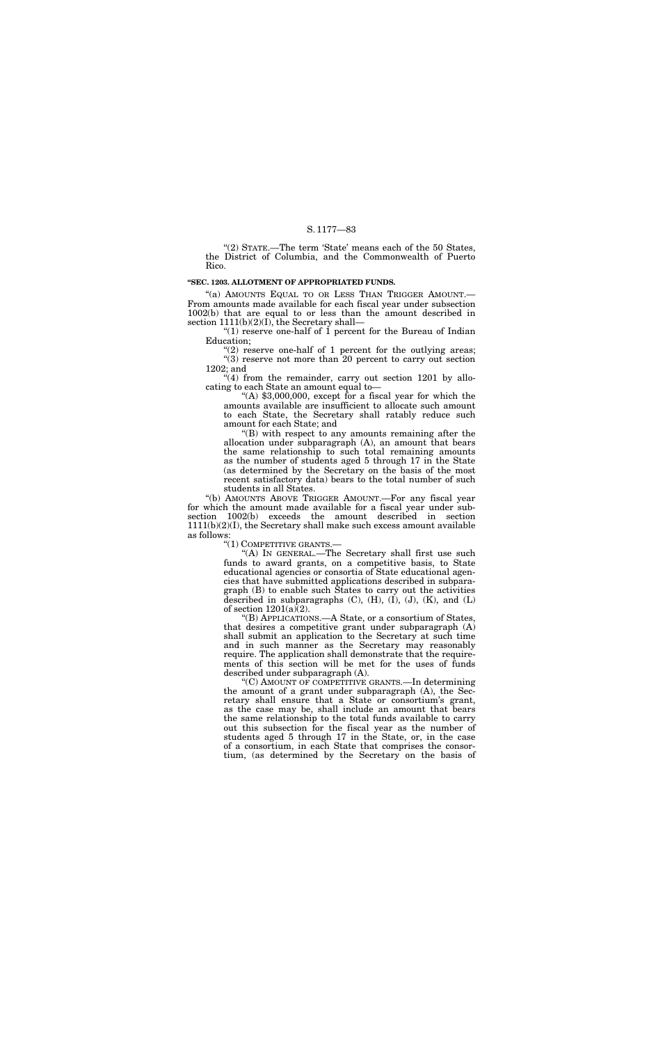"(2) STATE.—The term 'State' means each of the 50 States, the District of Columbia, and the Commonwealth of Puerto Rico.

**"SEC. 1203. ALLOTMENT OF APPROPRIATED FUNDS.**

"(a) AMOUNTS EQUAL TO OR LESS THAN TRIGGER AMOUNT.—From amounts made available for each fiscal year under subsection 1002(b) that are equal to or less than the amount described in section 1111(b)(2)(I), the Secretary shall—

"(1) reserve one-half of 1 percent for the Bureau of Indian Education;

"(2) reserve one-half of 1 percent for the outlying areas;

"(3) reserve not more than 20 percent to carry out section 1202; and

"(4) from the remainder, carry out section 1201 by allocating to each State an amount equal to—

"(A) $3,000,000, except for a fiscal year for which the amounts available are insufficient to allocate such amount to each State, the Secretary shall ratably reduce such amount for each State; and

"(B) with respect to any amounts remaining after the allocation under subparagraph (A), an amount that bears the same relationship to such total remaining amounts as the number of students aged 5 through 17 in the State (as determined by the Secretary on the basis of the most recent satisfactory data) bears to the total number of such students in all States.

"(b) AMOUNTS ABOVE TRIGGER AMOUNT.—For any fiscal year for which the amount made available for a fiscal year under subsection 1002(b) exceeds the amount described in section 1111(b)(2)(I), the Secretary shall make such excess amount available as follows:

"(1) COMPETITIVE GRANTS.—

"(A) IN GENERAL.—The Secretary shall first use such funds to award grants, on a competitive basis, to State educational agencies or consortia of State educational agencies that have submitted applications described in subparagraph (B) to enable such States to carry out the activities described in subparagraphs (C), (H), (I), (J), (K), and (L) of section 1201(a)(2).

"(B) APPLICATIONS.—A State, or a consortium of States, that desires a competitive grant under subparagraph (A) shall submit an application to the Secretary at such time and in such manner as the Secretary may reasonably require. The application shall demonstrate that the requirements of this section will be met for the uses of funds described under subparagraph (A).

"(C) AMOUNT OF COMPETITIVE GRANTS.—In determining the amount of a grant under subparagraph (A), the Secretary shall ensure that a State or consortium's grant, as the case may be, shall include an amount that bears the same relationship to the total funds available to carry out this subsection for the fiscal year as the number of students aged 5 through 17 in the State, or, in the case of a consortium, in each State that comprises the consortium, (as determined by the Secretary on the basis of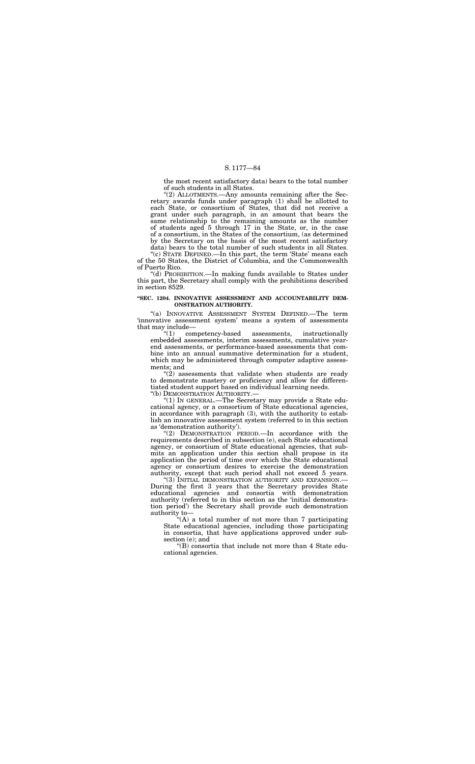the most recent satisfactory data) bears to the total number of such students in all States.

"(2) ALLOTMENTS.—Any amounts remaining after the Secretary awards funds under paragraph (1) shall be allotted to each State, or consortium of States, that did not receive a grant under such paragraph, in an amount that bears the same relationship to the remaining amounts as the number of students aged 5 through 17 in the State, or, in the case of a consortium, in the States of the consortium, (as determined by the Secretary on the basis of the most recent satisfactory data) bears to the total number of such students in all States.

"(c) STATE DEFINED.—In this part, the term 'State' means each of the 50 States, the District of Columbia, and the Commonwealth of Puerto Rico.

"(d) PROHIBITION.—In making funds available to States under this part, the Secretary shall comply with the prohibitions described in section 8529.

**"SEC. 1204. INNOVATIVE ASSESSMENT AND ACCOUNTABILITY DEMONSTRATION AUTHORITY.**

"(a) INNOVATIVE ASSESSMENT SYSTEM DEFINED.—The term 'innovative assessment system' means a system of assessments that may include—

"(1) competency-based assessments, instructionally embedded assessments, interim assessments, cumulative year-end assessments, or performance-based assessments that combine into an annual summative determination for a student, which may be administered through computer adaptive assessments; and

"(2) assessments that validate when students are ready to demonstrate mastery or proficiency and allow for differentiated student support based on individual learning needs.

"(b) DEMONSTRATION AUTHORITY.—

"(1) IN GENERAL.—The Secretary may provide a State educational agency, or a consortium of State educational agencies, in accordance with paragraph (3), with the authority to establish an innovative assessment system (referred to in this section as 'demonstration authority').

"(2) DEMONSTRATION PERIOD.—In accordance with the requirements described in subsection (e), each State educational agency, or consortium of State educational agencies, that submits an application under this section shall propose in its application the period of time over which the State educational agency or consortium desires to exercise the demonstration authority, except that such period shall not exceed 5 years.

"(3) INITIAL DEMONSTRATION AUTHORITY AND EXPANSION.—During the first 3 years that the Secretary provides State educational agencies and consortia with demonstration authority (referred to in this section as the 'initial demonstration period') the Secretary shall provide such demonstration authority to—

"(A) a total number of not more than 7 participating State educational agencies, including those participating in consortia, that have applications approved under subsection (e); and

"(B) consortia that include not more than 4 State educational agencies.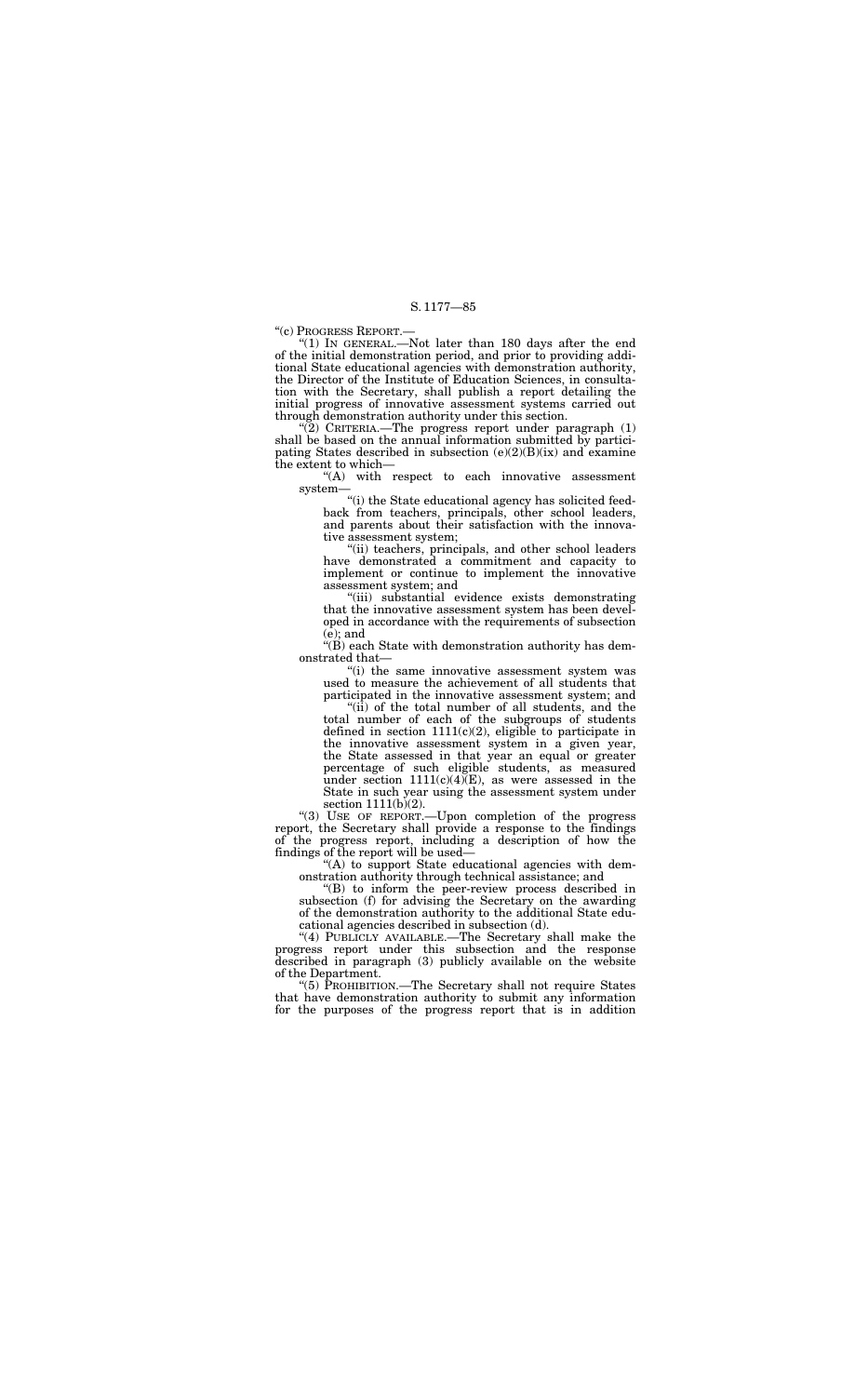"(c) PROGRESS REPORT.—

"(1) IN GENERAL.—Not later than 180 days after the end of the initial demonstration period, and prior to providing additional State educational agencies with demonstration authority, the Director of the Institute of Education Sciences, in consultation with the Secretary, shall publish a report detailing the initial progress of innovative assessment systems carried out through demonstration authority under this section.

"(2) CRITERIA.—The progress report under paragraph (1) shall be based on the annual information submitted by participating States described in subsection (e)(2)(B)(ix) and examine the extent to which—

"(A) with respect to each innovative assessment system—

"(i) the State educational agency has solicited feedback from teachers, principals, other school leaders, and parents about their satisfaction with the innovative assessment system;

"(ii) teachers, principals, and other school leaders have demonstrated a commitment and capacity to implement or continue to implement the innovative assessment system; and

"(iii) substantial evidence exists demonstrating that the innovative assessment system has been developed in accordance with the requirements of subsection (e); and

"(B) each State with demonstration authority has demonstrated that—

"(i) the same innovative assessment system was used to measure the achievement of all students that participated in the innovative assessment system; and

"(ii) of the total number of all students, and the total number of each of the subgroups of students defined in section 1111(c)(2), eligible to participate in the innovative assessment system in a given year, the State assessed in that year an equal or greater percentage of such eligible students, as measured under section 1111(c)(4)(E), as were assessed in the State in such year using the assessment system under section 1111(b)(2).

"(3) USE OF REPORT.—Upon completion of the progress report, the Secretary shall provide a response to the findings of the progress report, including a description of how the findings of the report will be used—

"(A) to support State educational agencies with demonstration authority through technical assistance; and

"(B) to inform the peer-review process described in subsection (f) for advising the Secretary on the awarding of the demonstration authority to the additional State educational agencies described in subsection (d).

"(4) PUBLICLY AVAILABLE.—The Secretary shall make the progress report under this subsection and the response described in paragraph (3) publicly available on the website of the Department.

"(5) PROHIBITION.—The Secretary shall not require States that have demonstration authority to submit any information for the purposes of the progress report that is in addition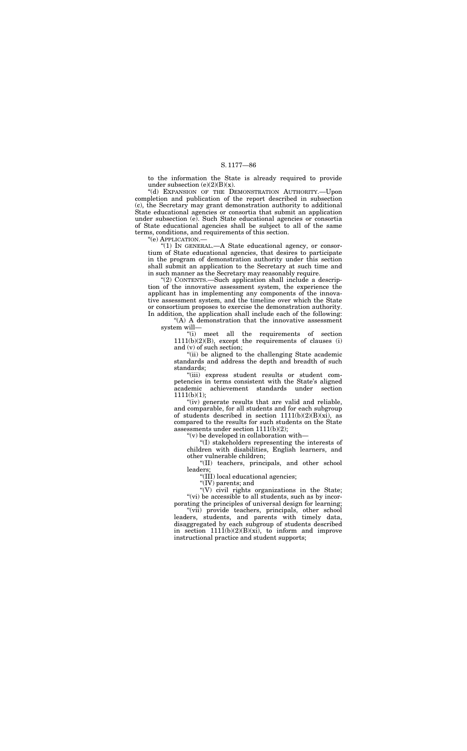to the information the State is already required to provide under subsection (e)(2)(B)(x).

"(d) EXPANSION OF THE DEMONSTRATION AUTHORITY.—Upon completion and publication of the report described in subsection (c), the Secretary may grant demonstration authority to additional State educational agencies or consortia that submit an application under subsection (e). Such State educational agencies or consortia of State educational agencies shall be subject to all of the same terms, conditions, and requirements of this section.

"(e) APPLICATION.—

"(1) IN GENERAL.—A State educational agency, or consortium of State educational agencies, that desires to participate in the program of demonstration authority under this section shall submit an application to the Secretary at such time and in such manner as the Secretary may reasonably require.

"(2) CONTENTS.—Such application shall include a description of the innovative assessment system, the experience the applicant has in implementing any components of the innovative assessment system, and the timeline over which the State or consortium proposes to exercise the demonstration authority. In addition, the application shall include each of the following:

"(A) A demonstration that the innovative assessment system will—

"(i) meet all the requirements of section 1111(b)(2)(B), except the requirements of clauses (i) and (v) of such section;

"(ii) be aligned to the challenging State academic standards and address the depth and breadth of such standards;

"(iii) express student results or student competencies in terms consistent with the State's aligned academic achievement standards under section 1111(b)(1);

"(iv) generate results that are valid and reliable, and comparable, for all students and for each subgroup of students described in section 1111(b)(2)(B)(xi), as compared to the results for such students on the State assessments under section 1111(b)(2);

"(v) be developed in collaboration with—

"(I) stakeholders representing the interests of children with disabilities, English learners, and other vulnerable children;

"(II) teachers, principals, and other school leaders;

"(III) local educational agencies;

"(IV) parents; and

"(V) civil rights organizations in the State;

"(vi) be accessible to all students, such as by incorporating the principles of universal design for learning;

"(vii) provide teachers, principals, other school leaders, students, and parents with timely data, disaggregated by each subgroup of students described in section 1111(b)(2)(B)(xi), to inform and improve instructional practice and student supports;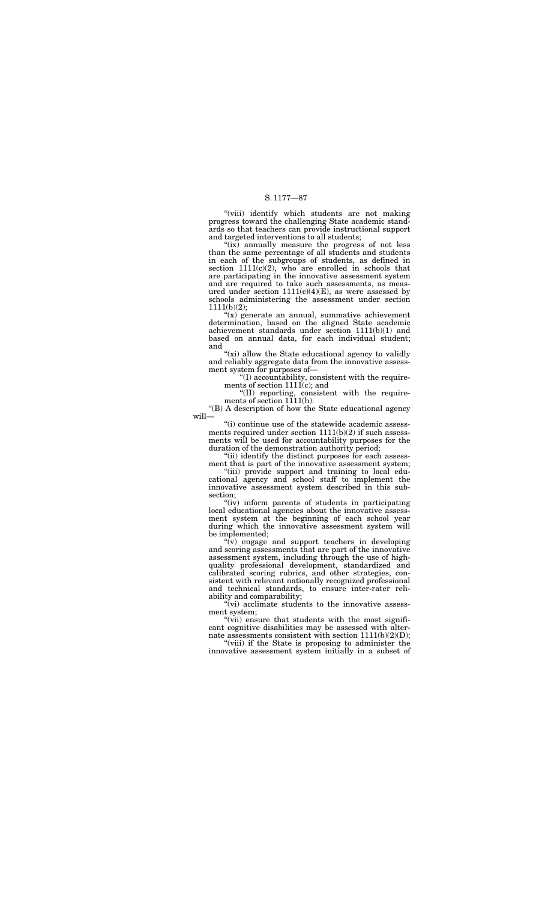"(viii) identify which students are not making progress toward the challenging State academic standards so that teachers can provide instructional support and targeted interventions to all students;

"(ix) annually measure the progress of not less than the same percentage of all students and students in each of the subgroups of students, as defined in section 1111(c)(2), who are enrolled in schools that are participating in the innovative assessment system and are required to take such assessments, as measured under section 1111(c)(4)(E), as were assessed by schools administering the assessment under section 1111(b)(2);

"(x) generate an annual, summative achievement determination, based on the aligned State academic achievement standards under section 1111(b)(1) and based on annual data, for each individual student; and

"(xi) allow the State educational agency to validly and reliably aggregate data from the innovative assessment system for purposes of—

"(I) accountability, consistent with the requirements of section 1111(c); and

"(II) reporting, consistent with the requirements of section 1111(h).

"(B) A description of how the State educational agency will—

"(i) continue use of the statewide academic assessments required under section 1111(b)(2) if such assessments will be used for accountability purposes for the duration of the demonstration authority period;

"(ii) identify the distinct purposes for each assessment that is part of the innovative assessment system;

"(iii) provide support and training to local educational agency and school staff to implement the innovative assessment system described in this subsection;

"(iv) inform parents of students in participating local educational agencies about the innovative assessment system at the beginning of each school year during which the innovative assessment system will be implemented;

"(v) engage and support teachers in developing and scoring assessments that are part of the innovative assessment system, including through the use of high-quality professional development, standardized and calibrated scoring rubrics, and other strategies, consistent with relevant nationally recognized professional and technical standards, to ensure inter-rater reliability and comparability;

"(vi) acclimate students to the innovative assessment system;

"(vii) ensure that students with the most significant cognitive disabilities may be assessed with alternate assessments consistent with section 1111(b)(2)(D);

"(viii) if the State is proposing to administer the innovative assessment system initially in a subset of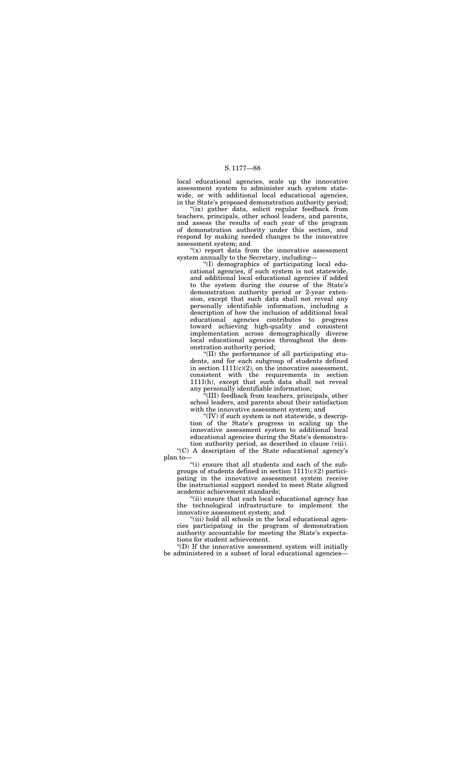local educational agencies, scale up the innovative assessment system to administer such system statewide, or with additional local educational agencies, in the State's proposed demonstration authority period;

"(ix) gather data, solicit regular feedback from teachers, principals, other school leaders, and parents, and assess the results of each year of the program of demonstration authority under this section, and respond by making needed changes to the innovative assessment system; and

"(x) report data from the innovative assessment system annually to the Secretary, including—

"(I) demographics of participating local educational agencies, if such system is not statewide, and additional local educational agencies if added to the system during the course of the State's demonstration authority period or 2-year extension, except that such data shall not reveal any personally identifiable information, including a description of how the inclusion of additional local educational agencies contributes to progress toward achieving high-quality and consistent implementation across demographically diverse local educational agencies throughout the demonstration authority period;

"(II) the performance of all participating students, and for each subgroup of students defined in section 1111(c)(2), on the innovative assessment, consistent with the requirements in section 1111(h), except that such data shall not reveal any personally identifiable information;

"(III) feedback from teachers, principals, other school leaders, and parents about their satisfaction with the innovative assessment system; and

"(IV) if such system is not statewide, a description of the State's progress in scaling up the innovative assessment system to additional local educational agencies during the State's demonstration authority period, as described in clause (viii).

"(C) A description of the State educational agency's plan to—

"(i) ensure that all students and each of the subgroups of students defined in section 1111(c)(2) participating in the innovative assessment system receive the instructional support needed to meet State aligned academic achievement standards;

"(ii) ensure that each local educational agency has the technological infrastructure to implement the innovative assessment system; and

"(iii) hold all schools in the local educational agencies participating in the program of demonstration authority accountable for meeting the State's expectations for student achievement.

"(D) If the innovative assessment system will initially be administered in a subset of local educational agencies—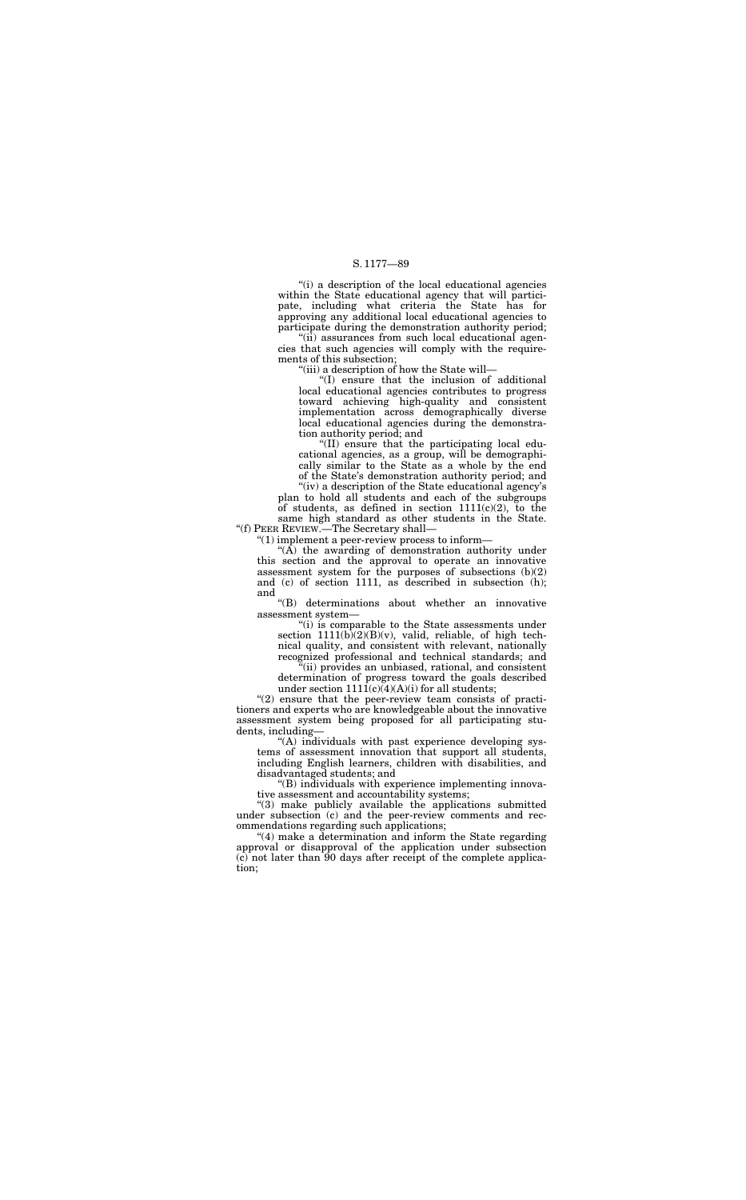"(i) a description of the local educational agencies within the State educational agency that will participate, including what criteria the State has for approving any additional local educational agencies to participate during the demonstration authority period;

"(ii) assurances from such local educational agencies that such agencies will comply with the requirements of this subsection;

"(iii) a description of how the State will—

"(I) ensure that the inclusion of additional local educational agencies contributes to progress toward achieving high-quality and consistent implementation across demographically diverse local educational agencies during the demonstration authority period; and

"(II) ensure that the participating local educational agencies, as a group, will be demographically similar to the State as a whole by the end of the State's demonstration authority period; and

"(iv) a description of the State educational agency's plan to hold all students and each of the subgroups of students, as defined in section 1111(c)(2), to the same high standard as other students in the State.

"(f) PEER REVIEW.—The Secretary shall—

"(1) implement a peer-review process to inform—

"(A) the awarding of demonstration authority under this section and the approval to operate an innovative assessment system for the purposes of subsections (b)(2) and (c) of section 1111, as described in subsection (h); and

"(B) determinations about whether an innovative assessment system—

"(i) is comparable to the State assessments under section 1111(b)(2)(B)(v), valid, reliable, of high technical quality, and consistent with relevant, nationally recognized professional and technical standards; and

"(ii) provides an unbiased, rational, and consistent determination of progress toward the goals described under section 1111(c)(4)(A)(i) for all students;

"(2) ensure that the peer-review team consists of practitioners and experts who are knowledgeable about the innovative assessment system being proposed for all participating students, including—

"(A) individuals with past experience developing systems of assessment innovation that support all students, including English learners, children with disabilities, and disadvantaged students; and

"(B) individuals with experience implementing innovative assessment and accountability systems;

"(3) make publicly available the applications submitted under subsection (c) and the peer-review comments and recommendations regarding such applications;

"(4) make a determination and inform the State regarding approval or disapproval of the application under subsection (c) not later than 90 days after receipt of the complete application;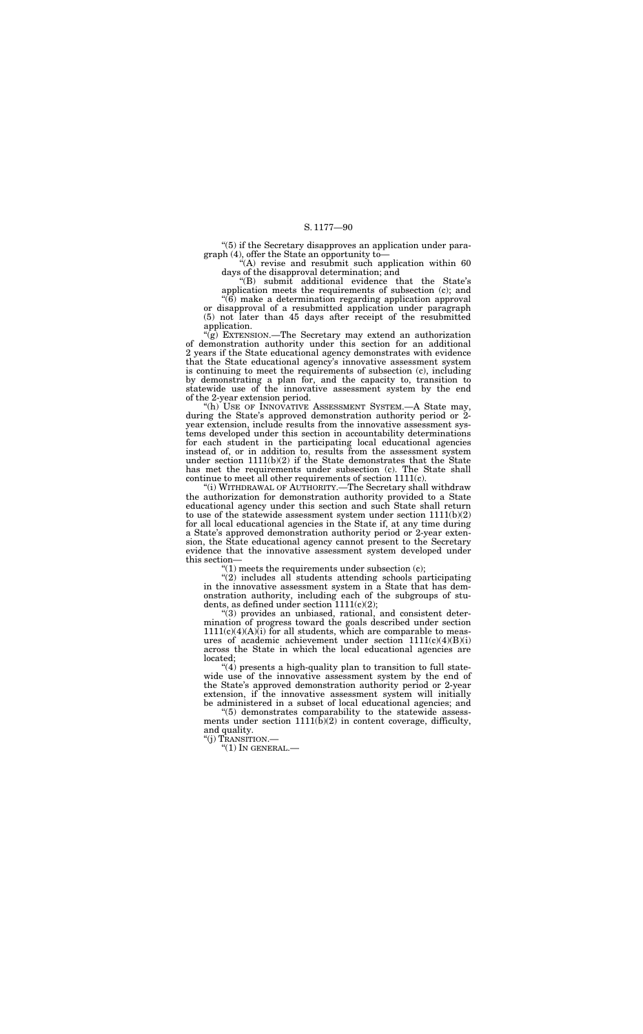"(5) if the Secretary disapproves an application under paragraph (4), offer the State an opportunity to—

"(A) revise and resubmit such application within 60 days of the disapproval determination; and

"(B) submit additional evidence that the State's application meets the requirements of subsection (c); and

"(6) make a determination regarding application approval or disapproval of a resubmitted application under paragraph (5) not later than 45 days after receipt of the resubmitted application.

"(g) EXTENSION.—The Secretary may extend an authorization of demonstration authority under this section for an additional 2 years if the State educational agency demonstrates with evidence that the State educational agency's innovative assessment system is continuing to meet the requirements of subsection (c), including by demonstrating a plan for, and the capacity to, transition to statewide use of the innovative assessment system by the end of the 2-year extension period.

"(h) USE OF INNOVATIVE ASSESSMENT SYSTEM.—A State may, during the State's approved demonstration authority period or 2-year extension, include results from the innovative assessment systems developed under this section in accountability determinations for each student in the participating local educational agencies instead of, or in addition to, results from the assessment system under section 1111(b)(2) if the State demonstrates that the State has met the requirements under subsection (c). The State shall continue to meet all other requirements of section 1111(c).

"(i) WITHDRAWAL OF AUTHORITY.—The Secretary shall withdraw the authorization for demonstration authority provided to a State educational agency under this section and such State shall return to use of the statewide assessment system under section 1111(b)(2) for all local educational agencies in the State if, at any time during a State's approved demonstration authority period or 2-year extension, the State educational agency cannot present to the Secretary evidence that the innovative assessment system developed under this section—

"(1) meets the requirements under subsection (c);

"(2) includes all students attending schools participating in the innovative assessment system in a State that has demonstration authority, including each of the subgroups of students, as defined under section 1111(c)(2);

"(3) provides an unbiased, rational, and consistent determination of progress toward the goals described under section 1111(c)(4)(A)(i) for all students, which are comparable to measures of academic achievement under section 1111(c)(4)(B)(i) across the State in which the local educational agencies are located;

"(4) presents a high-quality plan to transition to full statewide use of the innovative assessment system by the end of the State's approved demonstration authority period or 2-year extension, if the innovative assessment system will initially be administered in a subset of local educational agencies; and

"(5) demonstrates comparability to the statewide assessments under section 1111(b)(2) in content coverage, difficulty, and quality.

"(j) TRANSITION.—

"(1) IN GENERAL.—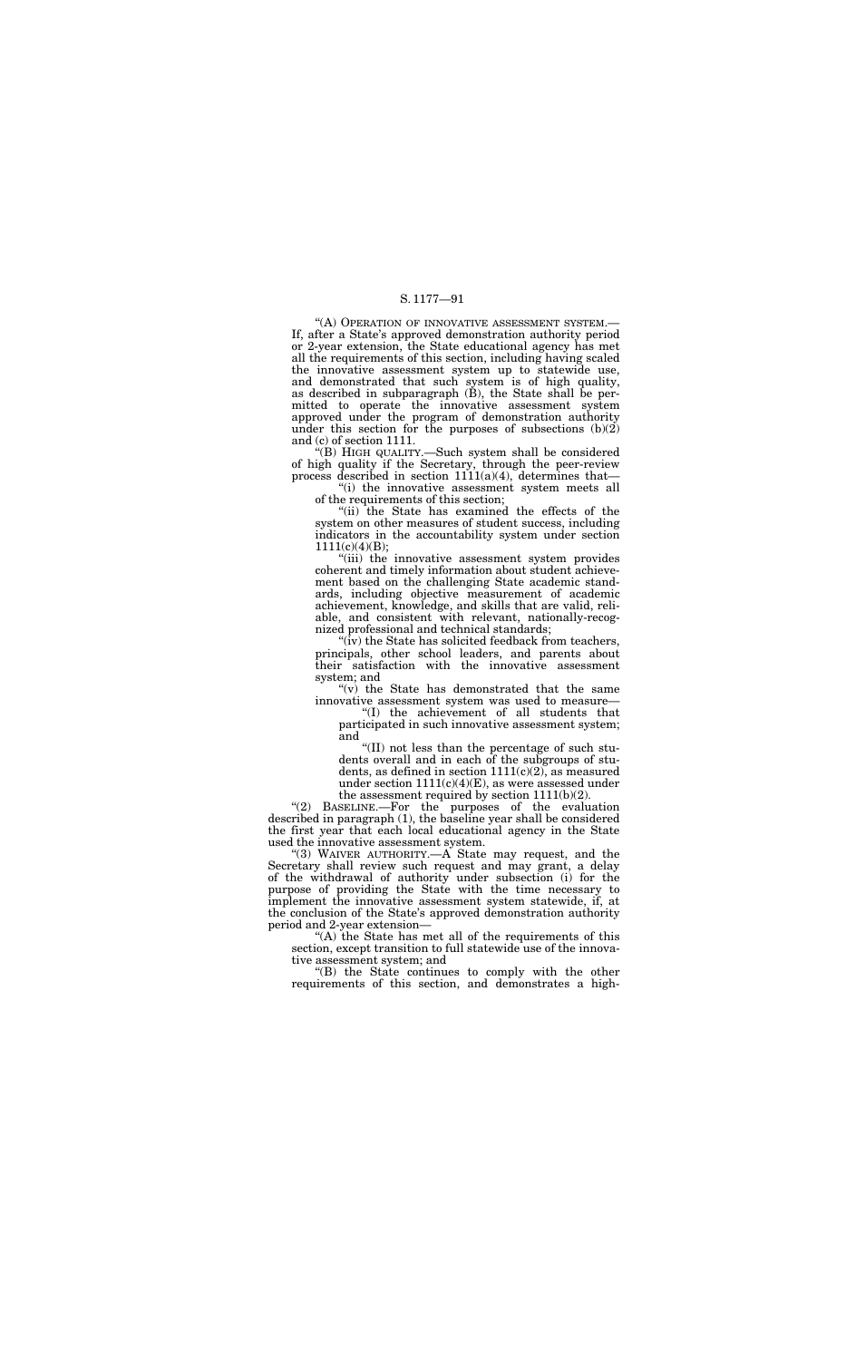"(A) OPERATION OF INNOVATIVE ASSESSMENT SYSTEM.—If, after a State's approved demonstration authority period or 2-year extension, the State educational agency has met all the requirements of this section, including having scaled the innovative assessment system up to statewide use, and demonstrated that such system is of high quality, as described in subparagraph (B), the State shall be permitted to operate the innovative assessment system approved under the program of demonstration authority under this section for the purposes of subsections (b)(2) and (c) of section 1111.

"(B) HIGH QUALITY.—Such system shall be considered of high quality if the Secretary, through the peer-review process described in section 1111(a)(4), determines that—

"(i) the innovative assessment system meets all of the requirements of this section;

"(ii) the State has examined the effects of the system on other measures of student success, including indicators in the accountability system under section 1111(c)(4)(B);

"(iii) the innovative assessment system provides coherent and timely information about student achievement based on the challenging State academic standards, including objective measurement of academic achievement, knowledge, and skills that are valid, reliable, and consistent with relevant, nationally-recognized professional and technical standards;

"(iv) the State has solicited feedback from teachers, principals, other school leaders, and parents about their satisfaction with the innovative assessment system; and

"(v) the State has demonstrated that the same innovative assessment system was used to measure—

"(I) the achievement of all students that participated in such innovative assessment system; and

"(II) not less than the percentage of such students overall and in each of the subgroups of students, as defined in section 1111(c)(2), as measured under section 1111(c)(4)(E), as were assessed under the assessment required by section 1111(b)(2).

"(2) BASELINE.—For the purposes of the evaluation described in paragraph (1), the baseline year shall be considered the first year that each local educational agency in the State used the innovative assessment system.

"(3) WAIVER AUTHORITY.—A State may request, and the Secretary shall review such request and may grant, a delay of the withdrawal of authority under subsection (i) for the purpose of providing the State with the time necessary to implement the innovative assessment system statewide, if, at the conclusion of the State's approved demonstration authority period and 2-year extension—

"(A) the State has met all of the requirements of this section, except transition to full statewide use of the innovative assessment system; and

"(B) the State continues to comply with the other requirements of this section, and demonstrates a high-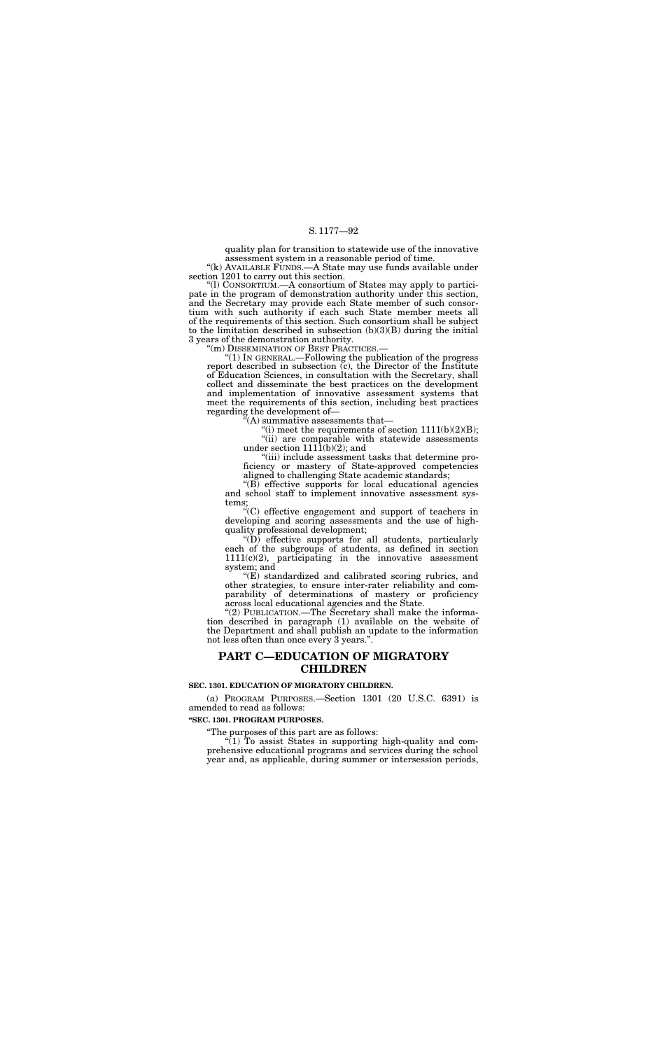quality plan for transition to statewide use of the innovative assessment system in a reasonable period of time.

"(k) AVAILABLE FUNDS.—A State may use funds available under section 1201 to carry out this section.

"(l) CONSORTIUM.—A consortium of States may apply to participate in the program of demonstration authority under this section, and the Secretary may provide each State member of such consortium with such authority if each such State member meets all of the requirements of this section. Such consortium shall be subject to the limitation described in subsection (b)(3)(B) during the initial 3 years of the demonstration authority.

"(m) DISSEMINATION OF BEST PRACTICES.—

"(1) IN GENERAL.—Following the publication of the progress report described in subsection (c), the Director of the Institute of Education Sciences, in consultation with the Secretary, shall collect and disseminate the best practices on the development and implementation of innovative assessment systems that meet the requirements of this section, including best practices regarding the development of—

"(A) summative assessments that—

"(i) meet the requirements of section 1111(b)(2)(B);

"(ii) are comparable with statewide assessments under section 1111(b)(2); and

"(iii) include assessment tasks that determine proficiency or mastery of State-approved competencies aligned to challenging State academic standards;

"(B) effective supports for local educational agencies and school staff to implement innovative assessment systems;

"(C) effective engagement and support of teachers in developing and scoring assessments and the use of high-quality professional development;

"(D) effective supports for all students, particularly each of the subgroups of students, as defined in section 1111(c)(2), participating in the innovative assessment system; and

"(E) standardized and calibrated scoring rubrics, and other strategies, to ensure inter-rater reliability and comparability of determinations of mastery or proficiency across local educational agencies and the State.

"(2) PUBLICATION.—The Secretary shall make the information described in paragraph (1) available on the website of the Department and shall publish an update to the information not less often than once every 3 years.".

## PART C—EDUCATION OF MIGRATORY CHILDREN

**SEC. 1301. EDUCATION OF MIGRATORY CHILDREN.**

(a) PROGRAM PURPOSES.—Section 1301 (20 U.S.C. 6391) is amended to read as follows:

**"SEC. 1301. PROGRAM PURPOSES.**

"The purposes of this part are as follows:

"(1) To assist States in supporting high-quality and comprehensive educational programs and services during the school year and, as applicable, during summer or intersession periods,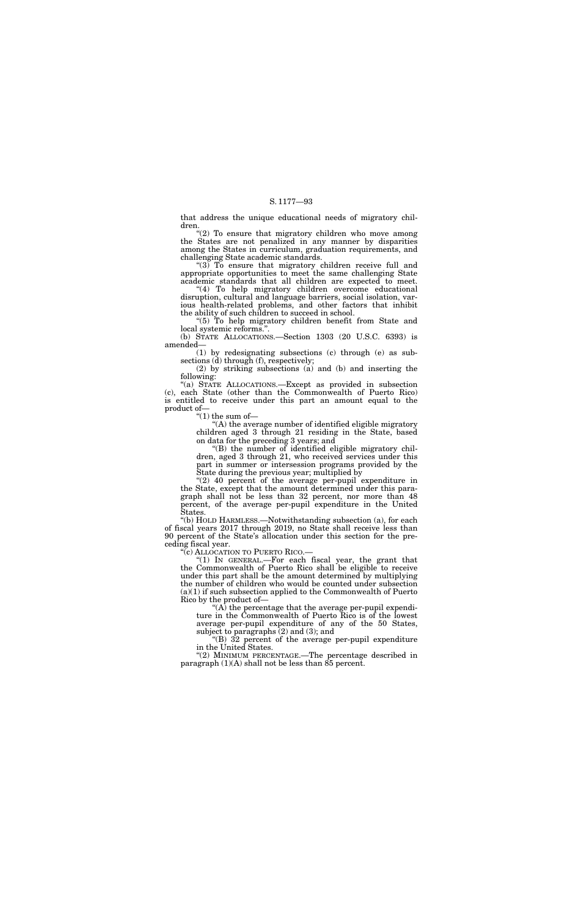that address the unique educational needs of migratory children.

"(2) To ensure that migratory children who move among the States are not penalized in any manner by disparities among the States in curriculum, graduation requirements, and challenging State academic standards.

"(3) To ensure that migratory children receive full and appropriate opportunities to meet the same challenging State academic standards that all children are expected to meet.

"(4) To help migratory children overcome educational disruption, cultural and language barriers, social isolation, various health-related problems, and other factors that inhibit the ability of such children to succeed in school.

"(5) To help migratory children benefit from State and local systemic reforms.".

(b) STATE ALLOCATIONS.—Section 1303 (20 U.S.C. 6393) is amended—

(1) by redesignating subsections (c) through (e) as subsections (d) through (f), respectively;

(2) by striking subsections (a) and (b) and inserting the following:

"(a) STATE ALLOCATIONS.—Except as provided in subsection (c), each State (other than the Commonwealth of Puerto Rico) is entitled to receive under this part an amount equal to the product of—

"(1) the sum of—

"(A) the average number of identified eligible migratory children aged 3 through 21 residing in the State, based on data for the preceding 3 years; and

"(B) the number of identified eligible migratory children, aged 3 through 21, who received services under this part in summer or intersession programs provided by the State during the previous year; multiplied by

"(2) 40 percent of the average per-pupil expenditure in the State, except that the amount determined under this paragraph shall not be less than 32 percent, nor more than 48 percent, of the average per-pupil expenditure in the United States.

"(b) HOLD HARMLESS.—Notwithstanding subsection (a), for each of fiscal years 2017 through 2019, no State shall receive less than 90 percent of the State's allocation under this section for the preceding fiscal year.

"(c) ALLOCATION TO PUERTO RICO.—

"(1) IN GENERAL.—For each fiscal year, the grant that the Commonwealth of Puerto Rico shall be eligible to receive under this part shall be the amount determined by multiplying the number of children who would be counted under subsection (a)(1) if such subsection applied to the Commonwealth of Puerto Rico by the product of—

"(A) the percentage that the average per-pupil expenditure in the Commonwealth of Puerto Rico is of the lowest average per-pupil expenditure of any of the 50 States, subject to paragraphs (2) and (3); and

"(B) 32 percent of the average per-pupil expenditure in the United States.

"(2) MINIMUM PERCENTAGE.—The percentage described in paragraph (1)(A) shall not be less than 85 percent.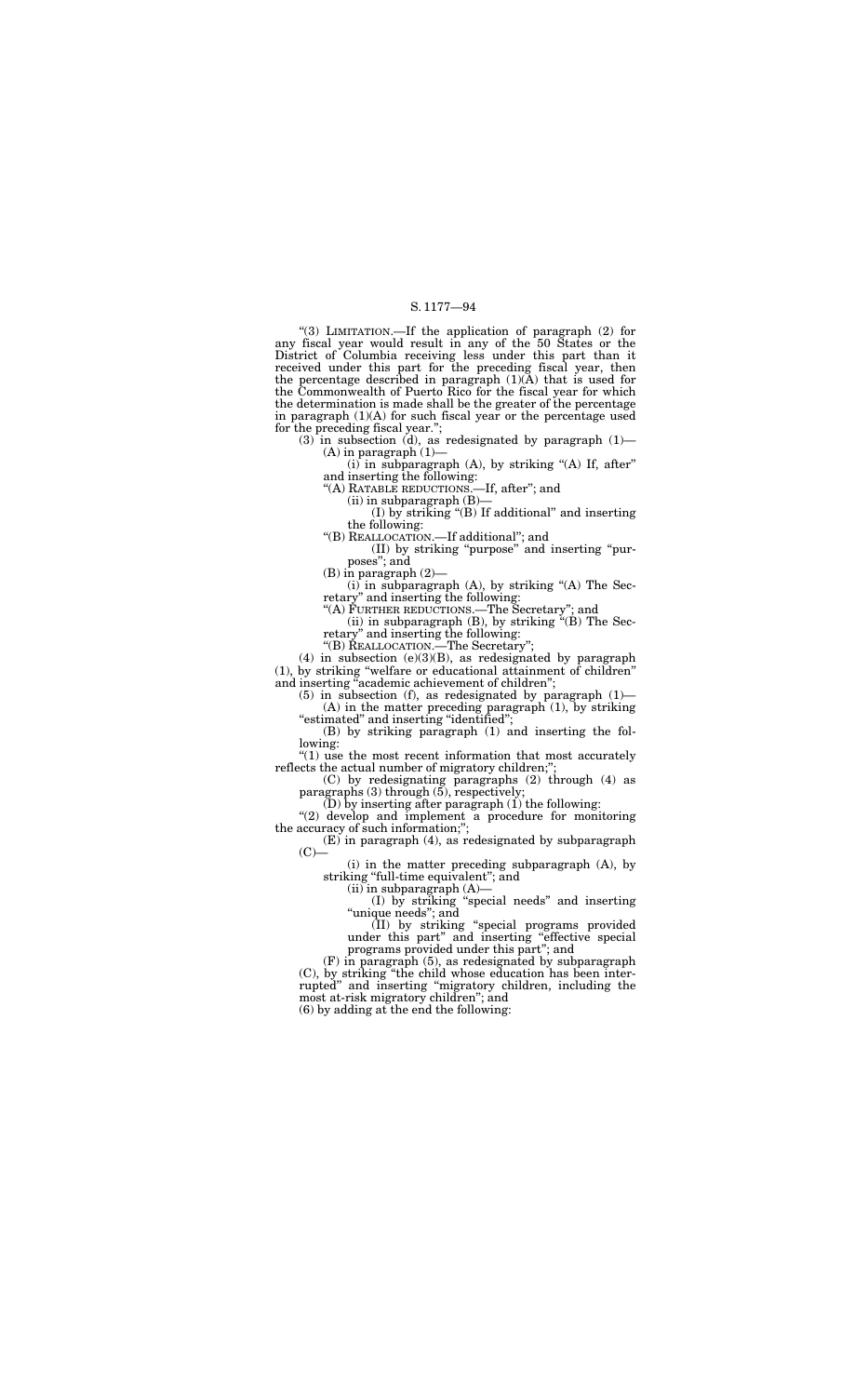"(3) LIMITATION.—If the application of paragraph (2) for any fiscal year would result in any of the 50 States or the District of Columbia receiving less under this part than it received under this part for the preceding fiscal year, then the percentage described in paragraph (1)(A) that is used for the Commonwealth of Puerto Rico for the fiscal year for which the determination is made shall be the greater of the percentage in paragraph (1)(A) for such fiscal year or the percentage used for the preceding fiscal year.";

(3) in subsection (d), as redesignated by paragraph (1)—

(A) in paragraph (1)—

(i) in subparagraph (A), by striking "(A) If, after" and inserting the following:

"(A) RATABLE REDUCTIONS.—If, after"; and

(ii) in subparagraph (B)—

(I) by striking "(B) If additional" and inserting the following:

"(B) REALLOCATION.—If additional"; and

(II) by striking "purpose" and inserting "purposes"; and

(B) in paragraph (2)—

(i) in subparagraph (A), by striking "(A) The Secretary" and inserting the following:

"(A) FURTHER REDUCTIONS.—The Secretary"; and

(ii) in subparagraph (B), by striking "(B) The Secretary" and inserting the following:

"(B) REALLOCATION.—The Secretary";

(4) in subsection (e)(3)(B), as redesignated by paragraph (1), by striking "welfare or educational attainment of children" and inserting "academic achievement of children";

(5) in subsection (f), as redesignated by paragraph (1)—

(A) in the matter preceding paragraph (1), by striking "estimated" and inserting "identified";

(B) by striking paragraph (1) and inserting the following:

"(1) use the most recent information that most accurately reflects the actual number of migratory children;";

(C) by redesignating paragraphs (2) through (4) as paragraphs (3) through (5), respectively;

(D) by inserting after paragraph (1) the following:

"(2) develop and implement a procedure for monitoring the accuracy of such information;";

(E) in paragraph (4), as redesignated by subparagraph (C)—

(i) in the matter preceding subparagraph (A), by striking "full-time equivalent"; and

(ii) in subparagraph (A)—

(I) by striking "special needs" and inserting "unique needs"; and

(II) by striking "special programs provided under this part" and inserting "effective special programs provided under this part"; and

(F) in paragraph (5), as redesignated by subparagraph (C), by striking "the child whose education has been interrupted" and inserting "migratory children, including the most at-risk migratory children"; and

(6) by adding at the end the following: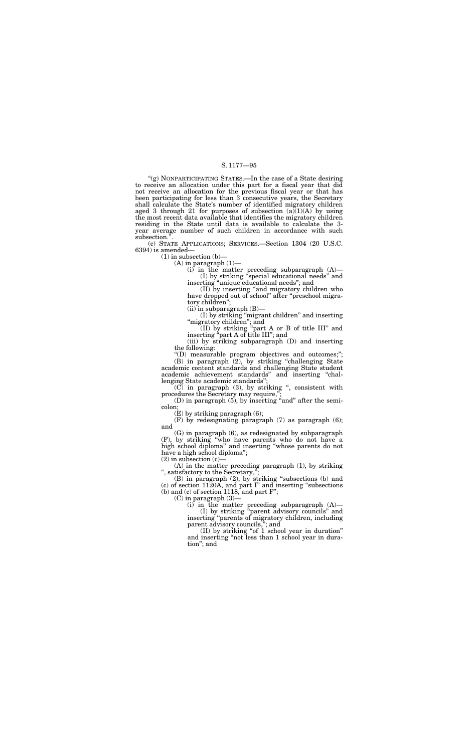"(g) NONPARTICIPATING STATES.—In the case of a State desiring to receive an allocation under this part for a fiscal year that did not receive an allocation for the previous fiscal year or that has been participating for less than 3 consecutive years, the Secretary shall calculate the State's number of identified migratory children aged 3 through 21 for purposes of subsection (a)(1)(A) by using the most recent data available that identifies the migratory children residing in the State until data is available to calculate the 3-year average number of such children in accordance with such subsection.".

(c) STATE APPLICATIONS; SERVICES.—Section 1304 (20 U.S.C. 6394) is amended—

(1) in subsection (b)—

(A) in paragraph (1)—

(i) in the matter preceding subparagraph (A)—

(I) by striking "special educational needs" and inserting "unique educational needs"; and

(II) by inserting "and migratory children who have dropped out of school" after "preschool migratory children";

(ii) in subparagraph (B)—

(I) by striking "migrant children" and inserting "migratory children"; and

(II) by striking "part A or B of title III" and inserting "part A of title III"; and

(iii) by striking subparagraph (D) and inserting the following:

"(D) measurable program objectives and outcomes;";

(B) in paragraph (2), by striking "challenging State academic content standards and challenging State student academic achievement standards" and inserting "challenging State academic standards";

(C) in paragraph (3), by striking ", consistent with procedures the Secretary may require,";

(D) in paragraph (5), by inserting "and" after the semicolon;

(E) by striking paragraph (6);

(F) by redesignating paragraph (7) as paragraph (6); and

(G) in paragraph (6), as redesignated by subparagraph (F), by striking "who have parents who do not have a high school diploma" and inserting "whose parents do not have a high school diploma";

(2) in subsection (c)—

(A) in the matter preceding paragraph (1), by striking ", satisfactory to the Secretary,";

(B) in paragraph (2), by striking "subsections (b) and (c) of section 1120A, and part I" and inserting "subsections (b) and (c) of section 1118, and part F";

(C) in paragraph (3)—

(i) in the matter preceding subparagraph (A)—

(I) by striking "parent advisory councils" and inserting "parents of migratory children, including parent advisory councils,"; and

(II) by striking "of 1 school year in duration" and inserting "not less than 1 school year in duration"; and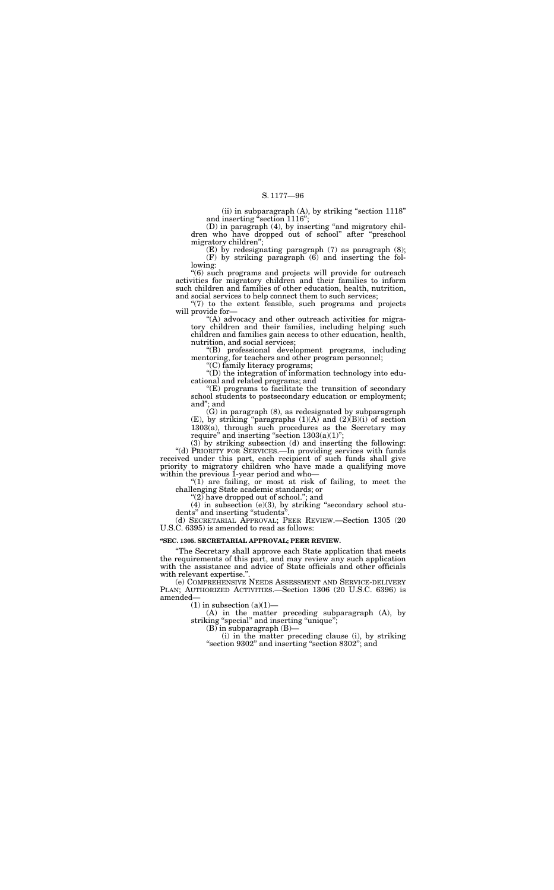(ii) in subparagraph (A), by striking "section 1118" and inserting "section 1116";

(D) in paragraph (4), by inserting "and migratory children who have dropped out of school" after "preschool migratory children";

(E) by redesignating paragraph (7) as paragraph (8);

(F) by striking paragraph (6) and inserting the following:

"(6) such programs and projects will provide for outreach activities for migratory children and their families to inform such children and families of other education, health, nutrition, and social services to help connect them to such services;

"(7) to the extent feasible, such programs and projects will provide for—

"(A) advocacy and other outreach activities for migratory children and their families, including helping such children and families gain access to other education, health, nutrition, and social services;

"(B) professional development programs, including mentoring, for teachers and other program personnel;

"(C) family literacy programs;

"(D) the integration of information technology into educational and related programs; and

"(E) programs to facilitate the transition of secondary school students to postsecondary education or employment; and"; and

(G) in paragraph (8), as redesignated by subparagraph (E), by striking "paragraphs (1)(A) and (2)(B)(i) of section 1303(a), through such procedures as the Secretary may require" and inserting "section 1303(a)(1)";

(3) by striking subsection (d) and inserting the following:

"(d) PRIORITY FOR SERVICES.—In providing services with funds received under this part, each recipient of such funds shall give priority to migratory children who have made a qualifying move within the previous 1-year period and who—

"(1) are failing, or most at risk of failing, to meet the challenging State academic standards; or

"(2) have dropped out of school."; and

(4) in subsection (e)(3), by striking "secondary school students" and inserting "students".

(d) SECRETARIAL APPROVAL; PEER REVIEW.—Section 1305 (20 U.S.C. 6395) is amended to read as follows:

**"SEC. 1305. SECRETARIAL APPROVAL; PEER REVIEW.**

"The Secretary shall approve each State application that meets the requirements of this part, and may review any such application with the assistance and advice of State officials and other officials with relevant expertise.".

(e) COMPREHENSIVE NEEDS ASSESSMENT AND SERVICE-DELIVERY PLAN; AUTHORIZED ACTIVITIES.—Section 1306 (20 U.S.C. 6396) is amended—

(1) in subsection (a)(1)—

(A) in the matter preceding subparagraph (A), by striking "special" and inserting "unique";

(B) in subparagraph (B)—

(i) in the matter preceding clause (i), by striking "section 9302" and inserting "section 8302"; and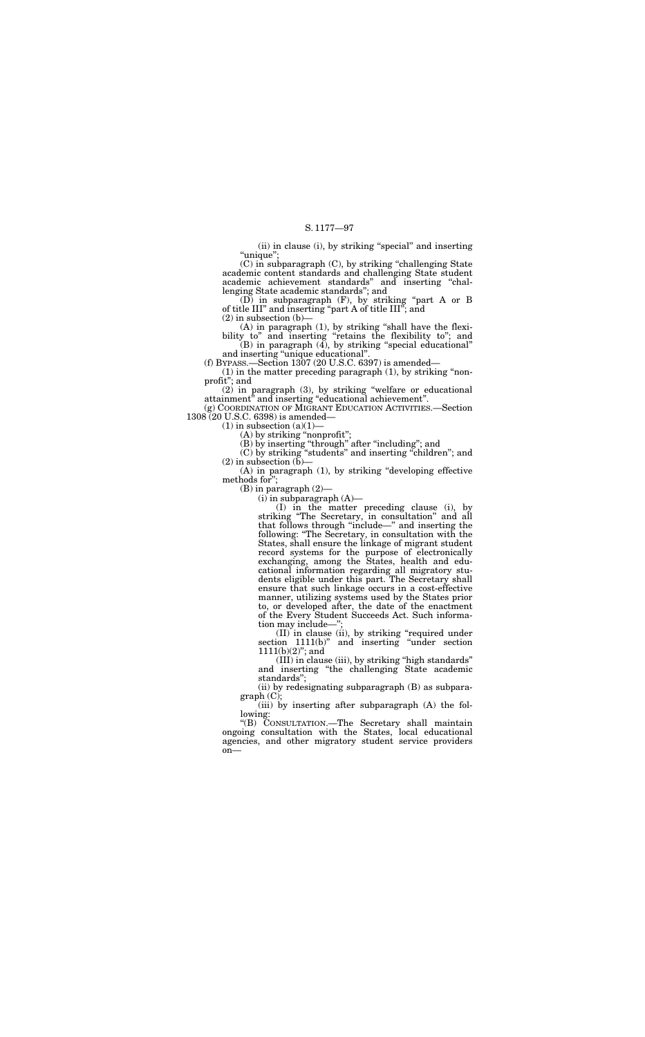(ii) in clause (i), by striking "special" and inserting "unique";

(C) in subparagraph (C), by striking "challenging State academic content standards and challenging State student academic achievement standards" and inserting "challenging State academic standards"; and

(D) in subparagraph (F), by striking "part A or B of title III" and inserting "part A of title III"; and

(2) in subsection (b)—

(A) in paragraph (1), by striking "shall have the flexibility to" and inserting "retains the flexibility to"; and

(B) in paragraph (4), by striking "special educational" and inserting "unique educational".

(f) BYPASS.—Section 1307 (20 U.S.C. 6397) is amended—

(1) in the matter preceding paragraph (1), by striking "nonprofit"; and

(2) in paragraph (3), by striking "welfare or educational attainment" and inserting "educational achievement".

(g) COORDINATION OF MIGRANT EDUCATION ACTIVITIES.—Section 1308 (20 U.S.C. 6398) is amended—

(1) in subsection (a)(1)—

(A) by striking "nonprofit";

(B) by inserting "through" after "including"; and

(C) by striking "students" and inserting "children"; and

(2) in subsection (b)—

(A) in paragraph (1), by striking "developing effective methods for";

(B) in paragraph (2)—

(i) in subparagraph (A)—

(I) in the matter preceding clause (i), by striking "The Secretary, in consultation" and all that follows through "include—" and inserting the following: "The Secretary, in consultation with the States, shall ensure the linkage of migrant student record systems for the purpose of electronically exchanging, among the States, health and educational information regarding all migratory students eligible under this part. The Secretary shall ensure that such linkage occurs in a cost-effective manner, utilizing systems used by the States prior to, or developed after, the date of the enactment of the Every Student Succeeds Act. Such information may include—";

(II) in clause (ii), by striking "required under section 1111(b)" and inserting "under section 1111(b)(2)"; and

(III) in clause (iii), by striking "high standards" and inserting "the challenging State academic standards";

(ii) by redesignating subparagraph (B) as subparagraph (C);

(iii) by inserting after subparagraph (A) the following:

"(B) CONSULTATION.—The Secretary shall maintain ongoing consultation with the States, local educational agencies, and other migratory student service providers on—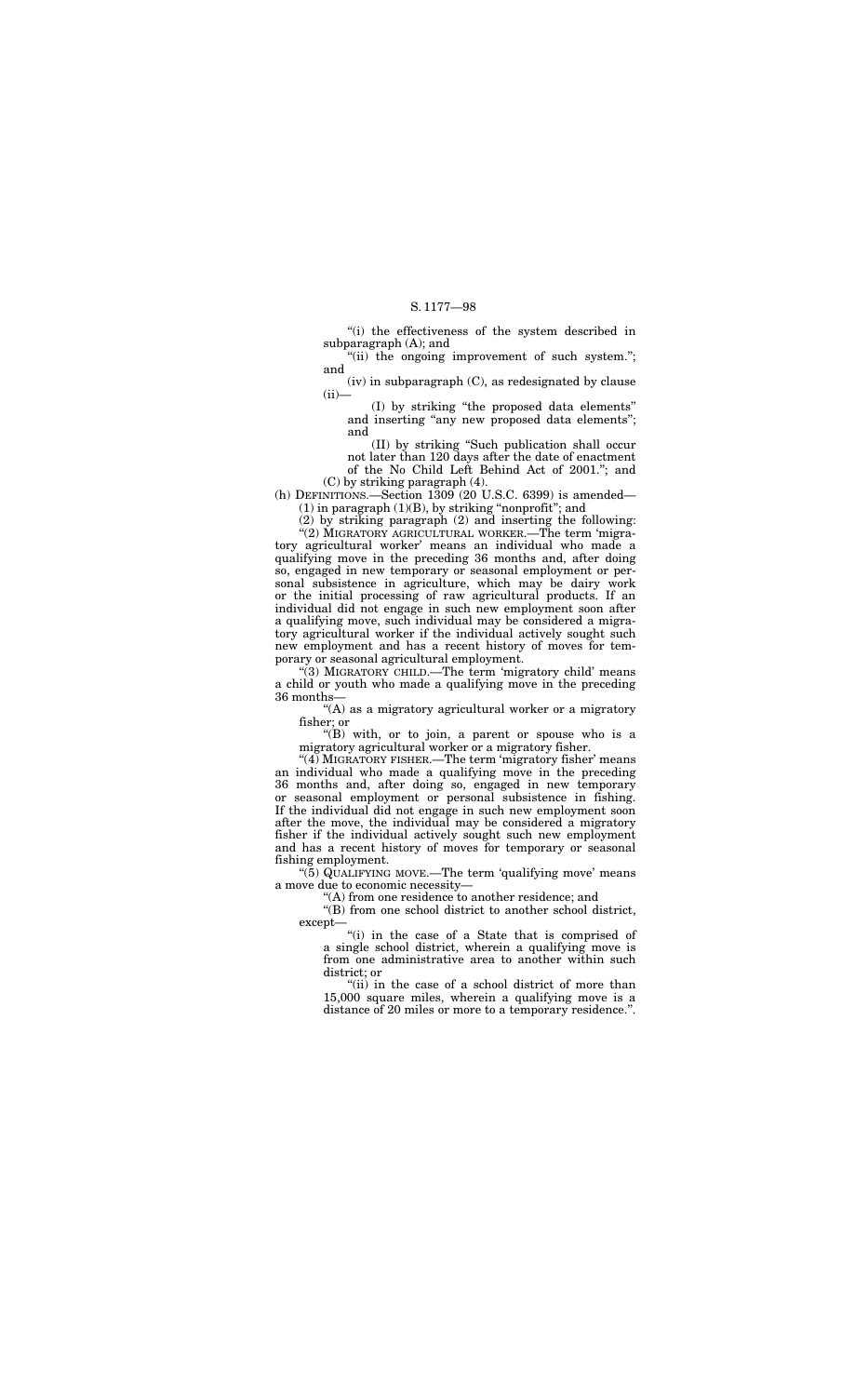"(i) the effectiveness of the system described in subparagraph (A); and

"(ii) the ongoing improvement of such system."; and

(iv) in subparagraph (C), as redesignated by clause (ii)—

(I) by striking "the proposed data elements" and inserting "any new proposed data elements"; and

(II) by striking "Such publication shall occur not later than 120 days after the date of enactment of the No Child Left Behind Act of 2001."; and

(C) by striking paragraph (4).

(h) DEFINITIONS.—Section 1309 (20 U.S.C. 6399) is amended—

(1) in paragraph (1)(B), by striking "nonprofit"; and

(2) by striking paragraph (2) and inserting the following:

"(2) MIGRATORY AGRICULTURAL WORKER.—The term 'migratory agricultural worker' means an individual who made a qualifying move in the preceding 36 months and, after doing so, engaged in new temporary or seasonal employment or personal subsistence in agriculture, which may be dairy work or the initial processing of raw agricultural products. If an individual did not engage in such new employment soon after a qualifying move, such individual may be considered a migratory agricultural worker if the individual actively sought such new employment and has a recent history of moves for temporary or seasonal agricultural employment.

"(3) MIGRATORY CHILD.—The term 'migratory child' means a child or youth who made a qualifying move in the preceding 36 months—

"(A) as a migratory agricultural worker or a migratory fisher; or

"(B) with, or to join, a parent or spouse who is a migratory agricultural worker or a migratory fisher.

"(4) MIGRATORY FISHER.—The term 'migratory fisher' means an individual who made a qualifying move in the preceding 36 months and, after doing so, engaged in new temporary or seasonal employment or personal subsistence in fishing. If the individual did not engage in such new employment soon after the move, the individual may be considered a migratory fisher if the individual actively sought such new employment and has a recent history of moves for temporary or seasonal fishing employment.

"(5) QUALIFYING MOVE.—The term 'qualifying move' means a move due to economic necessity—

"(A) from one residence to another residence; and

"(B) from one school district to another school district, except—

"(i) in the case of a State that is comprised of a single school district, wherein a qualifying move is from one administrative area to another within such district; or

"(ii) in the case of a school district of more than 15,000 square miles, wherein a qualifying move is a distance of 20 miles or more to a temporary residence.".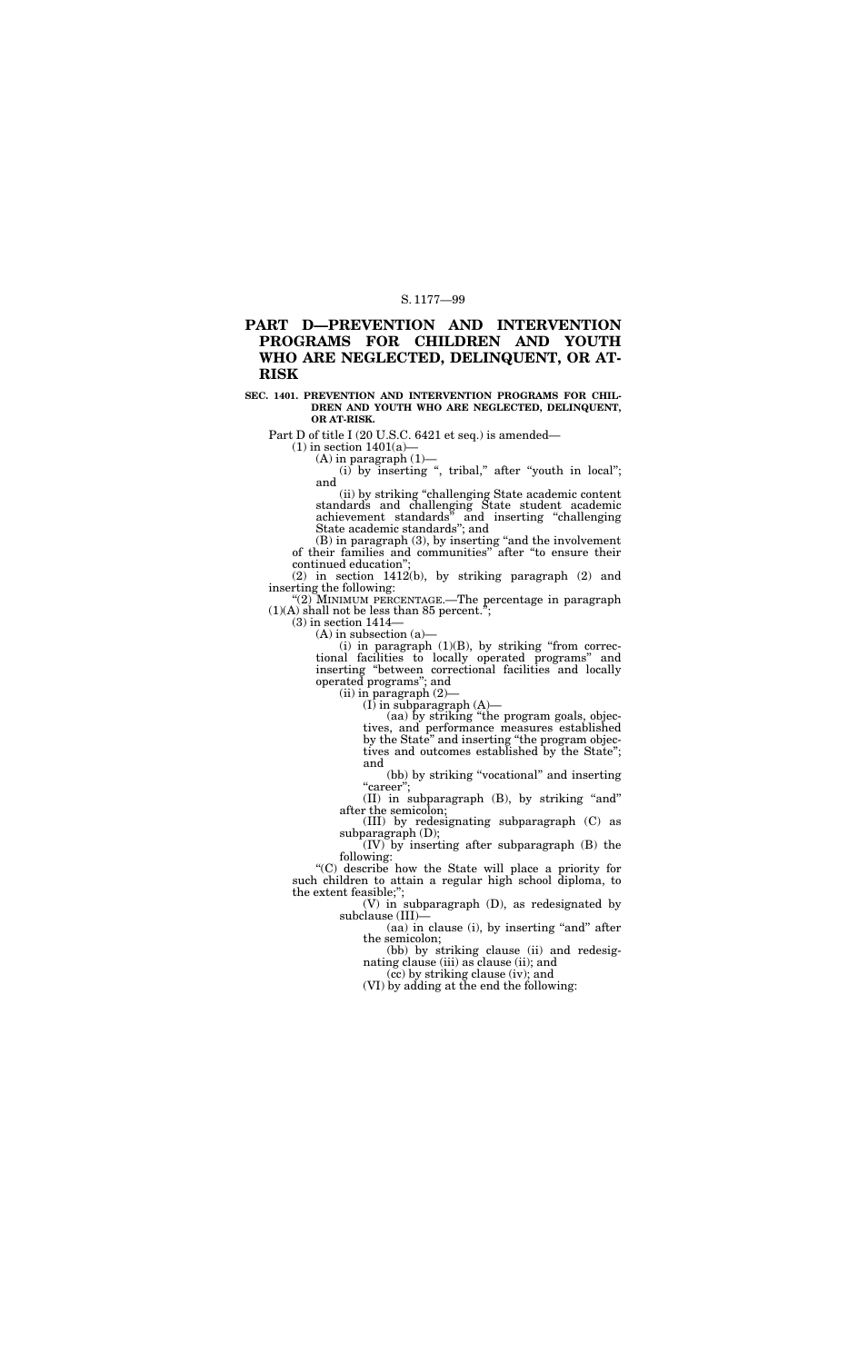# PART D—PREVENTION AND INTERVENTION PROGRAMS FOR CHILDREN AND YOUTH WHO ARE NEGLECTED, DELINQUENT, OR AT-RISK

**SEC. 1401. PREVENTION AND INTERVENTION PROGRAMS FOR CHILDREN AND YOUTH WHO ARE NEGLECTED, DELINQUENT, OR AT-RISK.**

Part D of title I (20 U.S.C. 6421 et seq.) is amended—

(1) in section 1401(a)—

(A) in paragraph (1)—

(i) by inserting ", tribal," after "youth in local"; and

(ii) by striking "challenging State academic content standards and challenging State student academic achievement standards" and inserting "challenging State academic standards"; and

(B) in paragraph (3), by inserting "and the involvement of their families and communities" after "to ensure their continued education";

(2) in section 1412(b), by striking paragraph (2) and inserting the following:

"(2) MINIMUM PERCENTAGE.—The percentage in paragraph (1)(A) shall not be less than 85 percent.";

(3) in section 1414—

(A) in subsection (a)—

(i) in paragraph (1)(B), by striking "from correctional facilities to locally operated programs" and inserting "between correctional facilities and locally operated programs"; and

(ii) in paragraph (2)—

(I) in subparagraph (A)—

(aa) by striking "the program goals, objectives, and performance measures established by the State" and inserting "the program objectives and outcomes established by the State"; and

(bb) by striking "vocational" and inserting "career";

(II) in subparagraph (B), by striking "and" after the semicolon;

(III) by redesignating subparagraph (C) as subparagraph (D);

(IV) by inserting after subparagraph (B) the following:

"(C) describe how the State will place a priority for such children to attain a regular high school diploma, to the extent feasible;";

(V) in subparagraph (D), as redesignated by subclause (III)—

(aa) in clause (i), by inserting "and" after the semicolon;

(bb) by striking clause (ii) and redesignating clause (iii) as clause (ii); and

(cc) by striking clause (iv); and

(VI) by adding at the end the following: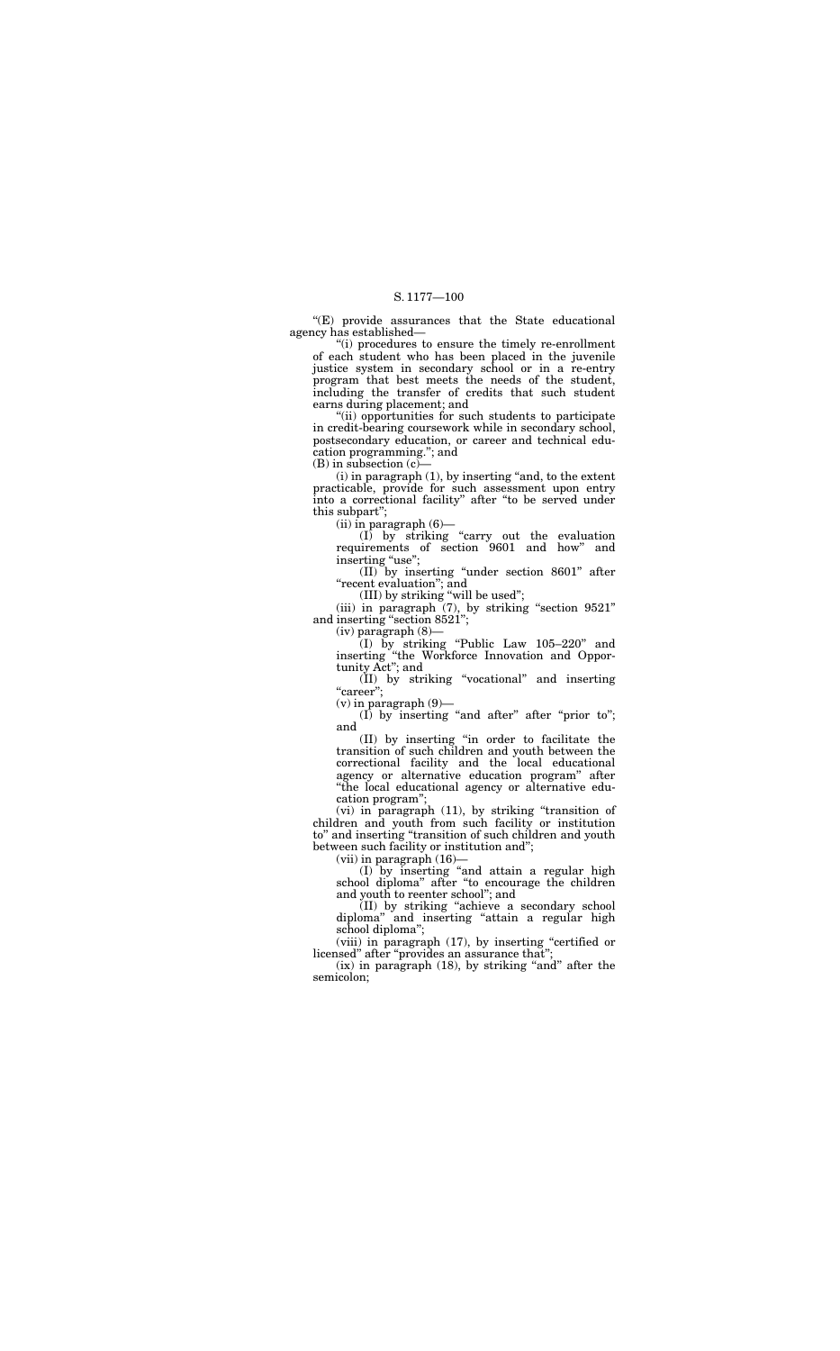"(E) provide assurances that the State educational agency has established—

"(i) procedures to ensure the timely re-enrollment of each student who has been placed in the juvenile justice system in secondary school or in a re-entry program that best meets the needs of the student, including the transfer of credits that such student earns during placement; and

"(ii) opportunities for such students to participate in credit-bearing coursework while in secondary school, postsecondary education, or career and technical education programming."; and

(B) in subsection (c)—

(i) in paragraph (1), by inserting "and, to the extent practicable, provide for such assessment upon entry into a correctional facility" after "to be served under this subpart";

(ii) in paragraph (6)—

(I) by striking "carry out the evaluation requirements of section 9601 and how" and inserting "use";

(II) by inserting "under section 8601" after "recent evaluation"; and

(III) by striking "will be used";

(iii) in paragraph (7), by striking "section 9521" and inserting "section 8521";

(iv) paragraph (8)—

(I) by striking "Public Law 105–220" and inserting "the Workforce Innovation and Opportunity Act"; and

(II) by striking "vocational" and inserting "career";

(v) in paragraph (9)—

(I) by inserting "and after" after "prior to"; and

(II) by inserting "in order to facilitate the transition of such children and youth between the correctional facility and the local educational agency or alternative education program" after "the local educational agency or alternative education program";

(vi) in paragraph (11), by striking "transition of children and youth from such facility or institution to" and inserting "transition of such children and youth between such facility or institution and";

(vii) in paragraph (16)—

(I) by inserting "and attain a regular high school diploma" after "to encourage the children and youth to reenter school"; and

(II) by striking "achieve a secondary school diploma" and inserting "attain a regular high school diploma";

(viii) in paragraph (17), by inserting "certified or licensed" after "provides an assurance that";

(ix) in paragraph (18), by striking "and" after the semicolon;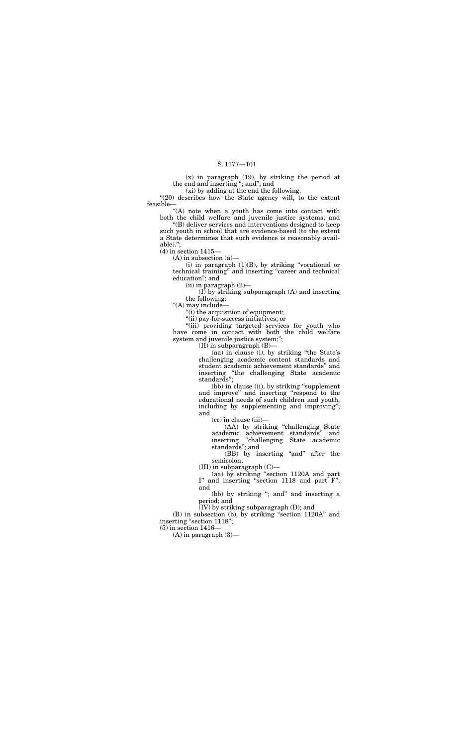(x) in paragraph (19), by striking the period at the end and inserting "; and"; and

(xi) by adding at the end the following:

"(20) describes how the State agency will, to the extent feasible—

"(A) note when a youth has come into contact with both the child welfare and juvenile justice systems; and

"(B) deliver services and interventions designed to keep such youth in school that are evidence-based (to the extent a State determines that such evidence is reasonably available).";

(4) in section 1415—

(A) in subsection (a)—

(i) in paragraph (1)(B), by striking "vocational or technical training" and inserting "career and technical education"; and

(ii) in paragraph (2)—

(I) by striking subparagraph (A) and inserting the following:

"(A) may include—

"(i) the acquisition of equipment;

"(ii) pay-for-success initiatives; or

"(iii) providing targeted services for youth who have come in contact with both the child welfare system and juvenile justice system;";

(II) in subparagraph (B)—

(aa) in clause (i), by striking "the State's challenging academic content standards and student academic achievement standards" and inserting "the challenging State academic standards";

(bb) in clause (ii), by striking "supplement and improve" and inserting "respond to the educational needs of such children and youth, including by supplementing and improving"; and

(cc) in clause (iii)—

(AA) by striking "challenging State academic achievement standards" and inserting "challenging State academic standards"; and

(BB) by inserting "and" after the semicolon;

(III) in subparagraph (C)—

(aa) by striking "section 1120A and part I" and inserting "section 1118 and part F"; and

(bb) by striking "; and" and inserting a period; and

(IV) by striking subparagraph (D); and

(B) in subsection (b), by striking "section 1120A" and inserting "section 1118";

(5) in section 1416—

(A) in paragraph (3)—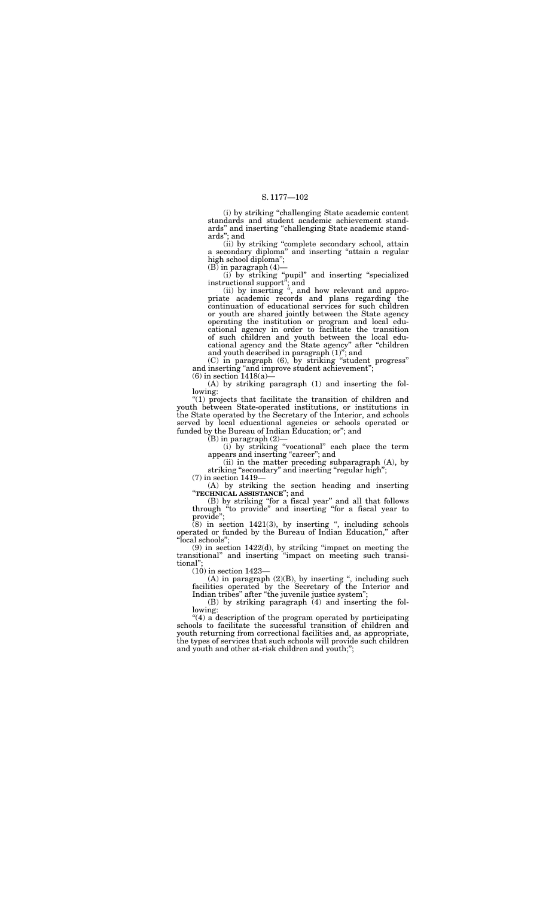(i) by striking "challenging State academic content standards and student academic achievement standards" and inserting "challenging State academic standards"; and

(ii) by striking "complete secondary school, attain a secondary diploma" and inserting "attain a regular high school diploma";

(B) in paragraph (4)—

(i) by striking "pupil" and inserting "specialized instructional support"; and

(ii) by inserting ", and how relevant and appropriate academic records and plans regarding the continuation of educational services for such children or youth are shared jointly between the State agency operating the institution or program and local educational agency in order to facilitate the transition of such children and youth between the local educational agency and the State agency" after "children and youth described in paragraph (1)"; and

(C) in paragraph (6), by striking "student progress" and inserting "and improve student achievement";

(6) in section 1418(a)—

(A) by striking paragraph (1) and inserting the following:

"(1) projects that facilitate the transition of children and youth between State-operated institutions, or institutions in the State operated by the Secretary of the Interior, and schools served by local educational agencies or schools operated or funded by the Bureau of Indian Education; or"; and

(B) in paragraph (2)—

(i) by striking "vocational" each place the term appears and inserting "career"; and

(ii) in the matter preceding subparagraph (A), by striking "secondary" and inserting "regular high";

(7) in section 1419—

(A) by striking the section heading and inserting "**TECHNICAL ASSISTANCE**"; and

(B) by striking "for a fiscal year" and all that follows through "to provide" and inserting "for a fiscal year to provide";

(8) in section 1421(3), by inserting ", including schools operated or funded by the Bureau of Indian Education," after "local schools";

(9) in section 1422(d), by striking "impact on meeting the transitional" and inserting "impact on meeting such transitional";

(10) in section 1423—

(A) in paragraph (2)(B), by inserting ", including such facilities operated by the Secretary of the Interior and Indian tribes" after "the juvenile justice system";

(B) by striking paragraph (4) and inserting the following:

"(4) a description of the program operated by participating schools to facilitate the successful transition of children and youth returning from correctional facilities and, as appropriate, the types of services that such schools will provide such children and youth and other at-risk children and youth;";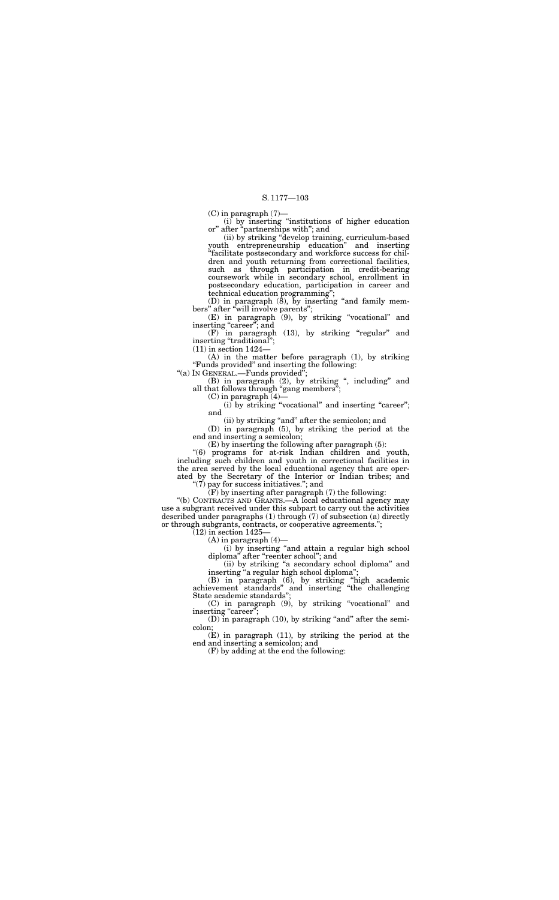(C) in paragraph (7)—

(i) by inserting "institutions of higher education or" after "partnerships with"; and

(ii) by striking "develop training, curriculum-based youth entrepreneurship education" and inserting "facilitate postsecondary and workforce success for children and youth returning from correctional facilities, such as through participation in credit-bearing coursework while in secondary school, enrollment in postsecondary education, participation in career and technical education programming";

(D) in paragraph (8), by inserting "and family members" after "will involve parents";

(E) in paragraph (9), by striking "vocational" and inserting "career"; and

(F) in paragraph (13), by striking "regular" and inserting "traditional";

(11) in section 1424—

(A) in the matter before paragraph (1), by striking "Funds provided" and inserting the following:

"(a) IN GENERAL.—Funds provided";

(B) in paragraph (2), by striking ", including" and all that follows through "gang members";

(C) in paragraph (4)—

(i) by striking "vocational" and inserting "career"; and

(ii) by striking "and" after the semicolon; and

(D) in paragraph (5), by striking the period at the end and inserting a semicolon;

(E) by inserting the following after paragraph (5):

"(6) programs for at-risk Indian children and youth, including such children and youth in correctional facilities in the area served by the local educational agency that are operated by the Secretary of the Interior or Indian tribes; and

"(7) pay for success initiatives."; and

(F) by inserting after paragraph (7) the following:

"(b) CONTRACTS AND GRANTS.—A local educational agency may use a subgrant received under this subpart to carry out the activities described under paragraphs (1) through (7) of subsection (a) directly or through subgrants, contracts, or cooperative agreements.";

(12) in section 1425—

(A) in paragraph (4)—

(i) by inserting "and attain a regular high school diploma" after "reenter school"; and

(ii) by striking "a secondary school diploma" and inserting "a regular high school diploma";

(B) in paragraph (6), by striking "high academic achievement standards" and inserting "the challenging State academic standards";

(C) in paragraph (9), by striking "vocational" and inserting "career";

(D) in paragraph (10), by striking "and" after the semicolon;

(E) in paragraph (11), by striking the period at the end and inserting a semicolon; and

(F) by adding at the end the following: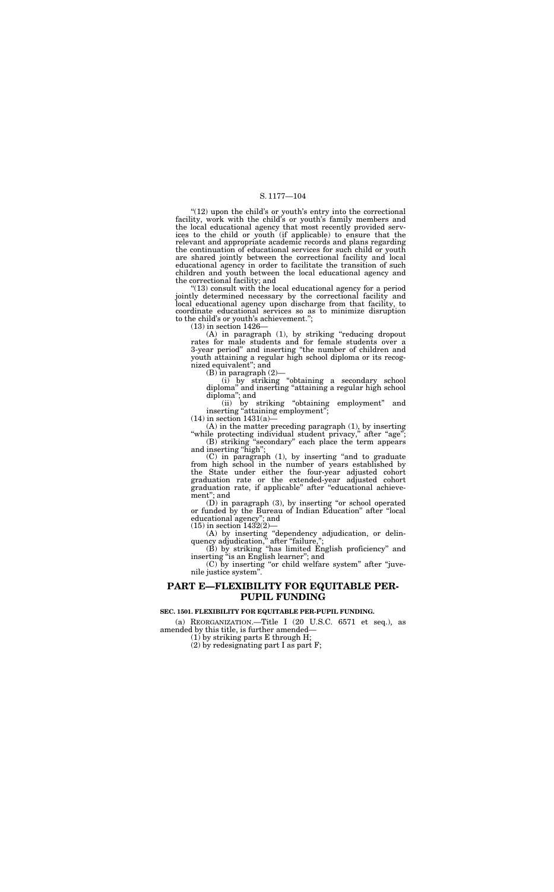"(12) upon the child's or youth's entry into the correctional facility, work with the child's or youth's family members and the local educational agency that most recently provided services to the child or youth (if applicable) to ensure that the relevant and appropriate academic records and plans regarding the continuation of educational services for such child or youth are shared jointly between the correctional facility and local educational agency in order to facilitate the transition of such children and youth between the local educational agency and the correctional facility; and

"(13) consult with the local educational agency for a period jointly determined necessary by the correctional facility and local educational agency upon discharge from that facility, to coordinate educational services so as to minimize disruption to the child's or youth's achievement.";

(13) in section 1426—

(A) in paragraph (1), by striking "reducing dropout rates for male students and for female students over a 3-year period" and inserting "the number of children and youth attaining a regular high school diploma or its recognized equivalent"; and

(B) in paragraph (2)—

(i) by striking "obtaining a secondary school diploma" and inserting "attaining a regular high school diploma"; and

(ii) by striking "obtaining employment" and inserting "attaining employment";

(14) in section 1431(a)—

(A) in the matter preceding paragraph (1), by inserting "while protecting individual student privacy," after "age";

(B) striking "secondary" each place the term appears and inserting "high";

(C) in paragraph (1), by inserting "and to graduate from high school in the number of years established by the State under either the four-year adjusted cohort graduation rate or the extended-year adjusted cohort graduation rate, if applicable" after "educational achievement"; and

(D) in paragraph (3), by inserting "or school operated or funded by the Bureau of Indian Education" after "local educational agency"; and

(15) in section 1432(2)—

(A) by inserting "dependency adjudication, or delinquency adjudication," after "failure,";

(B) by striking "has limited English proficiency" and inserting "is an English learner"; and

(C) by inserting "or child welfare system" after "juvenile justice system".

## PART E—FLEXIBILITY FOR EQUITABLE PER-PUPIL FUNDING

**SEC. 1501. FLEXIBILITY FOR EQUITABLE PER-PUPIL FUNDING.**

(a) REORGANIZATION.—Title I (20 U.S.C. 6571 et seq.), as amended by this title, is further amended—

(1) by striking parts E through H;

(2) by redesignating part I as part F;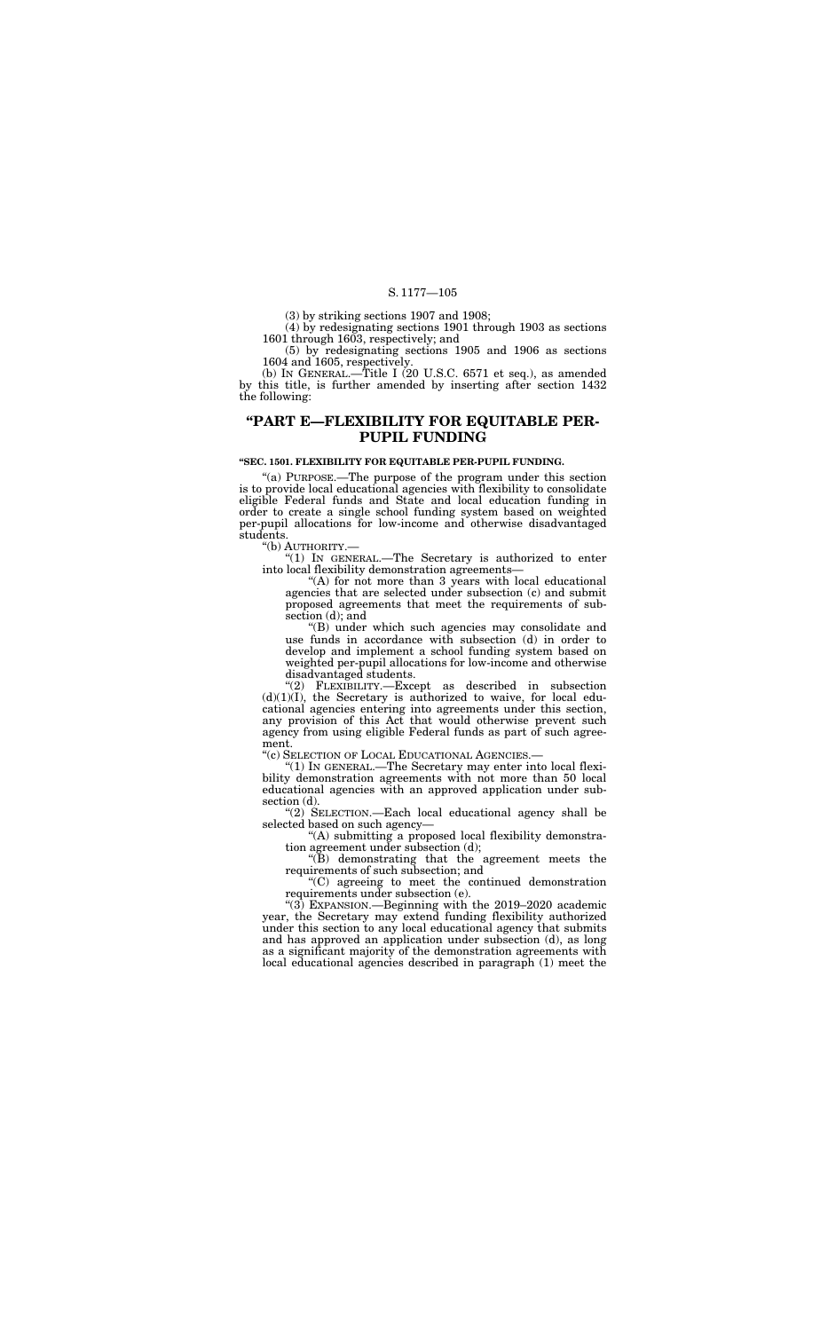(3) by striking sections 1907 and 1908;

(4) by redesignating sections 1901 through 1903 as sections 1601 through 1603, respectively; and

(5) by redesignating sections 1905 and 1906 as sections 1604 and 1605, respectively.

(b) IN GENERAL.—Title I (20 U.S.C. 6571 et seq.), as amended by this title, is further amended by inserting after section 1432 the following:

## "PART E—FLEXIBILITY FOR EQUITABLE PER-PUPIL FUNDING

**"SEC. 1501. FLEXIBILITY FOR EQUITABLE PER-PUPIL FUNDING.**

"(a) PURPOSE.—The purpose of the program under this section is to provide local educational agencies with flexibility to consolidate eligible Federal funds and State and local education funding in order to create a single school funding system based on weighted per-pupil allocations for low-income and otherwise disadvantaged students.

"(b) AUTHORITY.—

"(1) IN GENERAL.—The Secretary is authorized to enter into local flexibility demonstration agreements—

"(A) for not more than 3 years with local educational agencies that are selected under subsection (c) and submit proposed agreements that meet the requirements of subsection (d); and

"(B) under which such agencies may consolidate and use funds in accordance with subsection (d) in order to develop and implement a school funding system based on weighted per-pupil allocations for low-income and otherwise disadvantaged students.

"(2) FLEXIBILITY.—Except as described in subsection (d)(1)(I), the Secretary is authorized to waive, for local educational agencies entering into agreements under this section, any provision of this Act that would otherwise prevent such agency from using eligible Federal funds as part of such agreement.

"(c) SELECTION OF LOCAL EDUCATIONAL AGENCIES.—

"(1) IN GENERAL.—The Secretary may enter into local flexibility demonstration agreements with not more than 50 local educational agencies with an approved application under subsection (d).

"(2) SELECTION.—Each local educational agency shall be selected based on such agency—

"(A) submitting a proposed local flexibility demonstration agreement under subsection (d);

"(B) demonstrating that the agreement meets the requirements of such subsection; and

"(C) agreeing to meet the continued demonstration requirements under subsection (e).

"(3) EXPANSION.—Beginning with the 2019–2020 academic year, the Secretary may extend funding flexibility authorized under this section to any local educational agency that submits and has approved an application under subsection (d), as long as a significant majority of the demonstration agreements with local educational agencies described in paragraph (1) meet the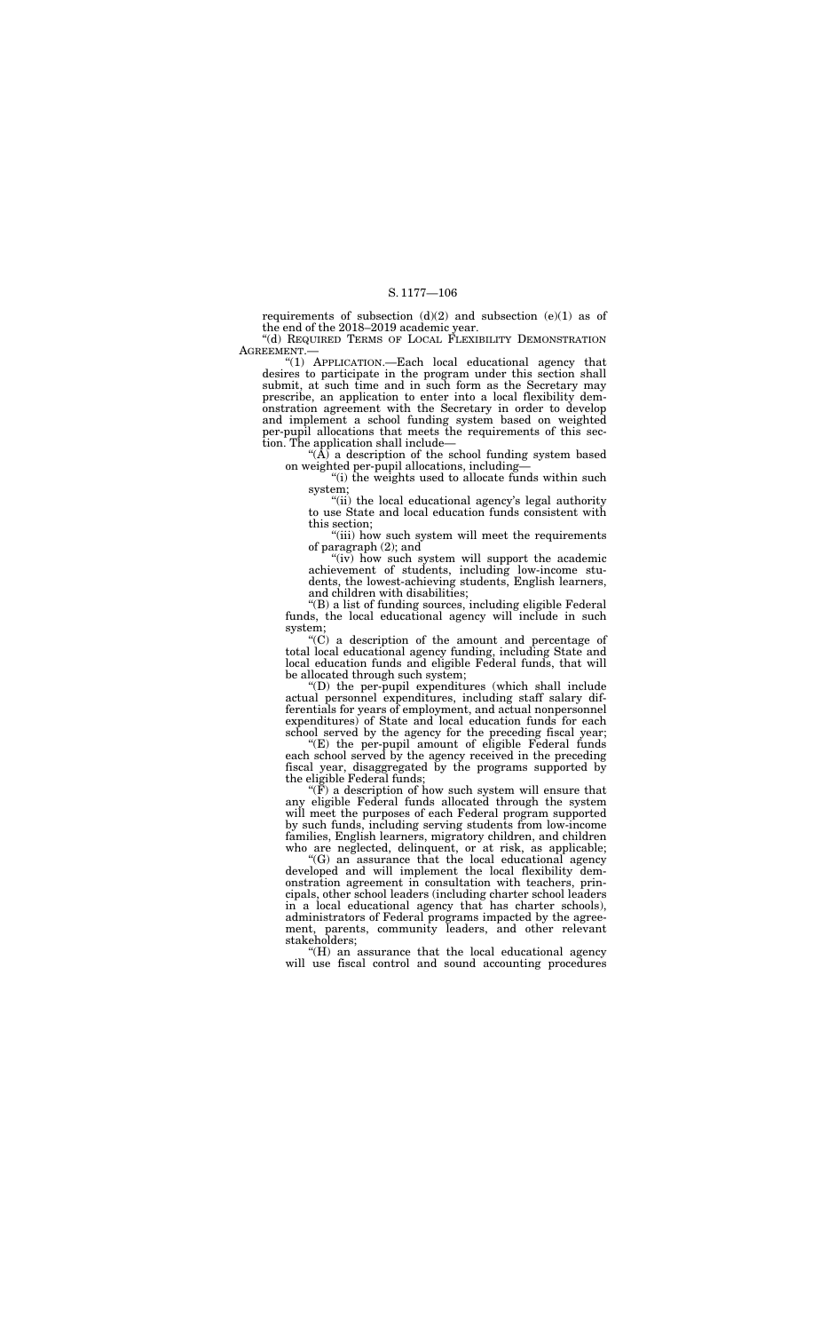requirements of subsection (d)(2) and subsection (e)(1) as of the end of the 2018–2019 academic year.

"(d) REQUIRED TERMS OF LOCAL FLEXIBILITY DEMONSTRATION AGREEMENT.—

"(1) APPLICATION.—Each local educational agency that desires to participate in the program under this section shall submit, at such time and in such form as the Secretary may prescribe, an application to enter into a local flexibility demonstration agreement with the Secretary in order to develop and implement a school funding system based on weighted per-pupil allocations that meets the requirements of this section. The application shall include—

"(A) a description of the school funding system based on weighted per-pupil allocations, including—

"(i) the weights used to allocate funds within such system;

"(ii) the local educational agency's legal authority to use State and local education funds consistent with this section;

"(iii) how such system will meet the requirements of paragraph (2); and

"(iv) how such system will support the academic achievement of students, including low-income students, the lowest-achieving students, English learners, and children with disabilities;

"(B) a list of funding sources, including eligible Federal funds, the local educational agency will include in such system;

"(C) a description of the amount and percentage of total local educational agency funding, including State and local education funds and eligible Federal funds, that will be allocated through such system;

"(D) the per-pupil expenditures (which shall include actual personnel expenditures, including staff salary differentials for years of employment, and actual nonpersonnel expenditures) of State and local education funds for each school served by the agency for the preceding fiscal year;

"(E) the per-pupil amount of eligible Federal funds each school served by the agency received in the preceding fiscal year, disaggregated by the programs supported by the eligible Federal funds;

"(F) a description of how such system will ensure that any eligible Federal funds allocated through the system will meet the purposes of each Federal program supported by such funds, including serving students from low-income families, English learners, migratory children, and children who are neglected, delinquent, or at risk, as applicable;

"(G) an assurance that the local educational agency developed and will implement the local flexibility demonstration agreement in consultation with teachers, principals, other school leaders (including charter school leaders in a local educational agency that has charter schools), administrators of Federal programs impacted by the agreement, parents, community leaders, and other relevant stakeholders;

"(H) an assurance that the local educational agency will use fiscal control and sound accounting procedures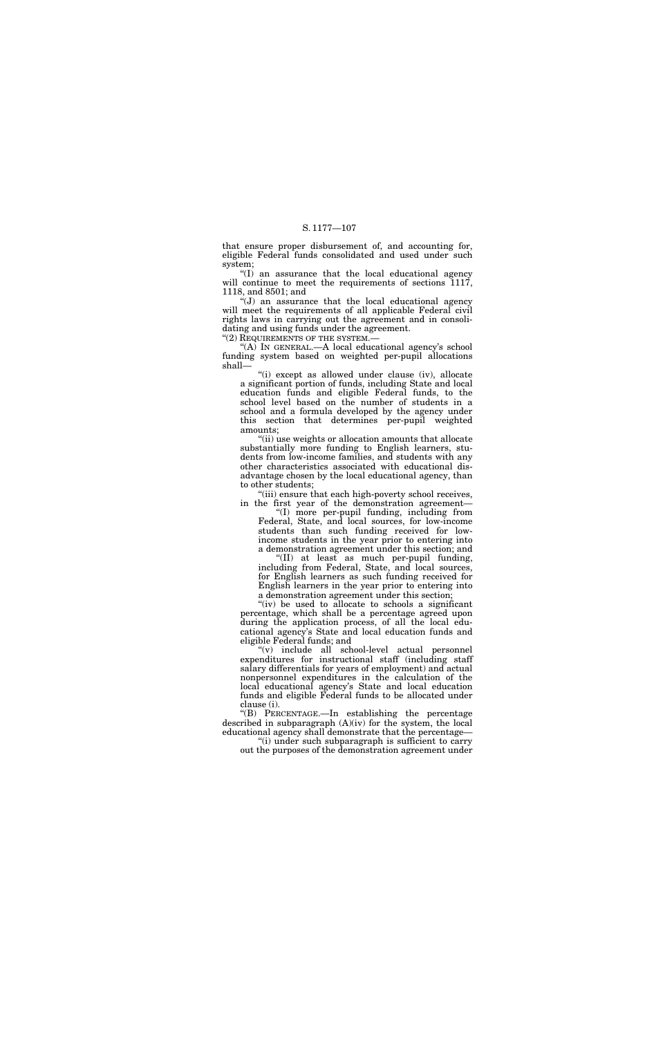that ensure proper disbursement of, and accounting for, eligible Federal funds consolidated and used under such system;

"(I) an assurance that the local educational agency will continue to meet the requirements of sections 1117, 1118, and 8501; and

"(J) an assurance that the local educational agency will meet the requirements of all applicable Federal civil rights laws in carrying out the agreement and in consolidating and using funds under the agreement.

"(2) REQUIREMENTS OF THE SYSTEM.—

"(A) IN GENERAL.—A local educational agency's school funding system based on weighted per-pupil allocations shall—

"(i) except as allowed under clause (iv), allocate a significant portion of funds, including State and local education funds and eligible Federal funds, to the school level based on the number of students in a school and a formula developed by the agency under this section that determines per-pupil weighted amounts;

"(ii) use weights or allocation amounts that allocate substantially more funding to English learners, students from low-income families, and students with any other characteristics associated with educational disadvantage chosen by the local educational agency, than to other students;

"(iii) ensure that each high-poverty school receives, in the first year of the demonstration agreement—

"(I) more per-pupil funding, including from Federal, State, and local sources, for low-income students than such funding received for low-income students in the year prior to entering into a demonstration agreement under this section; and

"(II) at least as much per-pupil funding, including from Federal, State, and local sources, for English learners as such funding received for English learners in the year prior to entering into a demonstration agreement under this section;

"(iv) be used to allocate to schools a significant percentage, which shall be a percentage agreed upon during the application process, of all the local educational agency's State and local education funds and eligible Federal funds; and

"(v) include all school-level actual personnel expenditures for instructional staff (including staff salary differentials for years of employment) and actual nonpersonnel expenditures in the calculation of the local educational agency's State and local education funds and eligible Federal funds to be allocated under clause (i).

"(B) PERCENTAGE.—In establishing the percentage described in subparagraph (A)(iv) for the system, the local educational agency shall demonstrate that the percentage—

"(i) under such subparagraph is sufficient to carry out the purposes of the demonstration agreement under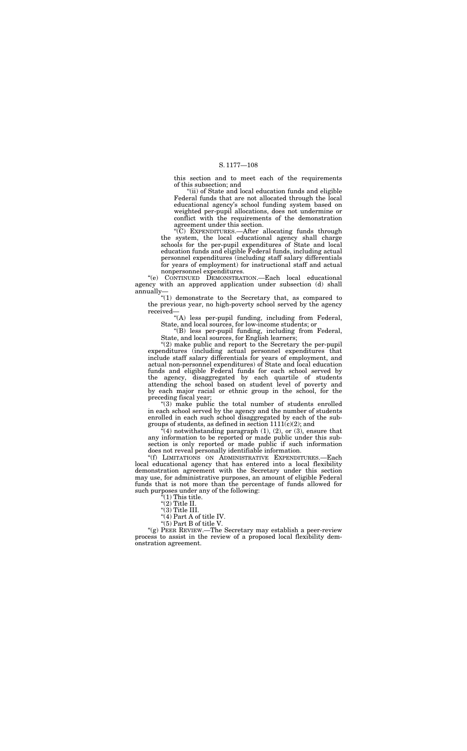this section and to meet each of the requirements of this subsection; and

"(ii) of State and local education funds and eligible Federal funds that are not allocated through the local educational agency's school funding system based on weighted per-pupil allocations, does not undermine or conflict with the requirements of the demonstration agreement under this section.

"(C) EXPENDITURES.—After allocating funds through the system, the local educational agency shall charge schools for the per-pupil expenditures of State and local education funds and eligible Federal funds, including actual personnel expenditures (including staff salary differentials for years of employment) for instructional staff and actual nonpersonnel expenditures.

"(e) CONTINUED DEMONSTRATION.—Each local educational agency with an approved application under subsection (d) shall annually—

"(1) demonstrate to the Secretary that, as compared to the previous year, no high-poverty school served by the agency received—

"(A) less per-pupil funding, including from Federal, State, and local sources, for low-income students; or

"(B) less per-pupil funding, including from Federal, State, and local sources, for English learners;

"(2) make public and report to the Secretary the per-pupil expenditures (including actual personnel expenditures that include staff salary differentials for years of employment, and actual non-personnel expenditures) of State and local education funds and eligible Federal funds for each school served by the agency, disaggregated by each quartile of students attending the school based on student level of poverty and by each major racial or ethnic group in the school, for the preceding fiscal year;

"(3) make public the total number of students enrolled in each school served by the agency and the number of students enrolled in each such school disaggregated by each of the subgroups of students, as defined in section 1111(c)(2); and

"(4) notwithstanding paragraph (1), (2), or (3), ensure that any information to be reported or made public under this subsection is only reported or made public if such information does not reveal personally identifiable information.

"(f) LIMITATIONS ON ADMINISTRATIVE EXPENDITURES.—Each local educational agency that has entered into a local flexibility demonstration agreement with the Secretary under this section may use, for administrative purposes, an amount of eligible Federal funds that is not more than the percentage of funds allowed for such purposes under any of the following:

"(1) This title.

"(2) Title II.

"(3) Title III.

"(4) Part A of title IV.

"(5) Part B of title V.

"(g) PEER REVIEW.—The Secretary may establish a peer-review process to assist in the review of a proposed local flexibility demonstration agreement.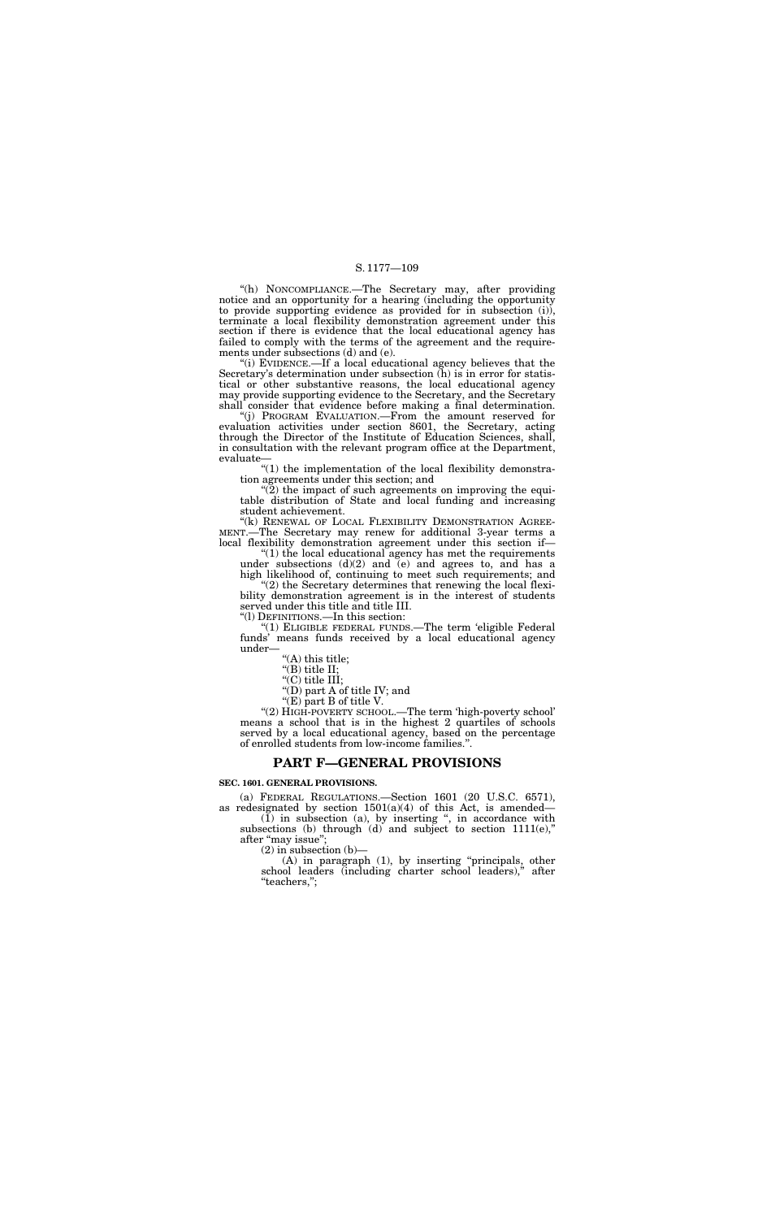"(h) NONCOMPLIANCE.—The Secretary may, after providing notice and an opportunity for a hearing (including the opportunity to provide supporting evidence as provided for in subsection (i)), terminate a local flexibility demonstration agreement under this section if there is evidence that the local educational agency has failed to comply with the terms of the agreement and the requirements under subsections (d) and (e).

"(i) EVIDENCE.—If a local educational agency believes that the Secretary's determination under subsection (h) is in error for statistical or other substantive reasons, the local educational agency may provide supporting evidence to the Secretary, and the Secretary shall consider that evidence before making a final determination.

"(j) PROGRAM EVALUATION.—From the amount reserved for evaluation activities under section 8601, the Secretary, acting through the Director of the Institute of Education Sciences, shall, in consultation with the relevant program office at the Department, evaluate—

"(1) the implementation of the local flexibility demonstration agreements under this section; and

"(2) the impact of such agreements on improving the equitable distribution of State and local funding and increasing student achievement.

"(k) RENEWAL OF LOCAL FLEXIBILITY DEMONSTRATION AGREEMENT.—The Secretary may renew for additional 3-year terms a local flexibility demonstration agreement under this section if—

"(1) the local educational agency has met the requirements under subsections (d)(2) and (e) and agrees to, and has a high likelihood of, continuing to meet such requirements; and

"(2) the Secretary determines that renewing the local flexibility demonstration agreement is in the interest of students served under this title and title III.

"(l) DEFINITIONS.—In this section:

"(1) ELIGIBLE FEDERAL FUNDS.—The term 'eligible Federal funds' means funds received by a local educational agency under—

"(A) this title;

"(B) title II;

"(C) title III;

"(D) part A of title IV; and

"(E) part B of title V.

"(2) HIGH-POVERTY SCHOOL.—The term 'high-poverty school' means a school that is in the highest 2 quartiles of schools served by a local educational agency, based on the percentage of enrolled students from low-income families.".

## PART F—GENERAL PROVISIONS

**SEC. 1601. GENERAL PROVISIONS.**

(a) FEDERAL REGULATIONS.—Section 1601 (20 U.S.C. 6571), as redesignated by section 1501(a)(4) of this Act, is amended—

(1) in subsection (a), by inserting ", in accordance with subsections (b) through (d) and subject to section 1111(e)," after "may issue";

(2) in subsection (b)—

(A) in paragraph (1), by inserting "principals, other school leaders (including charter school leaders)," after "teachers,";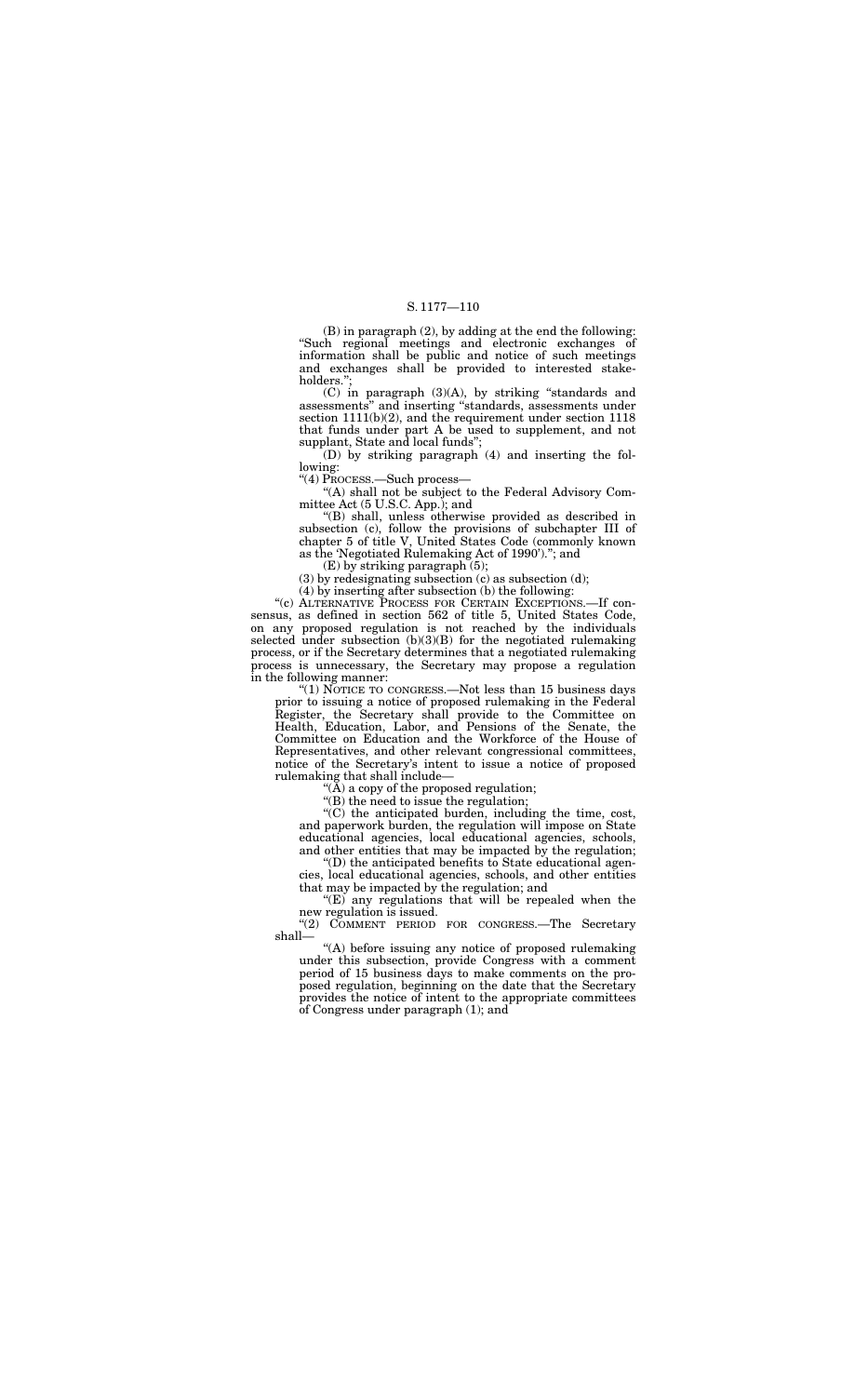(B) in paragraph (2), by adding at the end the following: "Such regional meetings and electronic exchanges of information shall be public and notice of such meetings and exchanges shall be provided to interested stakeholders.";

(C) in paragraph (3)(A), by striking "standards and assessments" and inserting "standards, assessments under section 1111(b)(2), and the requirement under section 1118 that funds under part A be used to supplement, and not supplant, State and local funds";

(D) by striking paragraph (4) and inserting the following:

"(4) PROCESS.—Such process—

"(A) shall not be subject to the Federal Advisory Committee Act (5 U.S.C. App.); and

"(B) shall, unless otherwise provided as described in subsection (c), follow the provisions of subchapter III of chapter 5 of title V, United States Code (commonly known as the 'Negotiated Rulemaking Act of 1990')."; and

(E) by striking paragraph (5);

(3) by redesignating subsection (c) as subsection (d);

(4) by inserting after subsection (b) the following:

"(c) ALTERNATIVE PROCESS FOR CERTAIN EXCEPTIONS.—If consensus, as defined in section 562 of title 5, United States Code, on any proposed regulation is not reached by the individuals selected under subsection (b)(3)(B) for the negotiated rulemaking process, or if the Secretary determines that a negotiated rulemaking process is unnecessary, the Secretary may propose a regulation in the following manner:

"(1) NOTICE TO CONGRESS.—Not less than 15 business days prior to issuing a notice of proposed rulemaking in the Federal Register, the Secretary shall provide to the Committee on Health, Education, Labor, and Pensions of the Senate, the Committee on Education and the Workforce of the House of Representatives, and other relevant congressional committees, notice of the Secretary's intent to issue a notice of proposed rulemaking that shall include—

"(A) a copy of the proposed regulation;

"(B) the need to issue the regulation;

"(C) the anticipated burden, including the time, cost, and paperwork burden, the regulation will impose on State educational agencies, local educational agencies, schools, and other entities that may be impacted by the regulation;

"(D) the anticipated benefits to State educational agencies, local educational agencies, schools, and other entities that may be impacted by the regulation; and

"(E) any regulations that will be repealed when the new regulation is issued.

"(2) COMMENT PERIOD FOR CONGRESS.—The Secretary shall—

"(A) before issuing any notice of proposed rulemaking under this subsection, provide Congress with a comment period of 15 business days to make comments on the proposed regulation, beginning on the date that the Secretary provides the notice of intent to the appropriate committees of Congress under paragraph (1); and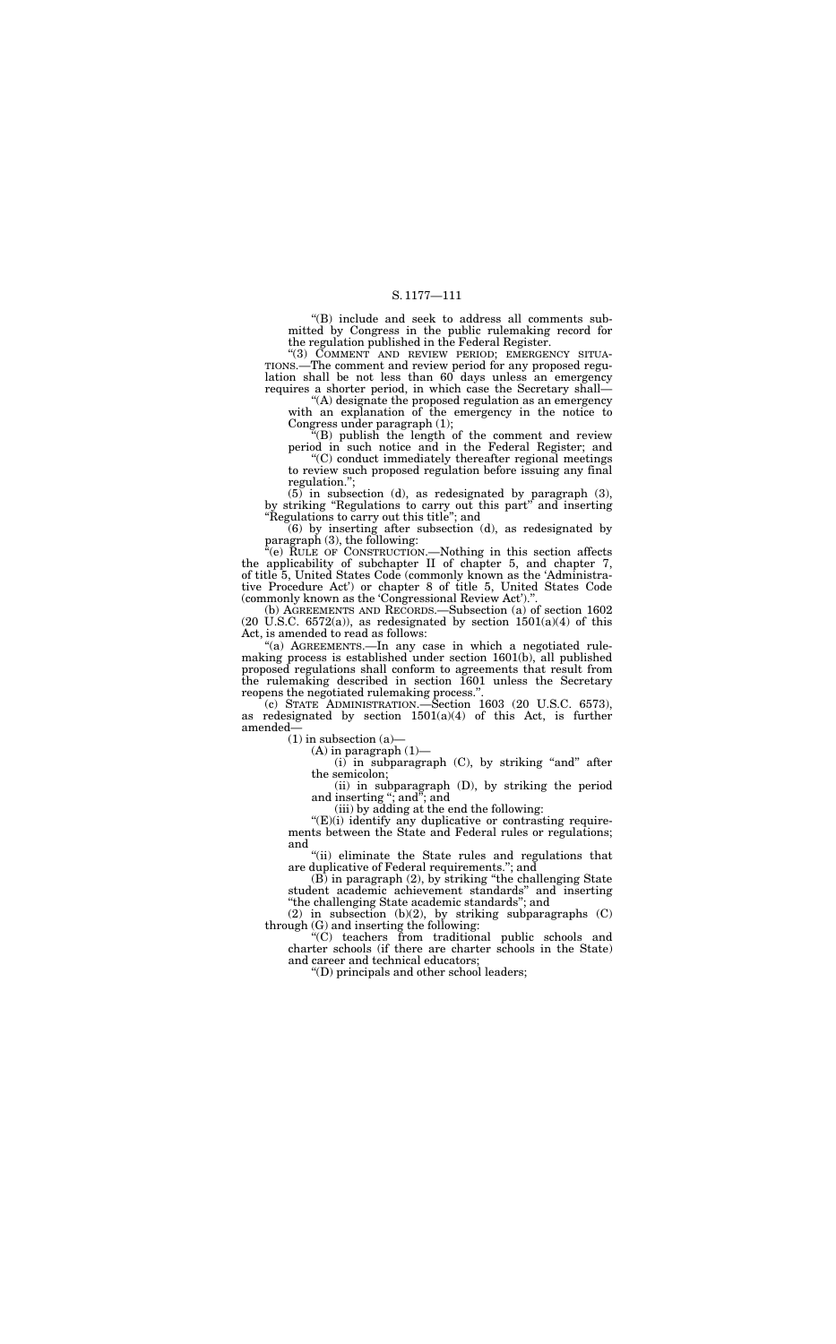"(B) include and seek to address all comments submitted by Congress in the public rulemaking record for the regulation published in the Federal Register.

"(3) COMMENT AND REVIEW PERIOD; EMERGENCY SITUATIONS.—The comment and review period for any proposed regulation shall be not less than 60 days unless an emergency requires a shorter period, in which case the Secretary shall—

"(A) designate the proposed regulation as an emergency with an explanation of the emergency in the notice to Congress under paragraph (1);

"(B) publish the length of the comment and review period in such notice and in the Federal Register; and

"(C) conduct immediately thereafter regional meetings to review such proposed regulation before issuing any final regulation.";

(5) in subsection (d), as redesignated by paragraph (3), by striking "Regulations to carry out this part" and inserting "Regulations to carry out this title"; and

(6) by inserting after subsection (d), as redesignated by paragraph (3), the following:

"(e) RULE OF CONSTRUCTION.—Nothing in this section affects the applicability of subchapter II of chapter 5, and chapter 7, of title 5, United States Code (commonly known as the 'Administrative Procedure Act') or chapter 8 of title 5, United States Code (commonly known as the 'Congressional Review Act').".

(b) AGREEMENTS AND RECORDS.—Subsection (a) of section 1602 (20 U.S.C. 6572(a)), as redesignated by section 1501(a)(4) of this Act, is amended to read as follows:

"(a) AGREEMENTS.—In any case in which a negotiated rulemaking process is established under section 1601(b), all published proposed regulations shall conform to agreements that result from the rulemaking described in section 1601 unless the Secretary reopens the negotiated rulemaking process.".

(c) STATE ADMINISTRATION.—Section 1603 (20 U.S.C. 6573), as redesignated by section 1501(a)(4) of this Act, is further amended—

(1) in subsection (a)—

(A) in paragraph (1)—

(i) in subparagraph (C), by striking "and" after the semicolon;

(ii) in subparagraph (D), by striking the period and inserting "; and"; and

(iii) by adding at the end the following:

"(E)(i) identify any duplicative or contrasting requirements between the State and Federal rules or regulations; and

"(ii) eliminate the State rules and regulations that are duplicative of Federal requirements."; and

(B) in paragraph (2), by striking "the challenging State student academic achievement standards" and inserting "the challenging State academic standards"; and

(2) in subsection (b)(2), by striking subparagraphs (C) through (G) and inserting the following:

"(C) teachers from traditional public schools and charter schools (if there are charter schools in the State) and career and technical educators;

"(D) principals and other school leaders;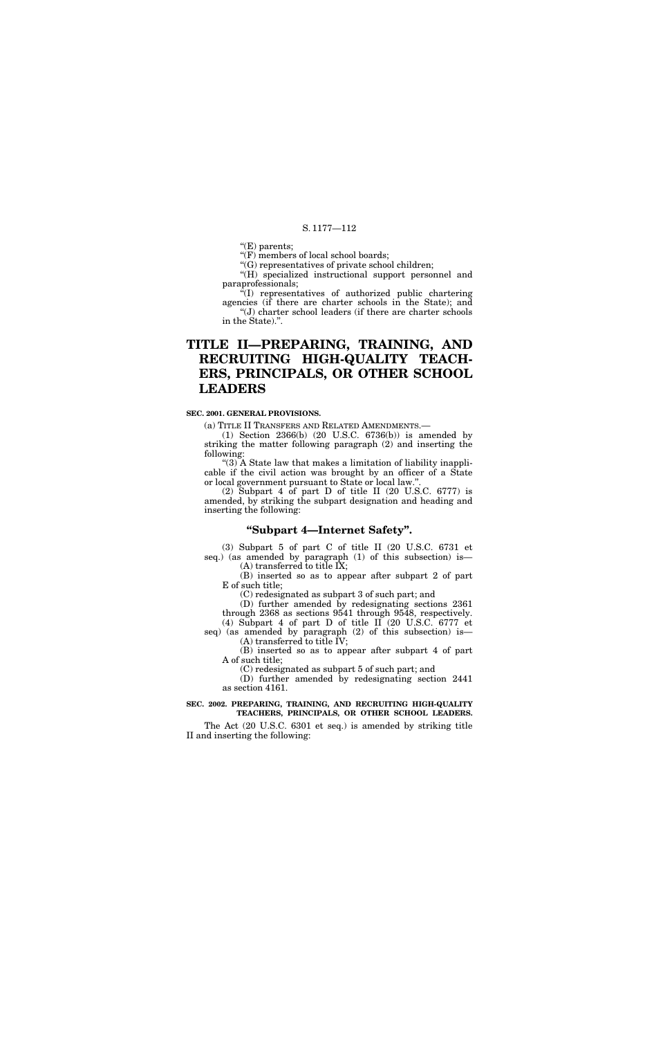"(E) parents;

"(F) members of local school boards;

"(G) representatives of private school children;

"(H) specialized instructional support personnel and paraprofessionals;

"(I) representatives of authorized public chartering agencies (if there are charter schools in the State); and

"(J) charter school leaders (if there are charter schools in the State).".

# TITLE II—PREPARING, TRAINING, AND RECRUITING HIGH-QUALITY TEACHERS, PRINCIPALS, OR OTHER SCHOOL LEADERS

**SEC. 2001. GENERAL PROVISIONS.**

(a) TITLE II TRANSFERS AND RELATED AMENDMENTS.—

(1) Section 2366(b) (20 U.S.C. 6736(b)) is amended by striking the matter following paragraph (2) and inserting the following:

"(3) A State law that makes a limitation of liability inapplicable if the civil action was brought by an officer of a State or local government pursuant to State or local law.".

(2) Subpart 4 of part D of title II (20 U.S.C. 6777) is amended, by striking the subpart designation and heading and inserting the following:

## "Subpart 4—Internet Safety".

(3) Subpart 5 of part C of title II (20 U.S.C. 6731 et seq.) (as amended by paragraph (1) of this subsection) is—

(A) transferred to title IX;

(B) inserted so as to appear after subpart 2 of part E of such title;

(C) redesignated as subpart 3 of such part; and

(D) further amended by redesignating sections 2361 through 2368 as sections 9541 through 9548, respectively.

(4) Subpart 4 of part D of title II (20 U.S.C. 6777 et seq) (as amended by paragraph (2) of this subsection) is—

(A) transferred to title IV;

(B) inserted so as to appear after subpart 4 of part A of such title;

(C) redesignated as subpart 5 of such part; and

(D) further amended by redesignating section 2441 as section 4161.

**SEC. 2002. PREPARING, TRAINING, AND RECRUITING HIGH-QUALITY TEACHERS, PRINCIPALS, OR OTHER SCHOOL LEADERS.**

The Act (20 U.S.C. 6301 et seq.) is amended by striking title II and inserting the following: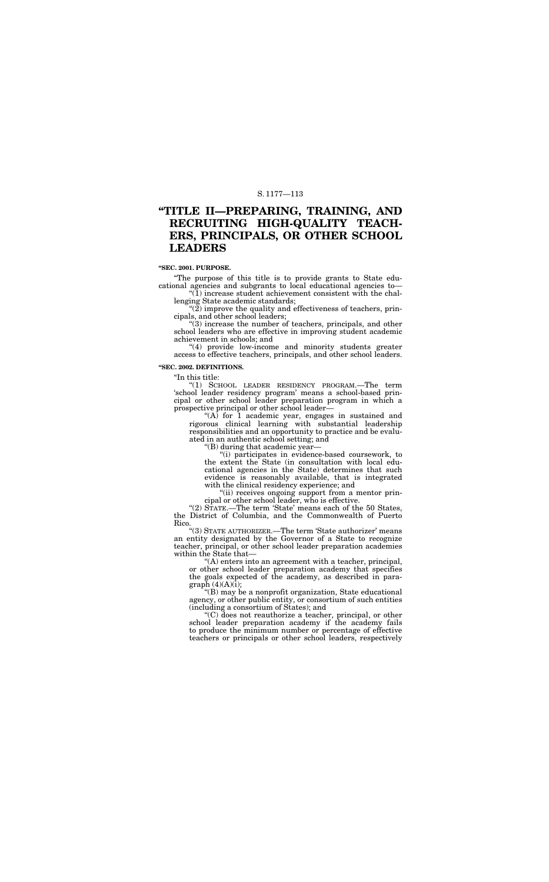# "TITLE II—PREPARING, TRAINING, AND RECRUITING HIGH-QUALITY TEACHERS, PRINCIPALS, OR OTHER SCHOOL LEADERS

**"SEC. 2001. PURPOSE.**

"The purpose of this title is to provide grants to State educational agencies and subgrants to local educational agencies to—

"(1) increase student achievement consistent with the challenging State academic standards;

"(2) improve the quality and effectiveness of teachers, principals, and other school leaders;

"(3) increase the number of teachers, principals, and other school leaders who are effective in improving student academic achievement in schools; and

"(4) provide low-income and minority students greater access to effective teachers, principals, and other school leaders.

**"SEC. 2002. DEFINITIONS.**

"In this title:

"(1) SCHOOL LEADER RESIDENCY PROGRAM.—The term 'school leader residency program' means a school-based principal or other school leader preparation program in which a prospective principal or other school leader—

"(A) for 1 academic year, engages in sustained and rigorous clinical learning with substantial leadership responsibilities and an opportunity to practice and be evaluated in an authentic school setting; and

"(B) during that academic year—

"(i) participates in evidence-based coursework, to the extent the State (in consultation with local educational agencies in the State) determines that such evidence is reasonably available, that is integrated with the clinical residency experience; and

"(ii) receives ongoing support from a mentor principal or other school leader, who is effective.

"(2) STATE.—The term 'State' means each of the 50 States, the District of Columbia, and the Commonwealth of Puerto Rico.

"(3) STATE AUTHORIZER.—The term 'State authorizer' means an entity designated by the Governor of a State to recognize teacher, principal, or other school leader preparation academies within the State that—

"(A) enters into an agreement with a teacher, principal, or other school leader preparation academy that specifies the goals expected of the academy, as described in paragraph (4)(A)(i);

"(B) may be a nonprofit organization, State educational agency, or other public entity, or consortium of such entities (including a consortium of States); and

"(C) does not reauthorize a teacher, principal, or other school leader preparation academy if the academy fails to produce the minimum number or percentage of effective teachers or principals or other school leaders, respectively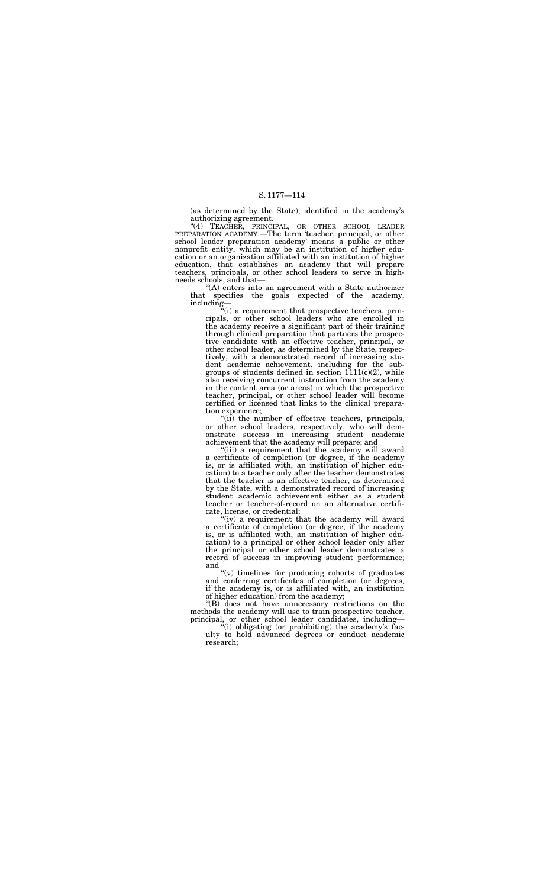(as determined by the State), identified in the academy's authorizing agreement.

"(4) TEACHER, PRINCIPAL, OR OTHER SCHOOL LEADER PREPARATION ACADEMY.—The term 'teacher, principal, or other school leader preparation academy' means a public or other nonprofit entity, which may be an institution of higher education or an organization affiliated with an institution of higher education, that establishes an academy that will prepare teachers, principals, or other school leaders to serve in high-needs schools, and that—

"(A) enters into an agreement with a State authorizer that specifies the goals expected of the academy, including—

"(i) a requirement that prospective teachers, principals, or other school leaders who are enrolled in the academy receive a significant part of their training through clinical preparation that partners the prospective candidate with an effective teacher, principal, or other school leader, as determined by the State, respectively, with a demonstrated record of increasing student academic achievement, including for the subgroups of students defined in section 1111(c)(2), while also receiving concurrent instruction from the academy in the content area (or areas) in which the prospective teacher, principal, or other school leader will become certified or licensed that links to the clinical preparation experience;

"(ii) the number of effective teachers, principals, or other school leaders, respectively, who will demonstrate success in increasing student academic achievement that the academy will prepare; and

"(iii) a requirement that the academy will award a certificate of completion (or degree, if the academy is, or is affiliated with, an institution of higher education) to a teacher only after the teacher demonstrates that the teacher is an effective teacher, as determined by the State, with a demonstrated record of increasing student academic achievement either as a student teacher or teacher-of-record on an alternative certificate, license, or credential;

"(iv) a requirement that the academy will award a certificate of completion (or degree, if the academy is, or is affiliated with, an institution of higher education) to a principal or other school leader only after the principal or other school leader demonstrates a record of success in improving student performance; and

"(v) timelines for producing cohorts of graduates and conferring certificates of completion (or degrees, if the academy is, or is affiliated with, an institution of higher education) from the academy;

"(B) does not have unnecessary restrictions on the methods the academy will use to train prospective teacher, principal, or other school leader candidates, including—

"(i) obligating (or prohibiting) the academy's faculty to hold advanced degrees or conduct academic research;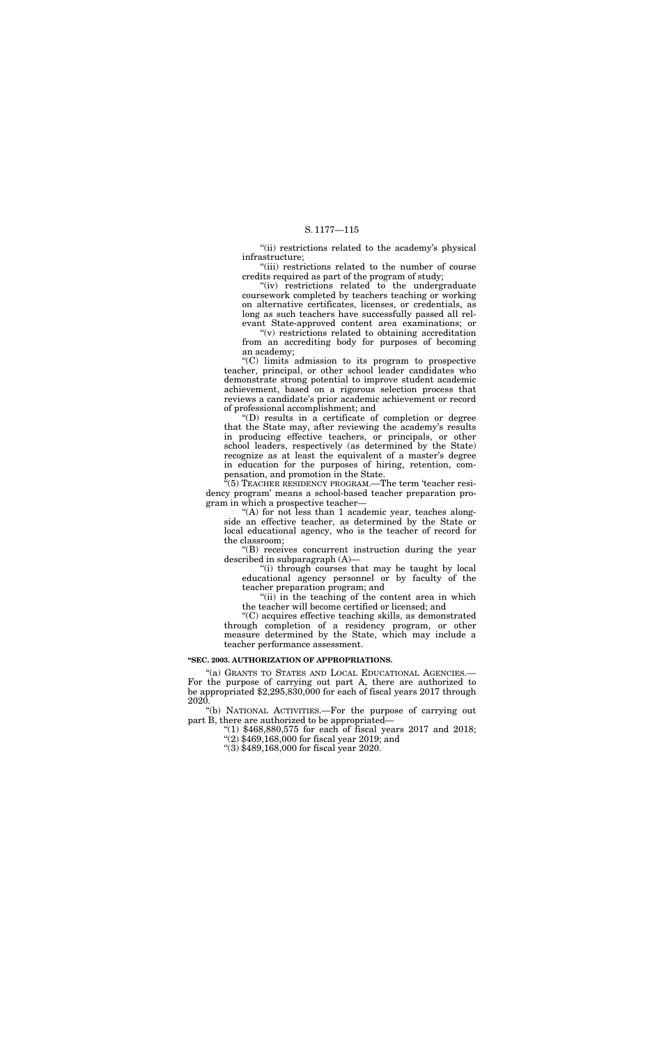"(ii) restrictions related to the academy's physical infrastructure;

"(iii) restrictions related to the number of course credits required as part of the program of study;

"(iv) restrictions related to the undergraduate coursework completed by teachers teaching or working on alternative certificates, licenses, or credentials, as long as such teachers have successfully passed all relevant State-approved content area examinations; or

"(v) restrictions related to obtaining accreditation from an accrediting body for purposes of becoming an academy;

"(C) limits admission to its program to prospective teacher, principal, or other school leader candidates who demonstrate strong potential to improve student academic achievement, based on a rigorous selection process that reviews a candidate's prior academic achievement or record of professional accomplishment; and

"(D) results in a certificate of completion or degree that the State may, after reviewing the academy's results in producing effective teachers, or principals, or other school leaders, respectively (as determined by the State) recognize as at least the equivalent of a master's degree in education for the purposes of hiring, retention, compensation, and promotion in the State.

"(5) TEACHER RESIDENCY PROGRAM.—The term 'teacher residency program' means a school-based teacher preparation program in which a prospective teacher—

"(A) for not less than 1 academic year, teaches alongside an effective teacher, as determined by the State or local educational agency, who is the teacher of record for the classroom;

"(B) receives concurrent instruction during the year described in subparagraph (A)—

"(i) through courses that may be taught by local educational agency personnel or by faculty of the teacher preparation program; and

"(ii) in the teaching of the content area in which the teacher will become certified or licensed; and

"(C) acquires effective teaching skills, as demonstrated through completion of a residency program, or other measure determined by the State, which may include a teacher performance assessment.

**"SEC. 2003. AUTHORIZATION OF APPROPRIATIONS.**

"(a) GRANTS TO STATES AND LOCAL EDUCATIONAL AGENCIES.—For the purpose of carrying out part A, there are authorized to be appropriated $2,295,830,000 for each of fiscal years 2017 through 2020.

"(b) NATIONAL ACTIVITIES.—For the purpose of carrying out part B, there are authorized to be appropriated—

"(1) $468,880,575 for each of fiscal years 2017 and 2018;

"(2) $469,168,000 for fiscal year 2019; and

"(3) $489,168,000 for fiscal year 2020.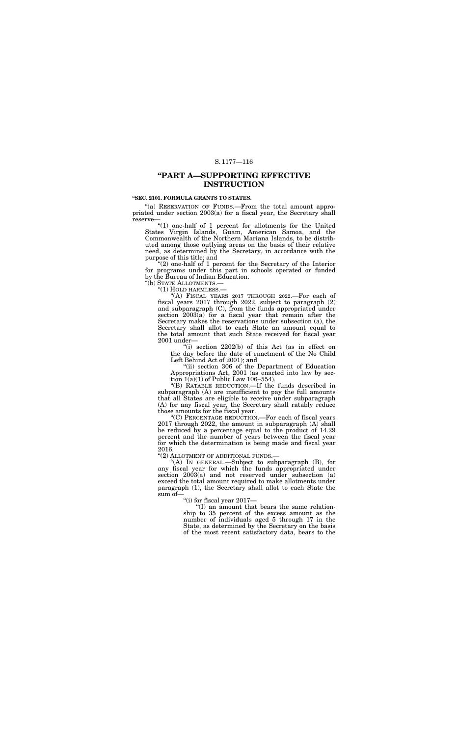## "PART A—SUPPORTING EFFECTIVE INSTRUCTION

**"SEC. 2101. FORMULA GRANTS TO STATES.**

"(a) RESERVATION OF FUNDS.—From the total amount appropriated under section 2003(a) for a fiscal year, the Secretary shall reserve—

"(1) one-half of 1 percent for allotments for the United States Virgin Islands, Guam, American Samoa, and the Commonwealth of the Northern Mariana Islands, to be distributed among those outlying areas on the basis of their relative need, as determined by the Secretary, in accordance with the purpose of this title; and

"(2) one-half of 1 percent for the Secretary of the Interior for programs under this part in schools operated or funded by the Bureau of Indian Education.

"(b) STATE ALLOTMENTS.—

"(1) HOLD HARMLESS.—

"(A) FISCAL YEARS 2017 THROUGH 2022.—For each of fiscal years 2017 through 2022, subject to paragraph (2) and subparagraph (C), from the funds appropriated under section 2003(a) for a fiscal year that remain after the Secretary makes the reservations under subsection (a), the Secretary shall allot to each State an amount equal to the total amount that such State received for fiscal year 2001 under—

"(i) section 2202(b) of this Act (as in effect on the day before the date of enactment of the No Child Left Behind Act of 2001); and

"(ii) section 306 of the Department of Education Appropriations Act, 2001 (as enacted into law by section 1(a)(1) of Public Law 106–554).

"(B) RATABLE REDUCTION.—If the funds described in subparagraph (A) are insufficient to pay the full amounts that all States are eligible to receive under subparagraph (A) for any fiscal year, the Secretary shall ratably reduce those amounts for the fiscal year.

"(C) PERCENTAGE REDUCTION.—For each of fiscal years 2017 through 2022, the amount in subparagraph (A) shall be reduced by a percentage equal to the product of 14.29 percent and the number of years between the fiscal year for which the determination is being made and fiscal year 2016.

"(2) ALLOTMENT OF ADDITIONAL FUNDS.—

"(A) IN GENERAL.—Subject to subparagraph (B), for any fiscal year for which the funds appropriated under section 2003(a) and not reserved under subsection (a) exceed the total amount required to make allotments under paragraph (1), the Secretary shall allot to each State the sum of—

"(i) for fiscal year 2017—

"(I) an amount that bears the same relationship to 35 percent of the excess amount as the number of individuals aged 5 through 17 in the State, as determined by the Secretary on the basis of the most recent satisfactory data, bears to the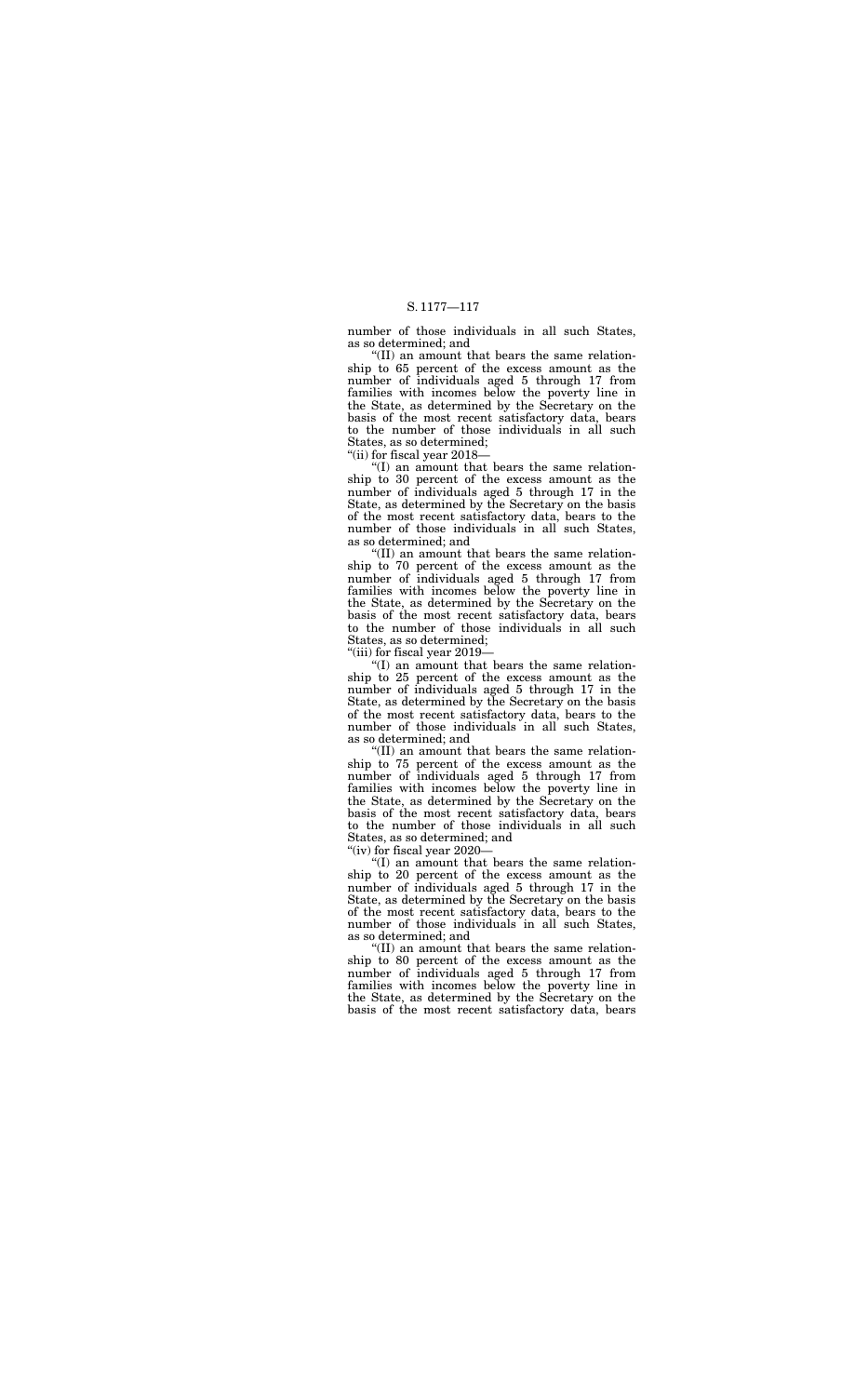number of those individuals in all such States, as so determined; and

"(II) an amount that bears the same relationship to 65 percent of the excess amount as the number of individuals aged 5 through 17 from families with incomes below the poverty line in the State, as determined by the Secretary on the basis of the most recent satisfactory data, bears to the number of those individuals in all such States, as so determined;

"(ii) for fiscal year 2018—

"(I) an amount that bears the same relationship to 30 percent of the excess amount as the number of individuals aged 5 through 17 in the State, as determined by the Secretary on the basis of the most recent satisfactory data, bears to the number of those individuals in all such States, as so determined; and

"(II) an amount that bears the same relationship to 70 percent of the excess amount as the number of individuals aged 5 through 17 from families with incomes below the poverty line in the State, as determined by the Secretary on the basis of the most recent satisfactory data, bears to the number of those individuals in all such States, as so determined;

"(iii) for fiscal year 2019—

"(I) an amount that bears the same relationship to 25 percent of the excess amount as the number of individuals aged 5 through 17 in the State, as determined by the Secretary on the basis of the most recent satisfactory data, bears to the number of those individuals in all such States, as so determined; and

"(II) an amount that bears the same relationship to 75 percent of the excess amount as the number of individuals aged 5 through 17 from families with incomes below the poverty line in the State, as determined by the Secretary on the basis of the most recent satisfactory data, bears to the number of those individuals in all such States, as so determined; and

"(iv) for fiscal year 2020—

"(I) an amount that bears the same relationship to 20 percent of the excess amount as the number of individuals aged 5 through 17 in the State, as determined by the Secretary on the basis of the most recent satisfactory data, bears to the number of those individuals in all such States, as so determined; and

"(II) an amount that bears the same relationship to 80 percent of the excess amount as the number of individuals aged 5 through 17 from families with incomes below the poverty line in the State, as determined by the Secretary on the basis of the most recent satisfactory data, bears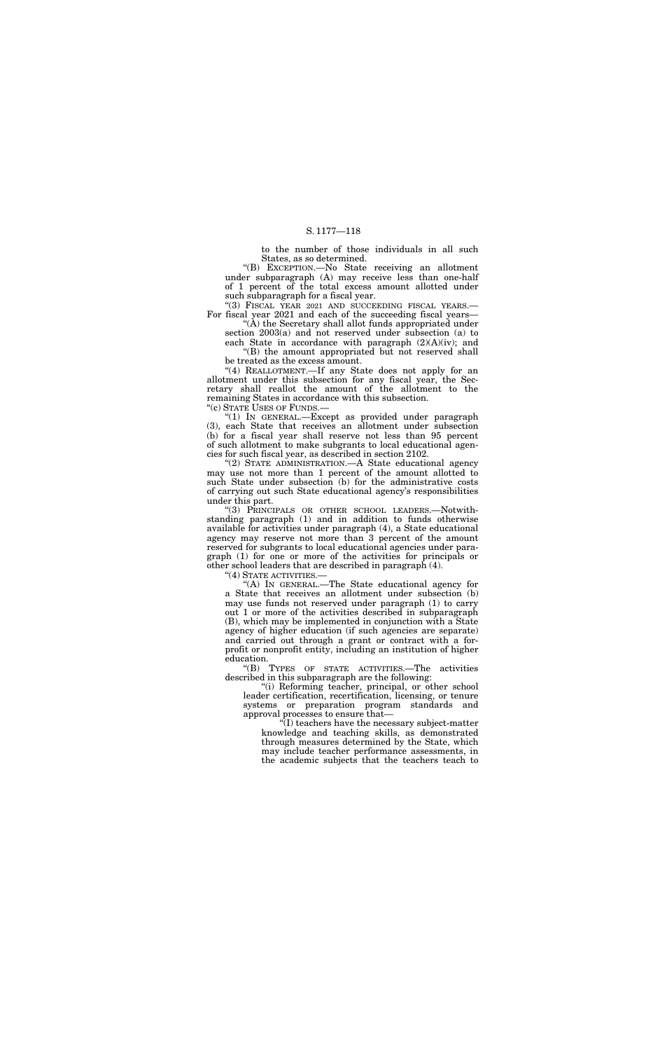to the number of those individuals in all such States, as so determined.

"(B) EXCEPTION.—No State receiving an allotment under subparagraph (A) may receive less than one-half of 1 percent of the total excess amount allotted under such subparagraph for a fiscal year.

"(3) FISCAL YEAR 2021 AND SUCCEEDING FISCAL YEARS.—For fiscal year 2021 and each of the succeeding fiscal years—

"(A) the Secretary shall allot funds appropriated under section 2003(a) and not reserved under subsection (a) to each State in accordance with paragraph (2)(A)(iv); and

"(B) the amount appropriated but not reserved shall be treated as the excess amount.

"(4) REALLOTMENT.—If any State does not apply for an allotment under this subsection for any fiscal year, the Secretary shall reallot the amount of the allotment to the remaining States in accordance with this subsection.

"(c) STATE USES OF FUNDS.—

"(1) IN GENERAL.—Except as provided under paragraph (3), each State that receives an allotment under subsection (b) for a fiscal year shall reserve not less than 95 percent of such allotment to make subgrants to local educational agencies for such fiscal year, as described in section 2102.

"(2) STATE ADMINISTRATION.—A State educational agency may use not more than 1 percent of the amount allotted to such State under subsection (b) for the administrative costs of carrying out such State educational agency's responsibilities under this part.

"(3) PRINCIPALS OR OTHER SCHOOL LEADERS.—Notwithstanding paragraph (1) and in addition to funds otherwise available for activities under paragraph (4), a State educational agency may reserve not more than 3 percent of the amount reserved for subgrants to local educational agencies under paragraph (1) for one or more of the activities for principals or other school leaders that are described in paragraph (4).

"(4) STATE ACTIVITIES.—

"(A) IN GENERAL.—The State educational agency for a State that receives an allotment under subsection (b) may use funds not reserved under paragraph (1) to carry out 1 or more of the activities described in subparagraph (B), which may be implemented in conjunction with a State agency of higher education (if such agencies are separate) and carried out through a grant or contract with a for-profit or nonprofit entity, including an institution of higher education.

"(B) TYPES OF STATE ACTIVITIES.—The activities described in this subparagraph are the following:

"(i) Reforming teacher, principal, or other school leader certification, recertification, licensing, or tenure systems or preparation program standards and approval processes to ensure that—

"(I) teachers have the necessary subject-matter knowledge and teaching skills, as demonstrated through measures determined by the State, which may include teacher performance assessments, in the academic subjects that the teachers teach to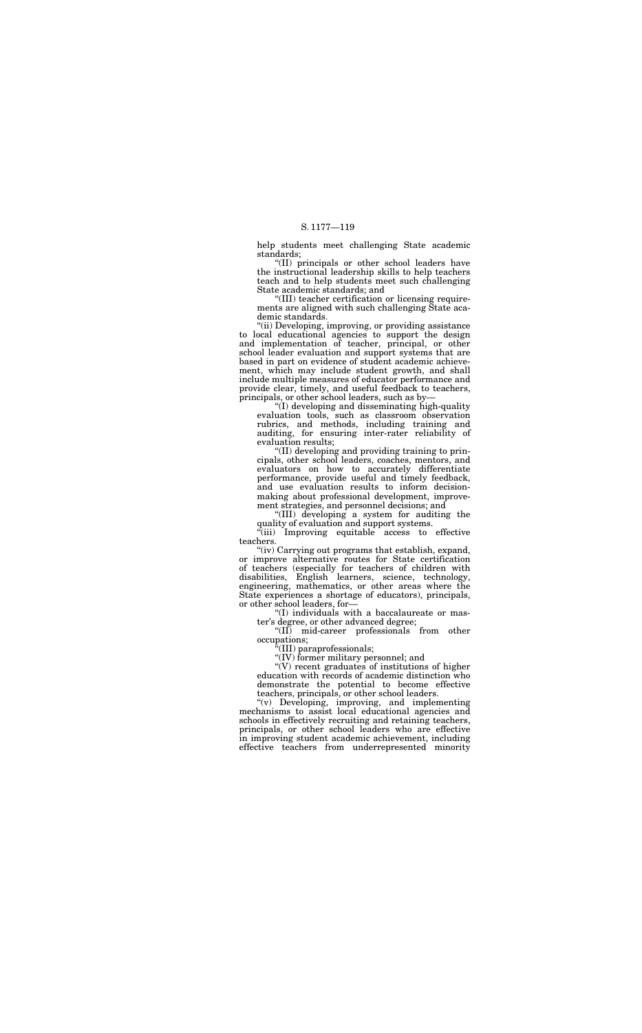help students meet challenging State academic standards;

"(II) principals or other school leaders have the instructional leadership skills to help teachers teach and to help students meet such challenging State academic standards; and

"(III) teacher certification or licensing requirements are aligned with such challenging State academic standards.

"(ii) Developing, improving, or providing assistance to local educational agencies to support the design and implementation of teacher, principal, or other school leader evaluation and support systems that are based in part on evidence of student academic achievement, which may include student growth, and shall include multiple measures of educator performance and provide clear, timely, and useful feedback to teachers, principals, or other school leaders, such as by—

"(I) developing and disseminating high-quality evaluation tools, such as classroom observation rubrics, and methods, including training and auditing, for ensuring inter-rater reliability of evaluation results;

"(II) developing and providing training to principals, other school leaders, coaches, mentors, and evaluators on how to accurately differentiate performance, provide useful and timely feedback, and use evaluation results to inform decisionmaking about professional development, improvement strategies, and personnel decisions; and

"(III) developing a system for auditing the quality of evaluation and support systems.

"(iii) Improving equitable access to effective teachers.

"(iv) Carrying out programs that establish, expand, or improve alternative routes for State certification of teachers (especially for teachers of children with disabilities, English learners, science, technology, engineering, mathematics, or other areas where the State experiences a shortage of educators), principals, or other school leaders, for—

"(I) individuals with a baccalaureate or master's degree, or other advanced degree;

"(II) mid-career professionals from other occupations;

"(III) paraprofessionals;

"(IV) former military personnel; and

"(V) recent graduates of institutions of higher education with records of academic distinction who demonstrate the potential to become effective teachers, principals, or other school leaders.

"(v) Developing, improving, and implementing mechanisms to assist local educational agencies and schools in effectively recruiting and retaining teachers, principals, or other school leaders who are effective in improving student academic achievement, including effective teachers from underrepresented minority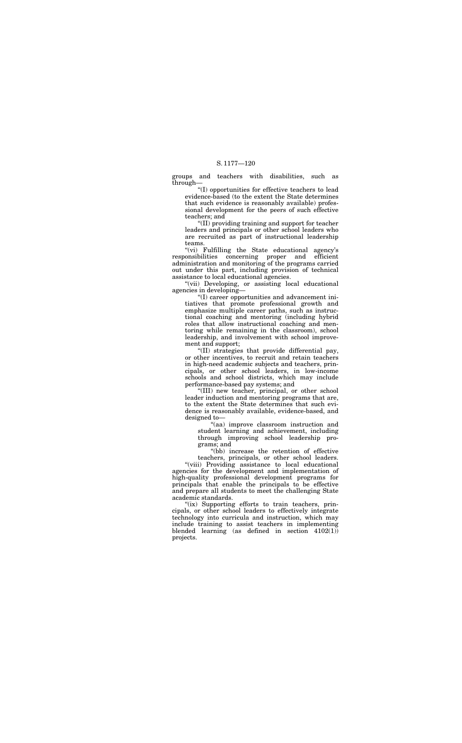groups and teachers with disabilities, such as through—

"(I) opportunities for effective teachers to lead evidence-based (to the extent the State determines that such evidence is reasonably available) professional development for the peers of such effective teachers; and

"(II) providing training and support for teacher leaders and principals or other school leaders who are recruited as part of instructional leadership teams.

"(vi) Fulfilling the State educational agency's responsibilities concerning proper and efficient administration and monitoring of the programs carried out under this part, including provision of technical assistance to local educational agencies.

"(vii) Developing, or assisting local educational agencies in developing—

"(I) career opportunities and advancement initiatives that promote professional growth and emphasize multiple career paths, such as instructional coaching and mentoring (including hybrid roles that allow instructional coaching and mentoring while remaining in the classroom), school leadership, and involvement with school improvement and support;

"(II) strategies that provide differential pay, or other incentives, to recruit and retain teachers in high-need academic subjects and teachers, principals, or other school leaders, in low-income schools and school districts, which may include performance-based pay systems; and

"(III) new teacher, principal, or other school leader induction and mentoring programs that are, to the extent the State determines that such evidence is reasonably available, evidence-based, and designed to—

"(aa) improve classroom instruction and student learning and achievement, including through improving school leadership programs; and

"(bb) increase the retention of effective teachers, principals, or other school leaders.

"(viii) Providing assistance to local educational agencies for the development and implementation of high-quality professional development programs for principals that enable the principals to be effective and prepare all students to meet the challenging State academic standards.

"(ix) Supporting efforts to train teachers, principals, or other school leaders to effectively integrate technology into curricula and instruction, which may include training to assist teachers in implementing blended learning (as defined in section 4102(1)) projects.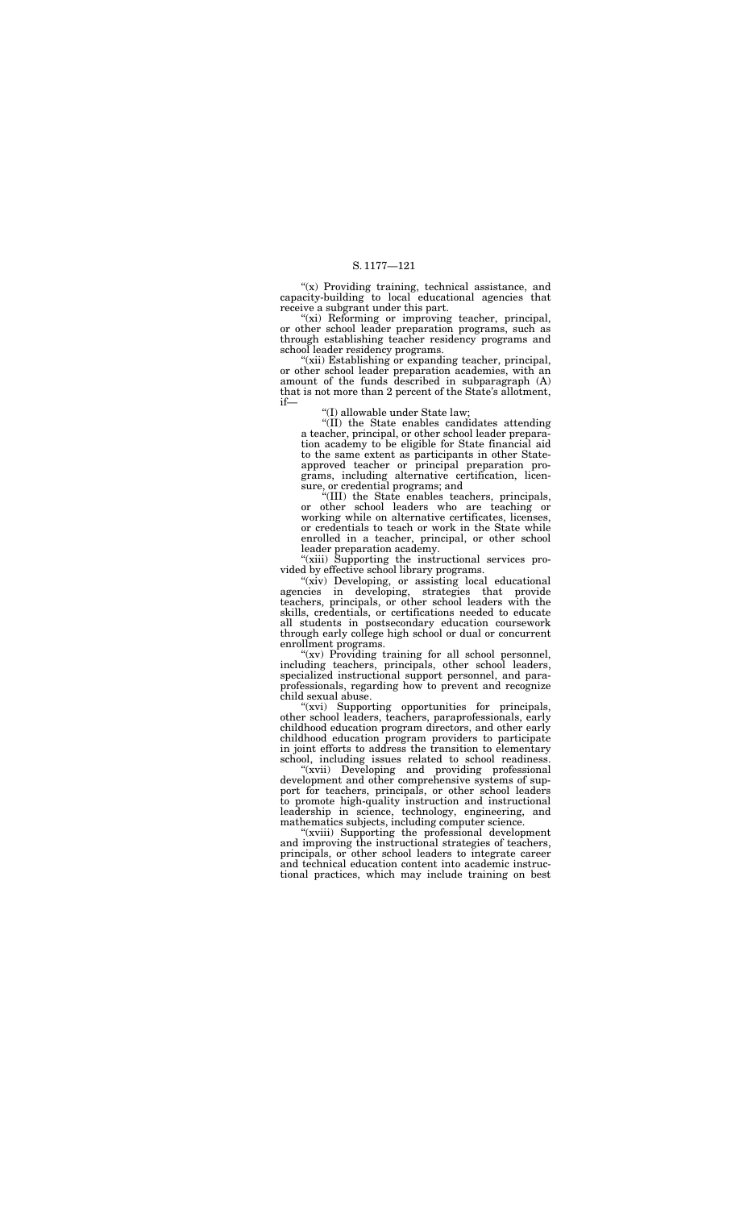"(x) Providing training, technical assistance, and capacity-building to local educational agencies that receive a subgrant under this part.

"(xi) Reforming or improving teacher, principal, or other school leader preparation programs, such as through establishing teacher residency programs and school leader residency programs.

"(xii) Establishing or expanding teacher, principal, or other school leader preparation academies, with an amount of the funds described in subparagraph (A) that is not more than 2 percent of the State's allotment, if—

"(I) allowable under State law;

"(II) the State enables candidates attending a teacher, principal, or other school leader preparation academy to be eligible for State financial aid to the same extent as participants in other State-approved teacher or principal preparation programs, including alternative certification, licensure, or credential programs; and

"(III) the State enables teachers, principals, or other school leaders who are teaching or working while on alternative certificates, licenses, or credentials to teach or work in the State while enrolled in a teacher, principal, or other school leader preparation academy.

"(xiii) Supporting the instructional services provided by effective school library programs.

"(xiv) Developing, or assisting local educational agencies in developing, strategies that provide teachers, principals, or other school leaders with the skills, credentials, or certifications needed to educate all students in postsecondary education coursework through early college high school or dual or concurrent enrollment programs.

"(xv) Providing training for all school personnel, including teachers, principals, other school leaders, specialized instructional support personnel, and paraprofessionals, regarding how to prevent and recognize child sexual abuse.

"(xvi) Supporting opportunities for principals, other school leaders, teachers, paraprofessionals, early childhood education program directors, and other early childhood education program providers to participate in joint efforts to address the transition to elementary school, including issues related to school readiness.

"(xvii) Developing and providing professional development and other comprehensive systems of support for teachers, principals, or other school leaders to promote high-quality instruction and instructional leadership in science, technology, engineering, and mathematics subjects, including computer science.

"(xviii) Supporting the professional development and improving the instructional strategies of teachers, principals, or other school leaders to integrate career and technical education content into academic instructional practices, which may include training on best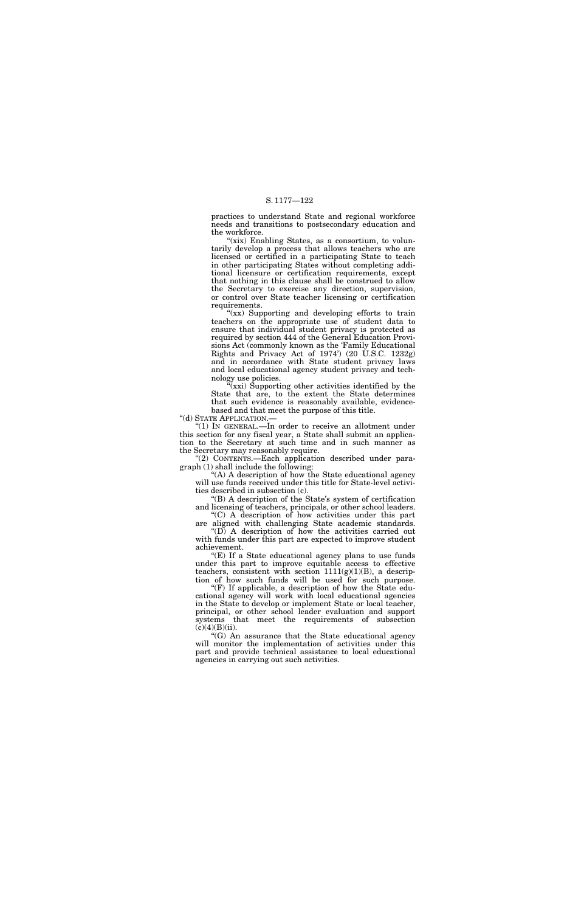practices to understand State and regional workforce needs and transitions to postsecondary education and the workforce.

"(xix) Enabling States, as a consortium, to voluntarily develop a process that allows teachers who are licensed or certified in a participating State to teach in other participating States without completing additional licensure or certification requirements, except that nothing in this clause shall be construed to allow the Secretary to exercise any direction, supervision, or control over State teacher licensing or certification requirements.

"(xx) Supporting and developing efforts to train teachers on the appropriate use of student data to ensure that individual student privacy is protected as required by section 444 of the General Education Provisions Act (commonly known as the 'Family Educational Rights and Privacy Act of 1974') (20 U.S.C. 1232g) and in accordance with State student privacy laws and local educational agency student privacy and technology use policies.

"(xxi) Supporting other activities identified by the State that are, to the extent the State determines that such evidence is reasonably available, evidence-based and that meet the purpose of this title.

"(d) STATE APPLICATION.—

"(1) IN GENERAL.—In order to receive an allotment under this section for any fiscal year, a State shall submit an application to the Secretary at such time and in such manner as the Secretary may reasonably require.

"(2) CONTENTS.—Each application described under paragraph (1) shall include the following:

"(A) A description of how the State educational agency will use funds received under this title for State-level activities described in subsection (c).

"(B) A description of the State's system of certification and licensing of teachers, principals, or other school leaders.

"(C) A description of how activities under this part are aligned with challenging State academic standards.

"(D) A description of how the activities carried out with funds under this part are expected to improve student achievement.

"(E) If a State educational agency plans to use funds under this part to improve equitable access to effective teachers, consistent with section 1111(g)(1)(B), a description of how such funds will be used for such purpose.

"(F) If applicable, a description of how the State educational agency will work with local educational agencies in the State to develop or implement State or local teacher, principal, or other school leader evaluation and support systems that meet the requirements of subsection (c)(4)(B)(ii).

"(G) An assurance that the State educational agency will monitor the implementation of activities under this part and provide technical assistance to local educational agencies in carrying out such activities.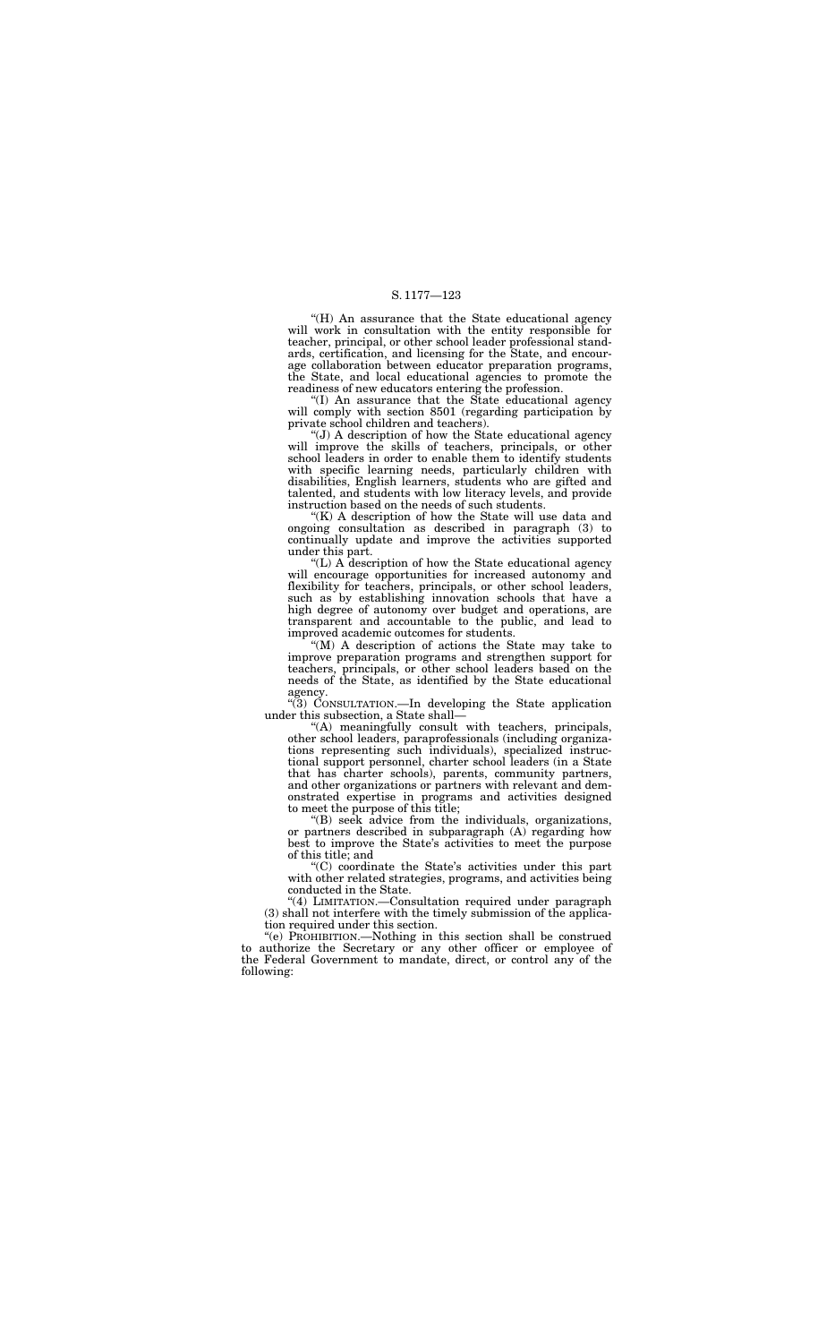"(H) An assurance that the State educational agency will work in consultation with the entity responsible for teacher, principal, or other school leader professional standards, certification, and licensing for the State, and encourage collaboration between educator preparation programs, the State, and local educational agencies to promote the readiness of new educators entering the profession.

"(I) An assurance that the State educational agency will comply with section 8501 (regarding participation by private school children and teachers).

"(J) A description of how the State educational agency will improve the skills of teachers, principals, or other school leaders in order to enable them to identify students with specific learning needs, particularly children with disabilities, English learners, students who are gifted and talented, and students with low literacy levels, and provide instruction based on the needs of such students.

"(K) A description of how the State will use data and ongoing consultation as described in paragraph (3) to continually update and improve the activities supported under this part.

"(L) A description of how the State educational agency will encourage opportunities for increased autonomy and flexibility for teachers, principals, or other school leaders, such as by establishing innovation schools that have a high degree of autonomy over budget and operations, are transparent and accountable to the public, and lead to improved academic outcomes for students.

"(M) A description of actions the State may take to improve preparation programs and strengthen support for teachers, principals, or other school leaders based on the needs of the State, as identified by the State educational agency.

"(3) CONSULTATION.—In developing the State application under this subsection, a State shall—

"(A) meaningfully consult with teachers, principals, other school leaders, paraprofessionals (including organizations representing such individuals), specialized instructional support personnel, charter school leaders (in a State that has charter schools), parents, community partners, and other organizations or partners with relevant and demonstrated expertise in programs and activities designed to meet the purpose of this title;

"(B) seek advice from the individuals, organizations, or partners described in subparagraph (A) regarding how best to improve the State's activities to meet the purpose of this title; and

"(C) coordinate the State's activities under this part with other related strategies, programs, and activities being conducted in the State.

"(4) LIMITATION.—Consultation required under paragraph (3) shall not interfere with the timely submission of the application required under this section.

"(e) PROHIBITION.—Nothing in this section shall be construed to authorize the Secretary or any other officer or employee of the Federal Government to mandate, direct, or control any of the following: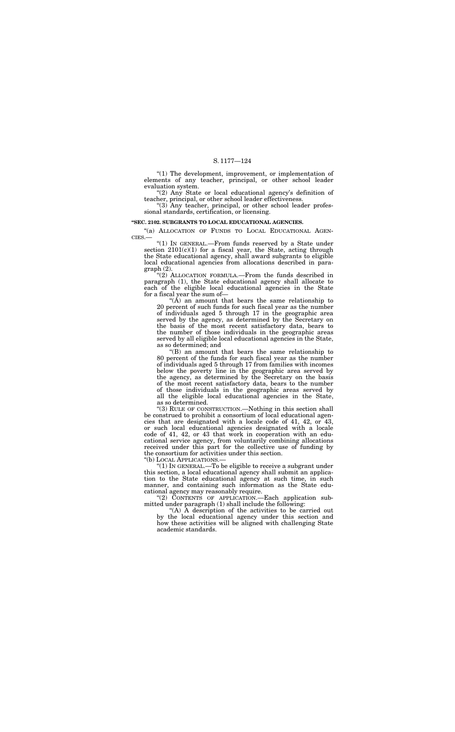"(1) The development, improvement, or implementation of elements of any teacher, principal, or other school leader evaluation system.

"(2) Any State or local educational agency's definition of teacher, principal, or other school leader effectiveness.

"(3) Any teacher, principal, or other school leader professional standards, certification, or licensing.

**"SEC. 2102. SUBGRANTS TO LOCAL EDUCATIONAL AGENCIES.**

"(a) ALLOCATION OF FUNDS TO LOCAL EDUCATIONAL AGENCIES.—

"(1) IN GENERAL.—From funds reserved by a State under section 2101(c)(1) for a fiscal year, the State, acting through the State educational agency, shall award subgrants to eligible local educational agencies from allocations described in paragraph (2).

"(2) ALLOCATION FORMULA.—From the funds described in paragraph (1), the State educational agency shall allocate to each of the eligible local educational agencies in the State for a fiscal year the sum of—

"(A) an amount that bears the same relationship to 20 percent of such funds for such fiscal year as the number of individuals aged 5 through 17 in the geographic area served by the agency, as determined by the Secretary on the basis of the most recent satisfactory data, bears to the number of those individuals in the geographic areas served by all eligible local educational agencies in the State, as so determined; and

"(B) an amount that bears the same relationship to 80 percent of the funds for such fiscal year as the number of individuals aged 5 through 17 from families with incomes below the poverty line in the geographic area served by the agency, as determined by the Secretary on the basis of the most recent satisfactory data, bears to the number of those individuals in the geographic areas served by all the eligible local educational agencies in the State, as so determined.

"(3) RULE OF CONSTRUCTION.—Nothing in this section shall be construed to prohibit a consortium of local educational agencies that are designated with a locale code of 41, 42, or 43, or such local educational agencies designated with a locale code of 41, 42, or 43 that work in cooperation with an educational service agency, from voluntarily combining allocations received under this part for the collective use of funding by the consortium for activities under this section.

"(b) LOCAL APPLICATIONS.—

"(1) IN GENERAL.—To be eligible to receive a subgrant under this section, a local educational agency shall submit an application to the State educational agency at such time, in such manner, and containing such information as the State educational agency may reasonably require.

"(2) CONTENTS OF APPLICATION.—Each application submitted under paragraph (1) shall include the following:

"(A) A description of the activities to be carried out by the local educational agency under this section and how these activities will be aligned with challenging State academic standards.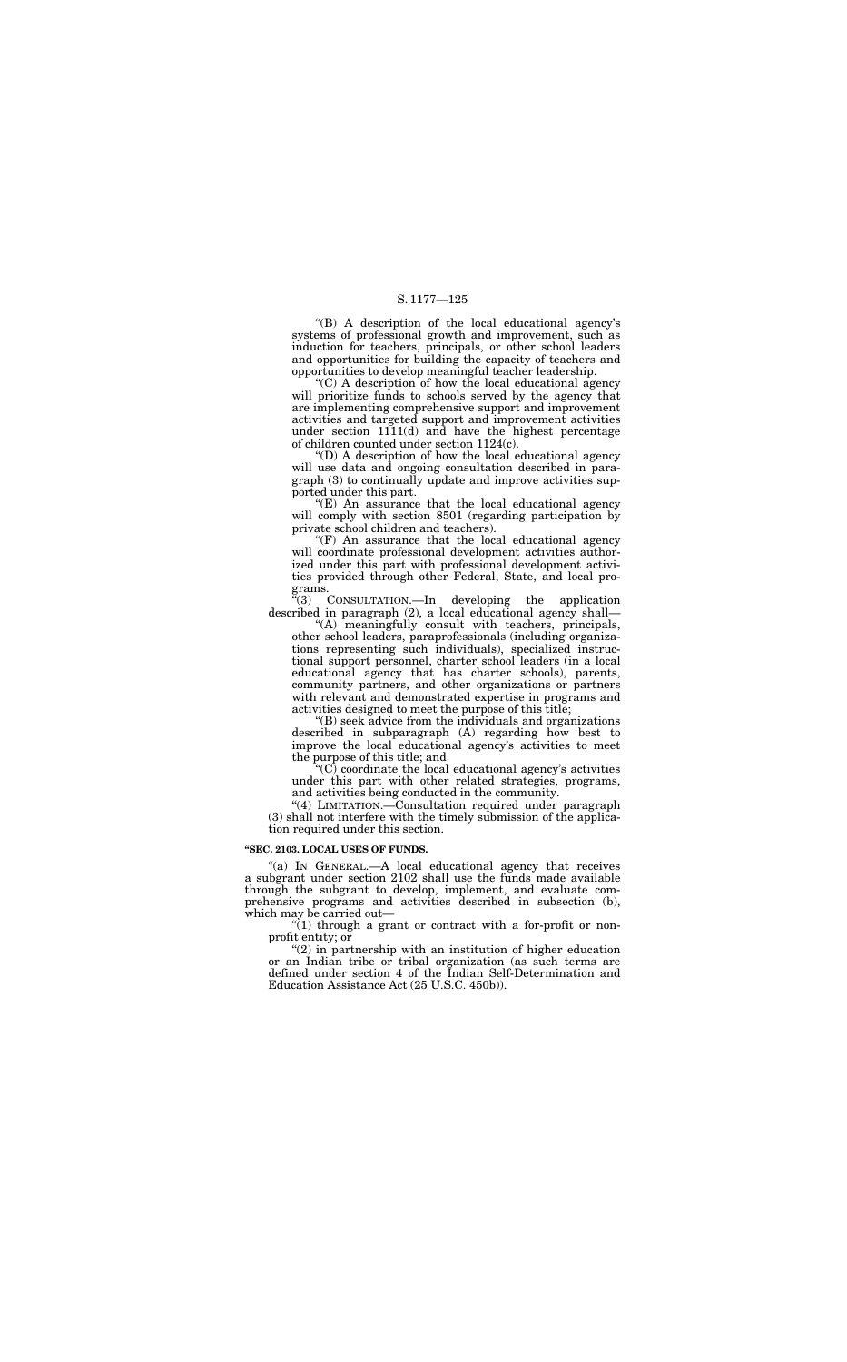"(B) A description of the local educational agency's systems of professional growth and improvement, such as induction for teachers, principals, or other school leaders and opportunities for building the capacity of teachers and opportunities to develop meaningful teacher leadership.

"(C) A description of how the local educational agency will prioritize funds to schools served by the agency that are implementing comprehensive support and improvement activities and targeted support and improvement activities under section 1111(d) and have the highest percentage of children counted under section 1124(c).

"(D) A description of how the local educational agency will use data and ongoing consultation described in paragraph (3) to continually update and improve activities supported under this part.

"(E) An assurance that the local educational agency will comply with section 8501 (regarding participation by private school children and teachers).

"(F) An assurance that the local educational agency will coordinate professional development activities authorized under this part with professional development activities provided through other Federal, State, and local programs.

"(3) CONSULTATION.—In developing the application described in paragraph (2), a local educational agency shall—

"(A) meaningfully consult with teachers, principals, other school leaders, paraprofessionals (including organizations representing such individuals), specialized instructional support personnel, charter school leaders (in a local educational agency that has charter schools), parents, community partners, and other organizations or partners with relevant and demonstrated expertise in programs and activities designed to meet the purpose of this title;

"(B) seek advice from the individuals and organizations described in subparagraph (A) regarding how best to improve the local educational agency's activities to meet the purpose of this title; and

"(C) coordinate the local educational agency's activities under this part with other related strategies, programs, and activities being conducted in the community.

"(4) LIMITATION.—Consultation required under paragraph (3) shall not interfere with the timely submission of the application required under this section.

**"SEC. 2103. LOCAL USES OF FUNDS.**

"(a) IN GENERAL.—A local educational agency that receives a subgrant under section 2102 shall use the funds made available through the subgrant to develop, implement, and evaluate comprehensive programs and activities described in subsection (b), which may be carried out—

"(1) through a grant or contract with a for-profit or nonprofit entity; or

"(2) in partnership with an institution of higher education or an Indian tribe or tribal organization (as such terms are defined under section 4 of the Indian Self-Determination and Education Assistance Act (25 U.S.C. 450b)).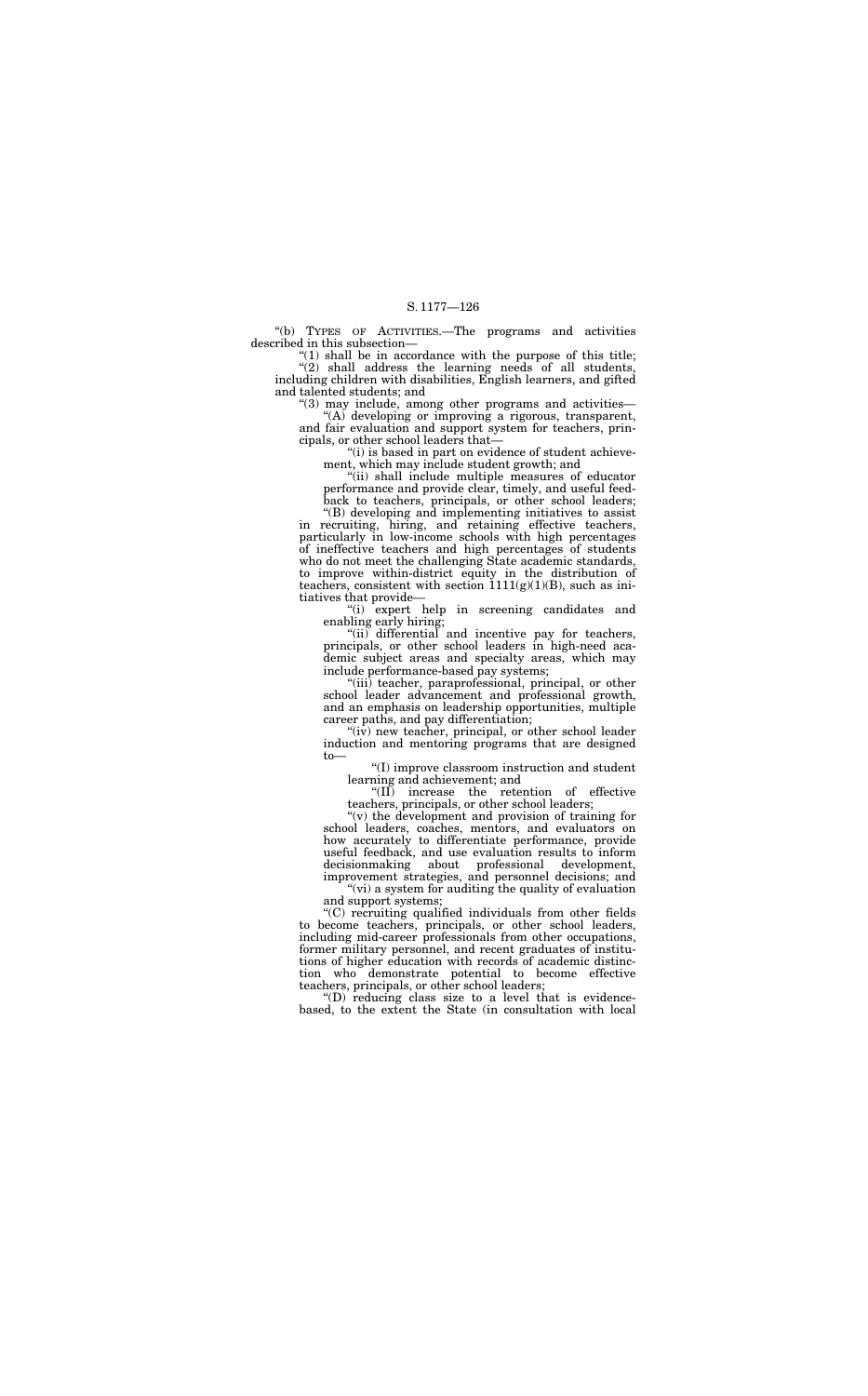"(b) TYPES OF ACTIVITIES.—The programs and activities described in this subsection—

"(1) shall be in accordance with the purpose of this title;

"(2) shall address the learning needs of all students, including children with disabilities, English learners, and gifted and talented students; and

"(3) may include, among other programs and activities—

"(A) developing or improving a rigorous, transparent, and fair evaluation and support system for teachers, principals, or other school leaders that—

"(i) is based in part on evidence of student achievement, which may include student growth; and

"(ii) shall include multiple measures of educator performance and provide clear, timely, and useful feedback to teachers, principals, or other school leaders;

"(B) developing and implementing initiatives to assist in recruiting, hiring, and retaining effective teachers, particularly in low-income schools with high percentages of ineffective teachers and high percentages of students who do not meet the challenging State academic standards, to improve within-district equity in the distribution of teachers, consistent with section 1111(g)(1)(B), such as initiatives that provide—

"(i) expert help in screening candidates and enabling early hiring;

"(ii) differential and incentive pay for teachers, principals, or other school leaders in high-need academic subject areas and specialty areas, which may include performance-based pay systems;

"(iii) teacher, paraprofessional, principal, or other school leader advancement and professional growth, and an emphasis on leadership opportunities, multiple career paths, and pay differentiation;

"(iv) new teacher, principal, or other school leader induction and mentoring programs that are designed to—

"(I) improve classroom instruction and student learning and achievement; and

"(II) increase the retention of effective teachers, principals, or other school leaders;

"(v) the development and provision of training for school leaders, coaches, mentors, and evaluators on how accurately to differentiate performance, provide useful feedback, and use evaluation results to inform decisionmaking about professional development, improvement strategies, and personnel decisions; and

"(vi) a system for auditing the quality of evaluation and support systems;

"(C) recruiting qualified individuals from other fields to become teachers, principals, or other school leaders, including mid-career professionals from other occupations, former military personnel, and recent graduates of institutions of higher education with records of academic distinction who demonstrate potential to become effective teachers, principals, or other school leaders;

"(D) reducing class size to a level that is evidence-based, to the extent the State (in consultation with local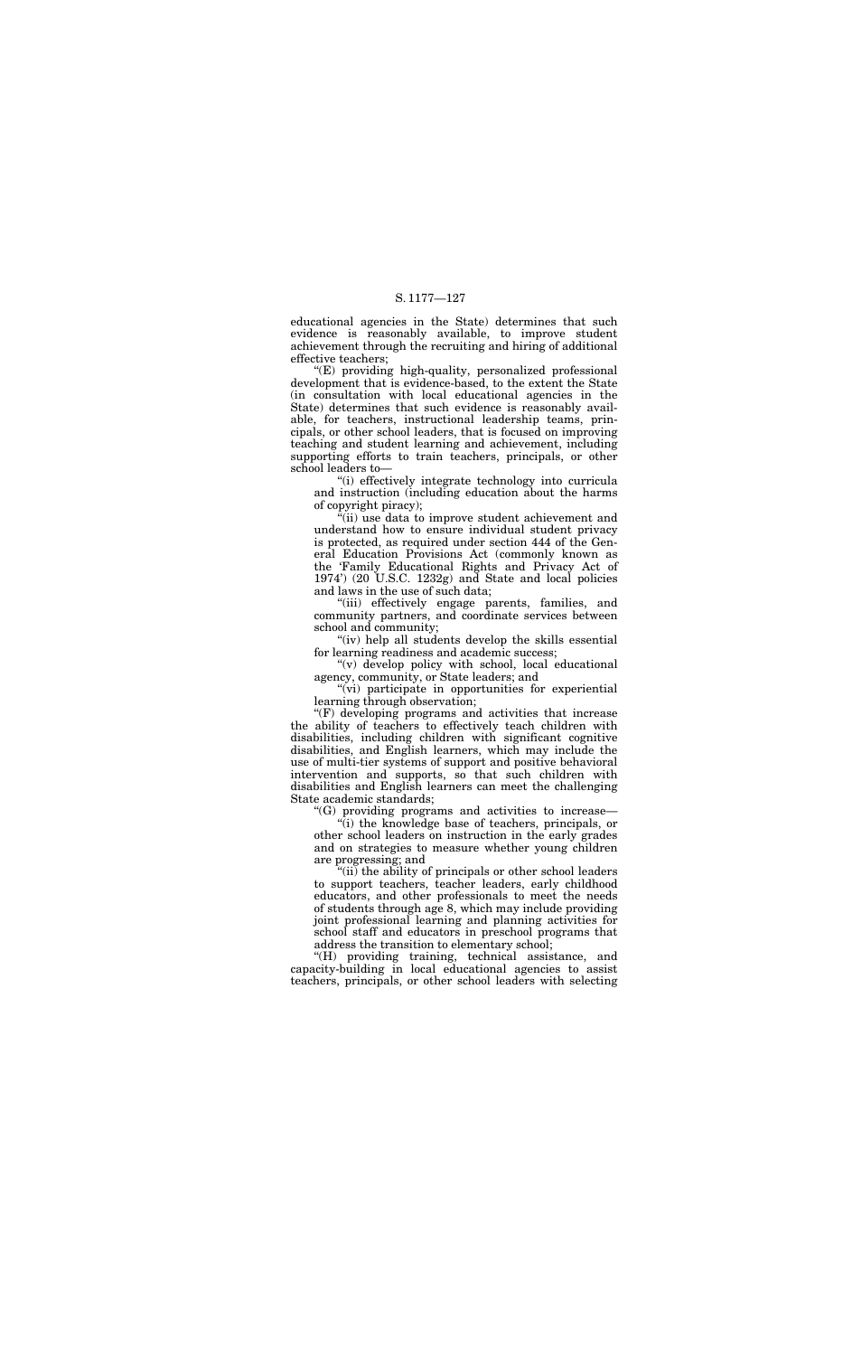educational agencies in the State) determines that such evidence is reasonably available, to improve student achievement through the recruiting and hiring of additional effective teachers;

"(E) providing high-quality, personalized professional development that is evidence-based, to the extent the State (in consultation with local educational agencies in the State) determines that such evidence is reasonably available, for teachers, instructional leadership teams, principals, or other school leaders, that is focused on improving teaching and student learning and achievement, including supporting efforts to train teachers, principals, or other school leaders to—

"(i) effectively integrate technology into curricula and instruction (including education about the harms of copyright piracy);

"(ii) use data to improve student achievement and understand how to ensure individual student privacy is protected, as required under section 444 of the General Education Provisions Act (commonly known as the 'Family Educational Rights and Privacy Act of 1974') (20 U.S.C. 1232g) and State and local policies and laws in the use of such data;

"(iii) effectively engage parents, families, and community partners, and coordinate services between school and community;

"(iv) help all students develop the skills essential for learning readiness and academic success;

"(v) develop policy with school, local educational agency, community, or State leaders; and

"(vi) participate in opportunities for experiential learning through observation;

"(F) developing programs and activities that increase the ability of teachers to effectively teach children with disabilities, including children with significant cognitive disabilities, and English learners, which may include the use of multi-tier systems of support and positive behavioral intervention and supports, so that such children with disabilities and English learners can meet the challenging State academic standards;

"(G) providing programs and activities to increase—

"(i) the knowledge base of teachers, principals, or other school leaders on instruction in the early grades and on strategies to measure whether young children are progressing; and

"(ii) the ability of principals or other school leaders to support teachers, teacher leaders, early childhood educators, and other professionals to meet the needs of students through age 8, which may include providing joint professional learning and planning activities for school staff and educators in preschool programs that address the transition to elementary school;

"(H) providing training, technical assistance, and capacity-building in local educational agencies to assist teachers, principals, or other school leaders with selecting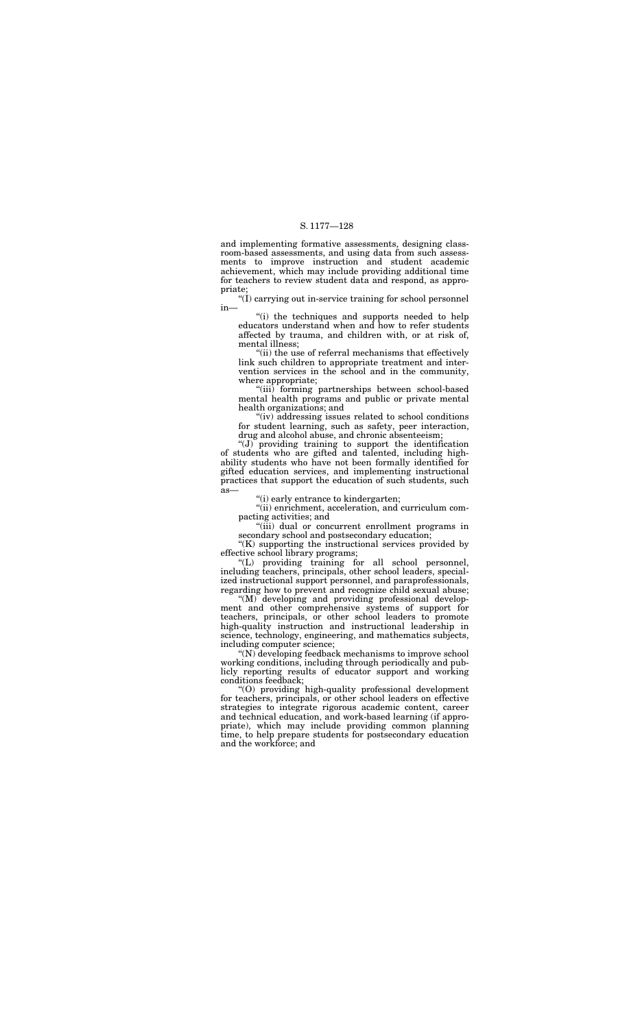and implementing formative assessments, designing classroom-based assessments, and using data from such assessments to improve instruction and student academic achievement, which may include providing additional time for teachers to review student data and respond, as appropriate;

"(I) carrying out in-service training for school personnel in—

"(i) the techniques and supports needed to help educators understand when and how to refer students affected by trauma, and children with, or at risk of, mental illness;

"(ii) the use of referral mechanisms that effectively link such children to appropriate treatment and intervention services in the school and in the community, where appropriate;

"(iii) forming partnerships between school-based mental health programs and public or private mental health organizations; and

"(iv) addressing issues related to school conditions for student learning, such as safety, peer interaction, drug and alcohol abuse, and chronic absenteeism;

"(J) providing training to support the identification of students who are gifted and talented, including high-ability students who have not been formally identified for gifted education services, and implementing instructional practices that support the education of such students, such as—

"(i) early entrance to kindergarten;

"(ii) enrichment, acceleration, and curriculum compacting activities; and

"(iii) dual or concurrent enrollment programs in secondary school and postsecondary education;

"(K) supporting the instructional services provided by effective school library programs;

"(L) providing training for all school personnel, including teachers, principals, other school leaders, specialized instructional support personnel, and paraprofessionals, regarding how to prevent and recognize child sexual abuse;

"(M) developing and providing professional development and other comprehensive systems of support for teachers, principals, or other school leaders to promote high-quality instruction and instructional leadership in science, technology, engineering, and mathematics subjects, including computer science;

"(N) developing feedback mechanisms to improve school working conditions, including through periodically and publicly reporting results of educator support and working conditions feedback;

"(O) providing high-quality professional development for teachers, principals, or other school leaders on effective strategies to integrate rigorous academic content, career and technical education, and work-based learning (if appropriate), which may include providing common planning time, to help prepare students for postsecondary education and the workforce; and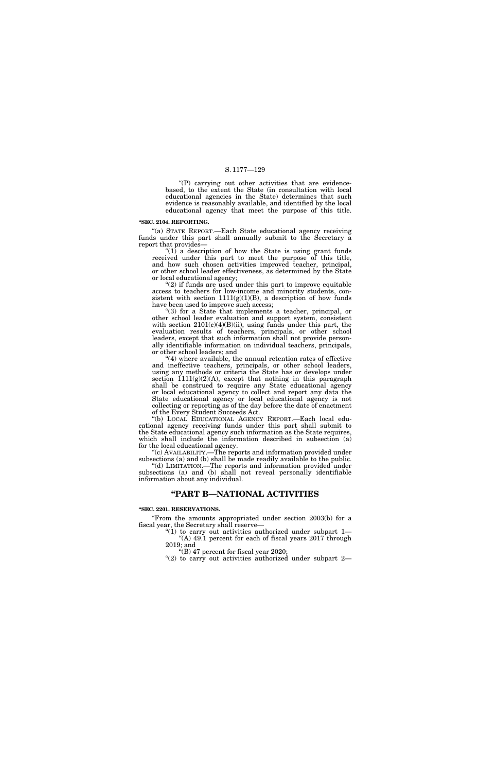"(P) carrying out other activities that are evidence-based, to the extent the State (in consultation with local educational agencies in the State) determines that such evidence is reasonably available, and identified by the local educational agency that meet the purpose of this title.

**"SEC. 2104. REPORTING.**

"(a) STATE REPORT.—Each State educational agency receiving funds under this part shall annually submit to the Secretary a report that provides—

"(1) a description of how the State is using grant funds received under this part to meet the purpose of this title, and how such chosen activities improved teacher, principal, or other school leader effectiveness, as determined by the State or local educational agency;

"(2) if funds are used under this part to improve equitable access to teachers for low-income and minority students, consistent with section 1111(g)(1)(B), a description of how funds have been used to improve such access;

"(3) for a State that implements a teacher, principal, or other school leader evaluation and support system, consistent with section 2101(c)(4)(B)(ii), using funds under this part, the evaluation results of teachers, principals, or other school leaders, except that such information shall not provide personally identifiable information on individual teachers, principals, or other school leaders; and

"(4) where available, the annual retention rates of effective and ineffective teachers, principals, or other school leaders, using any methods or criteria the State has or develops under section 1111(g)(2)(A), except that nothing in this paragraph shall be construed to require any State educational agency or local educational agency to collect and report any data the State educational agency or local educational agency is not collecting or reporting as of the day before the date of enactment of the Every Student Succeeds Act.

"(b) LOCAL EDUCATIONAL AGENCY REPORT.—Each local educational agency receiving funds under this part shall submit to the State educational agency such information as the State requires, which shall include the information described in subsection (a) for the local educational agency.

"(c) AVAILABILITY.—The reports and information provided under subsections (a) and (b) shall be made readily available to the public.

"(d) LIMITATION.—The reports and information provided under subsections (a) and (b) shall not reveal personally identifiable information about any individual.

## "PART B—NATIONAL ACTIVITIES

**"SEC. 2201. RESERVATIONS.**

"From the amounts appropriated under section 2003(b) for a fiscal year, the Secretary shall reserve—

"(1) to carry out activities authorized under subpart 1—

"(A) 49.1 percent for each of fiscal years 2017 through 2019; and

"(B) 47 percent for fiscal year 2020;

"(2) to carry out activities authorized under subpart 2—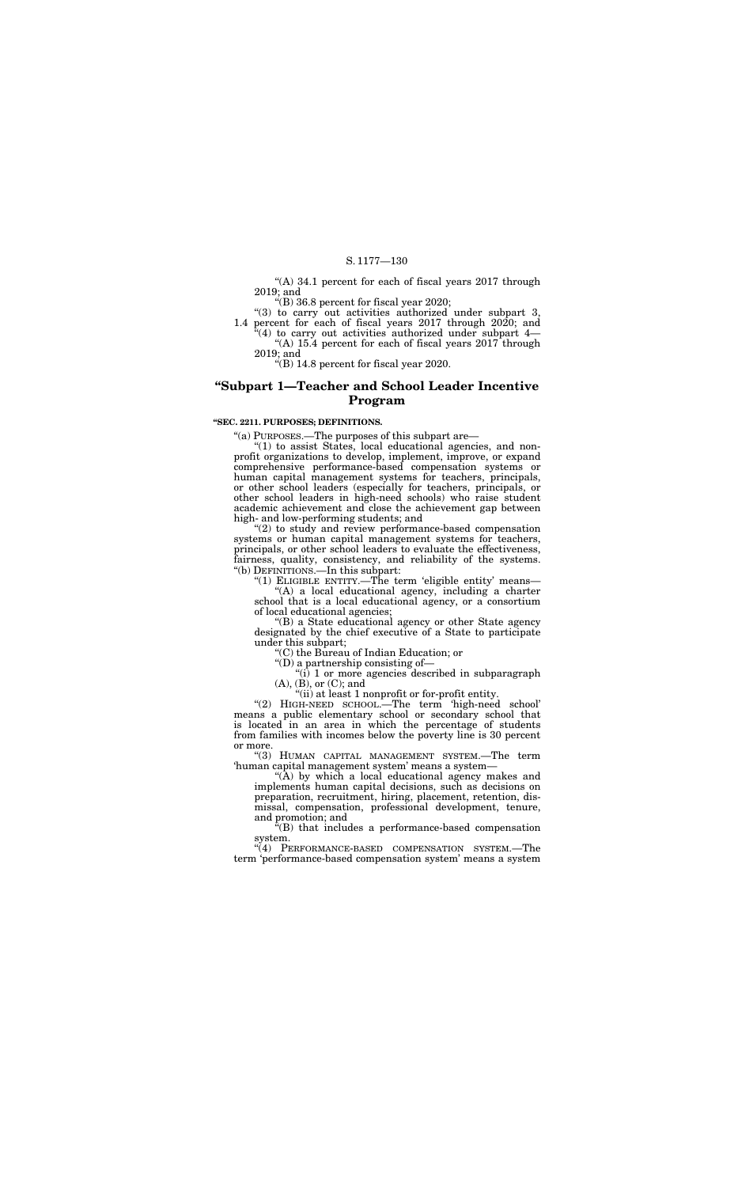"(A) 34.1 percent for each of fiscal years 2017 through 2019; and

"(B) 36.8 percent for fiscal year 2020;

"(3) to carry out activities authorized under subpart 3, 1.4 percent for each of fiscal years 2017 through 2020; and

"(4) to carry out activities authorized under subpart 4—

"(A) 15.4 percent for each of fiscal years 2017 through 2019; and

"(B) 14.8 percent for fiscal year 2020.

## "Subpart 1—Teacher and School Leader Incentive Program

**"SEC. 2211. PURPOSES; DEFINITIONS.**

"(a) PURPOSES.—The purposes of this subpart are—

"(1) to assist States, local educational agencies, and nonprofit organizations to develop, implement, improve, or expand comprehensive performance-based compensation systems or human capital management systems for teachers, principals, or other school leaders (especially for teachers, principals, or other school leaders in high-need schools) who raise student academic achievement and close the achievement gap between high- and low-performing students; and

"(2) to study and review performance-based compensation systems or human capital management systems for teachers, principals, or other school leaders to evaluate the effectiveness, fairness, quality, consistency, and reliability of the systems.

"(b) DEFINITIONS.—In this subpart:

"(1) ELIGIBLE ENTITY.—The term 'eligible entity' means—

"(A) a local educational agency, including a charter school that is a local educational agency, or a consortium of local educational agencies;

"(B) a State educational agency or other State agency designated by the chief executive of a State to participate under this subpart;

"(C) the Bureau of Indian Education; or

"(D) a partnership consisting of—

"(i) 1 or more agencies described in subparagraph (A), (B), or (C); and

"(ii) at least 1 nonprofit or for-profit entity.

"(2) HIGH-NEED SCHOOL.—The term 'high-need school' means a public elementary school or secondary school that is located in an area in which the percentage of students from families with incomes below the poverty line is 30 percent or more.

"(3) HUMAN CAPITAL MANAGEMENT SYSTEM.—The term 'human capital management system' means a system—

"(A) by which a local educational agency makes and implements human capital decisions, such as decisions on preparation, recruitment, hiring, placement, retention, dismissal, compensation, professional development, tenure, and promotion; and

"(B) that includes a performance-based compensation system.

"(4) PERFORMANCE-BASED COMPENSATION SYSTEM.—The term 'performance-based compensation system' means a system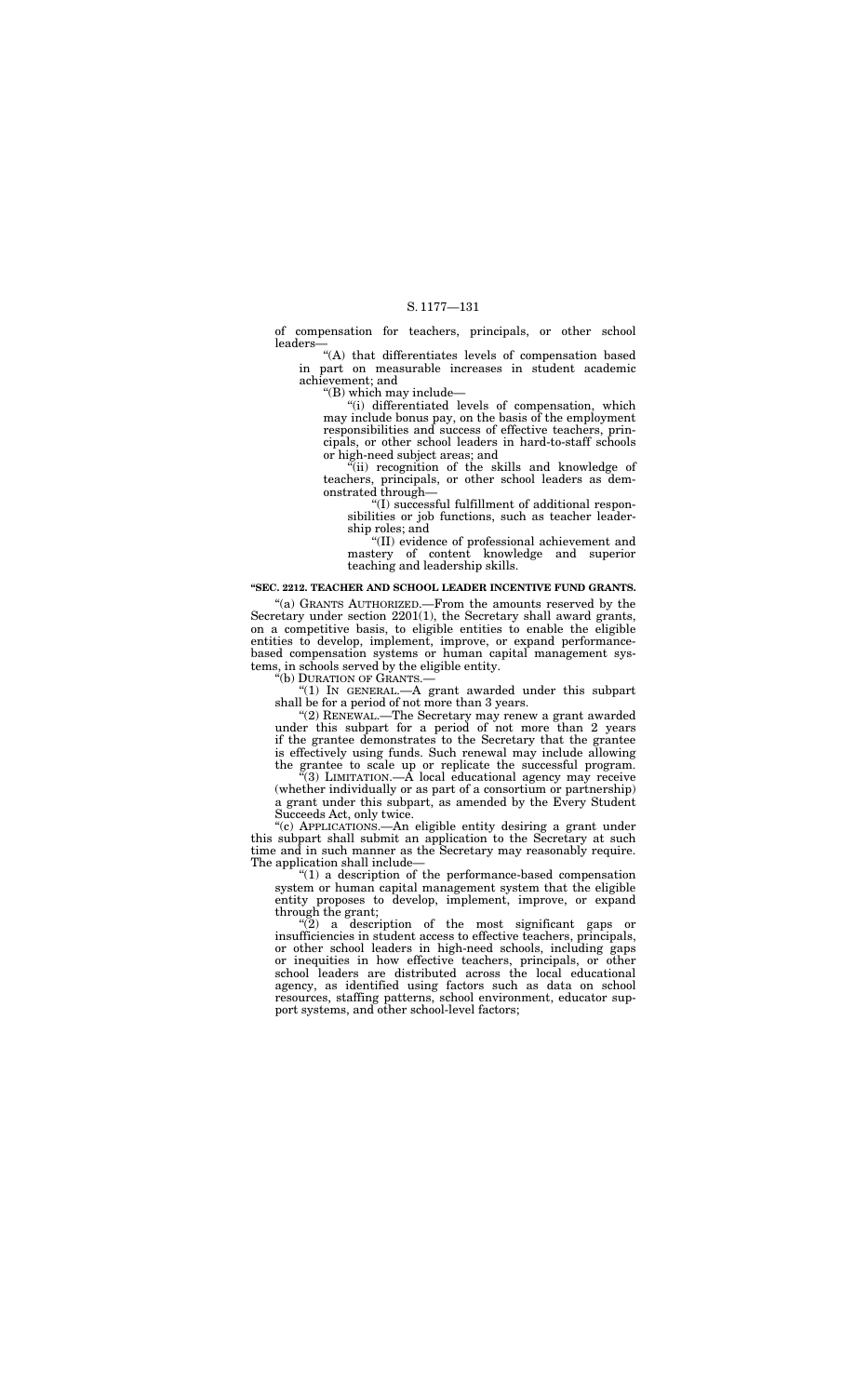of compensation for teachers, principals, or other school leaders—

"(A) that differentiates levels of compensation based in part on measurable increases in student academic achievement; and

"(B) which may include—

"(i) differentiated levels of compensation, which may include bonus pay, on the basis of the employment responsibilities and success of effective teachers, principals, or other school leaders in hard-to-staff schools or high-need subject areas; and

"(ii) recognition of the skills and knowledge of teachers, principals, or other school leaders as demonstrated through—

"(I) successful fulfillment of additional responsibilities or job functions, such as teacher leadership roles; and

"(II) evidence of professional achievement and mastery of content knowledge and superior teaching and leadership skills.

**"SEC. 2212. TEACHER AND SCHOOL LEADER INCENTIVE FUND GRANTS.**

"(a) GRANTS AUTHORIZED.—From the amounts reserved by the Secretary under section 2201(1), the Secretary shall award grants, on a competitive basis, to eligible entities to enable the eligible entities to develop, implement, improve, or expand performance-based compensation systems or human capital management systems, in schools served by the eligible entity.

"(b) DURATION OF GRANTS.—

"(1) IN GENERAL.—A grant awarded under this subpart shall be for a period of not more than 3 years.

"(2) RENEWAL.—The Secretary may renew a grant awarded under this subpart for a period of not more than 2 years if the grantee demonstrates to the Secretary that the grantee is effectively using funds. Such renewal may include allowing the grantee to scale up or replicate the successful program.

"(3) LIMITATION.—A local educational agency may receive (whether individually or as part of a consortium or partnership) a grant under this subpart, as amended by the Every Student Succeeds Act, only twice.

"(c) APPLICATIONS.—An eligible entity desiring a grant under this subpart shall submit an application to the Secretary at such time and in such manner as the Secretary may reasonably require. The application shall include—

"(1) a description of the performance-based compensation system or human capital management system that the eligible entity proposes to develop, implement, improve, or expand through the grant;

"(2) a description of the most significant gaps or insufficiencies in student access to effective teachers, principals, or other school leaders in high-need schools, including gaps or inequities in how effective teachers, principals, or other school leaders are distributed across the local educational agency, as identified using factors such as data on school resources, staffing patterns, school environment, educator support systems, and other school-level factors;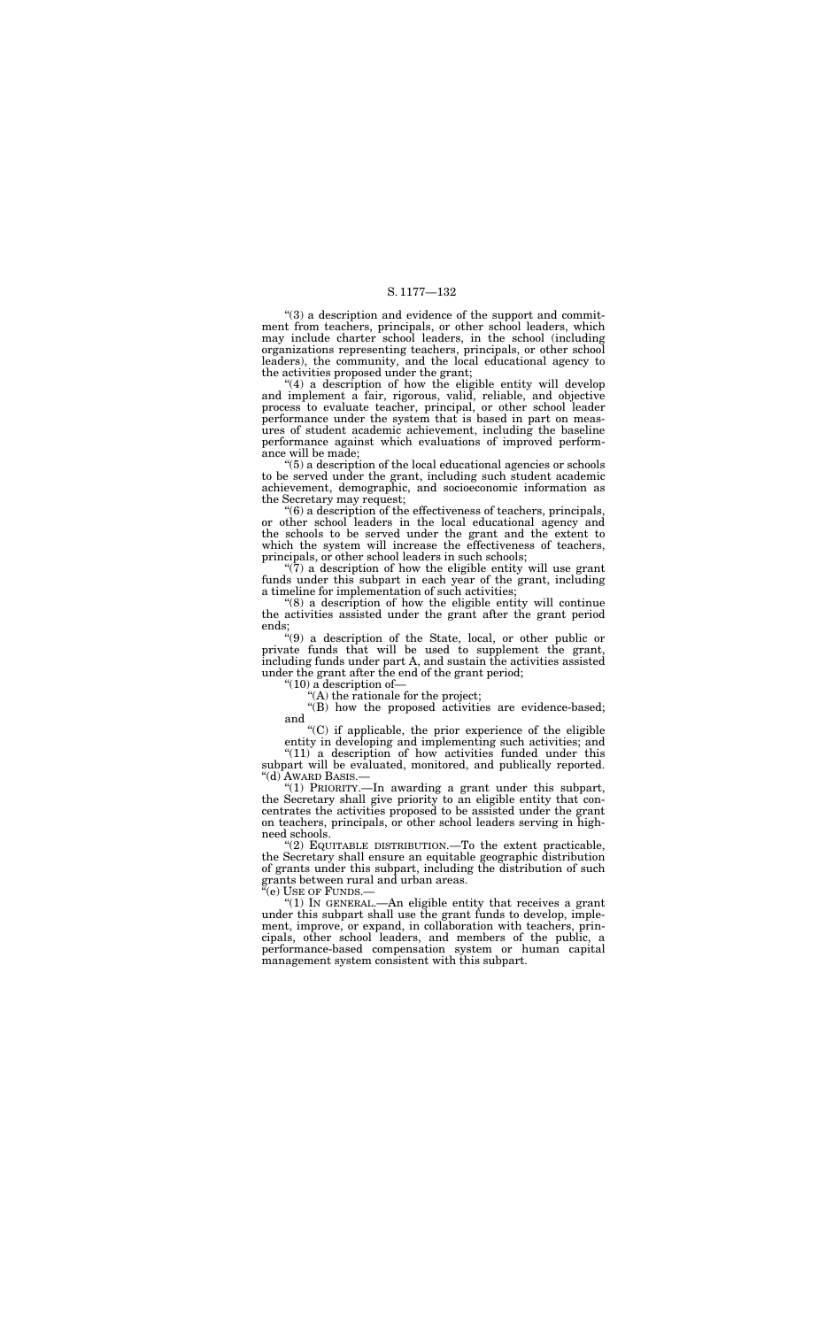"(3) a description and evidence of the support and commitment from teachers, principals, or other school leaders, which may include charter school leaders, in the school (including organizations representing teachers, principals, or other school leaders), the community, and the local educational agency to the activities proposed under the grant;

"(4) a description of how the eligible entity will develop and implement a fair, rigorous, valid, reliable, and objective process to evaluate teacher, principal, or other school leader performance under the system that is based in part on measures of student academic achievement, including the baseline performance against which evaluations of improved performance will be made;

"(5) a description of the local educational agencies or schools to be served under the grant, including such student academic achievement, demographic, and socioeconomic information as the Secretary may request;

"(6) a description of the effectiveness of teachers, principals, or other school leaders in the local educational agency and the schools to be served under the grant and the extent to which the system will increase the effectiveness of teachers, principals, or other school leaders in such schools;

"(7) a description of how the eligible entity will use grant funds under this subpart in each year of the grant, including a timeline for implementation of such activities;

"(8) a description of how the eligible entity will continue the activities assisted under the grant after the grant period ends;

"(9) a description of the State, local, or other public or private funds that will be used to supplement the grant, including funds under part A, and sustain the activities assisted under the grant after the end of the grant period;

"(10) a description of—

"(A) the rationale for the project;

"(B) how the proposed activities are evidence-based; and

"(C) if applicable, the prior experience of the eligible entity in developing and implementing such activities; and

"(11) a description of how activities funded under this subpart will be evaluated, monitored, and publically reported.

"(d) AWARD BASIS.—

"(1) PRIORITY.—In awarding a grant under this subpart, the Secretary shall give priority to an eligible entity that concentrates the activities proposed to be assisted under the grant on teachers, principals, or other school leaders serving in high-need schools.

"(2) EQUITABLE DISTRIBUTION.—To the extent practicable, the Secretary shall ensure an equitable geographic distribution of grants under this subpart, including the distribution of such grants between rural and urban areas.

"(e) USE OF FUNDS.—

"(1) IN GENERAL.—An eligible entity that receives a grant under this subpart shall use the grant funds to develop, implement, improve, or expand, in collaboration with teachers, principals, other school leaders, and members of the public, a performance-based compensation system or human capital management system consistent with this subpart.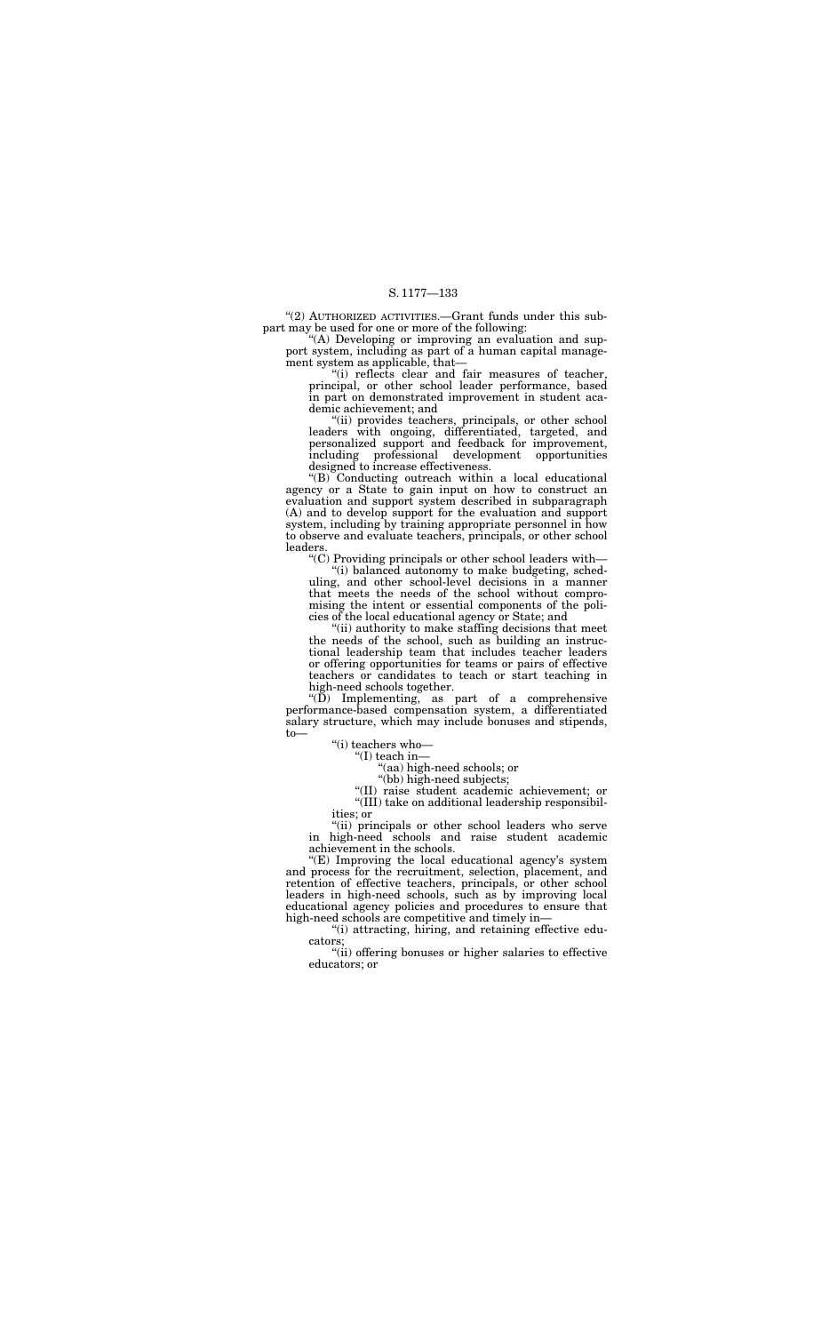"(2) AUTHORIZED ACTIVITIES.—Grant funds under this subpart may be used for one or more of the following:

"(A) Developing or improving an evaluation and support system, including as part of a human capital management system as applicable, that—

"(i) reflects clear and fair measures of teacher, principal, or other school leader performance, based in part on demonstrated improvement in student academic achievement; and

"(ii) provides teachers, principals, or other school leaders with ongoing, differentiated, targeted, and personalized support and feedback for improvement, including professional development opportunities designed to increase effectiveness.

"(B) Conducting outreach within a local educational agency or a State to gain input on how to construct an evaluation and support system described in subparagraph (A) and to develop support for the evaluation and support system, including by training appropriate personnel in how to observe and evaluate teachers, principals, or other school leaders.

"(C) Providing principals or other school leaders with—

"(i) balanced autonomy to make budgeting, scheduling, and other school-level decisions in a manner that meets the needs of the school without compromising the intent or essential components of the policies of the local educational agency or State; and

"(ii) authority to make staffing decisions that meet the needs of the school, such as building an instructional leadership team that includes teacher leaders or offering opportunities for teams or pairs of effective teachers or candidates to teach or start teaching in high-need schools together.

"(D) Implementing, as part of a comprehensive performance-based compensation system, a differentiated salary structure, which may include bonuses and stipends, to—

"(i) teachers who—

"(I) teach in—

"(aa) high-need schools; or

"(bb) high-need subjects;

"(II) raise student academic achievement; or

"(III) take on additional leadership responsibilities; or

"(ii) principals or other school leaders who serve in high-need schools and raise student academic achievement in the schools.

"(E) Improving the local educational agency's system and process for the recruitment, selection, placement, and retention of effective teachers, principals, or other school leaders in high-need schools, such as by improving local educational agency policies and procedures to ensure that high-need schools are competitive and timely in—

"(i) attracting, hiring, and retaining effective educators;

"(ii) offering bonuses or higher salaries to effective educators; or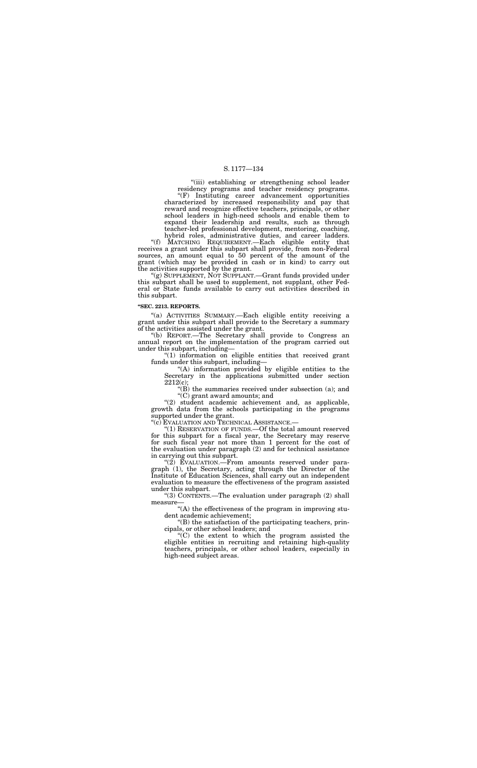"(iii) establishing or strengthening school leader residency programs and teacher residency programs.

"(F) Instituting career advancement opportunities characterized by increased responsibility and pay that reward and recognize effective teachers, principals, or other school leaders in high-need schools and enable them to expand their leadership and results, such as through teacher-led professional development, mentoring, coaching, hybrid roles, administrative duties, and career ladders.

"(f) MATCHING REQUIREMENT.—Each eligible entity that receives a grant under this subpart shall provide, from non-Federal sources, an amount equal to 50 percent of the amount of the grant (which may be provided in cash or in kind) to carry out the activities supported by the grant.

"(g) SUPPLEMENT, NOT SUPPLANT.—Grant funds provided under this subpart shall be used to supplement, not supplant, other Federal or State funds available to carry out activities described in this subpart.

**"SEC. 2213. REPORTS.**

"(a) ACTIVITIES SUMMARY.—Each eligible entity receiving a grant under this subpart shall provide to the Secretary a summary of the activities assisted under the grant.

"(b) REPORT.—The Secretary shall provide to Congress an annual report on the implementation of the program carried out under this subpart, including—

"(1) information on eligible entities that received grant funds under this subpart, including—

"(A) information provided by eligible entities to the Secretary in the applications submitted under section 2212(c);

"(B) the summaries received under subsection (a); and

"(C) grant award amounts; and

"(2) student academic achievement and, as applicable, growth data from the schools participating in the programs supported under the grant.

"(c) EVALUATION AND TECHNICAL ASSISTANCE.—

"(1) RESERVATION OF FUNDS.—Of the total amount reserved for this subpart for a fiscal year, the Secretary may reserve for such fiscal year not more than 1 percent for the cost of the evaluation under paragraph (2) and for technical assistance in carrying out this subpart.

"(2) EVALUATION.—From amounts reserved under paragraph (1), the Secretary, acting through the Director of the Institute of Education Sciences, shall carry out an independent evaluation to measure the effectiveness of the program assisted under this subpart.

"(3) CONTENTS.—The evaluation under paragraph (2) shall measure—

"(A) the effectiveness of the program in improving student academic achievement;

"(B) the satisfaction of the participating teachers, principals, or other school leaders; and

"(C) the extent to which the program assisted the eligible entities in recruiting and retaining high-quality teachers, principals, or other school leaders, especially in high-need subject areas.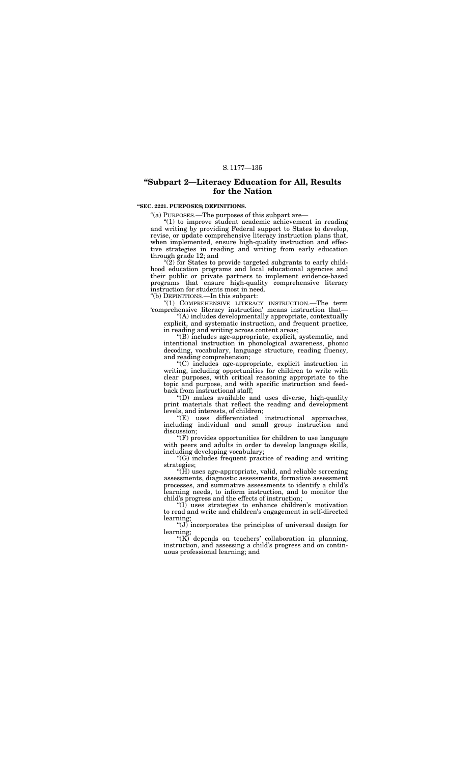## "Subpart 2—Literacy Education for All, Results for the Nation

**"SEC. 2221. PURPOSES; DEFINITIONS.**

"(a) PURPOSES.—The purposes of this subpart are—

"(1) to improve student academic achievement in reading and writing by providing Federal support to States to develop, revise, or update comprehensive literacy instruction plans that, when implemented, ensure high-quality instruction and effective strategies in reading and writing from early education through grade 12; and

"(2) for States to provide targeted subgrants to early childhood education programs and local educational agencies and their public or private partners to implement evidence-based programs that ensure high-quality comprehensive literacy instruction for students most in need.

"(b) DEFINITIONS.—In this subpart:

"(1) COMPREHENSIVE LITERACY INSTRUCTION.—The term 'comprehensive literacy instruction' means instruction that—

"(A) includes developmentally appropriate, contextually explicit, and systematic instruction, and frequent practice, in reading and writing across content areas;

"(B) includes age-appropriate, explicit, systematic, and intentional instruction in phonological awareness, phonic decoding, vocabulary, language structure, reading fluency, and reading comprehension;

"(C) includes age-appropriate, explicit instruction in writing, including opportunities for children to write with clear purposes, with critical reasoning appropriate to the topic and purpose, and with specific instruction and feedback from instructional staff;

"(D) makes available and uses diverse, high-quality print materials that reflect the reading and development levels, and interests, of children;

"(E) uses differentiated instructional approaches, including individual and small group instruction and discussion;

"(F) provides opportunities for children to use language with peers and adults in order to develop language skills, including developing vocabulary;

"(G) includes frequent practice of reading and writing strategies;

"(H) uses age-appropriate, valid, and reliable screening assessments, diagnostic assessments, formative assessment processes, and summative assessments to identify a child's learning needs, to inform instruction, and to monitor the child's progress and the effects of instruction;

"(I) uses strategies to enhance children's motivation to read and write and children's engagement in self-directed learning;

"(J) incorporates the principles of universal design for learning;

"(K) depends on teachers' collaboration in planning, instruction, and assessing a child's progress and on continuous professional learning; and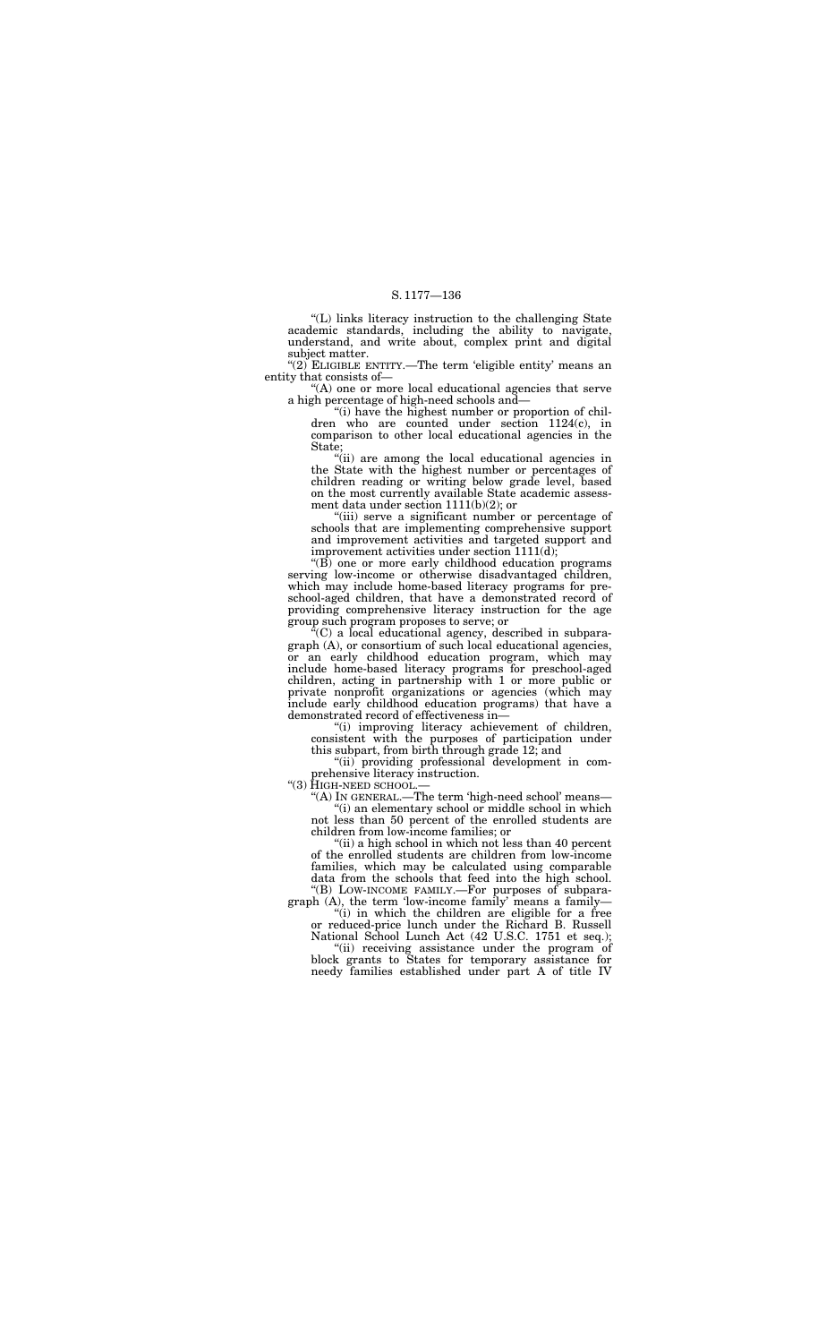"(L) links literacy instruction to the challenging State academic standards, including the ability to navigate, understand, and write about, complex print and digital subject matter.

"(2) ELIGIBLE ENTITY.—The term 'eligible entity' means an entity that consists of—

"(A) one or more local educational agencies that serve a high percentage of high-need schools and—

"(i) have the highest number or proportion of children who are counted under section 1124(c), in comparison to other local educational agencies in the State;

"(ii) are among the local educational agencies in the State with the highest number or percentages of children reading or writing below grade level, based on the most currently available State academic assessment data under section 1111(b)(2); or

"(iii) serve a significant number or percentage of schools that are implementing comprehensive support and improvement activities and targeted support and improvement activities under section 1111(d);

"(B) one or more early childhood education programs serving low-income or otherwise disadvantaged children, which may include home-based literacy programs for preschool-aged children, that have a demonstrated record of providing comprehensive literacy instruction for the age group such program proposes to serve; or

"(C) a local educational agency, described in subparagraph (A), or consortium of such local educational agencies, or an early childhood education program, which may include home-based literacy programs for preschool-aged children, acting in partnership with 1 or more public or private nonprofit organizations or agencies (which may include early childhood education programs) that have a demonstrated record of effectiveness in—

"(i) improving literacy achievement of children, consistent with the purposes of participation under this subpart, from birth through grade 12; and

"(ii) providing professional development in comprehensive literacy instruction.

"(3) HIGH-NEED SCHOOL.—

"(A) IN GENERAL.—The term 'high-need school' means—

"(i) an elementary school or middle school in which not less than 50 percent of the enrolled students are children from low-income families; or

"(ii) a high school in which not less than 40 percent of the enrolled students are children from low-income families, which may be calculated using comparable data from the schools that feed into the high school.

"(B) LOW-INCOME FAMILY.—For purposes of subparagraph (A), the term 'low-income family' means a family—

"(i) in which the children are eligible for a free or reduced-price lunch under the Richard B. Russell National School Lunch Act (42 U.S.C. 1751 et seq.);

"(ii) receiving assistance under the program of block grants to States for temporary assistance for needy families established under part A of title IV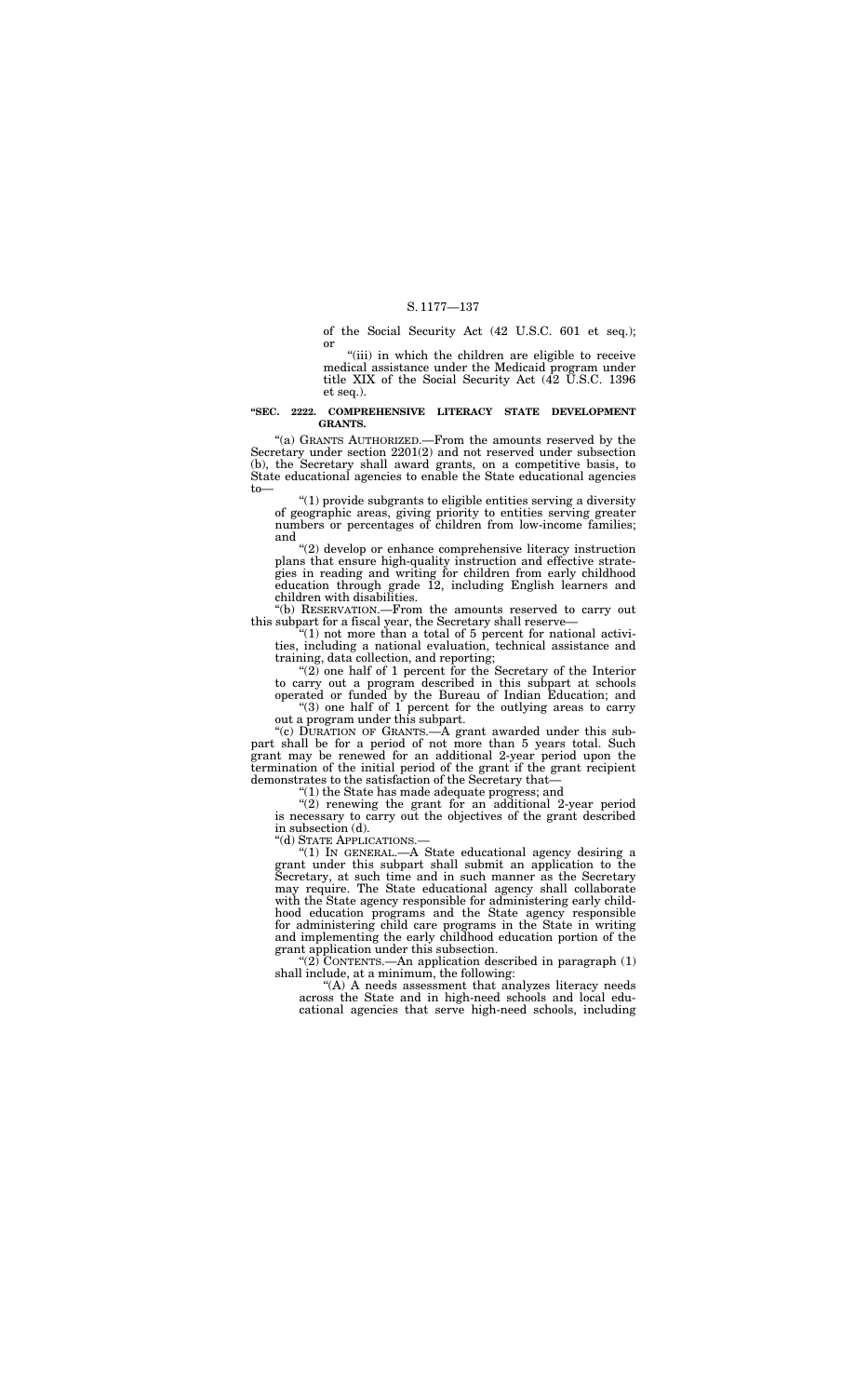of the Social Security Act (42 U.S.C. 601 et seq.); or

"(iii) in which the children are eligible to receive medical assistance under the Medicaid program under title XIX of the Social Security Act (42 U.S.C. 1396 et seq.).

**"SEC. 2222. COMPREHENSIVE LITERACY STATE DEVELOPMENT GRANTS.**

"(a) GRANTS AUTHORIZED.—From the amounts reserved by the Secretary under section 2201(2) and not reserved under subsection (b), the Secretary shall award grants, on a competitive basis, to State educational agencies to enable the State educational agencies to—

"(1) provide subgrants to eligible entities serving a diversity of geographic areas, giving priority to entities serving greater numbers or percentages of children from low-income families; and

"(2) develop or enhance comprehensive literacy instruction plans that ensure high-quality instruction and effective strategies in reading and writing for children from early childhood education through grade 12, including English learners and children with disabilities.

"(b) RESERVATION.—From the amounts reserved to carry out this subpart for a fiscal year, the Secretary shall reserve—

"(1) not more than a total of 5 percent for national activities, including a national evaluation, technical assistance and training, data collection, and reporting;

"(2) one half of 1 percent for the Secretary of the Interior to carry out a program described in this subpart at schools operated or funded by the Bureau of Indian Education; and

"(3) one half of 1 percent for the outlying areas to carry out a program under this subpart.

"(c) DURATION OF GRANTS.—A grant awarded under this subpart shall be for a period of not more than 5 years total. Such grant may be renewed for an additional 2-year period upon the termination of the initial period of the grant if the grant recipient demonstrates to the satisfaction of the Secretary that—

"(1) the State has made adequate progress; and

"(2) renewing the grant for an additional 2-year period is necessary to carry out the objectives of the grant described in subsection (d).

"(d) STATE APPLICATIONS.—

"(1) IN GENERAL.—A State educational agency desiring a grant under this subpart shall submit an application to the Secretary, at such time and in such manner as the Secretary may require. The State educational agency shall collaborate with the State agency responsible for administering early childhood education programs and the State agency responsible for administering child care programs in the State in writing and implementing the early childhood education portion of the grant application under this subsection.

"(2) CONTENTS.—An application described in paragraph (1) shall include, at a minimum, the following:

"(A) A needs assessment that analyzes literacy needs across the State and in high-need schools and local educational agencies that serve high-need schools, including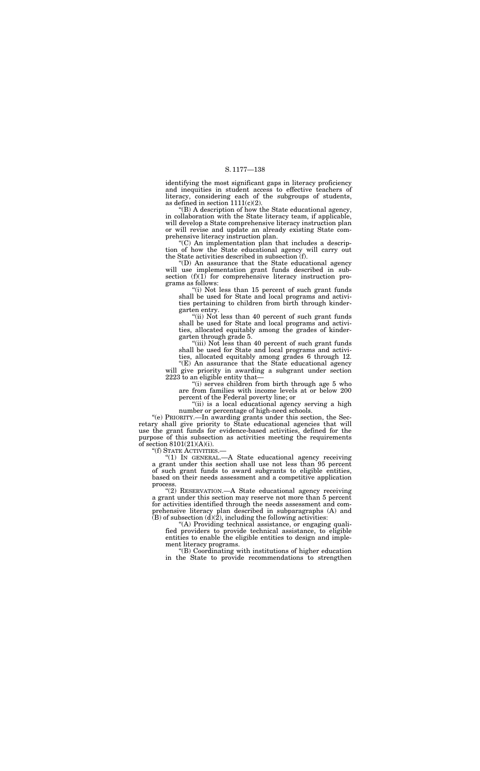identifying the most significant gaps in literacy proficiency and inequities in student access to effective teachers of literacy, considering each of the subgroups of students, as defined in section 1111(c)(2).

"(B) A description of how the State educational agency, in collaboration with the State literacy team, if applicable, will develop a State comprehensive literacy instruction plan or will revise and update an already existing State comprehensive literacy instruction plan.

"(C) An implementation plan that includes a description of how the State educational agency will carry out the State activities described in subsection (f).

"(D) An assurance that the State educational agency will use implementation grant funds described in subsection (f)(1) for comprehensive literacy instruction programs as follows:

"(i) Not less than 15 percent of such grant funds shall be used for State and local programs and activities pertaining to children from birth through kindergarten entry.

"(ii) Not less than 40 percent of such grant funds shall be used for State and local programs and activities, allocated equitably among the grades of kindergarten through grade 5.

"(iii) Not less than 40 percent of such grant funds shall be used for State and local programs and activities, allocated equitably among grades 6 through 12.

"(E) An assurance that the State educational agency will give priority in awarding a subgrant under section 2223 to an eligible entity that—

"(i) serves children from birth through age 5 who are from families with income levels at or below 200 percent of the Federal poverty line; or

"(ii) is a local educational agency serving a high number or percentage of high-need schools.

"(e) PRIORITY.—In awarding grants under this section, the Secretary shall give priority to State educational agencies that will use the grant funds for evidence-based activities, defined for the purpose of this subsection as activities meeting the requirements of section 8101(21)(A)(i).

"(f) STATE ACTIVITIES.—

"(1) IN GENERAL.—A State educational agency receiving a grant under this section shall use not less than 95 percent of such grant funds to award subgrants to eligible entities, based on their needs assessment and a competitive application process.

"(2) RESERVATION.—A State educational agency receiving a grant under this section may reserve not more than 5 percent for activities identified through the needs assessment and comprehensive literacy plan described in subparagraphs (A) and (B) of subsection (d)(2), including the following activities:

"(A) Providing technical assistance, or engaging qualified providers to provide technical assistance, to eligible entities to enable the eligible entities to design and implement literacy programs.

"(B) Coordinating with institutions of higher education in the State to provide recommendations to strengthen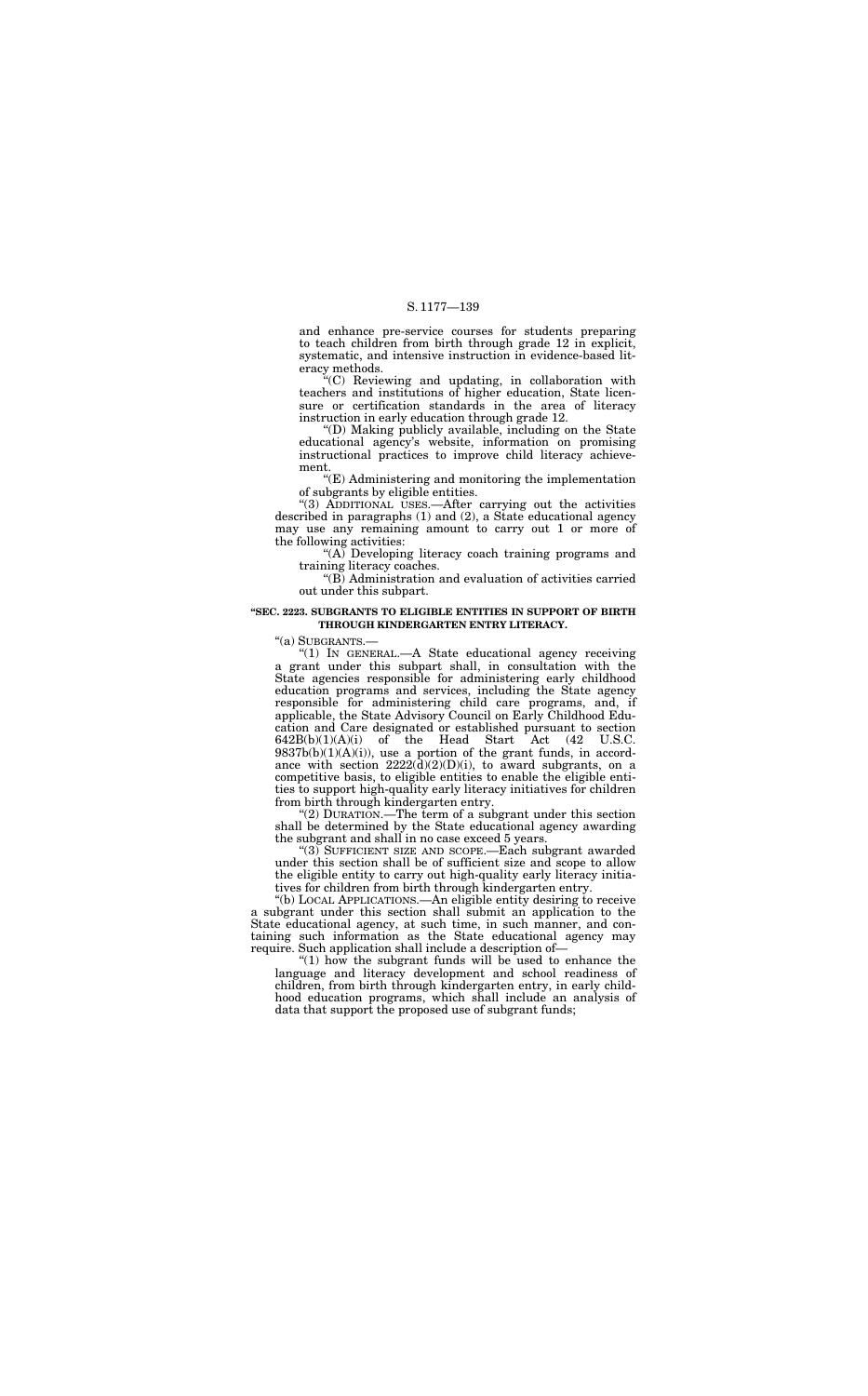and enhance pre-service courses for students preparing to teach children from birth through grade 12 in explicit, systematic, and intensive instruction in evidence-based literacy methods.

"(C) Reviewing and updating, in collaboration with teachers and institutions of higher education, State licensure or certification standards in the area of literacy instruction in early education through grade 12.

"(D) Making publicly available, including on the State educational agency's website, information on promising instructional practices to improve child literacy achievement.

"(E) Administering and monitoring the implementation of subgrants by eligible entities.

"(3) ADDITIONAL USES.—After carrying out the activities described in paragraphs (1) and (2), a State educational agency may use any remaining amount to carry out 1 or more of the following activities:

"(A) Developing literacy coach training programs and training literacy coaches.

"(B) Administration and evaluation of activities carried out under this subpart.

**"SEC. 2223. SUBGRANTS TO ELIGIBLE ENTITIES IN SUPPORT OF BIRTH THROUGH KINDERGARTEN ENTRY LITERACY.**

"(a) SUBGRANTS.—

"(1) IN GENERAL.—A State educational agency receiving a grant under this subpart shall, in consultation with the State agencies responsible for administering early childhood education programs and services, including the State agency responsible for administering child care programs, and, if applicable, the State Advisory Council on Early Childhood Education and Care designated or established pursuant to section 642B(b)(1)(A)(i) of the Head Start Act (42 U.S.C. 9837b(b)(1)(A)(i)), use a portion of the grant funds, in accordance with section 2222(d)(2)(D)(i), to award subgrants, on a competitive basis, to eligible entities to enable the eligible entities to support high-quality early literacy initiatives for children from birth through kindergarten entry.

"(2) DURATION.—The term of a subgrant under this section shall be determined by the State educational agency awarding the subgrant and shall in no case exceed 5 years.

"(3) SUFFICIENT SIZE AND SCOPE.—Each subgrant awarded under this section shall be of sufficient size and scope to allow the eligible entity to carry out high-quality early literacy initiatives for children from birth through kindergarten entry.

"(b) LOCAL APPLICATIONS.—An eligible entity desiring to receive a subgrant under this section shall submit an application to the State educational agency, at such time, in such manner, and containing such information as the State educational agency may require. Such application shall include a description of—

"(1) how the subgrant funds will be used to enhance the language and literacy development and school readiness of children, from birth through kindergarten entry, in early childhood education programs, which shall include an analysis of data that support the proposed use of subgrant funds;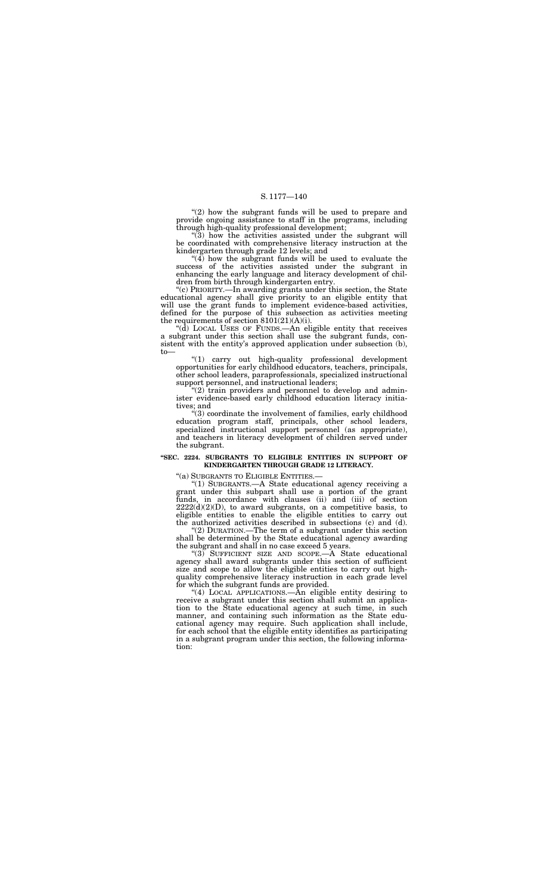"(2) how the subgrant funds will be used to prepare and provide ongoing assistance to staff in the programs, including through high-quality professional development;

"(3) how the activities assisted under the subgrant will be coordinated with comprehensive literacy instruction at the kindergarten through grade 12 levels; and

"(4) how the subgrant funds will be used to evaluate the success of the activities assisted under the subgrant in enhancing the early language and literacy development of children from birth through kindergarten entry.

"(c) PRIORITY.—In awarding grants under this section, the State educational agency shall give priority to an eligible entity that will use the grant funds to implement evidence-based activities, defined for the purpose of this subsection as activities meeting the requirements of section 8101(21)(A)(i).

"(d) LOCAL USES OF FUNDS.—An eligible entity that receives a subgrant under this section shall use the subgrant funds, consistent with the entity's approved application under subsection (b), to—

"(1) carry out high-quality professional development opportunities for early childhood educators, teachers, principals, other school leaders, paraprofessionals, specialized instructional support personnel, and instructional leaders;

"(2) train providers and personnel to develop and administer evidence-based early childhood education literacy initiatives; and

"(3) coordinate the involvement of families, early childhood education program staff, principals, other school leaders, specialized instructional support personnel (as appropriate), and teachers in literacy development of children served under the subgrant.

**"SEC. 2224. SUBGRANTS TO ELIGIBLE ENTITIES IN SUPPORT OF KINDERGARTEN THROUGH GRADE 12 LITERACY.**

"(a) SUBGRANTS TO ELIGIBLE ENTITIES.—

"(1) SUBGRANTS.—A State educational agency receiving a grant under this subpart shall use a portion of the grant funds, in accordance with clauses (ii) and (iii) of section 2222(d)(2)(D), to award subgrants, on a competitive basis, to eligible entities to enable the eligible entities to carry out the authorized activities described in subsections (c) and (d).

"(2) DURATION.—The term of a subgrant under this section shall be determined by the State educational agency awarding the subgrant and shall in no case exceed 5 years.

"(3) SUFFICIENT SIZE AND SCOPE.—A State educational agency shall award subgrants under this section of sufficient size and scope to allow the eligible entities to carry out high-quality comprehensive literacy instruction in each grade level for which the subgrant funds are provided.

"(4) LOCAL APPLICATIONS.—An eligible entity desiring to receive a subgrant under this section shall submit an application to the State educational agency at such time, in such manner, and containing such information as the State educational agency may require. Such application shall include, for each school that the eligible entity identifies as participating in a subgrant program under this section, the following information: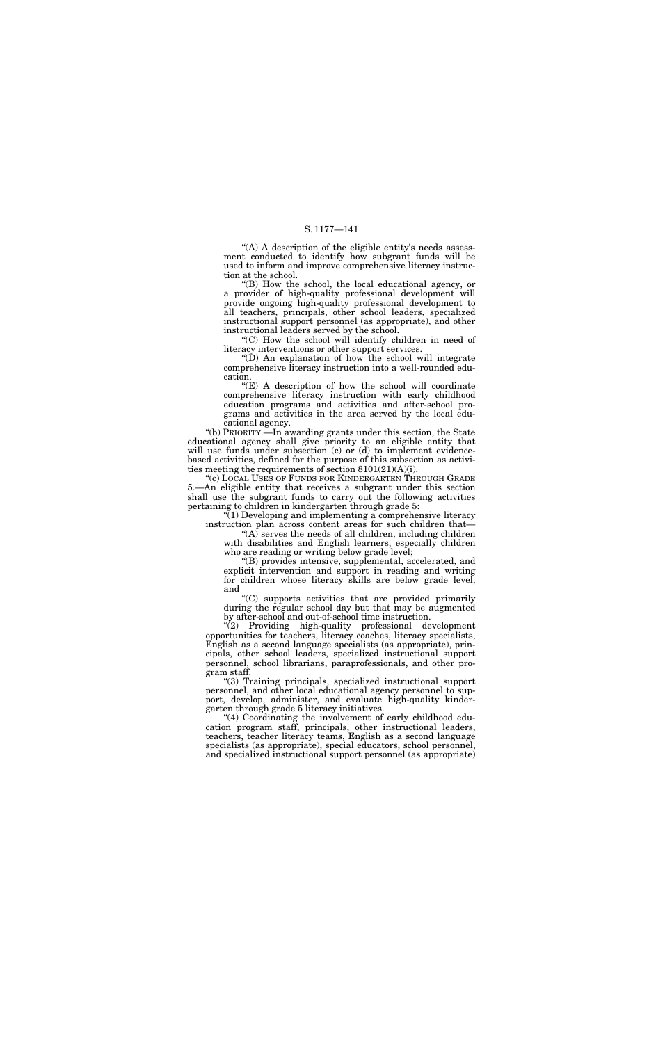"(A) A description of the eligible entity's needs assessment conducted to identify how subgrant funds will be used to inform and improve comprehensive literacy instruction at the school.

"(B) How the school, the local educational agency, or a provider of high-quality professional development will provide ongoing high-quality professional development to all teachers, principals, other school leaders, specialized instructional support personnel (as appropriate), and other instructional leaders served by the school.

"(C) How the school will identify children in need of literacy interventions or other support services.

"(D) An explanation of how the school will integrate comprehensive literacy instruction into a well-rounded education.

"(E) A description of how the school will coordinate comprehensive literacy instruction with early childhood education programs and activities and after-school programs and activities in the area served by the local educational agency.

"(b) PRIORITY.—In awarding grants under this section, the State educational agency shall give priority to an eligible entity that will use funds under subsection (c) or (d) to implement evidence-based activities, defined for the purpose of this subsection as activities meeting the requirements of section 8101(21)(A)(i).

"(c) LOCAL USES OF FUNDS FOR KINDERGARTEN THROUGH GRADE 5.—An eligible entity that receives a subgrant under this section shall use the subgrant funds to carry out the following activities pertaining to children in kindergarten through grade 5:

"(1) Developing and implementing a comprehensive literacy instruction plan across content areas for such children that—

"(A) serves the needs of all children, including children with disabilities and English learners, especially children who are reading or writing below grade level;

"(B) provides intensive, supplemental, accelerated, and explicit intervention and support in reading and writing for children whose literacy skills are below grade level; and

"(C) supports activities that are provided primarily during the regular school day but that may be augmented by after-school and out-of-school time instruction.

"(2) Providing high-quality professional development opportunities for teachers, literacy coaches, literacy specialists, English as a second language specialists (as appropriate), principals, other school leaders, specialized instructional support personnel, school librarians, paraprofessionals, and other program staff.

"(3) Training principals, specialized instructional support personnel, and other local educational agency personnel to support, develop, administer, and evaluate high-quality kindergarten through grade 5 literacy initiatives.

"(4) Coordinating the involvement of early childhood education program staff, principals, other instructional leaders, teachers, teacher literacy teams, English as a second language specialists (as appropriate), special educators, school personnel, and specialized instructional support personnel (as appropriate)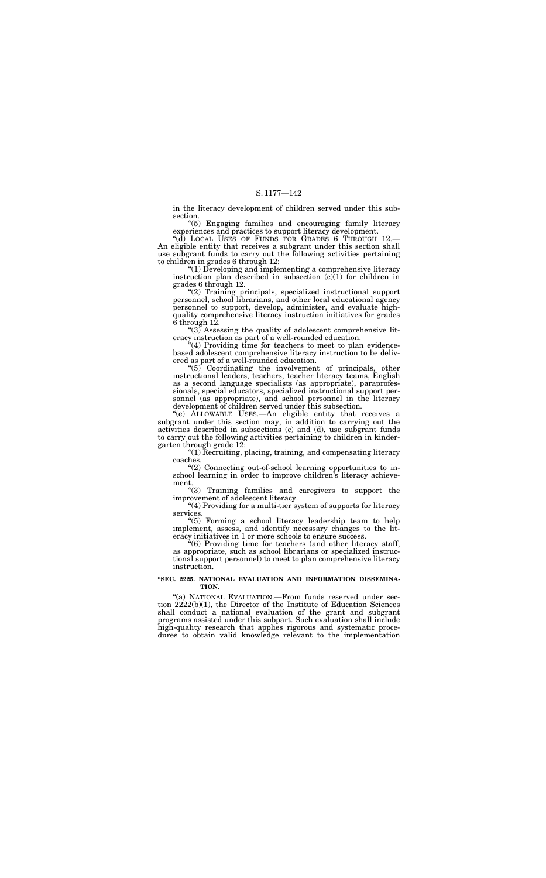in the literacy development of children served under this subsection.

"(5) Engaging families and encouraging family literacy experiences and practices to support literacy development.

"(d) LOCAL USES OF FUNDS FOR GRADES 6 THROUGH 12.—An eligible entity that receives a subgrant under this section shall use subgrant funds to carry out the following activities pertaining to children in grades 6 through 12:

"(1) Developing and implementing a comprehensive literacy instruction plan described in subsection (c)(1) for children in grades 6 through 12.

"(2) Training principals, specialized instructional support personnel, school librarians, and other local educational agency personnel to support, develop, administer, and evaluate high-quality comprehensive literacy instruction initiatives for grades 6 through 12.

"(3) Assessing the quality of adolescent comprehensive literacy instruction as part of a well-rounded education.

"(4) Providing time for teachers to meet to plan evidence-based adolescent comprehensive literacy instruction to be delivered as part of a well-rounded education.

"(5) Coordinating the involvement of principals, other instructional leaders, teachers, teacher literacy teams, English as a second language specialists (as appropriate), paraprofessionals, special educators, specialized instructional support personnel (as appropriate), and school personnel in the literacy development of children served under this subsection.

"(e) ALLOWABLE USES.—An eligible entity that receives a subgrant under this section may, in addition to carrying out the activities described in subsections (c) and (d), use subgrant funds to carry out the following activities pertaining to children in kindergarten through grade 12:

"(1) Recruiting, placing, training, and compensating literacy coaches.

"(2) Connecting out-of-school learning opportunities to in-school learning in order to improve children's literacy achievement.

"(3) Training families and caregivers to support the improvement of adolescent literacy.

"(4) Providing for a multi-tier system of supports for literacy services.

"(5) Forming a school literacy leadership team to help implement, assess, and identify necessary changes to the literacy initiatives in 1 or more schools to ensure success.

"(6) Providing time for teachers (and other literacy staff, as appropriate, such as school librarians or specialized instructional support personnel) to meet to plan comprehensive literacy instruction.

**"SEC. 2225. NATIONAL EVALUATION AND INFORMATION DISSEMINATION.**

"(a) NATIONAL EVALUATION.—From funds reserved under section 2222(b)(1), the Director of the Institute of Education Sciences shall conduct a national evaluation of the grant and subgrant programs assisted under this subpart. Such evaluation shall include high-quality research that applies rigorous and systematic procedures to obtain valid knowledge relevant to the implementation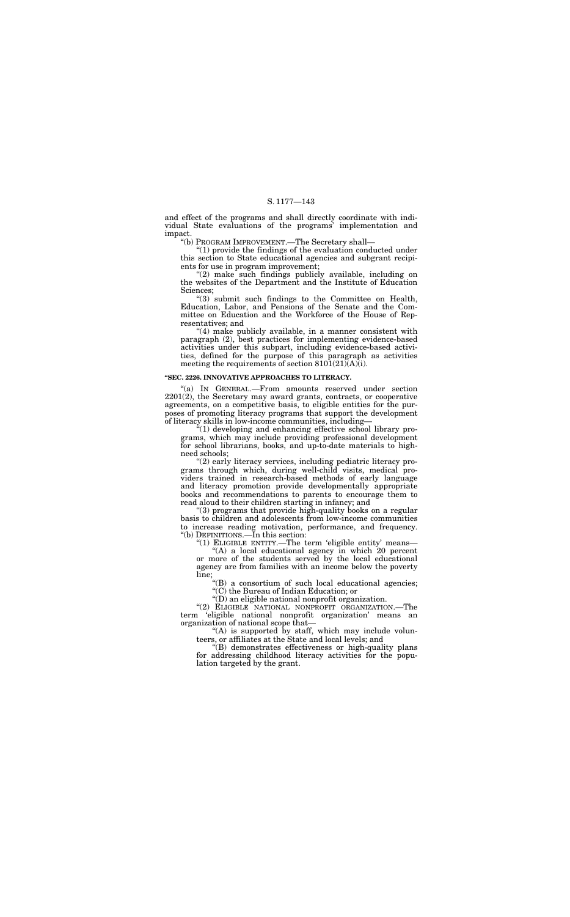and effect of the programs and shall directly coordinate with individual State evaluations of the programs' implementation and impact.

"(b) PROGRAM IMPROVEMENT.—The Secretary shall—

"(1) provide the findings of the evaluation conducted under this section to State educational agencies and subgrant recipients for use in program improvement;

"(2) make such findings publicly available, including on the websites of the Department and the Institute of Education Sciences;

"(3) submit such findings to the Committee on Health, Education, Labor, and Pensions of the Senate and the Committee on Education and the Workforce of the House of Representatives; and

"(4) make publicly available, in a manner consistent with paragraph (2), best practices for implementing evidence-based activities under this subpart, including evidence-based activities, defined for the purpose of this paragraph as activities meeting the requirements of section 8101(21)(A)(i).

**"SEC. 2226. INNOVATIVE APPROACHES TO LITERACY.**

"(a) IN GENERAL.—From amounts reserved under section 2201(2), the Secretary may award grants, contracts, or cooperative agreements, on a competitive basis, to eligible entities for the purposes of promoting literacy programs that support the development of literacy skills in low-income communities, including—

"(1) developing and enhancing effective school library programs, which may include providing professional development for school librarians, books, and up-to-date materials to high-need schools;

"(2) early literacy services, including pediatric literacy programs through which, during well-child visits, medical providers trained in research-based methods of early language and literacy promotion provide developmentally appropriate books and recommendations to parents to encourage them to read aloud to their children starting in infancy; and

"(3) programs that provide high-quality books on a regular basis to children and adolescents from low-income communities to increase reading motivation, performance, and frequency.

"(b) DEFINITIONS.—In this section:

"(1) ELIGIBLE ENTITY.—The term 'eligible entity' means—

"(A) a local educational agency in which 20 percent or more of the students served by the local educational agency are from families with an income below the poverty line;

"(B) a consortium of such local educational agencies;

"(C) the Bureau of Indian Education; or

"(D) an eligible national nonprofit organization.

"(2) ELIGIBLE NATIONAL NONPROFIT ORGANIZATION.—The term 'eligible national nonprofit organization' means an organization of national scope that—

"(A) is supported by staff, which may include volunteers, or affiliates at the State and local levels; and

"(B) demonstrates effectiveness or high-quality plans for addressing childhood literacy activities for the population targeted by the grant.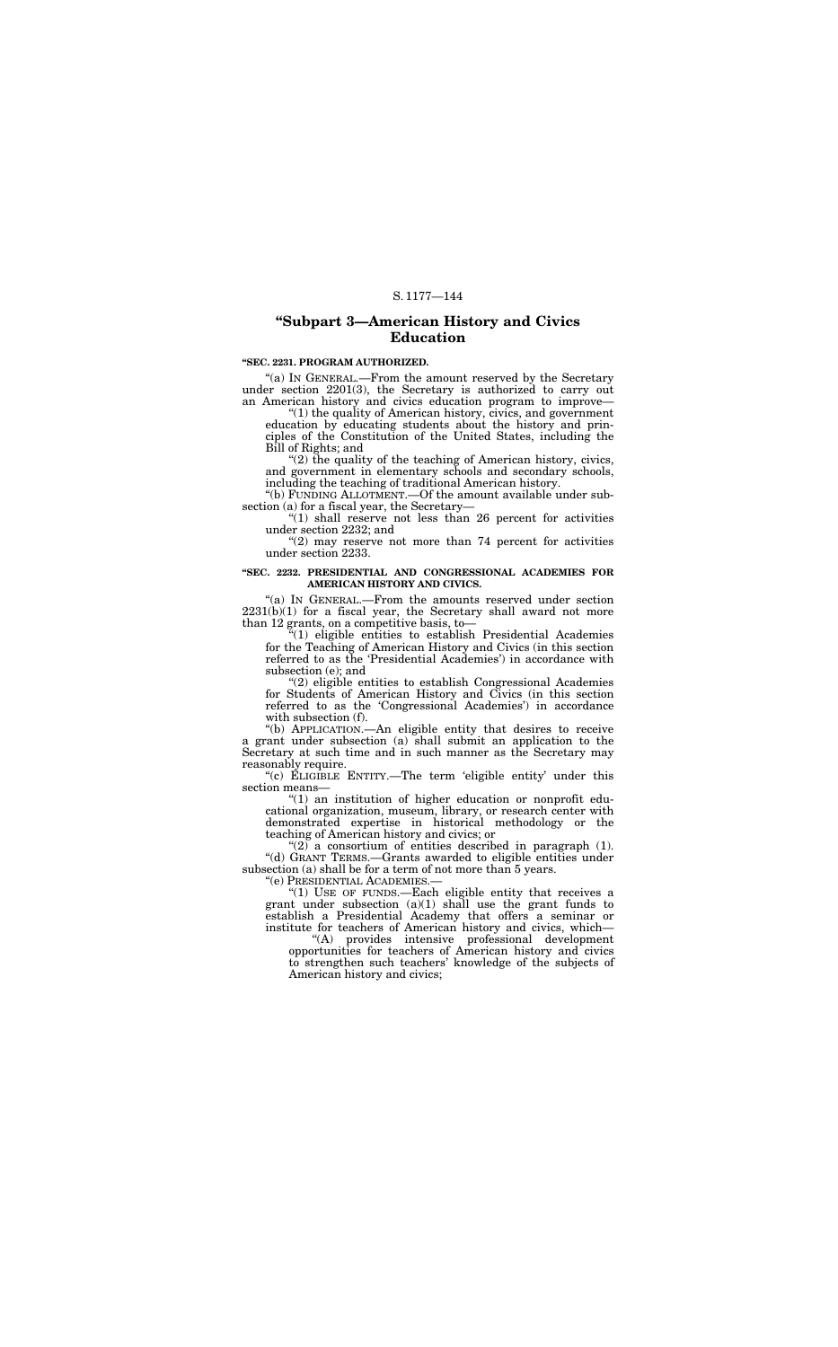## "Subpart 3—American History and Civics Education

**"SEC. 2231. PROGRAM AUTHORIZED.**

"(a) IN GENERAL.—From the amount reserved by the Secretary under section 2201(3), the Secretary is authorized to carry out an American history and civics education program to improve—

"(1) the quality of American history, civics, and government education by educating students about the history and principles of the Constitution of the United States, including the Bill of Rights; and

"(2) the quality of the teaching of American history, civics, and government in elementary schools and secondary schools, including the teaching of traditional American history.

"(b) FUNDING ALLOTMENT.—Of the amount available under subsection (a) for a fiscal year, the Secretary—

"(1) shall reserve not less than 26 percent for activities under section 2232; and

"(2) may reserve not more than 74 percent for activities under section 2233.

**"SEC. 2232. PRESIDENTIAL AND CONGRESSIONAL ACADEMIES FOR AMERICAN HISTORY AND CIVICS.**

"(a) IN GENERAL.—From the amounts reserved under section 2231(b)(1) for a fiscal year, the Secretary shall award not more than 12 grants, on a competitive basis, to—

"(1) eligible entities to establish Presidential Academies for the Teaching of American History and Civics (in this section referred to as the 'Presidential Academies') in accordance with subsection (e); and

"(2) eligible entities to establish Congressional Academies for Students of American History and Civics (in this section referred to as the 'Congressional Academies') in accordance with subsection (f).

"(b) APPLICATION.—An eligible entity that desires to receive a grant under subsection (a) shall submit an application to the Secretary at such time and in such manner as the Secretary may reasonably require.

"(c) ELIGIBLE ENTITY.—The term 'eligible entity' under this section means—

"(1) an institution of higher education or nonprofit educational organization, museum, library, or research center with demonstrated expertise in historical methodology or the teaching of American history and civics; or

"(2) a consortium of entities described in paragraph (1).

"(d) GRANT TERMS.—Grants awarded to eligible entities under subsection (a) shall be for a term of not more than 5 years.

"(e) PRESIDENTIAL ACADEMIES.—

"(1) USE OF FUNDS.—Each eligible entity that receives a grant under subsection (a)(1) shall use the grant funds to establish a Presidential Academy that offers a seminar or institute for teachers of American history and civics, which—

"(A) provides intensive professional development opportunities for teachers of American history and civics to strengthen such teachers' knowledge of the subjects of American history and civics;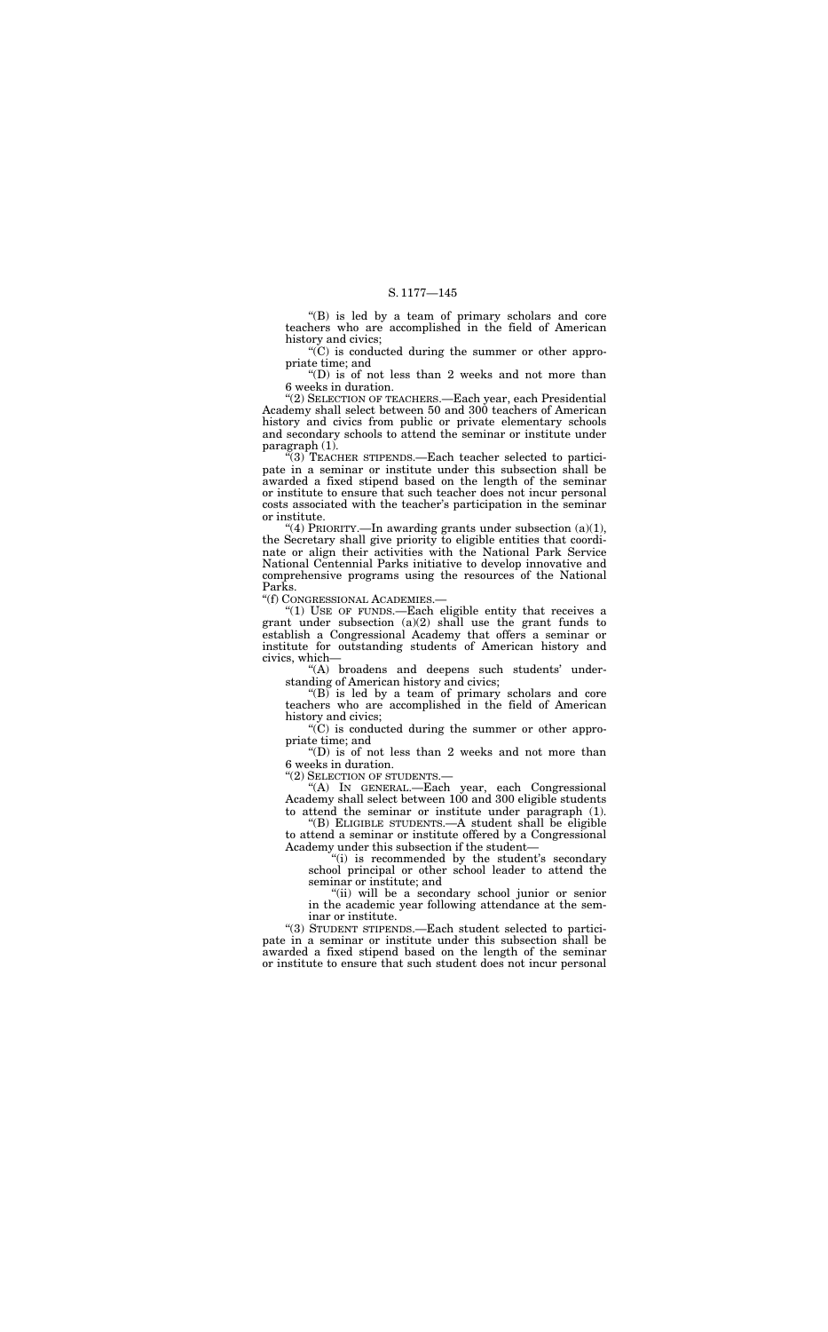"(B) is led by a team of primary scholars and core teachers who are accomplished in the field of American history and civics;

"(C) is conducted during the summer or other appropriate time; and

"(D) is of not less than 2 weeks and not more than 6 weeks in duration.

"(2) SELECTION OF TEACHERS.—Each year, each Presidential Academy shall select between 50 and 300 teachers of American history and civics from public or private elementary schools and secondary schools to attend the seminar or institute under paragraph (1).

"(3) TEACHER STIPENDS.—Each teacher selected to participate in a seminar or institute under this subsection shall be awarded a fixed stipend based on the length of the seminar or institute to ensure that such teacher does not incur personal costs associated with the teacher's participation in the seminar or institute.

"(4) PRIORITY.—In awarding grants under subsection (a)(1), the Secretary shall give priority to eligible entities that coordinate or align their activities with the National Park Service National Centennial Parks initiative to develop innovative and comprehensive programs using the resources of the National Parks.

"(f) CONGRESSIONAL ACADEMIES.—

"(1) USE OF FUNDS.—Each eligible entity that receives a grant under subsection (a)(2) shall use the grant funds to establish a Congressional Academy that offers a seminar or institute for outstanding students of American history and civics, which—

"(A) broadens and deepens such students' understanding of American history and civics;

"(B) is led by a team of primary scholars and core teachers who are accomplished in the field of American history and civics;

"(C) is conducted during the summer or other appropriate time; and

"(D) is of not less than 2 weeks and not more than 6 weeks in duration.

"(2) SELECTION OF STUDENTS.—

"(A) IN GENERAL.—Each year, each Congressional Academy shall select between 100 and 300 eligible students to attend the seminar or institute under paragraph (1).

"(B) ELIGIBLE STUDENTS.—A student shall be eligible to attend a seminar or institute offered by a Congressional Academy under this subsection if the student—

"(i) is recommended by the student's secondary school principal or other school leader to attend the seminar or institute; and

"(ii) will be a secondary school junior or senior in the academic year following attendance at the seminar or institute.

"(3) STUDENT STIPENDS.—Each student selected to participate in a seminar or institute under this subsection shall be awarded a fixed stipend based on the length of the seminar or institute to ensure that such student does not incur personal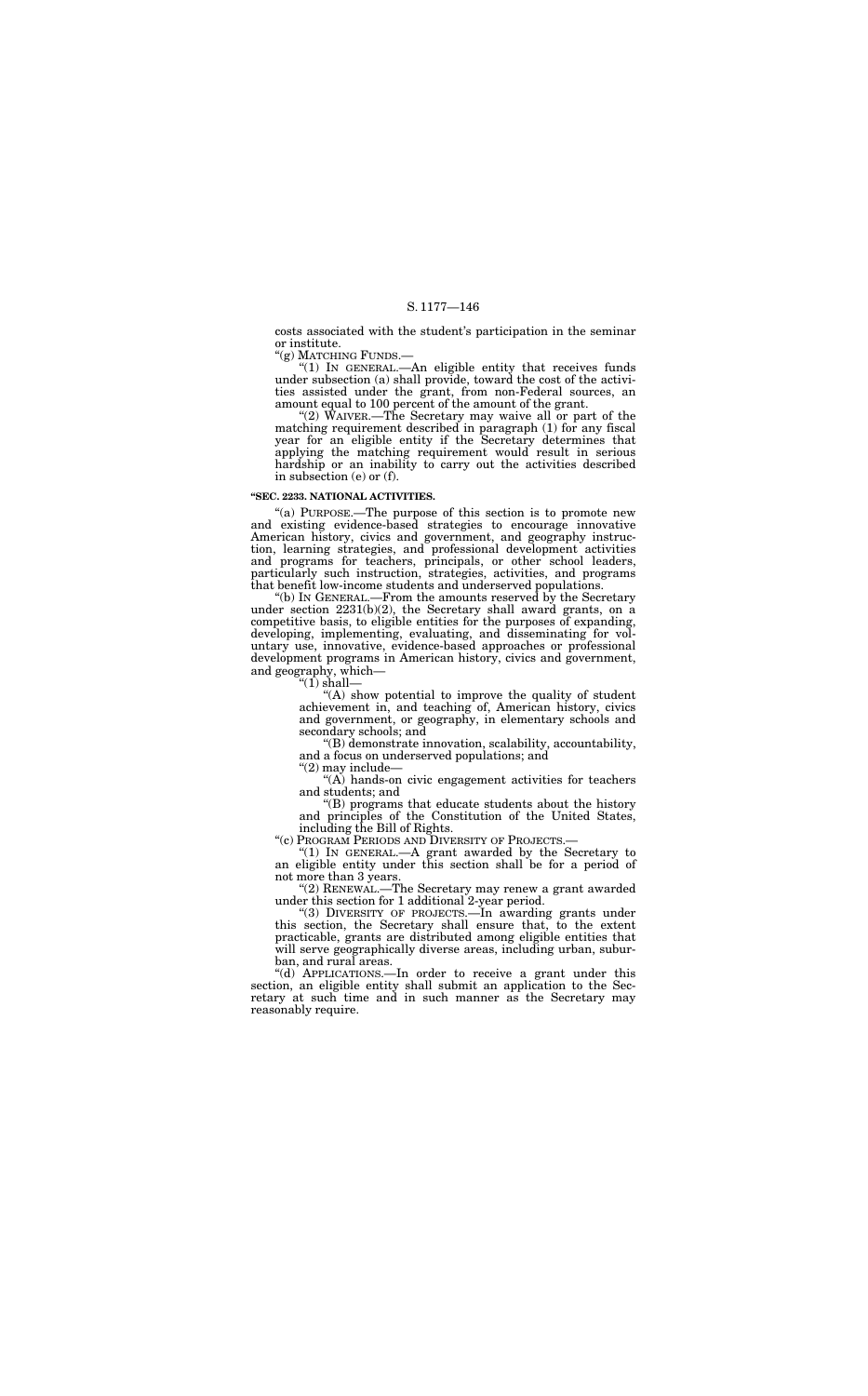costs associated with the student's participation in the seminar or institute.

"(g) MATCHING FUNDS.—

"(1) IN GENERAL.—An eligible entity that receives funds under subsection (a) shall provide, toward the cost of the activities assisted under the grant, from non-Federal sources, an amount equal to 100 percent of the amount of the grant.

"(2) WAIVER.—The Secretary may waive all or part of the matching requirement described in paragraph (1) for any fiscal year for an eligible entity if the Secretary determines that applying the matching requirement would result in serious hardship or an inability to carry out the activities described in subsection (e) or (f).

**"SEC. 2233. NATIONAL ACTIVITIES.**

"(a) PURPOSE.—The purpose of this section is to promote new and existing evidence-based strategies to encourage innovative American history, civics and government, and geography instruction, learning strategies, and professional development activities and programs for teachers, principals, or other school leaders, particularly such instruction, strategies, activities, and programs that benefit low-income students and underserved populations.

"(b) IN GENERAL.—From the amounts reserved by the Secretary under section 2231(b)(2), the Secretary shall award grants, on a competitive basis, to eligible entities for the purposes of expanding, developing, implementing, evaluating, and disseminating for voluntary use, innovative, evidence-based approaches or professional development programs in American history, civics and government, and geography, which—

"(1) shall—

"(A) show potential to improve the quality of student achievement in, and teaching of, American history, civics and government, or geography, in elementary schools and secondary schools; and

"(B) demonstrate innovation, scalability, accountability, and a focus on underserved populations; and

"(2) may include—

"(A) hands-on civic engagement activities for teachers and students; and

"(B) programs that educate students about the history and principles of the Constitution of the United States, including the Bill of Rights.

"(c) PROGRAM PERIODS AND DIVERSITY OF PROJECTS.—

"(1) IN GENERAL.—A grant awarded by the Secretary to an eligible entity under this section shall be for a period of not more than 3 years.

"(2) RENEWAL.—The Secretary may renew a grant awarded under this section for 1 additional 2-year period.

"(3) DIVERSITY OF PROJECTS.—In awarding grants under this section, the Secretary shall ensure that, to the extent practicable, grants are distributed among eligible entities that will serve geographically diverse areas, including urban, suburban, and rural areas.

"(d) APPLICATIONS.—In order to receive a grant under this section, an eligible entity shall submit an application to the Secretary at such time and in such manner as the Secretary may reasonably require.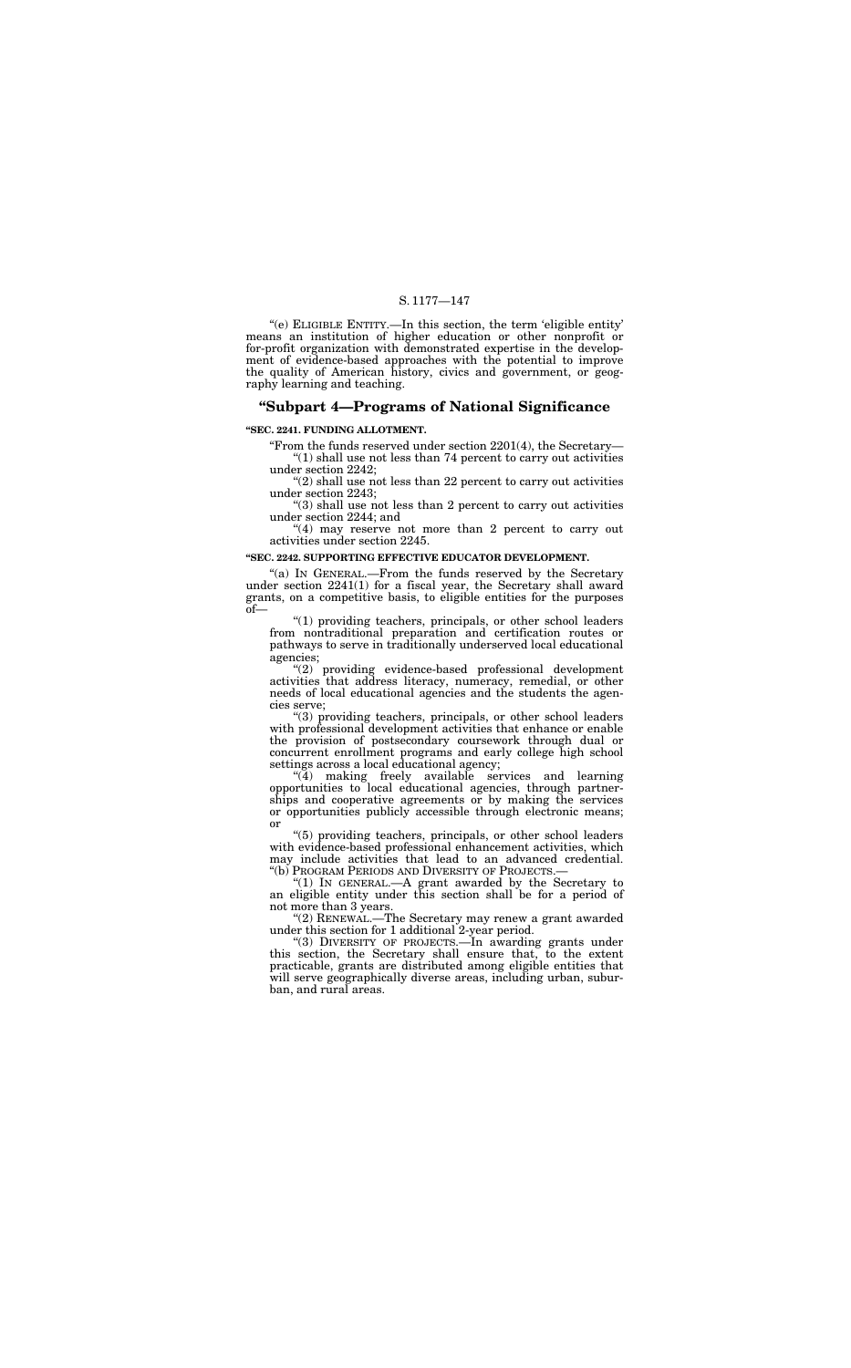"(e) ELIGIBLE ENTITY.—In this section, the term 'eligible entity' means an institution of higher education or other nonprofit or for-profit organization with demonstrated expertise in the development of evidence-based approaches with the potential to improve the quality of American history, civics and government, or geography learning and teaching.

## "Subpart 4—Programs of National Significance

**"SEC. 2241. FUNDING ALLOTMENT.**

"From the funds reserved under section 2201(4), the Secretary—

"(1) shall use not less than 74 percent to carry out activities under section 2242;

"(2) shall use not less than 22 percent to carry out activities under section 2243;

"(3) shall use not less than 2 percent to carry out activities under section 2244; and

"(4) may reserve not more than 2 percent to carry out activities under section 2245.

**"SEC. 2242. SUPPORTING EFFECTIVE EDUCATOR DEVELOPMENT.**

"(a) IN GENERAL.—From the funds reserved by the Secretary under section 2241(1) for a fiscal year, the Secretary shall award grants, on a competitive basis, to eligible entities for the purposes of—

"(1) providing teachers, principals, or other school leaders from nontraditional preparation and certification routes or pathways to serve in traditionally underserved local educational agencies;

"(2) providing evidence-based professional development activities that address literacy, numeracy, remedial, or other needs of local educational agencies and the students the agencies serve;

"(3) providing teachers, principals, or other school leaders with professional development activities that enhance or enable the provision of postsecondary coursework through dual or concurrent enrollment programs and early college high school settings across a local educational agency;

"(4) making freely available services and learning opportunities to local educational agencies, through partnerships and cooperative agreements or by making the services or opportunities publicly accessible through electronic means; or

"(5) providing teachers, principals, or other school leaders with evidence-based professional enhancement activities, which may include activities that lead to an advanced credential.

"(b) PROGRAM PERIODS AND DIVERSITY OF PROJECTS.—

"(1) IN GENERAL.—A grant awarded by the Secretary to an eligible entity under this section shall be for a period of not more than 3 years.

"(2) RENEWAL.—The Secretary may renew a grant awarded under this section for 1 additional 2-year period.

"(3) DIVERSITY OF PROJECTS.—In awarding grants under this section, the Secretary shall ensure that, to the extent practicable, grants are distributed among eligible entities that will serve geographically diverse areas, including urban, suburban, and rural areas.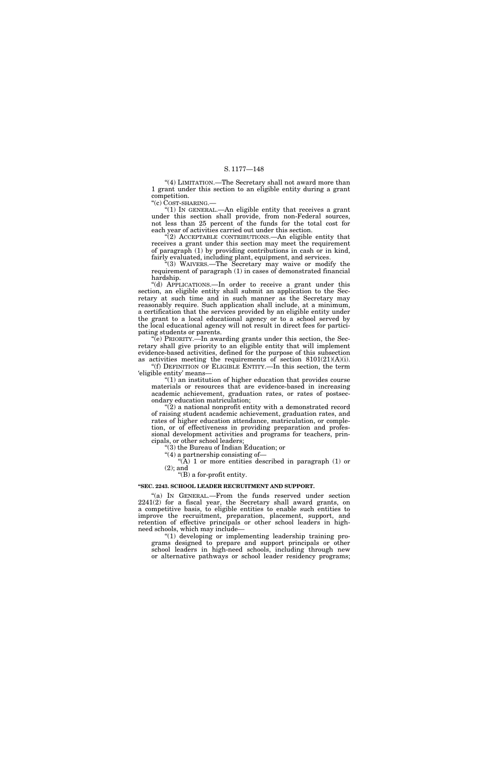"(4) LIMITATION.—The Secretary shall not award more than 1 grant under this section to an eligible entity during a grant competition.

"(c) COST-SHARING.—

"(1) IN GENERAL.—An eligible entity that receives a grant under this section shall provide, from non-Federal sources, not less than 25 percent of the funds for the total cost for each year of activities carried out under this section.

"(2) ACCEPTABLE CONTRIBUTIONS.—An eligible entity that receives a grant under this section may meet the requirement of paragraph (1) by providing contributions in cash or in kind, fairly evaluated, including plant, equipment, and services.

"(3) WAIVERS.—The Secretary may waive or modify the requirement of paragraph (1) in cases of demonstrated financial hardship.

"(d) APPLICATIONS.—In order to receive a grant under this section, an eligible entity shall submit an application to the Secretary at such time and in such manner as the Secretary may reasonably require. Such application shall include, at a minimum, a certification that the services provided by an eligible entity under the grant to a local educational agency or to a school served by the local educational agency will not result in direct fees for participating students or parents.

"(e) PRIORITY.—In awarding grants under this section, the Secretary shall give priority to an eligible entity that will implement evidence-based activities, defined for the purpose of this subsection as activities meeting the requirements of section 8101(21)(A)(i).

"(f) DEFINITION OF ELIGIBLE ENTITY.—In this section, the term 'eligible entity' means—

"(1) an institution of higher education that provides course materials or resources that are evidence-based in increasing academic achievement, graduation rates, or rates of postsecondary education matriculation;

"(2) a national nonprofit entity with a demonstrated record of raising student academic achievement, graduation rates, and rates of higher education attendance, matriculation, or completion, or of effectiveness in providing preparation and professional development activities and programs for teachers, principals, or other school leaders;

"(3) the Bureau of Indian Education; or

"(4) a partnership consisting of—

"(A) 1 or more entities described in paragraph (1) or (2); and

"(B) a for-profit entity.

**"SEC. 2243. SCHOOL LEADER RECRUITMENT AND SUPPORT.**

"(a) IN GENERAL.—From the funds reserved under section 2241(2) for a fiscal year, the Secretary shall award grants, on a competitive basis, to eligible entities to enable such entities to improve the recruitment, preparation, placement, support, and retention of effective principals or other school leaders in high-need schools, which may include—

"(1) developing or implementing leadership training programs designed to prepare and support principals or other school leaders in high-need schools, including through new or alternative pathways or school leader residency programs;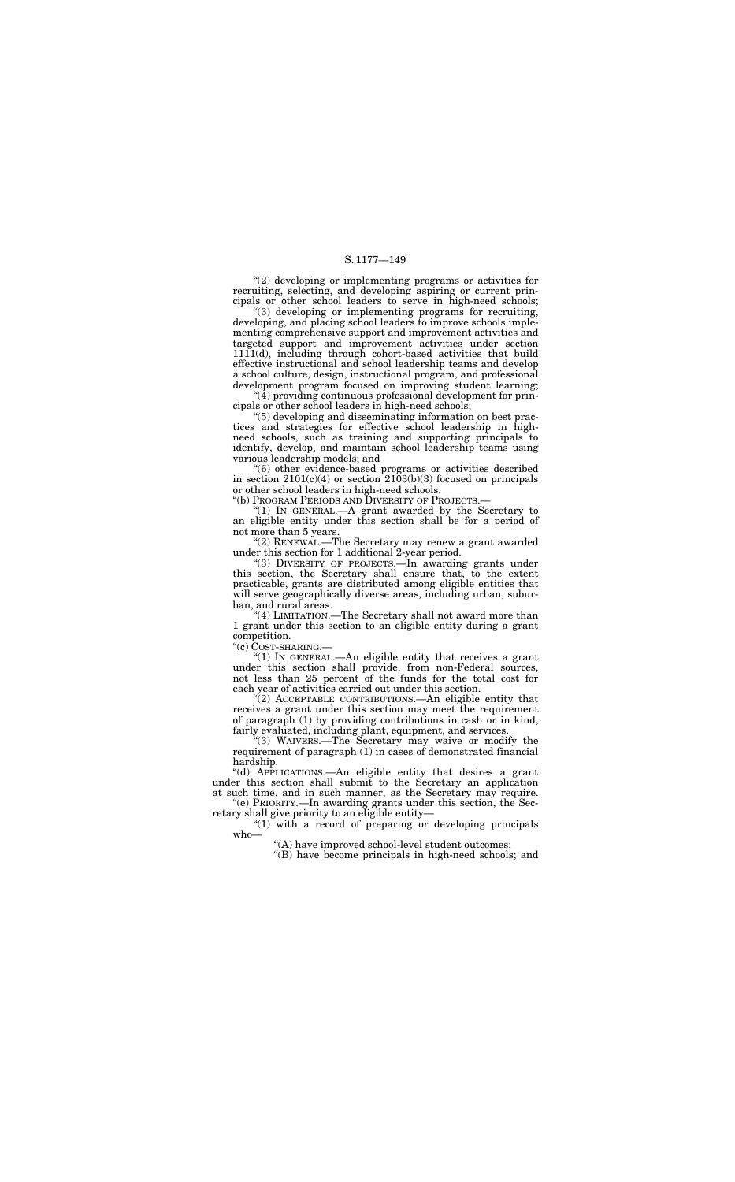"(2) developing or implementing programs or activities for recruiting, selecting, and developing aspiring or current principals or other school leaders to serve in high-need schools;

"(3) developing or implementing programs for recruiting, developing, and placing school leaders to improve schools implementing comprehensive support and improvement activities and targeted support and improvement activities under section 1111(d), including through cohort-based activities that build effective instructional and school leadership teams and develop a school culture, design, instructional program, and professional development program focused on improving student learning;

"(4) providing continuous professional development for principals or other school leaders in high-need schools;

"(5) developing and disseminating information on best practices and strategies for effective school leadership in high-need schools, such as training and supporting principals to identify, develop, and maintain school leadership teams using various leadership models; and

"(6) other evidence-based programs or activities described in section 2101(c)(4) or section 2103(b)(3) focused on principals or other school leaders in high-need schools.

"(b) PROGRAM PERIODS AND DIVERSITY OF PROJECTS.—

"(1) IN GENERAL.—A grant awarded by the Secretary to an eligible entity under this section shall be for a period of not more than 5 years.

"(2) RENEWAL.—The Secretary may renew a grant awarded under this section for 1 additional 2-year period.

"(3) DIVERSITY OF PROJECTS.—In awarding grants under this section, the Secretary shall ensure that, to the extent practicable, grants are distributed among eligible entities that will serve geographically diverse areas, including urban, suburban, and rural areas.

"(4) LIMITATION.—The Secretary shall not award more than 1 grant under this section to an eligible entity during a grant competition.

"(c) COST-SHARING.—

"(1) IN GENERAL.—An eligible entity that receives a grant under this section shall provide, from non-Federal sources, not less than 25 percent of the funds for the total cost for each year of activities carried out under this section.

"(2) ACCEPTABLE CONTRIBUTIONS.—An eligible entity that receives a grant under this section may meet the requirement of paragraph (1) by providing contributions in cash or in kind, fairly evaluated, including plant, equipment, and services.

"(3) WAIVERS.—The Secretary may waive or modify the requirement of paragraph (1) in cases of demonstrated financial hardship.

"(d) APPLICATIONS.—An eligible entity that desires a grant under this section shall submit to the Secretary an application at such time, and in such manner, as the Secretary may require.

"(e) PRIORITY.—In awarding grants under this section, the Secretary shall give priority to an eligible entity—

"(1) with a record of preparing or developing principals who—

"(A) have improved school-level student outcomes;

"(B) have become principals in high-need schools; and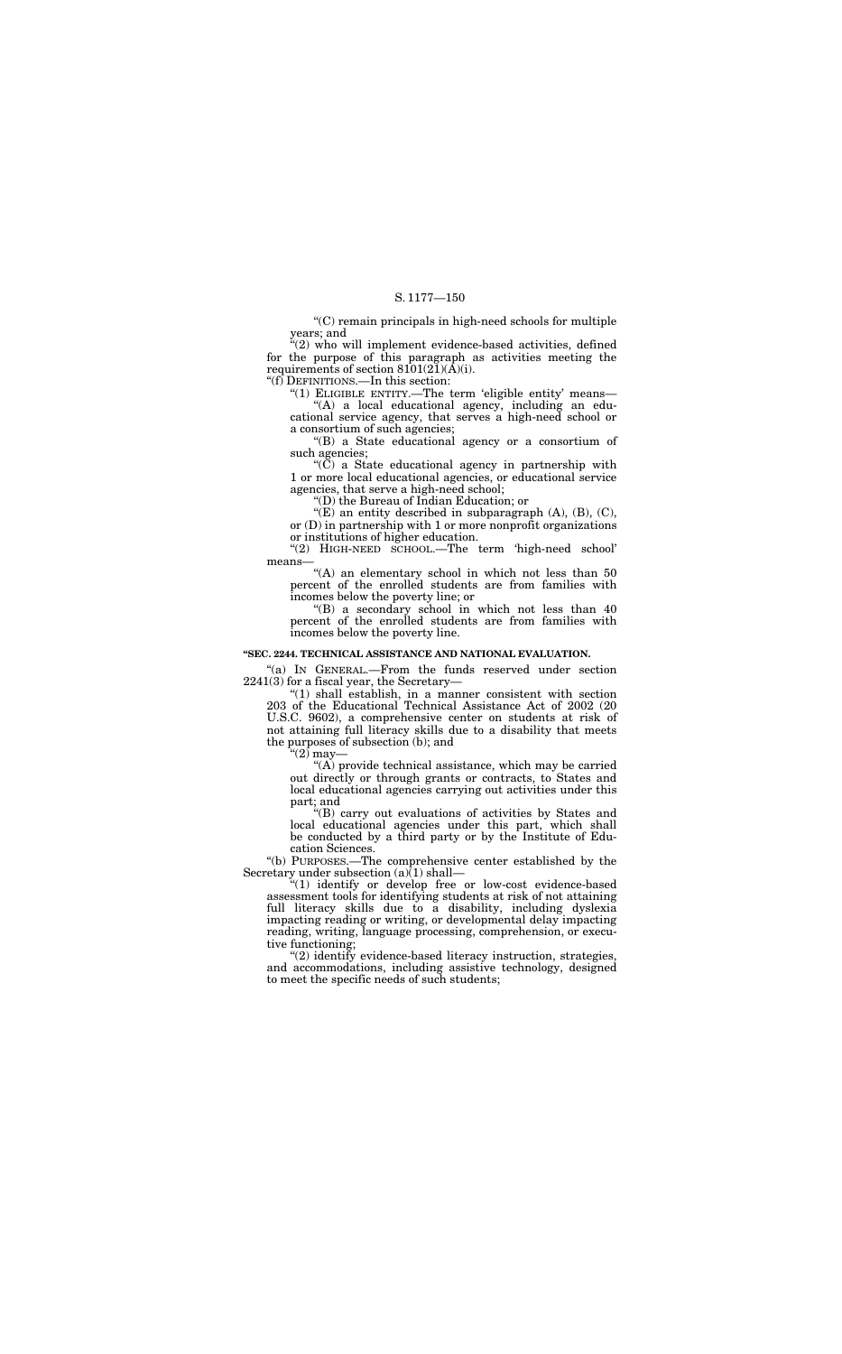"(C) remain principals in high-need schools for multiple years; and

"(2) who will implement evidence-based activities, defined for the purpose of this paragraph as activities meeting the requirements of section 8101(21)(A)(i).

"(f) DEFINITIONS.—In this section:

"(1) ELIGIBLE ENTITY.—The term 'eligible entity' means—

"(A) a local educational agency, including an educational service agency, that serves a high-need school or a consortium of such agencies;

"(B) a State educational agency or a consortium of such agencies;

"(C) a State educational agency in partnership with 1 or more local educational agencies, or educational service agencies, that serve a high-need school;

"(D) the Bureau of Indian Education; or

"(E) an entity described in subparagraph (A), (B), (C), or (D) in partnership with 1 or more nonprofit organizations or institutions of higher education.

"(2) HIGH-NEED SCHOOL.—The term 'high-need school' means—

"(A) an elementary school in which not less than 50 percent of the enrolled students are from families with incomes below the poverty line; or

"(B) a secondary school in which not less than 40 percent of the enrolled students are from families with incomes below the poverty line.

**"SEC. 2244. TECHNICAL ASSISTANCE AND NATIONAL EVALUATION.**

"(a) IN GENERAL.—From the funds reserved under section 2241(3) for a fiscal year, the Secretary—

"(1) shall establish, in a manner consistent with section 203 of the Educational Technical Assistance Act of 2002 (20 U.S.C. 9602), a comprehensive center on students at risk of not attaining full literacy skills due to a disability that meets the purposes of subsection (b); and

"(2) may—

"(A) provide technical assistance, which may be carried out directly or through grants or contracts, to States and local educational agencies carrying out activities under this part; and

"(B) carry out evaluations of activities by States and local educational agencies under this part, which shall be conducted by a third party or by the Institute of Education Sciences.

"(b) PURPOSES.—The comprehensive center established by the Secretary under subsection (a)(1) shall—

"(1) identify or develop free or low-cost evidence-based assessment tools for identifying students at risk of not attaining full literacy skills due to a disability, including dyslexia impacting reading or writing, or developmental delay impacting reading, writing, language processing, comprehension, or executive functioning;

"(2) identify evidence-based literacy instruction, strategies, and accommodations, including assistive technology, designed to meet the specific needs of such students;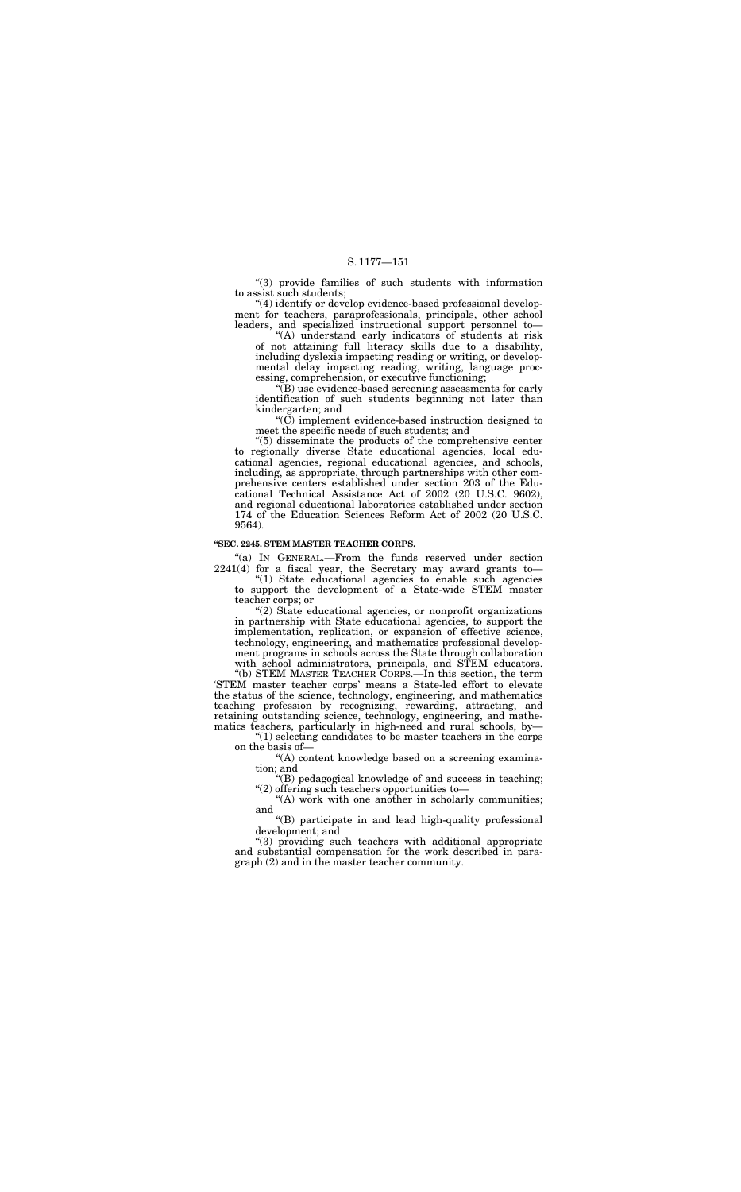"(3) provide families of such students with information to assist such students;

"(4) identify or develop evidence-based professional development for teachers, paraprofessionals, principals, other school leaders, and specialized instructional support personnel to—

"(A) understand early indicators of students at risk of not attaining full literacy skills due to a disability, including dyslexia impacting reading or writing, or developmental delay impacting reading, writing, language processing, comprehension, or executive functioning;

"(B) use evidence-based screening assessments for early identification of such students beginning not later than kindergarten; and

"(C) implement evidence-based instruction designed to meet the specific needs of such students; and

"(5) disseminate the products of the comprehensive center to regionally diverse State educational agencies, local educational agencies, regional educational agencies, and schools, including, as appropriate, through partnerships with other comprehensive centers established under section 203 of the Educational Technical Assistance Act of 2002 (20 U.S.C. 9602), and regional educational laboratories established under section 174 of the Education Sciences Reform Act of 2002 (20 U.S.C. 9564).

**"SEC. 2245. STEM MASTER TEACHER CORPS.**

"(a) IN GENERAL.—From the funds reserved under section 2241(4) for a fiscal year, the Secretary may award grants to—

"(1) State educational agencies to enable such agencies to support the development of a State-wide STEM master teacher corps; or

"(2) State educational agencies, or nonprofit organizations in partnership with State educational agencies, to support the implementation, replication, or expansion of effective science, technology, engineering, and mathematics professional development programs in schools across the State through collaboration with school administrators, principals, and STEM educators.

"(b) STEM MASTER TEACHER CORPS.—In this section, the term 'STEM master teacher corps' means a State-led effort to elevate the status of the science, technology, engineering, and mathematics teaching profession by recognizing, rewarding, attracting, and retaining outstanding science, technology, engineering, and mathematics teachers, particularly in high-need and rural schools, by—

"(1) selecting candidates to be master teachers in the corps on the basis of—

"(A) content knowledge based on a screening examination; and

"(B) pedagogical knowledge of and success in teaching;

"(2) offering such teachers opportunities to—

"(A) work with one another in scholarly communities; and

"(B) participate in and lead high-quality professional development; and

"(3) providing such teachers with additional appropriate and substantial compensation for the work described in paragraph (2) and in the master teacher community.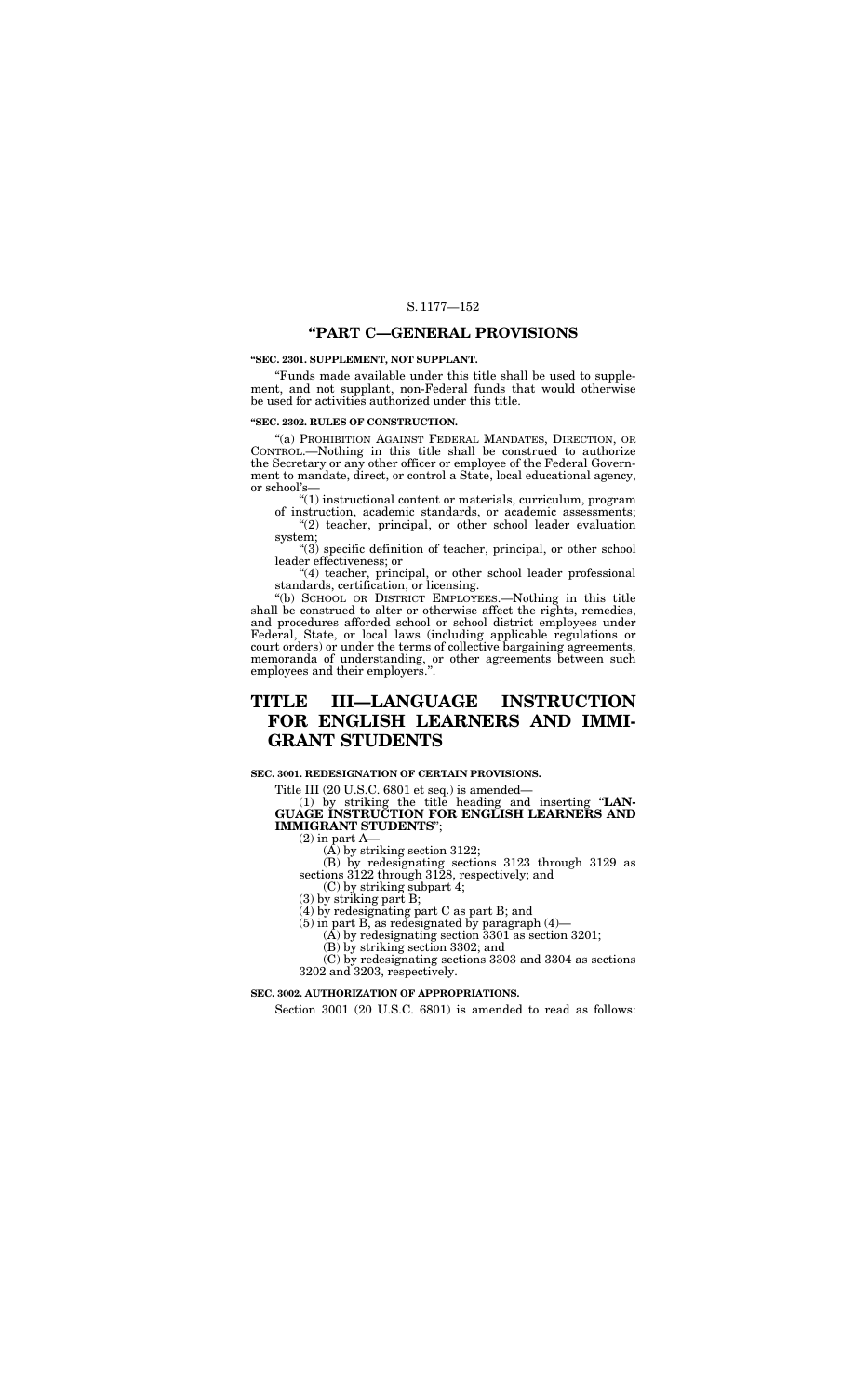## "PART C—GENERAL PROVISIONS

**"SEC. 2301. SUPPLEMENT, NOT SUPPLANT.**

"Funds made available under this title shall be used to supplement, and not supplant, non-Federal funds that would otherwise be used for activities authorized under this title.

**"SEC. 2302. RULES OF CONSTRUCTION.**

"(a) PROHIBITION AGAINST FEDERAL MANDATES, DIRECTION, OR CONTROL.—Nothing in this title shall be construed to authorize the Secretary or any other officer or employee of the Federal Government to mandate, direct, or control a State, local educational agency, or school's—

"(1) instructional content or materials, curriculum, program of instruction, academic standards, or academic assessments;

"(2) teacher, principal, or other school leader evaluation system;

"(3) specific definition of teacher, principal, or other school leader effectiveness; or

"(4) teacher, principal, or other school leader professional standards, certification, or licensing.

"(b) SCHOOL OR DISTRICT EMPLOYEES.—Nothing in this title shall be construed to alter or otherwise affect the rights, remedies, and procedures afforded school or school district employees under Federal, State, or local laws (including applicable regulations or court orders) or under the terms of collective bargaining agreements, memoranda of understanding, or other agreements between such employees and their employers.".

# TITLE III—LANGUAGE INSTRUCTION FOR ENGLISH LEARNERS AND IMMIGRANT STUDENTS

**SEC. 3001. REDESIGNATION OF CERTAIN PROVISIONS.**

Title III (20 U.S.C. 6801 et seq.) is amended—

(1) by striking the title heading and inserting "**LANGUAGE INSTRUCTION FOR ENGLISH LEARNERS AND IMMIGRANT STUDENTS**";

(2) in part A—

(A) by striking section 3122;

(B) by redesignating sections 3123 through 3129 as sections 3122 through 3128, respectively; and

(C) by striking subpart 4;

(3) by striking part B;

(4) by redesignating part C as part B; and

(5) in part B, as redesignated by paragraph (4)—

(A) by redesignating section 3301 as section 3201;

(B) by striking section 3302; and

(C) by redesignating sections 3303 and 3304 as sections 3202 and 3203, respectively.

**SEC. 3002. AUTHORIZATION OF APPROPRIATIONS.**

Section 3001 (20 U.S.C. 6801) is amended to read as follows: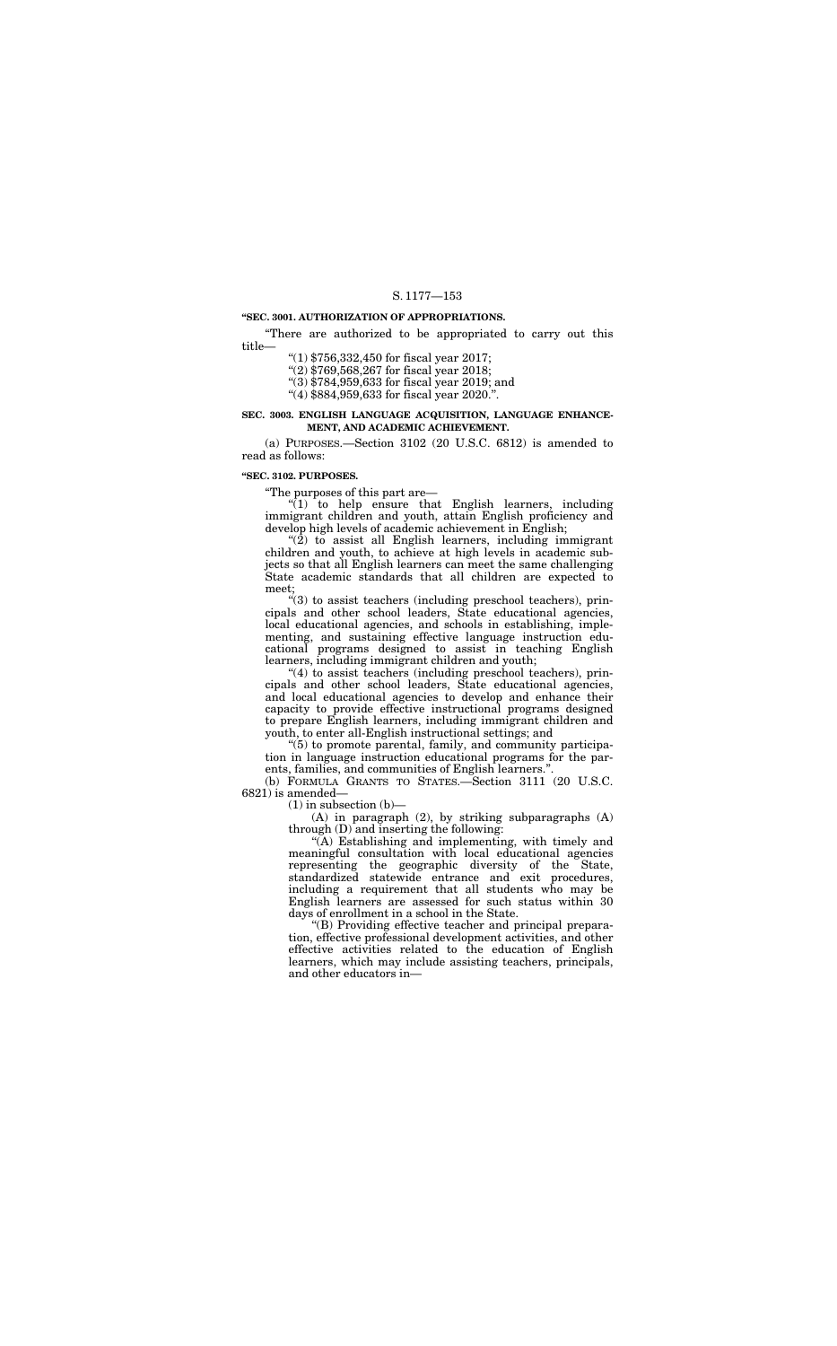**"SEC. 3001. AUTHORIZATION OF APPROPRIATIONS.**

"There are authorized to be appropriated to carry out this title—

"(1) $756,332,450 for fiscal year 2017;

"(2) $769,568,267 for fiscal year 2018;

"(3) $784,959,633 for fiscal year 2019; and

"(4) $884,959,633 for fiscal year 2020.".

**SEC. 3003. ENGLISH LANGUAGE ACQUISITION, LANGUAGE ENHANCEMENT, AND ACADEMIC ACHIEVEMENT.**

(a) PURPOSES.—Section 3102 (20 U.S.C. 6812) is amended to read as follows:

**"SEC. 3102. PURPOSES.**

"The purposes of this part are—

"(1) to help ensure that English learners, including immigrant children and youth, attain English proficiency and develop high levels of academic achievement in English;

"(2) to assist all English learners, including immigrant children and youth, to achieve at high levels in academic subjects so that all English learners can meet the same challenging State academic standards that all children are expected to meet;

"(3) to assist teachers (including preschool teachers), principals and other school leaders, State educational agencies, local educational agencies, and schools in establishing, implementing, and sustaining effective language instruction educational programs designed to assist in teaching English learners, including immigrant children and youth;

"(4) to assist teachers (including preschool teachers), principals and other school leaders, State educational agencies, and local educational agencies to develop and enhance their capacity to provide effective instructional programs designed to prepare English learners, including immigrant children and youth, to enter all-English instructional settings; and

"(5) to promote parental, family, and community participation in language instruction educational programs for the parents, families, and communities of English learners.".

(b) FORMULA GRANTS TO STATES.—Section 3111 (20 U.S.C. 6821) is amended—

(1) in subsection (b)—

(A) in paragraph (2), by striking subparagraphs (A) through (D) and inserting the following:

"(A) Establishing and implementing, with timely and meaningful consultation with local educational agencies representing the geographic diversity of the State, standardized statewide entrance and exit procedures, including a requirement that all students who may be English learners are assessed for such status within 30 days of enrollment in a school in the State.

"(B) Providing effective teacher and principal preparation, effective professional development activities, and other effective activities related to the education of English learners, which may include assisting teachers, principals, and other educators in—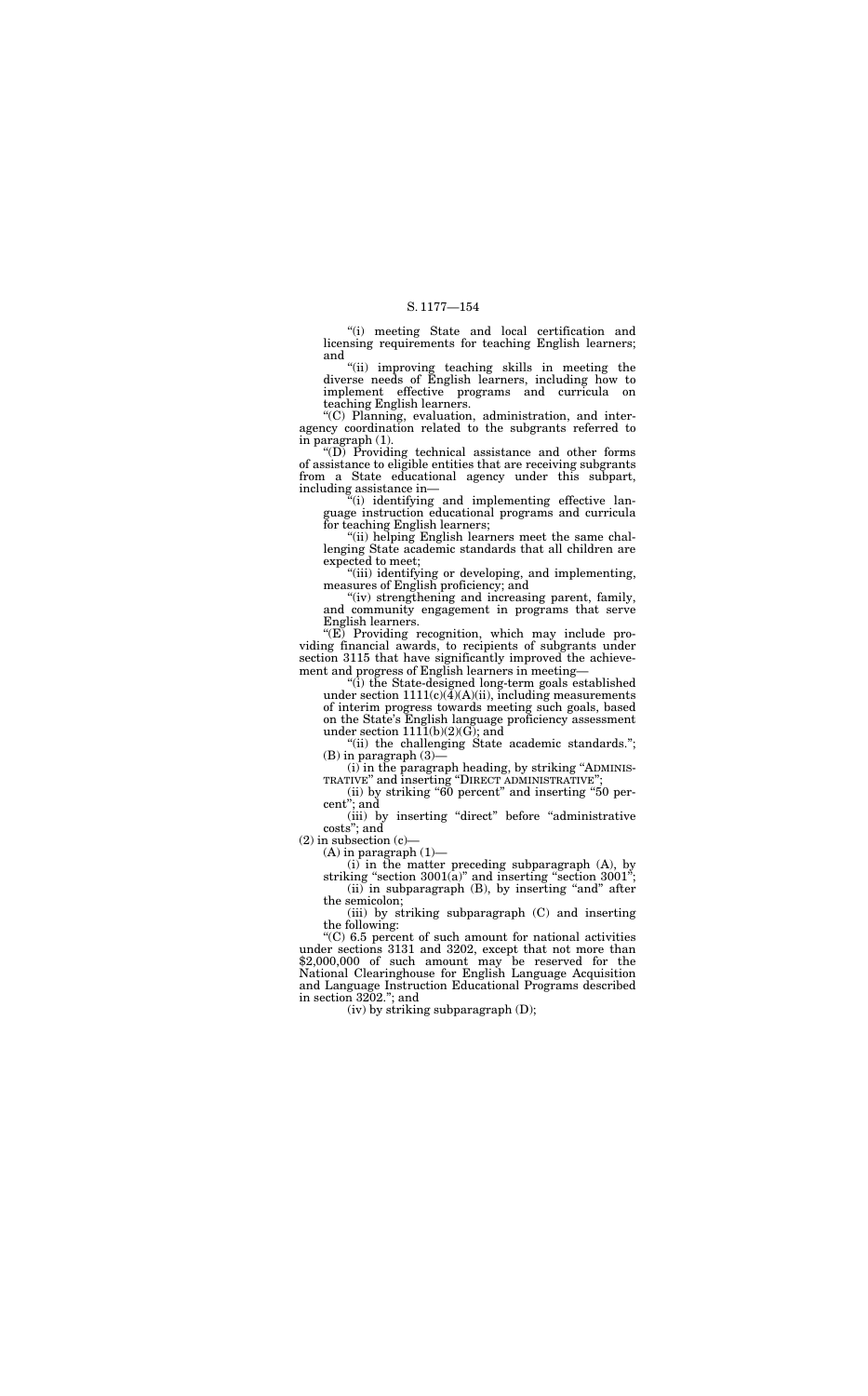"(i) meeting State and local certification and licensing requirements for teaching English learners; and

"(ii) improving teaching skills in meeting the diverse needs of English learners, including how to implement effective programs and curricula on teaching English learners.

"(C) Planning, evaluation, administration, and interagency coordination related to the subgrants referred to in paragraph (1).

"(D) Providing technical assistance and other forms of assistance to eligible entities that are receiving subgrants from a State educational agency under this subpart, including assistance in—

"(i) identifying and implementing effective language instruction educational programs and curricula for teaching English learners;

"(ii) helping English learners meet the same challenging State academic standards that all children are expected to meet;

"(iii) identifying or developing, and implementing, measures of English proficiency; and

"(iv) strengthening and increasing parent, family, and community engagement in programs that serve English learners.

"(E) Providing recognition, which may include providing financial awards, to recipients of subgrants under section 3115 that have significantly improved the achievement and progress of English learners in meeting—

"(i) the State-designed long-term goals established under section 1111(c)(4)(A)(ii), including measurements of interim progress towards meeting such goals, based on the State's English language proficiency assessment under section 1111(b)(2)(G); and

"(ii) the challenging State academic standards.";

(B) in paragraph (3)—

(i) in the paragraph heading, by striking "ADMINISTRATIVE" and inserting "DIRECT ADMINISTRATIVE";

(ii) by striking "60 percent" and inserting "50 percent"; and

(iii) by inserting "direct" before "administrative costs"; and

(2) in subsection (c)—

(A) in paragraph (1)—

(i) in the matter preceding subparagraph (A), by striking "section 3001(a)" and inserting "section 3001";

(ii) in subparagraph (B), by inserting "and" after the semicolon;

(iii) by striking subparagraph (C) and inserting the following:

"(C) 6.5 percent of such amount for national activities under sections 3131 and 3202, except that not more than $2,000,000 of such amount may be reserved for the National Clearinghouse for English Language Acquisition and Language Instruction Educational Programs described in section 3202."; and

(iv) by striking subparagraph (D);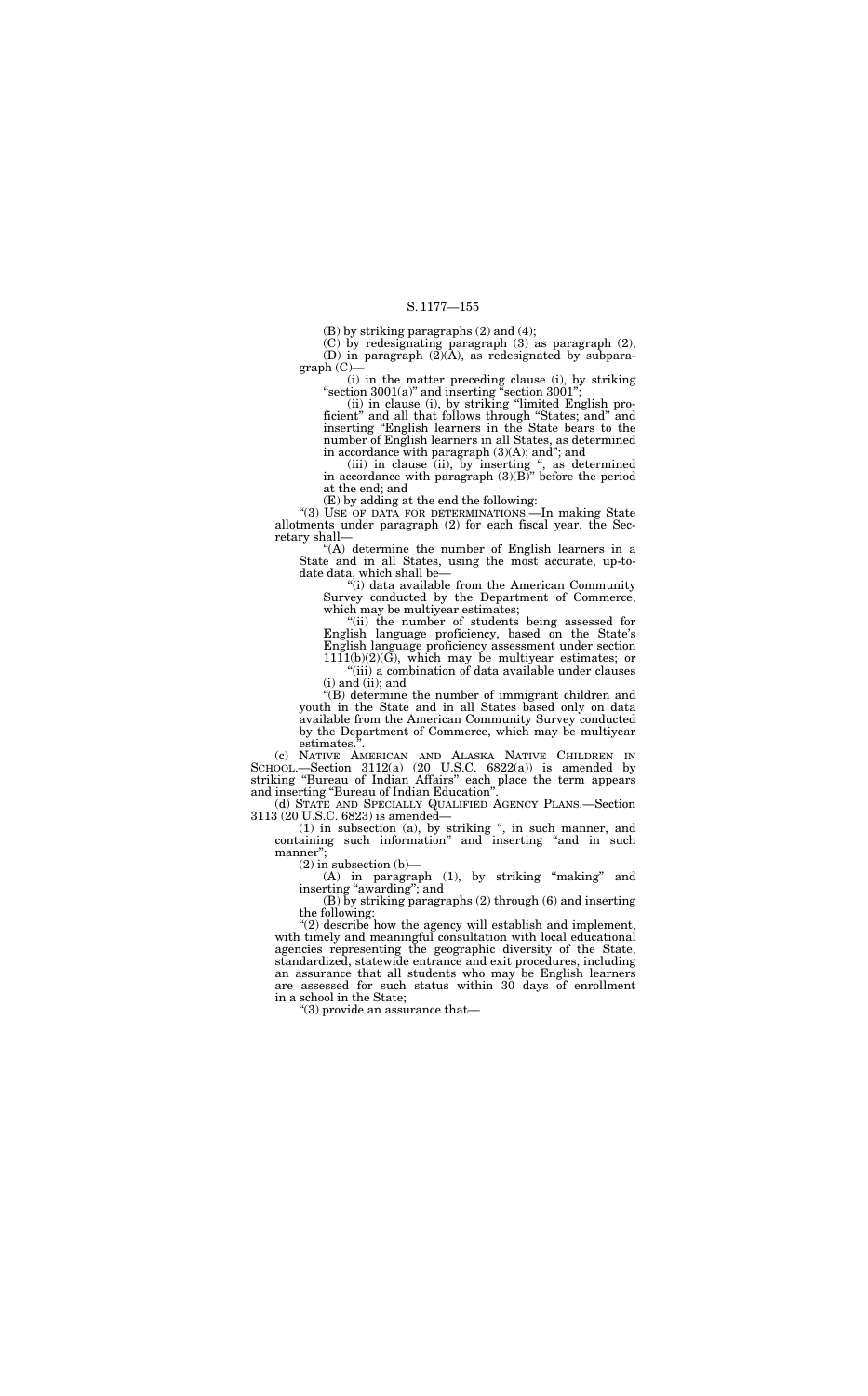(B) by striking paragraphs (2) and (4);

(C) by redesignating paragraph (3) as paragraph (2);

(D) in paragraph (2)(A), as redesignated by subparagraph (C)—

(i) in the matter preceding clause (i), by striking "section 3001(a)" and inserting "section 3001";

(ii) in clause (i), by striking "limited English proficient" and all that follows through "States; and" and inserting "English learners in the State bears to the number of English learners in all States, as determined in accordance with paragraph (3)(A); and"; and

(iii) in clause (ii), by inserting ", as determined in accordance with paragraph (3)(B)" before the period at the end; and

(E) by adding at the end the following:

"(3) USE OF DATA FOR DETERMINATIONS.—In making State allotments under paragraph (2) for each fiscal year, the Secretary shall—

"(A) determine the number of English learners in a State and in all States, using the most accurate, up-to-date data, which shall be—

"(i) data available from the American Community Survey conducted by the Department of Commerce, which may be multiyear estimates;

"(ii) the number of students being assessed for English language proficiency, based on the State's English language proficiency assessment under section 1111(b)(2)(G), which may be multiyear estimates; or

"(iii) a combination of data available under clauses (i) and (ii); and

"(B) determine the number of immigrant children and youth in the State and in all States based only on data available from the American Community Survey conducted by the Department of Commerce, which may be multiyear estimates.".

(c) NATIVE AMERICAN AND ALASKA NATIVE CHILDREN IN SCHOOL.—Section 3112(a) (20 U.S.C. 6822(a)) is amended by striking "Bureau of Indian Affairs" each place the term appears and inserting "Bureau of Indian Education".

(d) STATE AND SPECIALLY QUALIFIED AGENCY PLANS.—Section 3113 (20 U.S.C. 6823) is amended—

(1) in subsection (a), by striking ", in such manner, and containing such information" and inserting "and in such manner";

(2) in subsection (b)—

(A) in paragraph (1), by striking "making" and inserting "awarding"; and

(B) by striking paragraphs (2) through (6) and inserting the following:

"(2) describe how the agency will establish and implement, with timely and meaningful consultation with local educational agencies representing the geographic diversity of the State, standardized, statewide entrance and exit procedures, including an assurance that all students who may be English learners are assessed for such status within 30 days of enrollment in a school in the State;

"(3) provide an assurance that—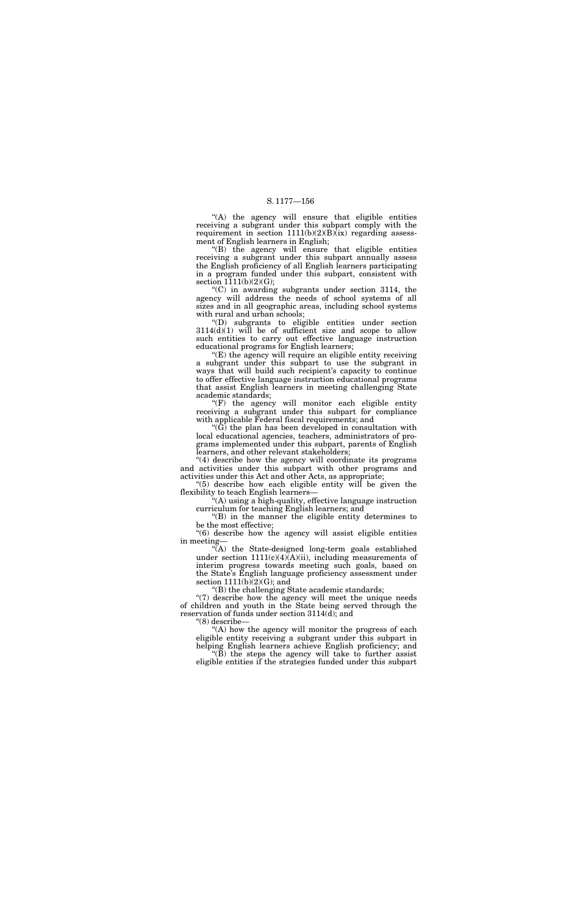"(A) the agency will ensure that eligible entities receiving a subgrant under this subpart comply with the requirement in section 1111(b)(2)(B)(ix) regarding assessment of English learners in English;

"(B) the agency will ensure that eligible entities receiving a subgrant under this subpart annually assess the English proficiency of all English learners participating in a program funded under this subpart, consistent with section 1111(b)(2)(G);

"(C) in awarding subgrants under section 3114, the agency will address the needs of school systems of all sizes and in all geographic areas, including school systems with rural and urban schools;

"(D) subgrants to eligible entities under section 3114(d)(1) will be of sufficient size and scope to allow such entities to carry out effective language instruction educational programs for English learners;

"(E) the agency will require an eligible entity receiving a subgrant under this subpart to use the subgrant in ways that will build such recipient's capacity to continue to offer effective language instruction educational programs that assist English learners in meeting challenging State academic standards;

"(F) the agency will monitor each eligible entity receiving a subgrant under this subpart for compliance with applicable Federal fiscal requirements; and

"(G) the plan has been developed in consultation with local educational agencies, teachers, administrators of programs implemented under this subpart, parents of English learners, and other relevant stakeholders;

"(4) describe how the agency will coordinate its programs and activities under this subpart with other programs and activities under this Act and other Acts, as appropriate;

"(5) describe how each eligible entity will be given the flexibility to teach English learners—

"(A) using a high-quality, effective language instruction curriculum for teaching English learners; and

"(B) in the manner the eligible entity determines to be the most effective;

"(6) describe how the agency will assist eligible entities in meeting—

"(A) the State-designed long-term goals established under section 1111(c)(4)(A)(ii), including measurements of interim progress towards meeting such goals, based on the State's English language proficiency assessment under section 1111(b)(2)(G); and

"(B) the challenging State academic standards;

"(7) describe how the agency will meet the unique needs of children and youth in the State being served through the reservation of funds under section 3114(d); and

"(8) describe—

"(A) how the agency will monitor the progress of each eligible entity receiving a subgrant under this subpart in helping English learners achieve English proficiency; and

"(B) the steps the agency will take to further assist eligible entities if the strategies funded under this subpart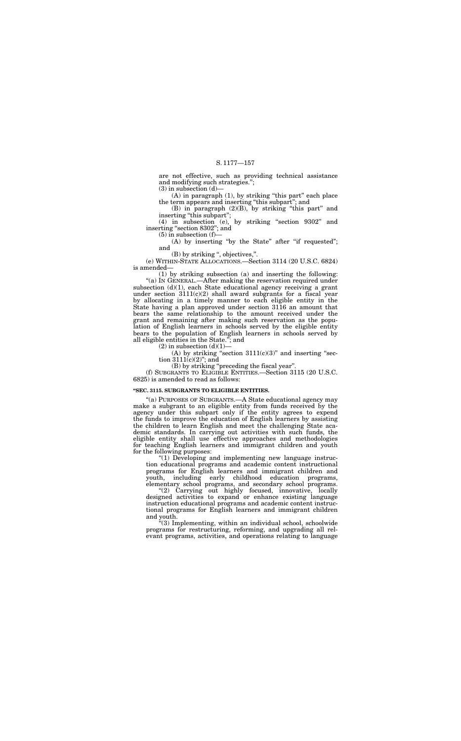are not effective, such as providing technical assistance and modifying such strategies.";

(3) in subsection (d)—

(A) in paragraph (1), by striking "this part" each place the term appears and inserting "this subpart"; and

(B) in paragraph (2)(B), by striking "this part" and inserting "this subpart";

(4) in subsection (e), by striking "section 9302" and inserting "section 8302"; and

(5) in subsection (f)—

(A) by inserting "by the State" after "if requested"; and

(B) by striking ", objectives,".

(e) WITHIN-STATE ALLOCATIONS.—Section 3114 (20 U.S.C. 6824) is amended—

(1) by striking subsection (a) and inserting the following:

"(a) IN GENERAL.—After making the reservation required under subsection (d)(1), each State educational agency receiving a grant under section 3111(c)(2) shall award subgrants for a fiscal year by allocating in a timely manner to each eligible entity in the State having a plan approved under section 3116 an amount that bears the same relationship to the amount received under the grant and remaining after making such reservation as the population of English learners in schools served by the eligible entity bears to the population of English learners in schools served by all eligible entities in the State."; and

(2) in subsection (d)(1)—

(A) by striking "section 3111(c)(3)" and inserting "section 3111(c)(2)"; and

(B) by striking "preceding the fiscal year".

(f) SUBGRANTS TO ELIGIBLE ENTITIES.—Section 3115 (20 U.S.C. 6825) is amended to read as follows:

**"SEC. 3115. SUBGRANTS TO ELIGIBLE ENTITIES.**

"(a) PURPOSES OF SUBGRANTS.—A State educational agency may make a subgrant to an eligible entity from funds received by the agency under this subpart only if the entity agrees to expend the funds to improve the education of English learners by assisting the children to learn English and meet the challenging State academic standards. In carrying out activities with such funds, the eligible entity shall use effective approaches and methodologies for teaching English learners and immigrant children and youth for the following purposes:

"(1) Developing and implementing new language instruction educational programs and academic content instructional programs for English learners and immigrant children and youth, including early childhood education programs, elementary school programs, and secondary school programs.

"(2) Carrying out highly focused, innovative, locally designed activities to expand or enhance existing language instruction educational programs and academic content instructional programs for English learners and immigrant children and youth.

"(3) Implementing, within an individual school, schoolwide programs for restructuring, reforming, and upgrading all relevant programs, activities, and operations relating to language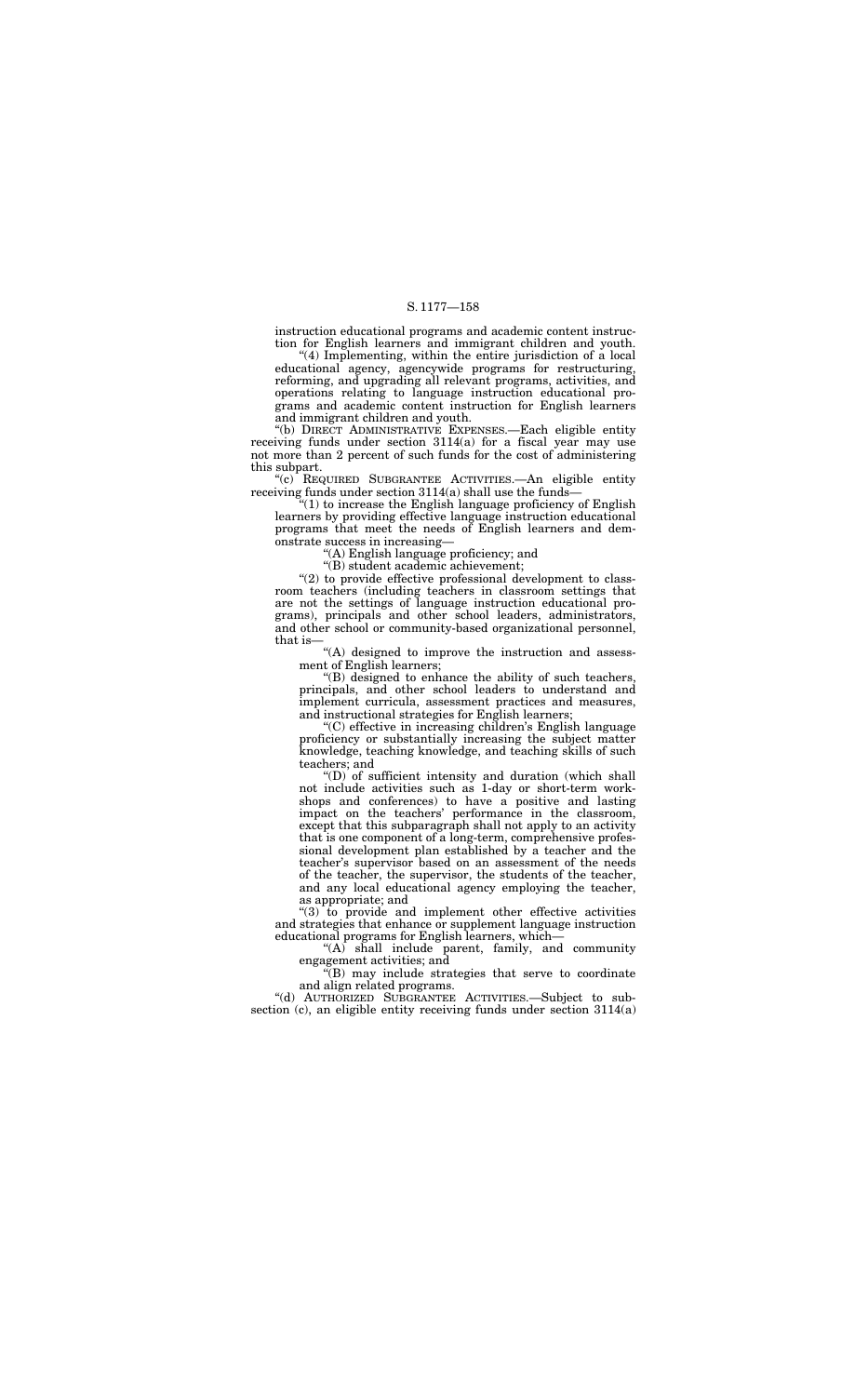instruction educational programs and academic content instruction for English learners and immigrant children and youth.

"(4) Implementing, within the entire jurisdiction of a local educational agency, agencywide programs for restructuring, reforming, and upgrading all relevant programs, activities, and operations relating to language instruction educational programs and academic content instruction for English learners and immigrant children and youth.

"(b) DIRECT ADMINISTRATIVE EXPENSES.—Each eligible entity receiving funds under section 3114(a) for a fiscal year may use not more than 2 percent of such funds for the cost of administering this subpart.

"(c) REQUIRED SUBGRANTEE ACTIVITIES.—An eligible entity receiving funds under section 3114(a) shall use the funds—

"(1) to increase the English language proficiency of English learners by providing effective language instruction educational programs that meet the needs of English learners and demonstrate success in increasing—

"(A) English language proficiency; and

"(B) student academic achievement;

"(2) to provide effective professional development to classroom teachers (including teachers in classroom settings that are not the settings of language instruction educational programs), principals and other school leaders, administrators, and other school or community-based organizational personnel, that is—

"(A) designed to improve the instruction and assessment of English learners;

"(B) designed to enhance the ability of such teachers, principals, and other school leaders to understand and implement curricula, assessment practices and measures, and instructional strategies for English learners;

"(C) effective in increasing children's English language proficiency or substantially increasing the subject matter knowledge, teaching knowledge, and teaching skills of such teachers; and

"(D) of sufficient intensity and duration (which shall not include activities such as 1-day or short-term workshops and conferences) to have a positive and lasting impact on the teachers' performance in the classroom, except that this subparagraph shall not apply to an activity that is one component of a long-term, comprehensive professional development plan established by a teacher and the teacher's supervisor based on an assessment of the needs of the teacher, the supervisor, the students of the teacher, and any local educational agency employing the teacher, as appropriate; and

"(3) to provide and implement other effective activities and strategies that enhance or supplement language instruction educational programs for English learners, which—

"(A) shall include parent, family, and community engagement activities; and

"(B) may include strategies that serve to coordinate and align related programs.

"(d) AUTHORIZED SUBGRANTEE ACTIVITIES.—Subject to subsection (c), an eligible entity receiving funds under section 3114(a)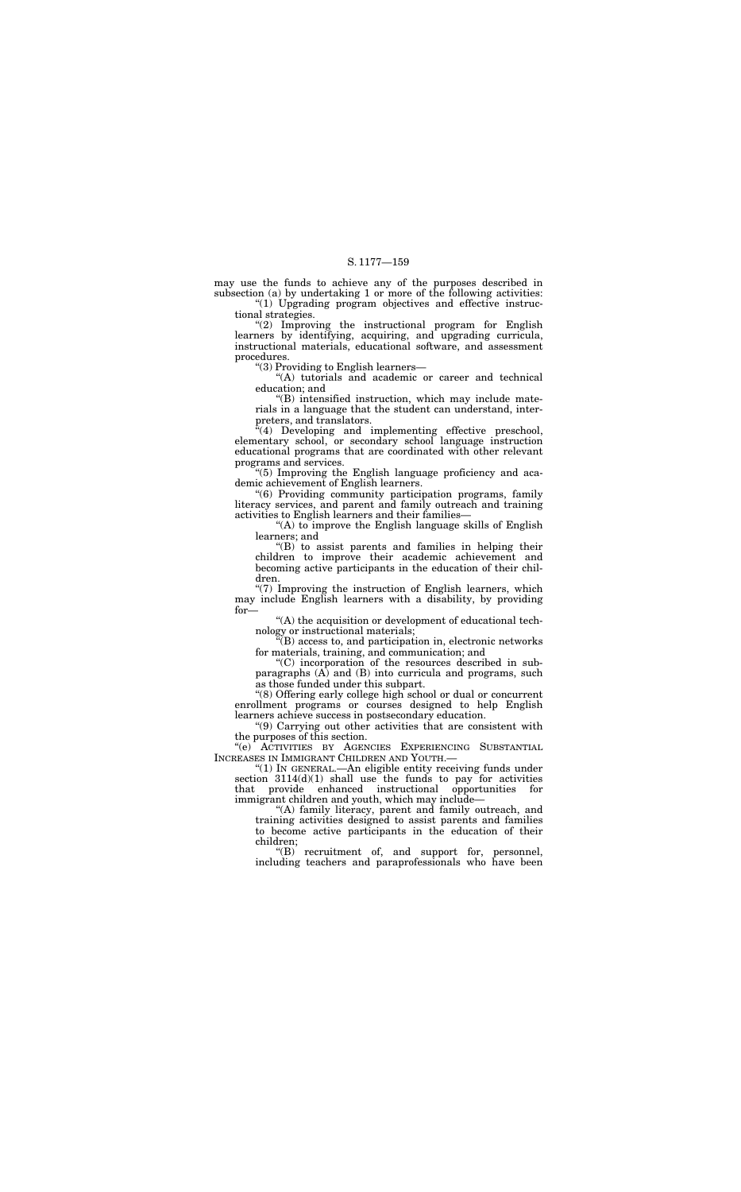may use the funds to achieve any of the purposes described in subsection (a) by undertaking 1 or more of the following activities:

"(1) Upgrading program objectives and effective instructional strategies.

"(2) Improving the instructional program for English learners by identifying, acquiring, and upgrading curricula, instructional materials, educational software, and assessment procedures.

"(3) Providing to English learners—

"(A) tutorials and academic or career and technical education; and

"(B) intensified instruction, which may include materials in a language that the student can understand, interpreters, and translators.

"(4) Developing and implementing effective preschool, elementary school, or secondary school language instruction educational programs that are coordinated with other relevant programs and services.

"(5) Improving the English language proficiency and academic achievement of English learners.

"(6) Providing community participation programs, family literacy services, and parent and family outreach and training activities to English learners and their families—

"(A) to improve the English language skills of English learners; and

"(B) to assist parents and families in helping their children to improve their academic achievement and becoming active participants in the education of their children.

"(7) Improving the instruction of English learners, which may include English learners with a disability, by providing for—

"(A) the acquisition or development of educational technology or instructional materials;

"(B) access to, and participation in, electronic networks for materials, training, and communication; and

"(C) incorporation of the resources described in subparagraphs (A) and (B) into curricula and programs, such as those funded under this subpart.

"(8) Offering early college high school or dual or concurrent enrollment programs or courses designed to help English learners achieve success in postsecondary education.

"(9) Carrying out other activities that are consistent with the purposes of this section.

"(e) ACTIVITIES BY AGENCIES EXPERIENCING SUBSTANTIAL INCREASES IN IMMIGRANT CHILDREN AND YOUTH.—

"(1) IN GENERAL.—An eligible entity receiving funds under section 3114(d)(1) shall use the funds to pay for activities that provide enhanced instructional opportunities for immigrant children and youth, which may include—

"(A) family literacy, parent and family outreach, and training activities designed to assist parents and families to become active participants in the education of their children;

"(B) recruitment of, and support for, personnel, including teachers and paraprofessionals who have been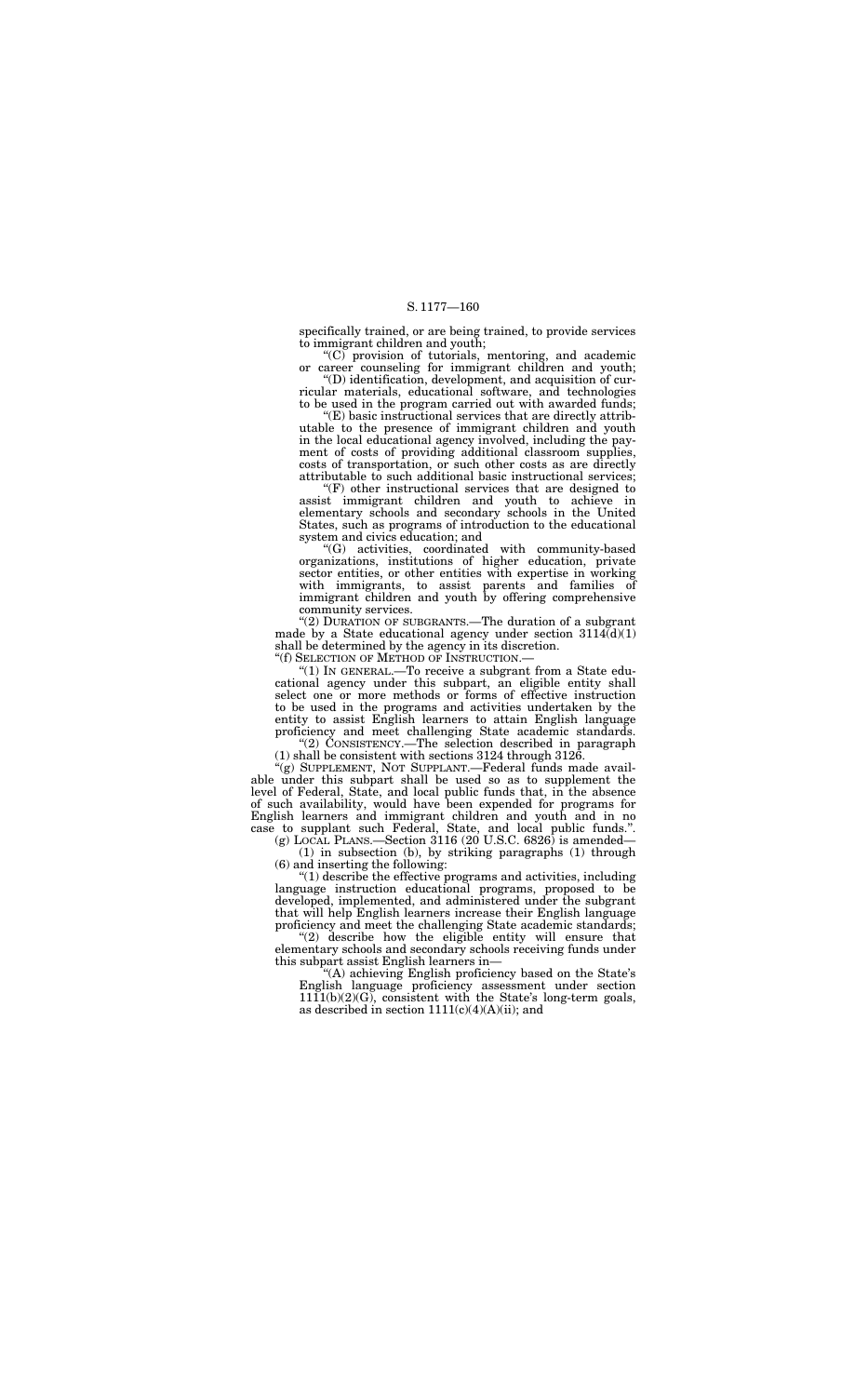specifically trained, or are being trained, to provide services to immigrant children and youth;

"(C) provision of tutorials, mentoring, and academic or career counseling for immigrant children and youth;

"(D) identification, development, and acquisition of curricular materials, educational software, and technologies to be used in the program carried out with awarded funds;

"(E) basic instructional services that are directly attributable to the presence of immigrant children and youth in the local educational agency involved, including the payment of costs of providing additional classroom supplies, costs of transportation, or such other costs as are directly attributable to such additional basic instructional services;

"(F) other instructional services that are designed to assist immigrant children and youth to achieve in elementary schools and secondary schools in the United States, such as programs of introduction to the educational system and civics education; and

"(G) activities, coordinated with community-based organizations, institutions of higher education, private sector entities, or other entities with expertise in working with immigrants, to assist parents and families of immigrant children and youth by offering comprehensive community services.

"(2) DURATION OF SUBGRANTS.—The duration of a subgrant made by a State educational agency under section 3114(d)(1) shall be determined by the agency in its discretion.

"(f) SELECTION OF METHOD OF INSTRUCTION.—

"(1) IN GENERAL.—To receive a subgrant from a State educational agency under this subpart, an eligible entity shall select one or more methods or forms of effective instruction to be used in the programs and activities undertaken by the entity to assist English learners to attain English language proficiency and meet challenging State academic standards.

"(2) CONSISTENCY.—The selection described in paragraph (1) shall be consistent with sections 3124 through 3126.

"(g) SUPPLEMENT, NOT SUPPLANT.—Federal funds made available under this subpart shall be used so as to supplement the level of Federal, State, and local public funds that, in the absence of such availability, would have been expended for programs for English learners and immigrant children and youth and in no case to supplant such Federal, State, and local public funds.".

(g) LOCAL PLANS.—Section 3116 (20 U.S.C. 6826) is amended—

(1) in subsection (b), by striking paragraphs (1) through (6) and inserting the following:

"(1) describe the effective programs and activities, including language instruction educational programs, proposed to be developed, implemented, and administered under the subgrant that will help English learners increase their English language proficiency and meet the challenging State academic standards;

"(2) describe how the eligible entity will ensure that elementary schools and secondary schools receiving funds under this subpart assist English learners in—

"(A) achieving English proficiency based on the State's English language proficiency assessment under section 1111(b)(2)(G), consistent with the State's long-term goals, as described in section 1111(c)(4)(A)(ii); and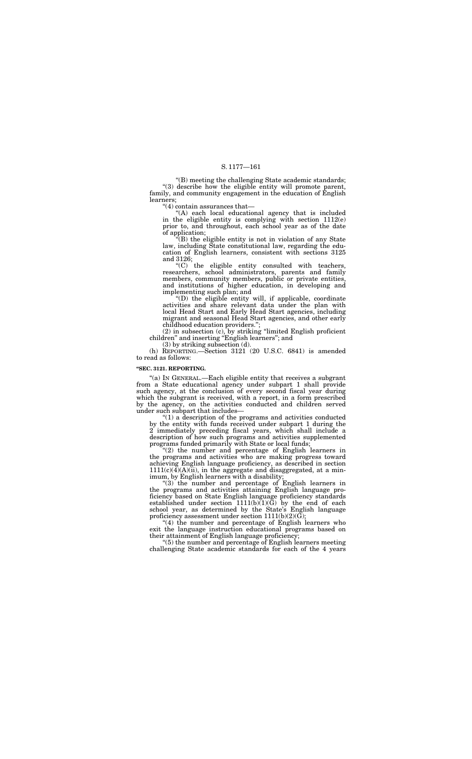"(B) meeting the challenging State academic standards;

"(3) describe how the eligible entity will promote parent, family, and community engagement in the education of English learners;

"(4) contain assurances that—

"(A) each local educational agency that is included in the eligible entity is complying with section 1112(e) prior to, and throughout, each school year as of the date of application;

"(B) the eligible entity is not in violation of any State law, including State constitutional law, regarding the education of English learners, consistent with sections 3125 and 3126;

"(C) the eligible entity consulted with teachers, researchers, school administrators, parents and family members, community members, public or private entities, and institutions of higher education, in developing and implementing such plan; and

"(D) the eligible entity will, if applicable, coordinate activities and share relevant data under the plan with local Head Start and Early Head Start agencies, including migrant and seasonal Head Start agencies, and other early childhood education providers.";

(2) in subsection (c), by striking "limited English proficient children" and inserting "English learners"; and

(3) by striking subsection (d).

(h) REPORTING.—Section 3121 (20 U.S.C. 6841) is amended to read as follows:

**"SEC. 3121. REPORTING.**

"(a) IN GENERAL.—Each eligible entity that receives a subgrant from a State educational agency under subpart 1 shall provide such agency, at the conclusion of every second fiscal year during which the subgrant is received, with a report, in a form prescribed by the agency, on the activities conducted and children served under such subpart that includes—

"(1) a description of the programs and activities conducted by the entity with funds received under subpart 1 during the 2 immediately preceding fiscal years, which shall include a description of how such programs and activities supplemented programs funded primarily with State or local funds;

"(2) the number and percentage of English learners in the programs and activities who are making progress toward achieving English language proficiency, as described in section 1111(c)(4)(A)(ii), in the aggregate and disaggregated, at a minimum, by English learners with a disability;

"(3) the number and percentage of English learners in the programs and activities attaining English language proficiency based on State English language proficiency standards established under section 1111(b)(1)(G) by the end of each school year, as determined by the State's English language proficiency assessment under section 1111(b)(2)(G);

"(4) the number and percentage of English learners who exit the language instruction educational programs based on their attainment of English language proficiency;

"(5) the number and percentage of English learners meeting challenging State academic standards for each of the 4 years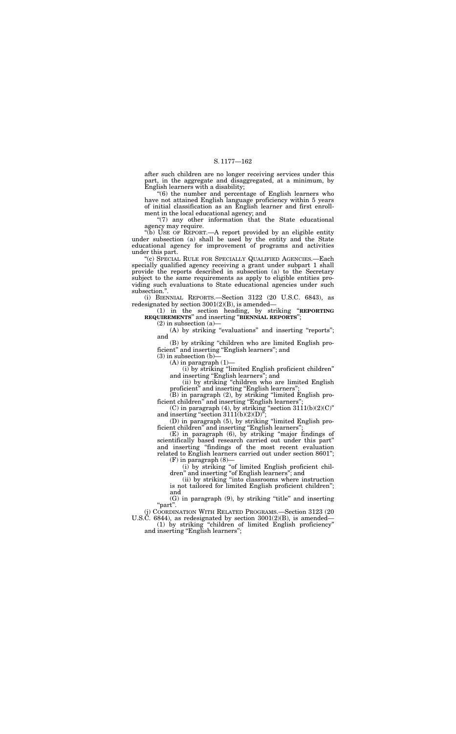after such children are no longer receiving services under this part, in the aggregate and disaggregated, at a minimum, by English learners with a disability;

"(6) the number and percentage of English learners who have not attained English language proficiency within 5 years of initial classification as an English learner and first enrollment in the local educational agency; and

"(7) any other information that the State educational agency may require.

"(b) USE OF REPORT.—A report provided by an eligible entity under subsection (a) shall be used by the entity and the State educational agency for improvement of programs and activities under this part.

"(c) SPECIAL RULE FOR SPECIALLY QUALIFIED AGENCIES.—Each specially qualified agency receiving a grant under subpart 1 shall provide the reports described in subsection (a) to the Secretary subject to the same requirements as apply to eligible entities providing such evaluations to State educational agencies under such subsection.".

(i) BIENNIAL REPORTS.—Section 3122 (20 U.S.C. 6843), as redesignated by section 3001(2)(B), is amended—

(1) in the section heading, by striking "**REPORTING REQUIREMENTS**" and inserting "**BIENNIAL REPORTS**";

(2) in subsection (a)—

(A) by striking "evaluations" and inserting "reports"; and

(B) by striking "children who are limited English proficient" and inserting "English learners"; and

(3) in subsection (b)—

(A) in paragraph (1)—

(i) by striking "limited English proficient children" and inserting "English learners"; and

(ii) by striking "children who are limited English proficient" and inserting "English learners";

(B) in paragraph (2), by striking "limited English proficient children" and inserting "English learners";

(C) in paragraph (4), by striking "section 3111(b)(2)(C)" and inserting "section 3111(b)(2)(D)";

(D) in paragraph (5), by striking "limited English proficient children" and inserting "English learners";

(E) in paragraph (6), by striking "major findings of scientifically based research carried out under this part" and inserting "findings of the most recent evaluation related to English learners carried out under section 8601";

(F) in paragraph (8)—

(i) by striking "of limited English proficient children" and inserting "of English learners"; and

(ii) by striking "into classrooms where instruction is not tailored for limited English proficient children"; and

(G) in paragraph (9), by striking "title" and inserting "part".

(j) COORDINATION WITH RELATED PROGRAMS.—Section 3123 (20 U.S.C. 6844), as redesignated by section 3001(2)(B), is amended—

(1) by striking "children of limited English proficiency" and inserting "English learners";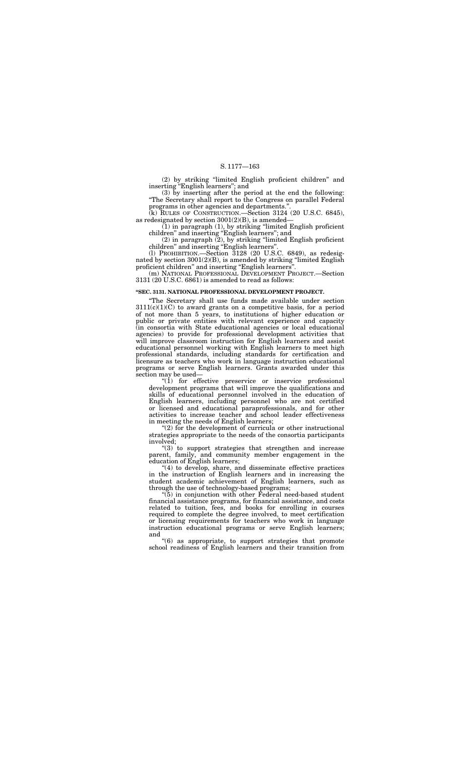(2) by striking "limited English proficient children" and inserting "English learners"; and

(3) by inserting after the period at the end the following: "The Secretary shall report to the Congress on parallel Federal programs in other agencies and departments.".

(k) RULES OF CONSTRUCTION.—Section 3124 (20 U.S.C. 6845), as redesignated by section 3001(2)(B), is amended—

(1) in paragraph (1), by striking "limited English proficient children" and inserting "English learners"; and

(2) in paragraph (2), by striking "limited English proficient children" and inserting "English learners".

(l) PROHIBITION.—Section 3128 (20 U.S.C. 6849), as redesignated by section 3001(2)(B), is amended by striking "limited English proficient children" and inserting "English learners".

(m) NATIONAL PROFESSIONAL DEVELOPMENT PROJECT.—Section 3131 (20 U.S.C. 6861) is amended to read as follows:

**"SEC. 3131. NATIONAL PROFESSIONAL DEVELOPMENT PROJECT.**

"The Secretary shall use funds made available under section 3111(c)(1)(C) to award grants on a competitive basis, for a period of not more than 5 years, to institutions of higher education or public or private entities with relevant experience and capacity (in consortia with State educational agencies or local educational agencies) to provide for professional development activities that will improve classroom instruction for English learners and assist educational personnel working with English learners to meet high professional standards, including standards for certification and licensure as teachers who work in language instruction educational programs or serve English learners. Grants awarded under this section may be used—

"(1) for effective preservice or inservice professional development programs that will improve the qualifications and skills of educational personnel involved in the education of English learners, including personnel who are not certified or licensed and educational paraprofessionals, and for other activities to increase teacher and school leader effectiveness in meeting the needs of English learners;

"(2) for the development of curricula or other instructional strategies appropriate to the needs of the consortia participants involved;

"(3) to support strategies that strengthen and increase parent, family, and community member engagement in the education of English learners;

"(4) to develop, share, and disseminate effective practices in the instruction of English learners and in increasing the student academic achievement of English learners, such as through the use of technology-based programs;

"(5) in conjunction with other Federal need-based student financial assistance programs, for financial assistance, and costs related to tuition, fees, and books for enrolling in courses required to complete the degree involved, to meet certification or licensing requirements for teachers who work in language instruction educational programs or serve English learners; and

"(6) as appropriate, to support strategies that promote school readiness of English learners and their transition from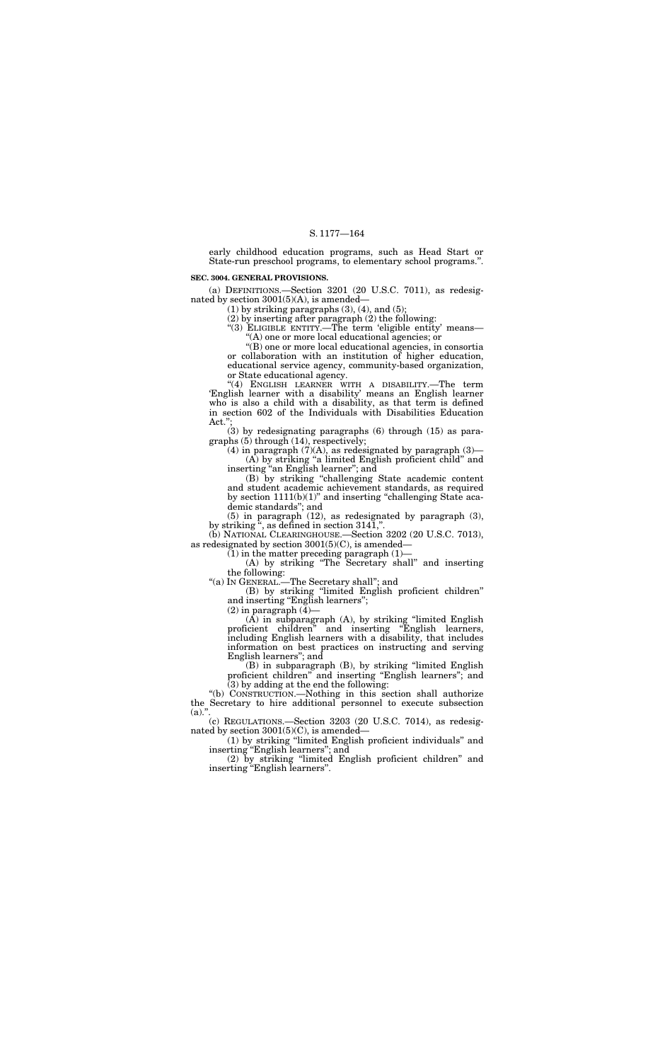early childhood education programs, such as Head Start or State-run preschool programs, to elementary school programs.''.

**SEC. 3004. GENERAL PROVISIONS.**

(a) DEFINITIONS.—Section 3201 (20 U.S.C. 7011), as redesignated by section 3001(5)(A), is amended—

(1) by striking paragraphs (3), (4), and (5);

(2) by inserting after paragraph (2) the following:

''(3) ELIGIBLE ENTITY.—The term 'eligible entity' means—

''(A) one or more local educational agencies; or

''(B) one or more local educational agencies, in consortia or collaboration with an institution of higher education, educational service agency, community-based organization, or State educational agency.

''(4) ENGLISH LEARNER WITH A DISABILITY.—The term 'English learner with a disability' means an English learner who is also a child with a disability, as that term is defined in section 602 of the Individuals with Disabilities Education Act.'';

(3) by redesignating paragraphs (6) through (15) as paragraphs (5) through (14), respectively;

(4) in paragraph (7)(A), as redesignated by paragraph (3)—

(A) by striking ''a limited English proficient child'' and inserting ''an English learner''; and

(B) by striking ''challenging State academic content and student academic achievement standards, as required by section 1111(b)(1)'' and inserting ''challenging State academic standards''; and

(5) in paragraph (12), as redesignated by paragraph (3), by striking '', as defined in section 3141,''.

(b) NATIONAL CLEARINGHOUSE.—Section 3202 (20 U.S.C. 7013), as redesignated by section 3001(5)(C), is amended—

(1) in the matter preceding paragraph (1)—

(A) by striking ''The Secretary shall'' and inserting the following:

''(a) IN GENERAL.—The Secretary shall''; and

(B) by striking ''limited English proficient children'' and inserting ''English learners'';

(2) in paragraph (4)—

(A) in subparagraph (A), by striking ''limited English proficient children'' and inserting ''English learners, including English learners with a disability, that includes information on best practices on instructing and serving English learners''; and

(B) in subparagraph (B), by striking ''limited English proficient children'' and inserting ''English learners''; and

(3) by adding at the end the following:

''(b) CONSTRUCTION.—Nothing in this section shall authorize the Secretary to hire additional personnel to execute subsection (a).''.

(c) REGULATIONS.—Section 3203 (20 U.S.C. 7014), as redesignated by section 3001(5)(C), is amended—

(1) by striking ''limited English proficient individuals'' and inserting ''English learners''; and

(2) by striking ''limited English proficient children'' and inserting ''English learners''.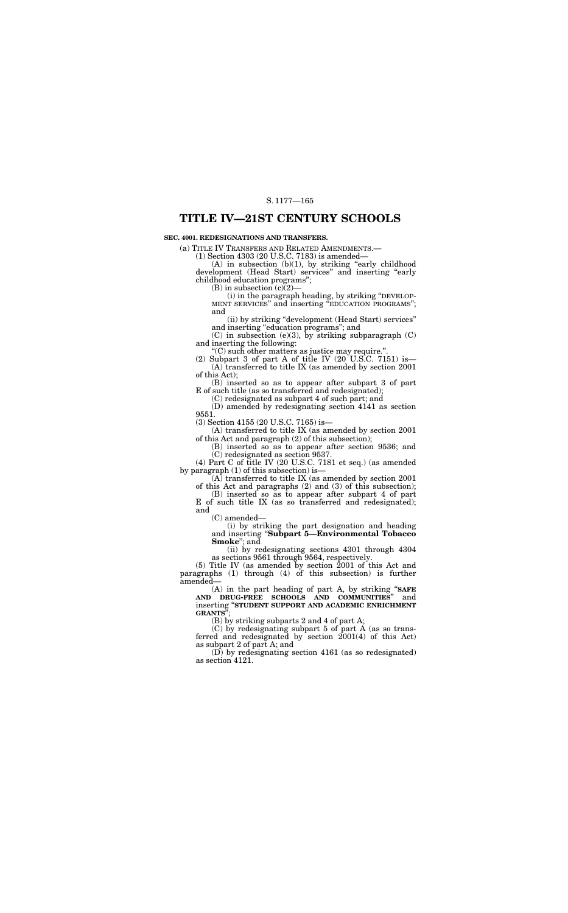# TITLE IV—21ST CENTURY SCHOOLS

**SEC. 4001. REDESIGNATIONS AND TRANSFERS.**

(a) TITLE IV TRANSFERS AND RELATED AMENDMENTS.—

(1) Section 4303 (20 U.S.C. 7183) is amended—

(A) in subsection (b)(1), by striking "early childhood development (Head Start) services" and inserting "early childhood education programs";

(B) in subsection (c)(2)—

(i) in the paragraph heading, by striking "DEVELOPMENT SERVICES" and inserting "EDUCATION PROGRAMS"; and

(ii) by striking "development (Head Start) services" and inserting "education programs"; and

(C) in subsection (e)(3), by striking subparagraph (C) and inserting the following:

"(C) such other matters as justice may require.".

(2) Subpart 3 of part A of title IV (20 U.S.C. 7151) is—

(A) transferred to title IX (as amended by section 2001 of this Act);

(B) inserted so as to appear after subpart 3 of part E of such title (as so transferred and redesignated);

(C) redesignated as subpart 4 of such part; and

(D) amended by redesignating section 4141 as section 9551.

(3) Section 4155 (20 U.S.C. 7165) is—

(A) transferred to title IX (as amended by section 2001 of this Act and paragraph (2) of this subsection);

(B) inserted so as to appear after section 9536; and

(C) redesignated as section 9537.

(4) Part C of title IV (20 U.S.C. 7181 et seq.) (as amended by paragraph (1) of this subsection) is—

(A) transferred to title IX (as amended by section 2001 of this Act and paragraphs (2) and (3) of this subsection);

(B) inserted so as to appear after subpart 4 of part E of such title IX (as so transferred and redesignated); and

(C) amended—

(i) by striking the part designation and heading and inserting "**Subpart 5—Environmental Tobacco Smoke**"; and

(ii) by redesignating sections 4301 through 4304 as sections 9561 through 9564, respectively.

(5) Title IV (as amended by section 2001 of this Act and paragraphs (1) through (4) of this subsection) is further amended—

(A) in the part heading of part A, by striking "**SAFE AND DRUG-FREE SCHOOLS AND COMMUNITIES**" and inserting "**STUDENT SUPPORT AND ACADEMIC ENRICHMENT GRANTS**";

(B) by striking subparts 2 and 4 of part A;

(C) by redesignating subpart 5 of part A (as so transferred and redesignated by section 2001(4) of this Act) as subpart 2 of part A; and

(D) by redesignating section 4161 (as so redesignated) as section 4121.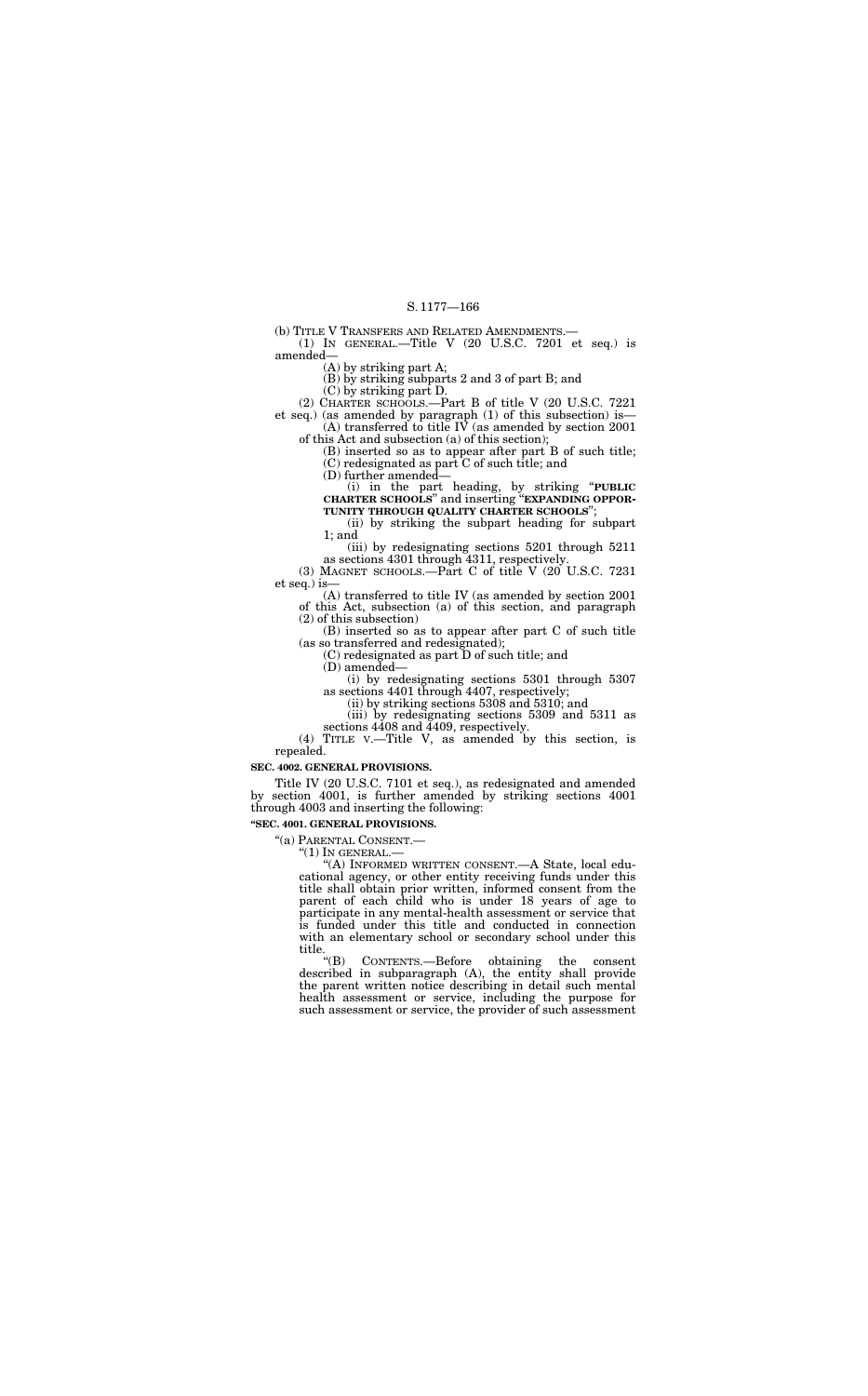(b) TITLE V TRANSFERS AND RELATED AMENDMENTS.—

(1) IN GENERAL.—Title V (20 U.S.C. 7201 et seq.) is amended—

(A) by striking part A;

(B) by striking subparts 2 and 3 of part B; and

(C) by striking part D.

(2) CHARTER SCHOOLS.—Part B of title V (20 U.S.C. 7221 et seq.) (as amended by paragraph (1) of this subsection) is—

(A) transferred to title IV (as amended by section 2001 of this Act and subsection (a) of this section);

(B) inserted so as to appear after part B of such title;

(C) redesignated as part C of such title; and

(D) further amended—

(i) in the part heading, by striking "**PUBLIC CHARTER SCHOOLS**" and inserting "**EXPANDING OPPORTUNITY THROUGH QUALITY CHARTER SCHOOLS**";

(ii) by striking the subpart heading for subpart 1; and

(iii) by redesignating sections 5201 through 5211 as sections 4301 through 4311, respectively.

(3) MAGNET SCHOOLS.—Part C of title V (20 U.S.C. 7231 et seq.) is—

(A) transferred to title IV (as amended by section 2001 of this Act, subsection (a) of this section, and paragraph (2) of this subsection)

(B) inserted so as to appear after part C of such title (as so transferred and redesignated);

(C) redesignated as part D of such title; and

(D) amended—

(i) by redesignating sections 5301 through 5307 as sections 4401 through 4407, respectively;

(ii) by striking sections 5308 and 5310; and

(iii) by redesignating sections 5309 and 5311 as sections 4408 and 4409, respectively.

(4) TITLE V.—Title V, as amended by this section, is repealed.

**SEC. 4002. GENERAL PROVISIONS.**

Title IV (20 U.S.C. 7101 et seq.), as redesignated and amended by section 4001, is further amended by striking sections 4001 through 4003 and inserting the following:

**"SEC. 4001. GENERAL PROVISIONS.**

"(a) PARENTAL CONSENT.—

"(1) IN GENERAL.—

"(A) INFORMED WRITTEN CONSENT.—A State, local educational agency, or other entity receiving funds under this title shall obtain prior written, informed consent from the parent of each child who is under 18 years of age to participate in any mental-health assessment or service that is funded under this title and conducted in connection with an elementary school or secondary school under this title.

"(B) CONTENTS.—Before obtaining the consent described in subparagraph (A), the entity shall provide the parent written notice describing in detail such mental health assessment or service, including the purpose for such assessment or service, the provider of such assessment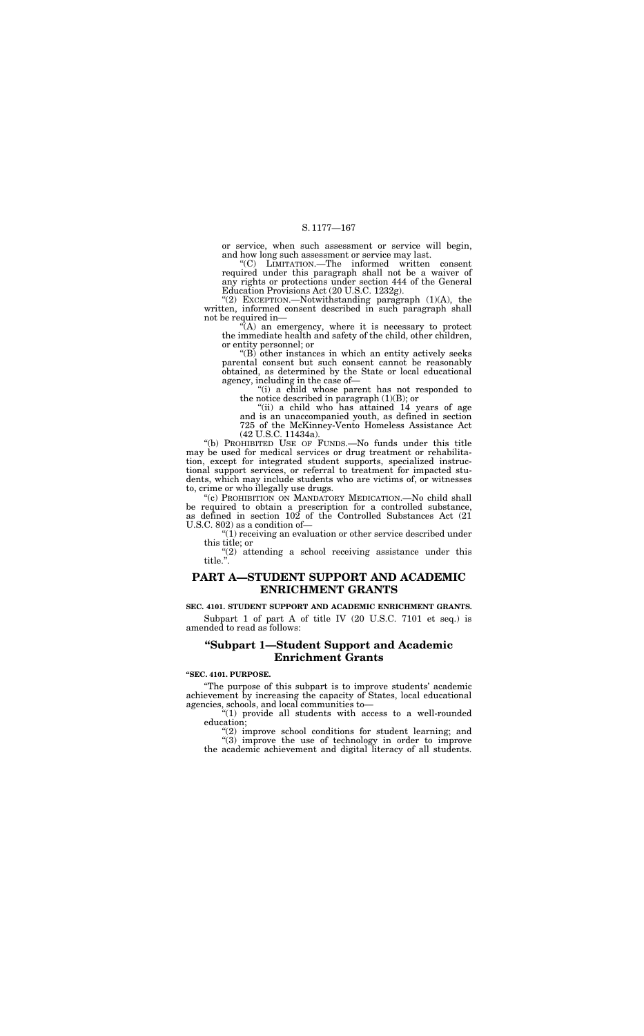or service, when such assessment or service will begin, and how long such assessment or service may last.

"(C) LIMITATION.—The informed written consent required under this paragraph shall not be a waiver of any rights or protections under section 444 of the General Education Provisions Act (20 U.S.C. 1232g).

"(2) EXCEPTION.—Notwithstanding paragraph (1)(A), the written, informed consent described in such paragraph shall not be required in—

"(A) an emergency, where it is necessary to protect the immediate health and safety of the child, other children, or entity personnel; or

"(B) other instances in which an entity actively seeks parental consent but such consent cannot be reasonably obtained, as determined by the State or local educational agency, including in the case of—

"(i) a child whose parent has not responded to the notice described in paragraph (1)(B); or

"(ii) a child who has attained 14 years of age and is an unaccompanied youth, as defined in section 725 of the McKinney-Vento Homeless Assistance Act (42 U.S.C. 11434a).

"(b) PROHIBITED USE OF FUNDS.—No funds under this title may be used for medical services or drug treatment or rehabilitation, except for integrated student supports, specialized instructional support services, or referral to treatment for impacted students, which may include students who are victims of, or witnesses to, crime or who illegally use drugs.

"(c) PROHIBITION ON MANDATORY MEDICATION.—No child shall be required to obtain a prescription for a controlled substance, as defined in section 102 of the Controlled Substances Act (21 U.S.C. 802) as a condition of—

"(1) receiving an evaluation or other service described under this title; or

"(2) attending a school receiving assistance under this title.".

## PART A—STUDENT SUPPORT AND ACADEMIC ENRICHMENT GRANTS

**SEC. 4101. STUDENT SUPPORT AND ACADEMIC ENRICHMENT GRANTS.**

Subpart 1 of part A of title IV (20 U.S.C. 7101 et seq.) is amended to read as follows:

## "Subpart 1—Student Support and Academic Enrichment Grants

**"SEC. 4101. PURPOSE.**

"The purpose of this subpart is to improve students' academic achievement by increasing the capacity of States, local educational agencies, schools, and local communities to—

"(1) provide all students with access to a well-rounded education;

"(2) improve school conditions for student learning; and

"(3) improve the use of technology in order to improve the academic achievement and digital literacy of all students.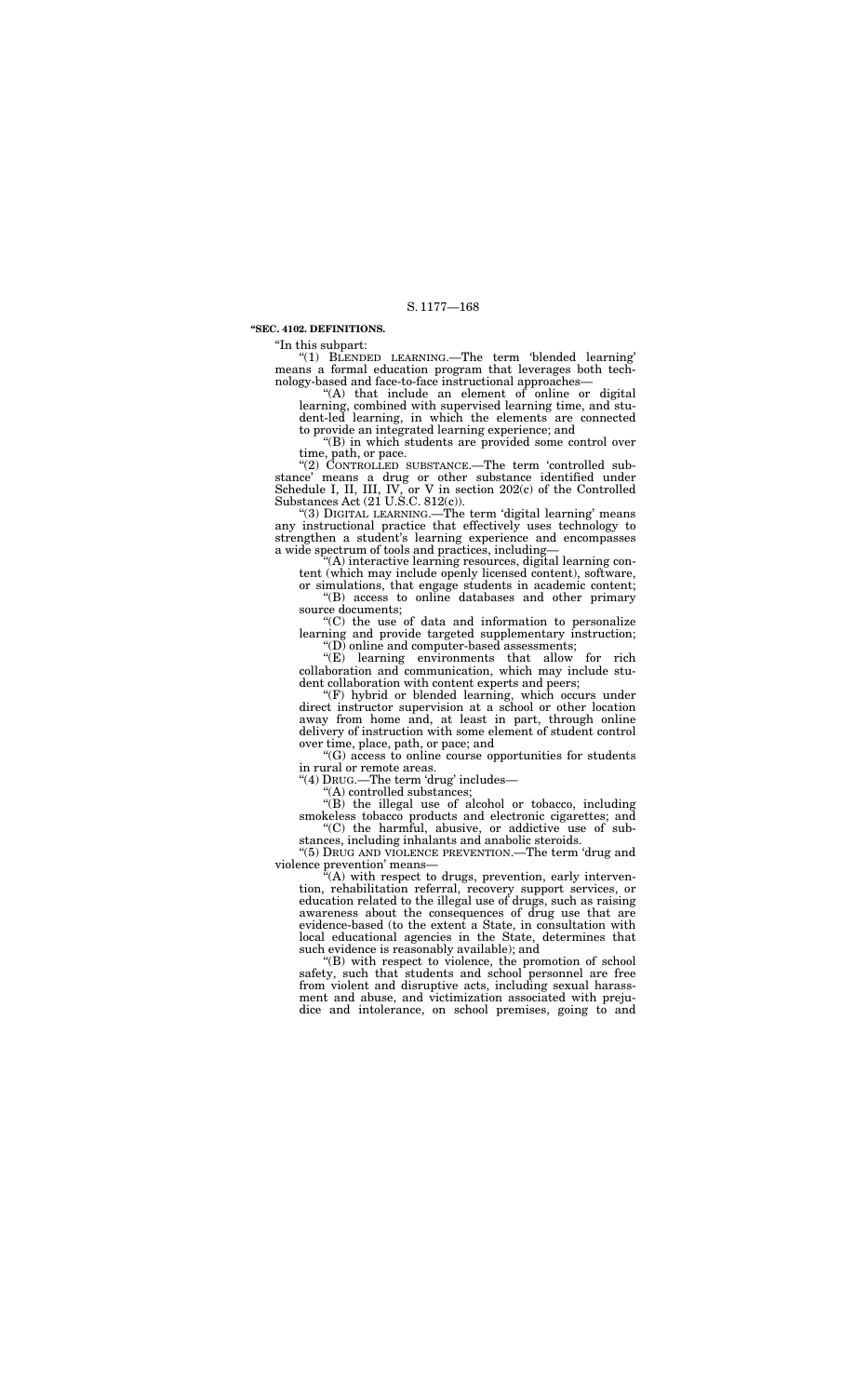**"SEC. 4102. DEFINITIONS.**

"In this subpart:

"(1) BLENDED LEARNING.—The term 'blended learning' means a formal education program that leverages both technology-based and face-to-face instructional approaches—

"(A) that include an element of online or digital learning, combined with supervised learning time, and student-led learning, in which the elements are connected to provide an integrated learning experience; and

"(B) in which students are provided some control over time, path, or pace.

"(2) CONTROLLED SUBSTANCE.—The term 'controlled substance' means a drug or other substance identified under Schedule I, II, III, IV, or V in section 202(c) of the Controlled Substances Act (21 U.S.C. 812(c)).

"(3) DIGITAL LEARNING.—The term 'digital learning' means any instructional practice that effectively uses technology to strengthen a student's learning experience and encompasses a wide spectrum of tools and practices, including—

"(A) interactive learning resources, digital learning content (which may include openly licensed content), software, or simulations, that engage students in academic content;

"(B) access to online databases and other primary source documents;

"(C) the use of data and information to personalize learning and provide targeted supplementary instruction;

"(D) online and computer-based assessments;

"(E) learning environments that allow for rich collaboration and communication, which may include student collaboration with content experts and peers;

"(F) hybrid or blended learning, which occurs under direct instructor supervision at a school or other location away from home and, at least in part, through online delivery of instruction with some element of student control over time, place, path, or pace; and

"(G) access to online course opportunities for students in rural or remote areas.

"(4) DRUG.—The term 'drug' includes—

"(A) controlled substances;

"(B) the illegal use of alcohol or tobacco, including smokeless tobacco products and electronic cigarettes; and

"(C) the harmful, abusive, or addictive use of substances, including inhalants and anabolic steroids.

"(5) DRUG AND VIOLENCE PREVENTION.—The term 'drug and violence prevention' means—

"(A) with respect to drugs, prevention, early intervention, rehabilitation referral, recovery support services, or education related to the illegal use of drugs, such as raising awareness about the consequences of drug use that are evidence-based (to the extent a State, in consultation with local educational agencies in the State, determines that such evidence is reasonably available); and

"(B) with respect to violence, the promotion of school safety, such that students and school personnel are free from violent and disruptive acts, including sexual harassment and abuse, and victimization associated with prejudice and intolerance, on school premises, going to and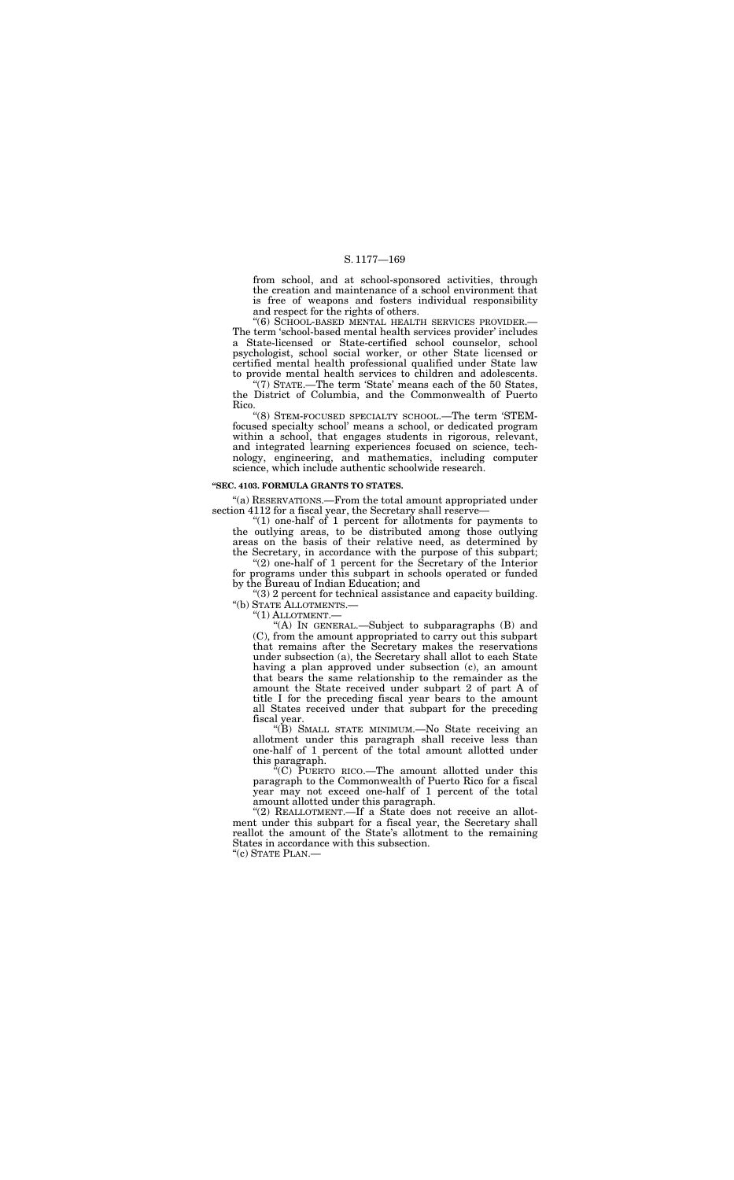from school, and at school-sponsored activities, through the creation and maintenance of a school environment that is free of weapons and fosters individual responsibility and respect for the rights of others.

"(6) SCHOOL-BASED MENTAL HEALTH SERVICES PROVIDER.—The term 'school-based mental health services provider' includes a State-licensed or State-certified school counselor, school psychologist, school social worker, or other State licensed or certified mental health professional qualified under State law to provide mental health services to children and adolescents.

"(7) STATE.—The term 'State' means each of the 50 States, the District of Columbia, and the Commonwealth of Puerto Rico.

"(8) STEM-FOCUSED SPECIALTY SCHOOL.—The term 'STEM-focused specialty school' means a school, or dedicated program within a school, that engages students in rigorous, relevant, and integrated learning experiences focused on science, technology, engineering, and mathematics, including computer science, which include authentic schoolwide research.

**"SEC. 4103. FORMULA GRANTS TO STATES.**

"(a) RESERVATIONS.—From the total amount appropriated under section 4112 for a fiscal year, the Secretary shall reserve—

"(1) one-half of 1 percent for allotments for payments to the outlying areas, to be distributed among those outlying areas on the basis of their relative need, as determined by the Secretary, in accordance with the purpose of this subpart;

"(2) one-half of 1 percent for the Secretary of the Interior for programs under this subpart in schools operated or funded by the Bureau of Indian Education; and

"(3) 2 percent for technical assistance and capacity building.

"(b) STATE ALLOTMENTS.—

"(1) ALLOTMENT.—

"(A) IN GENERAL.—Subject to subparagraphs (B) and (C), from the amount appropriated to carry out this subpart that remains after the Secretary makes the reservations under subsection (a), the Secretary shall allot to each State having a plan approved under subsection (c), an amount that bears the same relationship to the remainder as the amount the State received under subpart 2 of part A of title I for the preceding fiscal year bears to the amount all States received under that subpart for the preceding fiscal year.

"(B) SMALL STATE MINIMUM.—No State receiving an allotment under this paragraph shall receive less than one-half of 1 percent of the total amount allotted under this paragraph.

"(C) PUERTO RICO.—The amount allotted under this paragraph to the Commonwealth of Puerto Rico for a fiscal year may not exceed one-half of 1 percent of the total amount allotted under this paragraph.

"(2) REALLOTMENT.—If a State does not receive an allotment under this subpart for a fiscal year, the Secretary shall reallot the amount of the State's allotment to the remaining States in accordance with this subsection.

"(c) STATE PLAN.—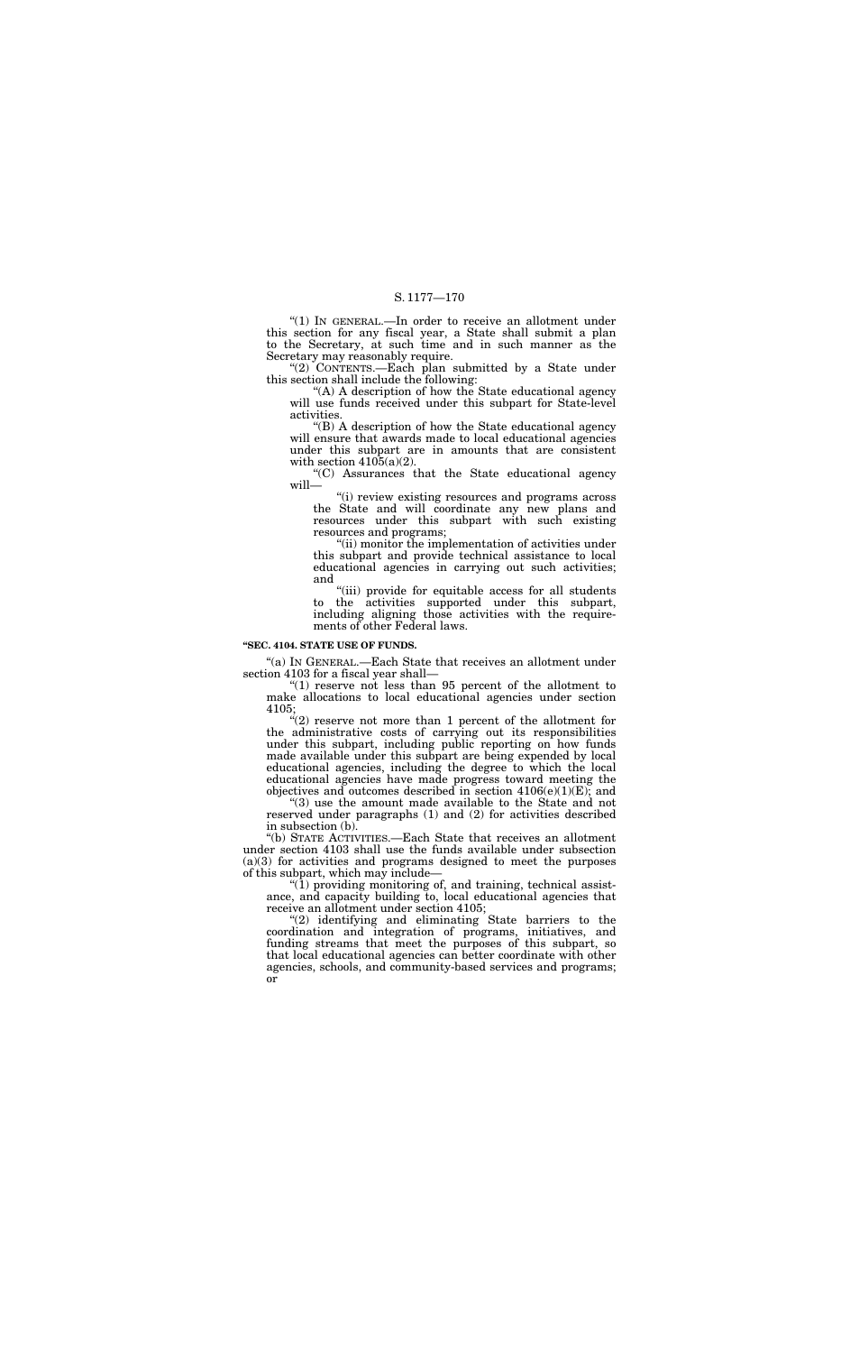"(1) IN GENERAL.—In order to receive an allotment under this section for any fiscal year, a State shall submit a plan to the Secretary, at such time and in such manner as the Secretary may reasonably require.

"(2) CONTENTS.—Each plan submitted by a State under this section shall include the following:

"(A) A description of how the State educational agency will use funds received under this subpart for State-level activities.

"(B) A description of how the State educational agency will ensure that awards made to local educational agencies under this subpart are in amounts that are consistent with section 4105(a)(2).

"(C) Assurances that the State educational agency will—

"(i) review existing resources and programs across the State and will coordinate any new plans and resources under this subpart with such existing resources and programs;

"(ii) monitor the implementation of activities under this subpart and provide technical assistance to local educational agencies in carrying out such activities; and

"(iii) provide for equitable access for all students to the activities supported under this subpart, including aligning those activities with the requirements of other Federal laws.

**"SEC. 4104. STATE USE OF FUNDS.**

"(a) IN GENERAL.—Each State that receives an allotment under section 4103 for a fiscal year shall—

"(1) reserve not less than 95 percent of the allotment to make allocations to local educational agencies under section 4105;

"(2) reserve not more than 1 percent of the allotment for the administrative costs of carrying out its responsibilities under this subpart, including public reporting on how funds made available under this subpart are being expended by local educational agencies, including the degree to which the local educational agencies have made progress toward meeting the objectives and outcomes described in section 4106(e)(1)(E); and

"(3) use the amount made available to the State and not reserved under paragraphs (1) and (2) for activities described in subsection (b).

"(b) STATE ACTIVITIES.—Each State that receives an allotment under section 4103 shall use the funds available under subsection (a)(3) for activities and programs designed to meet the purposes of this subpart, which may include—

"(1) providing monitoring of, and training, technical assistance, and capacity building to, local educational agencies that receive an allotment under section 4105;

"(2) identifying and eliminating State barriers to the coordination and integration of programs, initiatives, and funding streams that meet the purposes of this subpart, so that local educational agencies can better coordinate with other agencies, schools, and community-based services and programs; or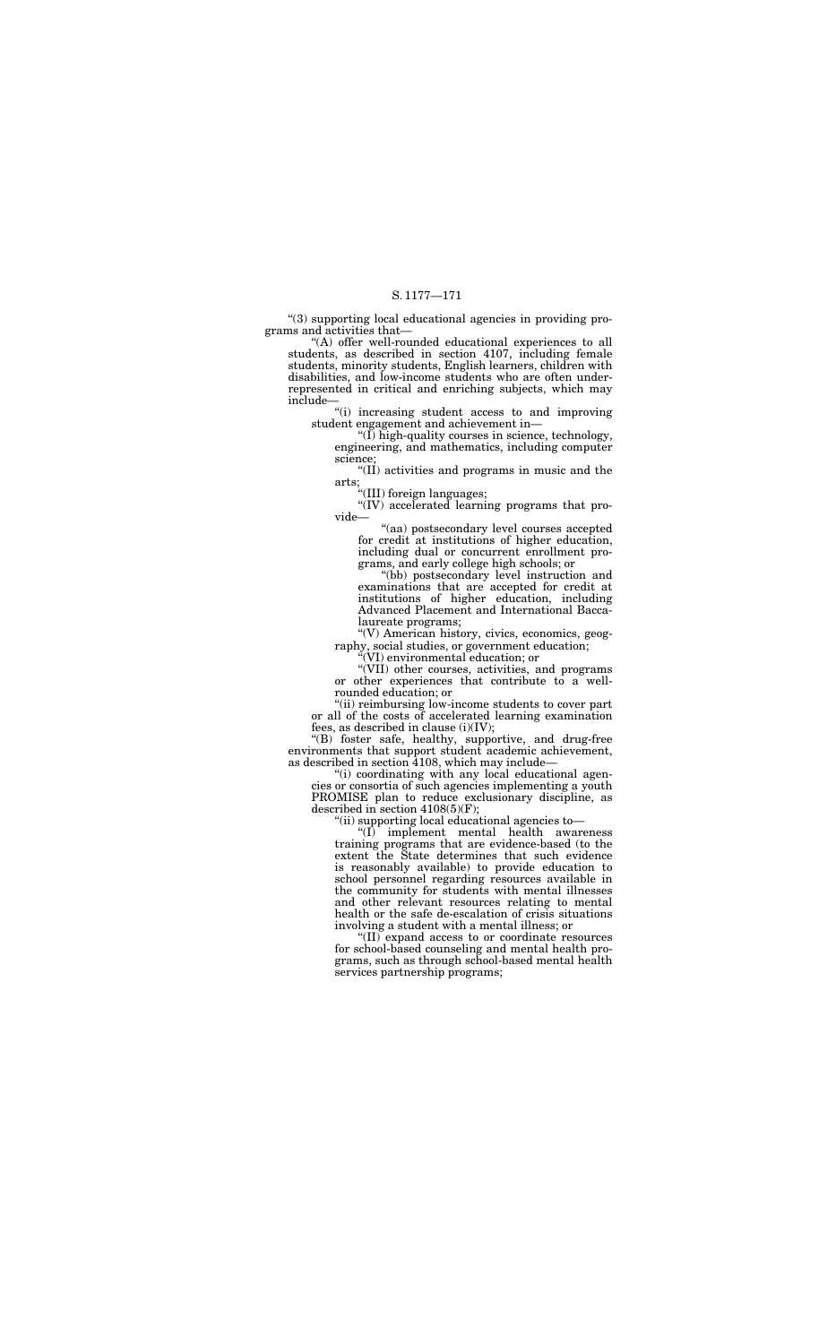"(3) supporting local educational agencies in providing programs and activities that—

"(A) offer well-rounded educational experiences to all students, as described in section 4107, including female students, minority students, English learners, children with disabilities, and low-income students who are often underrepresented in critical and enriching subjects, which may include—

"(i) increasing student access to and improving student engagement and achievement in—

"(I) high-quality courses in science, technology, engineering, and mathematics, including computer science;

"(II) activities and programs in music and the arts;

"(III) foreign languages;

"(IV) accelerated learning programs that provide—

"(aa) postsecondary level courses accepted for credit at institutions of higher education, including dual or concurrent enrollment programs, and early college high schools; or

"(bb) postsecondary level instruction and examinations that are accepted for credit at institutions of higher education, including Advanced Placement and International Baccalaureate programs;

"(V) American history, civics, economics, geography, social studies, or government education;

"(VI) environmental education; or

"(VII) other courses, activities, and programs or other experiences that contribute to a well-rounded education; or

"(ii) reimbursing low-income students to cover part or all of the costs of accelerated learning examination fees, as described in clause (i)(IV);

"(B) foster safe, healthy, supportive, and drug-free environments that support student academic achievement, as described in section 4108, which may include—

"(i) coordinating with any local educational agencies or consortia of such agencies implementing a youth PROMISE plan to reduce exclusionary discipline, as described in section 4108(5)(F);

"(ii) supporting local educational agencies to—

"(I) implement mental health awareness training programs that are evidence-based (to the extent the State determines that such evidence is reasonably available) to provide education to school personnel regarding resources available in the community for students with mental illnesses and other relevant resources relating to mental health or the safe de-escalation of crisis situations involving a student with a mental illness; or

"(II) expand access to or coordinate resources for school-based counseling and mental health programs, such as through school-based mental health services partnership programs;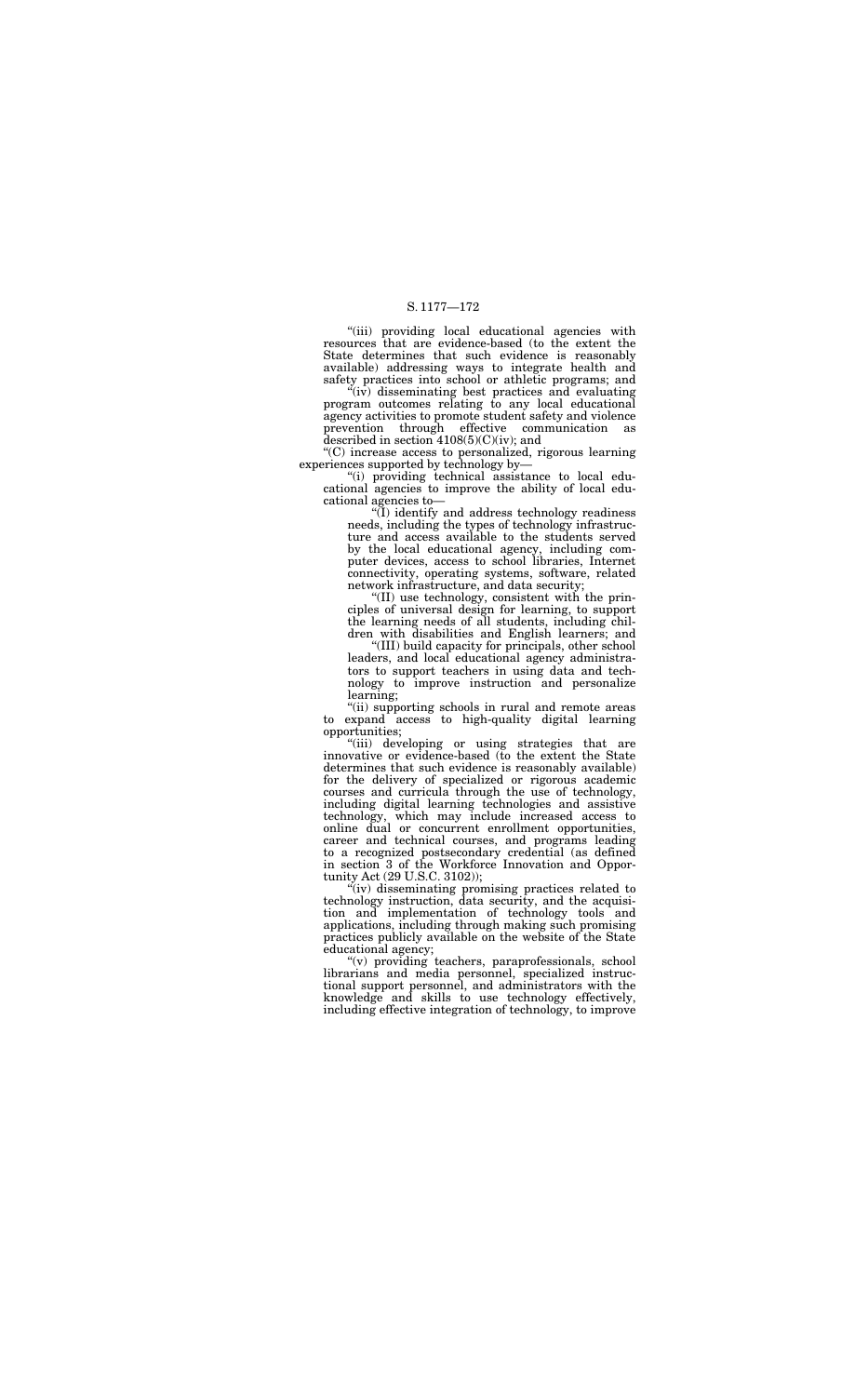"(iii) providing local educational agencies with resources that are evidence-based (to the extent the State determines that such evidence is reasonably available) addressing ways to integrate health and safety practices into school or athletic programs; and

"(iv) disseminating best practices and evaluating program outcomes relating to any local educational agency activities to promote student safety and violence prevention through effective communication as described in section 4108(5)(C)(iv); and

"(C) increase access to personalized, rigorous learning experiences supported by technology by—

"(i) providing technical assistance to local educational agencies to improve the ability of local educational agencies to—

"(I) identify and address technology readiness needs, including the types of technology infrastructure and access available to the students served by the local educational agency, including computer devices, access to school libraries, Internet connectivity, operating systems, software, related network infrastructure, and data security;

"(II) use technology, consistent with the principles of universal design for learning, to support the learning needs of all students, including children with disabilities and English learners; and

"(III) build capacity for principals, other school leaders, and local educational agency administrators to support teachers in using data and technology to improve instruction and personalize learning;

"(ii) supporting schools in rural and remote areas to expand access to high-quality digital learning opportunities;

"(iii) developing or using strategies that are innovative or evidence-based (to the extent the State determines that such evidence is reasonably available) for the delivery of specialized or rigorous academic courses and curricula through the use of technology, including digital learning technologies and assistive technology, which may include increased access to online dual or concurrent enrollment opportunities, career and technical courses, and programs leading to a recognized postsecondary credential (as defined in section 3 of the Workforce Innovation and Opportunity Act (29 U.S.C. 3102));

"(iv) disseminating promising practices related to technology instruction, data security, and the acquisition and implementation of technology tools and applications, including through making such promising practices publicly available on the website of the State educational agency;

"(v) providing teachers, paraprofessionals, school librarians and media personnel, specialized instructional support personnel, and administrators with the knowledge and skills to use technology effectively, including effective integration of technology, to improve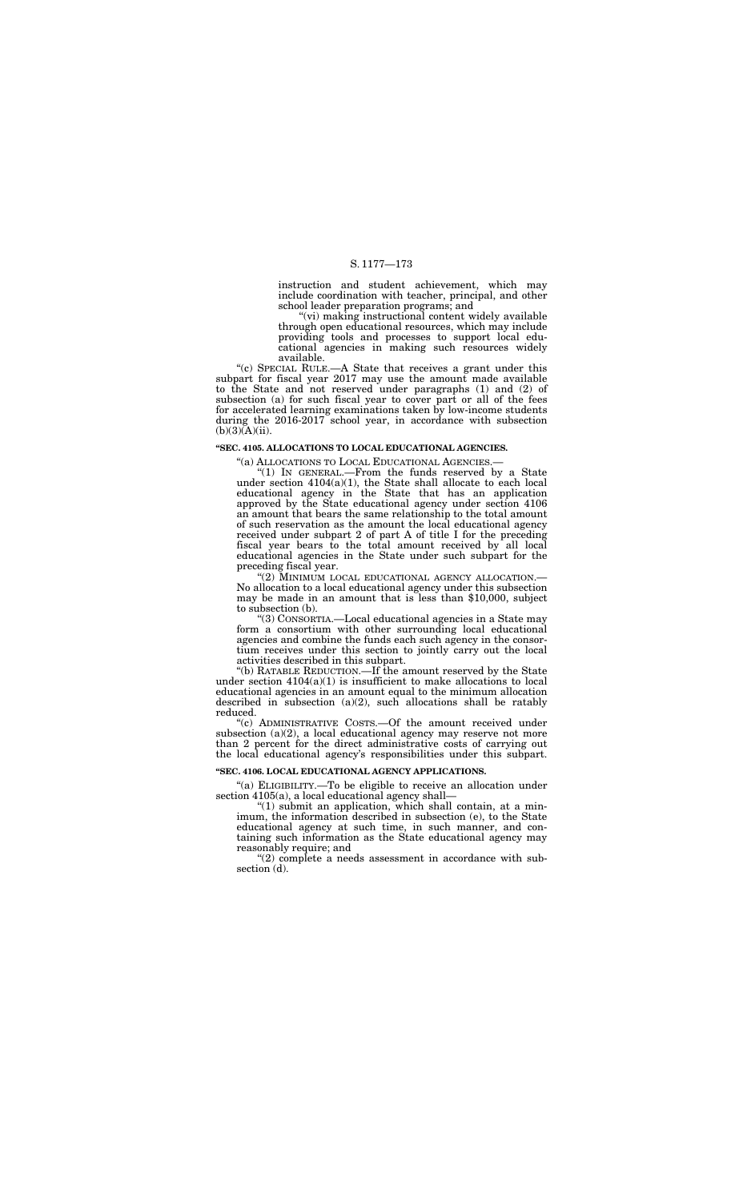instruction and student achievement, which may include coordination with teacher, principal, and other school leader preparation programs; and

"(vi) making instructional content widely available through open educational resources, which may include providing tools and processes to support local educational agencies in making such resources widely available.

"(c) SPECIAL RULE.—A State that receives a grant under this subpart for fiscal year 2017 may use the amount made available to the State and not reserved under paragraphs (1) and (2) of subsection (a) for such fiscal year to cover part or all of the fees for accelerated learning examinations taken by low-income students during the 2016-2017 school year, in accordance with subsection (b)(3)(A)(ii).

**"SEC. 4105. ALLOCATIONS TO LOCAL EDUCATIONAL AGENCIES.**

"(a) ALLOCATIONS TO LOCAL EDUCATIONAL AGENCIES.—

"(1) IN GENERAL.—From the funds reserved by a State under section 4104(a)(1), the State shall allocate to each local educational agency in the State that has an application approved by the State educational agency under section 4106 an amount that bears the same relationship to the total amount of such reservation as the amount the local educational agency received under subpart 2 of part A of title I for the preceding fiscal year bears to the total amount received by all local educational agencies in the State under such subpart for the preceding fiscal year.

"(2) MINIMUM LOCAL EDUCATIONAL AGENCY ALLOCATION.—No allocation to a local educational agency under this subsection may be made in an amount that is less than $10,000, subject to subsection (b).

"(3) CONSORTIA.—Local educational agencies in a State may form a consortium with other surrounding local educational agencies and combine the funds each such agency in the consortium receives under this section to jointly carry out the local activities described in this subpart.

"(b) RATABLE REDUCTION.—If the amount reserved by the State under section 4104(a)(1) is insufficient to make allocations to local educational agencies in an amount equal to the minimum allocation described in subsection (a)(2), such allocations shall be ratably reduced.

"(c) ADMINISTRATIVE COSTS.—Of the amount received under subsection (a)(2), a local educational agency may reserve not more than 2 percent for the direct administrative costs of carrying out the local educational agency's responsibilities under this subpart.

**"SEC. 4106. LOCAL EDUCATIONAL AGENCY APPLICATIONS.**

"(a) ELIGIBILITY.—To be eligible to receive an allocation under section 4105(a), a local educational agency shall—

"(1) submit an application, which shall contain, at a minimum, the information described in subsection (e), to the State educational agency at such time, in such manner, and containing such information as the State educational agency may reasonably require; and

"(2) complete a needs assessment in accordance with subsection (d).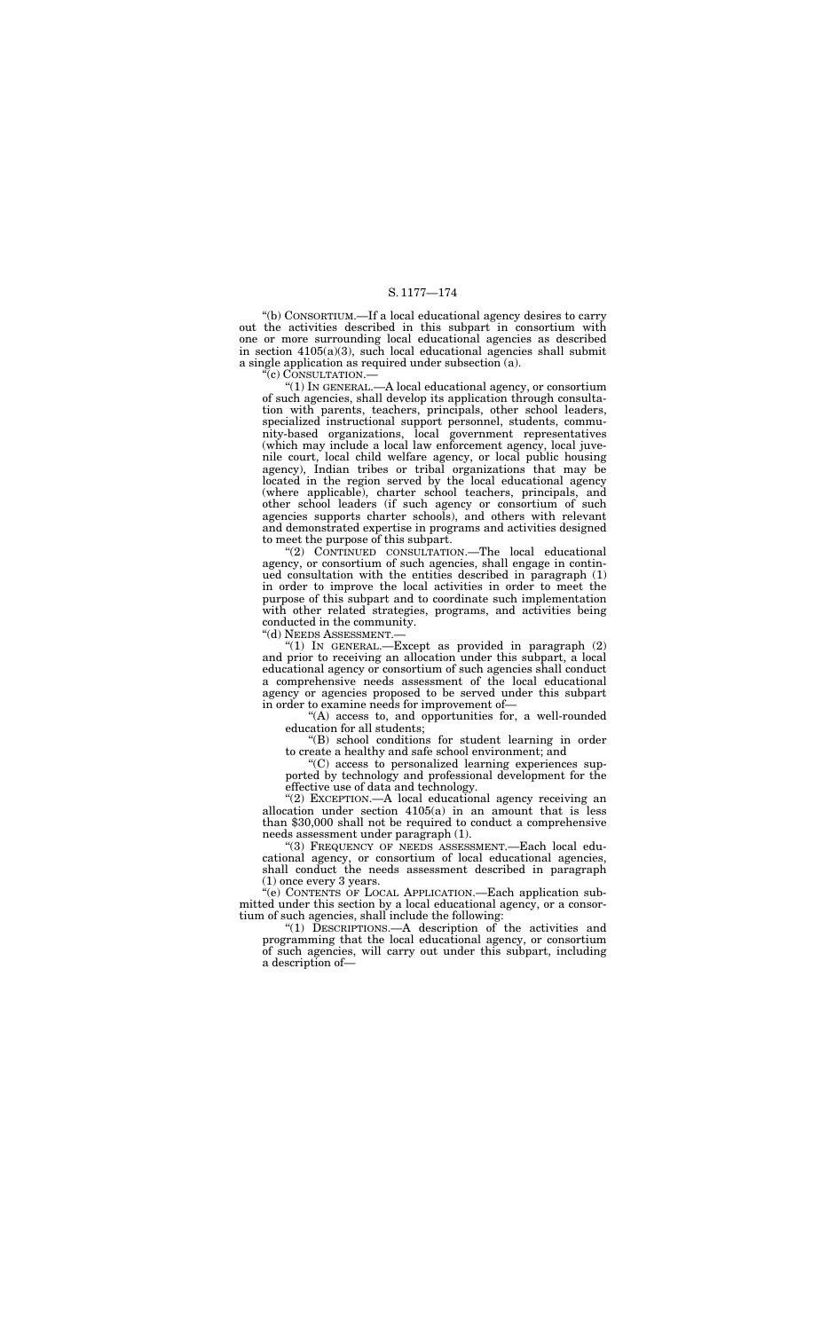"(b) CONSORTIUM.—If a local educational agency desires to carry out the activities described in this subpart in consortium with one or more surrounding local educational agencies as described in section 4105(a)(3), such local educational agencies shall submit a single application as required under subsection (a).

"(c) CONSULTATION.—

"(1) IN GENERAL.—A local educational agency, or consortium of such agencies, shall develop its application through consultation with parents, teachers, principals, other school leaders, specialized instructional support personnel, students, community-based organizations, local government representatives (which may include a local law enforcement agency, local juvenile court, local child welfare agency, or local public housing agency), Indian tribes or tribal organizations that may be located in the region served by the local educational agency (where applicable), charter school teachers, principals, and other school leaders (if such agency or consortium of such agencies supports charter schools), and others with relevant and demonstrated expertise in programs and activities designed to meet the purpose of this subpart.

"(2) CONTINUED CONSULTATION.—The local educational agency, or consortium of such agencies, shall engage in continued consultation with the entities described in paragraph (1) in order to improve the local activities in order to meet the purpose of this subpart and to coordinate such implementation with other related strategies, programs, and activities being conducted in the community.

"(d) NEEDS ASSESSMENT.—

"(1) IN GENERAL.—Except as provided in paragraph (2) and prior to receiving an allocation under this subpart, a local educational agency or consortium of such agencies shall conduct a comprehensive needs assessment of the local educational agency or agencies proposed to be served under this subpart in order to examine needs for improvement of—

"(A) access to, and opportunities for, a well-rounded education for all students;

"(B) school conditions for student learning in order to create a healthy and safe school environment; and

"(C) access to personalized learning experiences supported by technology and professional development for the effective use of data and technology.

"(2) EXCEPTION.—A local educational agency receiving an allocation under section 4105(a) in an amount that is less than $30,000 shall not be required to conduct a comprehensive needs assessment under paragraph (1).

"(3) FREQUENCY OF NEEDS ASSESSMENT.—Each local educational agency, or consortium of local educational agencies, shall conduct the needs assessment described in paragraph (1) once every 3 years.

"(e) CONTENTS OF LOCAL APPLICATION.—Each application submitted under this section by a local educational agency, or a consortium of such agencies, shall include the following:

"(1) DESCRIPTIONS.—A description of the activities and programming that the local educational agency, or consortium of such agencies, will carry out under this subpart, including a description of—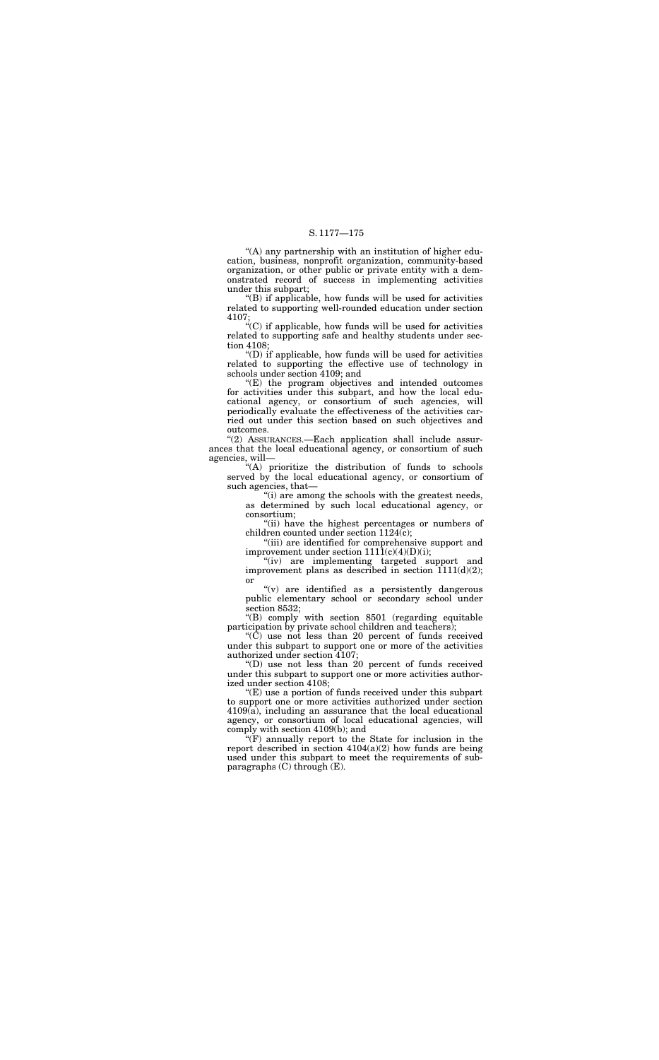"(A) any partnership with an institution of higher education, business, nonprofit organization, community-based organization, or other public or private entity with a demonstrated record of success in implementing activities under this subpart;

"(B) if applicable, how funds will be used for activities related to supporting well-rounded education under section 4107;

"(C) if applicable, how funds will be used for activities related to supporting safe and healthy students under section 4108;

"(D) if applicable, how funds will be used for activities related to supporting the effective use of technology in schools under section 4109; and

"(E) the program objectives and intended outcomes for activities under this subpart, and how the local educational agency, or consortium of such agencies, will periodically evaluate the effectiveness of the activities carried out under this section based on such objectives and outcomes.

"(2) ASSURANCES.—Each application shall include assurances that the local educational agency, or consortium of such agencies, will—

"(A) prioritize the distribution of funds to schools served by the local educational agency, or consortium of such agencies, that—

"(i) are among the schools with the greatest needs, as determined by such local educational agency, or consortium;

"(ii) have the highest percentages or numbers of children counted under section 1124(c);

"(iii) are identified for comprehensive support and improvement under section 1111(c)(4)(D)(i);

"(iv) are implementing targeted support and improvement plans as described in section 1111(d)(2); or

"(v) are identified as a persistently dangerous public elementary school or secondary school under section 8532;

"(B) comply with section 8501 (regarding equitable participation by private school children and teachers);

"(C) use not less than 20 percent of funds received under this subpart to support one or more of the activities authorized under section 4107;

"(D) use not less than 20 percent of funds received under this subpart to support one or more activities authorized under section 4108;

"(E) use a portion of funds received under this subpart to support one or more activities authorized under section 4109(a), including an assurance that the local educational agency, or consortium of local educational agencies, will comply with section 4109(b); and

"(F) annually report to the State for inclusion in the report described in section 4104(a)(2) how funds are being used under this subpart to meet the requirements of subparagraphs (C) through (E).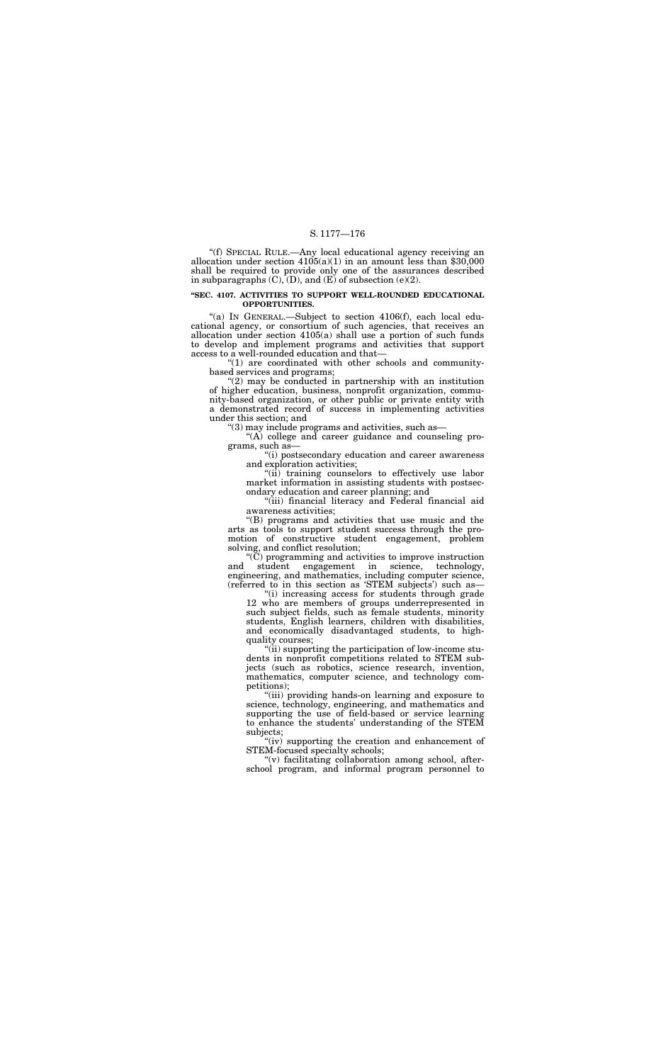"(f) SPECIAL RULE.—Any local educational agency receiving an allocation under section 4105(a)(1) in an amount less than $30,000 shall be required to provide only one of the assurances described in subparagraphs (C), (D), and (E) of subsection (e)(2).

**"SEC. 4107. ACTIVITIES TO SUPPORT WELL-ROUNDED EDUCATIONAL OPPORTUNITIES.**

"(a) IN GENERAL.—Subject to section 4106(f), each local educational agency, or consortium of such agencies, that receives an allocation under section 4105(a) shall use a portion of such funds to develop and implement programs and activities that support access to a well-rounded education and that—

"(1) are coordinated with other schools and community-based services and programs;

"(2) may be conducted in partnership with an institution of higher education, business, nonprofit organization, community-based organization, or other public or private entity with a demonstrated record of success in implementing activities under this section; and

"(3) may include programs and activities, such as—

"(A) college and career guidance and counseling programs, such as—

"(i) postsecondary education and career awareness and exploration activities;

"(ii) training counselors to effectively use labor market information in assisting students with postsecondary education and career planning; and

"(iii) financial literacy and Federal financial aid awareness activities;

"(B) programs and activities that use music and the arts as tools to support student success through the promotion of constructive student engagement, problem solving, and conflict resolution;

"(C) programming and activities to improve instruction and student engagement in science, technology, engineering, and mathematics, including computer science, (referred to in this section as 'STEM subjects') such as—

"(i) increasing access for students through grade 12 who are members of groups underrepresented in such subject fields, such as female students, minority students, English learners, children with disabilities, and economically disadvantaged students, to high-quality courses;

"(ii) supporting the participation of low-income students in nonprofit competitions related to STEM subjects (such as robotics, science research, invention, mathematics, computer science, and technology competitions);

"(iii) providing hands-on learning and exposure to science, technology, engineering, and mathematics and supporting the use of field-based or service learning to enhance the students' understanding of the STEM subjects;

"(iv) supporting the creation and enhancement of STEM-focused specialty schools;

"(v) facilitating collaboration among school, after-school program, and informal program personnel to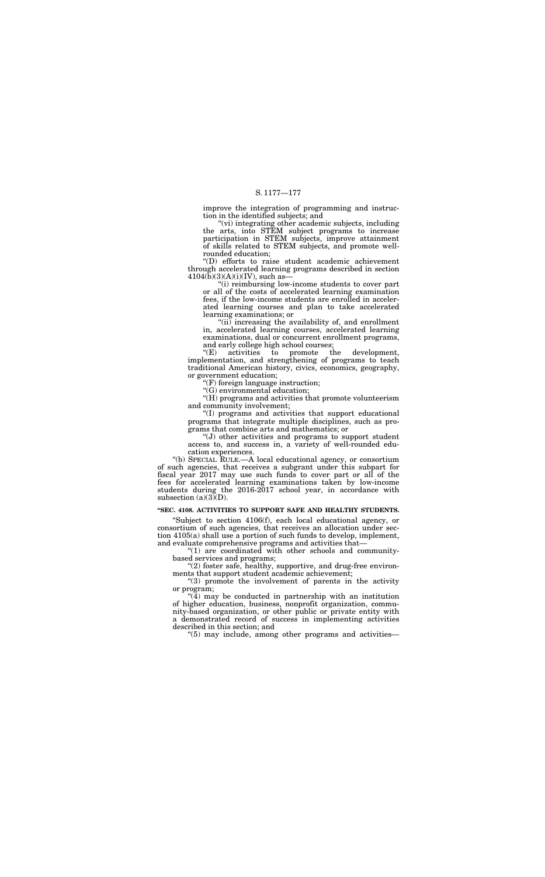improve the integration of programming and instruction in the identified subjects; and

"(vi) integrating other academic subjects, including the arts, into STEM subject programs to increase participation in STEM subjects, improve attainment of skills related to STEM subjects, and promote well-rounded education;

"(D) efforts to raise student academic achievement through accelerated learning programs described in section 4104(b)(3)(A)(i)(IV), such as—

"(i) reimbursing low-income students to cover part or all of the costs of accelerated learning examination fees, if the low-income students are enrolled in accelerated learning courses and plan to take accelerated learning examinations; or

"(ii) increasing the availability of, and enrollment in, accelerated learning courses, accelerated learning examinations, dual or concurrent enrollment programs, and early college high school courses;

"(E) activities to promote the development, implementation, and strengthening of programs to teach traditional American history, civics, economics, geography, or government education;

"(F) foreign language instruction;

"(G) environmental education;

"(H) programs and activities that promote volunteerism and community involvement;

"(I) programs and activities that support educational programs that integrate multiple disciplines, such as programs that combine arts and mathematics; or

"(J) other activities and programs to support student access to, and success in, a variety of well-rounded education experiences.

"(b) SPECIAL RULE.—A local educational agency, or consortium of such agencies, that receives a subgrant under this subpart for fiscal year 2017 may use such funds to cover part or all of the fees for accelerated learning examinations taken by low-income students during the 2016-2017 school year, in accordance with subsection (a)(3)(D).

**"SEC. 4108. ACTIVITIES TO SUPPORT SAFE AND HEALTHY STUDENTS.**

"Subject to section 4106(f), each local educational agency, or consortium of such agencies, that receives an allocation under section 4105(a) shall use a portion of such funds to develop, implement, and evaluate comprehensive programs and activities that—

"(1) are coordinated with other schools and community-based services and programs;

"(2) foster safe, healthy, supportive, and drug-free environments that support student academic achievement;

"(3) promote the involvement of parents in the activity or program;

"(4) may be conducted in partnership with an institution of higher education, business, nonprofit organization, community-based organization, or other public or private entity with a demonstrated record of success in implementing activities described in this section; and

"(5) may include, among other programs and activities—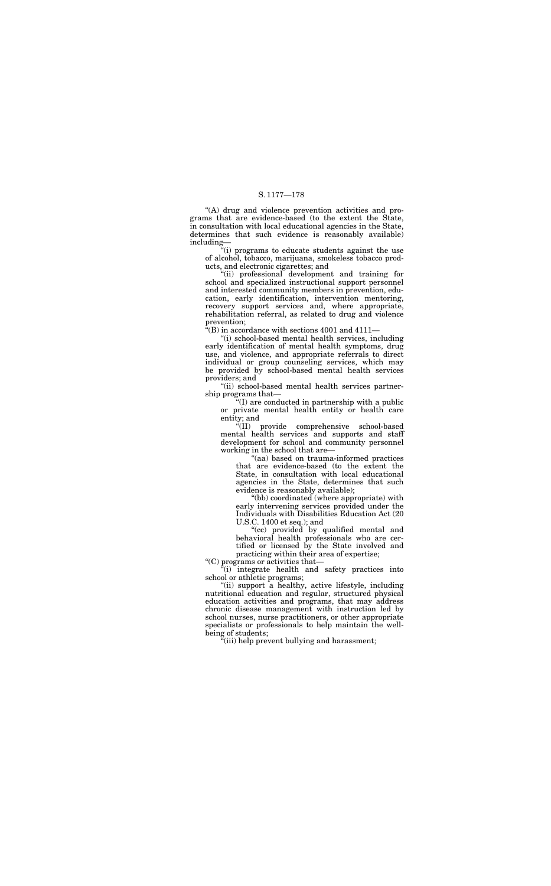"(A) drug and violence prevention activities and programs that are evidence-based (to the extent the State, in consultation with local educational agencies in the State, determines that such evidence is reasonably available) including—

"(i) programs to educate students against the use of alcohol, tobacco, marijuana, smokeless tobacco products, and electronic cigarettes; and

"(ii) professional development and training for school and specialized instructional support personnel and interested community members in prevention, education, early identification, intervention mentoring, recovery support services and, where appropriate, rehabilitation referral, as related to drug and violence prevention;

"(B) in accordance with sections 4001 and 4111—

"(i) school-based mental health services, including early identification of mental health symptoms, drug use, and violence, and appropriate referrals to direct individual or group counseling services, which may be provided by school-based mental health services providers; and

"(ii) school-based mental health services partnership programs that—

"(I) are conducted in partnership with a public or private mental health entity or health care entity; and

"(II) provide comprehensive school-based mental health services and supports and staff development for school and community personnel working in the school that are—

"(aa) based on trauma-informed practices that are evidence-based (to the extent the State, in consultation with local educational agencies in the State, determines that such evidence is reasonably available);

"(bb) coordinated (where appropriate) with early intervening services provided under the Individuals with Disabilities Education Act (20 U.S.C. 1400 et seq.); and

"(cc) provided by qualified mental and behavioral health professionals who are certified or licensed by the State involved and practicing within their area of expertise;

"(C) programs or activities that—

"(i) integrate health and safety practices into school or athletic programs;

"(ii) support a healthy, active lifestyle, including nutritional education and regular, structured physical education activities and programs, that may address chronic disease management with instruction led by school nurses, nurse practitioners, or other appropriate specialists or professionals to help maintain the well-being of students;

"(iii) help prevent bullying and harassment;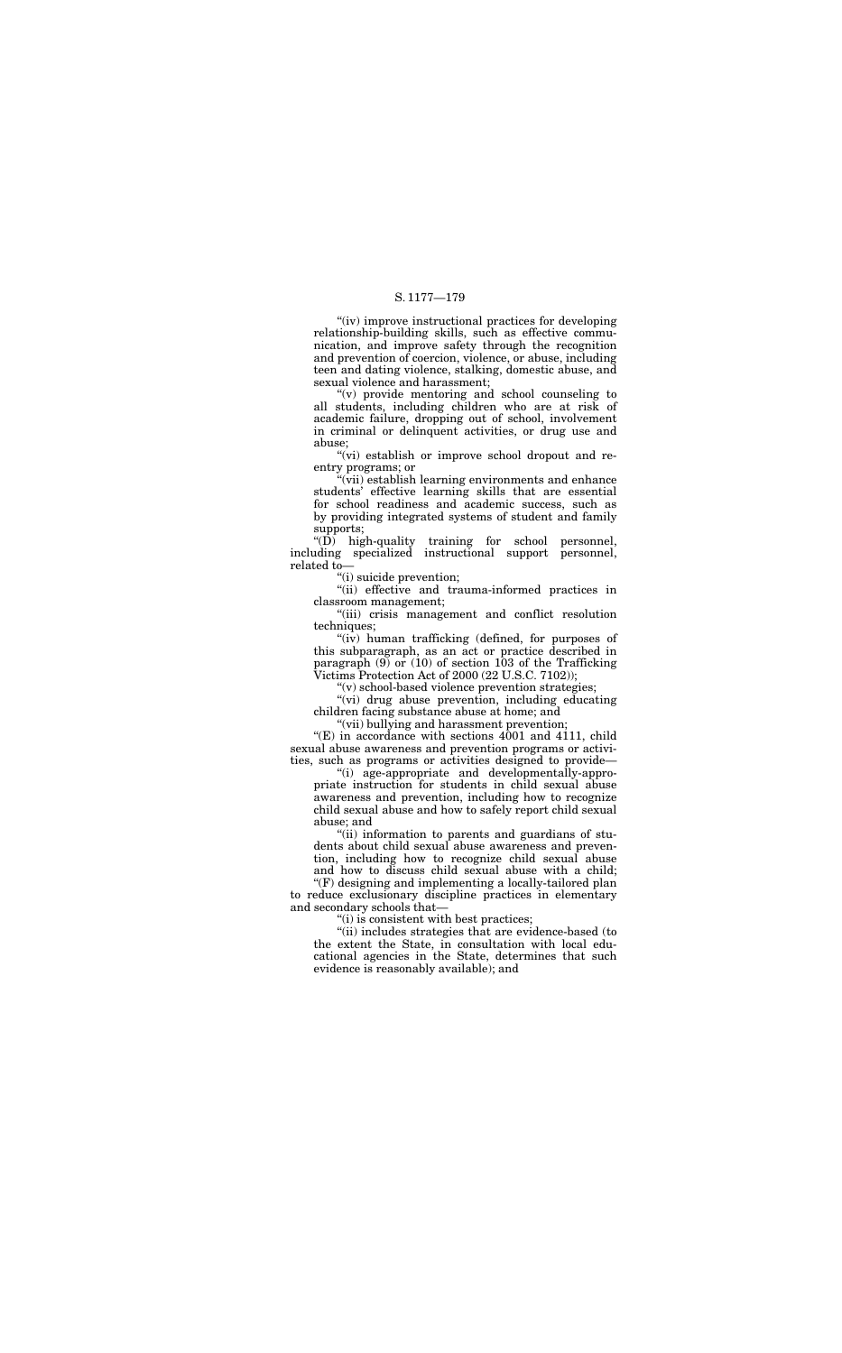"(iv) improve instructional practices for developing relationship-building skills, such as effective communication, and improve safety through the recognition and prevention of coercion, violence, or abuse, including teen and dating violence, stalking, domestic abuse, and sexual violence and harassment;

"(v) provide mentoring and school counseling to all students, including children who are at risk of academic failure, dropping out of school, involvement in criminal or delinquent activities, or drug use and abuse;

"(vi) establish or improve school dropout and reentry programs; or

"(vii) establish learning environments and enhance students' effective learning skills that are essential for school readiness and academic success, such as by providing integrated systems of student and family supports;

"(D) high-quality training for school personnel, including specialized instructional support personnel, related to—

"(i) suicide prevention;

"(ii) effective and trauma-informed practices in classroom management;

"(iii) crisis management and conflict resolution techniques;

"(iv) human trafficking (defined, for purposes of this subparagraph, as an act or practice described in paragraph (9) or (10) of section 103 of the Trafficking Victims Protection Act of 2000 (22 U.S.C. 7102));

"(v) school-based violence prevention strategies;

"(vi) drug abuse prevention, including educating children facing substance abuse at home; and

"(vii) bullying and harassment prevention;

"(E) in accordance with sections 4001 and 4111, child sexual abuse awareness and prevention programs or activities, such as programs or activities designed to provide—

"(i) age-appropriate and developmentally-appropriate instruction for students in child sexual abuse awareness and prevention, including how to recognize child sexual abuse and how to safely report child sexual abuse; and

"(ii) information to parents and guardians of students about child sexual abuse awareness and prevention, including how to recognize child sexual abuse and how to discuss child sexual abuse with a child;

"(F) designing and implementing a locally-tailored plan to reduce exclusionary discipline practices in elementary and secondary schools that—

"(i) is consistent with best practices;

"(ii) includes strategies that are evidence-based (to the extent the State, in consultation with local educational agencies in the State, determines that such evidence is reasonably available); and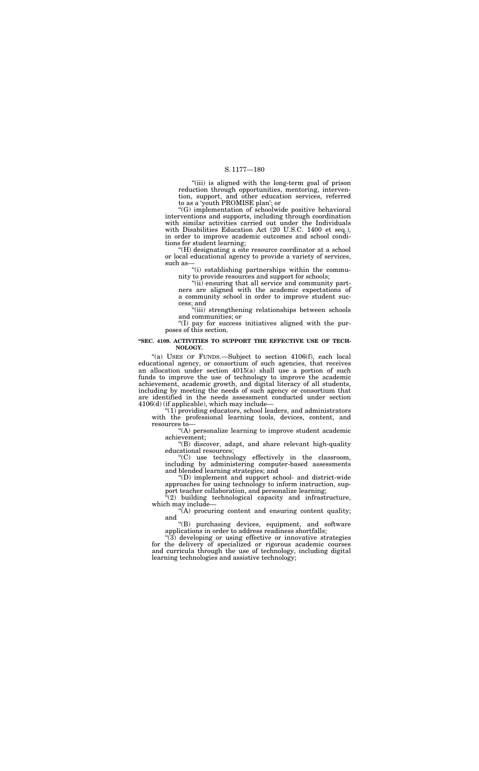"(iii) is aligned with the long-term goal of prison reduction through opportunities, mentoring, intervention, support, and other education services, referred to as a 'youth PROMISE plan'; or

"(G) implementation of schoolwide positive behavioral interventions and supports, including through coordination with similar activities carried out under the Individuals with Disabilities Education Act (20 U.S.C. 1400 et seq.), in order to improve academic outcomes and school conditions for student learning;

"(H) designating a site resource coordinator at a school or local educational agency to provide a variety of services, such as—

"(i) establishing partnerships within the community to provide resources and support for schools;

"(ii) ensuring that all service and community partners are aligned with the academic expectations of a community school in order to improve student success; and

"(iii) strengthening relationships between schools and communities; or

"(I) pay for success initiatives aligned with the purposes of this section.

**"SEC. 4109. ACTIVITIES TO SUPPORT THE EFFECTIVE USE OF TECHNOLOGY.**

"(a) USES OF FUNDS.—Subject to section 4106(f), each local educational agency, or consortium of such agencies, that receives an allocation under section 4015(a) shall use a portion of such funds to improve the use of technology to improve the academic achievement, academic growth, and digital literacy of all students, including by meeting the needs of such agency or consortium that are identified in the needs assessment conducted under section 4106(d) (if applicable), which may include—

"(1) providing educators, school leaders, and administrators with the professional learning tools, devices, content, and resources to—

"(A) personalize learning to improve student academic achievement;

"(B) discover, adapt, and share relevant high-quality educational resources;

"(C) use technology effectively in the classroom, including by administering computer-based assessments and blended learning strategies; and

"(D) implement and support school- and district-wide approaches for using technology to inform instruction, support teacher collaboration, and personalize learning;

"(2) building technological capacity and infrastructure, which may include—

"(A) procuring content and ensuring content quality; and

"(B) purchasing devices, equipment, and software applications in order to address readiness shortfalls;

"(3) developing or using effective or innovative strategies for the delivery of specialized or rigorous academic courses and curricula through the use of technology, including digital learning technologies and assistive technology;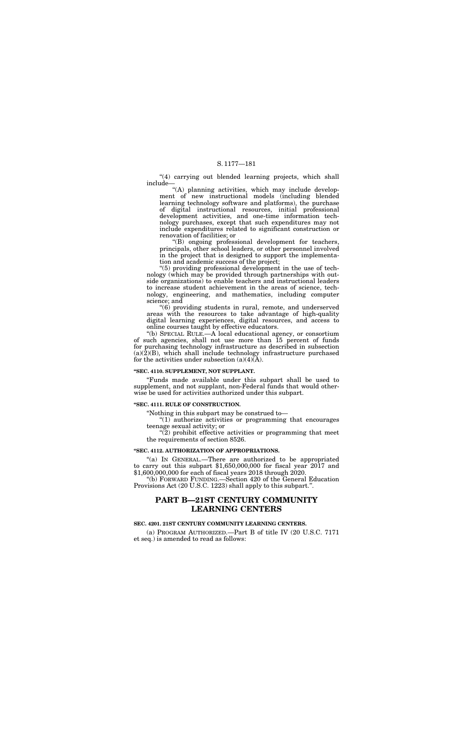"(4) carrying out blended learning projects, which shall include—

"(A) planning activities, which may include development of new instructional models (including blended learning technology software and platforms), the purchase of digital instructional resources, initial professional development activities, and one-time information technology purchases, except that such expenditures may not include expenditures related to significant construction or renovation of facilities; or

"(B) ongoing professional development for teachers, principals, other school leaders, or other personnel involved in the project that is designed to support the implementation and academic success of the project;

"(5) providing professional development in the use of technology (which may be provided through partnerships with outside organizations) to enable teachers and instructional leaders to increase student achievement in the areas of science, technology, engineering, and mathematics, including computer science; and

"(6) providing students in rural, remote, and underserved areas with the resources to take advantage of high-quality digital learning experiences, digital resources, and access to online courses taught by effective educators.

"(b) SPECIAL RULE.—A local educational agency, or consortium of such agencies, shall not use more than 15 percent of funds for purchasing technology infrastructure as described in subsection (a)(2)(B), which shall include technology infrastructure purchased for the activities under subsection (a)(4)(A).

**"SEC. 4110. SUPPLEMENT, NOT SUPPLANT.**

"Funds made available under this subpart shall be used to supplement, and not supplant, non-Federal funds that would otherwise be used for activities authorized under this subpart.

**"SEC. 4111. RULE OF CONSTRUCTION.**

"Nothing in this subpart may be construed to—

"(1) authorize activities or programming that encourages teenage sexual activity; or

"(2) prohibit effective activities or programming that meet the requirements of section 8526.

**"SEC. 4112. AUTHORIZATION OF APPROPRIATIONS.**

"(a) IN GENERAL.—There are authorized to be appropriated to carry out this subpart $1,650,000,000 for fiscal year 2017 and $1,600,000,000 for each of fiscal years 2018 through 2020.

"(b) FORWARD FUNDING.—Section 420 of the General Education Provisions Act (20 U.S.C. 1223) shall apply to this subpart.".

## PART B—21ST CENTURY COMMUNITY LEARNING CENTERS

**SEC. 4201. 21ST CENTURY COMMUNITY LEARNING CENTERS.**

(a) PROGRAM AUTHORIZED.—Part B of title IV (20 U.S.C. 7171 et seq.) is amended to read as follows: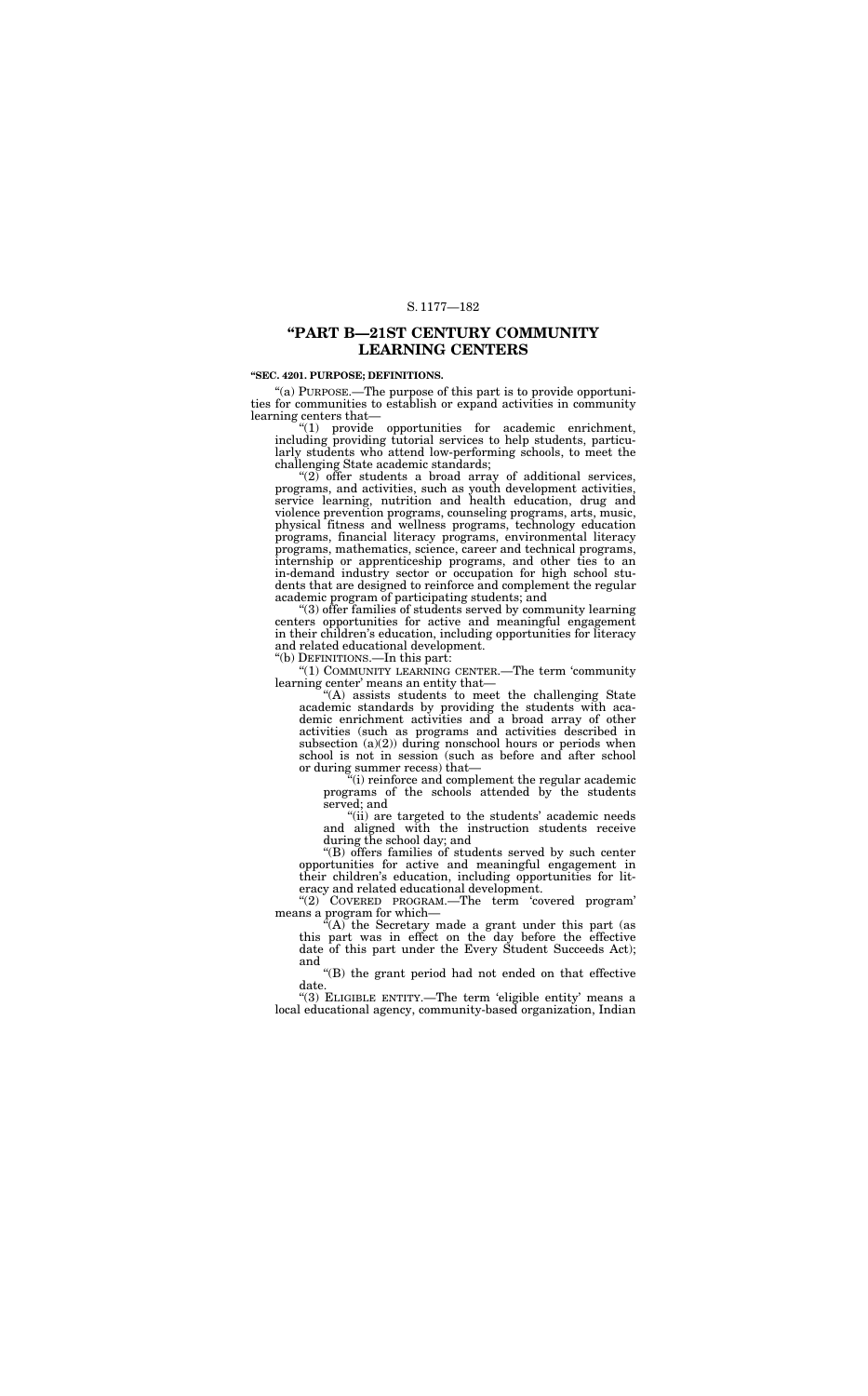## "PART B—21ST CENTURY COMMUNITY LEARNING CENTERS

**"SEC. 4201. PURPOSE; DEFINITIONS.**

"(a) PURPOSE.—The purpose of this part is to provide opportunities for communities to establish or expand activities in community learning centers that—

"(1) provide opportunities for academic enrichment, including providing tutorial services to help students, particularly students who attend low-performing schools, to meet the challenging State academic standards;

"(2) offer students a broad array of additional services, programs, and activities, such as youth development activities, service learning, nutrition and health education, drug and violence prevention programs, counseling programs, arts, music, physical fitness and wellness programs, technology education programs, financial literacy programs, environmental literacy programs, mathematics, science, career and technical programs, internship or apprenticeship programs, and other ties to an in-demand industry sector or occupation for high school students that are designed to reinforce and complement the regular academic program of participating students; and

"(3) offer families of students served by community learning centers opportunities for active and meaningful engagement in their children's education, including opportunities for literacy and related educational development.

"(b) DEFINITIONS.—In this part:

"(1) COMMUNITY LEARNING CENTER.—The term 'community learning center' means an entity that—

"(A) assists students to meet the challenging State academic standards by providing the students with academic enrichment activities and a broad array of other activities (such as programs and activities described in subsection (a)(2)) during nonschool hours or periods when school is not in session (such as before and after school or during summer recess) that—

"(i) reinforce and complement the regular academic programs of the schools attended by the students served; and

"(ii) are targeted to the students' academic needs and aligned with the instruction students receive during the school day; and

"(B) offers families of students served by such center opportunities for active and meaningful engagement in their children's education, including opportunities for literacy and related educational development.

"(2) COVERED PROGRAM.—The term 'covered program' means a program for which—

"(A) the Secretary made a grant under this part (as this part was in effect on the day before the effective date of this part under the Every Student Succeeds Act); and

"(B) the grant period had not ended on that effective date.

"(3) ELIGIBLE ENTITY.—The term 'eligible entity' means a local educational agency, community-based organization, Indian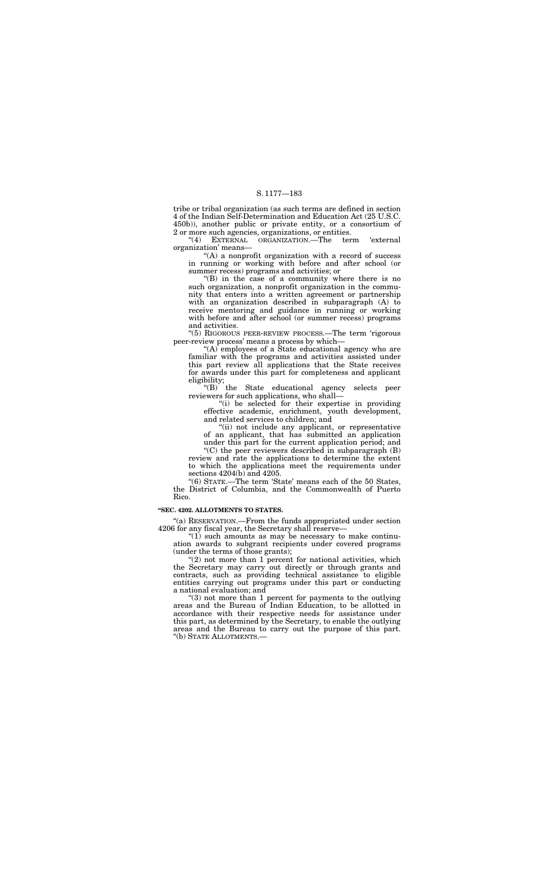tribe or tribal organization (as such terms are defined in section 4 of the Indian Self-Determination and Education Act (25 U.S.C. 450b)), another public or private entity, or a consortium of 2 or more such agencies, organizations, or entities.

"(4) EXTERNAL ORGANIZATION.—The term 'external organization' means—

"(A) a nonprofit organization with a record of success in running or working with before and after school (or summer recess) programs and activities; or

"(B) in the case of a community where there is no such organization, a nonprofit organization in the community that enters into a written agreement or partnership with an organization described in subparagraph (A) to receive mentoring and guidance in running or working with before and after school (or summer recess) programs and activities.

"(5) RIGOROUS PEER-REVIEW PROCESS.—The term 'rigorous peer-review process' means a process by which—

"(A) employees of a State educational agency who are familiar with the programs and activities assisted under this part review all applications that the State receives for awards under this part for completeness and applicant eligibility;

"(B) the State educational agency selects peer reviewers for such applications, who shall—

"(i) be selected for their expertise in providing effective academic, enrichment, youth development, and related services to children; and

"(ii) not include any applicant, or representative of an applicant, that has submitted an application under this part for the current application period; and

"(C) the peer reviewers described in subparagraph (B) review and rate the applications to determine the extent to which the applications meet the requirements under sections 4204(b) and 4205.

"(6) STATE.—The term 'State' means each of the 50 States, the District of Columbia, and the Commonwealth of Puerto Rico.

**"SEC. 4202. ALLOTMENTS TO STATES.**

"(a) RESERVATION.—From the funds appropriated under section 4206 for any fiscal year, the Secretary shall reserve—

"(1) such amounts as may be necessary to make continuation awards to subgrant recipients under covered programs (under the terms of those grants);

"(2) not more than 1 percent for national activities, which the Secretary may carry out directly or through grants and contracts, such as providing technical assistance to eligible entities carrying out programs under this part or conducting a national evaluation; and

"(3) not more than 1 percent for payments to the outlying areas and the Bureau of Indian Education, to be allotted in accordance with their respective needs for assistance under this part, as determined by the Secretary, to enable the outlying areas and the Bureau to carry out the purpose of this part.

"(b) STATE ALLOTMENTS.—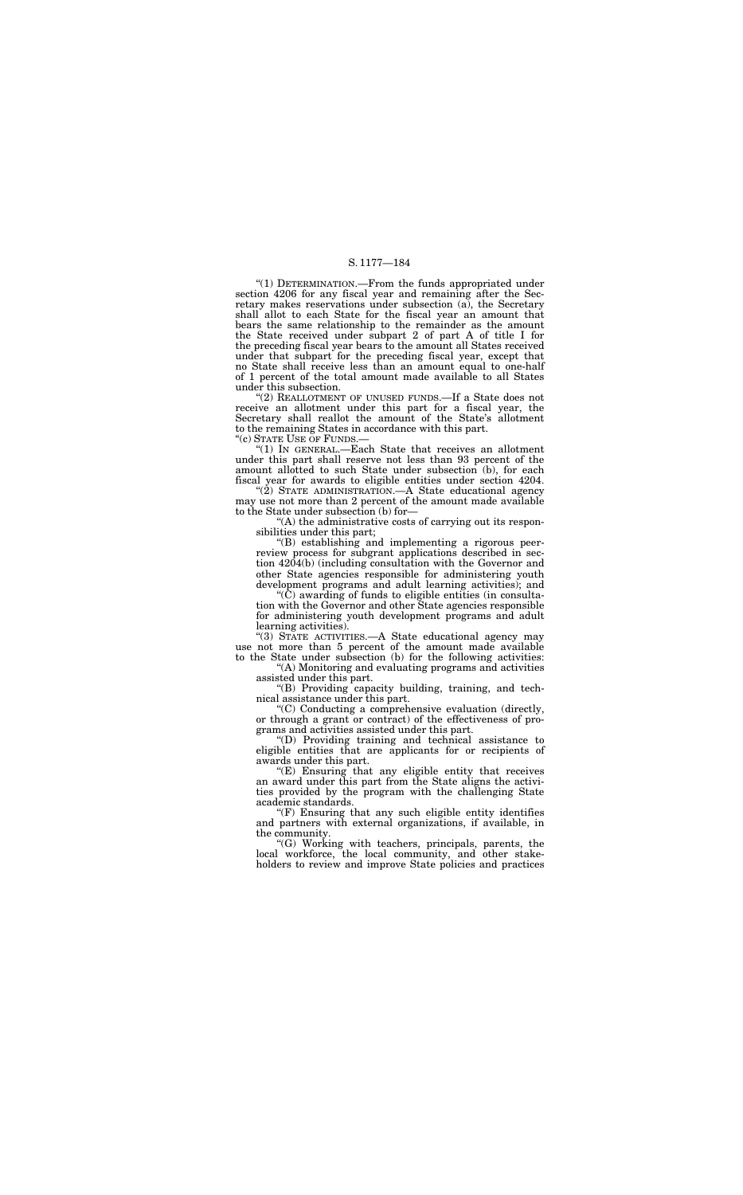"(1) DETERMINATION.—From the funds appropriated under section 4206 for any fiscal year and remaining after the Secretary makes reservations under subsection (a), the Secretary shall allot to each State for the fiscal year an amount that bears the same relationship to the remainder as the amount the State received under subpart 2 of part A of title I for the preceding fiscal year bears to the amount all States received under that subpart for the preceding fiscal year, except that no State shall receive less than an amount equal to one-half of 1 percent of the total amount made available to all States under this subsection.

"(2) REALLOTMENT OF UNUSED FUNDS.—If a State does not receive an allotment under this part for a fiscal year, the Secretary shall reallot the amount of the State's allotment to the remaining States in accordance with this part.

"(c) STATE USE OF FUNDS.—

"(1) IN GENERAL.—Each State that receives an allotment under this part shall reserve not less than 93 percent of the amount allotted to such State under subsection (b), for each fiscal year for awards to eligible entities under section 4204.

"(2) STATE ADMINISTRATION.—A State educational agency may use not more than 2 percent of the amount made available to the State under subsection (b) for—

"(A) the administrative costs of carrying out its responsibilities under this part;

"(B) establishing and implementing a rigorous peer-review process for subgrant applications described in section 4204(b) (including consultation with the Governor and other State agencies responsible for administering youth development programs and adult learning activities); and

"(C) awarding of funds to eligible entities (in consultation with the Governor and other State agencies responsible for administering youth development programs and adult learning activities).

"(3) STATE ACTIVITIES.—A State educational agency may use not more than 5 percent of the amount made available to the State under subsection (b) for the following activities:

"(A) Monitoring and evaluating programs and activities assisted under this part.

"(B) Providing capacity building, training, and technical assistance under this part.

"(C) Conducting a comprehensive evaluation (directly, or through a grant or contract) of the effectiveness of programs and activities assisted under this part.

"(D) Providing training and technical assistance to eligible entities that are applicants for or recipients of awards under this part.

"(E) Ensuring that any eligible entity that receives an award under this part from the State aligns the activities provided by the program with the challenging State academic standards.

"(F) Ensuring that any such eligible entity identifies and partners with external organizations, if available, in the community.

"(G) Working with teachers, principals, parents, the local workforce, the local community, and other stakeholders to review and improve State policies and practices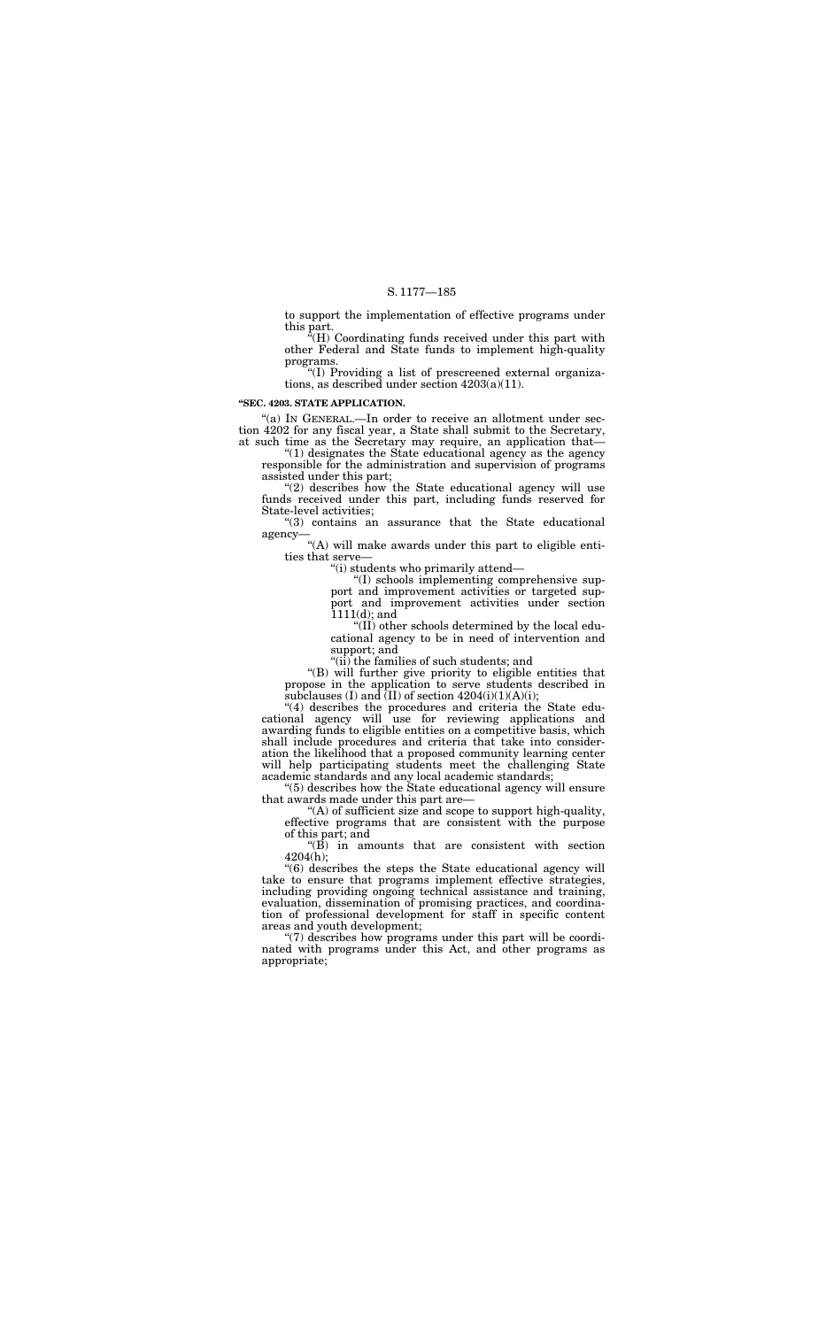to support the implementation of effective programs under this part.

"(H) Coordinating funds received under this part with other Federal and State funds to implement high-quality programs.

"(I) Providing a list of prescreened external organizations, as described under section 4203(a)(11).

**"SEC. 4203. STATE APPLICATION.**

"(a) IN GENERAL.—In order to receive an allotment under section 4202 for any fiscal year, a State shall submit to the Secretary, at such time as the Secretary may require, an application that—

"(1) designates the State educational agency as the agency responsible for the administration and supervision of programs assisted under this part;

"(2) describes how the State educational agency will use funds received under this part, including funds reserved for State-level activities;

"(3) contains an assurance that the State educational agency—

"(A) will make awards under this part to eligible entities that serve—

"(i) students who primarily attend—

"(I) schools implementing comprehensive support and improvement activities or targeted support and improvement activities under section 1111(d); and

"(II) other schools determined by the local educational agency to be in need of intervention and support; and

"(ii) the families of such students; and

"(B) will further give priority to eligible entities that propose in the application to serve students described in subclauses (I) and (II) of section 4204(i)(1)(A)(i);

"(4) describes the procedures and criteria the State educational agency will use for reviewing applications and awarding funds to eligible entities on a competitive basis, which shall include procedures and criteria that take into consideration the likelihood that a proposed community learning center will help participating students meet the challenging State academic standards and any local academic standards;

"(5) describes how the State educational agency will ensure that awards made under this part are—

"(A) of sufficient size and scope to support high-quality, effective programs that are consistent with the purpose of this part; and

"(B) in amounts that are consistent with section 4204(h);

"(6) describes the steps the State educational agency will take to ensure that programs implement effective strategies, including providing ongoing technical assistance and training, evaluation, dissemination of promising practices, and coordination of professional development for staff in specific content areas and youth development;

"(7) describes how programs under this part will be coordinated with programs under this Act, and other programs as appropriate;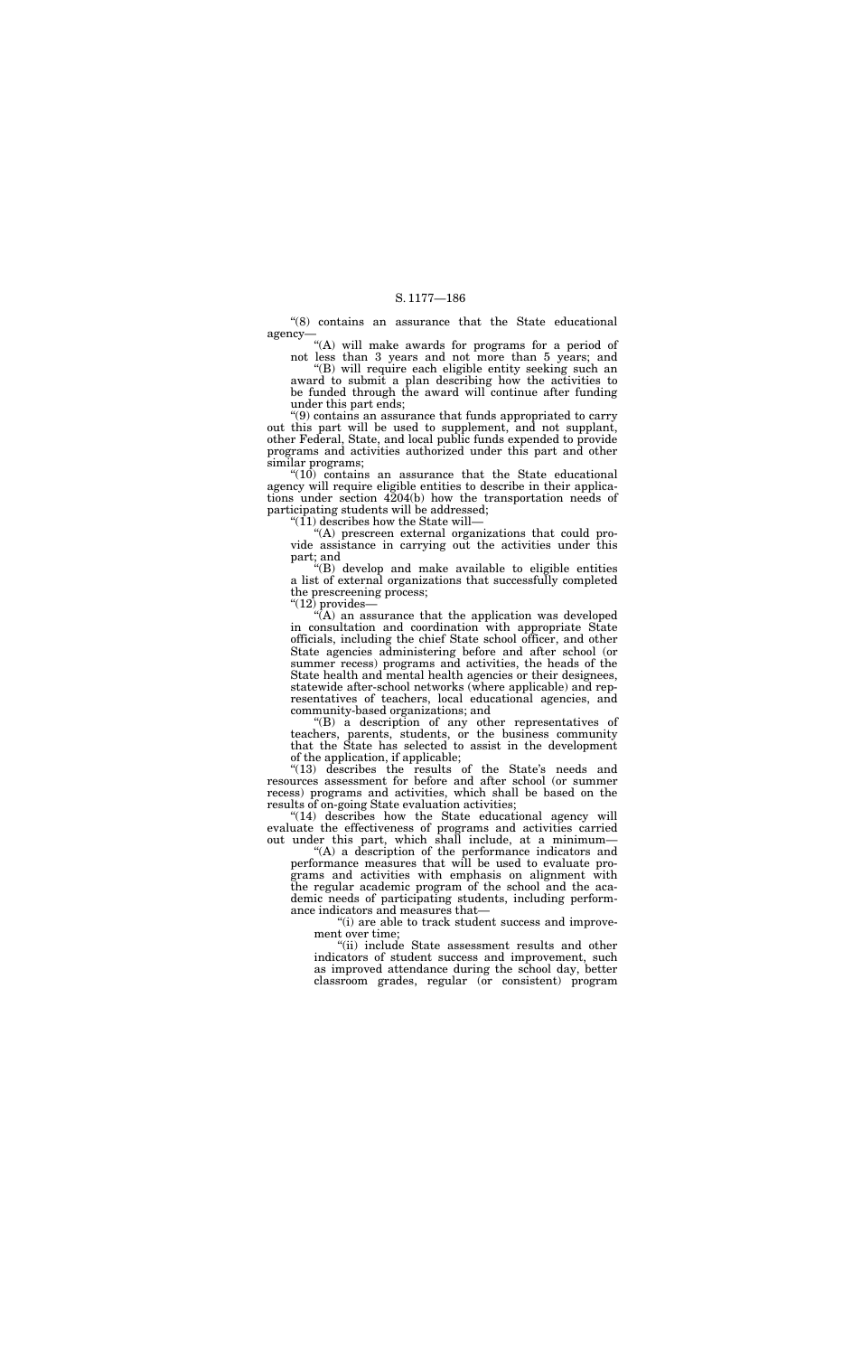"(8) contains an assurance that the State educational agency—

"(A) will make awards for programs for a period of not less than 3 years and not more than 5 years; and

"(B) will require each eligible entity seeking such an award to submit a plan describing how the activities to be funded through the award will continue after funding under this part ends;

"(9) contains an assurance that funds appropriated to carry out this part will be used to supplement, and not supplant, other Federal, State, and local public funds expended to provide programs and activities authorized under this part and other similar programs;

"(10) contains an assurance that the State educational agency will require eligible entities to describe in their applications under section 4204(b) how the transportation needs of participating students will be addressed;

"(11) describes how the State will—

"(A) prescreen external organizations that could provide assistance in carrying out the activities under this part; and

"(B) develop and make available to eligible entities a list of external organizations that successfully completed the prescreening process;

"(12) provides—

"(A) an assurance that the application was developed in consultation and coordination with appropriate State officials, including the chief State school officer, and other State agencies administering before and after school (or summer recess) programs and activities, the heads of the State health and mental health agencies or their designees, statewide after-school networks (where applicable) and representatives of teachers, local educational agencies, and community-based organizations; and

"(B) a description of any other representatives of teachers, parents, students, or the business community that the State has selected to assist in the development of the application, if applicable;

"(13) describes the results of the State's needs and resources assessment for before and after school (or summer recess) programs and activities, which shall be based on the results of on-going State evaluation activities;

"(14) describes how the State educational agency will evaluate the effectiveness of programs and activities carried out under this part, which shall include, at a minimum—

"(A) a description of the performance indicators and performance measures that will be used to evaluate programs and activities with emphasis on alignment with the regular academic program of the school and the academic needs of participating students, including performance indicators and measures that—

"(i) are able to track student success and improvement over time;

"(ii) include State assessment results and other indicators of student success and improvement, such as improved attendance during the school day, better classroom grades, regular (or consistent) program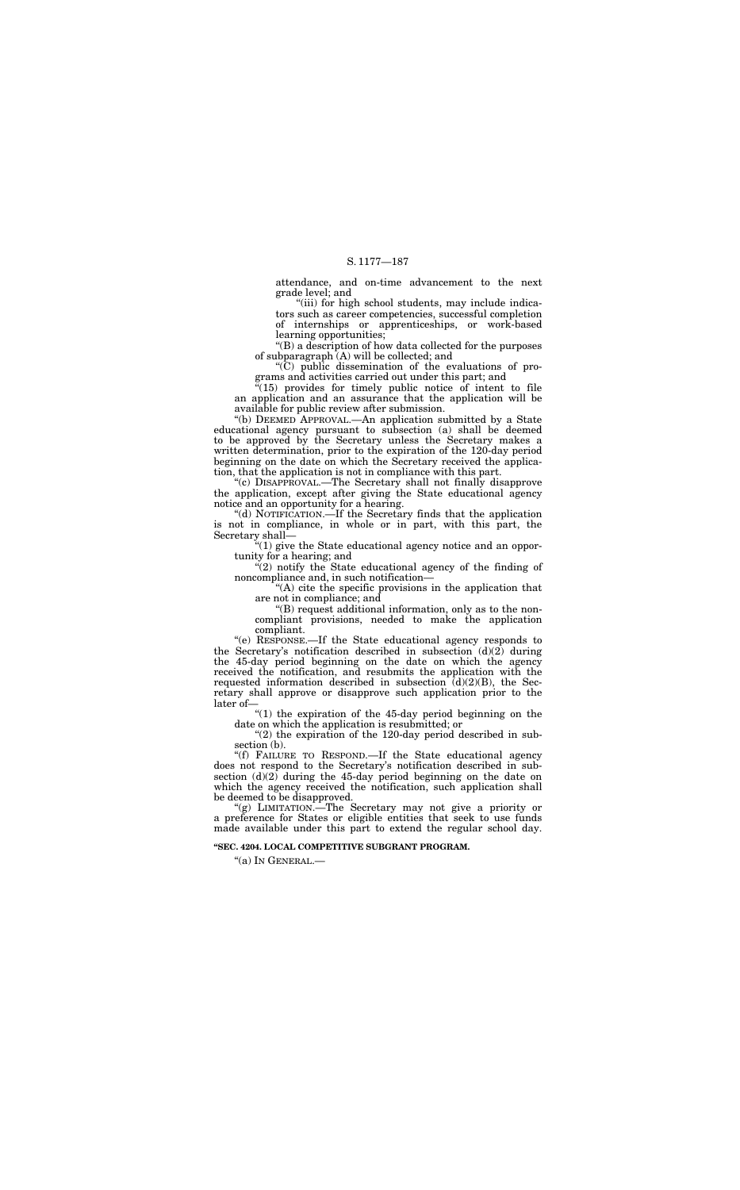attendance, and on-time advancement to the next grade level; and

"(iii) for high school students, may include indicators such as career competencies, successful completion of internships or apprenticeships, or work-based learning opportunities;

"(B) a description of how data collected for the purposes of subparagraph (A) will be collected; and

"(C) public dissemination of the evaluations of programs and activities carried out under this part; and

"(15) provides for timely public notice of intent to file an application and an assurance that the application will be available for public review after submission.

"(b) DEEMED APPROVAL.—An application submitted by a State educational agency pursuant to subsection (a) shall be deemed to be approved by the Secretary unless the Secretary makes a written determination, prior to the expiration of the 120-day period beginning on the date on which the Secretary received the application, that the application is not in compliance with this part.

"(c) DISAPPROVAL.—The Secretary shall not finally disapprove the application, except after giving the State educational agency notice and an opportunity for a hearing.

"(d) NOTIFICATION.—If the Secretary finds that the application is not in compliance, in whole or in part, with this part, the Secretary shall—

"(1) give the State educational agency notice and an opportunity for a hearing; and

"(2) notify the State educational agency of the finding of noncompliance and, in such notification—

"(A) cite the specific provisions in the application that are not in compliance; and

"(B) request additional information, only as to the noncompliant provisions, needed to make the application compliant.

"(e) RESPONSE.—If the State educational agency responds to the Secretary's notification described in subsection (d)(2) during the 45-day period beginning on the date on which the agency received the notification, and resubmits the application with the requested information described in subsection (d)(2)(B), the Secretary shall approve or disapprove such application prior to the later of—

"(1) the expiration of the 45-day period beginning on the date on which the application is resubmitted; or

"(2) the expiration of the 120-day period described in subsection (b).

"(f) FAILURE TO RESPOND.—If the State educational agency does not respond to the Secretary's notification described in subsection (d)(2) during the 45-day period beginning on the date on which the agency received the notification, such application shall be deemed to be disapproved.

"(g) LIMITATION.—The Secretary may not give a priority or a preference for States or eligible entities that seek to use funds made available under this part to extend the regular school day.

**"SEC. 4204. LOCAL COMPETITIVE SUBGRANT PROGRAM.**

"(a) IN GENERAL.—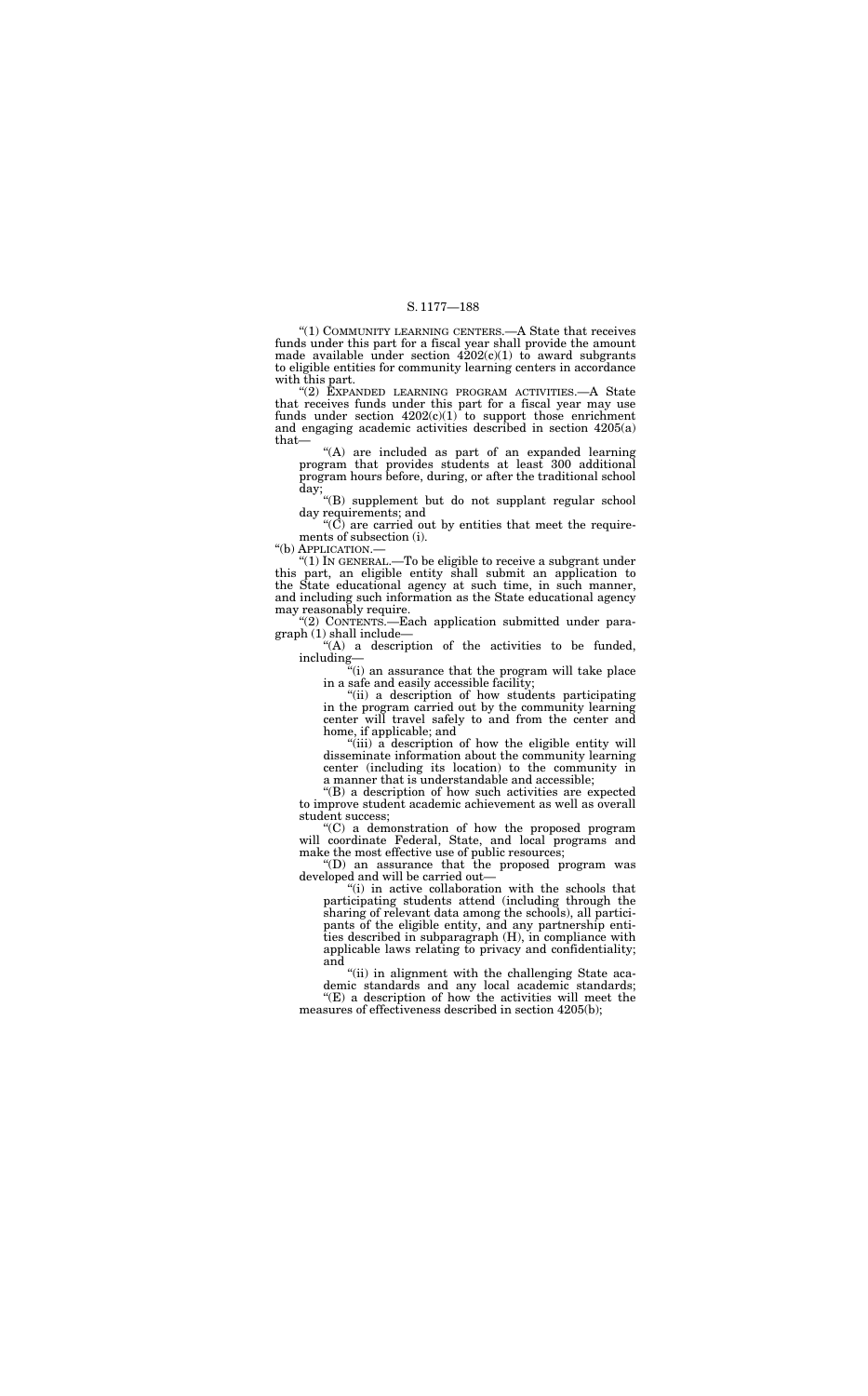"(1) COMMUNITY LEARNING CENTERS.—A State that receives funds under this part for a fiscal year shall provide the amount made available under section 4202(c)(1) to award subgrants to eligible entities for community learning centers in accordance with this part.

"(2) EXPANDED LEARNING PROGRAM ACTIVITIES.—A State that receives funds under this part for a fiscal year may use funds under section 4202(c)(1) to support those enrichment and engaging academic activities described in section 4205(a) that—

"(A) are included as part of an expanded learning program that provides students at least 300 additional program hours before, during, or after the traditional school day;

"(B) supplement but do not supplant regular school day requirements; and

"(C) are carried out by entities that meet the requirements of subsection (i).

"(b) APPLICATION.—

"(1) IN GENERAL.—To be eligible to receive a subgrant under this part, an eligible entity shall submit an application to the State educational agency at such time, in such manner, and including such information as the State educational agency may reasonably require.

"(2) CONTENTS.—Each application submitted under paragraph (1) shall include—

"(A) a description of the activities to be funded, including—

"(i) an assurance that the program will take place in a safe and easily accessible facility;

"(ii) a description of how students participating in the program carried out by the community learning center will travel safely to and from the center and home, if applicable; and

"(iii) a description of how the eligible entity will disseminate information about the community learning center (including its location) to the community in a manner that is understandable and accessible;

"(B) a description of how such activities are expected to improve student academic achievement as well as overall student success;

"(C) a demonstration of how the proposed program will coordinate Federal, State, and local programs and make the most effective use of public resources;

"(D) an assurance that the proposed program was developed and will be carried out—

"(i) in active collaboration with the schools that participating students attend (including through the sharing of relevant data among the schools), all participants of the eligible entity, and any partnership entities described in subparagraph (H), in compliance with applicable laws relating to privacy and confidentiality; and

"(ii) in alignment with the challenging State academic standards and any local academic standards;

"(E) a description of how the activities will meet the measures of effectiveness described in section 4205(b);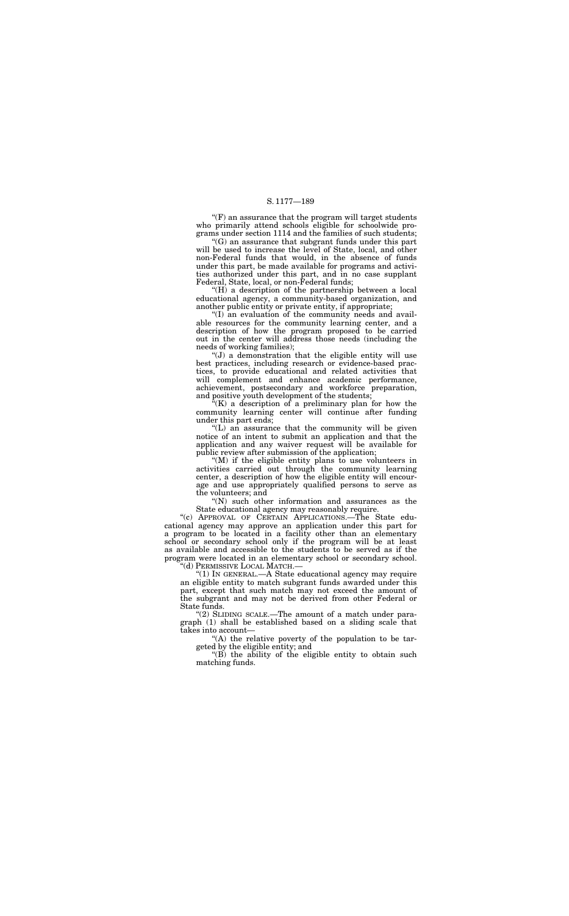"(F) an assurance that the program will target students who primarily attend schools eligible for schoolwide programs under section 1114 and the families of such students;

"(G) an assurance that subgrant funds under this part will be used to increase the level of State, local, and other non-Federal funds that would, in the absence of funds under this part, be made available for programs and activities authorized under this part, and in no case supplant Federal, State, local, or non-Federal funds;

"(H) a description of the partnership between a local educational agency, a community-based organization, and another public entity or private entity, if appropriate;

"(I) an evaluation of the community needs and available resources for the community learning center, and a description of how the program proposed to be carried out in the center will address those needs (including the needs of working families);

"(J) a demonstration that the eligible entity will use best practices, including research or evidence-based practices, to provide educational and related activities that will complement and enhance academic performance, achievement, postsecondary and workforce preparation, and positive youth development of the students;

"(K) a description of a preliminary plan for how the community learning center will continue after funding under this part ends;

"(L) an assurance that the community will be given notice of an intent to submit an application and that the application and any waiver request will be available for public review after submission of the application;

"(M) if the eligible entity plans to use volunteers in activities carried out through the community learning center, a description of how the eligible entity will encourage and use appropriately qualified persons to serve as the volunteers; and

"(N) such other information and assurances as the State educational agency may reasonably require.

"(c) APPROVAL OF CERTAIN APPLICATIONS.—The State educational agency may approve an application under this part for a program to be located in a facility other than an elementary school or secondary school only if the program will be at least as available and accessible to the students to be served as if the program were located in an elementary school or secondary school.

"(d) PERMISSIVE LOCAL MATCH.—

"(1) IN GENERAL.—A State educational agency may require an eligible entity to match subgrant funds awarded under this part, except that such match may not exceed the amount of the subgrant and may not be derived from other Federal or State funds.

"(2) SLIDING SCALE.—The amount of a match under paragraph (1) shall be established based on a sliding scale that takes into account—

"(A) the relative poverty of the population to be targeted by the eligible entity; and

"(B) the ability of the eligible entity to obtain such matching funds.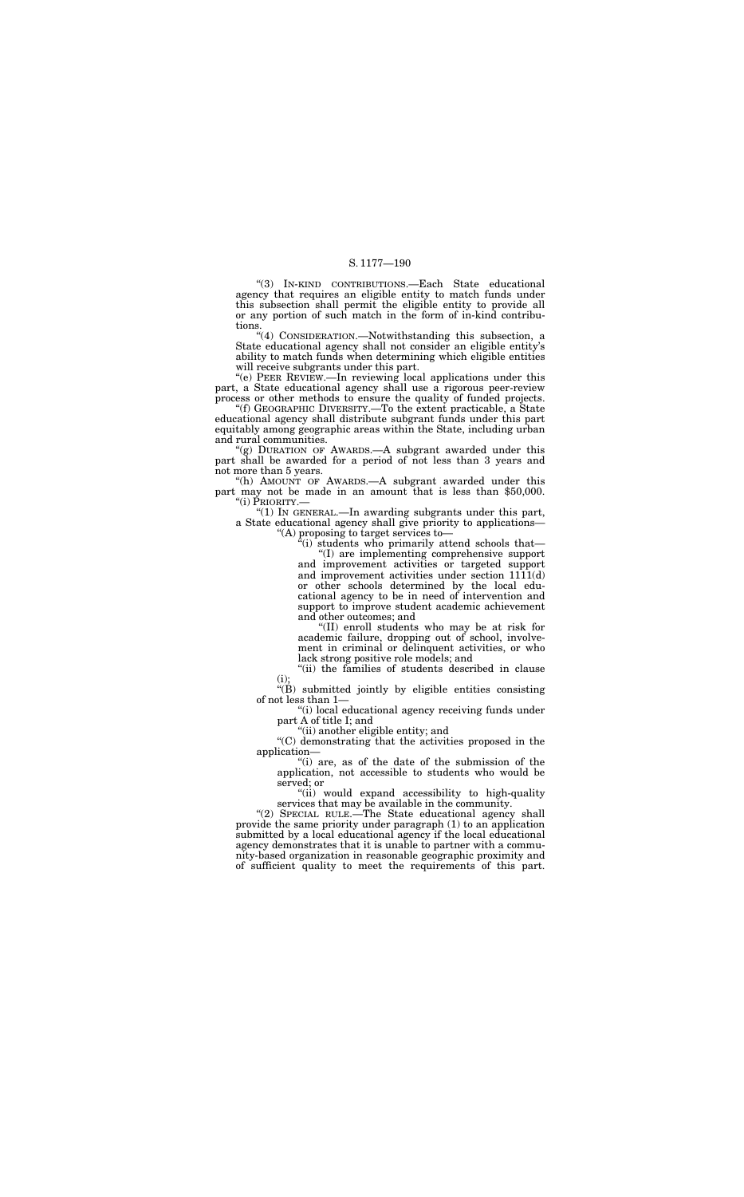"(3) IN-KIND CONTRIBUTIONS.—Each State educational agency that requires an eligible entity to match funds under this subsection shall permit the eligible entity to provide all or any portion of such match in the form of in-kind contributions.

"(4) CONSIDERATION.—Notwithstanding this subsection, a State educational agency shall not consider an eligible entity's ability to match funds when determining which eligible entities will receive subgrants under this part.

"(e) PEER REVIEW.—In reviewing local applications under this part, a State educational agency shall use a rigorous peer-review process or other methods to ensure the quality of funded projects.

"(f) GEOGRAPHIC DIVERSITY.—To the extent practicable, a State educational agency shall distribute subgrant funds under this part equitably among geographic areas within the State, including urban and rural communities.

"(g) DURATION OF AWARDS.—A subgrant awarded under this part shall be awarded for a period of not less than 3 years and not more than 5 years.

"(h) AMOUNT OF AWARDS.—A subgrant awarded under this part may not be made in an amount that is less than $50,000.

"(i) PRIORITY.—

"(1) IN GENERAL.—In awarding subgrants under this part, a State educational agency shall give priority to applications—

"(A) proposing to target services to—

"(i) students who primarily attend schools that—

"(I) are implementing comprehensive support and improvement activities or targeted support and improvement activities under section 1111(d) or other schools determined by the local educational agency to be in need of intervention and support to improve student academic achievement and other outcomes; and

"(II) enroll students who may be at risk for academic failure, dropping out of school, involvement in criminal or delinquent activities, or who lack strong positive role models; and

"(ii) the families of students described in clause (i);

"(B) submitted jointly by eligible entities consisting of not less than 1—

"(i) local educational agency receiving funds under part A of title I; and

"(ii) another eligible entity; and

"(C) demonstrating that the activities proposed in the application—

"(i) are, as of the date of the submission of the application, not accessible to students who would be served; or

"(ii) would expand accessibility to high-quality services that may be available in the community.

"(2) SPECIAL RULE.—The State educational agency shall provide the same priority under paragraph (1) to an application submitted by a local educational agency if the local educational agency demonstrates that it is unable to partner with a community-based organization in reasonable geographic proximity and of sufficient quality to meet the requirements of this part.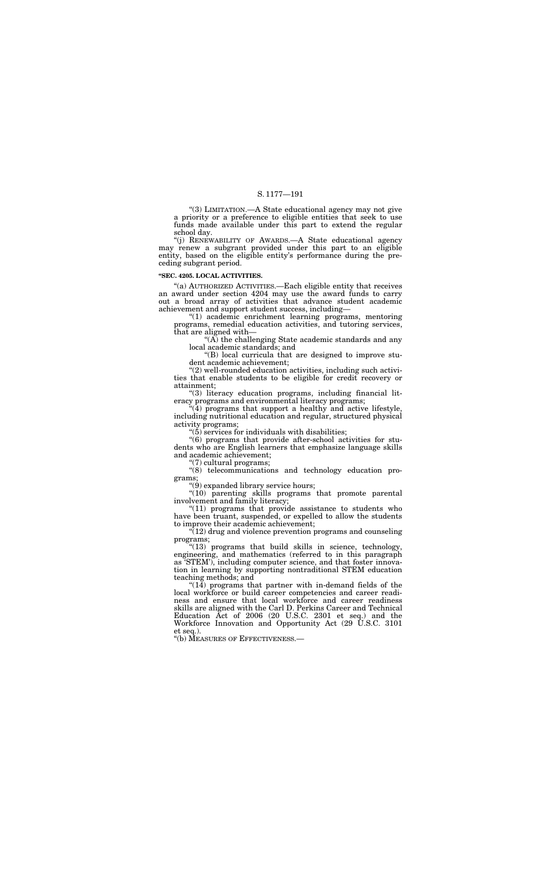"(3) LIMITATION.—A State educational agency may not give a priority or a preference to eligible entities that seek to use funds made available under this part to extend the regular school day.

"(j) RENEWABILITY OF AWARDS.—A State educational agency may renew a subgrant provided under this part to an eligible entity, based on the eligible entity's performance during the preceding subgrant period.

**"SEC. 4205. LOCAL ACTIVITIES.**

"(a) AUTHORIZED ACTIVITIES.—Each eligible entity that receives an award under section 4204 may use the award funds to carry out a broad array of activities that advance student academic achievement and support student success, including—

"(1) academic enrichment learning programs, mentoring programs, remedial education activities, and tutoring services, that are aligned with—

"(A) the challenging State academic standards and any local academic standards; and

"(B) local curricula that are designed to improve student academic achievement;

"(2) well-rounded education activities, including such activities that enable students to be eligible for credit recovery or attainment;

"(3) literacy education programs, including financial literacy programs and environmental literacy programs;

"(4) programs that support a healthy and active lifestyle, including nutritional education and regular, structured physical activity programs;

"(5) services for individuals with disabilities;

"(6) programs that provide after-school activities for students who are English learners that emphasize language skills and academic achievement;

"(7) cultural programs;

"(8) telecommunications and technology education programs;

"(9) expanded library service hours;

"(10) parenting skills programs that promote parental involvement and family literacy;

"(11) programs that provide assistance to students who have been truant, suspended, or expelled to allow the students to improve their academic achievement;

"(12) drug and violence prevention programs and counseling programs;

"(13) programs that build skills in science, technology, engineering, and mathematics (referred to in this paragraph as 'STEM'), including computer science, and that foster innovation in learning by supporting nontraditional STEM education teaching methods; and

"(14) programs that partner with in-demand fields of the local workforce or build career competencies and career readiness and ensure that local workforce and career readiness skills are aligned with the Carl D. Perkins Career and Technical Education Act of 2006 (20 U.S.C. 2301 et seq.) and the Workforce Innovation and Opportunity Act (29 U.S.C. 3101 et seq.).

"(b) MEASURES OF EFFECTIVENESS.—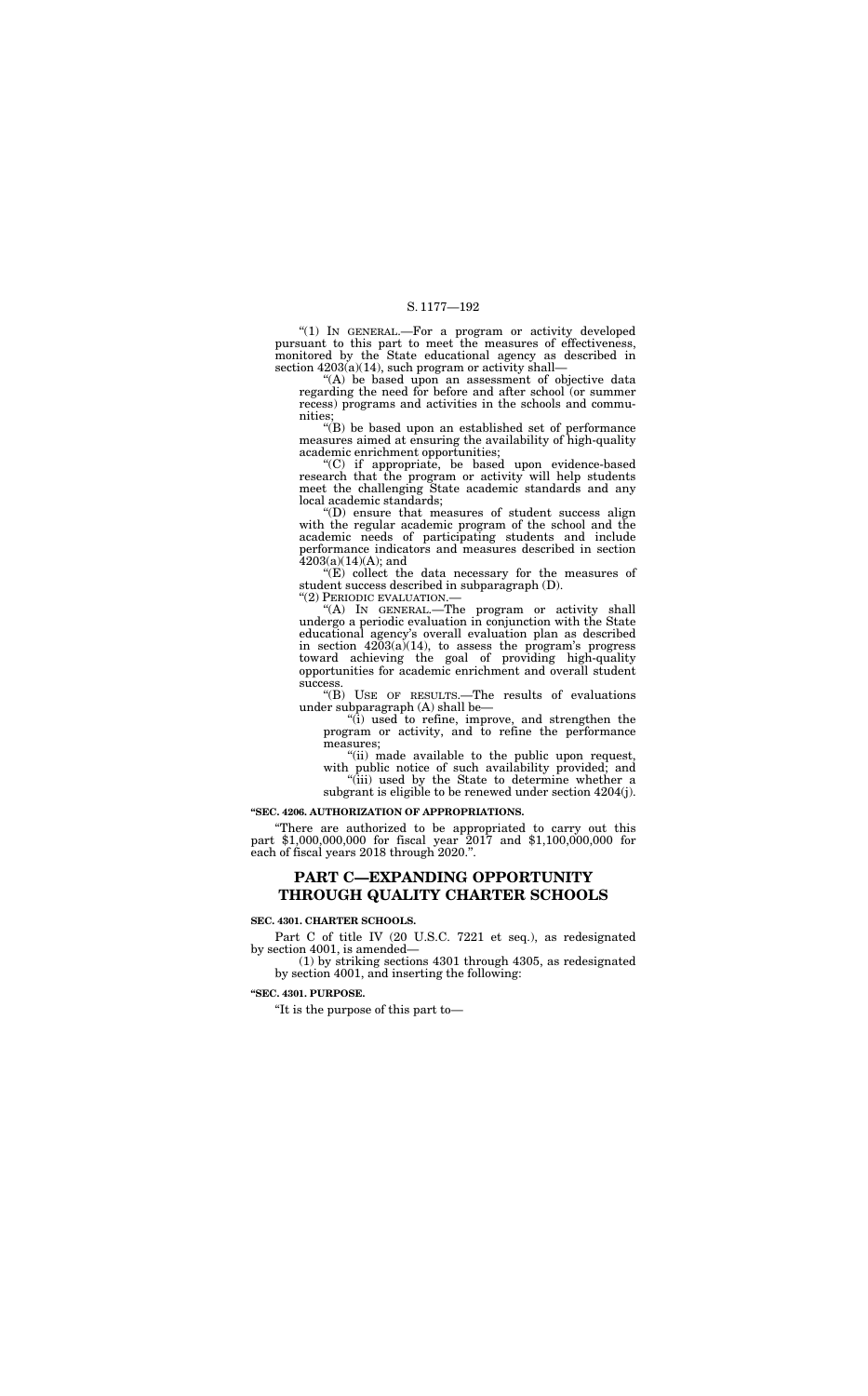"(1) IN GENERAL.—For a program or activity developed pursuant to this part to meet the measures of effectiveness, monitored by the State educational agency as described in section 4203(a)(14), such program or activity shall—

"(A) be based upon an assessment of objective data regarding the need for before and after school (or summer recess) programs and activities in the schools and communities;

"(B) be based upon an established set of performance measures aimed at ensuring the availability of high-quality academic enrichment opportunities;

"(C) if appropriate, be based upon evidence-based research that the program or activity will help students meet the challenging State academic standards and any local academic standards;

"(D) ensure that measures of student success align with the regular academic program of the school and the academic needs of participating students and include performance indicators and measures described in section 4203(a)(14)(A); and

"(E) collect the data necessary for the measures of student success described in subparagraph (D).

"(2) PERIODIC EVALUATION.—

"(A) IN GENERAL.—The program or activity shall undergo a periodic evaluation in conjunction with the State educational agency's overall evaluation plan as described in section 4203(a)(14), to assess the program's progress toward achieving the goal of providing high-quality opportunities for academic enrichment and overall student success.

"(B) USE OF RESULTS.—The results of evaluations under subparagraph (A) shall be—

"(i) used to refine, improve, and strengthen the program or activity, and to refine the performance measures;

"(ii) made available to the public upon request, with public notice of such availability provided; and

"(iii) used by the State to determine whether a subgrant is eligible to be renewed under section 4204(j).

**"SEC. 4206. AUTHORIZATION OF APPROPRIATIONS.**

"There are authorized to be appropriated to carry out this part $1,000,000,000 for fiscal year 2017 and $1,100,000,000 for each of fiscal years 2018 through 2020.".

## PART C—EXPANDING OPPORTUNITY THROUGH QUALITY CHARTER SCHOOLS

**SEC. 4301. CHARTER SCHOOLS.**

Part C of title IV (20 U.S.C. 7221 et seq.), as redesignated by section 4001, is amended—

(1) by striking sections 4301 through 4305, as redesignated by section 4001, and inserting the following:

**"SEC. 4301. PURPOSE.**

"It is the purpose of this part to—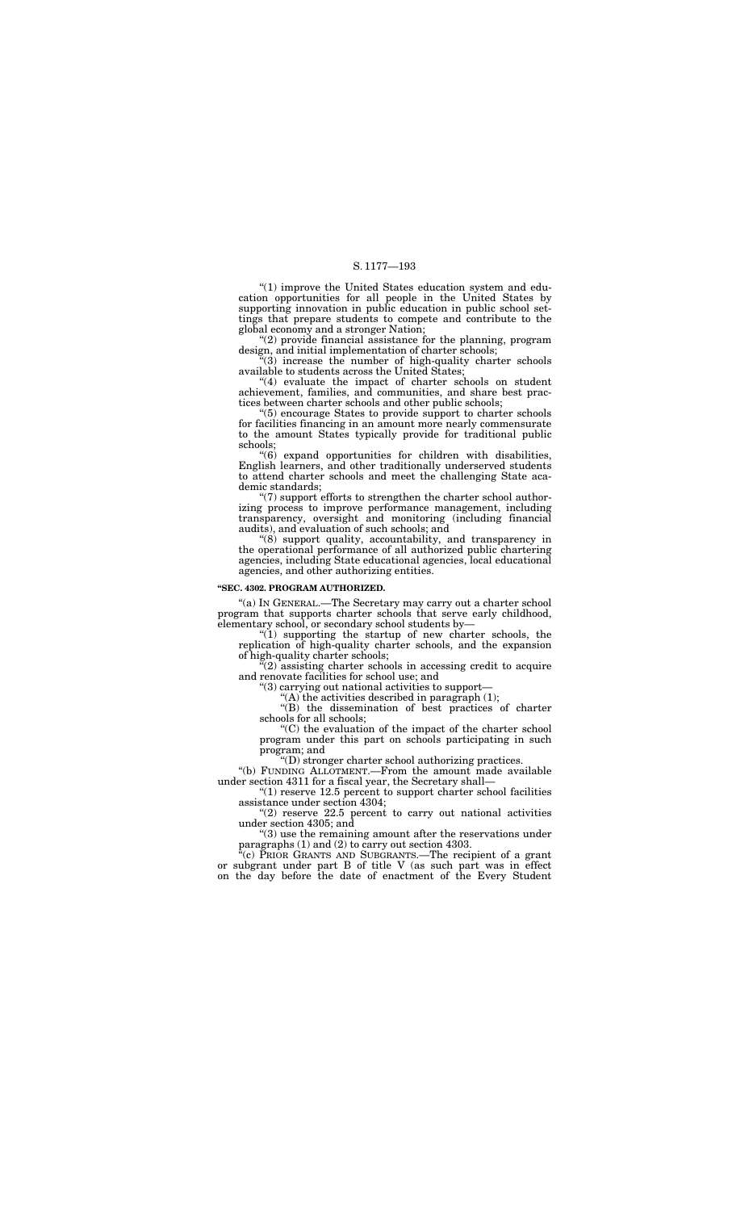"(1) improve the United States education system and education opportunities for all people in the United States by supporting innovation in public education in public school settings that prepare students to compete and contribute to the global economy and a stronger Nation;

"(2) provide financial assistance for the planning, program design, and initial implementation of charter schools;

"(3) increase the number of high-quality charter schools available to students across the United States;

"(4) evaluate the impact of charter schools on student achievement, families, and communities, and share best practices between charter schools and other public schools;

"(5) encourage States to provide support to charter schools for facilities financing in an amount more nearly commensurate to the amount States typically provide for traditional public schools;

"(6) expand opportunities for children with disabilities, English learners, and other traditionally underserved students to attend charter schools and meet the challenging State academic standards;

"(7) support efforts to strengthen the charter school authorizing process to improve performance management, including transparency, oversight and monitoring (including financial audits), and evaluation of such schools; and

"(8) support quality, accountability, and transparency in the operational performance of all authorized public chartering agencies, including State educational agencies, local educational agencies, and other authorizing entities.

**"SEC. 4302. PROGRAM AUTHORIZED.**

"(a) IN GENERAL.—The Secretary may carry out a charter school program that supports charter schools that serve early childhood, elementary school, or secondary school students by—

"(1) supporting the startup of new charter schools, the replication of high-quality charter schools, and the expansion of high-quality charter schools;

"(2) assisting charter schools in accessing credit to acquire and renovate facilities for school use; and

"(3) carrying out national activities to support—

"(A) the activities described in paragraph (1);

"(B) the dissemination of best practices of charter schools for all schools;

"(C) the evaluation of the impact of the charter school program under this part on schools participating in such program; and

"(D) stronger charter school authorizing practices.

"(b) FUNDING ALLOTMENT.—From the amount made available under section 4311 for a fiscal year, the Secretary shall—

"(1) reserve 12.5 percent to support charter school facilities assistance under section 4304;

"(2) reserve 22.5 percent to carry out national activities under section 4305; and

"(3) use the remaining amount after the reservations under paragraphs (1) and (2) to carry out section 4303.

"(c) PRIOR GRANTS AND SUBGRANTS.—The recipient of a grant or subgrant under part B of title V (as such part was in effect on the day before the date of enactment of the Every Student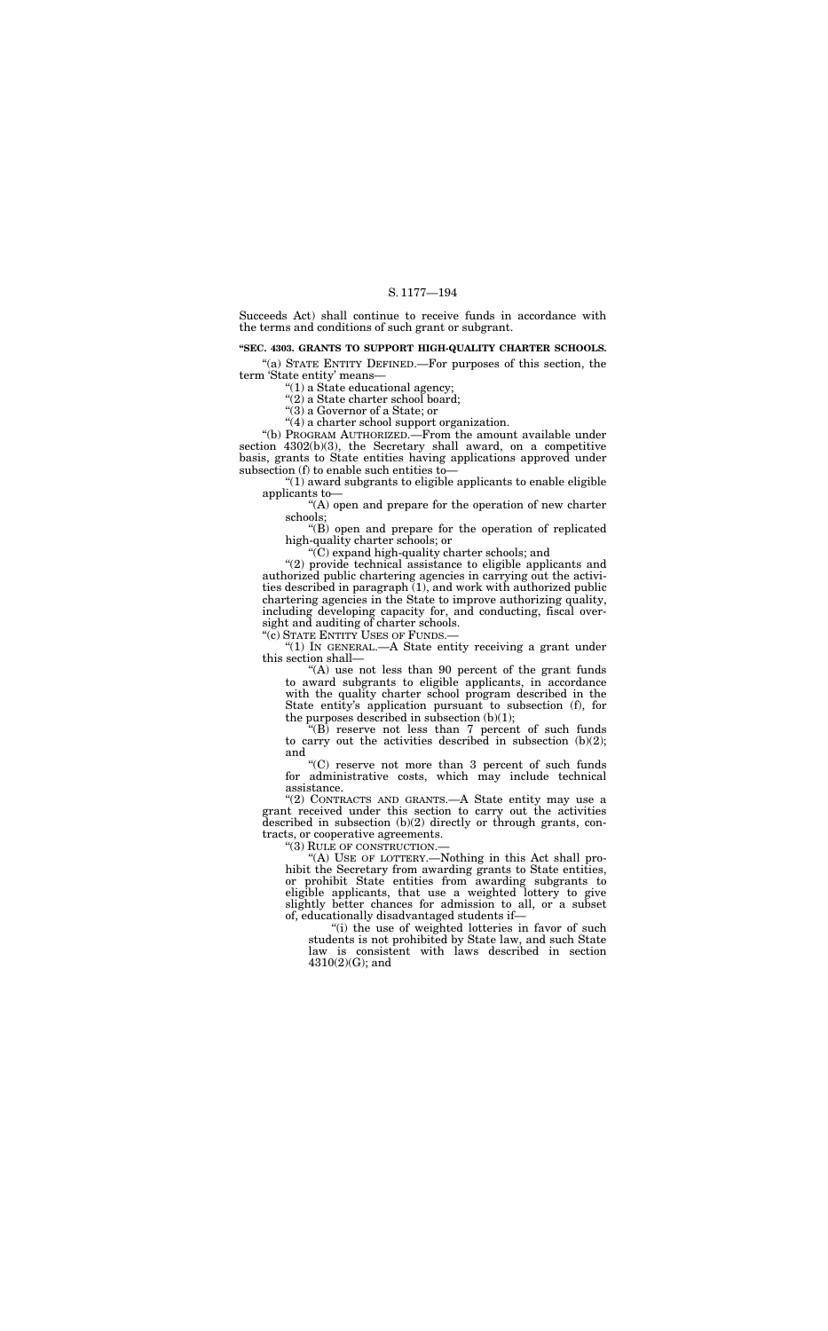Succeeds Act) shall continue to receive funds in accordance with the terms and conditions of such grant or subgrant.

**"SEC. 4303. GRANTS TO SUPPORT HIGH-QUALITY CHARTER SCHOOLS.**

"(a) STATE ENTITY DEFINED.—For purposes of this section, the term 'State entity' means—

"(1) a State educational agency;

"(2) a State charter school board;

"(3) a Governor of a State; or

"(4) a charter school support organization.

"(b) PROGRAM AUTHORIZED.—From the amount available under section 4302(b)(3), the Secretary shall award, on a competitive basis, grants to State entities having applications approved under subsection (f) to enable such entities to—

"(1) award subgrants to eligible applicants to enable eligible applicants to—

"(A) open and prepare for the operation of new charter schools;

"(B) open and prepare for the operation of replicated high-quality charter schools; or

"(C) expand high-quality charter schools; and

"(2) provide technical assistance to eligible applicants and authorized public chartering agencies in carrying out the activities described in paragraph (1), and work with authorized public chartering agencies in the State to improve authorizing quality, including developing capacity for, and conducting, fiscal oversight and auditing of charter schools.

"(c) STATE ENTITY USES OF FUNDS.—

"(1) IN GENERAL.—A State entity receiving a grant under this section shall—

"(A) use not less than 90 percent of the grant funds to award subgrants to eligible applicants, in accordance with the quality charter school program described in the State entity's application pursuant to subsection (f), for the purposes described in subsection (b)(1);

"(B) reserve not less than 7 percent of such funds to carry out the activities described in subsection (b)(2); and

"(C) reserve not more than 3 percent of such funds for administrative costs, which may include technical assistance.

"(2) CONTRACTS AND GRANTS.—A State entity may use a grant received under this section to carry out the activities described in subsection (b)(2) directly or through grants, contracts, or cooperative agreements.

"(3) RULE OF CONSTRUCTION.—

"(A) USE OF LOTTERY.—Nothing in this Act shall prohibit the Secretary from awarding grants to State entities, or prohibit State entities from awarding subgrants to eligible applicants, that use a weighted lottery to give slightly better chances for admission to all, or a subset of, educationally disadvantaged students if—

"(i) the use of weighted lotteries in favor of such students is not prohibited by State law, and such State law is consistent with laws described in section 4310(2)(G); and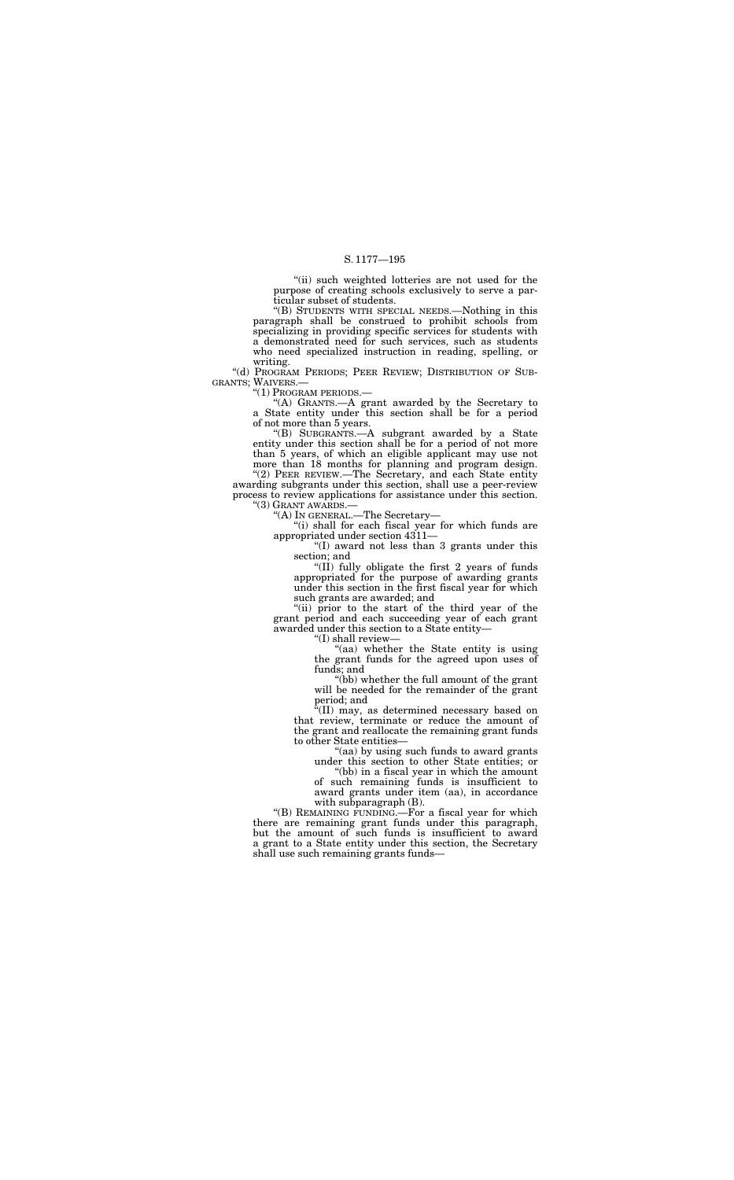"(ii) such weighted lotteries are not used for the purpose of creating schools exclusively to serve a particular subset of students.

"(B) STUDENTS WITH SPECIAL NEEDS.—Nothing in this paragraph shall be construed to prohibit schools from specializing in providing specific services for students with a demonstrated need for such services, such as students who need specialized instruction in reading, spelling, or writing.

"(d) PROGRAM PERIODS; PEER REVIEW; DISTRIBUTION OF SUBGRANTS; WAIVERS.—

"(1) PROGRAM PERIODS.—

"(A) GRANTS.—A grant awarded by the Secretary to a State entity under this section shall be for a period of not more than 5 years.

"(B) SUBGRANTS.—A subgrant awarded by a State entity under this section shall be for a period of not more than 5 years, of which an eligible applicant may use not more than 18 months for planning and program design.

"(2) PEER REVIEW.—The Secretary, and each State entity awarding subgrants under this section, shall use a peer-review process to review applications for assistance under this section.

"(3) GRANT AWARDS.—

"(A) IN GENERAL.—The Secretary—

"(i) shall for each fiscal year for which funds are appropriated under section 4311—

"(I) award not less than 3 grants under this section; and

"(II) fully obligate the first 2 years of funds appropriated for the purpose of awarding grants under this section in the first fiscal year for which such grants are awarded; and

"(ii) prior to the start of the third year of the grant period and each succeeding year of each grant awarded under this section to a State entity—

"(I) shall review—

"(aa) whether the State entity is using the grant funds for the agreed upon uses of funds; and

"(bb) whether the full amount of the grant will be needed for the remainder of the grant period; and

"(II) may, as determined necessary based on that review, terminate or reduce the amount of the grant and reallocate the remaining grant funds to other State entities—

"(aa) by using such funds to award grants under this section to other State entities; or

"(bb) in a fiscal year in which the amount of such remaining funds is insufficient to award grants under item (aa), in accordance with subparagraph (B).

"(B) REMAINING FUNDING.—For a fiscal year for which there are remaining grant funds under this paragraph, but the amount of such funds is insufficient to award a grant to a State entity under this section, the Secretary shall use such remaining grants funds—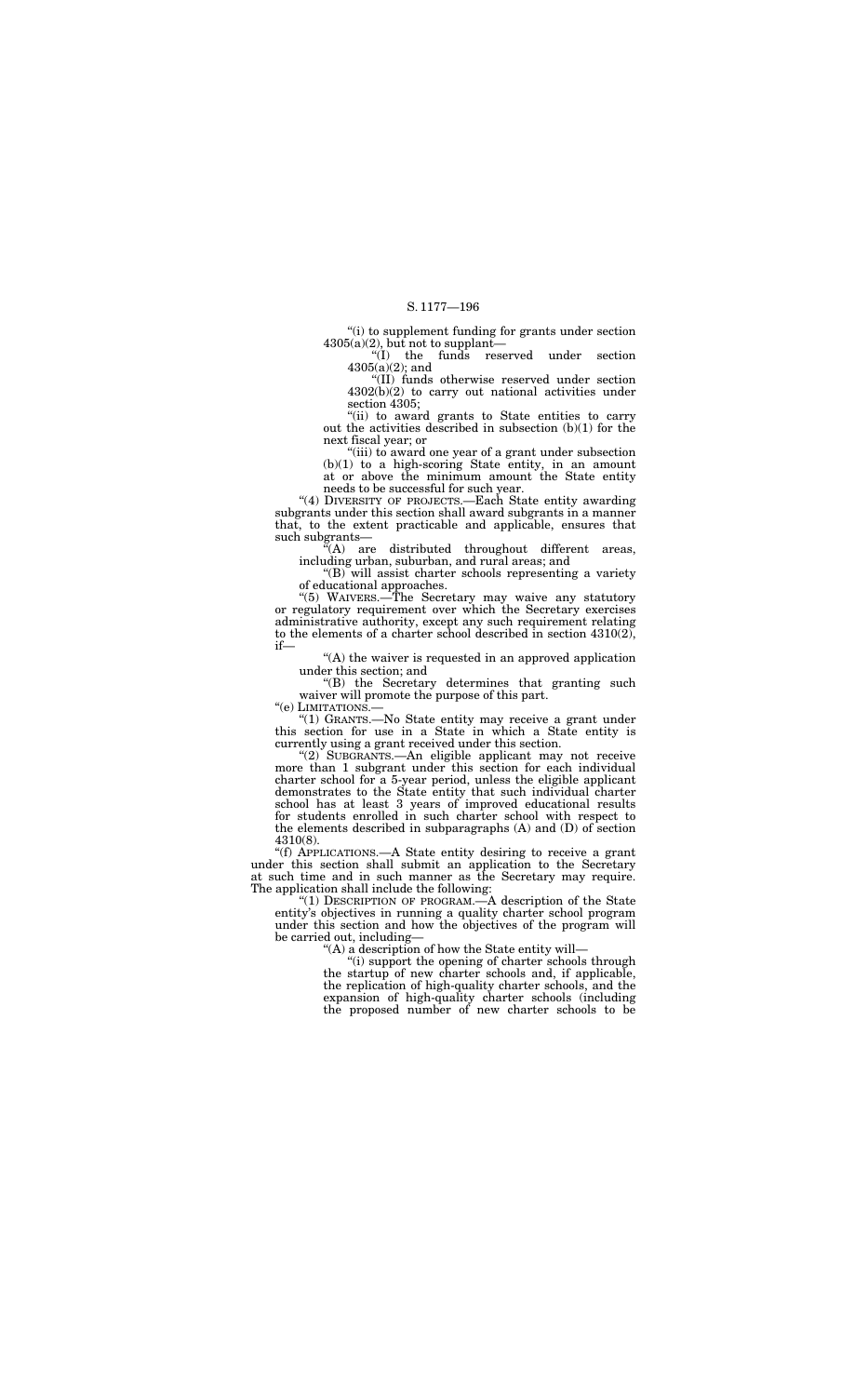"(i) to supplement funding for grants under section 4305(a)(2), but not to supplant—

"(I) the funds reserved under section 4305(a)(2); and

"(II) funds otherwise reserved under section 4302(b)(2) to carry out national activities under section 4305;

"(ii) to award grants to State entities to carry out the activities described in subsection (b)(1) for the next fiscal year; or

"(iii) to award one year of a grant under subsection (b)(1) to a high-scoring State entity, in an amount at or above the minimum amount the State entity needs to be successful for such year.

"(4) DIVERSITY OF PROJECTS.—Each State entity awarding subgrants under this section shall award subgrants in a manner that, to the extent practicable and applicable, ensures that such subgrants—

"(A) are distributed throughout different areas, including urban, suburban, and rural areas; and

"(B) will assist charter schools representing a variety of educational approaches.

"(5) WAIVERS.—The Secretary may waive any statutory or regulatory requirement over which the Secretary exercises administrative authority, except any such requirement relating to the elements of a charter school described in section 4310(2), if—

"(A) the waiver is requested in an approved application under this section; and

"(B) the Secretary determines that granting such waiver will promote the purpose of this part.

"(e) LIMITATIONS.—

"(1) GRANTS.—No State entity may receive a grant under this section for use in a State in which a State entity is currently using a grant received under this section.

"(2) SUBGRANTS.—An eligible applicant may not receive more than 1 subgrant under this section for each individual charter school for a 5-year period, unless the eligible applicant demonstrates to the State entity that such individual charter school has at least 3 years of improved educational results for students enrolled in such charter school with respect to the elements described in subparagraphs (A) and (D) of section 4310(8).

"(f) APPLICATIONS.—A State entity desiring to receive a grant under this section shall submit an application to the Secretary at such time and in such manner as the Secretary may require. The application shall include the following:

"(1) DESCRIPTION OF PROGRAM.—A description of the State entity's objectives in running a quality charter school program under this section and how the objectives of the program will be carried out, including—

"(A) a description of how the State entity will—

"(i) support the opening of charter schools through the startup of new charter schools and, if applicable, the replication of high-quality charter schools, and the expansion of high-quality charter schools (including the proposed number of new charter schools to be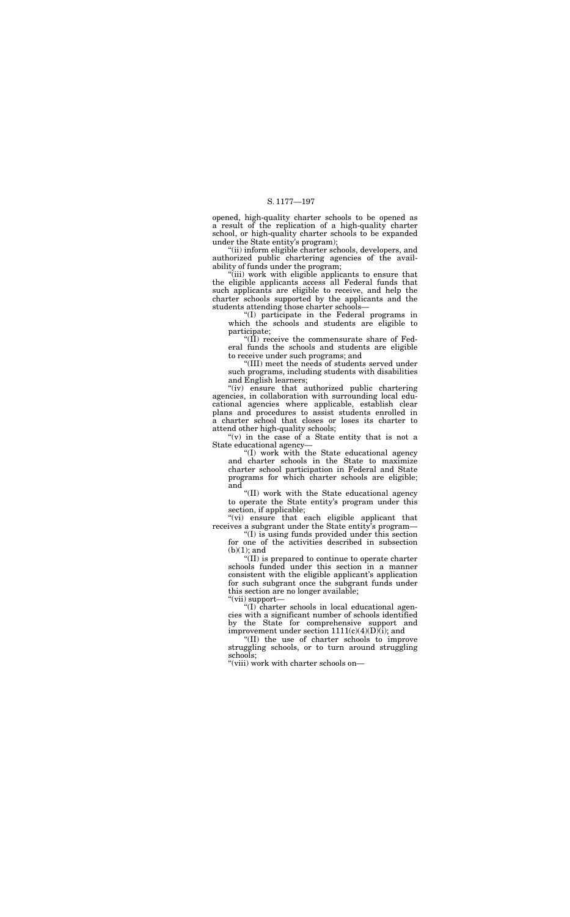opened, high-quality charter schools to be opened as a result of the replication of a high-quality charter school, or high-quality charter schools to be expanded under the State entity's program);

"(ii) inform eligible charter schools, developers, and authorized public chartering agencies of the availability of funds under the program;

"(iii) work with eligible applicants to ensure that the eligible applicants access all Federal funds that such applicants are eligible to receive, and help the charter schools supported by the applicants and the students attending those charter schools—

"(I) participate in the Federal programs in which the schools and students are eligible to participate;

"(II) receive the commensurate share of Federal funds the schools and students are eligible to receive under such programs; and

"(III) meet the needs of students served under such programs, including students with disabilities and English learners;

"(iv) ensure that authorized public chartering agencies, in collaboration with surrounding local educational agencies where applicable, establish clear plans and procedures to assist students enrolled in a charter school that closes or loses its charter to attend other high-quality schools;

"(v) in the case of a State entity that is not a State educational agency—

"(I) work with the State educational agency and charter schools in the State to maximize charter school participation in Federal and State programs for which charter schools are eligible; and

"(II) work with the State educational agency to operate the State entity's program under this section, if applicable;

"(vi) ensure that each eligible applicant that receives a subgrant under the State entity's program—

"(I) is using funds provided under this section for one of the activities described in subsection (b)(1); and

"(II) is prepared to continue to operate charter schools funded under this section in a manner consistent with the eligible applicant's application for such subgrant once the subgrant funds under this section are no longer available;

"(vii) support—

"(I) charter schools in local educational agencies with a significant number of schools identified by the State for comprehensive support and improvement under section 1111(c)(4)(D)(i); and

"(II) the use of charter schools to improve struggling schools, or to turn around struggling schools;

"(viii) work with charter schools on—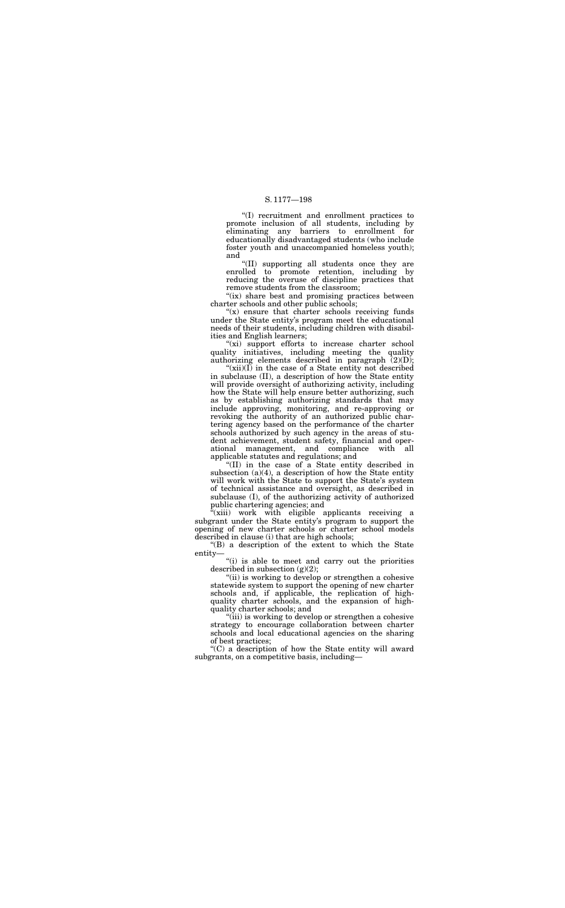"(I) recruitment and enrollment practices to promote inclusion of all students, including by eliminating any barriers to enrollment for educationally disadvantaged students (who include foster youth and unaccompanied homeless youth); and

"(II) supporting all students once they are enrolled to promote retention, including by reducing the overuse of discipline practices that remove students from the classroom;

"(ix) share best and promising practices between charter schools and other public schools;

"(x) ensure that charter schools receiving funds under the State entity's program meet the educational needs of their students, including children with disabilities and English learners;

"(xi) support efforts to increase charter school quality initiatives, including meeting the quality authorizing elements described in paragraph (2)(D);

"(xii)(I) in the case of a State entity not described in subclause (II), a description of how the State entity will provide oversight of authorizing activity, including how the State will help ensure better authorizing, such as by establishing authorizing standards that may include approving, monitoring, and re-approving or revoking the authority of an authorized public chartering agency based on the performance of the charter schools authorized by such agency in the areas of student achievement, student safety, financial and operational management, and compliance with all applicable statutes and regulations; and

"(II) in the case of a State entity described in subsection (a)(4), a description of how the State entity will work with the State to support the State's system of technical assistance and oversight, as described in subclause (I), of the authorizing activity of authorized public chartering agencies; and

"(xiii) work with eligible applicants receiving a subgrant under the State entity's program to support the opening of new charter schools or charter school models described in clause (i) that are high schools;

"(B) a description of the extent to which the State entity—

"(i) is able to meet and carry out the priorities described in subsection (g)(2);

"(ii) is working to develop or strengthen a cohesive statewide system to support the opening of new charter schools and, if applicable, the replication of high-quality charter schools, and the expansion of high-quality charter schools; and

"(iii) is working to develop or strengthen a cohesive strategy to encourage collaboration between charter schools and local educational agencies on the sharing of best practices;

"(C) a description of how the State entity will award subgrants, on a competitive basis, including—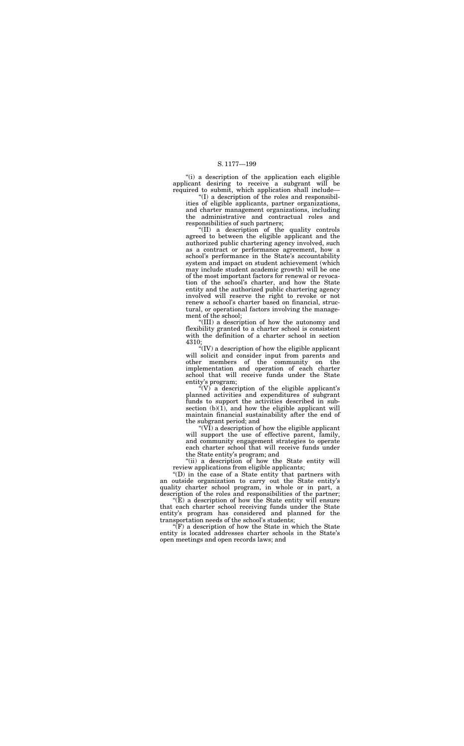"(i) a description of the application each eligible applicant desiring to receive a subgrant will be required to submit, which application shall include—

"(I) a description of the roles and responsibilities of eligible applicants, partner organizations, and charter management organizations, including the administrative and contractual roles and responsibilities of such partners;

"(II) a description of the quality controls agreed to between the eligible applicant and the authorized public chartering agency involved, such as a contract or performance agreement, how a school's performance in the State's accountability system and impact on student achievement (which may include student academic growth) will be one of the most important factors for renewal or revocation of the school's charter, and how the State entity and the authorized public chartering agency involved will reserve the right to revoke or not renew a school's charter based on financial, structural, or operational factors involving the management of the school;

"(III) a description of how the autonomy and flexibility granted to a charter school is consistent with the definition of a charter school in section 4310;

"(IV) a description of how the eligible applicant will solicit and consider input from parents and other members of the community on the implementation and operation of each charter school that will receive funds under the State entity's program;

"(V) a description of the eligible applicant's planned activities and expenditures of subgrant funds to support the activities described in subsection (b)(1), and how the eligible applicant will maintain financial sustainability after the end of the subgrant period; and

"(VI) a description of how the eligible applicant will support the use of effective parent, family, and community engagement strategies to operate each charter school that will receive funds under the State entity's program; and

"(ii) a description of how the State entity will review applications from eligible applicants;

"(D) in the case of a State entity that partners with an outside organization to carry out the State entity's quality charter school program, in whole or in part, a description of the roles and responsibilities of the partner;

"(E) a description of how the State entity will ensure that each charter school receiving funds under the State entity's program has considered and planned for the transportation needs of the school's students;

"(F) a description of how the State in which the State entity is located addresses charter schools in the State's open meetings and open records laws; and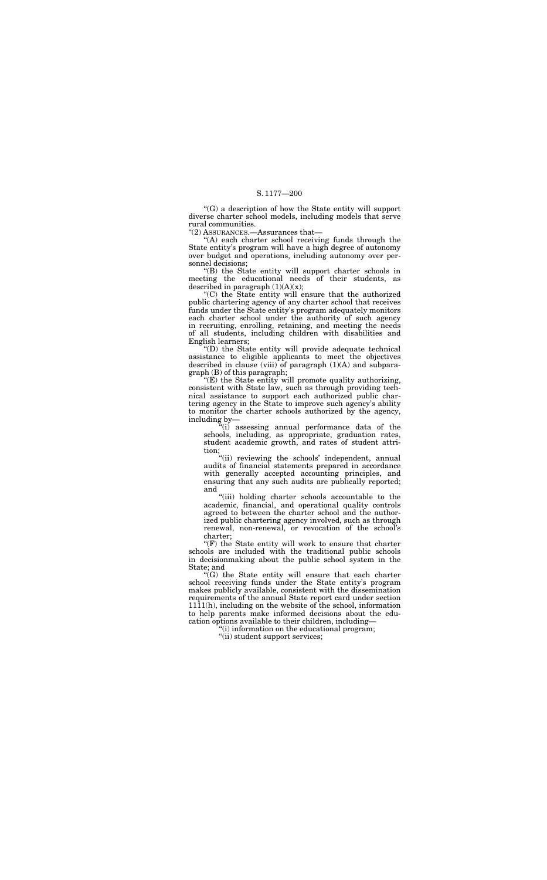"(G) a description of how the State entity will support diverse charter school models, including models that serve rural communities.

"(2) ASSURANCES.—Assurances that—

"(A) each charter school receiving funds through the State entity's program will have a high degree of autonomy over budget and operations, including autonomy over personnel decisions;

"(B) the State entity will support charter schools in meeting the educational needs of their students, as described in paragraph (1)(A)(x);

"(C) the State entity will ensure that the authorized public chartering agency of any charter school that receives funds under the State entity's program adequately monitors each charter school under the authority of such agency in recruiting, enrolling, retaining, and meeting the needs of all students, including children with disabilities and English learners;

"(D) the State entity will provide adequate technical assistance to eligible applicants to meet the objectives described in clause (viii) of paragraph (1)(A) and subparagraph (B) of this paragraph;

"(E) the State entity will promote quality authorizing, consistent with State law, such as through providing technical assistance to support each authorized public chartering agency in the State to improve such agency's ability to monitor the charter schools authorized by the agency, including by—

"(i) assessing annual performance data of the schools, including, as appropriate, graduation rates, student academic growth, and rates of student attrition;

"(ii) reviewing the schools' independent, annual audits of financial statements prepared in accordance with generally accepted accounting principles, and ensuring that any such audits are publically reported; and

"(iii) holding charter schools accountable to the academic, financial, and operational quality controls agreed to between the charter school and the authorized public chartering agency involved, such as through renewal, non-renewal, or revocation of the school's charter;

"(F) the State entity will work to ensure that charter schools are included with the traditional public schools in decisionmaking about the public school system in the State; and

"(G) the State entity will ensure that each charter school receiving funds under the State entity's program makes publicly available, consistent with the dissemination requirements of the annual State report card under section 1111(h), including on the website of the school, information to help parents make informed decisions about the education options available to their children, including—

"(i) information on the educational program;

"(ii) student support services;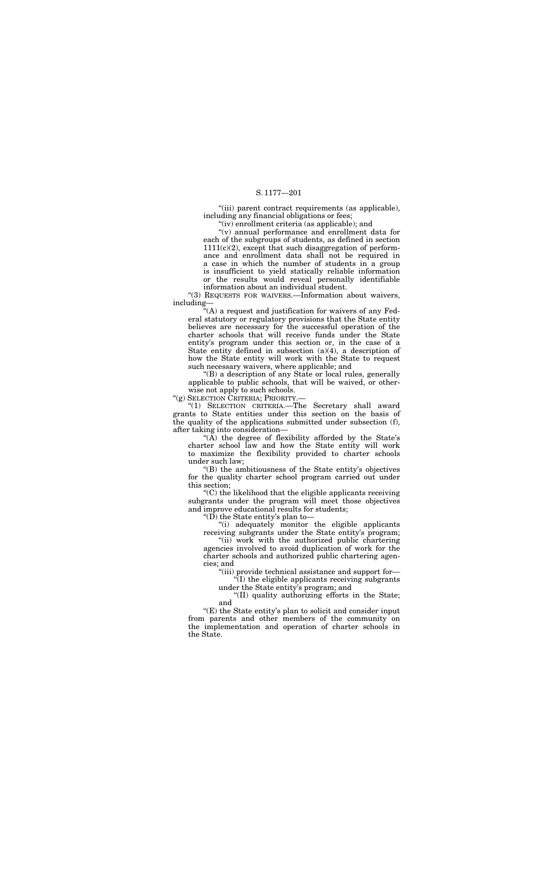"(iii) parent contract requirements (as applicable), including any financial obligations or fees;

"(iv) enrollment criteria (as applicable); and

"(v) annual performance and enrollment data for each of the subgroups of students, as defined in section 1111(c)(2), except that such disaggregation of performance and enrollment data shall not be required in a case in which the number of students in a group is insufficient to yield statically reliable information or the results would reveal personally identifiable information about an individual student.

"(3) REQUESTS FOR WAIVERS.—Information about waivers, including—

"(A) a request and justification for waivers of any Federal statutory or regulatory provisions that the State entity believes are necessary for the successful operation of the charter schools that will receive funds under the State entity's program under this section or, in the case of a State entity defined in subsection (a)(4), a description of how the State entity will work with the State to request such necessary waivers, where applicable; and

"(B) a description of any State or local rules, generally applicable to public schools, that will be waived, or otherwise not apply to such schools.

"(g) SELECTION CRITERIA; PRIORITY.—

"(1) SELECTION CRITERIA.—The Secretary shall award grants to State entities under this section on the basis of the quality of the applications submitted under subsection (f), after taking into consideration—

"(A) the degree of flexibility afforded by the State's charter school law and how the State entity will work to maximize the flexibility provided to charter schools under such law;

"(B) the ambitiousness of the State entity's objectives for the quality charter school program carried out under this section;

"(C) the likelihood that the eligible applicants receiving subgrants under the program will meet those objectives and improve educational results for students;

"(D) the State entity's plan to—

"(i) adequately monitor the eligible applicants receiving subgrants under the State entity's program;

"(ii) work with the authorized public chartering agencies involved to avoid duplication of work for the charter schools and authorized public chartering agencies; and

"(iii) provide technical assistance and support for—

"(I) the eligible applicants receiving subgrants under the State entity's program; and

"(II) quality authorizing efforts in the State; and

"(E) the State entity's plan to solicit and consider input from parents and other members of the community on the implementation and operation of charter schools in the State.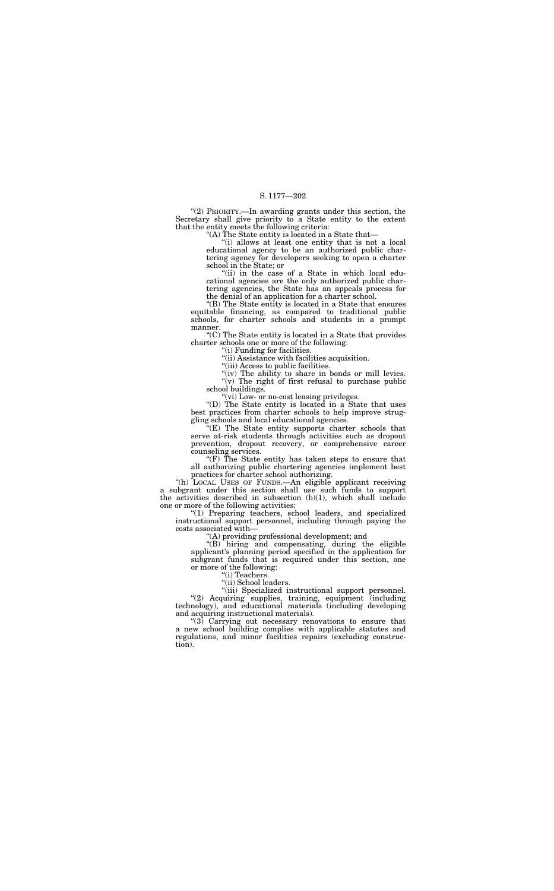"(2) PRIORITY.—In awarding grants under this section, the Secretary shall give priority to a State entity to the extent that the entity meets the following criteria:

"(A) The State entity is located in a State that—

"(i) allows at least one entity that is not a local educational agency to be an authorized public chartering agency for developers seeking to open a charter school in the State; or

"(ii) in the case of a State in which local educational agencies are the only authorized public chartering agencies, the State has an appeals process for the denial of an application for a charter school.

"(B) The State entity is located in a State that ensures equitable financing, as compared to traditional public schools, for charter schools and students in a prompt manner.

"(C) The State entity is located in a State that provides charter schools one or more of the following:

"(i) Funding for facilities.

"(ii) Assistance with facilities acquisition.

"(iii) Access to public facilities.

"(iv) The ability to share in bonds or mill levies.

"(v) The right of first refusal to purchase public school buildings.

"(vi) Low- or no-cost leasing privileges.

"(D) The State entity is located in a State that uses best practices from charter schools to help improve struggling schools and local educational agencies.

"(E) The State entity supports charter schools that serve at-risk students through activities such as dropout prevention, dropout recovery, or comprehensive career counseling services.

"(F) The State entity has taken steps to ensure that all authorizing public chartering agencies implement best practices for charter school authorizing.

"(h) LOCAL USES OF FUNDS.—An eligible applicant receiving a subgrant under this section shall use such funds to support the activities described in subsection (b)(1), which shall include one or more of the following activities:

"(1) Preparing teachers, school leaders, and specialized instructional support personnel, including through paying the costs associated with—

"(A) providing professional development; and

"(B) hiring and compensating, during the eligible applicant's planning period specified in the application for subgrant funds that is required under this section, one or more of the following:

"(i) Teachers.

"(ii) School leaders.

"(iii) Specialized instructional support personnel.

"(2) Acquiring supplies, training, equipment (including technology), and educational materials (including developing and acquiring instructional materials).

"(3) Carrying out necessary renovations to ensure that a new school building complies with applicable statutes and regulations, and minor facilities repairs (excluding construction).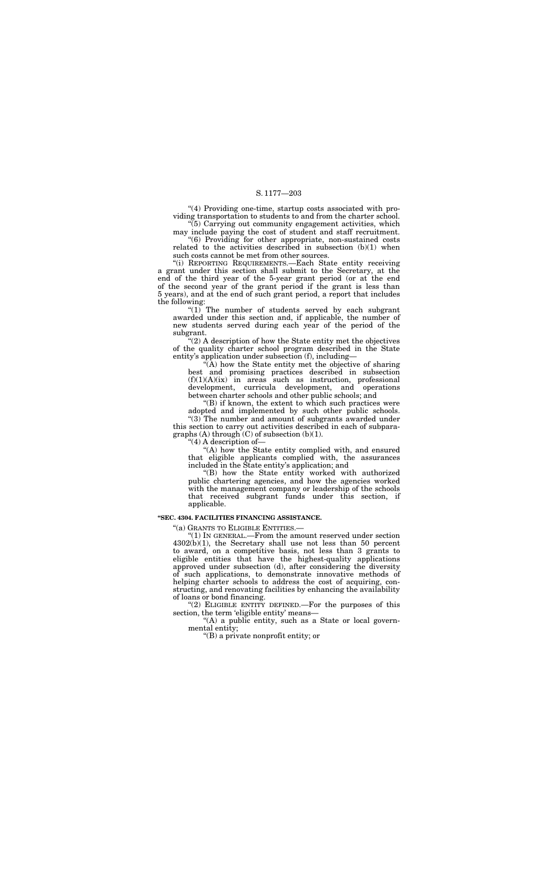"(4) Providing one-time, startup costs associated with providing transportation to students to and from the charter school.

"(5) Carrying out community engagement activities, which may include paying the cost of student and staff recruitment.

"(6) Providing for other appropriate, non-sustained costs related to the activities described in subsection (b)(1) when such costs cannot be met from other sources.

"(i) REPORTING REQUIREMENTS.—Each State entity receiving a grant under this section shall submit to the Secretary, at the end of the third year of the 5-year grant period (or at the end of the second year of the grant period if the grant is less than 5 years), and at the end of such grant period, a report that includes the following:

"(1) The number of students served by each subgrant awarded under this section and, if applicable, the number of new students served during each year of the period of the subgrant.

"(2) A description of how the State entity met the objectives of the quality charter school program described in the State entity's application under subsection (f), including—

"(A) how the State entity met the objective of sharing best and promising practices described in subsection (f)(1)(A)(ix) in areas such as instruction, professional development, curricula development, and operations between charter schools and other public schools; and

"(B) if known, the extent to which such practices were adopted and implemented by such other public schools.

"(3) The number and amount of subgrants awarded under this section to carry out activities described in each of subparagraphs (A) through (C) of subsection (b)(1).

"(4) A description of—

"(A) how the State entity complied with, and ensured that eligible applicants complied with, the assurances included in the State entity's application; and

"(B) how the State entity worked with authorized public chartering agencies, and how the agencies worked with the management company or leadership of the schools that received subgrant funds under this section, if applicable.

**"SEC. 4304. FACILITIES FINANCING ASSISTANCE.**

"(a) GRANTS TO ELIGIBLE ENTITIES.—

"(1) IN GENERAL.—From the amount reserved under section 4302(b)(1), the Secretary shall use not less than 50 percent to award, on a competitive basis, not less than 3 grants to eligible entities that have the highest-quality applications approved under subsection (d), after considering the diversity of such applications, to demonstrate innovative methods of helping charter schools to address the cost of acquiring, constructing, and renovating facilities by enhancing the availability of loans or bond financing.

"(2) ELIGIBLE ENTITY DEFINED.—For the purposes of this section, the term 'eligible entity' means—

"(A) a public entity, such as a State or local governmental entity;

"(B) a private nonprofit entity; or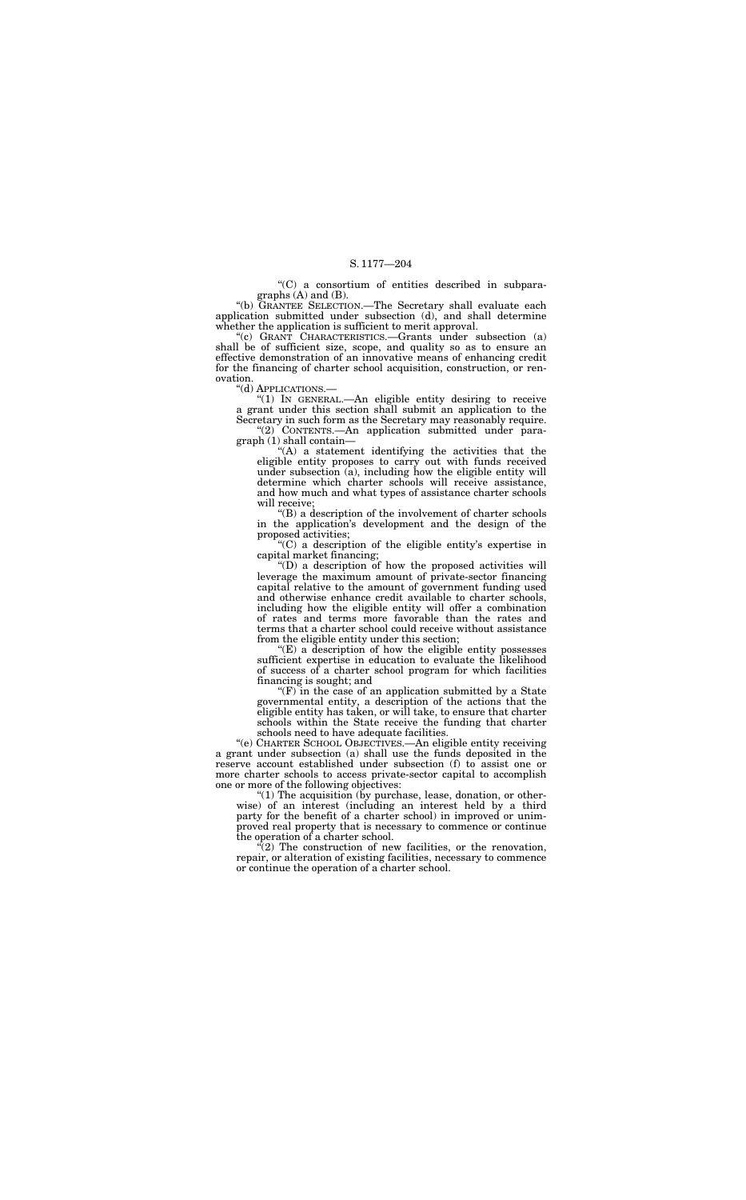"(C) a consortium of entities described in subparagraphs (A) and (B).

"(b) GRANTEE SELECTION.—The Secretary shall evaluate each application submitted under subsection (d), and shall determine whether the application is sufficient to merit approval.

"(c) GRANT CHARACTERISTICS.—Grants under subsection (a) shall be of sufficient size, scope, and quality so as to ensure an effective demonstration of an innovative means of enhancing credit for the financing of charter school acquisition, construction, or renovation.

"(d) APPLICATIONS.—

"(1) IN GENERAL.—An eligible entity desiring to receive a grant under this section shall submit an application to the Secretary in such form as the Secretary may reasonably require.

"(2) CONTENTS.—An application submitted under paragraph (1) shall contain—

"(A) a statement identifying the activities that the eligible entity proposes to carry out with funds received under subsection (a), including how the eligible entity will determine which charter schools will receive assistance, and how much and what types of assistance charter schools will receive;

"(B) a description of the involvement of charter schools in the application's development and the design of the proposed activities;

"(C) a description of the eligible entity's expertise in capital market financing;

"(D) a description of how the proposed activities will leverage the maximum amount of private-sector financing capital relative to the amount of government funding used and otherwise enhance credit available to charter schools, including how the eligible entity will offer a combination of rates and terms more favorable than the rates and terms that a charter school could receive without assistance from the eligible entity under this section;

"(E) a description of how the eligible entity possesses sufficient expertise in education to evaluate the likelihood of success of a charter school program for which facilities financing is sought; and

"(F) in the case of an application submitted by a State governmental entity, a description of the actions that the eligible entity has taken, or will take, to ensure that charter schools within the State receive the funding that charter schools need to have adequate facilities.

"(e) CHARTER SCHOOL OBJECTIVES.—An eligible entity receiving a grant under subsection (a) shall use the funds deposited in the reserve account established under subsection (f) to assist one or more charter schools to access private-sector capital to accomplish one or more of the following objectives:

"(1) The acquisition (by purchase, lease, donation, or otherwise) of an interest (including an interest held by a third party for the benefit of a charter school) in improved or unimproved real property that is necessary to commence or continue the operation of a charter school.

"(2) The construction of new facilities, or the renovation, repair, or alteration of existing facilities, necessary to commence or continue the operation of a charter school.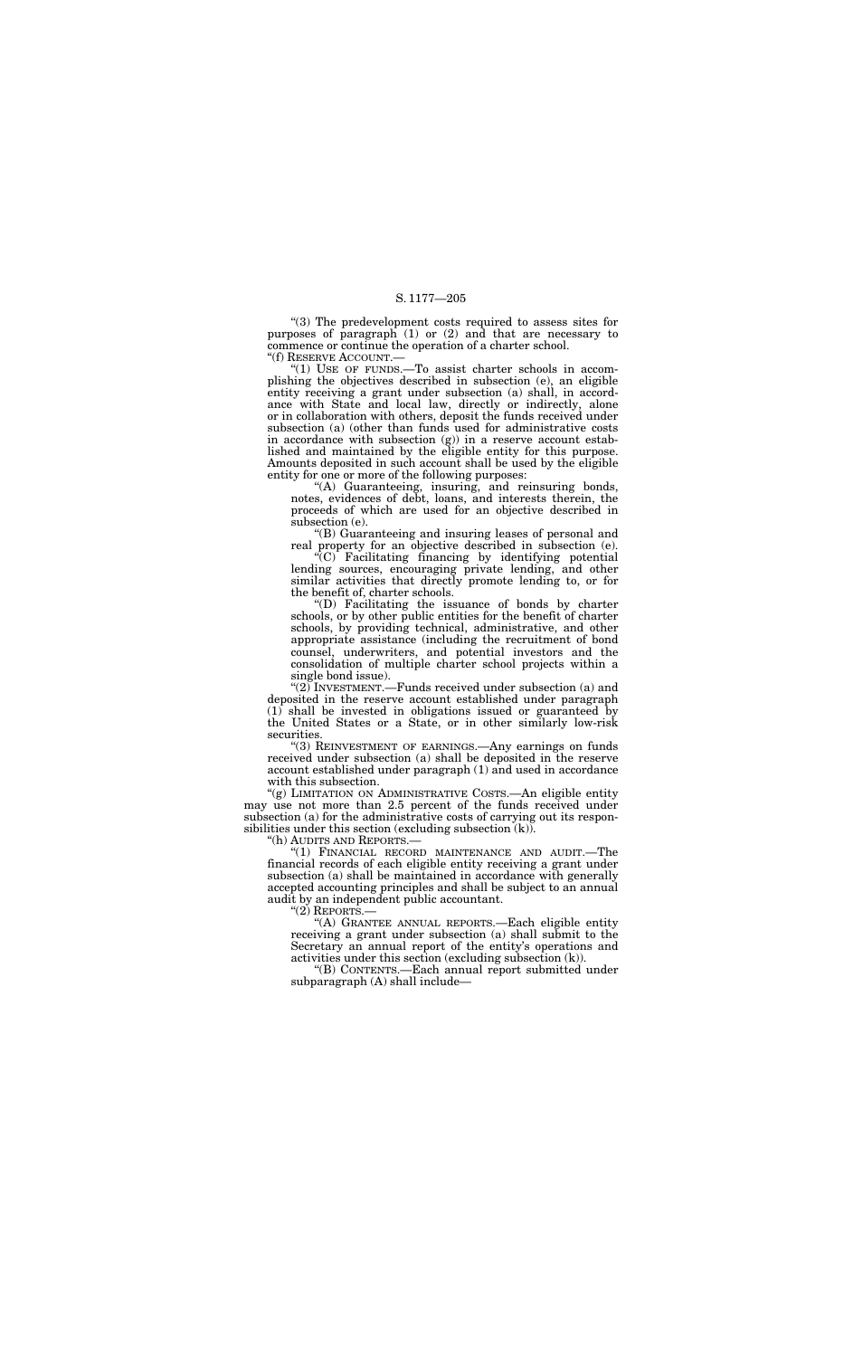"(3) The predevelopment costs required to assess sites for purposes of paragraph (1) or (2) and that are necessary to commence or continue the operation of a charter school.

"(f) RESERVE ACCOUNT.—

"(1) USE OF FUNDS.—To assist charter schools in accomplishing the objectives described in subsection (e), an eligible entity receiving a grant under subsection (a) shall, in accordance with State and local law, directly or indirectly, alone or in collaboration with others, deposit the funds received under subsection (a) (other than funds used for administrative costs in accordance with subsection (g)) in a reserve account established and maintained by the eligible entity for this purpose. Amounts deposited in such account shall be used by the eligible entity for one or more of the following purposes:

"(A) Guaranteeing, insuring, and reinsuring bonds, notes, evidences of debt, loans, and interests therein, the proceeds of which are used for an objective described in subsection (e).

"(B) Guaranteeing and insuring leases of personal and real property for an objective described in subsection (e).

"(C) Facilitating financing by identifying potential lending sources, encouraging private lending, and other similar activities that directly promote lending to, or for the benefit of, charter schools.

"(D) Facilitating the issuance of bonds by charter schools, or by other public entities for the benefit of charter schools, by providing technical, administrative, and other appropriate assistance (including the recruitment of bond counsel, underwriters, and potential investors and the consolidation of multiple charter school projects within a single bond issue).

"(2) INVESTMENT.—Funds received under subsection (a) and deposited in the reserve account established under paragraph (1) shall be invested in obligations issued or guaranteed by the United States or a State, or in other similarly low-risk securities.

"(3) REINVESTMENT OF EARNINGS.—Any earnings on funds received under subsection (a) shall be deposited in the reserve account established under paragraph (1) and used in accordance with this subsection.

"(g) LIMITATION ON ADMINISTRATIVE COSTS.—An eligible entity may use not more than 2.5 percent of the funds received under subsection (a) for the administrative costs of carrying out its responsibilities under this section (excluding subsection (k)).

"(h) AUDITS AND REPORTS.—

"(1) FINANCIAL RECORD MAINTENANCE AND AUDIT.—The financial records of each eligible entity receiving a grant under subsection (a) shall be maintained in accordance with generally accepted accounting principles and shall be subject to an annual audit by an independent public accountant.

"(2) REPORTS.—

"(A) GRANTEE ANNUAL REPORTS.—Each eligible entity receiving a grant under subsection (a) shall submit to the Secretary an annual report of the entity's operations and activities under this section (excluding subsection (k)).

"(B) CONTENTS.—Each annual report submitted under subparagraph (A) shall include—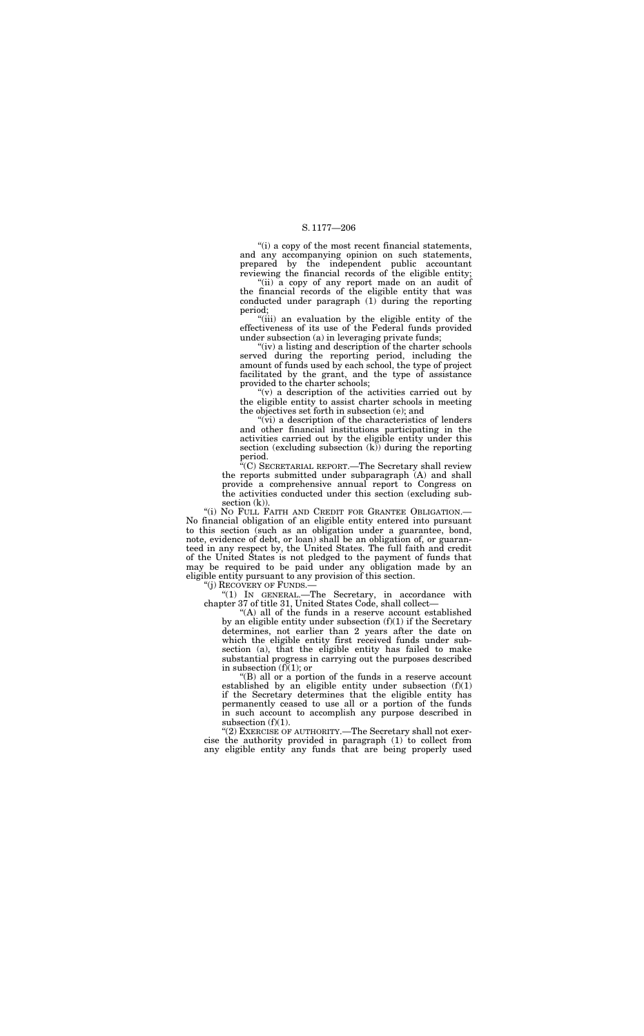"(i) a copy of the most recent financial statements, and any accompanying opinion on such statements, prepared by the independent public accountant reviewing the financial records of the eligible entity;

"(ii) a copy of any report made on an audit of the financial records of the eligible entity that was conducted under paragraph (1) during the reporting period;

"(iii) an evaluation by the eligible entity of the effectiveness of its use of the Federal funds provided under subsection (a) in leveraging private funds;

"(iv) a listing and description of the charter schools served during the reporting period, including the amount of funds used by each school, the type of project facilitated by the grant, and the type of assistance provided to the charter schools;

"(v) a description of the activities carried out by the eligible entity to assist charter schools in meeting the objectives set forth in subsection (e); and

"(vi) a description of the characteristics of lenders and other financial institutions participating in the activities carried out by the eligible entity under this section (excluding subsection (k)) during the reporting period.

"(C) SECRETARIAL REPORT.—The Secretary shall review the reports submitted under subparagraph (A) and shall provide a comprehensive annual report to Congress on the activities conducted under this section (excluding subsection (k)).

"(i) NO FULL FAITH AND CREDIT FOR GRANTEE OBLIGATION.—No financial obligation of an eligible entity entered into pursuant to this section (such as an obligation under a guarantee, bond, note, evidence of debt, or loan) shall be an obligation of, or guaranteed in any respect by, the United States. The full faith and credit of the United States is not pledged to the payment of funds that may be required to be paid under any obligation made by an eligible entity pursuant to any provision of this section.

"(j) RECOVERY OF FUNDS.—

"(1) IN GENERAL.—The Secretary, in accordance with chapter 37 of title 31, United States Code, shall collect—

"(A) all of the funds in a reserve account established by an eligible entity under subsection (f)(1) if the Secretary determines, not earlier than 2 years after the date on which the eligible entity first received funds under subsection (a), that the eligible entity has failed to make substantial progress in carrying out the purposes described in subsection (f)(1); or

"(B) all or a portion of the funds in a reserve account established by an eligible entity under subsection (f)(1) if the Secretary determines that the eligible entity has permanently ceased to use all or a portion of the funds in such account to accomplish any purpose described in subsection (f)(1).

"(2) EXERCISE OF AUTHORITY.—The Secretary shall not exercise the authority provided in paragraph (1) to collect from any eligible entity any funds that are being properly used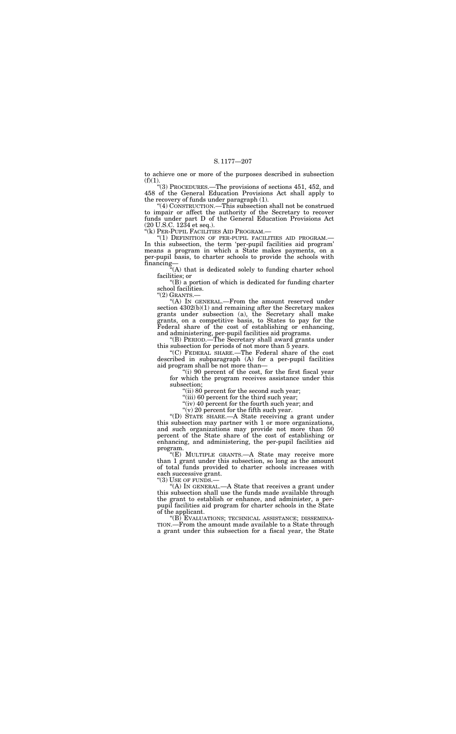to achieve one or more of the purposes described in subsection (f)(1).

"(3) PROCEDURES.—The provisions of sections 451, 452, and 458 of the General Education Provisions Act shall apply to the recovery of funds under paragraph (1).

"(4) CONSTRUCTION.—This subsection shall not be construed to impair or affect the authority of the Secretary to recover funds under part D of the General Education Provisions Act (20 U.S.C. 1234 et seq.).

"(k) PER-PUPIL FACILITIES AID PROGRAM.—

"(1) DEFINITION OF PER-PUPIL FACILITIES AID PROGRAM.—In this subsection, the term 'per-pupil facilities aid program' means a program in which a State makes payments, on a per-pupil basis, to charter schools to provide the schools with financing—

"(A) that is dedicated solely to funding charter school facilities; or

"(B) a portion of which is dedicated for funding charter school facilities.

"(2) GRANTS.—

"(A) IN GENERAL.—From the amount reserved under section 4302(b)(1) and remaining after the Secretary makes grants under subsection (a), the Secretary shall make grants, on a competitive basis, to States to pay for the Federal share of the cost of establishing or enhancing, and administering, per-pupil facilities aid programs.

"(B) PERIOD.—The Secretary shall award grants under this subsection for periods of not more than 5 years.

"(C) FEDERAL SHARE.—The Federal share of the cost described in subparagraph (A) for a per-pupil facilities aid program shall be not more than—

"(i) 90 percent of the cost, for the first fiscal year for which the program receives assistance under this subsection;

"(ii) 80 percent for the second such year;

"(iii) 60 percent for the third such year;

"(iv) 40 percent for the fourth such year; and

"(v) 20 percent for the fifth such year.

"(D) STATE SHARE.—A State receiving a grant under this subsection may partner with 1 or more organizations, and such organizations may provide not more than 50 percent of the State share of the cost of establishing or enhancing, and administering, the per-pupil facilities aid program.

"(E) MULTIPLE GRANTS.—A State may receive more than 1 grant under this subsection, so long as the amount of total funds provided to charter schools increases with each successive grant.

"(3) USE OF FUNDS.—

"(A) IN GENERAL.—A State that receives a grant under this subsection shall use the funds made available through the grant to establish or enhance, and administer, a per-pupil facilities aid program for charter schools in the State of the applicant.

"(B) EVALUATIONS; TECHNICAL ASSISTANCE; DISSEMINATION.—From the amount made available to a State through a grant under this subsection for a fiscal year, the State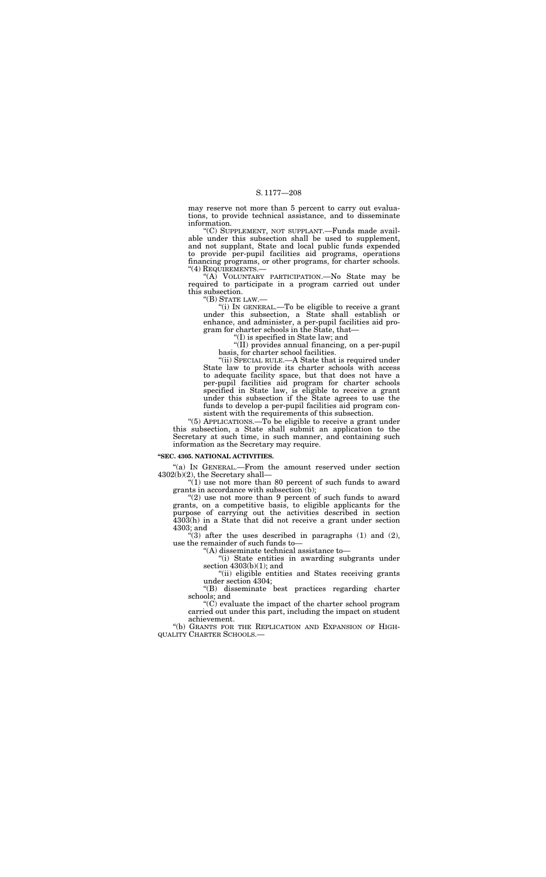may reserve not more than 5 percent to carry out evaluations, to provide technical assistance, and to disseminate information.

"(C) SUPPLEMENT, NOT SUPPLANT.—Funds made available under this subsection shall be used to supplement, and not supplant, State and local public funds expended to provide per-pupil facilities aid programs, operations financing programs, or other programs, for charter schools.

"(4) REQUIREMENTS.—

"(A) VOLUNTARY PARTICIPATION.—No State may be required to participate in a program carried out under this subsection.

"(B) STATE LAW.—

"(i) IN GENERAL.—To be eligible to receive a grant under this subsection, a State shall establish or enhance, and administer, a per-pupil facilities aid program for charter schools in the State, that—

"(I) is specified in State law; and

"(II) provides annual financing, on a per-pupil basis, for charter school facilities.

"(ii) SPECIAL RULE.—A State that is required under State law to provide its charter schools with access to adequate facility space, but that does not have a per-pupil facilities aid program for charter schools specified in State law, is eligible to receive a grant under this subsection if the State agrees to use the funds to develop a per-pupil facilities aid program consistent with the requirements of this subsection.

"(5) APPLICATIONS.—To be eligible to receive a grant under this subsection, a State shall submit an application to the Secretary at such time, in such manner, and containing such information as the Secretary may require.

**"SEC. 4305. NATIONAL ACTIVITIES.**

"(a) IN GENERAL.—From the amount reserved under section 4302(b)(2), the Secretary shall—

"(1) use not more than 80 percent of such funds to award grants in accordance with subsection (b);

"(2) use not more than 9 percent of such funds to award grants, on a competitive basis, to eligible applicants for the purpose of carrying out the activities described in section 4303(h) in a State that did not receive a grant under section 4303; and

"(3) after the uses described in paragraphs (1) and (2), use the remainder of such funds to—

"(A) disseminate technical assistance to—

"(i) State entities in awarding subgrants under section 4303(b)(1); and

"(ii) eligible entities and States receiving grants under section 4304;

"(B) disseminate best practices regarding charter schools; and

"(C) evaluate the impact of the charter school program carried out under this part, including the impact on student achievement.

"(b) GRANTS FOR THE REPLICATION AND EXPANSION OF HIGH-QUALITY CHARTER SCHOOLS.—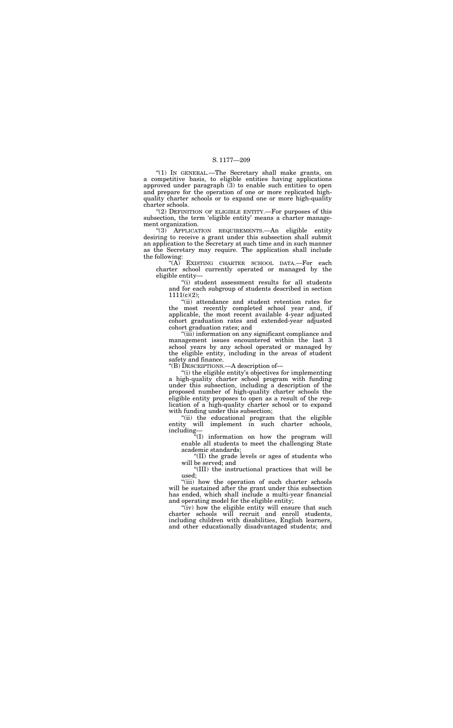"(1) IN GENERAL.—The Secretary shall make grants, on a competitive basis, to eligible entities having applications approved under paragraph (3) to enable such entities to open and prepare for the operation of one or more replicated high-quality charter schools or to expand one or more high-quality charter schools.

"(2) DEFINITION OF ELIGIBLE ENTITY.—For purposes of this subsection, the term 'eligible entity' means a charter management organization.

"(3) APPLICATION REQUIREMENTS.—An eligible entity desiring to receive a grant under this subsection shall submit an application to the Secretary at such time and in such manner as the Secretary may require. The application shall include the following:

"(A) EXISTING CHARTER SCHOOL DATA.—For each charter school currently operated or managed by the eligible entity—

"(i) student assessment results for all students and for each subgroup of students described in section 1111(c)(2);

"(ii) attendance and student retention rates for the most recently completed school year and, if applicable, the most recent available 4-year adjusted cohort graduation rates and extended-year adjusted cohort graduation rates; and

"(iii) information on any significant compliance and management issues encountered within the last 3 school years by any school operated or managed by the eligible entity, including in the areas of student safety and finance.

"(B) DESCRIPTIONS.—A description of—

"(i) the eligible entity's objectives for implementing a high-quality charter school program with funding under this subsection, including a description of the proposed number of high-quality charter schools the eligible entity proposes to open as a result of the replication of a high-quality charter school or to expand with funding under this subsection;

"(ii) the educational program that the eligible entity will implement in such charter schools, including—

"(I) information on how the program will enable all students to meet the challenging State academic standards;

"(II) the grade levels or ages of students who will be served; and

"(III) the instructional practices that will be used;

"(iii) how the operation of such charter schools will be sustained after the grant under this subsection has ended, which shall include a multi-year financial and operating model for the eligible entity;

"(iv) how the eligible entity will ensure that such charter schools will recruit and enroll students, including children with disabilities, English learners, and other educationally disadvantaged students; and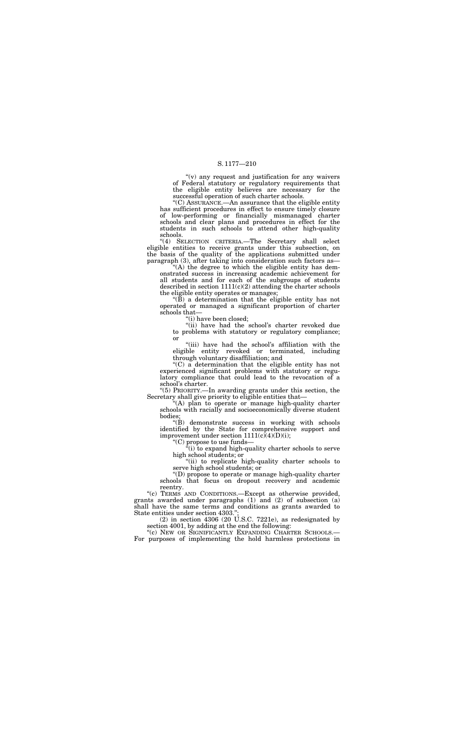"(v) any request and justification for any waivers of Federal statutory or regulatory requirements that the eligible entity believes are necessary for the successful operation of such charter schools.

"(C) ASSURANCE.—An assurance that the eligible entity has sufficient procedures in effect to ensure timely closure of low-performing or financially mismanaged charter schools and clear plans and procedures in effect for the students in such schools to attend other high-quality schools.

"(4) SELECTION CRITERIA.—The Secretary shall select eligible entities to receive grants under this subsection, on the basis of the quality of the applications submitted under paragraph (3), after taking into consideration such factors as—

"(A) the degree to which the eligible entity has demonstrated success in increasing academic achievement for all students and for each of the subgroups of students described in section 1111(c)(2) attending the charter schools the eligible entity operates or manages;

"(B) a determination that the eligible entity has not operated or managed a significant proportion of charter schools that—

"(i) have been closed;

"(ii) have had the school's charter revoked due to problems with statutory or regulatory compliance; or

"(iii) have had the school's affiliation with the eligible entity revoked or terminated, including through voluntary disaffiliation; and

"(C) a determination that the eligible entity has not experienced significant problems with statutory or regulatory compliance that could lead to the revocation of a school's charter.

"(5) PRIORITY.—In awarding grants under this section, the Secretary shall give priority to eligible entities that—

"(A) plan to operate or manage high-quality charter schools with racially and socioeconomically diverse student bodies;

"(B) demonstrate success in working with schools identified by the State for comprehensive support and improvement under section 1111(c)(4)(D)(i);

"(C) propose to use funds—

"(i) to expand high-quality charter schools to serve high school students; or

"(ii) to replicate high-quality charter schools to serve high school students; or

"(D) propose to operate or manage high-quality charter schools that focus on dropout recovery and academic reentry.

"(c) TERMS AND CONDITIONS.—Except as otherwise provided, grants awarded under paragraphs (1) and (2) of subsection (a) shall have the same terms and conditions as grants awarded to State entities under section 4303.";

(2) in section 4306 (20 U.S.C. 7221e), as redesignated by section 4001, by adding at the end the following:

"(c) NEW OR SIGNIFICANTLY EXPANDING CHARTER SCHOOLS.—For purposes of implementing the hold harmless protections in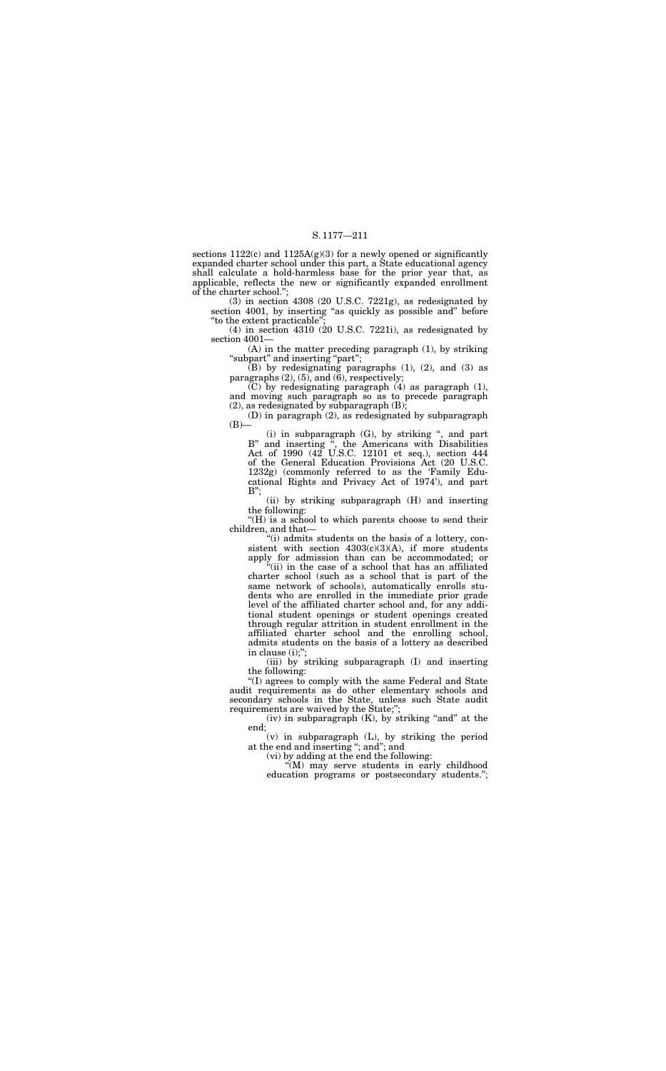sections 1122(c) and 1125A(g)(3) for a newly opened or significantly expanded charter school under this part, a State educational agency shall calculate a hold-harmless base for the prior year that, as applicable, reflects the new or significantly expanded enrollment of the charter school.";

(3) in section 4308 (20 U.S.C. 7221g), as redesignated by section 4001, by inserting "as quickly as possible and" before "to the extent practicable";

(4) in section 4310 (20 U.S.C. 7221i), as redesignated by section 4001—

(A) in the matter preceding paragraph (1), by striking "subpart" and inserting "part";

(B) by redesignating paragraphs (1), (2), and (3) as paragraphs (2), (5), and (6), respectively;

(C) by redesignating paragraph (4) as paragraph (1), and moving such paragraph so as to precede paragraph (2), as redesignated by subparagraph (B);

(D) in paragraph (2), as redesignated by subparagraph (B)—

(i) in subparagraph (G), by striking ", and part B" and inserting ", the Americans with Disabilities Act of 1990 (42 U.S.C. 12101 et seq.), section 444 of the General Education Provisions Act (20 U.S.C. 1232g) (commonly referred to as the 'Family Educational Rights and Privacy Act of 1974'), and part B";

(ii) by striking subparagraph (H) and inserting the following:

"(H) is a school to which parents choose to send their children, and that—

"(i) admits students on the basis of a lottery, consistent with section 4303(c)(3)(A), if more students apply for admission than can be accommodated; or

"(ii) in the case of a school that has an affiliated charter school (such as a school that is part of the same network of schools), automatically enrolls students who are enrolled in the immediate prior grade level of the affiliated charter school and, for any additional student openings or student openings created through regular attrition in student enrollment in the affiliated charter school and the enrolling school, admits students on the basis of a lottery as described in clause (i);";

(iii) by striking subparagraph (I) and inserting the following:

"(I) agrees to comply with the same Federal and State audit requirements as do other elementary schools and secondary schools in the State, unless such State audit requirements are waived by the State;";

(iv) in subparagraph (K), by striking "and" at the end;

(v) in subparagraph (L), by striking the period at the end and inserting "; and"; and

(vi) by adding at the end the following:

"(M) may serve students in early childhood education programs or postsecondary students.";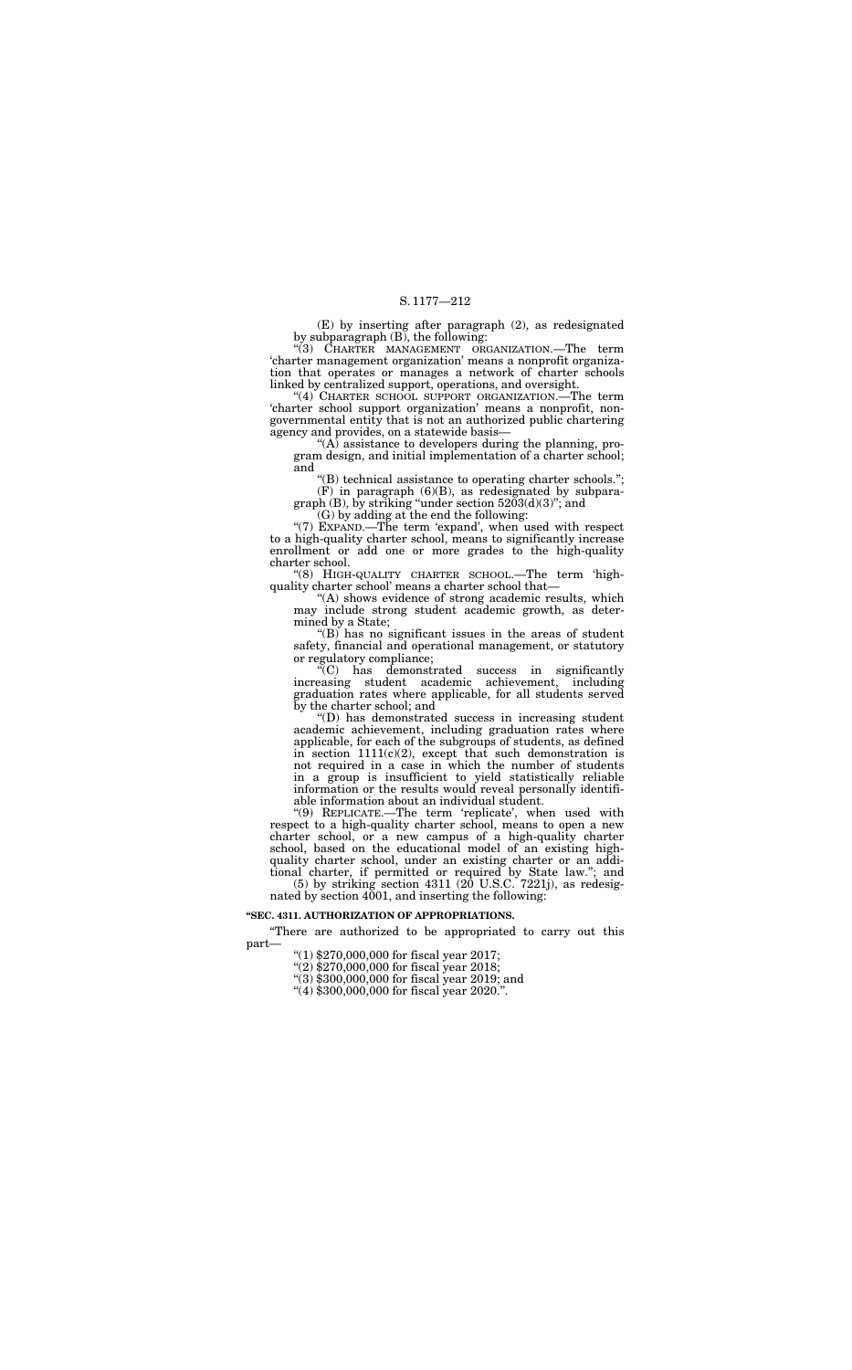(E) by inserting after paragraph (2), as redesignated by subparagraph (B), the following:

"(3) CHARTER MANAGEMENT ORGANIZATION.—The term 'charter management organization' means a nonprofit organization that operates or manages a network of charter schools linked by centralized support, operations, and oversight.

"(4) CHARTER SCHOOL SUPPORT ORGANIZATION.—The term 'charter school support organization' means a nonprofit, nongovernmental entity that is not an authorized public chartering agency and provides, on a statewide basis—

"(A) assistance to developers during the planning, program design, and initial implementation of a charter school; and

"(B) technical assistance to operating charter schools.";

(F) in paragraph (6)(B), as redesignated by subparagraph (B), by striking "under section 5203(d)(3)"; and

(G) by adding at the end the following:

"(7) EXPAND.—The term 'expand', when used with respect to a high-quality charter school, means to significantly increase enrollment or add one or more grades to the high-quality charter school.

"(8) HIGH-QUALITY CHARTER SCHOOL.—The term 'high-quality charter school' means a charter school that—

"(A) shows evidence of strong academic results, which may include strong student academic growth, as determined by a State;

"(B) has no significant issues in the areas of student safety, financial and operational management, or statutory or regulatory compliance;

"(C) has demonstrated success in significantly increasing student academic achievement, including graduation rates where applicable, for all students served by the charter school; and

"(D) has demonstrated success in increasing student academic achievement, including graduation rates where applicable, for each of the subgroups of students, as defined in section 1111(c)(2), except that such demonstration is not required in a case in which the number of students in a group is insufficient to yield statistically reliable information or the results would reveal personally identifiable information about an individual student.

"(9) REPLICATE.—The term 'replicate', when used with respect to a high-quality charter school, means to open a new charter school, or a new campus of a high-quality charter school, based on the educational model of an existing high-quality charter school, under an existing charter or an additional charter, if permitted or required by State law."; and

(5) by striking section 4311 (20 U.S.C. 7221j), as redesignated by section 4001, and inserting the following:

**"SEC. 4311. AUTHORIZATION OF APPROPRIATIONS.**

"There are authorized to be appropriated to carry out this part—

"(1) $270,000,000 for fiscal year 2017;

"(2) $270,000,000 for fiscal year 2018;

"(3) $300,000,000 for fiscal year 2019; and

"(4) $300,000,000 for fiscal year 2020.".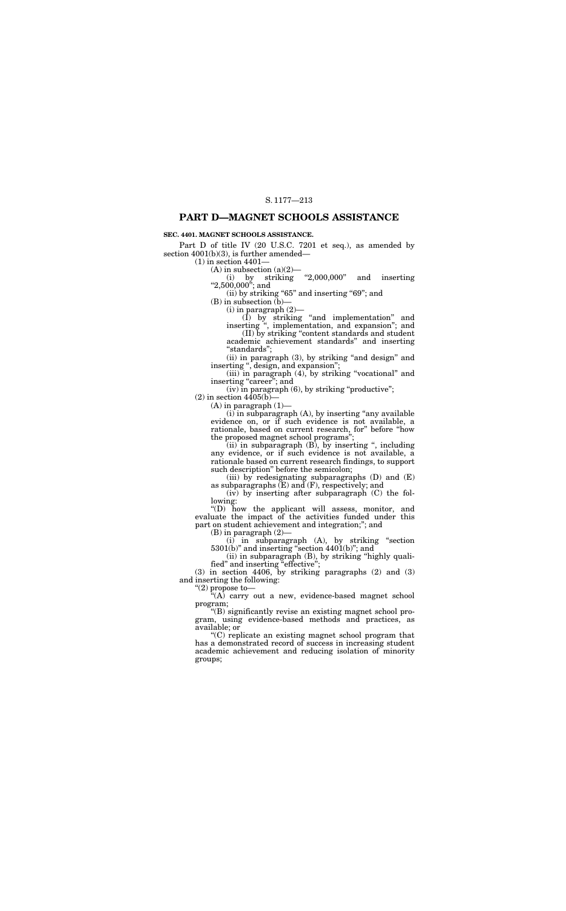## PART D—MAGNET SCHOOLS ASSISTANCE

**SEC. 4401. MAGNET SCHOOLS ASSISTANCE.**

Part D of title IV (20 U.S.C. 7201 et seq.), as amended by section 4001(b)(3), is further amended—

(1) in section 4401—

(A) in subsection (a)(2)—

(i) by striking "2,000,000" and inserting "2,500,000"; and

(ii) by striking "65" and inserting "69"; and

(B) in subsection (b)—

(i) in paragraph (2)—

(I) by striking "and implementation" and inserting ", implementation, and expansion"; and

(II) by striking "content standards and student academic achievement standards" and inserting "standards";

(ii) in paragraph (3), by striking "and design" and inserting ", design, and expansion";

(iii) in paragraph (4), by striking "vocational" and inserting "career"; and

(iv) in paragraph (6), by striking "productive";

(2) in section 4405(b)—

(A) in paragraph (1)—

(i) in subparagraph (A), by inserting "any available evidence on, or if such evidence is not available, a rationale, based on current research, for" before "how the proposed magnet school programs";

(ii) in subparagraph (B), by inserting ", including any evidence, or if such evidence is not available, a rationale based on current research findings, to support such description" before the semicolon;

(iii) by redesignating subparagraphs (D) and (E) as subparagraphs (E) and (F), respectively; and

(iv) by inserting after subparagraph (C) the following:

"(D) how the applicant will assess, monitor, and evaluate the impact of the activities funded under this part on student achievement and integration;"; and

(B) in paragraph (2)—

(i) in subparagraph (A), by striking "section 5301(b)" and inserting "section 4401(b)"; and

(ii) in subparagraph (B), by striking "highly qualified" and inserting "effective";

(3) in section 4406, by striking paragraphs (2) and (3) and inserting the following:

"(2) propose to—

"(A) carry out a new, evidence-based magnet school program;

"(B) significantly revise an existing magnet school program, using evidence-based methods and practices, as available; or

"(C) replicate an existing magnet school program that has a demonstrated record of success in increasing student academic achievement and reducing isolation of minority groups;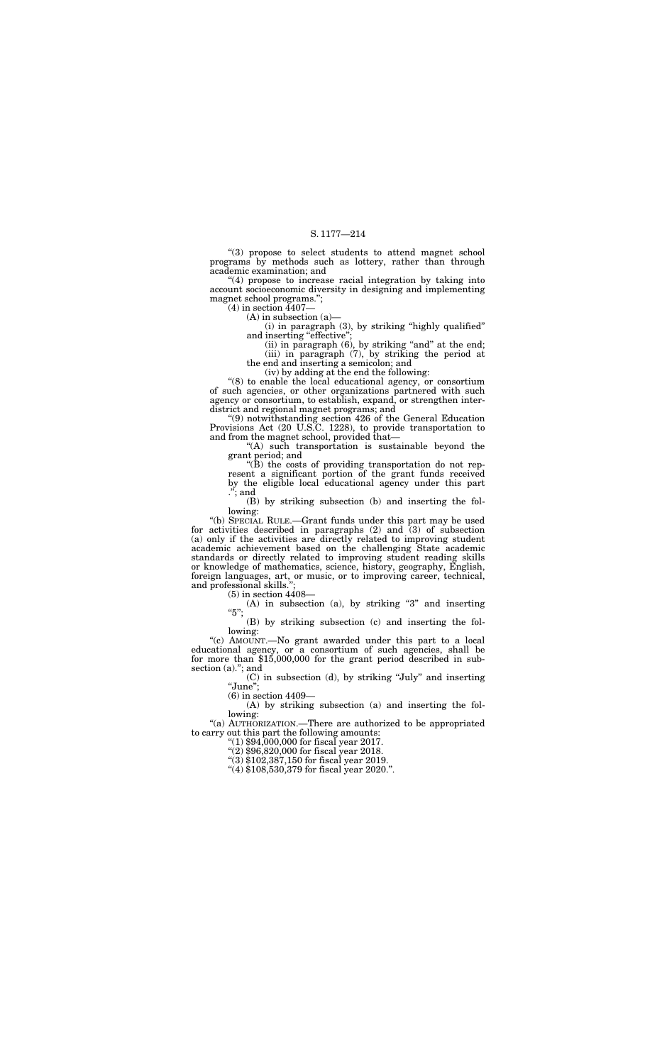"(3) propose to select students to attend magnet school programs by methods such as lottery, rather than through academic examination; and

"(4) propose to increase racial integration by taking into account socioeconomic diversity in designing and implementing magnet school programs.";

(4) in section 4407—

(A) in subsection (a)—

(i) in paragraph (3), by striking "highly qualified" and inserting "effective";

(ii) in paragraph (6), by striking "and" at the end;

(iii) in paragraph (7), by striking the period at the end and inserting a semicolon; and

(iv) by adding at the end the following:

"(8) to enable the local educational agency, or consortium of such agencies, or other organizations partnered with such agency or consortium, to establish, expand, or strengthen inter-district and regional magnet programs; and

"(9) notwithstanding section 426 of the General Education Provisions Act (20 U.S.C. 1228), to provide transportation to and from the magnet school, provided that—

"(A) such transportation is sustainable beyond the grant period; and

"(B) the costs of providing transportation do not represent a significant portion of the grant funds received by the eligible local educational agency under this part ."; and

(B) by striking subsection (b) and inserting the following:

"(b) SPECIAL RULE.—Grant funds under this part may be used for activities described in paragraphs (2) and (3) of subsection (a) only if the activities are directly related to improving student academic achievement based on the challenging State academic standards or directly related to improving student reading skills or knowledge of mathematics, science, history, geography, English, foreign languages, art, or music, or to improving career, technical, and professional skills.";

(5) in section 4408—

(A) in subsection (a), by striking "3" and inserting "5";

(B) by striking subsection (c) and inserting the following:

"(c) AMOUNT.—No grant awarded under this part to a local educational agency, or a consortium of such agencies, shall be for more than $15,000,000 for the grant period described in subsection (a)."; and

(C) in subsection (d), by striking "July" and inserting "June";

(6) in section 4409—

(A) by striking subsection (a) and inserting the following:

"(a) AUTHORIZATION.—There are authorized to be appropriated to carry out this part the following amounts:

"(1) $94,000,000 for fiscal year 2017.

"(2) $96,820,000 for fiscal year 2018.

"(3) $102,387,150 for fiscal year 2019.

"(4) $108,530,379 for fiscal year 2020.".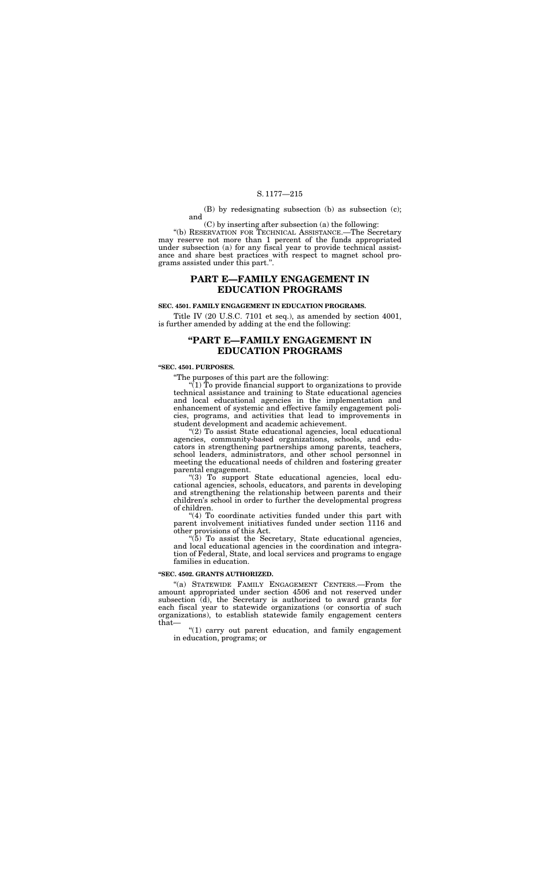(B) by redesignating subsection (b) as subsection (c); and

(C) by inserting after subsection (a) the following:

"(b) RESERVATION FOR TECHNICAL ASSISTANCE.—The Secretary may reserve not more than 1 percent of the funds appropriated under subsection (a) for any fiscal year to provide technical assistance and share best practices with respect to magnet school programs assisted under this part.".

## PART E—FAMILY ENGAGEMENT IN EDUCATION PROGRAMS

**SEC. 4501. FAMILY ENGAGEMENT IN EDUCATION PROGRAMS.**

Title IV (20 U.S.C. 7101 et seq.), as amended by section 4001, is further amended by adding at the end the following:

## "PART E—FAMILY ENGAGEMENT IN EDUCATION PROGRAMS

**"SEC. 4501. PURPOSES.**

"The purposes of this part are the following:

"(1) To provide financial support to organizations to provide technical assistance and training to State educational agencies and local educational agencies in the implementation and enhancement of systemic and effective family engagement policies, programs, and activities that lead to improvements in student development and academic achievement.

"(2) To assist State educational agencies, local educational agencies, community-based organizations, schools, and educators in strengthening partnerships among parents, teachers, school leaders, administrators, and other school personnel in meeting the educational needs of children and fostering greater parental engagement.

"(3) To support State educational agencies, local educational agencies, schools, educators, and parents in developing and strengthening the relationship between parents and their children's school in order to further the developmental progress of children.

"(4) To coordinate activities funded under this part with parent involvement initiatives funded under section 1116 and other provisions of this Act.

"(5) To assist the Secretary, State educational agencies, and local educational agencies in the coordination and integration of Federal, State, and local services and programs to engage families in education.

**"SEC. 4502. GRANTS AUTHORIZED.**

"(a) STATEWIDE FAMILY ENGAGEMENT CENTERS.—From the amount appropriated under section 4506 and not reserved under subsection (d), the Secretary is authorized to award grants for each fiscal year to statewide organizations (or consortia of such organizations), to establish statewide family engagement centers that—

"(1) carry out parent education, and family engagement in education, programs; or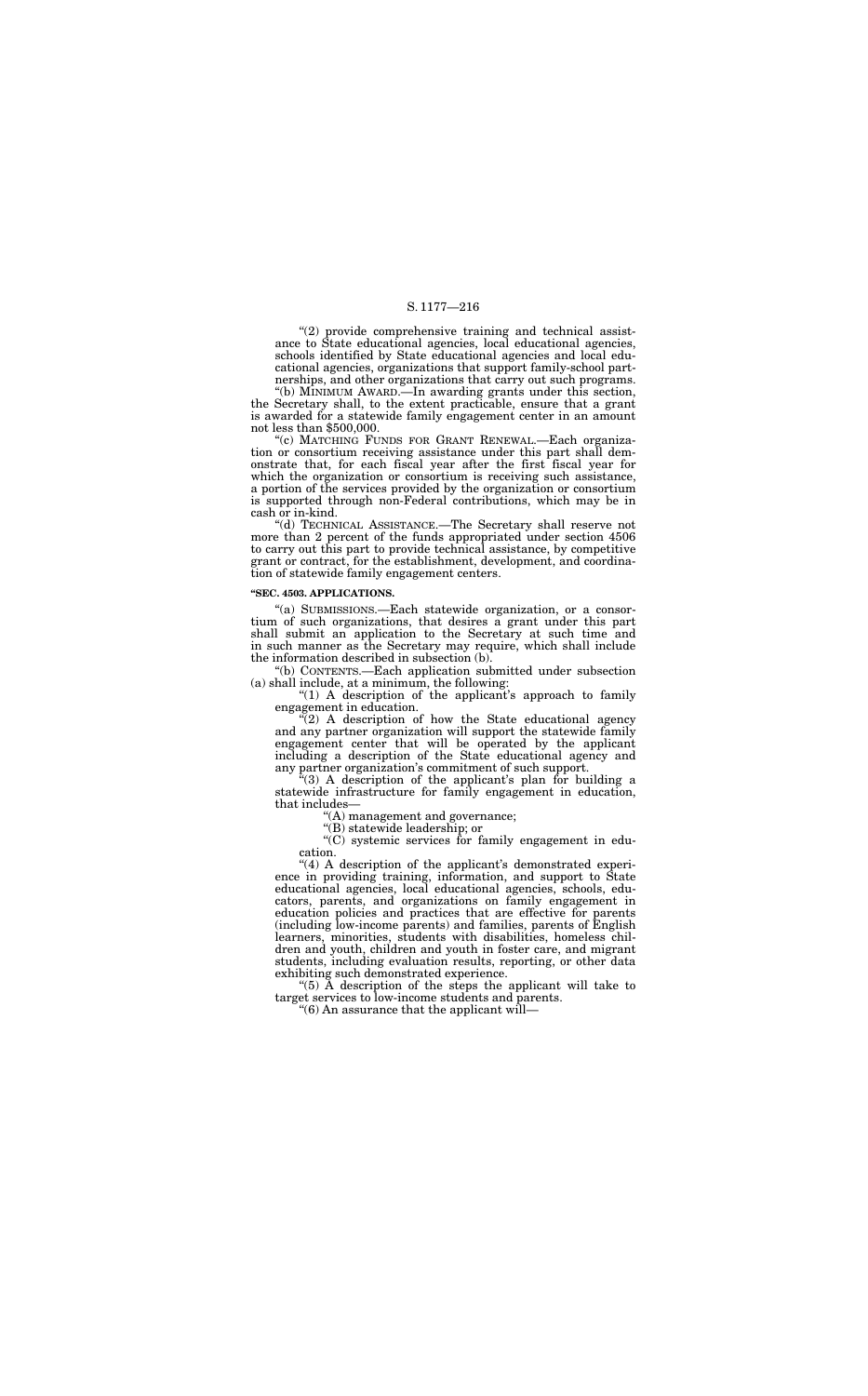"(2) provide comprehensive training and technical assistance to State educational agencies, local educational agencies, schools identified by State educational agencies and local educational agencies, organizations that support family-school partnerships, and other organizations that carry out such programs.

"(b) MINIMUM AWARD.—In awarding grants under this section, the Secretary shall, to the extent practicable, ensure that a grant is awarded for a statewide family engagement center in an amount not less than $500,000.

"(c) MATCHING FUNDS FOR GRANT RENEWAL.—Each organization or consortium receiving assistance under this part shall demonstrate that, for each fiscal year after the first fiscal year for which the organization or consortium is receiving such assistance, a portion of the services provided by the organization or consortium is supported through non-Federal contributions, which may be in cash or in-kind.

"(d) TECHNICAL ASSISTANCE.—The Secretary shall reserve not more than 2 percent of the funds appropriated under section 4506 to carry out this part to provide technical assistance, by competitive grant or contract, for the establishment, development, and coordination of statewide family engagement centers.

**"SEC. 4503. APPLICATIONS.**

"(a) SUBMISSIONS.—Each statewide organization, or a consortium of such organizations, that desires a grant under this part shall submit an application to the Secretary at such time and in such manner as the Secretary may require, which shall include the information described in subsection (b).

"(b) CONTENTS.—Each application submitted under subsection (a) shall include, at a minimum, the following:

"(1) A description of the applicant's approach to family engagement in education.

"(2) A description of how the State educational agency and any partner organization will support the statewide family engagement center that will be operated by the applicant including a description of the State educational agency and any partner organization's commitment of such support.

"(3) A description of the applicant's plan for building a statewide infrastructure for family engagement in education, that includes—

"(A) management and governance;

"(B) statewide leadership; or

"(C) systemic services for family engagement in education.

"(4) A description of the applicant's demonstrated experience in providing training, information, and support to State educational agencies, local educational agencies, schools, educators, parents, and organizations on family engagement in education policies and practices that are effective for parents (including low-income parents) and families, parents of English learners, minorities, students with disabilities, homeless children and youth, children and youth in foster care, and migrant students, including evaluation results, reporting, or other data exhibiting such demonstrated experience.

"(5) A description of the steps the applicant will take to target services to low-income students and parents.

"(6) An assurance that the applicant will—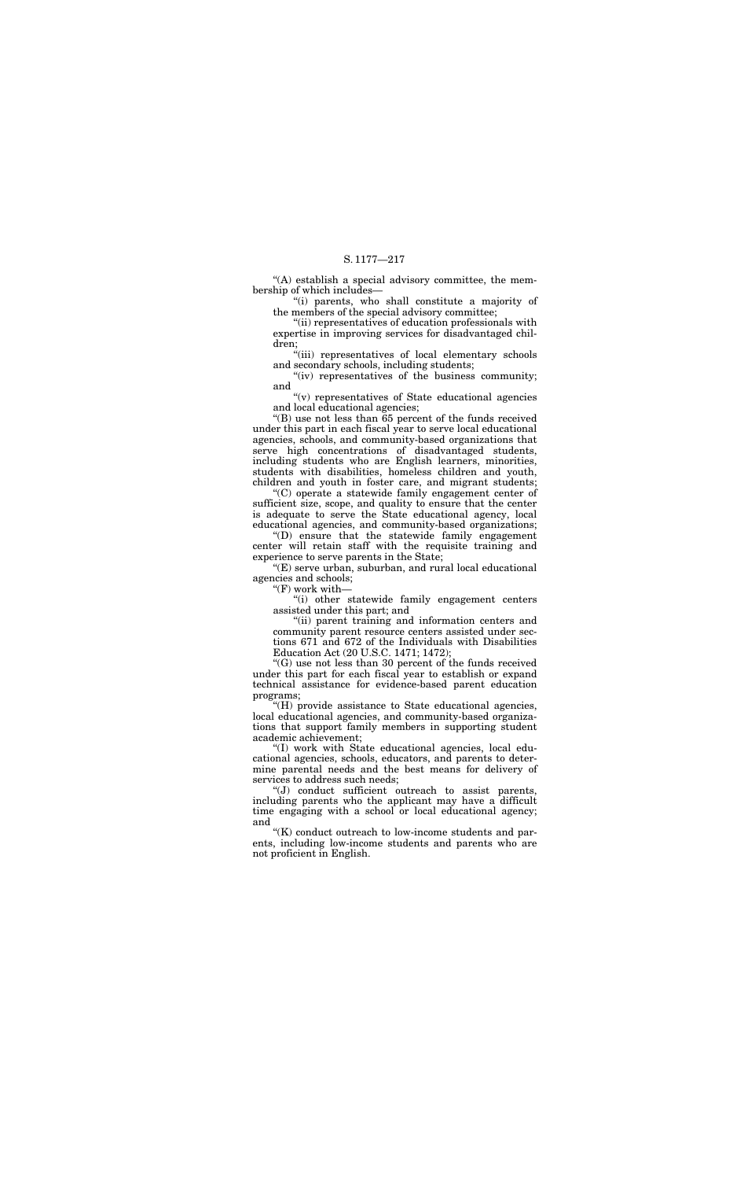"(A) establish a special advisory committee, the membership of which includes—

"(i) parents, who shall constitute a majority of the members of the special advisory committee;

"(ii) representatives of education professionals with expertise in improving services for disadvantaged children;

"(iii) representatives of local elementary schools and secondary schools, including students;

"(iv) representatives of the business community; and

"(v) representatives of State educational agencies and local educational agencies;

"(B) use not less than 65 percent of the funds received under this part in each fiscal year to serve local educational agencies, schools, and community-based organizations that serve high concentrations of disadvantaged students, including students who are English learners, minorities, students with disabilities, homeless children and youth, children and youth in foster care, and migrant students;

"(C) operate a statewide family engagement center of sufficient size, scope, and quality to ensure that the center is adequate to serve the State educational agency, local educational agencies, and community-based organizations;

"(D) ensure that the statewide family engagement center will retain staff with the requisite training and experience to serve parents in the State;

"(E) serve urban, suburban, and rural local educational agencies and schools;

"(F) work with—

"(i) other statewide family engagement centers assisted under this part; and

"(ii) parent training and information centers and community parent resource centers assisted under sections 671 and 672 of the Individuals with Disabilities Education Act (20 U.S.C. 1471; 1472);

"(G) use not less than 30 percent of the funds received under this part for each fiscal year to establish or expand technical assistance for evidence-based parent education programs;

"(H) provide assistance to State educational agencies, local educational agencies, and community-based organizations that support family members in supporting student academic achievement;

"(I) work with State educational agencies, local educational agencies, schools, educators, and parents to determine parental needs and the best means for delivery of services to address such needs;

"(J) conduct sufficient outreach to assist parents, including parents who the applicant may have a difficult time engaging with a school or local educational agency; and

"(K) conduct outreach to low-income students and parents, including low-income students and parents who are not proficient in English.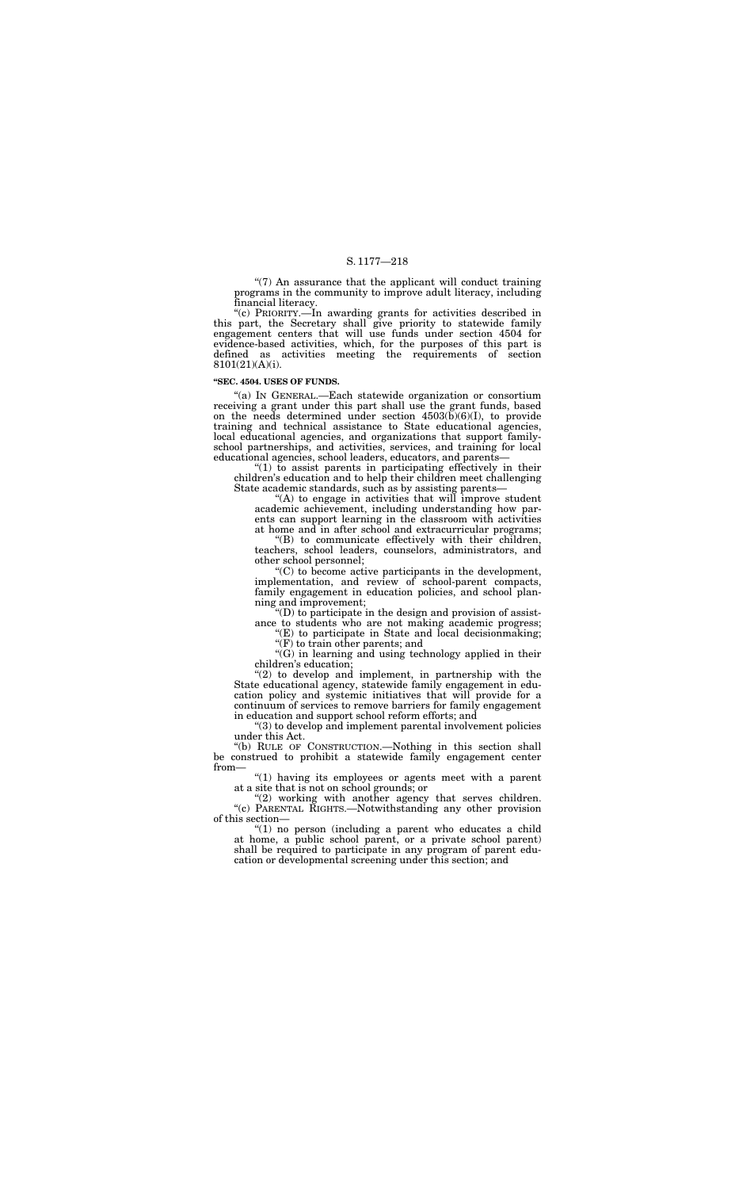"(7) An assurance that the applicant will conduct training programs in the community to improve adult literacy, including financial literacy.

"(c) PRIORITY.—In awarding grants for activities described in this part, the Secretary shall give priority to statewide family engagement centers that will use funds under section 4504 for evidence-based activities, which, for the purposes of this part is defined as activities meeting the requirements of section 8101(21)(A)(i).

**"SEC. 4504. USES OF FUNDS.**

"(a) IN GENERAL.—Each statewide organization or consortium receiving a grant under this part shall use the grant funds, based on the needs determined under section 4503(b)(6)(I), to provide training and technical assistance to State educational agencies, local educational agencies, and organizations that support family-school partnerships, and activities, services, and training for local educational agencies, school leaders, educators, and parents—

"(1) to assist parents in participating effectively in their children's education and to help their children meet challenging State academic standards, such as by assisting parents—

"(A) to engage in activities that will improve student academic achievement, including understanding how parents can support learning in the classroom with activities at home and in after school and extracurricular programs;

"(B) to communicate effectively with their children, teachers, school leaders, counselors, administrators, and other school personnel;

"(C) to become active participants in the development, implementation, and review of school-parent compacts, family engagement in education policies, and school planning and improvement;

"(D) to participate in the design and provision of assistance to students who are not making academic progress;

"(E) to participate in State and local decisionmaking;

"(F) to train other parents; and

"(G) in learning and using technology applied in their children's education;

"(2) to develop and implement, in partnership with the State educational agency, statewide family engagement in education policy and systemic initiatives that will provide for a continuum of services to remove barriers for family engagement in education and support school reform efforts; and

"(3) to develop and implement parental involvement policies under this Act.

"(b) RULE OF CONSTRUCTION.—Nothing in this section shall be construed to prohibit a statewide family engagement center from—

"(1) having its employees or agents meet with a parent at a site that is not on school grounds; or

"(2) working with another agency that serves children.

"(c) PARENTAL RIGHTS.—Notwithstanding any other provision of this section—

"(1) no person (including a parent who educates a child at home, a public school parent, or a private school parent) shall be required to participate in any program of parent education or developmental screening under this section; and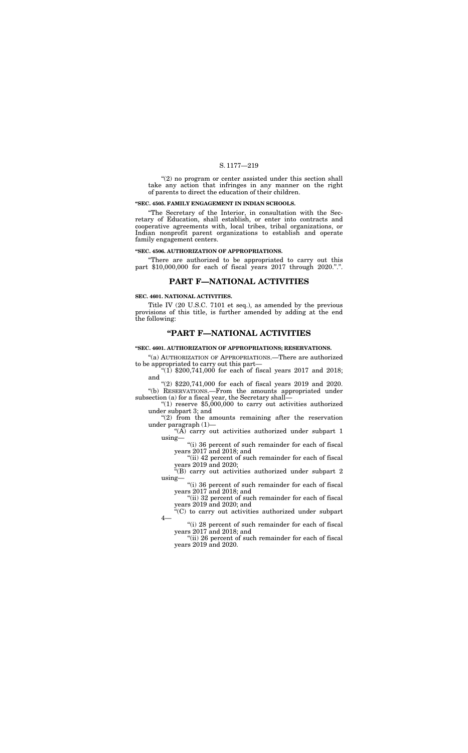"(2) no program or center assisted under this section shall take any action that infringes in any manner on the right of parents to direct the education of their children.

**"SEC. 4505. FAMILY ENGAGEMENT IN INDIAN SCHOOLS.**

"The Secretary of the Interior, in consultation with the Secretary of Education, shall establish, or enter into contracts and cooperative agreements with, local tribes, tribal organizations, or Indian nonprofit parent organizations to establish and operate family engagement centers.

**"SEC. 4506. AUTHORIZATION OF APPROPRIATIONS.**

"There are authorized to be appropriated to carry out this part $10,000,000 for each of fiscal years 2017 through 2020.".".

## PART F—NATIONAL ACTIVITIES

**SEC. 4601. NATIONAL ACTIVITIES.**

Title IV (20 U.S.C. 7101 et seq.), as amended by the previous provisions of this title, is further amended by adding at the end the following:

## "PART F—NATIONAL ACTIVITIES

**"SEC. 4601. AUTHORIZATION OF APPROPRIATIONS; RESERVATIONS.**

"(a) AUTHORIZATION OF APPROPRIATIONS.—There are authorized to be appropriated to carry out this part—

"(1) $200,741,000 for each of fiscal years 2017 and 2018; and

"(2) $220,741,000 for each of fiscal years 2019 and 2020.

"(b) RESERVATIONS.—From the amounts appropriated under subsection (a) for a fiscal year, the Secretary shall—

"(1) reserve $5,000,000 to carry out activities authorized under subpart 3; and

"(2) from the amounts remaining after the reservation under paragraph (1)—

"(A) carry out activities authorized under subpart 1 using—

"(i) 36 percent of such remainder for each of fiscal years 2017 and 2018; and

"(ii) 42 percent of such remainder for each of fiscal years 2019 and 2020;

"(B) carry out activities authorized under subpart 2 using—

"(i) 36 percent of such remainder for each of fiscal years 2017 and 2018; and

"(ii) 32 percent of such remainder for each of fiscal years 2019 and 2020; and

"(C) to carry out activities authorized under subpart 4—

"(i) 28 percent of such remainder for each of fiscal years 2017 and 2018; and

"(ii) 26 percent of such remainder for each of fiscal years 2019 and 2020.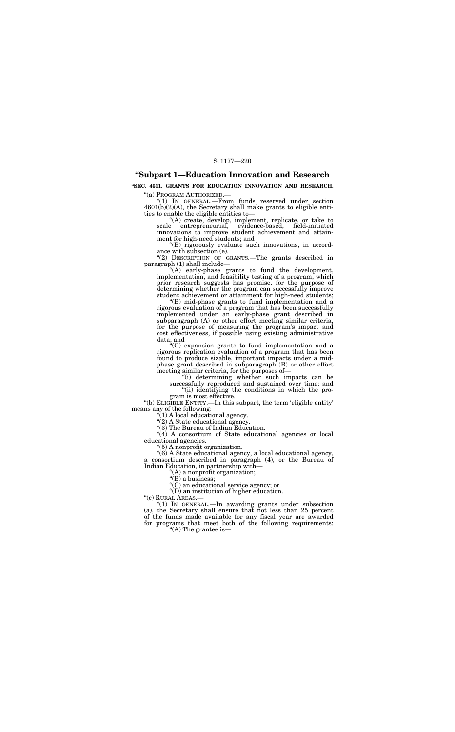## "Subpart 1—Education Innovation and Research

**"SEC. 4611. GRANTS FOR EDUCATION INNOVATION AND RESEARCH.**

"(a) PROGRAM AUTHORIZED.—

"(1) IN GENERAL.—From funds reserved under section 4601(b)(2)(A), the Secretary shall make grants to eligible entities to enable the eligible entities to—

"(A) create, develop, implement, replicate, or take to scale entrepreneurial, evidence-based, field-initiated innovations to improve student achievement and attainment for high-need students; and

"(B) rigorously evaluate such innovations, in accordance with subsection (e).

"(2) DESCRIPTION OF GRANTS.—The grants described in paragraph (1) shall include—

"(A) early-phase grants to fund the development, implementation, and feasibility testing of a program, which prior research suggests has promise, for the purpose of determining whether the program can successfully improve student achievement or attainment for high-need students;

"(B) mid-phase grants to fund implementation and a rigorous evaluation of a program that has been successfully implemented under an early-phase grant described in subparagraph (A) or other effort meeting similar criteria, for the purpose of measuring the program's impact and cost effectiveness, if possible using existing administrative data; and

"(C) expansion grants to fund implementation and a rigorous replication evaluation of a program that has been found to produce sizable, important impacts under a mid-phase grant described in subparagraph (B) or other effort meeting similar criteria, for the purposes of—

"(i) determining whether such impacts can be successfully reproduced and sustained over time; and

"(ii) identifying the conditions in which the program is most effective.

"(b) ELIGIBLE ENTITY.—In this subpart, the term 'eligible entity' means any of the following:

"(1) A local educational agency.

"(2) A State educational agency.

"(3) The Bureau of Indian Education.

"(4) A consortium of State educational agencies or local educational agencies.

"(5) A nonprofit organization.

"(6) A State educational agency, a local educational agency, a consortium described in paragraph (4), or the Bureau of Indian Education, in partnership with—

"(A) a nonprofit organization;

"(B) a business;

"(C) an educational service agency; or

"(D) an institution of higher education.

"(c) RURAL AREAS.—

"(1) IN GENERAL.—In awarding grants under subsection (a), the Secretary shall ensure that not less than 25 percent of the funds made available for any fiscal year are awarded for programs that meet both of the following requirements:

"(A) The grantee is—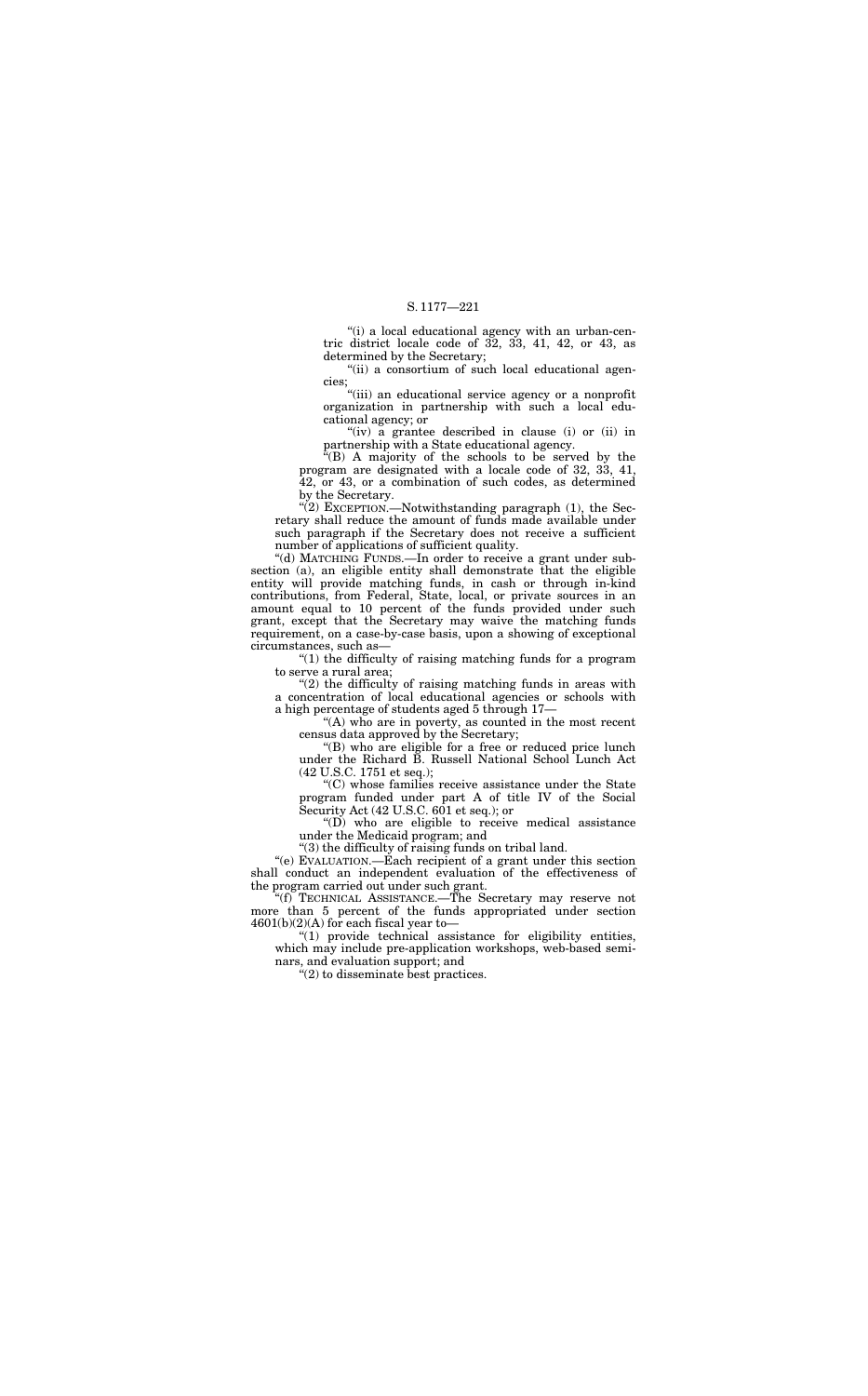"(i) a local educational agency with an urban-centric district locale code of 32, 33, 41, 42, or 43, as determined by the Secretary;

"(ii) a consortium of such local educational agencies;

"(iii) an educational service agency or a nonprofit organization in partnership with such a local educational agency; or

"(iv) a grantee described in clause (i) or (ii) in partnership with a State educational agency.

"(B) A majority of the schools to be served by the program are designated with a locale code of 32, 33, 41, 42, or 43, or a combination of such codes, as determined by the Secretary.

"(2) EXCEPTION.—Notwithstanding paragraph (1), the Secretary shall reduce the amount of funds made available under such paragraph if the Secretary does not receive a sufficient number of applications of sufficient quality.

"(d) MATCHING FUNDS.—In order to receive a grant under subsection (a), an eligible entity shall demonstrate that the eligible entity will provide matching funds, in cash or through in-kind contributions, from Federal, State, local, or private sources in an amount equal to 10 percent of the funds provided under such grant, except that the Secretary may waive the matching funds requirement, on a case-by-case basis, upon a showing of exceptional circumstances, such as—

"(1) the difficulty of raising matching funds for a program to serve a rural area;

"(2) the difficulty of raising matching funds in areas with a concentration of local educational agencies or schools with a high percentage of students aged 5 through 17—

"(A) who are in poverty, as counted in the most recent census data approved by the Secretary;

"(B) who are eligible for a free or reduced price lunch under the Richard B. Russell National School Lunch Act (42 U.S.C. 1751 et seq.);

"(C) whose families receive assistance under the State program funded under part A of title IV of the Social Security Act (42 U.S.C. 601 et seq.); or

"(D) who are eligible to receive medical assistance under the Medicaid program; and

"(3) the difficulty of raising funds on tribal land.

"(e) EVALUATION.—Each recipient of a grant under this section shall conduct an independent evaluation of the effectiveness of the program carried out under such grant.

"(f) TECHNICAL ASSISTANCE.—The Secretary may reserve not more than 5 percent of the funds appropriated under section 4601(b)(2)(A) for each fiscal year to—

"(1) provide technical assistance for eligibility entities, which may include pre-application workshops, web-based seminars, and evaluation support; and

"(2) to disseminate best practices.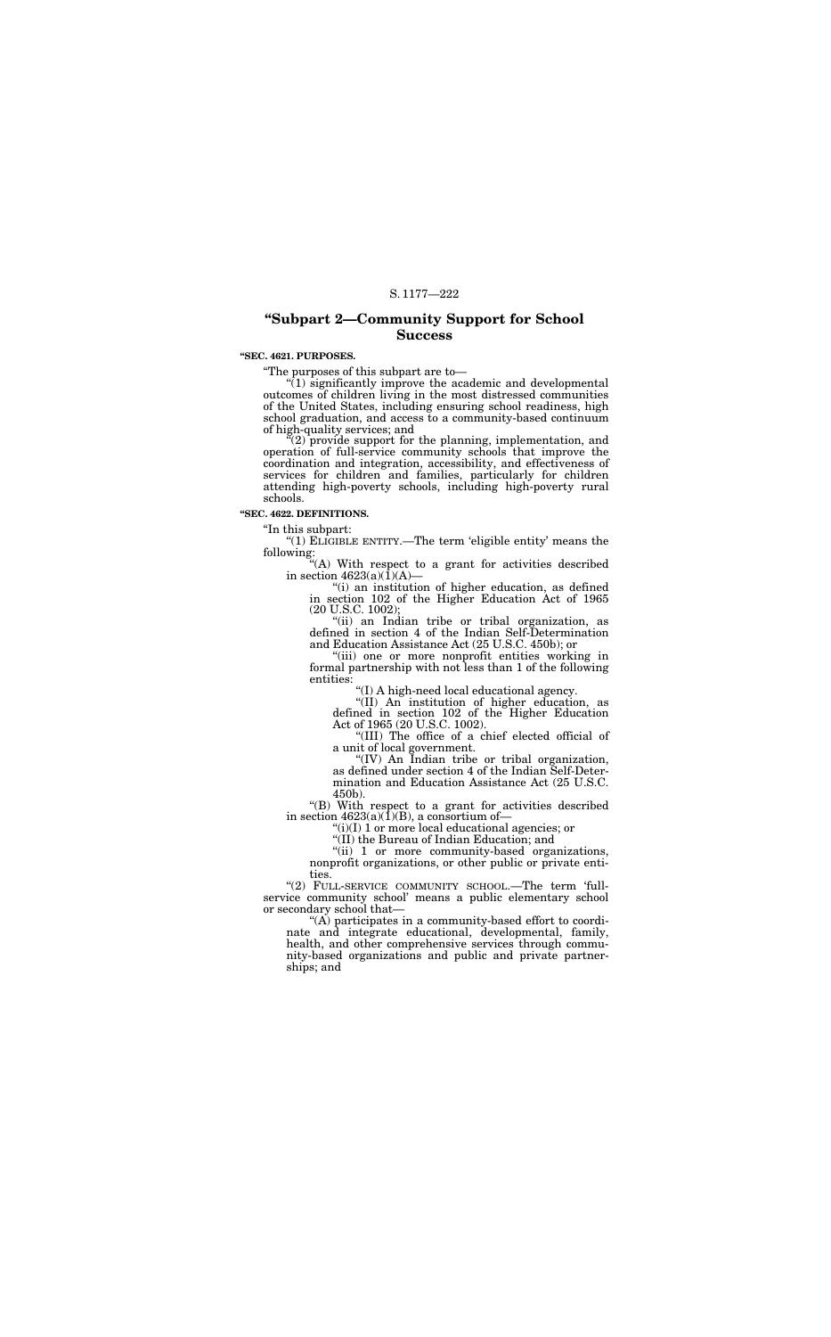## "Subpart 2—Community Support for School Success

**"SEC. 4621. PURPOSES.**

"The purposes of this subpart are to—

"(1) significantly improve the academic and developmental outcomes of children living in the most distressed communities of the United States, including ensuring school readiness, high school graduation, and access to a community-based continuum of high-quality services; and

"(2) provide support for the planning, implementation, and operation of full-service community schools that improve the coordination and integration, accessibility, and effectiveness of services for children and families, particularly for children attending high-poverty schools, including high-poverty rural schools.

**"SEC. 4622. DEFINITIONS.**

"In this subpart:

"(1) ELIGIBLE ENTITY.—The term 'eligible entity' means the following:

"(A) With respect to a grant for activities described in section 4623(a)(1)(A)—

"(i) an institution of higher education, as defined in section 102 of the Higher Education Act of 1965 (20 U.S.C. 1002);

"(ii) an Indian tribe or tribal organization, as defined in section 4 of the Indian Self-Determination and Education Assistance Act (25 U.S.C. 450b); or

"(iii) one or more nonprofit entities working in formal partnership with not less than 1 of the following entities:

"(I) A high-need local educational agency.

"(II) An institution of higher education, as defined in section 102 of the Higher Education Act of 1965 (20 U.S.C. 1002).

"(III) The office of a chief elected official of a unit of local government.

"(IV) An Indian tribe or tribal organization, as defined under section 4 of the Indian Self-Determination and Education Assistance Act (25 U.S.C. 450b).

"(B) With respect to a grant for activities described in section 4623(a)(1)(B), a consortium of—

"(i)(I) 1 or more local educational agencies; or

"(II) the Bureau of Indian Education; and

"(ii) 1 or more community-based organizations, nonprofit organizations, or other public or private entities.

"(2) FULL-SERVICE COMMUNITY SCHOOL.—The term 'full-service community school' means a public elementary school or secondary school that—

"(A) participates in a community-based effort to coordinate and integrate educational, developmental, family, health, and other comprehensive services through community-based organizations and public and private partnerships; and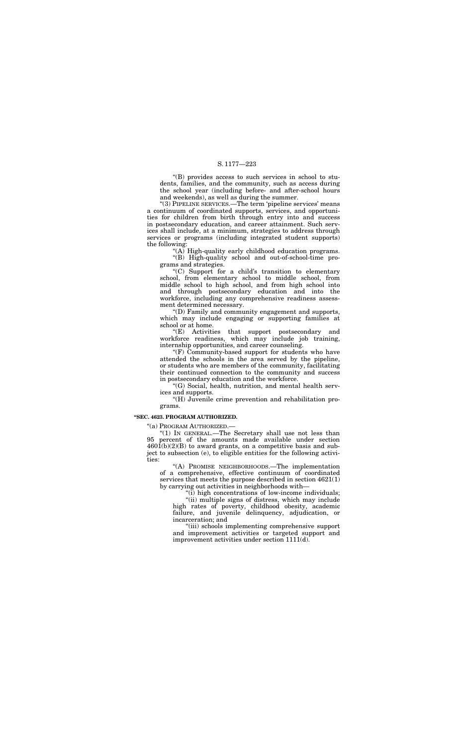"(B) provides access to such services in school to students, families, and the community, such as access during the school year (including before- and after-school hours and weekends), as well as during the summer.

"(3) PIPELINE SERVICES.—The term 'pipeline services' means a continuum of coordinated supports, services, and opportunities for children from birth through entry into and success in postsecondary education, and career attainment. Such services shall include, at a minimum, strategies to address through services or programs (including integrated student supports) the following:

"(A) High-quality early childhood education programs.

"(B) High-quality school and out-of-school-time programs and strategies.

"(C) Support for a child's transition to elementary school, from elementary school to middle school, from middle school to high school, and from high school into and through postsecondary education and into the workforce, including any comprehensive readiness assessment determined necessary.

"(D) Family and community engagement and supports, which may include engaging or supporting families at school or at home.

"(E) Activities that support postsecondary and workforce readiness, which may include job training, internship opportunities, and career counseling.

"(F) Community-based support for students who have attended the schools in the area served by the pipeline, or students who are members of the community, facilitating their continued connection to the community and success in postsecondary education and the workforce.

"(G) Social, health, nutrition, and mental health services and supports.

"(H) Juvenile crime prevention and rehabilitation programs.

**"SEC. 4623. PROGRAM AUTHORIZED.**

"(a) PROGRAM AUTHORIZED.—

"(1) IN GENERAL.—The Secretary shall use not less than 95 percent of the amounts made available under section 4601(b)(2)(B) to award grants, on a competitive basis and subject to subsection (e), to eligible entities for the following activities:

"(A) PROMISE NEIGHBORHOODS.—The implementation of a comprehensive, effective continuum of coordinated services that meets the purpose described in section 4621(1) by carrying out activities in neighborhoods with—

"(i) high concentrations of low-income individuals;

"(ii) multiple signs of distress, which may include high rates of poverty, childhood obesity, academic failure, and juvenile delinquency, adjudication, or incarceration; and

"(iii) schools implementing comprehensive support and improvement activities or targeted support and improvement activities under section 1111(d).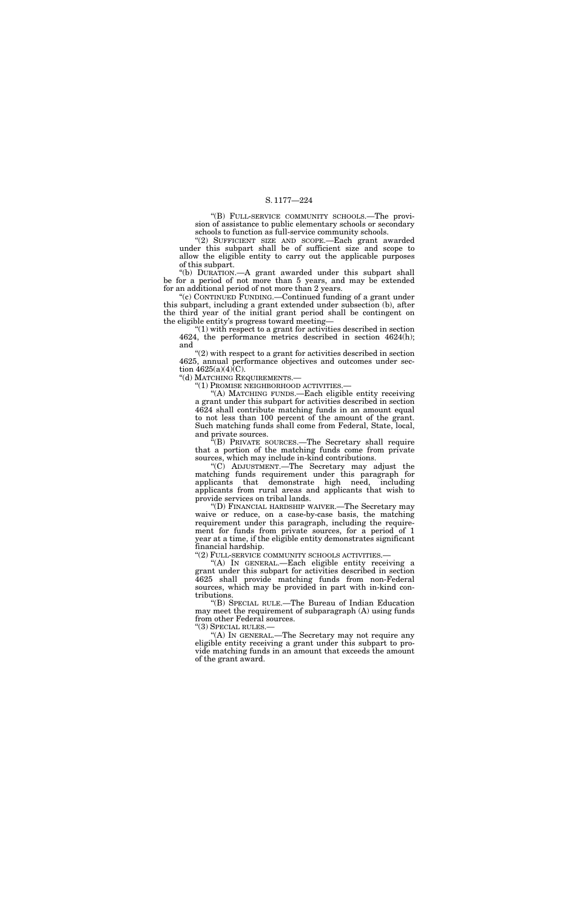"(B) FULL-SERVICE COMMUNITY SCHOOLS.—The provision of assistance to public elementary schools or secondary schools to function as full-service community schools.

"(2) SUFFICIENT SIZE AND SCOPE.—Each grant awarded under this subpart shall be of sufficient size and scope to allow the eligible entity to carry out the applicable purposes of this subpart.

"(b) DURATION.—A grant awarded under this subpart shall be for a period of not more than 5 years, and may be extended for an additional period of not more than 2 years.

"(c) CONTINUED FUNDING.—Continued funding of a grant under this subpart, including a grant extended under subsection (b), after the third year of the initial grant period shall be contingent on the eligible entity's progress toward meeting—

"(1) with respect to a grant for activities described in section 4624, the performance metrics described in section 4624(h); and

"(2) with respect to a grant for activities described in section 4625, annual performance objectives and outcomes under section 4625(a)(4)(C).

"(d) MATCHING REQUIREMENTS.—

"(1) PROMISE NEIGHBORHOOD ACTIVITIES.—

"(A) MATCHING FUNDS.—Each eligible entity receiving a grant under this subpart for activities described in section 4624 shall contribute matching funds in an amount equal to not less than 100 percent of the amount of the grant. Such matching funds shall come from Federal, State, local, and private sources.

"(B) PRIVATE SOURCES.—The Secretary shall require that a portion of the matching funds come from private sources, which may include in-kind contributions.

"(C) ADJUSTMENT.—The Secretary may adjust the matching funds requirement under this paragraph for applicants that demonstrate high need, including applicants from rural areas and applicants that wish to provide services on tribal lands.

"(D) FINANCIAL HARDSHIP WAIVER.—The Secretary may waive or reduce, on a case-by-case basis, the matching requirement under this paragraph, including the requirement for funds from private sources, for a period of 1 year at a time, if the eligible entity demonstrates significant financial hardship.

"(2) FULL-SERVICE COMMUNITY SCHOOLS ACTIVITIES.—

"(A) IN GENERAL.—Each eligible entity receiving a grant under this subpart for activities described in section 4625 shall provide matching funds from non-Federal sources, which may be provided in part with in-kind contributions.

"(B) SPECIAL RULE.—The Bureau of Indian Education may meet the requirement of subparagraph (A) using funds from other Federal sources.

"(3) SPECIAL RULES.—

"(A) IN GENERAL.—The Secretary may not require any eligible entity receiving a grant under this subpart to provide matching funds in an amount that exceeds the amount of the grant award.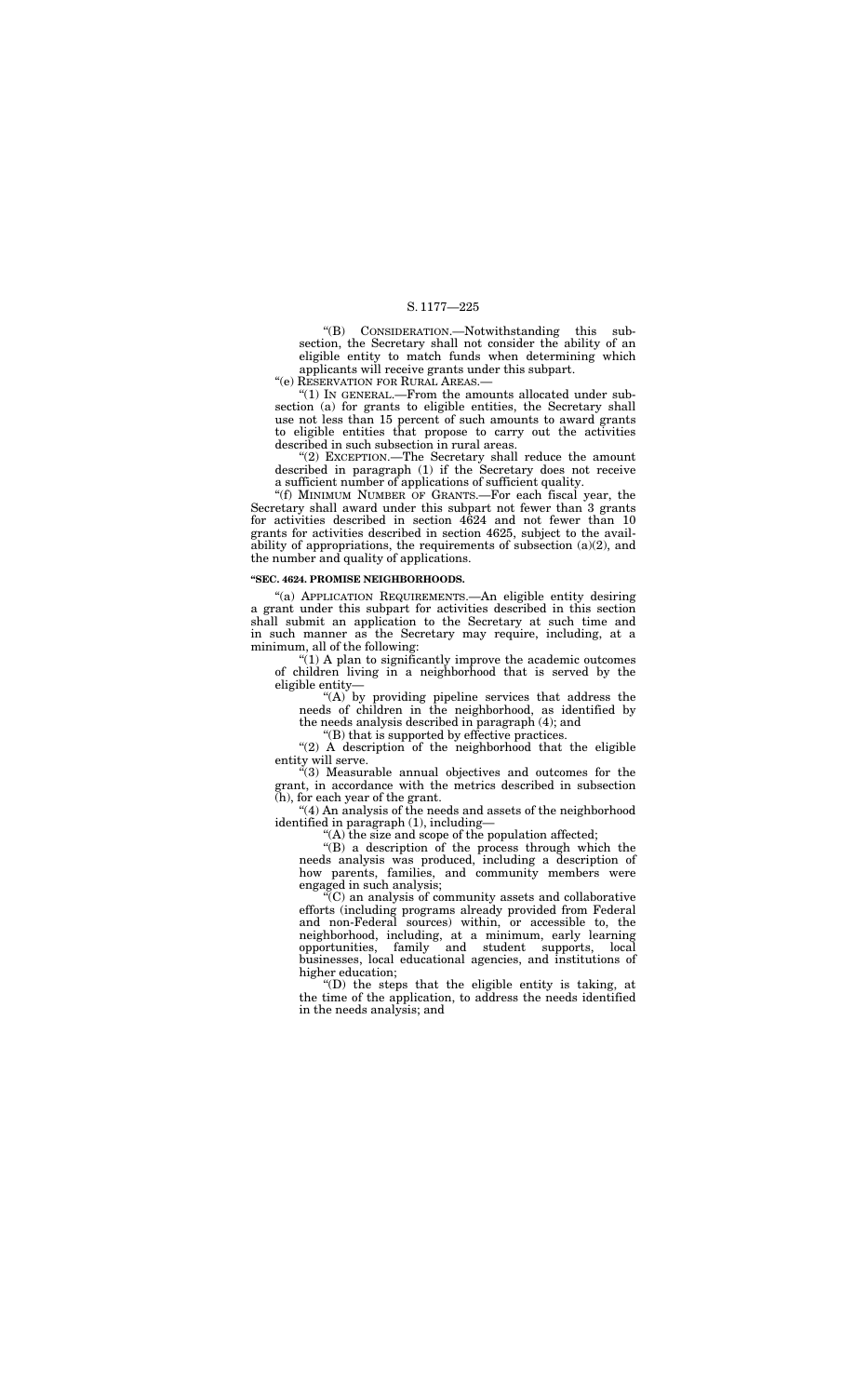"(B) CONSIDERATION.—Notwithstanding this subsection, the Secretary shall not consider the ability of an eligible entity to match funds when determining which applicants will receive grants under this subpart.

"(e) RESERVATION FOR RURAL AREAS.—

"(1) IN GENERAL.—From the amounts allocated under subsection (a) for grants to eligible entities, the Secretary shall use not less than 15 percent of such amounts to award grants to eligible entities that propose to carry out the activities described in such subsection in rural areas.

"(2) EXCEPTION.—The Secretary shall reduce the amount described in paragraph (1) if the Secretary does not receive a sufficient number of applications of sufficient quality.

"(f) MINIMUM NUMBER OF GRANTS.—For each fiscal year, the Secretary shall award under this subpart not fewer than 3 grants for activities described in section 4624 and not fewer than 10 grants for activities described in section 4625, subject to the availability of appropriations, the requirements of subsection (a)(2), and the number and quality of applications.

**"SEC. 4624. PROMISE NEIGHBORHOODS.**

"(a) APPLICATION REQUIREMENTS.—An eligible entity desiring a grant under this subpart for activities described in this section shall submit an application to the Secretary at such time and in such manner as the Secretary may require, including, at a minimum, all of the following:

"(1) A plan to significantly improve the academic outcomes of children living in a neighborhood that is served by the eligible entity—

"(A) by providing pipeline services that address the needs of children in the neighborhood, as identified by the needs analysis described in paragraph (4); and

"(B) that is supported by effective practices.

"(2) A description of the neighborhood that the eligible entity will serve.

"(3) Measurable annual objectives and outcomes for the grant, in accordance with the metrics described in subsection (h), for each year of the grant.

"(4) An analysis of the needs and assets of the neighborhood identified in paragraph (1), including—

"(A) the size and scope of the population affected;

"(B) a description of the process through which the needs analysis was produced, including a description of how parents, families, and community members were engaged in such analysis;

"(C) an analysis of community assets and collaborative efforts (including programs already provided from Federal and non-Federal sources) within, or accessible to, the neighborhood, including, at a minimum, early learning opportunities, family and student supports, local businesses, local educational agencies, and institutions of higher education;

"(D) the steps that the eligible entity is taking, at the time of the application, to address the needs identified in the needs analysis; and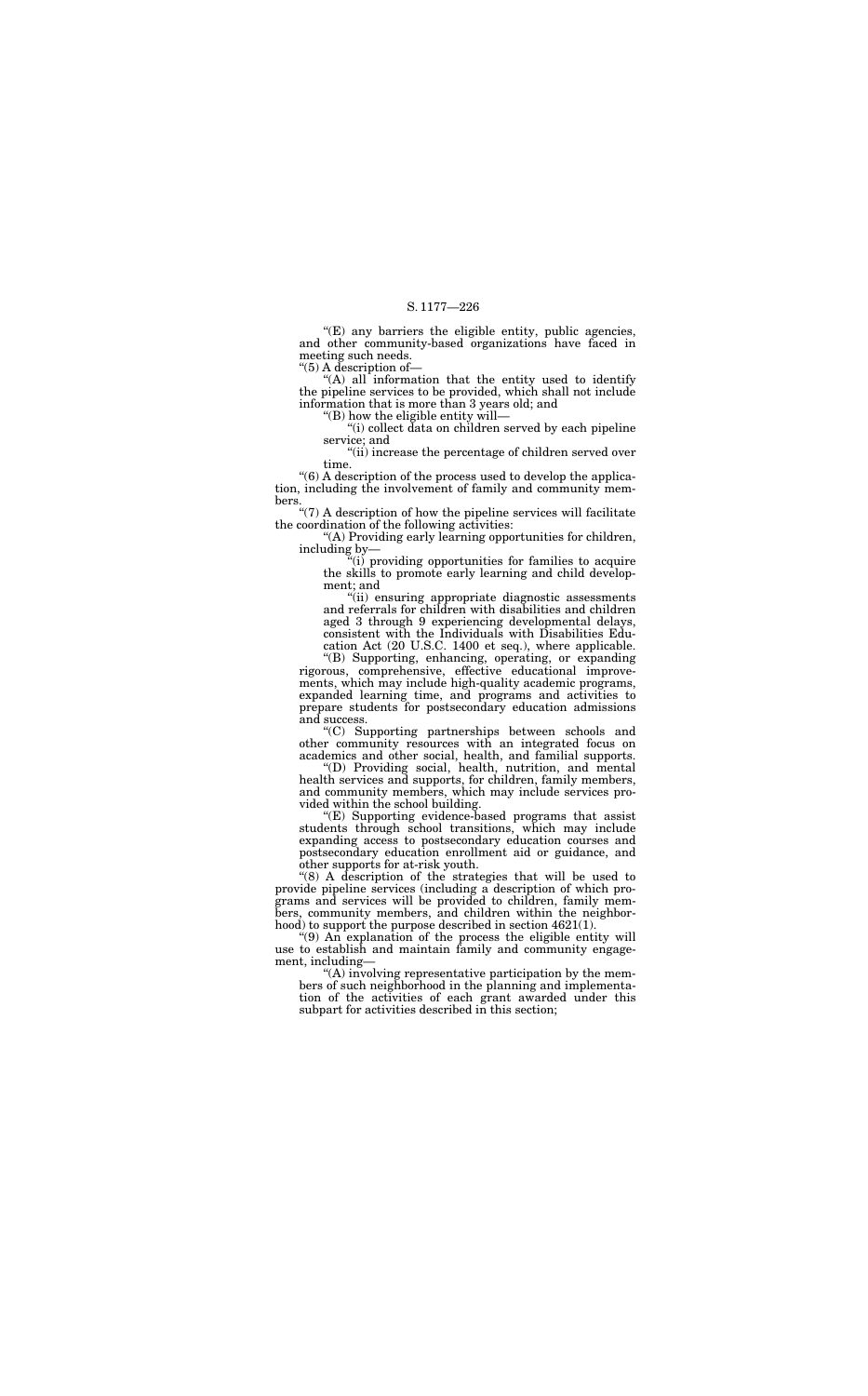"(E) any barriers the eligible entity, public agencies, and other community-based organizations have faced in meeting such needs.

"(5) A description of—

"(A) all information that the entity used to identify the pipeline services to be provided, which shall not include information that is more than 3 years old; and

"(B) how the eligible entity will—

"(i) collect data on children served by each pipeline service; and

"(ii) increase the percentage of children served over time.

"(6) A description of the process used to develop the application, including the involvement of family and community members.

"(7) A description of how the pipeline services will facilitate the coordination of the following activities:

"(A) Providing early learning opportunities for children, including by—

"(i) providing opportunities for families to acquire the skills to promote early learning and child development; and

"(ii) ensuring appropriate diagnostic assessments and referrals for children with disabilities and children aged 3 through 9 experiencing developmental delays, consistent with the Individuals with Disabilities Education Act (20 U.S.C. 1400 et seq.), where applicable.

"(B) Supporting, enhancing, operating, or expanding rigorous, comprehensive, effective educational improvements, which may include high-quality academic programs, expanded learning time, and programs and activities to prepare students for postsecondary education admissions and success.

"(C) Supporting partnerships between schools and other community resources with an integrated focus on academics and other social, health, and familial supports.

"(D) Providing social, health, nutrition, and mental health services and supports, for children, family members, and community members, which may include services provided within the school building.

"(E) Supporting evidence-based programs that assist students through school transitions, which may include expanding access to postsecondary education courses and postsecondary education enrollment aid or guidance, and other supports for at-risk youth.

"(8) A description of the strategies that will be used to provide pipeline services (including a description of which programs and services will be provided to children, family members, community members, and children within the neighborhood) to support the purpose described in section 4621(1).

"(9) An explanation of the process the eligible entity will use to establish and maintain family and community engagement, including—

"(A) involving representative participation by the members of such neighborhood in the planning and implementation of the activities of each grant awarded under this subpart for activities described in this section;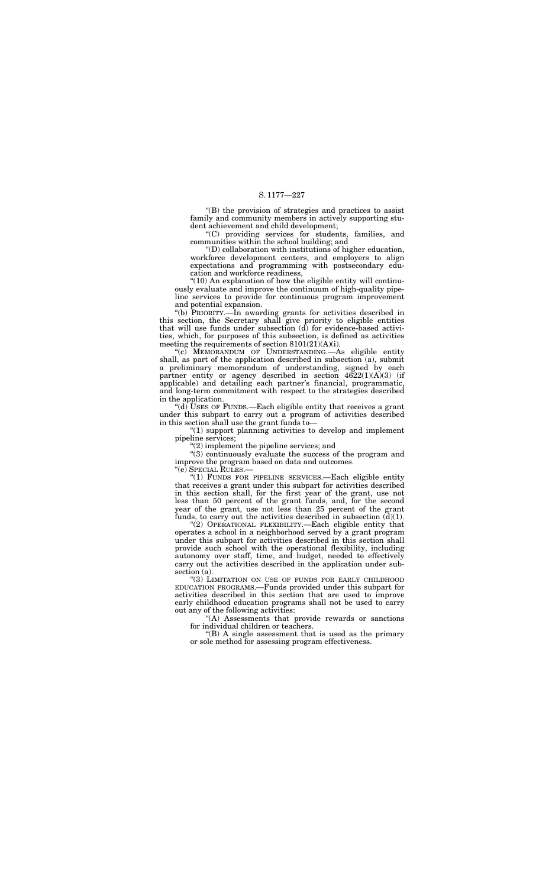"(B) the provision of strategies and practices to assist family and community members in actively supporting student achievement and child development;

"(C) providing services for students, families, and communities within the school building; and

"(D) collaboration with institutions of higher education, workforce development centers, and employers to align expectations and programming with postsecondary education and workforce readiness,

"(10) An explanation of how the eligible entity will continuously evaluate and improve the continuum of high-quality pipeline services to provide for continuous program improvement and potential expansion.

"(b) PRIORITY.—In awarding grants for activities described in this section, the Secretary shall give priority to eligible entities that will use funds under subsection (d) for evidence-based activities, which, for purposes of this subsection, is defined as activities meeting the requirements of section 8101(21)(A)(i).

"(c) MEMORANDUM OF UNDERSTANDING.—As eligible entity shall, as part of the application described in subsection (a), submit a preliminary memorandum of understanding, signed by each partner entity or agency described in section 4622(1)(A)(3) (if applicable) and detailing each partner's financial, programmatic, and long-term commitment with respect to the strategies described in the application.

"(d) USES OF FUNDS.—Each eligible entity that receives a grant under this subpart to carry out a program of activities described in this section shall use the grant funds to—

"(1) support planning activities to develop and implement pipeline services;

"(2) implement the pipeline services; and

"(3) continuously evaluate the success of the program and improve the program based on data and outcomes.

"(e) SPECIAL RULES.—

"(1) FUNDS FOR PIPELINE SERVICES.—Each eligible entity that receives a grant under this subpart for activities described in this section shall, for the first year of the grant, use not less than 50 percent of the grant funds, and, for the second year of the grant, use not less than 25 percent of the grant funds, to carry out the activities described in subsection (d)(1).

"(2) OPERATIONAL FLEXIBILITY.—Each eligible entity that operates a school in a neighborhood served by a grant program under this subpart for activities described in this section shall provide such school with the operational flexibility, including autonomy over staff, time, and budget, needed to effectively carry out the activities described in the application under subsection (a).

"(3) LIMITATION ON USE OF FUNDS FOR EARLY CHILDHOOD EDUCATION PROGRAMS.—Funds provided under this subpart for activities described in this section that are used to improve early childhood education programs shall not be used to carry out any of the following activities:

"(A) Assessments that provide rewards or sanctions for individual children or teachers.

"(B) A single assessment that is used as the primary or sole method for assessing program effectiveness.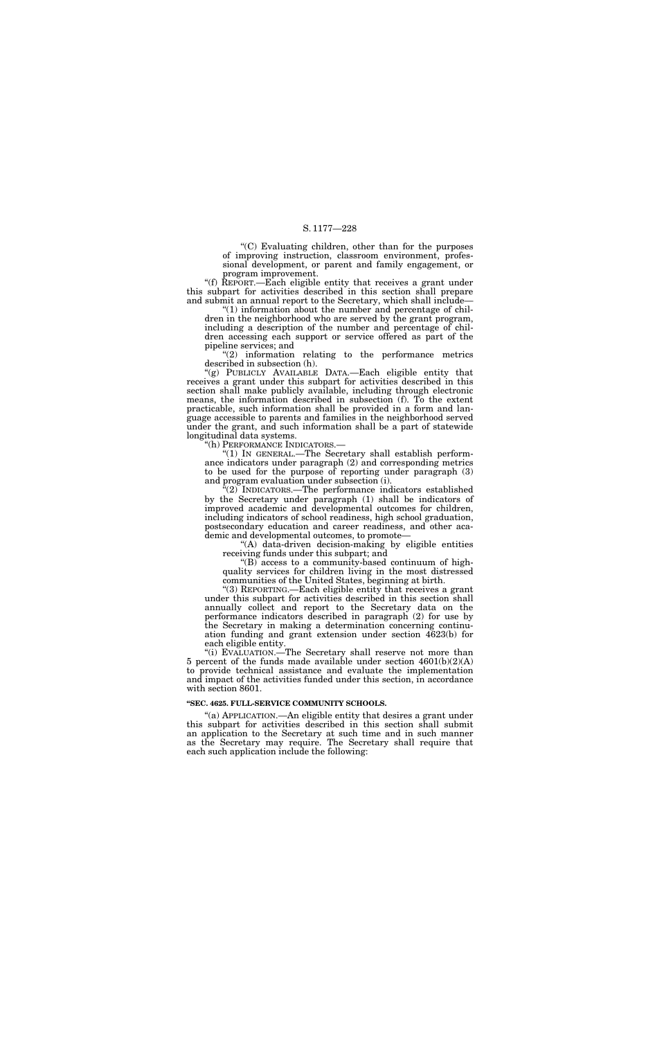"(C) Evaluating children, other than for the purposes of improving instruction, classroom environment, professional development, or parent and family engagement, or program improvement.

"(f) REPORT.—Each eligible entity that receives a grant under this subpart for activities described in this section shall prepare and submit an annual report to the Secretary, which shall include—

"(1) information about the number and percentage of children in the neighborhood who are served by the grant program, including a description of the number and percentage of children accessing each support or service offered as part of the pipeline services; and

"(2) information relating to the performance metrics described in subsection (h).

"(g) PUBLICLY AVAILABLE DATA.—Each eligible entity that receives a grant under this subpart for activities described in this section shall make publicly available, including through electronic means, the information described in subsection (f). To the extent practicable, such information shall be provided in a form and language accessible to parents and families in the neighborhood served under the grant, and such information shall be a part of statewide longitudinal data systems.

"(h) PERFORMANCE INDICATORS.—

"(1) IN GENERAL.—The Secretary shall establish performance indicators under paragraph (2) and corresponding metrics to be used for the purpose of reporting under paragraph (3) and program evaluation under subsection (i).

"(2) INDICATORS.—The performance indicators established by the Secretary under paragraph (1) shall be indicators of improved academic and developmental outcomes for children, including indicators of school readiness, high school graduation, postsecondary education and career readiness, and other academic and developmental outcomes, to promote—

"(A) data-driven decision-making by eligible entities receiving funds under this subpart; and

"(B) access to a community-based continuum of high-quality services for children living in the most distressed communities of the United States, beginning at birth.

"(3) REPORTING.—Each eligible entity that receives a grant under this subpart for activities described in this section shall annually collect and report to the Secretary data on the performance indicators described in paragraph (2) for use by the Secretary in making a determination concerning continuation funding and grant extension under section 4623(b) for each eligible entity.

"(i) EVALUATION.—The Secretary shall reserve not more than 5 percent of the funds made available under section 4601(b)(2)(A) to provide technical assistance and evaluate the implementation and impact of the activities funded under this section, in accordance with section 8601.

**"SEC. 4625. FULL-SERVICE COMMUNITY SCHOOLS.**

"(a) APPLICATION.—An eligible entity that desires a grant under this subpart for activities described in this section shall submit an application to the Secretary at such time and in such manner as the Secretary may require. The Secretary shall require that each such application include the following: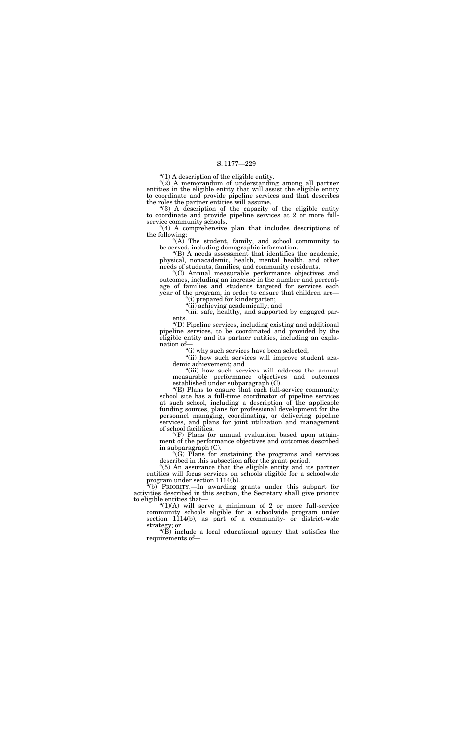"(1) A description of the eligible entity.

"(2) A memorandum of understanding among all partner entities in the eligible entity that will assist the eligible entity to coordinate and provide pipeline services and that describes the roles the partner entities will assume.

"(3) A description of the capacity of the eligible entity to coordinate and provide pipeline services at 2 or more full-service community schools.

"(4) A comprehensive plan that includes descriptions of the following:

"(A) The student, family, and school community to be served, including demographic information.

"(B) A needs assessment that identifies the academic, physical, nonacademic, health, mental health, and other needs of students, families, and community residents.

"(C) Annual measurable performance objectives and outcomes, including an increase in the number and percentage of families and students targeted for services each year of the program, in order to ensure that children are—

"(i) prepared for kindergarten;

"(ii) achieving academically; and

"(iii) safe, healthy, and supported by engaged parents.

"(D) Pipeline services, including existing and additional pipeline services, to be coordinated and provided by the eligible entity and its partner entities, including an explanation of—

"(i) why such services have been selected;

"(ii) how such services will improve student academic achievement; and

"(iii) how such services will address the annual measurable performance objectives and outcomes established under subparagraph (C).

"(E) Plans to ensure that each full-service community school site has a full-time coordinator of pipeline services at such school, including a description of the applicable funding sources, plans for professional development for the personnel managing, coordinating, or delivering pipeline services, and plans for joint utilization and management of school facilities.

"(F) Plans for annual evaluation based upon attainment of the performance objectives and outcomes described in subparagraph (C).

"(G) Plans for sustaining the programs and services described in this subsection after the grant period.

"(5) An assurance that the eligible entity and its partner entities will focus services on schools eligible for a schoolwide program under section 1114(b).

"(b) PRIORITY.—In awarding grants under this subpart for activities described in this section, the Secretary shall give priority to eligible entities that—

"(1)(A) will serve a minimum of 2 or more full-service community schools eligible for a schoolwide program under section 1114(b), as part of a community- or district-wide strategy; or

"(B) include a local educational agency that satisfies the requirements of—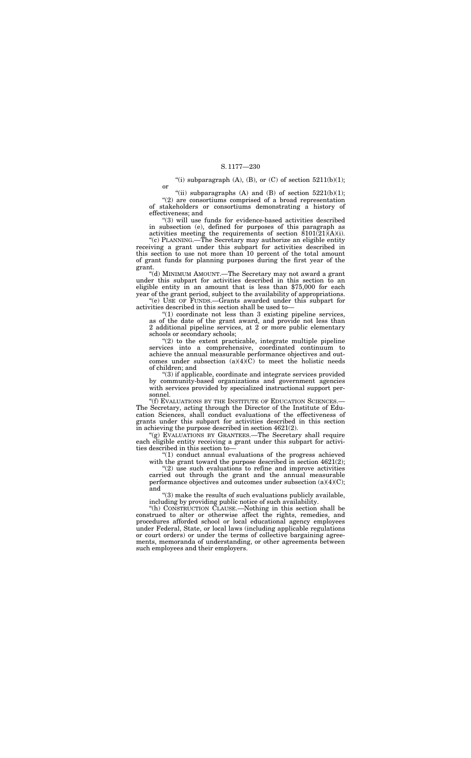"(i) subparagraph (A), (B), or (C) of section 5211(b)(1); or

"(ii) subparagraphs (A) and (B) of section 5221(b)(1);

"(2) are consortiums comprised of a broad representation of stakeholders or consortiums demonstrating a history of effectiveness; and

"(3) will use funds for evidence-based activities described in subsection (e), defined for purposes of this paragraph as activities meeting the requirements of section 8101(21)(A)(i).

"(c) PLANNING.—The Secretary may authorize an eligible entity receiving a grant under this subpart for activities described in this section to use not more than 10 percent of the total amount of grant funds for planning purposes during the first year of the grant.

"(d) MINIMUM AMOUNT.—The Secretary may not award a grant under this subpart for activities described in this section to an eligible entity in an amount that is less than $75,000 for each year of the grant period, subject to the availability of appropriations.

"(e) USE OF FUNDS.—Grants awarded under this subpart for activities described in this section shall be used to—

"(1) coordinate not less than 3 existing pipeline services, as of the date of the grant award, and provide not less than 2 additional pipeline services, at 2 or more public elementary schools or secondary schools;

"(2) to the extent practicable, integrate multiple pipeline services into a comprehensive, coordinated continuum to achieve the annual measurable performance objectives and outcomes under subsection (a)(4)(C) to meet the holistic needs of children; and

"(3) if applicable, coordinate and integrate services provided by community-based organizations and government agencies with services provided by specialized instructional support personnel.

"(f) EVALUATIONS BY THE INSTITUTE OF EDUCATION SCIENCES.—The Secretary, acting through the Director of the Institute of Education Sciences, shall conduct evaluations of the effectiveness of grants under this subpart for activities described in this section in achieving the purpose described in section 4621(2).

"(g) EVALUATIONS BY GRANTEES.—The Secretary shall require each eligible entity receiving a grant under this subpart for activities described in this section to—

"(1) conduct annual evaluations of the progress achieved with the grant toward the purpose described in section 4621(2);

"(2) use such evaluations to refine and improve activities carried out through the grant and the annual measurable performance objectives and outcomes under subsection (a)(4)(C); and

"(3) make the results of such evaluations publicly available, including by providing public notice of such availability.

"(h) CONSTRUCTION CLAUSE.—Nothing in this section shall be construed to alter or otherwise affect the rights, remedies, and procedures afforded school or local educational agency employees under Federal, State, or local laws (including applicable regulations or court orders) or under the terms of collective bargaining agreements, memoranda of understanding, or other agreements between such employees and their employers.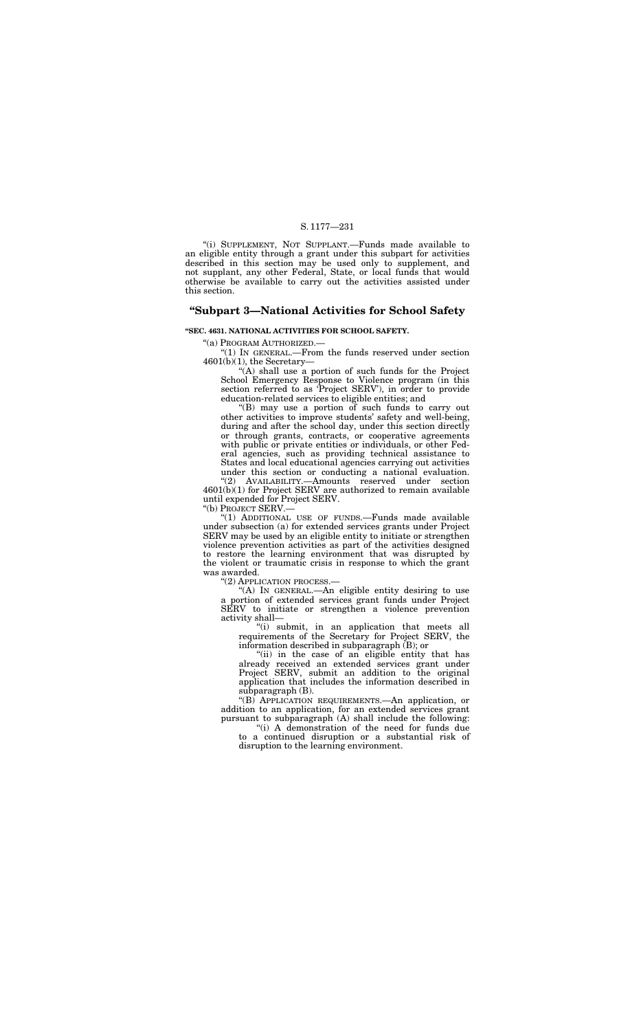"(i) SUPPLEMENT, NOT SUPPLANT.—Funds made available to an eligible entity through a grant under this subpart for activities described in this section may be used only to supplement, and not supplant, any other Federal, State, or local funds that would otherwise be available to carry out the activities assisted under this section.

## "Subpart 3—National Activities for School Safety

**"SEC. 4631. NATIONAL ACTIVITIES FOR SCHOOL SAFETY.**

"(a) PROGRAM AUTHORIZED.—

"(1) IN GENERAL.—From the funds reserved under section 4601(b)(1), the Secretary—

"(A) shall use a portion of such funds for the Project School Emergency Response to Violence program (in this section referred to as 'Project SERV'), in order to provide education-related services to eligible entities; and

"(B) may use a portion of such funds to carry out other activities to improve students' safety and well-being, during and after the school day, under this section directly or through grants, contracts, or cooperative agreements with public or private entities or individuals, or other Federal agencies, such as providing technical assistance to States and local educational agencies carrying out activities under this section or conducting a national evaluation.

"(2) AVAILABILITY.—Amounts reserved under section 4601(b)(1) for Project SERV are authorized to remain available until expended for Project SERV.

"(b) PROJECT SERV.—

"(1) ADDITIONAL USE OF FUNDS.—Funds made available under subsection (a) for extended services grants under Project SERV may be used by an eligible entity to initiate or strengthen violence prevention activities as part of the activities designed to restore the learning environment that was disrupted by the violent or traumatic crisis in response to which the grant was awarded.

"(2) APPLICATION PROCESS.—

"(A) IN GENERAL.—An eligible entity desiring to use a portion of extended services grant funds under Project SERV to initiate or strengthen a violence prevention activity shall—

"(i) submit, in an application that meets all requirements of the Secretary for Project SERV, the information described in subparagraph (B); or

"(ii) in the case of an eligible entity that has already received an extended services grant under Project SERV, submit an addition to the original application that includes the information described in subparagraph (B).

"(B) APPLICATION REQUIREMENTS.—An application, or addition to an application, for an extended services grant pursuant to subparagraph (A) shall include the following:

"(i) A demonstration of the need for funds due to a continued disruption or a substantial risk of disruption to the learning environment.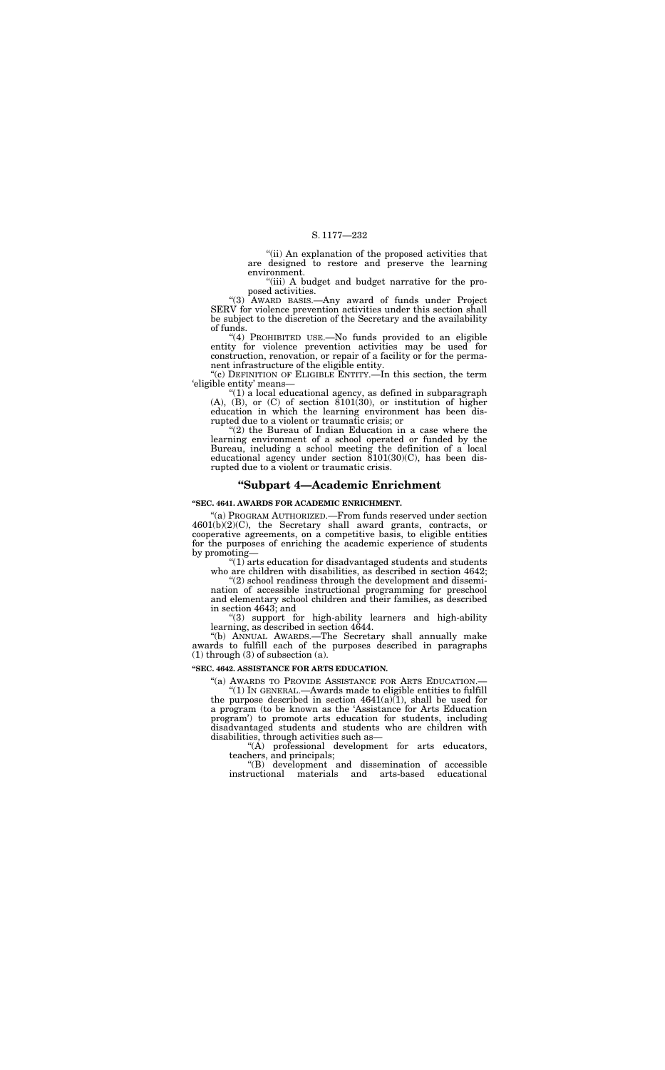"(ii) An explanation of the proposed activities that are designed to restore and preserve the learning environment.

"(iii) A budget and budget narrative for the proposed activities.

"(3) AWARD BASIS.—Any award of funds under Project SERV for violence prevention activities under this section shall be subject to the discretion of the Secretary and the availability of funds.

"(4) PROHIBITED USE.—No funds provided to an eligible entity for violence prevention activities may be used for construction, renovation, or repair of a facility or for the permanent infrastructure of the eligible entity.

"(c) DEFINITION OF ELIGIBLE ENTITY.—In this section, the term 'eligible entity' means—

"(1) a local educational agency, as defined in subparagraph (A), (B), or (C) of section 8101(30), or institution of higher education in which the learning environment has been disrupted due to a violent or traumatic crisis; or

"(2) the Bureau of Indian Education in a case where the learning environment of a school operated or funded by the Bureau, including a school meeting the definition of a local educational agency under section 8101(30)(C), has been disrupted due to a violent or traumatic crisis.

## "Subpart 4—Academic Enrichment

**"SEC. 4641. AWARDS FOR ACADEMIC ENRICHMENT.**

"(a) PROGRAM AUTHORIZED.—From funds reserved under section 4601(b)(2)(C), the Secretary shall award grants, contracts, or cooperative agreements, on a competitive basis, to eligible entities for the purposes of enriching the academic experience of students by promoting—

"(1) arts education for disadvantaged students and students who are children with disabilities, as described in section 4642;

"(2) school readiness through the development and dissemination of accessible instructional programming for preschool and elementary school children and their families, as described in section 4643; and

"(3) support for high-ability learners and high-ability learning, as described in section 4644.

"(b) ANNUAL AWARDS.—The Secretary shall annually make awards to fulfill each of the purposes described in paragraphs (1) through (3) of subsection (a).

**"SEC. 4642. ASSISTANCE FOR ARTS EDUCATION.**

"(a) AWARDS TO PROVIDE ASSISTANCE FOR ARTS EDUCATION.—

"(1) IN GENERAL.—Awards made to eligible entities to fulfill the purpose described in section 4641(a)(1), shall be used for a program (to be known as the 'Assistance for Arts Education program') to promote arts education for students, including disadvantaged students and students who are children with disabilities, through activities such as—

"(A) professional development for arts educators, teachers, and principals;

"(B) development and dissemination of accessible instructional materials and arts-based educational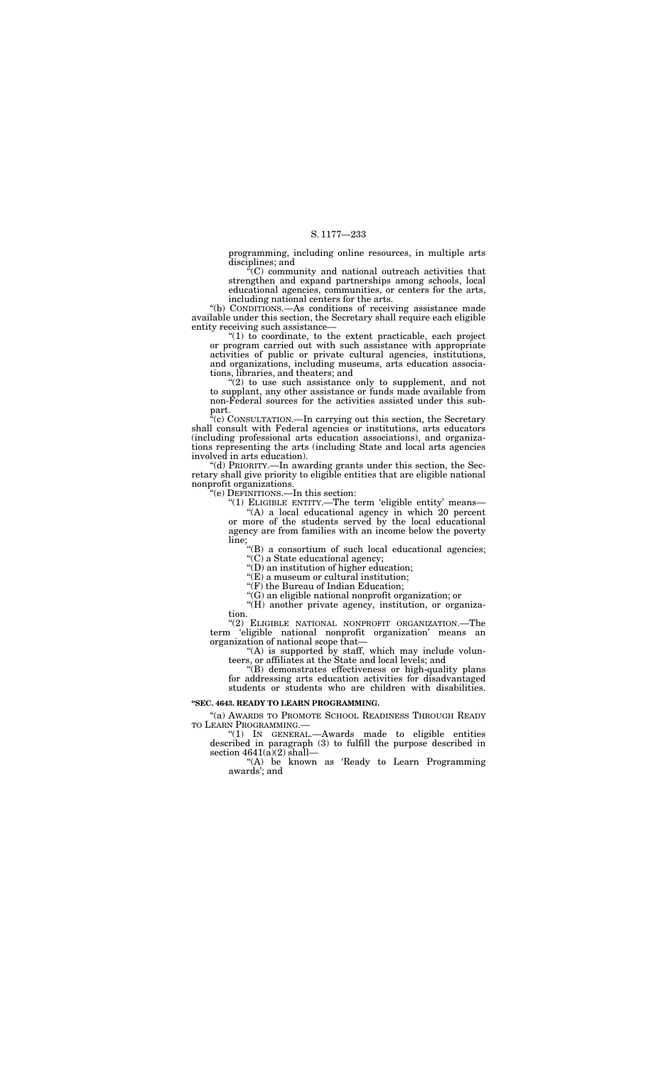programming, including online resources, in multiple arts disciplines; and

"(C) community and national outreach activities that strengthen and expand partnerships among schools, local educational agencies, communities, or centers for the arts, including national centers for the arts.

"(b) CONDITIONS.—As conditions of receiving assistance made available under this section, the Secretary shall require each eligible entity receiving such assistance—

"(1) to coordinate, to the extent practicable, each project or program carried out with such assistance with appropriate activities of public or private cultural agencies, institutions, and organizations, including museums, arts education associations, libraries, and theaters; and

"(2) to use such assistance only to supplement, and not to supplant, any other assistance or funds made available from non-Federal sources for the activities assisted under this subpart.

"(c) CONSULTATION.—In carrying out this section, the Secretary shall consult with Federal agencies or institutions, arts educators (including professional arts education associations), and organizations representing the arts (including State and local arts agencies involved in arts education).

"(d) PRIORITY.—In awarding grants under this section, the Secretary shall give priority to eligible entities that are eligible national nonprofit organizations.

"(e) DEFINITIONS.—In this section:

"(1) ELIGIBLE ENTITY.—The term 'eligible entity' means—

"(A) a local educational agency in which 20 percent or more of the students served by the local educational agency are from families with an income below the poverty line;

"(B) a consortium of such local educational agencies;

"(C) a State educational agency;

"(D) an institution of higher education;

"(E) a museum or cultural institution;

"(F) the Bureau of Indian Education;

"(G) an eligible national nonprofit organization; or

"(H) another private agency, institution, or organization.

"(2) ELIGIBLE NATIONAL NONPROFIT ORGANIZATION.—The term 'eligible national nonprofit organization' means an organization of national scope that—

"(A) is supported by staff, which may include volunteers, or affiliates at the State and local levels; and

"(B) demonstrates effectiveness or high-quality plans for addressing arts education activities for disadvantaged students or students who are children with disabilities.

**"SEC. 4643. READY TO LEARN PROGRAMMING.**

"(a) AWARDS TO PROMOTE SCHOOL READINESS THROUGH READY TO LEARN PROGRAMMING.—

"(1) IN GENERAL.—Awards made to eligible entities described in paragraph (3) to fulfill the purpose described in section 4641(a)(2) shall—

"(A) be known as 'Ready to Learn Programming awards'; and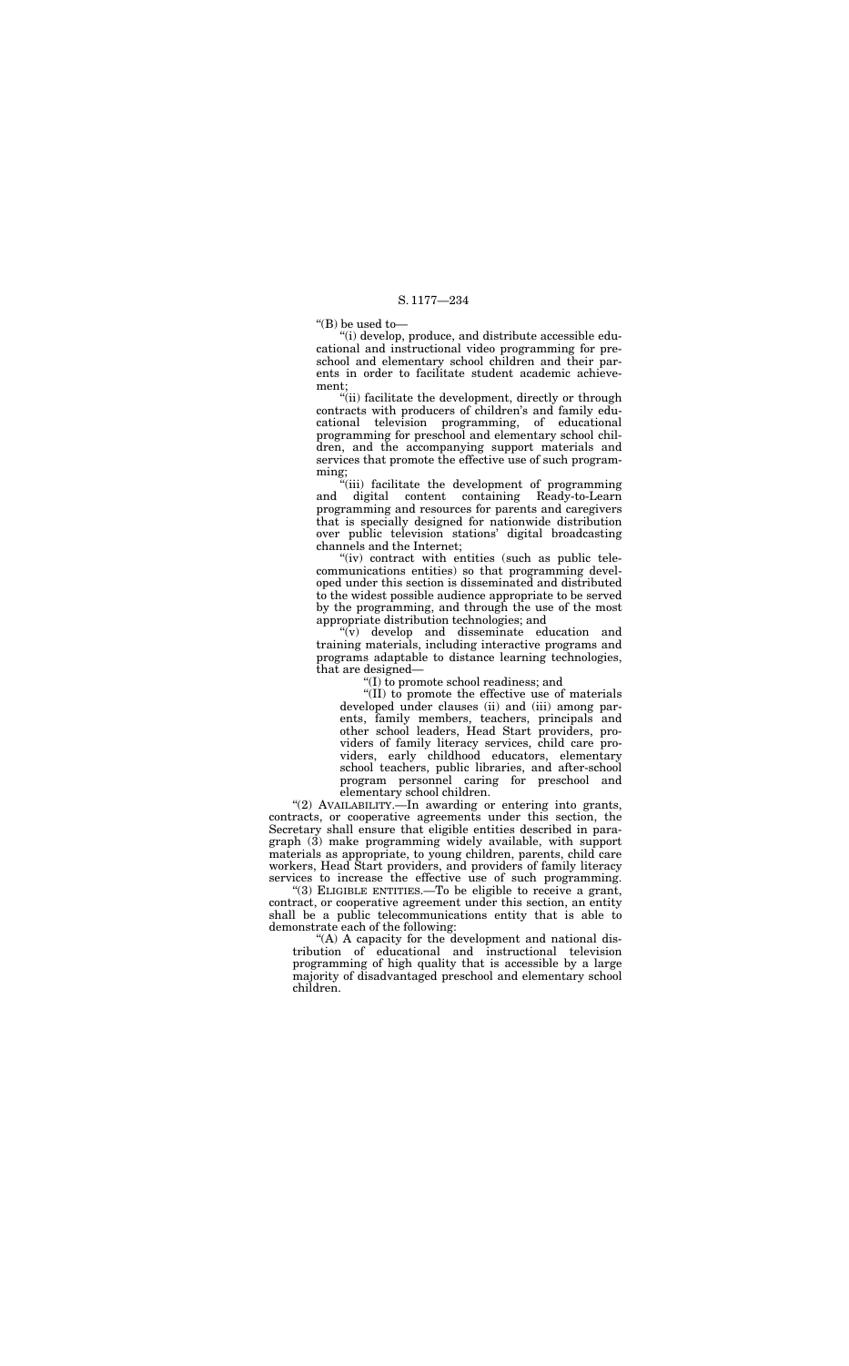"(B) be used to—

"(i) develop, produce, and distribute accessible educational and instructional video programming for preschool and elementary school children and their parents in order to facilitate student academic achievement;

"(ii) facilitate the development, directly or through contracts with producers of children's and family educational television programming, of educational programming for preschool and elementary school children, and the accompanying support materials and services that promote the effective use of such programming;

"(iii) facilitate the development of programming and digital content containing Ready-to-Learn programming and resources for parents and caregivers that is specially designed for nationwide distribution over public television stations' digital broadcasting channels and the Internet;

"(iv) contract with entities (such as public telecommunications entities) so that programming developed under this section is disseminated and distributed to the widest possible audience appropriate to be served by the programming, and through the use of the most appropriate distribution technologies; and

"(v) develop and disseminate education and training materials, including interactive programs and programs adaptable to distance learning technologies, that are designed—

"(I) to promote school readiness; and

"(II) to promote the effective use of materials developed under clauses (ii) and (iii) among parents, family members, teachers, principals and other school leaders, Head Start providers, providers of family literacy services, child care providers, early childhood educators, elementary school teachers, public libraries, and after-school program personnel caring for preschool and elementary school children.

"(2) AVAILABILITY.—In awarding or entering into grants, contracts, or cooperative agreements under this section, the Secretary shall ensure that eligible entities described in paragraph (3) make programming widely available, with support materials as appropriate, to young children, parents, child care workers, Head Start providers, and providers of family literacy services to increase the effective use of such programming.

"(3) ELIGIBLE ENTITIES.—To be eligible to receive a grant, contract, or cooperative agreement under this section, an entity shall be a public telecommunications entity that is able to demonstrate each of the following:

"(A) A capacity for the development and national distribution of educational and instructional television programming of high quality that is accessible by a large majority of disadvantaged preschool and elementary school children.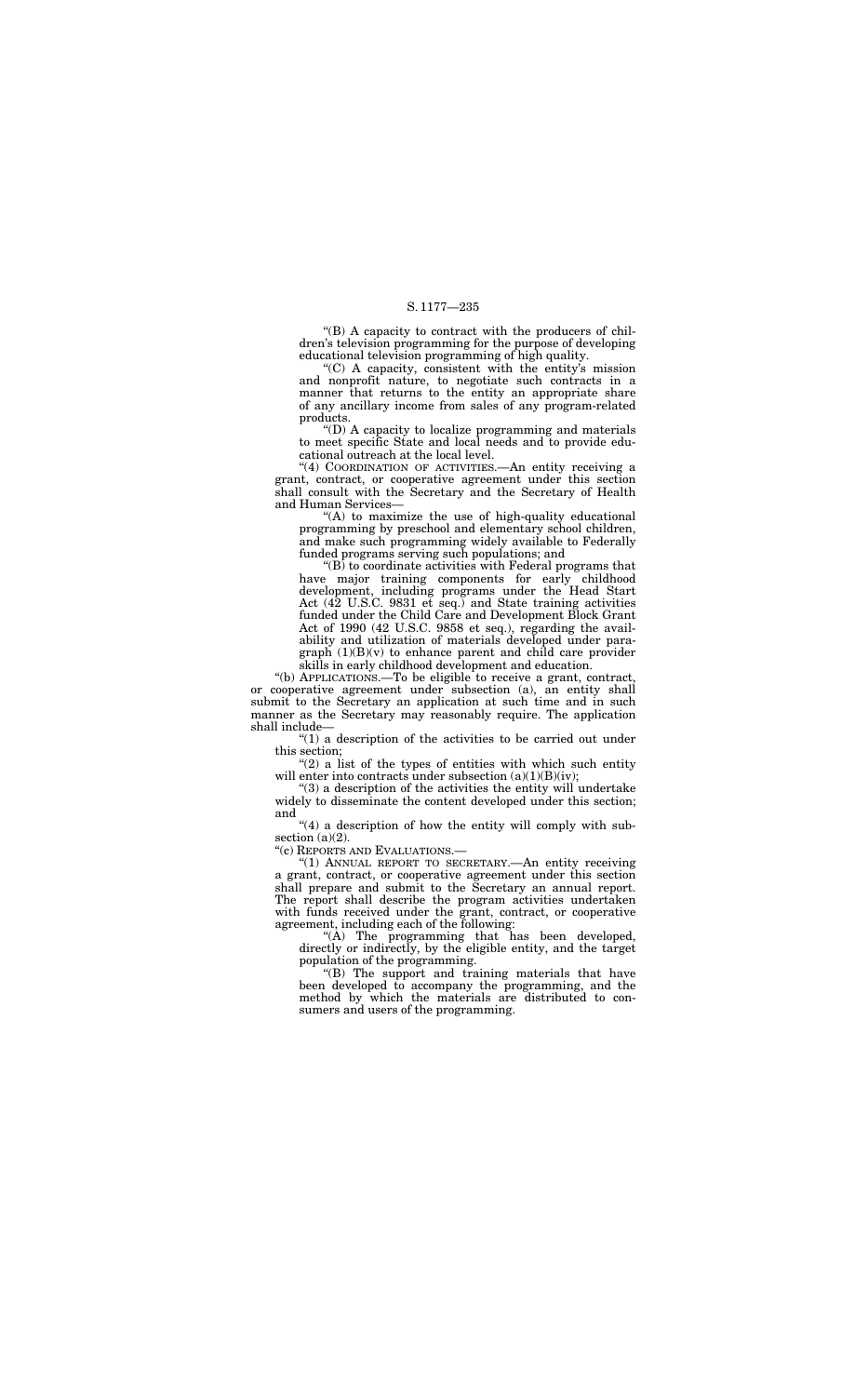"(B) A capacity to contract with the producers of children's television programming for the purpose of developing educational television programming of high quality.

"(C) A capacity, consistent with the entity's mission and nonprofit nature, to negotiate such contracts in a manner that returns to the entity an appropriate share of any ancillary income from sales of any program-related products.

"(D) A capacity to localize programming and materials to meet specific State and local needs and to provide educational outreach at the local level.

"(4) COORDINATION OF ACTIVITIES.—An entity receiving a grant, contract, or cooperative agreement under this section shall consult with the Secretary and the Secretary of Health and Human Services—

"(A) to maximize the use of high-quality educational programming by preschool and elementary school children, and make such programming widely available to Federally funded programs serving such populations; and

"(B) to coordinate activities with Federal programs that have major training components for early childhood development, including programs under the Head Start Act (42 U.S.C. 9831 et seq.) and State training activities funded under the Child Care and Development Block Grant Act of 1990 (42 U.S.C. 9858 et seq.), regarding the availability and utilization of materials developed under paragraph (1)(B)(v) to enhance parent and child care provider skills in early childhood development and education.

"(b) APPLICATIONS.—To be eligible to receive a grant, contract, or cooperative agreement under subsection (a), an entity shall submit to the Secretary an application at such time and in such manner as the Secretary may reasonably require. The application shall include—

"(1) a description of the activities to be carried out under this section;

"(2) a list of the types of entities with which such entity will enter into contracts under subsection (a)(1)(B)(iv);

"(3) a description of the activities the entity will undertake widely to disseminate the content developed under this section; and

"(4) a description of how the entity will comply with subsection (a)(2).

"(c) REPORTS AND EVALUATIONS.—

"(1) ANNUAL REPORT TO SECRETARY.—An entity receiving a grant, contract, or cooperative agreement under this section shall prepare and submit to the Secretary an annual report. The report shall describe the program activities undertaken with funds received under the grant, contract, or cooperative agreement, including each of the following:

"(A) The programming that has been developed, directly or indirectly, by the eligible entity, and the target population of the programming.

"(B) The support and training materials that have been developed to accompany the programming, and the method by which the materials are distributed to consumers and users of the programming.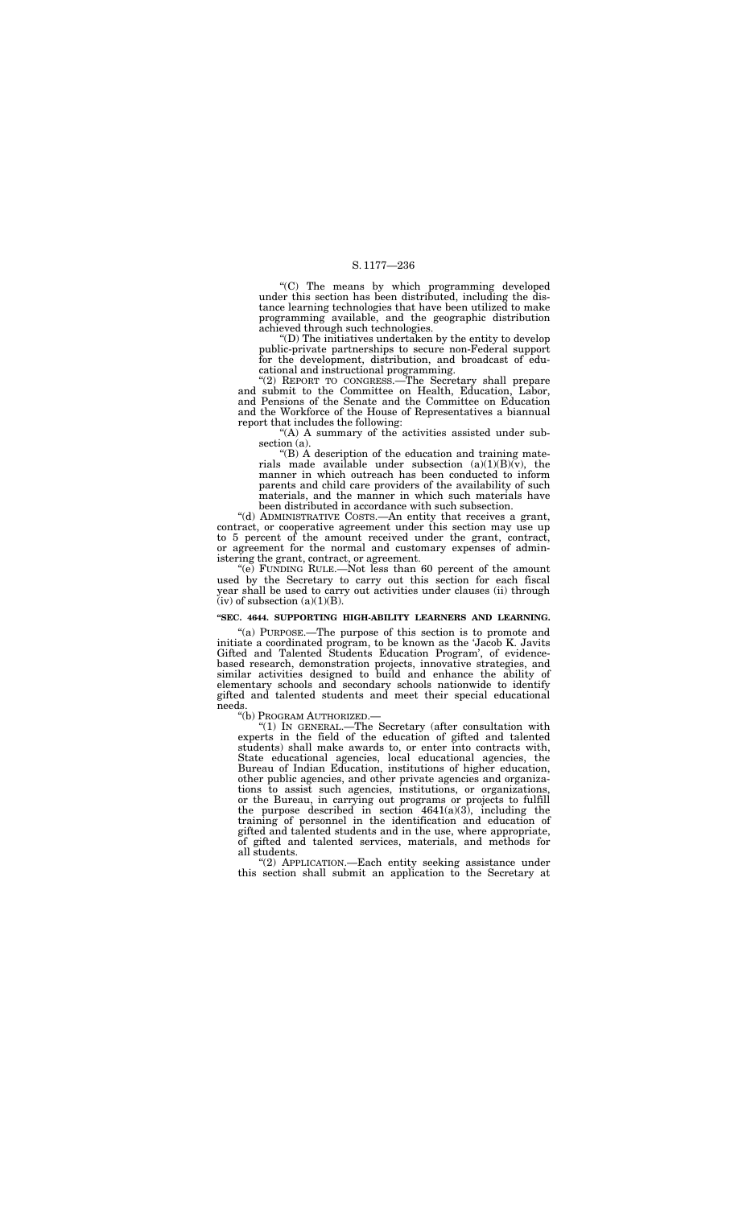"(C) The means by which programming developed under this section has been distributed, including the distance learning technologies that have been utilized to make programming available, and the geographic distribution achieved through such technologies.

"(D) The initiatives undertaken by the entity to develop public-private partnerships to secure non-Federal support for the development, distribution, and broadcast of educational and instructional programming.

"(2) REPORT TO CONGRESS.—The Secretary shall prepare and submit to the Committee on Health, Education, Labor, and Pensions of the Senate and the Committee on Education and the Workforce of the House of Representatives a biannual report that includes the following:

"(A) A summary of the activities assisted under subsection (a).

"(B) A description of the education and training materials made available under subsection (a)(1)(B)(v), the manner in which outreach has been conducted to inform parents and child care providers of the availability of such materials, and the manner in which such materials have been distributed in accordance with such subsection.

"(d) ADMINISTRATIVE COSTS.—An entity that receives a grant, contract, or cooperative agreement under this section may use up to 5 percent of the amount received under the grant, contract, or agreement for the normal and customary expenses of administering the grant, contract, or agreement.

"(e) FUNDING RULE.—Not less than 60 percent of the amount used by the Secretary to carry out this section for each fiscal year shall be used to carry out activities under clauses (ii) through (iv) of subsection (a)(1)(B).

**"SEC. 4644. SUPPORTING HIGH-ABILITY LEARNERS AND LEARNING.**

"(a) PURPOSE.—The purpose of this section is to promote and initiate a coordinated program, to be known as the 'Jacob K. Javits Gifted and Talented Students Education Program', of evidence-based research, demonstration projects, innovative strategies, and similar activities designed to build and enhance the ability of elementary schools and secondary schools nationwide to identify gifted and talented students and meet their special educational needs.

"(b) PROGRAM AUTHORIZED.—

"(1) IN GENERAL.—The Secretary (after consultation with experts in the field of the education of gifted and talented students) shall make awards to, or enter into contracts with, State educational agencies, local educational agencies, the Bureau of Indian Education, institutions of higher education, other public agencies, and other private agencies and organizations to assist such agencies, institutions, or organizations, or the Bureau, in carrying out programs or projects to fulfill the purpose described in section 4641(a)(3), including the training of personnel in the identification and education of gifted and talented students and in the use, where appropriate, of gifted and talented services, materials, and methods for all students.

"(2) APPLICATION.—Each entity seeking assistance under this section shall submit an application to the Secretary at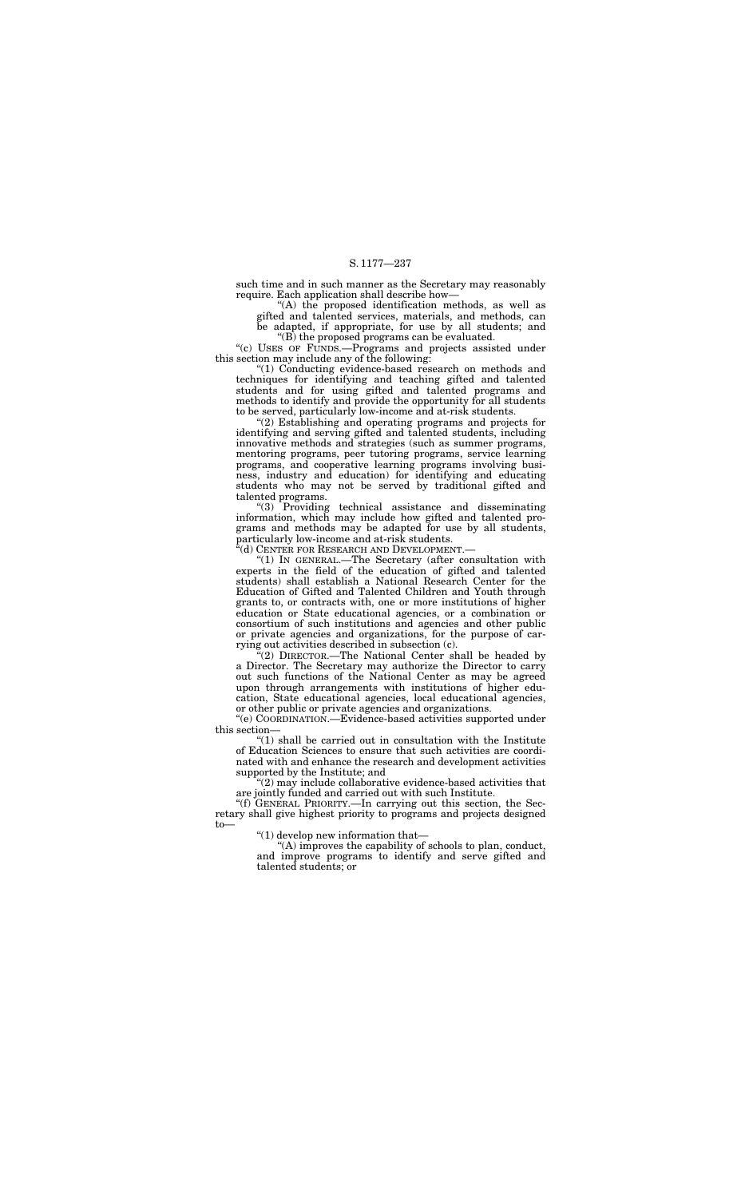such time and in such manner as the Secretary may reasonably require. Each application shall describe how—

"(A) the proposed identification methods, as well as gifted and talented services, materials, and methods, can be adapted, if appropriate, for use by all students; and

"(B) the proposed programs can be evaluated.

"(c) USES OF FUNDS.—Programs and projects assisted under this section may include any of the following:

"(1) Conducting evidence-based research on methods and techniques for identifying and teaching gifted and talented students and for using gifted and talented programs and methods to identify and provide the opportunity for all students to be served, particularly low-income and at-risk students.

"(2) Establishing and operating programs and projects for identifying and serving gifted and talented students, including innovative methods and strategies (such as summer programs, mentoring programs, peer tutoring programs, service learning programs, and cooperative learning programs involving business, industry and education) for identifying and educating students who may not be served by traditional gifted and talented programs.

"(3) Providing technical assistance and disseminating information, which may include how gifted and talented programs and methods may be adapted for use by all students, particularly low-income and at-risk students.

"(d) CENTER FOR RESEARCH AND DEVELOPMENT.—

"(1) IN GENERAL.—The Secretary (after consultation with experts in the field of the education of gifted and talented students) shall establish a National Research Center for the Education of Gifted and Talented Children and Youth through grants to, or contracts with, one or more institutions of higher education or State educational agencies, or a combination or consortium of such institutions and agencies and other public or private agencies and organizations, for the purpose of carrying out activities described in subsection (c).

"(2) DIRECTOR.—The National Center shall be headed by a Director. The Secretary may authorize the Director to carry out such functions of the National Center as may be agreed upon through arrangements with institutions of higher education, State educational agencies, local educational agencies, or other public or private agencies and organizations.

"(e) COORDINATION.—Evidence-based activities supported under this section—

"(1) shall be carried out in consultation with the Institute of Education Sciences to ensure that such activities are coordinated with and enhance the research and development activities supported by the Institute; and

"(2) may include collaborative evidence-based activities that are jointly funded and carried out with such Institute.

"(f) GENERAL PRIORITY.—In carrying out this section, the Secretary shall give highest priority to programs and projects designed to—

"(1) develop new information that—

"(A) improves the capability of schools to plan, conduct, and improve programs to identify and serve gifted and talented students; or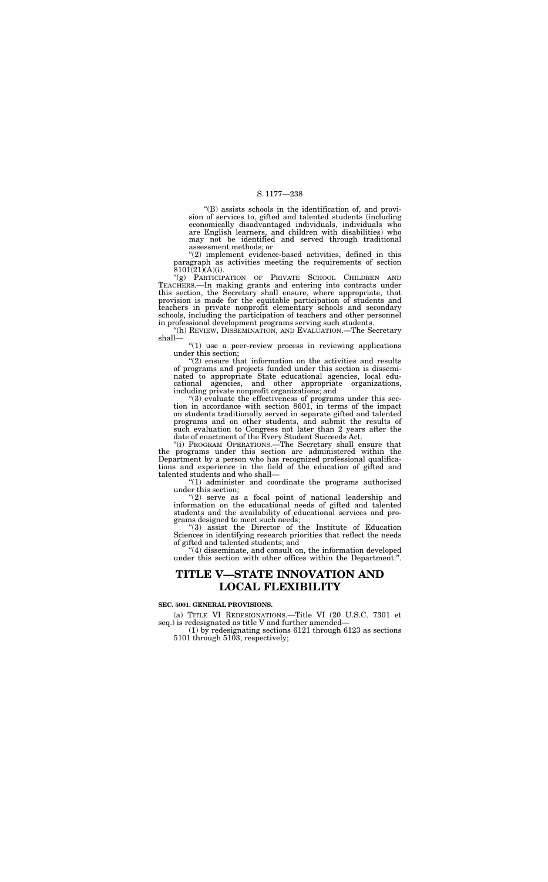"(B) assists schools in the identification of, and provision of services to, gifted and talented students (including economically disadvantaged individuals, individuals who are English learners, and children with disabilities) who may not be identified and served through traditional assessment methods; or

"(2) implement evidence-based activities, defined in this paragraph as activities meeting the requirements of section 8101(21)(A)(i).

"(g) PARTICIPATION OF PRIVATE SCHOOL CHILDREN AND TEACHERS.—In making grants and entering into contracts under this section, the Secretary shall ensure, where appropriate, that provision is made for the equitable participation of students and teachers in private nonprofit elementary schools and secondary schools, including the participation of teachers and other personnel in professional development programs serving such students.

"(h) REVIEW, DISSEMINATION, AND EVALUATION.—The Secretary shall—

"(1) use a peer-review process in reviewing applications under this section;

"(2) ensure that information on the activities and results of programs and projects funded under this section is disseminated to appropriate State educational agencies, local educational agencies, and other appropriate organizations, including private nonprofit organizations; and

"(3) evaluate the effectiveness of programs under this section in accordance with section 8601, in terms of the impact on students traditionally served in separate gifted and talented programs and on other students, and submit the results of such evaluation to Congress not later than 2 years after the date of enactment of the Every Student Succeeds Act.

"(i) PROGRAM OPERATIONS.—The Secretary shall ensure that the programs under this section are administered within the Department by a person who has recognized professional qualifications and experience in the field of the education of gifted and talented students and who shall—

"(1) administer and coordinate the programs authorized under this section;

"(2) serve as a focal point of national leadership and information on the educational needs of gifted and talented students and the availability of educational services and programs designed to meet such needs;

"(3) assist the Director of the Institute of Education Sciences in identifying research priorities that reflect the needs of gifted and talented students; and

"(4) disseminate, and consult on, the information developed under this section with other offices within the Department.".

# TITLE V—STATE INNOVATION AND LOCAL FLEXIBILITY

**SEC. 5001. GENERAL PROVISIONS.**

(a) TITLE VI REDESIGNATIONS.—Title VI (20 U.S.C. 7301 et seq.) is redesignated as title V and further amended—

(1) by redesignating sections 6121 through 6123 as sections 5101 through 5103, respectively;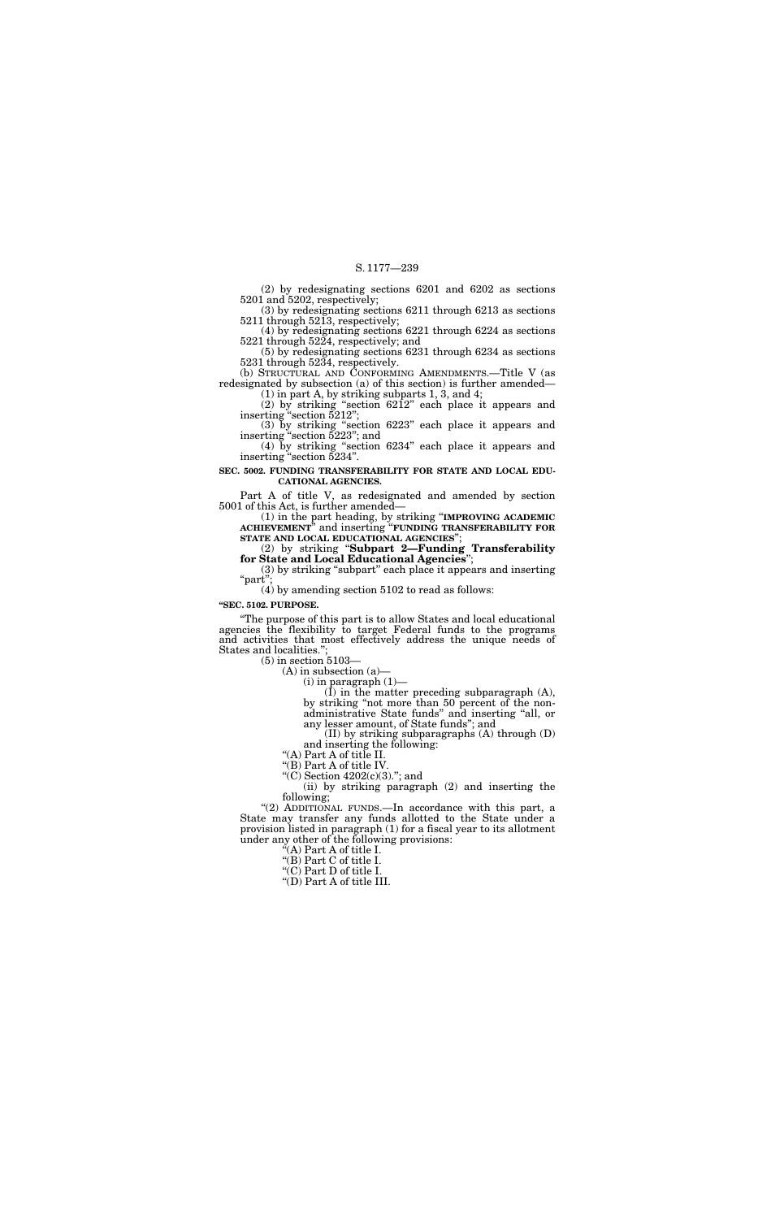(2) by redesignating sections 6201 and 6202 as sections 5201 and 5202, respectively;

(3) by redesignating sections 6211 through 6213 as sections 5211 through 5213, respectively;

(4) by redesignating sections 6221 through 6224 as sections 5221 through 5224, respectively; and

(5) by redesignating sections 6231 through 6234 as sections 5231 through 5234, respectively.

(b) STRUCTURAL AND CONFORMING AMENDMENTS.—Title V (as redesignated by subsection (a) of this section) is further amended—

(1) in part A, by striking subparts 1, 3, and 4;

(2) by striking "section 6212" each place it appears and inserting "section 5212";

(3) by striking "section 6223" each place it appears and inserting "section 5223"; and

(4) by striking "section 6234" each place it appears and inserting "section 5234".

**SEC. 5002. FUNDING TRANSFERABILITY FOR STATE AND LOCAL EDUCATIONAL AGENCIES.**

Part A of title V, as redesignated and amended by section 5001 of this Act, is further amended—

(1) in the part heading, by striking "**IMPROVING ACADEMIC ACHIEVEMENT**" and inserting "**FUNDING TRANSFERABILITY FOR STATE AND LOCAL EDUCATIONAL AGENCIES**";

(2) by striking "**Subpart 2—Funding Transferability for State and Local Educational Agencies**";

(3) by striking "subpart" each place it appears and inserting "part";

(4) by amending section 5102 to read as follows:

**"SEC. 5102. PURPOSE.**

"The purpose of this part is to allow States and local educational agencies the flexibility to target Federal funds to the programs and activities that most effectively address the unique needs of States and localities.";

(5) in section 5103—

(A) in subsection (a)—

(i) in paragraph (1)—

(I) in the matter preceding subparagraph (A), by striking "not more than 50 percent of the nonadministrative State funds" and inserting "all, or any lesser amount, of State funds"; and

(II) by striking subparagraphs (A) through (D) and inserting the following:

"(A) Part A of title II.

"(B) Part A of title IV.

"(C) Section 4202(c)(3)."; and

(ii) by striking paragraph (2) and inserting the following;

"(2) ADDITIONAL FUNDS.—In accordance with this part, a State may transfer any funds allotted to the State under a provision listed in paragraph (1) for a fiscal year to its allotment under any other of the following provisions:

"(A) Part A of title I.

"(B) Part C of title I.

"(C) Part D of title I.

"(D) Part A of title III.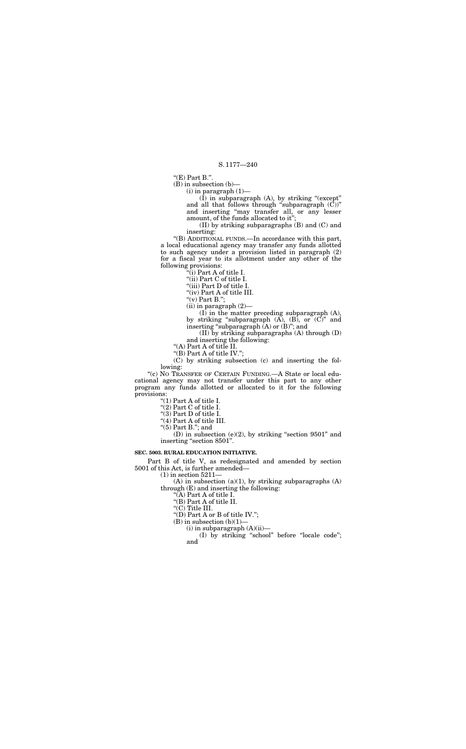"(E) Part B.".

(B) in subsection (b)—

(i) in paragraph (1)—

(I) in subparagraph (A), by striking "(except" and all that follows through "subparagraph (C))" and inserting "may transfer all, or any lesser amount, of the funds allocated to it";

(II) by striking subparagraphs (B) and (C) and inserting:

"(B) ADDITIONAL FUNDS.—In accordance with this part, a local educational agency may transfer any funds allotted to such agency under a provision listed in paragraph (2) for a fiscal year to its allotment under any other of the following provisions:

"(i) Part A of title I.

"(ii) Part C of title I.

"(iii) Part D of title I.

"(iv) Part A of title III.

"(v) Part B.";

(ii) in paragraph (2)—

(I) in the matter preceding subparagraph (A), by striking "subparagraph (A), (B), or (C)" and inserting "subparagraph (A) or (B)"; and

(II) by striking subparagraphs (A) through (D) and inserting the following:

"(A) Part A of title II.

"(B) Part A of title IV.";

(C) by striking subsection (c) and inserting the following:

"(c) NO TRANSFER OF CERTAIN FUNDING.—A State or local educational agency may not transfer under this part to any other program any funds allotted or allocated to it for the following provisions:

"(1) Part A of title I.

"(2) Part C of title I.

"(3) Part D of title I.

"(4) Part A of title III.

"(5) Part B."; and

(D) in subsection (e)(2), by striking "section 9501" and inserting "section 8501".

**SEC. 5003. RURAL EDUCATION INITIATIVE.**

Part B of title V, as redesignated and amended by section 5001 of this Act, is further amended—

(1) in section 5211—

(A) in subsection (a)(1), by striking subparagraphs (A) through (E) and inserting the following:

"(A) Part A of title I.

"(B) Part A of title II.

"(C) Title III.

"(D) Part A or B of title IV.";

(B) in subsection (b)(1)—

(i) in subparagraph (A)(ii)—

(I) by striking "school" before "locale code"; and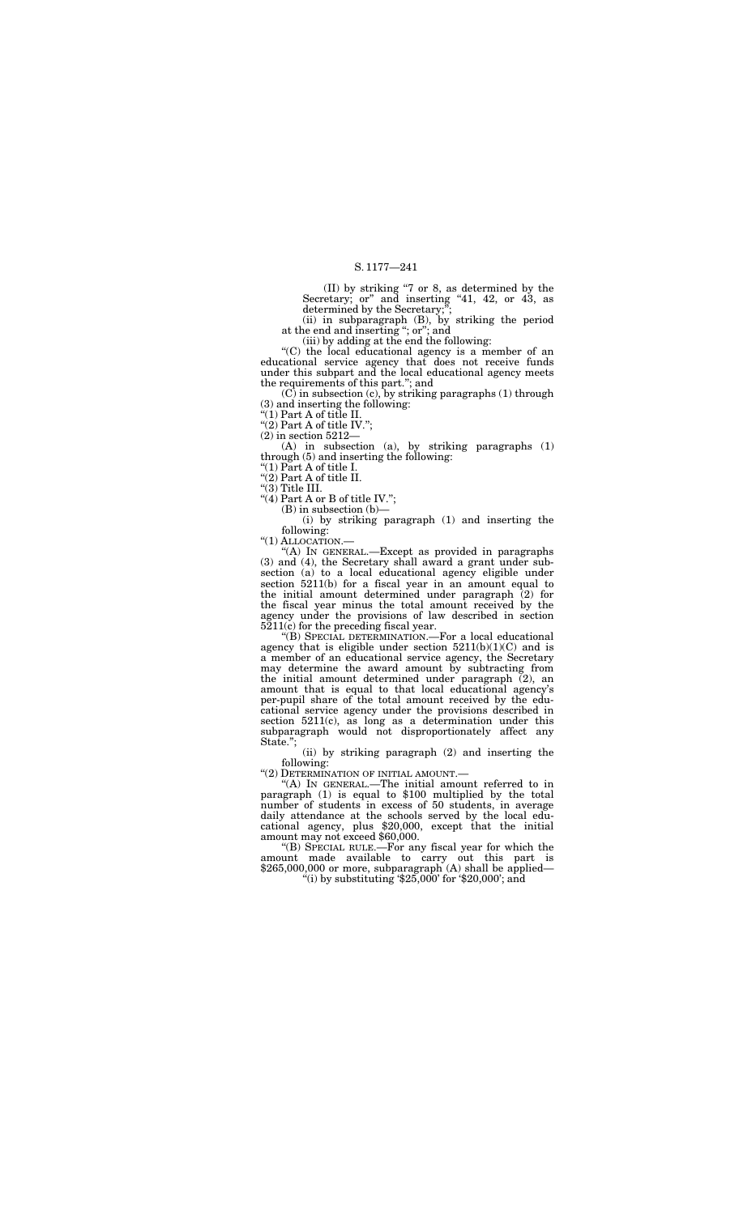(II) by striking "7 or 8, as determined by the Secretary; or" and inserting "41, 42, or 43, as determined by the Secretary;";

(ii) in subparagraph (B), by striking the period at the end and inserting "; or"; and

(iii) by adding at the end the following:

"(C) the local educational agency is a member of an educational service agency that does not receive funds under this subpart and the local educational agency meets the requirements of this part."; and

(C) in subsection (c), by striking paragraphs (1) through (3) and inserting the following:

"(1) Part A of title II.

"(2) Part A of title IV.";

(2) in section 5212—

(A) in subsection (a), by striking paragraphs (1) through (5) and inserting the following:

"(1) Part A of title I.

"(2) Part A of title II.

"(3) Title III.

"(4) Part A or B of title IV.";

(B) in subsection (b)—

(i) by striking paragraph (1) and inserting the following:

"(1) ALLOCATION.—

"(A) IN GENERAL.—Except as provided in paragraphs (3) and (4), the Secretary shall award a grant under subsection (a) to a local educational agency eligible under section 5211(b) for a fiscal year in an amount equal to the initial amount determined under paragraph (2) for the fiscal year minus the total amount received by the agency under the provisions of law described in section 5211(c) for the preceding fiscal year.

"(B) SPECIAL DETERMINATION.—For a local educational agency that is eligible under section 5211(b)(1)(C) and is a member of an educational service agency, the Secretary may determine the award amount by subtracting from the initial amount determined under paragraph (2), an amount that is equal to that local educational agency's per-pupil share of the total amount received by the educational service agency under the provisions described in section 5211(c), as long as a determination under this subparagraph would not disproportionately affect any State.";

(ii) by striking paragraph (2) and inserting the following:

"(2) DETERMINATION OF INITIAL AMOUNT.—

"(A) IN GENERAL.—The initial amount referred to in paragraph (1) is equal to $100 multiplied by the total number of students in excess of 50 students, in average daily attendance at the schools served by the local educational agency, plus $20,000, except that the initial amount may not exceed $60,000.

"(B) SPECIAL RULE.—For any fiscal year for which the amount made available to carry out this part is $265,000,000 or more, subparagraph (A) shall be applied—

"(i) by substituting '$25,000' for '$20,000'; and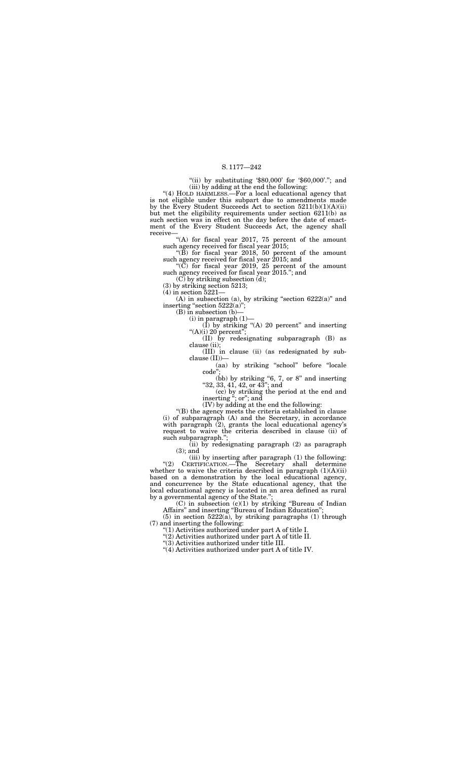"(ii) by substituting '$80,000' for '$60,000'."; and

(iii) by adding at the end the following:

"(4) HOLD HARMLESS.—For a local educational agency that is not eligible under this subpart due to amendments made by the Every Student Succeeds Act to section 5211(b)(1)(A)(ii) but met the eligibility requirements under section 6211(b) as such section was in effect on the day before the date of enactment of the Every Student Succeeds Act, the agency shall receive—

"(A) for fiscal year 2017, 75 percent of the amount such agency received for fiscal year 2015;

"(B) for fiscal year 2018, 50 percent of the amount such agency received for fiscal year 2015; and

"(C) for fiscal year 2019, 25 percent of the amount such agency received for fiscal year 2015."; and

(C) by striking subsection (d);

(3) by striking section 5213;

(4) in section 5221—

(A) in subsection (a), by striking "section 6222(a)" and inserting "section 5222(a)";

(B) in subsection (b)—

(i) in paragraph (1)—

(I) by striking "(A) 20 percent" and inserting "(A)(i) 20 percent";

(II) by redesignating subparagraph (B) as clause (ii);

(III) in clause (ii) (as redesignated by subclause (II))—

(aa) by striking "school" before "locale code";

(bb) by striking "6, 7, or 8" and inserting "32, 33, 41, 42, or 43"; and

(cc) by striking the period at the end and inserting "; or"; and

(IV) by adding at the end the following:

"(B) the agency meets the criteria established in clause (i) of subparagraph (A) and the Secretary, in accordance with paragraph (2), grants the local educational agency's request to waive the criteria described in clause (ii) of such subparagraph.";

(ii) by redesignating paragraph (2) as paragraph (3); and

(iii) by inserting after paragraph (1) the following:

"(2) CERTIFICATION.—The Secretary shall determine whether to waive the criteria described in paragraph (1)(A)(ii) based on a demonstration by the local educational agency, and concurrence by the State educational agency, that the local educational agency is located in an area defined as rural by a governmental agency of the State.";

(C) in subsection (c)(1) by striking "Bureau of Indian Affairs" and inserting "Bureau of Indian Education";

(5) in section 5222(a), by striking paragraphs (1) through (7) and inserting the following:

"(1) Activities authorized under part A of title I.

"(2) Activities authorized under part A of title II.

"(3) Activities authorized under title III.

"(4) Activities authorized under part A of title IV.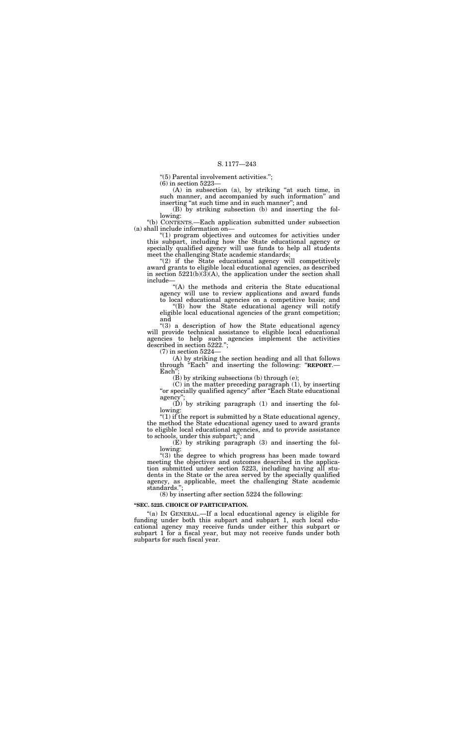"(5) Parental involvement activities.";

(6) in section 5223—

(A) in subsection (a), by striking "at such time, in such manner, and accompanied by such information" and inserting "at such time and in such manner"; and

(B) by striking subsection (b) and inserting the following:

"(b) CONTENTS.—Each application submitted under subsection (a) shall include information on—

"(1) program objectives and outcomes for activities under this subpart, including how the State educational agency or specially qualified agency will use funds to help all students meet the challenging State academic standards;

"(2) if the State educational agency will competitively award grants to eligible local educational agencies, as described in section 5221(b)(3)(A), the application under the section shall include—

"(A) the methods and criteria the State educational agency will use to review applications and award funds to local educational agencies on a competitive basis; and

"(B) how the State educational agency will notify eligible local educational agencies of the grant competition; and

"(3) a description of how the State educational agency will provide technical assistance to eligible local educational agencies to help such agencies implement the activities described in section 5222.";

(7) in section 5224—

(A) by striking the section heading and all that follows through "Each" and inserting the following: "**REPORT**.—Each";

(B) by striking subsections (b) through (e);

(C) in the matter preceding paragraph (1), by inserting "or specially qualified agency" after "Each State educational agency";

(D) by striking paragraph (1) and inserting the following:

"(1) if the report is submitted by a State educational agency, the method the State educational agency used to award grants to eligible local educational agencies, and to provide assistance to schools, under this subpart;"; and

(E) by striking paragraph (3) and inserting the following:

"(3) the degree to which progress has been made toward meeting the objectives and outcomes described in the application submitted under section 5223, including having all students in the State or the area served by the specially qualified agency, as applicable, meet the challenging State academic standards.";

(8) by inserting after section 5224 the following:

**"SEC. 5225. CHOICE OF PARTICIPATION.**

"(a) IN GENERAL.—If a local educational agency is eligible for funding under both this subpart and subpart 1, such local educational agency may receive funds under either this subpart or subpart 1 for a fiscal year, but may not receive funds under both subparts for such fiscal year.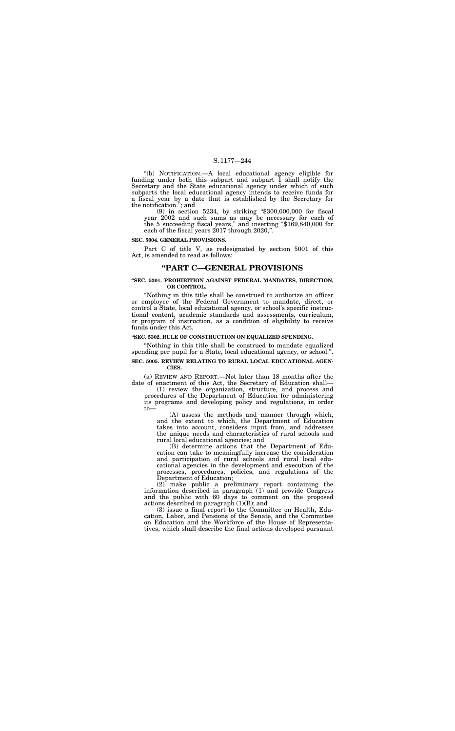"(b) NOTIFICATION.—A local educational agency eligible for funding under both this subpart and subpart 1 shall notify the Secretary and the State educational agency under which of such subparts the local educational agency intends to receive funds for a fiscal year by a date that is established by the Secretary for the notification."; and

(9) in section 5234, by striking "$300,000,000 for fiscal year 2002 and such sums as may be necessary for each of the 5 succeeding fiscal years," and inserting "$169,840,000 for each of the fiscal years 2017 through 2020,".

**SEC. 5004. GENERAL PROVISIONS.**

Part C of title V, as redesignated by section 5001 of this Act, is amended to read as follows:

# "PART C—GENERAL PROVISIONS

**"SEC. 5301. PROHIBITION AGAINST FEDERAL MANDATES, DIRECTION, OR CONTROL.**

"Nothing in this title shall be construed to authorize an officer or employee of the Federal Government to mandate, direct, or control a State, local educational agency, or school's specific instructional content, academic standards and assessments, curriculum, or program of instruction, as a condition of eligibility to receive funds under this Act.

**"SEC. 5302. RULE OF CONSTRUCTION ON EQUALIZED SPENDING.**

"Nothing in this title shall be construed to mandate equalized spending per pupil for a State, local educational agency, or school.".

**SEC. 5005. REVIEW RELATING TO RURAL LOCAL EDUCATIONAL AGENCIES.**

(a) REVIEW AND REPORT.—Not later than 18 months after the date of enactment of this Act, the Secretary of Education shall—

(1) review the organization, structure, and process and procedures of the Department of Education for administering its programs and developing policy and regulations, in order to—

(A) assess the methods and manner through which, and the extent to which, the Department of Education takes into account, considers input from, and addresses the unique needs and characteristics of rural schools and rural local educational agencies; and

(B) determine actions that the Department of Education can take to meaningfully increase the consideration and participation of rural schools and rural local educational agencies in the development and execution of the processes, procedures, policies, and regulations of the Department of Education;

(2) make public a preliminary report containing the information described in paragraph (1) and provide Congress and the public with 60 days to comment on the proposed actions described in paragraph (1)(B); and

(3) issue a final report to the Committee on Health, Education, Labor, and Pensions of the Senate, and the Committee on Education and the Workforce of the House of Representatives, which shall describe the final actions developed pursuant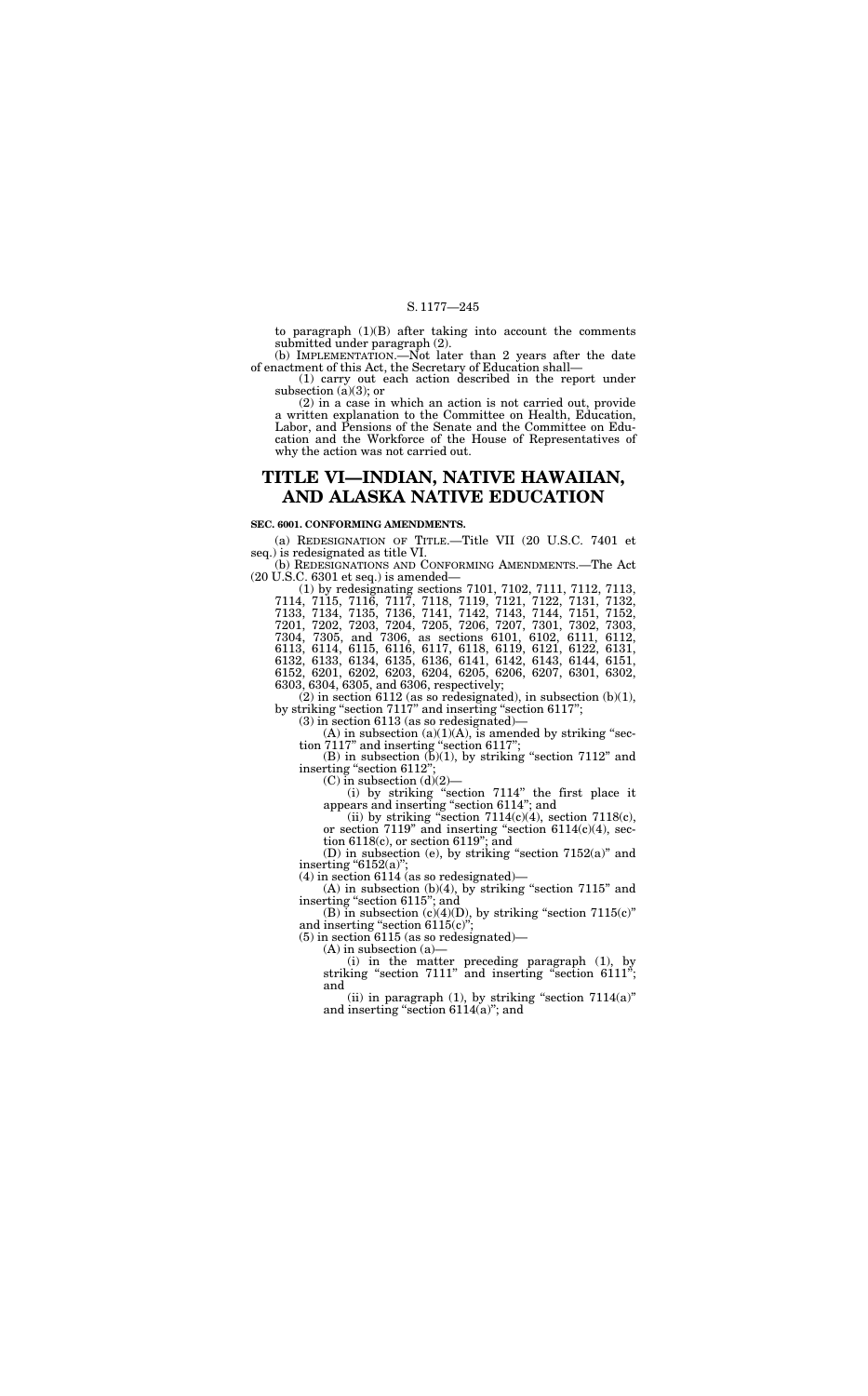to paragraph (1)(B) after taking into account the comments submitted under paragraph (2).

(b) IMPLEMENTATION.—Not later than 2 years after the date of enactment of this Act, the Secretary of Education shall—

(1) carry out each action described in the report under subsection (a)(3); or

(2) in a case in which an action is not carried out, provide a written explanation to the Committee on Health, Education, Labor, and Pensions of the Senate and the Committee on Education and the Workforce of the House of Representatives of why the action was not carried out.

# TITLE VI—INDIAN, NATIVE HAWAIIAN, AND ALASKA NATIVE EDUCATION

**SEC. 6001. CONFORMING AMENDMENTS.**

(a) REDESIGNATION OF TITLE.—Title VII (20 U.S.C. 7401 et seq.) is redesignated as title VI.

(b) REDESIGNATIONS AND CONFORMING AMENDMENTS.—The Act (20 U.S.C. 6301 et seq.) is amended—

(1) by redesignating sections 7101, 7102, 7111, 7112, 7113, 7114, 7115, 7116, 7117, 7118, 7119, 7121, 7122, 7131, 7132, 7133, 7134, 7135, 7136, 7141, 7142, 7143, 7144, 7151, 7152, 7201, 7202, 7203, 7204, 7205, 7206, 7207, 7301, 7302, 7303, 7304, 7305, and 7306, as sections 6101, 6102, 6111, 6112, 6113, 6114, 6115, 6116, 6117, 6118, 6119, 6121, 6122, 6131, 6132, 6133, 6134, 6135, 6136, 6141, 6142, 6143, 6144, 6151, 6152, 6201, 6202, 6203, 6204, 6205, 6206, 6207, 6301, 6302, 6303, 6304, 6305, and 6306, respectively;

(2) in section 6112 (as so redesignated), in subsection (b)(1), by striking "section 7117" and inserting "section 6117";

(3) in section 6113 (as so redesignated)—

(A) in subsection (a)(1)(A), is amended by striking "section 7117" and inserting "section 6117";

(B) in subsection (b)(1), by striking "section 7112" and inserting "section 6112";

(C) in subsection (d)(2)—

(i) by striking "section 7114" the first place it appears and inserting "section 6114"; and

(ii) by striking "section 7114(c)(4), section 7118(c), or section 7119" and inserting "section 6114(c)(4), section 6118(c), or section 6119"; and

(D) in subsection (e), by striking "section 7152(a)" and inserting "6152(a)";

(4) in section 6114 (as so redesignated)—

(A) in subsection (b)(4), by striking "section 7115" and inserting "section 6115"; and

(B) in subsection (c)(4)(D), by striking "section 7115(c)" and inserting "section 6115(c)";

(5) in section 6115 (as so redesignated)—

(A) in subsection (a)—

(i) in the matter preceding paragraph (1), by striking "section 7111" and inserting "section 6111"; and

(ii) in paragraph (1), by striking "section 7114(a)" and inserting "section 6114(a)"; and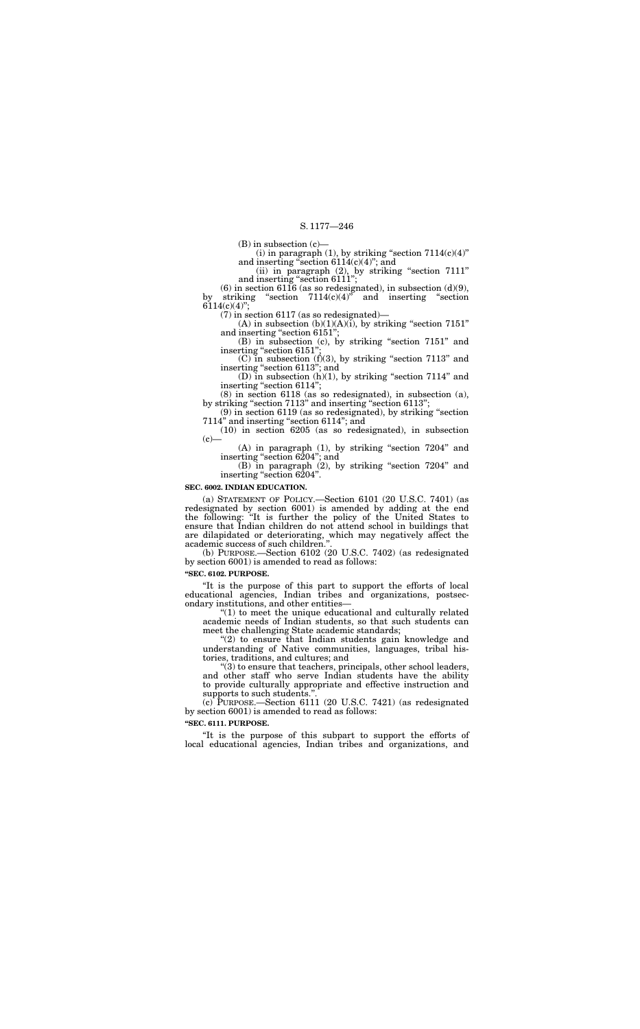(B) in subsection (c)—

(i) in paragraph (1), by striking "section 7114(c)(4)" and inserting "section 6114(c)(4)"; and

(ii) in paragraph (2), by striking "section 7111" and inserting "section 6111";

(6) in section 6116 (as so redesignated), in subsection (d)(9), by striking "section 7114(c)(4)" and inserting "section 6114(c)(4)";

(7) in section 6117 (as so redesignated)—

(A) in subsection (b)(1)(A)(i), by striking "section 7151" and inserting "section 6151";

(B) in subsection (c), by striking "section 7151" and inserting "section 6151";

(C) in subsection (f)(3), by striking "section 7113" and inserting "section 6113"; and

(D) in subsection (h)(1), by striking "section 7114" and inserting "section 6114";

(8) in section 6118 (as so redesignated), in subsection (a), by striking "section 7113" and inserting "section 6113";

(9) in section 6119 (as so redesignated), by striking "section 7114" and inserting "section 6114"; and

(10) in section 6205 (as so redesignated), in subsection (c)—

(A) in paragraph (1), by striking "section 7204" and inserting "section 6204"; and

(B) in paragraph (2), by striking "section 7204" and inserting "section 6204".

**SEC. 6002. INDIAN EDUCATION.**

(a) STATEMENT OF POLICY.—Section 6101 (20 U.S.C. 7401) (as redesignated by section 6001) is amended by adding at the end the following: "It is further the policy of the United States to ensure that Indian children do not attend school in buildings that are dilapidated or deteriorating, which may negatively affect the academic success of such children.".

(b) PURPOSE.—Section 6102 (20 U.S.C. 7402) (as redesignated by section 6001) is amended to read as follows:

**"SEC. 6102. PURPOSE.**

"It is the purpose of this part to support the efforts of local educational agencies, Indian tribes and organizations, postsecondary institutions, and other entities—

"(1) to meet the unique educational and culturally related academic needs of Indian students, so that such students can meet the challenging State academic standards;

"(2) to ensure that Indian students gain knowledge and understanding of Native communities, languages, tribal histories, traditions, and cultures; and

"(3) to ensure that teachers, principals, other school leaders, and other staff who serve Indian students have the ability to provide culturally appropriate and effective instruction and supports to such students.".

(c) PURPOSE.—Section 6111 (20 U.S.C. 7421) (as redesignated by section 6001) is amended to read as follows:

**"SEC. 6111. PURPOSE.**

"It is the purpose of this subpart to support the efforts of local educational agencies, Indian tribes and organizations, and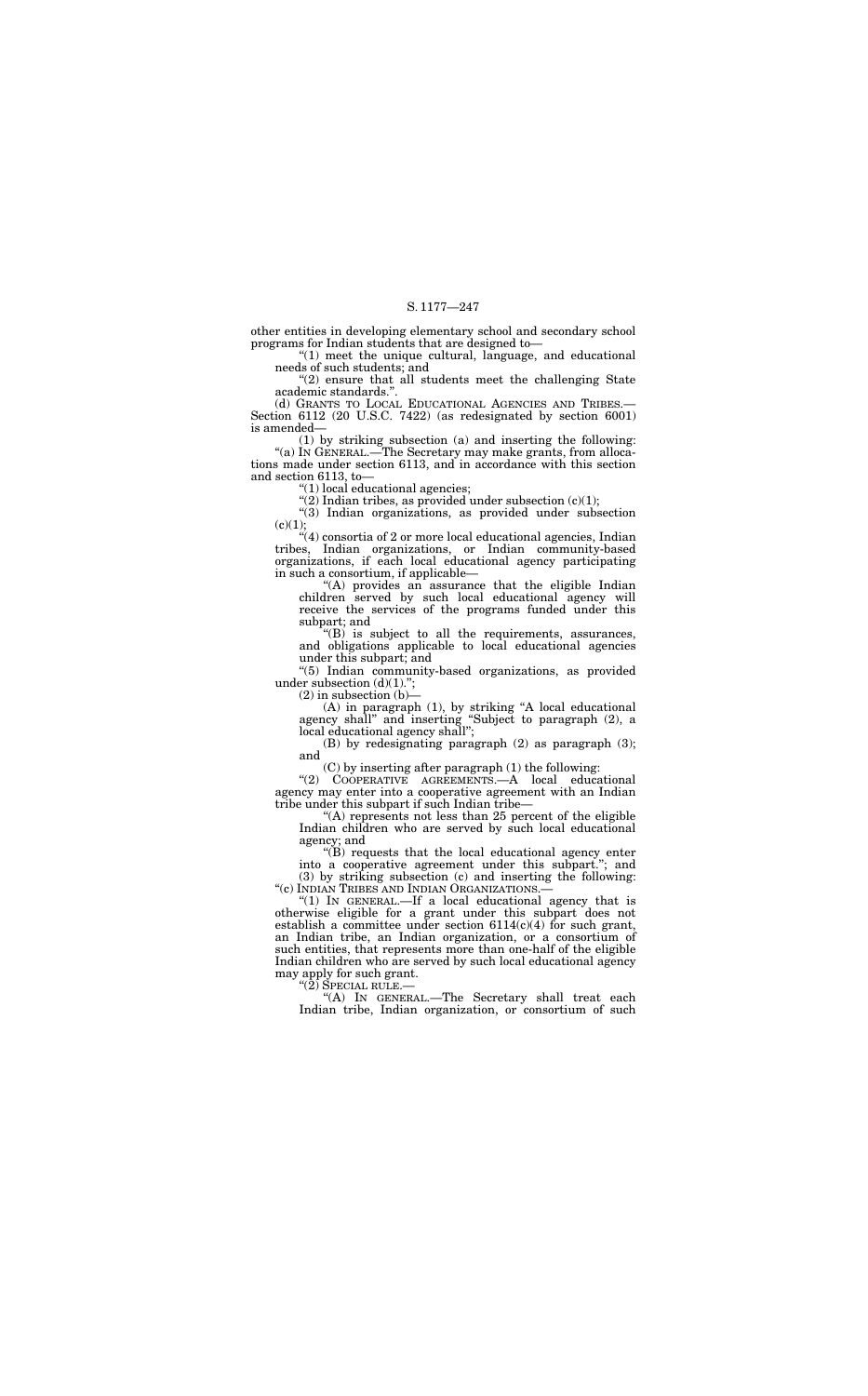other entities in developing elementary school and secondary school programs for Indian students that are designed to—

"(1) meet the unique cultural, language, and educational needs of such students; and

"(2) ensure that all students meet the challenging State academic standards.".

(d) GRANTS TO LOCAL EDUCATIONAL AGENCIES AND TRIBES.—Section 6112 (20 U.S.C. 7422) (as redesignated by section 6001) is amended—

(1) by striking subsection (a) and inserting the following:

"(a) IN GENERAL.—The Secretary may make grants, from allocations made under section 6113, and in accordance with this section and section 6113, to—

"(1) local educational agencies;

"(2) Indian tribes, as provided under subsection (c)(1);

"(3) Indian organizations, as provided under subsection (c)(1);

"(4) consortia of 2 or more local educational agencies, Indian tribes, Indian organizations, or Indian community-based organizations, if each local educational agency participating in such a consortium, if applicable—

"(A) provides an assurance that the eligible Indian children served by such local educational agency will receive the services of the programs funded under this subpart; and

"(B) is subject to all the requirements, assurances, and obligations applicable to local educational agencies under this subpart; and

"(5) Indian community-based organizations, as provided under subsection (d)(1).";

(2) in subsection (b)—

(A) in paragraph (1), by striking "A local educational agency shall" and inserting "Subject to paragraph (2), a local educational agency shall";

(B) by redesignating paragraph (2) as paragraph (3); and

(C) by inserting after paragraph (1) the following:

"(2) COOPERATIVE AGREEMENTS.—A local educational agency may enter into a cooperative agreement with an Indian tribe under this subpart if such Indian tribe—

"(A) represents not less than 25 percent of the eligible Indian children who are served by such local educational agency; and

"(B) requests that the local educational agency enter into a cooperative agreement under this subpart."; and

(3) by striking subsection (c) and inserting the following:

"(c) INDIAN TRIBES AND INDIAN ORGANIZATIONS.—

"(1) IN GENERAL.—If a local educational agency that is otherwise eligible for a grant under this subpart does not establish a committee under section 6114(c)(4) for such grant, an Indian tribe, an Indian organization, or a consortium of such entities, that represents more than one-half of the eligible Indian children who are served by such local educational agency may apply for such grant.

"(2) SPECIAL RULE.—

"(A) IN GENERAL.—The Secretary shall treat each Indian tribe, Indian organization, or consortium of such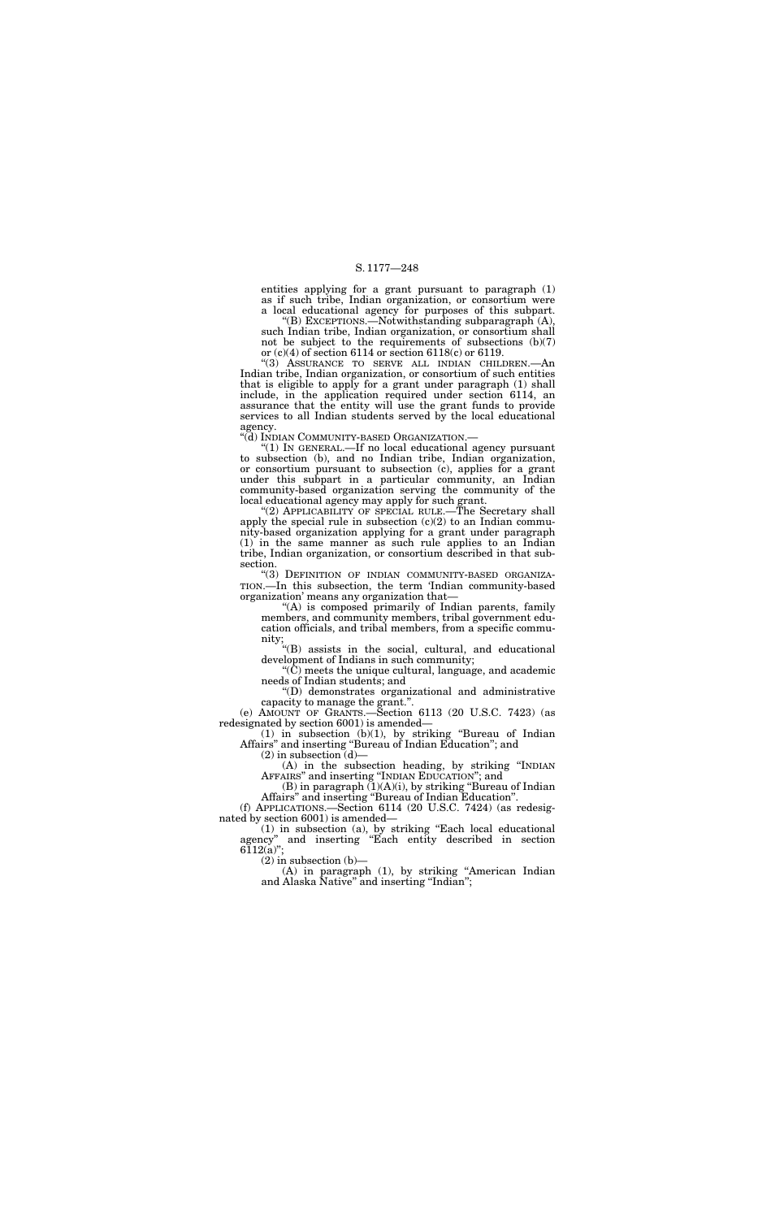entities applying for a grant pursuant to paragraph (1) as if such tribe, Indian organization, or consortium were a local educational agency for purposes of this subpart.

"(B) EXCEPTIONS.—Notwithstanding subparagraph (A), such Indian tribe, Indian organization, or consortium shall not be subject to the requirements of subsections (b)(7) or (c)(4) of section 6114 or section 6118(c) or 6119.

"(3) ASSURANCE TO SERVE ALL INDIAN CHILDREN.—An Indian tribe, Indian organization, or consortium of such entities that is eligible to apply for a grant under paragraph (1) shall include, in the application required under section 6114, an assurance that the entity will use the grant funds to provide services to all Indian students served by the local educational agency.

"(d) INDIAN COMMUNITY-BASED ORGANIZATION.—

"(1) IN GENERAL.—If no local educational agency pursuant to subsection (b), and no Indian tribe, Indian organization, or consortium pursuant to subsection (c), applies for a grant under this subpart in a particular community, an Indian community-based organization serving the community of the local educational agency may apply for such grant.

"(2) APPLICABILITY OF SPECIAL RULE.—The Secretary shall apply the special rule in subsection (c)(2) to an Indian community-based organization applying for a grant under paragraph (1) in the same manner as such rule applies to an Indian tribe, Indian organization, or consortium described in that subsection.

"(3) DEFINITION OF INDIAN COMMUNITY-BASED ORGANIZATION.—In this subsection, the term 'Indian community-based organization' means any organization that—

"(A) is composed primarily of Indian parents, family members, and community members, tribal government education officials, and tribal members, from a specific community;

"(B) assists in the social, cultural, and educational development of Indians in such community;

"(C) meets the unique cultural, language, and academic needs of Indian students; and

"(D) demonstrates organizational and administrative capacity to manage the grant.".

(e) AMOUNT OF GRANTS.—Section 6113 (20 U.S.C. 7423) (as redesignated by section 6001) is amended—

(1) in subsection (b)(1), by striking "Bureau of Indian Affairs" and inserting "Bureau of Indian Education"; and

(2) in subsection (d)—

(A) in the subsection heading, by striking "INDIAN AFFAIRS" and inserting "INDIAN EDUCATION"; and

(B) in paragraph (1)(A)(i), by striking "Bureau of Indian Affairs" and inserting "Bureau of Indian Education".

(f) APPLICATIONS.—Section 6114 (20 U.S.C. 7424) (as redesignated by section 6001) is amended—

(1) in subsection (a), by striking "Each local educational agency" and inserting "Each entity described in section 6112(a)";

(2) in subsection (b)—

(A) in paragraph (1), by striking "American Indian and Alaska Native" and inserting "Indian";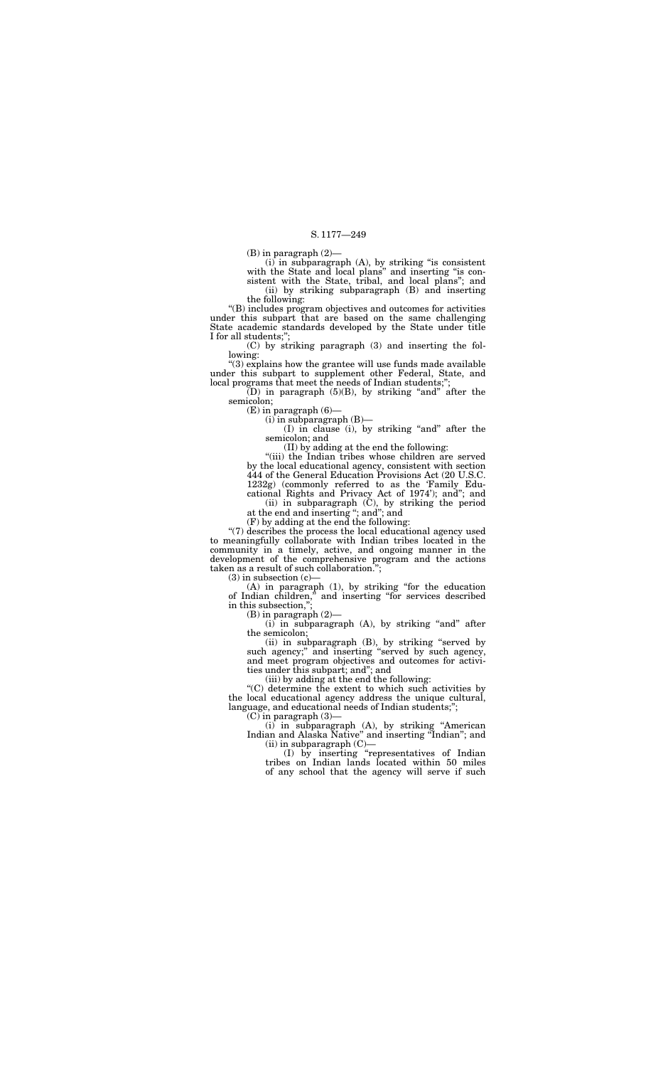(B) in paragraph (2)—

(i) in subparagraph (A), by striking "is consistent with the State and local plans" and inserting "is consistent with the State, tribal, and local plans"; and

(ii) by striking subparagraph (B) and inserting the following:

"(B) includes program objectives and outcomes for activities under this subpart that are based on the same challenging State academic standards developed by the State under title I for all students;";

(C) by striking paragraph (3) and inserting the following:

"(3) explains how the grantee will use funds made available under this subpart to supplement other Federal, State, and local programs that meet the needs of Indian students;";

(D) in paragraph (5)(B), by striking "and" after the semicolon;

(E) in paragraph (6)—

(i) in subparagraph (B)—

(I) in clause (i), by striking "and" after the semicolon; and

(II) by adding at the end the following:

"(iii) the Indian tribes whose children are served by the local educational agency, consistent with section 444 of the General Education Provisions Act (20 U.S.C. 1232g) (commonly referred to as the 'Family Educational Rights and Privacy Act of 1974'); and"; and

(ii) in subparagraph (C), by striking the period at the end and inserting "; and"; and

(F) by adding at the end the following:

"(7) describes the process the local educational agency used to meaningfully collaborate with Indian tribes located in the community in a timely, active, and ongoing manner in the development of the comprehensive program and the actions taken as a result of such collaboration.";

(3) in subsection (c)—

(A) in paragraph (1), by striking "for the education of Indian children," and inserting "for services described in this subsection,";

(B) in paragraph (2)—

(i) in subparagraph (A), by striking "and" after the semicolon;

(ii) in subparagraph (B), by striking "served by such agency;" and inserting "served by such agency, and meet program objectives and outcomes for activities under this subpart; and"; and

(iii) by adding at the end the following:

"(C) determine the extent to which such activities by the local educational agency address the unique cultural, language, and educational needs of Indian students;";

(C) in paragraph (3)—

(i) in subparagraph (A), by striking "American Indian and Alaska Native" and inserting "Indian"; and

(ii) in subparagraph (C)—

(I) by inserting "representatives of Indian tribes on Indian lands located within 50 miles of any school that the agency will serve if such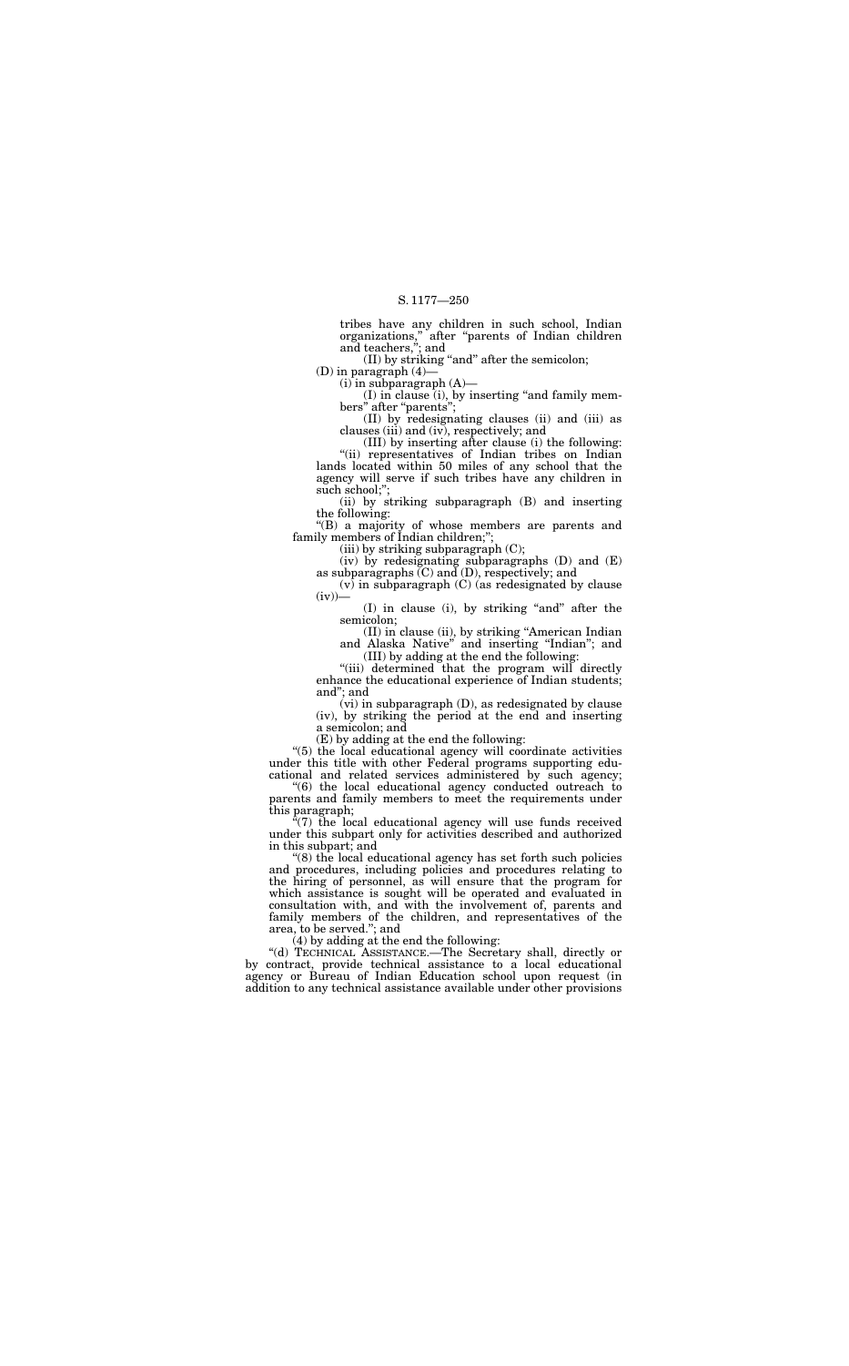tribes have any children in such school, Indian organizations," after "parents of Indian children and teachers,"; and

(II) by striking "and" after the semicolon;

(D) in paragraph (4)—

(i) in subparagraph (A)—

(I) in clause (i), by inserting "and family members" after "parents";

(II) by redesignating clauses (ii) and (iii) as clauses (iii) and (iv), respectively; and

(III) by inserting after clause (i) the following:

"(ii) representatives of Indian tribes on Indian lands located within 50 miles of any school that the agency will serve if such tribes have any children in such school;";

(ii) by striking subparagraph (B) and inserting the following:

"(B) a majority of whose members are parents and family members of Indian children;";

(iii) by striking subparagraph (C);

(iv) by redesignating subparagraphs (D) and (E) as subparagraphs (C) and (D), respectively; and

(v) in subparagraph (C) (as redesignated by clause (iv))—

(I) in clause (i), by striking "and" after the semicolon;

(II) in clause (ii), by striking "American Indian and Alaska Native" and inserting "Indian"; and

(III) by adding at the end the following:

"(iii) determined that the program will directly enhance the educational experience of Indian students; and"; and

(vi) in subparagraph (D), as redesignated by clause (iv), by striking the period at the end and inserting a semicolon; and

(E) by adding at the end the following:

"(5) the local educational agency will coordinate activities under this title with other Federal programs supporting educational and related services administered by such agency;

"(6) the local educational agency conducted outreach to parents and family members to meet the requirements under this paragraph;

"(7) the local educational agency will use funds received under this subpart only for activities described and authorized in this subpart; and

"(8) the local educational agency has set forth such policies and procedures, including policies and procedures relating to the hiring of personnel, as will ensure that the program for which assistance is sought will be operated and evaluated in consultation with, and with the involvement of, parents and family members of the children, and representatives of the area, to be served."; and

(4) by adding at the end the following:

"(d) TECHNICAL ASSISTANCE.—The Secretary shall, directly or by contract, provide technical assistance to a local educational agency or Bureau of Indian Education school upon request (in addition to any technical assistance available under other provisions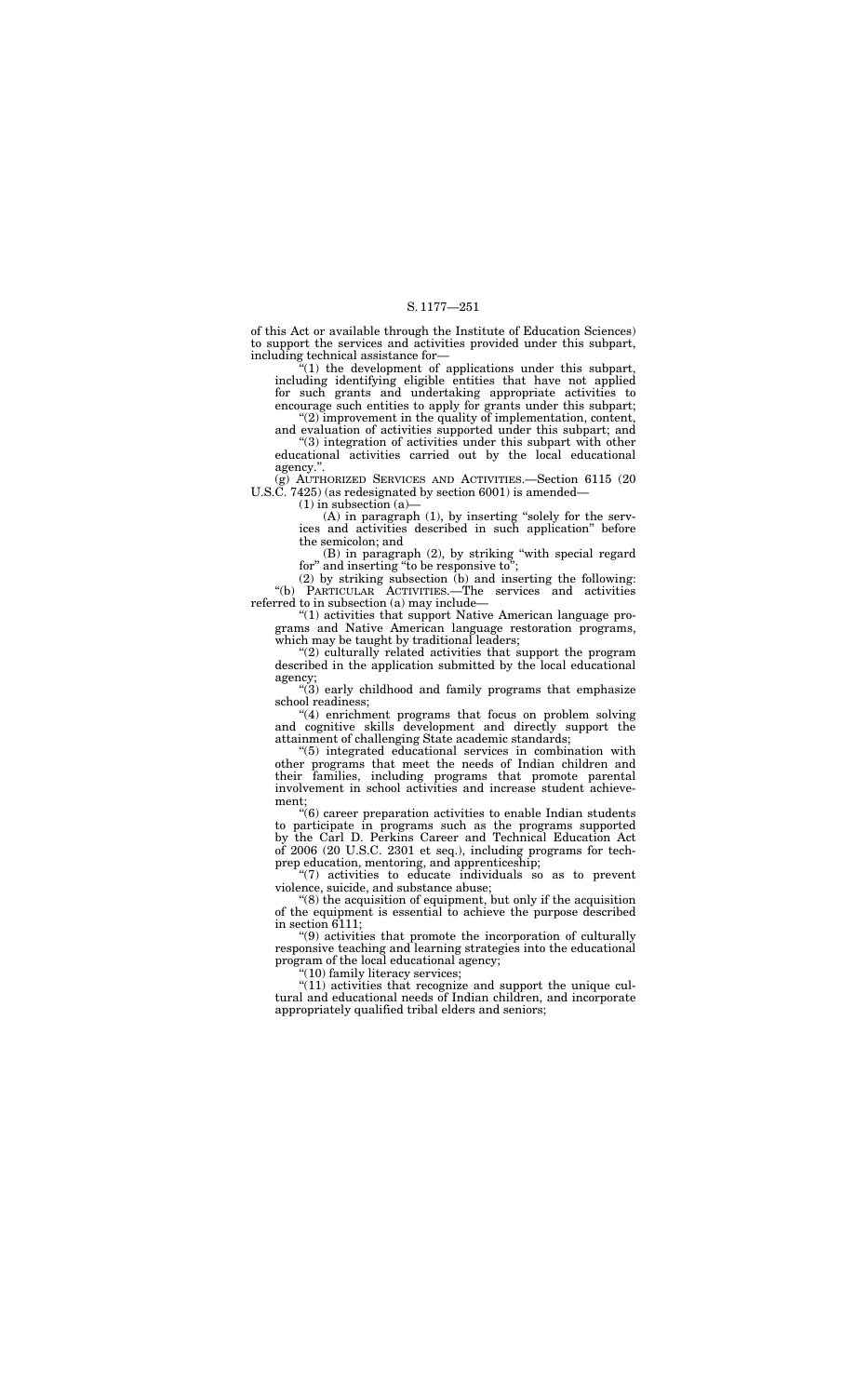of this Act or available through the Institute of Education Sciences) to support the services and activities provided under this subpart, including technical assistance for—

"(1) the development of applications under this subpart, including identifying eligible entities that have not applied for such grants and undertaking appropriate activities to encourage such entities to apply for grants under this subpart;

"(2) improvement in the quality of implementation, content, and evaluation of activities supported under this subpart; and

"(3) integration of activities under this subpart with other educational activities carried out by the local educational agency.".

(g) AUTHORIZED SERVICES AND ACTIVITIES.—Section 6115 (20 U.S.C. 7425) (as redesignated by section 6001) is amended—

(1) in subsection (a)—

(A) in paragraph (1), by inserting "solely for the services and activities described in such application" before the semicolon; and

(B) in paragraph (2), by striking "with special regard for" and inserting "to be responsive to";

(2) by striking subsection (b) and inserting the following:

"(b) PARTICULAR ACTIVITIES.—The services and activities referred to in subsection (a) may include—

"(1) activities that support Native American language programs and Native American language restoration programs, which may be taught by traditional leaders;

"(2) culturally related activities that support the program described in the application submitted by the local educational agency;

"(3) early childhood and family programs that emphasize school readiness;

"(4) enrichment programs that focus on problem solving and cognitive skills development and directly support the attainment of challenging State academic standards;

"(5) integrated educational services in combination with other programs that meet the needs of Indian children and their families, including programs that promote parental involvement in school activities and increase student achievement;

"(6) career preparation activities to enable Indian students to participate in programs such as the programs supported by the Carl D. Perkins Career and Technical Education Act of 2006 (20 U.S.C. 2301 et seq.), including programs for tech-prep education, mentoring, and apprenticeship;

"(7) activities to educate individuals so as to prevent violence, suicide, and substance abuse;

"(8) the acquisition of equipment, but only if the acquisition of the equipment is essential to achieve the purpose described in section 6111;

"(9) activities that promote the incorporation of culturally responsive teaching and learning strategies into the educational program of the local educational agency;

"(10) family literacy services;

"(11) activities that recognize and support the unique cultural and educational needs of Indian children, and incorporate appropriately qualified tribal elders and seniors;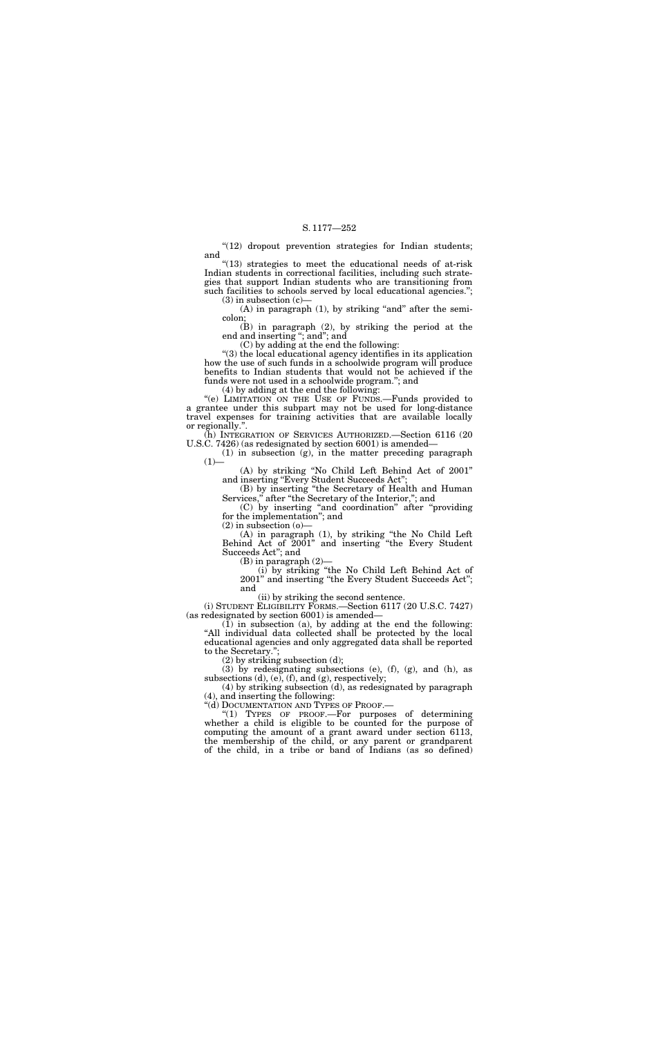"(12) dropout prevention strategies for Indian students; and

"(13) strategies to meet the educational needs of at-risk Indian students in correctional facilities, including such strategies that support Indian students who are transitioning from such facilities to schools served by local educational agencies.";

(3) in subsection (c)—

(A) in paragraph (1), by striking "and" after the semicolon;

(B) in paragraph (2), by striking the period at the end and inserting "; and"; and

(C) by adding at the end the following:

"(3) the local educational agency identifies in its application how the use of such funds in a schoolwide program will produce benefits to Indian students that would not be achieved if the funds were not used in a schoolwide program."; and

(4) by adding at the end the following:

"(e) LIMITATION ON THE USE OF FUNDS.—Funds provided to a grantee under this subpart may not be used for long-distance travel expenses for training activities that are available locally or regionally.".

(h) INTEGRATION OF SERVICES AUTHORIZED.—Section 6116 (20 U.S.C. 7426) (as redesignated by section 6001) is amended—

(1) in subsection (g), in the matter preceding paragraph (1)—

(A) by striking "No Child Left Behind Act of 2001" and inserting "Every Student Succeeds Act";

(B) by inserting "the Secretary of Health and Human Services," after "the Secretary of the Interior,"; and

(C) by inserting "and coordination" after "providing for the implementation"; and

(2) in subsection (o)—

(A) in paragraph (1), by striking "the No Child Left Behind Act of 2001" and inserting "the Every Student Succeeds Act"; and

(B) in paragraph (2)—

(i) by striking "the No Child Left Behind Act of 2001" and inserting "the Every Student Succeeds Act"; and

(ii) by striking the second sentence.

(i) STUDENT ELIGIBILITY FORMS.—Section 6117 (20 U.S.C. 7427) (as redesignated by section 6001) is amended—

(1) in subsection (a), by adding at the end the following: "All individual data collected shall be protected by the local educational agencies and only aggregated data shall be reported to the Secretary.";

(2) by striking subsection (d);

(3) by redesignating subsections (e), (f), (g), and (h), as subsections (d), (e), (f), and (g), respectively;

(4) by striking subsection (d), as redesignated by paragraph (4), and inserting the following:

"(d) DOCUMENTATION AND TYPES OF PROOF.—

"(1) TYPES OF PROOF.—For purposes of determining whether a child is eligible to be counted for the purpose of computing the amount of a grant award under section 6113, the membership of the child, or any parent or grandparent of the child, in a tribe or band of Indians (as so defined)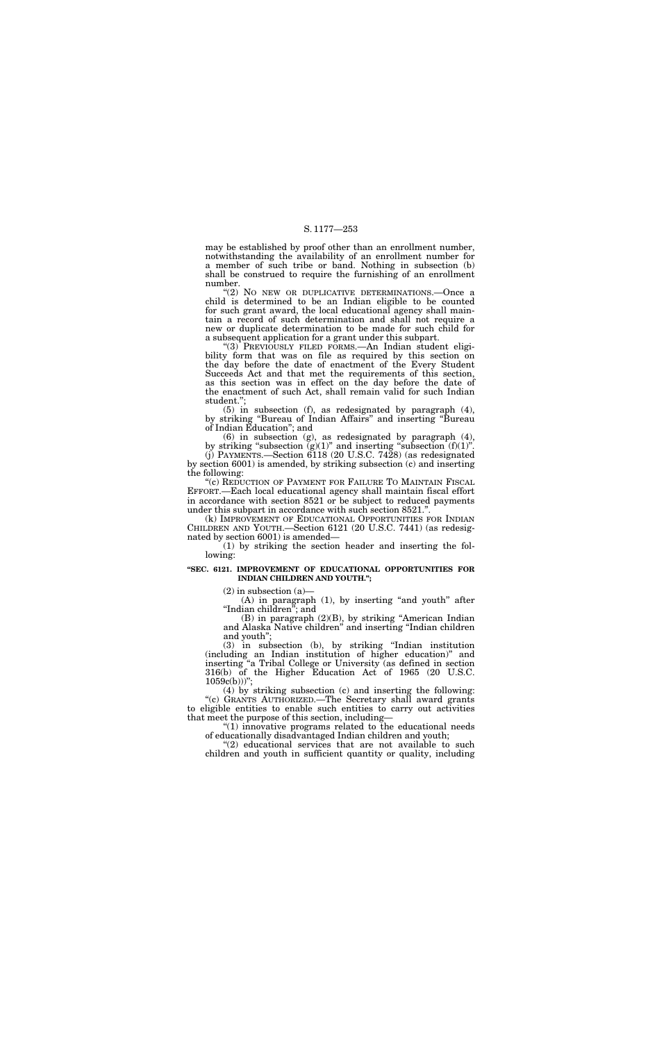may be established by proof other than an enrollment number, notwithstanding the availability of an enrollment number for a member of such tribe or band. Nothing in subsection (b) shall be construed to require the furnishing of an enrollment number.

"(2) NO NEW OR DUPLICATIVE DETERMINATIONS.—Once a child is determined to be an Indian eligible to be counted for such grant award, the local educational agency shall maintain a record of such determination and shall not require a new or duplicate determination to be made for such child for a subsequent application for a grant under this subpart.

"(3) PREVIOUSLY FILED FORMS.—An Indian student eligibility form that was on file as required by this section on the day before the date of enactment of the Every Student Succeeds Act and that met the requirements of this section, as this section was in effect on the day before the date of the enactment of such Act, shall remain valid for such Indian student.";

(5) in subsection (f), as redesignated by paragraph (4), by striking "Bureau of Indian Affairs" and inserting "Bureau of Indian Education"; and

(6) in subsection (g), as redesignated by paragraph (4), by striking "subsection (g)(1)" and inserting "subsection (f)(1)".

(j) PAYMENTS.—Section 6118 (20 U.S.C. 7428) (as redesignated by section 6001) is amended, by striking subsection (c) and inserting the following:

"(c) REDUCTION OF PAYMENT FOR FAILURE TO MAINTAIN FISCAL EFFORT.—Each local educational agency shall maintain fiscal effort in accordance with section 8521 or be subject to reduced payments under this subpart in accordance with such section 8521.".

(k) IMPROVEMENT OF EDUCATIONAL OPPORTUNITIES FOR INDIAN CHILDREN AND YOUTH.—Section 6121 (20 U.S.C. 7441) (as redesignated by section 6001) is amended—

(1) by striking the section header and inserting the following:

**"SEC. 6121. IMPROVEMENT OF EDUCATIONAL OPPORTUNITIES FOR INDIAN CHILDREN AND YOUTH.";**

(2) in subsection (a)—

(A) in paragraph (1), by inserting "and youth" after "Indian children"; and

(B) in paragraph (2)(B), by striking "American Indian and Alaska Native children" and inserting "Indian children and youth";

(3) in subsection (b), by striking "Indian institution (including an Indian institution of higher education)" and inserting "a Tribal College or University (as defined in section 316(b) of the Higher Education Act of 1965 (20 U.S.C. 1059c(b)))";

(4) by striking subsection (c) and inserting the following:

"(c) GRANTS AUTHORIZED.—The Secretary shall award grants to eligible entities to enable such entities to carry out activities that meet the purpose of this section, including—

"(1) innovative programs related to the educational needs of educationally disadvantaged Indian children and youth;

"(2) educational services that are not available to such children and youth in sufficient quantity or quality, including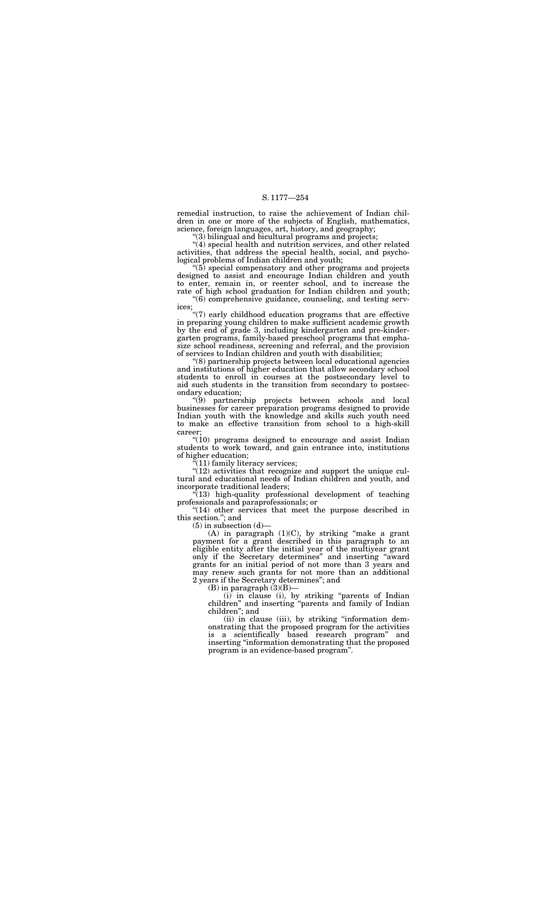remedial instruction, to raise the achievement of Indian children in one or more of the subjects of English, mathematics, science, foreign languages, art, history, and geography;

"(3) bilingual and bicultural programs and projects;

"(4) special health and nutrition services, and other related activities, that address the special health, social, and psychological problems of Indian children and youth;

"(5) special compensatory and other programs and projects designed to assist and encourage Indian children and youth to enter, remain in, or reenter school, and to increase the rate of high school graduation for Indian children and youth;

"(6) comprehensive guidance, counseling, and testing services;

"(7) early childhood education programs that are effective in preparing young children to make sufficient academic growth by the end of grade 3, including kindergarten and pre-kindergarten programs, family-based preschool programs that emphasize school readiness, screening and referral, and the provision of services to Indian children and youth with disabilities;

"(8) partnership projects between local educational agencies and institutions of higher education that allow secondary school students to enroll in courses at the postsecondary level to aid such students in the transition from secondary to postsecondary education;

"(9) partnership projects between schools and local businesses for career preparation programs designed to provide Indian youth with the knowledge and skills such youth need to make an effective transition from school to a high-skill career;

"(10) programs designed to encourage and assist Indian students to work toward, and gain entrance into, institutions of higher education;

"(11) family literacy services;

"(12) activities that recognize and support the unique cultural and educational needs of Indian children and youth, and incorporate traditional leaders;

"(13) high-quality professional development of teaching professionals and paraprofessionals; or

"(14) other services that meet the purpose described in this section."; and

(5) in subsection (d)—

(A) in paragraph (1)(C), by striking "make a grant payment for a grant described in this paragraph to an eligible entity after the initial year of the multiyear grant only if the Secretary determines" and inserting "award grants for an initial period of not more than 3 years and may renew such grants for not more than an additional 2 years if the Secretary determines"; and

(B) in paragraph (3)(B)—

(i) in clause (i), by striking "parents of Indian children" and inserting "parents and family of Indian children"; and

(ii) in clause (iii), by striking "information demonstrating that the proposed program for the activities is a scientifically based research program" and inserting "information demonstrating that the proposed program is an evidence-based program".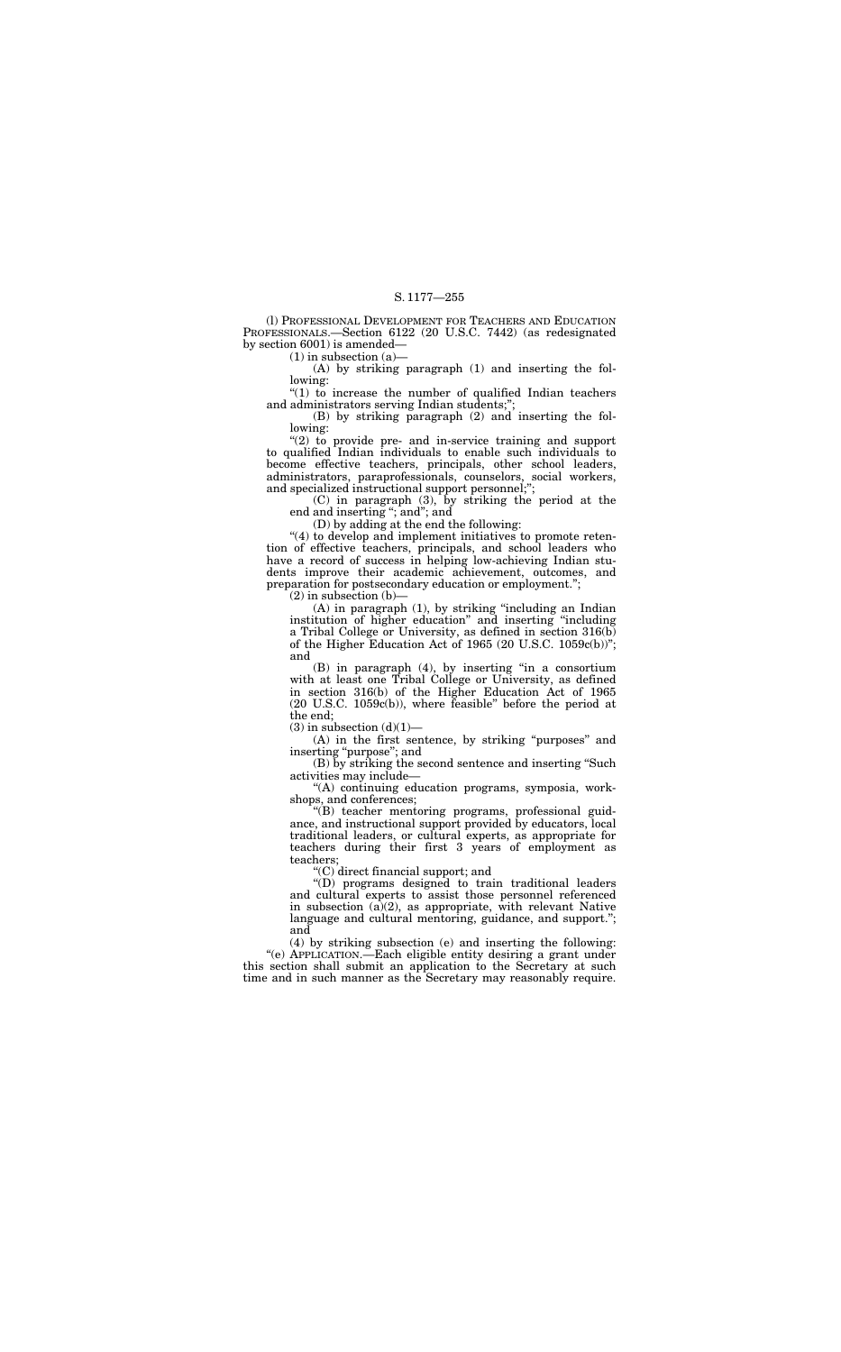(l) PROFESSIONAL DEVELOPMENT FOR TEACHERS AND EDUCATION PROFESSIONALS.—Section 6122 (20 U.S.C. 7442) (as redesignated by section 6001) is amended—

(1) in subsection (a)—

(A) by striking paragraph (1) and inserting the following:

"(1) to increase the number of qualified Indian teachers and administrators serving Indian students;";

(B) by striking paragraph (2) and inserting the following:

"(2) to provide pre- and in-service training and support to qualified Indian individuals to enable such individuals to become effective teachers, principals, other school leaders, administrators, paraprofessionals, counselors, social workers, and specialized instructional support personnel;";

(C) in paragraph (3), by striking the period at the end and inserting "; and"; and

(D) by adding at the end the following:

"(4) to develop and implement initiatives to promote retention of effective teachers, principals, and school leaders who have a record of success in helping low-achieving Indian students improve their academic achievement, outcomes, and preparation for postsecondary education or employment.";

(2) in subsection (b)—

(A) in paragraph (1), by striking "including an Indian institution of higher education" and inserting "including a Tribal College or University, as defined in section 316(b) of the Higher Education Act of 1965 (20 U.S.C. 1059c(b))"; and

(B) in paragraph (4), by inserting "in a consortium with at least one Tribal College or University, as defined in section 316(b) of the Higher Education Act of 1965 (20 U.S.C. 1059c(b)), where feasible" before the period at the end;

(3) in subsection (d)(1)—

(A) in the first sentence, by striking "purposes" and inserting "purpose"; and

(B) by striking the second sentence and inserting "Such activities may include—

"(A) continuing education programs, symposia, workshops, and conferences;

"(B) teacher mentoring programs, professional guidance, and instructional support provided by educators, local traditional leaders, or cultural experts, as appropriate for teachers during their first 3 years of employment as teachers;

"(C) direct financial support; and

"(D) programs designed to train traditional leaders and cultural experts to assist those personnel referenced in subsection (a)(2), as appropriate, with relevant Native language and cultural mentoring, guidance, and support."; and

(4) by striking subsection (e) and inserting the following:

"(e) APPLICATION.—Each eligible entity desiring a grant under this section shall submit an application to the Secretary at such time and in such manner as the Secretary may reasonably require.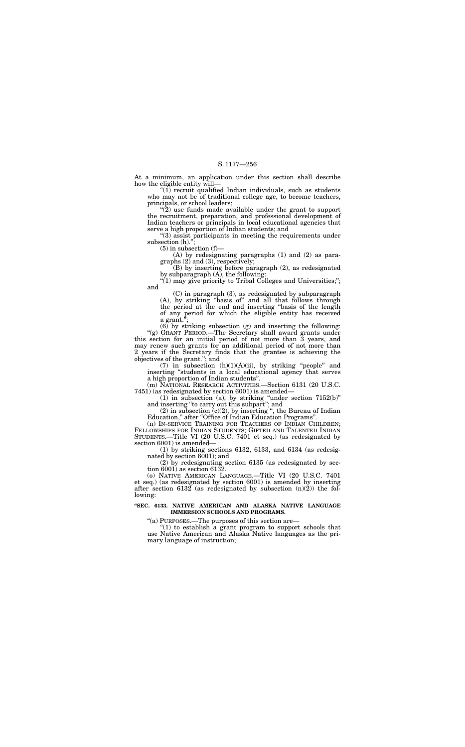At a minimum, an application under this section shall describe how the eligible entity will—

"(1) recruit qualified Indian individuals, such as students who may not be of traditional college age, to become teachers, principals, or school leaders;

"(2) use funds made available under the grant to support the recruitment, preparation, and professional development of Indian teachers or principals in local educational agencies that serve a high proportion of Indian students; and

"(3) assist participants in meeting the requirements under subsection (h).";

(5) in subsection (f)—

(A) by redesignating paragraphs (1) and (2) as paragraphs (2) and (3), respectively;

(B) by inserting before paragraph (2), as redesignated by subparagraph (A), the following:

"(1) may give priority to Tribal Colleges and Universities;"; and

(C) in paragraph (3), as redesignated by subparagraph (A), by striking "basis of" and all that follows through the period at the end and inserting "basis of the length of any period for which the eligible entity has received a grant.";

(6) by striking subsection (g) and inserting the following:

"(g) GRANT PERIOD.—The Secretary shall award grants under this section for an initial period of not more than 3 years, and may renew such grants for an additional period of not more than 2 years if the Secretary finds that the grantee is achieving the objectives of the grant."; and

(7) in subsection (h)(1)(A)(ii), by striking "people" and inserting "students in a local educational agency that serves a high proportion of Indian students".

(m) NATIONAL RESEARCH ACTIVITIES.—Section 6131 (20 U.S.C. 7451) (as redesignated by section 6001) is amended—

(1) in subsection (a), by striking "under section 7152(b)" and inserting "to carry out this subpart"; and

(2) in subsection (c)(2), by inserting ", the Bureau of Indian Education," after "Office of Indian Education Programs".

(n) IN-SERVICE TRAINING FOR TEACHERS OF INDIAN CHILDREN; FELLOWSHIPS FOR INDIAN STUDENTS; GIFTED AND TALENTED INDIAN STUDENTS.—Title VI (20 U.S.C. 7401 et seq.) (as redesignated by section 6001) is amended—

(1) by striking sections 6132, 6133, and 6134 (as redesignated by section 6001); and

(2) by redesignating section 6135 (as redesignated by section 6001) as section 6132.

(o) NATIVE AMERICAN LANGUAGE.—Title VI (20 U.S.C. 7401 et seq.) (as redesignated by section 6001) is amended by inserting after section 6132 (as redesignated by subsection (n)(2)) the following:

**"SEC. 6133. NATIVE AMERICAN AND ALASKA NATIVE LANGUAGE IMMERSION SCHOOLS AND PROGRAMS.**

"(a) PURPOSES.—The purposes of this section are—

"(1) to establish a grant program to support schools that use Native American and Alaska Native languages as the primary language of instruction;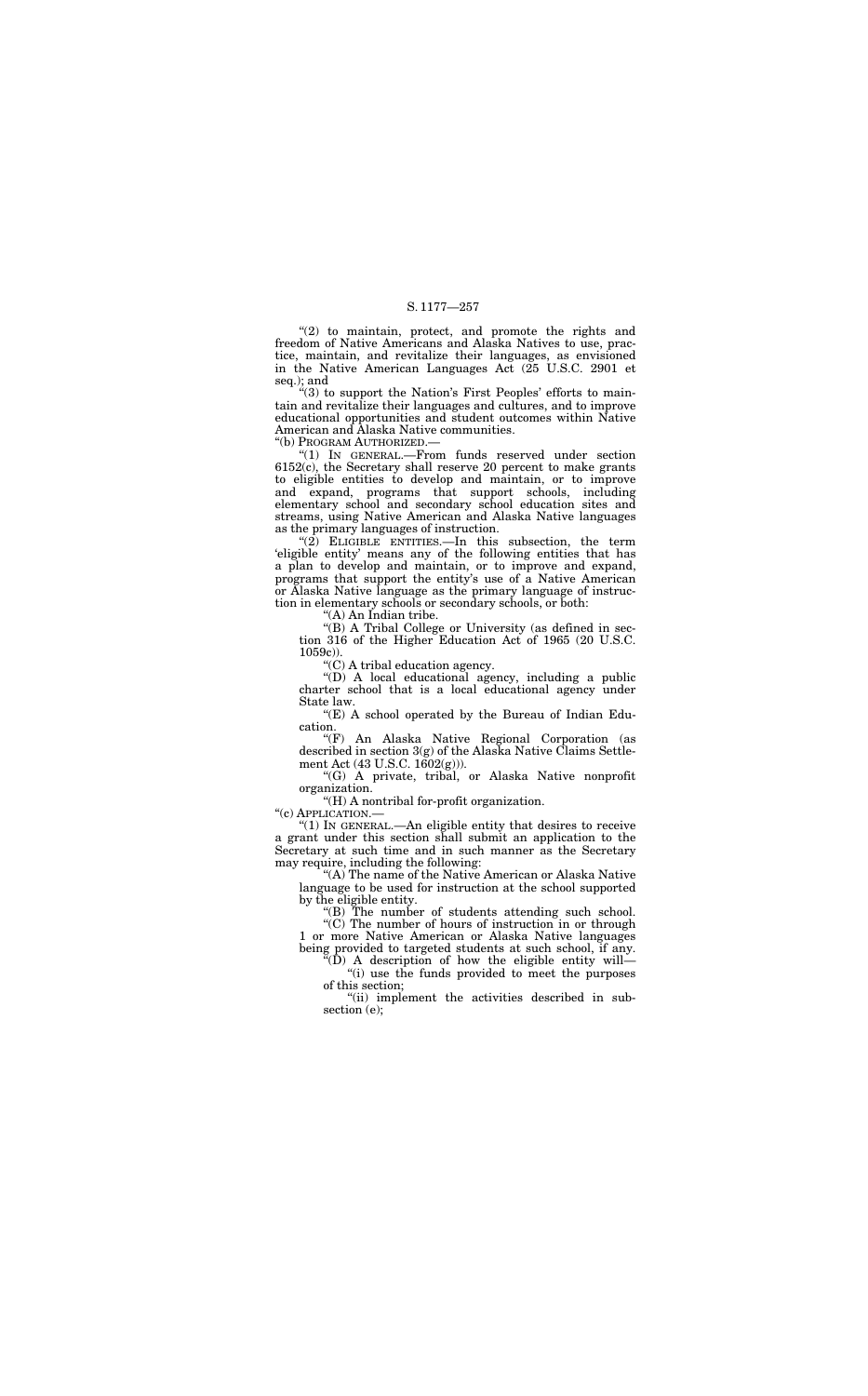"(2) to maintain, protect, and promote the rights and freedom of Native Americans and Alaska Natives to use, practice, maintain, and revitalize their languages, as envisioned in the Native American Languages Act (25 U.S.C. 2901 et seq.); and

"(3) to support the Nation's First Peoples' efforts to maintain and revitalize their languages and cultures, and to improve educational opportunities and student outcomes within Native American and Alaska Native communities.

"(b) PROGRAM AUTHORIZED.—

"(1) IN GENERAL.—From funds reserved under section 6152(c), the Secretary shall reserve 20 percent to make grants to eligible entities to develop and maintain, or to improve and expand, programs that support schools, including elementary school and secondary school education sites and streams, using Native American and Alaska Native languages as the primary languages of instruction.

"(2) ELIGIBLE ENTITIES.—In this subsection, the term 'eligible entity' means any of the following entities that has a plan to develop and maintain, or to improve and expand, programs that support the entity's use of a Native American or Alaska Native language as the primary language of instruction in elementary schools or secondary schools, or both:

"(A) An Indian tribe.

"(B) A Tribal College or University (as defined in section 316 of the Higher Education Act of 1965 (20 U.S.C. 1059c)).

"(C) A tribal education agency.

"(D) A local educational agency, including a public charter school that is a local educational agency under State law.

"(E) A school operated by the Bureau of Indian Education.

"(F) An Alaska Native Regional Corporation (as described in section 3(g) of the Alaska Native Claims Settlement Act (43 U.S.C. 1602(g))).

"(G) A private, tribal, or Alaska Native nonprofit organization.

"(H) A nontribal for-profit organization.

"(c) APPLICATION.—

"(1) IN GENERAL.—An eligible entity that desires to receive a grant under this section shall submit an application to the Secretary at such time and in such manner as the Secretary may require, including the following:

"(A) The name of the Native American or Alaska Native language to be used for instruction at the school supported by the eligible entity.

"(B) The number of students attending such school.

"(C) The number of hours of instruction in or through 1 or more Native American or Alaska Native languages being provided to targeted students at such school, if any.

"(D) A description of how the eligible entity will—

"(i) use the funds provided to meet the purposes of this section;

"(ii) implement the activities described in subsection (e);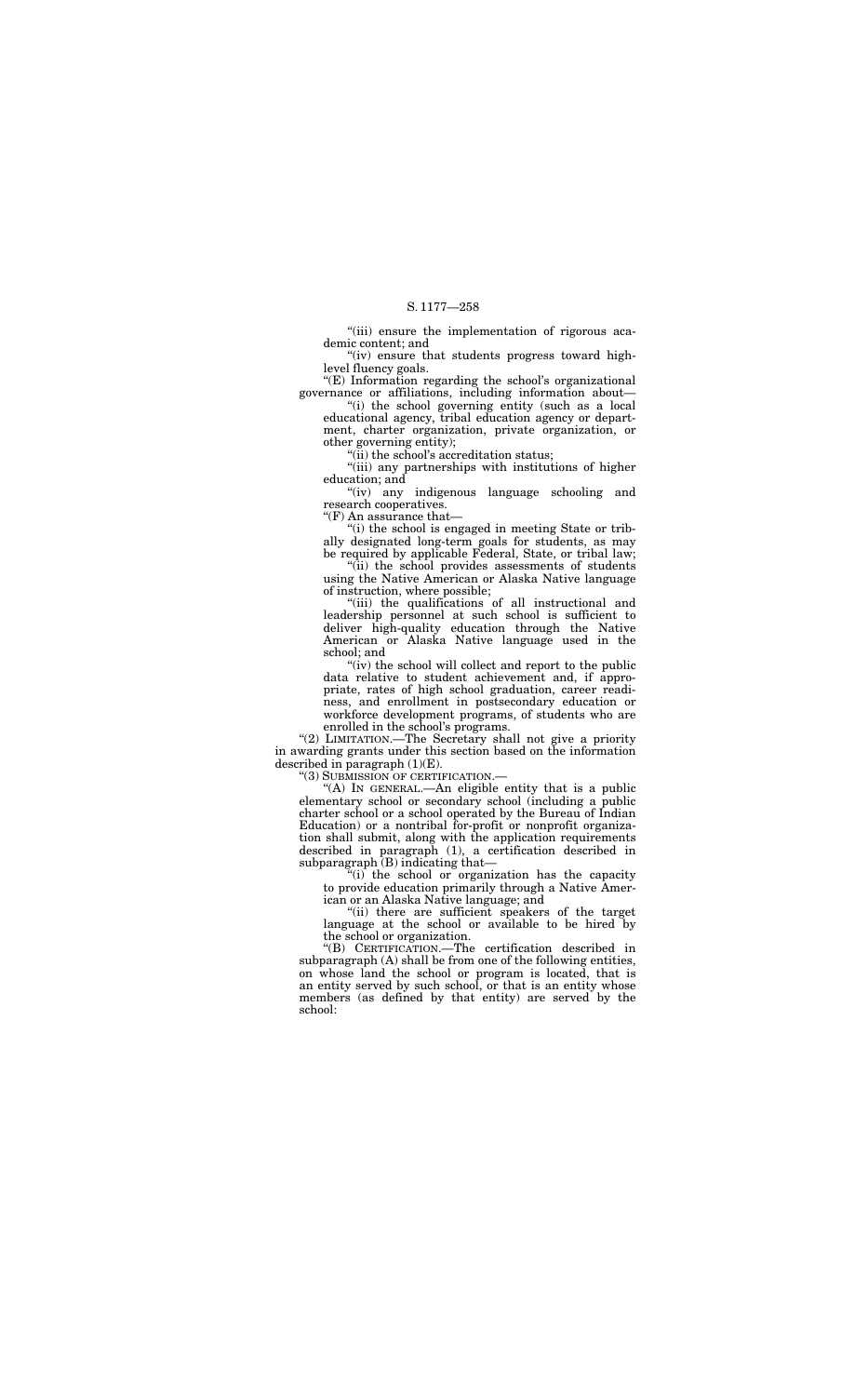"(iii) ensure the implementation of rigorous academic content; and

"(iv) ensure that students progress toward high-level fluency goals.

"(E) Information regarding the school's organizational governance or affiliations, including information about—

"(i) the school governing entity (such as a local educational agency, tribal education agency or department, charter organization, private organization, or other governing entity);

"(ii) the school's accreditation status;

"(iii) any partnerships with institutions of higher education; and

"(iv) any indigenous language schooling and research cooperatives.

"(F) An assurance that—

"(i) the school is engaged in meeting State or tribally designated long-term goals for students, as may be required by applicable Federal, State, or tribal law;

"(ii) the school provides assessments of students using the Native American or Alaska Native language of instruction, where possible;

"(iii) the qualifications of all instructional and leadership personnel at such school is sufficient to deliver high-quality education through the Native American or Alaska Native language used in the school; and

"(iv) the school will collect and report to the public data relative to student achievement and, if appropriate, rates of high school graduation, career readiness, and enrollment in postsecondary education or workforce development programs, of students who are enrolled in the school's programs.

"(2) LIMITATION.—The Secretary shall not give a priority in awarding grants under this section based on the information described in paragraph (1)(E).

"(3) SUBMISSION OF CERTIFICATION.—

"(A) IN GENERAL.—An eligible entity that is a public elementary school or secondary school (including a public charter school or a school operated by the Bureau of Indian Education) or a nontribal for-profit or nonprofit organization shall submit, along with the application requirements described in paragraph (1), a certification described in subparagraph (B) indicating that—

"(i) the school or organization has the capacity to provide education primarily through a Native American or an Alaska Native language; and

"(ii) there are sufficient speakers of the target language at the school or available to be hired by the school or organization.

"(B) CERTIFICATION.—The certification described in subparagraph (A) shall be from one of the following entities, on whose land the school or program is located, that is an entity served by such school, or that is an entity whose members (as defined by that entity) are served by the school: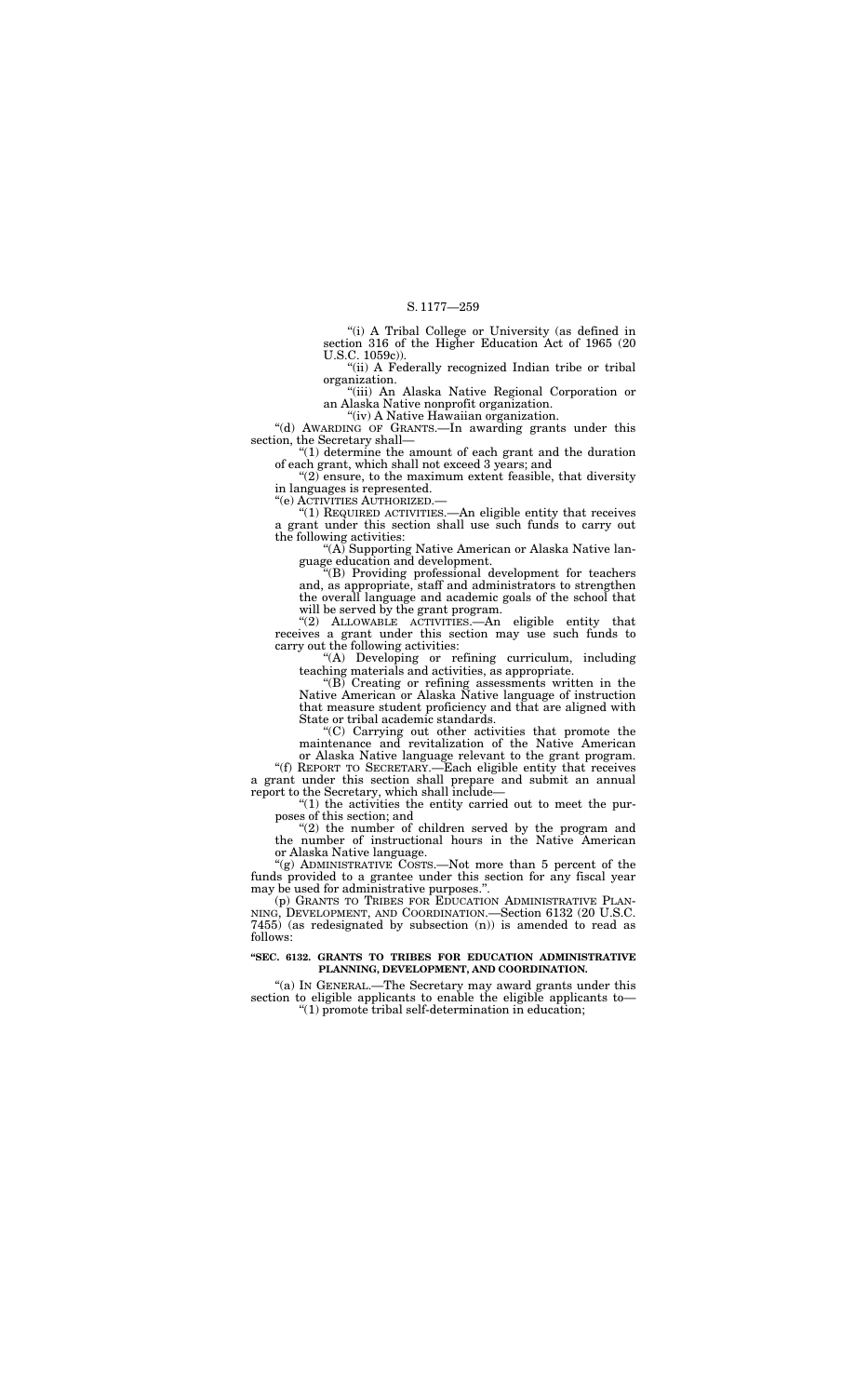"(i) A Tribal College or University (as defined in section 316 of the Higher Education Act of 1965 (20 U.S.C. 1059c)).

"(ii) A Federally recognized Indian tribe or tribal organization.

"(iii) An Alaska Native Regional Corporation or an Alaska Native nonprofit organization.

"(iv) A Native Hawaiian organization.

"(d) AWARDING OF GRANTS.—In awarding grants under this section, the Secretary shall—

"(1) determine the amount of each grant and the duration of each grant, which shall not exceed 3 years; and

"(2) ensure, to the maximum extent feasible, that diversity in languages is represented.

"(e) ACTIVITIES AUTHORIZED.—

"(1) REQUIRED ACTIVITIES.—An eligible entity that receives a grant under this section shall use such funds to carry out the following activities:

"(A) Supporting Native American or Alaska Native language education and development.

"(B) Providing professional development for teachers and, as appropriate, staff and administrators to strengthen the overall language and academic goals of the school that will be served by the grant program.

"(2) ALLOWABLE ACTIVITIES.—An eligible entity that receives a grant under this section may use such funds to carry out the following activities:

"(A) Developing or refining curriculum, including teaching materials and activities, as appropriate.

"(B) Creating or refining assessments written in the Native American or Alaska Native language of instruction that measure student proficiency and that are aligned with State or tribal academic standards.

"(C) Carrying out other activities that promote the maintenance and revitalization of the Native American or Alaska Native language relevant to the grant program.

"(f) REPORT TO SECRETARY.—Each eligible entity that receives a grant under this section shall prepare and submit an annual report to the Secretary, which shall include—

"(1) the activities the entity carried out to meet the purposes of this section; and

"(2) the number of children served by the program and the number of instructional hours in the Native American or Alaska Native language.

"(g) ADMINISTRATIVE COSTS.—Not more than 5 percent of the funds provided to a grantee under this section for any fiscal year may be used for administrative purposes.".

(p) GRANTS TO TRIBES FOR EDUCATION ADMINISTRATIVE PLANNING, DEVELOPMENT, AND COORDINATION.—Section 6132 (20 U.S.C. 7455) (as redesignated by subsection (n)) is amended to read as follows:

**"SEC. 6132. GRANTS TO TRIBES FOR EDUCATION ADMINISTRATIVE PLANNING, DEVELOPMENT, AND COORDINATION.**

"(a) IN GENERAL.—The Secretary may award grants under this section to eligible applicants to enable the eligible applicants to—

"(1) promote tribal self-determination in education;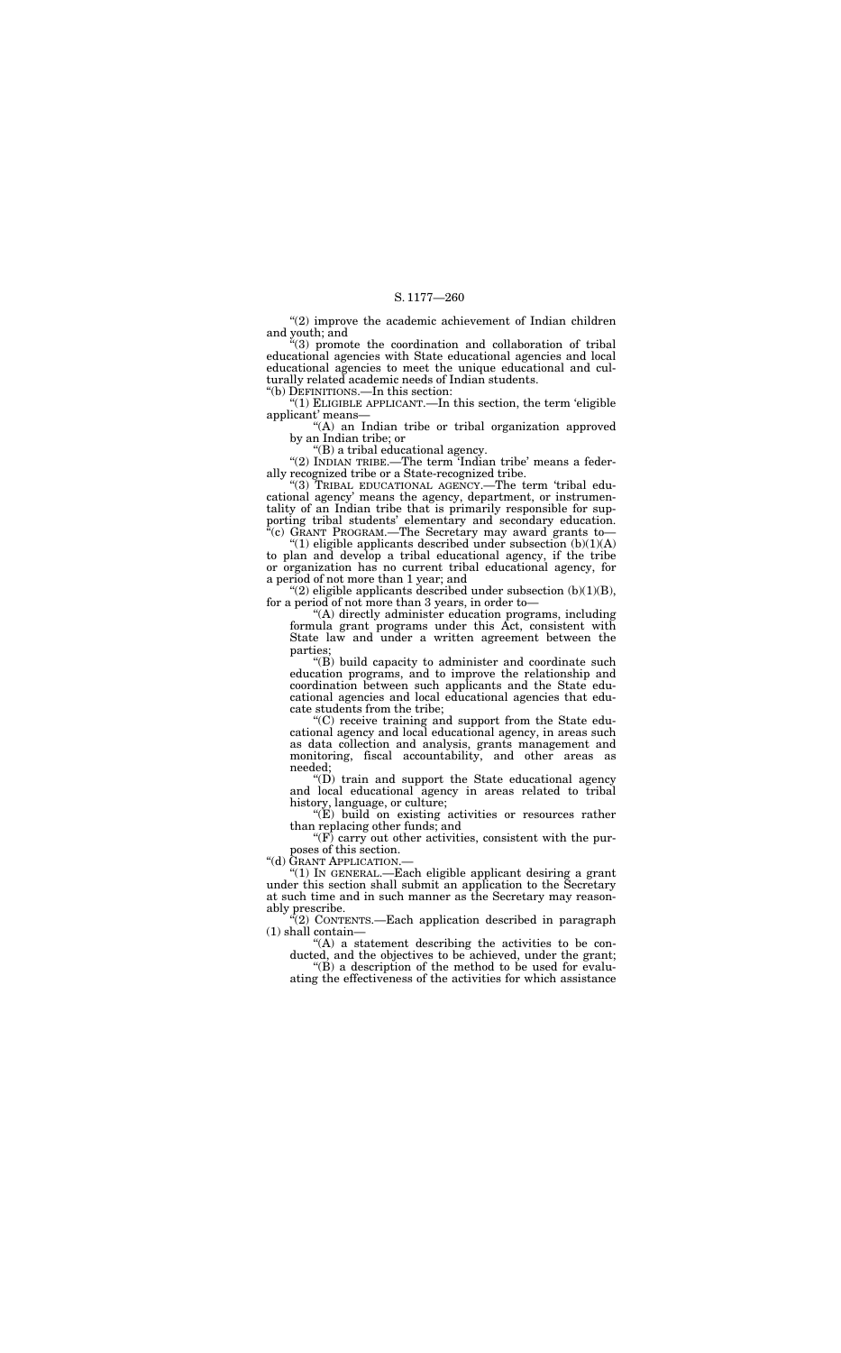"(2) improve the academic achievement of Indian children and youth; and

"(3) promote the coordination and collaboration of tribal educational agencies with State educational agencies and local educational agencies to meet the unique educational and culturally related academic needs of Indian students.

"(b) DEFINITIONS.—In this section:

"(1) ELIGIBLE APPLICANT.—In this section, the term 'eligible applicant' means—

"(A) an Indian tribe or tribal organization approved by an Indian tribe; or

"(B) a tribal educational agency.

"(2) INDIAN TRIBE.—The term 'Indian tribe' means a federally recognized tribe or a State-recognized tribe.

"(3) TRIBAL EDUCATIONAL AGENCY.—The term 'tribal educational agency' means the agency, department, or instrumentality of an Indian tribe that is primarily responsible for supporting tribal students' elementary and secondary education.

"(c) GRANT PROGRAM.—The Secretary may award grants to—

"(1) eligible applicants described under subsection (b)(1)(A) to plan and develop a tribal educational agency, if the tribe or organization has no current tribal educational agency, for a period of not more than 1 year; and

"(2) eligible applicants described under subsection (b)(1)(B), for a period of not more than 3 years, in order to—

"(A) directly administer education programs, including formula grant programs under this Act, consistent with State law and under a written agreement between the parties;

"(B) build capacity to administer and coordinate such education programs, and to improve the relationship and coordination between such applicants and the State educational agencies and local educational agencies that educate students from the tribe;

"(C) receive training and support from the State educational agency and local educational agency, in areas such as data collection and analysis, grants management and monitoring, fiscal accountability, and other areas as needed;

"(D) train and support the State educational agency and local educational agency in areas related to tribal history, language, or culture;

"(E) build on existing activities or resources rather than replacing other funds; and

"(F) carry out other activities, consistent with the purposes of this section.

"(d) GRANT APPLICATION.—

"(1) IN GENERAL.—Each eligible applicant desiring a grant under this section shall submit an application to the Secretary at such time and in such manner as the Secretary may reasonably prescribe.

"(2) CONTENTS.—Each application described in paragraph (1) shall contain—

"(A) a statement describing the activities to be conducted, and the objectives to be achieved, under the grant;

"(B) a description of the method to be used for evaluating the effectiveness of the activities for which assistance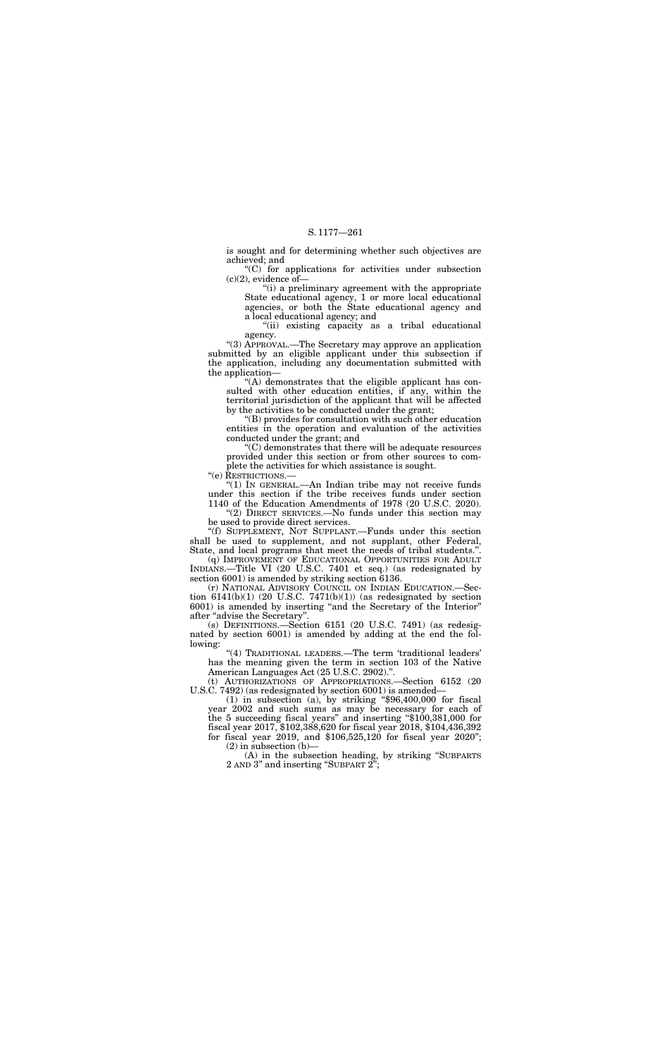is sought and for determining whether such objectives are achieved; and

"(C) for applications for activities under subsection (c)(2), evidence of—

"(i) a preliminary agreement with the appropriate State educational agency, 1 or more local educational agencies, or both the State educational agency and a local educational agency; and

"(ii) existing capacity as a tribal educational agency.

"(3) APPROVAL.—The Secretary may approve an application submitted by an eligible applicant under this subsection if the application, including any documentation submitted with the application—

"(A) demonstrates that the eligible applicant has consulted with other education entities, if any, within the territorial jurisdiction of the applicant that will be affected by the activities to be conducted under the grant;

"(B) provides for consultation with such other education entities in the operation and evaluation of the activities conducted under the grant; and

"(C) demonstrates that there will be adequate resources provided under this section or from other sources to complete the activities for which assistance is sought.

"(e) RESTRICTIONS.—

"(1) IN GENERAL.—An Indian tribe may not receive funds under this section if the tribe receives funds under section 1140 of the Education Amendments of 1978 (20 U.S.C. 2020).

"(2) DIRECT SERVICES.—No funds under this section may be used to provide direct services.

"(f) SUPPLEMENT, NOT SUPPLANT.—Funds under this section shall be used to supplement, and not supplant, other Federal, State, and local programs that meet the needs of tribal students.".

(q) IMPROVEMENT OF EDUCATIONAL OPPORTUNITIES FOR ADULT INDIANS.—Title VI (20 U.S.C. 7401 et seq.) (as redesignated by section 6001) is amended by striking section 6136.

(r) NATIONAL ADVISORY COUNCIL ON INDIAN EDUCATION.—Section 6141(b)(1) (20 U.S.C. 7471(b)(1)) (as redesignated by section 6001) is amended by inserting "and the Secretary of the Interior" after "advise the Secretary".

(s) DEFINITIONS.—Section 6151 (20 U.S.C. 7491) (as redesignated by section 6001) is amended by adding at the end the following:

"(4) TRADITIONAL LEADERS.—The term 'traditional leaders' has the meaning given the term in section 103 of the Native American Languages Act (25 U.S.C. 2902).".

(t) AUTHORIZATIONS OF APPROPRIATIONS.—Section 6152 (20 U.S.C. 7492) (as redesignated by section 6001) is amended—

(1) in subsection (a), by striking "$96,400,000 for fiscal year 2002 and such sums as may be necessary for each of the 5 succeeding fiscal years" and inserting "$100,381,000 for fiscal year 2017, $102,388,620 for fiscal year 2018, $104,436,392 for fiscal year 2019, and $106,525,120 for fiscal year 2020";

(2) in subsection (b)—

(A) in the subsection heading, by striking "SUBPARTS 2 AND 3" and inserting "SUBPART 2";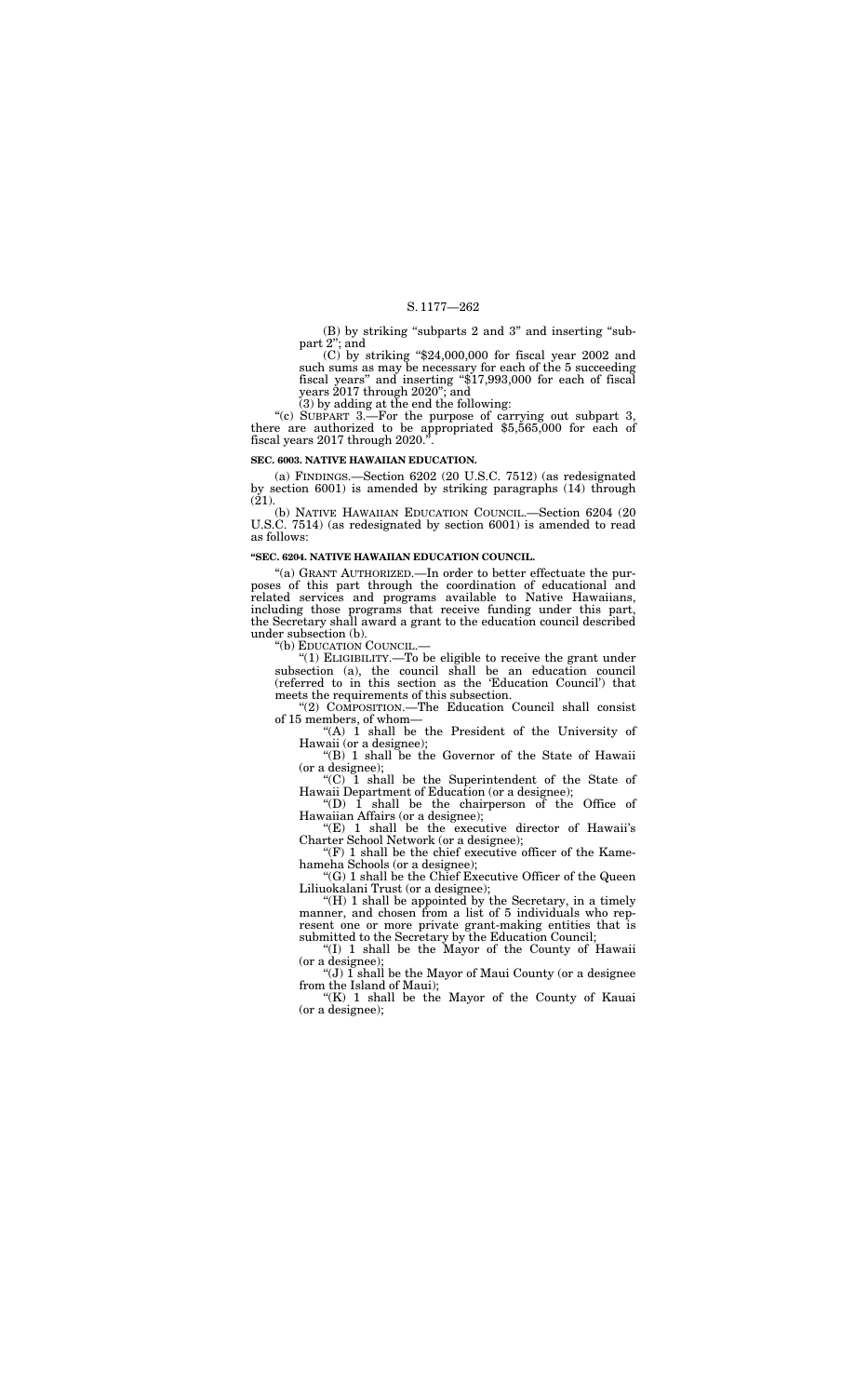(B) by striking "subparts 2 and 3" and inserting "subpart 2"; and

(C) by striking "$24,000,000 for fiscal year 2002 and such sums as may be necessary for each of the 5 succeeding fiscal years" and inserting "$17,993,000 for each of fiscal years 2017 through 2020"; and

(3) by adding at the end the following:

"(c) SUBPART 3.—For the purpose of carrying out subpart 3, there are authorized to be appropriated $5,565,000 for each of fiscal years 2017 through 2020.".

**SEC. 6003. NATIVE HAWAIIAN EDUCATION.**

(a) FINDINGS.—Section 6202 (20 U.S.C. 7512) (as redesignated by section 6001) is amended by striking paragraphs (14) through (21).

(b) NATIVE HAWAIIAN EDUCATION COUNCIL.—Section 6204 (20 U.S.C. 7514) (as redesignated by section 6001) is amended to read as follows:

**"SEC. 6204. NATIVE HAWAIIAN EDUCATION COUNCIL.**

"(a) GRANT AUTHORIZED.—In order to better effectuate the purposes of this part through the coordination of educational and related services and programs available to Native Hawaiians, including those programs that receive funding under this part, the Secretary shall award a grant to the education council described under subsection (b).

"(b) EDUCATION COUNCIL.—

"(1) ELIGIBILITY.—To be eligible to receive the grant under subsection (a), the council shall be an education council (referred to in this section as the 'Education Council') that meets the requirements of this subsection.

"(2) COMPOSITION.—The Education Council shall consist of 15 members, of whom—

"(A) 1 shall be the President of the University of Hawaii (or a designee);

"(B) 1 shall be the Governor of the State of Hawaii (or a designee);

"(C) 1 shall be the Superintendent of the State of Hawaii Department of Education (or a designee);

"(D) 1 shall be the chairperson of the Office of Hawaiian Affairs (or a designee);

"(E) 1 shall be the executive director of Hawaii's Charter School Network (or a designee);

"(F) 1 shall be the chief executive officer of the Kamehameha Schools (or a designee);

"(G) 1 shall be the Chief Executive Officer of the Queen Liliuokalani Trust (or a designee);

"(H) 1 shall be appointed by the Secretary, in a timely manner, and chosen from a list of 5 individuals who represent one or more private grant-making entities that is submitted to the Secretary by the Education Council;

"(I) 1 shall be the Mayor of the County of Hawaii (or a designee);

"(J) 1 shall be the Mayor of Maui County (or a designee from the Island of Maui);

"(K) 1 shall be the Mayor of the County of Kauai (or a designee);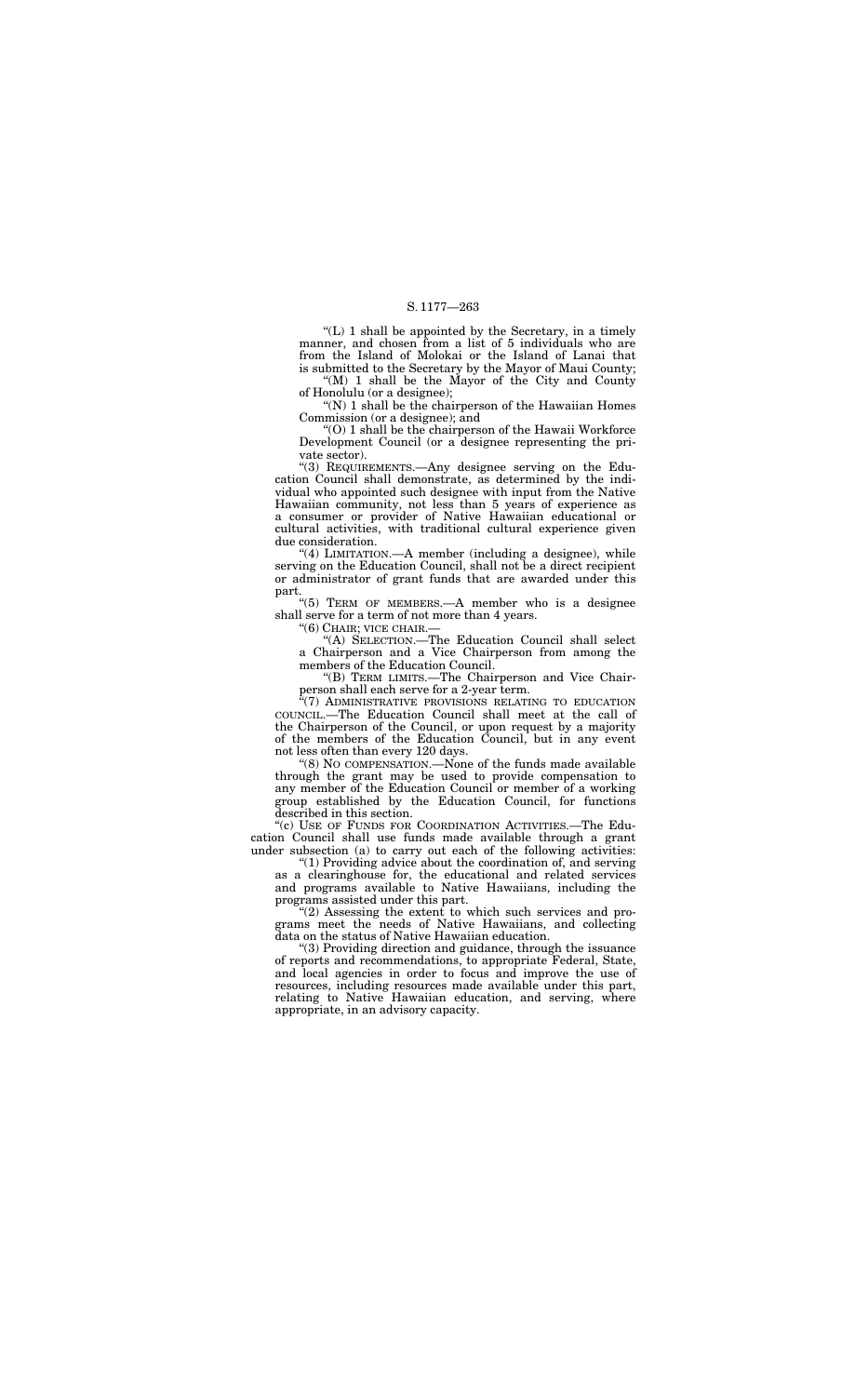"(L) 1 shall be appointed by the Secretary, in a timely manner, and chosen from a list of 5 individuals who are from the Island of Molokai or the Island of Lanai that is submitted to the Secretary by the Mayor of Maui County;

"(M) 1 shall be the Mayor of the City and County of Honolulu (or a designee);

"(N) 1 shall be the chairperson of the Hawaiian Homes Commission (or a designee); and

"(O) 1 shall be the chairperson of the Hawaii Workforce Development Council (or a designee representing the private sector).

"(3) REQUIREMENTS.—Any designee serving on the Education Council shall demonstrate, as determined by the individual who appointed such designee with input from the Native Hawaiian community, not less than 5 years of experience as a consumer or provider of Native Hawaiian educational or cultural activities, with traditional cultural experience given due consideration.

"(4) LIMITATION.—A member (including a designee), while serving on the Education Council, shall not be a direct recipient or administrator of grant funds that are awarded under this part.

"(5) TERM OF MEMBERS.—A member who is a designee shall serve for a term of not more than 4 years.

"(6) CHAIR; VICE CHAIR.—

"(A) SELECTION.—The Education Council shall select a Chairperson and a Vice Chairperson from among the members of the Education Council.

"(B) TERM LIMITS.—The Chairperson and Vice Chairperson shall each serve for a 2-year term.

"(7) ADMINISTRATIVE PROVISIONS RELATING TO EDUCATION COUNCIL.—The Education Council shall meet at the call of the Chairperson of the Council, or upon request by a majority of the members of the Education Council, but in any event not less often than every 120 days.

"(8) NO COMPENSATION.—None of the funds made available through the grant may be used to provide compensation to any member of the Education Council or member of a working group established by the Education Council, for functions described in this section.

"(c) USE OF FUNDS FOR COORDINATION ACTIVITIES.—The Education Council shall use funds made available through a grant under subsection (a) to carry out each of the following activities:

"(1) Providing advice about the coordination of, and serving as a clearinghouse for, the educational and related services and programs available to Native Hawaiians, including the programs assisted under this part.

"(2) Assessing the extent to which such services and programs meet the needs of Native Hawaiians, and collecting data on the status of Native Hawaiian education.

"(3) Providing direction and guidance, through the issuance of reports and recommendations, to appropriate Federal, State, and local agencies in order to focus and improve the use of resources, including resources made available under this part, relating to Native Hawaiian education, and serving, where appropriate, in an advisory capacity.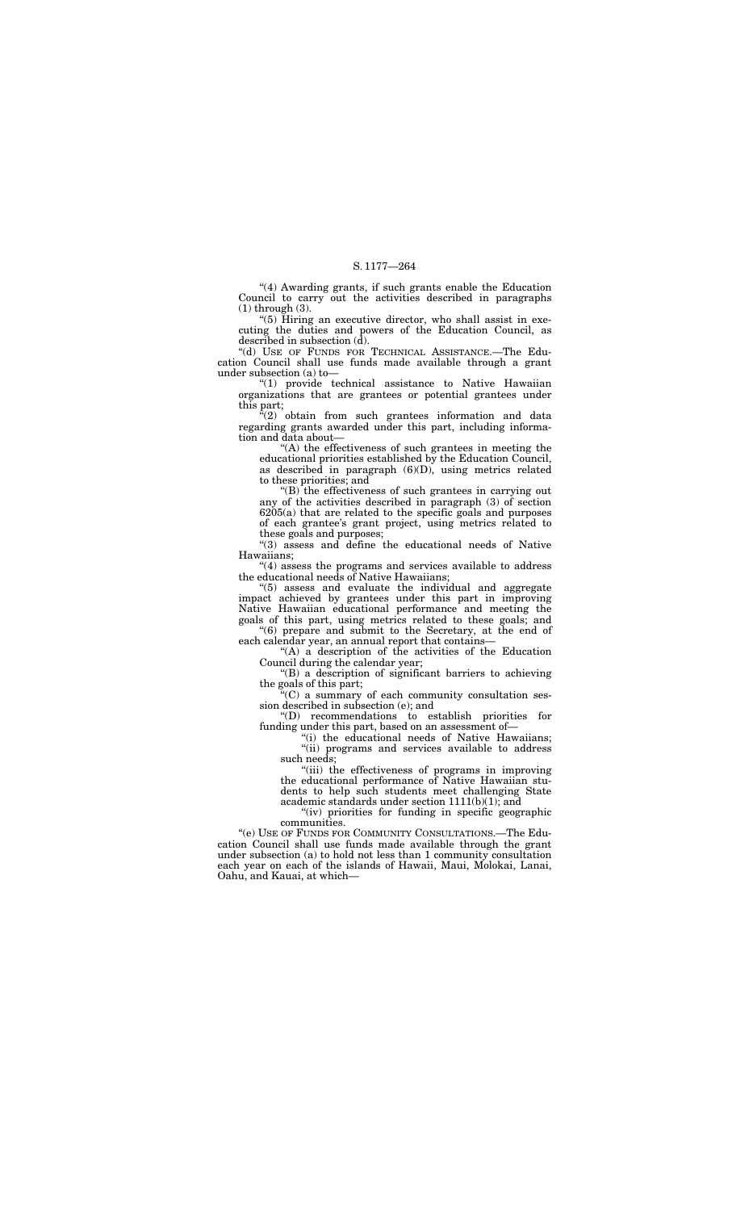"(4) Awarding grants, if such grants enable the Education Council to carry out the activities described in paragraphs (1) through (3).

"(5) Hiring an executive director, who shall assist in executing the duties and powers of the Education Council, as described in subsection (d).

"(d) USE OF FUNDS FOR TECHNICAL ASSISTANCE.—The Education Council shall use funds made available through a grant under subsection (a) to—

"(1) provide technical assistance to Native Hawaiian organizations that are grantees or potential grantees under this part;

"(2) obtain from such grantees information and data regarding grants awarded under this part, including information and data about—

"(A) the effectiveness of such grantees in meeting the educational priorities established by the Education Council, as described in paragraph (6)(D), using metrics related to these priorities; and

"(B) the effectiveness of such grantees in carrying out any of the activities described in paragraph (3) of section 6205(a) that are related to the specific goals and purposes of each grantee's grant project, using metrics related to these goals and purposes;

"(3) assess and define the educational needs of Native Hawaiians;

"(4) assess the programs and services available to address the educational needs of Native Hawaiians;

"(5) assess and evaluate the individual and aggregate impact achieved by grantees under this part in improving Native Hawaiian educational performance and meeting the goals of this part, using metrics related to these goals; and

"(6) prepare and submit to the Secretary, at the end of each calendar year, an annual report that contains—

"(A) a description of the activities of the Education Council during the calendar year;

"(B) a description of significant barriers to achieving the goals of this part;

"(C) a summary of each community consultation session described in subsection (e); and

"(D) recommendations to establish priorities for funding under this part, based on an assessment of—

"(i) the educational needs of Native Hawaiians;

"(ii) programs and services available to address such needs;

"(iii) the effectiveness of programs in improving the educational performance of Native Hawaiian students to help such students meet challenging State academic standards under section 1111(b)(1); and

"(iv) priorities for funding in specific geographic communities.

"(e) USE OF FUNDS FOR COMMUNITY CONSULTATIONS.—The Education Council shall use funds made available through the grant under subsection (a) to hold not less than 1 community consultation each year on each of the islands of Hawaii, Maui, Molokai, Lanai, Oahu, and Kauai, at which—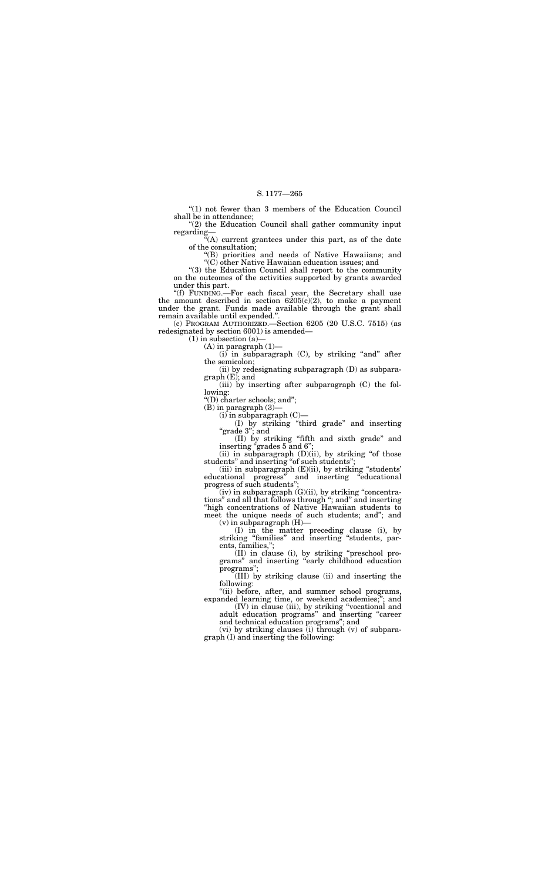"(1) not fewer than 3 members of the Education Council shall be in attendance;

"(2) the Education Council shall gather community input regarding—

"(A) current grantees under this part, as of the date of the consultation;

"(B) priorities and needs of Native Hawaiians; and

"(C) other Native Hawaiian education issues; and

"(3) the Education Council shall report to the community on the outcomes of the activities supported by grants awarded under this part.

"(f) FUNDING.—For each fiscal year, the Secretary shall use the amount described in section 6205(c)(2), to make a payment under the grant. Funds made available through the grant shall remain available until expended.".

(c) PROGRAM AUTHORIZED.—Section 6205 (20 U.S.C. 7515) (as redesignated by section 6001) is amended—

(1) in subsection (a)—

(A) in paragraph (1)—

(i) in subparagraph (C), by striking "and" after the semicolon;

(ii) by redesignating subparagraph (D) as subparagraph (E); and

(iii) by inserting after subparagraph (C) the following:

"(D) charter schools; and";

(B) in paragraph (3)—

(i) in subparagraph (C)—

(I) by striking "third grade" and inserting "grade 3"; and

(II) by striking "fifth and sixth grade" and inserting "grades 5 and 6";

(ii) in subparagraph (D)(ii), by striking "of those students" and inserting "of such students";

(iii) in subparagraph (E)(ii), by striking "students' educational progress" and inserting "educational progress of such students";

(iv) in subparagraph (G)(ii), by striking "concentrations" and all that follows through "; and" and inserting "high concentrations of Native Hawaiian students to meet the unique needs of such students; and"; and

(v) in subparagraph (H)—

(I) in the matter preceding clause (i), by striking "families" and inserting "students, parents, families,";

(II) in clause (i), by striking "preschool programs" and inserting "early childhood education programs";

(III) by striking clause (ii) and inserting the following:

"(ii) before, after, and summer school programs, expanded learning time, or weekend academies;"; and

(IV) in clause (iii), by striking "vocational and adult education programs" and inserting "career and technical education programs"; and

(vi) by striking clauses (i) through (v) of subparagraph (I) and inserting the following: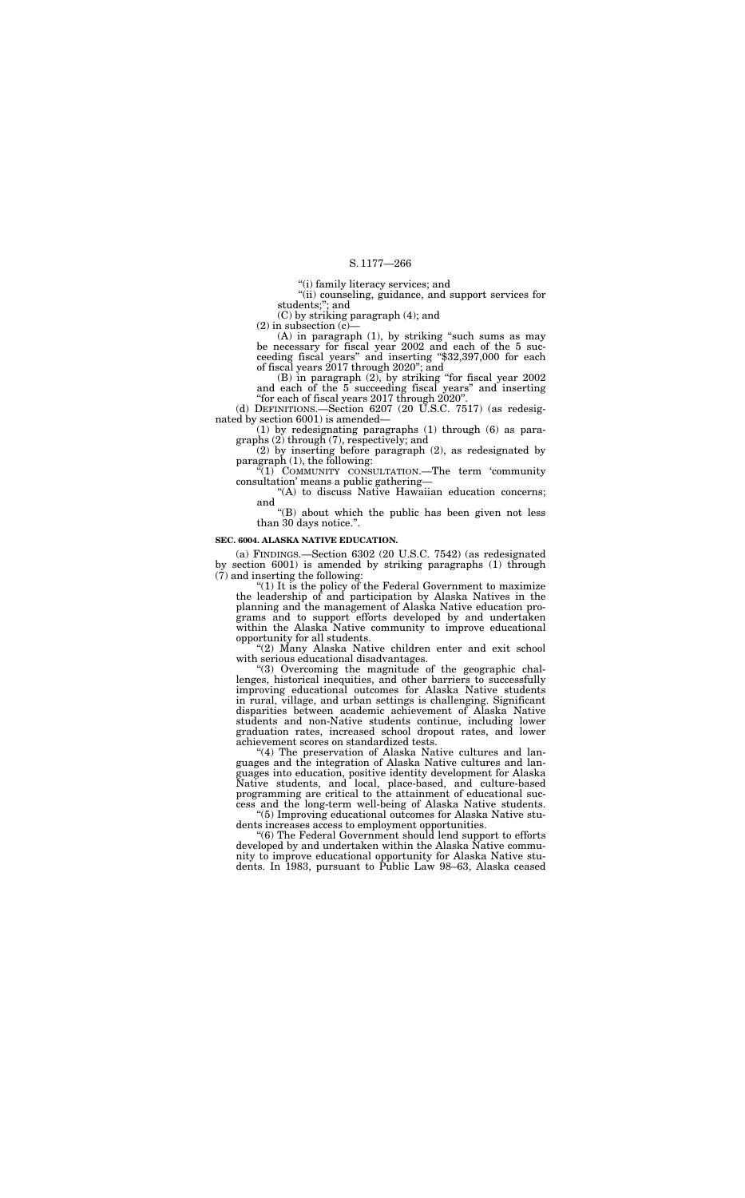"(i) family literacy services; and

"(ii) counseling, guidance, and support services for students;"; and

(C) by striking paragraph (4); and

(2) in subsection (c)—

(A) in paragraph (1), by striking "such sums as may be necessary for fiscal year 2002 and each of the 5 succeeding fiscal years" and inserting "$32,397,000 for each of fiscal years 2017 through 2020"; and

(B) in paragraph (2), by striking "for fiscal year 2002 and each of the 5 succeeding fiscal years" and inserting "for each of fiscal years 2017 through 2020".

(d) DEFINITIONS.—Section 6207 (20 U.S.C. 7517) (as redesignated by section 6001) is amended—

(1) by redesignating paragraphs (1) through (6) as paragraphs (2) through (7), respectively; and

(2) by inserting before paragraph (2), as redesignated by paragraph (1), the following:

"(1) COMMUNITY CONSULTATION.—The term 'community consultation' means a public gathering—

"(A) to discuss Native Hawaiian education concerns; and

"(B) about which the public has been given not less than 30 days notice.".

**SEC. 6004. ALASKA NATIVE EDUCATION.**

(a) FINDINGS.—Section 6302 (20 U.S.C. 7542) (as redesignated by section 6001) is amended by striking paragraphs (1) through (7) and inserting the following:

"(1) It is the policy of the Federal Government to maximize the leadership of and participation by Alaska Natives in the planning and the management of Alaska Native education programs and to support efforts developed by and undertaken within the Alaska Native community to improve educational opportunity for all students.

"(2) Many Alaska Native children enter and exit school with serious educational disadvantages.

"(3) Overcoming the magnitude of the geographic challenges, historical inequities, and other barriers to successfully improving educational outcomes for Alaska Native students in rural, village, and urban settings is challenging. Significant disparities between academic achievement of Alaska Native students and non-Native students continue, including lower graduation rates, increased school dropout rates, and lower achievement scores on standardized tests.

"(4) The preservation of Alaska Native cultures and languages and the integration of Alaska Native cultures and languages into education, positive identity development for Alaska Native students, and local, place-based, and culture-based programming are critical to the attainment of educational success and the long-term well-being of Alaska Native students.

"(5) Improving educational outcomes for Alaska Native students increases access to employment opportunities.

"(6) The Federal Government should lend support to efforts developed by and undertaken within the Alaska Native community to improve educational opportunity for Alaska Native students. In 1983, pursuant to Public Law 98–63, Alaska ceased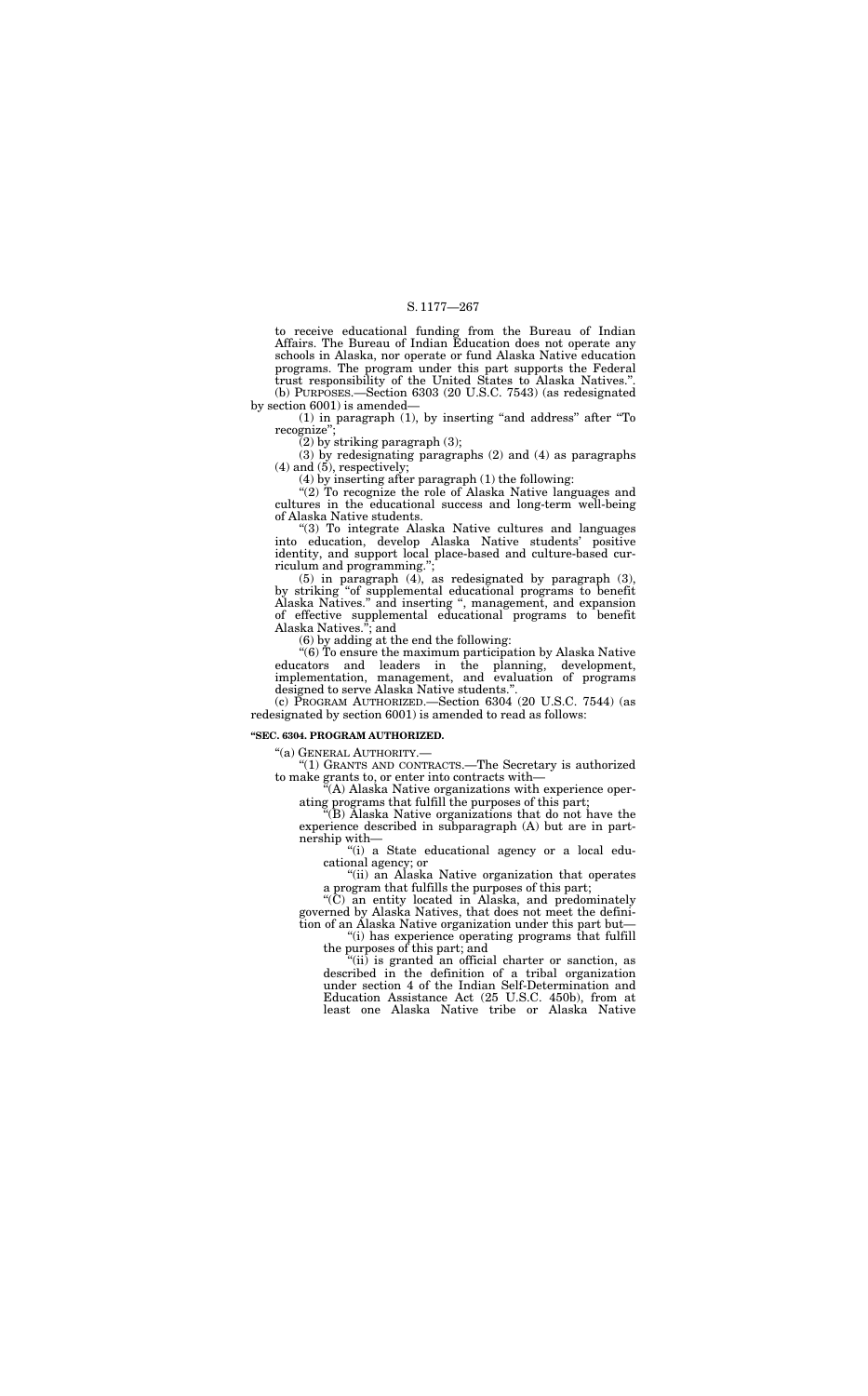to receive educational funding from the Bureau of Indian Affairs. The Bureau of Indian Education does not operate any schools in Alaska, nor operate or fund Alaska Native education programs. The program under this part supports the Federal trust responsibility of the United States to Alaska Natives.".

(b) PURPOSES.—Section 6303 (20 U.S.C. 7543) (as redesignated by section 6001) is amended—

(1) in paragraph (1), by inserting "and address" after "To recognize";

(2) by striking paragraph (3);

(3) by redesignating paragraphs (2) and (4) as paragraphs (4) and (5), respectively;

(4) by inserting after paragraph (1) the following:

"(2) To recognize the role of Alaska Native languages and cultures in the educational success and long-term well-being of Alaska Native students.

"(3) To integrate Alaska Native cultures and languages into education, develop Alaska Native students' positive identity, and support local place-based and culture-based curriculum and programming.";

(5) in paragraph (4), as redesignated by paragraph (3), by striking "of supplemental educational programs to benefit Alaska Natives." and inserting ", management, and expansion of effective supplemental educational programs to benefit Alaska Natives."; and

(6) by adding at the end the following:

"(6) To ensure the maximum participation by Alaska Native educators and leaders in the planning, development, implementation, management, and evaluation of programs designed to serve Alaska Native students.".

(c) PROGRAM AUTHORIZED.—Section 6304 (20 U.S.C. 7544) (as redesignated by section 6001) is amended to read as follows:

**"SEC. 6304. PROGRAM AUTHORIZED.**

"(a) GENERAL AUTHORITY.—

"(1) GRANTS AND CONTRACTS.—The Secretary is authorized to make grants to, or enter into contracts with—

"(A) Alaska Native organizations with experience operating programs that fulfill the purposes of this part;

"(B) Alaska Native organizations that do not have the experience described in subparagraph (A) but are in partnership with—

"(i) a State educational agency or a local educational agency; or

"(ii) an Alaska Native organization that operates a program that fulfills the purposes of this part;

"(C) an entity located in Alaska, and predominately governed by Alaska Natives, that does not meet the definition of an Alaska Native organization under this part but—

"(i) has experience operating programs that fulfill the purposes of this part; and

"(ii) is granted an official charter or sanction, as described in the definition of a tribal organization under section 4 of the Indian Self-Determination and Education Assistance Act (25 U.S.C. 450b), from at least one Alaska Native tribe or Alaska Native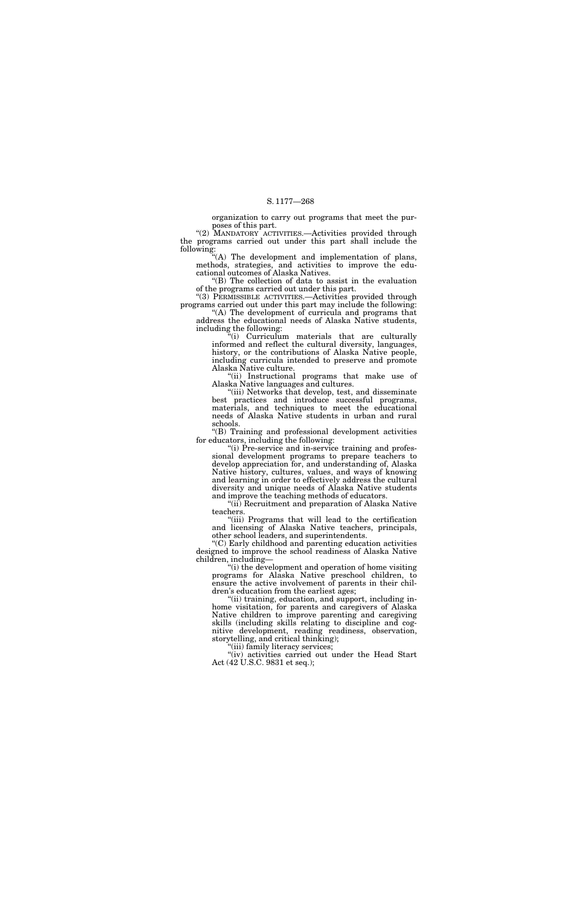organization to carry out programs that meet the purposes of this part.

"(2) MANDATORY ACTIVITIES.—Activities provided through the programs carried out under this part shall include the following:

"(A) The development and implementation of plans, methods, strategies, and activities to improve the educational outcomes of Alaska Natives.

"(B) The collection of data to assist in the evaluation of the programs carried out under this part.

"(3) PERMISSIBLE ACTIVITIES.—Activities provided through programs carried out under this part may include the following:

"(A) The development of curricula and programs that address the educational needs of Alaska Native students, including the following:

"(i) Curriculum materials that are culturally informed and reflect the cultural diversity, languages, history, or the contributions of Alaska Native people, including curricula intended to preserve and promote Alaska Native culture.

"(ii) Instructional programs that make use of Alaska Native languages and cultures.

"(iii) Networks that develop, test, and disseminate best practices and introduce successful programs, materials, and techniques to meet the educational needs of Alaska Native students in urban and rural schools.

"(B) Training and professional development activities for educators, including the following:

"(i) Pre-service and in-service training and professional development programs to prepare teachers to develop appreciation for, and understanding of, Alaska Native history, cultures, values, and ways of knowing and learning in order to effectively address the cultural diversity and unique needs of Alaska Native students and improve the teaching methods of educators.

"(ii) Recruitment and preparation of Alaska Native teachers.

"(iii) Programs that will lead to the certification and licensing of Alaska Native teachers, principals, other school leaders, and superintendents.

"(C) Early childhood and parenting education activities designed to improve the school readiness of Alaska Native children, including—

"(i) the development and operation of home visiting programs for Alaska Native preschool children, to ensure the active involvement of parents in their children's education from the earliest ages;

"(ii) training, education, and support, including in-home visitation, for parents and caregivers of Alaska Native children to improve parenting and caregiving skills (including skills relating to discipline and cognitive development, reading readiness, observation, storytelling, and critical thinking);

"(iii) family literacy services;

"(iv) activities carried out under the Head Start Act (42 U.S.C. 9831 et seq.);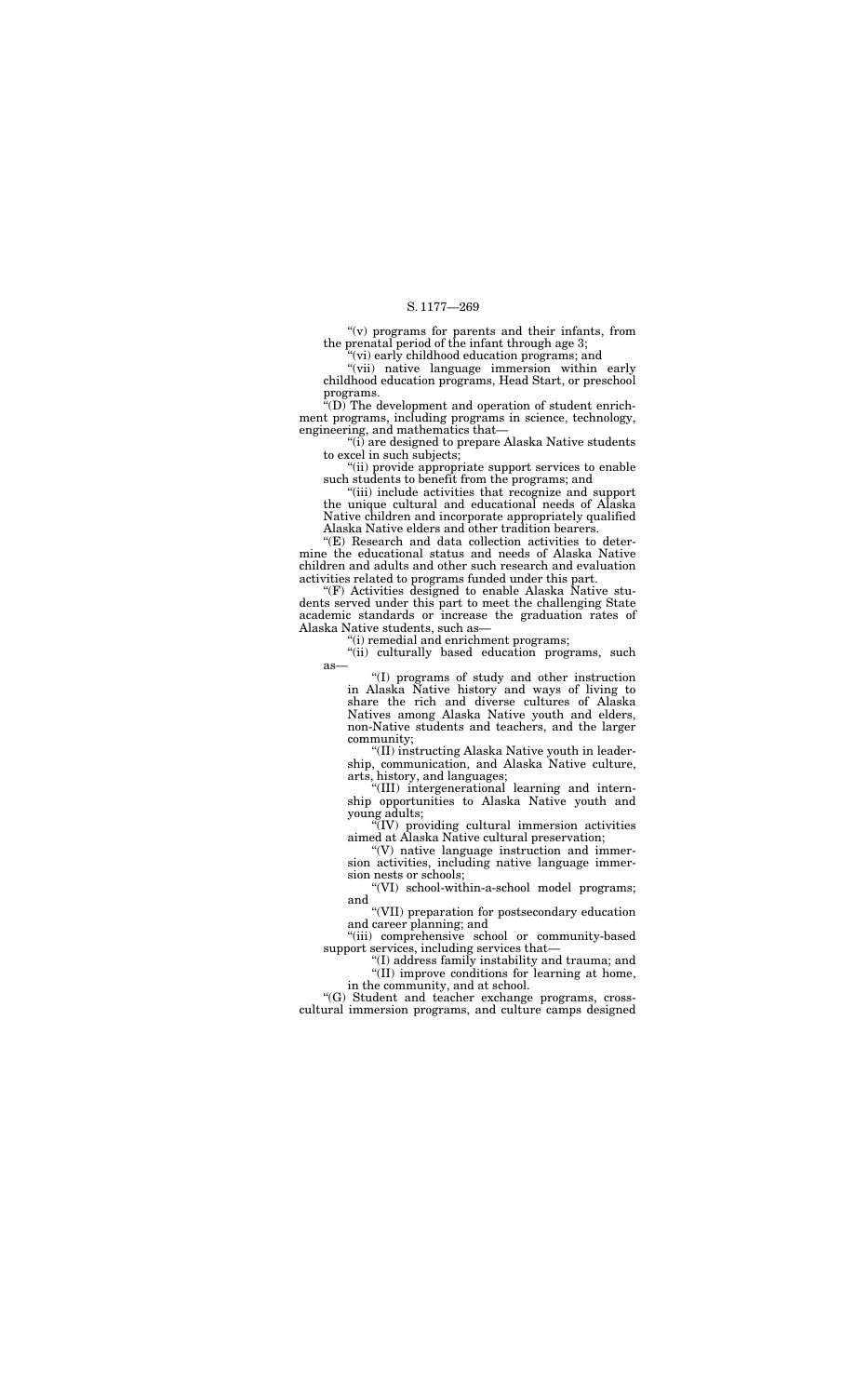"(v) programs for parents and their infants, from the prenatal period of the infant through age 3;

"(vi) early childhood education programs; and

"(vii) native language immersion within early childhood education programs, Head Start, or preschool programs.

"(D) The development and operation of student enrichment programs, including programs in science, technology, engineering, and mathematics that—

"(i) are designed to prepare Alaska Native students to excel in such subjects;

"(ii) provide appropriate support services to enable such students to benefit from the programs; and

"(iii) include activities that recognize and support the unique cultural and educational needs of Alaska Native children and incorporate appropriately qualified Alaska Native elders and other tradition bearers.

"(E) Research and data collection activities to determine the educational status and needs of Alaska Native children and adults and other such research and evaluation activities related to programs funded under this part.

"(F) Activities designed to enable Alaska Native students served under this part to meet the challenging State academic standards or increase the graduation rates of Alaska Native students, such as—

"(i) remedial and enrichment programs;

"(ii) culturally based education programs, such as—

"(I) programs of study and other instruction in Alaska Native history and ways of living to share the rich and diverse cultures of Alaska Natives among Alaska Native youth and elders, non-Native students and teachers, and the larger community;

"(II) instructing Alaska Native youth in leadership, communication, and Alaska Native culture, arts, history, and languages;

"(III) intergenerational learning and internship opportunities to Alaska Native youth and young adults;

"(IV) providing cultural immersion activities aimed at Alaska Native cultural preservation;

"(V) native language instruction and immersion activities, including native language immersion nests or schools;

"(VI) school-within-a-school model programs; and

"(VII) preparation for postsecondary education and career planning; and

"(iii) comprehensive school or community-based support services, including services that—

"(I) address family instability and trauma; and

"(II) improve conditions for learning at home, in the community, and at school.

"(G) Student and teacher exchange programs, cross-cultural immersion programs, and culture camps designed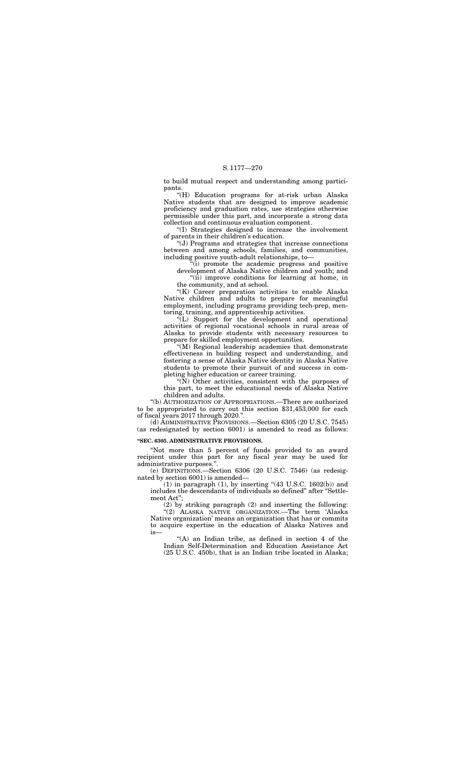to build mutual respect and understanding among participants.

"(H) Education programs for at-risk urban Alaska Native students that are designed to improve academic proficiency and graduation rates, use strategies otherwise permissible under this part, and incorporate a strong data collection and continuous evaluation component.

"(I) Strategies designed to increase the involvement of parents in their children's education.

"(J) Programs and strategies that increase connections between and among schools, families, and communities, including positive youth-adult relationships, to—

"(i) promote the academic progress and positive development of Alaska Native children and youth; and

"(ii) improve conditions for learning at home, in the community, and at school.

"(K) Career preparation activities to enable Alaska Native children and adults to prepare for meaningful employment, including programs providing tech-prep, mentoring, training, and apprenticeship activities.

"(L) Support for the development and operational activities of regional vocational schools in rural areas of Alaska to provide students with necessary resources to prepare for skilled employment opportunities.

"(M) Regional leadership academies that demonstrate effectiveness in building respect and understanding, and fostering a sense of Alaska Native identity in Alaska Native students to promote their pursuit of and success in completing higher education or career training.

"(N) Other activities, consistent with the purposes of this part, to meet the educational needs of Alaska Native children and adults.

"(b) AUTHORIZATION OF APPROPRIATIONS.—There are authorized to be appropriated to carry out this section $31,453,000 for each of fiscal years 2017 through 2020.".

(d) ADMINISTRATIVE PROVISIONS.—Section 6305 (20 U.S.C. 7545) (as redesignated by section 6001) is amended to read as follows:

**"SEC. 6305. ADMINISTRATIVE PROVISIONS.**

"Not more than 5 percent of funds provided to an award recipient under this part for any fiscal year may be used for administrative purposes.".

(e) DEFINITIONS.—Section 6306 (20 U.S.C. 7546) (as redesignated by section 6001) is amended—

(1) in paragraph (1), by inserting "(43 U.S.C. 1602(b)) and includes the descendants of individuals so defined" after "Settlement Act";

(2) by striking paragraph (2) and inserting the following:

"(2) ALASKA NATIVE ORGANIZATION.—The term 'Alaska Native organization' means an organization that has or commits to acquire expertise in the education of Alaska Natives and is—

"(A) an Indian tribe, as defined in section 4 of the Indian Self-Determination and Education Assistance Act (25 U.S.C. 450b), that is an Indian tribe located in Alaska;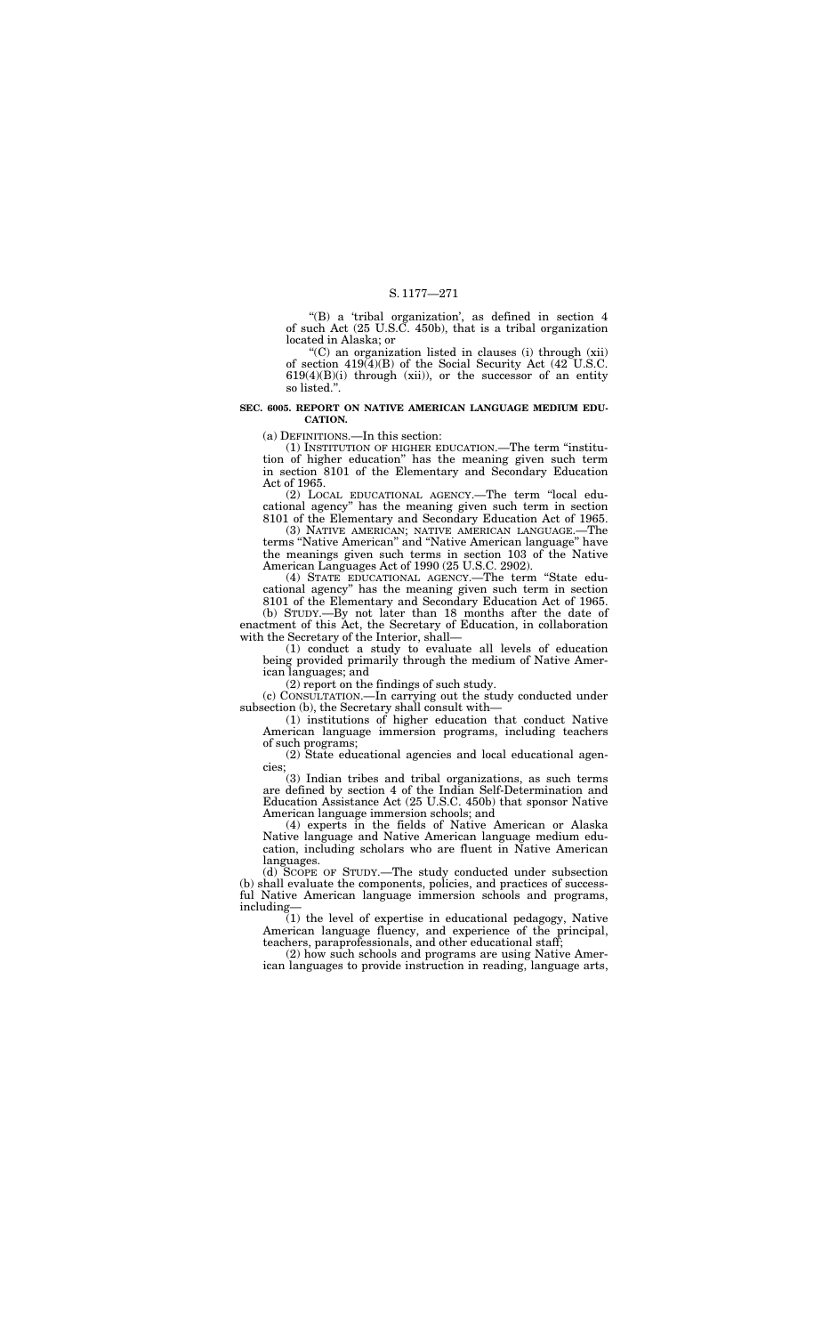"(B) a 'tribal organization', as defined in section 4 of such Act (25 U.S.C. 450b), that is a tribal organization located in Alaska; or

"(C) an organization listed in clauses (i) through (xii) of section 419(4)(B) of the Social Security Act (42 U.S.C. 619(4)(B)(i) through (xii)), or the successor of an entity so listed.".

**SEC. 6005. REPORT ON NATIVE AMERICAN LANGUAGE MEDIUM EDUCATION.**

(a) DEFINITIONS.—In this section:

(1) INSTITUTION OF HIGHER EDUCATION.—The term "institution of higher education" has the meaning given such term in section 8101 of the Elementary and Secondary Education Act of 1965.

(2) LOCAL EDUCATIONAL AGENCY.—The term "local educational agency" has the meaning given such term in section 8101 of the Elementary and Secondary Education Act of 1965.

(3) NATIVE AMERICAN; NATIVE AMERICAN LANGUAGE.—The terms "Native American" and "Native American language" have the meanings given such terms in section 103 of the Native American Languages Act of 1990 (25 U.S.C. 2902).

(4) STATE EDUCATIONAL AGENCY.—The term "State educational agency" has the meaning given such term in section 8101 of the Elementary and Secondary Education Act of 1965.

(b) STUDY.—By not later than 18 months after the date of enactment of this Act, the Secretary of Education, in collaboration with the Secretary of the Interior, shall—

(1) conduct a study to evaluate all levels of education being provided primarily through the medium of Native American languages; and

(2) report on the findings of such study.

(c) CONSULTATION.—In carrying out the study conducted under subsection (b), the Secretary shall consult with—

(1) institutions of higher education that conduct Native American language immersion programs, including teachers of such programs;

(2) State educational agencies and local educational agencies;

(3) Indian tribes and tribal organizations, as such terms are defined by section 4 of the Indian Self-Determination and Education Assistance Act (25 U.S.C. 450b) that sponsor Native American language immersion schools; and

(4) experts in the fields of Native American or Alaska Native language and Native American language medium education, including scholars who are fluent in Native American languages.

(d) SCOPE OF STUDY.—The study conducted under subsection (b) shall evaluate the components, policies, and practices of successful Native American language immersion schools and programs, including—

(1) the level of expertise in educational pedagogy, Native American language fluency, and experience of the principal, teachers, paraprofessionals, and other educational staff;

(2) how such schools and programs are using Native American languages to provide instruction in reading, language arts,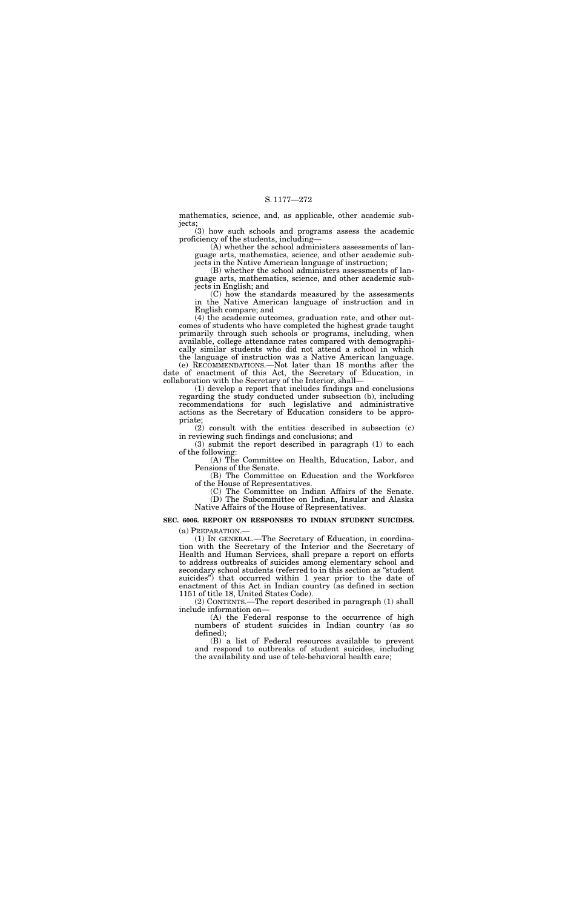mathematics, science, and, as applicable, other academic subjects;

(3) how such schools and programs assess the academic proficiency of the students, including—

(A) whether the school administers assessments of language arts, mathematics, science, and other academic subjects in the Native American language of instruction;

(B) whether the school administers assessments of language arts, mathematics, science, and other academic subjects in English; and

(C) how the standards measured by the assessments in the Native American language of instruction and in English compare; and

(4) the academic outcomes, graduation rate, and other outcomes of students who have completed the highest grade taught primarily through such schools or programs, including, when available, college attendance rates compared with demographically similar students who did not attend a school in which the language of instruction was a Native American language.

(e) RECOMMENDATIONS.—Not later than 18 months after the date of enactment of this Act, the Secretary of Education, in collaboration with the Secretary of the Interior, shall—

(1) develop a report that includes findings and conclusions regarding the study conducted under subsection (b), including recommendations for such legislative and administrative actions as the Secretary of Education considers to be appropriate;

(2) consult with the entities described in subsection (c) in reviewing such findings and conclusions; and

(3) submit the report described in paragraph (1) to each of the following:

(A) The Committee on Health, Education, Labor, and Pensions of the Senate.

(B) The Committee on Education and the Workforce of the House of Representatives.

(C) The Committee on Indian Affairs of the Senate.

(D) The Subcommittee on Indian, Insular and Alaska Native Affairs of the House of Representatives.

**SEC. 6006. REPORT ON RESPONSES TO INDIAN STUDENT SUICIDES.**

(a) PREPARATION.—

(1) IN GENERAL.—The Secretary of Education, in coordination with the Secretary of the Interior and the Secretary of Health and Human Services, shall prepare a report on efforts to address outbreaks of suicides among elementary school and secondary school students (referred to in this section as "student suicides") that occurred within 1 year prior to the date of enactment of this Act in Indian country (as defined in section 1151 of title 18, United States Code).

(2) CONTENTS.—The report described in paragraph (1) shall include information on—

(A) the Federal response to the occurrence of high numbers of student suicides in Indian country (as so defined);

(B) a list of Federal resources available to prevent and respond to outbreaks of student suicides, including the availability and use of tele-behavioral health care;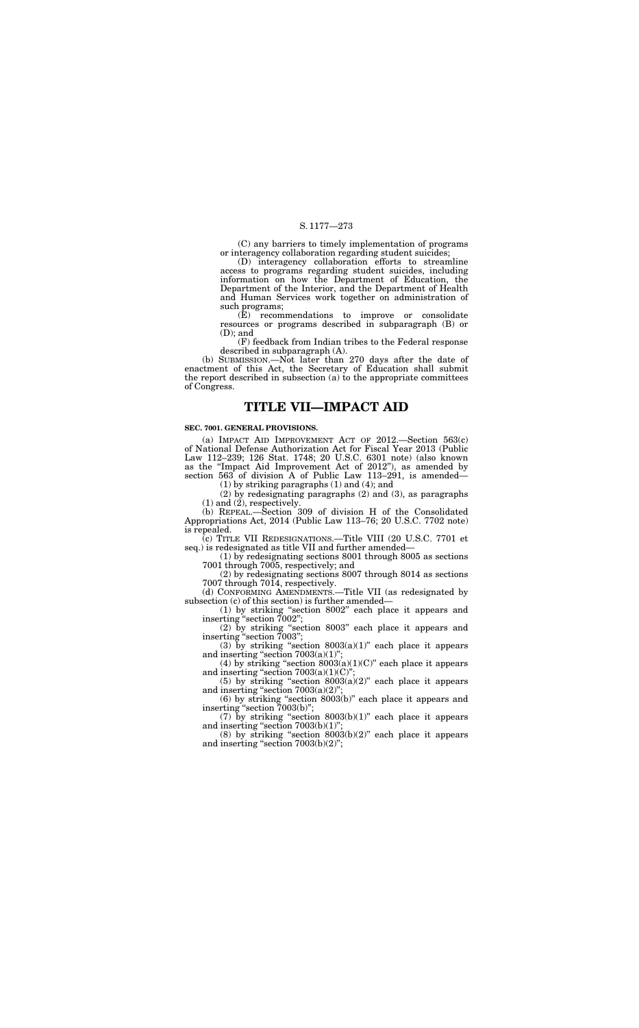(C) any barriers to timely implementation of programs or interagency collaboration regarding student suicides;

(D) interagency collaboration efforts to streamline access to programs regarding student suicides, including information on how the Department of Education, the Department of the Interior, and the Department of Health and Human Services work together on administration of such programs;

(E) recommendations to improve or consolidate resources or programs described in subparagraph (B) or (D); and

(F) feedback from Indian tribes to the Federal response described in subparagraph (A).

(b) SUBMISSION.—Not later than 270 days after the date of enactment of this Act, the Secretary of Education shall submit the report described in subsection (a) to the appropriate committees of Congress.

# TITLE VII—IMPACT AID

**SEC. 7001. GENERAL PROVISIONS.**

(a) IMPACT AID IMPROVEMENT ACT OF 2012.—Section 563(c) of National Defense Authorization Act for Fiscal Year 2013 (Public Law 112–239; 126 Stat. 1748; 20 U.S.C. 6301 note) (also known as the "Impact Aid Improvement Act of 2012"), as amended by section 563 of division A of Public Law 113–291, is amended—

(1) by striking paragraphs (1) and (4); and

(2) by redesignating paragraphs (2) and (3), as paragraphs (1) and (2), respectively.

(b) REPEAL.—Section 309 of division H of the Consolidated Appropriations Act, 2014 (Public Law 113–76; 20 U.S.C. 7702 note) is repealed.

(c) TITLE VII REDESIGNATIONS.—Title VIII (20 U.S.C. 7701 et seq.) is redesignated as title VII and further amended—

(1) by redesignating sections 8001 through 8005 as sections 7001 through 7005, respectively; and

(2) by redesignating sections 8007 through 8014 as sections 7007 through 7014, respectively.

(d) CONFORMING AMENDMENTS.—Title VII (as redesignated by subsection (c) of this section) is further amended—

(1) by striking "section 8002" each place it appears and inserting "section 7002";

(2) by striking "section 8003" each place it appears and inserting "section 7003";

(3) by striking "section 8003(a)(1)" each place it appears and inserting "section 7003(a)(1)";

(4) by striking "section 8003(a)(1)(C)" each place it appears and inserting "section 7003(a)(1)(C)";

(5) by striking "section 8003(a)(2)" each place it appears and inserting "section 7003(a)(2)";

(6) by striking "section 8003(b)" each place it appears and inserting "section 7003(b)";

(7) by striking "section 8003(b)(1)" each place it appears and inserting "section 7003(b)(1)";

(8) by striking "section 8003(b)(2)" each place it appears and inserting "section 7003(b)(2)";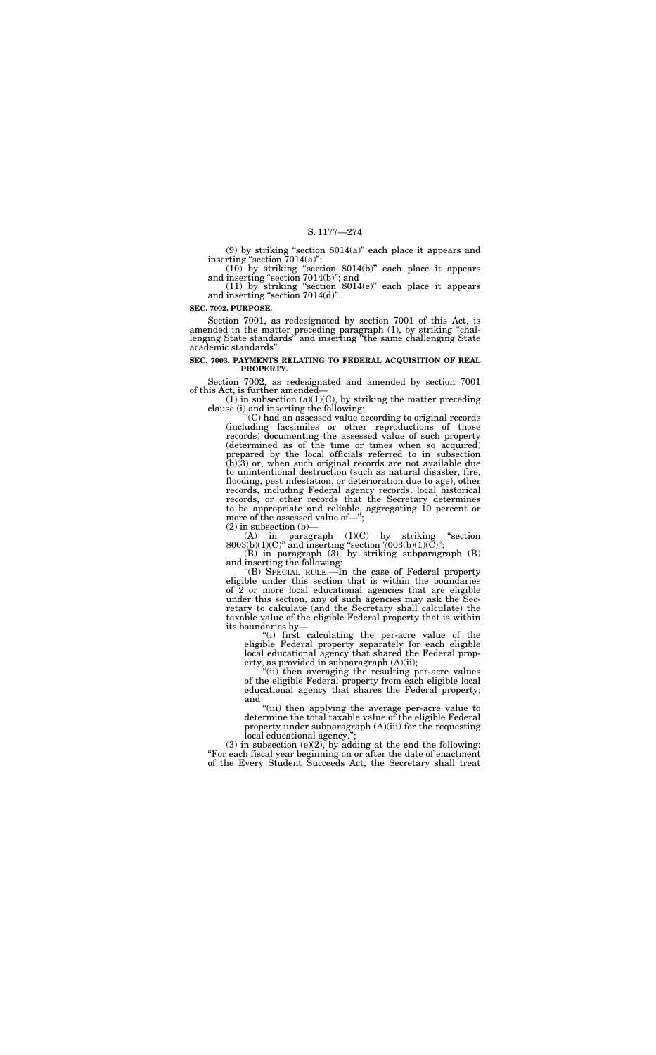(9) by striking "section 8014(a)" each place it appears and inserting "section 7014(a)";

(10) by striking "section 8014(b)" each place it appears and inserting "section 7014(b)"; and

(11) by striking "section 8014(e)" each place it appears and inserting "section 7014(d)".

**SEC. 7002. PURPOSE.**

Section 7001, as redesignated by section 7001 of this Act, is amended in the matter preceding paragraph (1), by striking "challenging State standards" and inserting "the same challenging State academic standards".

**SEC. 7003. PAYMENTS RELATING TO FEDERAL ACQUISITION OF REAL PROPERTY.**

Section 7002, as redesignated and amended by section 7001 of this Act, is further amended—

(1) in subsection (a)(1)(C), by striking the matter preceding clause (i) and inserting the following:

"(C) had an assessed value according to original records (including facsimiles or other reproductions of those records) documenting the assessed value of such property (determined as of the time or times when so acquired) prepared by the local officials referred to in subsection (b)(3) or, when such original records are not available due to unintentional destruction (such as natural disaster, fire, flooding, pest infestation, or deterioration due to age), other records, including Federal agency records, local historical records, or other records that the Secretary determines to be appropriate and reliable, aggregating 10 percent or more of the assessed value of—";

(2) in subsection (b)—

(A) in paragraph (1)(C) by striking "section 8003(b)(1)(C)" and inserting "section 7003(b)(1)(C)";

(B) in paragraph (3), by striking subparagraph (B) and inserting the following:

"(B) SPECIAL RULE.—In the case of Federal property eligible under this section that is within the boundaries of 2 or more local educational agencies that are eligible under this section, any of such agencies may ask the Secretary to calculate (and the Secretary shall calculate) the taxable value of the eligible Federal property that is within its boundaries by—

"(i) first calculating the per-acre value of the eligible Federal property separately for each eligible local educational agency that shared the Federal property, as provided in subparagraph (A)(ii);

"(ii) then averaging the resulting per-acre values of the eligible Federal property from each eligible local educational agency that shares the Federal property; and

"(iii) then applying the average per-acre value to determine the total taxable value of the eligible Federal property under subparagraph (A)(iii) for the requesting local educational agency.";

(3) in subsection (e)(2), by adding at the end the following: "For each fiscal year beginning on or after the date of enactment of the Every Student Succeeds Act, the Secretary shall treat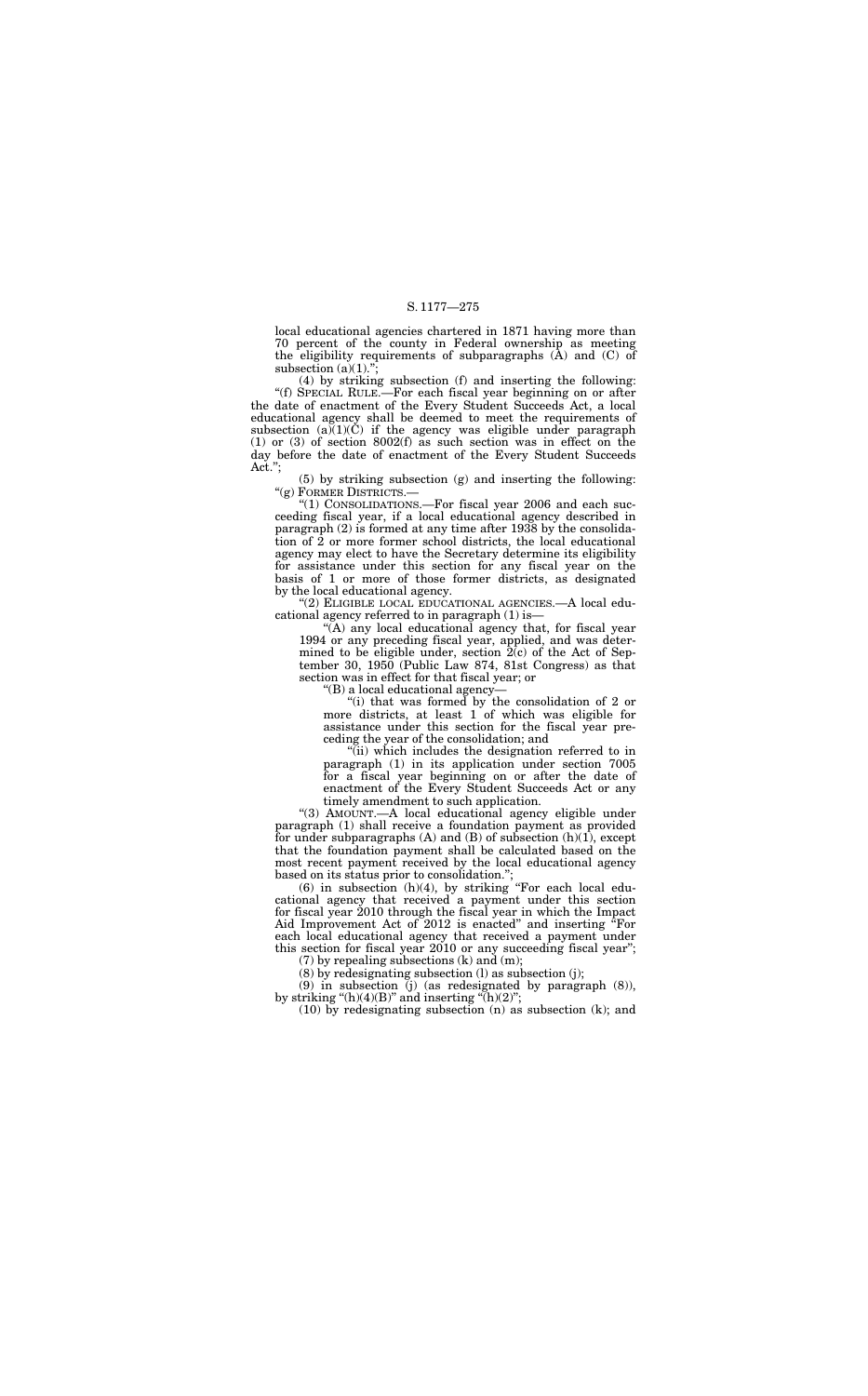local educational agencies chartered in 1871 having more than 70 percent of the county in Federal ownership as meeting the eligibility requirements of subparagraphs (A) and (C) of subsection (a)(1).";

(4) by striking subsection (f) and inserting the following:

"(f) SPECIAL RULE.—For each fiscal year beginning on or after the date of enactment of the Every Student Succeeds Act, a local educational agency shall be deemed to meet the requirements of subsection (a)(1)(C) if the agency was eligible under paragraph (1) or (3) of section 8002(f) as such section was in effect on the day before the date of enactment of the Every Student Succeeds Act.";

(5) by striking subsection (g) and inserting the following:

"(g) FORMER DISTRICTS.—

"(1) CONSOLIDATIONS.—For fiscal year 2006 and each succeeding fiscal year, if a local educational agency described in paragraph (2) is formed at any time after 1938 by the consolidation of 2 or more former school districts, the local educational agency may elect to have the Secretary determine its eligibility for assistance under this section for any fiscal year on the basis of 1 or more of those former districts, as designated by the local educational agency.

"(2) ELIGIBLE LOCAL EDUCATIONAL AGENCIES.—A local educational agency referred to in paragraph (1) is—

"(A) any local educational agency that, for fiscal year 1994 or any preceding fiscal year, applied, and was determined to be eligible under, section 2(c) of the Act of September 30, 1950 (Public Law 874, 81st Congress) as that section was in effect for that fiscal year; or

"(B) a local educational agency—

"(i) that was formed by the consolidation of 2 or more districts, at least 1 of which was eligible for assistance under this section for the fiscal year preceding the year of the consolidation; and

"(ii) which includes the designation referred to in paragraph (1) in its application under section 7005 for a fiscal year beginning on or after the date of enactment of the Every Student Succeeds Act or any timely amendment to such application.

"(3) AMOUNT.—A local educational agency eligible under paragraph (1) shall receive a foundation payment as provided for under subparagraphs (A) and (B) of subsection (h)(1), except that the foundation payment shall be calculated based on the most recent payment received by the local educational agency based on its status prior to consolidation.";

(6) in subsection (h)(4), by striking "For each local educational agency that received a payment under this section for fiscal year 2010 through the fiscal year in which the Impact Aid Improvement Act of 2012 is enacted" and inserting "For each local educational agency that received a payment under this section for fiscal year 2010 or any succeeding fiscal year";

(7) by repealing subsections (k) and (m);

(8) by redesignating subsection (l) as subsection (j);

(9) in subsection (j) (as redesignated by paragraph (8)), by striking "(h)(4)(B)" and inserting "(h)(2)";

(10) by redesignating subsection (n) as subsection (k); and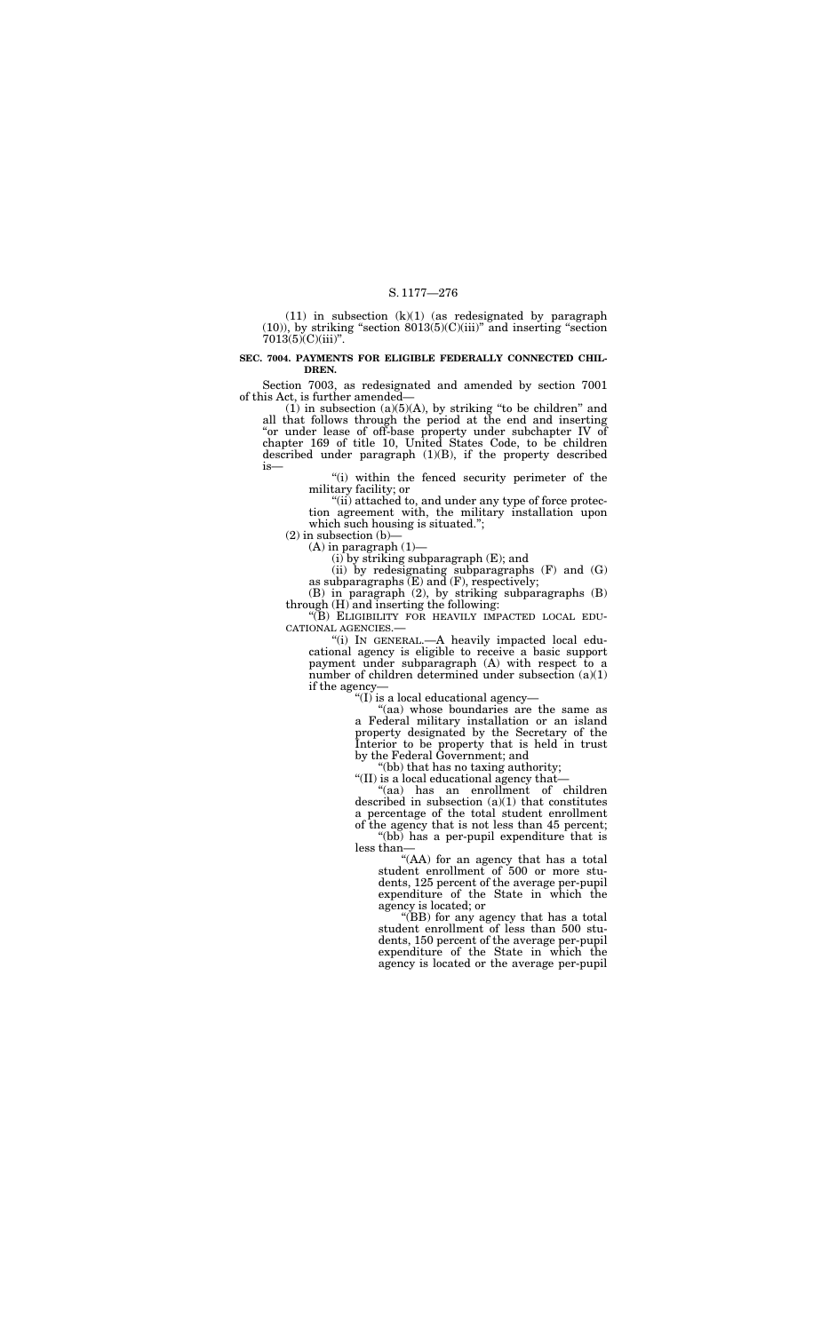(11) in subsection (k)(1) (as redesignated by paragraph (10)), by striking "section 8013(5)(C)(iii)" and inserting "section 7013(5)(C)(iii)".

**SEC. 7004. PAYMENTS FOR ELIGIBLE FEDERALLY CONNECTED CHILDREN.**

Section 7003, as redesignated and amended by section 7001 of this Act, is further amended—

(1) in subsection (a)(5)(A), by striking "to be children" and all that follows through the period at the end and inserting "or under lease of off-base property under subchapter IV of chapter 169 of title 10, United States Code, to be children described under paragraph (1)(B), if the property described is—

"(i) within the fenced security perimeter of the military facility; or

"(ii) attached to, and under any type of force protection agreement with, the military installation upon which such housing is situated.";

(2) in subsection (b)—

(A) in paragraph (1)—

(i) by striking subparagraph (E); and

(ii) by redesignating subparagraphs (F) and (G) as subparagraphs (E) and (F), respectively;

(B) in paragraph (2), by striking subparagraphs (B) through (H) and inserting the following:

"(B) ELIGIBILITY FOR HEAVILY IMPACTED LOCAL EDUCATIONAL AGENCIES.—

"(i) IN GENERAL.—A heavily impacted local educational agency is eligible to receive a basic support payment under subparagraph (A) with respect to a number of children determined under subsection (a)(1) if the agency—

"(I) is a local educational agency—

"(aa) whose boundaries are the same as a Federal military installation or an island property designated by the Secretary of the Interior to be property that is held in trust by the Federal Government; and

"(bb) that has no taxing authority;

"(II) is a local educational agency that—

"(aa) has an enrollment of children described in subsection (a)(1) that constitutes a percentage of the total student enrollment of the agency that is not less than 45 percent;

"(bb) has a per-pupil expenditure that is less than—

"(AA) for an agency that has a total student enrollment of 500 or more students, 125 percent of the average per-pupil expenditure of the State in which the agency is located; or

"(BB) for any agency that has a total student enrollment of less than 500 students, 150 percent of the average per-pupil expenditure of the State in which the agency is located or the average per-pupil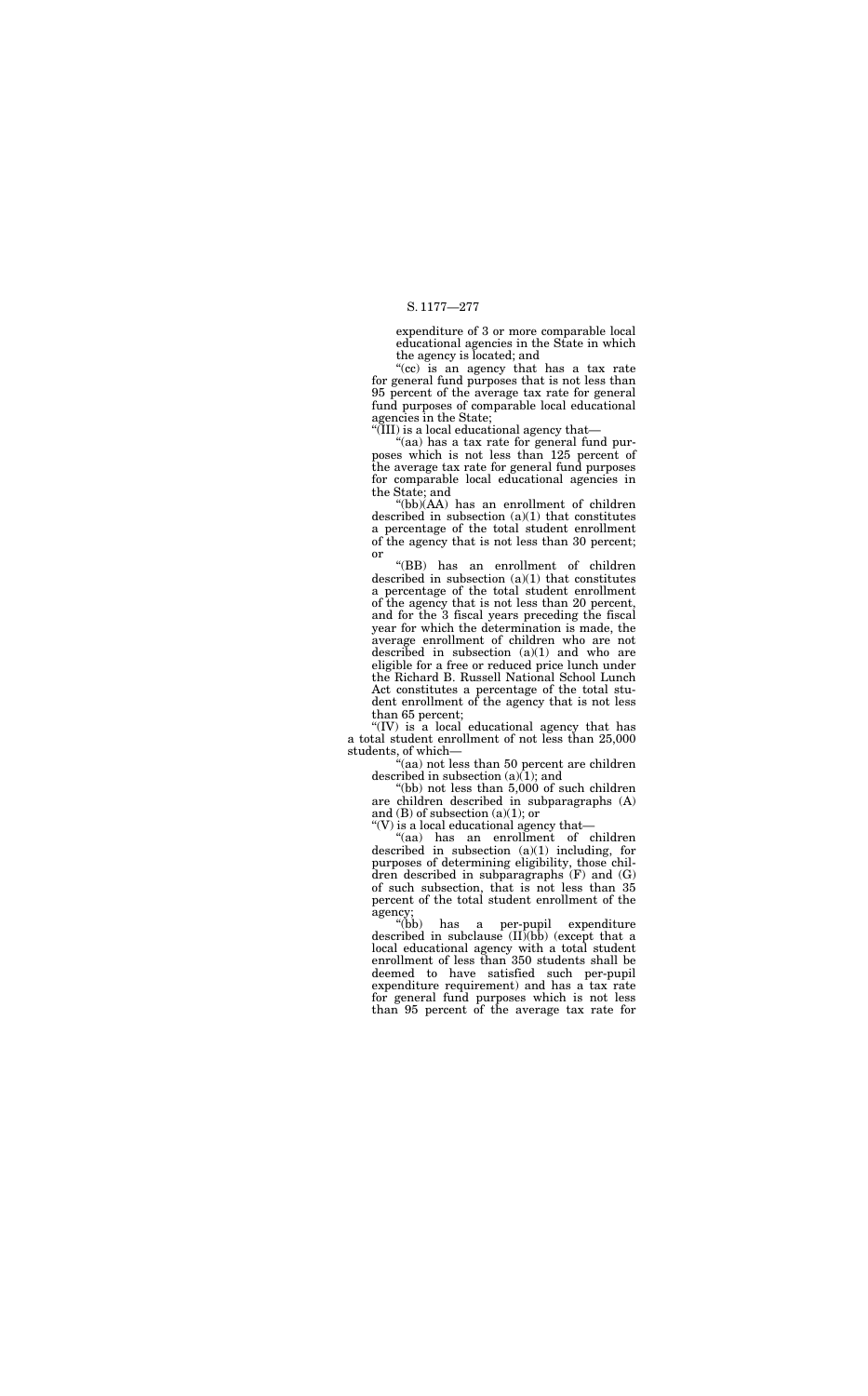expenditure of 3 or more comparable local educational agencies in the State in which the agency is located; and

"(cc) is an agency that has a tax rate for general fund purposes that is not less than 95 percent of the average tax rate for general fund purposes of comparable local educational agencies in the State;

"(III) is a local educational agency that—

"(aa) has a tax rate for general fund purposes which is not less than 125 percent of the average tax rate for general fund purposes for comparable local educational agencies in the State; and

"(bb)(AA) has an enrollment of children described in subsection (a)(1) that constitutes a percentage of the total student enrollment of the agency that is not less than 30 percent; or

"(BB) has an enrollment of children described in subsection (a)(1) that constitutes a percentage of the total student enrollment of the agency that is not less than 20 percent, and for the 3 fiscal years preceding the fiscal year for which the determination is made, the average enrollment of children who are not described in subsection (a)(1) and who are eligible for a free or reduced price lunch under the Richard B. Russell National School Lunch Act constitutes a percentage of the total student enrollment of the agency that is not less than 65 percent;

"(IV) is a local educational agency that has a total student enrollment of not less than 25,000 students, of which—

"(aa) not less than 50 percent are children described in subsection (a)(1); and

"(bb) not less than 5,000 of such children are children described in subparagraphs (A) and (B) of subsection (a)(1); or

"(V) is a local educational agency that—

"(aa) has an enrollment of children described in subsection (a)(1) including, for purposes of determining eligibility, those children described in subparagraphs (F) and (G) of such subsection, that is not less than 35 percent of the total student enrollment of the agency;

"(bb) has a per-pupil expenditure described in subclause (II)(bb) (except that a local educational agency with a total student enrollment of less than 350 students shall be deemed to have satisfied such per-pupil expenditure requirement) and has a tax rate for general fund purposes which is not less than 95 percent of the average tax rate for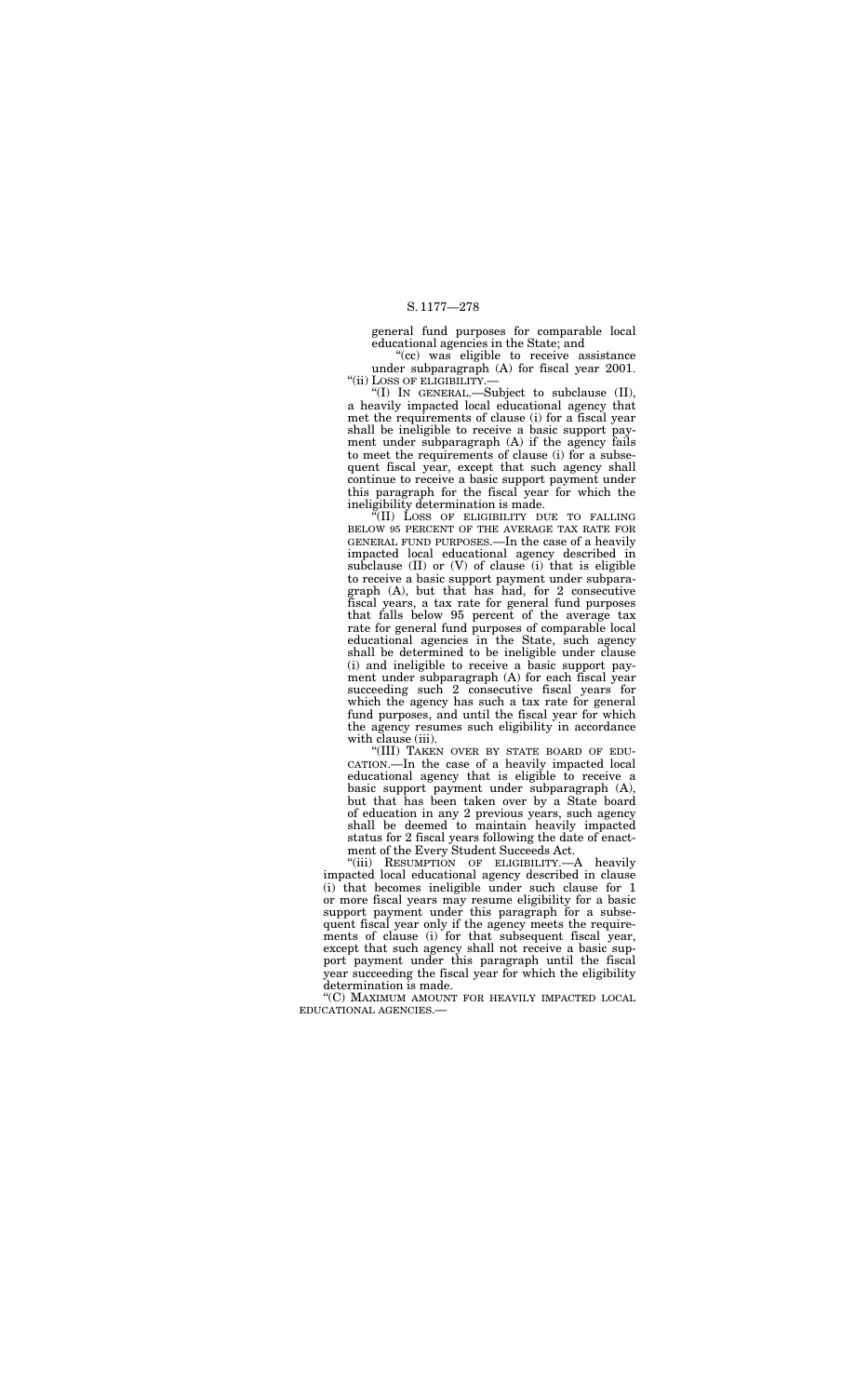general fund purposes for comparable local educational agencies in the State; and

"(cc) was eligible to receive assistance under subparagraph (A) for fiscal year 2001.

"(ii) LOSS OF ELIGIBILITY.—

"(I) IN GENERAL.—Subject to subclause (II), a heavily impacted local educational agency that met the requirements of clause (i) for a fiscal year shall be ineligible to receive a basic support payment under subparagraph (A) if the agency fails to meet the requirements of clause (i) for a subsequent fiscal year, except that such agency shall continue to receive a basic support payment under this paragraph for the fiscal year for which the ineligibility determination is made.

"(II) LOSS OF ELIGIBILITY DUE TO FALLING BELOW 95 PERCENT OF THE AVERAGE TAX RATE FOR GENERAL FUND PURPOSES.—In the case of a heavily impacted local educational agency described in subclause (II) or (V) of clause (i) that is eligible to receive a basic support payment under subparagraph (A), but that has had, for 2 consecutive fiscal years, a tax rate for general fund purposes that falls below 95 percent of the average tax rate for general fund purposes of comparable local educational agencies in the State, such agency shall be determined to be ineligible under clause (i) and ineligible to receive a basic support payment under subparagraph (A) for each fiscal year succeeding such 2 consecutive fiscal years for which the agency has such a tax rate for general fund purposes, and until the fiscal year for which the agency resumes such eligibility in accordance with clause (iii).

"(III) TAKEN OVER BY STATE BOARD OF EDUCATION.—In the case of a heavily impacted local educational agency that is eligible to receive a basic support payment under subparagraph (A), but that has been taken over by a State board of education in any 2 previous years, such agency shall be deemed to maintain heavily impacted status for 2 fiscal years following the date of enactment of the Every Student Succeeds Act.

"(iii) RESUMPTION OF ELIGIBILITY.—A heavily impacted local educational agency described in clause (i) that becomes ineligible under such clause for 1 or more fiscal years may resume eligibility for a basic support payment under this paragraph for a subsequent fiscal year only if the agency meets the requirements of clause (i) for that subsequent fiscal year, except that such agency shall not receive a basic support payment under this paragraph until the fiscal year succeeding the fiscal year for which the eligibility determination is made.

"(C) MAXIMUM AMOUNT FOR HEAVILY IMPACTED LOCAL EDUCATIONAL AGENCIES.—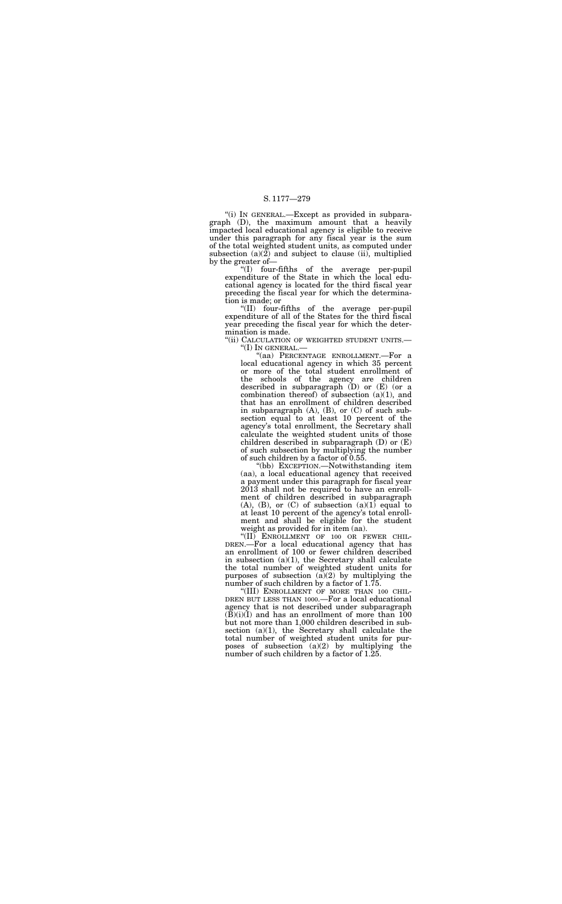"(i) IN GENERAL.—Except as provided in subparagraph (D), the maximum amount that a heavily impacted local educational agency is eligible to receive under this paragraph for any fiscal year is the sum of the total weighted student units, as computed under subsection (a)(2) and subject to clause (ii), multiplied by the greater of—

"(I) four-fifths of the average per-pupil expenditure of the State in which the local educational agency is located for the third fiscal year preceding the fiscal year for which the determination is made; or

"(II) four-fifths of the average per-pupil expenditure of all of the States for the third fiscal year preceding the fiscal year for which the determination is made.

"(ii) CALCULATION OF WEIGHTED STUDENT UNITS.—

"(I) IN GENERAL.—

"(aa) PERCENTAGE ENROLLMENT.—For a local educational agency in which 35 percent or more of the total student enrollment of the schools of the agency are children described in subparagraph (D) or (E) (or a combination thereof) of subsection (a)(1), and that has an enrollment of children described in subparagraph (A), (B), or (C) of such subsection equal to at least 10 percent of the agency's total enrollment, the Secretary shall calculate the weighted student units of those children described in subparagraph (D) or (E) of such subsection by multiplying the number of such children by a factor of 0.55.

"(bb) EXCEPTION.—Notwithstanding item (aa), a local educational agency that received a payment under this paragraph for fiscal year 2013 shall not be required to have an enrollment of children described in subparagraph (A), (B), or (C) of subsection (a)(1) equal to at least 10 percent of the agency's total enrollment and shall be eligible for the student weight as provided for in item (aa).

"(II) ENROLLMENT OF 100 OR FEWER CHILDREN.—For a local educational agency that has an enrollment of 100 or fewer children described in subsection (a)(1), the Secretary shall calculate the total number of weighted student units for purposes of subsection (a)(2) by multiplying the number of such children by a factor of 1.75.

"(III) ENROLLMENT OF MORE THAN 100 CHILDREN BUT LESS THAN 1000.—For a local educational agency that is not described under subparagraph (B)(i)(I) and has an enrollment of more than 100 but not more than 1,000 children described in subsection (a)(1), the Secretary shall calculate the total number of weighted student units for purposes of subsection (a)(2) by multiplying the number of such children by a factor of 1.25.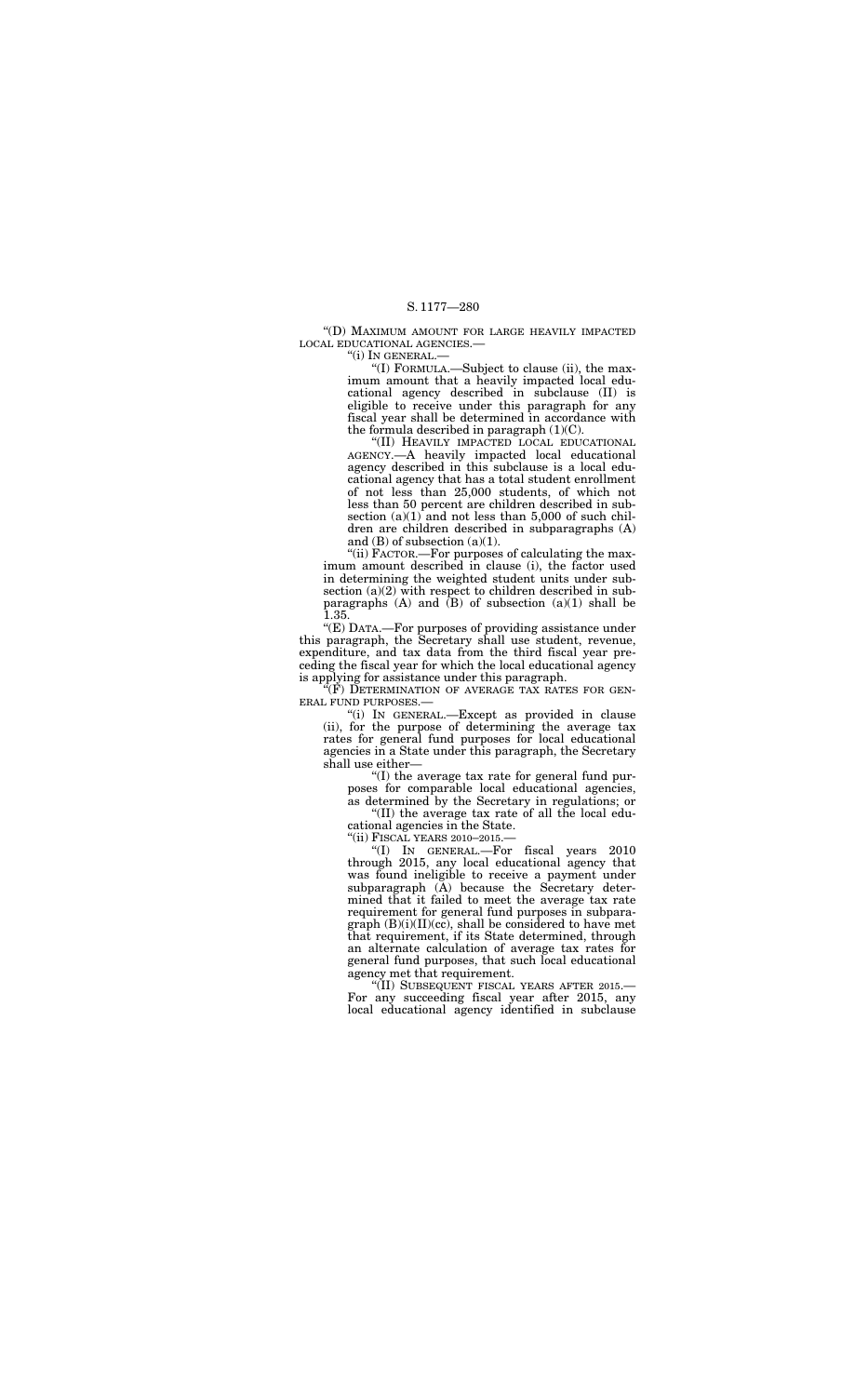"(D) MAXIMUM AMOUNT FOR LARGE HEAVILY IMPACTED LOCAL EDUCATIONAL AGENCIES.—

"(i) IN GENERAL.—

"(I) FORMULA.—Subject to clause (ii), the maximum amount that a heavily impacted local educational agency described in subclause (II) is eligible to receive under this paragraph for any fiscal year shall be determined in accordance with the formula described in paragraph (1)(C).

"(II) HEAVILY IMPACTED LOCAL EDUCATIONAL AGENCY.—A heavily impacted local educational agency described in this subclause is a local educational agency that has a total student enrollment of not less than 25,000 students, of which not less than 50 percent are children described in subsection (a)(1) and not less than 5,000 of such children are children described in subparagraphs (A) and (B) of subsection (a)(1).

"(ii) FACTOR.—For purposes of calculating the maximum amount described in clause (i), the factor used in determining the weighted student units under subsection (a)(2) with respect to children described in subparagraphs (A) and (B) of subsection (a)(1) shall be 1.35.

"(E) DATA.—For purposes of providing assistance under this paragraph, the Secretary shall use student, revenue, expenditure, and tax data from the third fiscal year preceding the fiscal year for which the local educational agency is applying for assistance under this paragraph.

"(F) DETERMINATION OF AVERAGE TAX RATES FOR GENERAL FUND PURPOSES.—

"(i) IN GENERAL.—Except as provided in clause (ii), for the purpose of determining the average tax rates for general fund purposes for local educational agencies in a State under this paragraph, the Secretary shall use either—

"(I) the average tax rate for general fund purposes for comparable local educational agencies, as determined by the Secretary in regulations; or

"(II) the average tax rate of all the local educational agencies in the State.

"(ii) FISCAL YEARS 2010–2015.—

"(I) IN GENERAL.—For fiscal years 2010 through 2015, any local educational agency that was found ineligible to receive a payment under subparagraph (A) because the Secretary determined that it failed to meet the average tax rate requirement for general fund purposes in subparagraph (B)(i)(II)(cc), shall be considered to have met that requirement, if its State determined, through an alternate calculation of average tax rates for general fund purposes, that such local educational agency met that requirement.

"(II) SUBSEQUENT FISCAL YEARS AFTER 2015.—For any succeeding fiscal year after 2015, any local educational agency identified in subclause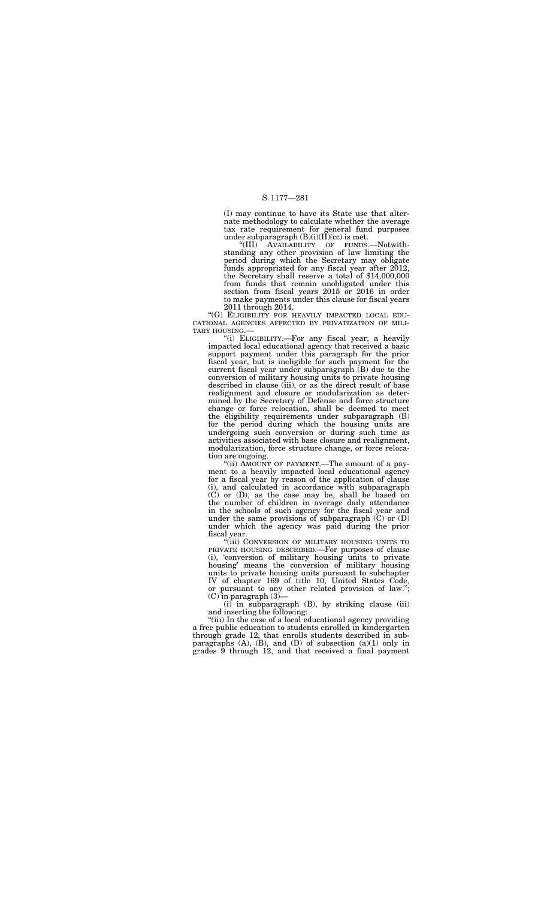(I) may continue to have its State use that alternate methodology to calculate whether the average tax rate requirement for general fund purposes under subparagraph (B)(i)(II)(cc) is met.

"(III) AVAILABILITY OF FUNDS.—Notwithstanding any other provision of law limiting the period during which the Secretary may obligate funds appropriated for any fiscal year after 2012, the Secretary shall reserve a total of $14,000,000 from funds that remain unobligated under this section from fiscal years 2015 or 2016 in order to make payments under this clause for fiscal years 2011 through 2014.

"(G) ELIGIBILITY FOR HEAVILY IMPACTED LOCAL EDUCATIONAL AGENCIES AFFECTED BY PRIVATIZATION OF MILITARY HOUSING.—

"(i) ELIGIBILITY.—For any fiscal year, a heavily impacted local educational agency that received a basic support payment under this paragraph for the prior fiscal year, but is ineligible for such payment for the current fiscal year under subparagraph (B) due to the conversion of military housing units to private housing described in clause (iii), or as the direct result of base realignment and closure or modularization as determined by the Secretary of Defense and force structure change or force relocation, shall be deemed to meet the eligibility requirements under subparagraph (B) for the period during which the housing units are undergoing such conversion or during such time as activities associated with base closure and realignment, modularization, force structure change, or force relocation are ongoing.

"(ii) AMOUNT OF PAYMENT.—The amount of a payment to a heavily impacted local educational agency for a fiscal year by reason of the application of clause (i), and calculated in accordance with subparagraph (C) or (D), as the case may be, shall be based on the number of children in average daily attendance in the schools of such agency for the fiscal year and under the same provisions of subparagraph (C) or (D) under which the agency was paid during the prior fiscal year.

"(iii) CONVERSION OF MILITARY HOUSING UNITS TO PRIVATE HOUSING DESCRIBED.—For purposes of clause (i), 'conversion of military housing units to private housing' means the conversion of military housing units to private housing units pursuant to subchapter IV of chapter 169 of title 10, United States Code, or pursuant to any other related provision of law.";

(C) in paragraph (3)—

(i) in subparagraph (B), by striking clause (iii) and inserting the following:

"(iii) In the case of a local educational agency providing a free public education to students enrolled in kindergarten through grade 12, that enrolls students described in subparagraphs (A), (B), and (D) of subsection (a)(1) only in grades 9 through 12, and that received a final payment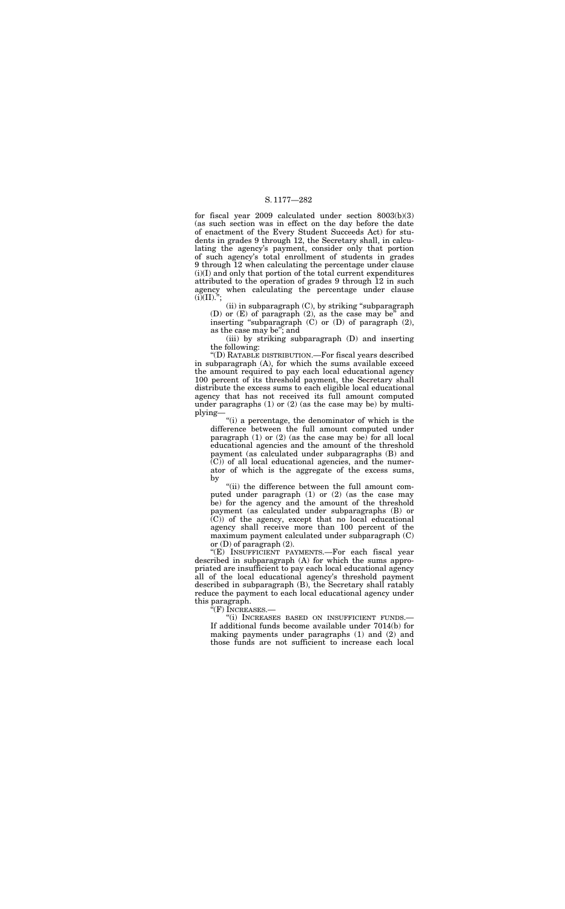for fiscal year 2009 calculated under section 8003(b)(3) (as such section was in effect on the day before the date of enactment of the Every Student Succeeds Act) for students in grades 9 through 12, the Secretary shall, in calculating the agency's payment, consider only that portion of such agency's total enrollment of students in grades 9 through 12 when calculating the percentage under clause (i)(I) and only that portion of the total current expenditures attributed to the operation of grades 9 through 12 in such agency when calculating the percentage under clause (i)(II).";

(ii) in subparagraph (C), by striking "subparagraph (D) or (E) of paragraph (2), as the case may be" and inserting "subparagraph (C) or (D) of paragraph (2), as the case may be"; and

(iii) by striking subparagraph (D) and inserting the following:

"(D) RATABLE DISTRIBUTION.—For fiscal years described in subparagraph (A), for which the sums available exceed the amount required to pay each local educational agency 100 percent of its threshold payment, the Secretary shall distribute the excess sums to each eligible local educational agency that has not received its full amount computed under paragraphs (1) or (2) (as the case may be) by multiplying—

"(i) a percentage, the denominator of which is the difference between the full amount computed under paragraph (1) or (2) (as the case may be) for all local educational agencies and the amount of the threshold payment (as calculated under subparagraphs (B) and (C)) of all local educational agencies, and the numerator of which is the aggregate of the excess sums, by

"(ii) the difference between the full amount computed under paragraph (1) or (2) (as the case may be) for the agency and the amount of the threshold payment (as calculated under subparagraphs (B) or (C)) of the agency, except that no local educational agency shall receive more than 100 percent of the maximum payment calculated under subparagraph (C) or (D) of paragraph (2).

"(E) INSUFFICIENT PAYMENTS.—For each fiscal year described in subparagraph (A) for which the sums appropriated are insufficient to pay each local educational agency all of the local educational agency's threshold payment described in subparagraph (B), the Secretary shall ratably reduce the payment to each local educational agency under this paragraph.

"(F) INCREASES.—

"(i) INCREASES BASED ON INSUFFICIENT FUNDS.—If additional funds become available under 7014(b) for making payments under paragraphs (1) and (2) and those funds are not sufficient to increase each local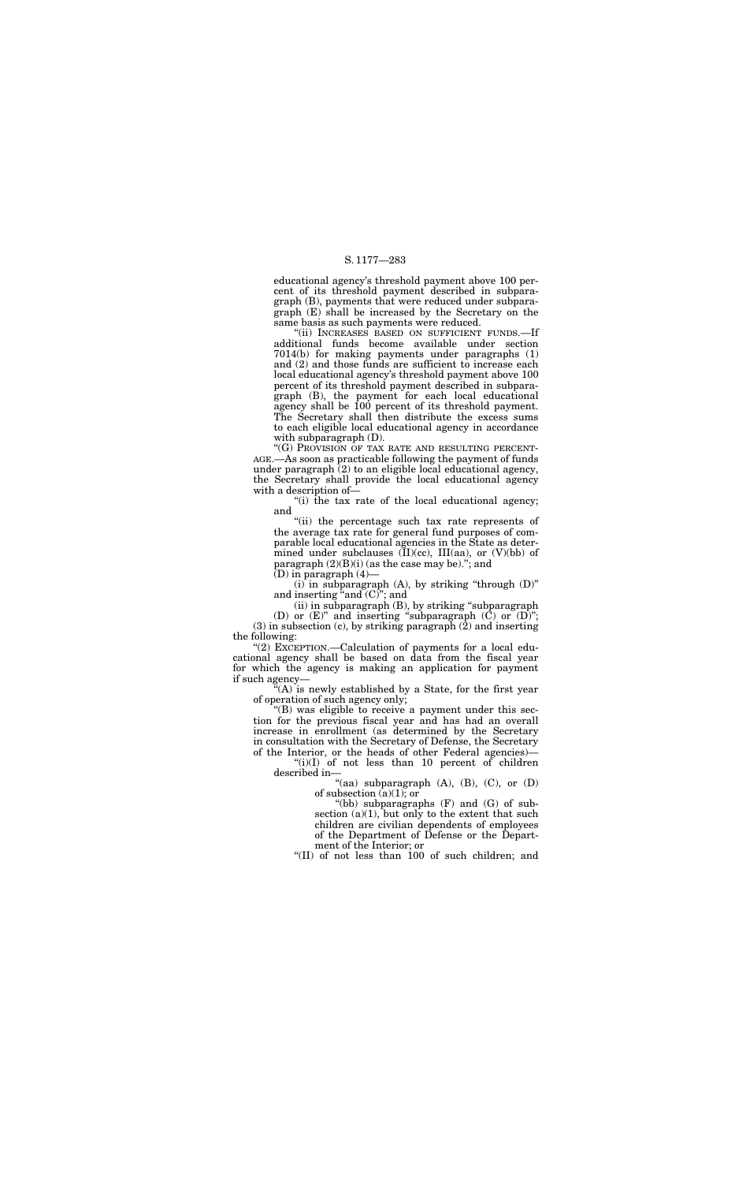educational agency's threshold payment above 100 percent of its threshold payment described in subparagraph (B), payments that were reduced under subparagraph (E) shall be increased by the Secretary on the same basis as such payments were reduced.

"(ii) INCREASES BASED ON SUFFICIENT FUNDS.—If additional funds become available under section 7014(b) for making payments under paragraphs (1) and (2) and those funds are sufficient to increase each local educational agency's threshold payment above 100 percent of its threshold payment described in subparagraph (B), the payment for each local educational agency shall be 100 percent of its threshold payment. The Secretary shall then distribute the excess sums to each eligible local educational agency in accordance with subparagraph (D).

"(G) PROVISION OF TAX RATE AND RESULTING PERCENTAGE.—As soon as practicable following the payment of funds under paragraph (2) to an eligible local educational agency, the Secretary shall provide the local educational agency with a description of—

"(i) the tax rate of the local educational agency; and

"(ii) the percentage such tax rate represents of the average tax rate for general fund purposes of comparable local educational agencies in the State as determined under subclauses (II)(cc), III(aa), or (V)(bb) of paragraph (2)(B)(i) (as the case may be)."; and

(D) in paragraph (4)—

(i) in subparagraph (A), by striking "through (D)" and inserting "and (C)"; and

(ii) in subparagraph (B), by striking "subparagraph (D) or (E)" and inserting "subparagraph (C) or (D)";

(3) in subsection (c), by striking paragraph (2) and inserting the following:

"(2) EXCEPTION.—Calculation of payments for a local educational agency shall be based on data from the fiscal year for which the agency is making an application for payment if such agency—

"(A) is newly established by a State, for the first year of operation of such agency only;

"(B) was eligible to receive a payment under this section for the previous fiscal year and has had an overall increase in enrollment (as determined by the Secretary in consultation with the Secretary of Defense, the Secretary of the Interior, or the heads of other Federal agencies)—

"(i)(I) of not less than 10 percent of children described in—

"(aa) subparagraph (A), (B), (C), or (D) of subsection (a)(1); or

"(bb) subparagraphs (F) and (G) of subsection (a)(1), but only to the extent that such children are civilian dependents of employees of the Department of Defense or the Department of the Interior; or

"(II) of not less than 100 of such children; and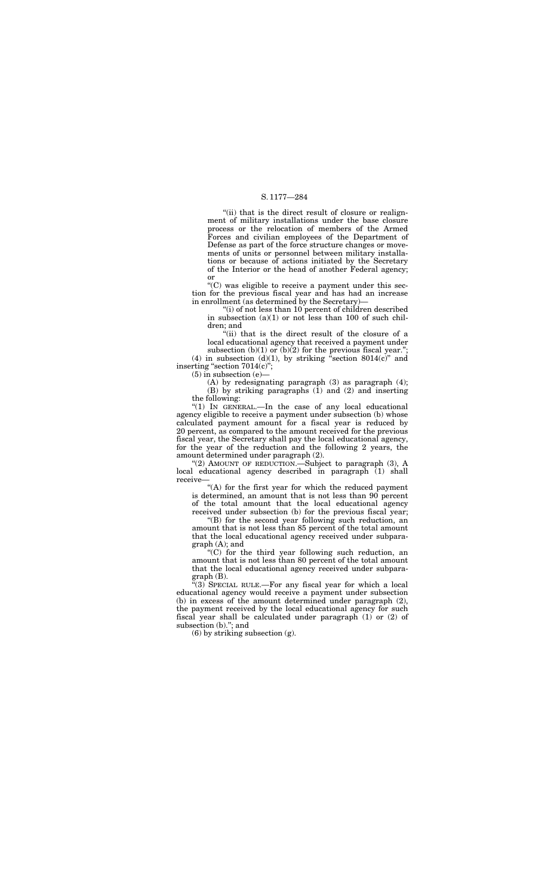"(ii) that is the direct result of closure or realignment of military installations under the base closure process or the relocation of members of the Armed Forces and civilian employees of the Department of Defense as part of the force structure changes or movements of units or personnel between military installations or because of actions initiated by the Secretary of the Interior or the head of another Federal agency; or

"(C) was eligible to receive a payment under this section for the previous fiscal year and has had an increase in enrollment (as determined by the Secretary)—

"(i) of not less than 10 percent of children described in subsection (a)(1) or not less than 100 of such children; and

"(ii) that is the direct result of the closure of a local educational agency that received a payment under subsection (b)(1) or (b)(2) for the previous fiscal year.";

(4) in subsection (d)(1), by striking "section 8014(c)" and inserting "section 7014(c)";

(5) in subsection (e)—

(A) by redesignating paragraph (3) as paragraph (4);

(B) by striking paragraphs (1) and (2) and inserting the following:

"(1) IN GENERAL.—In the case of any local educational agency eligible to receive a payment under subsection (b) whose calculated payment amount for a fiscal year is reduced by 20 percent, as compared to the amount received for the previous fiscal year, the Secretary shall pay the local educational agency, for the year of the reduction and the following 2 years, the amount determined under paragraph (2).

"(2) AMOUNT OF REDUCTION.—Subject to paragraph (3), A local educational agency described in paragraph (1) shall receive—

"(A) for the first year for which the reduced payment is determined, an amount that is not less than 90 percent of the total amount that the local educational agency received under subsection (b) for the previous fiscal year;

"(B) for the second year following such reduction, an amount that is not less than 85 percent of the total amount that the local educational agency received under subparagraph (A); and

"(C) for the third year following such reduction, an amount that is not less than 80 percent of the total amount that the local educational agency received under subparagraph (B).

"(3) SPECIAL RULE.—For any fiscal year for which a local educational agency would receive a payment under subsection (b) in excess of the amount determined under paragraph (2), the payment received by the local educational agency for such fiscal year shall be calculated under paragraph (1) or (2) of subsection (b)."; and

(6) by striking subsection (g).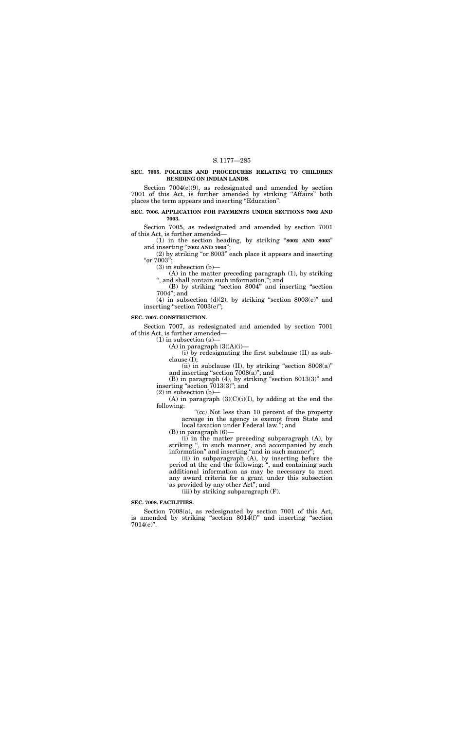**SEC. 7005. POLICIES AND PROCEDURES RELATING TO CHILDREN RESIDING ON INDIAN LANDS.**

Section 7004(e)(9), as redesignated and amended by section 7001 of this Act, is further amended by striking "Affairs" both places the term appears and inserting "Education".

**SEC. 7006. APPLICATION FOR PAYMENTS UNDER SECTIONS 7002 AND 7003.**

Section 7005, as redesignated and amended by section 7001 of this Act, is further amended—

(1) in the section heading, by striking "**8002 AND 8003**" and inserting "**7002 AND 7003**";

(2) by striking "or 8003" each place it appears and inserting "or 7003";

(3) in subsection (b)—

(A) in the matter preceding paragraph (1), by striking ", and shall contain such information,"; and

(B) by striking "section 8004" and inserting "section 7004"; and

(4) in subsection (d)(2), by striking "section 8003(e)" and inserting "section 7003(e)";

**SEC. 7007. CONSTRUCTION.**

Section 7007, as redesignated and amended by section 7001 of this Act, is further amended—

(1) in subsection (a)—

(A) in paragraph (3)(A)(i)—

(i) by redesignating the first subclause (II) as subclause (I);

(ii) in subclause (II), by striking "section 8008(a)" and inserting "section 7008(a)"; and

(B) in paragraph (4), by striking "section 8013(3)" and inserting "section 7013(3)"; and

(2) in subsection (b)—

(A) in paragraph (3)(C)(i)(I), by adding at the end the following:

"(cc) Not less than 10 percent of the property acreage in the agency is exempt from State and local taxation under Federal law."; and

(B) in paragraph (6)—

(i) in the matter preceding subparagraph (A), by striking ", in such manner, and accompanied by such information" and inserting "and in such manner";

(ii) in subparagraph (A), by inserting before the period at the end the following: ", and containing such additional information as may be necessary to meet any award criteria for a grant under this subsection as provided by any other Act"; and

(iii) by striking subparagraph (F).

**SEC. 7008. FACILITIES.**

Section 7008(a), as redesignated by section 7001 of this Act, is amended by striking "section 8014(f)" and inserting "section 7014(e)".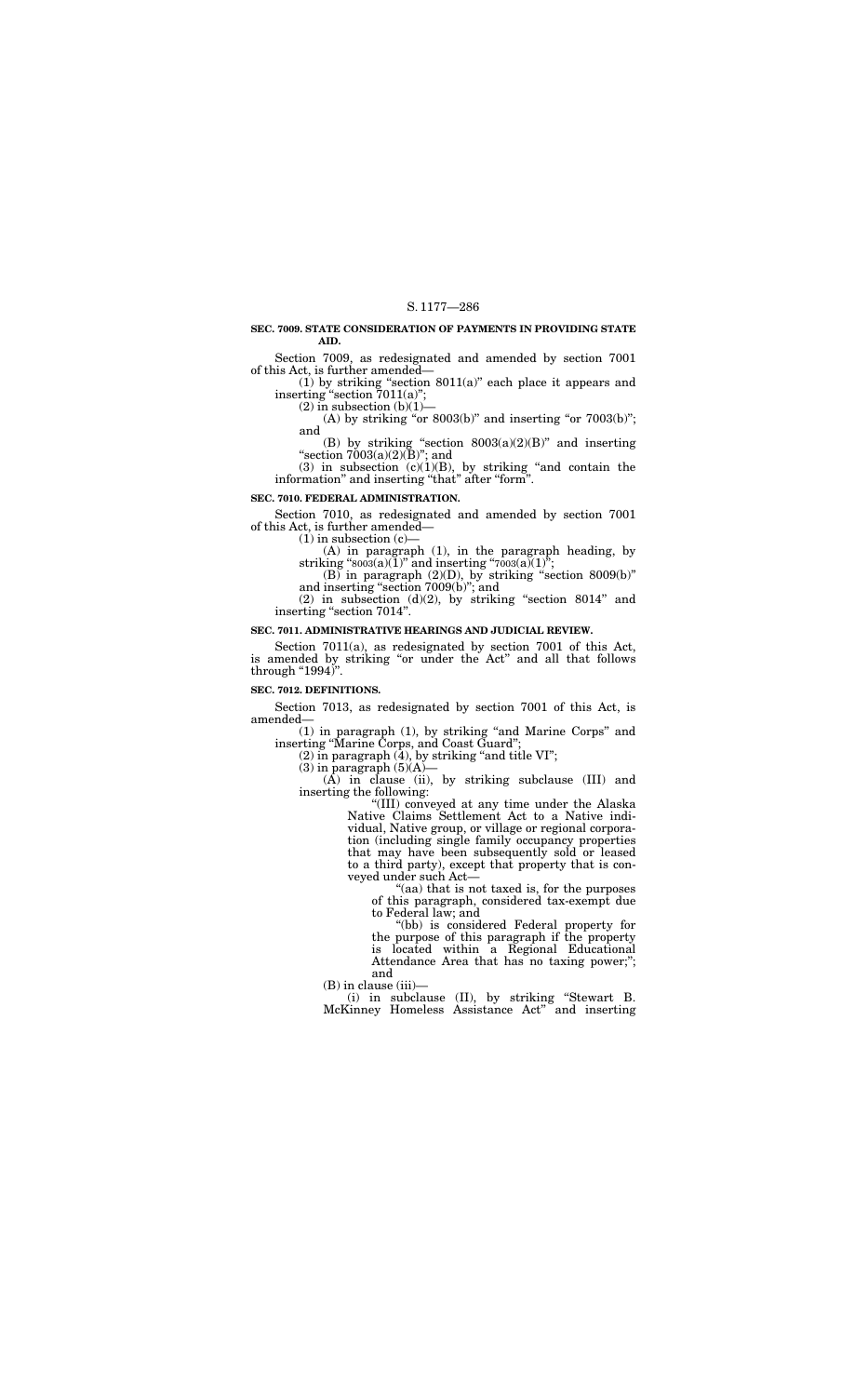**SEC. 7009. STATE CONSIDERATION OF PAYMENTS IN PROVIDING STATE AID.**

Section 7009, as redesignated and amended by section 7001 of this Act, is further amended—

(1) by striking "section 8011(a)" each place it appears and inserting "section 7011(a)";

(2) in subsection (b)(1)—

(A) by striking "or 8003(b)" and inserting "or 7003(b)"; and

(B) by striking "section 8003(a)(2)(B)" and inserting "section 7003(a)(2)(B)"; and

(3) in subsection (c)(1)(B), by striking "and contain the information" and inserting "that" after "form".

**SEC. 7010. FEDERAL ADMINISTRATION.**

Section 7010, as redesignated and amended by section 7001 of this Act, is further amended—

(1) in subsection (c)—

(A) in paragraph (1), in the paragraph heading, by striking "8003(a)(1)" and inserting "7003(a)(1)";

(B) in paragraph (2)(D), by striking "section 8009(b)" and inserting "section 7009(b)"; and

(2) in subsection (d)(2), by striking "section 8014" and inserting "section 7014".

**SEC. 7011. ADMINISTRATIVE HEARINGS AND JUDICIAL REVIEW.**

Section 7011(a), as redesignated by section 7001 of this Act, is amended by striking "or under the Act" and all that follows through "1994)".

**SEC. 7012. DEFINITIONS.**

Section 7013, as redesignated by section 7001 of this Act, is amended—

(1) in paragraph (1), by striking "and Marine Corps" and inserting "Marine Corps, and Coast Guard";

(2) in paragraph (4), by striking "and title VI";

(3) in paragraph (5)(A)—

(A) in clause (ii), by striking subclause (III) and inserting the following:

"(III) conveyed at any time under the Alaska Native Claims Settlement Act to a Native individual, Native group, or village or regional corporation (including single family occupancy properties that may have been subsequently sold or leased to a third party), except that property that is conveyed under such Act—

"(aa) that is not taxed is, for the purposes of this paragraph, considered tax-exempt due to Federal law; and

"(bb) is considered Federal property for the purpose of this paragraph if the property is located within a Regional Educational Attendance Area that has no taxing power;"; and

(B) in clause (iii)—

(i) in subclause (II), by striking "Stewart B. McKinney Homeless Assistance Act" and inserting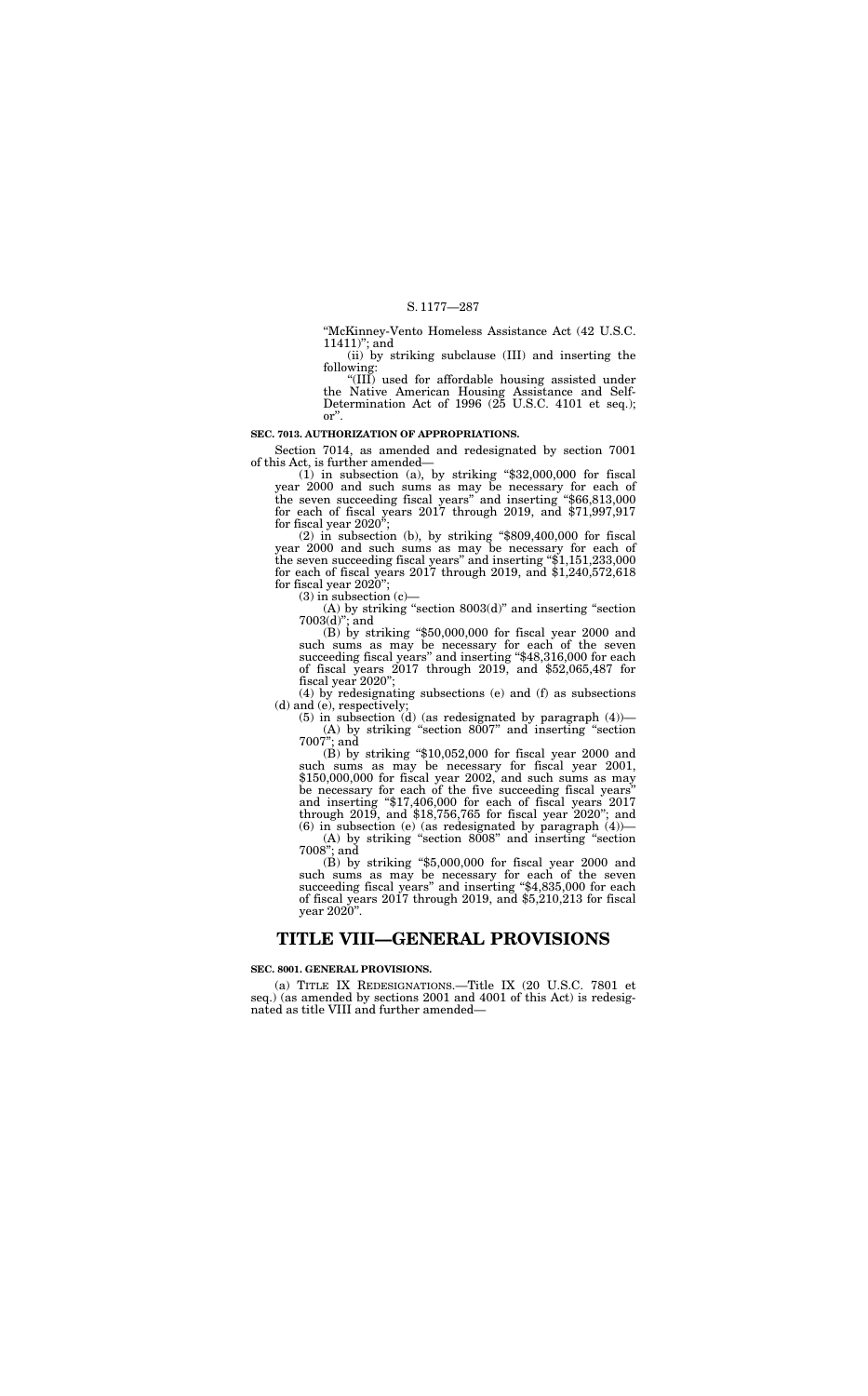"McKinney-Vento Homeless Assistance Act (42 U.S.C. 11411)"; and

(ii) by striking subclause (III) and inserting the following:

"(III) used for affordable housing assisted under the Native American Housing Assistance and Self-Determination Act of 1996 (25 U.S.C. 4101 et seq.); or".

**SEC. 7013. AUTHORIZATION OF APPROPRIATIONS.**

Section 7014, as amended and redesignated by section 7001 of this Act, is further amended—

(1) in subsection (a), by striking "$32,000,000 for fiscal year 2000 and such sums as may be necessary for each of the seven succeeding fiscal years" and inserting "$66,813,000 for each of fiscal years 2017 through 2019, and $71,997,917 for fiscal year 2020";

(2) in subsection (b), by striking "$809,400,000 for fiscal year 2000 and such sums as may be necessary for each of the seven succeeding fiscal years" and inserting "$1,151,233,000 for each of fiscal years 2017 through 2019, and $1,240,572,618 for fiscal year 2020";

(3) in subsection (c)—

(A) by striking "section 8003(d)" and inserting "section 7003(d)"; and

(B) by striking "$50,000,000 for fiscal year 2000 and such sums as may be necessary for each of the seven succeeding fiscal years" and inserting "$48,316,000 for each of fiscal years 2017 through 2019, and $52,065,487 for fiscal year 2020";

(4) by redesignating subsections (e) and (f) as subsections (d) and (e), respectively;

(5) in subsection (d) (as redesignated by paragraph (4))—

(A) by striking "section 8007" and inserting "section 7007"; and

(B) by striking "$10,052,000 for fiscal year 2000 and such sums as may be necessary for fiscal year 2001, $150,000,000 for fiscal year 2002, and such sums as may be necessary for each of the five succeeding fiscal years" and inserting "$17,406,000 for each of fiscal years 2017 through 2019, and $18,756,765 for fiscal year 2020"; and

(6) in subsection (e) (as redesignated by paragraph (4))—

(A) by striking "section 8008" and inserting "section 7008"; and

(B) by striking "$5,000,000 for fiscal year 2000 and such sums as may be necessary for each of the seven succeeding fiscal years" and inserting "$4,835,000 for each of fiscal years 2017 through 2019, and $5,210,213 for fiscal year 2020".

# TITLE VIII—GENERAL PROVISIONS

**SEC. 8001. GENERAL PROVISIONS.**

(a) TITLE IX REDESIGNATIONS.—Title IX (20 U.S.C. 7801 et seq.) (as amended by sections 2001 and 4001 of this Act) is redesignated as title VIII and further amended—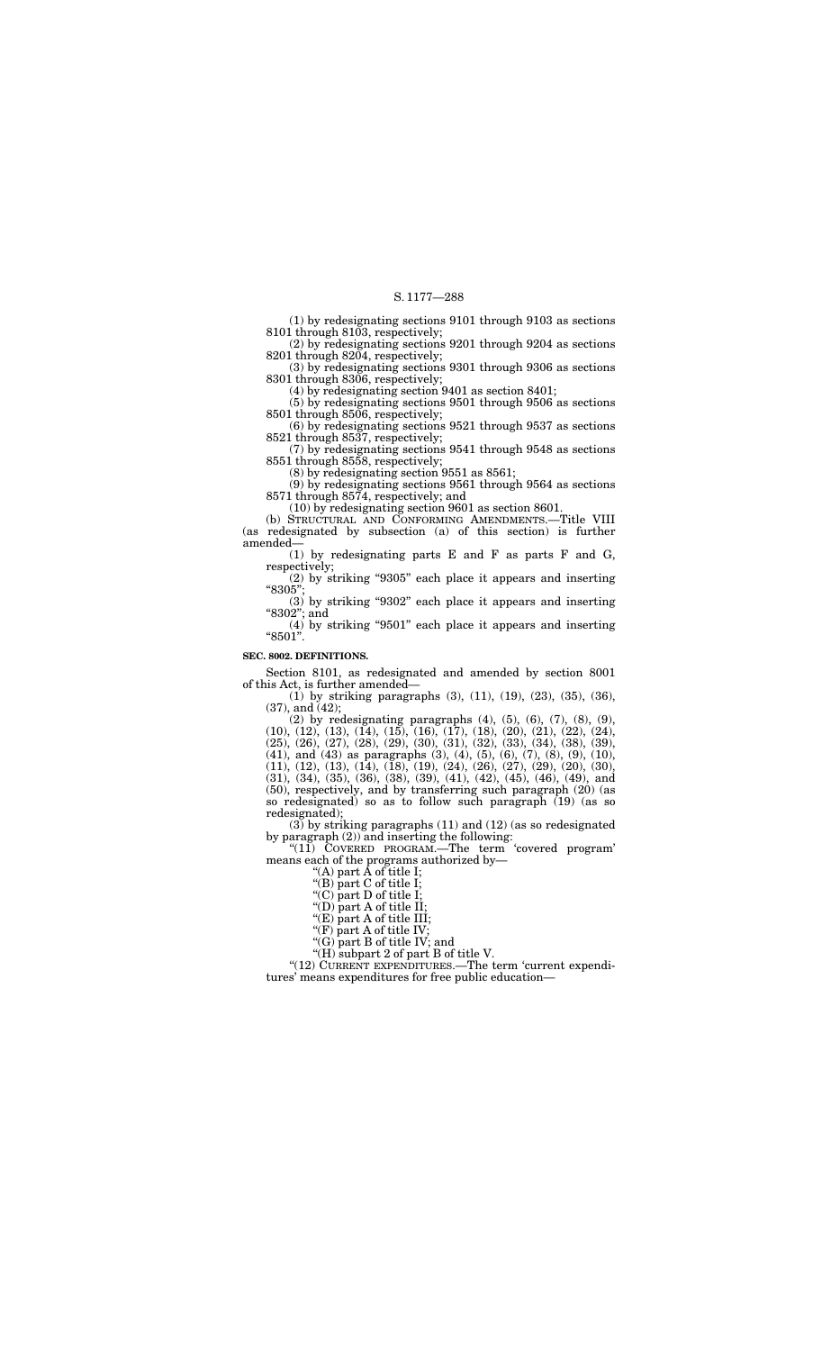(1) by redesignating sections 9101 through 9103 as sections 8101 through 8103, respectively;

(2) by redesignating sections 9201 through 9204 as sections 8201 through 8204, respectively;

(3) by redesignating sections 9301 through 9306 as sections 8301 through 8306, respectively;

(4) by redesignating section 9401 as section 8401;

(5) by redesignating sections 9501 through 9506 as sections 8501 through 8506, respectively;

(6) by redesignating sections 9521 through 9537 as sections 8521 through 8537, respectively;

(7) by redesignating sections 9541 through 9548 as sections 8551 through 8558, respectively;

(8) by redesignating section 9551 as 8561;

(9) by redesignating sections 9561 through 9564 as sections 8571 through 8574, respectively; and

(10) by redesignating section 9601 as section 8601.

(b) STRUCTURAL AND CONFORMING AMENDMENTS.—Title VIII (as redesignated by subsection (a) of this section) is further amended—

(1) by redesignating parts E and F as parts F and G, respectively;

(2) by striking "9305" each place it appears and inserting "8305";

(3) by striking "9302" each place it appears and inserting "8302"; and

(4) by striking "9501" each place it appears and inserting "8501".

**SEC. 8002. DEFINITIONS.**

Section 8101, as redesignated and amended by section 8001 of this Act, is further amended—

(1) by striking paragraphs (3), (11), (19), (23), (35), (36), (37), and (42);

(2) by redesignating paragraphs (4), (5), (6), (7), (8), (9), (10), (12), (13), (14), (15), (16), (17), (18), (20), (21), (22), (24), (25), (26), (27), (28), (29), (30), (31), (32), (33), (34), (38), (39), (41), and (43) as paragraphs (3), (4), (5), (6), (7), (8), (9), (10), (11), (12), (13), (14), (18), (19), (24), (26), (27), (29), (20), (30), (31), (34), (35), (36), (38), (39), (41), (42), (45), (46), (49), and (50), respectively, and by transferring such paragraph (20) (as so redesignated) so as to follow such paragraph (19) (as so redesignated);

(3) by striking paragraphs (11) and (12) (as so redesignated by paragraph (2)) and inserting the following:

"(11) COVERED PROGRAM.—The term 'covered program' means each of the programs authorized by—

"(A) part A of title I;

"(B) part C of title I;

"(C) part D of title I;

"(D) part A of title II;

"(E) part A of title III;

"(F) part A of title IV;

"(G) part B of title IV; and

"(H) subpart 2 of part B of title V.

"(12) CURRENT EXPENDITURES.—The term 'current expenditures' means expenditures for free public education—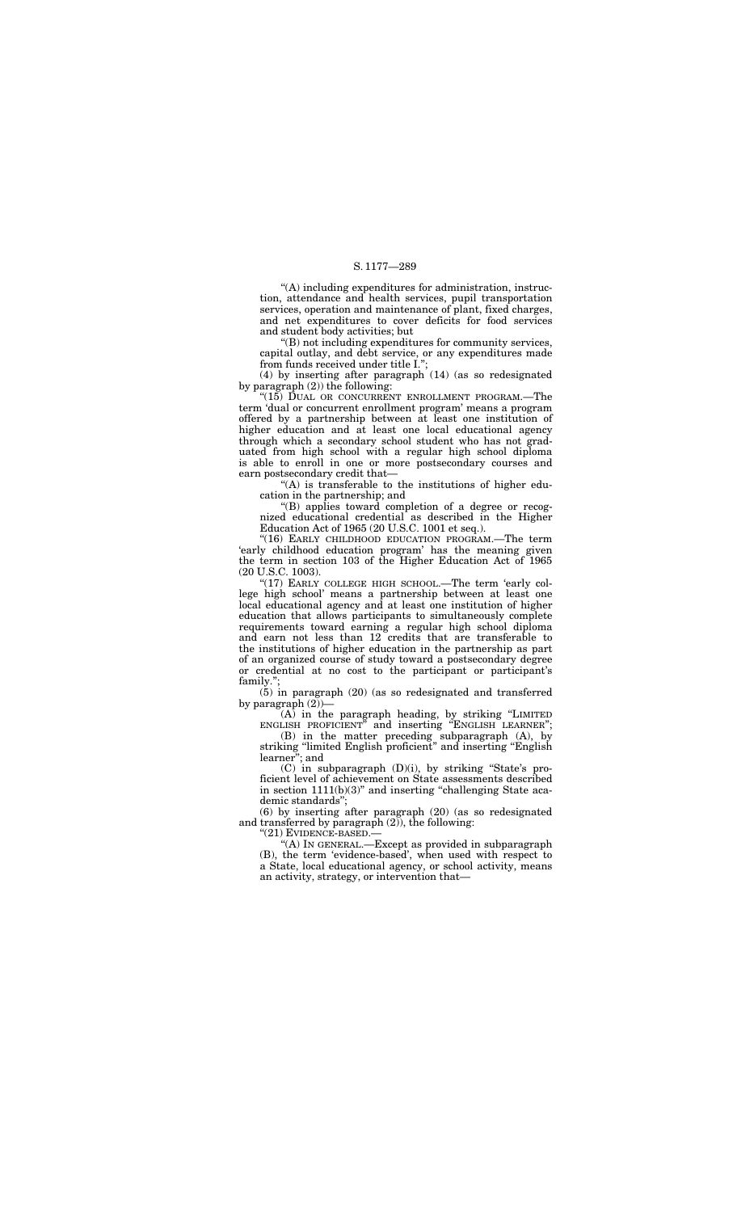"(A) including expenditures for administration, instruction, attendance and health services, pupil transportation services, operation and maintenance of plant, fixed charges, and net expenditures to cover deficits for food services and student body activities; but

"(B) not including expenditures for community services, capital outlay, and debt service, or any expenditures made from funds received under title I.";

(4) by inserting after paragraph (14) (as so redesignated by paragraph (2)) the following:

"(15) DUAL OR CONCURRENT ENROLLMENT PROGRAM.—The term 'dual or concurrent enrollment program' means a program offered by a partnership between at least one institution of higher education and at least one local educational agency through which a secondary school student who has not graduated from high school with a regular high school diploma is able to enroll in one or more postsecondary courses and earn postsecondary credit that—

"(A) is transferable to the institutions of higher education in the partnership; and

"(B) applies toward completion of a degree or recognized educational credential as described in the Higher Education Act of 1965 (20 U.S.C. 1001 et seq.).

"(16) EARLY CHILDHOOD EDUCATION PROGRAM.—The term 'early childhood education program' has the meaning given the term in section 103 of the Higher Education Act of 1965 (20 U.S.C. 1003).

"(17) EARLY COLLEGE HIGH SCHOOL.—The term 'early college high school' means a partnership between at least one local educational agency and at least one institution of higher education that allows participants to simultaneously complete requirements toward earning a regular high school diploma and earn not less than 12 credits that are transferable to the institutions of higher education in the partnership as part of an organized course of study toward a postsecondary degree or credential at no cost to the participant or participant's family.";

(5) in paragraph (20) (as so redesignated and transferred by paragraph (2))—

(A) in the paragraph heading, by striking "LIMITED ENGLISH PROFICIENT" and inserting "ENGLISH LEARNER";

(B) in the matter preceding subparagraph (A), by striking "limited English proficient" and inserting "English learner"; and

(C) in subparagraph (D)(i), by striking "State's proficient level of achievement on State assessments described in section 1111(b)(3)" and inserting "challenging State academic standards";

(6) by inserting after paragraph (20) (as so redesignated and transferred by paragraph (2)), the following:

"(21) EVIDENCE-BASED.—

"(A) IN GENERAL.—Except as provided in subparagraph (B), the term 'evidence-based', when used with respect to a State, local educational agency, or school activity, means an activity, strategy, or intervention that—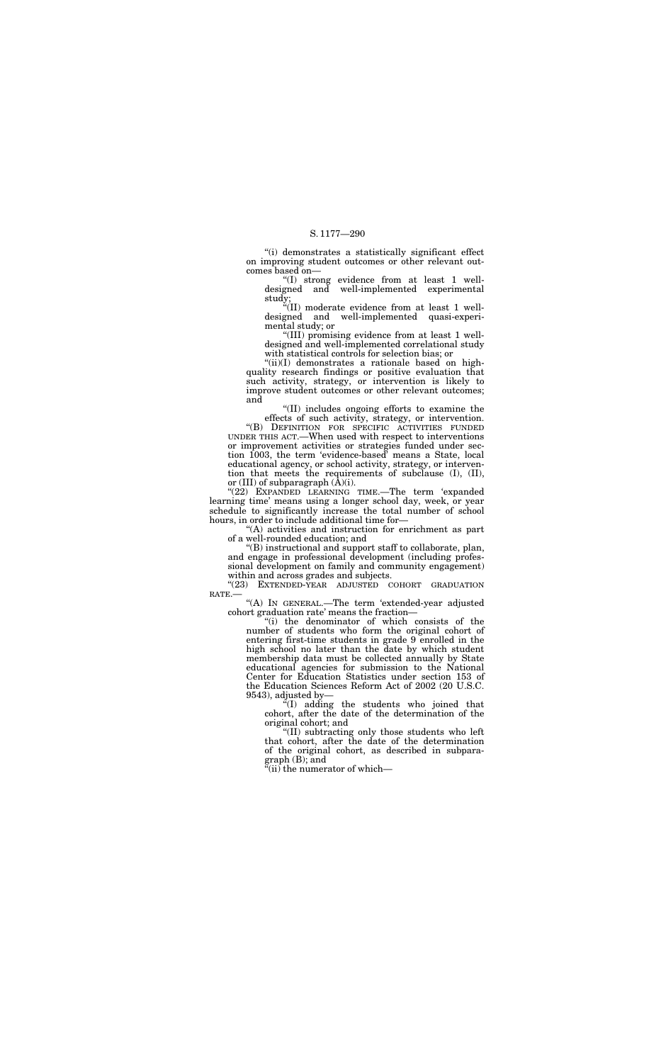"(i) demonstrates a statistically significant effect on improving student outcomes or other relevant outcomes based on—

"(I) strong evidence from at least 1 well-designed and well-implemented experimental study;

"(II) moderate evidence from at least 1 well-designed and well-implemented quasi-experimental study; or

"(III) promising evidence from at least 1 well-designed and well-implemented correlational study with statistical controls for selection bias; or

"(ii)(I) demonstrates a rationale based on high-quality research findings or positive evaluation that such activity, strategy, or intervention is likely to improve student outcomes or other relevant outcomes; and

"(II) includes ongoing efforts to examine the effects of such activity, strategy, or intervention.

"(B) DEFINITION FOR SPECIFIC ACTIVITIES FUNDED UNDER THIS ACT.—When used with respect to interventions or improvement activities or strategies funded under section 1003, the term 'evidence-based' means a State, local educational agency, or school activity, strategy, or intervention that meets the requirements of subclause (I), (II), or (III) of subparagraph (A)(i).

"(22) EXPANDED LEARNING TIME.—The term 'expanded learning time' means using a longer school day, week, or year schedule to significantly increase the total number of school hours, in order to include additional time for—

"(A) activities and instruction for enrichment as part of a well-rounded education; and

"(B) instructional and support staff to collaborate, plan, and engage in professional development (including professional development on family and community engagement) within and across grades and subjects.

"(23) EXTENDED-YEAR ADJUSTED COHORT GRADUATION RATE.—

"(A) IN GENERAL.—The term 'extended-year adjusted cohort graduation rate' means the fraction—

"(i) the denominator of which consists of the number of students who form the original cohort of entering first-time students in grade 9 enrolled in the high school no later than the date by which student membership data must be collected annually by State educational agencies for submission to the National Center for Education Statistics under section 153 of the Education Sciences Reform Act of 2002 (20 U.S.C. 9543), adjusted by—

"(I) adding the students who joined that cohort, after the date of the determination of the original cohort; and

"(II) subtracting only those students who left that cohort, after the date of the determination of the original cohort, as described in subparagraph (B); and

"(ii) the numerator of which—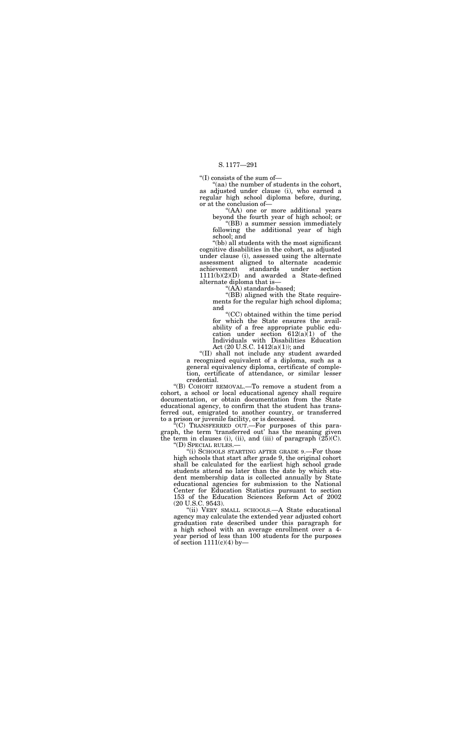"(I) consists of the sum of—

"(aa) the number of students in the cohort, as adjusted under clause (i), who earned a regular high school diploma before, during, or at the conclusion of—

"(AA) one or more additional years beyond the fourth year of high school; or

"(BB) a summer session immediately following the additional year of high school; and

"(bb) all students with the most significant cognitive disabilities in the cohort, as adjusted under clause (i), assessed using the alternate assessment aligned to alternate academic achievement standards under section 1111(b)(2)(D) and awarded a State-defined alternate diploma that is—

"(AA) standards-based;

"(BB) aligned with the State requirements for the regular high school diploma; and

"(CC) obtained within the time period for which the State ensures the availability of a free appropriate public education under section 612(a)(1) of the Individuals with Disabilities Education Act (20 U.S.C. 1412(a)(1)); and

"(II) shall not include any student awarded a recognized equivalent of a diploma, such as a general equivalency diploma, certificate of completion, certificate of attendance, or similar lesser credential.

"(B) COHORT REMOVAL.—To remove a student from a cohort, a school or local educational agency shall require documentation, or obtain documentation from the State educational agency, to confirm that the student has transferred out, emigrated to another country, or transferred to a prison or juvenile facility, or is deceased.

"(C) TRANSFERRED OUT.—For purposes of this paragraph, the term 'transferred out' has the meaning given the term in clauses (i), (ii), and (iii) of paragraph (25)(C).

"(D) SPECIAL RULES.—

"(i) SCHOOLS STARTING AFTER GRADE 9.—For those high schools that start after grade 9, the original cohort shall be calculated for the earliest high school grade students attend no later than the date by which student membership data is collected annually by State educational agencies for submission to the National Center for Education Statistics pursuant to section 153 of the Education Sciences Reform Act of 2002 (20 U.S.C. 9543).

"(ii) VERY SMALL SCHOOLS.—A State educational agency may calculate the extended year adjusted cohort graduation rate described under this paragraph for a high school with an average enrollment over a 4-year period of less than 100 students for the purposes of section 1111(c)(4) by—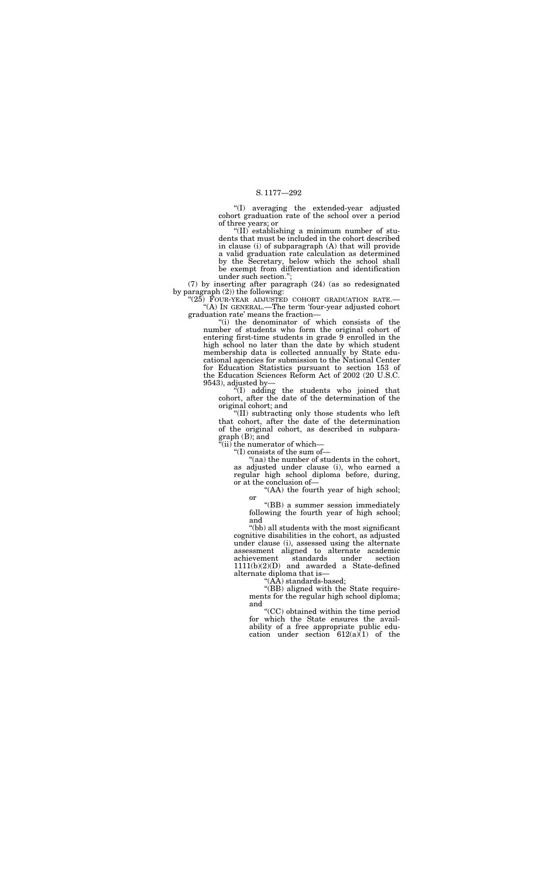"(I) averaging the extended-year adjusted cohort graduation rate of the school over a period of three years; or

"(II) establishing a minimum number of students that must be included in the cohort described in clause (i) of subparagraph (A) that will provide a valid graduation rate calculation as determined by the Secretary, below which the school shall be exempt from differentiation and identification under such section.";

(7) by inserting after paragraph (24) (as so redesignated by paragraph (2)) the following:

"(25) FOUR-YEAR ADJUSTED COHORT GRADUATION RATE.—

"(A) IN GENERAL.—The term 'four-year adjusted cohort graduation rate' means the fraction—

"(i) the denominator of which consists of the number of students who form the original cohort of entering first-time students in grade 9 enrolled in the high school no later than the date by which student membership data is collected annually by State educational agencies for submission to the National Center for Education Statistics pursuant to section 153 of the Education Sciences Reform Act of 2002 (20 U.S.C. 9543), adjusted by—

"(I) adding the students who joined that cohort, after the date of the determination of the original cohort; and

"(II) subtracting only those students who left that cohort, after the date of the determination of the original cohort, as described in subparagraph (B); and

"(ii) the numerator of which—

"(I) consists of the sum of—

"(aa) the number of students in the cohort, as adjusted under clause (i), who earned a regular high school diploma before, during, or at the conclusion of—

"(AA) the fourth year of high school; or

"(BB) a summer session immediately following the fourth year of high school; and

"(bb) all students with the most significant cognitive disabilities in the cohort, as adjusted under clause (i), assessed using the alternate assessment aligned to alternate academic achievement standards under section 1111(b)(2)(D) and awarded a State-defined alternate diploma that is—

"(AA) standards-based;

"(BB) aligned with the State requirements for the regular high school diploma; and

"(CC) obtained within the time period for which the State ensures the availability of a free appropriate public education under section 612(a)(1) of the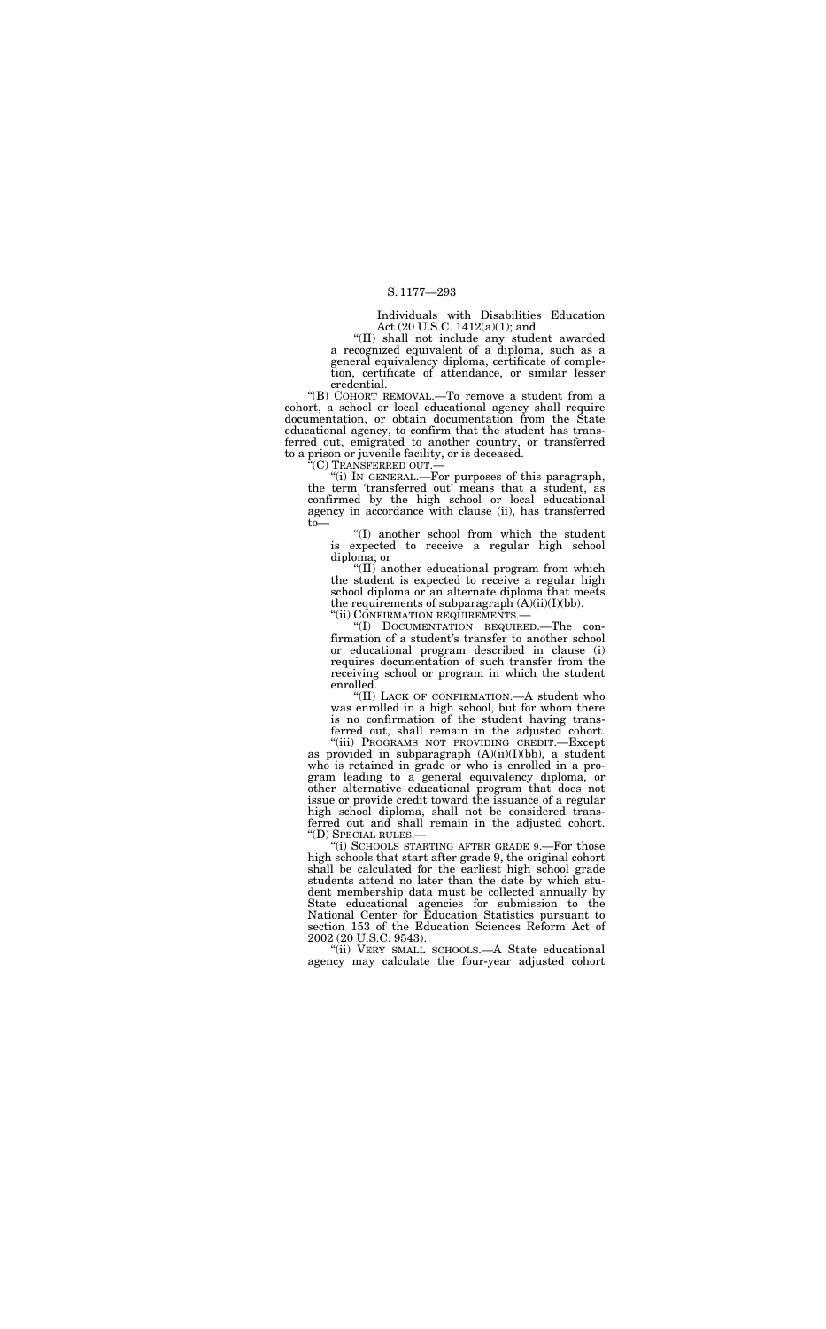Individuals with Disabilities Education Act (20 U.S.C. 1412(a)(1); and

"(II) shall not include any student awarded a recognized equivalent of a diploma, such as a general equivalency diploma, certificate of completion, certificate of attendance, or similar lesser credential.

"(B) COHORT REMOVAL.—To remove a student from a cohort, a school or local educational agency shall require documentation, or obtain documentation from the State educational agency, to confirm that the student has transferred out, emigrated to another country, or transferred to a prison or juvenile facility, or is deceased.

"(C) TRANSFERRED OUT.—

"(i) IN GENERAL.—For purposes of this paragraph, the term 'transferred out' means that a student, as confirmed by the high school or local educational agency in accordance with clause (ii), has transferred to—

"(I) another school from which the student is expected to receive a regular high school diploma; or

"(II) another educational program from which the student is expected to receive a regular high school diploma or an alternate diploma that meets the requirements of subparagraph (A)(ii)(I)(bb).

"(ii) CONFIRMATION REQUIREMENTS.—

"(I) DOCUMENTATION REQUIRED.—The confirmation of a student's transfer to another school or educational program described in clause (i) requires documentation of such transfer from the receiving school or program in which the student enrolled.

"(II) LACK OF CONFIRMATION.—A student who was enrolled in a high school, but for whom there is no confirmation of the student having transferred out, shall remain in the adjusted cohort.

"(iii) PROGRAMS NOT PROVIDING CREDIT.—Except as provided in subparagraph (A)(ii)(I)(bb), a student who is retained in grade or who is enrolled in a program leading to a general equivalency diploma, or other alternative educational program that does not issue or provide credit toward the issuance of a regular high school diploma, shall not be considered transferred out and shall remain in the adjusted cohort.

"(D) SPECIAL RULES.—

"(i) SCHOOLS STARTING AFTER GRADE 9.—For those high schools that start after grade 9, the original cohort shall be calculated for the earliest high school grade students attend no later than the date by which student membership data must be collected annually by State educational agencies for submission to the National Center for Education Statistics pursuant to section 153 of the Education Sciences Reform Act of 2002 (20 U.S.C. 9543).

"(ii) VERY SMALL SCHOOLS.—A State educational agency may calculate the four-year adjusted cohort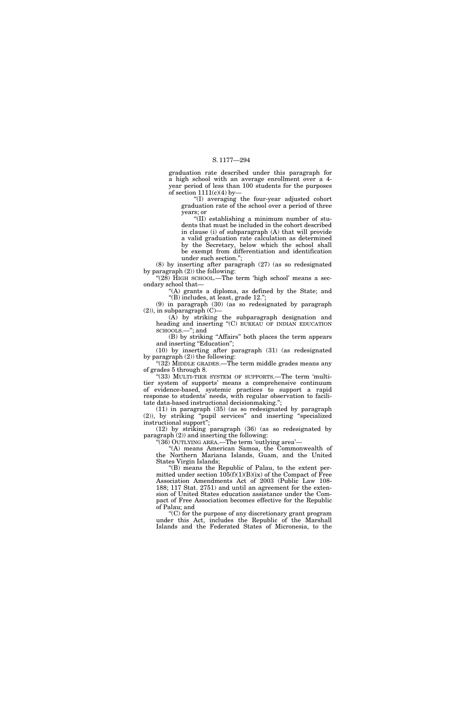graduation rate described under this paragraph for a high school with an average enrollment over a 4-year period of less than 100 students for the purposes of section 1111(c)(4) by—

"(I) averaging the four-year adjusted cohort graduation rate of the school over a period of three years; or

"(II) establishing a minimum number of students that must be included in the cohort described in clause (i) of subparagraph (A) that will provide a valid graduation rate calculation as determined by the Secretary, below which the school shall be exempt from differentiation and identification under such section.";

(8) by inserting after paragraph (27) (as so redesignated by paragraph (2)) the following:

"(28) HIGH SCHOOL.—The term 'high school' means a secondary school that—

"(A) grants a diploma, as defined by the State; and

"(B) includes, at least, grade 12.";

(9) in paragraph (30) (as so redesignated by paragraph (2)), in subparagraph (C)—

(A) by striking the subparagraph designation and heading and inserting "(C) BUREAU OF INDIAN EDUCATION SCHOOLS.—"; and

(B) by striking "Affairs" both places the term appears and inserting "Education";

(10) by inserting after paragraph (31) (as redesignated by paragraph (2)) the following:

"(32) MIDDLE GRADES.—The term middle grades means any of grades 5 through 8.

"(33) MULTI-TIER SYSTEM OF SUPPORTS.—The term 'multi-tier system of supports' means a comprehensive continuum of evidence-based, systemic practices to support a rapid response to students' needs, with regular observation to facilitate data-based instructional decisionmaking.";

(11) in paragraph (35) (as so redesignated by paragraph (2)), by striking "pupil services" and inserting "specialized instructional support";

(12) by striking paragraph (36) (as so redesignated by paragraph (2)) and inserting the following:

"(36) OUTLYING AREA.—The term 'outlying area'—

"(A) means American Samoa, the Commonwealth of the Northern Mariana Islands, Guam, and the United States Virgin Islands;

"(B) means the Republic of Palau, to the extent permitted under section 105(f)(1)(B)(ix) of the Compact of Free Association Amendments Act of 2003 (Public Law 108-188; 117 Stat. 2751) and until an agreement for the extension of United States education assistance under the Compact of Free Association becomes effective for the Republic of Palau; and

"(C) for the purpose of any discretionary grant program under this Act, includes the Republic of the Marshall Islands and the Federated States of Micronesia, to the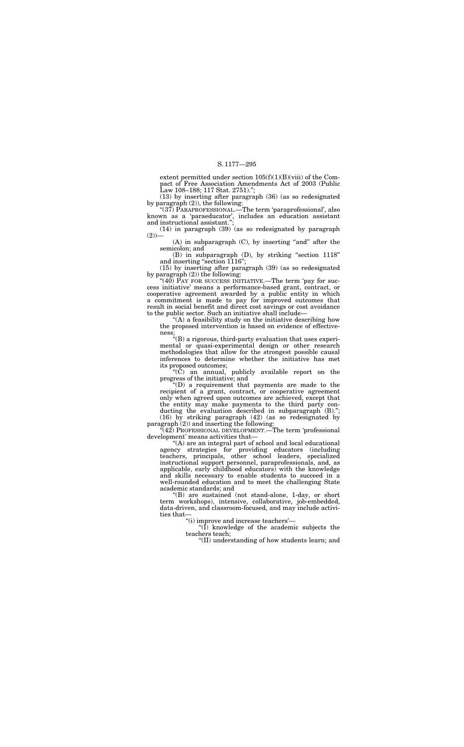extent permitted under section 105(f)(1)(B)(viii) of the Compact of Free Association Amendments Act of 2003 (Public Law 108–188; 117 Stat. 2751).'';

(13) by inserting after paragraph (36) (as so redesignated by paragraph (2)), the following:

''(37) PARAPROFESSIONAL.—The term 'paraprofessional', also known as a 'paraeducator', includes an education assistant and instructional assistant.'';

(14) in paragraph (39) (as so redesignated by paragraph (2))—

(A) in subparagraph (C), by inserting ''and'' after the semicolon; and

(B) in subparagraph (D), by striking ''section 1118'' and inserting ''section 1116'';

(15) by inserting after paragraph (39) (as so redesignated by paragraph (2)) the following:

''(40) PAY FOR SUCCESS INITIATIVE.—The term 'pay for success initiative' means a performance-based grant, contract, or cooperative agreement awarded by a public entity in which a commitment is made to pay for improved outcomes that result in social benefit and direct cost savings or cost avoidance to the public sector. Such an initiative shall include—

''(A) a feasibility study on the initiative describing how the proposed intervention is based on evidence of effectiveness;

''(B) a rigorous, third-party evaluation that uses experimental or quasi-experimental design or other research methodologies that allow for the strongest possible causal inferences to determine whether the initiative has met its proposed outcomes;

''(C) an annual, publicly available report on the progress of the initiative; and

''(D) a requirement that payments are made to the recipient of a grant, contract, or cooperative agreement only when agreed upon outcomes are achieved, except that the entity may make payments to the third party conducting the evaluation described in subparagraph (B).'';

(16) by striking paragraph (42) (as so redesignated by paragraph (2)) and inserting the following:

''(42) PROFESSIONAL DEVELOPMENT.—The term 'professional development' means activities that—

''(A) are an integral part of school and local educational agency strategies for providing educators (including teachers, principals, other school leaders, specialized instructional support personnel, paraprofessionals, and, as applicable, early childhood educators) with the knowledge and skills necessary to enable students to succeed in a well-rounded education and to meet the challenging State academic standards; and

''(B) are sustained (not stand-alone, 1-day, or short term workshops), intensive, collaborative, job-embedded, data-driven, and classroom-focused, and may include activities that—

''(i) improve and increase teachers'—

''(I) knowledge of the academic subjects the teachers teach;

''(II) understanding of how students learn; and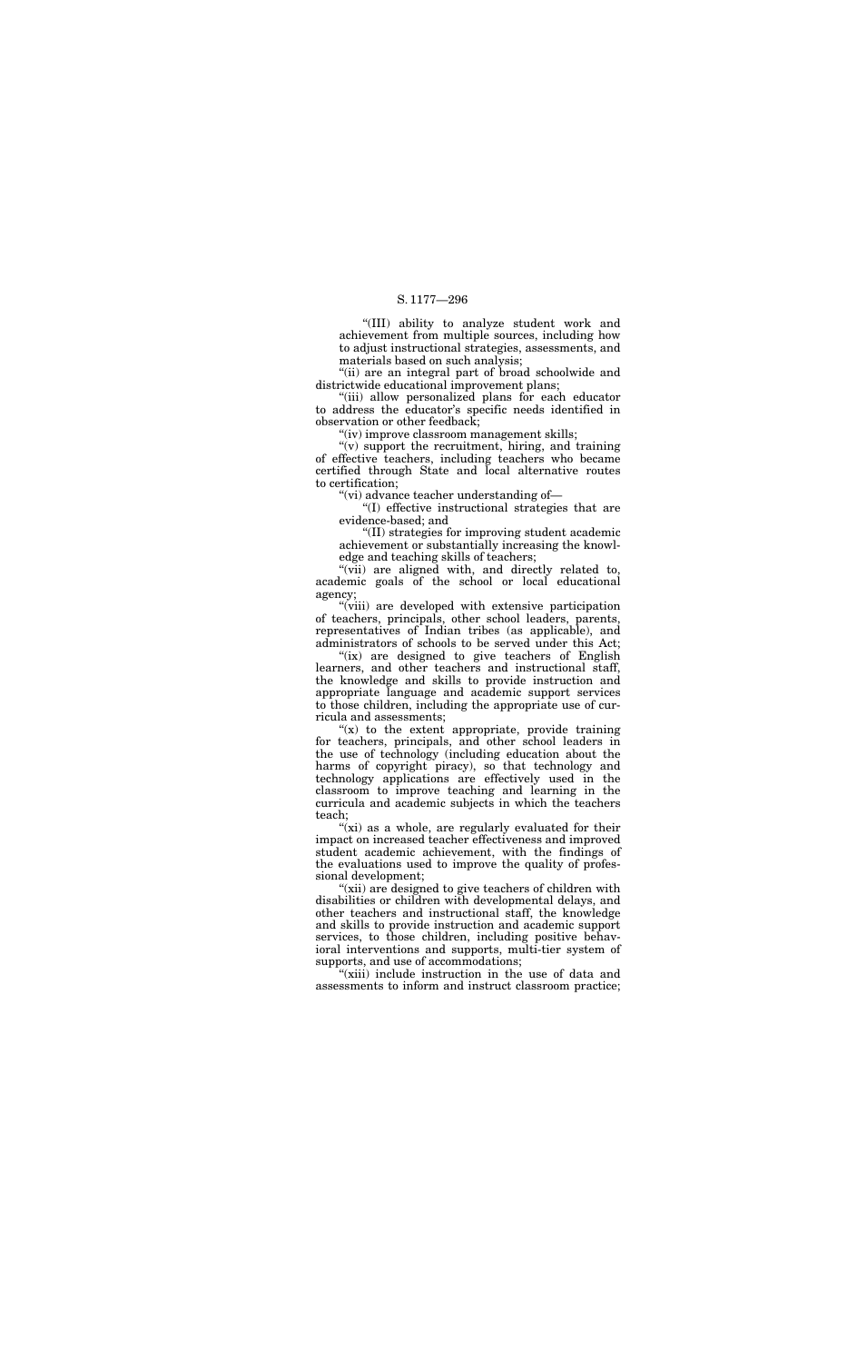"(III) ability to analyze student work and achievement from multiple sources, including how to adjust instructional strategies, assessments, and materials based on such analysis;

"(ii) are an integral part of broad schoolwide and districtwide educational improvement plans;

"(iii) allow personalized plans for each educator to address the educator's specific needs identified in observation or other feedback;

"(iv) improve classroom management skills;

"(v) support the recruitment, hiring, and training of effective teachers, including teachers who became certified through State and local alternative routes to certification;

"(vi) advance teacher understanding of—

"(I) effective instructional strategies that are evidence-based; and

"(II) strategies for improving student academic achievement or substantially increasing the knowledge and teaching skills of teachers;

"(vii) are aligned with, and directly related to, academic goals of the school or local educational agency;

"(viii) are developed with extensive participation of teachers, principals, other school leaders, parents, representatives of Indian tribes (as applicable), and administrators of schools to be served under this Act;

"(ix) are designed to give teachers of English learners, and other teachers and instructional staff, the knowledge and skills to provide instruction and appropriate language and academic support services to those children, including the appropriate use of curricula and assessments;

"(x) to the extent appropriate, provide training for teachers, principals, and other school leaders in the use of technology (including education about the harms of copyright piracy), so that technology and technology applications are effectively used in the classroom to improve teaching and learning in the curricula and academic subjects in which the teachers teach;

"(xi) as a whole, are regularly evaluated for their impact on increased teacher effectiveness and improved student academic achievement, with the findings of the evaluations used to improve the quality of professional development;

"(xii) are designed to give teachers of children with disabilities or children with developmental delays, and other teachers and instructional staff, the knowledge and skills to provide instruction and academic support services, to those children, including positive behavioral interventions and supports, multi-tier system of supports, and use of accommodations;

"(xiii) include instruction in the use of data and assessments to inform and instruct classroom practice;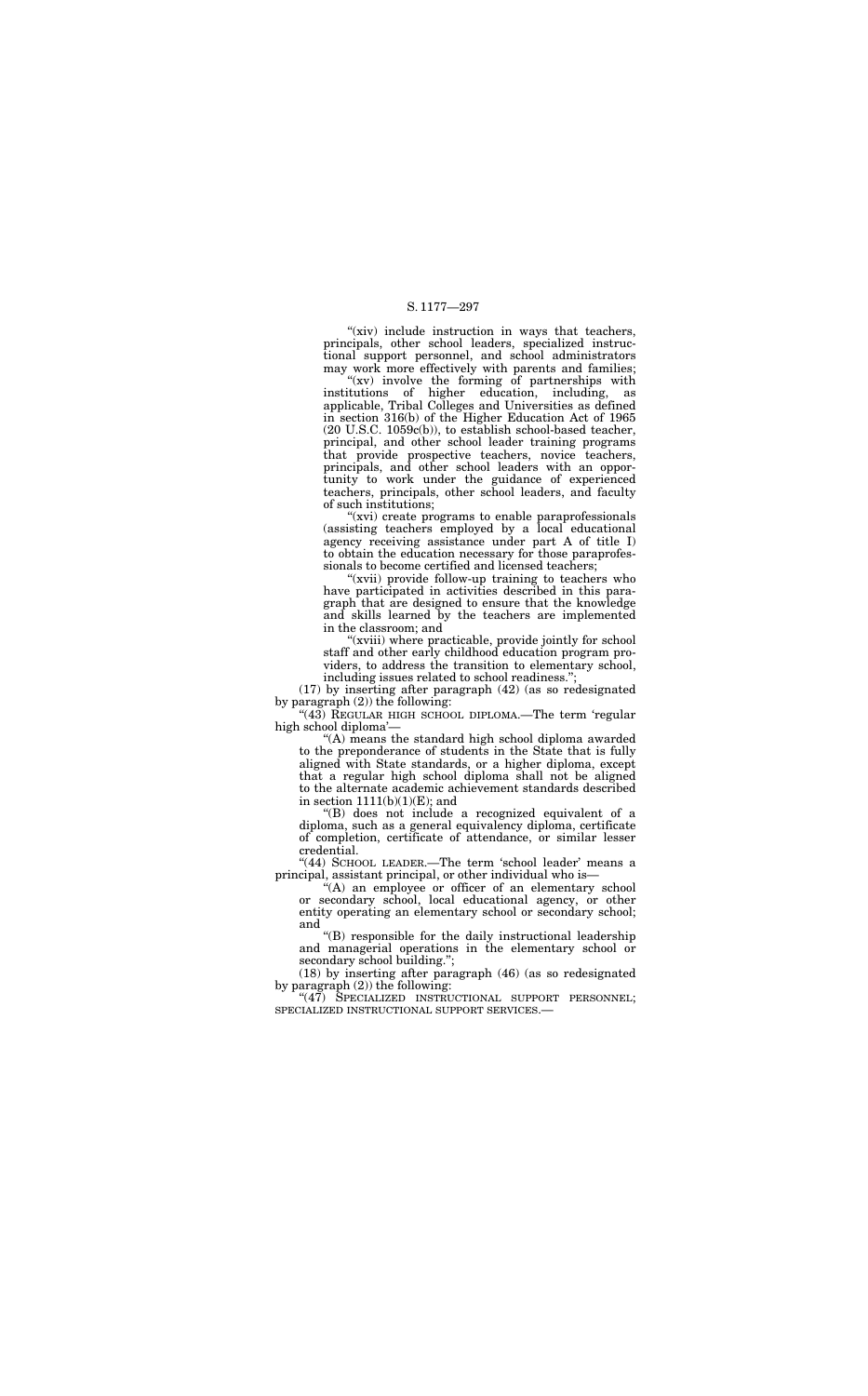"(xiv) include instruction in ways that teachers, principals, other school leaders, specialized instructional support personnel, and school administrators may work more effectively with parents and families;

"(xv) involve the forming of partnerships with institutions of higher education, including, as applicable, Tribal Colleges and Universities as defined in section 316(b) of the Higher Education Act of 1965 (20 U.S.C. 1059c(b)), to establish school-based teacher, principal, and other school leader training programs that provide prospective teachers, novice teachers, principals, and other school leaders with an opportunity to work under the guidance of experienced teachers, principals, other school leaders, and faculty of such institutions;

"(xvi) create programs to enable paraprofessionals (assisting teachers employed by a local educational agency receiving assistance under part A of title I) to obtain the education necessary for those paraprofessionals to become certified and licensed teachers;

"(xvii) provide follow-up training to teachers who have participated in activities described in this paragraph that are designed to ensure that the knowledge and skills learned by the teachers are implemented in the classroom; and

"(xviii) where practicable, provide jointly for school staff and other early childhood education program providers, to address the transition to elementary school, including issues related to school readiness.";

(17) by inserting after paragraph (42) (as so redesignated by paragraph (2)) the following:

"(43) REGULAR HIGH SCHOOL DIPLOMA.—The term 'regular high school diploma'—

"(A) means the standard high school diploma awarded to the preponderance of students in the State that is fully aligned with State standards, or a higher diploma, except that a regular high school diploma shall not be aligned to the alternate academic achievement standards described in section 1111(b)(1)(E); and

"(B) does not include a recognized equivalent of a diploma, such as a general equivalency diploma, certificate of completion, certificate of attendance, or similar lesser credential.

"(44) SCHOOL LEADER.—The term 'school leader' means a principal, assistant principal, or other individual who is—

"(A) an employee or officer of an elementary school or secondary school, local educational agency, or other entity operating an elementary school or secondary school; and

"(B) responsible for the daily instructional leadership and managerial operations in the elementary school or secondary school building.";

(18) by inserting after paragraph (46) (as so redesignated by paragraph (2)) the following:

"(47) SPECIALIZED INSTRUCTIONAL SUPPORT PERSONNEL; SPECIALIZED INSTRUCTIONAL SUPPORT SERVICES.—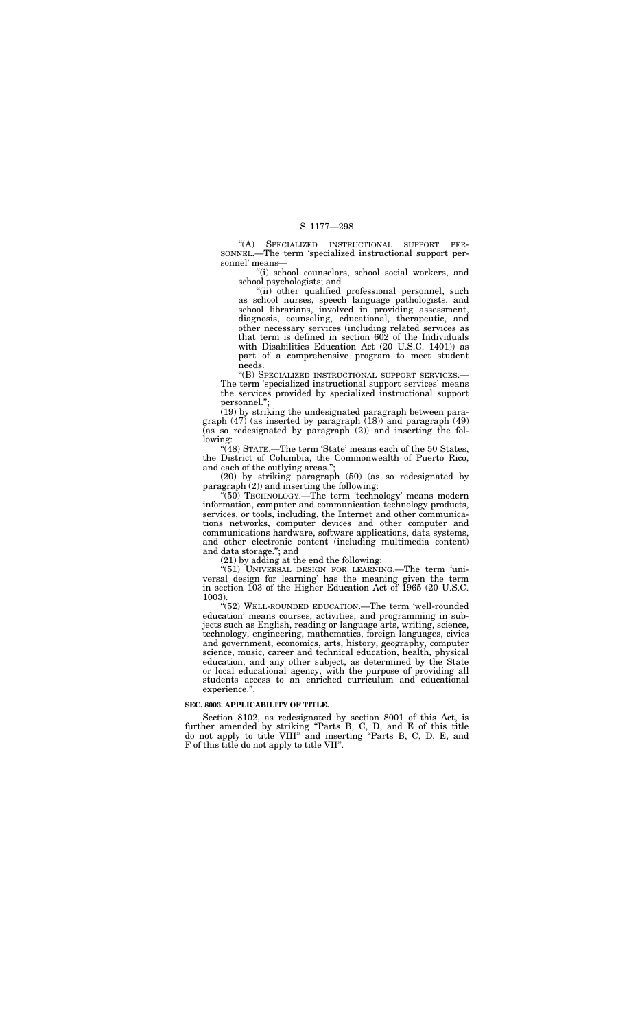"(A) SPECIALIZED INSTRUCTIONAL SUPPORT PERSONNEL.—The term 'specialized instructional support personnel' means—

"(i) school counselors, school social workers, and school psychologists; and

"(ii) other qualified professional personnel, such as school nurses, speech language pathologists, and school librarians, involved in providing assessment, diagnosis, counseling, educational, therapeutic, and other necessary services (including related services as that term is defined in section 602 of the Individuals with Disabilities Education Act (20 U.S.C. 1401)) as part of a comprehensive program to meet student needs.

"(B) SPECIALIZED INSTRUCTIONAL SUPPORT SERVICES.—The term 'specialized instructional support services' means the services provided by specialized instructional support personnel.";

(19) by striking the undesignated paragraph between paragraph (47) (as inserted by paragraph (18)) and paragraph (49) (as so redesignated by paragraph (2)) and inserting the following:

"(48) STATE.—The term 'State' means each of the 50 States, the District of Columbia, the Commonwealth of Puerto Rico, and each of the outlying areas.";

(20) by striking paragraph (50) (as so redesignated by paragraph (2)) and inserting the following:

"(50) TECHNOLOGY.—The term 'technology' means modern information, computer and communication technology products, services, or tools, including, the Internet and other communications networks, computer devices and other computer and communications hardware, software applications, data systems, and other electronic content (including multimedia content) and data storage."; and

(21) by adding at the end the following:

"(51) UNIVERSAL DESIGN FOR LEARNING.—The term 'universal design for learning' has the meaning given the term in section 103 of the Higher Education Act of 1965 (20 U.S.C. 1003).

"(52) WELL-ROUNDED EDUCATION.—The term 'well-rounded education' means courses, activities, and programming in subjects such as English, reading or language arts, writing, science, technology, engineering, mathematics, foreign languages, civics and government, economics, arts, history, geography, computer science, music, career and technical education, health, physical education, and any other subject, as determined by the State or local educational agency, with the purpose of providing all students access to an enriched curriculum and educational experience.".

**SEC. 8003. APPLICABILITY OF TITLE.**

Section 8102, as redesignated by section 8001 of this Act, is further amended by striking "Parts B, C, D, and E of this title do not apply to title VIII" and inserting "Parts B, C, D, E, and F of this title do not apply to title VII".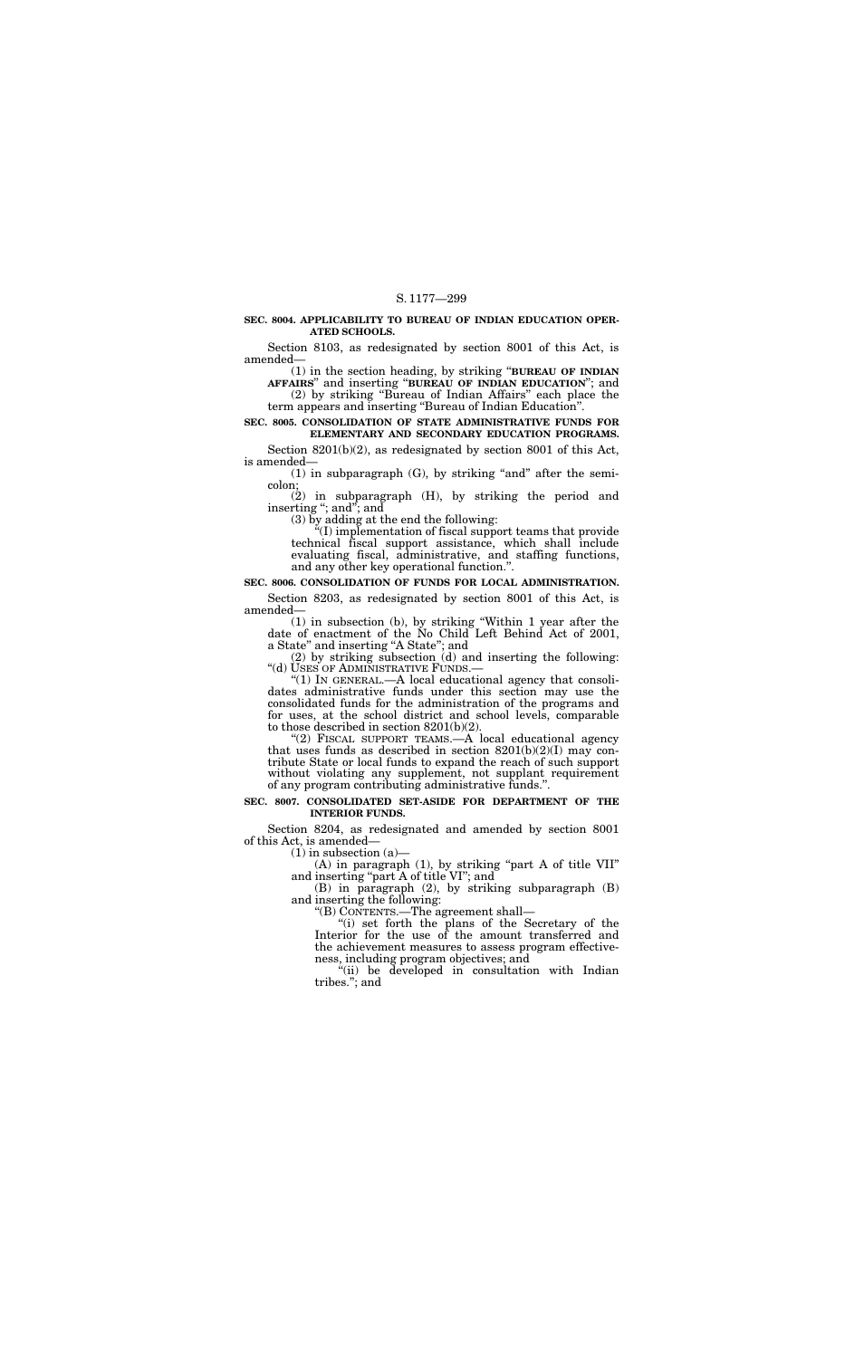**SEC. 8004. APPLICABILITY TO BUREAU OF INDIAN EDUCATION OPERATED SCHOOLS.**

Section 8103, as redesignated by section 8001 of this Act, is amended—

(1) in the section heading, by striking "**BUREAU OF INDIAN AFFAIRS**" and inserting "**BUREAU OF INDIAN EDUCATION**"; and

(2) by striking "Bureau of Indian Affairs" each place the term appears and inserting "Bureau of Indian Education".

**SEC. 8005. CONSOLIDATION OF STATE ADMINISTRATIVE FUNDS FOR ELEMENTARY AND SECONDARY EDUCATION PROGRAMS.**

Section 8201(b)(2), as redesignated by section 8001 of this Act, is amended—

(1) in subparagraph (G), by striking "and" after the semicolon;

(2) in subparagraph (H), by striking the period and inserting "; and"; and

(3) by adding at the end the following:

"(I) implementation of fiscal support teams that provide technical fiscal support assistance, which shall include evaluating fiscal, administrative, and staffing functions, and any other key operational function.".

**SEC. 8006. CONSOLIDATION OF FUNDS FOR LOCAL ADMINISTRATION.**

Section 8203, as redesignated by section 8001 of this Act, is amended—

(1) in subsection (b), by striking "Within 1 year after the date of enactment of the No Child Left Behind Act of 2001, a State" and inserting "A State"; and

(2) by striking subsection (d) and inserting the following:

"(d) USES OF ADMINISTRATIVE FUNDS.—

"(1) IN GENERAL.—A local educational agency that consolidates administrative funds under this section may use the consolidated funds for the administration of the programs and for uses, at the school district and school levels, comparable to those described in section 8201(b)(2).

"(2) FISCAL SUPPORT TEAMS.—A local educational agency that uses funds as described in section 8201(b)(2)(I) may contribute State or local funds to expand the reach of such support without violating any supplement, not supplant requirement of any program contributing administrative funds.".

**SEC. 8007. CONSOLIDATED SET-ASIDE FOR DEPARTMENT OF THE INTERIOR FUNDS.**

Section 8204, as redesignated and amended by section 8001 of this Act, is amended—

(1) in subsection (a)—

(A) in paragraph (1), by striking "part A of title VII" and inserting "part A of title VI"; and

(B) in paragraph (2), by striking subparagraph (B) and inserting the following:

"(B) CONTENTS.—The agreement shall—

"(i) set forth the plans of the Secretary of the Interior for the use of the amount transferred and the achievement measures to assess program effectiveness, including program objectives; and

"(ii) be developed in consultation with Indian tribes."; and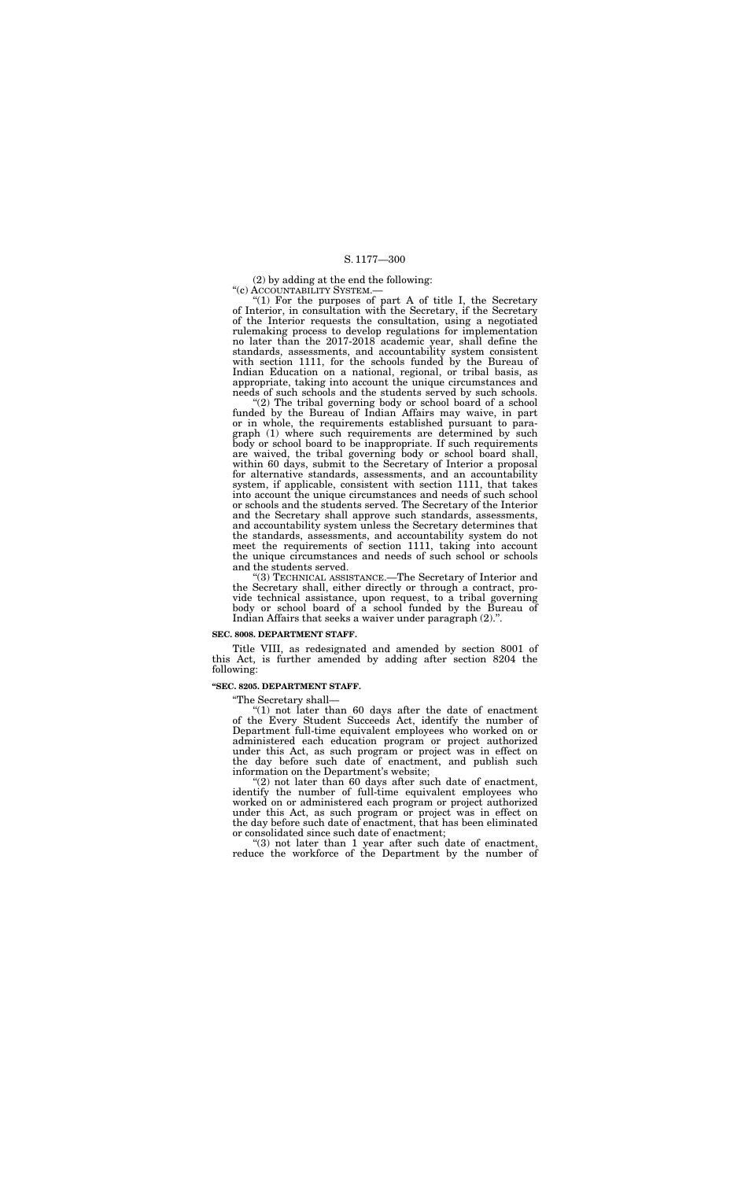(2) by adding at the end the following:

"(c) ACCOUNTABILITY SYSTEM.—

"(1) For the purposes of part A of title I, the Secretary of Interior, in consultation with the Secretary, if the Secretary of the Interior requests the consultation, using a negotiated rulemaking process to develop regulations for implementation no later than the 2017-2018 academic year, shall define the standards, assessments, and accountability system consistent with section 1111, for the schools funded by the Bureau of Indian Education on a national, regional, or tribal basis, as appropriate, taking into account the unique circumstances and needs of such schools and the students served by such schools.

"(2) The tribal governing body or school board of a school funded by the Bureau of Indian Affairs may waive, in part or in whole, the requirements established pursuant to paragraph (1) where such requirements are determined by such body or school board to be inappropriate. If such requirements are waived, the tribal governing body or school board shall, within 60 days, submit to the Secretary of Interior a proposal for alternative standards, assessments, and an accountability system, if applicable, consistent with section 1111, that takes into account the unique circumstances and needs of such school or schools and the students served. The Secretary of the Interior and the Secretary shall approve such standards, assessments, and accountability system unless the Secretary determines that the standards, assessments, and accountability system do not meet the requirements of section 1111, taking into account the unique circumstances and needs of such school or schools and the students served.

"(3) TECHNICAL ASSISTANCE.—The Secretary of Interior and the Secretary shall, either directly or through a contract, provide technical assistance, upon request, to a tribal governing body or school board of a school funded by the Bureau of Indian Affairs that seeks a waiver under paragraph (2).".

**SEC. 8008. DEPARTMENT STAFF.**

Title VIII, as redesignated and amended by section 8001 of this Act, is further amended by adding after section 8204 the following:

**"SEC. 8205. DEPARTMENT STAFF.**

"The Secretary shall—

"(1) not later than 60 days after the date of enactment of the Every Student Succeeds Act, identify the number of Department full-time equivalent employees who worked on or administered each education program or project authorized under this Act, as such program or project was in effect on the day before such date of enactment, and publish such information on the Department's website;

"(2) not later than 60 days after such date of enactment, identify the number of full-time equivalent employees who worked on or administered each program or project authorized under this Act, as such program or project was in effect on the day before such date of enactment, that has been eliminated or consolidated since such date of enactment;

"(3) not later than 1 year after such date of enactment, reduce the workforce of the Department by the number of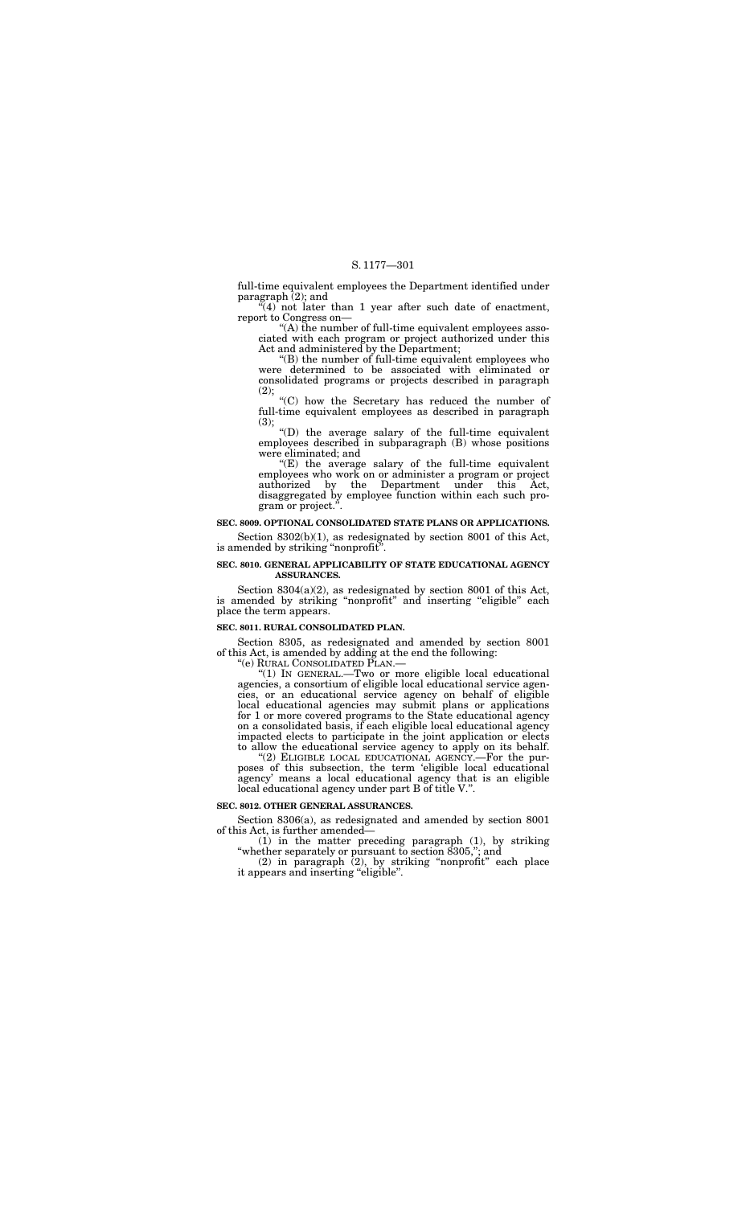full-time equivalent employees the Department identified under paragraph (2); and

"(4) not later than 1 year after such date of enactment, report to Congress on—

"(A) the number of full-time equivalent employees associated with each program or project authorized under this Act and administered by the Department;

"(B) the number of full-time equivalent employees who were determined to be associated with eliminated or consolidated programs or projects described in paragraph (2);

"(C) how the Secretary has reduced the number of full-time equivalent employees as described in paragraph (3);

"(D) the average salary of the full-time equivalent employees described in subparagraph (B) whose positions were eliminated; and

"(E) the average salary of the full-time equivalent employees who work on or administer a program or project authorized by the Department under this Act, disaggregated by employee function within each such program or project.".

**SEC. 8009. OPTIONAL CONSOLIDATED STATE PLANS OR APPLICATIONS.**

Section 8302(b)(1), as redesignated by section 8001 of this Act, is amended by striking "nonprofit".

**SEC. 8010. GENERAL APPLICABILITY OF STATE EDUCATIONAL AGENCY ASSURANCES.**

Section 8304(a)(2), as redesignated by section 8001 of this Act, is amended by striking "nonprofit" and inserting "eligible" each place the term appears.

**SEC. 8011. RURAL CONSOLIDATED PLAN.**

Section 8305, as redesignated and amended by section 8001 of this Act, is amended by adding at the end the following:

"(e) RURAL CONSOLIDATED PLAN.—

"(1) IN GENERAL.—Two or more eligible local educational agencies, a consortium of eligible local educational service agencies, or an educational service agency on behalf of eligible local educational agencies may submit plans or applications for 1 or more covered programs to the State educational agency on a consolidated basis, if each eligible local educational agency impacted elects to participate in the joint application or elects to allow the educational service agency to apply on its behalf.

"(2) ELIGIBLE LOCAL EDUCATIONAL AGENCY.—For the purposes of this subsection, the term 'eligible local educational agency' means a local educational agency that is an eligible local educational agency under part B of title V.".

**SEC. 8012. OTHER GENERAL ASSURANCES.**

Section 8306(a), as redesignated and amended by section 8001 of this Act, is further amended—

(1) in the matter preceding paragraph (1), by striking "whether separately or pursuant to section 8305,"; and

(2) in paragraph (2), by striking "nonprofit" each place it appears and inserting "eligible".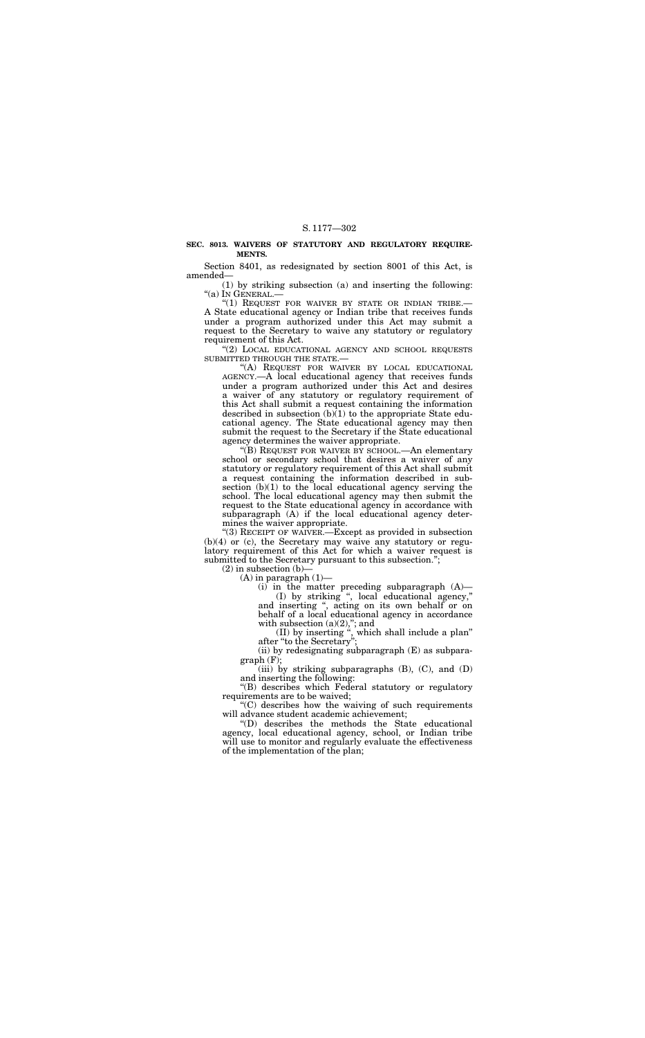**SEC. 8013. WAIVERS OF STATUTORY AND REGULATORY REQUIREMENTS.**

Section 8401, as redesignated by section 8001 of this Act, is amended—

(1) by striking subsection (a) and inserting the following:

"(a) IN GENERAL.—

"(1) REQUEST FOR WAIVER BY STATE OR INDIAN TRIBE.— A State educational agency or Indian tribe that receives funds under a program authorized under this Act may submit a request to the Secretary to waive any statutory or regulatory requirement of this Act.

"(2) LOCAL EDUCATIONAL AGENCY AND SCHOOL REQUESTS SUBMITTED THROUGH THE STATE.—

"(A) REQUEST FOR WAIVER BY LOCAL EDUCATIONAL AGENCY.—A local educational agency that receives funds under a program authorized under this Act and desires a waiver of any statutory or regulatory requirement of this Act shall submit a request containing the information described in subsection (b)(1) to the appropriate State educational agency. The State educational agency may then submit the request to the Secretary if the State educational agency determines the waiver appropriate.

"(B) REQUEST FOR WAIVER BY SCHOOL.—An elementary school or secondary school that desires a waiver of any statutory or regulatory requirement of this Act shall submit a request containing the information described in subsection (b)(1) to the local educational agency serving the school. The local educational agency may then submit the request to the State educational agency in accordance with subparagraph (A) if the local educational agency determines the waiver appropriate.

"(3) RECEIPT OF WAIVER.—Except as provided in subsection (b)(4) or (c), the Secretary may waive any statutory or regulatory requirement of this Act for which a waiver request is submitted to the Secretary pursuant to this subsection.";

(2) in subsection (b)—

(A) in paragraph (1)—

(i) in the matter preceding subparagraph (A)—

(I) by striking ", local educational agency," and inserting ", acting on its own behalf or on behalf of a local educational agency in accordance with subsection (a)(2),"; and

(II) by inserting ", which shall include a plan" after "to the Secretary";

(ii) by redesignating subparagraph (E) as subparagraph (F);

(iii) by striking subparagraphs (B), (C), and (D) and inserting the following:

"(B) describes which Federal statutory or regulatory requirements are to be waived;

"(C) describes how the waiving of such requirements will advance student academic achievement;

"(D) describes the methods the State educational agency, local educational agency, school, or Indian tribe will use to monitor and regularly evaluate the effectiveness of the implementation of the plan;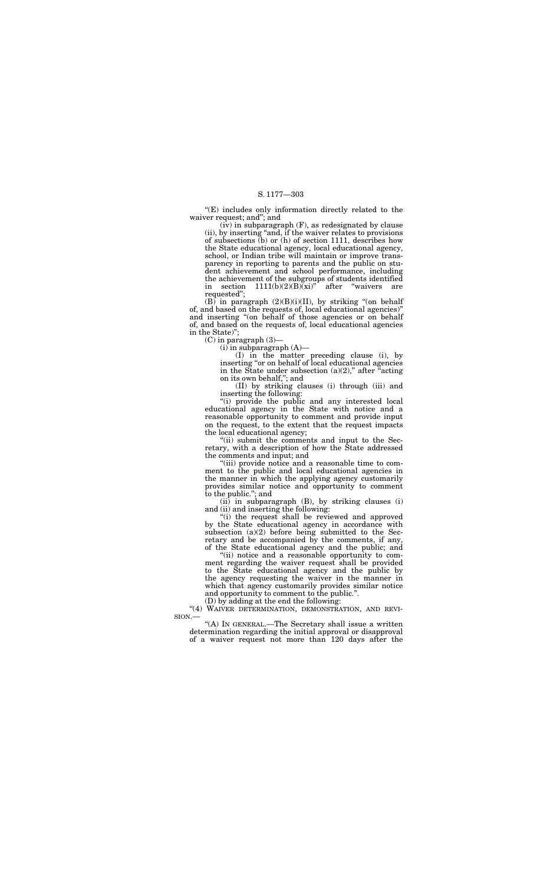"(E) includes only information directly related to the waiver request; and"; and

(iv) in subparagraph (F), as redesignated by clause (ii), by inserting "and, if the waiver relates to provisions of subsections (b) or (h) of section 1111, describes how the State educational agency, local educational agency, school, or Indian tribe will maintain or improve transparency in reporting to parents and the public on student achievement and school performance, including the achievement of the subgroups of students identified in section 1111(b)(2)(B)(xi)" after "waivers are requested";

(B) in paragraph (2)(B)(i)(II), by striking "(on behalf of, and based on the requests of, local educational agencies)" and inserting "(on behalf of those agencies or on behalf of, and based on the requests of, local educational agencies in the State)";

(C) in paragraph (3)—

(i) in subparagraph (A)—

(I) in the matter preceding clause (i), by inserting "or on behalf of local educational agencies in the State under subsection (a)(2)," after "acting on its own behalf,"; and

(II) by striking clauses (i) through (iii) and inserting the following:

"(i) provide the public and any interested local educational agency in the State with notice and a reasonable opportunity to comment and provide input on the request, to the extent that the request impacts the local educational agency;

"(ii) submit the comments and input to the Secretary, with a description of how the State addressed the comments and input; and

"(iii) provide notice and a reasonable time to comment to the public and local educational agencies in the manner in which the applying agency customarily provides similar notice and opportunity to comment to the public."; and

(ii) in subparagraph (B), by striking clauses (i) and (ii) and inserting the following:

"(i) the request shall be reviewed and approved by the State educational agency in accordance with subsection (a)(2) before being submitted to the Secretary and be accompanied by the comments, if any, of the State educational agency and the public; and

"(ii) notice and a reasonable opportunity to comment regarding the waiver request shall be provided to the State educational agency and the public by the agency requesting the waiver in the manner in which that agency customarily provides similar notice and opportunity to comment to the public.".

(D) by adding at the end the following:

"(4) WAIVER DETERMINATION, DEMONSTRATION, AND REVISION.—

"(A) IN GENERAL.—The Secretary shall issue a written determination regarding the initial approval or disapproval of a waiver request not more than 120 days after the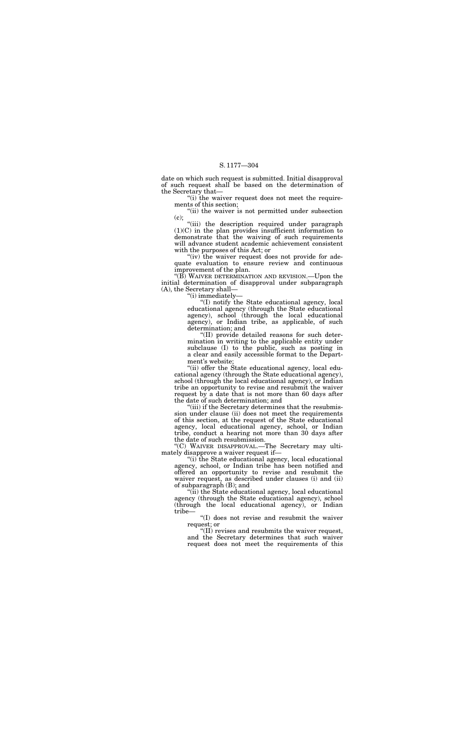date on which such request is submitted. Initial disapproval of such request shall be based on the determination of the Secretary that—

"(i) the waiver request does not meet the requirements of this section;

"(ii) the waiver is not permitted under subsection (c);

"(iii) the description required under paragraph (1)(C) in the plan provides insufficient information to demonstrate that the waiving of such requirements will advance student academic achievement consistent with the purposes of this Act; or

"(iv) the waiver request does not provide for adequate evaluation to ensure review and continuous improvement of the plan.

"(B) WAIVER DETERMINATION AND REVISION.—Upon the initial determination of disapproval under subparagraph (A), the Secretary shall—

"(i) immediately—

"(I) notify the State educational agency, local educational agency (through the State educational agency), school (through the local educational agency), or Indian tribe, as applicable, of such determination; and

"(II) provide detailed reasons for such determination in writing to the applicable entity under subclause (I) to the public, such as posting in a clear and easily accessible format to the Department's website;

"(ii) offer the State educational agency, local educational agency (through the State educational agency), school (through the local educational agency), or Indian tribe an opportunity to revise and resubmit the waiver request by a date that is not more than 60 days after the date of such determination; and

"(iii) if the Secretary determines that the resubmission under clause (ii) does not meet the requirements of this section, at the request of the State educational agency, local educational agency, school, or Indian tribe, conduct a hearing not more than 30 days after the date of such resubmission.

"(C) WAIVER DISAPPROVAL.—The Secretary may ultimately disapprove a waiver request if—

"(i) the State educational agency, local educational agency, school, or Indian tribe has been notified and offered an opportunity to revise and resubmit the waiver request, as described under clauses (i) and (ii) of subparagraph (B); and

"(ii) the State educational agency, local educational agency (through the State educational agency), school (through the local educational agency), or Indian tribe—

"(I) does not revise and resubmit the waiver request; or

"(II) revises and resubmits the waiver request, and the Secretary determines that such waiver request does not meet the requirements of this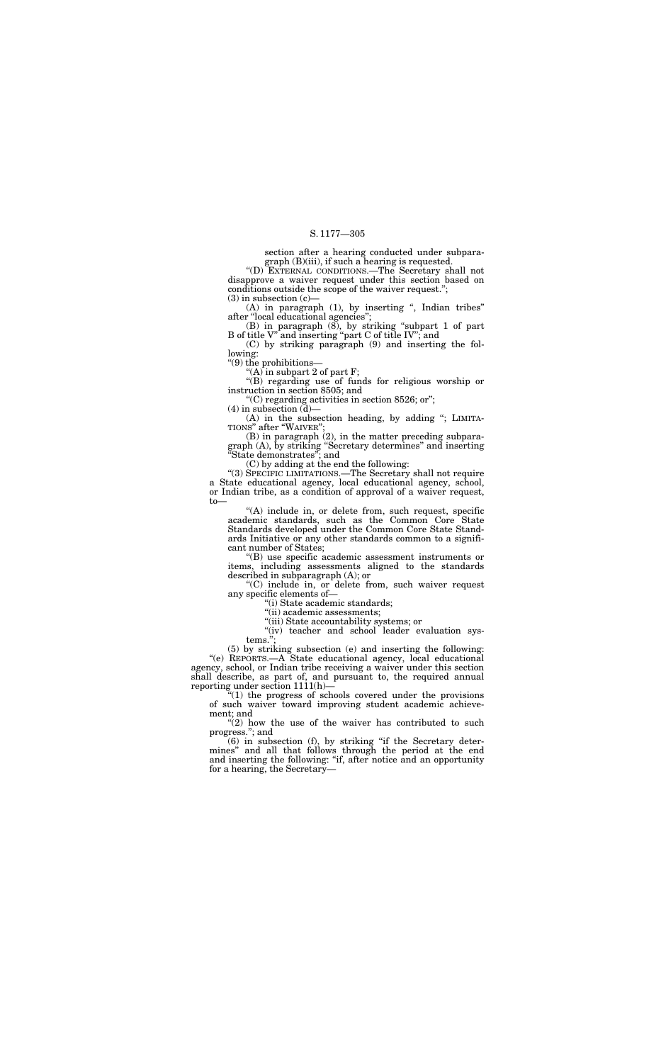section after a hearing conducted under subparagraph (B)(iii), if such a hearing is requested.

"(D) EXTERNAL CONDITIONS.—The Secretary shall not disapprove a waiver request under this section based on conditions outside the scope of the waiver request.";

(3) in subsection (c)—

(A) in paragraph (1), by inserting ", Indian tribes" after "local educational agencies";

(B) in paragraph (8), by striking "subpart 1 of part B of title V" and inserting "part C of title IV"; and

(C) by striking paragraph (9) and inserting the following:

"(9) the prohibitions—

"(A) in subpart 2 of part F;

"(B) regarding use of funds for religious worship or instruction in section 8505; and

"(C) regarding activities in section 8526; or";

(4) in subsection (d)—

(A) in the subsection heading, by adding "; LIMITATIONS" after "WAIVER";

(B) in paragraph (2), in the matter preceding subparagraph (A), by striking "Secretary determines" and inserting "State demonstrates"; and

(C) by adding at the end the following:

"(3) SPECIFIC LIMITATIONS.—The Secretary shall not require a State educational agency, local educational agency, school, or Indian tribe, as a condition of approval of a waiver request, to—

"(A) include in, or delete from, such request, specific academic standards, such as the Common Core State Standards developed under the Common Core State Standards Initiative or any other standards common to a significant number of States;

"(B) use specific academic assessment instruments or items, including assessments aligned to the standards described in subparagraph (A); or

"(C) include in, or delete from, such waiver request any specific elements of—

"(i) State academic standards;

"(ii) academic assessments;

"(iii) State accountability systems; or

"(iv) teacher and school leader evaluation systems.";

(5) by striking subsection (e) and inserting the following:

"(e) REPORTS.—A State educational agency, local educational agency, school, or Indian tribe receiving a waiver under this section shall describe, as part of, and pursuant to, the required annual reporting under section 1111(h)—

"(1) the progress of schools covered under the provisions of such waiver toward improving student academic achievement; and

"(2) how the use of the waiver has contributed to such progress."; and

(6) in subsection (f), by striking "if the Secretary determines" and all that follows through the period at the end and inserting the following: "if, after notice and an opportunity for a hearing, the Secretary—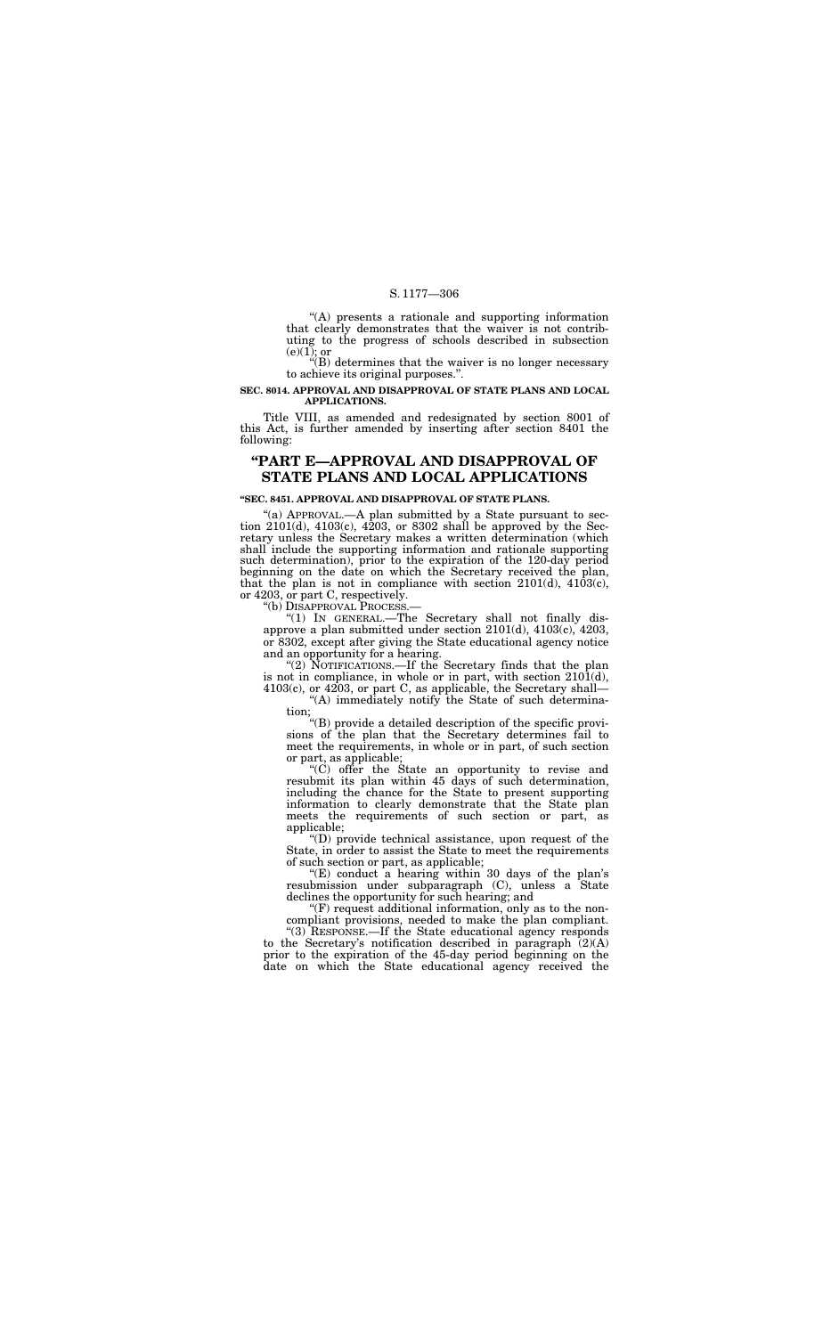"(A) presents a rationale and supporting information that clearly demonstrates that the waiver is not contributing to the progress of schools described in subsection (e)(1); or

"(B) determines that the waiver is no longer necessary to achieve its original purposes.".

**SEC. 8014. APPROVAL AND DISAPPROVAL OF STATE PLANS AND LOCAL APPLICATIONS.**

Title VIII, as amended and redesignated by section 8001 of this Act, is further amended by inserting after section 8401 the following:

## "PART E—APPROVAL AND DISAPPROVAL OF STATE PLANS AND LOCAL APPLICATIONS

**"SEC. 8451. APPROVAL AND DISAPPROVAL OF STATE PLANS.**

"(a) APPROVAL.—A plan submitted by a State pursuant to section 2101(d), 4103(c), 4203, or 8302 shall be approved by the Secretary unless the Secretary makes a written determination (which shall include the supporting information and rationale supporting such determination), prior to the expiration of the 120-day period beginning on the date on which the Secretary received the plan, that the plan is not in compliance with section 2101(d), 4103(c), or 4203, or part C, respectively.

"(b) DISAPPROVAL PROCESS.—

"(1) IN GENERAL.—The Secretary shall not finally disapprove a plan submitted under section 2101(d), 4103(c), 4203, or 8302, except after giving the State educational agency notice and an opportunity for a hearing.

"(2) NOTIFICATIONS.—If the Secretary finds that the plan is not in compliance, in whole or in part, with section 2101(d), 4103(c), or 4203, or part C, as applicable, the Secretary shall—

"(A) immediately notify the State of such determination;

"(B) provide a detailed description of the specific provisions of the plan that the Secretary determines fail to meet the requirements, in whole or in part, of such section or part, as applicable;

"(C) offer the State an opportunity to revise and resubmit its plan within 45 days of such determination, including the chance for the State to present supporting information to clearly demonstrate that the State plan meets the requirements of such section or part, as applicable;

"(D) provide technical assistance, upon request of the State, in order to assist the State to meet the requirements of such section or part, as applicable;

"(E) conduct a hearing within 30 days of the plan's resubmission under subparagraph (C), unless a State declines the opportunity for such hearing; and

"(F) request additional information, only as to the noncompliant provisions, needed to make the plan compliant.

"(3) RESPONSE.—If the State educational agency responds to the Secretary's notification described in paragraph (2)(A) prior to the expiration of the 45-day period beginning on the date on which the State educational agency received the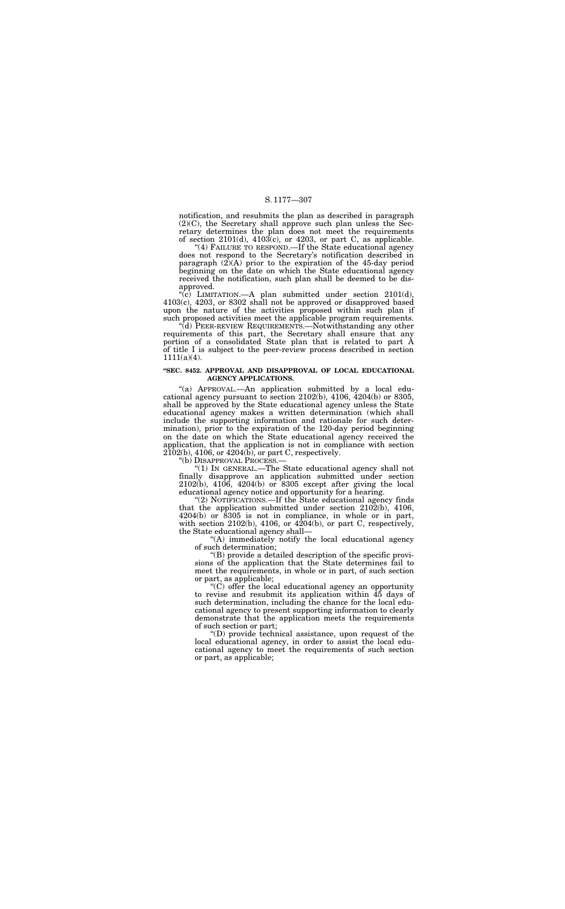notification, and resubmits the plan as described in paragraph (2)(C), the Secretary shall approve such plan unless the Secretary determines the plan does not meet the requirements of section 2101(d), 4103(c), or 4203, or part C, as applicable.

"(4) FAILURE TO RESPOND.—If the State educational agency does not respond to the Secretary's notification described in paragraph (2)(A) prior to the expiration of the 45-day period beginning on the date on which the State educational agency received the notification, such plan shall be deemed to be disapproved.

"(c) LIMITATION.—A plan submitted under section 2101(d), 4103(c), 4203, or 8302 shall not be approved or disapproved based upon the nature of the activities proposed within such plan if such proposed activities meet the applicable program requirements.

"(d) PEER-REVIEW REQUIREMENTS.—Notwithstanding any other requirements of this part, the Secretary shall ensure that any portion of a consolidated State plan that is related to part A of title I is subject to the peer-review process described in section 1111(a)(4).

**"SEC. 8452. APPROVAL AND DISAPPROVAL OF LOCAL EDUCATIONAL AGENCY APPLICATIONS.**

"(a) APPROVAL.—An application submitted by a local educational agency pursuant to section 2102(b), 4106, 4204(b) or 8305, shall be approved by the State educational agency unless the State educational agency makes a written determination (which shall include the supporting information and rationale for such determination), prior to the expiration of the 120-day period beginning on the date on which the State educational agency received the application, that the application is not in compliance with section 2102(b), 4106, or 4204(b), or part C, respectively.

"(b) DISAPPROVAL PROCESS.—

"(1) IN GENERAL.—The State educational agency shall not finally disapprove an application submitted under section 2102(b), 4106, 4204(b) or 8305 except after giving the local educational agency notice and opportunity for a hearing.

"(2) NOTIFICATIONS.—If the State educational agency finds that the application submitted under section 2102(b), 4106, 4204(b) or 8305 is not in compliance, in whole or in part, with section 2102(b), 4106, or 4204(b), or part C, respectively, the State educational agency shall—

"(A) immediately notify the local educational agency of such determination;

"(B) provide a detailed description of the specific provisions of the application that the State determines fail to meet the requirements, in whole or in part, of such section or part, as applicable;

"(C) offer the local educational agency an opportunity to revise and resubmit its application within 45 days of such determination, including the chance for the local educational agency to present supporting information to clearly demonstrate that the application meets the requirements of such section or part;

"(D) provide technical assistance, upon request of the local educational agency, in order to assist the local educational agency to meet the requirements of such section or part, as applicable;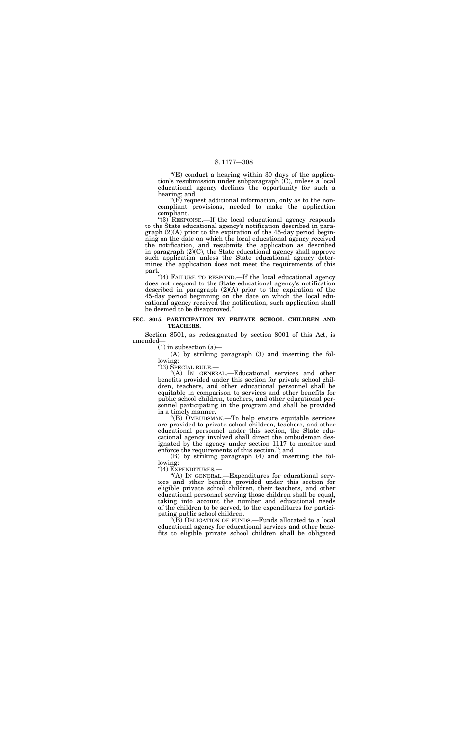“(E) conduct a hearing within 30 days of the application’s resubmission under subparagraph (C), unless a local educational agency declines the opportunity for such a hearing; and

“(F) request additional information, only as to the noncompliant provisions, needed to make the application compliant.

“(3) RESPONSE.—If the local educational agency responds to the State educational agency’s notification described in paragraph (2)(A) prior to the expiration of the 45-day period beginning on the date on which the local educational agency received the notification, and resubmits the application as described in paragraph (2)(C), the State educational agency shall approve such application unless the State educational agency determines the application does not meet the requirements of this part.

“(4) FAILURE TO RESPOND.—If the local educational agency does not respond to the State educational agency’s notification described in paragraph (2)(A) prior to the expiration of the 45-day period beginning on the date on which the local educational agency received the notification, such application shall be deemed to be disapproved.”.

**SEC. 8015. PARTICIPATION BY PRIVATE SCHOOL CHILDREN AND TEACHERS.**

Section 8501, as redesignated by section 8001 of this Act, is amended—

(1) in subsection (a)—

(A) by striking paragraph (3) and inserting the following:

“(3) SPECIAL RULE.—

“(A) IN GENERAL.—Educational services and other benefits provided under this section for private school children, teachers, and other educational personnel shall be equitable in comparison to services and other benefits for public school children, teachers, and other educational personnel participating in the program and shall be provided in a timely manner.

“(B) OMBUDSMAN.—To help ensure equitable services are provided to private school children, teachers, and other educational personnel under this section, the State educational agency involved shall direct the ombudsman designated by the agency under section 1117 to monitor and enforce the requirements of this section.”; and

(B) by striking paragraph (4) and inserting the following:

“(4) EXPENDITURES.—

“(A) IN GENERAL.—Expenditures for educational services and other benefits provided under this section for eligible private school children, their teachers, and other educational personnel serving those children shall be equal, taking into account the number and educational needs of the children to be served, to the expenditures for participating public school children.

“(B) OBLIGATION OF FUNDS.—Funds allocated to a local educational agency for educational services and other benefits to eligible private school children shall be obligated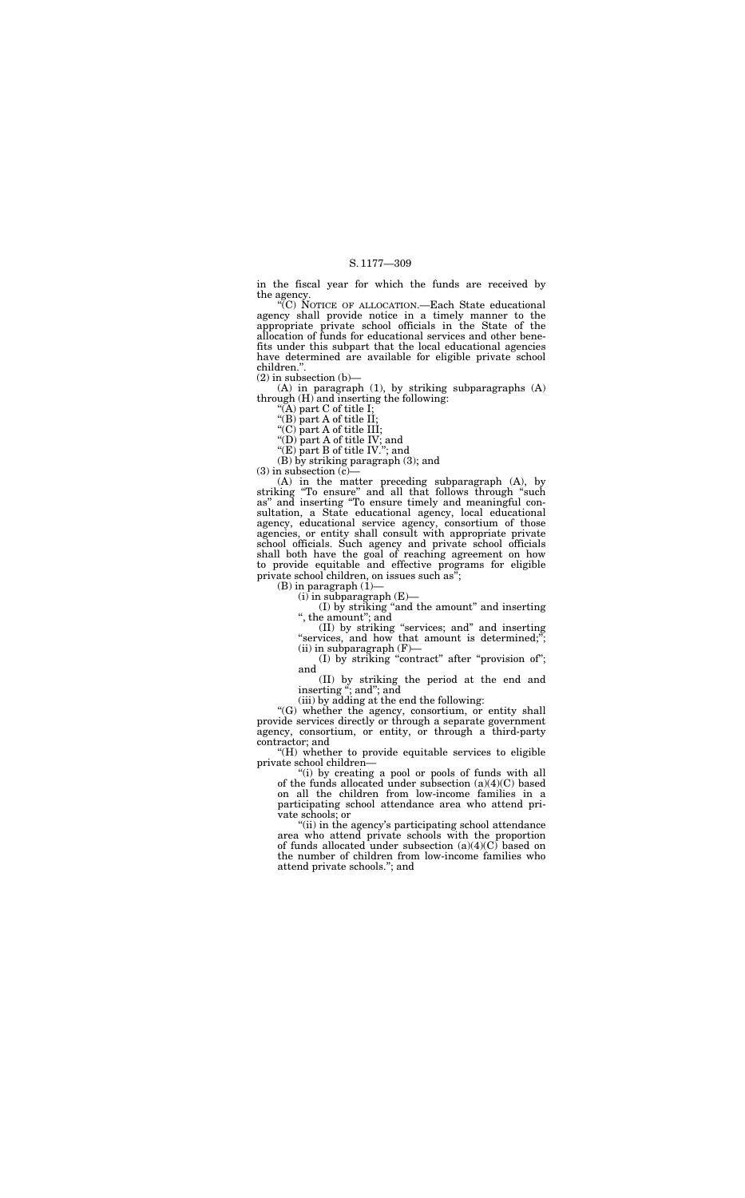in the fiscal year for which the funds are received by the agency.

"(C) NOTICE OF ALLOCATION.—Each State educational agency shall provide notice in a timely manner to the appropriate private school officials in the State of the allocation of funds for educational services and other benefits under this subpart that the local educational agencies have determined are available for eligible private school children.".

(2) in subsection (b)—

(A) in paragraph (1), by striking subparagraphs (A) through (H) and inserting the following:

"(A) part C of title I;

"(B) part A of title II;

"(C) part A of title III;

"(D) part A of title IV; and

"(E) part B of title IV."; and

(B) by striking paragraph (3); and

(3) in subsection (c)—

(A) in the matter preceding subparagraph (A), by striking "To ensure" and all that follows through "such as" and inserting "To ensure timely and meaningful consultation, a State educational agency, local educational agency, educational service agency, consortium of those agencies, or entity shall consult with appropriate private school officials. Such agency and private school officials shall both have the goal of reaching agreement on how to provide equitable and effective programs for eligible private school children, on issues such as";

(B) in paragraph (1)—

(i) in subparagraph (E)—

(I) by striking "and the amount" and inserting ", the amount"; and

(II) by striking "services; and" and inserting "services, and how that amount is determined;";

(ii) in subparagraph (F)—

(I) by striking "contract" after "provision of"; and

(II) by striking the period at the end and inserting "; and"; and

(iii) by adding at the end the following:

"(G) whether the agency, consortium, or entity shall provide services directly or through a separate government agency, consortium, or entity, or through a third-party contractor; and

"(H) whether to provide equitable services to eligible private school children—

"(i) by creating a pool or pools of funds with all of the funds allocated under subsection (a)(4)(C) based on all the children from low-income families in a participating school attendance area who attend private schools; or

"(ii) in the agency's participating school attendance area who attend private schools with the proportion of funds allocated under subsection (a)(4)(C) based on the number of children from low-income families who attend private schools."; and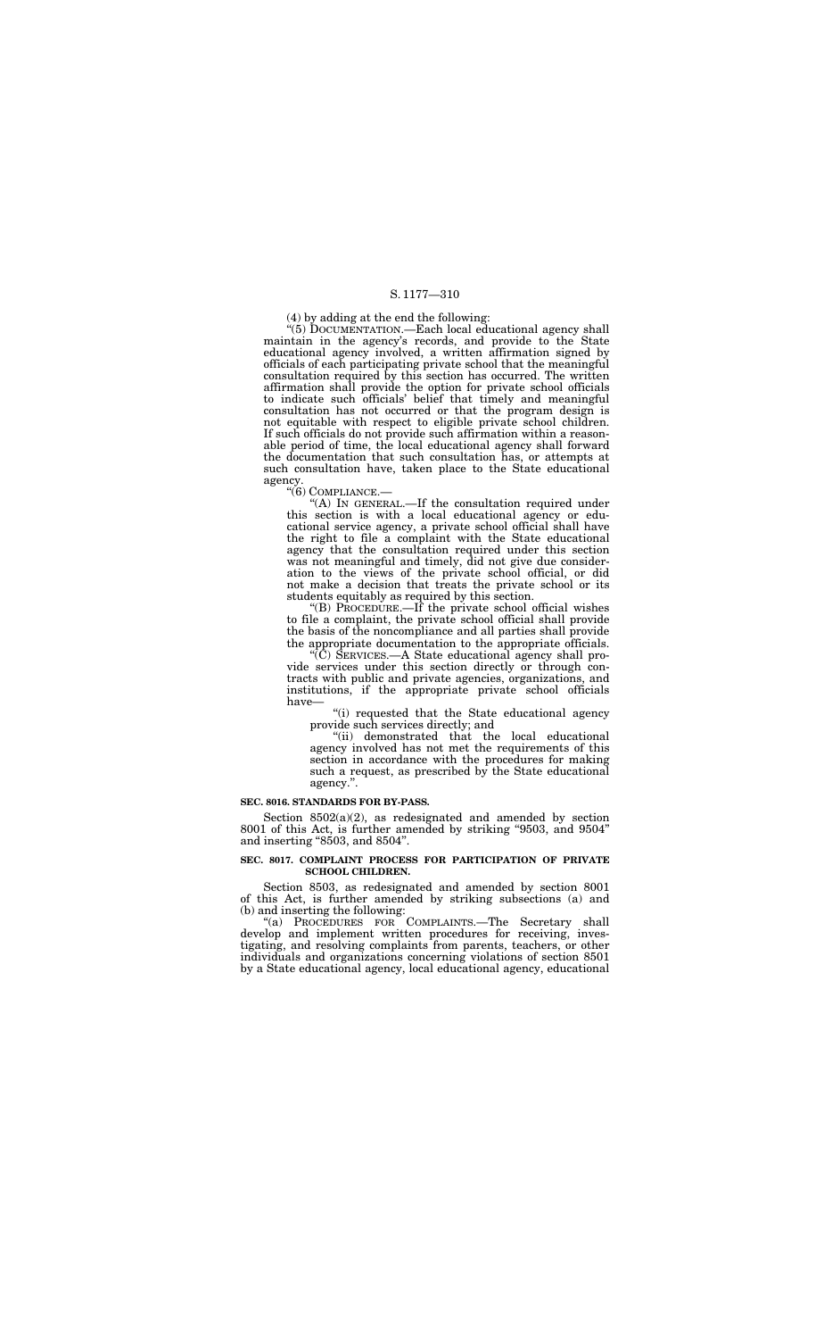(4) by adding at the end the following:

"(5) DOCUMENTATION.—Each local educational agency shall maintain in the agency's records, and provide to the State educational agency involved, a written affirmation signed by officials of each participating private school that the meaningful consultation required by this section has occurred. The written affirmation shall provide the option for private school officials to indicate such officials' belief that timely and meaningful consultation has not occurred or that the program design is not equitable with respect to eligible private school children. If such officials do not provide such affirmation within a reasonable period of time, the local educational agency shall forward the documentation that such consultation has, or attempts at such consultation have, taken place to the State educational agency.

"(6) COMPLIANCE.—

"(A) IN GENERAL.—If the consultation required under this section is with a local educational agency or educational service agency, a private school official shall have the right to file a complaint with the State educational agency that the consultation required under this section was not meaningful and timely, did not give due consideration to the views of the private school official, or did not make a decision that treats the private school or its students equitably as required by this section.

"(B) PROCEDURE.—If the private school official wishes to file a complaint, the private school official shall provide the basis of the noncompliance and all parties shall provide the appropriate documentation to the appropriate officials.

"(C) SERVICES.—A State educational agency shall provide services under this section directly or through contracts with public and private agencies, organizations, and institutions, if the appropriate private school officials have—

"(i) requested that the State educational agency provide such services directly; and

"(ii) demonstrated that the local educational agency involved has not met the requirements of this section in accordance with the procedures for making such a request, as prescribed by the State educational agency.".

**SEC. 8016. STANDARDS FOR BY-PASS.**

Section 8502(a)(2), as redesignated and amended by section 8001 of this Act, is further amended by striking "9503, and 9504" and inserting "8503, and 8504".

**SEC. 8017. COMPLAINT PROCESS FOR PARTICIPATION OF PRIVATE SCHOOL CHILDREN.**

Section 8503, as redesignated and amended by section 8001 of this Act, is further amended by striking subsections (a) and (b) and inserting the following:

"(a) PROCEDURES FOR COMPLAINTS.—The Secretary shall develop and implement written procedures for receiving, investigating, and resolving complaints from parents, teachers, or other individuals and organizations concerning violations of section 8501 by a State educational agency, local educational agency, educational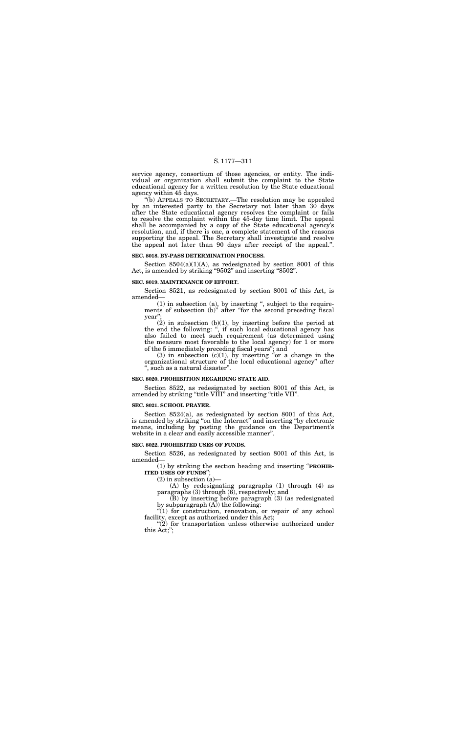service agency, consortium of those agencies, or entity. The individual or organization shall submit the complaint to the State educational agency for a written resolution by the State educational agency within 45 days.

"(b) APPEALS TO SECRETARY.—The resolution may be appealed by an interested party to the Secretary not later than 30 days after the State educational agency resolves the complaint or fails to resolve the complaint within the 45-day time limit. The appeal shall be accompanied by a copy of the State educational agency's resolution, and, if there is one, a complete statement of the reasons supporting the appeal. The Secretary shall investigate and resolve the appeal not later than 90 days after receipt of the appeal.".

### SEC. 8018. BY-PASS DETERMINATION PROCESS.

Section 8504(a)(1)(A), as redesignated by section 8001 of this Act, is amended by striking "9502" and inserting "8502".

### SEC. 8019. MAINTENANCE OF EFFORT.

Section 8521, as redesignated by section 8001 of this Act, is amended—

(1) in subsection (a), by inserting ", subject to the requirements of subsection (b)" after "for the second preceding fiscal year";

(2) in subsection (b)(1), by inserting before the period at the end the following: ", if such local educational agency has also failed to meet such requirement (as determined using the measure most favorable to the local agency) for 1 or more of the 5 immediately preceding fiscal years"; and

(3) in subsection (c)(1), by inserting "or a change in the organizational structure of the local educational agency" after ", such as a natural disaster".

### SEC. 8020. PROHIBITION REGARDING STATE AID.

Section 8522, as redesignated by section 8001 of this Act, is amended by striking "title VIII" and inserting "title VII".

### SEC. 8021. SCHOOL PRAYER.

Section 8524(a), as redesignated by section 8001 of this Act, is amended by striking "on the Internet" and inserting "by electronic means, including by posting the guidance on the Department's website in a clear and easily accessible manner".

### SEC. 8022. PROHIBITED USES OF FUNDS.

Section 8526, as redesignated by section 8001 of this Act, is amended—

(1) by striking the section heading and inserting "**PROHIBITED USES OF FUNDS**";

(2) in subsection (a)—

(A) by redesignating paragraphs (1) through (4) as paragraphs (3) through (6), respectively; and

(B) by inserting before paragraph (3) (as redesignated by subparagraph (A)) the following:

"(1) for construction, renovation, or repair of any school facility, except as authorized under this Act;

"(2) for transportation unless otherwise authorized under this Act;";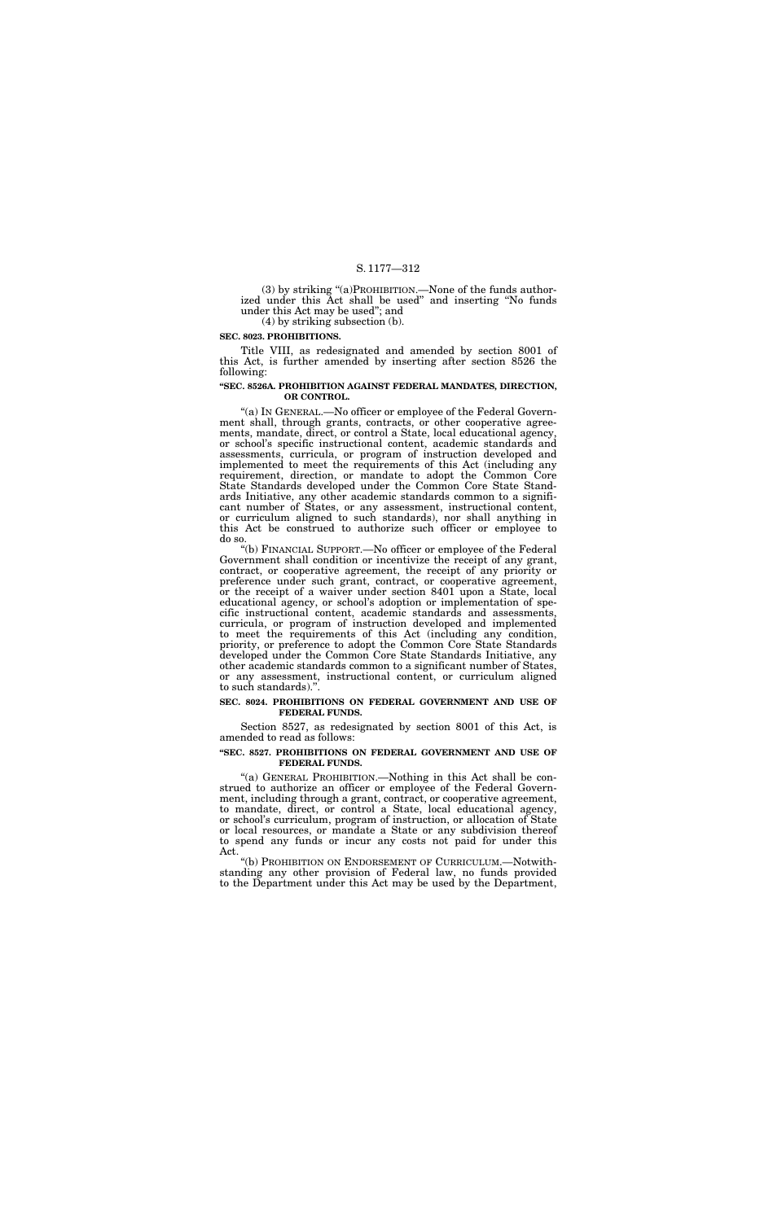(3) by striking "(a)PROHIBITION.—None of the funds authorized under this Act shall be used" and inserting "No funds under this Act may be used"; and

(4) by striking subsection (b).

**SEC. 8023. PROHIBITIONS.**

Title VIII, as redesignated and amended by section 8001 of this Act, is further amended by inserting after section 8526 the following:

**"SEC. 8526A. PROHIBITION AGAINST FEDERAL MANDATES, DIRECTION, OR CONTROL.**

"(a) IN GENERAL.—No officer or employee of the Federal Government shall, through grants, contracts, or other cooperative agreements, mandate, direct, or control a State, local educational agency, or school's specific instructional content, academic standards and assessments, curricula, or program of instruction developed and implemented to meet the requirements of this Act (including any requirement, direction, or mandate to adopt the Common Core State Standards developed under the Common Core State Standards Initiative, any other academic standards common to a significant number of States, or any assessment, instructional content, or curriculum aligned to such standards), nor shall anything in this Act be construed to authorize such officer or employee to do so.

"(b) FINANCIAL SUPPORT.—No officer or employee of the Federal Government shall condition or incentivize the receipt of any grant, contract, or cooperative agreement, the receipt of any priority or preference under such grant, contract, or cooperative agreement, or the receipt of a waiver under section 8401 upon a State, local educational agency, or school's adoption or implementation of specific instructional content, academic standards and assessments, curricula, or program of instruction developed and implemented to meet the requirements of this Act (including any condition, priority, or preference to adopt the Common Core State Standards developed under the Common Core State Standards Initiative, any other academic standards common to a significant number of States, or any assessment, instructional content, or curriculum aligned to such standards).".

**SEC. 8024. PROHIBITIONS ON FEDERAL GOVERNMENT AND USE OF FEDERAL FUNDS.**

Section 8527, as redesignated by section 8001 of this Act, is amended to read as follows:

**"SEC. 8527. PROHIBITIONS ON FEDERAL GOVERNMENT AND USE OF FEDERAL FUNDS.**

"(a) GENERAL PROHIBITION.—Nothing in this Act shall be construed to authorize an officer or employee of the Federal Government, including through a grant, contract, or cooperative agreement, to mandate, direct, or control a State, local educational agency, or school's curriculum, program of instruction, or allocation of State or local resources, or mandate a State or any subdivision thereof to spend any funds or incur any costs not paid for under this Act.

"(b) PROHIBITION ON ENDORSEMENT OF CURRICULUM.—Notwithstanding any other provision of Federal law, no funds provided to the Department under this Act may be used by the Department,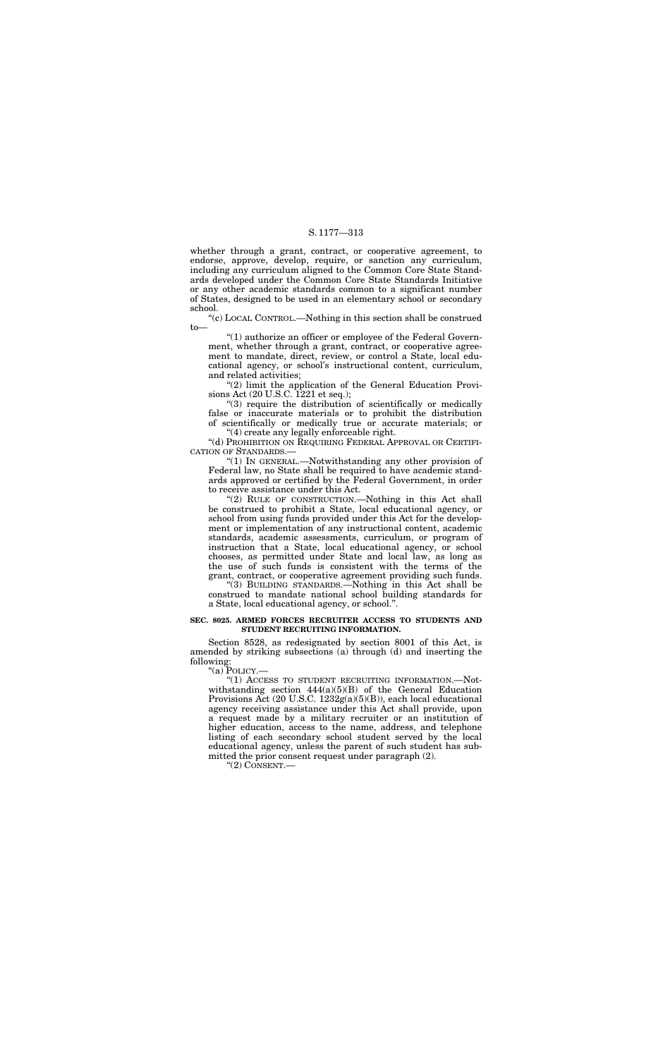whether through a grant, contract, or cooperative agreement, to endorse, approve, develop, require, or sanction any curriculum, including any curriculum aligned to the Common Core State Standards developed under the Common Core State Standards Initiative or any other academic standards common to a significant number of States, designed to be used in an elementary school or secondary school.

"(c) LOCAL CONTROL.—Nothing in this section shall be construed to—

"(1) authorize an officer or employee of the Federal Government, whether through a grant, contract, or cooperative agreement to mandate, direct, review, or control a State, local educational agency, or school's instructional content, curriculum, and related activities;

"(2) limit the application of the General Education Provisions Act (20 U.S.C. 1221 et seq.);

"(3) require the distribution of scientifically or medically false or inaccurate materials or to prohibit the distribution of scientifically or medically true or accurate materials; or

"(4) create any legally enforceable right.

"(d) PROHIBITION ON REQUIRING FEDERAL APPROVAL OR CERTIFICATION OF STANDARDS.—

"(1) IN GENERAL.—Notwithstanding any other provision of Federal law, no State shall be required to have academic standards approved or certified by the Federal Government, in order to receive assistance under this Act.

"(2) RULE OF CONSTRUCTION.—Nothing in this Act shall be construed to prohibit a State, local educational agency, or school from using funds provided under this Act for the development or implementation of any instructional content, academic standards, academic assessments, curriculum, or program of instruction that a State, local educational agency, or school chooses, as permitted under State and local law, as long as the use of such funds is consistent with the terms of the grant, contract, or cooperative agreement providing such funds.

"(3) BUILDING STANDARDS.—Nothing in this Act shall be construed to mandate national school building standards for a State, local educational agency, or school.".

**SEC. 8025. ARMED FORCES RECRUITER ACCESS TO STUDENTS AND STUDENT RECRUITING INFORMATION.**

Section 8528, as redesignated by section 8001 of this Act, is amended by striking subsections (a) through (d) and inserting the following:

"(a) POLICY.—

"(1) ACCESS TO STUDENT RECRUITING INFORMATION.—Notwithstanding section 444(a)(5)(B) of the General Education Provisions Act (20 U.S.C. 1232g(a)(5)(B)), each local educational agency receiving assistance under this Act shall provide, upon a request made by a military recruiter or an institution of higher education, access to the name, address, and telephone listing of each secondary school student served by the local educational agency, unless the parent of such student has submitted the prior consent request under paragraph (2).

"(2) CONSENT.—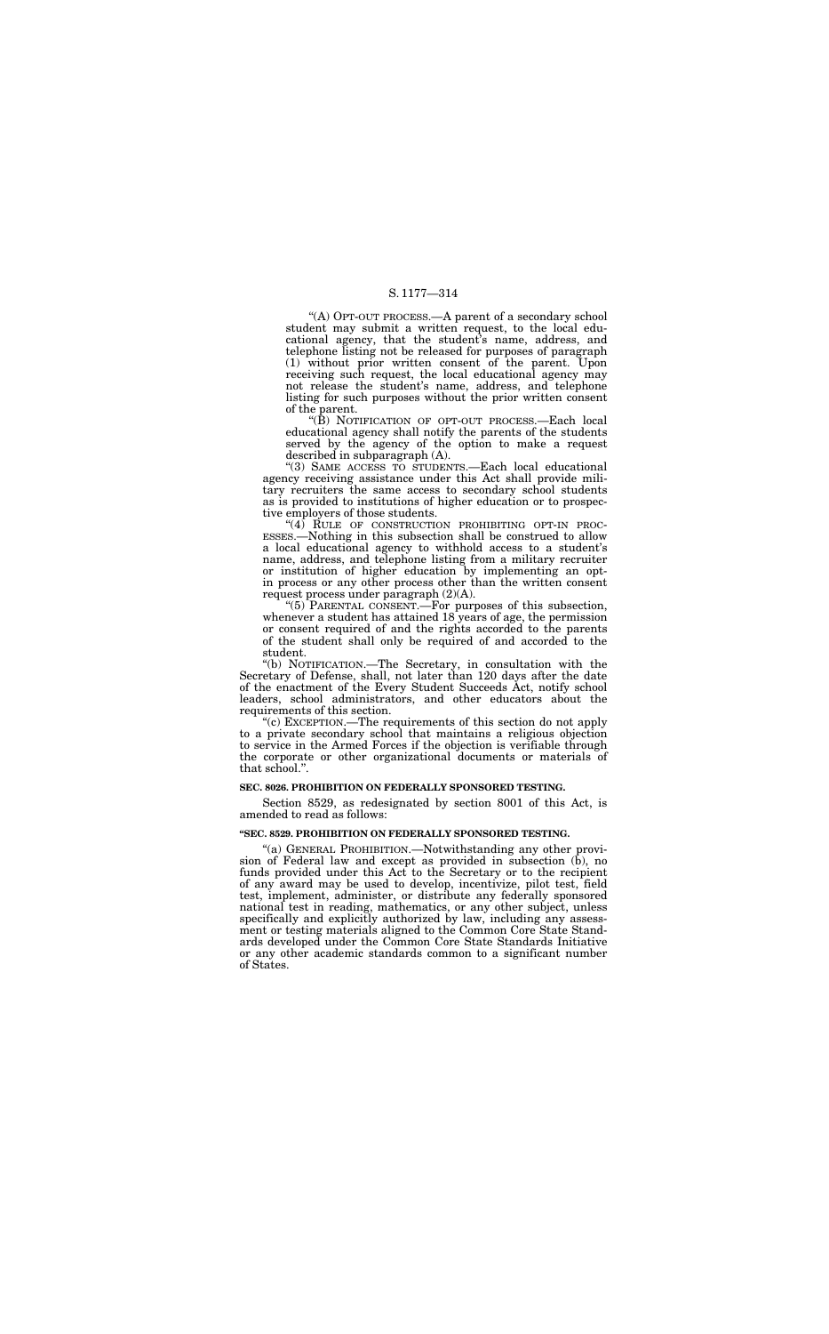"(A) OPT-OUT PROCESS.—A parent of a secondary school student may submit a written request, to the local educational agency, that the student's name, address, and telephone listing not be released for purposes of paragraph (1) without prior written consent of the parent. Upon receiving such request, the local educational agency may not release the student's name, address, and telephone listing for such purposes without the prior written consent of the parent.

"(B) NOTIFICATION OF OPT-OUT PROCESS.—Each local educational agency shall notify the parents of the students served by the agency of the option to make a request described in subparagraph (A).

"(3) SAME ACCESS TO STUDENTS.—Each local educational agency receiving assistance under this Act shall provide military recruiters the same access to secondary school students as is provided to institutions of higher education or to prospective employers of those students.

"(4) RULE OF CONSTRUCTION PROHIBITING OPT-IN PROCESSES.—Nothing in this subsection shall be construed to allow a local educational agency to withhold access to a student's name, address, and telephone listing from a military recruiter or institution of higher education by implementing an opt-in process or any other process other than the written consent request process under paragraph (2)(A).

"(5) PARENTAL CONSENT.—For purposes of this subsection, whenever a student has attained 18 years of age, the permission or consent required of and the rights accorded to the parents of the student shall only be required of and accorded to the student.

"(b) NOTIFICATION.—The Secretary, in consultation with the Secretary of Defense, shall, not later than 120 days after the date of the enactment of the Every Student Succeeds Act, notify school leaders, school administrators, and other educators about the requirements of this section.

"(c) EXCEPTION.—The requirements of this section do not apply to a private secondary school that maintains a religious objection to service in the Armed Forces if the objection is verifiable through the corporate or other organizational documents or materials of that school.".

**SEC. 8026. PROHIBITION ON FEDERALLY SPONSORED TESTING.**

Section 8529, as redesignated by section 8001 of this Act, is amended to read as follows:

**"SEC. 8529. PROHIBITION ON FEDERALLY SPONSORED TESTING.**

"(a) GENERAL PROHIBITION.—Notwithstanding any other provision of Federal law and except as provided in subsection (b), no funds provided under this Act to the Secretary or to the recipient of any award may be used to develop, incentivize, pilot test, field test, implement, administer, or distribute any federally sponsored national test in reading, mathematics, or any other subject, unless specifically and explicitly authorized by law, including any assessment or testing materials aligned to the Common Core State Standards developed under the Common Core State Standards Initiative or any other academic standards common to a significant number of States.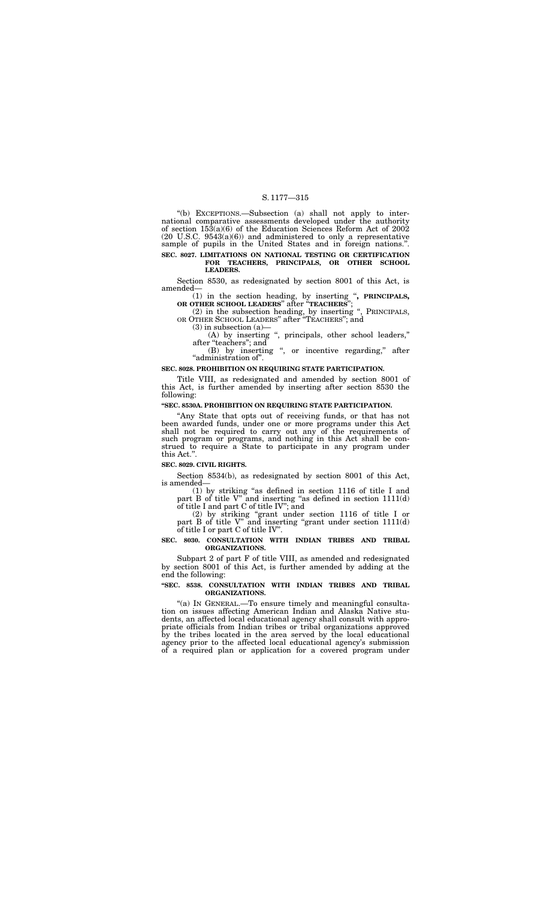"(b) EXCEPTIONS.—Subsection (a) shall not apply to international comparative assessments developed under the authority of section 153(a)(6) of the Education Sciences Reform Act of 2002 (20 U.S.C. 9543(a)(6)) and administered to only a representative sample of pupils in the United States and in foreign nations.".

**SEC. 8027. LIMITATIONS ON NATIONAL TESTING OR CERTIFICATION FOR TEACHERS, PRINCIPALS, OR OTHER SCHOOL LEADERS.**

Section 8530, as redesignated by section 8001 of this Act, is amended—

(1) in the section heading, by inserting "**, PRINCIPALS, OR OTHER SCHOOL LEADERS**" after "**TEACHERS**";

(2) in the subsection heading, by inserting ", PRINCIPALS, OR OTHER SCHOOL LEADERS" after "TEACHERS"; and

(3) in subsection (a)—

(A) by inserting ", principals, other school leaders," after "teachers"; and

(B) by inserting ", or incentive regarding," after "administration of".

**SEC. 8028. PROHIBITION ON REQUIRING STATE PARTICIPATION.**

Title VIII, as redesignated and amended by section 8001 of this Act, is further amended by inserting after section 8530 the following:

**"SEC. 8530A. PROHIBITION ON REQUIRING STATE PARTICIPATION.**

"Any State that opts out of receiving funds, or that has not been awarded funds, under one or more programs under this Act shall not be required to carry out any of the requirements of such program or programs, and nothing in this Act shall be construed to require a State to participate in any program under this Act.".

**SEC. 8029. CIVIL RIGHTS.**

Section 8534(b), as redesignated by section 8001 of this Act, is amended—

(1) by striking "as defined in section 1116 of title I and part B of title V" and inserting "as defined in section 1111(d) of title I and part C of title IV"; and

(2) by striking "grant under section 1116 of title I or part B of title V" and inserting "grant under section 1111(d) of title I or part C of title IV".

**SEC. 8030. CONSULTATION WITH INDIAN TRIBES AND TRIBAL ORGANIZATIONS.**

Subpart 2 of part F of title VIII, as amended and redesignated by section 8001 of this Act, is further amended by adding at the end the following:

**"SEC. 8538. CONSULTATION WITH INDIAN TRIBES AND TRIBAL ORGANIZATIONS.**

"(a) IN GENERAL.—To ensure timely and meaningful consultation on issues affecting American Indian and Alaska Native students, an affected local educational agency shall consult with appropriate officials from Indian tribes or tribal organizations approved by the tribes located in the area served by the local educational agency prior to the affected local educational agency's submission of a required plan or application for a covered program under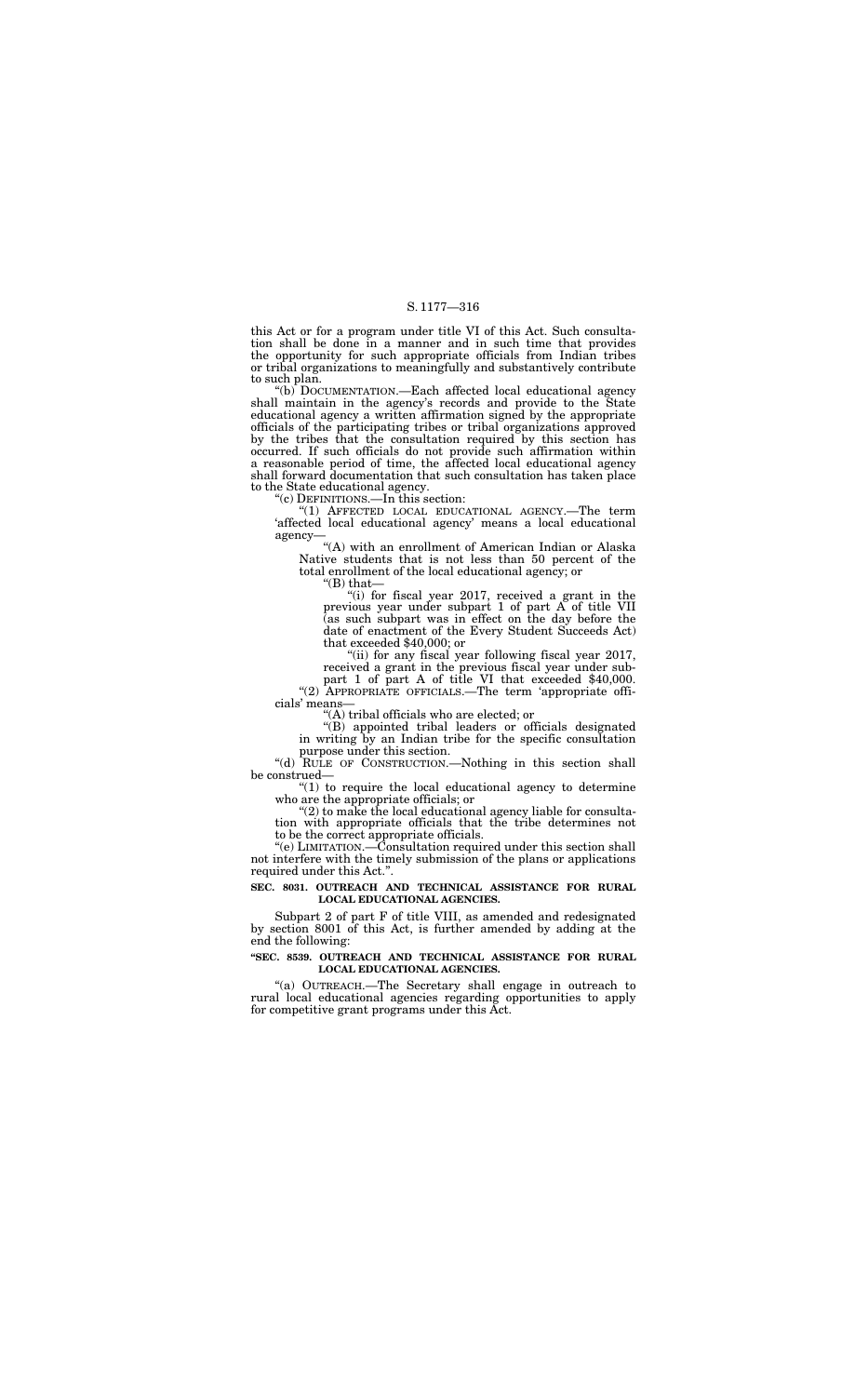this Act or for a program under title VI of this Act. Such consultation shall be done in a manner and in such time that provides the opportunity for such appropriate officials from Indian tribes or tribal organizations to meaningfully and substantively contribute to such plan.

"(b) DOCUMENTATION.—Each affected local educational agency shall maintain in the agency's records and provide to the State educational agency a written affirmation signed by the appropriate officials of the participating tribes or tribal organizations approved by the tribes that the consultation required by this section has occurred. If such officials do not provide such affirmation within a reasonable period of time, the affected local educational agency shall forward documentation that such consultation has taken place to the State educational agency.

"(c) DEFINITIONS.—In this section:

"(1) AFFECTED LOCAL EDUCATIONAL AGENCY.—The term 'affected local educational agency' means a local educational agency—

"(A) with an enrollment of American Indian or Alaska Native students that is not less than 50 percent of the total enrollment of the local educational agency; or

"(B) that—

"(i) for fiscal year 2017, received a grant in the previous year under subpart 1 of part A of title VII (as such subpart was in effect on the day before the date of enactment of the Every Student Succeeds Act) that exceeded $40,000; or

"(ii) for any fiscal year following fiscal year 2017, received a grant in the previous fiscal year under subpart 1 of part A of title VI that exceeded $40,000.

"(2) APPROPRIATE OFFICIALS.—The term 'appropriate officials' means—

"(A) tribal officials who are elected; or

"(B) appointed tribal leaders or officials designated in writing by an Indian tribe for the specific consultation purpose under this section.

"(d) RULE OF CONSTRUCTION.—Nothing in this section shall be construed—

"(1) to require the local educational agency to determine who are the appropriate officials; or

"(2) to make the local educational agency liable for consultation with appropriate officials that the tribe determines not to be the correct appropriate officials.

"(e) LIMITATION.—Consultation required under this section shall not interfere with the timely submission of the plans or applications required under this Act.".

**SEC. 8031. OUTREACH AND TECHNICAL ASSISTANCE FOR RURAL LOCAL EDUCATIONAL AGENCIES.**

Subpart 2 of part F of title VIII, as amended and redesignated by section 8001 of this Act, is further amended by adding at the end the following:

**"SEC. 8539. OUTREACH AND TECHNICAL ASSISTANCE FOR RURAL LOCAL EDUCATIONAL AGENCIES.**

"(a) OUTREACH.—The Secretary shall engage in outreach to rural local educational agencies regarding opportunities to apply for competitive grant programs under this Act.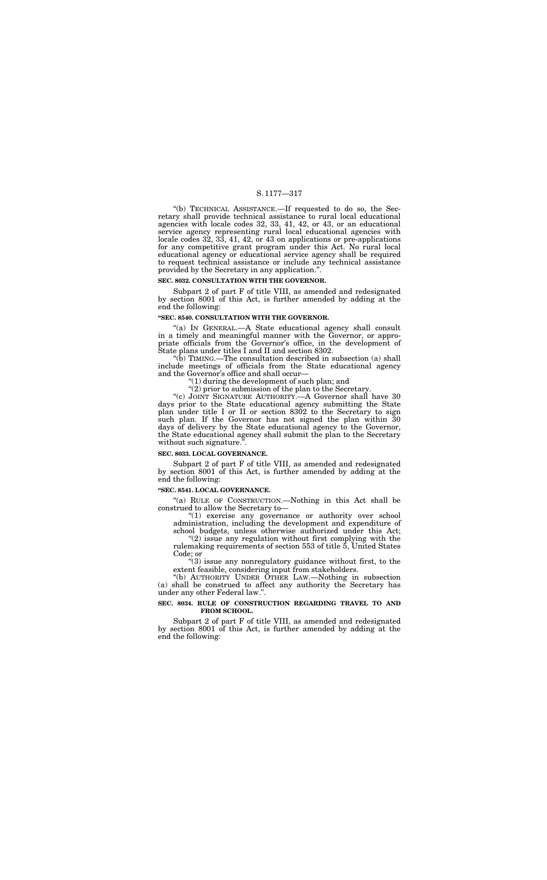"(b) TECHNICAL ASSISTANCE.—If requested to do so, the Secretary shall provide technical assistance to rural local educational agencies with locale codes 32, 33, 41, 42, or 43, or an educational service agency representing rural local educational agencies with locale codes 32, 33, 41, 42, or 43 on applications or pre-applications for any competitive grant program under this Act. No rural local educational agency or educational service agency shall be required to request technical assistance or include any technical assistance provided by the Secretary in any application.".

**SEC. 8032. CONSULTATION WITH THE GOVERNOR.**

Subpart 2 of part F of title VIII, as amended and redesignated by section 8001 of this Act, is further amended by adding at the end the following:

**"SEC. 8540. CONSULTATION WITH THE GOVERNOR.**

"(a) IN GENERAL.—A State educational agency shall consult in a timely and meaningful manner with the Governor, or appropriate officials from the Governor's office, in the development of State plans under titles I and II and section 8302.

"(b) TIMING.—The consultation described in subsection (a) shall include meetings of officials from the State educational agency and the Governor's office and shall occur—

"(1) during the development of such plan; and

"(2) prior to submission of the plan to the Secretary.

"(c) JOINT SIGNATURE AUTHORITY.—A Governor shall have 30 days prior to the State educational agency submitting the State plan under title I or II or section 8302 to the Secretary to sign such plan. If the Governor has not signed the plan within 30 days of delivery by the State educational agency to the Governor, the State educational agency shall submit the plan to the Secretary without such signature.".

**SEC. 8033. LOCAL GOVERNANCE.**

Subpart 2 of part F of title VIII, as amended and redesignated by section 8001 of this Act, is further amended by adding at the end the following:

**"SEC. 8541. LOCAL GOVERNANCE.**

"(a) RULE OF CONSTRUCTION.—Nothing in this Act shall be construed to allow the Secretary to—

"(1) exercise any governance or authority over school administration, including the development and expenditure of school budgets, unless otherwise authorized under this Act;

"(2) issue any regulation without first complying with the rulemaking requirements of section 553 of title 5, United States Code; or

"(3) issue any nonregulatory guidance without first, to the extent feasible, considering input from stakeholders.

"(b) AUTHORITY UNDER OTHER LAW.—Nothing in subsection (a) shall be construed to affect any authority the Secretary has under any other Federal law.".

**SEC. 8034. RULE OF CONSTRUCTION REGARDING TRAVEL TO AND FROM SCHOOL.**

Subpart 2 of part F of title VIII, as amended and redesignated by section 8001 of this Act, is further amended by adding at the end the following: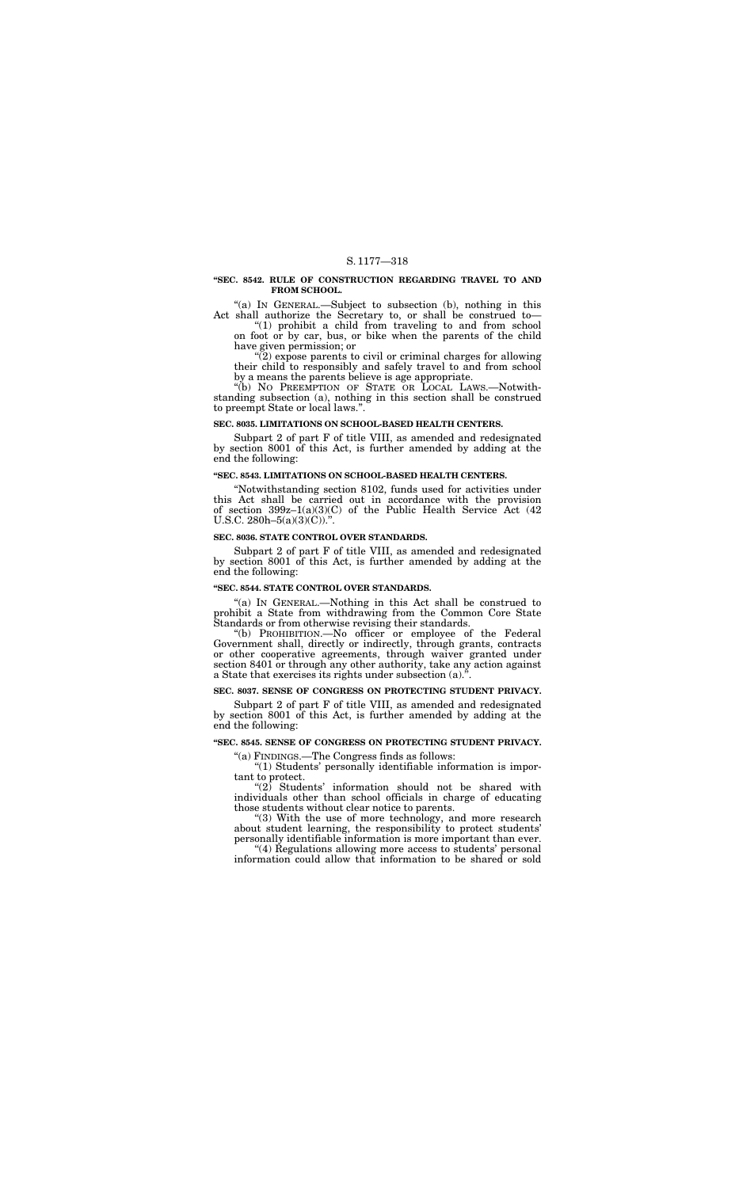**"SEC. 8542. RULE OF CONSTRUCTION REGARDING TRAVEL TO AND FROM SCHOOL.**

"(a) IN GENERAL.—Subject to subsection (b), nothing in this Act shall authorize the Secretary to, or shall be construed to—

"(1) prohibit a child from traveling to and from school on foot or by car, bus, or bike when the parents of the child have given permission; or

"(2) expose parents to civil or criminal charges for allowing their child to responsibly and safely travel to and from school by a means the parents believe is age appropriate.

"(b) NO PREEMPTION OF STATE OR LOCAL LAWS.—Notwithstanding subsection (a), nothing in this section shall be construed to preempt State or local laws.".

**SEC. 8035. LIMITATIONS ON SCHOOL-BASED HEALTH CENTERS.**

Subpart 2 of part F of title VIII, as amended and redesignated by section 8001 of this Act, is further amended by adding at the end the following:

**"SEC. 8543. LIMITATIONS ON SCHOOL-BASED HEALTH CENTERS.**

"Notwithstanding section 8102, funds used for activities under this Act shall be carried out in accordance with the provision of section 399z–1(a)(3)(C) of the Public Health Service Act (42 U.S.C. 280h–5(a)(3)(C)).".

**SEC. 8036. STATE CONTROL OVER STANDARDS.**

Subpart 2 of part F of title VIII, as amended and redesignated by section 8001 of this Act, is further amended by adding at the end the following:

**"SEC. 8544. STATE CONTROL OVER STANDARDS.**

"(a) IN GENERAL.—Nothing in this Act shall be construed to prohibit a State from withdrawing from the Common Core State Standards or from otherwise revising their standards.

"(b) PROHIBITION.—No officer or employee of the Federal Government shall, directly or indirectly, through grants, contracts or other cooperative agreements, through waiver granted under section 8401 or through any other authority, take any action against a State that exercises its rights under subsection (a).".

**SEC. 8037. SENSE OF CONGRESS ON PROTECTING STUDENT PRIVACY.**

Subpart 2 of part F of title VIII, as amended and redesignated by section 8001 of this Act, is further amended by adding at the end the following:

**"SEC. 8545. SENSE OF CONGRESS ON PROTECTING STUDENT PRIVACY.**

"(a) FINDINGS.—The Congress finds as follows:

"(1) Students' personally identifiable information is important to protect.

"(2) Students' information should not be shared with individuals other than school officials in charge of educating those students without clear notice to parents.

"(3) With the use of more technology, and more research about student learning, the responsibility to protect students' personally identifiable information is more important than ever.

"(4) Regulations allowing more access to students' personal information could allow that information to be shared or sold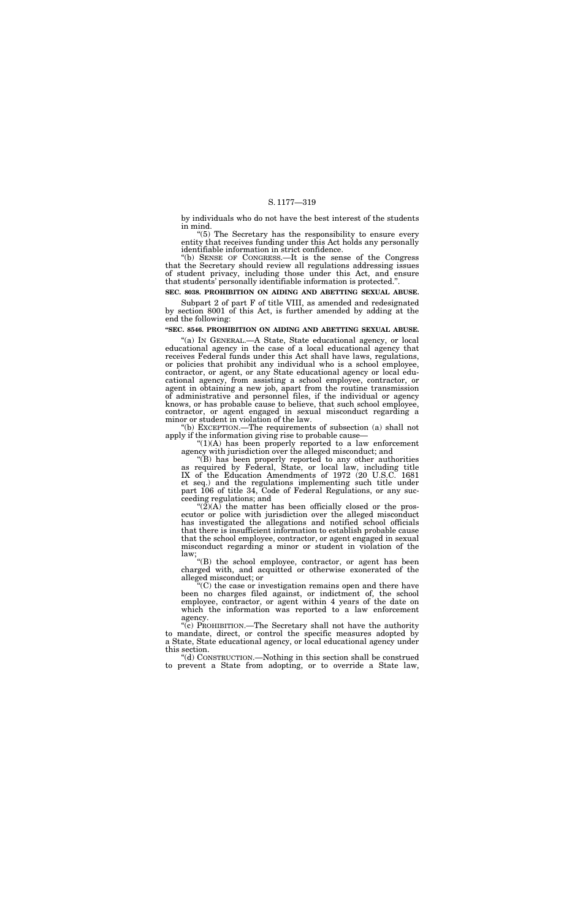by individuals who do not have the best interest of the students in mind.

"(5) The Secretary has the responsibility to ensure every entity that receives funding under this Act holds any personally identifiable information in strict confidence.

"(b) SENSE OF CONGRESS.—It is the sense of the Congress that the Secretary should review all regulations addressing issues of student privacy, including those under this Act, and ensure that students' personally identifiable information is protected.".

**SEC. 8038. PROHIBITION ON AIDING AND ABETTING SEXUAL ABUSE.**

Subpart 2 of part F of title VIII, as amended and redesignated by section 8001 of this Act, is further amended by adding at the end the following:

**"SEC. 8546. PROHIBITION ON AIDING AND ABETTING SEXUAL ABUSE.**

"(a) IN GENERAL.—A State, State educational agency, or local educational agency in the case of a local educational agency that receives Federal funds under this Act shall have laws, regulations, or policies that prohibit any individual who is a school employee, contractor, or agent, or any State educational agency or local educational agency, from assisting a school employee, contractor, or agent in obtaining a new job, apart from the routine transmission of administrative and personnel files, if the individual or agency knows, or has probable cause to believe, that such school employee, contractor, or agent engaged in sexual misconduct regarding a minor or student in violation of the law.

"(b) EXCEPTION.—The requirements of subsection (a) shall not apply if the information giving rise to probable cause—

"(1)(A) has been properly reported to a law enforcement agency with jurisdiction over the alleged misconduct; and

"(B) has been properly reported to any other authorities as required by Federal, State, or local law, including title IX of the Education Amendments of 1972 (20 U.S.C. 1681 et seq.) and the regulations implementing such title under part 106 of title 34, Code of Federal Regulations, or any succeeding regulations; and

"(2)(A) the matter has been officially closed or the prosecutor or police with jurisdiction over the alleged misconduct has investigated the allegations and notified school officials that there is insufficient information to establish probable cause that the school employee, contractor, or agent engaged in sexual misconduct regarding a minor or student in violation of the law;

"(B) the school employee, contractor, or agent has been charged with, and acquitted or otherwise exonerated of the alleged misconduct; or

"(C) the case or investigation remains open and there have been no charges filed against, or indictment of, the school employee, contractor, or agent within 4 years of the date on which the information was reported to a law enforcement agency.

"(c) PROHIBITION.—The Secretary shall not have the authority to mandate, direct, or control the specific measures adopted by a State, State educational agency, or local educational agency under this section.

"(d) CONSTRUCTION.—Nothing in this section shall be construed to prevent a State from adopting, or to override a State law,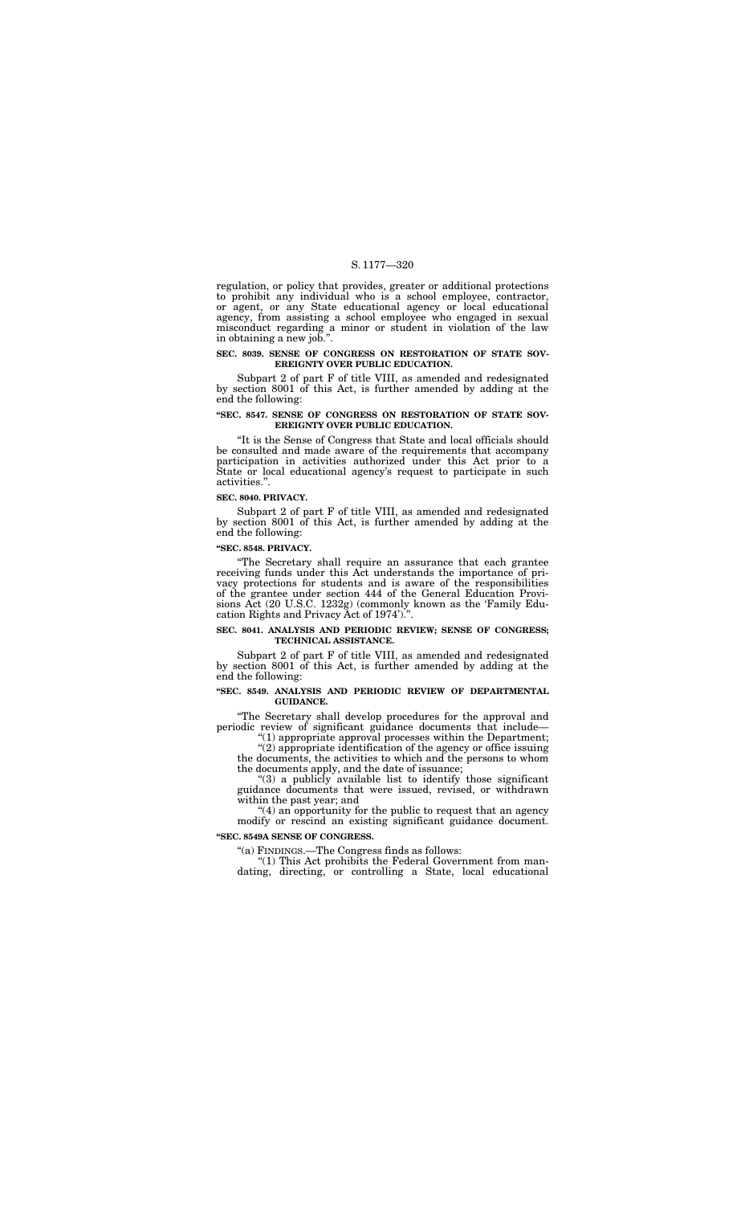regulation, or policy that provides, greater or additional protections to prohibit any individual who is a school employee, contractor, or agent, or any State educational agency or local educational agency, from assisting a school employee who engaged in sexual misconduct regarding a minor or student in violation of the law in obtaining a new job.".

**SEC. 8039. SENSE OF CONGRESS ON RESTORATION OF STATE SOVEREIGNTY OVER PUBLIC EDUCATION.**

Subpart 2 of part F of title VIII, as amended and redesignated by section 8001 of this Act, is further amended by adding at the end the following:

**"SEC. 8547. SENSE OF CONGRESS ON RESTORATION OF STATE SOVEREIGNTY OVER PUBLIC EDUCATION.**

"It is the Sense of Congress that State and local officials should be consulted and made aware of the requirements that accompany participation in activities authorized under this Act prior to a State or local educational agency's request to participate in such activities.".

**SEC. 8040. PRIVACY.**

Subpart 2 of part F of title VIII, as amended and redesignated by section 8001 of this Act, is further amended by adding at the end the following:

**"SEC. 8548. PRIVACY.**

"The Secretary shall require an assurance that each grantee receiving funds under this Act understands the importance of privacy protections for students and is aware of the responsibilities of the grantee under section 444 of the General Education Provisions Act (20 U.S.C. 1232g) (commonly known as the 'Family Education Rights and Privacy Act of 1974').".

**SEC. 8041. ANALYSIS AND PERIODIC REVIEW; SENSE OF CONGRESS; TECHNICAL ASSISTANCE.**

Subpart 2 of part F of title VIII, as amended and redesignated by section 8001 of this Act, is further amended by adding at the end the following:

**"SEC. 8549. ANALYSIS AND PERIODIC REVIEW OF DEPARTMENTAL GUIDANCE.**

"The Secretary shall develop procedures for the approval and periodic review of significant guidance documents that include—

"(1) appropriate approval processes within the Department;

"(2) appropriate identification of the agency or office issuing the documents, the activities to which and the persons to whom the documents apply, and the date of issuance;

"(3) a publicly available list to identify those significant guidance documents that were issued, revised, or withdrawn within the past year; and

"(4) an opportunity for the public to request that an agency modify or rescind an existing significant guidance document.

**"SEC. 8549A SENSE OF CONGRESS.**

"(a) FINDINGS.—The Congress finds as follows:

"(1) This Act prohibits the Federal Government from mandating, directing, or controlling a State, local educational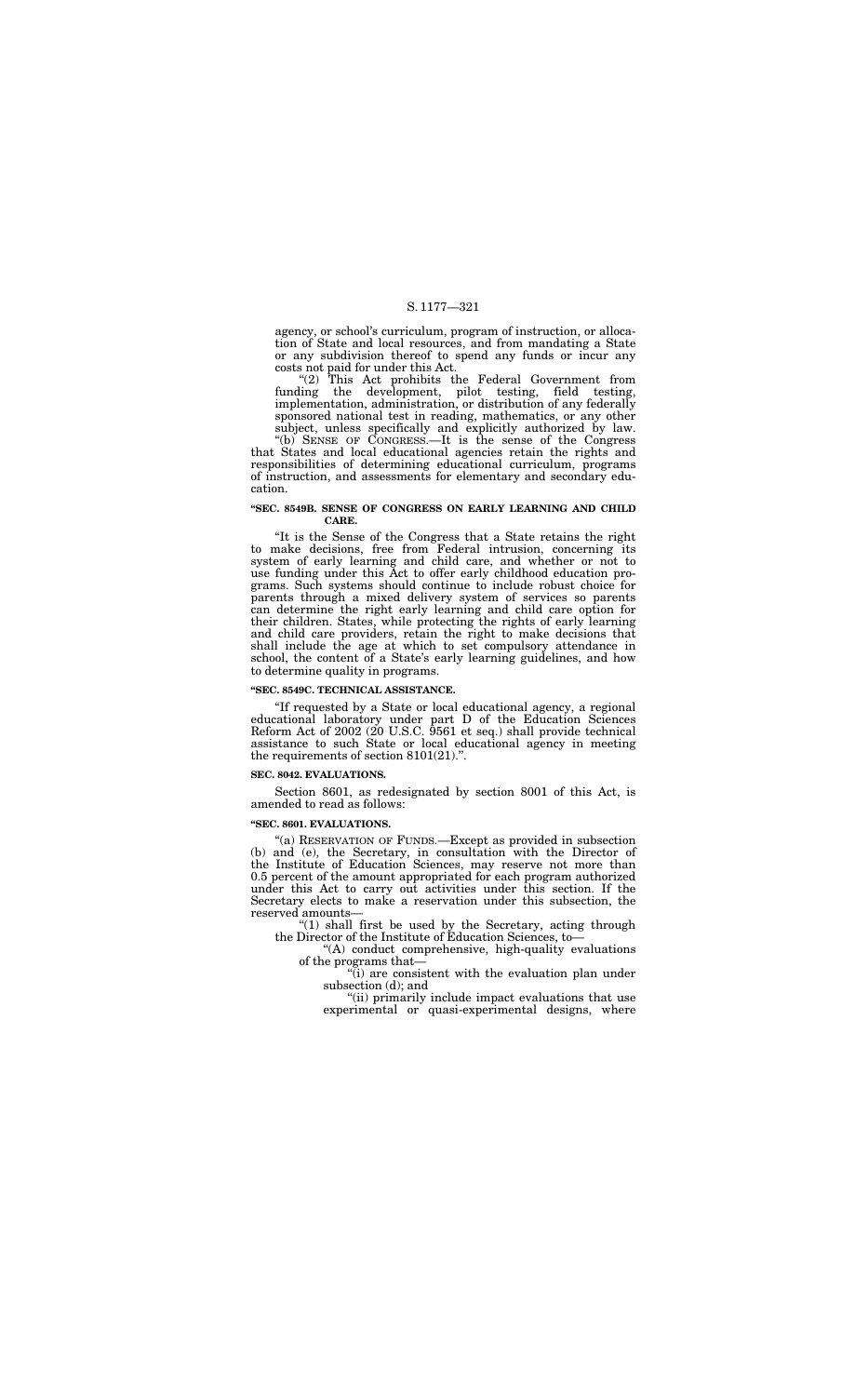agency, or school's curriculum, program of instruction, or allocation of State and local resources, and from mandating a State or any subdivision thereof to spend any funds or incur any costs not paid for under this Act.

"(2) This Act prohibits the Federal Government from funding the development, pilot testing, field testing, implementation, administration, or distribution of any federally sponsored national test in reading, mathematics, or any other subject, unless specifically and explicitly authorized by law.

"(b) SENSE OF CONGRESS.—It is the sense of the Congress that States and local educational agencies retain the rights and responsibilities of determining educational curriculum, programs of instruction, and assessments for elementary and secondary education.

**"SEC. 8549B. SENSE OF CONGRESS ON EARLY LEARNING AND CHILD CARE.**

"It is the Sense of the Congress that a State retains the right to make decisions, free from Federal intrusion, concerning its system of early learning and child care, and whether or not to use funding under this Act to offer early childhood education programs. Such systems should continue to include robust choice for parents through a mixed delivery system of services so parents can determine the right early learning and child care option for their children. States, while protecting the rights of early learning and child care providers, retain the right to make decisions that shall include the age at which to set compulsory attendance in school, the content of a State's early learning guidelines, and how to determine quality in programs.

**"SEC. 8549C. TECHNICAL ASSISTANCE.**

"If requested by a State or local educational agency, a regional educational laboratory under part D of the Education Sciences Reform Act of 2002 (20 U.S.C. 9561 et seq.) shall provide technical assistance to such State or local educational agency in meeting the requirements of section 8101(21).".

**SEC. 8042. EVALUATIONS.**

Section 8601, as redesignated by section 8001 of this Act, is amended to read as follows:

**"SEC. 8601. EVALUATIONS.**

"(a) RESERVATION OF FUNDS.—Except as provided in subsection (b) and (e), the Secretary, in consultation with the Director of the Institute of Education Sciences, may reserve not more than 0.5 percent of the amount appropriated for each program authorized under this Act to carry out activities under this section. If the Secretary elects to make a reservation under this subsection, the reserved amounts—

"(1) shall first be used by the Secretary, acting through the Director of the Institute of Education Sciences, to—

"(A) conduct comprehensive, high-quality evaluations of the programs that—

"(i) are consistent with the evaluation plan under subsection (d); and

"(ii) primarily include impact evaluations that use experimental or quasi-experimental designs, where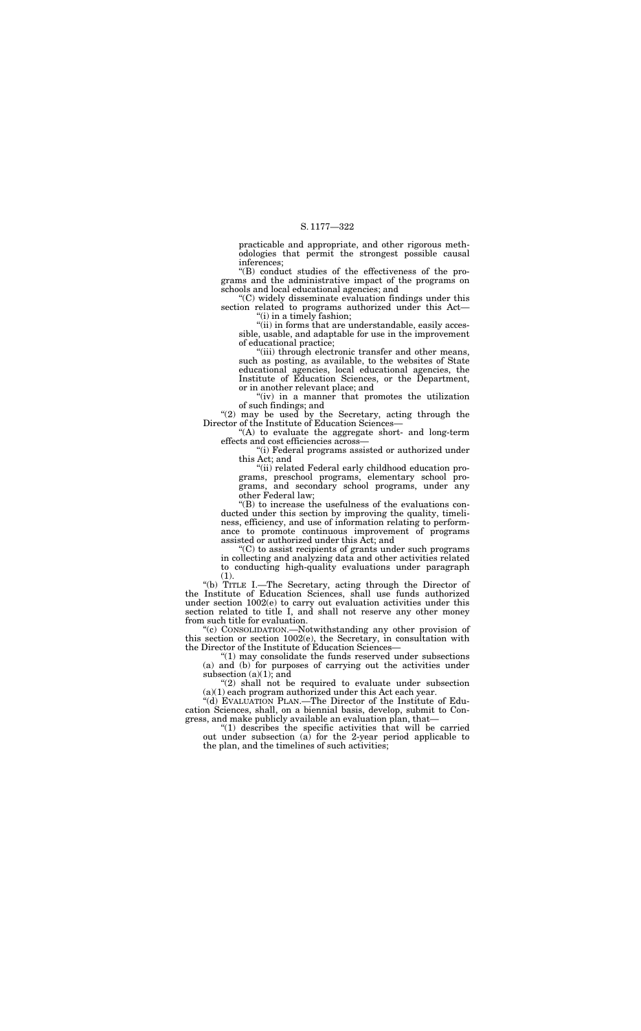practicable and appropriate, and other rigorous methodologies that permit the strongest possible causal inferences;

"(B) conduct studies of the effectiveness of the programs and the administrative impact of the programs on schools and local educational agencies; and

"(C) widely disseminate evaluation findings under this section related to programs authorized under this Act—

"(i) in a timely fashion;

"(ii) in forms that are understandable, easily accessible, usable, and adaptable for use in the improvement of educational practice;

"(iii) through electronic transfer and other means, such as posting, as available, to the websites of State educational agencies, local educational agencies, the Institute of Education Sciences, or the Department, or in another relevant place; and

"(iv) in a manner that promotes the utilization of such findings; and

"(2) may be used by the Secretary, acting through the Director of the Institute of Education Sciences—

"(A) to evaluate the aggregate short- and long-term effects and cost efficiencies across—

"(i) Federal programs assisted or authorized under this Act; and

"(ii) related Federal early childhood education programs, preschool programs, elementary school programs, and secondary school programs, under any other Federal law;

"(B) to increase the usefulness of the evaluations conducted under this section by improving the quality, timeliness, efficiency, and use of information relating to performance to promote continuous improvement of programs assisted or authorized under this Act; and

"(C) to assist recipients of grants under such programs in collecting and analyzing data and other activities related to conducting high-quality evaluations under paragraph (1).

"(b) TITLE I.—The Secretary, acting through the Director of the Institute of Education Sciences, shall use funds authorized under section 1002(e) to carry out evaluation activities under this section related to title I, and shall not reserve any other money from such title for evaluation.

"(c) CONSOLIDATION.—Notwithstanding any other provision of this section or section 1002(e), the Secretary, in consultation with the Director of the Institute of Education Sciences—

"(1) may consolidate the funds reserved under subsections (a) and (b) for purposes of carrying out the activities under subsection (a)(1); and

"(2) shall not be required to evaluate under subsection (a)(1) each program authorized under this Act each year.

"(d) EVALUATION PLAN.—The Director of the Institute of Education Sciences, shall, on a biennial basis, develop, submit to Congress, and make publicly available an evaluation plan, that—

"(1) describes the specific activities that will be carried out under subsection (a) for the 2-year period applicable to the plan, and the timelines of such activities;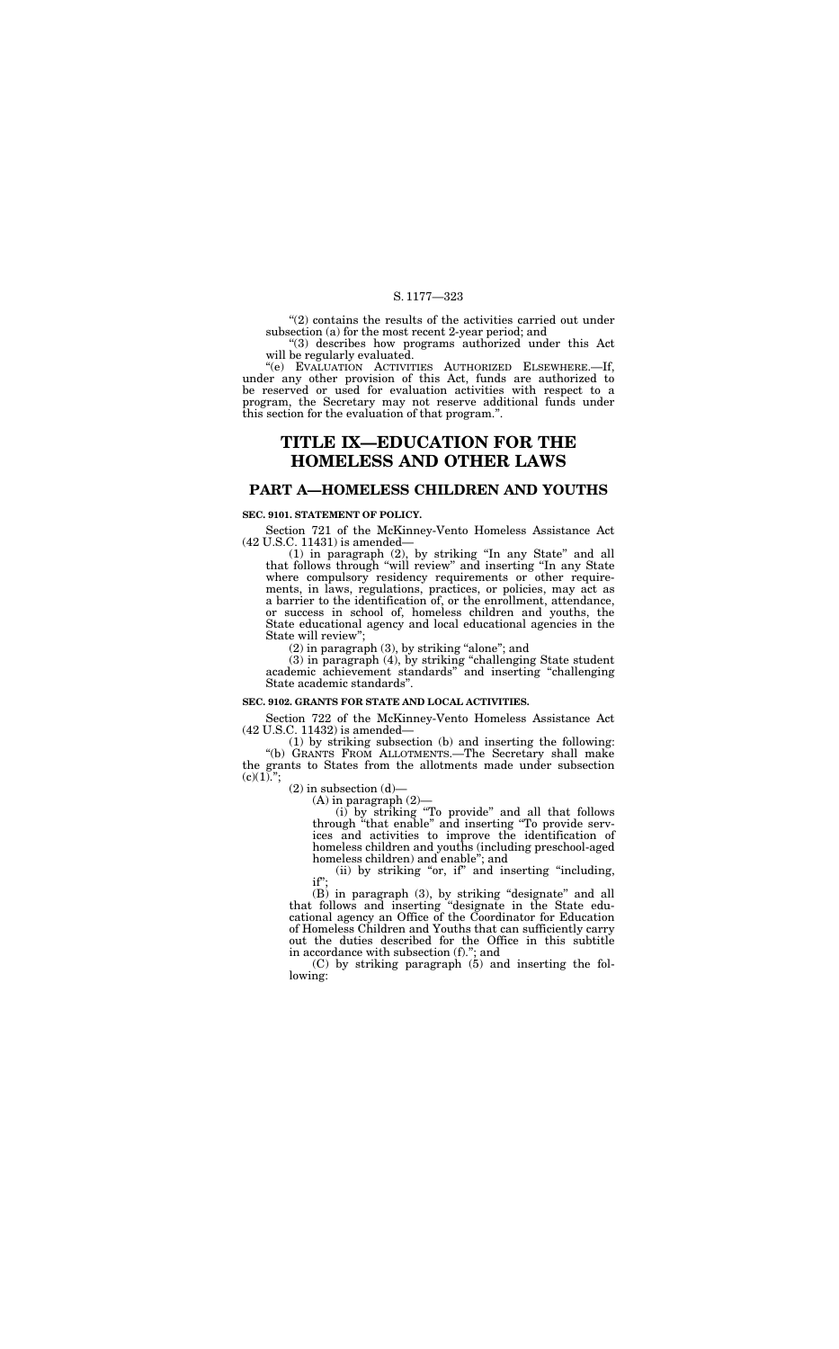"(2) contains the results of the activities carried out under subsection (a) for the most recent 2-year period; and

"(3) describes how programs authorized under this Act will be regularly evaluated.

"(e) EVALUATION ACTIVITIES AUTHORIZED ELSEWHERE.—If, under any other provision of this Act, funds are authorized to be reserved or used for evaluation activities with respect to a program, the Secretary may not reserve additional funds under this section for the evaluation of that program.".

# TITLE IX—EDUCATION FOR THE HOMELESS AND OTHER LAWS

## PART A—HOMELESS CHILDREN AND YOUTHS

### SEC. 9101. STATEMENT OF POLICY.

Section 721 of the McKinney-Vento Homeless Assistance Act (42 U.S.C. 11431) is amended—

(1) in paragraph (2), by striking "In any State" and all that follows through "will review" and inserting "In any State where compulsory residency requirements or other requirements, in laws, regulations, practices, or policies, may act as a barrier to the identification of, or the enrollment, attendance, or success in school of, homeless children and youths, the State educational agency and local educational agencies in the State will review";

(2) in paragraph (3), by striking "alone"; and

(3) in paragraph (4), by striking "challenging State student academic achievement standards" and inserting "challenging State academic standards".

### SEC. 9102. GRANTS FOR STATE AND LOCAL ACTIVITIES.

Section 722 of the McKinney-Vento Homeless Assistance Act (42 U.S.C. 11432) is amended—

(1) by striking subsection (b) and inserting the following:

"(b) GRANTS FROM ALLOTMENTS.—The Secretary shall make the grants to States from the allotments made under subsection (c)(1).";

(2) in subsection (d)—

(A) in paragraph (2)—

(i) by striking "To provide" and all that follows through "that enable" and inserting "To provide services and activities to improve the identification of homeless children and youths (including preschool-aged homeless children) and enable"; and

(ii) by striking "or, if" and inserting "including, if";

(B) in paragraph (3), by striking "designate" and all that follows and inserting "designate in the State educational agency an Office of the Coordinator for Education of Homeless Children and Youths that can sufficiently carry out the duties described for the Office in this subtitle in accordance with subsection (f)."; and

(C) by striking paragraph (5) and inserting the following: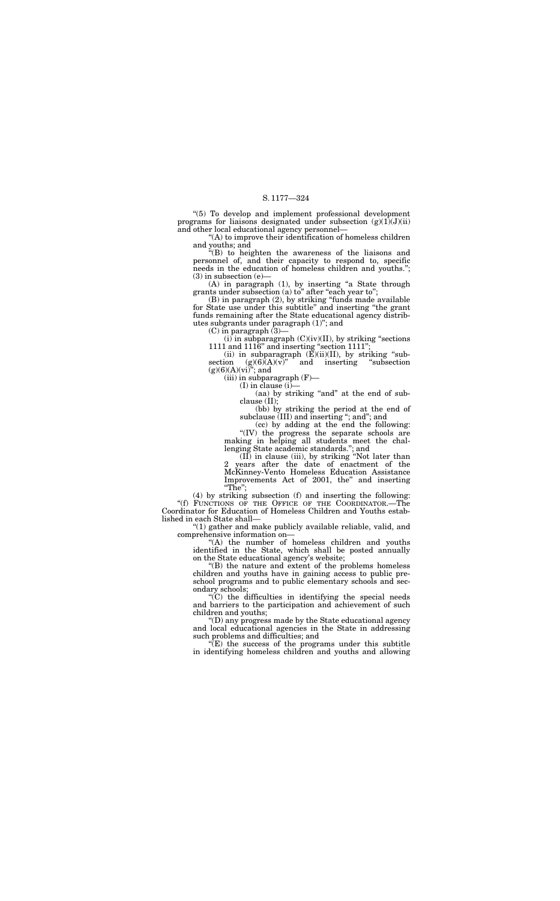"(5) To develop and implement professional development programs for liaisons designated under subsection (g)(1)(J)(ii) and other local educational agency personnel—

"(A) to improve their identification of homeless children and youths; and

"(B) to heighten the awareness of the liaisons and personnel of, and their capacity to respond to, specific needs in the education of homeless children and youths.";

(3) in subsection (e)—

(A) in paragraph (1), by inserting "a State through grants under subsection (a) to" after "each year to";

(B) in paragraph (2), by striking "funds made available for State use under this subtitle" and inserting "the grant funds remaining after the State educational agency distributes subgrants under paragraph (1)"; and

(C) in paragraph (3)—

(i) in subparagraph (C)(iv)(II), by striking "sections 1111 and 1116" and inserting "section 1111";

(ii) in subparagraph (E)(ii)(II), by striking "subsection (g)(6)(A)(v)" and inserting "subsection (g)(6)(A)(vi)"; and

(iii) in subparagraph (F)—

(I) in clause (i)—

(aa) by striking "and" at the end of subclause (II);

(bb) by striking the period at the end of subclause (III) and inserting "; and"; and

(cc) by adding at the end the following:

"(IV) the progress the separate schools are making in helping all students meet the challenging State academic standards."; and

(II) in clause (iii), by striking "Not later than 2 years after the date of enactment of the McKinney-Vento Homeless Education Assistance Improvements Act of 2001, the" and inserting "The";

(4) by striking subsection (f) and inserting the following:

"(f) FUNCTIONS OF THE OFFICE OF THE COORDINATOR.—The Coordinator for Education of Homeless Children and Youths established in each State shall—

"(1) gather and make publicly available reliable, valid, and comprehensive information on—

"(A) the number of homeless children and youths identified in the State, which shall be posted annually on the State educational agency's website;

"(B) the nature and extent of the problems homeless children and youths have in gaining access to public preschool programs and to public elementary schools and secondary schools;

"(C) the difficulties in identifying the special needs and barriers to the participation and achievement of such children and youths;

"(D) any progress made by the State educational agency and local educational agencies in the State in addressing such problems and difficulties; and

"(E) the success of the programs under this subtitle in identifying homeless children and youths and allowing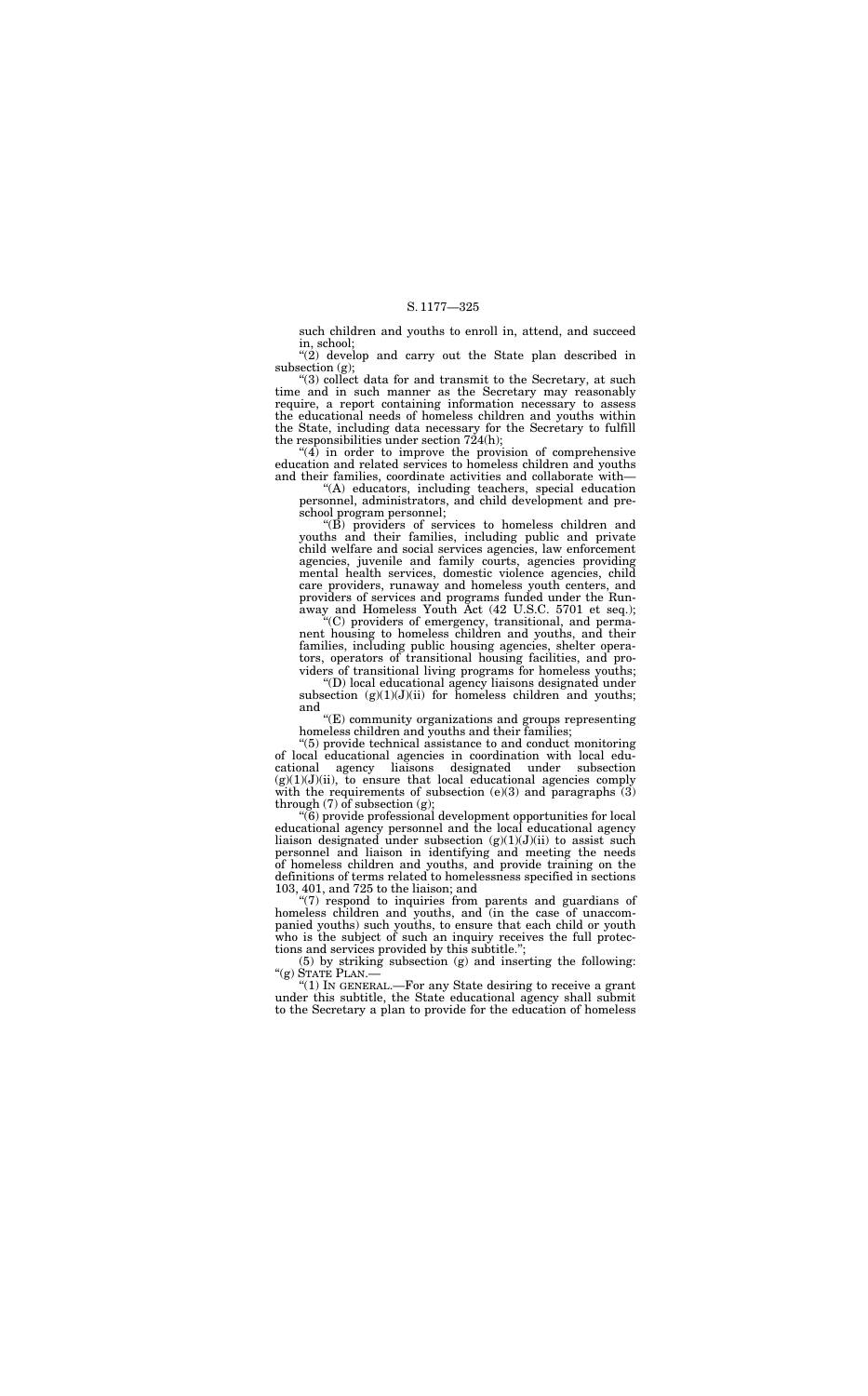such children and youths to enroll in, attend, and succeed in, school;

"(2) develop and carry out the State plan described in subsection (g);

"(3) collect data for and transmit to the Secretary, at such time and in such manner as the Secretary may reasonably require, a report containing information necessary to assess the educational needs of homeless children and youths within the State, including data necessary for the Secretary to fulfill the responsibilities under section 724(h);

"(4) in order to improve the provision of comprehensive education and related services to homeless children and youths and their families, coordinate activities and collaborate with—

"(A) educators, including teachers, special education personnel, administrators, and child development and preschool program personnel;

"(B) providers of services to homeless children and youths and their families, including public and private child welfare and social services agencies, law enforcement agencies, juvenile and family courts, agencies providing mental health services, domestic violence agencies, child care providers, runaway and homeless youth centers, and providers of services and programs funded under the Runaway and Homeless Youth Act (42 U.S.C. 5701 et seq.);

"(C) providers of emergency, transitional, and permanent housing to homeless children and youths, and their families, including public housing agencies, shelter operators, operators of transitional housing facilities, and providers of transitional living programs for homeless youths;

"(D) local educational agency liaisons designated under subsection (g)(1)(J)(ii) for homeless children and youths; and

"(E) community organizations and groups representing homeless children and youths and their families;

"(5) provide technical assistance to and conduct monitoring of local educational agencies in coordination with local educational agency liaisons designated under subsection (g)(1)(J)(ii), to ensure that local educational agencies comply with the requirements of subsection (e)(3) and paragraphs (3) through (7) of subsection (g);

"(6) provide professional development opportunities for local educational agency personnel and the local educational agency liaison designated under subsection (g)(1)(J)(ii) to assist such personnel and liaison in identifying and meeting the needs of homeless children and youths, and provide training on the definitions of terms related to homelessness specified in sections 103, 401, and 725 to the liaison; and

"(7) respond to inquiries from parents and guardians of homeless children and youths, and (in the case of unaccompanied youths) such youths, to ensure that each child or youth who is the subject of such an inquiry receives the full protections and services provided by this subtitle.";

(5) by striking subsection (g) and inserting the following:

"(g) STATE PLAN.—

"(1) IN GENERAL.—For any State desiring to receive a grant under this subtitle, the State educational agency shall submit to the Secretary a plan to provide for the education of homeless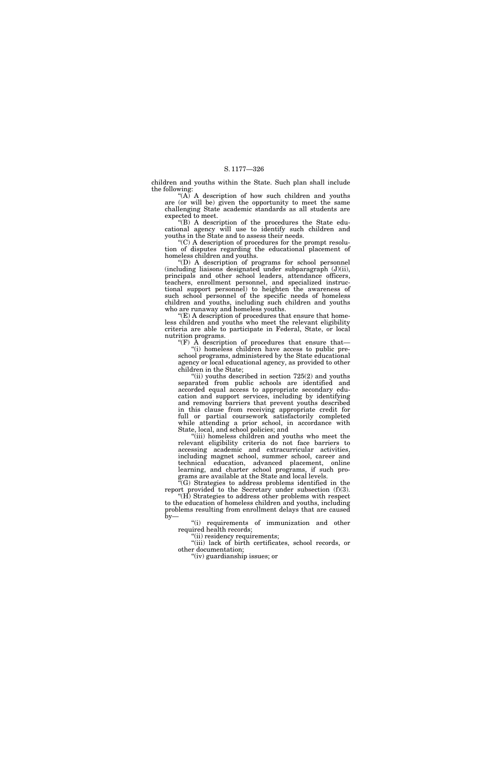children and youths within the State. Such plan shall include the following:

"(A) A description of how such children and youths are (or will be) given the opportunity to meet the same challenging State academic standards as all students are expected to meet.

"(B) A description of the procedures the State educational agency will use to identify such children and youths in the State and to assess their needs.

"(C) A description of procedures for the prompt resolution of disputes regarding the educational placement of homeless children and youths.

"(D) A description of programs for school personnel (including liaisons designated under subparagraph (J)(ii), principals and other school leaders, attendance officers, teachers, enrollment personnel, and specialized instructional support personnel) to heighten the awareness of such school personnel of the specific needs of homeless children and youths, including such children and youths who are runaway and homeless youths.

"(E) A description of procedures that ensure that homeless children and youths who meet the relevant eligibility criteria are able to participate in Federal, State, or local nutrition programs.

"(F) A description of procedures that ensure that—

"(i) homeless children have access to public preschool programs, administered by the State educational agency or local educational agency, as provided to other children in the State;

"(ii) youths described in section 725(2) and youths separated from public schools are identified and accorded equal access to appropriate secondary education and support services, including by identifying and removing barriers that prevent youths described in this clause from receiving appropriate credit for full or partial coursework satisfactorily completed while attending a prior school, in accordance with State, local, and school policies; and

"(iii) homeless children and youths who meet the relevant eligibility criteria do not face barriers to accessing academic and extracurricular activities, including magnet school, summer school, career and technical education, advanced placement, online learning, and charter school programs, if such programs are available at the State and local levels.

"(G) Strategies to address problems identified in the report provided to the Secretary under subsection (f)(3).

"(H) Strategies to address other problems with respect to the education of homeless children and youths, including problems resulting from enrollment delays that are caused by—

"(i) requirements of immunization and other required health records;

"(ii) residency requirements;

"(iii) lack of birth certificates, school records, or other documentation;

"(iv) guardianship issues; or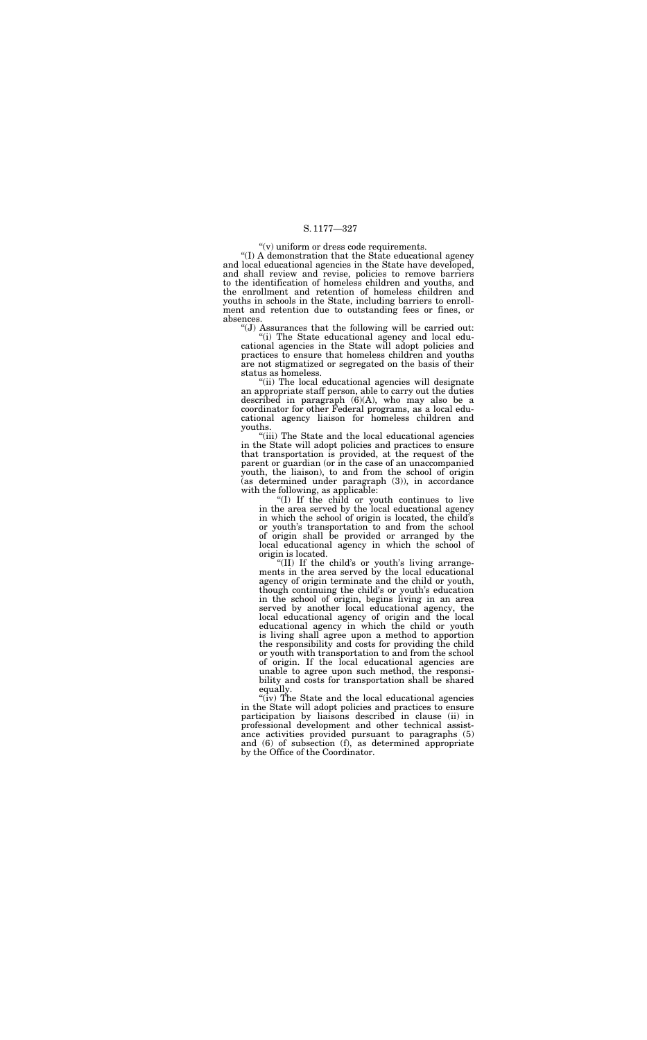"(v) uniform or dress code requirements.

"(I) A demonstration that the State educational agency and local educational agencies in the State have developed, and shall review and revise, policies to remove barriers to the identification of homeless children and youths, and the enrollment and retention of homeless children and youths in schools in the State, including barriers to enrollment and retention due to outstanding fees or fines, or absences.

"(J) Assurances that the following will be carried out:

"(i) The State educational agency and local educational agencies in the State will adopt policies and practices to ensure that homeless children and youths are not stigmatized or segregated on the basis of their status as homeless.

"(ii) The local educational agencies will designate an appropriate staff person, able to carry out the duties described in paragraph (6)(A), who may also be a coordinator for other Federal programs, as a local educational agency liaison for homeless children and youths.

"(iii) The State and the local educational agencies in the State will adopt policies and practices to ensure that transportation is provided, at the request of the parent or guardian (or in the case of an unaccompanied youth, the liaison), to and from the school of origin (as determined under paragraph (3)), in accordance with the following, as applicable:

"(I) If the child or youth continues to live in the area served by the local educational agency in which the school of origin is located, the child's or youth's transportation to and from the school of origin shall be provided or arranged by the local educational agency in which the school of origin is located.

"(II) If the child's or youth's living arrangements in the area served by the local educational agency of origin terminate and the child or youth, though continuing the child's or youth's education in the school of origin, begins living in an area served by another local educational agency, the local educational agency of origin and the local educational agency in which the child or youth is living shall agree upon a method to apportion the responsibility and costs for providing the child or youth with transportation to and from the school of origin. If the local educational agencies are unable to agree upon such method, the responsibility and costs for transportation shall be shared equally.

"(iv) The State and the local educational agencies in the State will adopt policies and practices to ensure participation by liaisons described in clause (ii) in professional development and other technical assistance activities provided pursuant to paragraphs (5) and (6) of subsection (f), as determined appropriate by the Office of the Coordinator.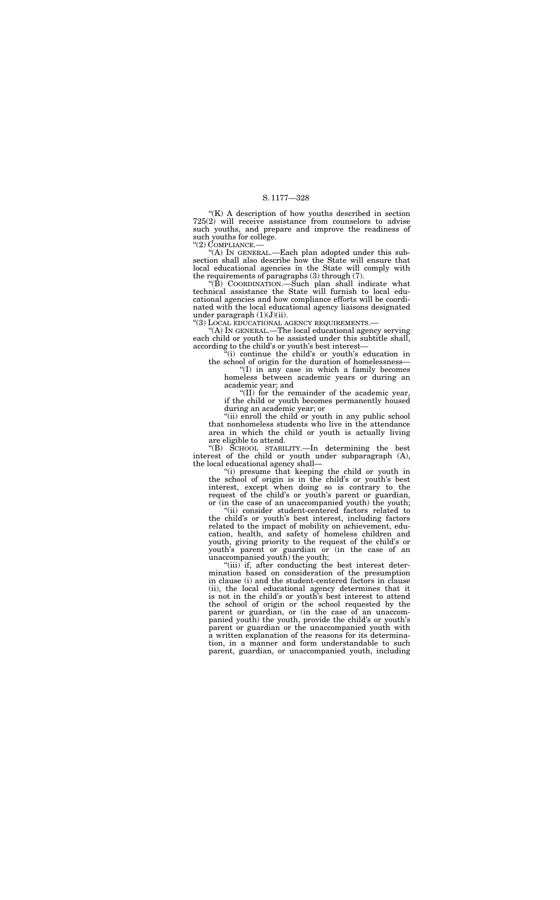"(K) A description of how youths described in section 725(2) will receive assistance from counselors to advise such youths, and prepare and improve the readiness of such youths for college.

"(2) COMPLIANCE.—

"(A) IN GENERAL.—Each plan adopted under this subsection shall also describe how the State will ensure that local educational agencies in the State will comply with the requirements of paragraphs (3) through (7).

"(B) COORDINATION.—Such plan shall indicate what technical assistance the State will furnish to local educational agencies and how compliance efforts will be coordinated with the local educational agency liaisons designated under paragraph (1)(J)(ii).

"(3) LOCAL EDUCATIONAL AGENCY REQUIREMENTS.—

"(A) IN GENERAL.—The local educational agency serving each child or youth to be assisted under this subtitle shall, according to the child's or youth's best interest—

"(i) continue the child's or youth's education in the school of origin for the duration of homelessness—

"(I) in any case in which a family becomes homeless between academic years or during an academic year; and

"(II) for the remainder of the academic year, if the child or youth becomes permanently housed during an academic year; or

"(ii) enroll the child or youth in any public school that nonhomeless students who live in the attendance area in which the child or youth is actually living are eligible to attend.

"(B) SCHOOL STABILITY.—In determining the best interest of the child or youth under subparagraph (A), the local educational agency shall—

"(i) presume that keeping the child or youth in the school of origin is in the child's or youth's best interest, except when doing so is contrary to the request of the child's or youth's parent or guardian, or (in the case of an unaccompanied youth) the youth;

"(ii) consider student-centered factors related to the child's or youth's best interest, including factors related to the impact of mobility on achievement, education, health, and safety of homeless children and youth, giving priority to the request of the child's or youth's parent or guardian or (in the case of an unaccompanied youth) the youth;

"(iii) if, after conducting the best interest determination based on consideration of the presumption in clause (i) and the student-centered factors in clause (ii), the local educational agency determines that it is not in the child's or youth's best interest to attend the school of origin or the school requested by the parent or guardian, or (in the case of an unaccompanied youth) the youth, provide the child's or youth's parent or guardian or the unaccompanied youth with a written explanation of the reasons for its determination, in a manner and form understandable to such parent, guardian, or unaccompanied youth, including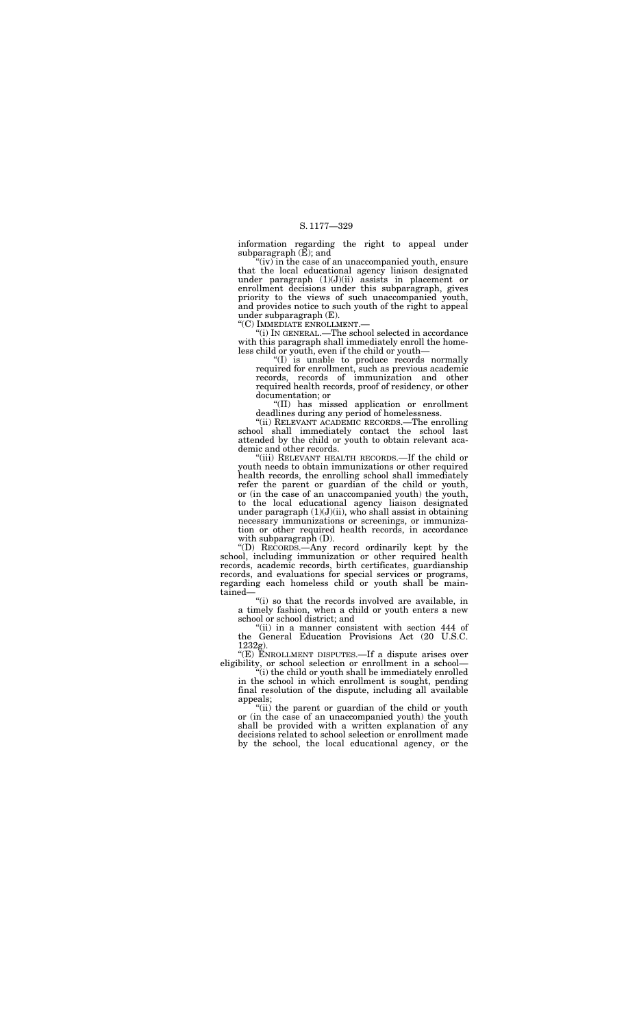information regarding the right to appeal under subparagraph (E); and

"(iv) in the case of an unaccompanied youth, ensure that the local educational agency liaison designated under paragraph (1)(J)(ii) assists in placement or enrollment decisions under this subparagraph, gives priority to the views of such unaccompanied youth, and provides notice to such youth of the right to appeal under subparagraph (E).

"(C) IMMEDIATE ENROLLMENT.—

"(i) IN GENERAL.—The school selected in accordance with this paragraph shall immediately enroll the homeless child or youth, even if the child or youth—

"(I) is unable to produce records normally required for enrollment, such as previous academic records, records of immunization and other required health records, proof of residency, or other documentation; or

"(II) has missed application or enrollment deadlines during any period of homelessness.

"(ii) RELEVANT ACADEMIC RECORDS.—The enrolling school shall immediately contact the school last attended by the child or youth to obtain relevant academic and other records.

"(iii) RELEVANT HEALTH RECORDS.—If the child or youth needs to obtain immunizations or other required health records, the enrolling school shall immediately refer the parent or guardian of the child or youth, or (in the case of an unaccompanied youth) the youth, to the local educational agency liaison designated under paragraph (1)(J)(ii), who shall assist in obtaining necessary immunizations or screenings, or immunization or other required health records, in accordance with subparagraph (D).

"(D) RECORDS.—Any record ordinarily kept by the school, including immunization or other required health records, academic records, birth certificates, guardianship records, and evaluations for special services or programs, regarding each homeless child or youth shall be maintained—

"(i) so that the records involved are available, in a timely fashion, when a child or youth enters a new school or school district; and

"(ii) in a manner consistent with section 444 of the General Education Provisions Act (20 U.S.C. 1232g).

"(E) ENROLLMENT DISPUTES.—If a dispute arises over eligibility, or school selection or enrollment in a school—

"(i) the child or youth shall be immediately enrolled in the school in which enrollment is sought, pending final resolution of the dispute, including all available appeals;

"(ii) the parent or guardian of the child or youth or (in the case of an unaccompanied youth) the youth shall be provided with a written explanation of any decisions related to school selection or enrollment made by the school, the local educational agency, or the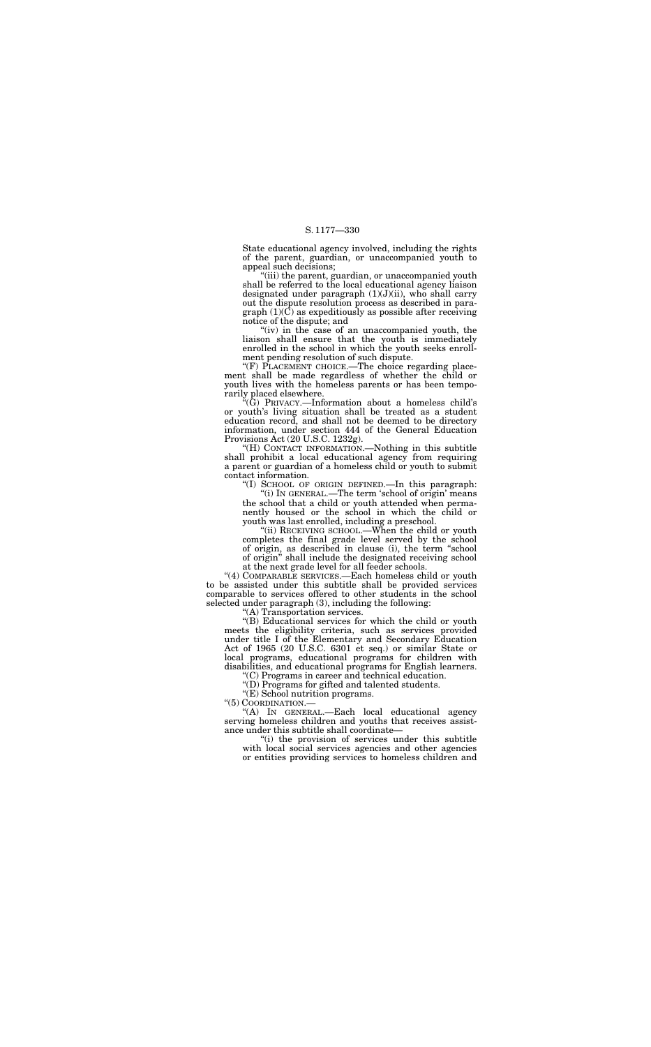State educational agency involved, including the rights of the parent, guardian, or unaccompanied youth to appeal such decisions;

"(iii) the parent, guardian, or unaccompanied youth shall be referred to the local educational agency liaison designated under paragraph (1)(J)(ii), who shall carry out the dispute resolution process as described in paragraph (1)(C) as expeditiously as possible after receiving notice of the dispute; and

"(iv) in the case of an unaccompanied youth, the liaison shall ensure that the youth is immediately enrolled in the school in which the youth seeks enrollment pending resolution of such dispute.

"(F) PLACEMENT CHOICE.—The choice regarding placement shall be made regardless of whether the child or youth lives with the homeless parents or has been temporarily placed elsewhere.

"(G) PRIVACY.—Information about a homeless child's or youth's living situation shall be treated as a student education record, and shall not be deemed to be directory information, under section 444 of the General Education Provisions Act (20 U.S.C. 1232g).

"(H) CONTACT INFORMATION.—Nothing in this subtitle shall prohibit a local educational agency from requiring a parent or guardian of a homeless child or youth to submit contact information.

"(I) SCHOOL OF ORIGIN DEFINED.—In this paragraph:

"(i) IN GENERAL.—The term 'school of origin' means the school that a child or youth attended when permanently housed or the school in which the child or youth was last enrolled, including a preschool.

"(ii) RECEIVING SCHOOL.—When the child or youth completes the final grade level served by the school of origin, as described in clause (i), the term "school of origin" shall include the designated receiving school at the next grade level for all feeder schools.

"(4) COMPARABLE SERVICES.—Each homeless child or youth to be assisted under this subtitle shall be provided services comparable to services offered to other students in the school selected under paragraph (3), including the following:

"(A) Transportation services.

"(B) Educational services for which the child or youth meets the eligibility criteria, such as services provided under title I of the Elementary and Secondary Education Act of 1965 (20 U.S.C. 6301 et seq.) or similar State or local programs, educational programs for children with disabilities, and educational programs for English learners.

"(C) Programs in career and technical education.

"(D) Programs for gifted and talented students.

"(E) School nutrition programs.

"(5) COORDINATION.—

"(A) IN GENERAL.—Each local educational agency serving homeless children and youths that receives assistance under this subtitle shall coordinate—

"(i) the provision of services under this subtitle with local social services agencies and other agencies or entities providing services to homeless children and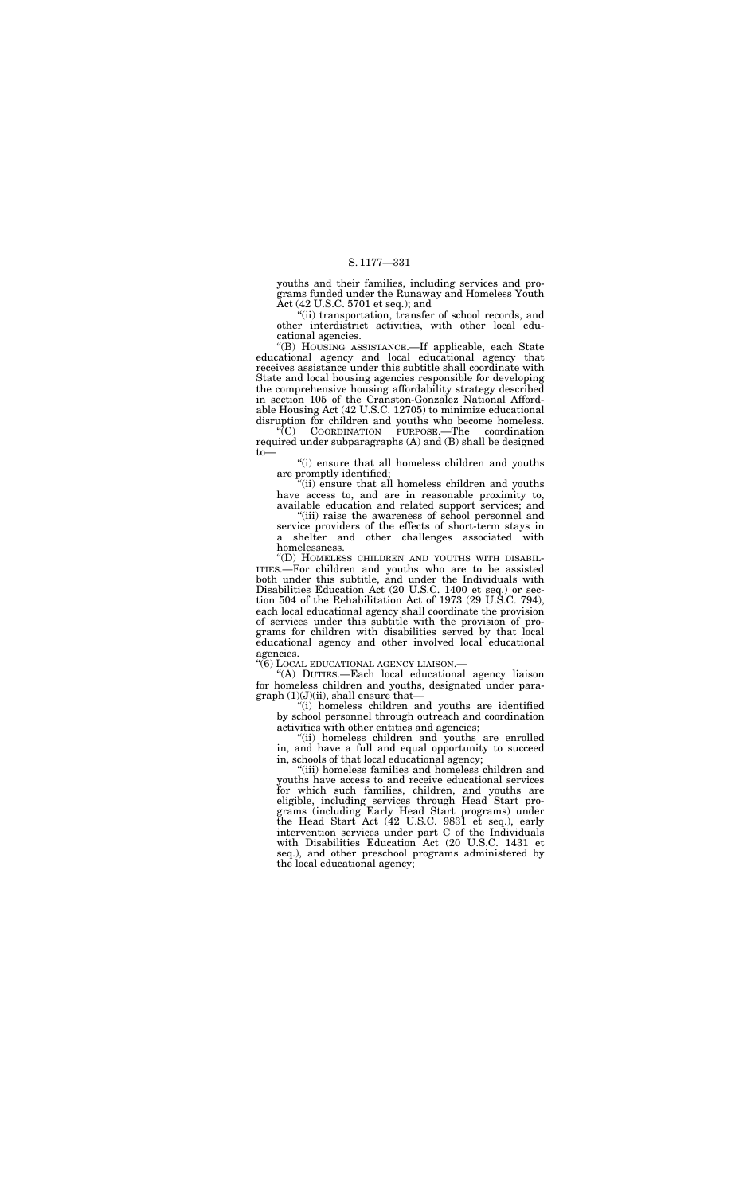youths and their families, including services and programs funded under the Runaway and Homeless Youth Act (42 U.S.C. 5701 et seq.); and

"(ii) transportation, transfer of school records, and other interdistrict activities, with other local educational agencies.

"(B) HOUSING ASSISTANCE.—If applicable, each State educational agency and local educational agency that receives assistance under this subtitle shall coordinate with State and local housing agencies responsible for developing the comprehensive housing affordability strategy described in section 105 of the Cranston-Gonzalez National Affordable Housing Act (42 U.S.C. 12705) to minimize educational disruption for children and youths who become homeless.

"(C) COORDINATION PURPOSE.—The coordination required under subparagraphs (A) and (B) shall be designed to—

"(i) ensure that all homeless children and youths are promptly identified;

"(ii) ensure that all homeless children and youths have access to, and are in reasonable proximity to, available education and related support services; and

"(iii) raise the awareness of school personnel and service providers of the effects of short-term stays in a shelter and other challenges associated with homelessness.

"(D) HOMELESS CHILDREN AND YOUTHS WITH DISABILITIES.—For children and youths who are to be assisted both under this subtitle, and under the Individuals with Disabilities Education Act (20 U.S.C. 1400 et seq.) or section 504 of the Rehabilitation Act of 1973 (29 U.S.C. 794), each local educational agency shall coordinate the provision of services under this subtitle with the provision of programs for children with disabilities served by that local educational agency and other involved local educational agencies.

"(6) LOCAL EDUCATIONAL AGENCY LIAISON.—

"(A) DUTIES.—Each local educational agency liaison for homeless children and youths, designated under paragraph (1)(J)(ii), shall ensure that—

"(i) homeless children and youths are identified by school personnel through outreach and coordination activities with other entities and agencies;

"(ii) homeless children and youths are enrolled in, and have a full and equal opportunity to succeed in, schools of that local educational agency;

"(iii) homeless families and homeless children and youths have access to and receive educational services for which such families, children, and youths are eligible, including services through Head Start programs (including Early Head Start programs) under the Head Start Act (42 U.S.C. 9831 et seq.), early intervention services under part C of the Individuals with Disabilities Education Act (20 U.S.C. 1431 et seq.), and other preschool programs administered by the local educational agency;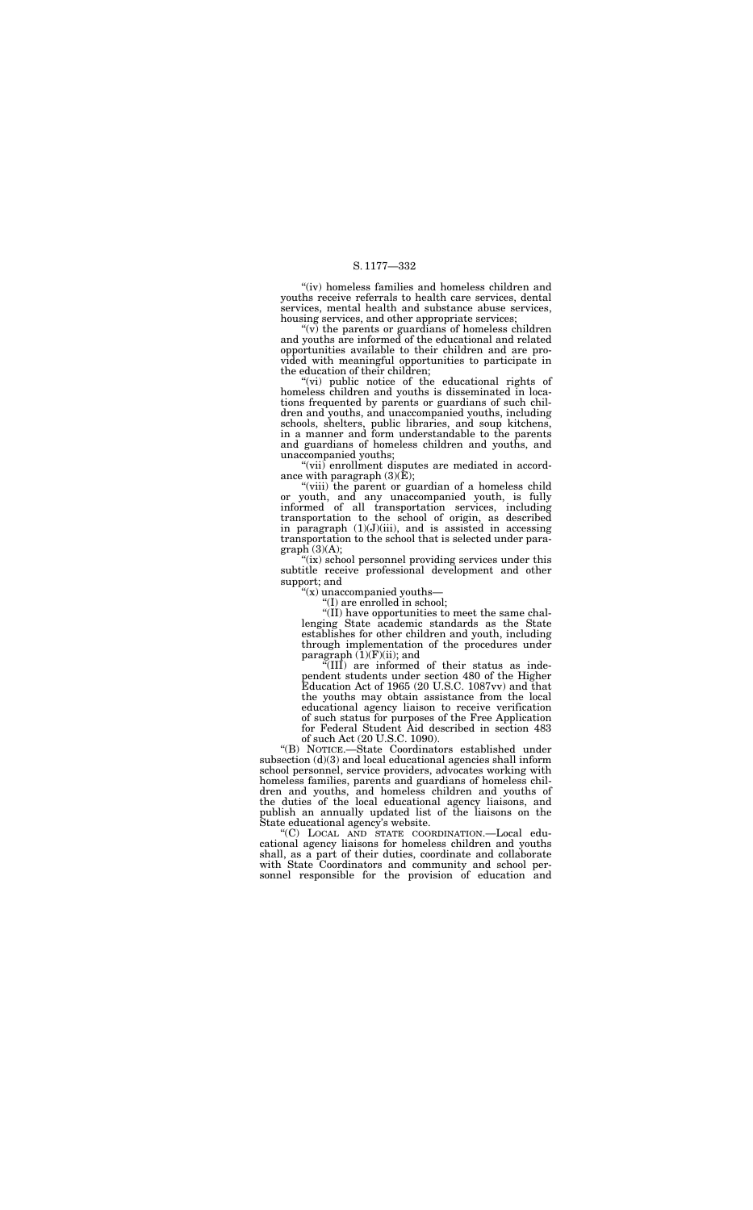"(iv) homeless families and homeless children and youths receive referrals to health care services, dental services, mental health and substance abuse services, housing services, and other appropriate services;

"(v) the parents or guardians of homeless children and youths are informed of the educational and related opportunities available to their children and are provided with meaningful opportunities to participate in the education of their children;

"(vi) public notice of the educational rights of homeless children and youths is disseminated in locations frequented by parents or guardians of such children and youths, and unaccompanied youths, including schools, shelters, public libraries, and soup kitchens, in a manner and form understandable to the parents and guardians of homeless children and youths, and unaccompanied youths;

"(vii) enrollment disputes are mediated in accordance with paragraph (3)(E);

"(viii) the parent or guardian of a homeless child or youth, and any unaccompanied youth, is fully informed of all transportation services, including transportation to the school of origin, as described in paragraph (1)(J)(iii), and is assisted in accessing transportation to the school that is selected under paragraph (3)(A);

"(ix) school personnel providing services under this subtitle receive professional development and other support; and

"(x) unaccompanied youths—

"(I) are enrolled in school;

"(II) have opportunities to meet the same challenging State academic standards as the State establishes for other children and youth, including through implementation of the procedures under paragraph (1)(F)(ii); and

"(III) are informed of their status as independent students under section 480 of the Higher Education Act of 1965 (20 U.S.C. 1087vv) and that the youths may obtain assistance from the local educational agency liaison to receive verification of such status for purposes of the Free Application for Federal Student Aid described in section 483 of such Act (20 U.S.C. 1090).

"(B) NOTICE.—State Coordinators established under subsection (d)(3) and local educational agencies shall inform school personnel, service providers, advocates working with homeless families, parents and guardians of homeless children and youths, and homeless children and youths of the duties of the local educational agency liaisons, and publish an annually updated list of the liaisons on the State educational agency's website.

"(C) LOCAL AND STATE COORDINATION.—Local educational agency liaisons for homeless children and youths shall, as a part of their duties, coordinate and collaborate with State Coordinators and community and school personnel responsible for the provision of education and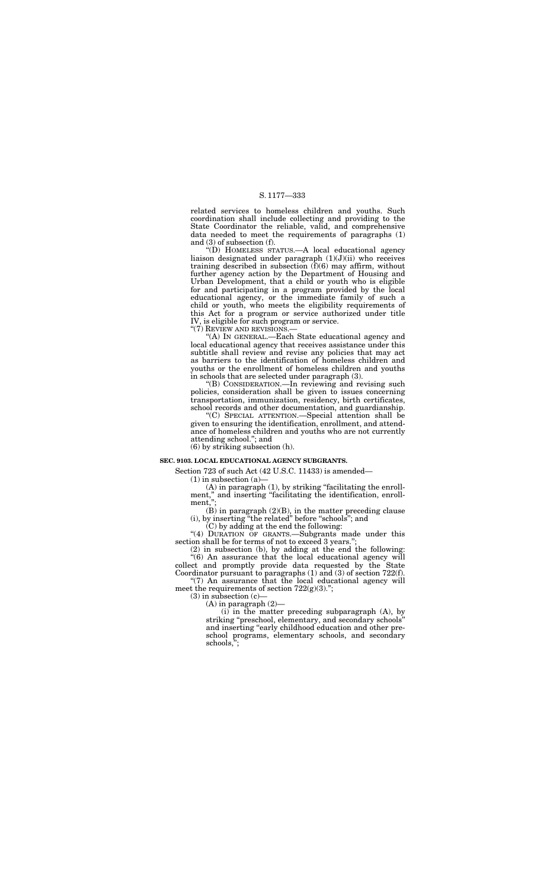related services to homeless children and youths. Such coordination shall include collecting and providing to the State Coordinator the reliable, valid, and comprehensive data needed to meet the requirements of paragraphs (1) and (3) of subsection (f).

"(D) HOMELESS STATUS.—A local educational agency liaison designated under paragraph (1)(J)(ii) who receives training described in subsection (f)(6) may affirm, without further agency action by the Department of Housing and Urban Development, that a child or youth who is eligible for and participating in a program provided by the local educational agency, or the immediate family of such a child or youth, who meets the eligibility requirements of this Act for a program or service authorized under title IV, is eligible for such program or service.

"(7) REVIEW AND REVISIONS.—

"(A) IN GENERAL.—Each State educational agency and local educational agency that receives assistance under this subtitle shall review and revise any policies that may act as barriers to the identification of homeless children and youths or the enrollment of homeless children and youths in schools that are selected under paragraph (3).

"(B) CONSIDERATION.—In reviewing and revising such policies, consideration shall be given to issues concerning transportation, immunization, residency, birth certificates, school records and other documentation, and guardianship.

"(C) SPECIAL ATTENTION.—Special attention shall be given to ensuring the identification, enrollment, and attendance of homeless children and youths who are not currently attending school."; and

(6) by striking subsection (h).

**SEC. 9103. LOCAL EDUCATIONAL AGENCY SUBGRANTS.**

Section 723 of such Act (42 U.S.C. 11433) is amended—

(1) in subsection (a)—

(A) in paragraph (1), by striking "facilitating the enrollment," and inserting "facilitating the identification, enrollment,";

(B) in paragraph (2)(B), in the matter preceding clause (i), by inserting "the related" before "schools"; and

(C) by adding at the end the following:

"(4) DURATION OF GRANTS.—Subgrants made under this section shall be for terms of not to exceed 3 years.";

(2) in subsection (b), by adding at the end the following:

"(6) An assurance that the local educational agency will collect and promptly provide data requested by the State Coordinator pursuant to paragraphs (1) and (3) of section 722(f).

"(7) An assurance that the local educational agency will meet the requirements of section 722(g)(3).";

(3) in subsection (c)—

(A) in paragraph (2)—

(i) in the matter preceding subparagraph (A), by striking "preschool, elementary, and secondary schools" and inserting "early childhood education and other preschool programs, elementary schools, and secondary schools,";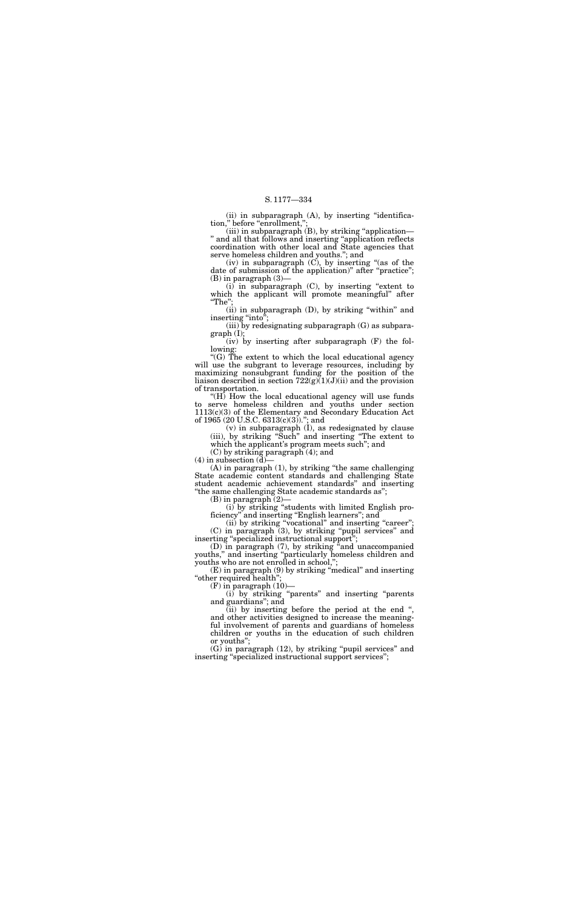(ii) in subparagraph (A), by inserting "identification," before "enrollment,";

(iii) in subparagraph (B), by striking "application—" and all that follows and inserting "application reflects coordination with other local and State agencies that serve homeless children and youths."; and

(iv) in subparagraph (C), by inserting "(as of the date of submission of the application)" after "practice";

(B) in paragraph (3)—

(i) in subparagraph (C), by inserting "extent to which the applicant will promote meaningful" after "The";

(ii) in subparagraph (D), by striking "within" and inserting "into";

(iii) by redesignating subparagraph (G) as subparagraph (I);

(iv) by inserting after subparagraph (F) the following:

"(G) The extent to which the local educational agency will use the subgrant to leverage resources, including by maximizing nonsubgrant funding for the position of the liaison described in section 722(g)(1)(J)(ii) and the provision of transportation.

"(H) How the local educational agency will use funds to serve homeless children and youths under section 1113(c)(3) of the Elementary and Secondary Education Act of 1965 (20 U.S.C. 6313(c)(3))."; and

(v) in subparagraph (I), as redesignated by clause (iii), by striking "Such" and inserting "The extent to which the applicant's program meets such"; and

(C) by striking paragraph (4); and

(4) in subsection (d)—

(A) in paragraph (1), by striking "the same challenging State academic content standards and challenging State student academic achievement standards" and inserting "the same challenging State academic standards as";

(B) in paragraph (2)—

(i) by striking "students with limited English proficiency" and inserting "English learners"; and

(ii) by striking "vocational" and inserting "career";

(C) in paragraph (3), by striking "pupil services" and inserting "specialized instructional support";

(D) in paragraph (7), by striking "and unaccompanied youths," and inserting "particularly homeless children and youths who are not enrolled in school,";

(E) in paragraph (9) by striking "medical" and inserting "other required health";

(F) in paragraph (10)—

(i) by striking "parents" and inserting "parents and guardians"; and

(ii) by inserting before the period at the end ", and other activities designed to increase the meaningful involvement of parents and guardians of homeless children or youths in the education of such children or youths";

(G) in paragraph (12), by striking "pupil services" and inserting "specialized instructional support services";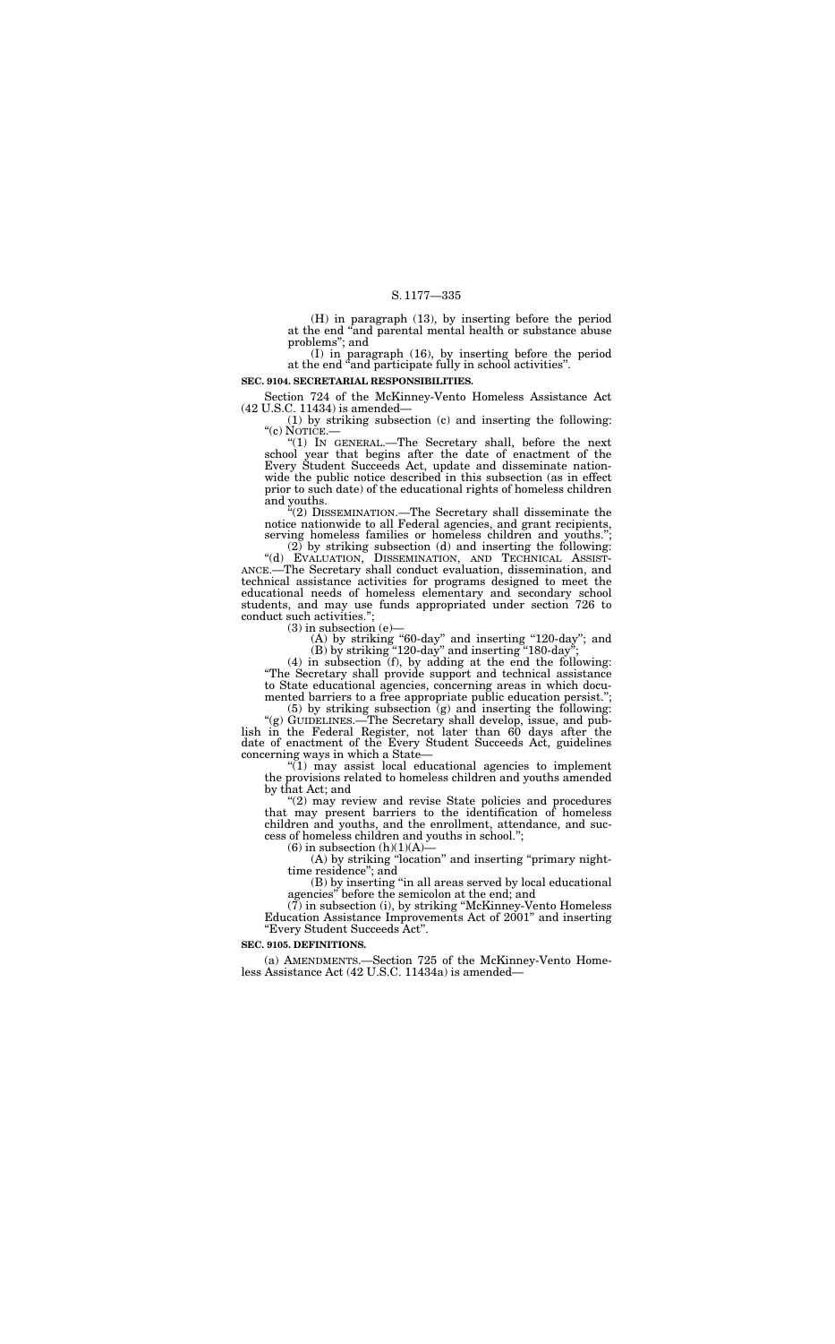(H) in paragraph (13), by inserting before the period at the end "and parental mental health or substance abuse problems"; and

(I) in paragraph (16), by inserting before the period at the end "and participate fully in school activities".

**SEC. 9104. SECRETARIAL RESPONSIBILITIES.**

Section 724 of the McKinney-Vento Homeless Assistance Act (42 U.S.C. 11434) is amended—

(1) by striking subsection (c) and inserting the following:

"(c) NOTICE.—

"(1) IN GENERAL.—The Secretary shall, before the next school year that begins after the date of enactment of the Every Student Succeeds Act, update and disseminate nationwide the public notice described in this subsection (as in effect prior to such date) of the educational rights of homeless children and youths.

"(2) DISSEMINATION.—The Secretary shall disseminate the notice nationwide to all Federal agencies, and grant recipients, serving homeless families or homeless children and youths.";

(2) by striking subsection (d) and inserting the following:

"(d) EVALUATION, DISSEMINATION, AND TECHNICAL ASSISTANCE.—The Secretary shall conduct evaluation, dissemination, and technical assistance activities for programs designed to meet the educational needs of homeless elementary and secondary school students, and may use funds appropriated under section 726 to conduct such activities.";

(3) in subsection (e)—

(A) by striking "60-day" and inserting "120-day"; and

(B) by striking "120-day" and inserting "180-day";

(4) in subsection (f), by adding at the end the following: "The Secretary shall provide support and technical assistance to State educational agencies, concerning areas in which documented barriers to a free appropriate public education persist.";

(5) by striking subsection (g) and inserting the following:

"(g) GUIDELINES.—The Secretary shall develop, issue, and publish in the Federal Register, not later than 60 days after the date of enactment of the Every Student Succeeds Act, guidelines concerning ways in which a State—

"(1) may assist local educational agencies to implement the provisions related to homeless children and youths amended by that Act; and

"(2) may review and revise State policies and procedures that may present barriers to the identification of homeless children and youths, and the enrollment, attendance, and success of homeless children and youths in school.";

(6) in subsection (h)(1)(A)—

(A) by striking "location" and inserting "primary nighttime residence"; and

(B) by inserting "in all areas served by local educational agencies" before the semicolon at the end; and

(7) in subsection (i), by striking "McKinney-Vento Homeless Education Assistance Improvements Act of 2001" and inserting "Every Student Succeeds Act".

**SEC. 9105. DEFINITIONS.**

(a) AMENDMENTS.—Section 725 of the McKinney-Vento Homeless Assistance Act (42 U.S.C. 11434a) is amended—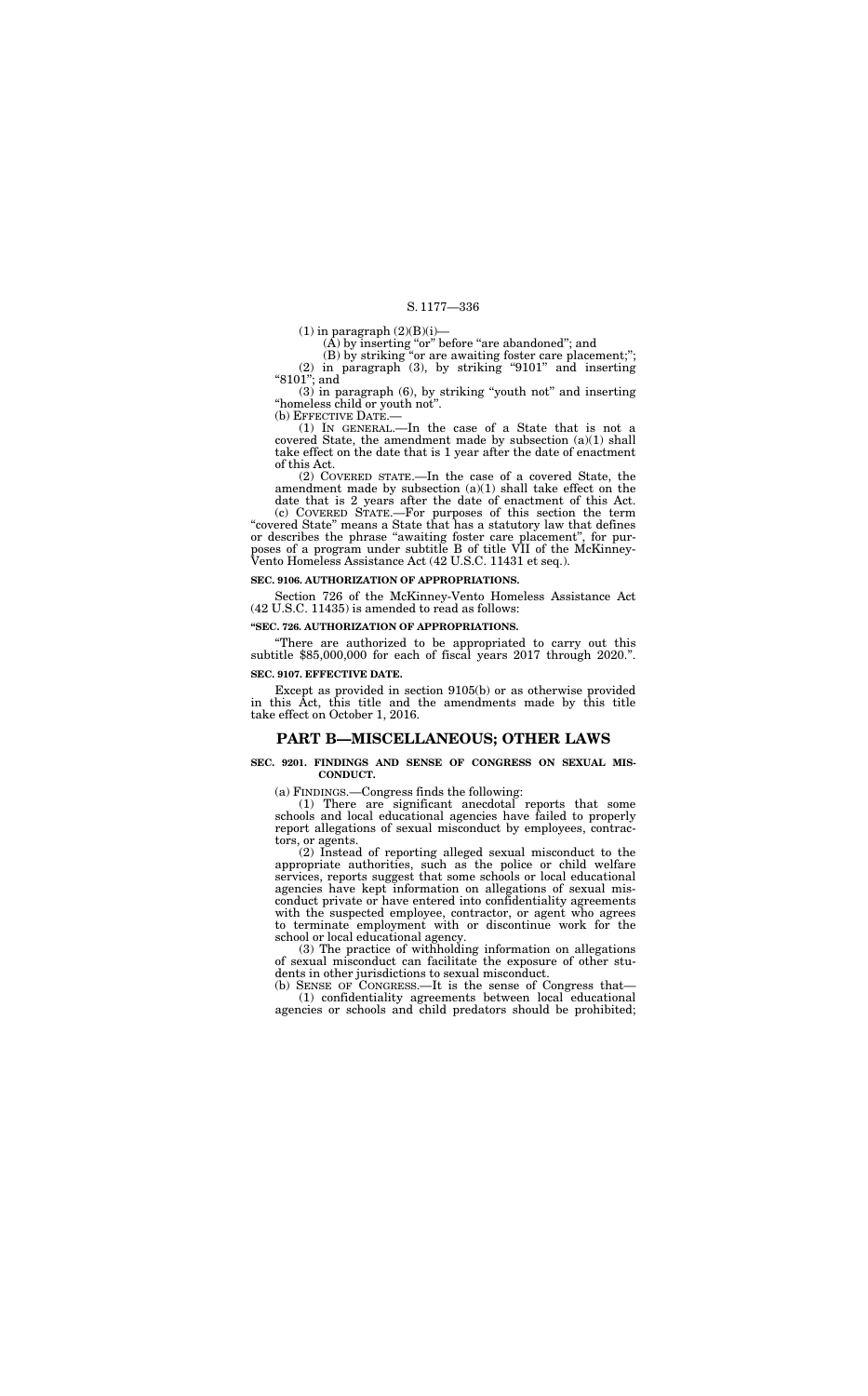(1) in paragraph (2)(B)(i)—

(A) by inserting "or" before "are abandoned"; and

(B) by striking "or are awaiting foster care placement;";

(2) in paragraph (3), by striking "9101" and inserting "8101"; and

(3) in paragraph (6), by striking "youth not" and inserting "homeless child or youth not".

(b) EFFECTIVE DATE.—

(1) IN GENERAL.—In the case of a State that is not a covered State, the amendment made by subsection (a)(1) shall take effect on the date that is 1 year after the date of enactment of this Act.

(2) COVERED STATE.—In the case of a covered State, the amendment made by subsection (a)(1) shall take effect on the date that is 2 years after the date of enactment of this Act.

(c) COVERED STATE.—For purposes of this section the term "covered State" means a State that has a statutory law that defines or describes the phrase "awaiting foster care placement", for purposes of a program under subtitle B of title VII of the McKinney-Vento Homeless Assistance Act (42 U.S.C. 11431 et seq.).

**SEC. 9106. AUTHORIZATION OF APPROPRIATIONS.**

Section 726 of the McKinney-Vento Homeless Assistance Act (42 U.S.C. 11435) is amended to read as follows:

**"SEC. 726. AUTHORIZATION OF APPROPRIATIONS.**

"There are authorized to be appropriated to carry out this subtitle $85,000,000 for each of fiscal years 2017 through 2020.".

**SEC. 9107. EFFECTIVE DATE.**

Except as provided in section 9105(b) or as otherwise provided in this Act, this title and the amendments made by this title take effect on October 1, 2016.

## PART B—MISCELLANEOUS; OTHER LAWS

**SEC. 9201. FINDINGS AND SENSE OF CONGRESS ON SEXUAL MISCONDUCT.**

(a) FINDINGS.—Congress finds the following:

(1) There are significant anecdotal reports that some schools and local educational agencies have failed to properly report allegations of sexual misconduct by employees, contractors, or agents.

(2) Instead of reporting alleged sexual misconduct to the appropriate authorities, such as the police or child welfare services, reports suggest that some schools or local educational agencies have kept information on allegations of sexual misconduct private or have entered into confidentiality agreements with the suspected employee, contractor, or agent who agrees to terminate employment with or discontinue work for the school or local educational agency.

(3) The practice of withholding information on allegations of sexual misconduct can facilitate the exposure of other students in other jurisdictions to sexual misconduct.

(b) SENSE OF CONGRESS.—It is the sense of Congress that—

(1) confidentiality agreements between local educational agencies or schools and child predators should be prohibited;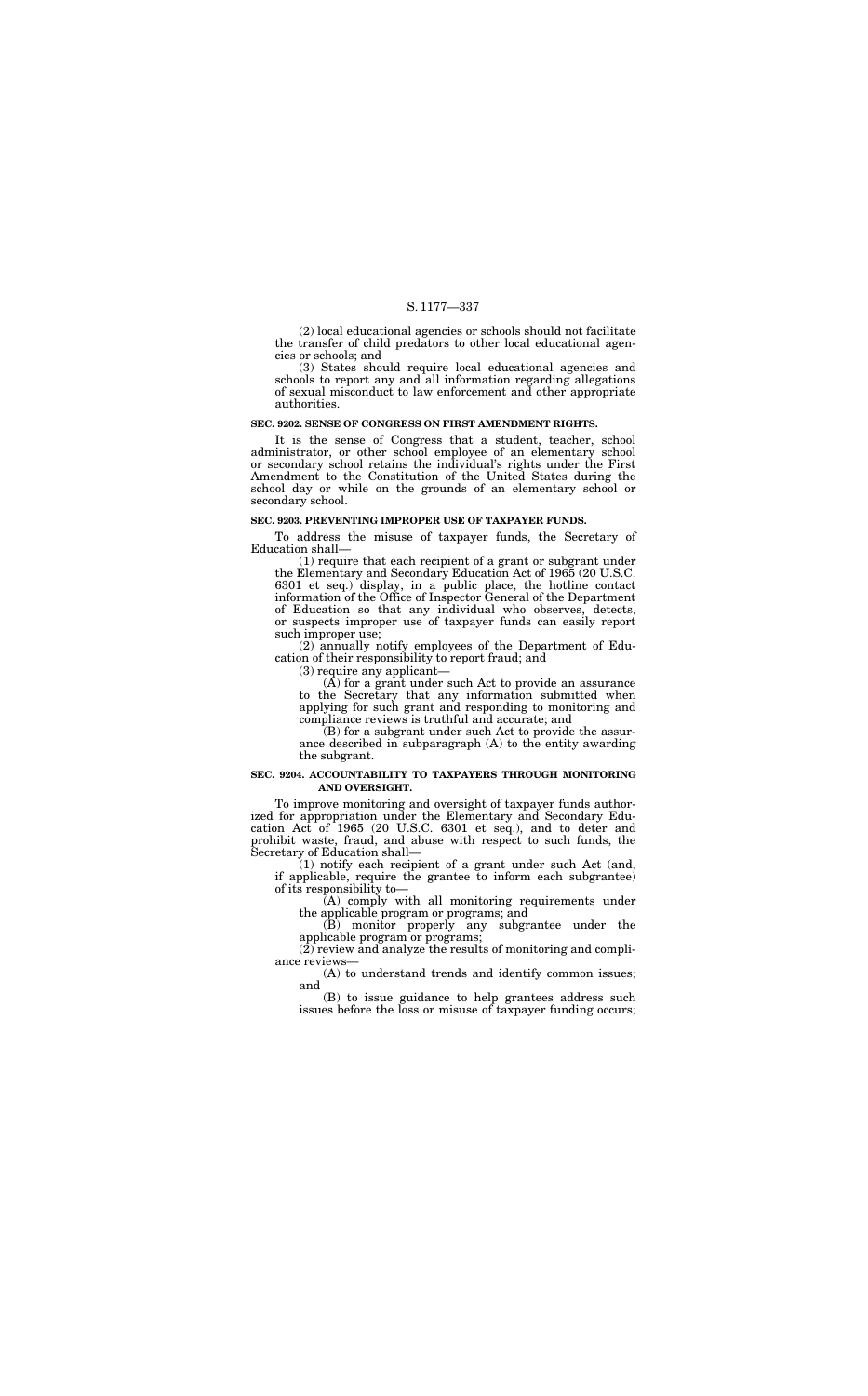(2) local educational agencies or schools should not facilitate the transfer of child predators to other local educational agencies or schools; and

(3) States should require local educational agencies and schools to report any and all information regarding allegations of sexual misconduct to law enforcement and other appropriate authorities.

**SEC. 9202. SENSE OF CONGRESS ON FIRST AMENDMENT RIGHTS.**

It is the sense of Congress that a student, teacher, school administrator, or other school employee of an elementary school or secondary school retains the individual's rights under the First Amendment to the Constitution of the United States during the school day or while on the grounds of an elementary school or secondary school.

**SEC. 9203. PREVENTING IMPROPER USE OF TAXPAYER FUNDS.**

To address the misuse of taxpayer funds, the Secretary of Education shall—

(1) require that each recipient of a grant or subgrant under the Elementary and Secondary Education Act of 1965 (20 U.S.C. 6301 et seq.) display, in a public place, the hotline contact information of the Office of Inspector General of the Department of Education so that any individual who observes, detects, or suspects improper use of taxpayer funds can easily report such improper use;

(2) annually notify employees of the Department of Education of their responsibility to report fraud; and

(3) require any applicant—

(A) for a grant under such Act to provide an assurance to the Secretary that any information submitted when applying for such grant and responding to monitoring and compliance reviews is truthful and accurate; and

(B) for a subgrant under such Act to provide the assurance described in subparagraph (A) to the entity awarding the subgrant.

**SEC. 9204. ACCOUNTABILITY TO TAXPAYERS THROUGH MONITORING AND OVERSIGHT.**

To improve monitoring and oversight of taxpayer funds authorized for appropriation under the Elementary and Secondary Education Act of 1965 (20 U.S.C. 6301 et seq.), and to deter and prohibit waste, fraud, and abuse with respect to such funds, the Secretary of Education shall—

(1) notify each recipient of a grant under such Act (and, if applicable, require the grantee to inform each subgrantee) of its responsibility to—

(A) comply with all monitoring requirements under the applicable program or programs; and

(B) monitor properly any subgrantee under the applicable program or programs;

(2) review and analyze the results of monitoring and compliance reviews—

(A) to understand trends and identify common issues; and

(B) to issue guidance to help grantees address such issues before the loss or misuse of taxpayer funding occurs;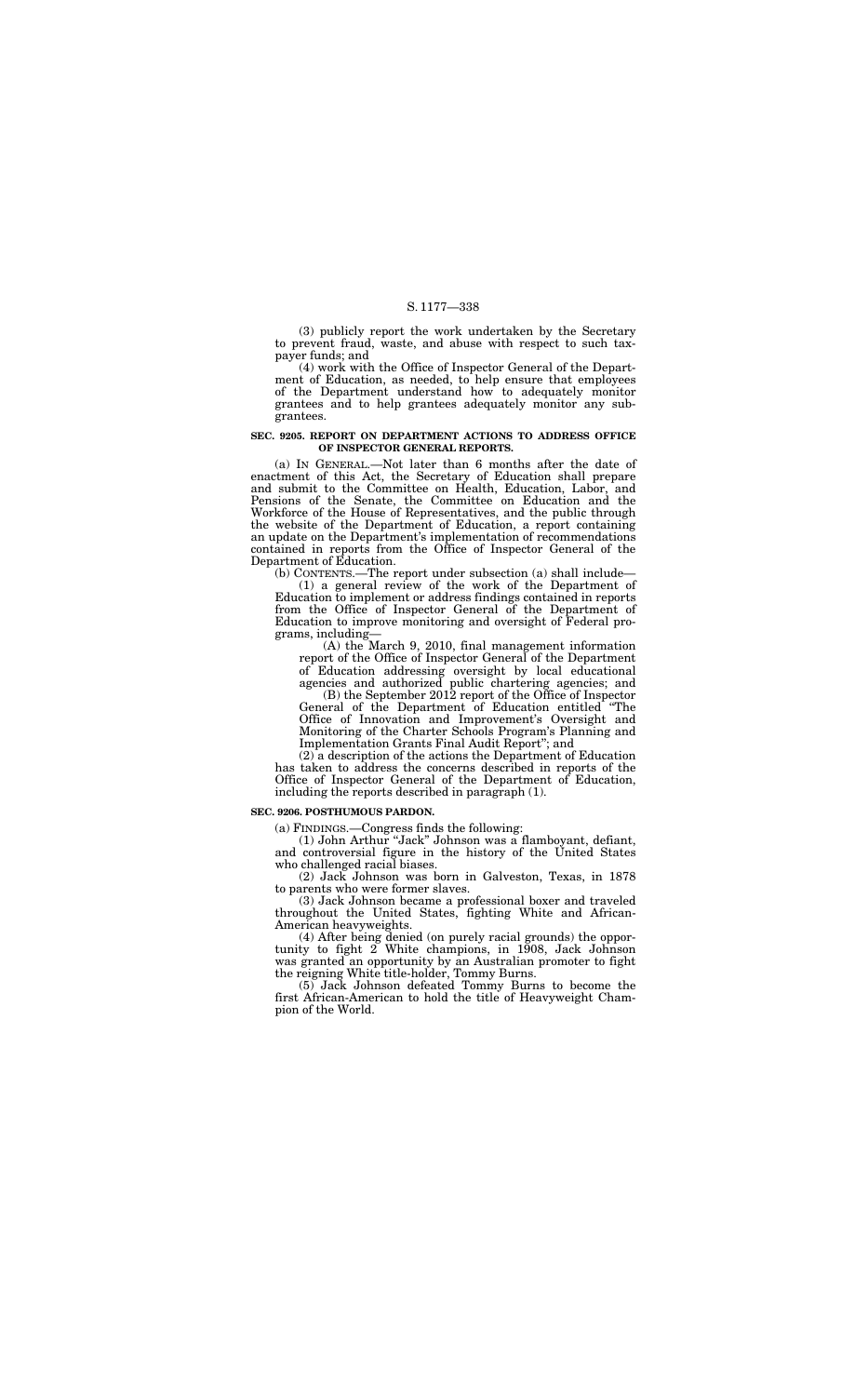(3) publicly report the work undertaken by the Secretary to prevent fraud, waste, and abuse with respect to such taxpayer funds; and

(4) work with the Office of Inspector General of the Department of Education, as needed, to help ensure that employees of the Department understand how to adequately monitor grantees and to help grantees adequately monitor any subgrantees.

**SEC. 9205. REPORT ON DEPARTMENT ACTIONS TO ADDRESS OFFICE OF INSPECTOR GENERAL REPORTS.**

(a) IN GENERAL.—Not later than 6 months after the date of enactment of this Act, the Secretary of Education shall prepare and submit to the Committee on Health, Education, Labor, and Pensions of the Senate, the Committee on Education and the Workforce of the House of Representatives, and the public through the website of the Department of Education, a report containing an update on the Department's implementation of recommendations contained in reports from the Office of Inspector General of the Department of Education.

(b) CONTENTS.—The report under subsection (a) shall include—

(1) a general review of the work of the Department of Education to implement or address findings contained in reports from the Office of Inspector General of the Department of Education to improve monitoring and oversight of Federal programs, including—

(A) the March 9, 2010, final management information report of the Office of Inspector General of the Department of Education addressing oversight by local educational agencies and authorized public chartering agencies; and

(B) the September 2012 report of the Office of Inspector General of the Department of Education entitled "The Office of Innovation and Improvement's Oversight and Monitoring of the Charter Schools Program's Planning and Implementation Grants Final Audit Report"; and

(2) a description of the actions the Department of Education has taken to address the concerns described in reports of the Office of Inspector General of the Department of Education, including the reports described in paragraph (1).

**SEC. 9206. POSTHUMOUS PARDON.**

(a) FINDINGS.—Congress finds the following:

(1) John Arthur "Jack" Johnson was a flamboyant, defiant, and controversial figure in the history of the United States who challenged racial biases.

(2) Jack Johnson was born in Galveston, Texas, in 1878 to parents who were former slaves.

(3) Jack Johnson became a professional boxer and traveled throughout the United States, fighting White and African-American heavyweights.

(4) After being denied (on purely racial grounds) the opportunity to fight 2 White champions, in 1908, Jack Johnson was granted an opportunity by an Australian promoter to fight the reigning White title-holder, Tommy Burns.

(5) Jack Johnson defeated Tommy Burns to become the first African-American to hold the title of Heavyweight Champion of the World.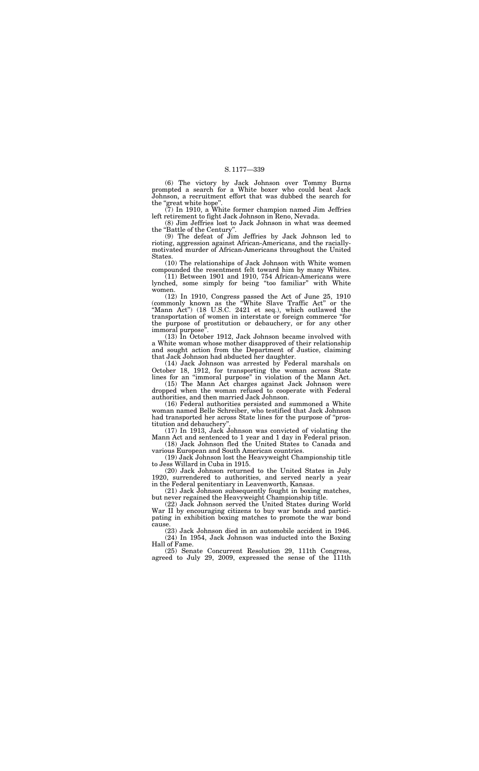(6) The victory by Jack Johnson over Tommy Burns prompted a search for a White boxer who could beat Jack Johnson, a recruitment effort that was dubbed the search for the "great white hope".

(7) In 1910, a White former champion named Jim Jeffries left retirement to fight Jack Johnson in Reno, Nevada.

(8) Jim Jeffries lost to Jack Johnson in what was deemed the "Battle of the Century".

(9) The defeat of Jim Jeffries by Jack Johnson led to rioting, aggression against African-Americans, and the racially-motivated murder of African-Americans throughout the United States.

(10) The relationships of Jack Johnson with White women compounded the resentment felt toward him by many Whites.

(11) Between 1901 and 1910, 754 African-Americans were lynched, some simply for being "too familiar" with White women.

(12) In 1910, Congress passed the Act of June 25, 1910 (commonly known as the "White Slave Traffic Act" or the "Mann Act") (18 U.S.C. 2421 et seq.), which outlawed the transportation of women in interstate or foreign commerce "for the purpose of prostitution or debauchery, or for any other immoral purpose".

(13) In October 1912, Jack Johnson became involved with a White woman whose mother disapproved of their relationship and sought action from the Department of Justice, claiming that Jack Johnson had abducted her daughter.

(14) Jack Johnson was arrested by Federal marshals on October 18, 1912, for transporting the woman across State lines for an "immoral purpose" in violation of the Mann Act.

(15) The Mann Act charges against Jack Johnson were dropped when the woman refused to cooperate with Federal authorities, and then married Jack Johnson.

(16) Federal authorities persisted and summoned a White woman named Belle Schreiber, who testified that Jack Johnson had transported her across State lines for the purpose of "prostitution and debauchery".

(17) In 1913, Jack Johnson was convicted of violating the Mann Act and sentenced to 1 year and 1 day in Federal prison.

(18) Jack Johnson fled the United States to Canada and various European and South American countries.

(19) Jack Johnson lost the Heavyweight Championship title to Jess Willard in Cuba in 1915.

(20) Jack Johnson returned to the United States in July 1920, surrendered to authorities, and served nearly a year in the Federal penitentiary in Leavenworth, Kansas.

(21) Jack Johnson subsequently fought in boxing matches, but never regained the Heavyweight Championship title.

(22) Jack Johnson served the United States during World War II by encouraging citizens to buy war bonds and participating in exhibition boxing matches to promote the war bond cause.

(23) Jack Johnson died in an automobile accident in 1946.

(24) In 1954, Jack Johnson was inducted into the Boxing Hall of Fame.

(25) Senate Concurrent Resolution 29, 111th Congress, agreed to July 29, 2009, expressed the sense of the 111th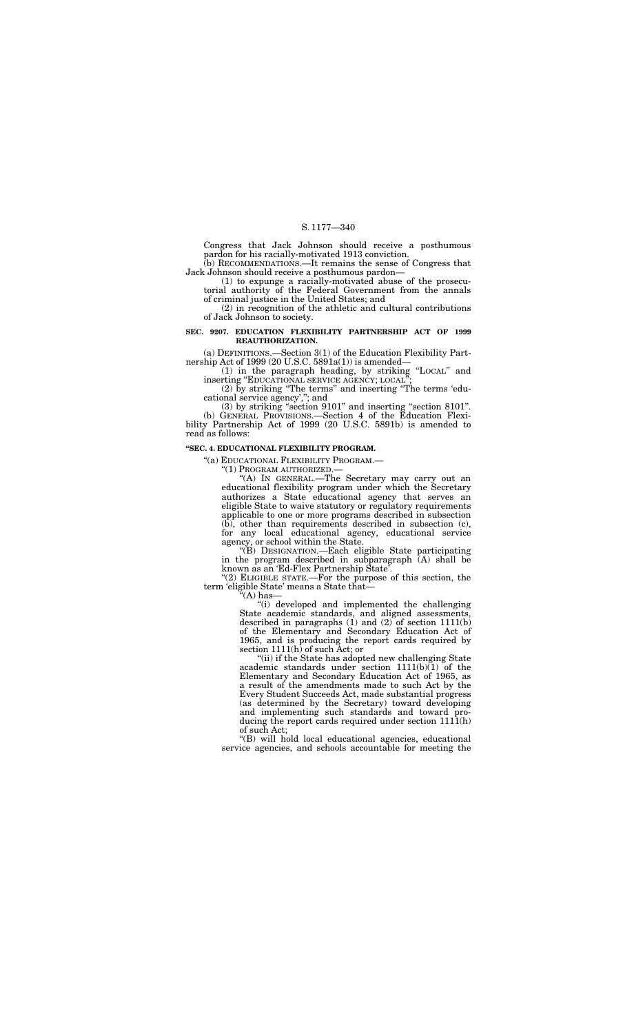Congress that Jack Johnson should receive a posthumous pardon for his racially-motivated 1913 conviction.

(b) RECOMMENDATIONS.—It remains the sense of Congress that Jack Johnson should receive a posthumous pardon—

(1) to expunge a racially-motivated abuse of the prosecutorial authority of the Federal Government from the annals of criminal justice in the United States; and

(2) in recognition of the athletic and cultural contributions of Jack Johnson to society.

**SEC. 9207. EDUCATION FLEXIBILITY PARTNERSHIP ACT OF 1999 REAUTHORIZATION.**

(a) DEFINITIONS.—Section 3(1) of the Education Flexibility Partnership Act of 1999 (20 U.S.C. 5891a(1)) is amended—

(1) in the paragraph heading, by striking "LOCAL" and inserting "EDUCATIONAL SERVICE AGENCY; LOCAL";

(2) by striking "The terms" and inserting "The terms 'educational service agency',"; and

(3) by striking "section 9101" and inserting "section 8101".

(b) GENERAL PROVISIONS.—Section 4 of the Education Flexibility Partnership Act of 1999 (20 U.S.C. 5891b) is amended to read as follows:

**"SEC. 4. EDUCATIONAL FLEXIBILITY PROGRAM.**

"(a) EDUCATIONAL FLEXIBILITY PROGRAM.—

"(1) PROGRAM AUTHORIZED.—

"(A) IN GENERAL.—The Secretary may carry out an educational flexibility program under which the Secretary authorizes a State educational agency that serves an eligible State to waive statutory or regulatory requirements applicable to one or more programs described in subsection (b), other than requirements described in subsection (c), for any local educational agency, educational service agency, or school within the State.

"(B) DESIGNATION.—Each eligible State participating in the program described in subparagraph (A) shall be known as an 'Ed-Flex Partnership State'.

"(2) ELIGIBLE STATE.—For the purpose of this section, the term 'eligible State' means a State that—

"(A) has—

"(i) developed and implemented the challenging State academic standards, and aligned assessments, described in paragraphs (1) and (2) of section 1111(b) of the Elementary and Secondary Education Act of 1965, and is producing the report cards required by section 1111(h) of such Act; or

"(ii) if the State has adopted new challenging State academic standards under section 1111(b)(1) of the Elementary and Secondary Education Act of 1965, as a result of the amendments made to such Act by the Every Student Succeeds Act, made substantial progress (as determined by the Secretary) toward developing and implementing such standards and toward producing the report cards required under section 1111(h) of such Act;

"(B) will hold local educational agencies, educational service agencies, and schools accountable for meeting the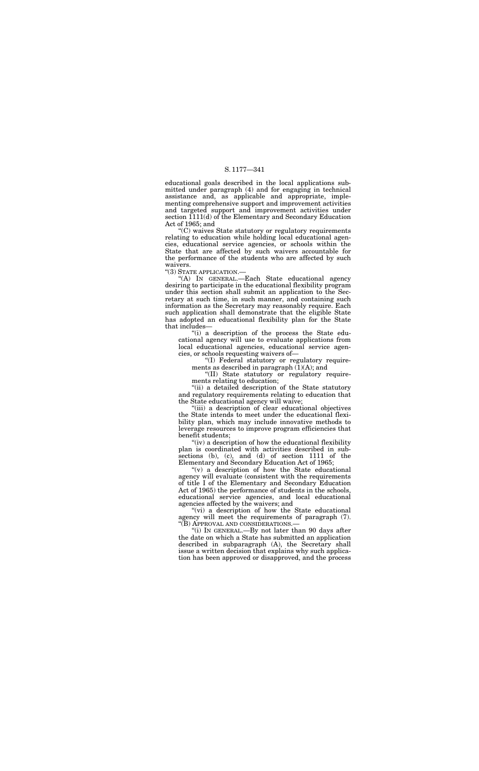educational goals described in the local applications submitted under paragraph (4) and for engaging in technical assistance and, as applicable and appropriate, implementing comprehensive support and improvement activities and targeted support and improvement activities under section 1111(d) of the Elementary and Secondary Education Act of 1965; and

"(C) waives State statutory or regulatory requirements relating to education while holding local educational agencies, educational service agencies, or schools within the State that are affected by such waivers accountable for the performance of the students who are affected by such waivers.

"(3) STATE APPLICATION.—

"(A) IN GENERAL.—Each State educational agency desiring to participate in the educational flexibility program under this section shall submit an application to the Secretary at such time, in such manner, and containing such information as the Secretary may reasonably require. Each such application shall demonstrate that the eligible State has adopted an educational flexibility plan for the State that includes—

"(i) a description of the process the State educational agency will use to evaluate applications from local educational agencies, educational service agencies, or schools requesting waivers of—

"(I) Federal statutory or regulatory requirements as described in paragraph (1)(A); and

"(II) State statutory or regulatory requirements relating to education;

"(ii) a detailed description of the State statutory and regulatory requirements relating to education that the State educational agency will waive;

"(iii) a description of clear educational objectives the State intends to meet under the educational flexibility plan, which may include innovative methods to leverage resources to improve program efficiencies that benefit students;

"(iv) a description of how the educational flexibility plan is coordinated with activities described in subsections (b), (c), and (d) of section 1111 of the Elementary and Secondary Education Act of 1965;

"(v) a description of how the State educational agency will evaluate (consistent with the requirements of title I of the Elementary and Secondary Education Act of 1965) the performance of students in the schools, educational service agencies, and local educational agencies affected by the waivers; and

"(vi) a description of how the State educational agency will meet the requirements of paragraph (7).

"(B) APPROVAL AND CONSIDERATIONS.—

"(i) IN GENERAL.—By not later than 90 days after the date on which a State has submitted an application described in subparagraph (A), the Secretary shall issue a written decision that explains why such application has been approved or disapproved, and the process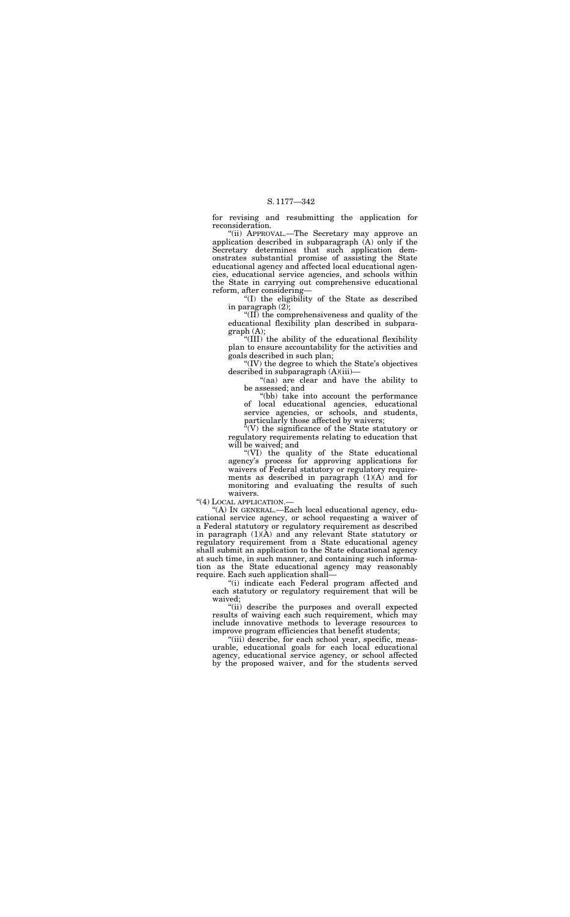for revising and resubmitting the application for reconsideration.

"(ii) APPROVAL.—The Secretary may approve an application described in subparagraph (A) only if the Secretary determines that such application demonstrates substantial promise of assisting the State educational agency and affected local educational agencies, educational service agencies, and schools within the State in carrying out comprehensive educational reform, after considering—

"(I) the eligibility of the State as described in paragraph (2);

"(II) the comprehensiveness and quality of the educational flexibility plan described in subparagraph (A);

"(III) the ability of the educational flexibility plan to ensure accountability for the activities and goals described in such plan;

"(IV) the degree to which the State's objectives described in subparagraph (A)(iii)—

"(aa) are clear and have the ability to be assessed; and

"(bb) take into account the performance of local educational agencies, educational service agencies, or schools, and students, particularly those affected by waivers;

"(V) the significance of the State statutory or regulatory requirements relating to education that will be waived; and

"(VI) the quality of the State educational agency's process for approving applications for waivers of Federal statutory or regulatory requirements as described in paragraph (1)(A) and for monitoring and evaluating the results of such waivers.

"(4) LOCAL APPLICATION.—

"(A) IN GENERAL.—Each local educational agency, educational service agency, or school requesting a waiver of a Federal statutory or regulatory requirement as described in paragraph (1)(A) and any relevant State statutory or regulatory requirement from a State educational agency shall submit an application to the State educational agency at such time, in such manner, and containing such information as the State educational agency may reasonably require. Each such application shall—

"(i) indicate each Federal program affected and each statutory or regulatory requirement that will be waived;

"(ii) describe the purposes and overall expected results of waiving each such requirement, which may include innovative methods to leverage resources to improve program efficiencies that benefit students;

"(iii) describe, for each school year, specific, measurable, educational goals for each local educational agency, educational service agency, or school affected by the proposed waiver, and for the students served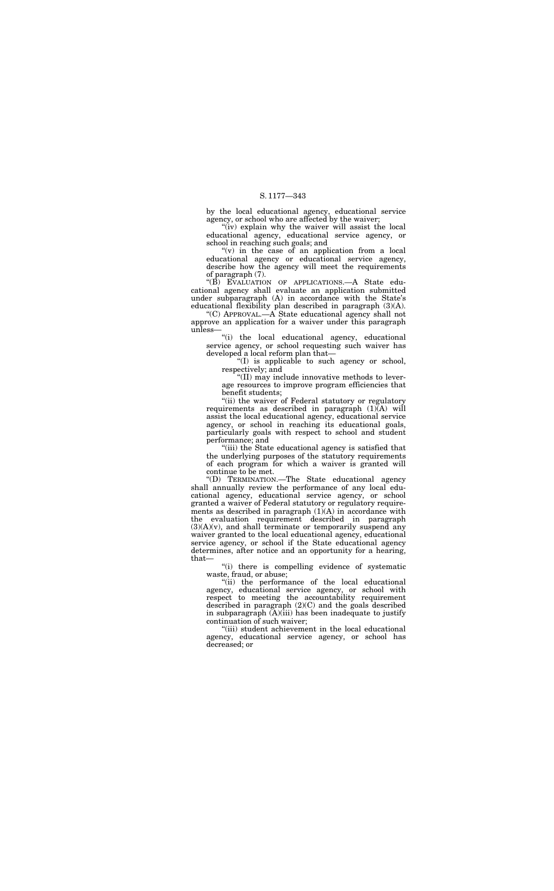by the local educational agency, educational service agency, or school who are affected by the waiver;

"(iv) explain why the waiver will assist the local educational agency, educational service agency, or school in reaching such goals; and

"(v) in the case of an application from a local educational agency or educational service agency, describe how the agency will meet the requirements of paragraph (7).

"(B) EVALUATION OF APPLICATIONS.—A State educational agency shall evaluate an application submitted under subparagraph (A) in accordance with the State's educational flexibility plan described in paragraph (3)(A).

"(C) APPROVAL.—A State educational agency shall not approve an application for a waiver under this paragraph unless—

"(i) the local educational agency, educational service agency, or school requesting such waiver has developed a local reform plan that—

"(I) is applicable to such agency or school, respectively; and

"(II) may include innovative methods to leverage resources to improve program efficiencies that benefit students;

"(ii) the waiver of Federal statutory or regulatory requirements as described in paragraph (1)(A) will assist the local educational agency, educational service agency, or school in reaching its educational goals, particularly goals with respect to school and student performance; and

"(iii) the State educational agency is satisfied that the underlying purposes of the statutory requirements of each program for which a waiver is granted will continue to be met.

"(D) TERMINATION.—The State educational agency shall annually review the performance of any local educational agency, educational service agency, or school granted a waiver of Federal statutory or regulatory requirements as described in paragraph (1)(A) in accordance with the evaluation requirement described in paragraph (3)(A)(v), and shall terminate or temporarily suspend any waiver granted to the local educational agency, educational service agency, or school if the State educational agency determines, after notice and an opportunity for a hearing, that—

"(i) there is compelling evidence of systematic waste, fraud, or abuse;

"(ii) the performance of the local educational agency, educational service agency, or school with respect to meeting the accountability requirement described in paragraph (2)(C) and the goals described in subparagraph (A)(iii) has been inadequate to justify continuation of such waiver;

"(iii) student achievement in the local educational agency, educational service agency, or school has decreased; or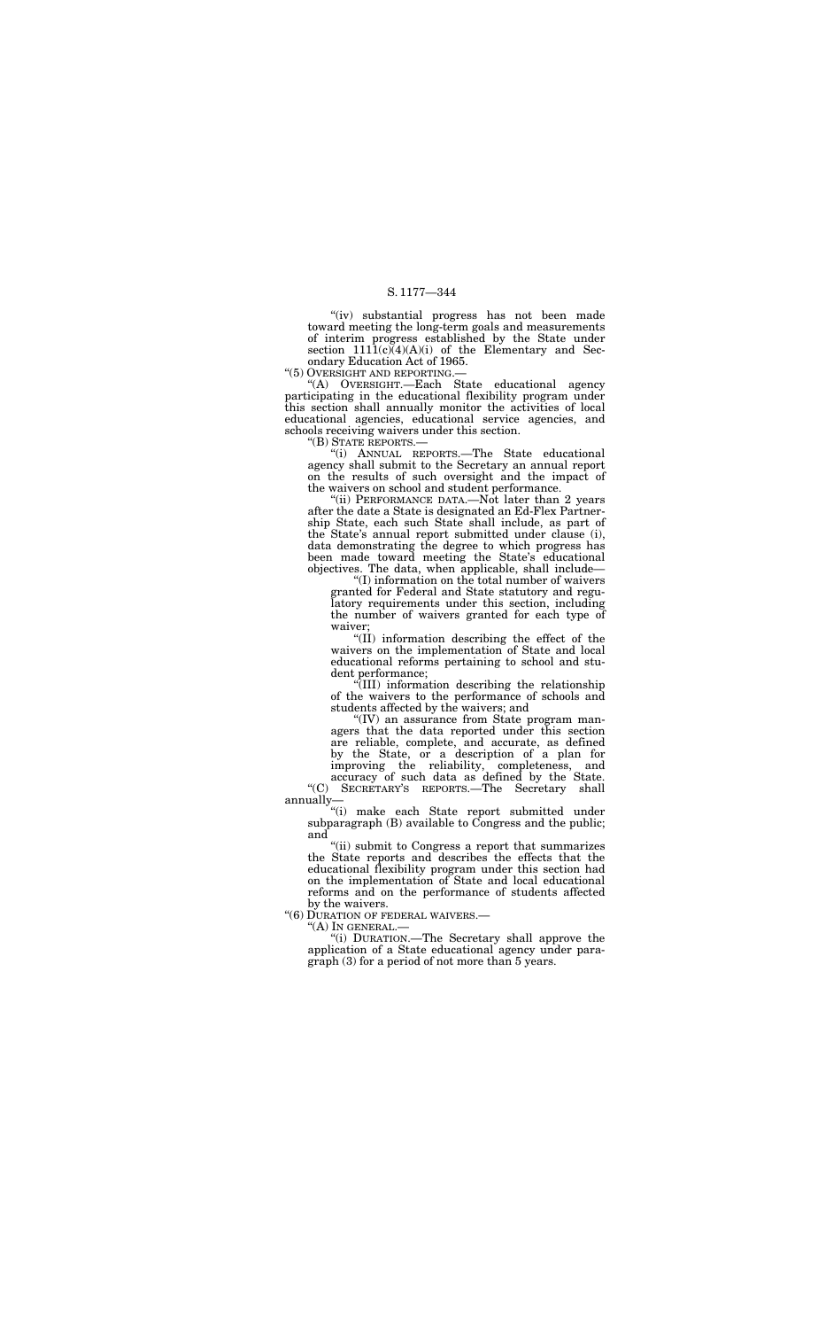"(iv) substantial progress has not been made toward meeting the long-term goals and measurements of interim progress established by the State under section 1111(c)(4)(A)(i) of the Elementary and Secondary Education Act of 1965.

"(5) OVERSIGHT AND REPORTING.—

"(A) OVERSIGHT.—Each State educational agency participating in the educational flexibility program under this section shall annually monitor the activities of local educational agencies, educational service agencies, and schools receiving waivers under this section.

"(B) STATE REPORTS.—

"(i) ANNUAL REPORTS.—The State educational agency shall submit to the Secretary an annual report on the results of such oversight and the impact of the waivers on school and student performance.

"(ii) PERFORMANCE DATA.—Not later than 2 years after the date a State is designated an Ed-Flex Partnership State, each such State shall include, as part of the State's annual report submitted under clause (i), data demonstrating the degree to which progress has been made toward meeting the State's educational objectives. The data, when applicable, shall include—

"(I) information on the total number of waivers granted for Federal and State statutory and regulatory requirements under this section, including the number of waivers granted for each type of waiver;

"(II) information describing the effect of the waivers on the implementation of State and local educational reforms pertaining to school and student performance;

"(III) information describing the relationship of the waivers to the performance of schools and students affected by the waivers; and

"(IV) an assurance from State program managers that the data reported under this section are reliable, complete, and accurate, as defined by the State, or a description of a plan for improving the reliability, completeness, and accuracy of such data as defined by the State.

"(C) SECRETARY'S REPORTS.—The Secretary shall annually—

"(i) make each State report submitted under subparagraph (B) available to Congress and the public; and

"(ii) submit to Congress a report that summarizes the State reports and describes the effects that the educational flexibility program under this section had on the implementation of State and local educational reforms and on the performance of students affected by the waivers.

"(6) DURATION OF FEDERAL WAIVERS.—

"(A) IN GENERAL.—

"(i) DURATION.—The Secretary shall approve the application of a State educational agency under paragraph (3) for a period of not more than 5 years.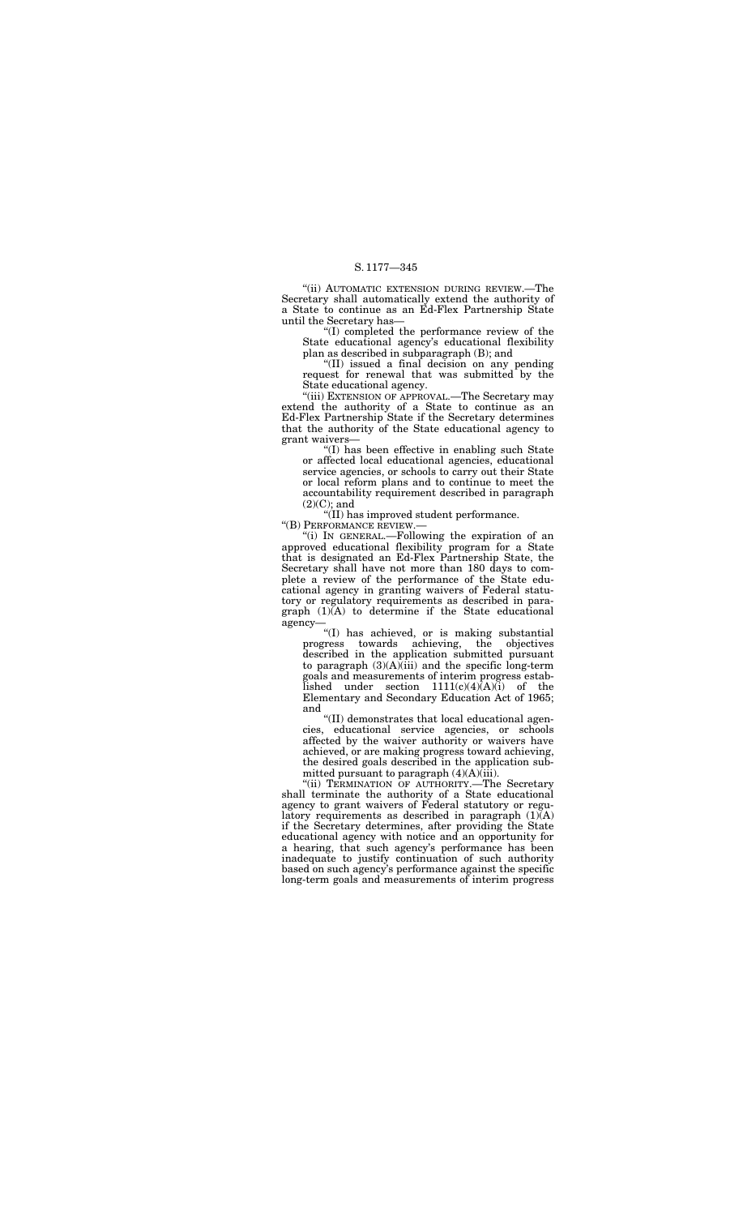"(ii) AUTOMATIC EXTENSION DURING REVIEW.—The Secretary shall automatically extend the authority of a State to continue as an Ed-Flex Partnership State until the Secretary has—

"(I) completed the performance review of the State educational agency's educational flexibility plan as described in subparagraph (B); and

"(II) issued a final decision on any pending request for renewal that was submitted by the State educational agency.

"(iii) EXTENSION OF APPROVAL.—The Secretary may extend the authority of a State to continue as an Ed-Flex Partnership State if the Secretary determines that the authority of the State educational agency to grant waivers—

"(I) has been effective in enabling such State or affected local educational agencies, educational service agencies, or schools to carry out their State or local reform plans and to continue to meet the accountability requirement described in paragraph (2)(C); and

"(II) has improved student performance.

"(B) PERFORMANCE REVIEW.—

"(i) IN GENERAL.—Following the expiration of an approved educational flexibility program for a State that is designated an Ed-Flex Partnership State, the Secretary shall have not more than 180 days to complete a review of the performance of the State educational agency in granting waivers of Federal statutory or regulatory requirements as described in paragraph (1)(A) to determine if the State educational agency—

"(I) has achieved, or is making substantial progress towards achieving, the objectives described in the application submitted pursuant to paragraph (3)(A)(iii) and the specific long-term goals and measurements of interim progress established under section 1111(c)(4)(A)(i) of the Elementary and Secondary Education Act of 1965; and

"(II) demonstrates that local educational agencies, educational service agencies, or schools affected by the waiver authority or waivers have achieved, or are making progress toward achieving, the desired goals described in the application submitted pursuant to paragraph (4)(A)(iii).

"(ii) TERMINATION OF AUTHORITY.—The Secretary shall terminate the authority of a State educational agency to grant waivers of Federal statutory or regulatory requirements as described in paragraph (1)(A) if the Secretary determines, after providing the State educational agency with notice and an opportunity for a hearing, that such agency's performance has been inadequate to justify continuation of such authority based on such agency's performance against the specific long-term goals and measurements of interim progress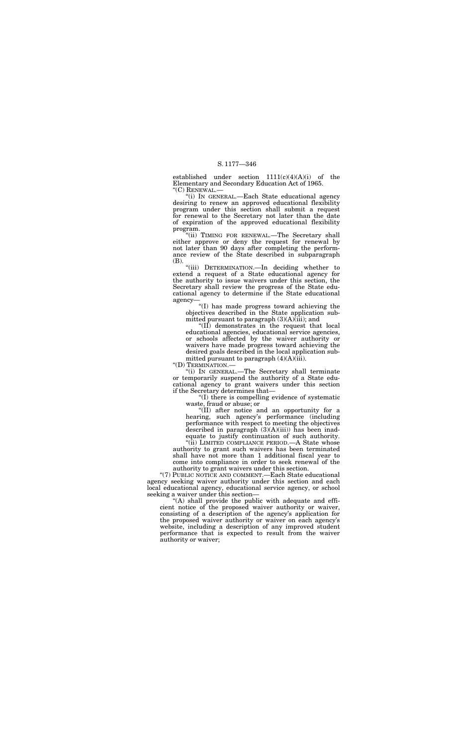established under section 1111(c)(4)(A)(i) of the Elementary and Secondary Education Act of 1965.

"(C) RENEWAL.—

"(i) IN GENERAL.—Each State educational agency desiring to renew an approved educational flexibility program under this section shall submit a request for renewal to the Secretary not later than the date of expiration of the approved educational flexibility program.

"(ii) TIMING FOR RENEWAL.—The Secretary shall either approve or deny the request for renewal by not later than 90 days after completing the performance review of the State described in subparagraph (B).

"(iii) DETERMINATION.—In deciding whether to extend a request of a State educational agency for the authority to issue waivers under this section, the Secretary shall review the progress of the State educational agency to determine if the State educational agency—

"(I) has made progress toward achieving the objectives described in the State application submitted pursuant to paragraph (3)(A)(iii); and

"(II) demonstrates in the request that local educational agencies, educational service agencies, or schools affected by the waiver authority or waivers have made progress toward achieving the desired goals described in the local application submitted pursuant to paragraph (4)(A)(iii).

"(D) TERMINATION.—

"(i) IN GENERAL.—The Secretary shall terminate or temporarily suspend the authority of a State educational agency to grant waivers under this section if the Secretary determines that—

"(I) there is compelling evidence of systematic waste, fraud or abuse; or

"(II) after notice and an opportunity for a hearing, such agency's performance (including performance with respect to meeting the objectives described in paragraph (3)(A)(iii)) has been inadequate to justify continuation of such authority.

"(ii) LIMITED COMPLIANCE PERIOD.—A State whose authority to grant such waivers has been terminated shall have not more than 1 additional fiscal year to come into compliance in order to seek renewal of the authority to grant waivers under this section.

"(7) PUBLIC NOTICE AND COMMENT.—Each State educational agency seeking waiver authority under this section and each local educational agency, educational service agency, or school seeking a waiver under this section—

"(A) shall provide the public with adequate and efficient notice of the proposed waiver authority or waiver, consisting of a description of the agency's application for the proposed waiver authority or waiver on each agency's website, including a description of any improved student performance that is expected to result from the waiver authority or waiver;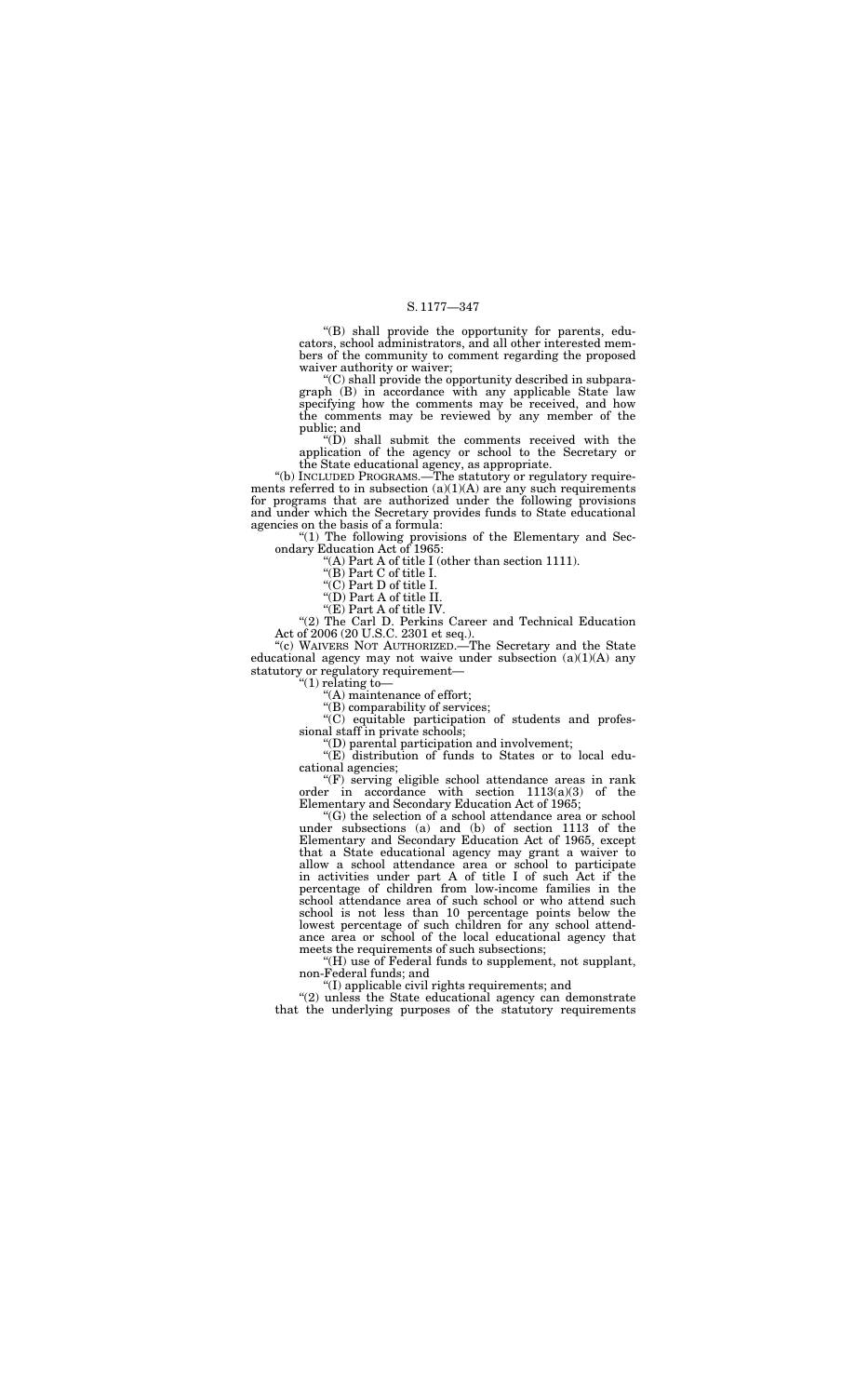"(B) shall provide the opportunity for parents, educators, school administrators, and all other interested members of the community to comment regarding the proposed waiver authority or waiver;

"(C) shall provide the opportunity described in subparagraph (B) in accordance with any applicable State law specifying how the comments may be received, and how the comments may be reviewed by any member of the public; and

"(D) shall submit the comments received with the application of the agency or school to the Secretary or the State educational agency, as appropriate.

"(b) INCLUDED PROGRAMS.—The statutory or regulatory requirements referred to in subsection (a)(1)(A) are any such requirements for programs that are authorized under the following provisions and under which the Secretary provides funds to State educational agencies on the basis of a formula:

"(1) The following provisions of the Elementary and Secondary Education Act of 1965:

"(A) Part A of title I (other than section 1111).

"(B) Part C of title I.

"(C) Part D of title I.

"(D) Part A of title II.

"(E) Part A of title IV.

"(2) The Carl D. Perkins Career and Technical Education Act of 2006 (20 U.S.C. 2301 et seq.).

"(c) WAIVERS NOT AUTHORIZED.—The Secretary and the State educational agency may not waive under subsection (a)(1)(A) any statutory or regulatory requirement—

"(1) relating to—

"(A) maintenance of effort;

"(B) comparability of services;

"(C) equitable participation of students and professional staff in private schools;

"(D) parental participation and involvement;

"(E) distribution of funds to States or to local educational agencies;

"(F) serving eligible school attendance areas in rank order in accordance with section 1113(a)(3) of the Elementary and Secondary Education Act of 1965;

"(G) the selection of a school attendance area or school under subsections (a) and (b) of section 1113 of the Elementary and Secondary Education Act of 1965, except that a State educational agency may grant a waiver to allow a school attendance area or school to participate in activities under part A of title I of such Act if the percentage of children from low-income families in the school attendance area of such school or who attend such school is not less than 10 percentage points below the lowest percentage of such children for any school attendance area or school of the local educational agency that meets the requirements of such subsections;

"(H) use of Federal funds to supplement, not supplant, non-Federal funds; and

"(I) applicable civil rights requirements; and

"(2) unless the State educational agency can demonstrate that the underlying purposes of the statutory requirements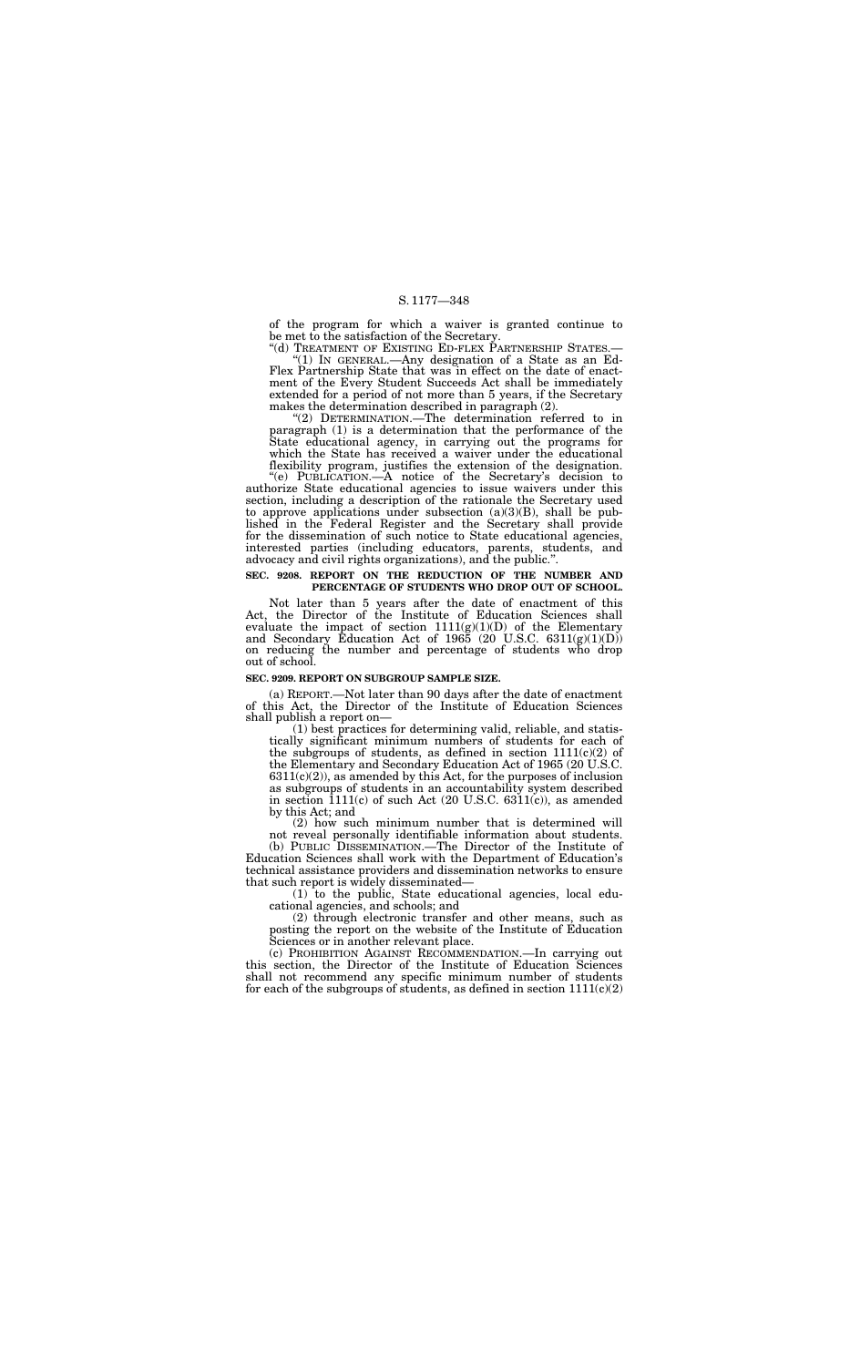of the program for which a waiver is granted continue to be met to the satisfaction of the Secretary.

"(d) TREATMENT OF EXISTING ED-FLEX PARTNERSHIP STATES.—

"(1) IN GENERAL.—Any designation of a State as an Ed-Flex Partnership State that was in effect on the date of enactment of the Every Student Succeeds Act shall be immediately extended for a period of not more than 5 years, if the Secretary makes the determination described in paragraph (2).

"(2) DETERMINATION.—The determination referred to in paragraph (1) is a determination that the performance of the State educational agency, in carrying out the programs for which the State has received a waiver under the educational flexibility program, justifies the extension of the designation.

"(e) PUBLICATION.—A notice of the Secretary's decision to authorize State educational agencies to issue waivers under this section, including a description of the rationale the Secretary used to approve applications under subsection (a)(3)(B), shall be published in the Federal Register and the Secretary shall provide for the dissemination of such notice to State educational agencies, interested parties (including educators, parents, students, and advocacy and civil rights organizations), and the public.".

**SEC. 9208. REPORT ON THE REDUCTION OF THE NUMBER AND PERCENTAGE OF STUDENTS WHO DROP OUT OF SCHOOL.**

Not later than 5 years after the date of enactment of this Act, the Director of the Institute of Education Sciences shall evaluate the impact of section 1111(g)(1)(D) of the Elementary and Secondary Education Act of 1965 (20 U.S.C. 6311(g)(1)(D)) on reducing the number and percentage of students who drop out of school.

**SEC. 9209. REPORT ON SUBGROUP SAMPLE SIZE.**

(a) REPORT.—Not later than 90 days after the date of enactment of this Act, the Director of the Institute of Education Sciences shall publish a report on—

(1) best practices for determining valid, reliable, and statistically significant minimum numbers of students for each of the subgroups of students, as defined in section 1111(c)(2) of the Elementary and Secondary Education Act of 1965 (20 U.S.C. 6311(c)(2)), as amended by this Act, for the purposes of inclusion as subgroups of students in an accountability system described in section 1111(c) of such Act (20 U.S.C. 6311(c)), as amended by this Act; and

(2) how such minimum number that is determined will not reveal personally identifiable information about students.

(b) PUBLIC DISSEMINATION.—The Director of the Institute of Education Sciences shall work with the Department of Education's technical assistance providers and dissemination networks to ensure that such report is widely disseminated—

(1) to the public, State educational agencies, local educational agencies, and schools; and

(2) through electronic transfer and other means, such as posting the report on the website of the Institute of Education Sciences or in another relevant place.

(c) PROHIBITION AGAINST RECOMMENDATION.—In carrying out this section, the Director of the Institute of Education Sciences shall not recommend any specific minimum number of students for each of the subgroups of students, as defined in section 1111(c)(2)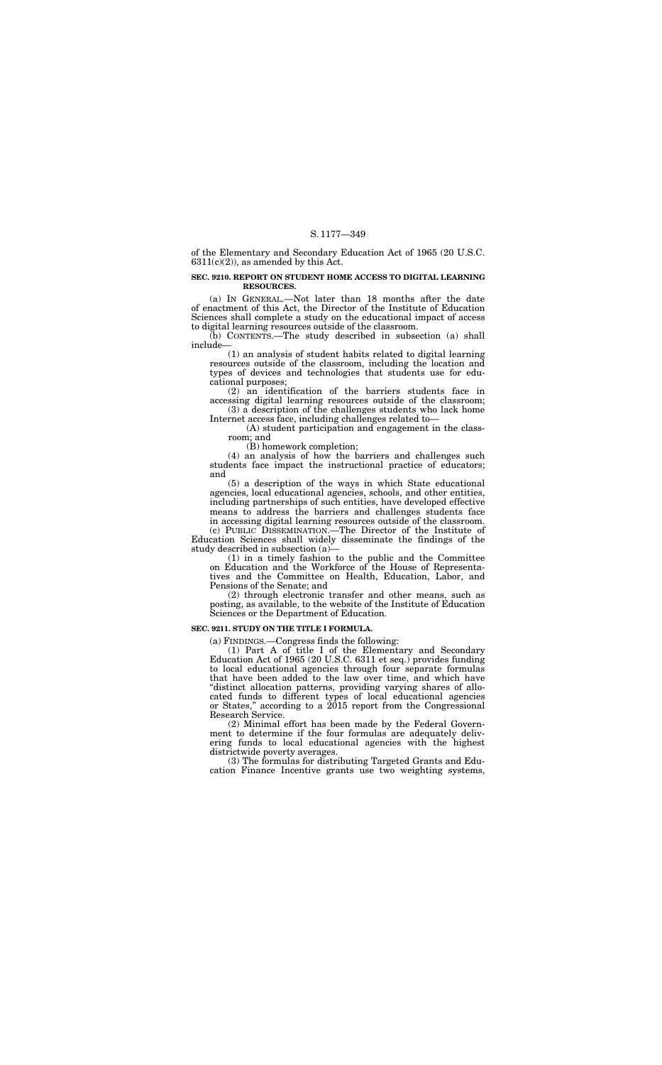of the Elementary and Secondary Education Act of 1965 (20 U.S.C. 6311(c)(2)), as amended by this Act.

**SEC. 9210. REPORT ON STUDENT HOME ACCESS TO DIGITAL LEARNING RESOURCES.**

(a) IN GENERAL.—Not later than 18 months after the date of enactment of this Act, the Director of the Institute of Education Sciences shall complete a study on the educational impact of access to digital learning resources outside of the classroom.

(b) CONTENTS.—The study described in subsection (a) shall include—

(1) an analysis of student habits related to digital learning resources outside of the classroom, including the location and types of devices and technologies that students use for educational purposes;

(2) an identification of the barriers students face in accessing digital learning resources outside of the classroom;

(3) a description of the challenges students who lack home Internet access face, including challenges related to—

(A) student participation and engagement in the classroom; and

(B) homework completion;

(4) an analysis of how the barriers and challenges such students face impact the instructional practice of educators; and

(5) a description of the ways in which State educational agencies, local educational agencies, schools, and other entities, including partnerships of such entities, have developed effective means to address the barriers and challenges students face in accessing digital learning resources outside of the classroom.

(c) PUBLIC DISSEMINATION.—The Director of the Institute of Education Sciences shall widely disseminate the findings of the study described in subsection (a)—

(1) in a timely fashion to the public and the Committee on Education and the Workforce of the House of Representatives and the Committee on Health, Education, Labor, and Pensions of the Senate; and

(2) through electronic transfer and other means, such as posting, as available, to the website of the Institute of Education Sciences or the Department of Education.

**SEC. 9211. STUDY ON THE TITLE I FORMULA.**

(a) FINDINGS.—Congress finds the following:

(1) Part A of title I of the Elementary and Secondary Education Act of 1965 (20 U.S.C. 6311 et seq.) provides funding to local educational agencies through four separate formulas that have been added to the law over time, and which have "distinct allocation patterns, providing varying shares of allocated funds to different types of local educational agencies or States," according to a 2015 report from the Congressional Research Service.

(2) Minimal effort has been made by the Federal Government to determine if the four formulas are adequately delivering funds to local educational agencies with the highest districtwide poverty averages.

(3) The formulas for distributing Targeted Grants and Education Finance Incentive grants use two weighting systems,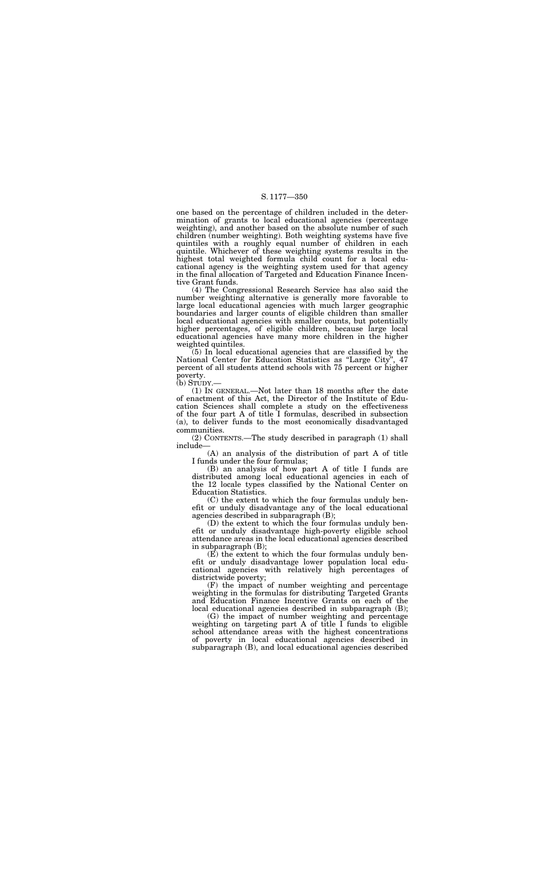one based on the percentage of children included in the determination of grants to local educational agencies (percentage weighting), and another based on the absolute number of such children (number weighting). Both weighting systems have five quintiles with a roughly equal number of children in each quintile. Whichever of these weighting systems results in the highest total weighted formula child count for a local educational agency is the weighting system used for that agency in the final allocation of Targeted and Education Finance Incentive Grant funds.

(4) The Congressional Research Service has also said the number weighting alternative is generally more favorable to large local educational agencies with much larger geographic boundaries and larger counts of eligible children than smaller local educational agencies with smaller counts, but potentially higher percentages, of eligible children, because large local educational agencies have many more children in the higher weighted quintiles.

(5) In local educational agencies that are classified by the National Center for Education Statistics as "Large City", 47 percent of all students attend schools with 75 percent or higher poverty.

(b) STUDY.—

(1) IN GENERAL.—Not later than 18 months after the date of enactment of this Act, the Director of the Institute of Education Sciences shall complete a study on the effectiveness of the four part A of title I formulas, described in subsection (a), to deliver funds to the most economically disadvantaged communities.

(2) CONTENTS.—The study described in paragraph (1) shall include—

(A) an analysis of the distribution of part A of title I funds under the four formulas;

(B) an analysis of how part A of title I funds are distributed among local educational agencies in each of the 12 locale types classified by the National Center on Education Statistics.

(C) the extent to which the four formulas unduly benefit or unduly disadvantage any of the local educational agencies described in subparagraph (B);

(D) the extent to which the four formulas unduly benefit or unduly disadvantage high-poverty eligible school attendance areas in the local educational agencies described in subparagraph (B);

(E) the extent to which the four formulas unduly benefit or unduly disadvantage lower population local educational agencies with relatively high percentages of districtwide poverty;

(F) the impact of number weighting and percentage weighting in the formulas for distributing Targeted Grants and Education Finance Incentive Grants on each of the local educational agencies described in subparagraph (B);

(G) the impact of number weighting and percentage weighting on targeting part A of title I funds to eligible school attendance areas with the highest concentrations of poverty in local educational agencies described in subparagraph (B), and local educational agencies described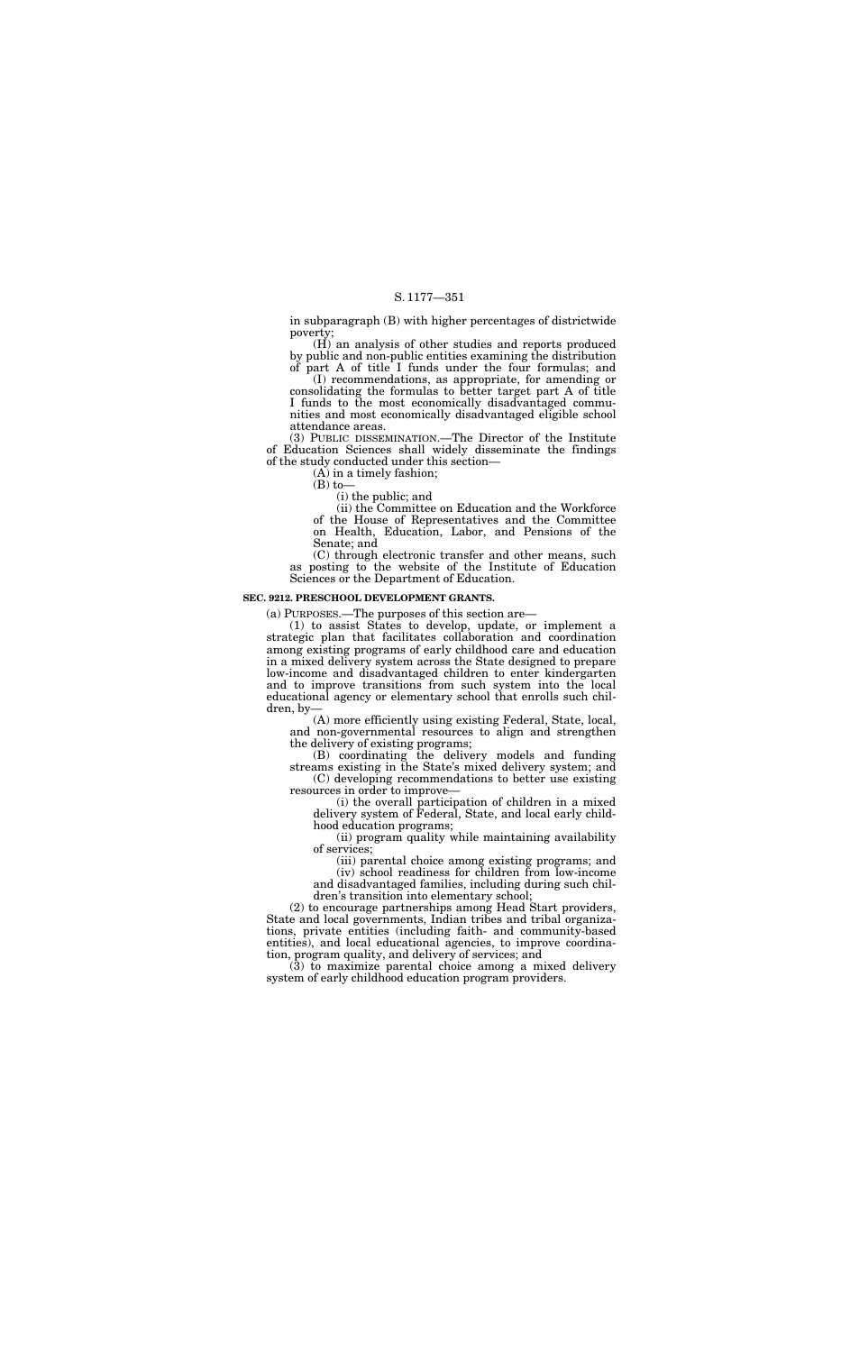in subparagraph (B) with higher percentages of districtwide poverty;

(H) an analysis of other studies and reports produced by public and non-public entities examining the distribution of part A of title I funds under the four formulas; and

(I) recommendations, as appropriate, for amending or consolidating the formulas to better target part A of title I funds to the most economically disadvantaged communities and most economically disadvantaged eligible school attendance areas.

(3) PUBLIC DISSEMINATION.—The Director of the Institute of Education Sciences shall widely disseminate the findings of the study conducted under this section—

(A) in a timely fashion;

(B) to—

(i) the public; and

(ii) the Committee on Education and the Workforce of the House of Representatives and the Committee on Health, Education, Labor, and Pensions of the Senate; and

(C) through electronic transfer and other means, such as posting to the website of the Institute of Education Sciences or the Department of Education.

**SEC. 9212. PRESCHOOL DEVELOPMENT GRANTS.**

(a) PURPOSES.—The purposes of this section are—

(1) to assist States to develop, update, or implement a strategic plan that facilitates collaboration and coordination among existing programs of early childhood care and education in a mixed delivery system across the State designed to prepare low-income and disadvantaged children to enter kindergarten and to improve transitions from such system into the local educational agency or elementary school that enrolls such children, by—

(A) more efficiently using existing Federal, State, local, and non-governmental resources to align and strengthen the delivery of existing programs;

(B) coordinating the delivery models and funding streams existing in the State's mixed delivery system; and

(C) developing recommendations to better use existing resources in order to improve—

(i) the overall participation of children in a mixed delivery system of Federal, State, and local early childhood education programs;

(ii) program quality while maintaining availability of services;

(iii) parental choice among existing programs; and

(iv) school readiness for children from low-income and disadvantaged families, including during such children's transition into elementary school;

(2) to encourage partnerships among Head Start providers, State and local governments, Indian tribes and tribal organizations, private entities (including faith- and community-based entities), and local educational agencies, to improve coordination, program quality, and delivery of services; and

(3) to maximize parental choice among a mixed delivery system of early childhood education program providers.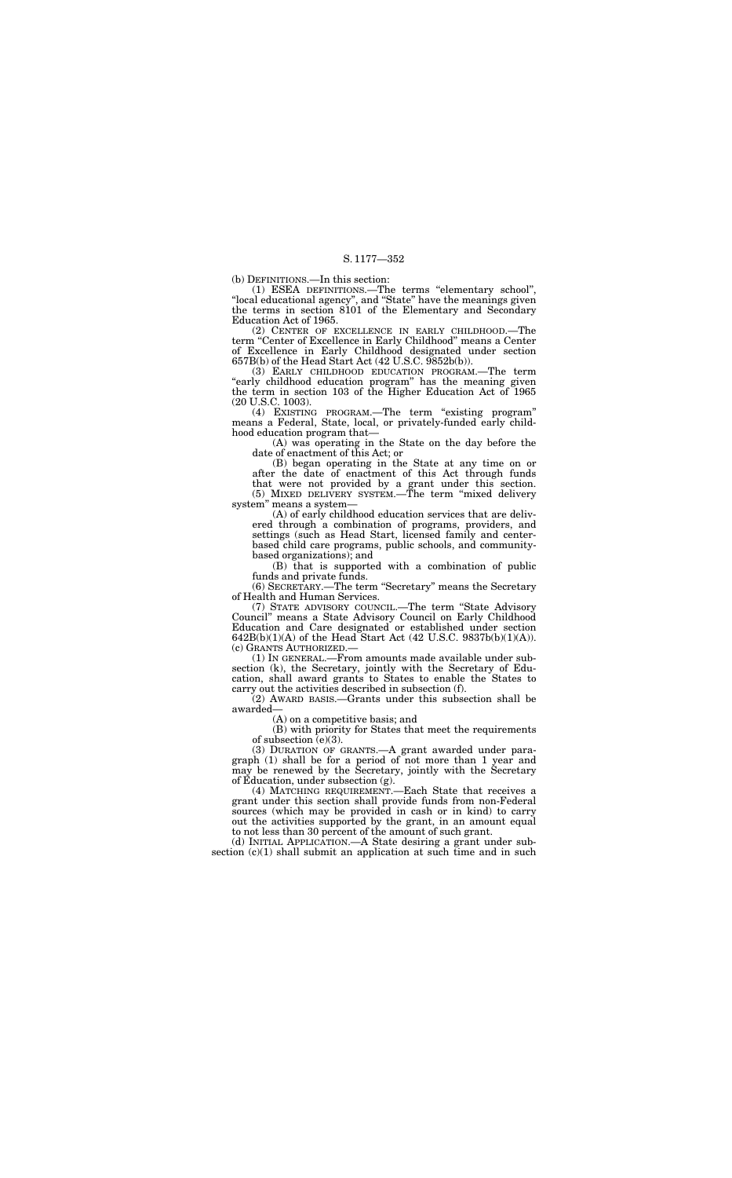(b) DEFINITIONS.—In this section:

(1) ESEA DEFINITIONS.—The terms "elementary school", "local educational agency", and "State" have the meanings given the terms in section 8101 of the Elementary and Secondary Education Act of 1965.

(2) CENTER OF EXCELLENCE IN EARLY CHILDHOOD.—The term "Center of Excellence in Early Childhood" means a Center of Excellence in Early Childhood designated under section 657B(b) of the Head Start Act (42 U.S.C. 9852b(b)).

(3) EARLY CHILDHOOD EDUCATION PROGRAM.—The term "early childhood education program" has the meaning given the term in section 103 of the Higher Education Act of 1965 (20 U.S.C. 1003).

(4) EXISTING PROGRAM.—The term "existing program" means a Federal, State, local, or privately-funded early childhood education program that—

(A) was operating in the State on the day before the date of enactment of this Act; or

(B) began operating in the State at any time on or after the date of enactment of this Act through funds that were not provided by a grant under this section.

(5) MIXED DELIVERY SYSTEM.—The term "mixed delivery system" means a system—

(A) of early childhood education services that are delivered through a combination of programs, providers, and settings (such as Head Start, licensed family and center-based child care programs, public schools, and community-based organizations); and

(B) that is supported with a combination of public funds and private funds.

(6) SECRETARY.—The term "Secretary" means the Secretary of Health and Human Services.

(7) STATE ADVISORY COUNCIL.—The term "State Advisory Council" means a State Advisory Council on Early Childhood Education and Care designated or established under section 642B(b)(1)(A) of the Head Start Act (42 U.S.C. 9837b(b)(1)(A)).

(c) GRANTS AUTHORIZED.—

(1) IN GENERAL.—From amounts made available under subsection (k), the Secretary, jointly with the Secretary of Education, shall award grants to States to enable the States to carry out the activities described in subsection (f).

(2) AWARD BASIS.—Grants under this subsection shall be awarded—

(A) on a competitive basis; and

(B) with priority for States that meet the requirements of subsection (e)(3).

(3) DURATION OF GRANTS.—A grant awarded under paragraph (1) shall be for a period of not more than 1 year and may be renewed by the Secretary, jointly with the Secretary of Education, under subsection (g).

(4) MATCHING REQUIREMENT.—Each State that receives a grant under this section shall provide funds from non-Federal sources (which may be provided in cash or in kind) to carry out the activities supported by the grant, in an amount equal to not less than 30 percent of the amount of such grant.

(d) INITIAL APPLICATION.—A State desiring a grant under subsection (c)(1) shall submit an application at such time and in such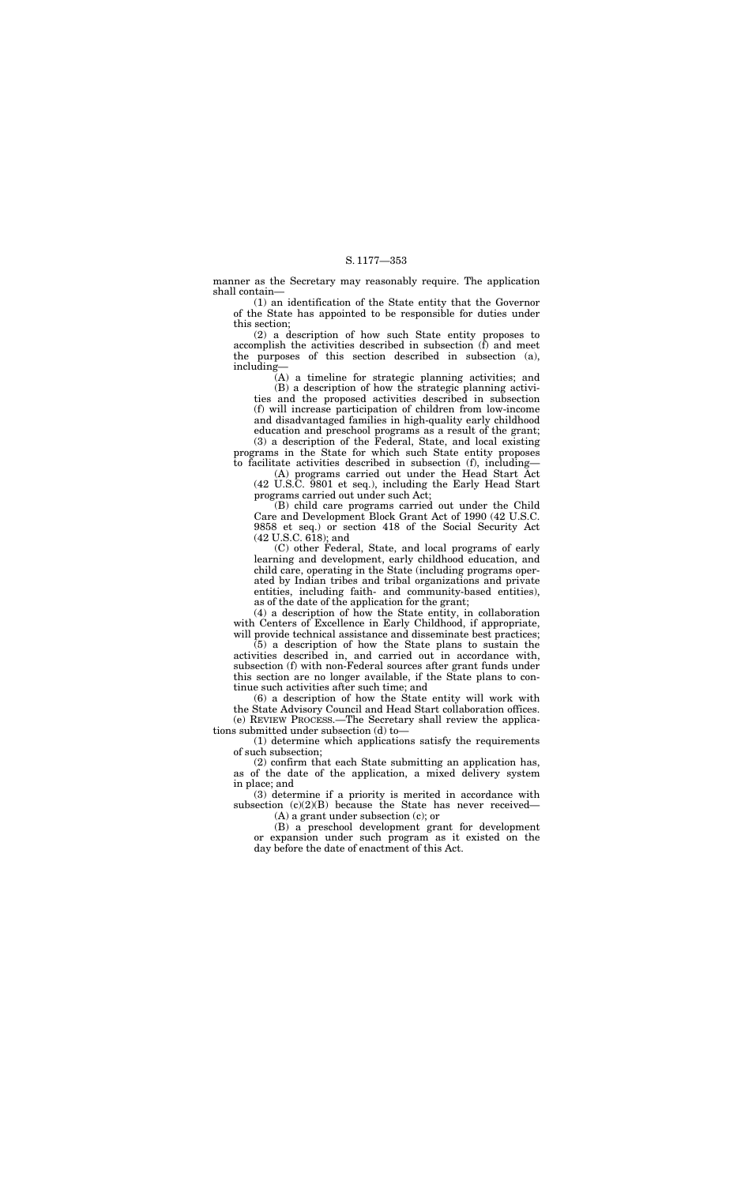manner as the Secretary may reasonably require. The application shall contain—

(1) an identification of the State entity that the Governor of the State has appointed to be responsible for duties under this section;

(2) a description of how such State entity proposes to accomplish the activities described in subsection (f) and meet the purposes of this section described in subsection (a), including—

(A) a timeline for strategic planning activities; and

(B) a description of how the strategic planning activities and the proposed activities described in subsection (f) will increase participation of children from low-income and disadvantaged families in high-quality early childhood education and preschool programs as a result of the grant;

(3) a description of the Federal, State, and local existing programs in the State for which such State entity proposes to facilitate activities described in subsection (f), including—

(A) programs carried out under the Head Start Act (42 U.S.C. 9801 et seq.), including the Early Head Start programs carried out under such Act;

(B) child care programs carried out under the Child Care and Development Block Grant Act of 1990 (42 U.S.C. 9858 et seq.) or section 418 of the Social Security Act (42 U.S.C. 618); and

(C) other Federal, State, and local programs of early learning and development, early childhood education, and child care, operating in the State (including programs operated by Indian tribes and tribal organizations and private entities, including faith- and community-based entities), as of the date of the application for the grant;

(4) a description of how the State entity, in collaboration with Centers of Excellence in Early Childhood, if appropriate, will provide technical assistance and disseminate best practices;

(5) a description of how the State plans to sustain the activities described in, and carried out in accordance with, subsection (f) with non-Federal sources after grant funds under this section are no longer available, if the State plans to continue such activities after such time; and

(6) a description of how the State entity will work with the State Advisory Council and Head Start collaboration offices.

(e) REVIEW PROCESS.—The Secretary shall review the applications submitted under subsection (d) to—

(1) determine which applications satisfy the requirements of such subsection;

(2) confirm that each State submitting an application has, as of the date of the application, a mixed delivery system in place; and

(3) determine if a priority is merited in accordance with subsection (c)(2)(B) because the State has never received—

(A) a grant under subsection (c); or

(B) a preschool development grant for development or expansion under such program as it existed on the day before the date of enactment of this Act.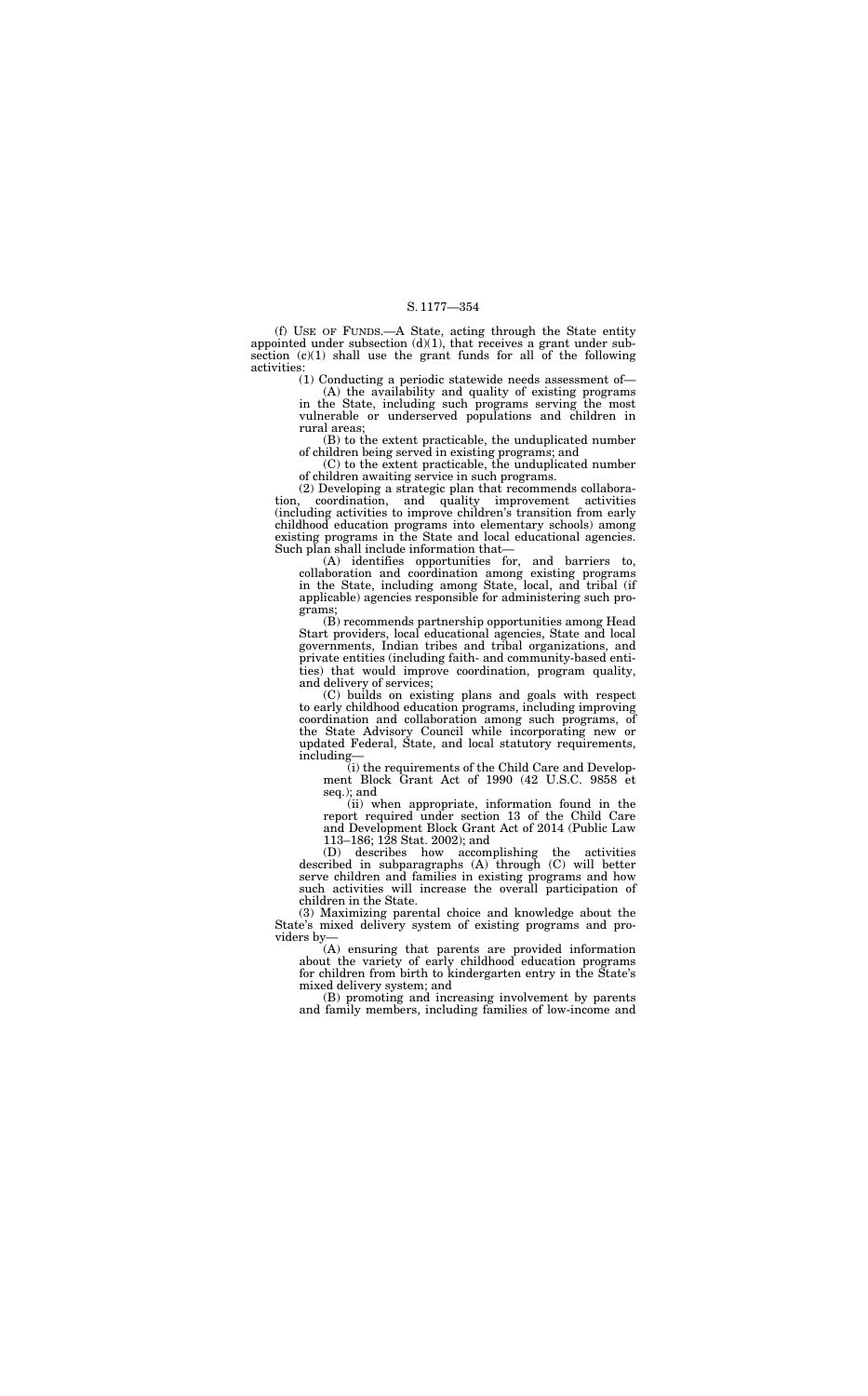(f) USE OF FUNDS.—A State, acting through the State entity appointed under subsection (d)(1), that receives a grant under subsection (c)(1) shall use the grant funds for all of the following activities:

(1) Conducting a periodic statewide needs assessment of—

(A) the availability and quality of existing programs in the State, including such programs serving the most vulnerable or underserved populations and children in rural areas;

(B) to the extent practicable, the unduplicated number of children being served in existing programs; and

(C) to the extent practicable, the unduplicated number of children awaiting service in such programs.

(2) Developing a strategic plan that recommends collaboration, coordination, and quality improvement activities (including activities to improve children's transition from early childhood education programs into elementary schools) among existing programs in the State and local educational agencies. Such plan shall include information that—

(A) identifies opportunities for, and barriers to, collaboration and coordination among existing programs in the State, including among State, local, and tribal (if applicable) agencies responsible for administering such programs;

(B) recommends partnership opportunities among Head Start providers, local educational agencies, State and local governments, Indian tribes and tribal organizations, and private entities (including faith- and community-based entities) that would improve coordination, program quality, and delivery of services;

(C) builds on existing plans and goals with respect to early childhood education programs, including improving coordination and collaboration among such programs, of the State Advisory Council while incorporating new or updated Federal, State, and local statutory requirements, including—

(i) the requirements of the Child Care and Development Block Grant Act of 1990 (42 U.S.C. 9858 et seq.); and

(ii) when appropriate, information found in the report required under section 13 of the Child Care and Development Block Grant Act of 2014 (Public Law 113–186; 128 Stat. 2002); and

(D) describes how accomplishing the activities described in subparagraphs (A) through (C) will better serve children and families in existing programs and how such activities will increase the overall participation of children in the State.

(3) Maximizing parental choice and knowledge about the State's mixed delivery system of existing programs and providers by—

(A) ensuring that parents are provided information about the variety of early childhood education programs for children from birth to kindergarten entry in the State's mixed delivery system; and

(B) promoting and increasing involvement by parents and family members, including families of low-income and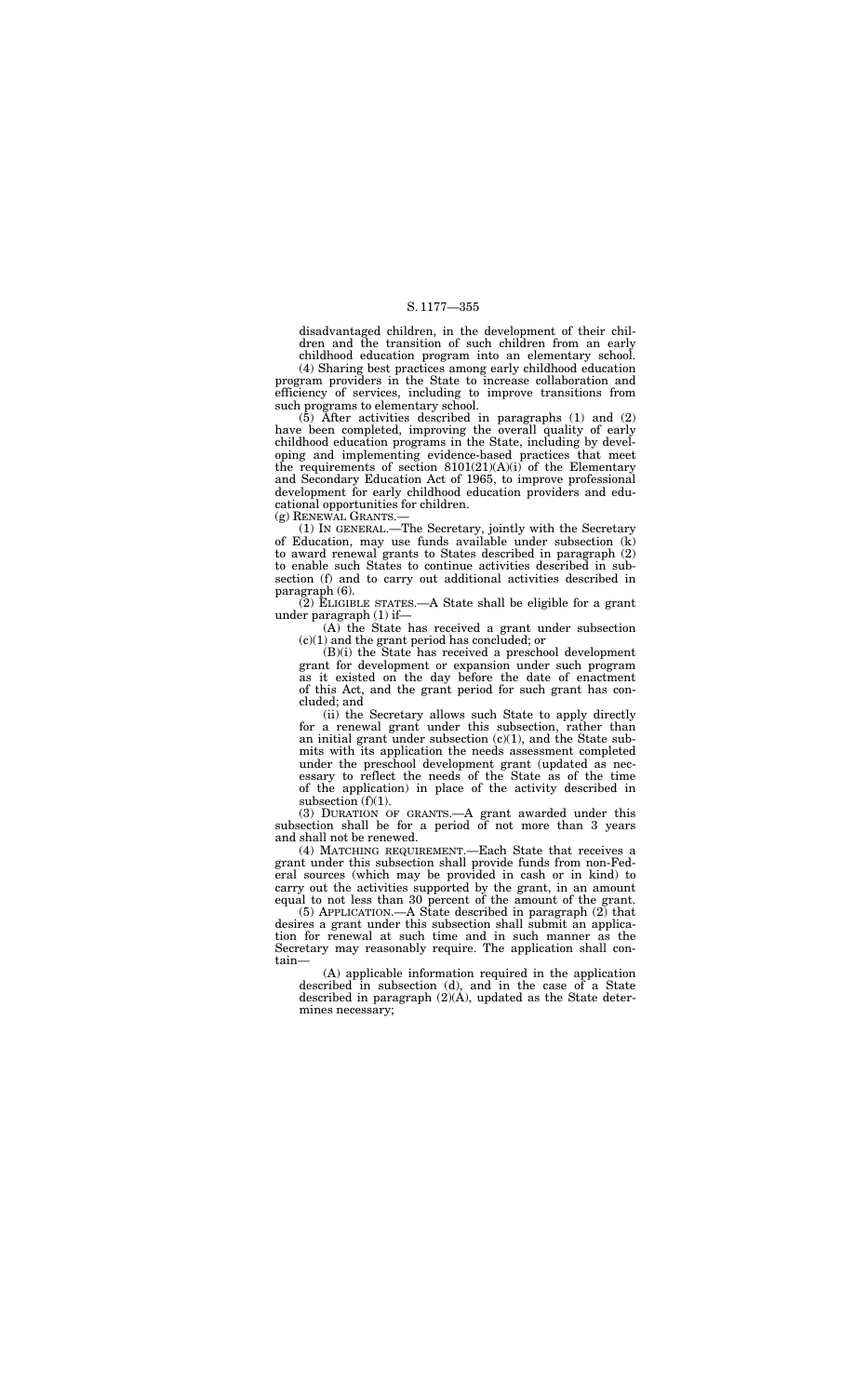disadvantaged children, in the development of their children and the transition of such children from an early childhood education program into an elementary school.

(4) Sharing best practices among early childhood education program providers in the State to increase collaboration and efficiency of services, including to improve transitions from such programs to elementary school.

(5) After activities described in paragraphs (1) and (2) have been completed, improving the overall quality of early childhood education programs in the State, including by developing and implementing evidence-based practices that meet the requirements of section 8101(21)(A)(i) of the Elementary and Secondary Education Act of 1965, to improve professional development for early childhood education providers and educational opportunities for children.

(g) RENEWAL GRANTS.—

(1) IN GENERAL.—The Secretary, jointly with the Secretary of Education, may use funds available under subsection (k) to award renewal grants to States described in paragraph (2) to enable such States to continue activities described in subsection (f) and to carry out additional activities described in paragraph (6).

(2) ELIGIBLE STATES.—A State shall be eligible for a grant under paragraph (1) if—

(A) the State has received a grant under subsection (c)(1) and the grant period has concluded; or

(B)(i) the State has received a preschool development grant for development or expansion under such program as it existed on the day before the date of enactment of this Act, and the grant period for such grant has concluded; and

(ii) the Secretary allows such State to apply directly for a renewal grant under this subsection, rather than an initial grant under subsection (c)(1), and the State submits with its application the needs assessment completed under the preschool development grant (updated as necessary to reflect the needs of the State as of the time of the application) in place of the activity described in subsection (f)(1).

(3) DURATION OF GRANTS.—A grant awarded under this subsection shall be for a period of not more than 3 years and shall not be renewed.

(4) MATCHING REQUIREMENT.—Each State that receives a grant under this subsection shall provide funds from non-Federal sources (which may be provided in cash or in kind) to carry out the activities supported by the grant, in an amount equal to not less than 30 percent of the amount of the grant.

(5) APPLICATION.—A State described in paragraph (2) that desires a grant under this subsection shall submit an application for renewal at such time and in such manner as the Secretary may reasonably require. The application shall contain—

(A) applicable information required in the application described in subsection (d), and in the case of a State described in paragraph (2)(A), updated as the State determines necessary;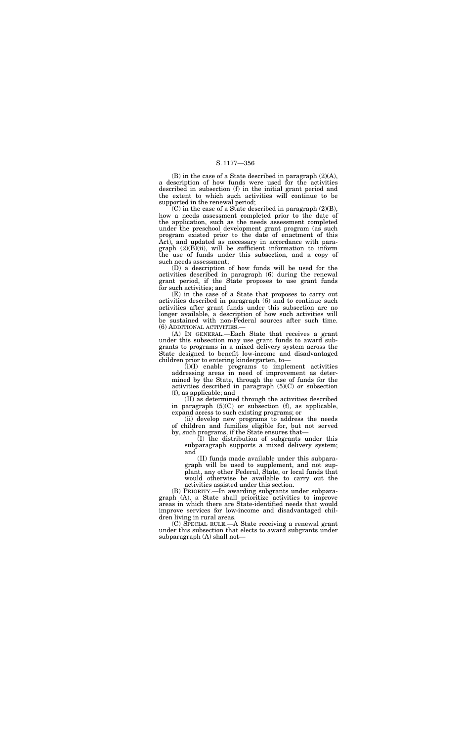(B) in the case of a State described in paragraph (2)(A), a description of how funds were used for the activities described in subsection (f) in the initial grant period and the extent to which such activities will continue to be supported in the renewal period;

(C) in the case of a State described in paragraph (2)(B), how a needs assessment completed prior to the date of the application, such as the needs assessment completed under the preschool development grant program (as such program existed prior to the date of enactment of this Act), and updated as necessary in accordance with paragraph (2)(B)(ii), will be sufficient information to inform the use of funds under this subsection, and a copy of such needs assessment;

(D) a description of how funds will be used for the activities described in paragraph (6) during the renewal grant period, if the State proposes to use grant funds for such activities; and

(E) in the case of a State that proposes to carry out activities described in paragraph (6) and to continue such activities after grant funds under this subsection are no longer available, a description of how such activities will be sustained with non-Federal sources after such time.

(6) ADDITIONAL ACTIVITIES.—

(A) IN GENERAL.—Each State that receives a grant under this subsection may use grant funds to award subgrants to programs in a mixed delivery system across the State designed to benefit low-income and disadvantaged children prior to entering kindergarten, to—

(i)(I) enable programs to implement activities addressing areas in need of improvement as determined by the State, through the use of funds for the activities described in paragraph (5)(C) or subsection (f), as applicable; and

(II) as determined through the activities described in paragraph (5)(C) or subsection (f), as applicable, expand access to such existing programs; or

(ii) develop new programs to address the needs of children and families eligible for, but not served by, such programs, if the State ensures that—

(I) the distribution of subgrants under this subparagraph supports a mixed delivery system; and

(II) funds made available under this subparagraph will be used to supplement, and not supplant, any other Federal, State, or local funds that would otherwise be available to carry out the activities assisted under this section.

(B) PRIORITY.—In awarding subgrants under subparagraph (A), a State shall prioritize activities to improve areas in which there are State-identified needs that would improve services for low-income and disadvantaged children living in rural areas.

(C) SPECIAL RULE.—A State receiving a renewal grant under this subsection that elects to award subgrants under subparagraph (A) shall not—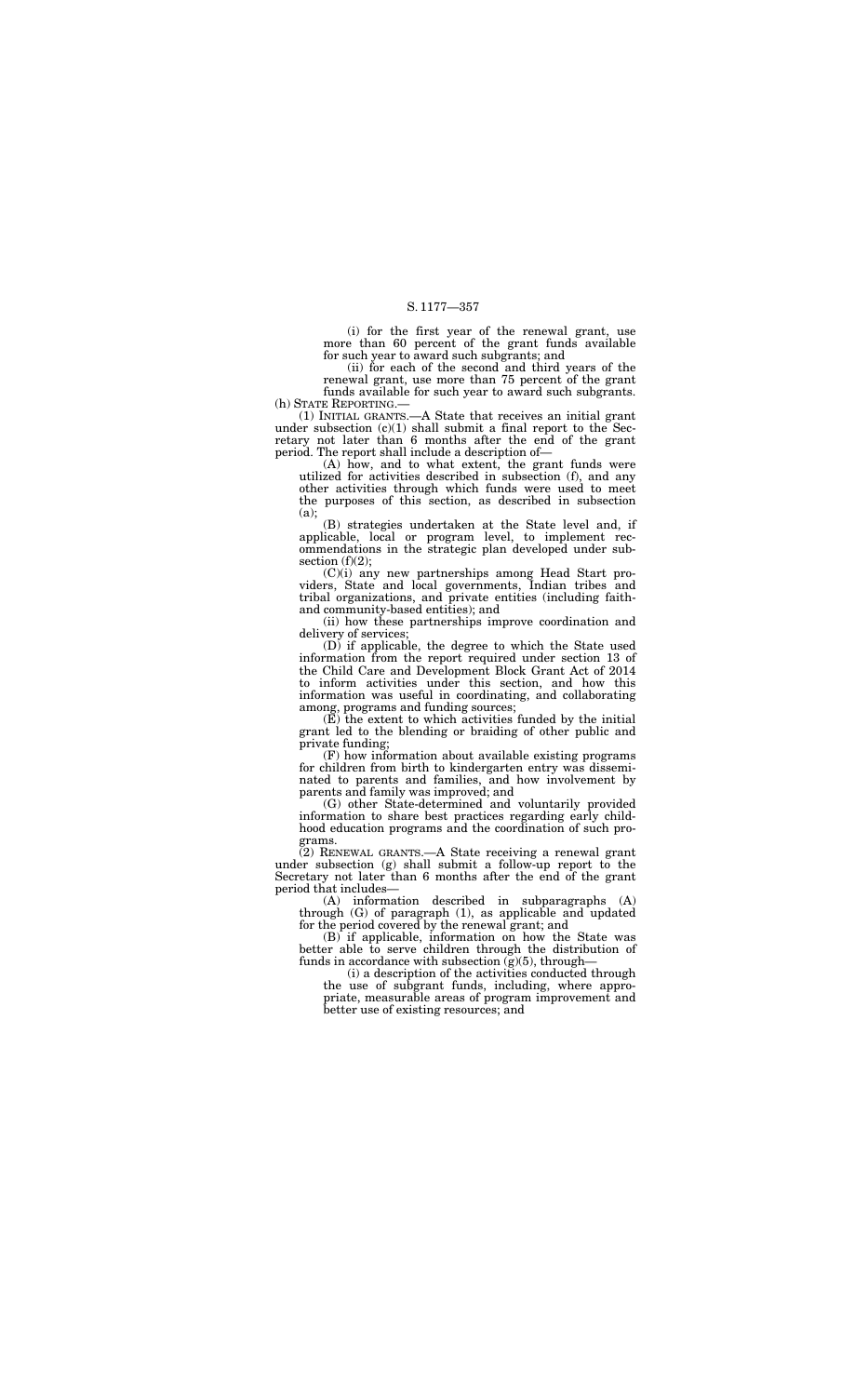(i) for the first year of the renewal grant, use more than 60 percent of the grant funds available for such year to award such subgrants; and

(ii) for each of the second and third years of the renewal grant, use more than 75 percent of the grant funds available for such year to award such subgrants.

(h) STATE REPORTING.—

(1) INITIAL GRANTS.—A State that receives an initial grant under subsection (c)(1) shall submit a final report to the Secretary not later than 6 months after the end of the grant period. The report shall include a description of—

(A) how, and to what extent, the grant funds were utilized for activities described in subsection (f), and any other activities through which funds were used to meet the purposes of this section, as described in subsection (a);

(B) strategies undertaken at the State level and, if applicable, local or program level, to implement recommendations in the strategic plan developed under subsection (f)(2);

(C)(i) any new partnerships among Head Start providers, State and local governments, Indian tribes and tribal organizations, and private entities (including faith- and community-based entities); and

(ii) how these partnerships improve coordination and delivery of services;

(D) if applicable, the degree to which the State used information from the report required under section 13 of the Child Care and Development Block Grant Act of 2014 to inform activities under this section, and how this information was useful in coordinating, and collaborating among, programs and funding sources;

(E) the extent to which activities funded by the initial grant led to the blending or braiding of other public and private funding;

(F) how information about available existing programs for children from birth to kindergarten entry was disseminated to parents and families, and how involvement by parents and family was improved; and

(G) other State-determined and voluntarily provided information to share best practices regarding early childhood education programs and the coordination of such programs.

(2) RENEWAL GRANTS.—A State receiving a renewal grant under subsection (g) shall submit a follow-up report to the Secretary not later than 6 months after the end of the grant period that includes—

(A) information described in subparagraphs (A) through (G) of paragraph (1), as applicable and updated for the period covered by the renewal grant; and

(B) if applicable, information on how the State was better able to serve children through the distribution of funds in accordance with subsection (g)(5), through—

(i) a description of the activities conducted through the use of subgrant funds, including, where appropriate, measurable areas of program improvement and better use of existing resources; and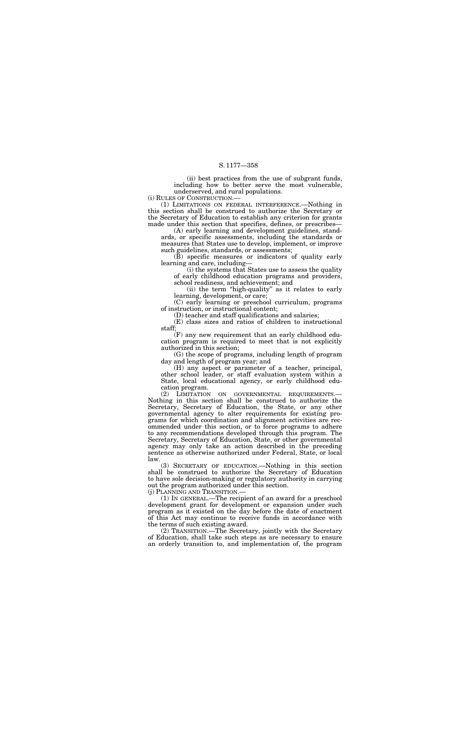(ii) best practices from the use of subgrant funds, including how to better serve the most vulnerable, underserved, and rural populations.

(i) RULES OF CONSTRUCTION.—

(1) LIMITATIONS ON FEDERAL INTERFERENCE.—Nothing in this section shall be construed to authorize the Secretary or the Secretary of Education to establish any criterion for grants made under this section that specifies, defines, or prescribes—

(A) early learning and development guidelines, standards, or specific assessments, including the standards or measures that States use to develop, implement, or improve such guidelines, standards, or assessments;

(B) specific measures or indicators of quality early learning and care, including—

(i) the systems that States use to assess the quality of early childhood education programs and providers, school readiness, and achievement; and

(ii) the term "high-quality" as it relates to early learning, development, or care;

(C) early learning or preschool curriculum, programs of instruction, or instructional content;

(D) teacher and staff qualifications and salaries;

(E) class sizes and ratios of children to instructional staff;

(F) any new requirement that an early childhood education program is required to meet that is not explicitly authorized in this section;

(G) the scope of programs, including length of program day and length of program year; and

(H) any aspect or parameter of a teacher, principal, other school leader, or staff evaluation system within a State, local educational agency, or early childhood education program.

(2) LIMITATION ON GOVERNMENTAL REQUIREMENTS.—Nothing in this section shall be construed to authorize the Secretary, Secretary of Education, the State, or any other governmental agency to alter requirements for existing programs for which coordination and alignment activities are recommended under this section, or to force programs to adhere to any recommendations developed through this program. The Secretary, Secretary of Education, State, or other governmental agency may only take an action described in the preceding sentence as otherwise authorized under Federal, State, or local law.

(3) SECRETARY OF EDUCATION.—Nothing in this section shall be construed to authorize the Secretary of Education to have sole decision-making or regulatory authority in carrying out the program authorized under this section.

(j) PLANNING AND TRANSITION.—

(1) IN GENERAL.—The recipient of an award for a preschool development grant for development or expansion under such program as it existed on the day before the date of enactment of this Act may continue to receive funds in accordance with the terms of such existing award.

(2) TRANSITION.—The Secretary, jointly with the Secretary of Education, shall take such steps as are necessary to ensure an orderly transition to, and implementation of, the program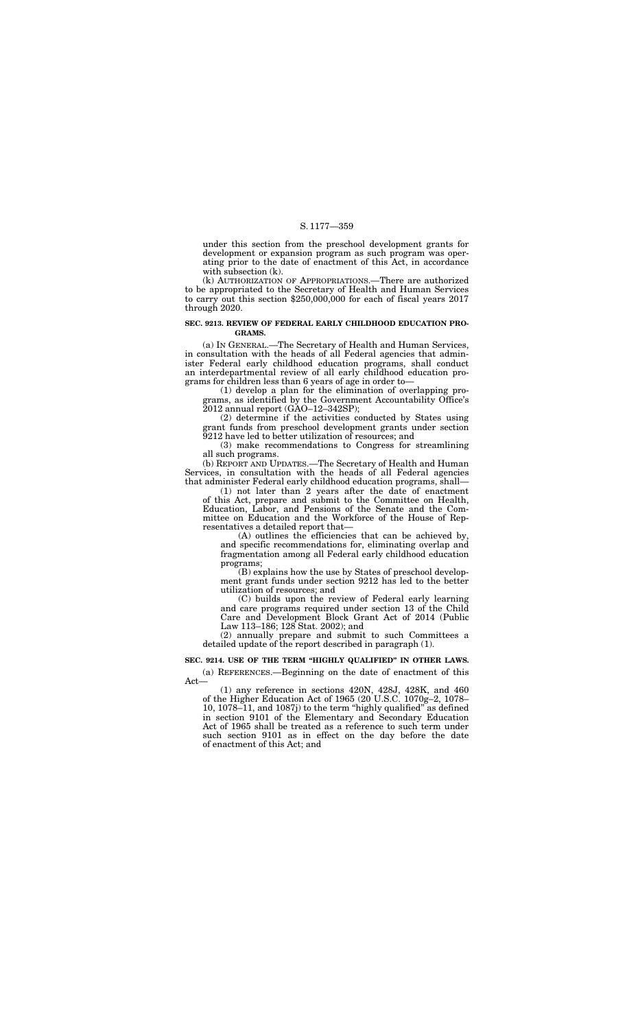under this section from the preschool development grants for development or expansion program as such program was operating prior to the date of enactment of this Act, in accordance with subsection (k).

(k) AUTHORIZATION OF APPROPRIATIONS.—There are authorized to be appropriated to the Secretary of Health and Human Services to carry out this section $250,000,000 for each of fiscal years 2017 through 2020.

**SEC. 9213. REVIEW OF FEDERAL EARLY CHILDHOOD EDUCATION PROGRAMS.**

(a) IN GENERAL.—The Secretary of Health and Human Services, in consultation with the heads of all Federal agencies that administer Federal early childhood education programs, shall conduct an interdepartmental review of all early childhood education programs for children less than 6 years of age in order to—

(1) develop a plan for the elimination of overlapping programs, as identified by the Government Accountability Office's 2012 annual report (GAO–12–342SP);

(2) determine if the activities conducted by States using grant funds from preschool development grants under section 9212 have led to better utilization of resources; and

(3) make recommendations to Congress for streamlining all such programs.

(b) REPORT AND UPDATES.—The Secretary of Health and Human Services, in consultation with the heads of all Federal agencies that administer Federal early childhood education programs, shall—

(1) not later than 2 years after the date of enactment of this Act, prepare and submit to the Committee on Health, Education, Labor, and Pensions of the Senate and the Committee on Education and the Workforce of the House of Representatives a detailed report that—

(A) outlines the efficiencies that can be achieved by, and specific recommendations for, eliminating overlap and fragmentation among all Federal early childhood education programs;

(B) explains how the use by States of preschool development grant funds under section 9212 has led to the better utilization of resources; and

(C) builds upon the review of Federal early learning and care programs required under section 13 of the Child Care and Development Block Grant Act of 2014 (Public Law 113–186; 128 Stat. 2002); and

(2) annually prepare and submit to such Committees a detailed update of the report described in paragraph (1).

**SEC. 9214. USE OF THE TERM "HIGHLY QUALIFIED" IN OTHER LAWS.**

(a) REFERENCES.—Beginning on the date of enactment of this Act—

(1) any reference in sections 420N, 428J, 428K, and 460 of the Higher Education Act of 1965 (20 U.S.C. 1070g–2, 1078–10, 1078–11, and 1087j) to the term "highly qualified" as defined in section 9101 of the Elementary and Secondary Education Act of 1965 shall be treated as a reference to such term under such section 9101 as in effect on the day before the date of enactment of this Act; and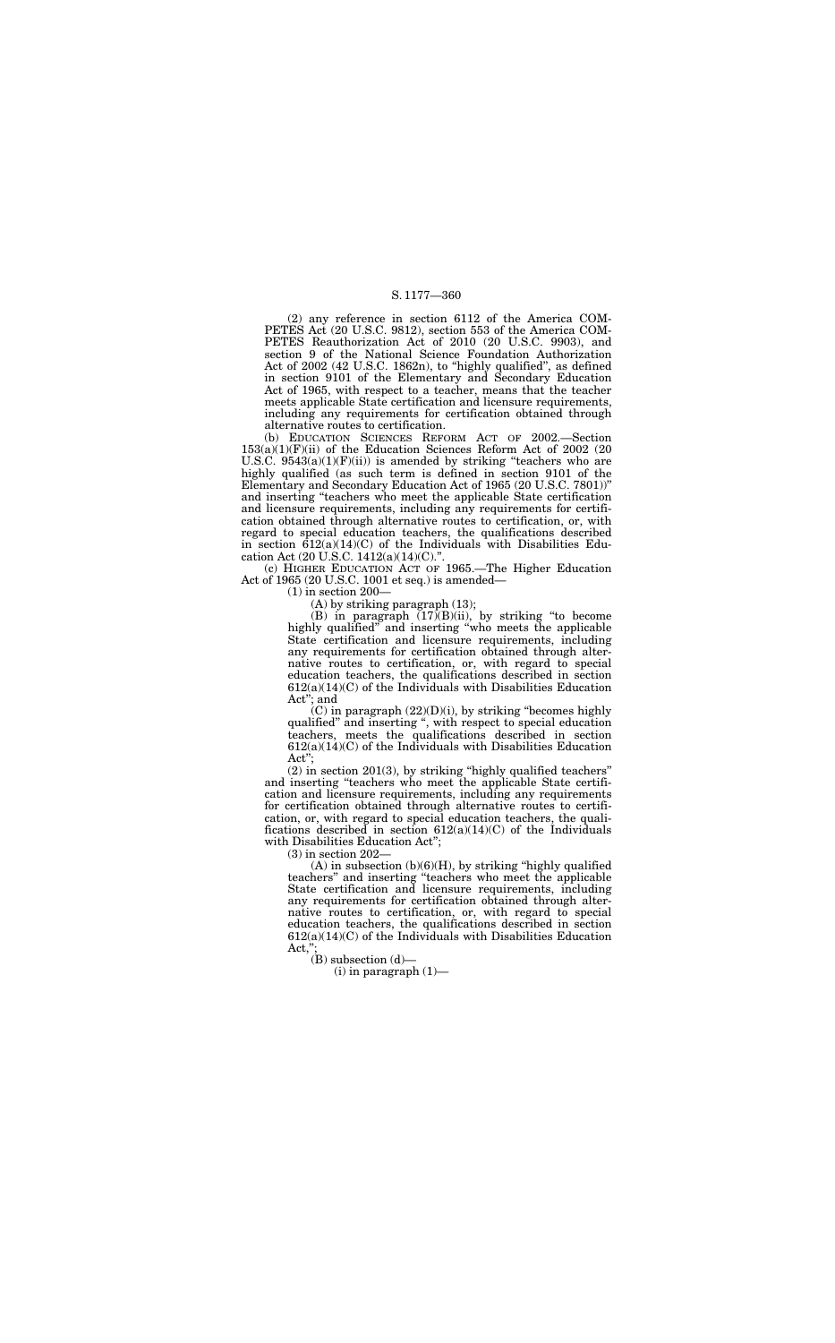(2) any reference in section 6112 of the America COMPETES Act (20 U.S.C. 9812), section 553 of the America COMPETES Reauthorization Act of 2010 (20 U.S.C. 9903), and section 9 of the National Science Foundation Authorization Act of 2002 (42 U.S.C. 1862n), to "highly qualified", as defined in section 9101 of the Elementary and Secondary Education Act of 1965, with respect to a teacher, means that the teacher meets applicable State certification and licensure requirements, including any requirements for certification obtained through alternative routes to certification.

(b) EDUCATION SCIENCES REFORM ACT OF 2002.—Section 153(a)(1)(F)(ii) of the Education Sciences Reform Act of 2002 (20 U.S.C. 9543(a)(1)(F)(ii)) is amended by striking "teachers who are highly qualified (as such term is defined in section 9101 of the Elementary and Secondary Education Act of 1965 (20 U.S.C. 7801))" and inserting "teachers who meet the applicable State certification and licensure requirements, including any requirements for certification obtained through alternative routes to certification, or, with regard to special education teachers, the qualifications described in section 612(a)(14)(C) of the Individuals with Disabilities Education Act (20 U.S.C. 1412(a)(14)(C).".

(c) HIGHER EDUCATION ACT OF 1965.—The Higher Education Act of 1965 (20 U.S.C. 1001 et seq.) is amended—

(1) in section 200—

(A) by striking paragraph (13);

(B) in paragraph (17)(B)(ii), by striking "to become highly qualified" and inserting "who meets the applicable State certification and licensure requirements, including any requirements for certification obtained through alternative routes to certification, or, with regard to special education teachers, the qualifications described in section 612(a)(14)(C) of the Individuals with Disabilities Education Act"; and

(C) in paragraph (22)(D)(i), by striking "becomes highly qualified" and inserting ", with respect to special education teachers, meets the qualifications described in section 612(a)(14)(C) of the Individuals with Disabilities Education Act";

(2) in section 201(3), by striking "highly qualified teachers" and inserting "teachers who meet the applicable State certification and licensure requirements, including any requirements for certification obtained through alternative routes to certification, or, with regard to special education teachers, the qualifications described in section 612(a)(14)(C) of the Individuals with Disabilities Education Act";

(3) in section 202—

(A) in subsection (b)(6)(H), by striking "highly qualified teachers" and inserting "teachers who meet the applicable State certification and licensure requirements, including any requirements for certification obtained through alternative routes to certification, or, with regard to special education teachers, the qualifications described in section 612(a)(14)(C) of the Individuals with Disabilities Education Act,";

(B) subsection (d)—

(i) in paragraph (1)—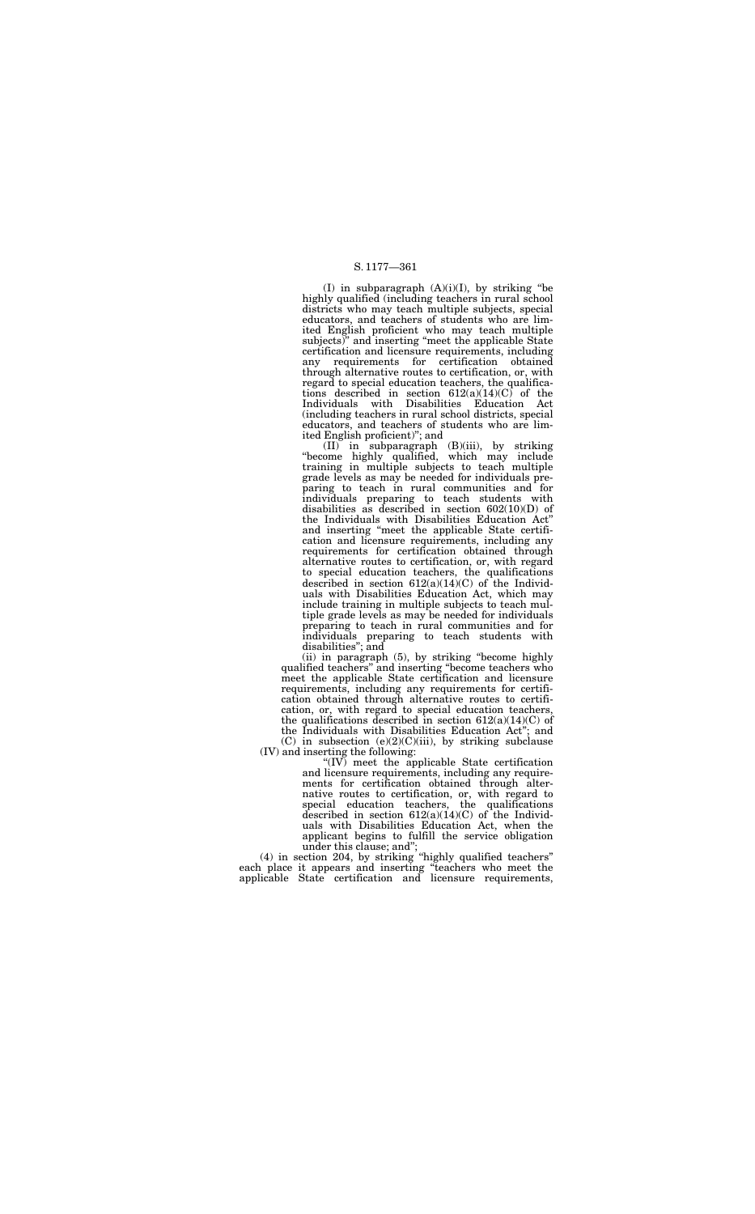(I) in subparagraph (A)(i)(I), by striking "be highly qualified (including teachers in rural school districts who may teach multiple subjects, special educators, and teachers of students who are limited English proficient who may teach multiple subjects)" and inserting "meet the applicable State certification and licensure requirements, including any requirements for certification obtained through alternative routes to certification, or, with regard to special education teachers, the qualifications described in section 612(a)(14)(C) of the Individuals with Disabilities Education Act (including teachers in rural school districts, special educators, and teachers of students who are limited English proficient)"; and

(II) in subparagraph (B)(iii), by striking "become highly qualified, which may include training in multiple subjects to teach multiple grade levels as may be needed for individuals preparing to teach in rural communities and for individuals preparing to teach students with disabilities as described in section 602(10)(D) of the Individuals with Disabilities Education Act" and inserting "meet the applicable State certification and licensure requirements, including any requirements for certification obtained through alternative routes to certification, or, with regard to special education teachers, the qualifications described in section 612(a)(14)(C) of the Individuals with Disabilities Education Act, which may include training in multiple subjects to teach multiple grade levels as may be needed for individuals preparing to teach in rural communities and for individuals preparing to teach students with disabilities"; and

(ii) in paragraph (5), by striking "become highly qualified teachers" and inserting "become teachers who meet the applicable State certification and licensure requirements, including any requirements for certification obtained through alternative routes to certification, or, with regard to special education teachers, the qualifications described in section 612(a)(14)(C) of the Individuals with Disabilities Education Act"; and

(C) in subsection (e)(2)(C)(iii), by striking subclause (IV) and inserting the following:

"(IV) meet the applicable State certification and licensure requirements, including any requirements for certification obtained through alternative routes to certification, or, with regard to special education teachers, the qualifications described in section 612(a)(14)(C) of the Individuals with Disabilities Education Act, when the applicant begins to fulfill the service obligation under this clause; and";

(4) in section 204, by striking "highly qualified teachers" each place it appears and inserting "teachers who meet the applicable State certification and licensure requirements,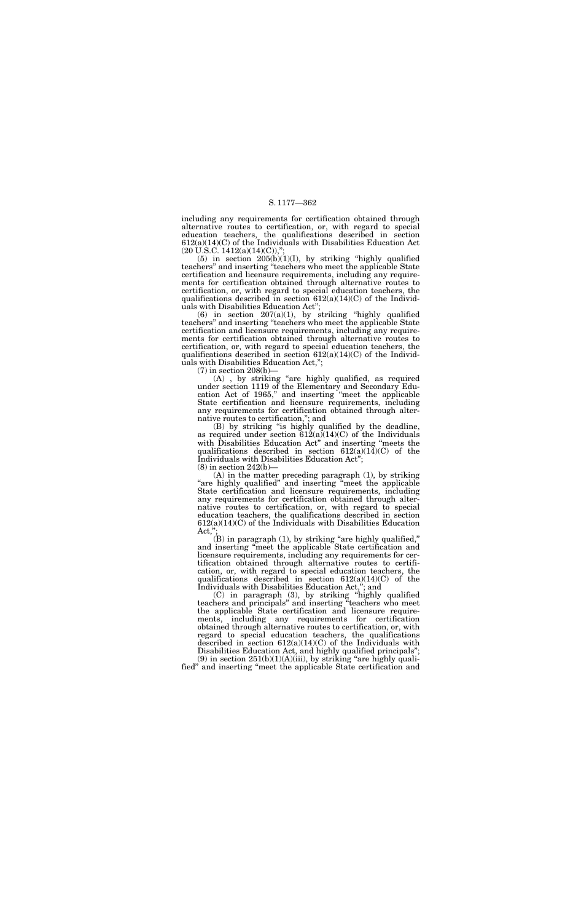including any requirements for certification obtained through alternative routes to certification, or, with regard to special education teachers, the qualifications described in section 612(a)(14)(C) of the Individuals with Disabilities Education Act (20 U.S.C. 1412(a)(14)(C)),";

(5) in section 205(b)(1)(I), by striking "highly qualified teachers" and inserting "teachers who meet the applicable State certification and licensure requirements, including any requirements for certification obtained through alternative routes to certification, or, with regard to special education teachers, the qualifications described in section 612(a)(14)(C) of the Individuals with Disabilities Education Act";

(6) in section 207(a)(1), by striking "highly qualified teachers" and inserting "teachers who meet the applicable State certification and licensure requirements, including any requirements for certification obtained through alternative routes to certification, or, with regard to special education teachers, the qualifications described in section 612(a)(14)(C) of the Individuals with Disabilities Education Act,";

(7) in section 208(b)—

(A) , by striking "are highly qualified, as required under section 1119 of the Elementary and Secondary Education Act of 1965," and inserting "meet the applicable State certification and licensure requirements, including any requirements for certification obtained through alternative routes to certification,"; and

(B) by striking "is highly qualified by the deadline, as required under section 612(a)(14)(C) of the Individuals with Disabilities Education Act" and inserting "meets the qualifications described in section 612(a)(14)(C) of the Individuals with Disabilities Education Act";

(8) in section 242(b)—

(A) in the matter preceding paragraph (1), by striking "are highly qualified" and inserting "meet the applicable State certification and licensure requirements, including any requirements for certification obtained through alternative routes to certification, or, with regard to special education teachers, the qualifications described in section 612(a)(14)(C) of the Individuals with Disabilities Education Act,";

(B) in paragraph (1), by striking "are highly qualified," and inserting "meet the applicable State certification and licensure requirements, including any requirements for certification obtained through alternative routes to certification, or, with regard to special education teachers, the qualifications described in section 612(a)(14)(C) of the Individuals with Disabilities Education Act,"; and

(C) in paragraph (3), by striking "highly qualified teachers and principals" and inserting "teachers who meet the applicable State certification and licensure requirements, including any requirements for certification obtained through alternative routes to certification, or, with regard to special education teachers, the qualifications described in section 612(a)(14)(C) of the Individuals with Disabilities Education Act, and highly qualified principals";

(9) in section 251(b)(1)(A)(iii), by striking "are highly qualified" and inserting "meet the applicable State certification and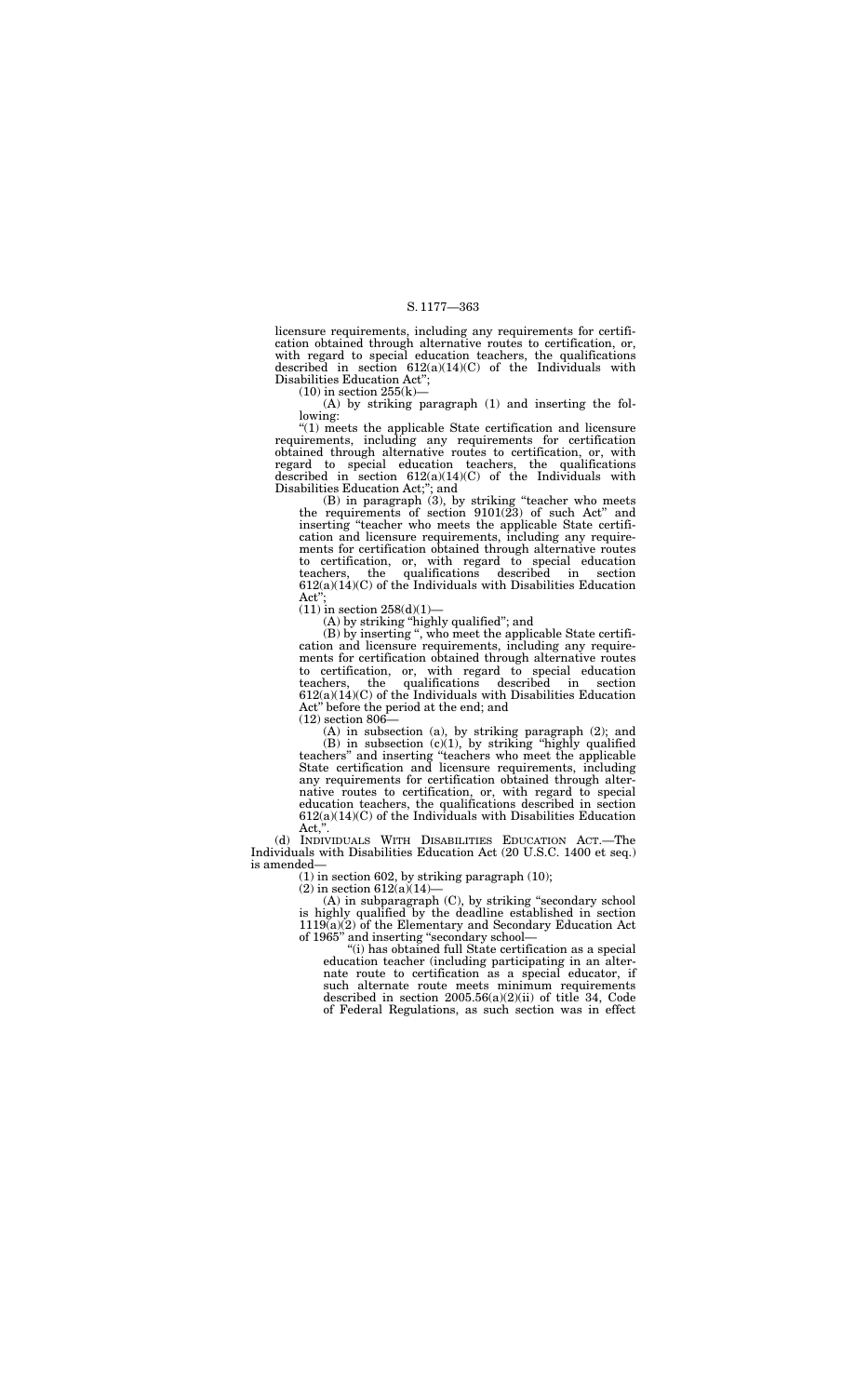licensure requirements, including any requirements for certification obtained through alternative routes to certification, or, with regard to special education teachers, the qualifications described in section 612(a)(14)(C) of the Individuals with Disabilities Education Act";

(10) in section 255(k)—

(A) by striking paragraph (1) and inserting the following:

"(1) meets the applicable State certification and licensure requirements, including any requirements for certification obtained through alternative routes to certification, or, with regard to special education teachers, the qualifications described in section 612(a)(14)(C) of the Individuals with Disabilities Education Act;"; and

(B) in paragraph (3), by striking "teacher who meets the requirements of section 9101(23) of such Act" and inserting "teacher who meets the applicable State certification and licensure requirements, including any requirements for certification obtained through alternative routes to certification, or, with regard to special education teachers, the qualifications described in section 612(a)(14)(C) of the Individuals with Disabilities Education Act";

(11) in section 258(d)(1)—

(A) by striking "highly qualified"; and

(B) by inserting ", who meet the applicable State certification and licensure requirements, including any requirements for certification obtained through alternative routes to certification, or, with regard to special education teachers, the qualifications described in section 612(a)(14)(C) of the Individuals with Disabilities Education Act" before the period at the end; and

(12) section 806—

(A) in subsection (a), by striking paragraph (2); and

(B) in subsection (c)(1), by striking "highly qualified teachers" and inserting "teachers who meet the applicable State certification and licensure requirements, including any requirements for certification obtained through alternative routes to certification, or, with regard to special education teachers, the qualifications described in section 612(a)(14)(C) of the Individuals with Disabilities Education Act,".

(d) INDIVIDUALS WITH DISABILITIES EDUCATION ACT.—The Individuals with Disabilities Education Act (20 U.S.C. 1400 et seq.) is amended—

(1) in section 602, by striking paragraph (10);

(2) in section 612(a)(14)—

(A) in subparagraph (C), by striking "secondary school is highly qualified by the deadline established in section 1119(a)(2) of the Elementary and Secondary Education Act of 1965" and inserting "secondary school—

"(i) has obtained full State certification as a special education teacher (including participating in an alternate route to certification as a special educator, if such alternate route meets minimum requirements described in section 2005.56(a)(2)(ii) of title 34, Code of Federal Regulations, as such section was in effect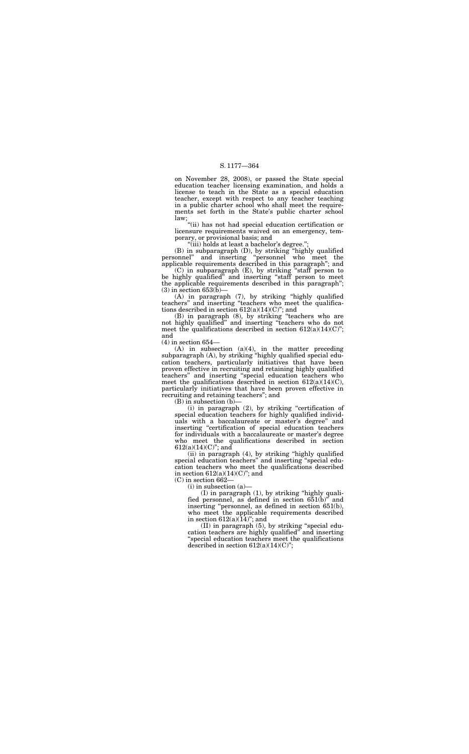on November 28, 2008), or passed the State special education teacher licensing examination, and holds a license to teach in the State as a special education teacher, except with respect to any teacher teaching in a public charter school who shall meet the requirements set forth in the State's public charter school law;

"(ii) has not had special education certification or licensure requirements waived on an emergency, temporary, or provisional basis; and

"(iii) holds at least a bachelor's degree.";

(B) in subparagraph (D), by striking "highly qualified personnel" and inserting "personnel who meet the applicable requirements described in this paragraph"; and

(C) in subparagraph (E), by striking "staff person to be highly qualified" and inserting "staff person to meet the applicable requirements described in this paragraph";

(3) in section 653(b)—

(A) in paragraph (7), by striking "highly qualified teachers" and inserting "teachers who meet the qualifications described in section 612(a)(14)(C)"; and

(B) in paragraph (8), by striking "teachers who are not highly qualified" and inserting "teachers who do not meet the qualifications described in section 612(a)(14)(C)"; and

(4) in section 654—

(A) in subsection (a)(4), in the matter preceding subparagraph (A), by striking "highly qualified special education teachers, particularly initiatives that have been proven effective in recruiting and retaining highly qualified teachers" and inserting "special education teachers who meet the qualifications described in section 612(a)(14)(C), particularly initiatives that have been proven effective in recruiting and retaining teachers"; and

(B) in subsection (b)—

(i) in paragraph (2), by striking "certification of special education teachers for highly qualified individuals with a baccalaureate or master's degree" and inserting "certification of special education teachers for individuals with a baccalaureate or master's degree who meet the qualifications described in section 612(a)(14)(C)"; and

(ii) in paragraph (4), by striking "highly qualified special education teachers" and inserting "special education teachers who meet the qualifications described in section 612(a)(14)(C)"; and

(C) in section 662—

(i) in subsection (a)—

(I) in paragraph (1), by striking "highly qualified personnel, as defined in section 651(b)" and inserting "personnel, as defined in section 651(b), who meet the applicable requirements described in section 612(a)(14)"; and

(II) in paragraph (5), by striking "special education teachers are highly qualified" and inserting "special education teachers meet the qualifications described in section 612(a)(14)(C)";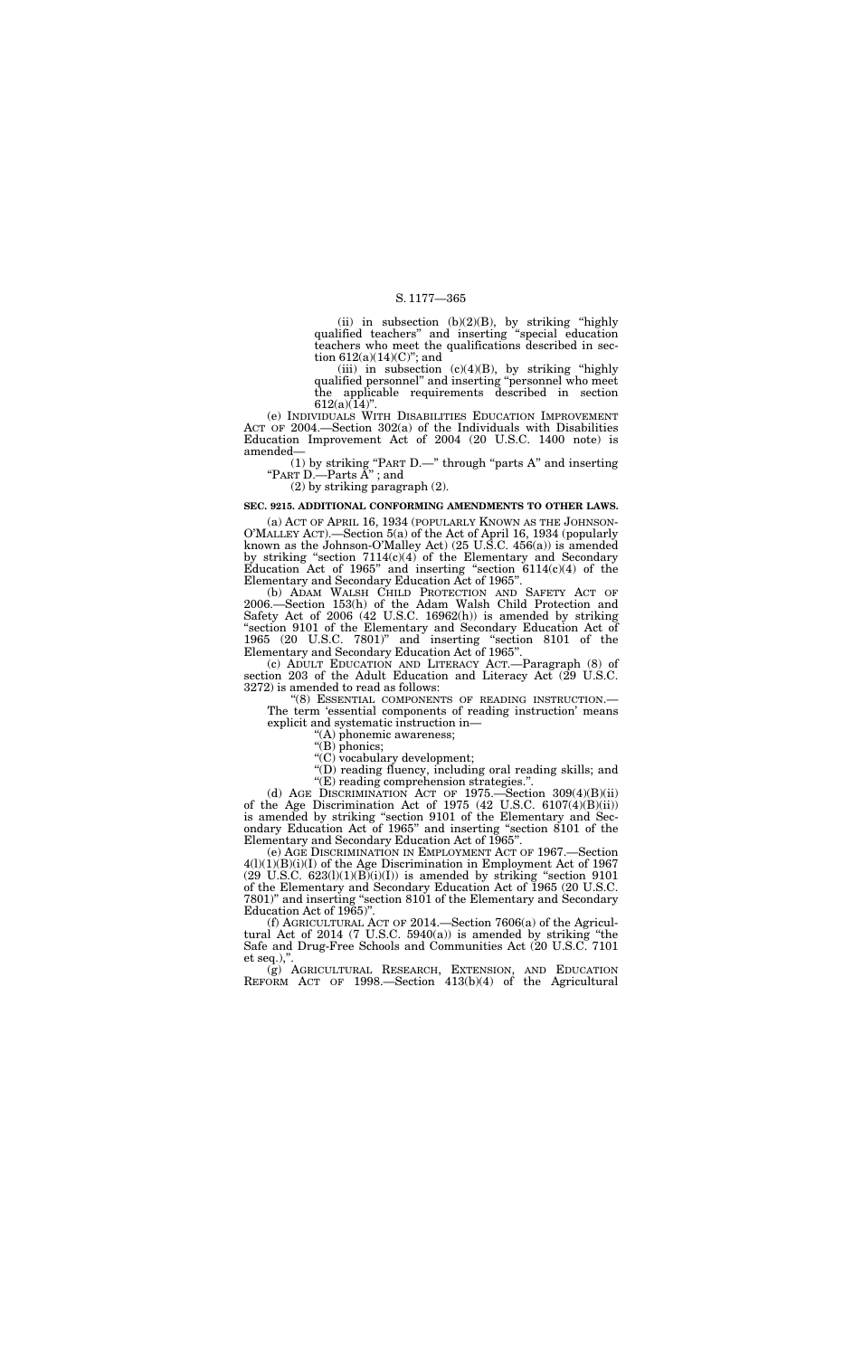(ii) in subsection (b)(2)(B), by striking "highly qualified teachers" and inserting "special education teachers who meet the qualifications described in section 612(a)(14)(C)"; and

(iii) in subsection (c)(4)(B), by striking "highly qualified personnel" and inserting "personnel who meet the applicable requirements described in section 612(a)(14)".

(e) INDIVIDUALS WITH DISABILITIES EDUCATION IMPROVEMENT ACT OF 2004.—Section 302(a) of the Individuals with Disabilities Education Improvement Act of 2004 (20 U.S.C. 1400 note) is amended—

(1) by striking "PART D.—" through "parts A" and inserting "PART D.—Parts A" ; and

(2) by striking paragraph (2).

**SEC. 9215. ADDITIONAL CONFORMING AMENDMENTS TO OTHER LAWS.**

(a) ACT OF APRIL 16, 1934 (POPULARLY KNOWN AS THE JOHNSON-O'MALLEY ACT).—Section 5(a) of the Act of April 16, 1934 (popularly known as the Johnson-O'Malley Act) (25 U.S.C. 456(a)) is amended by striking "section 7114(c)(4) of the Elementary and Secondary Education Act of 1965" and inserting "section 6114(c)(4) of the Elementary and Secondary Education Act of 1965".

(b) ADAM WALSH CHILD PROTECTION AND SAFETY ACT OF 2006.—Section 153(h) of the Adam Walsh Child Protection and Safety Act of 2006 (42 U.S.C. 16962(h)) is amended by striking "section 9101 of the Elementary and Secondary Education Act of 1965 (20 U.S.C. 7801)" and inserting "section 8101 of the Elementary and Secondary Education Act of 1965".

(c) ADULT EDUCATION AND LITERACY ACT.—Paragraph (8) of section 203 of the Adult Education and Literacy Act (29 U.S.C. 3272) is amended to read as follows:

"(8) ESSENTIAL COMPONENTS OF READING INSTRUCTION.—The term 'essential components of reading instruction' means explicit and systematic instruction in—

"(A) phonemic awareness;

"(B) phonics;

"(C) vocabulary development;

"(D) reading fluency, including oral reading skills; and

"(E) reading comprehension strategies.".

(d) AGE DISCRIMINATION ACT OF 1975.—Section 309(4)(B)(ii) of the Age Discrimination Act of 1975 (42 U.S.C. 6107(4)(B)(ii)) is amended by striking "section 9101 of the Elementary and Secondary Education Act of 1965" and inserting "section 8101 of the Elementary and Secondary Education Act of 1965".

(e) AGE DISCRIMINATION IN EMPLOYMENT ACT OF 1967.—Section 4(l)(1)(B)(i)(I) of the Age Discrimination in Employment Act of 1967 (29 U.S.C. 623(l)(1)(B)(i)(I)) is amended by striking "section 9101 of the Elementary and Secondary Education Act of 1965 (20 U.S.C. 7801)" and inserting "section 8101 of the Elementary and Secondary Education Act of 1965)".

(f) AGRICULTURAL ACT OF 2014.—Section 7606(a) of the Agricultural Act of 2014 (7 U.S.C. 5940(a)) is amended by striking "the Safe and Drug-Free Schools and Communities Act (20 U.S.C. 7101 et seq.),".

(g) AGRICULTURAL RESEARCH, EXTENSION, AND EDUCATION REFORM ACT OF 1998.—Section 413(b)(4) of the Agricultural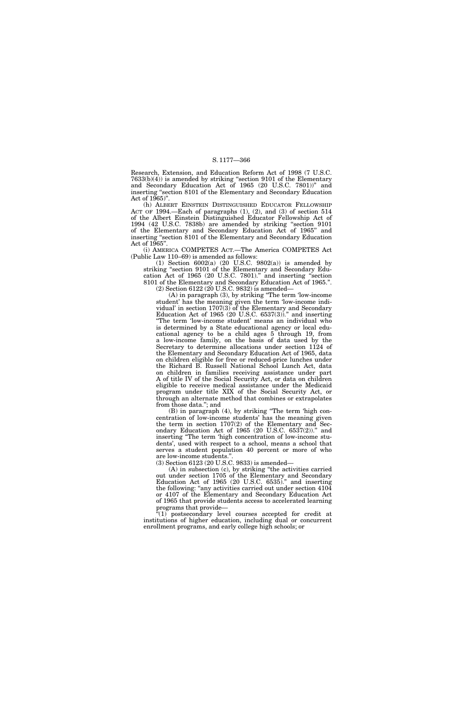Research, Extension, and Education Reform Act of 1998 (7 U.S.C. 7633(b)(4)) is amended by striking "section 9101 of the Elementary and Secondary Education Act of 1965 (20 U.S.C. 7801))" and inserting "section 8101 of the Elementary and Secondary Education Act of 1965)".

(h) ALBERT EINSTEIN DISTINGUISHED EDUCATOR FELLOWSHIP ACT OF 1994.—Each of paragraphs (1), (2), and (3) of section 514 of the Albert Einstein Distinguished Educator Fellowship Act of 1994 (42 U.S.C. 7838b) are amended by striking "section 9101 of the Elementary and Secondary Education Act of 1965" and inserting "section 8101 of the Elementary and Secondary Education Act of 1965".

(i) AMERICA COMPETES ACT.—The America COMPETES Act (Public Law 110–69) is amended as follows:

(1) Section 6002(a) (20 U.S.C. 9802(a)) is amended by striking "section 9101 of the Elementary and Secondary Education Act of 1965 (20 U.S.C. 7801)." and inserting "section 8101 of the Elementary and Secondary Education Act of 1965.".

(2) Section 6122 (20 U.S.C. 9832) is amended—

(A) in paragraph (3), by striking "The term 'low-income student' has the meaning given the term 'low-income individual' in section 1707(3) of the Elementary and Secondary Education Act of 1965 (20 U.S.C. 6537(3))." and inserting "The term 'low-income student' means an individual who is determined by a State educational agency or local educational agency to be a child ages 5 through 19, from a low-income family, on the basis of data used by the Secretary to determine allocations under section 1124 of the Elementary and Secondary Education Act of 1965, data on children eligible for free or reduced-price lunches under the Richard B. Russell National School Lunch Act, data on children in families receiving assistance under part A of title IV of the Social Security Act, or data on children eligible to receive medical assistance under the Medicaid program under title XIX of the Social Security Act, or through an alternate method that combines or extrapolates from those data."; and

(B) in paragraph (4), by striking "The term 'high concentration of low-income students' has the meaning given the term in section 1707(2) of the Elementary and Secondary Education Act of 1965 (20 U.S.C. 6537(2))." and inserting "The term 'high concentration of low-income students', used with respect to a school, means a school that serves a student population 40 percent or more of who are low-income students.".

(3) Section 6123 (20 U.S.C. 9833) is amended—

(A) in subsection (c), by striking "the activities carried out under section 1705 of the Elementary and Secondary Education Act of 1965 (20 U.S.C. 6535)." and inserting the following: "any activities carried out under section 4104 or 4107 of the Elementary and Secondary Education Act of 1965 that provide students access to accelerated learning programs that provide—

"(1) postsecondary level courses accepted for credit at institutions of higher education, including dual or concurrent enrollment programs, and early college high schools; or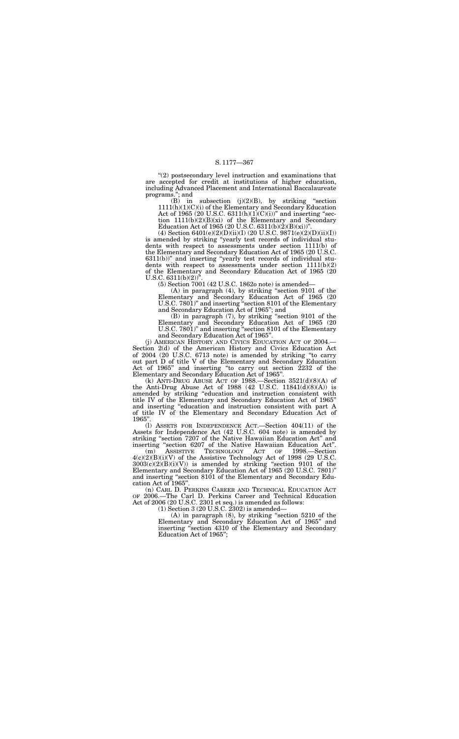"(2) postsecondary level instruction and examinations that are accepted for credit at institutions of higher education, including Advanced Placement and International Baccalaureate programs."; and

(B) in subsection (j)(2)(B), by striking "section 1111(h)(1)(C)(i) of the Elementary and Secondary Education Act of 1965 (20 U.S.C. 6311(h)(1)(C)(i))" and inserting "section 1111(b)(2)(B)(xi) of the Elementary and Secondary Education Act of 1965 (20 U.S.C. 6311(b)(2)(B)(xi))".

(4) Section 6401(e)(2)(D)(ii)(I) (20 U.S.C. 9871(e)(2)(D)(ii)(I)) is amended by striking "yearly test records of individual students with respect to assessments under section 1111(b) of the Elementary and Secondary Education Act of 1965 (20 U.S.C. 6311(b))" and inserting "yearly test records of individual students with respect to assessments under section 1111(b)(2) of the Elementary and Secondary Education Act of 1965 (20 U.S.C. 6311(b)(2))".

(5) Section 7001 (42 U.S.C. 1862o note) is amended—

(A) in paragraph (4), by striking "section 9101 of the Elementary and Secondary Education Act of 1965 (20 U.S.C. 7801)" and inserting "section 8101 of the Elementary and Secondary Education Act of 1965"; and

(B) in paragraph (7), by striking "section 9101 of the Elementary and Secondary Education Act of 1965 (20 U.S.C. 7801)" and inserting "section 8101 of the Elementary and Secondary Education Act of 1965".

(j) AMERICAN HISTORY AND CIVICS EDUCATION ACT OF 2004.—Section 2(d) of the American History and Civics Education Act of 2004 (20 U.S.C. 6713 note) is amended by striking "to carry out part D of title V of the Elementary and Secondary Education Act of 1965" and inserting "to carry out section 2232 of the Elementary and Secondary Education Act of 1965".

(k) ANTI-DRUG ABUSE ACT OF 1988.—Section 3521(d)(8)(A) of the Anti-Drug Abuse Act of 1988 (42 U.S.C. 11841(d)(8)(A)) is amended by striking "education and instruction consistent with title IV of the Elementary and Secondary Education Act of 1965" and inserting "education and instruction consistent with part A of title IV of the Elementary and Secondary Education Act of 1965".

(l) ASSETS FOR INDEPENDENCE ACT.—Section 404(11) of the Assets for Independence Act (42 U.S.C. 604 note) is amended by striking "section 7207 of the Native Hawaiian Education Act" and inserting "section 6207 of the Native Hawaiian Education Act".

(m) ASSISTIVE TECHNOLOGY ACT OF 1998.—Section 4(c)(2)(B)(i)(V) of the Assistive Technology Act of 1998 (29 U.S.C. 3003(c)(2)(B)(i)(V)) is amended by striking "section 9101 of the Elementary and Secondary Education Act of 1965 (20 U.S.C. 7801)" and inserting "section 8101 of the Elementary and Secondary Education Act of 1965".

(n) CARL D. PERKINS CAREER AND TECHNICAL EDUCATION ACT OF 2006.—The Carl D. Perkins Career and Technical Education Act of 2006 (20 U.S.C. 2301 et seq.) is amended as follows:

(1) Section 3 (20 U.S.C. 2302) is amended—

(A) in paragraph (8), by striking "section 5210 of the Elementary and Secondary Education Act of 1965" and inserting "section 4310 of the Elementary and Secondary Education Act of 1965";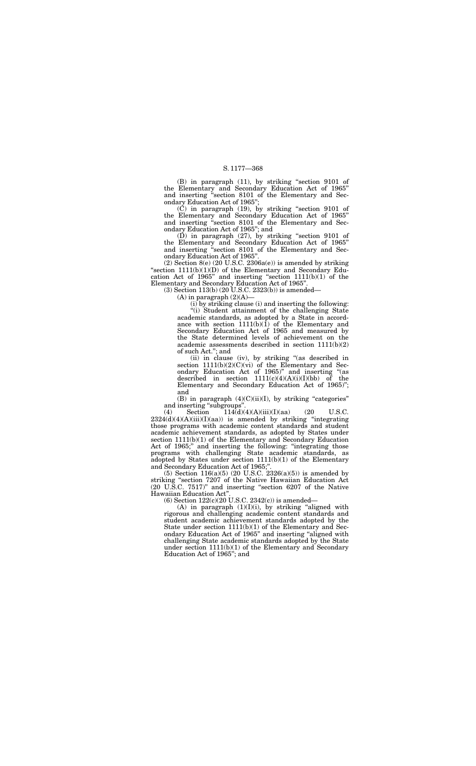(B) in paragraph (11), by striking "section 9101 of the Elementary and Secondary Education Act of 1965" and inserting "section 8101 of the Elementary and Secondary Education Act of 1965";

(C) in paragraph (19), by striking "section 9101 of the Elementary and Secondary Education Act of 1965" and inserting "section 8101 of the Elementary and Secondary Education Act of 1965"; and

(D) in paragraph (27), by striking "section 9101 of the Elementary and Secondary Education Act of 1965" and inserting "section 8101 of the Elementary and Secondary Education Act of 1965".

(2) Section 8(e) (20 U.S.C. 2306a(e)) is amended by striking "section 1111(b)(1)(D) of the Elementary and Secondary Education Act of 1965" and inserting "section 1111(b)(1) of the Elementary and Secondary Education Act of 1965".

(3) Section 113(b) (20 U.S.C. 2323(b)) is amended—

(A) in paragraph (2)(A)—

(i) by striking clause (i) and inserting the following:

"(i) Student attainment of the challenging State academic standards, as adopted by a State in accordance with section 1111(b)(1) of the Elementary and Secondary Education Act of 1965 and measured by the State determined levels of achievement on the academic assessments described in section 1111(b)(2) of such Act."; and

(ii) in clause (iv), by striking "(as described in section 1111(b)(2)(C)(vi) of the Elementary and Secondary Education Act of 1965)" and inserting "(as described in section 1111(c)(4)(A)(i)(I)(bb) of the Elementary and Secondary Education Act of 1965)"; and

(B) in paragraph (4)(C)(ii)(I), by striking "categories" and inserting "subgroups".

(4) Section 114(d)(4)(A)(iii)(I)(aa) (20 U.S.C. 2324(d)(4)(A)(iii)(I)(aa)) is amended by striking "integrating those programs with academic content standards and student academic achievement standards, as adopted by States under section 1111(b)(1) of the Elementary and Secondary Education Act of 1965;" and inserting the following: "integrating those programs with challenging State academic standards, as adopted by States under section 1111(b)(1) of the Elementary and Secondary Education Act of 1965;".

(5) Section 116(a)(5) (20 U.S.C. 2326(a)(5)) is amended by striking "section 7207 of the Native Hawaiian Education Act (20 U.S.C. 7517)" and inserting "section 6207 of the Native Hawaiian Education Act".

(6) Section 122(c)(20 U.S.C. 2342(c)) is amended—

(A) in paragraph (1)(I)(i), by striking "aligned with rigorous and challenging academic content standards and student academic achievement standards adopted by the State under section 1111(b)(1) of the Elementary and Secondary Education Act of 1965" and inserting "aligned with challenging State academic standards adopted by the State under section 1111(b)(1) of the Elementary and Secondary Education Act of 1965"; and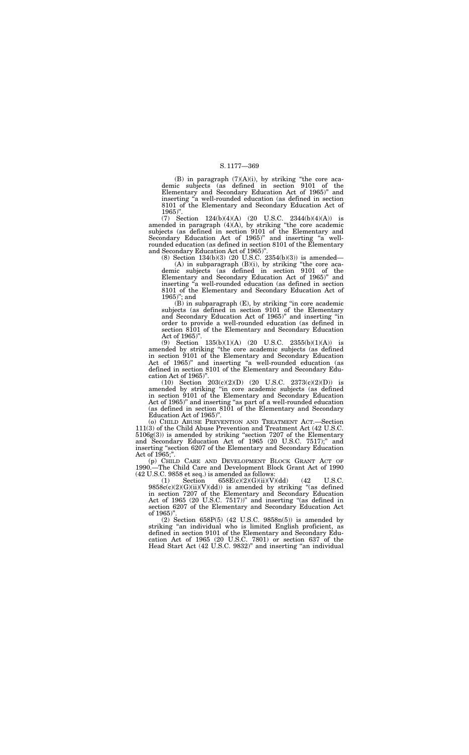(B) in paragraph (7)(A)(i), by striking "the core academic subjects (as defined in section 9101 of the Elementary and Secondary Education Act of 1965)" and inserting "a well-rounded education (as defined in section 8101 of the Elementary and Secondary Education Act of 1965)".

(7) Section 124(b)(4)(A) (20 U.S.C. 2344(b)(4)(A)) is amended in paragraph (4)(A), by striking "the core academic subjects (as defined in section 9101 of the Elementary and Secondary Education Act of 1965)" and inserting "a well-rounded education (as defined in section 8101 of the Elementary and Secondary Education Act of 1965)".

(8) Section 134(b)(3) (20 U.S.C. 2354(b)(3)) is amended—

(A) in subparagraph (B)(i), by striking "the core academic subjects (as defined in section 9101 of the Elementary and Secondary Education Act of 1965)" and inserting "a well-rounded education (as defined in section 8101 of the Elementary and Secondary Education Act of 1965)"; and

(B) in subparagraph (E), by striking "in core academic subjects (as defined in section 9101 of the Elementary and Secondary Education Act of 1965)" and inserting "in order to provide a well-rounded education (as defined in section 8101 of the Elementary and Secondary Education Act of 1965)".

(9) Section 135(b)(1)(A) (20 U.S.C. 2355(b)(1)(A)) is amended by striking "the core academic subjects (as defined in section 9101 of the Elementary and Secondary Education Act of 1965)" and inserting "a well-rounded education (as defined in section 8101 of the Elementary and Secondary Education Act of 1965)".

(10) Section 203(c)(2)(D) (20 U.S.C. 2373(c)(2)(D)) is amended by striking "in core academic subjects (as defined in section 9101 of the Elementary and Secondary Education Act of 1965)" and inserting "as part of a well-rounded education (as defined in section 8101 of the Elementary and Secondary Education Act of 1965)".

(o) CHILD ABUSE PREVENTION AND TREATMENT ACT.—Section 111(3) of the Child Abuse Prevention and Treatment Act (42 U.S.C. 5106g(3)) is amended by striking "section 7207 of the Elementary and Secondary Education Act of 1965 (20 U.S.C. 7517);" and inserting "section 6207 of the Elementary and Secondary Education Act of 1965;".

(p) CHILD CARE AND DEVELOPMENT BLOCK GRANT ACT OF 1990.—The Child Care and Development Block Grant Act of 1990 (42 U.S.C. 9858 et seq.) is amended as follows:

(1) Section 658E(c)(2)(G)(ii)(V)(dd) (42 U.S.C. 9858c(c)(2)(G)(ii)(V)(dd)) is amended by striking "(as defined in section 7207 of the Elementary and Secondary Education Act of 1965 (20 U.S.C. 7517))" and inserting "(as defined in section 6207 of the Elementary and Secondary Education Act of 1965)".

(2) Section 658P(5) (42 U.S.C. 9858n(5)) is amended by striking "an individual who is limited English proficient, as defined in section 9101 of the Elementary and Secondary Education Act of 1965 (20 U.S.C. 7801) or section 637 of the Head Start Act (42 U.S.C. 9832)" and inserting "an individual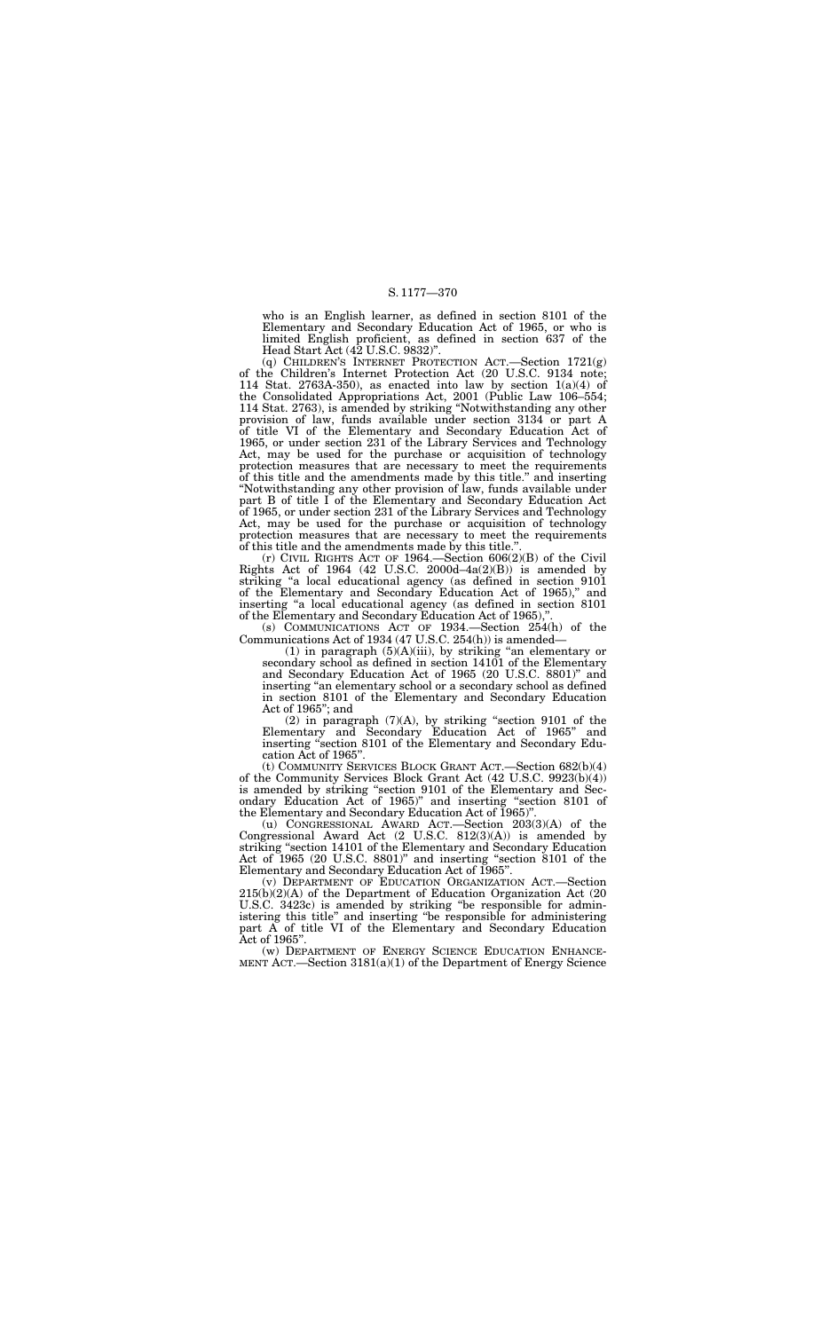who is an English learner, as defined in section 8101 of the Elementary and Secondary Education Act of 1965, or who is limited English proficient, as defined in section 637 of the Head Start Act (42 U.S.C. 9832)".

(q) CHILDREN'S INTERNET PROTECTION ACT.—Section 1721(g) of the Children's Internet Protection Act (20 U.S.C. 9134 note; 114 Stat. 2763A-350), as enacted into law by section 1(a)(4) of the Consolidated Appropriations Act, 2001 (Public Law 106–554; 114 Stat. 2763), is amended by striking "Notwithstanding any other provision of law, funds available under section 3134 or part A of title VI of the Elementary and Secondary Education Act of 1965, or under section 231 of the Library Services and Technology Act, may be used for the purchase or acquisition of technology protection measures that are necessary to meet the requirements of this title and the amendments made by this title." and inserting "Notwithstanding any other provision of law, funds available under part B of title I of the Elementary and Secondary Education Act of 1965, or under section 231 of the Library Services and Technology Act, may be used for the purchase or acquisition of technology protection measures that are necessary to meet the requirements of this title and the amendments made by this title.".

(r) CIVIL RIGHTS ACT OF 1964.—Section 606(2)(B) of the Civil Rights Act of 1964 (42 U.S.C. 2000d–4a(2)(B)) is amended by striking "a local educational agency (as defined in section 9101 of the Elementary and Secondary Education Act of 1965)," and inserting "a local educational agency (as defined in section 8101 of the Elementary and Secondary Education Act of 1965),".

(s) COMMUNICATIONS ACT OF 1934.—Section 254(h) of the Communications Act of 1934 (47 U.S.C. 254(h)) is amended—

(1) in paragraph (5)(A)(iii), by striking "an elementary or secondary school as defined in section 14101 of the Elementary and Secondary Education Act of 1965 (20 U.S.C. 8801)" and inserting "an elementary school or a secondary school as defined in section 8101 of the Elementary and Secondary Education Act of 1965"; and

(2) in paragraph (7)(A), by striking "section 9101 of the Elementary and Secondary Education Act of 1965" and inserting "section 8101 of the Elementary and Secondary Education Act of 1965".

(t) COMMUNITY SERVICES BLOCK GRANT ACT.—Section 682(b)(4) of the Community Services Block Grant Act (42 U.S.C. 9923(b)(4)) is amended by striking "section 9101 of the Elementary and Secondary Education Act of 1965)" and inserting "section 8101 of the Elementary and Secondary Education Act of 1965)".

(u) CONGRESSIONAL AWARD ACT.—Section 203(3)(A) of the Congressional Award Act (2 U.S.C. 812(3)(A)) is amended by striking "section 14101 of the Elementary and Secondary Education Act of 1965 (20 U.S.C. 8801)" and inserting "section 8101 of the Elementary and Secondary Education Act of 1965".

(v) DEPARTMENT OF EDUCATION ORGANIZATION ACT.—Section 215(b)(2)(A) of the Department of Education Organization Act (20 U.S.C. 3423c) is amended by striking "be responsible for administering this title" and inserting "be responsible for administering part A of title VI of the Elementary and Secondary Education Act of 1965".

(w) DEPARTMENT OF ENERGY SCIENCE EDUCATION ENHANCEMENT ACT.—Section 3181(a)(1) of the Department of Energy Science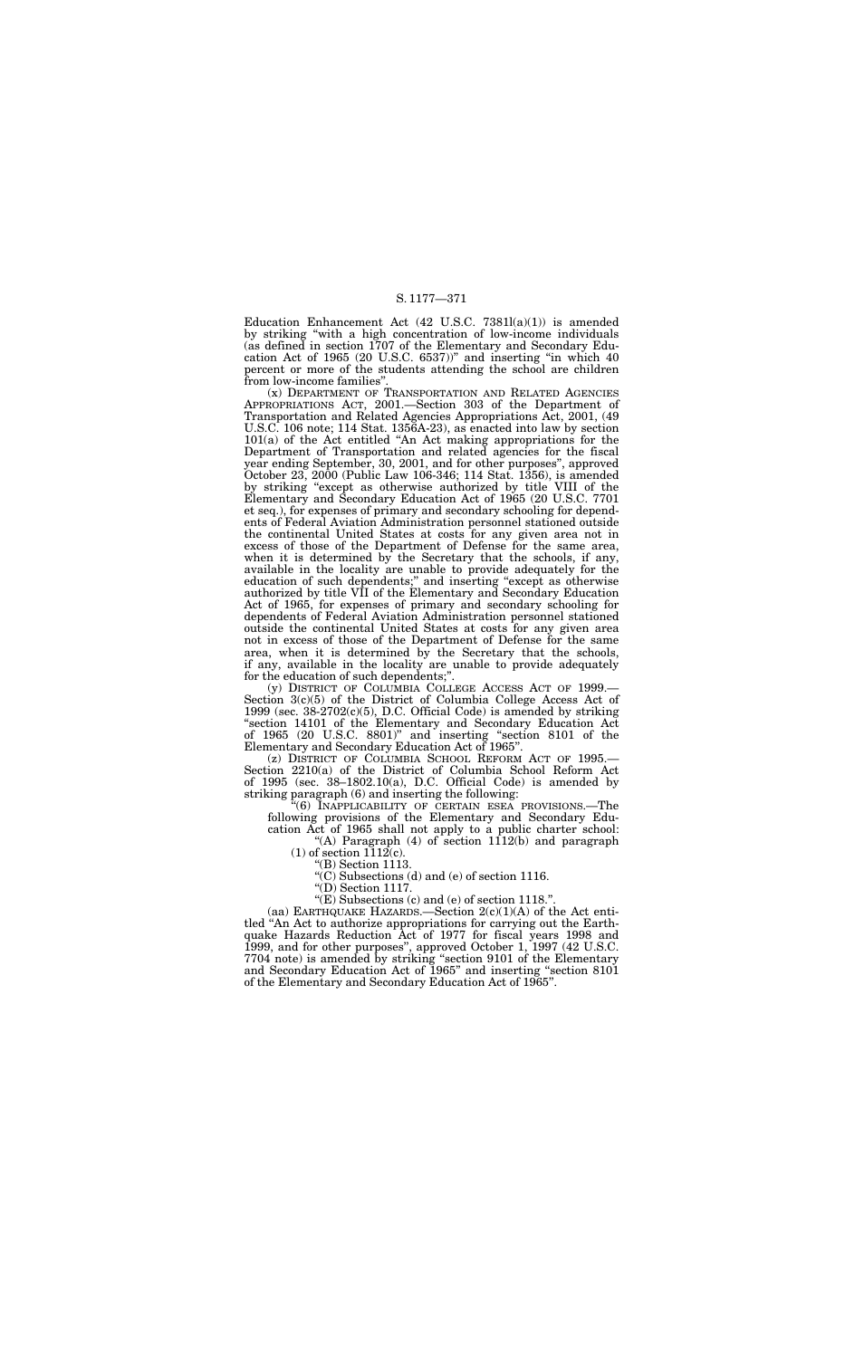Education Enhancement Act (42 U.S.C. 7381l(a)(1)) is amended by striking "with a high concentration of low-income individuals (as defined in section 1707 of the Elementary and Secondary Education Act of 1965 (20 U.S.C. 6537))" and inserting "in which 40 percent or more of the students attending the school are children from low-income families".

(x) DEPARTMENT OF TRANSPORTATION AND RELATED AGENCIES APPROPRIATIONS ACT, 2001.—Section 303 of the Department of Transportation and Related Agencies Appropriations Act, 2001, (49 U.S.C. 106 note; 114 Stat. 1356A-23), as enacted into law by section 101(a) of the Act entitled "An Act making appropriations for the Department of Transportation and related agencies for the fiscal year ending September, 30, 2001, and for other purposes", approved October 23, 2000 (Public Law 106-346; 114 Stat. 1356), is amended by striking "except as otherwise authorized by title VIII of the Elementary and Secondary Education Act of 1965 (20 U.S.C. 7701 et seq.), for expenses of primary and secondary schooling for dependents of Federal Aviation Administration personnel stationed outside the continental United States at costs for any given area not in excess of those of the Department of Defense for the same area, when it is determined by the Secretary that the schools, if any, available in the locality are unable to provide adequately for the education of such dependents;" and inserting "except as otherwise authorized by title VII of the Elementary and Secondary Education Act of 1965, for expenses of primary and secondary schooling for dependents of Federal Aviation Administration personnel stationed outside the continental United States at costs for any given area not in excess of those of the Department of Defense for the same area, when it is determined by the Secretary that the schools, if any, available in the locality are unable to provide adequately for the education of such dependents;".

(y) DISTRICT OF COLUMBIA COLLEGE ACCESS ACT OF 1999.—Section 3(c)(5) of the District of Columbia College Access Act of 1999 (sec. 38-2702(c)(5), D.C. Official Code) is amended by striking "section 14101 of the Elementary and Secondary Education Act of 1965 (20 U.S.C. 8801)" and inserting "section 8101 of the Elementary and Secondary Education Act of 1965".

(z) DISTRICT OF COLUMBIA SCHOOL REFORM ACT OF 1995.—Section 2210(a) of the District of Columbia School Reform Act of 1995 (sec. 38–1802.10(a), D.C. Official Code) is amended by striking paragraph (6) and inserting the following:

"(6) INAPPLICABILITY OF CERTAIN ESEA PROVISIONS.—The following provisions of the Elementary and Secondary Education Act of 1965 shall not apply to a public charter school:

"(A) Paragraph (4) of section 1112(b) and paragraph (1) of section 1112(c).

"(B) Section 1113.

"(C) Subsections (d) and (e) of section 1116.

"(D) Section 1117.

"(E) Subsections (c) and (e) of section 1118.".

(aa) EARTHQUAKE HAZARDS.—Section 2(c)(1)(A) of the Act entitled "An Act to authorize appropriations for carrying out the Earthquake Hazards Reduction Act of 1977 for fiscal years 1998 and 1999, and for other purposes", approved October 1, 1997 (42 U.S.C. 7704 note) is amended by striking "section 9101 of the Elementary and Secondary Education Act of 1965" and inserting "section 8101 of the Elementary and Secondary Education Act of 1965".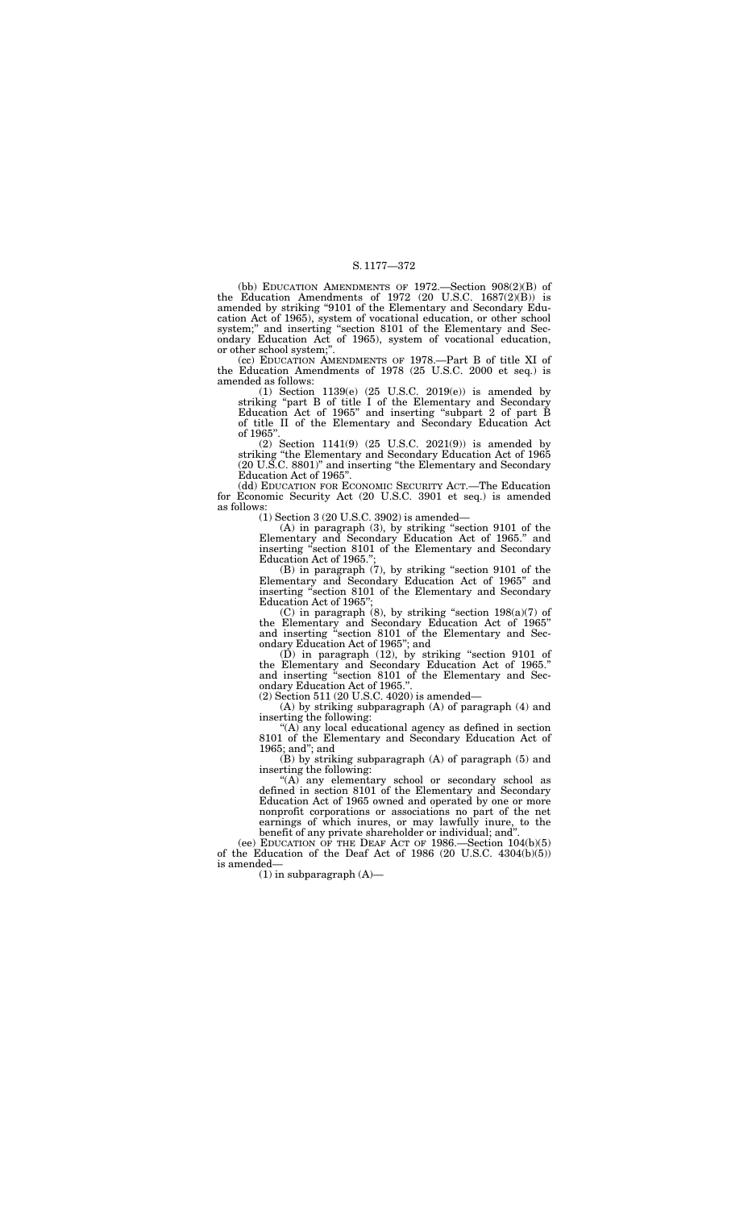(bb) EDUCATION AMENDMENTS OF 1972.—Section 908(2)(B) of the Education Amendments of 1972 (20 U.S.C. 1687(2)(B)) is amended by striking "9101 of the Elementary and Secondary Education Act of 1965), system of vocational education, or other school system;" and inserting "section 8101 of the Elementary and Secondary Education Act of 1965), system of vocational education, or other school system;".

(cc) EDUCATION AMENDMENTS OF 1978.—Part B of title XI of the Education Amendments of 1978 (25 U.S.C. 2000 et seq.) is amended as follows:

(1) Section 1139(e) (25 U.S.C. 2019(e)) is amended by striking "part B of title I of the Elementary and Secondary Education Act of 1965" and inserting "subpart 2 of part B of title II of the Elementary and Secondary Education Act of 1965".

(2) Section 1141(9) (25 U.S.C. 2021(9)) is amended by striking "the Elementary and Secondary Education Act of 1965 (20 U.S.C. 8801)" and inserting "the Elementary and Secondary Education Act of 1965".

(dd) EDUCATION FOR ECONOMIC SECURITY ACT.—The Education for Economic Security Act (20 U.S.C. 3901 et seq.) is amended as follows:

(1) Section 3 (20 U.S.C. 3902) is amended—

(A) in paragraph (3), by striking "section 9101 of the Elementary and Secondary Education Act of 1965." and inserting "section 8101 of the Elementary and Secondary Education Act of 1965.";

(B) in paragraph (7), by striking "section 9101 of the Elementary and Secondary Education Act of 1965" and inserting "section 8101 of the Elementary and Secondary Education Act of 1965";

(C) in paragraph (8), by striking "section 198(a)(7) of the Elementary and Secondary Education Act of 1965" and inserting "section 8101 of the Elementary and Secondary Education Act of 1965"; and

(D) in paragraph (12), by striking "section 9101 of the Elementary and Secondary Education Act of 1965." and inserting "section 8101 of the Elementary and Secondary Education Act of 1965.".

(2) Section 511 (20 U.S.C. 4020) is amended—

(A) by striking subparagraph (A) of paragraph (4) and inserting the following:

"(A) any local educational agency as defined in section 8101 of the Elementary and Secondary Education Act of 1965; and"; and

(B) by striking subparagraph (A) of paragraph (5) and inserting the following:

"(A) any elementary school or secondary school as defined in section 8101 of the Elementary and Secondary Education Act of 1965 owned and operated by one or more nonprofit corporations or associations no part of the net earnings of which inures, or may lawfully inure, to the benefit of any private shareholder or individual; and".

(ee) EDUCATION OF THE DEAF ACT OF 1986.—Section 104(b)(5) of the Education of the Deaf Act of 1986 (20 U.S.C. 4304(b)(5)) is amended—

(1) in subparagraph (A)—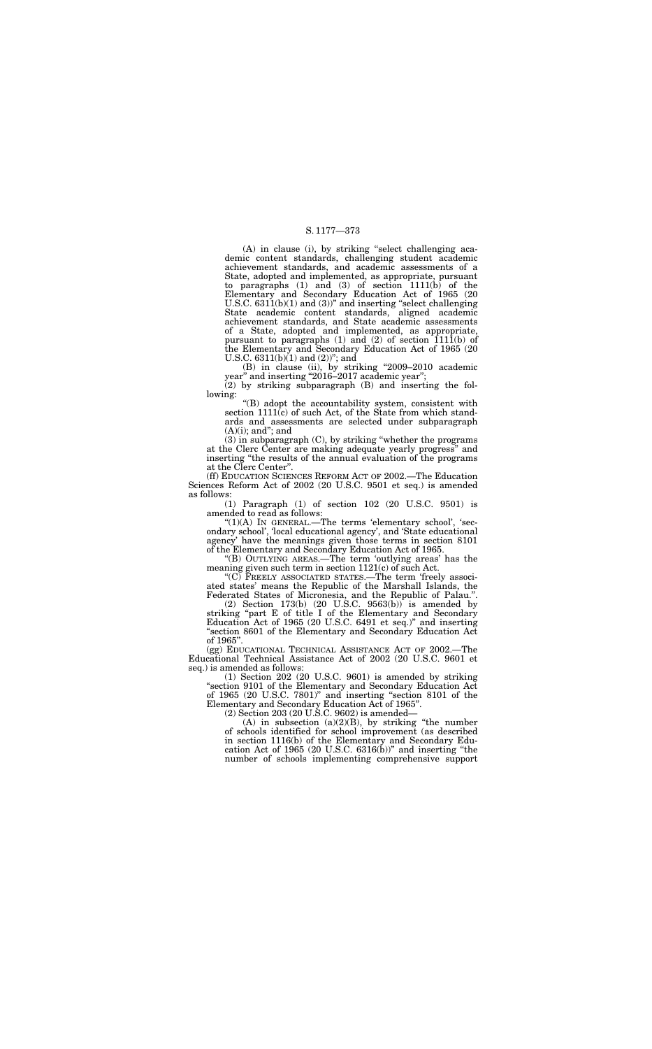(A) in clause (i), by striking "select challenging academic content standards, challenging student academic achievement standards, and academic assessments of a State, adopted and implemented, as appropriate, pursuant to paragraphs (1) and (3) of section 1111(b) of the Elementary and Secondary Education Act of 1965 (20 U.S.C. 6311(b)(1) and (3))" and inserting "select challenging State academic content standards, aligned academic achievement standards, and State academic assessments of a State, adopted and implemented, as appropriate, pursuant to paragraphs (1) and (2) of section 1111(b) of the Elementary and Secondary Education Act of 1965 (20 U.S.C. 6311(b)(1) and (2))"; and

(B) in clause (ii), by striking "2009–2010 academic year" and inserting "2016–2017 academic year";

(2) by striking subparagraph (B) and inserting the following:

"(B) adopt the accountability system, consistent with section 1111(c) of such Act, of the State from which standards and assessments are selected under subparagraph (A)(i); and"; and

(3) in subparagraph (C), by striking "whether the programs at the Clerc Center are making adequate yearly progress" and inserting "the results of the annual evaluation of the programs at the Clerc Center".

(ff) EDUCATION SCIENCES REFORM ACT OF 2002.—The Education Sciences Reform Act of 2002 (20 U.S.C. 9501 et seq.) is amended as follows:

(1) Paragraph (1) of section 102 (20 U.S.C. 9501) is amended to read as follows:

"(1)(A) IN GENERAL.—The terms 'elementary school', 'secondary school', 'local educational agency', and 'State educational agency' have the meanings given those terms in section 8101 of the Elementary and Secondary Education Act of 1965.

"(B) OUTLYING AREAS.—The term 'outlying areas' has the meaning given such term in section 1121(c) of such Act.

"(C) FREELY ASSOCIATED STATES.—The term 'freely associated states' means the Republic of the Marshall Islands, the Federated States of Micronesia, and the Republic of Palau.".

(2) Section 173(b) (20 U.S.C. 9563(b)) is amended by striking "part E of title I of the Elementary and Secondary Education Act of 1965 (20 U.S.C. 6491 et seq.)" and inserting "section 8601 of the Elementary and Secondary Education Act of 1965".

(gg) EDUCATIONAL TECHNICAL ASSISTANCE ACT OF 2002.—The Educational Technical Assistance Act of 2002 (20 U.S.C. 9601 et seq.) is amended as follows:

(1) Section 202 (20 U.S.C. 9601) is amended by striking "section 9101 of the Elementary and Secondary Education Act of 1965 (20 U.S.C. 7801)" and inserting "section 8101 of the Elementary and Secondary Education Act of 1965".

(2) Section 203 (20 U.S.C. 9602) is amended—

(A) in subsection (a)(2)(B), by striking "the number of schools identified for school improvement (as described in section 1116(b) of the Elementary and Secondary Education Act of 1965 (20 U.S.C. 6316(b))" and inserting "the number of schools implementing comprehensive support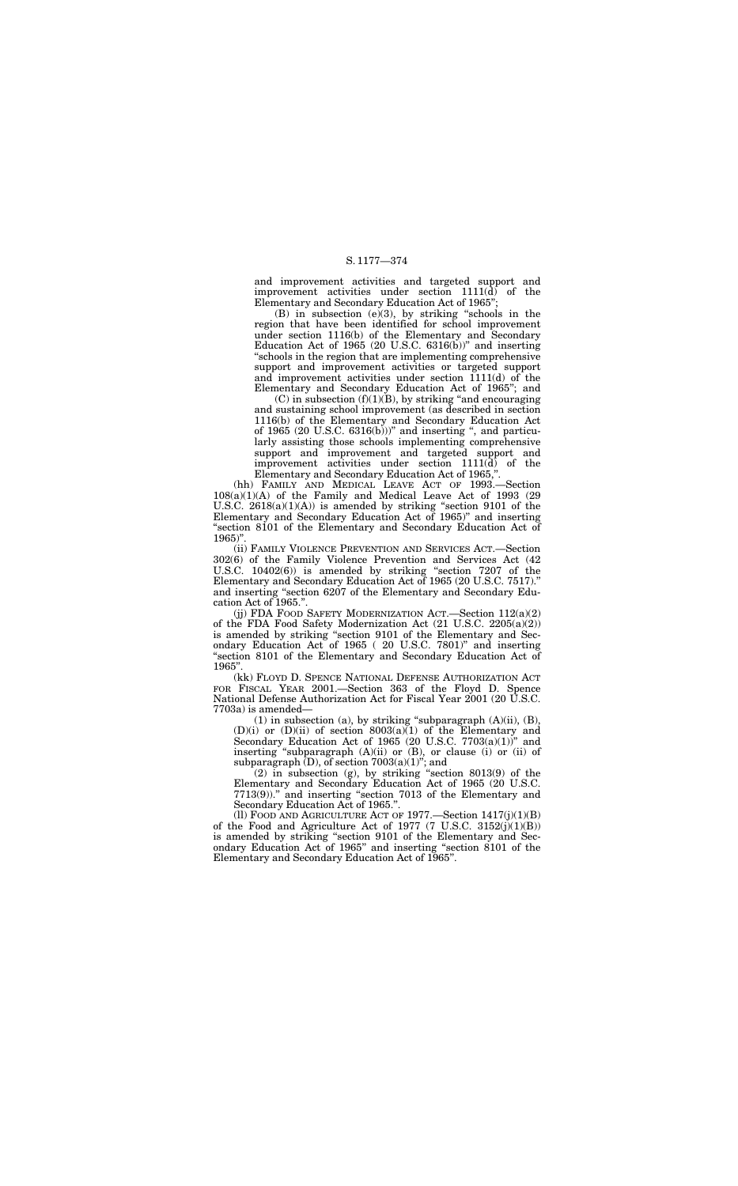and improvement activities and targeted support and improvement activities under section 1111(d) of the Elementary and Secondary Education Act of 1965";

(B) in subsection (e)(3), by striking "schools in the region that have been identified for school improvement under section 1116(b) of the Elementary and Secondary Education Act of 1965 (20 U.S.C. 6316(b))" and inserting "schools in the region that are implementing comprehensive support and improvement activities or targeted support and improvement activities under section 1111(d) of the Elementary and Secondary Education Act of 1965"; and

(C) in subsection (f)(1)(B), by striking "and encouraging and sustaining school improvement (as described in section 1116(b) of the Elementary and Secondary Education Act of 1965 (20 U.S.C. 6316(b)))" and inserting ", and particularly assisting those schools implementing comprehensive support and improvement and targeted support and improvement activities under section 1111(d) of the Elementary and Secondary Education Act of 1965,".

(hh) FAMILY AND MEDICAL LEAVE ACT OF 1993.—Section 108(a)(1)(A) of the Family and Medical Leave Act of 1993 (29 U.S.C. 2618(a)(1)(A)) is amended by striking "section 9101 of the Elementary and Secondary Education Act of 1965)" and inserting "section 8101 of the Elementary and Secondary Education Act of 1965)".

(ii) FAMILY VIOLENCE PREVENTION AND SERVICES ACT.—Section 302(6) of the Family Violence Prevention and Services Act (42 U.S.C. 10402(6)) is amended by striking "section 7207 of the Elementary and Secondary Education Act of 1965 (20 U.S.C. 7517)." and inserting "section 6207 of the Elementary and Secondary Education Act of 1965.".

(jj) FDA FOOD SAFETY MODERNIZATION ACT.—Section 112(a)(2) of the FDA Food Safety Modernization Act (21 U.S.C. 2205(a)(2)) is amended by striking "section 9101 of the Elementary and Secondary Education Act of 1965 ( 20 U.S.C. 7801)" and inserting "section 8101 of the Elementary and Secondary Education Act of 1965".

(kk) FLOYD D. SPENCE NATIONAL DEFENSE AUTHORIZATION ACT FOR FISCAL YEAR 2001.—Section 363 of the Floyd D. Spence National Defense Authorization Act for Fiscal Year 2001 (20 U.S.C. 7703a) is amended—

(1) in subsection (a), by striking "subparagraph (A)(ii), (B), (D)(i) or (D)(ii) of section 8003(a)(1) of the Elementary and Secondary Education Act of 1965 (20 U.S.C. 7703(a)(1))" and inserting "subparagraph (A)(ii) or (B), or clause (i) or (ii) of subparagraph (D), of section 7003(a)(1)"; and

(2) in subsection (g), by striking "section 8013(9) of the Elementary and Secondary Education Act of 1965 (20 U.S.C. 7713(9))." and inserting "section 7013 of the Elementary and Secondary Education Act of 1965.".

(ll) FOOD AND AGRICULTURE ACT OF 1977.—Section 1417(j)(1)(B) of the Food and Agriculture Act of 1977 (7 U.S.C. 3152(j)(1)(B)) is amended by striking "section 9101 of the Elementary and Secondary Education Act of 1965" and inserting "section 8101 of the Elementary and Secondary Education Act of 1965".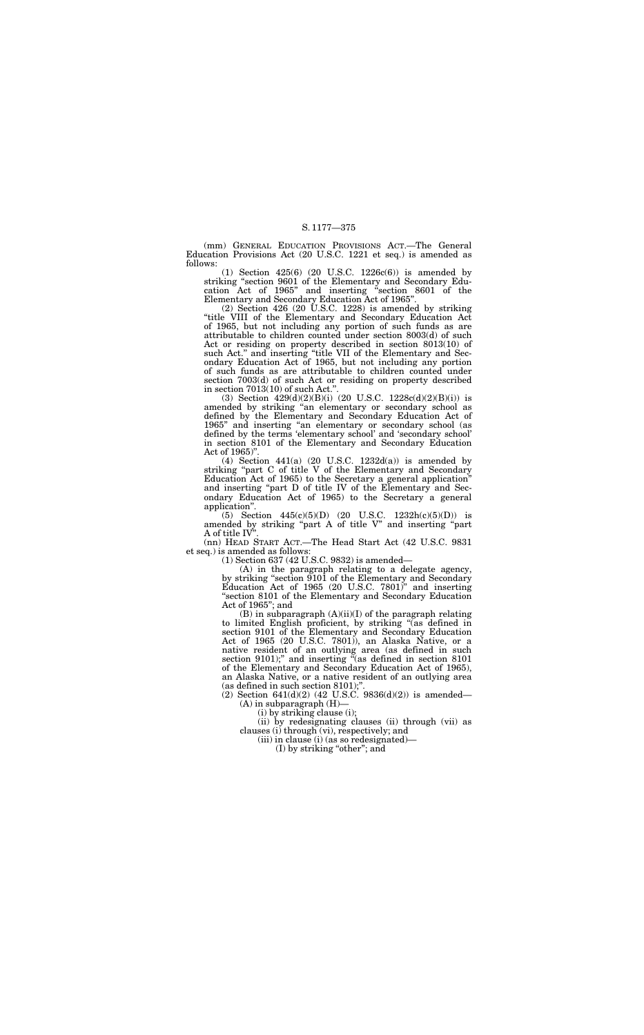(mm) GENERAL EDUCATION PROVISIONS ACT.—The General Education Provisions Act (20 U.S.C. 1221 et seq.) is amended as follows:

(1) Section 425(6) (20 U.S.C. 1226c(6)) is amended by striking "section 9601 of the Elementary and Secondary Education Act of 1965" and inserting "section 8601 of the Elementary and Secondary Education Act of 1965".

(2) Section 426 (20 U.S.C. 1228) is amended by striking "title VIII of the Elementary and Secondary Education Act of 1965, but not including any portion of such funds as are attributable to children counted under section 8003(d) of such Act or residing on property described in section 8013(10) of such Act." and inserting "title VII of the Elementary and Secondary Education Act of 1965, but not including any portion of such funds as are attributable to children counted under section 7003(d) of such Act or residing on property described in section 7013(10) of such Act.".

(3) Section 429(d)(2)(B)(i) (20 U.S.C. 1228c(d)(2)(B)(i)) is amended by striking "an elementary or secondary school as defined by the Elementary and Secondary Education Act of 1965" and inserting "an elementary or secondary school (as defined by the terms 'elementary school' and 'secondary school' in section 8101 of the Elementary and Secondary Education Act of 1965)".

(4) Section 441(a) (20 U.S.C. 1232d(a)) is amended by striking "part C of title V of the Elementary and Secondary Education Act of 1965) to the Secretary a general application" and inserting "part D of title IV of the Elementary and Secondary Education Act of 1965) to the Secretary a general application".

(5) Section 445(c)(5)(D) (20 U.S.C. 1232h(c)(5)(D)) is amended by striking "part A of title V" and inserting "part A of title IV".

(nn) HEAD START ACT.—The Head Start Act (42 U.S.C. 9831 et seq.) is amended as follows:

(1) Section 637 (42 U.S.C. 9832) is amended—

(A) in the paragraph relating to a delegate agency, by striking "section 9101 of the Elementary and Secondary Education Act of 1965 (20 U.S.C. 7801)" and inserting "section 8101 of the Elementary and Secondary Education Act of 1965"; and

(B) in subparagraph (A)(ii)(I) of the paragraph relating to limited English proficient, by striking "(as defined in section 9101 of the Elementary and Secondary Education Act of 1965 (20 U.S.C. 7801)), an Alaska Native, or a native resident of an outlying area (as defined in such section 9101);" and inserting "(as defined in section 8101 of the Elementary and Secondary Education Act of 1965), an Alaska Native, or a native resident of an outlying area (as defined in such section 8101);".

(2) Section 641(d)(2) (42 U.S.C. 9836(d)(2)) is amended—

(A) in subparagraph (H)—

(i) by striking clause (i);

(ii) by redesignating clauses (ii) through (vii) as clauses (i) through (vi), respectively; and

(iii) in clause (i) (as so redesignated)—

(I) by striking "other"; and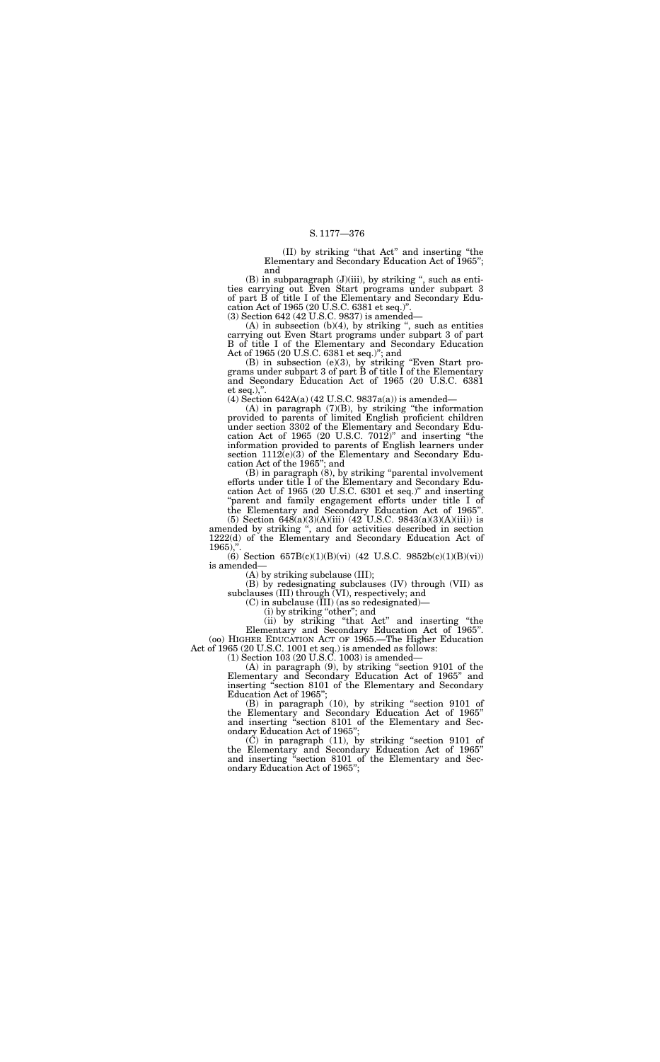(II) by striking "that Act" and inserting "the Elementary and Secondary Education Act of 1965"; and

(B) in subparagraph (J)(iii), by striking ", such as entities carrying out Even Start programs under subpart 3 of part B of title I of the Elementary and Secondary Education Act of 1965 (20 U.S.C. 6381 et seq.)".

(3) Section 642 (42 U.S.C. 9837) is amended—

(A) in subsection (b)(4), by striking ", such as entities carrying out Even Start programs under subpart 3 of part B of title I of the Elementary and Secondary Education Act of 1965 (20 U.S.C. 6381 et seq.)"; and

(B) in subsection (e)(3), by striking "Even Start programs under subpart 3 of part B of title I of the Elementary and Secondary Education Act of 1965 (20 U.S.C. 6381 et seq.),".

(4) Section 642A(a) (42 U.S.C. 9837a(a)) is amended—

(A) in paragraph (7)(B), by striking "the information provided to parents of limited English proficient children under section 3302 of the Elementary and Secondary Education Act of 1965 (20 U.S.C. 7012)" and inserting "the information provided to parents of English learners under section 1112(e)(3) of the Elementary and Secondary Education Act of the 1965"; and

(B) in paragraph (8), by striking "parental involvement efforts under title I of the Elementary and Secondary Education Act of 1965 (20 U.S.C. 6301 et seq.)" and inserting "parent and family engagement efforts under title I of the Elementary and Secondary Education Act of 1965".

(5) Section 648(a)(3)(A)(iii) (42 U.S.C. 9843(a)(3)(A)(iii)) is amended by striking ", and for activities described in section 1222(d) of the Elementary and Secondary Education Act of 1965),".

(6) Section 657B(c)(1)(B)(vi) (42 U.S.C. 9852b(c)(1)(B)(vi)) is amended—

(A) by striking subclause (III);

(B) by redesignating subclauses (IV) through (VII) as subclauses (III) through (VI), respectively; and

(C) in subclause (III) (as so redesignated)—

(i) by striking "other"; and

(ii) by striking "that Act" and inserting "the Elementary and Secondary Education Act of 1965".

(oo) HIGHER EDUCATION ACT OF 1965.—The Higher Education Act of 1965 (20 U.S.C. 1001 et seq.) is amended as follows:

(1) Section 103 (20 U.S.C. 1003) is amended—

(A) in paragraph (9), by striking "section 9101 of the Elementary and Secondary Education Act of 1965" and inserting "section 8101 of the Elementary and Secondary Education Act of 1965";

(B) in paragraph (10), by striking "section 9101 of the Elementary and Secondary Education Act of 1965" and inserting "section 8101 of the Elementary and Secondary Education Act of 1965";

(C) in paragraph (11), by striking "section 9101 of the Elementary and Secondary Education Act of 1965" and inserting "section 8101 of the Elementary and Secondary Education Act of 1965";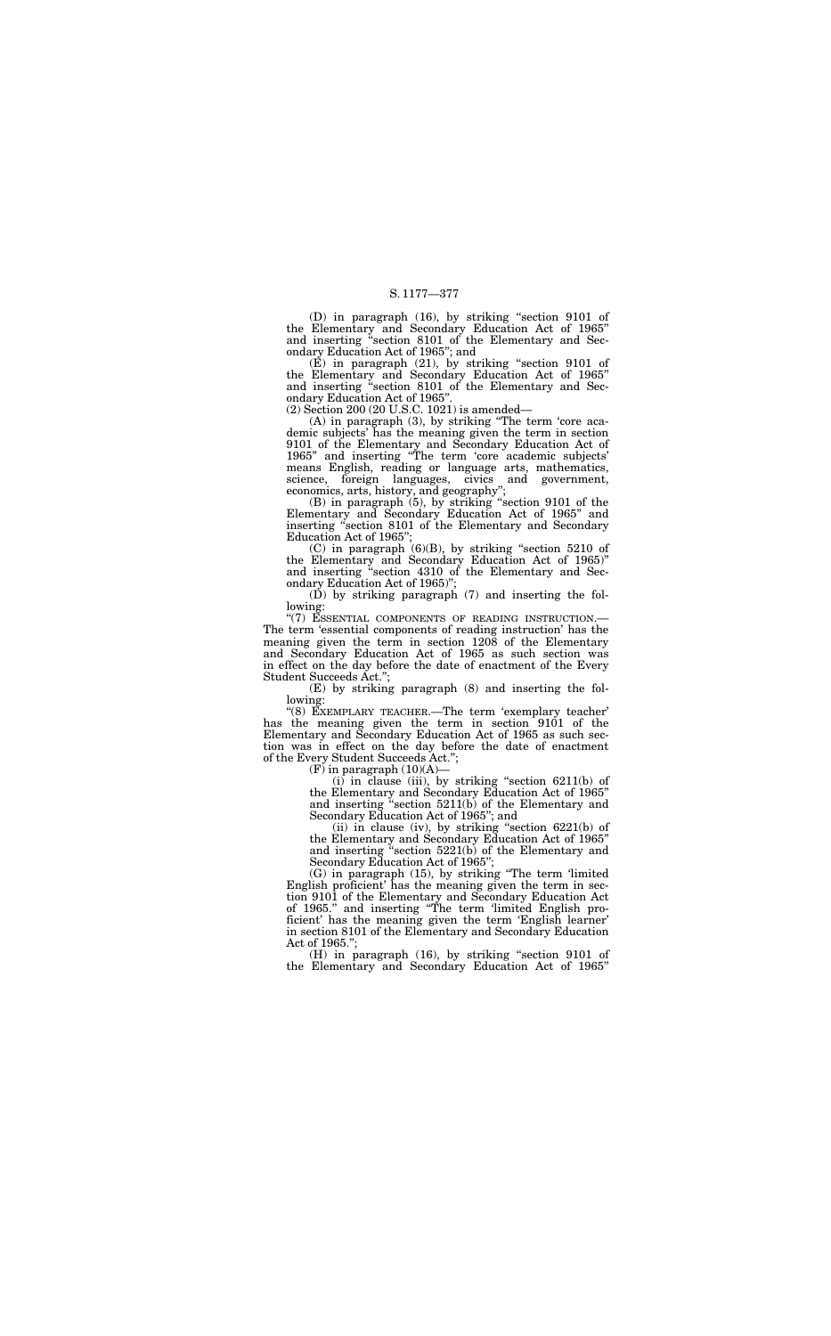(D) in paragraph (16), by striking "section 9101 of the Elementary and Secondary Education Act of 1965" and inserting "section 8101 of the Elementary and Secondary Education Act of 1965"; and

(E) in paragraph (21), by striking "section 9101 of the Elementary and Secondary Education Act of 1965" and inserting "section 8101 of the Elementary and Secondary Education Act of 1965".

(2) Section 200 (20 U.S.C. 1021) is amended—

(A) in paragraph (3), by striking "The term 'core academic subjects' has the meaning given the term in section 9101 of the Elementary and Secondary Education Act of 1965" and inserting "The term 'core academic subjects' means English, reading or language arts, mathematics, science, foreign languages, civics and government, economics, arts, history, and geography";

(B) in paragraph (5), by striking "section 9101 of the Elementary and Secondary Education Act of 1965" and inserting "section 8101 of the Elementary and Secondary Education Act of 1965";

(C) in paragraph (6)(B), by striking "section 5210 of the Elementary and Secondary Education Act of 1965)" and inserting "section 4310 of the Elementary and Secondary Education Act of 1965)";

(D) by striking paragraph (7) and inserting the following:

"(7) ESSENTIAL COMPONENTS OF READING INSTRUCTION.—The term 'essential components of reading instruction' has the meaning given the term in section 1208 of the Elementary and Secondary Education Act of 1965 as such section was in effect on the day before the date of enactment of the Every Student Succeeds Act.";

(E) by striking paragraph (8) and inserting the following:

"(8) EXEMPLARY TEACHER.—The term 'exemplary teacher' has the meaning given the term in section 9101 of the Elementary and Secondary Education Act of 1965 as such section was in effect on the day before the date of enactment of the Every Student Succeeds Act.";

(F) in paragraph (10)(A)—

(i) in clause (iii), by striking "section 6211(b) of the Elementary and Secondary Education Act of 1965" and inserting "section 5211(b) of the Elementary and Secondary Education Act of 1965"; and

(ii) in clause (iv), by striking "section 6221(b) of the Elementary and Secondary Education Act of 1965" and inserting "section 5221(b) of the Elementary and Secondary Education Act of 1965";

(G) in paragraph (15), by striking "The term 'limited English proficient' has the meaning given the term in section 9101 of the Elementary and Secondary Education Act of 1965." and inserting "The term 'limited English proficient' has the meaning given the term 'English learner' in section 8101 of the Elementary and Secondary Education Act of 1965.";

(H) in paragraph (16), by striking "section 9101 of the Elementary and Secondary Education Act of 1965"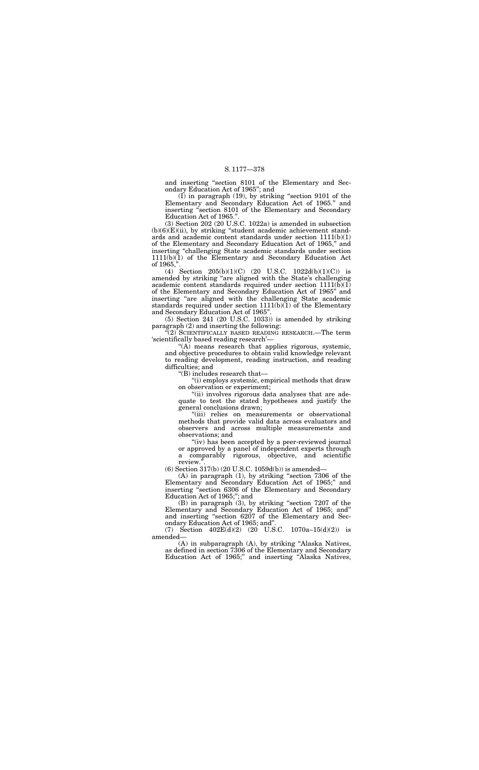and inserting "section 8101 of the Elementary and Secondary Education Act of 1965"; and

(I) in paragraph (19), by striking "section 9101 of the Elementary and Secondary Education Act of 1965." and inserting "section 8101 of the Elementary and Secondary Education Act of 1965.".

(3) Section 202 (20 U.S.C. 1022a) is amended in subsection (b)(6)(E)(ii), by striking "student academic achievement standards and academic content standards under section 1111(b)(1) of the Elementary and Secondary Education Act of 1965," and inserting "challenging State academic standards under section 1111(b)(1) of the Elementary and Secondary Education Act of 1965,".

(4) Section 205(b)(1)(C) (20 U.S.C. 1022d(b)(1)(C)) is amended by striking "are aligned with the State's challenging academic content standards required under section 1111(b)(1) of the Elementary and Secondary Education Act of 1965" and inserting "are aligned with the challenging State academic standards required under section 1111(b)(1) of the Elementary and Secondary Education Act of 1965".

(5) Section 241 (20 U.S.C. 1033)) is amended by striking paragraph (2) and inserting the following:

"(2) SCIENTIFICALLY BASED READING RESEARCH.—The term 'scientifically based reading research'—

"(A) means research that applies rigorous, systemic, and objective procedures to obtain valid knowledge relevant to reading development, reading instruction, and reading difficulties; and

"(B) includes research that—

"(i) employs systemic, empirical methods that draw on observation or experiment;

"(ii) involves rigorous data analyses that are adequate to test the stated hypotheses and justify the general conclusions drawn;

"(iii) relies on measurements or observational methods that provide valid data across evaluators and observers and across multiple measurements and observations; and

"(iv) has been accepted by a peer-reviewed journal or approved by a panel of independent experts through a comparably rigorous, objective, and scientific review.".

(6) Section 317(b) (20 U.S.C. 1059d(b)) is amended—

(A) in paragraph (1), by striking "section 7306 of the Elementary and Secondary Education Act of 1965;" and inserting "section 6306 of the Elementary and Secondary Education Act of 1965;"; and

(B) in paragraph (3), by striking "section 7207 of the Elementary and Secondary Education Act of 1965; and" and inserting "section 6207 of the Elementary and Secondary Education Act of 1965; and".

(7) Section 402E(d)(2) (20 U.S.C. 1070a–15(d)(2)) is amended—

(A) in subparagraph (A), by striking "Alaska Natives, as defined in section 7306 of the Elementary and Secondary Education Act of 1965;" and inserting "Alaska Natives,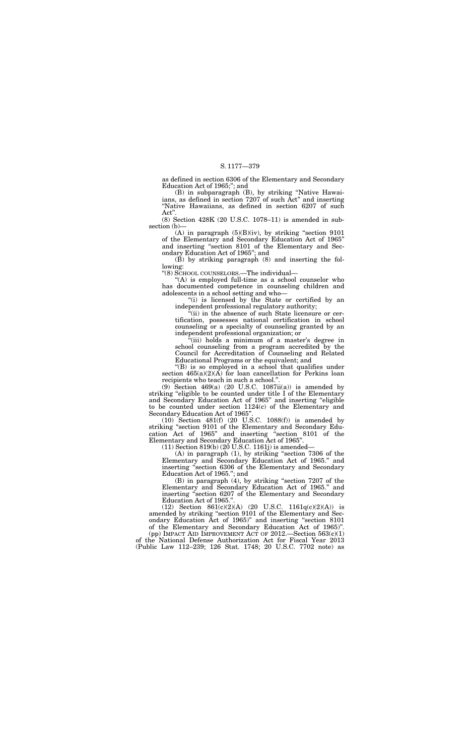as defined in section 6306 of the Elementary and Secondary Education Act of 1965;"; and

(B) in subparagraph (B), by striking "Native Hawaiians, as defined in section 7207 of such Act" and inserting "Native Hawaiians, as defined in section 6207 of such Act".

(8) Section 428K (20 U.S.C. 1078–11) is amended in subsection (b)—

(A) in paragraph (5)(B)(iv), by striking "section 9101 of the Elementary and Secondary Education Act of 1965" and inserting "section 8101 of the Elementary and Secondary Education Act of 1965"; and

(B) by striking paragraph (8) and inserting the following:

"(8) SCHOOL COUNSELORS.—The individual—

"(A) is employed full-time as a school counselor who has documented competence in counseling children and adolescents in a school setting and who—

"(i) is licensed by the State or certified by an independent professional regulatory authority;

"(ii) in the absence of such State licensure or certification, possesses national certification in school counseling or a specialty of counseling granted by an independent professional organization; or

"(iii) holds a minimum of a master's degree in school counseling from a program accredited by the Council for Accreditation of Counseling and Related Educational Programs or the equivalent; and

"(B) is so employed in a school that qualifies under section 465(a)(2)(A) for loan cancellation for Perkins loan recipients who teach in such a school.".

(9) Section 469(a) (20 U.S.C. 1087ii(a)) is amended by striking "eligible to be counted under title I of the Elementary and Secondary Education Act of 1965" and inserting "eligible to be counted under section 1124(c) of the Elementary and Secondary Education Act of 1965".

(10) Section 481(f) (20 U.S.C. 1088(f)) is amended by striking "section 9101 of the Elementary and Secondary Education Act of 1965" and inserting "section 8101 of the Elementary and Secondary Education Act of 1965".

(11) Section 819(b) (20 U.S.C. 1161j) is amended—

(A) in paragraph (1), by striking "section 7306 of the Elementary and Secondary Education Act of 1965." and inserting "section 6306 of the Elementary and Secondary Education Act of 1965."; and

(B) in paragraph (4), by striking "section 7207 of the Elementary and Secondary Education Act of 1965." and inserting "section 6207 of the Elementary and Secondary Education Act of 1965.".

(12) Section 861(c)(2)(A) (20 U.S.C. 1161q(c)(2)(A)) is amended by striking "section 9101 of the Elementary and Secondary Education Act of 1965)" and inserting "section 8101 of the Elementary and Secondary Education Act of 1965)".

(pp) IMPACT AID IMPROVEMENT ACT OF 2012.—Section 563(c)(1) of the National Defense Authorization Act for Fiscal Year 2013 (Public Law 112–239; 126 Stat. 1748; 20 U.S.C. 7702 note) as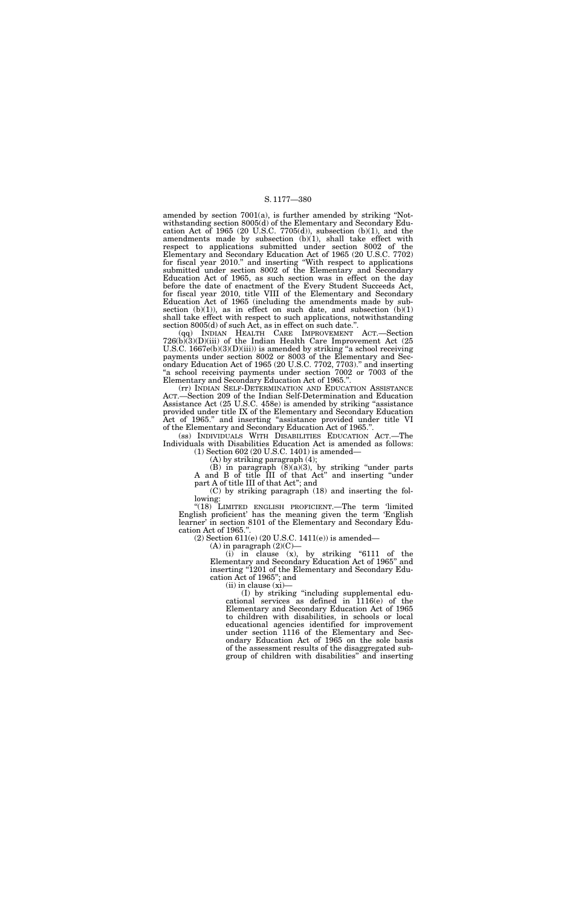amended by section 7001(a), is further amended by striking "Notwithstanding section 8005(d) of the Elementary and Secondary Education Act of 1965 (20 U.S.C. 7705(d)), subsection (b)(1), and the amendments made by subsection (b)(1), shall take effect with respect to applications submitted under section 8002 of the Elementary and Secondary Education Act of 1965 (20 U.S.C. 7702) for fiscal year 2010." and inserting "With respect to applications submitted under section 8002 of the Elementary and Secondary Education Act of 1965, as such section was in effect on the day before the date of enactment of the Every Student Succeeds Act, for fiscal year 2010, title VIII of the Elementary and Secondary Education Act of 1965 (including the amendments made by subsection (b)(1)), as in effect on such date, and subsection (b)(1) shall take effect with respect to such applications, notwithstanding section 8005(d) of such Act, as in effect on such date.".

(qq) INDIAN HEALTH CARE IMPROVEMENT ACT.—Section 726(b)(3)(D)(iii) of the Indian Health Care Improvement Act (25 U.S.C. 1667e(b)(3)(D)(iii)) is amended by striking "a school receiving payments under section 8002 or 8003 of the Elementary and Secondary Education Act of 1965 (20 U.S.C. 7702, 7703)." and inserting "a school receiving payments under section 7002 or 7003 of the Elementary and Secondary Education Act of 1965.".

(rr) INDIAN SELF-DETERMINATION AND EDUCATION ASSISTANCE ACT.—Section 209 of the Indian Self-Determination and Education Assistance Act (25 U.S.C. 458e) is amended by striking "assistance provided under title IX of the Elementary and Secondary Education Act of 1965." and inserting "assistance provided under title VI of the Elementary and Secondary Education Act of 1965.".

(ss) INDIVIDUALS WITH DISABILITIES EDUCATION ACT.—The Individuals with Disabilities Education Act is amended as follows:

(1) Section 602 (20 U.S.C. 1401) is amended—

(A) by striking paragraph (4);

(B) in paragraph (8)(a)(3), by striking "under parts A and B of title III of that Act" and inserting "under part A of title III of that Act"; and

(C) by striking paragraph (18) and inserting the following:

"(18) LIMITED ENGLISH PROFICIENT.—The term 'limited English proficient' has the meaning given the term 'English learner' in section 8101 of the Elementary and Secondary Education Act of 1965.".

(2) Section 611(e) (20 U.S.C. 1411(e)) is amended—

(A) in paragraph (2)(C)—

(i) in clause (x), by striking "6111 of the Elementary and Secondary Education Act of 1965" and inserting "1201 of the Elementary and Secondary Education Act of 1965"; and

(ii) in clause (xi)—

(I) by striking "including supplemental educational services as defined in 1116(e) of the Elementary and Secondary Education Act of 1965 to children with disabilities, in schools or local educational agencies identified for improvement under section 1116 of the Elementary and Secondary Education Act of 1965 on the sole basis of the assessment results of the disaggregated subgroup of children with disabilities" and inserting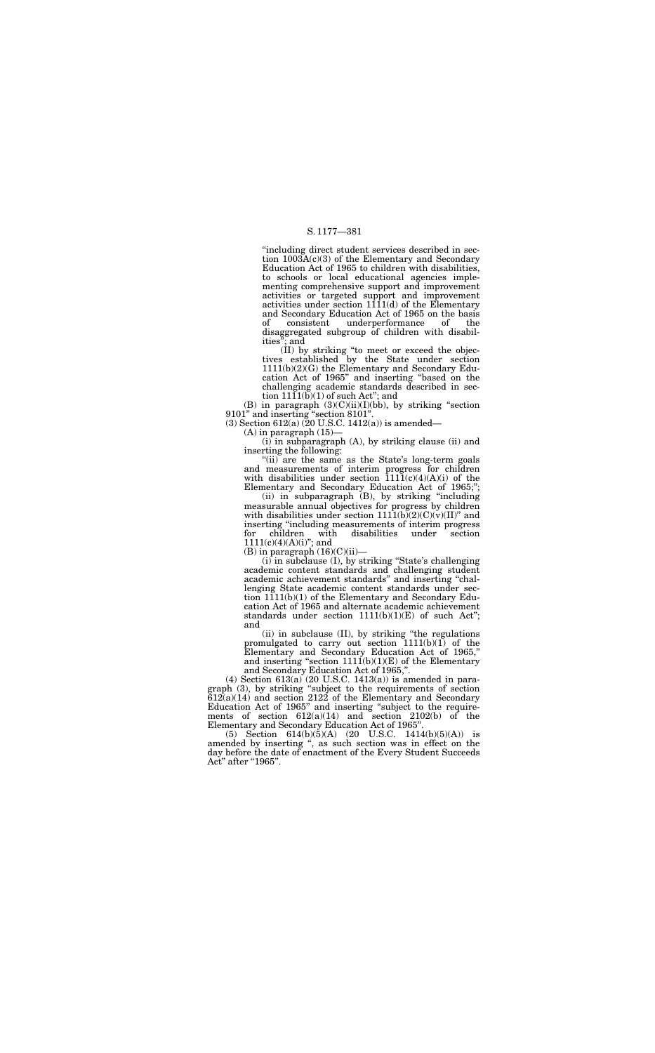"including direct student services described in section 1003A(c)(3) of the Elementary and Secondary Education Act of 1965 to children with disabilities, to schools or local educational agencies implementing comprehensive support and improvement activities or targeted support and improvement activities under section 1111(d) of the Elementary and Secondary Education Act of 1965 on the basis of consistent underperformance of the disaggregated subgroup of children with disabilities"; and

(II) by striking "to meet or exceed the objectives established by the State under section 1111(b)(2)(G) the Elementary and Secondary Education Act of 1965" and inserting "based on the challenging academic standards described in section 1111(b)(1) of such Act"; and

(B) in paragraph (3)(C)(ii)(I)(bb), by striking "section 9101" and inserting "section 8101".

(3) Section 612(a) (20 U.S.C. 1412(a)) is amended—

(A) in paragraph (15)—

(i) in subparagraph (A), by striking clause (ii) and inserting the following:

"(ii) are the same as the State's long-term goals and measurements of interim progress for children with disabilities under section 1111(c)(4)(A)(i) of the Elementary and Secondary Education Act of 1965;";

(ii) in subparagraph (B), by striking "including measurable annual objectives for progress by children with disabilities under section 1111(b)(2)(C)(v)(II)" and inserting "including measurements of interim progress for children with disabilities under section 1111(c)(4)(A)(i)"; and

(B) in paragraph (16)(C)(ii)—

(i) in subclause (I), by striking "State's challenging academic content standards and challenging student academic achievement standards" and inserting "challenging State academic content standards under section 1111(b)(1) of the Elementary and Secondary Education Act of 1965 and alternate academic achievement standards under section 1111(b)(1)(E) of such Act"; and

(ii) in subclause (II), by striking "the regulations promulgated to carry out section 1111(b)(1) of the Elementary and Secondary Education Act of 1965," and inserting "section 1111(b)(1)(E) of the Elementary and Secondary Education Act of 1965,".

(4) Section 613(a) (20 U.S.C. 1413(a)) is amended in paragraph (3), by striking "subject to the requirements of section 612(a)(14) and section 2122 of the Elementary and Secondary Education Act of 1965" and inserting "subject to the requirements of section 612(a)(14) and section 2102(b) of the Elementary and Secondary Education Act of 1965".

(5) Section 614(b)(5)(A) (20 U.S.C. 1414(b)(5)(A)) is amended by inserting ", as such section was in effect on the day before the date of enactment of the Every Student Succeeds Act" after "1965".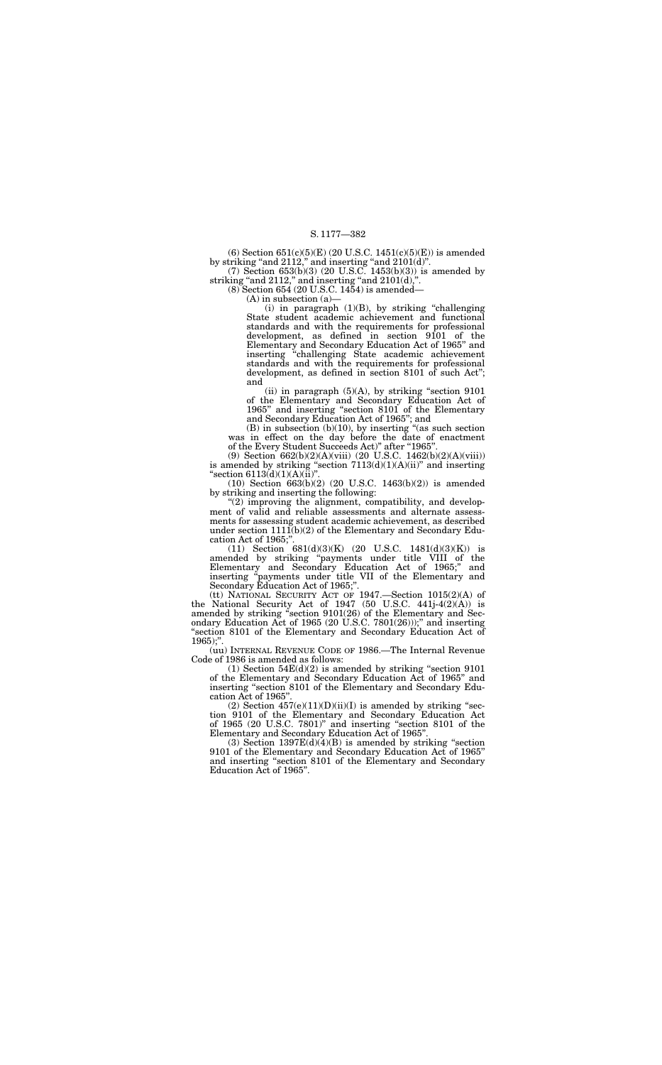(6) Section 651(c)(5)(E) (20 U.S.C. 1451(c)(5)(E)) is amended by striking "and 2112," and inserting "and 2101(d)".

(7) Section 653(b)(3) (20 U.S.C. 1453(b)(3)) is amended by striking "and 2112," and inserting "and 2101(d),".

(8) Section 654 (20 U.S.C. 1454) is amended—

(A) in subsection (a)—

(i) in paragraph (1)(B), by striking "challenging State student academic achievement and functional standards and with the requirements for professional development, as defined in section 9101 of the Elementary and Secondary Education Act of 1965" and inserting "challenging State academic achievement standards and with the requirements for professional development, as defined in section 8101 of such Act"; and

(ii) in paragraph (5)(A), by striking "section 9101 of the Elementary and Secondary Education Act of 1965" and inserting "section 8101 of the Elementary and Secondary Education Act of 1965"; and

(B) in subsection (b)(10), by inserting "(as such section was in effect on the day before the date of enactment of the Every Student Succeeds Act)" after "1965".

(9) Section 662(b)(2)(A)(viii) (20 U.S.C. 1462(b)(2)(A)(viii)) is amended by striking "section 7113(d)(1)(A)(ii)" and inserting "section 6113(d)(1)(A)(ii)".

(10) Section 663(b)(2) (20 U.S.C. 1463(b)(2)) is amended by striking and inserting the following:

"(2) improving the alignment, compatibility, and development of valid and reliable assessments and alternate assessments for assessing student academic achievement, as described under section 1111(b)(2) of the Elementary and Secondary Education Act of 1965;".

(11) Section 681(d)(3)(K) (20 U.S.C. 1481(d)(3)(K)) is amended by striking "payments under title VIII of the Elementary and Secondary Education Act of 1965;" and inserting "payments under title VII of the Elementary and Secondary Education Act of 1965;".

(tt) NATIONAL SECURITY ACT OF 1947.—Section 1015(2)(A) of the National Security Act of 1947 (50 U.S.C. 441j-4(2)(A)) is amended by striking "section 9101(26) of the Elementary and Secondary Education Act of 1965 (20 U.S.C. 7801(26)));" and inserting "section 8101 of the Elementary and Secondary Education Act of 1965);".

(uu) INTERNAL REVENUE CODE OF 1986.—The Internal Revenue Code of 1986 is amended as follows:

(1) Section 54E(d)(2) is amended by striking "section 9101 of the Elementary and Secondary Education Act of 1965" and inserting "section 8101 of the Elementary and Secondary Education Act of 1965".

(2) Section 457(e)(11)(D)(ii)(I) is amended by striking "section 9101 of the Elementary and Secondary Education Act of 1965 (20 U.S.C. 7801)" and inserting "section 8101 of the Elementary and Secondary Education Act of 1965".

(3) Section 1397E(d)(4)(B) is amended by striking "section 9101 of the Elementary and Secondary Education Act of 1965" and inserting "section 8101 of the Elementary and Secondary Education Act of 1965".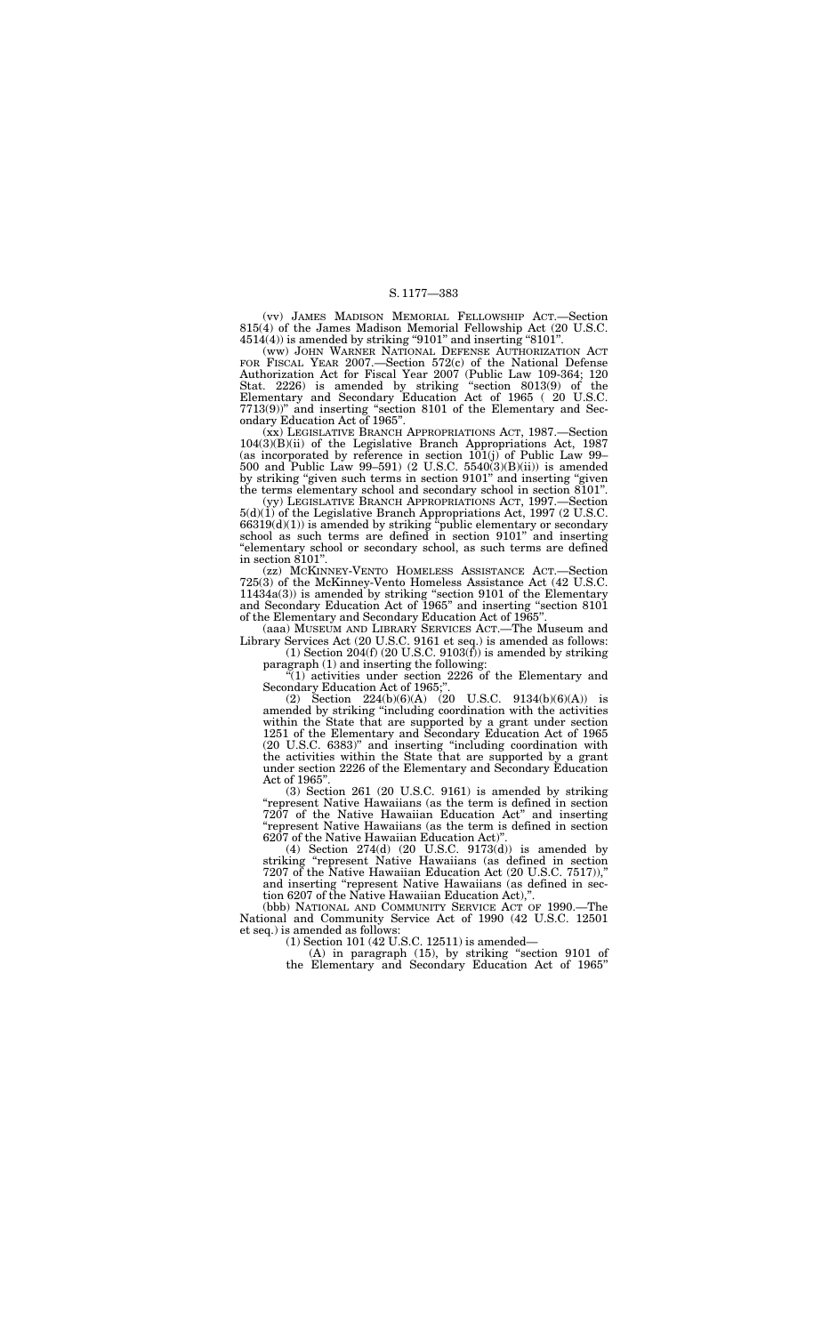(vv) JAMES MADISON MEMORIAL FELLOWSHIP ACT.—Section 815(4) of the James Madison Memorial Fellowship Act (20 U.S.C. 4514(4)) is amended by striking "9101" and inserting "8101".

(ww) JOHN WARNER NATIONAL DEFENSE AUTHORIZATION ACT FOR FISCAL YEAR 2007.—Section 572(c) of the National Defense Authorization Act for Fiscal Year 2007 (Public Law 109-364; 120 Stat. 2226) is amended by striking "section 8013(9) of the Elementary and Secondary Education Act of 1965 ( 20 U.S.C. 7713(9))" and inserting "section 8101 of the Elementary and Secondary Education Act of 1965".

(xx) LEGISLATIVE BRANCH APPROPRIATIONS ACT, 1987.—Section 104(3)(B)(ii) of the Legislative Branch Appropriations Act, 1987 (as incorporated by reference in section 101(j) of Public Law 99–500 and Public Law 99–591) (2 U.S.C. 5540(3)(B)(ii)) is amended by striking "given such terms in section 9101" and inserting "given the terms elementary school and secondary school in section 8101".

(yy) LEGISLATIVE BRANCH APPROPRIATIONS ACT, 1997.—Section 5(d)(1) of the Legislative Branch Appropriations Act, 1997 (2 U.S.C. 66319(d)(1)) is amended by striking "public elementary or secondary school as such terms are defined in section 9101" and inserting "elementary school or secondary school, as such terms are defined in section 8101".

(zz) MCKINNEY-VENTO HOMELESS ASSISTANCE ACT.—Section 725(3) of the McKinney-Vento Homeless Assistance Act (42 U.S.C. 11434a(3)) is amended by striking "section 9101 of the Elementary and Secondary Education Act of 1965" and inserting "section 8101 of the Elementary and Secondary Education Act of 1965".

(aaa) MUSEUM AND LIBRARY SERVICES ACT.—The Museum and Library Services Act (20 U.S.C. 9161 et seq.) is amended as follows:

(1) Section 204(f) (20 U.S.C. 9103(f)) is amended by striking paragraph (1) and inserting the following:

"(1) activities under section 2226 of the Elementary and Secondary Education Act of 1965;".

(2) Section 224(b)(6)(A) (20 U.S.C. 9134(b)(6)(A)) is amended by striking "including coordination with the activities within the State that are supported by a grant under section 1251 of the Elementary and Secondary Education Act of 1965 (20 U.S.C. 6383)" and inserting "including coordination with the activities within the State that are supported by a grant under section 2226 of the Elementary and Secondary Education Act of 1965".

(3) Section 261 (20 U.S.C. 9161) is amended by striking "represent Native Hawaiians (as the term is defined in section 7207 of the Native Hawaiian Education Act" and inserting "represent Native Hawaiians (as the term is defined in section 6207 of the Native Hawaiian Education Act)".

(4) Section 274(d) (20 U.S.C. 9173(d)) is amended by striking "represent Native Hawaiians (as defined in section 7207 of the Native Hawaiian Education Act (20 U.S.C. 7517))," and inserting "represent Native Hawaiians (as defined in section 6207 of the Native Hawaiian Education Act),".

(bbb) NATIONAL AND COMMUNITY SERVICE ACT OF 1990.—The National and Community Service Act of 1990 (42 U.S.C. 12501 et seq.) is amended as follows:

(1) Section 101 (42 U.S.C. 12511) is amended—

(A) in paragraph (15), by striking "section 9101 of the Elementary and Secondary Education Act of 1965"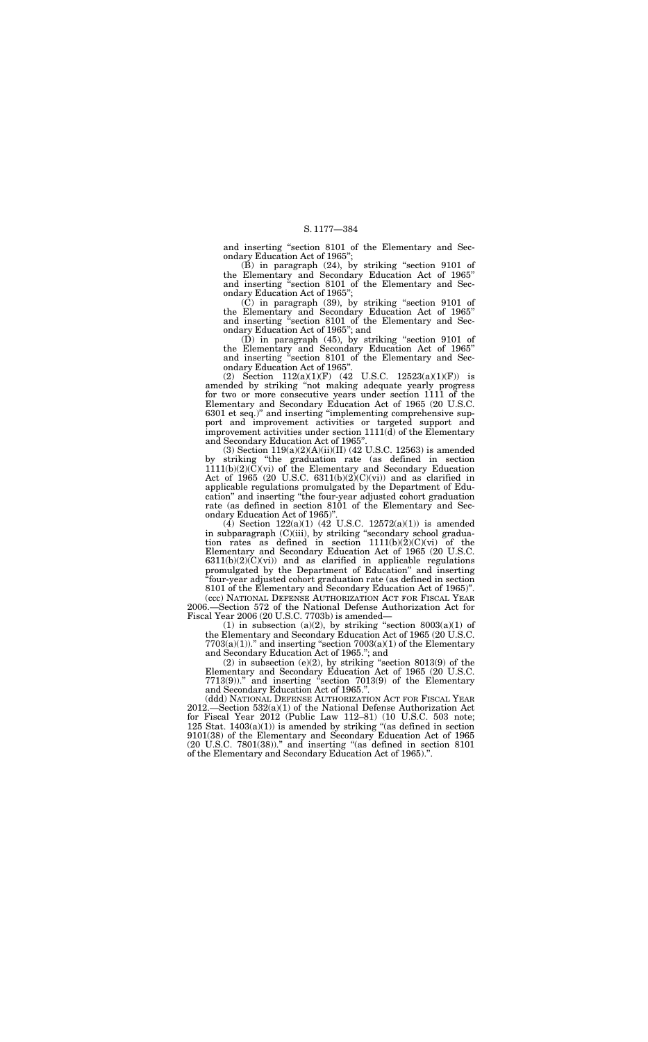and inserting "section 8101 of the Elementary and Secondary Education Act of 1965";

(B) in paragraph (24), by striking "section 9101 of the Elementary and Secondary Education Act of 1965" and inserting "section 8101 of the Elementary and Secondary Education Act of 1965";

(C) in paragraph (39), by striking "section 9101 of the Elementary and Secondary Education Act of 1965" and inserting "section 8101 of the Elementary and Secondary Education Act of 1965"; and

(D) in paragraph (45), by striking "section 9101 of the Elementary and Secondary Education Act of 1965" and inserting "section 8101 of the Elementary and Secondary Education Act of 1965".

(2) Section 112(a)(1)(F) (42 U.S.C. 12523(a)(1)(F)) is amended by striking "not making adequate yearly progress for two or more consecutive years under section 1111 of the Elementary and Secondary Education Act of 1965 (20 U.S.C. 6301 et seq.)" and inserting "implementing comprehensive support and improvement activities or targeted support and improvement activities under section 1111(d) of the Elementary and Secondary Education Act of 1965".

(3) Section 119(a)(2)(A)(ii)(II) (42 U.S.C. 12563) is amended by striking "the graduation rate (as defined in section 1111(b)(2)(C)(vi) of the Elementary and Secondary Education Act of 1965 (20 U.S.C. 6311(b)(2)(C)(vi)) and as clarified in applicable regulations promulgated by the Department of Education" and inserting "the four-year adjusted cohort graduation rate (as defined in section 8101 of the Elementary and Secondary Education Act of 1965)".

(4) Section 122(a)(1) (42 U.S.C. 12572(a)(1)) is amended in subparagraph (C)(iii), by striking "secondary school graduation rates as defined in section 1111(b)(2)(C)(vi) of the Elementary and Secondary Education Act of 1965 (20 U.S.C. 6311(b)(2)(C)(vi)) and as clarified in applicable regulations promulgated by the Department of Education" and inserting "four-year adjusted cohort graduation rate (as defined in section 8101 of the Elementary and Secondary Education Act of 1965)".

(ccc) NATIONAL DEFENSE AUTHORIZATION ACT FOR FISCAL YEAR 2006.—Section 572 of the National Defense Authorization Act for Fiscal Year 2006 (20 U.S.C. 7703b) is amended—

(1) in subsection (a)(2), by striking "section 8003(a)(1) of the Elementary and Secondary Education Act of 1965 (20 U.S.C. 7703(a)(1))." and inserting "section 7003(a)(1) of the Elementary and Secondary Education Act of 1965."; and

(2) in subsection (e)(2), by striking "section 8013(9) of the Elementary and Secondary Education Act of 1965 (20 U.S.C. 7713(9))." and inserting "section 7013(9) of the Elementary and Secondary Education Act of 1965.".

(ddd) NATIONAL DEFENSE AUTHORIZATION ACT FOR FISCAL YEAR 2012.—Section 532(a)(1) of the National Defense Authorization Act for Fiscal Year 2012 (Public Law 112–81) (10 U.S.C. 503 note; 125 Stat. 1403(a)(1)) is amended by striking "(as defined in section 9101(38) of the Elementary and Secondary Education Act of 1965 (20 U.S.C. 7801(38))." and inserting "(as defined in section 8101 of the Elementary and Secondary Education Act of 1965).".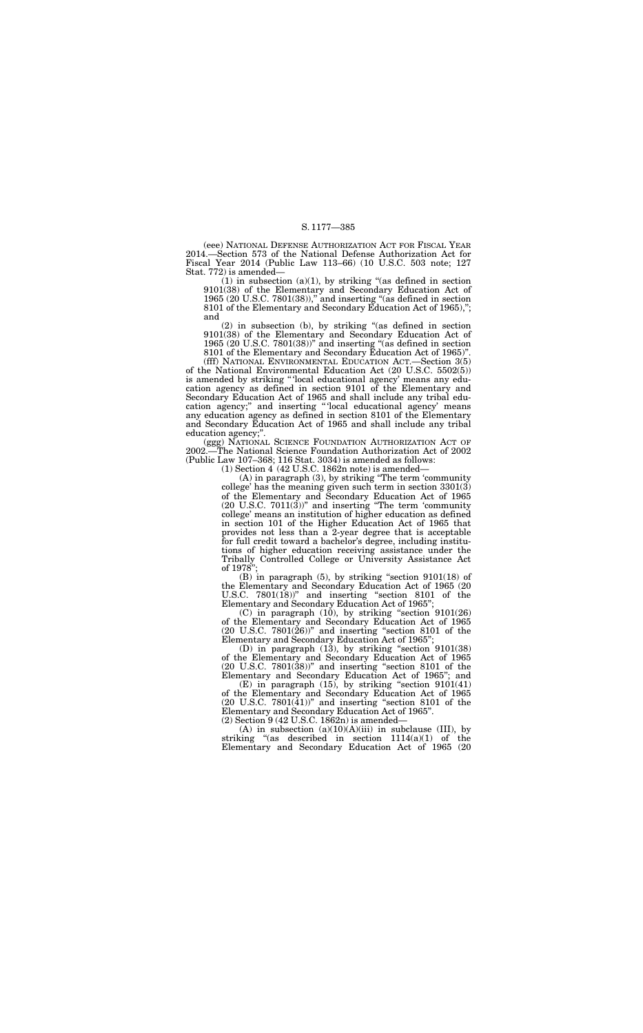(eee) NATIONAL DEFENSE AUTHORIZATION ACT FOR FISCAL YEAR 2014.—Section 573 of the National Defense Authorization Act for Fiscal Year 2014 (Public Law 113–66) (10 U.S.C. 503 note; 127 Stat. 772) is amended—

(1) in subsection (a)(1), by striking "(as defined in section 9101(38) of the Elementary and Secondary Education Act of 1965 (20 U.S.C. 7801(38))," and inserting "(as defined in section 8101 of the Elementary and Secondary Education Act of 1965),"; and

(2) in subsection (b), by striking "(as defined in section 9101(38) of the Elementary and Secondary Education Act of 1965 (20 U.S.C. 7801(38))" and inserting "(as defined in section 8101 of the Elementary and Secondary Education Act of 1965)".

(fff) NATIONAL ENVIRONMENTAL EDUCATION ACT.—Section 3(5) of the National Environmental Education Act (20 U.S.C. 5502(5)) is amended by striking " 'local educational agency' means any education agency as defined in section 9101 of the Elementary and Secondary Education Act of 1965 and shall include any tribal education agency;" and inserting " 'local educational agency' means any education agency as defined in section 8101 of the Elementary and Secondary Education Act of 1965 and shall include any tribal education agency;".

(ggg) NATIONAL SCIENCE FOUNDATION AUTHORIZATION ACT OF 2002.—The National Science Foundation Authorization Act of 2002 (Public Law 107–368; 116 Stat. 3034) is amended as follows:

(1) Section 4 (42 U.S.C. 1862n note) is amended—

(A) in paragraph (3), by striking "The term 'community college' has the meaning given such term in section 3301(3) of the Elementary and Secondary Education Act of 1965 (20 U.S.C. 7011(3))" and inserting "The term 'community college' means an institution of higher education as defined in section 101 of the Higher Education Act of 1965 that provides not less than a 2-year degree that is acceptable for full credit toward a bachelor's degree, including institutions of higher education receiving assistance under the Tribally Controlled College or University Assistance Act of 1978";

(B) in paragraph (5), by striking "section 9101(18) of the Elementary and Secondary Education Act of 1965 (20 U.S.C. 7801(18))" and inserting "section 8101 of the Elementary and Secondary Education Act of 1965";

(C) in paragraph (10), by striking "section 9101(26) of the Elementary and Secondary Education Act of 1965 (20 U.S.C. 7801(26))" and inserting "section 8101 of the Elementary and Secondary Education Act of 1965";

(D) in paragraph (13), by striking "section 9101(38) of the Elementary and Secondary Education Act of 1965 (20 U.S.C. 7801(38))" and inserting "section 8101 of the Elementary and Secondary Education Act of 1965"; and

(E) in paragraph (15), by striking "section 9101(41) of the Elementary and Secondary Education Act of 1965 (20 U.S.C. 7801(41))" and inserting "section 8101 of the Elementary and Secondary Education Act of 1965".

(2) Section 9 (42 U.S.C. 1862n) is amended—

(A) in subsection (a)(10)(A)(iii) in subclause (III), by striking "(as described in section 1114(a)(1) of the Elementary and Secondary Education Act of 1965 (20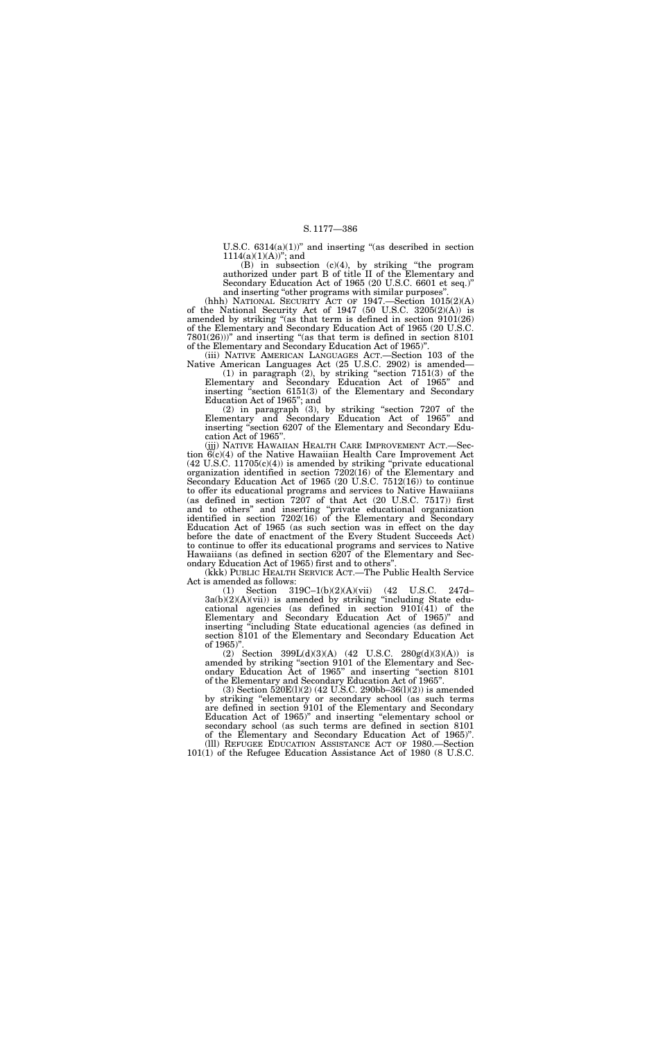U.S.C. 6314(a)(1))" and inserting "(as described in section 1114(a)(1)(A))"; and

(B) in subsection (c)(4), by striking "the program authorized under part B of title II of the Elementary and Secondary Education Act of 1965 (20 U.S.C. 6601 et seq.)" and inserting "other programs with similar purposes".

(hhh) NATIONAL SECURITY ACT OF 1947.—Section 1015(2)(A) of the National Security Act of 1947 (50 U.S.C. 3205(2)(A)) is amended by striking "(as that term is defined in section 9101(26) of the Elementary and Secondary Education Act of 1965 (20 U.S.C. 7801(26)))" and inserting "(as that term is defined in section 8101 of the Elementary and Secondary Education Act of 1965)".

(iii) NATIVE AMERICAN LANGUAGES ACT.—Section 103 of the Native American Languages Act (25 U.S.C. 2902) is amended—

(1) in paragraph (2), by striking "section 7151(3) of the Elementary and Secondary Education Act of 1965" and inserting "section 6151(3) of the Elementary and Secondary Education Act of 1965"; and

(2) in paragraph (3), by striking "section 7207 of the Elementary and Secondary Education Act of 1965" and inserting "section 6207 of the Elementary and Secondary Education Act of 1965".

(jjj) NATIVE HAWAIIAN HEALTH CARE IMPROVEMENT ACT.—Section 6(c)(4) of the Native Hawaiian Health Care Improvement Act (42 U.S.C. 11705(c)(4)) is amended by striking "private educational organization identified in section 7202(16) of the Elementary and Secondary Education Act of 1965 (20 U.S.C. 7512(16)) to continue to offer its educational programs and services to Native Hawaiians (as defined in section 7207 of that Act (20 U.S.C. 7517)) first and to others" and inserting "private educational organization identified in section 7202(16) of the Elementary and Secondary Education Act of 1965 (as such section was in effect on the day before the date of enactment of the Every Student Succeeds Act) to continue to offer its educational programs and services to Native Hawaiians (as defined in section 6207 of the Elementary and Secondary Education Act of 1965) first and to others".

(kkk) PUBLIC HEALTH SERVICE ACT.—The Public Health Service Act is amended as follows:

(1) Section 319C–1(b)(2)(A)(vii) (42 U.S.C. 247d–3a(b)(2)(A)(vii)) is amended by striking "including State educational agencies (as defined in section 9101(41) of the Elementary and Secondary Education Act of 1965)" and inserting "including State educational agencies (as defined in section 8101 of the Elementary and Secondary Education Act of 1965)".

(2) Section 399L(d)(3)(A) (42 U.S.C. 280g(d)(3)(A)) is amended by striking "section 9101 of the Elementary and Secondary Education Act of 1965" and inserting "section 8101 of the Elementary and Secondary Education Act of 1965".

(3) Section 520E(l)(2) (42 U.S.C. 290bb–36(l)(2)) is amended by striking "elementary or secondary school (as such terms are defined in section 9101 of the Elementary and Secondary Education Act of 1965)" and inserting "elementary school or secondary school (as such terms are defined in section 8101 of the Elementary and Secondary Education Act of 1965)".

(lll) REFUGEE EDUCATION ASSISTANCE ACT OF 1980.—Section 101(1) of the Refugee Education Assistance Act of 1980 (8 U.S.C.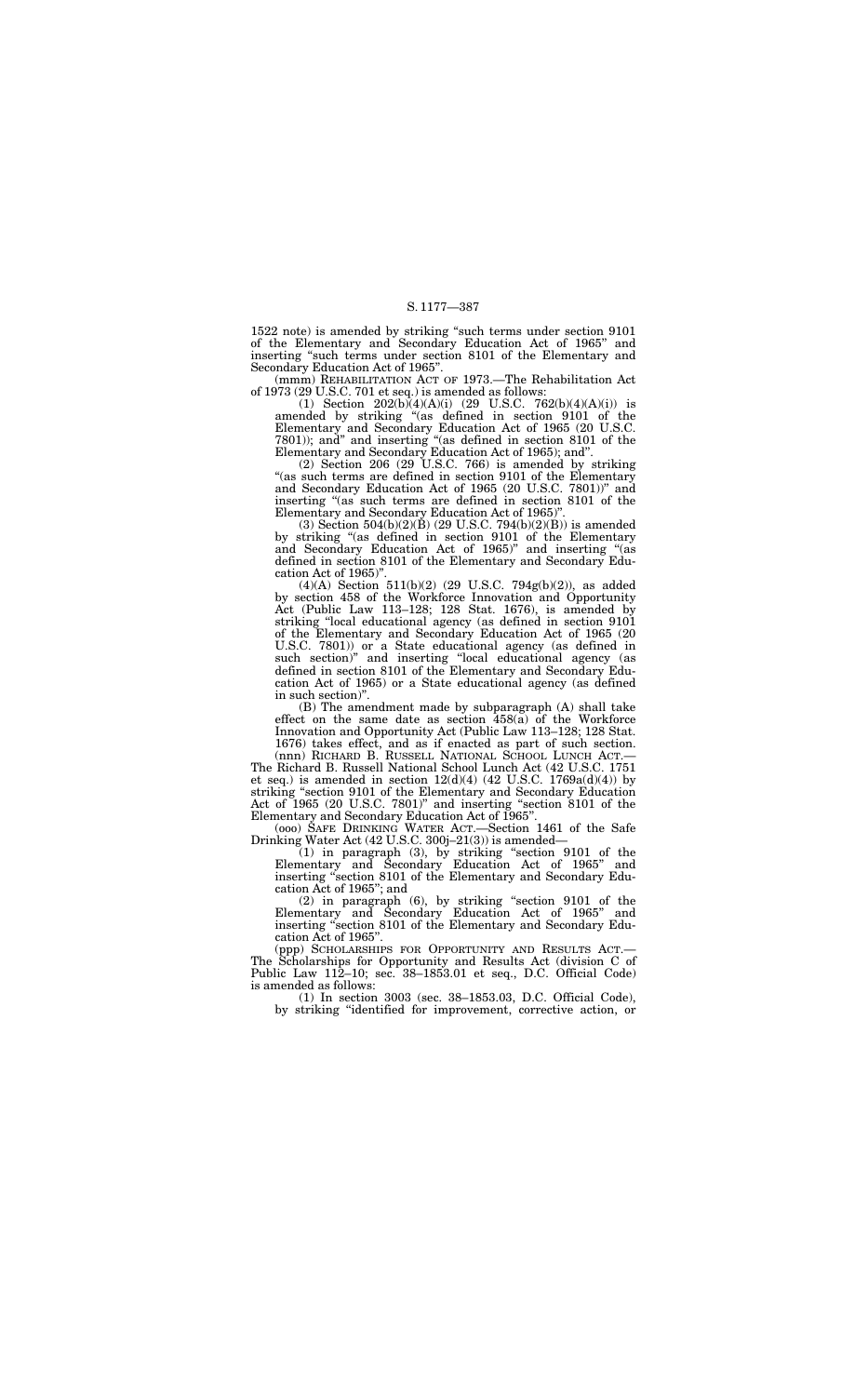1522 note) is amended by striking "such terms under section 9101 of the Elementary and Secondary Education Act of 1965" and inserting "such terms under section 8101 of the Elementary and Secondary Education Act of 1965".

(mmm) REHABILITATION ACT OF 1973.—The Rehabilitation Act of 1973 (29 U.S.C. 701 et seq.) is amended as follows:

(1) Section 202(b)(4)(A)(i) (29 U.S.C. 762(b)(4)(A)(i)) is amended by striking "(as defined in section 9101 of the Elementary and Secondary Education Act of 1965 (20 U.S.C. 7801)); and" and inserting "(as defined in section 8101 of the Elementary and Secondary Education Act of 1965); and".

(2) Section 206 (29 U.S.C. 766) is amended by striking "(as such terms are defined in section 9101 of the Elementary and Secondary Education Act of 1965 (20 U.S.C. 7801))" and inserting "(as such terms are defined in section 8101 of the Elementary and Secondary Education Act of 1965)".

(3) Section 504(b)(2)(B) (29 U.S.C. 794(b)(2)(B)) is amended by striking "(as defined in section 9101 of the Elementary and Secondary Education Act of 1965)" and inserting "(as defined in section 8101 of the Elementary and Secondary Education Act of 1965)".

(4)(A) Section 511(b)(2) (29 U.S.C. 794g(b)(2)), as added by section 458 of the Workforce Innovation and Opportunity Act (Public Law 113–128; 128 Stat. 1676), is amended by striking "local educational agency (as defined in section 9101 of the Elementary and Secondary Education Act of 1965 (20 U.S.C. 7801)) or a State educational agency (as defined in such section)" and inserting "local educational agency (as defined in section 8101 of the Elementary and Secondary Education Act of 1965) or a State educational agency (as defined in such section)".

(B) The amendment made by subparagraph (A) shall take effect on the same date as section 458(a) of the Workforce Innovation and Opportunity Act (Public Law 113–128; 128 Stat. 1676) takes effect, and as if enacted as part of such section.

(nnn) RICHARD B. RUSSELL NATIONAL SCHOOL LUNCH ACT.—The Richard B. Russell National School Lunch Act (42 U.S.C. 1751 et seq.) is amended in section 12(d)(4) (42 U.S.C. 1769a(d)(4)) by striking "section 9101 of the Elementary and Secondary Education Act of 1965 (20 U.S.C. 7801)" and inserting "section 8101 of the Elementary and Secondary Education Act of 1965".

(ooo) SAFE DRINKING WATER ACT.—Section 1461 of the Safe Drinking Water Act (42 U.S.C. 300j–21(3)) is amended—

(1) in paragraph (3), by striking "section 9101 of the Elementary and Secondary Education Act of 1965" and inserting "section 8101 of the Elementary and Secondary Education Act of 1965"; and

(2) in paragraph (6), by striking "section 9101 of the Elementary and Secondary Education Act of 1965" and inserting "section 8101 of the Elementary and Secondary Education Act of 1965".

(ppp) SCHOLARSHIPS FOR OPPORTUNITY AND RESULTS ACT.—The Scholarships for Opportunity and Results Act (division C of Public Law 112–10; sec. 38–1853.01 et seq., D.C. Official Code) is amended as follows:

(1) In section 3003 (sec. 38–1853.03, D.C. Official Code), by striking "identified for improvement, corrective action, or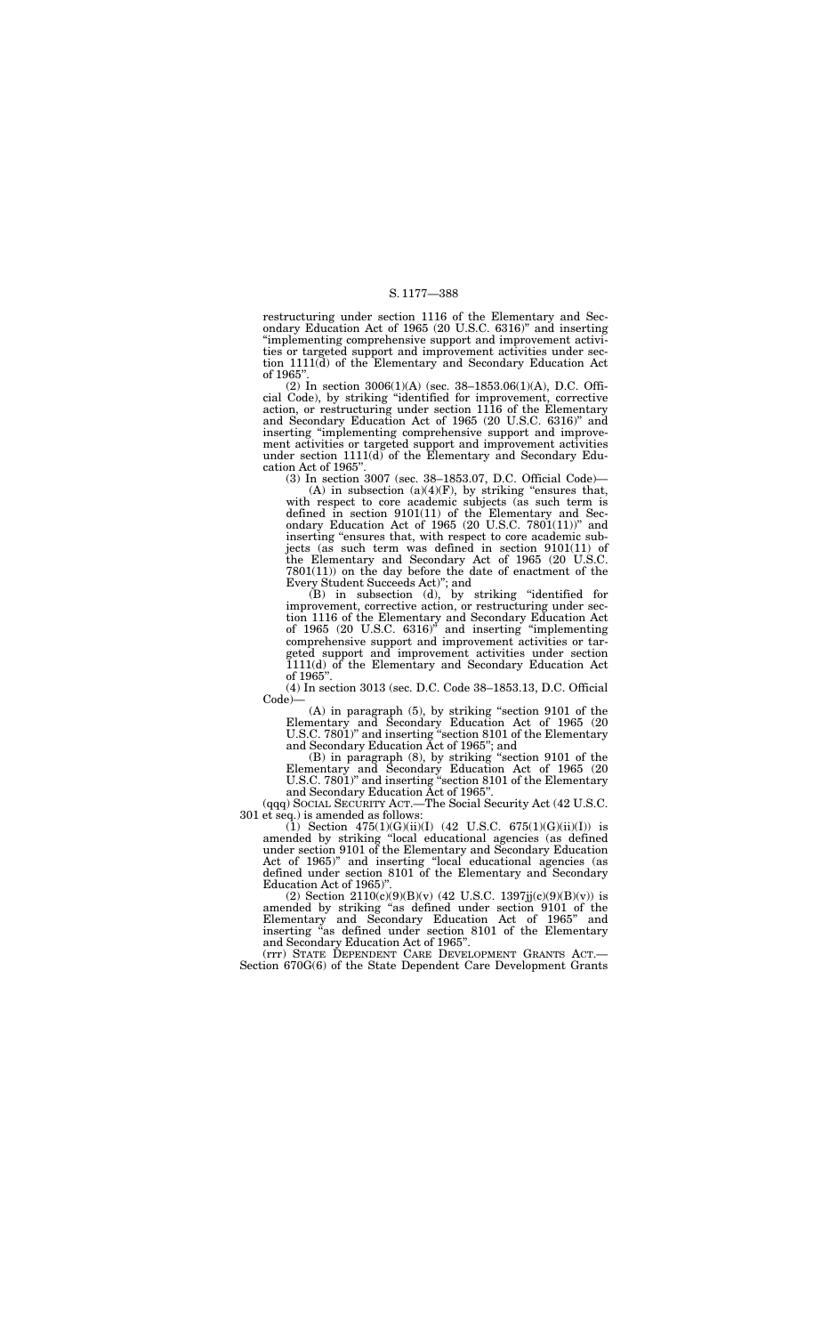restructuring under section 1116 of the Elementary and Secondary Education Act of 1965 (20 U.S.C. 6316)" and inserting "implementing comprehensive support and improvement activities or targeted support and improvement activities under section 1111(d) of the Elementary and Secondary Education Act of 1965".

(2) In section 3006(1)(A) (sec. 38–1853.06(1)(A), D.C. Official Code), by striking "identified for improvement, corrective action, or restructuring under section 1116 of the Elementary and Secondary Education Act of 1965 (20 U.S.C. 6316)" and inserting "implementing comprehensive support and improvement activities or targeted support and improvement activities under section 1111(d) of the Elementary and Secondary Education Act of 1965".

(3) In section 3007 (sec. 38–1853.07, D.C. Official Code)—

(A) in subsection (a)(4)(F), by striking "ensures that, with respect to core academic subjects (as such term is defined in section 9101(11) of the Elementary and Secondary Education Act of 1965 (20 U.S.C. 7801(11))" and inserting "ensures that, with respect to core academic subjects (as such term was defined in section 9101(11) of the Elementary and Secondary Act of 1965 (20 U.S.C. 7801(11)) on the day before the date of enactment of the Every Student Succeeds Act)"; and

(B) in subsection (d), by striking "identified for improvement, corrective action, or restructuring under section 1116 of the Elementary and Secondary Education Act of 1965 (20 U.S.C. 6316)" and inserting "implementing comprehensive support and improvement activities or targeted support and improvement activities under section 1111(d) of the Elementary and Secondary Education Act of 1965".

(4) In section 3013 (sec. D.C. Code 38–1853.13, D.C. Official Code)—

(A) in paragraph (5), by striking "section 9101 of the Elementary and Secondary Education Act of 1965 (20 U.S.C. 7801)" and inserting "section 8101 of the Elementary and Secondary Education Act of 1965"; and

(B) in paragraph (8), by striking "section 9101 of the Elementary and Secondary Education Act of 1965 (20 U.S.C. 7801)" and inserting "section 8101 of the Elementary and Secondary Education Act of 1965".

(qqq) SOCIAL SECURITY ACT.—The Social Security Act (42 U.S.C. 301 et seq.) is amended as follows:

(1) Section 475(1)(G)(ii)(I) (42 U.S.C. 675(1)(G)(ii)(I)) is amended by striking "local educational agencies (as defined under section 9101 of the Elementary and Secondary Education Act of 1965)" and inserting "local educational agencies (as defined under section 8101 of the Elementary and Secondary Education Act of 1965)".

(2) Section 2110(c)(9)(B)(v) (42 U.S.C. 1397jj(c)(9)(B)(v)) is amended by striking "as defined under section 9101 of the Elementary and Secondary Education Act of 1965" and inserting "as defined under section 8101 of the Elementary and Secondary Education Act of 1965".

(rrr) STATE DEPENDENT CARE DEVELOPMENT GRANTS ACT.—Section 670G(6) of the State Dependent Care Development Grants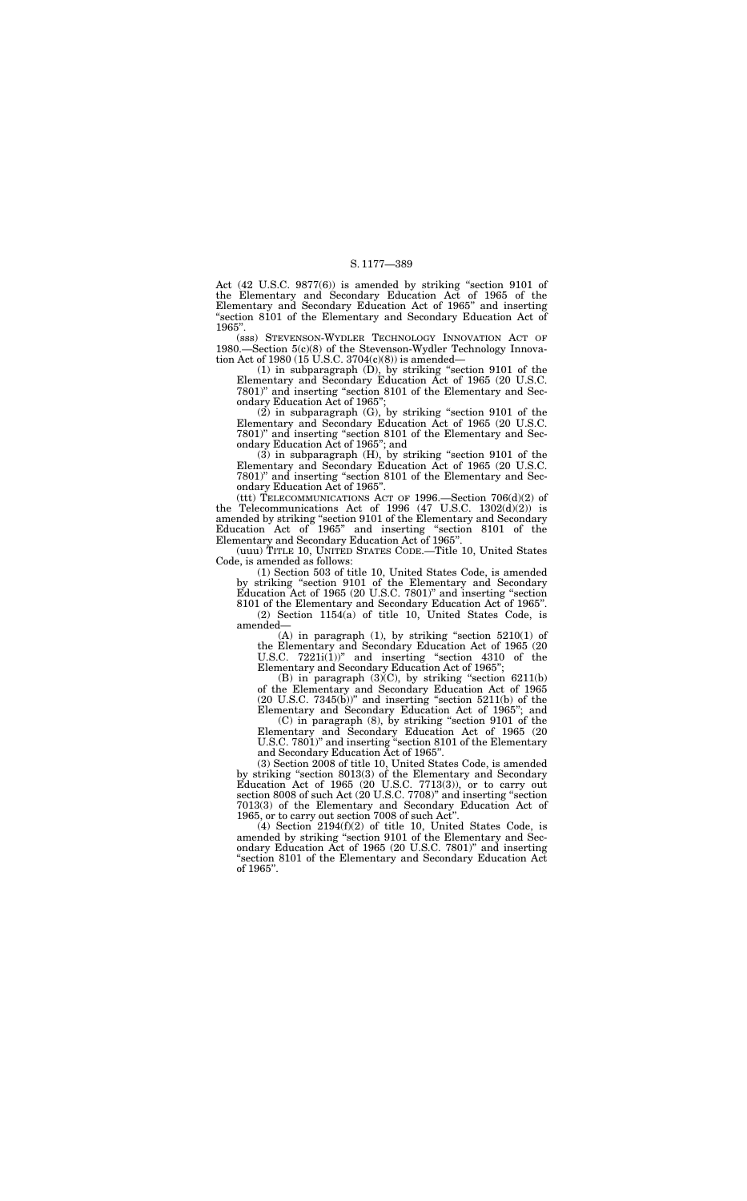Act (42 U.S.C. 9877(6)) is amended by striking "section 9101 of the Elementary and Secondary Education Act of 1965 of the Elementary and Secondary Education Act of 1965" and inserting "section 8101 of the Elementary and Secondary Education Act of 1965".

(sss) STEVENSON-WYDLER TECHNOLOGY INNOVATION ACT OF 1980.—Section 5(c)(8) of the Stevenson-Wydler Technology Innovation Act of 1980 (15 U.S.C. 3704(c)(8)) is amended—

(1) in subparagraph (D), by striking "section 9101 of the Elementary and Secondary Education Act of 1965 (20 U.S.C. 7801)" and inserting "section 8101 of the Elementary and Secondary Education Act of 1965";

(2) in subparagraph (G), by striking "section 9101 of the Elementary and Secondary Education Act of 1965 (20 U.S.C. 7801)" and inserting "section 8101 of the Elementary and Secondary Education Act of 1965"; and

(3) in subparagraph (H), by striking "section 9101 of the Elementary and Secondary Education Act of 1965 (20 U.S.C. 7801)" and inserting "section 8101 of the Elementary and Secondary Education Act of 1965".

(ttt) TELECOMMUNICATIONS ACT OF 1996.—Section 706(d)(2) of the Telecommunications Act of 1996 (47 U.S.C. 1302(d)(2)) is amended by striking "section 9101 of the Elementary and Secondary Education Act of 1965" and inserting "section 8101 of the Elementary and Secondary Education Act of 1965".

(uuu) TITLE 10, UNITED STATES CODE.—Title 10, United States Code, is amended as follows:

(1) Section 503 of title 10, United States Code, is amended by striking "section 9101 of the Elementary and Secondary Education Act of 1965 (20 U.S.C. 7801)" and inserting "section 8101 of the Elementary and Secondary Education Act of 1965".

(2) Section 1154(a) of title 10, United States Code, is amended—

(A) in paragraph (1), by striking "section 5210(1) of the Elementary and Secondary Education Act of 1965 (20 U.S.C. 7221i(1))" and inserting "section 4310 of the Elementary and Secondary Education Act of 1965";

(B) in paragraph (3)(C), by striking "section 6211(b) of the Elementary and Secondary Education Act of 1965 (20 U.S.C. 7345(b))" and inserting "section 5211(b) of the Elementary and Secondary Education Act of 1965"; and

(C) in paragraph (8), by striking "section 9101 of the Elementary and Secondary Education Act of 1965 (20 U.S.C. 7801)" and inserting "section 8101 of the Elementary and Secondary Education Act of 1965".

(3) Section 2008 of title 10, United States Code, is amended by striking "section 8013(3) of the Elementary and Secondary Education Act of 1965 (20 U.S.C. 7713(3)), or to carry out section 8008 of such Act (20 U.S.C. 7708)" and inserting "section 7013(3) of the Elementary and Secondary Education Act of 1965, or to carry out section 7008 of such Act".

(4) Section 2194(f)(2) of title 10, United States Code, is amended by striking "section 9101 of the Elementary and Secondary Education Act of 1965 (20 U.S.C. 7801)" and inserting "section 8101 of the Elementary and Secondary Education Act of 1965".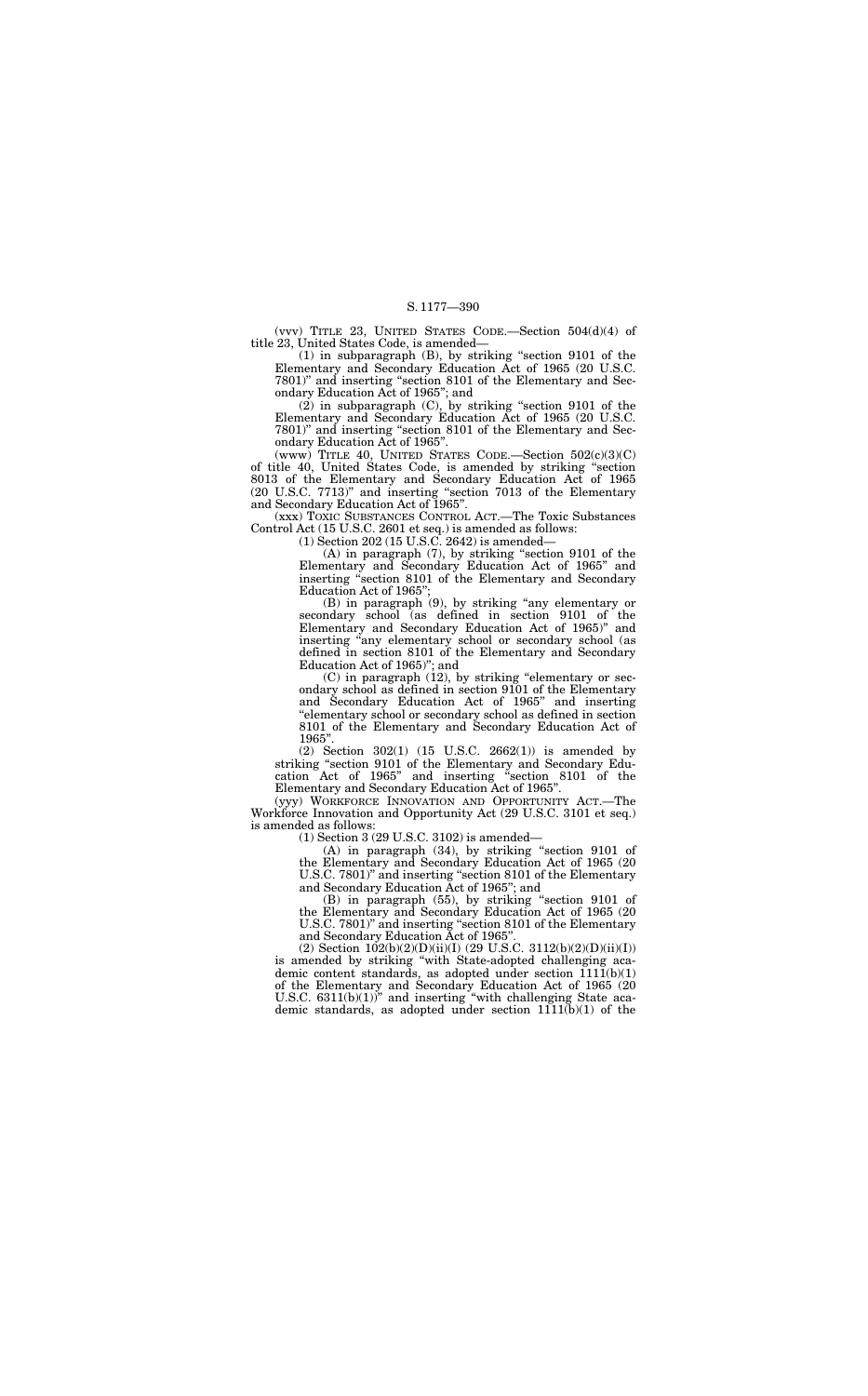(vvv) TITLE 23, UNITED STATES CODE.—Section 504(d)(4) of title 23, United States Code, is amended—

(1) in subparagraph (B), by striking "section 9101 of the Elementary and Secondary Education Act of 1965 (20 U.S.C. 7801)" and inserting "section 8101 of the Elementary and Secondary Education Act of 1965"; and

(2) in subparagraph (C), by striking "section 9101 of the Elementary and Secondary Education Act of 1965 (20 U.S.C. 7801)" and inserting "section 8101 of the Elementary and Secondary Education Act of 1965".

(www) TITLE 40, UNITED STATES CODE.—Section 502(c)(3)(C) of title 40, United States Code, is amended by striking "section 8013 of the Elementary and Secondary Education Act of 1965 (20 U.S.C. 7713)" and inserting "section 7013 of the Elementary and Secondary Education Act of 1965".

(xxx) TOXIC SUBSTANCES CONTROL ACT.—The Toxic Substances Control Act (15 U.S.C. 2601 et seq.) is amended as follows:

(1) Section 202 (15 U.S.C. 2642) is amended—

(A) in paragraph (7), by striking "section 9101 of the Elementary and Secondary Education Act of 1965" and inserting "section 8101 of the Elementary and Secondary Education Act of 1965";

(B) in paragraph (9), by striking "any elementary or secondary school (as defined in section 9101 of the Elementary and Secondary Education Act of 1965)" and inserting "any elementary school or secondary school (as defined in section 8101 of the Elementary and Secondary Education Act of 1965)"; and

(C) in paragraph (12), by striking "elementary or secondary school as defined in section 9101 of the Elementary and Secondary Education Act of 1965" and inserting "elementary school or secondary school as defined in section 8101 of the Elementary and Secondary Education Act of 1965".

(2) Section 302(1) (15 U.S.C. 2662(1)) is amended by striking "section 9101 of the Elementary and Secondary Education Act of 1965" and inserting "section 8101 of the Elementary and Secondary Education Act of 1965".

(yyy) WORKFORCE INNOVATION AND OPPORTUNITY ACT.—The Workforce Innovation and Opportunity Act (29 U.S.C. 3101 et seq.) is amended as follows:

(1) Section 3 (29 U.S.C. 3102) is amended—

(A) in paragraph (34), by striking "section 9101 of the Elementary and Secondary Education Act of 1965 (20 U.S.C. 7801)" and inserting "section 8101 of the Elementary and Secondary Education Act of 1965"; and

(B) in paragraph (55), by striking "section 9101 of the Elementary and Secondary Education Act of 1965 (20 U.S.C. 7801)" and inserting "section 8101 of the Elementary and Secondary Education Act of 1965".

(2) Section 102(b)(2)(D)(ii)(I) (29 U.S.C. 3112(b)(2)(D)(ii)(I)) is amended by striking "with State-adopted challenging academic content standards, as adopted under section 1111(b)(1) of the Elementary and Secondary Education Act of 1965 (20 U.S.C. 6311(b)(1))" and inserting "with challenging State academic standards, as adopted under section 1111(b)(1) of the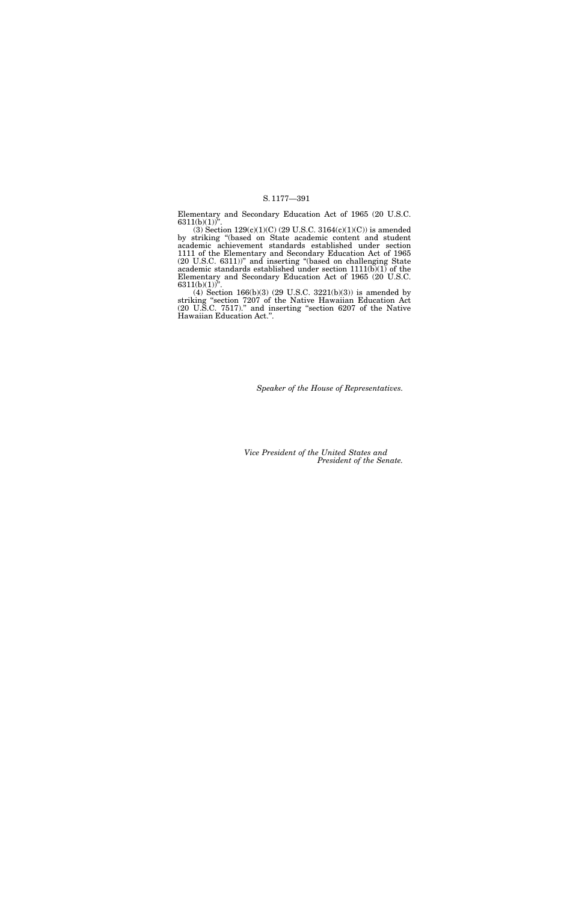Elementary and Secondary Education Act of 1965 (20 U.S.C. 6311(b)(1))".

(3) Section 129(c)(1)(C) (29 U.S.C. 3164(c)(1)(C)) is amended by striking "(based on State academic content and student academic achievement standards established under section 1111 of the Elementary and Secondary Education Act of 1965 (20 U.S.C. 6311))" and inserting "(based on challenging State academic standards established under section 1111(b)(1) of the Elementary and Secondary Education Act of 1965 (20 U.S.C. 6311(b)(1))".

(4) Section 166(b)(3) (29 U.S.C. 3221(b)(3)) is amended by striking "section 7207 of the Native Hawaiian Education Act (20 U.S.C. 7517)." and inserting "section 6207 of the Native Hawaiian Education Act.".

*Speaker of the House of Representatives.*

*Vice President of the United States and President of the Senate.*